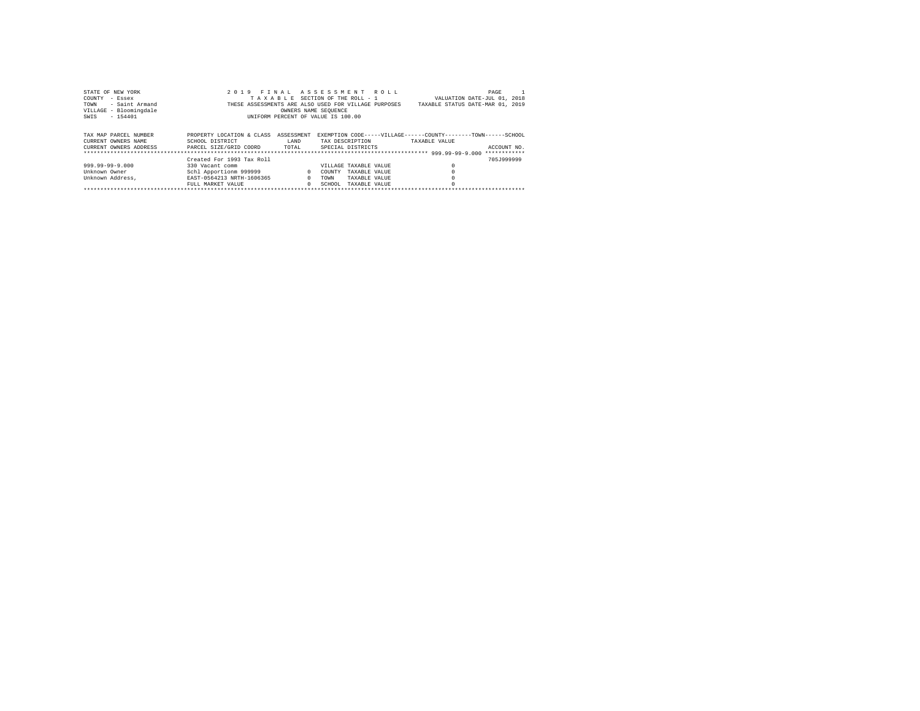STATE OF NEW YORK
COUNTY - Essex
TOWN - Saint Armand
VILLAGE - Bloomingdale
SWIS - 154401

2 0 1 9 F I N A L A S S E S S M E N T R O L L
T A X A B L E SECTION OF THE ROLL - 1
THESE ASSESSMENTS ARE ALSO USED FOR VILLAGE PURPOSES
OWNERS NAME SEQUENCE
UNIFORM PERCENT OF VALUE IS 100.00

PAGE 1
VALUATION DATE-JUL 01, 2018
TAXABLE STATUS DATE-MAR 01, 2019

| TAX MAP PARCEL NUMBER / CURRENT OWNERS NAME / CURRENT OWNERS ADDRESS | PROPERTY LOCATION & CLASS / SCHOOL DISTRICT / PARCEL SIZE/GRID COORD | ASSESSMENT LAND / TOTAL | EXEMPTION CODE-----VILLAGE------COUNTY--------TOWN------SCHOOL / TAX DESCRIPTION / SPECIAL DISTRICTS | TAXABLE VALUE | ACCOUNT NO. |
|---|---|---|---|---|---|
| ***** 999.99-99-9.000 ***** | | | | | |
| | Created For 1993 Tax Roll | | | | 705J999999 |
| 999.99-99-9.000 | 330 Vacant comm | | VILLAGE TAXABLE VALUE | 0 | |
| Unknown Owner | Schl Apportionm 999999 | 0 | COUNTY TAXABLE VALUE | 0 | |
| Unknown Address, | EAST-0564213 NRTH-1606365 | 0 | TOWN TAXABLE VALUE | 0 | |
| | FULL MARKET VALUE | 0 | SCHOOL TAXABLE VALUE | 0 | |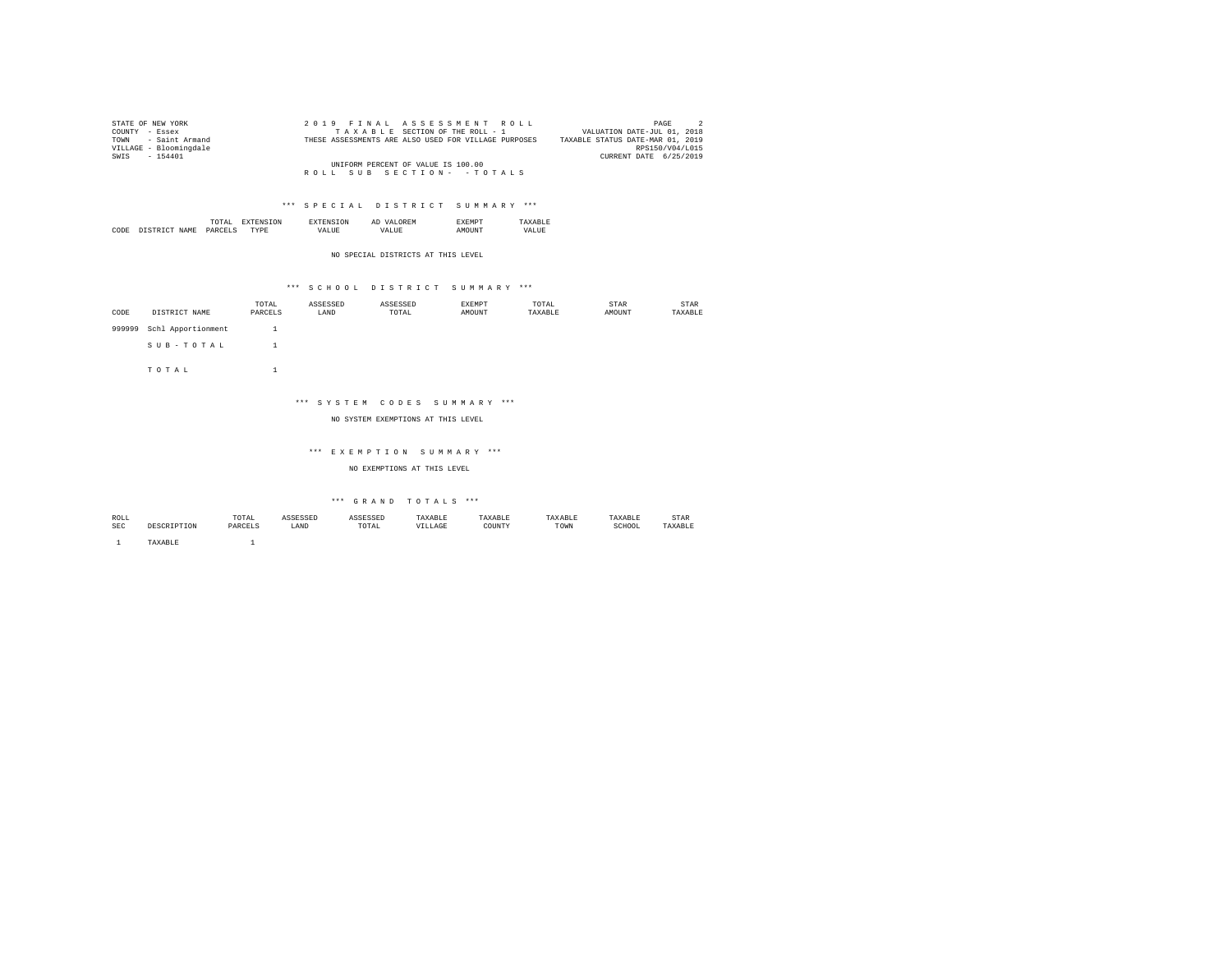STATE OF NEW YORK
COUNTY - Essex
TOWN - Saint Armand
VILLAGE - Bloomingdale
SWIS - 154401

2019 FINAL ASSESSMENT ROLL
TAXABLE SECTION OF THE ROLL - 1
THESE ASSESSMENTS ARE ALSO USED FOR VILLAGE PURPOSES

VALUATION DATE-JUL 01, 2018
TAXABLE STATUS DATE-MAR 01, 2019
RPS150/V04/L015
CURRENT DATE 6/25/2019

UNIFORM PERCENT OF VALUE IS 100.00
ROLL SUB SECTION- - TOTALS

### *** SPECIAL DISTRICT SUMMARY ***

| CODE | DISTRICT NAME | TOTAL PARCELS | EXTENSION TYPE | EXTENSION VALUE | AD VALOREM VALUE | EXEMPT AMOUNT | TAXABLE VALUE |
|---|---|---|---|---|---|---|---|

NO SPECIAL DISTRICTS AT THIS LEVEL

### *** SCHOOL DISTRICT SUMMARY ***

| CODE | DISTRICT NAME | TOTAL PARCELS | ASSESSED LAND | ASSESSED TOTAL | EXEMPT AMOUNT | TOTAL TAXABLE | STAR AMOUNT | STAR TAXABLE |
|---|---|---|---|---|---|---|---|---|
| 999999 | Schl Apportionment | 1 | | | | | | |
| | SUB-TOTAL | 1 | | | | | | |
| | TOTAL | 1 | | | | | | |

### *** SYSTEM CODES SUMMARY ***

NO SYSTEM EXEMPTIONS AT THIS LEVEL

### *** EXEMPTION SUMMARY ***

NO EXEMPTIONS AT THIS LEVEL

### *** GRAND TOTALS ***

| ROLL SEC | DESCRIPTION | TOTAL PARCELS | ASSESSED LAND | ASSESSED TOTAL | TAXABLE VILLAGE | TAXABLE COUNTY | TAXABLE TOWN | TAXABLE SCHOOL | STAR TAXABLE |
|---|---|---|---|---|---|---|---|---|---|
| 1 | TAXABLE | 1 | | | | | | | |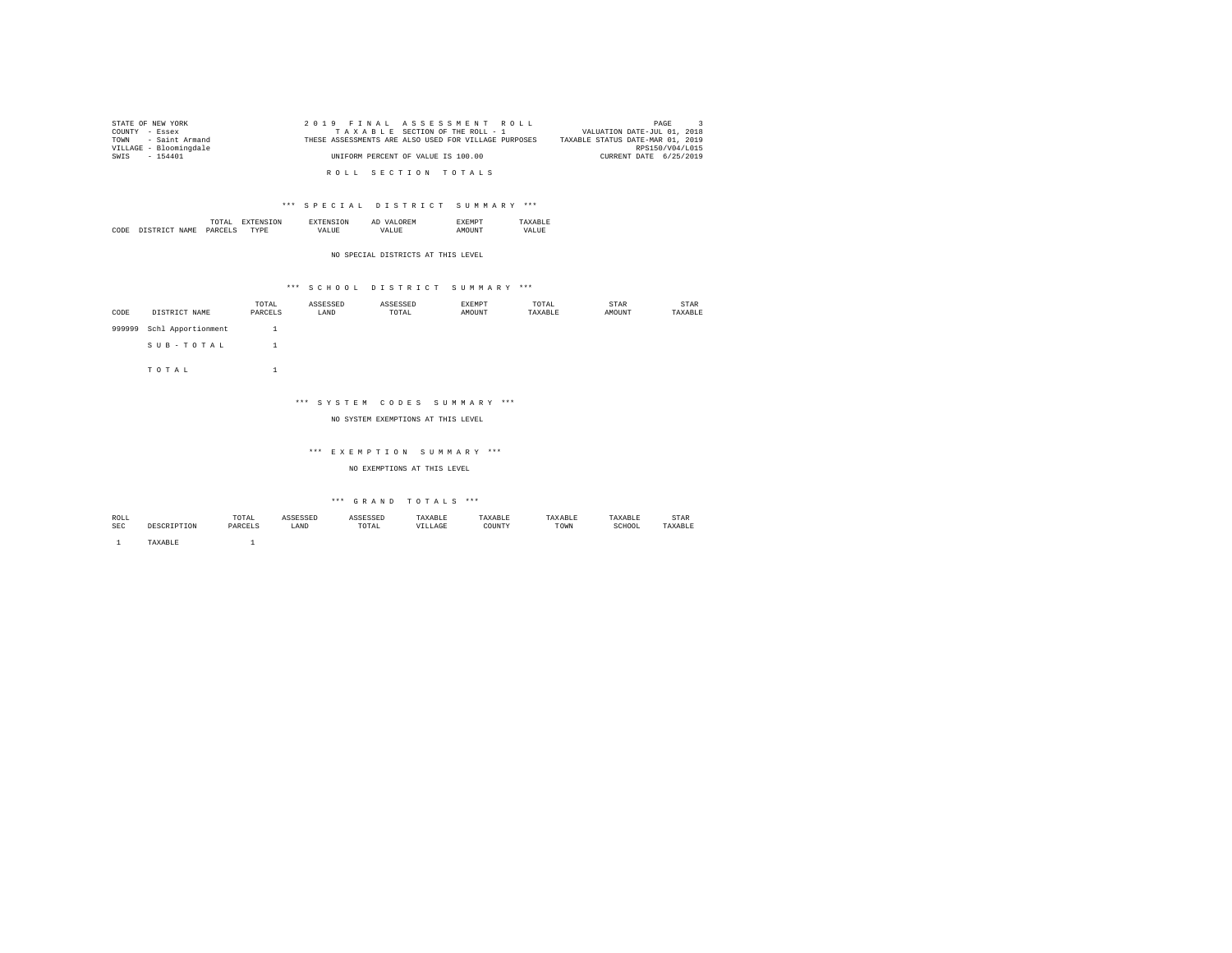STATE OF NEW YORK
COUNTY - Essex
TOWN - Saint Armand
VILLAGE - Bloomingdale
SWIS - 154401

2019 FINAL ASSESSMENT ROLL
TAXABLE SECTION OF THE ROLL - 1
THESE ASSESSMENTS ARE ALSO USED FOR VILLAGE PURPOSES
UNIFORM PERCENT OF VALUE IS 100.00

VALUATION DATE-JUL 01, 2018
TAXABLE STATUS DATE-MAR 01, 2019
RPS150/V04/L015
CURRENT DATE 6/25/2019

## ROLL SECTION TOTALS

### *** SPECIAL DISTRICT SUMMARY ***

| CODE | DISTRICT NAME | TOTAL PARCELS | EXTENSION TYPE | EXTENSION VALUE | AD VALOREM VALUE | EXEMPT AMOUNT | TAXABLE VALUE |
|---|---|---|---|---|---|---|---|

NO SPECIAL DISTRICTS AT THIS LEVEL

### *** SCHOOL DISTRICT SUMMARY ***

| CODE | DISTRICT NAME | TOTAL PARCELS | ASSESSED LAND | ASSESSED TOTAL | EXEMPT AMOUNT | TOTAL TAXABLE | STAR AMOUNT | STAR TAXABLE |
|---|---|---|---|---|---|---|---|---|
| 999999 | Schl Apportionment | 1 | | | | | | |
| | SUB-TOTAL | 1 | | | | | | |
| | TOTAL | 1 | | | | | | |

### *** SYSTEM CODES SUMMARY ***

NO SYSTEM EXEMPTIONS AT THIS LEVEL

### *** EXEMPTION SUMMARY ***

NO EXEMPTIONS AT THIS LEVEL

### *** GRAND TOTALS ***

| ROLL SEC | DESCRIPTION | TOTAL PARCELS | ASSESSED LAND | ASSESSED TOTAL | TAXABLE VILLAGE | TAXABLE COUNTY | TAXABLE TOWN | TAXABLE SCHOOL | STAR TAXABLE |
|---|---|---|---|---|---|---|---|---|---|
| 1 | TAXABLE | 1 | | | | | | | |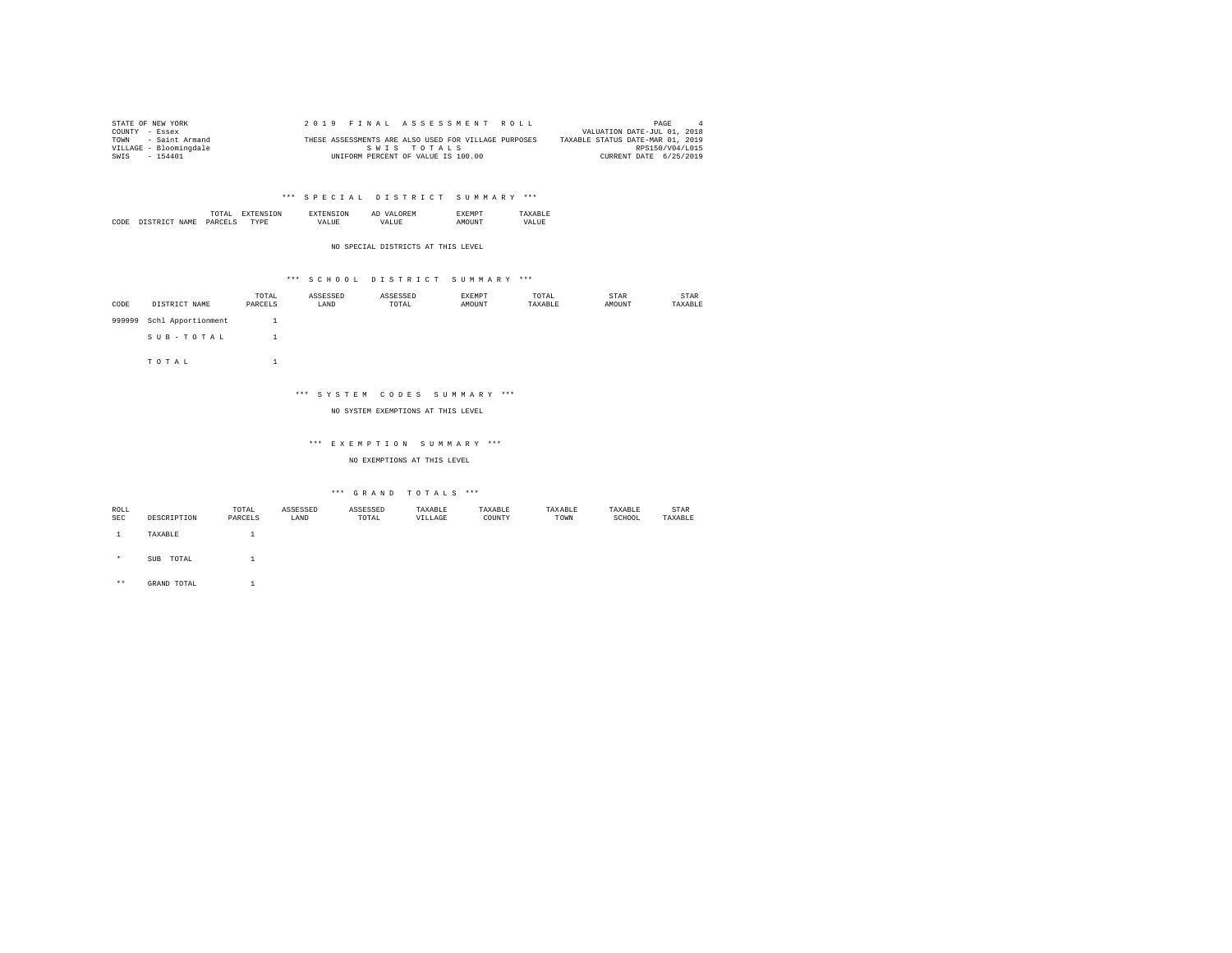STATE OF NEW YORK
COUNTY - Essex
TOWN - Saint Armand
VILLAGE - Bloomingdale
SWIS - 154401

2019 FINAL ASSESSMENT ROLL
THESE ASSESSMENTS ARE ALSO USED FOR VILLAGE PURPOSES
SWIS TOTALS
UNIFORM PERCENT OF VALUE IS 100.00

VALUATION DATE-JUL 01, 2018
TAXABLE STATUS DATE-MAR 01, 2019
RPS150/V04/L015
CURRENT DATE 6/25/2019

### *** SPECIAL DISTRICT SUMMARY ***

| CODE | DISTRICT NAME | TOTAL PARCELS | EXTENSION TYPE | EXTENSION VALUE | AD VALOREM VALUE | EXEMPT AMOUNT | TAXABLE VALUE |
|---|---|---|---|---|---|---|---|

NO SPECIAL DISTRICTS AT THIS LEVEL

### *** SCHOOL DISTRICT SUMMARY ***

| CODE | DISTRICT NAME | TOTAL PARCELS | ASSESSED LAND | ASSESSED TOTAL | EXEMPT AMOUNT | TOTAL TAXABLE | STAR AMOUNT | STAR TAXABLE |
|---|---|---|---|---|---|---|---|---|
| 999999 | Schl Apportionment | 1 | | | | | | |
| | SUB-TOTAL | 1 | | | | | | |
| | TOTAL | 1 | | | | | | |

### *** SYSTEM CODES SUMMARY ***

NO SYSTEM EXEMPTIONS AT THIS LEVEL

### *** EXEMPTION SUMMARY ***

NO EXEMPTIONS AT THIS LEVEL

### *** GRAND TOTALS ***

| ROLL SEC | DESCRIPTION | TOTAL PARCELS | ASSESSED LAND | ASSESSED TOTAL | TAXABLE VILLAGE | TAXABLE COUNTY | TAXABLE TOWN | TAXABLE SCHOOL | STAR TAXABLE |
|---|---|---|---|---|---|---|---|---|---|
| 1 | TAXABLE | 1 | | | | | | | |
| * | SUB TOTAL | 1 | | | | | | | |
| ** | GRAND TOTAL | 1 | | | | | | | |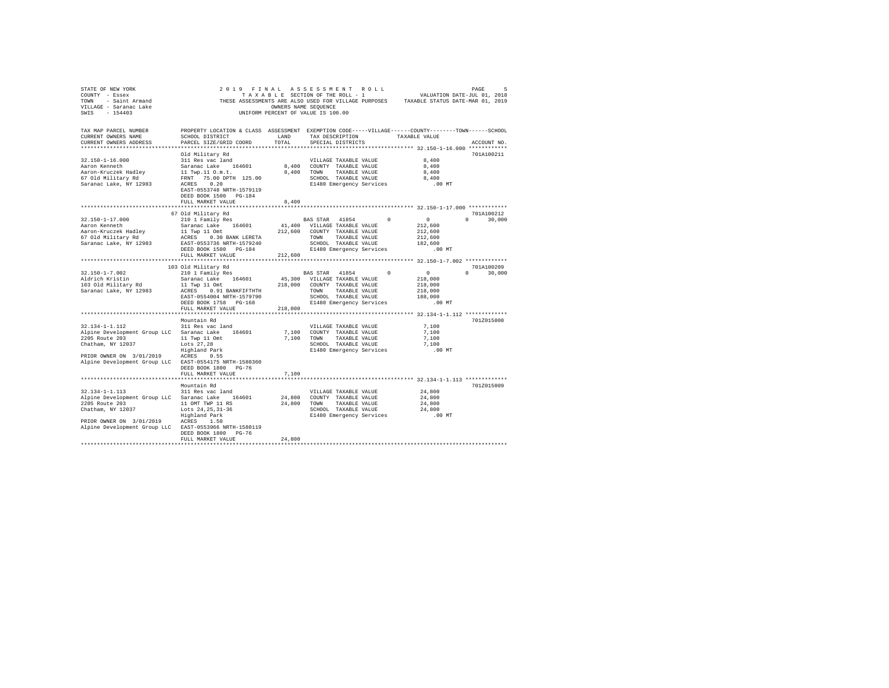STATE OF NEW YORK
COUNTY - Essex
TOWN - Saint Armand
VILLAGE - Saranac Lake
SWIS - 154403

2019 FINAL ASSESSMENT ROLL
TAXABLE SECTION OF THE ROLL - 1
THESE ASSESSMENTS ARE ALSO USED FOR VILLAGE PURPOSES
OWNERS NAME SEQUENCE
UNIFORM PERCENT OF VALUE IS 100.00

VALUATION DATE-JUL 01, 2018
TAXABLE STATUS DATE-MAR 01, 2019

```
TAX MAP PARCEL NUMBER          PROPERTY LOCATION & CLASS  ASSESSMENT  EXEMPTION CODE-----VILLAGE------COUNTY--------TOWN------SCHOOL
CURRENT OWNERS NAME            SCHOOL DISTRICT               LAND      TAX DESCRIPTION            TAXABLE VALUE
CURRENT OWNERS ADDRESS         PARCEL SIZE/GRID COORD        TOTAL     SPECIAL DISTRICTS                                        ACCOUNT NO.
************************************************************************************************************ 32.150-1-16.000 ************
                               Old Military Rd                                                                            701A100211
32.150-1-16.000                311 Res vac land                        VILLAGE TAXABLE VALUE              8,400
Aaron Kenneth                  Saranac Lake   164601        8,400     COUNTY  TAXABLE VALUE              8,400
Aaron-Kruczek Hadley           11 Twp.11 O.m.t.              8,400     TOWN    TAXABLE VALUE              8,400
67 Old Military Rd             FRNT  75.00 DPTH 125.00                 SCHOOL  TAXABLE VALUE              8,400
Saranac Lake, NY 12983         ACRES   0.20                            E1480 Emergency Services            .00 MT
                               EAST-0553748 NRTH-1579119
                               DEED BOOK 1500   PG-184
                               FULL MARKET VALUE             8,400
************************************************************************************************************ 32.150-1-17.000 ************
                               67 Old Military Rd                                                                         701A100212
32.150-1-17.000                210 1 Family Res                        BAS STAR  41854        0            0            0      30,000
Aaron Kenneth                  Saranac Lake   164601       41,400     VILLAGE TAXABLE VALUE            212,600
Aaron-Kruczek Hadley           11 Twp 11 Omt               212,600     COUNTY  TAXABLE VALUE            212,600
67 Old Military Rd             ACRES   0.30 BANK LERETA                TOWN    TAXABLE VALUE            212,600
Saranac Lake, NY 12983         EAST-0553736 NRTH-1579240               SCHOOL  TAXABLE VALUE            182,600
                               DEED BOOK 1500   PG-184                 E1480 Emergency Services            .00 MT
                               FULL MARKET VALUE           212,600
************************************************************************************************************ 32.150-1-7.002 *************
                               103 Old Military Rd                                                                        701A100209
32.150-1-7.002                 210 1 Family Res                        BAS STAR  41854        0            0            0      30,000
Aldrich Kristin                Saranac Lake   164601       45,300     VILLAGE TAXABLE VALUE            218,000
103 Old Military Rd            11 Twp 11 Omt               218,000     COUNTY  TAXABLE VALUE            218,000
Saranac Lake, NY 12983         ACRES   0.91 BANKFIFTHTH                TOWN    TAXABLE VALUE            218,000
                               EAST-0554004 NRTH-1579790               SCHOOL  TAXABLE VALUE            188,000
                               DEED BOOK 1758   PG-168                 E1480 Emergency Services            .00 MT
                               FULL MARKET VALUE           218,000
************************************************************************************************************ 32.134-1-1.112 *************
                               Mountain Rd                                                                                701Z015008
32.134-1-1.112                 311 Res vac land                        VILLAGE TAXABLE VALUE              7,100
Alpine Development Group LLC   Saranac Lake   164601        7,100     COUNTY  TAXABLE VALUE              7,100
2205 Route 203                 11 Twp 11 Omt                 7,100     TOWN    TAXABLE VALUE              7,100
Chatham, NY 12037              Lots 27,28                              SCHOOL  TAXABLE VALUE              7,100
                               Highland Park                           E1480 Emergency Services            .00 MT
PRIOR OWNER ON 3/01/2019       ACRES   0.55
Alpine Development Group LLC   EAST-0554175 NRTH-1580360
                               DEED BOOK 1800   PG-76
                               FULL MARKET VALUE             7,100
************************************************************************************************************ 32.134-1-1.113 *************
                               Mountain Rd                                                                                701Z015009
32.134-1-1.113                 311 Res vac land                        VILLAGE TAXABLE VALUE             24,800
Alpine Development Group LLC   Saranac Lake   164601       24,800     COUNTY  TAXABLE VALUE             24,800
2205 Route 203                 11 OMT TWP 11 RS             24,800     TOWN    TAXABLE VALUE             24,800
Chatham, NY 12037              Lots 24,25,31-36                        SCHOOL  TAXABLE VALUE             24,800
                               Highland Park                           E1480 Emergency Services            .00 MT
PRIOR OWNER ON 3/01/2019       ACRES   1.50
Alpine Development Group LLC   EAST-0553966 NRTH-1580119
                               DEED BOOK 1800   PG-76
                               FULL MARKET VALUE            24,800
****************************************************************************************************************************************
```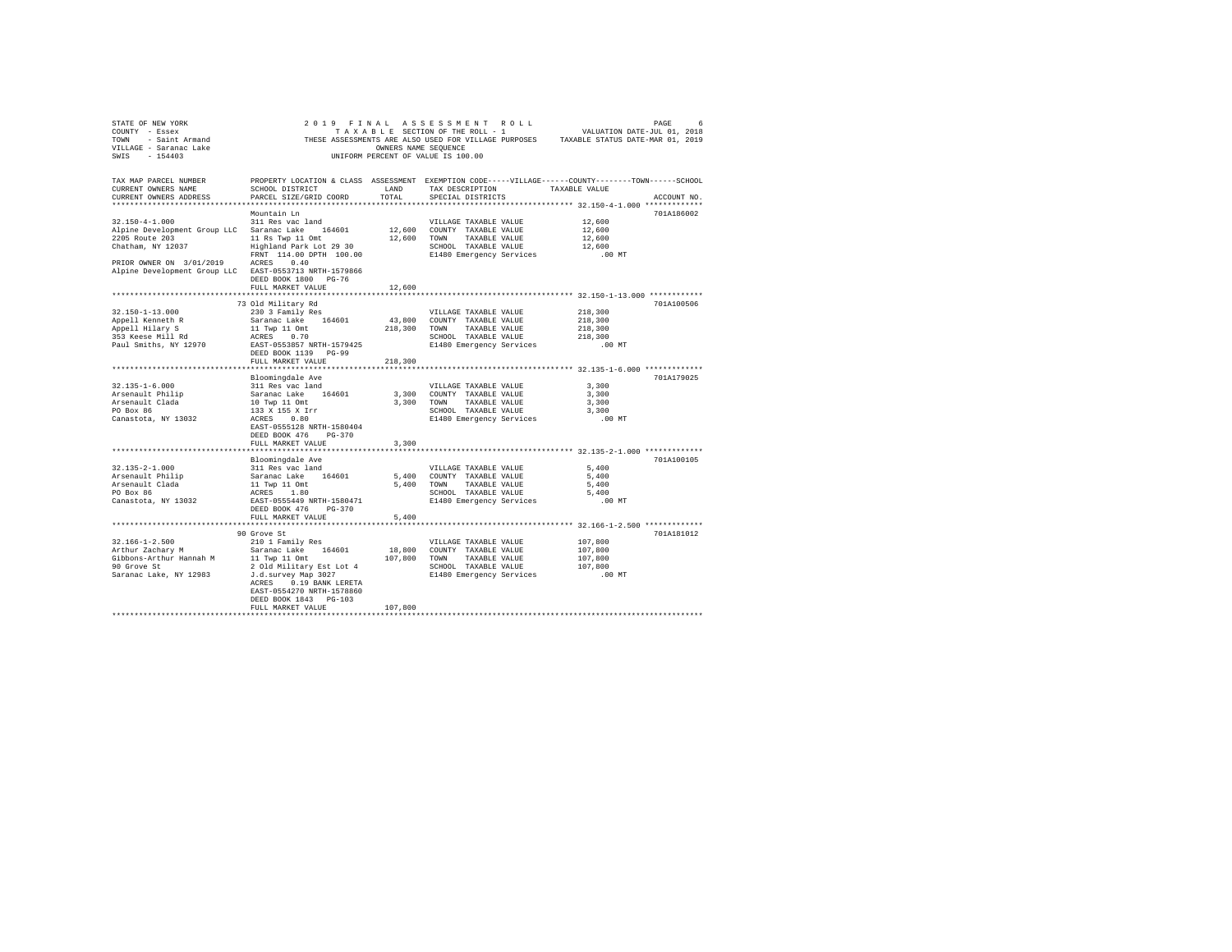STATE OF NEW YORK
COUNTY - Essex
TOWN - Saint Armand
VILLAGE - Saranac Lake
SWIS - 154403

2019 FINAL ASSESSMENT ROLL
TAXABLE SECTION OF THE ROLL - 1
THESE ASSESSMENTS ARE ALSO USED FOR VILLAGE PURPOSES
OWNERS NAME SEQUENCE
UNIFORM PERCENT OF VALUE IS 100.00

VALUATION DATE-JUL 01, 2018
TAXABLE STATUS DATE-MAR 01, 2019

| TAX MAP PARCEL NUMBER / CURRENT OWNERS NAME / CURRENT OWNERS ADDRESS | PROPERTY LOCATION & CLASS / SCHOOL DISTRICT / PARCEL SIZE/GRID COORD | ASSESSMENT LAND | TOTAL | EXEMPTION CODE / TAX DESCRIPTION / SPECIAL DISTRICTS | TAXABLE VALUE | ACCOUNT NO. |
|---|---|---|---|---|---|---|
| **32.150-4-1.000** | Mountain Ln | | | | | 701A186002 |
| 32.150-4-1.000 | 311 Res vac land | | | VILLAGE TAXABLE VALUE | 12,600 | |
| Alpine Development Group LLC | Saranac Lake 164601 | 12,600 | | COUNTY TAXABLE VALUE | 12,600 | |
| 2205 Route 203 | 11 Rs Twp 11 Omt | | 12,600 | TOWN TAXABLE VALUE | 12,600 | |
| Chatham, NY 12037 | Highland Park Lot 29 30 | | | SCHOOL TAXABLE VALUE | 12,600 | |
| | FRNT 114.00 DPTH 100.00 | | | E1480 Emergency Services | .00 MT | |
| PRIOR OWNER ON 3/01/2019 | ACRES 0.40 | | | | | |
| Alpine Development Group LLC | EAST-0553713 NRTH-1579866 | | | | | |
| | DEED BOOK 1800 PG-76 | | | | | |
| | FULL MARKET VALUE | | 12,600 | | | |
| **32.150-1-13.000** | 73 Old Military Rd | | | | | 701A100506 |
| 32.150-1-13.000 | 230 3 Family Res | | | VILLAGE TAXABLE VALUE | 218,300 | |
| Appell Kenneth R | Saranac Lake 164601 | 43,800 | | COUNTY TAXABLE VALUE | 218,300 | |
| Appell Hilary S | 11 Twp 11 Omt | | 218,300 | TOWN TAXABLE VALUE | 218,300 | |
| 353 Keese Mill Rd | ACRES 0.70 | | | SCHOOL TAXABLE VALUE | 218,300 | |
| Paul Smiths, NY 12970 | EAST-0553857 NRTH-1579425 | | | E1480 Emergency Services | .00 MT | |
| | DEED BOOK 1139 PG-99 | | | | | |
| | FULL MARKET VALUE | | 218,300 | | | |
| **32.135-1-6.000** | Bloomingdale Ave | | | | | 701A179025 |
| 32.135-1-6.000 | 311 Res vac land | | | VILLAGE TAXABLE VALUE | 3,300 | |
| Arsenault Philip | Saranac Lake 164601 | 3,300 | | COUNTY TAXABLE VALUE | 3,300 | |
| Arsenault Clada | 10 Twp 11 Omt | | 3,300 | TOWN TAXABLE VALUE | 3,300 | |
| PO Box 86 | 133 X 155 X Irr | | | SCHOOL TAXABLE VALUE | 3,300 | |
| Canastota, NY 13032 | ACRES 0.80 | | | E1480 Emergency Services | .00 MT | |
| | EAST-0555128 NRTH-1580404 | | | | | |
| | DEED BOOK 476 PG-370 | | | | | |
| | FULL MARKET VALUE | | 3,300 | | | |
| **32.135-2-1.000** | Bloomingdale Ave | | | | | 701A100105 |
| 32.135-2-1.000 | 311 Res vac land | | | VILLAGE TAXABLE VALUE | 5,400 | |
| Arsenault Philip | Saranac Lake 164601 | 5,400 | | COUNTY TAXABLE VALUE | 5,400 | |
| Arsenault Clada | 11 Twp 11 Omt | | 5,400 | TOWN TAXABLE VALUE | 5,400 | |
| PO Box 86 | ACRES 1.80 | | | SCHOOL TAXABLE VALUE | 5,400 | |
| Canastota, NY 13032 | EAST-0555449 NRTH-1580471 | | | E1480 Emergency Services | .00 MT | |
| | DEED BOOK 476 PG-370 | | | | | |
| | FULL MARKET VALUE | | 5,400 | | | |
| **32.166-1-2.500** | 90 Grove St | | | | | 701A181012 |
| 32.166-1-2.500 | 210 1 Family Res | | | VILLAGE TAXABLE VALUE | 107,800 | |
| Arthur Zachary M | Saranac Lake 164601 | 18,800 | | COUNTY TAXABLE VALUE | 107,800 | |
| Gibbons-Arthur Hannah M | 11 Twp 11 Omt | | 107,800 | TOWN TAXABLE VALUE | 107,800 | |
| 90 Grove St | 2 Old Military Est Lot 4 | | | SCHOOL TAXABLE VALUE | 107,800 | |
| Saranac Lake, NY 12983 | J.d.survey Map 3027 | | | E1480 Emergency Services | .00 MT | |
| | ACRES 0.19 BANK LERETA | | | | | |
| | EAST-0554270 NRTH-1578860 | | | | | |
| | DEED BOOK 1843 PG-103 | | | | | |
| | FULL MARKET VALUE | | 107,800 | | | |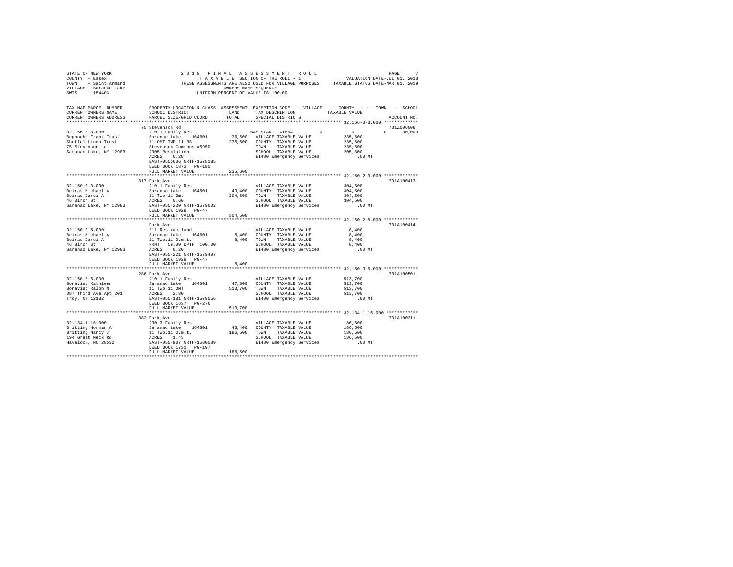STATE OF NEW YORK
COUNTY - Essex
TOWN - Saint Armand
VILLAGE - Saranac Lake
SWIS - 154403

2019 FINAL ASSESSMENT ROLL
TAXABLE SECTION OF THE ROLL - 1
THESE ASSESSMENTS ARE ALSO USED FOR VILLAGE PURPOSES
OWNERS NAME SEQUENCE
UNIFORM PERCENT OF VALUE IS 100.00

VALUATION DATE-JUL 01, 2018
TAXABLE STATUS DATE-MAR 01, 2019

| TAX MAP PARCEL NUMBER / CURRENT OWNERS NAME / CURRENT OWNERS ADDRESS | PROPERTY LOCATION & CLASS / SCHOOL DISTRICT / PARCEL SIZE/GRID COORD | ASSESSMENT LAND / TOTAL | EXEMPTION CODE / TAX DESCRIPTION / SPECIAL DISTRICTS | VILLAGE | COUNTY | TOWN | SCHOOL / TAXABLE VALUE | ACCOUNT NO. |
|---|---|---|---|---|---|---|---|---|
| **32.166-3-3.000** | 75 Stevenson Rd | | | | | | | 701Z006006 |
| 32.166-3-3.000 | 210 1 Family Res | | BAS STAR 41854 | 0 | 0 | 0 | 30,000 | |
| Begnoche Frank Trust | Saranac Lake 164601 | 36,500 | VILLAGE TAXABLE VALUE | | | | 235,600 | |
| Sheffel Linda Trust | 11 OMT TWP 11 RS | 235,600 | COUNTY TAXABLE VALUE | | | | 235,600 | |
| 75 Stevenson Ln | Stevenson Commons #5950 | | TOWN TAXABLE VALUE | | | | 235,600 | |
| Saranac Lake, NY 12983 | 2005 Resolution | | SCHOOL TAXABLE VALUE | | | | 205,600 | |
| | ACRES 0.28 | | E1480 Emergency Services | | | | .00 MT | |
| | EAST-0555006 NRTH-1578185 | | | | | | | |
| | DEED BOOK 1873 PG-190 | | | | | | | |
| | FULL MARKET VALUE | 235,600 | | | | | | |
| **32.150-2-3.000** | 317 Park Ave | | | | | | | 701A100413 |
| 32.150-2-3.000 | 210 1 Family Res | | VILLAGE TAXABLE VALUE | | | | 304,500 | |
| Beiras Michael A | Saranac Lake 164601 | 43,400 | COUNTY TAXABLE VALUE | | | | 304,500 | |
| Beiras Darci A | 11 Twp 11 Omt | 304,500 | TOWN TAXABLE VALUE | | | | 304,500 | |
| 46 Birch St | ACRES 0.60 | | SCHOOL TAXABLE VALUE | | | | 304,500 | |
| Saranac Lake, NY 12983 | EAST-0554220 NRTH-1579602 | | E1480 Emergency Services | | | | .00 MT | |
| | DEED BOOK 1929 PG-47 | | | | | | | |
| | FULL MARKET VALUE | 304,500 | | | | | | |
| **32.150-2-5.000** | Park Ave | | | | | | | 701A100414 |
| 32.150-2-5.000 | 311 Res vac land | | VILLAGE TAXABLE VALUE | | | | 8,400 | |
| Beiras Michael A | Saranac Lake 164601 | 8,400 | COUNTY TAXABLE VALUE | | | | 8,400 | |
| Beiras Darci A | 11 Twp.11 O.m.t. | 8,400 | TOWN TAXABLE VALUE | | | | 8,400 | |
| 46 Birch St | FRNT 59.00 DPTH 100.00 | | SCHOOL TAXABLE VALUE | | | | 8,400 | |
| Saranac Lake, NY 12983 | ACRES 0.20 | | E1480 Emergency Services | | | | .00 MT | |
| | EAST-0554221 NRTH-1579487 | | | | | | | |
| | DEED BOOK 1929 PG-47 | | | | | | | |
| | FULL MARKET VALUE | 8,400 | | | | | | |
| **32.150-3-5.000** | 286 Park Ave | | | | | | | 701A100501 |
| 32.150-3-5.000 | 210 1 Family Res | | VILLAGE TAXABLE VALUE | | | | 513,700 | |
| Bonavist Kathleen | Saranac Lake 164601 | 47,800 | COUNTY TAXABLE VALUE | | | | 513,700 | |
| Bonavist Ralph M | 11 Twp 11 OMT | 513,700 | TOWN TAXABLE VALUE | | | | 513,700 | |
| 387 Third Ave Apt 201 | ACRES 2.80 | | SCHOOL TAXABLE VALUE | | | | 513,700 | |
| Troy, NY 12182 | EAST-0554181 NRTH-1579056 | | E1480 Emergency Services | | | | .00 MT | |
| | DEED BOOK 1637 PG-276 | | | | | | | |
| | FULL MARKET VALUE | 513,700 | | | | | | |
| **32.134-1-16.000** | 382 Park Ave | | | | | | | 701A100311 |
| 32.134-1-16.000 | 230 3 Family Res | | VILLAGE TAXABLE VALUE | | | | 186,500 | |
| Britting Norman A | Saranac Lake 164601 | 46,400 | COUNTY TAXABLE VALUE | | | | 186,500 | |
| Britting Nancy J | 11 Twp.11 O.m.t. | 186,500 | TOWN TAXABLE VALUE | | | | 186,500 | |
| 194 Great Neck Rd | ACRES 1.43 | | SCHOOL TAXABLE VALUE | | | | 186,500 | |
| Havelock, NC 28532 | EAST-0554907 NRTH-1580089 | | E1480 Emergency Services | | | | .00 MT | |
| | DEED BOOK 1731 PG-197 | | | | | | | |
| | FULL MARKET VALUE | 186,500 | | | | | | |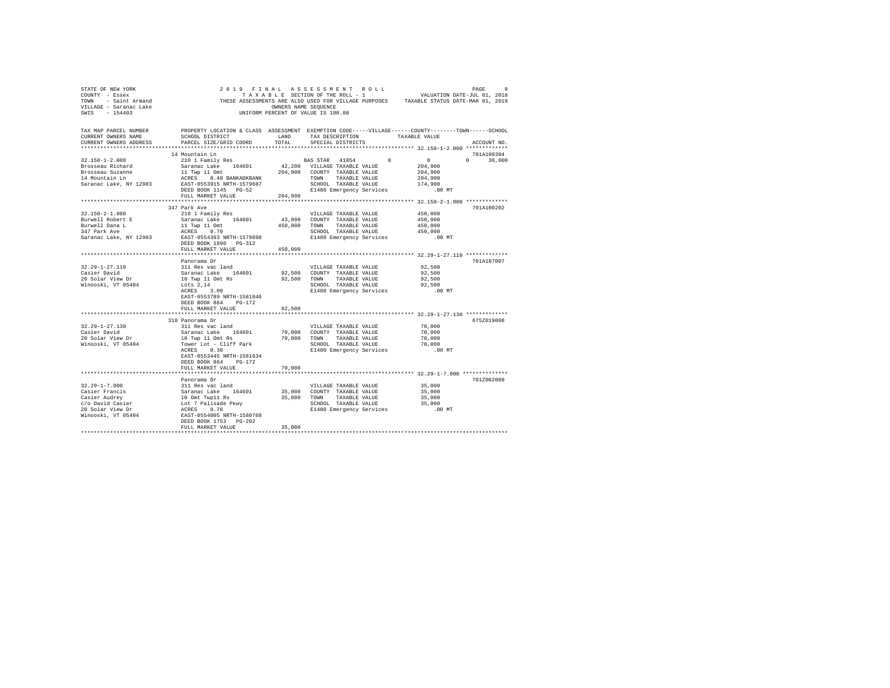STATE OF NEW YORK
COUNTY - Essex
TOWN - Saint Armand
VILLAGE - Saranac Lake
SWIS - 154403

2019 FINAL ASSESSMENT ROLL
TAXABLE SECTION OF THE ROLL - 1
THESE ASSESSMENTS ARE ALSO USED FOR VILLAGE PURPOSES
OWNERS NAME SEQUENCE
UNIFORM PERCENT OF VALUE IS 100.00

VALUATION DATE-JUL 01, 2018
TAXABLE STATUS DATE-MAR 01, 2019

| TAX MAP PARCEL NUMBER / CURRENT OWNERS NAME / CURRENT OWNERS ADDRESS | PROPERTY LOCATION & CLASS / SCHOOL DISTRICT / PARCEL SIZE/GRID COORD | ASSESSMENT LAND / TOTAL | EXEMPTION CODE / TAX DESCRIPTION / SPECIAL DISTRICTS | VILLAGE | COUNTY / TAXABLE VALUE | TOWN | SCHOOL | ACCOUNT NO. |
|---|---|---|---|---|---|---|---|---|
| 32.150-1-2.000 | 14 Mountain Ln | | | | | | | 701A100304 |
| 32.150-1-2.000 | 210 1 Family Res | | BAS STAR 41854 | 0 | 0 | 0 | 30,000 | |
| Brosseau Richard | Saranac Lake 164601 | 42,200 | VILLAGE TAXABLE VALUE | | 204,900 | | | |
| Brosseau Suzanne | 11 Twp 11 Omt | 204,900 | COUNTY TAXABLE VALUE | | 204,900 | | | |
| 14 Mountain Ln | ACRES 0.40 BANKADKBANK | | TOWN TAXABLE VALUE | | 204,900 | | | |
| Saranac Lake, NY 12983 | EAST-0553915 NRTH-1579687 | | SCHOOL TAXABLE VALUE | | 174,900 | | | |
| | DEED BOOK 1145 PG-52 | | E1480 Emergency Services | | .00 MT | | | |
| | FULL MARKET VALUE | 204,900 | | | | | | |
| 32.150-2-1.000 | 347 Park Ave | | | | | | | 701A100202 |
| 32.150-2-1.000 | 210 1 Family Res | | VILLAGE TAXABLE VALUE | | 450,000 | | | |
| Burwell Robert E | Saranac Lake 164601 | 43,800 | COUNTY TAXABLE VALUE | | 450,000 | | | |
| Burwell Dana L | 11 Twp 11 Omt | 450,000 | TOWN TAXABLE VALUE | | 450,000 | | | |
| 347 Park Ave | ACRES 0.70 | | SCHOOL TAXABLE VALUE | | 450,000 | | | |
| Saranac Lake, NY 12983 | EAST-0554393 NRTH-1579898 | | E1480 Emergency Services | | .00 MT | | | |
| | DEED BOOK 1890 PG-312 | | | | | | | |
| | FULL MARKET VALUE | 450,000 | | | | | | |
| 32.29-1-27.110 | Panorama Dr | | | | | | | 701A187007 |
| 32.29-1-27.110 | 311 Res vac land | | VILLAGE TAXABLE VALUE | | 92,500 | | | |
| Casier David | Saranac Lake 164601 | 92,500 | COUNTY TAXABLE VALUE | | 92,500 | | | |
| 20 Solar View Dr | 10 Twp 11 Omt Rs | 92,500 | TOWN TAXABLE VALUE | | 92,500 | | | |
| Winooski, VT 05404 | Lots 2,14 | | SCHOOL TAXABLE VALUE | | 92,500 | | | |
| | ACRES 3.00 | | E1480 Emergency Services | | .00 MT | | | |
| | EAST-0553789 NRTH-1581046 | | | | | | | |
| | DEED BOOK 864 PG-172 | | | | | | | |
| | FULL MARKET VALUE | 92,500 | | | | | | |
| 32.29-1-27.130 | 318 Panorama Dr | | | | | | | 675Z019008 |
| 32.29-1-27.130 | 311 Res vac land | | VILLAGE TAXABLE VALUE | | 70,000 | | | |
| Casier David | Saranac Lake 164601 | 70,000 | COUNTY TAXABLE VALUE | | 70,000 | | | |
| 20 Solar View Dr | 10 Twp 11 Omt Rs | 70,000 | TOWN TAXABLE VALUE | | 70,000 | | | |
| Winooski, VT 05404 | Tower Lot - Cliff Park | | SCHOOL TAXABLE VALUE | | 70,000 | | | |
| | ACRES 0.30 | | E1480 Emergency Services | | .00 MT | | | |
| | EAST-0553445 NRTH-1581634 | | | | | | | |
| | DEED BOOK 864 PG-172 | | | | | | | |
| | FULL MARKET VALUE | 70,000 | | | | | | |
| 32.29-1-7.000 | Panorama Dr | | | | | | | 701Z002009 |
| 32.29-1-7.000 | 311 Res vac land | | VILLAGE TAXABLE VALUE | | 35,000 | | | |
| Casier Francis | Saranac Lake 164601 | 35,000 | COUNTY TAXABLE VALUE | | 35,000 | | | |
| Casier Audrey | 10 Omt Twp11 Rs | 35,000 | TOWN TAXABLE VALUE | | 35,000 | | | |
| c/o David Casier | Lot 7 Palisade Pkwy | | SCHOOL TAXABLE VALUE | | 35,000 | | | |
| 20 Solar View Dr | ACRES 0.76 | | E1480 Emergency Services | | .00 MT | | | |
| Winooski, VT 05404 | EAST-0554005 NRTH-1580768 | | | | | | | |
| | DEED BOOK 1753 PG-202 | | | | | | | |
| | FULL MARKET VALUE | 35,000 | | | | | | |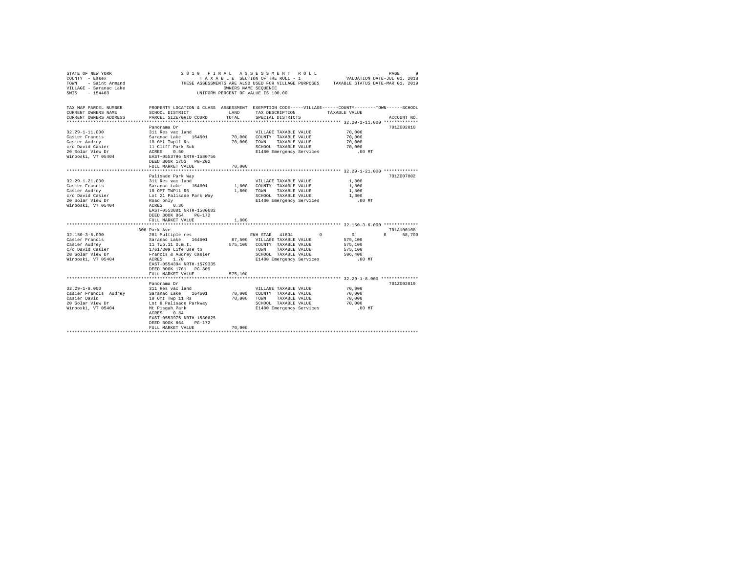STATE OF NEW YORK  
COUNTY - Essex  
TOWN - Saint Armand  
VILLAGE - Saranac Lake  
SWIS - 154403

2019 FINAL ASSESSMENT ROLL  
TAXABLE SECTION OF THE ROLL - 1  
THESE ASSESSMENTS ARE ALSO USED FOR VILLAGE PURPOSES  
OWNERS NAME SEQUENCE  
UNIFORM PERCENT OF VALUE IS 100.00

VALUATION DATE-JUL 01, 2018  
TAXABLE STATUS DATE-MAR 01, 2019

| TAX MAP PARCEL NUMBER / CURRENT OWNERS NAME / CURRENT OWNERS ADDRESS | PROPERTY LOCATION & CLASS / SCHOOL DISTRICT / PARCEL SIZE/GRID COORD | ASSESSMENT LAND / TOTAL | EXEMPTION CODE / TAX DESCRIPTION / SPECIAL DISTRICTS | VILLAGE | COUNTY / TAXABLE VALUE | TOWN | SCHOOL | ACCOUNT NO. |
|---|---|---|---|---|---|---|---|---|
| **32.29-1-11.000** | Panorama Dr | | | | | | | 701Z002010 |
| 32.29-1-11.000 | 311 Res vac land | | VILLAGE TAXABLE VALUE | | 70,000 | | | |
| Casier Francis | Saranac Lake 164601 | 70,000 | COUNTY TAXABLE VALUE | | 70,000 | | | |
| Casier Audrey | 10 OMt Twp11 Rs | 70,000 | TOWN TAXABLE VALUE | | 70,000 | | | |
| c/o David Casier | 11 Cliff Park Sub | | SCHOOL TAXABLE VALUE | | 70,000 | | | |
| 20 Solar View Dr | ACRES 0.50 | | E1480 Emergency Services | | .00 MT | | | |
| Winooski, VT 05404 | EAST-0553796 NRTH-1580756 | | | | | | | |
| | DEED BOOK 1753 PG-202 | | | | | | | |
| | FULL MARKET VALUE | 70,000 | | | | | | |
| **32.29-1-21.000** | Palisade Park Way | | | | | | | 701Z007002 |
| 32.29-1-21.000 | 311 Res vac land | | VILLAGE TAXABLE VALUE | | 1,800 | | | |
| Casier Francis | Saranac Lake 164601 | 1,800 | COUNTY TAXABLE VALUE | | 1,800 | | | |
| Casier Audrey | 10 OMT TWP11 RS | 1,800 | TOWN TAXABLE VALUE | | 1,800 | | | |
| c/o David Casier | Lot 21 Palisade Park Way | | SCHOOL TAXABLE VALUE | | 1,800 | | | |
| 20 Solar View Dr | Road only | | E1480 Emergency Services | | .00 MT | | | |
| Winooski, VT 05404 | ACRES 0.36 | | | | | | | |
| | EAST-0553801 NRTH-1580682 | | | | | | | |
| | DEED BOOK 864 PG-172 | | | | | | | |
| | FULL MARKET VALUE | 1,800 | | | | | | |
| **32.150-3-6.000** | 308 Park Ave | | | | | | | 701A100108 |
| 32.150-3-6.000 | 281 Multiple res | | ENH STAR 41834 | 0 | 0 | 0 | 68,700 | |
| Casier Francis | Saranac Lake 164601 | 87,500 | VILLAGE TAXABLE VALUE | | 575,100 | | | |
| Casier Audrey | 11 Twp.11 O.m.t. | 575,100 | COUNTY TAXABLE VALUE | | 575,100 | | | |
| c/o David Casier | 1761/309 Life Use to | | TOWN TAXABLE VALUE | | 575,100 | | | |
| 20 Solar View Dr | Francis & Audrey Casier | | SCHOOL TAXABLE VALUE | | 506,400 | | | |
| Winooski, VT 05404 | ACRES 1.70 | | E1480 Emergency Services | | .00 MT | | | |
| | EAST-0554394 NRTH-1579335 | | | | | | | |
| | DEED BOOK 1761 PG-309 | | | | | | | |
| | FULL MARKET VALUE | 575,100 | | | | | | |
| **32.29-1-8.000** | Panorama Dr | | | | | | | 701Z002019 |
| 32.29-1-8.000 | 311 Res vac land | | VILLAGE TAXABLE VALUE | | 70,000 | | | |
| Casier Francis Audrey | Saranac Lake 164601 | 70,000 | COUNTY TAXABLE VALUE | | 70,000 | | | |
| Casier David | 10 Omt Twp 11 Rs | 70,000 | TOWN TAXABLE VALUE | | 70,000 | | | |
| 20 Solar View Dr | Lot 8 Palisade Parkway | | SCHOOL TAXABLE VALUE | | 70,000 | | | |
| Winooski, VT 05404 | Mt Pisgah Park | | E1480 Emergency Services | | .00 MT | | | |
| | ACRES 0.84 | | | | | | | |
| | EAST-0553975 NRTH-1580625 | | | | | | | |
| | DEED BOOK 864 PG-172 | | | | | | | |
| | FULL MARKET VALUE | 70,000 | | | | | | |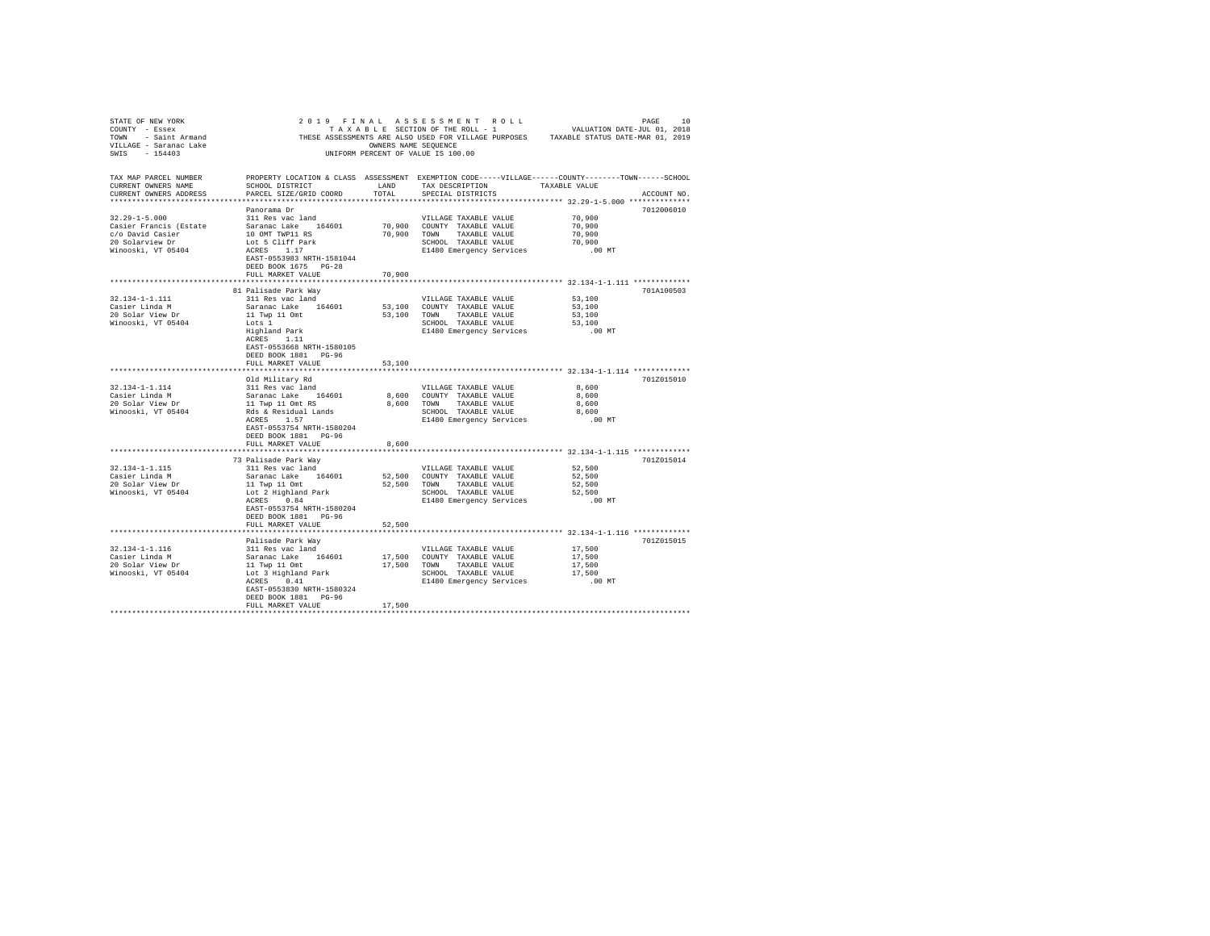STATE OF NEW YORK                    2019 FINAL ASSESSMENT ROLL                    PAGE 10
COUNTY - Essex                       TAXABLE SECTION OF THE ROLL - 1               VALUATION DATE-JUL 01, 2018
TOWN - Saint Armand                  THESE ASSESSMENTS ARE ALSO USED FOR VILLAGE PURPOSES    TAXABLE STATUS DATE-MAR 01, 2019
VILLAGE - Saranac Lake               OWNERS NAME SEQUENCE
SWIS - 154403                        UNIFORM PERCENT OF VALUE IS 100.00

| TAX MAP PARCEL NUMBER / CURRENT OWNERS NAME / CURRENT OWNERS ADDRESS | PROPERTY LOCATION & CLASS / SCHOOL DISTRICT / PARCEL SIZE/GRID COORD | ASSESSMENT LAND | TOTAL | EXEMPTION CODE / TAX DESCRIPTION / SPECIAL DISTRICTS | TAXABLE VALUE | ACCOUNT NO. |
|---|---|---|---|---|---|---|
| 32.29-1-5.000 | Panorama Dr | | | | | 7012006010 |
| | 311 Res vac land | | | VILLAGE TAXABLE VALUE | 70,900 | |
| Casier Francis (Estate | Saranac Lake 164601 | 70,900 | | COUNTY TAXABLE VALUE | 70,900 | |
| c/o David Casier | 10 OMT TWP11 RS | | 70,900 | TOWN TAXABLE VALUE | 70,900 | |
| 20 Solarview Dr | Lot 5 Cliff Park | | | SCHOOL TAXABLE VALUE | 70,900 | |
| Winooski, VT 05404 | ACRES 1.17 | | | E1480 Emergency Services | .00 MT | |
| | EAST-0553983 NRTH-1581044 | | | | | |
| | DEED BOOK 1675 PG-28 | | | | | |
| | FULL MARKET VALUE | | 70,900 | | | |
| 32.134-1-1.111 | 81 Palisade Park Way | | | | | 701A100503 |
| | 311 Res vac land | | | VILLAGE TAXABLE VALUE | 53,100 | |
| Casier Linda M | Saranac Lake 164601 | 53,100 | | COUNTY TAXABLE VALUE | 53,100 | |
| 20 Solar View Dr | 11 Twp 11 Omt | | 53,100 | TOWN TAXABLE VALUE | 53,100 | |
| Winooski, VT 05404 | Lots 1 | | | SCHOOL TAXABLE VALUE | 53,100 | |
| | Highland Park | | | E1480 Emergency Services | .00 MT | |
| | ACRES 1.11 | | | | | |
| | EAST-0553668 NRTH-1580105 | | | | | |
| | DEED BOOK 1881 PG-96 | | | | | |
| | FULL MARKET VALUE | | 53,100 | | | |
| 32.134-1-1.114 | Old Military Rd | | | | | 701Z015010 |
| | 311 Res vac land | | | VILLAGE TAXABLE VALUE | 8,600 | |
| Casier Linda M | Saranac Lake 164601 | 8,600 | | COUNTY TAXABLE VALUE | 8,600 | |
| 20 Solar View Dr | 11 Twp 11 Omt RS | | 8,600 | TOWN TAXABLE VALUE | 8,600 | |
| Winooski, VT 05404 | Rds & Residual Lands | | | SCHOOL TAXABLE VALUE | 8,600 | |
| | ACRES 1.57 | | | E1480 Emergency Services | .00 MT | |
| | EAST-0553754 NRTH-1580204 | | | | | |
| | DEED BOOK 1881 PG-96 | | | | | |
| | FULL MARKET VALUE | | 8,600 | | | |
| 32.134-1-1.115 | 73 Palisade Park Way | | | | | 701Z015014 |
| | 311 Res vac land | | | VILLAGE TAXABLE VALUE | 52,500 | |
| Casier Linda M | Saranac Lake 164601 | 52,500 | | COUNTY TAXABLE VALUE | 52,500 | |
| 20 Solar View Dr | 11 Twp 11 Omt | | 52,500 | TOWN TAXABLE VALUE | 52,500 | |
| Winooski, VT 05404 | Lot 2 Highland Park | | | SCHOOL TAXABLE VALUE | 52,500 | |
| | ACRES 0.84 | | | E1480 Emergency Services | .00 MT | |
| | EAST-0553754 NRTH-1580204 | | | | | |
| | DEED BOOK 1881 PG-96 | | | | | |
| | FULL MARKET VALUE | | 52,500 | | | |
| 32.134-1-1.116 | Palisade Park Way | | | | | 701Z015015 |
| | 311 Res vac land | | | VILLAGE TAXABLE VALUE | 17,500 | |
| Casier Linda M | Saranac Lake 164601 | 17,500 | | COUNTY TAXABLE VALUE | 17,500 | |
| 20 Solar View Dr | 11 Twp 11 Omt | | 17,500 | TOWN TAXABLE VALUE | 17,500 | |
| Winooski, VT 05404 | Lot 3 Highland Park | | | SCHOOL TAXABLE VALUE | 17,500 | |
| | ACRES 0.41 | | | E1480 Emergency Services | .00 MT | |
| | EAST-0553830 NRTH-1580324 | | | | | |
| | DEED BOOK 1881 PG-96 | | | | | |
| | FULL MARKET VALUE | | 17,500 | | | |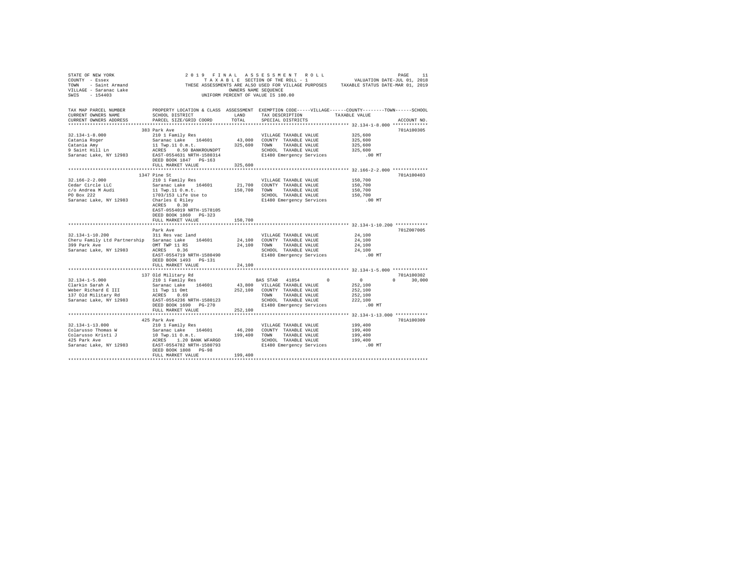STATE OF NEW YORK
COUNTY - Essex
TOWN - Saint Armand
VILLAGE - Saranac Lake
SWIS - 154403

2019 FINAL ASSESSMENT ROLL
TAXABLE SECTION OF THE ROLL - 1
THESE ASSESSMENTS ARE ALSO USED FOR VILLAGE PURPOSES
OWNERS NAME SEQUENCE
UNIFORM PERCENT OF VALUE IS 100.00

VALUATION DATE-JUL 01, 2018
TAXABLE STATUS DATE-MAR 01, 2019

| TAX MAP PARCEL NUMBER / CURRENT OWNERS NAME / CURRENT OWNERS ADDRESS | PROPERTY LOCATION & CLASS / SCHOOL DISTRICT / PARCEL SIZE/GRID COORD | ASSESSMENT LAND | TOTAL | EXEMPTION CODE / TAX DESCRIPTION / SPECIAL DISTRICTS | VILLAGE / COUNTY / TOWN TAXABLE VALUE | SCHOOL | ACCOUNT NO. |
|---|---|---|---|---|---|---|---|
| 32.134-1-8.000 | 383 Park Ave | | | | | | 701A100305 |
| Catania Roger | 210 1 Family Res | | | VILLAGE TAXABLE VALUE | 325,600 | | |
| Catania Amy | Saranac Lake 164601 | 43,000 | | COUNTY TAXABLE VALUE | 325,600 | | |
| 9 Saint Hill Ln | 11 Twp.11 O.m.t. | | 325,600 | TOWN TAXABLE VALUE | 325,600 | | |
| Saranac Lake, NY 12983 | ACRES 0.50 BANKROUNDPT | | | SCHOOL TAXABLE VALUE | 325,600 | | |
| | EAST-0554631 NRTH-1580314 | | | E1480 Emergency Services | .00 MT | | |
| | DEED BOOK 1847 PG-163 | | | | | | |
| | FULL MARKET VALUE | | 325,600 | | | | |
| 32.166-2-2.000 | 1347 Pine St | | | | | | 701A100403 |
| Cedar Circle LLC | 210 1 Family Res | | | VILLAGE TAXABLE VALUE | 150,700 | | |
| c/o Andrea M Audi | Saranac Lake 164601 | 21,700 | | COUNTY TAXABLE VALUE | 150,700 | | |
| PO Box 222 | 11 Twp.11 O.m.t. | | 150,700 | TOWN TAXABLE VALUE | 150,700 | | |
| Saranac Lake, NY 12983 | 1703/153 Life Use to | | | SCHOOL TAXABLE VALUE | 150,700 | | |
| | Charles E Riley | | | E1480 Emergency Services | .00 MT | | |
| | ACRES 0.30 | | | | | | |
| | EAST-0554019 NRTH-1578105 | | | | | | |
| | DEED BOOK 1860 PG-323 | | | | | | |
| | FULL MARKET VALUE | | 150,700 | | | | |
| 32.134-1-10.200 | Park Ave | | | | | | 701Z007005 |
| Cheru Family Ltd Partnership | 311 Res vac land | | | VILLAGE TAXABLE VALUE | 24,100 | | |
| 399 Park Ave | Saranac Lake 164601 | 24,100 | | COUNTY TAXABLE VALUE | 24,100 | | |
| Saranac Lake, NY 12983 | OMT TWP 11 RS | | 24,100 | TOWN TAXABLE VALUE | 24,100 | | |
| | ACRES 0.36 | | | SCHOOL TAXABLE VALUE | 24,100 | | |
| | EAST-0554719 NRTH-1580490 | | | E1480 Emergency Services | .00 MT | | |
| | DEED BOOK 1493 PG-131 | | | | | | |
| | FULL MARKET VALUE | | 24,100 | | | | |
| 32.134-1-5.000 | 137 Old Military Rd | | | | | | 701A100302 |
| Clarkin Sarah A | 210 1 Family Res | | | BAS STAR 41854 | 0 / 0 / 0 | 30,000 | |
| Weber Richard E III | Saranac Lake 164601 | 43,800 | | VILLAGE TAXABLE VALUE | 252,100 | | |
| 137 Old Military Rd | 11 Twp 11 Omt | | 252,100 | COUNTY TAXABLE VALUE | 252,100 | | |
| Saranac Lake, NY 12983 | ACRES 0.69 | | | TOWN TAXABLE VALUE | 252,100 | | |
| | EAST-0554236 NRTH-1580123 | | | SCHOOL TAXABLE VALUE | 222,100 | | |
| | DEED BOOK 1690 PG-270 | | | E1480 Emergency Services | .00 MT | | |
| | FULL MARKET VALUE | | 252,100 | | | | |
| 32.134-1-13.000 | 425 Park Ave | | | | | | 701A100309 |
| Colarusso Thomas W | 210 1 Family Res | | | VILLAGE TAXABLE VALUE | 199,400 | | |
| Colarusso Kristi J | Saranac Lake 164601 | 46,200 | | COUNTY TAXABLE VALUE | 199,400 | | |
| 425 Park Ave | 10 Twp.11 O.m.t. | | 199,400 | TOWN TAXABLE VALUE | 199,400 | | |
| Saranac Lake, NY 12983 | ACRES 1.20 BANK WFARGO | | | SCHOOL TAXABLE VALUE | 199,400 | | |
| | EAST-0554782 NRTH-1580793 | | | E1480 Emergency Services | .00 MT | | |
| | DEED BOOK 1808 PG-98 | | | | | | |
| | FULL MARKET VALUE | | 199,400 | | | | |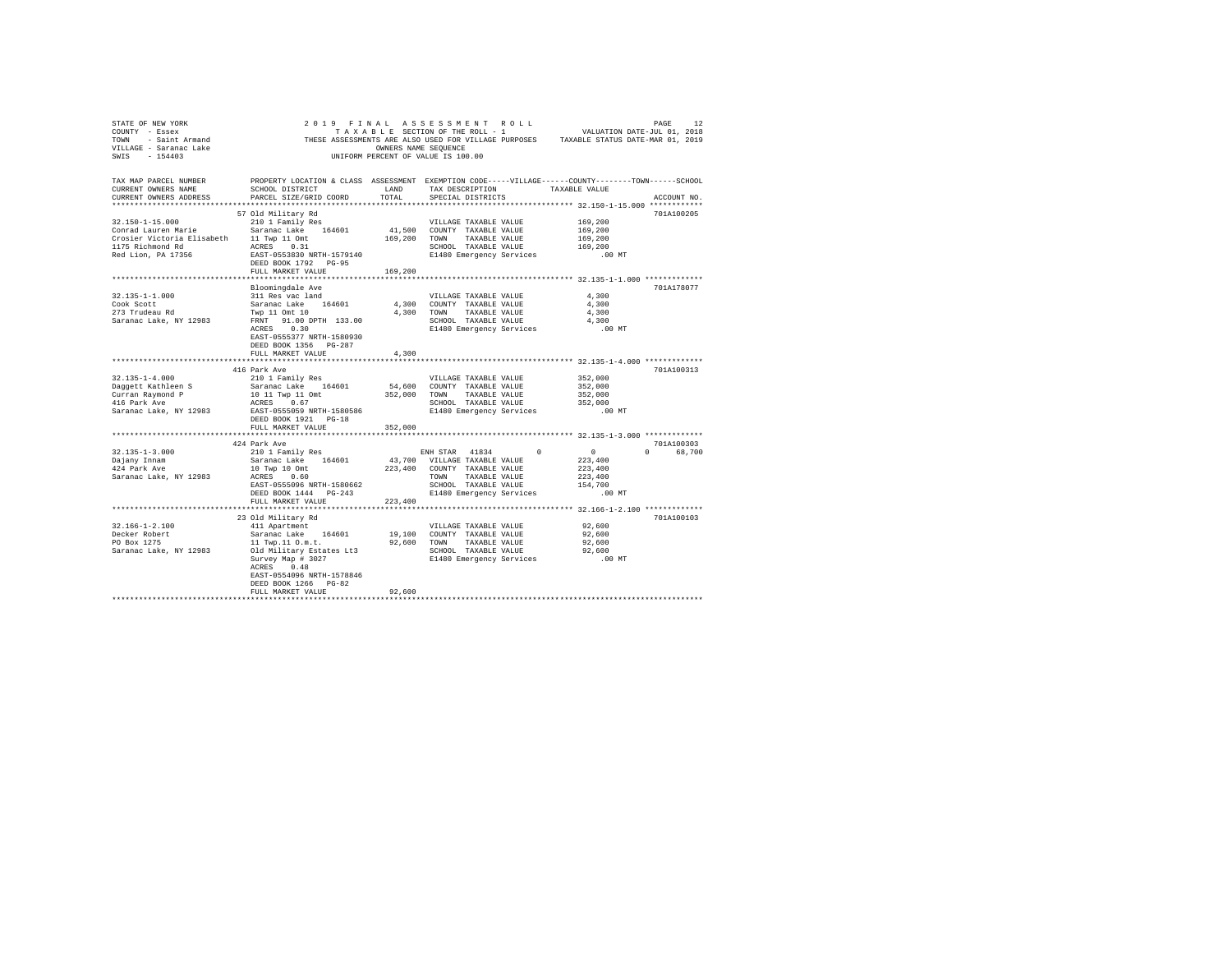STATE OF NEW YORK
COUNTY - Essex
TOWN - Saint Armand
VILLAGE - Saranac Lake
SWIS - 154403

2019 FINAL ASSESSMENT ROLL
TAXABLE SECTION OF THE ROLL - 1
THESE ASSESSMENTS ARE ALSO USED FOR VILLAGE PURPOSES
OWNERS NAME SEQUENCE
UNIFORM PERCENT OF VALUE IS 100.00

VALUATION DATE-JUL 01, 2018
TAXABLE STATUS DATE-MAR 01, 2019

```
TAX MAP PARCEL NUMBER         PROPERTY LOCATION & CLASS  ASSESSMENT  EXEMPTION CODE-----VILLAGE------COUNTY--------TOWN------SCHOOL
CURRENT OWNERS NAME           SCHOOL DISTRICT             LAND       TAX DESCRIPTION            TAXABLE VALUE
CURRENT OWNERS ADDRESS        PARCEL SIZE/GRID COORD      TOTAL      SPECIAL DISTRICTS                                    ACCOUNT NO.
******************************************************************************************************* 32.150-1-15.000 ************
                              57 Old Military Rd                                                                          701A100205
32.150-1-15.000               210 1 Family Res                       VILLAGE TAXABLE VALUE           169,200
Conrad Lauren Marie           Saranac Lake    164601      41,500     COUNTY  TAXABLE VALUE           169,200
Crosier Victoria Elisabeth    11 Twp 11 Omt              169,200     TOWN    TAXABLE VALUE           169,200
1175 Richmond Rd              ACRES    0.31                          SCHOOL  TAXABLE VALUE           169,200
Red Lion, PA 17356            EAST-0553830 NRTH-1579140              E1480 Emergency Services            .00 MT
                              DEED BOOK 1792   PG-95
                              FULL MARKET VALUE          169,200
******************************************************************************************************* 32.135-1-1.000 *************
                              Bloomingdale Ave                                                                            701A178077
32.135-1-1.000                311 Res vac land                       VILLAGE TAXABLE VALUE             4,300
Cook Scott                    Saranac Lake    164601       4,300     COUNTY  TAXABLE VALUE             4,300
273 Trudeau Rd                Twp 11 Omt 10                4,300     TOWN    TAXABLE VALUE             4,300
Saranac Lake, NY 12983        FRNT   91.00 DPTH 133.00               SCHOOL  TAXABLE VALUE             4,300
                              ACRES    0.30                          E1480 Emergency Services            .00 MT
                              EAST-0555377 NRTH-1580930
                              DEED BOOK 1356   PG-287
                              FULL MARKET VALUE            4,300
******************************************************************************************************* 32.135-1-4.000 *************
                              416 Park Ave                                                                                701A100313
32.135-1-4.000                210 1 Family Res                       VILLAGE TAXABLE VALUE           352,000
Daggett Kathleen S            Saranac Lake    164601      54,600     COUNTY  TAXABLE VALUE           352,000
Curran Raymond P              10 11 Twp 11 Omt           352,000     TOWN    TAXABLE VALUE           352,000
416 Park Ave                  ACRES    0.67                          SCHOOL  TAXABLE VALUE           352,000
Saranac Lake, NY 12983        EAST-0555059 NRTH-1580586              E1480 Emergency Services            .00 MT
                              DEED BOOK 1921   PG-18
                              FULL MARKET VALUE          352,000
******************************************************************************************************* 32.135-1-3.000 *************
                              424 Park Ave                                                                                701A100303
32.135-1-3.000                210 1 Family Res                       ENH STAR  41834        0           0           0      68,700
Dajany Innam                  Saranac Lake    164601      43,700     VILLAGE TAXABLE VALUE           223,400
424 Park Ave                  10 Twp 10 Omt              223,400     COUNTY  TAXABLE VALUE           223,400
Saranac Lake, NY 12983        ACRES    0.60                          TOWN    TAXABLE VALUE           223,400
                              EAST-0555096 NRTH-1580662              SCHOOL  TAXABLE VALUE           154,700
                              DEED BOOK 1444   PG-243                E1480 Emergency Services            .00 MT
                              FULL MARKET VALUE          223,400
******************************************************************************************************* 32.166-1-2.100 *************
                              23 Old Military Rd                                                                          701A100103
32.166-1-2.100                411 Apartment                          VILLAGE TAXABLE VALUE            92,600
Decker Robert                 Saranac Lake    164601      19,100     COUNTY  TAXABLE VALUE            92,600
PO Box 1275                   11 Twp.11 O.m.t.            92,600     TOWN    TAXABLE VALUE            92,600
Saranac Lake, NY 12983        Old Military Estates Lt3               SCHOOL  TAXABLE VALUE            92,600
                              Survey Map # 3027                      E1480 Emergency Services            .00 MT
                              ACRES    0.48
                              EAST-0554096 NRTH-1578846
                              DEED BOOK 1266   PG-82
                              FULL MARKET VALUE           92,600
************************************************************************************************************************************
```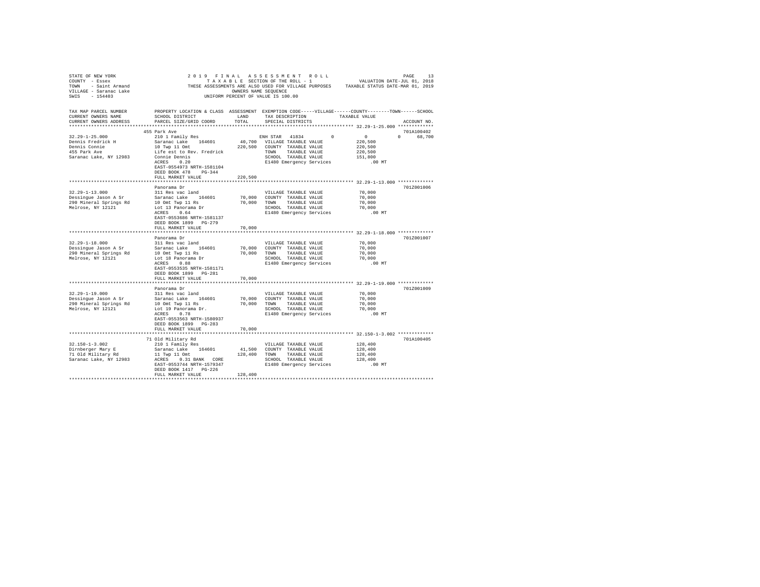STATE OF NEW YORK
COUNTY - Essex
TOWN - Saint Armand
VILLAGE - Saranac Lake
SWIS - 154403

2019 FINAL ASSESSMENT ROLL
TAXABLE SECTION OF THE ROLL - 1
THESE ASSESSMENTS ARE ALSO USED FOR VILLAGE PURPOSES
OWNERS NAME SEQUENCE
UNIFORM PERCENT OF VALUE IS 100.00

VALUATION DATE-JUL 01, 2018
TAXABLE STATUS DATE-MAR 01, 2019

```
TAX MAP PARCEL NUMBER      PROPERTY LOCATION & CLASS  ASSESSMENT  EXEMPTION CODE-----VILLAGE------COUNTY--------TOWN------SCHOOL
CURRENT OWNERS NAME        SCHOOL DISTRICT            LAND        TAX DESCRIPTION             TAXABLE VALUE
CURRENT OWNERS ADDRESS     PARCEL SIZE/GRID COORD     TOTAL       SPECIAL DISTRICTS                                      ACCOUNT NO.
******************************************************************************************************* 32.29-1-25.000 *************
                           455 Park Ave                                                                                  701A100402
32.29-1-25.000             210 1 Family Res                       ENH STAR  41834        0            0            0       68,700
Dennis Fredrick H          Saranac Lake   164601        40,700    VILLAGE TAXABLE VALUE          220,500
Dennis Connie              10 Twp 11 Omt                220,500   COUNTY  TAXABLE VALUE          220,500
455 Park Ave               Life est to Rev. Fredrick              TOWN    TAXABLE VALUE          220,500
Saranac Lake, NY 12983     Connie Dennis                          SCHOOL  TAXABLE VALUE          151,800
                           ACRES    0.20                          E1480 Emergency Services          .00 MT
                           EAST-0554973 NRTH-1581104
                           DEED BOOK 478    PG-344
                           FULL MARKET VALUE            220,500
******************************************************************************************************* 32.29-1-13.000 *************
                           Panorama Dr                                                                                   701Z001006
32.29-1-13.000             311 Res vac land                       VILLAGE TAXABLE VALUE           70,000
Dessingue Jason A Sr       Saranac Lake   164601        70,000    COUNTY  TAXABLE VALUE           70,000
290 Mineral Springs Rd     10 Omt Twp 11 Rs             70,000    TOWN    TAXABLE VALUE           70,000
Melrose, NY 12121          Lot 13 Panorama Dr                     SCHOOL  TAXABLE VALUE           70,000
                           ACRES    0.64                          E1480 Emergency Services          .00 MT
                           EAST-0553686 NRTH-1581137
                           DEED BOOK 1899   PG-279
                           FULL MARKET VALUE             70,000
******************************************************************************************************* 32.29-1-18.000 *************
                           Panorama Dr                                                                                   701Z001007
32.29-1-18.000             311 Res vac land                       VILLAGE TAXABLE VALUE           70,000
Dessingue Jason A Sr       Saranac Lake   164601        70,000    COUNTY  TAXABLE VALUE           70,000
290 Mineral Springs Rd     10 Omt Twp 11 Rs             70,000    TOWN    TAXABLE VALUE           70,000
Melrose, NY 12121          Lot 18 Panorama Dr                     SCHOOL  TAXABLE VALUE           70,000
                           ACRES    0.88                          E1480 Emergency Services          .00 MT
                           EAST-0553535 NRTH-1581171
                           DEED BOOK 1899   PG-281
                           FULL MARKET VALUE             70,000
******************************************************************************************************* 32.29-1-19.000 *************
                           Panorama Dr                                                                                   701Z001009
32.29-1-19.000             311 Res vac land                       VILLAGE TAXABLE VALUE           70,000
Dessingue Jason A Sr       Saranac Lake   164601        70,000    COUNTY  TAXABLE VALUE           70,000
290 Mineral Springs Rd     10 Omt Twp 11 Rs             70,000    TOWN    TAXABLE VALUE           70,000
Melrose, NY 12121          Lot 19 Panorama Dr.                    SCHOOL  TAXABLE VALUE           70,000
                           ACRES    0.78                          E1480 Emergency Services          .00 MT
                           EAST-0553563 NRTH-1580937
                           DEED BOOK 1899   PG-283
                           FULL MARKET VALUE             70,000
******************************************************************************************************* 32.150-1-3.002 *************
                           71 Old Military Rd                                                                            701A100405
32.150-1-3.002             210 1 Family Res                       VILLAGE TAXABLE VALUE          128,400
Dirnberger Mary E          Saranac Lake   164601        41,500    COUNTY  TAXABLE VALUE          128,400
71 Old Military Rd         11 Twp 11 Omt                128,400   TOWN    TAXABLE VALUE          128,400
Saranac Lake, NY 12983     ACRES    0.31 BANK   CORE              SCHOOL  TAXABLE VALUE          128,400
                           EAST-0553744 NRTH-1579347              E1480 Emergency Services          .00 MT
                           DEED BOOK 1417   PG-226
                           FULL MARKET VALUE            128,400
************************************************************************************************************************************
```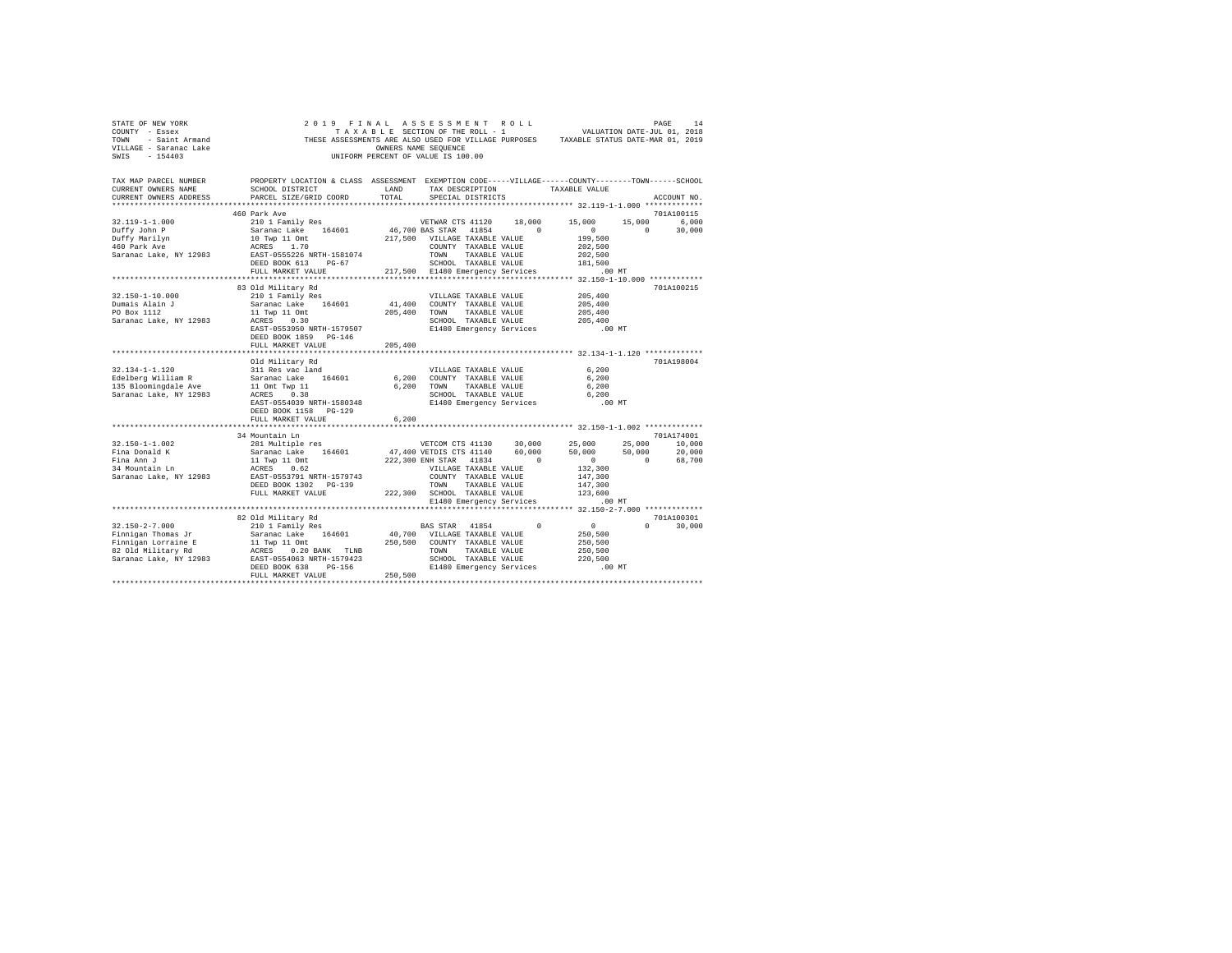```
STATE OF NEW YORK                    2 0 1 9   F I N A L   A S S E S S M E N T   R O L L                        PAGE    14
COUNTY  - Essex                            T A X A B L E  SECTION OF THE ROLL - 1                  VALUATION DATE-JUL 01, 2018
TOWN    - Saint Armand             THESE ASSESSMENTS ARE ALSO USED FOR VILLAGE PURPOSES     TAXABLE STATUS DATE-MAR 01, 2019
VILLAGE - Saranac Lake                             OWNERS NAME SEQUENCE
SWIS    - 154403                              UNIFORM PERCENT OF VALUE IS 100.00

TAX MAP PARCEL NUMBER          PROPERTY LOCATION & CLASS  ASSESSMENT  EXEMPTION CODE-----VILLAGE------COUNTY--------TOWN------SCHOOL
CURRENT OWNERS NAME            SCHOOL DISTRICT             LAND       TAX DESCRIPTION            TAXABLE VALUE
CURRENT OWNERS ADDRESS         PARCEL SIZE/GRID COORD      TOTAL      SPECIAL DISTRICTS                                    ACCOUNT NO.
*********************************************************************************************** 32.119-1-1.000 *************
                               460 Park Ave                                                                              701A100115
32.119-1-1.000                 210 1 Family Res                      VETWAR CTS 41120    18,000     15,000     15,000       6,000
Duffy John P                   Saranac Lake    164601        46,700 BAS STAR  41854          0          0          0      30,000
Duffy Marilyn                  10 Twp 11 Omt                217,500  VILLAGE TAXABLE VALUE         199,500
460 Park Ave                   ACRES    1.70                         COUNTY  TAXABLE VALUE         202,500
Saranac Lake, NY 12983         EAST-0555226 NRTH-1581074             TOWN    TAXABLE VALUE         202,500
                               DEED BOOK 613    PG-67                SCHOOL  TAXABLE VALUE         181,500
                               FULL MARKET VALUE            217,500  E1480 Emergency Services          .00 MT
*********************************************************************************************** 32.150-1-10.000 ************
                               83 Old Military Rd                                                                        701A100215
32.150-1-10.000                210 1 Family Res                      VILLAGE TAXABLE VALUE         205,400
Dumais Alain J                 Saranac Lake    164601        41,400  COUNTY  TAXABLE VALUE         205,400
PO Box 1112                    11 Twp 11 Omt                205,400  TOWN    TAXABLE VALUE         205,400
Saranac Lake, NY 12983         ACRES    0.30                         SCHOOL  TAXABLE VALUE         205,400
                               EAST-0553950 NRTH-1579507             E1480 Emergency Services          .00 MT
                               DEED BOOK 1859   PG-146
                               FULL MARKET VALUE            205,400
*********************************************************************************************** 32.134-1-1.120 *************
                               Old Military Rd                                                                           701A198004
32.134-1-1.120                 311 Res vac land                      VILLAGE TAXABLE VALUE           6,200
Edelberg William R             Saranac Lake    164601         6,200  COUNTY  TAXABLE VALUE           6,200
135 Bloomingdale Ave           11 Omt Twp 11                  6,200  TOWN    TAXABLE VALUE           6,200
Saranac Lake, NY 12983         ACRES    0.38                         SCHOOL  TAXABLE VALUE           6,200
                               EAST-0554039 NRTH-1580348             E1480 Emergency Services          .00 MT
                               DEED BOOK 1158   PG-129
                               FULL MARKET VALUE              6,200
*********************************************************************************************** 32.150-1-1.002 *************
                               34 Mountain Ln                                                                            701A174001
32.150-1-1.002                 281 Multiple res                      VETCOM CTS 41130    30,000     25,000     25,000      10,000
Fina Donald K                  Saranac Lake    164601        47,400 VETDIS CTS 41140    60,000     50,000     50,000      20,000
Fina Ann J                     11 Twp 11 Omt                222,300 ENH STAR  41834          0          0          0      68,700
34 Mountain Ln                 ACRES    0.62                         VILLAGE TAXABLE VALUE         132,300
Saranac Lake, NY 12983         EAST-0553791 NRTH-1579743             COUNTY  TAXABLE VALUE         147,300
                               DEED BOOK 1302   PG-139               TOWN    TAXABLE VALUE         147,300
                               FULL MARKET VALUE            222,300  SCHOOL  TAXABLE VALUE         123,600
                                                                     E1480 Emergency Services          .00 MT
*********************************************************************************************** 32.150-2-7.000 *************
                               82 Old Military Rd                                                                        701A100301
32.150-2-7.000                 210 1 Family Res                      BAS STAR  41854          0          0          0      30,000
Finnigan Thomas Jr             Saranac Lake    164601        40,700  VILLAGE TAXABLE VALUE         250,500
Finnigan Lorraine E            11 Twp 11 Omt                250,500  COUNTY  TAXABLE VALUE         250,500
82 Old Military Rd             ACRES    0.20 BANK   TLNB             TOWN    TAXABLE VALUE         250,500
Saranac Lake, NY 12983         EAST-0554063 NRTH-1579423             SCHOOL  TAXABLE VALUE         220,500
                               DEED BOOK 638    PG-156               E1480 Emergency Services          .00 MT
                               FULL MARKET VALUE            250,500
****************************************************************************************************************************
```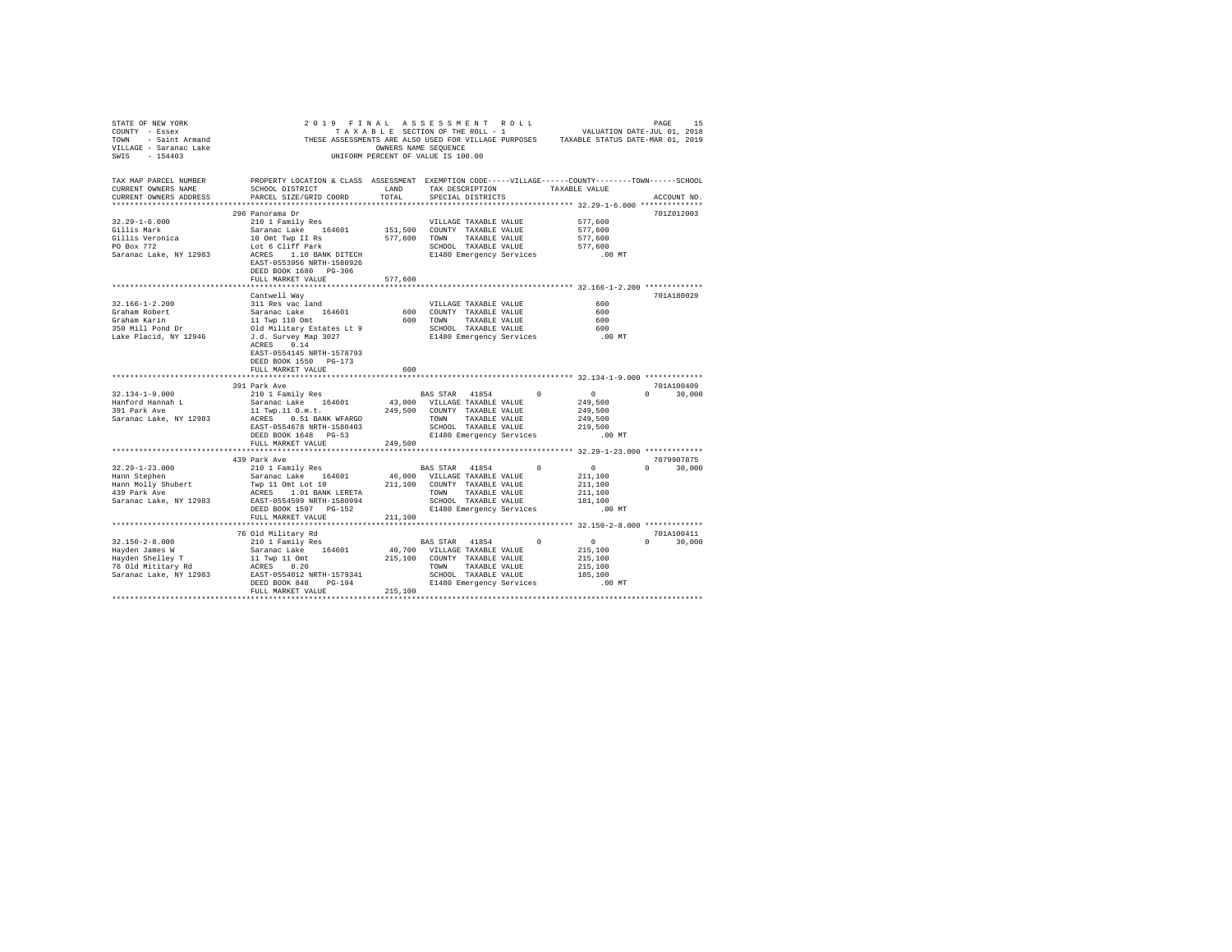STATE OF NEW YORK
COUNTY - Essex
TOWN - Saint Armand
VILLAGE - Saranac Lake
SWIS - 154403

2019 FINAL ASSESSMENT ROLL
TAXABLE SECTION OF THE ROLL - 1
THESE ASSESSMENTS ARE ALSO USED FOR VILLAGE PURPOSES
OWNERS NAME SEQUENCE
UNIFORM PERCENT OF VALUE IS 100.00

VALUATION DATE-JUL 01, 2018
TAXABLE STATUS DATE-MAR 01, 2019

```
TAX MAP PARCEL NUMBER     PROPERTY LOCATION & CLASS  ASSESSMENT  EXEMPTION CODE-----VILLAGE------COUNTY--------TOWN------SCHOOL
CURRENT OWNERS NAME       SCHOOL DISTRICT             LAND      TAX DESCRIPTION            TAXABLE VALUE
CURRENT OWNERS ADDRESS    PARCEL SIZE/GRID COORD      TOTAL     SPECIAL DISTRICTS                                         ACCOUNT NO.
************************************************************************************************** 32.29-1-6.000 **************
                          296 Panorama Dr                                                                                 701Z012003
32.29-1-6.000             210 1 Family Res                      VILLAGE TAXABLE VALUE           577,600
Gillis Mark               Saranac Lake   164601      151,500   COUNTY  TAXABLE VALUE           577,600
Gillis Veronica           10 Omt Twp II Rs           577,600   TOWN    TAXABLE VALUE           577,600
PO Box 772                Lot 6 Cliff Park                      SCHOOL  TAXABLE VALUE           577,600
Saranac Lake, NY 12983    ACRES   1.10 BANK DITECH              E1480 Emergency Services            .00 MT
                          EAST-0553956 NRTH-1580926
                          DEED BOOK 1680   PG-306
                          FULL MARKET VALUE          577,600
************************************************************************************************** 32.166-1-2.200 *************
                          Cantwell Way                                                                                    701A180029
32.166-1-2.200            311 Res vac land                      VILLAGE TAXABLE VALUE               600
Graham Robert             Saranac Lake   164601          600   COUNTY  TAXABLE VALUE               600
Graham Karin              11 Twp 110 Omt                 600   TOWN    TAXABLE VALUE               600
350 Mill Pond Dr          Old Military Estates Lt 9             SCHOOL  TAXABLE VALUE               600
Lake Placid, NY 12946     J.d. Survey Map 3027                  E1480 Emergency Services            .00 MT
                          ACRES   0.14
                          EAST-0554145 NRTH-1578793
                          DEED BOOK 1550   PG-173
                          FULL MARKET VALUE              600
************************************************************************************************** 32.134-1-9.000 *************
                          391 Park Ave                                                                                    701A100409
32.134-1-9.000            210 1 Family Res                      BAS STAR  41854          0              0             0      30,000
Hanford Hannah L          Saranac Lake   164601       43,000   VILLAGE TAXABLE VALUE           249,500
391 Park Ave              11 Twp.11 O.m.t.           249,500   COUNTY  TAXABLE VALUE           249,500
Saranac Lake, NY 12983    ACRES   0.51 BANK WFARGO              TOWN    TAXABLE VALUE           249,500
                          EAST-0554678 NRTH-1580403             SCHOOL  TAXABLE VALUE           219,500
                          DEED BOOK 1648   PG-53                E1480 Emergency Services            .00 MT
                          FULL MARKET VALUE          249,500
************************************************************************************************** 32.29-1-23.000 *************
                          439 Park Ave                                                                                    7079907875
32.29-1-23.000            210 1 Family Res                      BAS STAR  41854          0              0             0      30,000
Hann Stephen              Saranac Lake   164601       46,000   VILLAGE TAXABLE VALUE           211,100
Hann Molly Shubert        Twp 11 Omt Lot 10          211,100   COUNTY  TAXABLE VALUE           211,100
439 Park Ave              ACRES   1.01 BANK LERETA              TOWN    TAXABLE VALUE           211,100
Saranac Lake, NY 12983    EAST-0554599 NRTH-1580994             SCHOOL  TAXABLE VALUE           181,100
                          DEED BOOK 1597   PG-152               E1480 Emergency Services            .00 MT
                          FULL MARKET VALUE          211,100
************************************************************************************************** 32.150-2-8.000 *************
                          76 Old Military Rd                                                                              701A100411
32.150-2-8.000            210 1 Family Res                      BAS STAR  41854          0              0             0      30,000
Hayden James W            Saranac Lake   164601       40,700   VILLAGE TAXABLE VALUE           215,100
Hayden Shelley T          11 Twp 11 Omt              215,100   COUNTY  TAXABLE VALUE           215,100
76 Old Mititary Rd        ACRES   0.20                          TOWN    TAXABLE VALUE           215,100
Saranac Lake, NY 12983    EAST-0554012 NRTH-1579341             SCHOOL  TAXABLE VALUE           185,100
                          DEED BOOK 848    PG-194               E1480 Emergency Services            .00 MT
                          FULL MARKET VALUE          215,100
********************************************************************************************************************************
```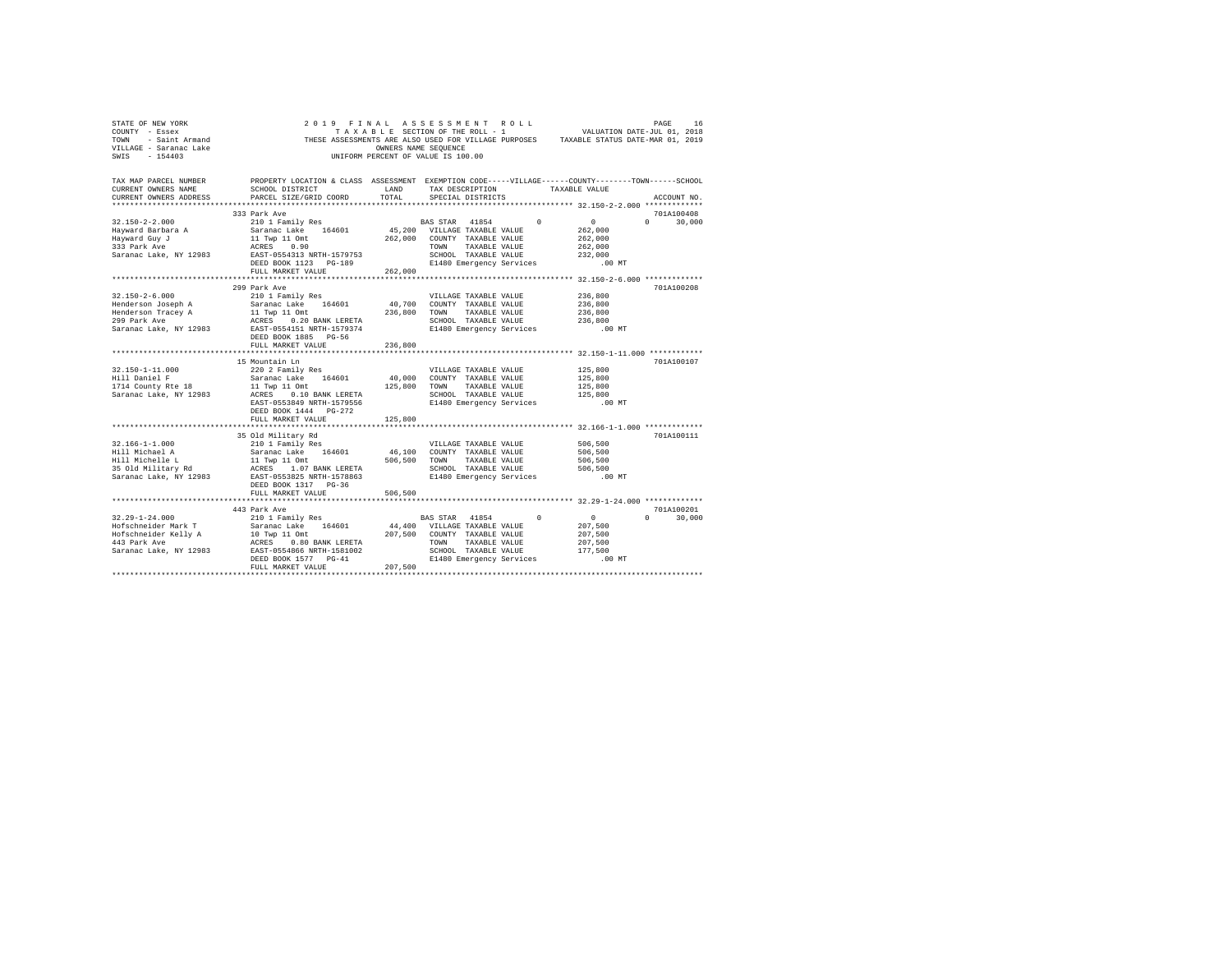STATE OF NEW YORK
COUNTY - Essex
TOWN - Saint Armand
VILLAGE - Saranac Lake
SWIS - 154403

2019 FINAL ASSESSMENT ROLL
TAXABLE SECTION OF THE ROLL - 1
THESE ASSESSMENTS ARE ALSO USED FOR VILLAGE PURPOSES
OWNERS NAME SEQUENCE
UNIFORM PERCENT OF VALUE IS 100.00

VALUATION DATE-JUL 01, 2018
TAXABLE STATUS DATE-MAR 01, 2019

| TAX MAP PARCEL NUMBER / CURRENT OWNERS NAME / CURRENT OWNERS ADDRESS | PROPERTY LOCATION & CLASS / SCHOOL DISTRICT / PARCEL SIZE/GRID COORD | ASSESSMENT LAND / TOTAL | EXEMPTION CODE / TAX DESCRIPTION / SPECIAL DISTRICTS | VILLAGE | COUNTY | TOWN | SCHOOL / TAXABLE VALUE | ACCOUNT NO. |
|---|---|---|---|---|---|---|---|---|
| **32.150-2-2.000** | 333 Park Ave | | | | | | | 701A100408 |
| 32.150-2-2.000 | 210 1 Family Res | | BAS STAR 41854 | 0 | 0 | 0 | 30,000 | |
| Hayward Barbara A | Saranac Lake 164601 | 45,200 | VILLAGE TAXABLE VALUE | | | | 262,000 | |
| Hayward Guy J | 11 Twp 11 Omt | 262,000 | COUNTY TAXABLE VALUE | | | | 262,000 | |
| 333 Park Ave | ACRES 0.90 | | TOWN TAXABLE VALUE | | | | 262,000 | |
| Saranac Lake, NY 12983 | EAST-0554313 NRTH-1579753 | | SCHOOL TAXABLE VALUE | | | | 232,000 | |
| | DEED BOOK 1123 PG-189 | | E1480 Emergency Services | | | | .00 MT | |
| | FULL MARKET VALUE | 262,000 | | | | | | |
| **32.150-2-6.000** | 299 Park Ave | | | | | | | 701A100208 |
| 32.150-2-6.000 | 210 1 Family Res | | VILLAGE TAXABLE VALUE | | | | 236,800 | |
| Henderson Joseph A | Saranac Lake 164601 | 40,700 | COUNTY TAXABLE VALUE | | | | 236,800 | |
| Henderson Tracey A | 11 Twp 11 Omt | 236,800 | TOWN TAXABLE VALUE | | | | 236,800 | |
| 299 Park Ave | ACRES 0.20 BANK LERETA | | SCHOOL TAXABLE VALUE | | | | 236,800 | |
| Saranac Lake, NY 12983 | EAST-0554151 NRTH-1579374 | | E1480 Emergency Services | | | | .00 MT | |
| | DEED BOOK 1885 PG-56 | | | | | | | |
| | FULL MARKET VALUE | 236,800 | | | | | | |
| **32.150-1-11.000** | 15 Mountain Ln | | | | | | | 701A100107 |
| 32.150-1-11.000 | 220 2 Family Res | | VILLAGE TAXABLE VALUE | | | | 125,800 | |
| Hill Daniel F | Saranac Lake 164601 | 40,000 | COUNTY TAXABLE VALUE | | | | 125,800 | |
| 1714 County Rte 18 | 11 Twp 11 Omt | 125,800 | TOWN TAXABLE VALUE | | | | 125,800 | |
| Saranac Lake, NY 12983 | ACRES 0.10 BANK LERETA | | SCHOOL TAXABLE VALUE | | | | 125,800 | |
| | EAST-0553849 NRTH-1579556 | | E1480 Emergency Services | | | | .00 MT | |
| | DEED BOOK 1444 PG-272 | | | | | | | |
| | FULL MARKET VALUE | 125,800 | | | | | | |
| **32.166-1-1.000** | 35 Old Military Rd | | | | | | | 701A100111 |
| 32.166-1-1.000 | 210 1 Family Res | | VILLAGE TAXABLE VALUE | | | | 506,500 | |
| Hill Michael A | Saranac Lake 164601 | 46,100 | COUNTY TAXABLE VALUE | | | | 506,500 | |
| Hill Michelle L | 11 Twp 11 Omt | 506,500 | TOWN TAXABLE VALUE | | | | 506,500 | |
| 35 Old Military Rd | ACRES 1.07 BANK LERETA | | SCHOOL TAXABLE VALUE | | | | 506,500 | |
| Saranac Lake, NY 12983 | EAST-0553825 NRTH-1578863 | | E1480 Emergency Services | | | | .00 MT | |
| | DEED BOOK 1317 PG-36 | | | | | | | |
| | FULL MARKET VALUE | 506,500 | | | | | | |
| **32.29-1-24.000** | 443 Park Ave | | | | | | | 701A100201 |
| 32.29-1-24.000 | 210 1 Family Res | | BAS STAR 41854 | 0 | 0 | 0 | 30,000 | |
| Hofschneider Mark T | Saranac Lake 164601 | 44,400 | VILLAGE TAXABLE VALUE | | | | 207,500 | |
| Hofschneider Kelly A | 10 Twp 11 Omt | 207,500 | COUNTY TAXABLE VALUE | | | | 207,500 | |
| 443 Park Ave | ACRES 0.80 BANK LERETA | | TOWN TAXABLE VALUE | | | | 207,500 | |
| Saranac Lake, NY 12983 | EAST-0554866 NRTH-1581002 | | SCHOOL TAXABLE VALUE | | | | 177,500 | |
| | DEED BOOK 1577 PG-41 | | E1480 Emergency Services | | | | .00 MT | |
| | FULL MARKET VALUE | 207,500 | | | | | | |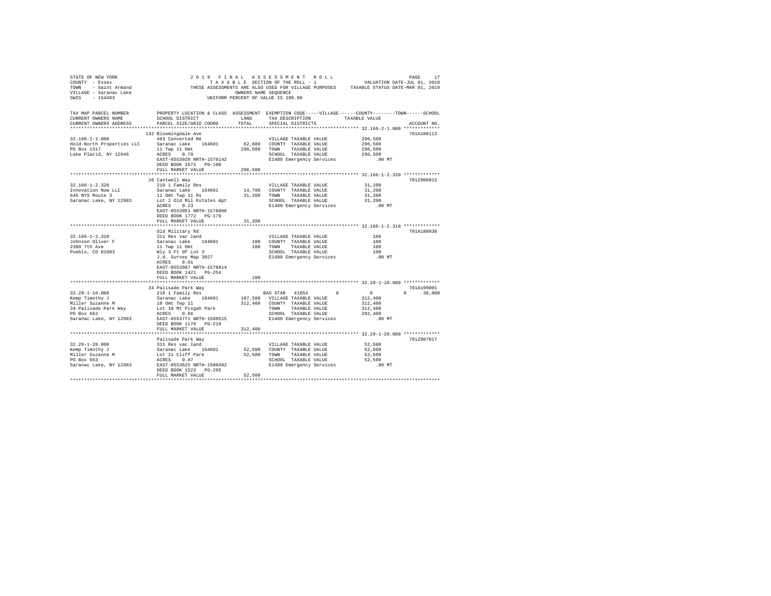STATE OF NEW YORK
COUNTY - Essex
TOWN - Saint Armand
VILLAGE - Saranac Lake
SWIS - 154403

2019 FINAL ASSESSMENT ROLL
TAXABLE SECTION OF THE ROLL - 1
THESE ASSESSMENTS ARE ALSO USED FOR VILLAGE PURPOSES
OWNERS NAME SEQUENCE
UNIFORM PERCENT OF VALUE IS 100.00

VALUATION DATE-JUL 01, 2018
TAXABLE STATUS DATE-MAR 01, 2019

| TAX MAP PARCEL NUMBER / CURRENT OWNERS NAME / CURRENT OWNERS ADDRESS | PROPERTY LOCATION & CLASS / SCHOOL DISTRICT / PARCEL SIZE/GRID COORD | ASSESSMENT LAND / TOTAL | EXEMPTION CODE / TAX DESCRIPTION / SPECIAL DISTRICTS | VILLAGE | COUNTY / TAXABLE VALUE | TOWN | SCHOOL | ACCOUNT NO. |
|---|---|---|---|---|---|---|---|---|
| **32.166-2-1.000** | 132 Bloomingdale Ave | | | | | | | 701A100113 |
| 32.166-2-1.000 | 483 Converted Re | | VILLAGE TAXABLE VALUE | | 296,500 | | | |
| Hold-North Properties LLC | Saranac Lake 164601 | 62,600 | COUNTY TAXABLE VALUE | | 296,500 | | | |
| PO Box 1317 | 11 Twp 11 Omt | 296,500 | TOWN TAXABLE VALUE | | 296,500 | | | |
| Lake Placid, NY 12946 | ACRES 0.70 | | SCHOOL TAXABLE VALUE | | 296,500 | | | |
| | EAST-0553920 NRTH-1578142 | | E1480 Emergency Services | | .00 MT | | | |
| | DEED BOOK 1672 PG-100 | | | | | | | |
| | FULL MARKET VALUE | 296,500 | | | | | | |
| **32.166-1-2.320** | 26 Cantwell Way | | | | | | | 701Z000015 |
| 32.166-1-2.320 | 210 1 Family Res | | VILLAGE TAXABLE VALUE | | 31,200 | | | |
| Innovation Now LLC | Saranac Lake 164601 | 14,700 | COUNTY TAXABLE VALUE | | 31,200 | | | |
| 645 NYS Route 3 | 11 Omt Twp 11 Rs | 31,200 | TOWN TAXABLE VALUE | | 31,200 | | | |
| Saranac Lake, NY 12983 | Lot 2 Old Mil Estates &pt | | SCHOOL TAXABLE VALUE | | 31,200 | | | |
| | ACRES 0.23 | | E1480 Emergency Services | | .00 MT | | | |
| | EAST-0553951 NRTH-1578806 | | | | | | | |
| | DEED BOOK 1772 PG-179 | | | | | | | |
| | FULL MARKET VALUE | 31,200 | | | | | | |
| **32.166-1-2.310** | Old Military Rd | | | | | | | 701A180030 |
| 32.166-1-2.310 | 311 Res vac land | | VILLAGE TAXABLE VALUE | | 100 | | | |
| Johnson Oliver F | Saranac Lake 164601 | 100 | COUNTY TAXABLE VALUE | | 100 | | | |
| 2309 7th Ave | 11 Twp 11 Omt | 100 | TOWN TAXABLE VALUE | | 100 | | | |
| Pueblo, CO 81003 | Wly 3 Ft Of Lot 3 | | SCHOOL TAXABLE VALUE | | 100 | | | |
| | J.d. Survey Map 3027 | | E1480 Emergency Services | | .00 MT | | | |
| | ACRES 0.01 | | | | | | | |
| | EAST-0553987 NRTH-1578814 | | | | | | | |
| | DEED BOOK 1421 PG-254 | | | | | | | |
| | FULL MARKET VALUE | 100 | | | | | | |
| **32.29-1-10.000** | 34 Palisade Park Way | | | | | | | 701A199001 |
| 32.29-1-10.000 | 210 1 Family Res | | BAS STAR 41854 | 0 | 0 | 0 | 30,000 | |
| Kemp Timothy J | Saranac Lake 164601 | 107,500 | VILLAGE TAXABLE VALUE | | 312,400 | | | |
| Miller Suzanne M | 10 Omt Twp 11 | 312,400 | COUNTY TAXABLE VALUE | | 312,400 | | | |
| 34 Palisade Park Way | Lot 10 Mt Pisgah Park | | TOWN TAXABLE VALUE | | 312,400 | | | |
| PO Box 663 | ACRES 0.66 | | SCHOOL TAXABLE VALUE | | 282,400 | | | |
| Saranac Lake, NY 12983 | EAST-0553771 NRTH-1580515 | | E1480 Emergency Services | | .00 MT | | | |
| | DEED BOOK 1176 PG-219 | | | | | | | |
| | FULL MARKET VALUE | 312,400 | | | | | | |
| **32.29-1-28.000** | Palisade Park Way | | | | | | | 701Z007017 |
| 32.29-1-28.000 | 311 Res vac land | | VILLAGE TAXABLE VALUE | | 52,500 | | | |
| Kemp Timothy J | Saranac Lake 164601 | 52,500 | COUNTY TAXABLE VALUE | | 52,500 | | | |
| Miller Suzanne M | Lot 21 Cliff Park | 52,500 | TOWN TAXABLE VALUE | | 52,500 | | | |
| PO Box 663 | ACRES 0.87 | | SCHOOL TAXABLE VALUE | | 52,500 | | | |
| Saranac Lake, NY 12983 | EAST-0553625 NRTH-1580482 | | E1480 Emergency Services | | .00 MT | | | |
| | DEED BOOK 1523 PG-295 | | | | | | | |
| | FULL MARKET VALUE | 52,500 | | | | | | |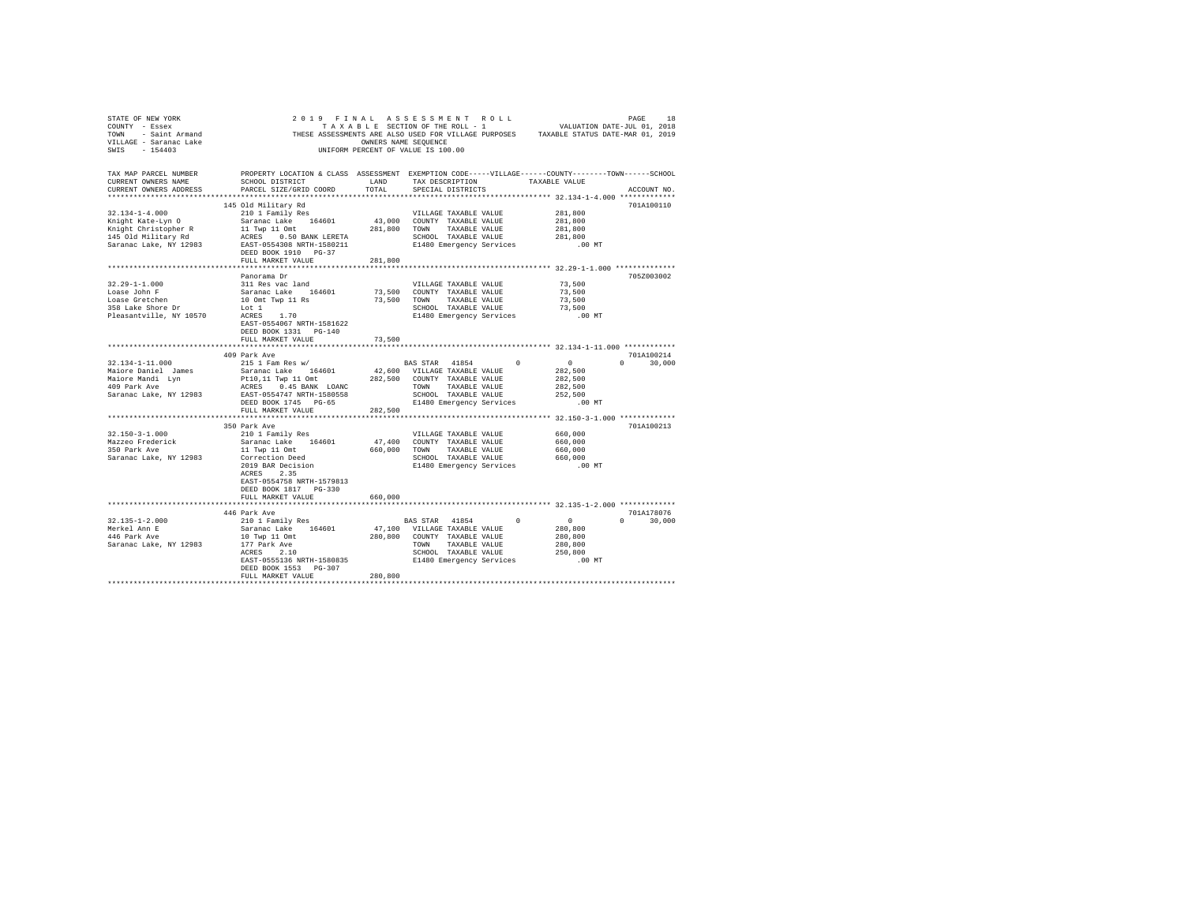STATE OF NEW YORK
COUNTY - Essex
TOWN - Saint Armand
VILLAGE - Saranac Lake
SWIS - 154403

2019 FINAL ASSESSMENT ROLL
TAXABLE SECTION OF THE ROLL - 1
THESE ASSESSMENTS ARE ALSO USED FOR VILLAGE PURPOSES
OWNERS NAME SEQUENCE
UNIFORM PERCENT OF VALUE IS 100.00

VALUATION DATE-JUL 01, 2018
TAXABLE STATUS DATE-MAR 01, 2019

| TAX MAP PARCEL NUMBER / CURRENT OWNERS NAME / CURRENT OWNERS ADDRESS | PROPERTY LOCATION & CLASS / SCHOOL DISTRICT / PARCEL SIZE/GRID COORD | ASSESSMENT LAND / TOTAL | EXEMPTION CODE / TAX DESCRIPTION / SPECIAL DISTRICTS | VILLAGE | COUNTY / TAXABLE VALUE | TOWN | SCHOOL | ACCOUNT NO. |
|---|---|---|---|---|---|---|---|---|
| **32.134-1-4.000** | 145 Old Military Rd | | | | | | | 701A100110 |
| 32.134-1-4.000 | 210 1 Family Res | | VILLAGE TAXABLE VALUE | | 281,800 | | | |
| Knight Kate-Lyn O | Saranac Lake 164601 | 43,000 | COUNTY TAXABLE VALUE | | 281,800 | | | |
| Knight Christopher R | 11 Twp 11 Omt | 281,800 | TOWN TAXABLE VALUE | | 281,800 | | | |
| 145 Old Military Rd | ACRES 0.50 BANK LERETA | | SCHOOL TAXABLE VALUE | | 281,800 | | | |
| Saranac Lake, NY 12983 | EAST-0554308 NRTH-1580211 | | E1480 Emergency Services | | .00 MT | | | |
| | DEED BOOK 1910 PG-37 | | | | | | | |
| | FULL MARKET VALUE | 281,800 | | | | | | |
| **32.29-1-1.000** | Panorama Dr | | | | | | | 705Z003002 |
| 32.29-1-1.000 | 311 Res vac land | | VILLAGE TAXABLE VALUE | | 73,500 | | | |
| Loase John F | Saranac Lake 164601 | 73,500 | COUNTY TAXABLE VALUE | | 73,500 | | | |
| Loase Gretchen | 10 Omt Twp 11 Rs | 73,500 | TOWN TAXABLE VALUE | | 73,500 | | | |
| 358 Lake Shore Dr | Lot 1 | | SCHOOL TAXABLE VALUE | | 73,500 | | | |
| Pleasantville, NY 10570 | ACRES 1.70 | | E1480 Emergency Services | | .00 MT | | | |
| | EAST-0554067 NRTH-1581622 | | | | | | | |
| | DEED BOOK 1331 PG-140 | | | | | | | |
| | FULL MARKET VALUE | 73,500 | | | | | | |
| **32.134-1-11.000** | 409 Park Ave | | | | | | | 701A100214 |
| 32.134-1-11.000 | 215 1 Fam Res w/ | | BAS STAR 41854 | 0 | 0 | 0 | 30,000 | |
| Maiore Daniel James | Saranac Lake 164601 | 42,600 | VILLAGE TAXABLE VALUE | | 282,500 | | | |
| Maiore Mandi Lyn | Pt10,11 Twp 11 Omt | 282,500 | COUNTY TAXABLE VALUE | | 282,500 | | | |
| 409 Park Ave | ACRES 0.45 BANK LOANC | | TOWN TAXABLE VALUE | | 282,500 | | | |
| Saranac Lake, NY 12983 | EAST-0554747 NRTH-1580558 | | SCHOOL TAXABLE VALUE | | 252,500 | | | |
| | DEED BOOK 1745 PG-65 | | E1480 Emergency Services | | .00 MT | | | |
| | FULL MARKET VALUE | 282,500 | | | | | | |
| **32.150-3-1.000** | 350 Park Ave | | | | | | | 701A100213 |
| 32.150-3-1.000 | 210 1 Family Res | | VILLAGE TAXABLE VALUE | | 660,000 | | | |
| Mazzeo Frederick | Saranac Lake 164601 | 47,400 | COUNTY TAXABLE VALUE | | 660,000 | | | |
| 350 Park Ave | 11 Twp 11 Omt | 660,000 | TOWN TAXABLE VALUE | | 660,000 | | | |
| Saranac Lake, NY 12983 | Correction Deed | | SCHOOL TAXABLE VALUE | | 660,000 | | | |
| | 2019 BAR Decision | | E1480 Emergency Services | | .00 MT | | | |
| | ACRES 2.35 | | | | | | | |
| | EAST-0554758 NRTH-1579813 | | | | | | | |
| | DEED BOOK 1817 PG-330 | | | | | | | |
| | FULL MARKET VALUE | 660,000 | | | | | | |
| **32.135-1-2.000** | 446 Park Ave | | | | | | | 701A178076 |
| 32.135-1-2.000 | 210 1 Family Res | | BAS STAR 41854 | 0 | 0 | 0 | 30,000 | |
| Merkel Ann E | Saranac Lake 164601 | 47,100 | VILLAGE TAXABLE VALUE | | 280,800 | | | |
| 446 Park Ave | 10 Twp 11 Omt | 280,800 | COUNTY TAXABLE VALUE | | 280,800 | | | |
| Saranac Lake, NY 12983 | 177 Park Ave | | TOWN TAXABLE VALUE | | 280,800 | | | |
| | ACRES 2.10 | | SCHOOL TAXABLE VALUE | | 250,800 | | | |
| | EAST-0555136 NRTH-1580835 | | E1480 Emergency Services | | .00 MT | | | |
| | DEED BOOK 1553 PG-307 | | | | | | | |
| | FULL MARKET VALUE | 280,800 | | | | | | |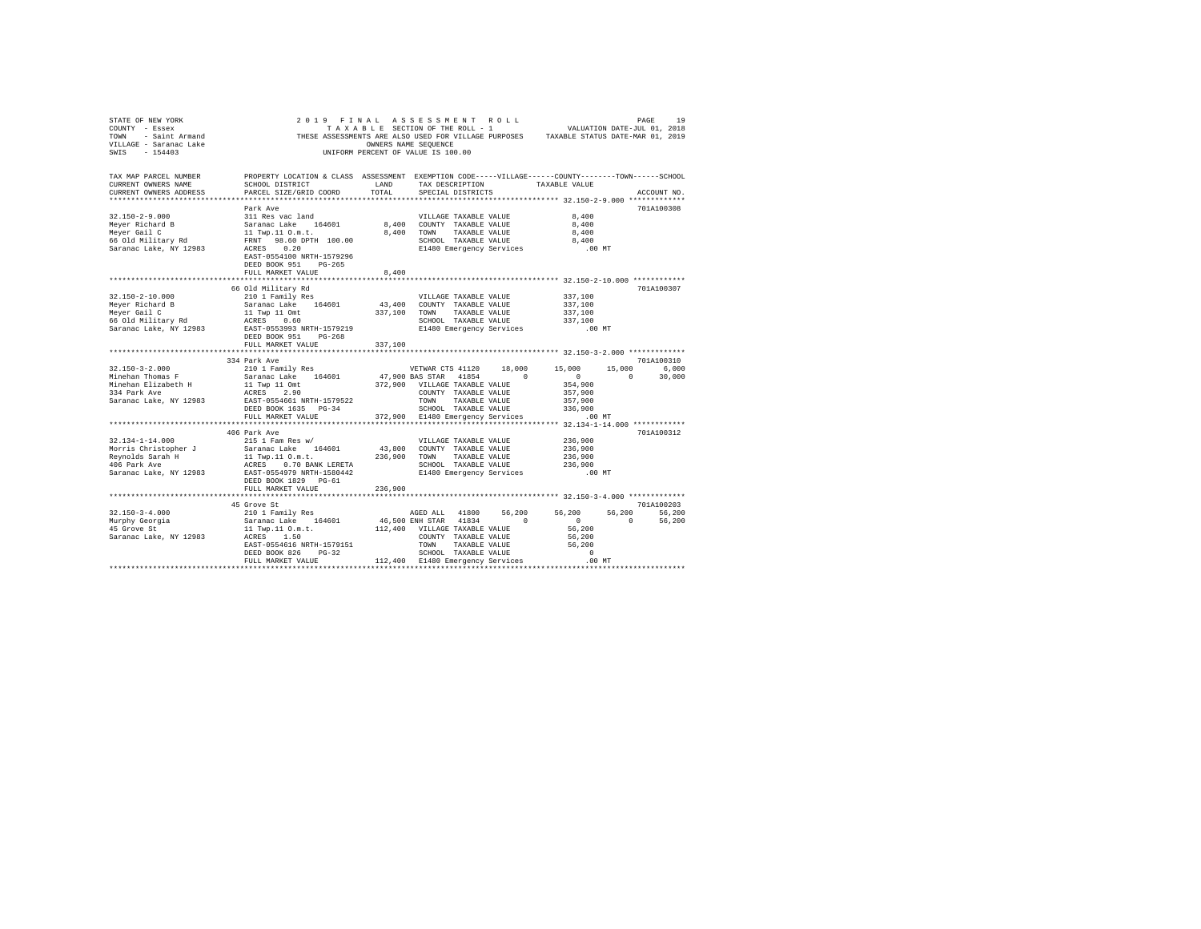STATE OF NEW YORK
COUNTY - Essex
TOWN - Saint Armand
VILLAGE - Saranac Lake
SWIS - 154403

2019 FINAL ASSESSMENT ROLL
TAXABLE SECTION OF THE ROLL - 1
THESE ASSESSMENTS ARE ALSO USED FOR VILLAGE PURPOSES
OWNERS NAME SEQUENCE
UNIFORM PERCENT OF VALUE IS 100.00

VALUATION DATE-JUL 01, 2018
TAXABLE STATUS DATE-MAR 01, 2019

```
TAX MAP PARCEL NUMBER     PROPERTY LOCATION & CLASS  ASSESSMENT  EXEMPTION CODE------VILLAGE------COUNTY--------TOWN------SCHOOL
CURRENT OWNERS NAME       SCHOOL DISTRICT              LAND      TAX DESCRIPTION            TAXABLE VALUE
CURRENT OWNERS ADDRESS    PARCEL SIZE/GRID COORD       TOTAL     SPECIAL DISTRICTS                                        ACCOUNT NO.
******************************************************************************************************* 32.150-2-9.000 *************
                          Park Ave                                                                                     701A100308
32.150-2-9.000            311 Res vac land                       VILLAGE TAXABLE VALUE          8,400
Meyer Richard B           Saranac Lake   164601        8,400     COUNTY  TAXABLE VALUE          8,400
Meyer Gail C              11 Twp.11 O.m.t.             8,400     TOWN    TAXABLE VALUE          8,400
66 Old Military Rd        FRNT  98.60 DPTH 100.00                SCHOOL  TAXABLE VALUE          8,400
Saranac Lake, NY 12983    ACRES    0.20                          E1480 Emergency Services         .00 MT
                          EAST-0554100 NRTH-1579296
                          DEED BOOK 951    PG-265
                          FULL MARKET VALUE            8,400
******************************************************************************************************* 32.150-2-10.000 ************
                          66 Old Military Rd                                                                           701A100307
32.150-2-10.000           210 1 Family Res                       VILLAGE TAXABLE VALUE        337,100
Meyer Richard B           Saranac Lake   164601       43,400     COUNTY  TAXABLE VALUE        337,100
Meyer Gail C              11 Twp 11 Omt              337,100     TOWN    TAXABLE VALUE        337,100
66 Old Military Rd        ACRES    0.60                          SCHOOL  TAXABLE VALUE        337,100
Saranac Lake, NY 12983    EAST-0553993 NRTH-1579219              E1480 Emergency Services         .00 MT
                          DEED BOOK 951    PG-268
                          FULL MARKET VALUE          337,100
******************************************************************************************************* 32.150-3-2.000 *************
                          334 Park Ave                                                                                 701A100310
32.150-3-2.000            210 1 Family Res                       VETWAR CTS 41120     18,000     15,000     15,000      6,000
Minehan Thomas F          Saranac Lake   164601       47,900 BAS STAR  41854              0          0          0     30,000
Minehan Elizabeth H       11 Twp 11 Omt              372,900     VILLAGE TAXABLE VALUE        354,900
334 Park Ave              ACRES    2.90                          COUNTY  TAXABLE VALUE        357,900
Saranac Lake, NY 12983    EAST-0554661 NRTH-1579522              TOWN    TAXABLE VALUE        357,900
                          DEED BOOK 1635   PG-34                 SCHOOL  TAXABLE VALUE        336,900
                          FULL MARKET VALUE          372,900     E1480 Emergency Services         .00 MT
******************************************************************************************************* 32.134-1-14.000 ************
                          406 Park Ave                                                                                 701A100312
32.134-1-14.000           215 1 Fam Res w/                       VILLAGE TAXABLE VALUE        236,900
Morris Christopher J      Saranac Lake   164601       43,800     COUNTY  TAXABLE VALUE        236,900
Reynolds Sarah H          11 Twp.11 O.m.t.           236,900     TOWN    TAXABLE VALUE        236,900
406 Park Ave              ACRES    0.70 BANK LERETA              SCHOOL  TAXABLE VALUE        236,900
Saranac Lake, NY 12983    EAST-0554979 NRTH-1580442              E1480 Emergency Services         .00 MT
                          DEED BOOK 1829   PG-61
                          FULL MARKET VALUE          236,900
******************************************************************************************************* 32.150-3-4.000 *************
                          45 Grove St                                                                                  701A100203
32.150-3-4.000            210 1 Family Res                       AGED ALL  41800      56,200     56,200     56,200     56,200
Murphy Georgia            Saranac Lake   164601       46,500 ENH STAR  41834              0          0          0     56,200
45 Grove St               11 Twp.11 O.m.t.           112,400     VILLAGE TAXABLE VALUE         56,200
Saranac Lake, NY 12983    ACRES    1.50                          COUNTY  TAXABLE VALUE         56,200
                          EAST-0554616 NRTH-1579151              TOWN    TAXABLE VALUE         56,200
                          DEED BOOK 826    PG-32                 SCHOOL  TAXABLE VALUE              0
                          FULL MARKET VALUE          112,400     E1480 Emergency Services         .00 MT
************************************************************************************************************************************
```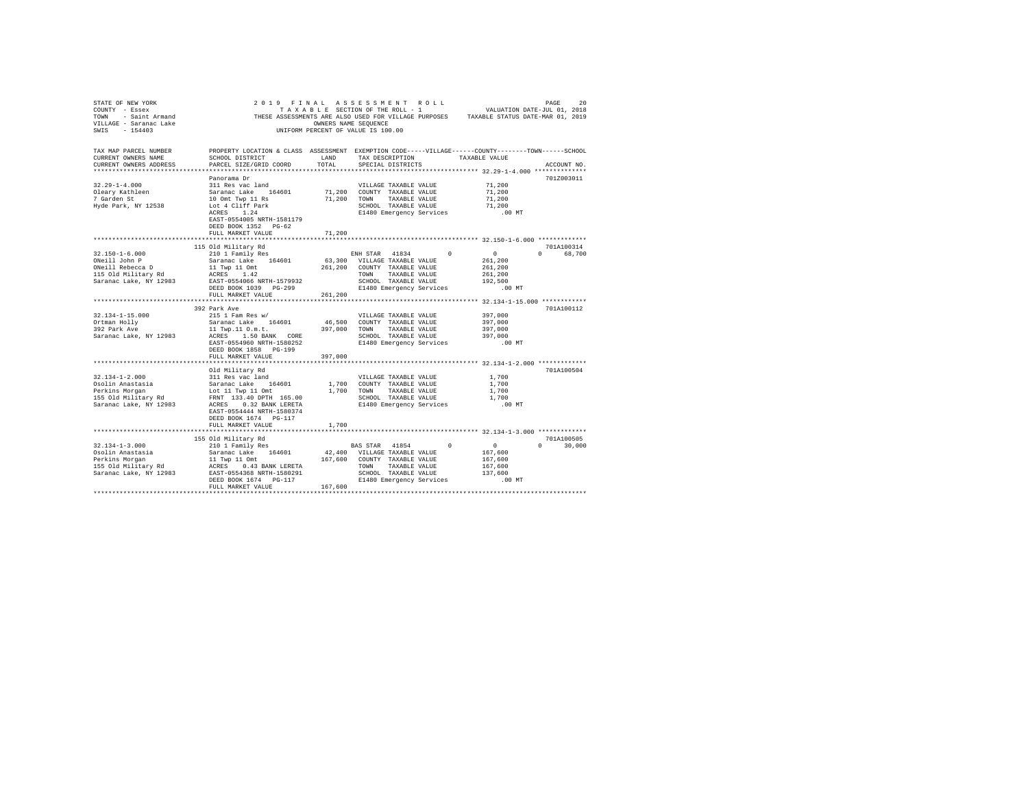STATE OF NEW YORK 2019 FINAL ASSESSMENT ROLL
COUNTY - Essex TAXABLE SECTION OF THE ROLL - 1 VALUATION DATE-JUL 01, 2018
TOWN - Saint Armand THESE ASSESSMENTS ARE ALSO USED FOR VILLAGE PURPOSES TAXABLE STATUS DATE-MAR 01, 2019
VILLAGE - Saranac Lake OWNERS NAME SEQUENCE
SWIS - 154403 UNIFORM PERCENT OF VALUE IS 100.00

| TAX MAP PARCEL NUMBER / CURRENT OWNERS NAME / CURRENT OWNERS ADDRESS | PROPERTY LOCATION & CLASS / SCHOOL DISTRICT / PARCEL SIZE/GRID COORD | ASSESSMENT LAND / TOTAL | EXEMPTION CODE / TAX DESCRIPTION / SPECIAL DISTRICTS | VILLAGE | COUNTY / TAXABLE VALUE | TOWN | SCHOOL | ACCOUNT NO. |
|---|---|---|---|---|---|---|---|---|
| 32.29-1-4.000 | Panorama Dr | | | | | | | 701Z003011 |
| Oleary Kathleen | 311 Res vac land | | VILLAGE TAXABLE VALUE | | 71,200 | | | |
| 7 Garden St | Saranac Lake 164601 | 71,200 | COUNTY TAXABLE VALUE | | 71,200 | | | |
| Hyde Park, NY 12538 | 10 Omt Twp 11 Rs | 71,200 | TOWN TAXABLE VALUE | | 71,200 | | | |
| | Lot 4 Cliff Park | | SCHOOL TAXABLE VALUE | | 71,200 | | | |
| | ACRES 1.24 | | E1480 Emergency Services | | .00 MT | | | |
| | EAST-0554005 NRTH-1581179 | | | | | | | |
| | DEED BOOK 1352 PG-62 | | | | | | | |
| | FULL MARKET VALUE | 71,200 | | | | | | |
| 32.150-1-6.000 | 115 Old Military Rd | | | | | | | 701A100314 |
| ONeill John P | 210 1 Family Res | | ENH STAR 41834 | 0 | 0 | 0 | 68,700 | |
| ONeill Rebecca D | Saranac Lake 164601 | 63,300 | VILLAGE TAXABLE VALUE | | 261,200 | | | |
| 115 Old Military Rd | 11 Twp 11 Omt | 261,200 | COUNTY TAXABLE VALUE | | 261,200 | | | |
| Saranac Lake, NY 12983 | ACRES 1.42 | | TOWN TAXABLE VALUE | | 261,200 | | | |
| | EAST-0554066 NRTH-1579932 | | SCHOOL TAXABLE VALUE | | 192,500 | | | |
| | DEED BOOK 1039 PG-299 | | E1480 Emergency Services | | .00 MT | | | |
| | FULL MARKET VALUE | 261,200 | | | | | | |
| 32.134-1-15.000 | 392 Park Ave | | | | | | | 701A100112 |
| Ortman Holly | 215 1 Fam Res w/ | | VILLAGE TAXABLE VALUE | | 397,000 | | | |
| 392 Park Ave | Saranac Lake 164601 | 46,500 | COUNTY TAXABLE VALUE | | 397,000 | | | |
| Saranac Lake, NY 12983 | 11 Twp.11 O.m.t. | 397,000 | TOWN TAXABLE VALUE | | 397,000 | | | |
| | ACRES 1.50 BANK CORE | | SCHOOL TAXABLE VALUE | | 397,000 | | | |
| | EAST-0554960 NRTH-1580252 | | E1480 Emergency Services | | .00 MT | | | |
| | DEED BOOK 1858 PG-199 | | | | | | | |
| | FULL MARKET VALUE | 397,000 | | | | | | |
| 32.134-1-2.000 | Old Military Rd | | | | | | | 701A100504 |
| Osolin Anastasia | 311 Res vac land | | VILLAGE TAXABLE VALUE | | 1,700 | | | |
| Perkins Morgan | Saranac Lake 164601 | 1,700 | COUNTY TAXABLE VALUE | | 1,700 | | | |
| 155 Old Military Rd | Lot 11 Twp 11 Omt | 1,700 | TOWN TAXABLE VALUE | | 1,700 | | | |
| Saranac Lake, NY 12983 | FRNT 133.40 DPTH 165.00 | | SCHOOL TAXABLE VALUE | | 1,700 | | | |
| | ACRES 0.32 BANK LERETA | | E1480 Emergency Services | | .00 MT | | | |
| | EAST-0554444 NRTH-1580374 | | | | | | | |
| | DEED BOOK 1674 PG-117 | | | | | | | |
| | FULL MARKET VALUE | 1,700 | | | | | | |
| 32.134-1-3.000 | 155 Old Military Rd | | | | | | | 701A100505 |
| Osolin Anastasia | 210 1 Family Res | | BAS STAR 41854 | 0 | 0 | 0 | 30,000 | |
| Perkins Morgan | Saranac Lake 164601 | 42,400 | VILLAGE TAXABLE VALUE | | 167,600 | | | |
| 155 Old Military Rd | 11 Twp 11 Omt | 167,600 | COUNTY TAXABLE VALUE | | 167,600 | | | |
| Saranac Lake, NY 12983 | ACRES 0.43 BANK LERETA | | TOWN TAXABLE VALUE | | 167,600 | | | |
| | EAST-0554368 NRTH-1580291 | | SCHOOL TAXABLE VALUE | | 137,600 | | | |
| | DEED BOOK 1674 PG-117 | | E1480 Emergency Services | | .00 MT | | | |
| | FULL MARKET VALUE | 167,600 | | | | | | |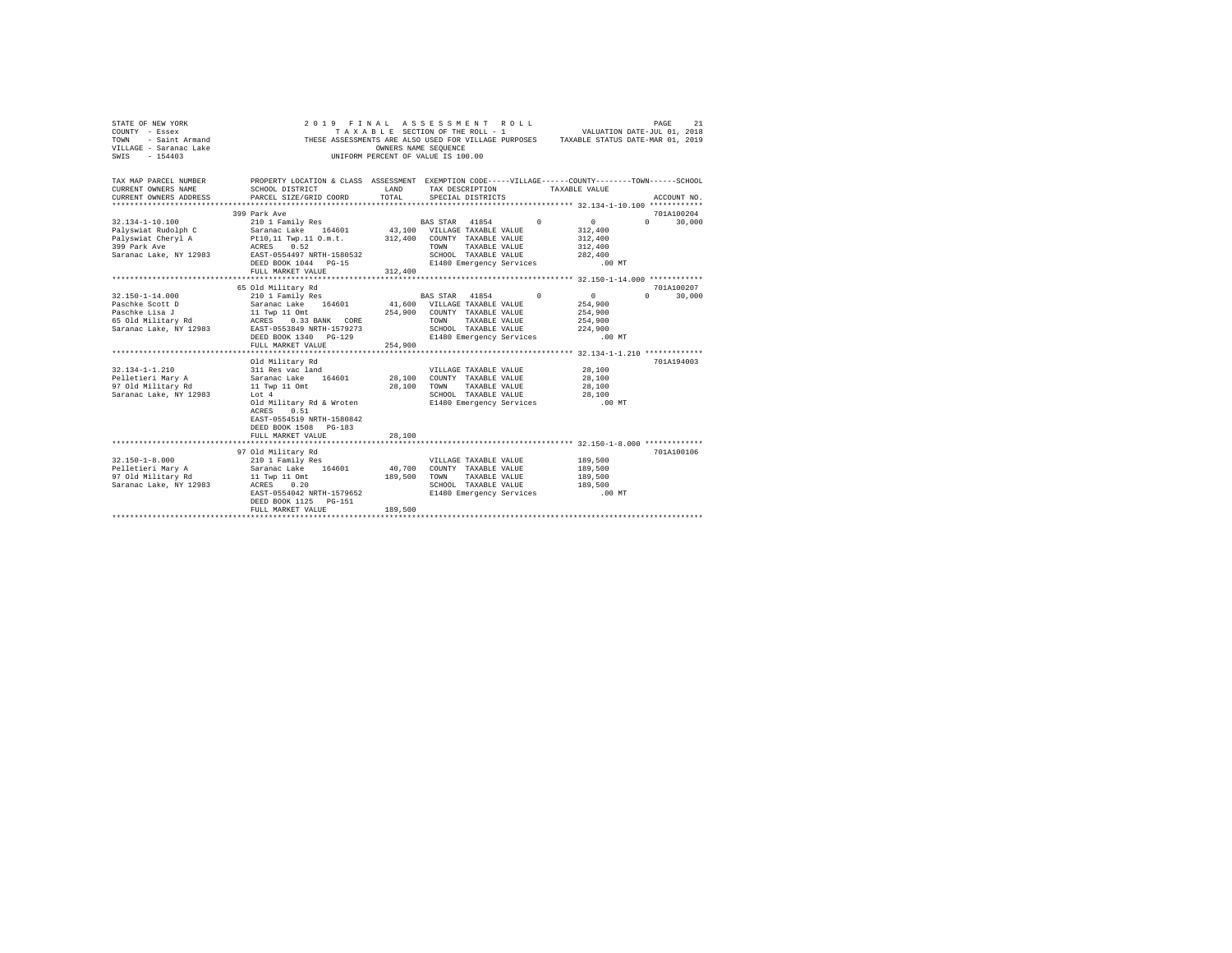STATE OF NEW YORK
COUNTY - Essex
TOWN - Saint Armand
VILLAGE - Saranac Lake
SWIS - 154403

2019 FINAL ASSESSMENT ROLL
TAXABLE SECTION OF THE ROLL - 1
THESE ASSESSMENTS ARE ALSO USED FOR VILLAGE PURPOSES
OWNERS NAME SEQUENCE
UNIFORM PERCENT OF VALUE IS 100.00

VALUATION DATE-JUL 01, 2018
TAXABLE STATUS DATE-MAR 01, 2019

```
TAX MAP PARCEL NUMBER         PROPERTY LOCATION & CLASS  ASSESSMENT  EXEMPTION CODE-----VILLAGE------COUNTY--------TOWN------SCHOOL
CURRENT OWNERS NAME           SCHOOL DISTRICT              LAND      TAX DESCRIPTION             TAXABLE VALUE
CURRENT OWNERS ADDRESS        PARCEL SIZE/GRID COORD       TOTAL     SPECIAL DISTRICTS                                        ACCOUNT NO.
******************************************************************************************************* 32.134-1-10.100 ************
                              399 Park Ave                                                                                701A100204
32.134-1-10.100               210 1 Family Res                       BAS STAR  41854         0            0          0      30,000
Palyswiat Rudolph C           Saranac Lake    164601       43,100    VILLAGE TAXABLE VALUE         312,400
Palyswiat Cheryl A            Pt10,11 Twp.11 O.m.t.       312,400    COUNTY  TAXABLE VALUE         312,400
399 Park Ave                  ACRES    0.52                          TOWN    TAXABLE VALUE         312,400
Saranac Lake, NY 12983        EAST-0554497 NRTH-1580532              SCHOOL  TAXABLE VALUE         282,400
                              DEED BOOK 1044   PG-15                 E1480 Emergency Services          .00 MT
                              FULL MARKET VALUE           312,400
******************************************************************************************************* 32.150-1-14.000 ************
                              65 Old Military Rd                                                                          701A100207
32.150-1-14.000               210 1 Family Res                       BAS STAR  41854         0            0          0      30,000
Paschke Scott D               Saranac Lake    164601       41,600    VILLAGE TAXABLE VALUE         254,900
Paschke Lisa J                11 Twp 11 Omt               254,900    COUNTY  TAXABLE VALUE         254,900
65 Old Military Rd            ACRES    0.33 BANK   CORE              TOWN    TAXABLE VALUE         254,900
Saranac Lake, NY 12983        EAST-0553849 NRTH-1579273              SCHOOL  TAXABLE VALUE         224,900
                              DEED BOOK 1340   PG-129                E1480 Emergency Services          .00 MT
                              FULL MARKET VALUE           254,900
******************************************************************************************************* 32.134-1-1.210 *************
                              Old Military Rd                                                                             701A194003
32.134-1-1.210                311 Res vac land                       VILLAGE TAXABLE VALUE          28,100
Pelletieri Mary A             Saranac Lake    164601       28,100    COUNTY  TAXABLE VALUE          28,100
97 Old Military Rd            11 Twp 11 Omt                28,100    TOWN    TAXABLE VALUE          28,100
Saranac Lake, NY 12983        Lot 4                                  SCHOOL  TAXABLE VALUE          28,100
                              Old Military Rd & Wroten               E1480 Emergency Services          .00 MT
                              ACRES    0.51
                              EAST-0554519 NRTH-1580842
                              DEED BOOK 1508   PG-183
                              FULL MARKET VALUE            28,100
******************************************************************************************************* 32.150-1-8.000 *************
                              97 Old Military Rd                                                                          701A100106
32.150-1-8.000                210 1 Family Res                       VILLAGE TAXABLE VALUE         189,500
Pelletieri Mary A             Saranac Lake    164601       40,700    COUNTY  TAXABLE VALUE         189,500
97 Old Military Rd            11 Twp 11 Omt               189,500    TOWN    TAXABLE VALUE         189,500
Saranac Lake, NY 12983        ACRES    0.20                          SCHOOL  TAXABLE VALUE         189,500
                              EAST-0554042 NRTH-1579652              E1480 Emergency Services          .00 MT
                              DEED BOOK 1125   PG-151
                              FULL MARKET VALUE           189,500
************************************************************************************************************************************
```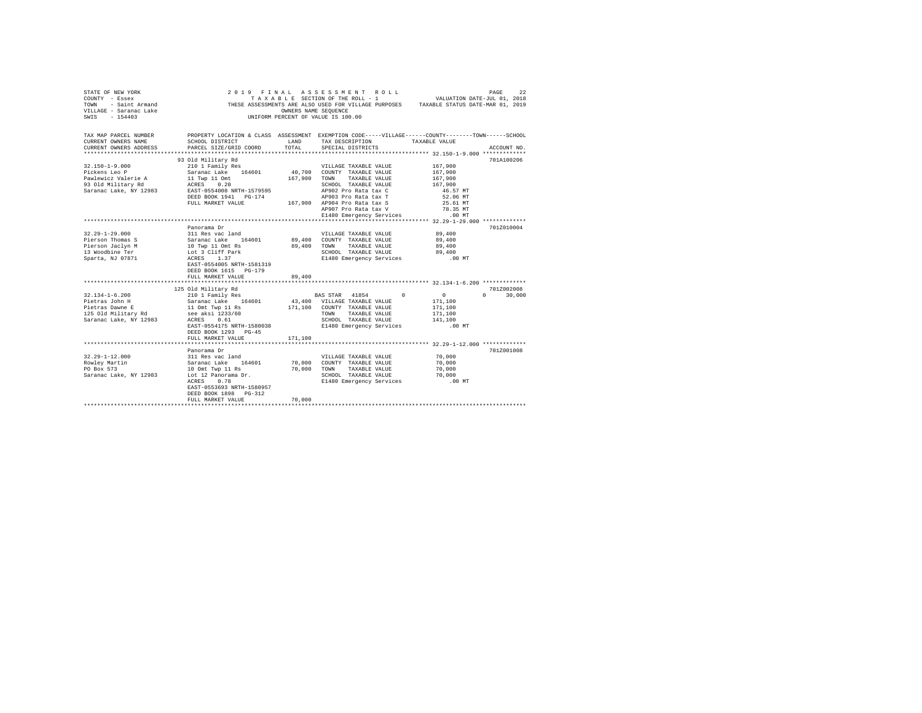```
STATE OF NEW YORK                    2 0 1 9   F I N A L   A S S E S S M E N T   R O L L                        PAGE    22
COUNTY  - Essex                            T A X A B L E  SECTION OF THE ROLL - 1                VALUATION DATE-JUL 01, 2018
TOWN    - Saint Armand           THESE ASSESSMENTS ARE ALSO USED FOR VILLAGE PURPOSES     TAXABLE STATUS DATE-MAR 01, 2019
VILLAGE - Saranac Lake                              OWNERS NAME SEQUENCE
SWIS    - 154403                               UNIFORM PERCENT OF VALUE IS 100.00

TAX MAP PARCEL NUMBER          PROPERTY LOCATION & CLASS  ASSESSMENT  EXEMPTION CODE-----VILLAGE------COUNTY--------TOWN------SCHOOL
CURRENT OWNERS NAME            SCHOOL DISTRICT               LAND      TAX DESCRIPTION            TAXABLE VALUE
CURRENT OWNERS ADDRESS         PARCEL SIZE/GRID COORD        TOTAL     SPECIAL DISTRICTS                                  ACCOUNT NO.
*********************************************************************************************** 32.150-1-9.000 *************
                               93 Old Military Rd                                                                      701A100206
32.150-1-9.000                 210 1 Family Res                         VILLAGE TAXABLE VALUE          167,900
Pickens Leo P                  Saranac Lake   164601       40,700   COUNTY  TAXABLE VALUE          167,900
Pawlewicz Valerie A            11 Twp 11 Omt               167,900   TOWN    TAXABLE VALUE          167,900
93 Old Military Rd             ACRES    0.20                          SCHOOL  TAXABLE VALUE          167,900
Saranac Lake, NY 12983         EAST-0554008 NRTH-1579595              AP902 Pro Rata tax C             46.57 MT
                               DEED BOOK 1941   PG-174                AP903 Pro Rata tax T             52.06 MT
                               FULL MARKET VALUE           167,900   AP904 Pro Rata tax S             25.61 MT
                                                                      AP907 Pro Rata tax V             78.35 MT
                                                                      E1480 Emergency Services           .00 MT
*********************************************************************************************** 32.29-1-29.000 *************
                               Panorama Dr                                                                             701Z010004
32.29-1-29.000                 311 Res vac land                         VILLAGE TAXABLE VALUE           89,400
Pierson Thomas S               Saranac Lake   164601       89,400   COUNTY  TAXABLE VALUE           89,400
Pierson Jaclyn M               10 Twp 11 Omt Rs             89,400   TOWN    TAXABLE VALUE           89,400
13 Woodbine Ter                Lot 3 Cliff Park                      SCHOOL  TAXABLE VALUE           89,400
Sparta, NJ 07871               ACRES    1.37                          E1480 Emergency Services           .00 MT
                               EAST-0554005 NRTH-1581319
                               DEED BOOK 1615   PG-179
                               FULL MARKET VALUE            89,400
*********************************************************************************************** 32.134-1-6.200 *************
                               125 Old Military Rd                                                                     701Z002008
32.134-1-6.200                 210 1 Family Res                  BAS STAR  41854          0           0           0      30,000
Pietras John H                 Saranac Lake   164601       43,400   VILLAGE TAXABLE VALUE          171,100
Pietras Dawne E                11 Omt Twp 11 Rs            171,100   COUNTY  TAXABLE VALUE          171,100
125 Old Military Rd            see aksi 1233/60                      TOWN    TAXABLE VALUE          171,100
Saranac Lake, NY 12983         ACRES    0.61                          SCHOOL  TAXABLE VALUE          141,100
                               EAST-0554175 NRTH-1580038              E1480 Emergency Services           .00 MT
                               DEED BOOK 1293   PG-45
                               FULL MARKET VALUE           171,100
*********************************************************************************************** 32.29-1-12.000 *************
                               Panorama Dr                                                                             701Z001008
32.29-1-12.000                 311 Res vac land                         VILLAGE TAXABLE VALUE           70,000
Rowley Martin                  Saranac Lake   164601       70,000   COUNTY  TAXABLE VALUE           70,000
PO Box 573                     10 Omt Twp 11 Rs             70,000   TOWN    TAXABLE VALUE           70,000
Saranac Lake, NY 12983         Lot 12 Panorama Dr.                   SCHOOL  TAXABLE VALUE           70,000
                               ACRES    0.78                          E1480 Emergency Services           .00 MT
                               EAST-0553693 NRTH-1580957
                               DEED BOOK 1898   PG-312
                               FULL MARKET VALUE            70,000
************************************************************************************************************************************
```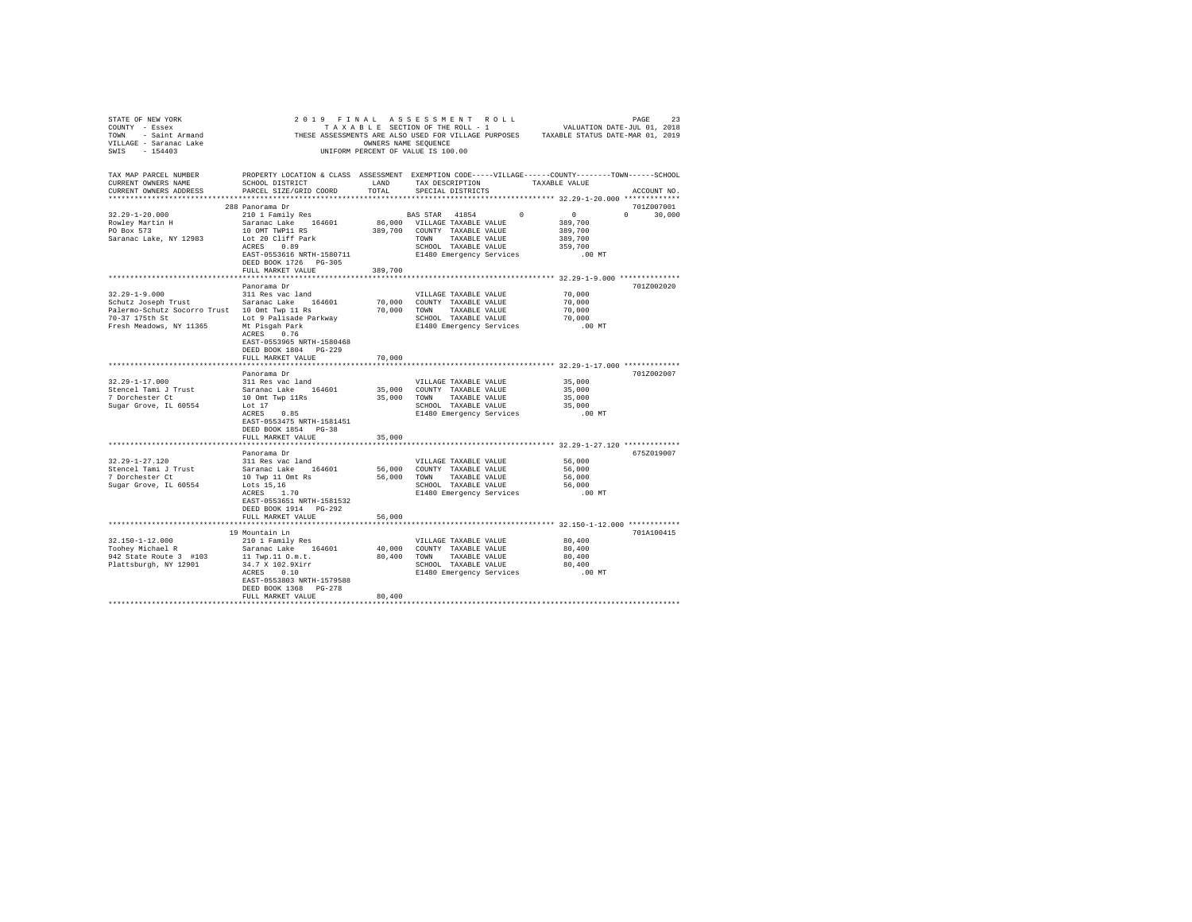STATE OF NEW YORK
COUNTY - Essex
TOWN - Saint Armand
VILLAGE - Saranac Lake
SWIS - 154403

2019 FINAL ASSESSMENT ROLL
TAXABLE SECTION OF THE ROLL - 1
THESE ASSESSMENTS ARE ALSO USED FOR VILLAGE PURPOSES
OWNERS NAME SEQUENCE
UNIFORM PERCENT OF VALUE IS 100.00

VALUATION DATE-JUL 01, 2018
TAXABLE STATUS DATE-MAR 01, 2019

| TAX MAP PARCEL NUMBER / CURRENT OWNERS NAME / CURRENT OWNERS ADDRESS | PROPERTY LOCATION & CLASS / SCHOOL DISTRICT / PARCEL SIZE/GRID COORD | ASSESSMENT LAND | TOTAL | EXEMPTION CODE / TAX DESCRIPTION / SPECIAL DISTRICTS | VILLAGE | COUNTY | TOWN | SCHOOL | ACCOUNT NO. |
|---|---|---|---|---|---|---|---|---|---|
| **32.29-1-20.000** | 288 Panorama Dr | | | | | | | | 701Z007001 |
| Rowley Martin H | 210 1 Family Res | | | BAS STAR 41854 | 0 | 0 | 0 | 30,000 | |
| PO Box 573 | Saranac Lake 164601 | 86,000 | | VILLAGE TAXABLE VALUE | 389,700 | | | | |
| Saranac Lake, NY 12983 | 10 OMT TWP11 RS | | 389,700 | COUNTY TAXABLE VALUE | | 389,700 | | | |
| | Lot 20 Cliff Park | | | TOWN TAXABLE VALUE | | | 389,700 | | |
| | ACRES 0.89 | | | SCHOOL TAXABLE VALUE | | | | 359,700 | |
| | EAST-0553616 NRTH-1580711 | | | E1480 Emergency Services | .00 MT | | | | |
| | DEED BOOK 1726 PG-305 | | | | | | | | |
| | FULL MARKET VALUE | | 389,700 | | | | | | |
| **32.29-1-9.000** | Panorama Dr | | | | | | | | 701Z002020 |
| Schutz Joseph Trust | 311 Res vac land | | | VILLAGE TAXABLE VALUE | 70,000 | | | | |
| Palermo-Schutz Socorro Trust | Saranac Lake 164601 | 70,000 | | COUNTY TAXABLE VALUE | | 70,000 | | | |
| 70-37 175th St | 10 Omt Twp 11 Rs | | 70,000 | TOWN TAXABLE VALUE | | | 70,000 | | |
| Fresh Meadows, NY 11365 | Lot 9 Palisade Parkway | | | SCHOOL TAXABLE VALUE | | | | 70,000 | |
| | Mt Pisgah Park | | | E1480 Emergency Services | .00 MT | | | | |
| | ACRES 0.76 | | | | | | | | |
| | EAST-0553965 NRTH-1580468 | | | | | | | | |
| | DEED BOOK 1804 PG-229 | | | | | | | | |
| | FULL MARKET VALUE | | 70,000 | | | | | | |
| **32.29-1-17.000** | Panorama Dr | | | | | | | | 701Z002007 |
| Stencel Tami J Trust | 311 Res vac land | | | VILLAGE TAXABLE VALUE | 35,000 | | | | |
| 7 Dorchester Ct | Saranac Lake 164601 | 35,000 | | COUNTY TAXABLE VALUE | | 35,000 | | | |
| Sugar Grove, IL 60554 | 10 Omt Twp 11Rs | | 35,000 | TOWN TAXABLE VALUE | | | 35,000 | | |
| | Lot 17 | | | SCHOOL TAXABLE VALUE | | | | 35,000 | |
| | ACRES 0.85 | | | E1480 Emergency Services | .00 MT | | | | |
| | EAST-0553475 NRTH-1581451 | | | | | | | | |
| | DEED BOOK 1854 PG-38 | | | | | | | | |
| | FULL MARKET VALUE | | 35,000 | | | | | | |
| **32.29-1-27.120** | Panorama Dr | | | | | | | | 675Z019007 |
| Stencel Tami J Trust | 311 Res vac land | | | VILLAGE TAXABLE VALUE | 56,000 | | | | |
| 7 Dorchester Ct | Saranac Lake 164601 | 56,000 | | COUNTY TAXABLE VALUE | | 56,000 | | | |
| Sugar Grove, IL 60554 | 10 Twp 11 Omt Rs | | 56,000 | TOWN TAXABLE VALUE | | | 56,000 | | |
| | Lots 15,16 | | | SCHOOL TAXABLE VALUE | | | | 56,000 | |
| | ACRES 1.70 | | | E1480 Emergency Services | .00 MT | | | | |
| | EAST-0553651 NRTH-1581532 | | | | | | | | |
| | DEED BOOK 1914 PG-292 | | | | | | | | |
| | FULL MARKET VALUE | | 56,000 | | | | | | |
| **32.150-1-12.000** | 19 Mountain Ln | | | | | | | | 701A100415 |
| Toohey Michael R | 210 1 Family Res | | | VILLAGE TAXABLE VALUE | 80,400 | | | | |
| 942 State Route 3 #103 | Saranac Lake 164601 | 40,000 | | COUNTY TAXABLE VALUE | | 80,400 | | | |
| Plattsburgh, NY 12901 | 11 Twp.11 O.m.t. | | 80,400 | TOWN TAXABLE VALUE | | | 80,400 | | |
| | 34.7 X 102.9Xirr | | | SCHOOL TAXABLE VALUE | | | | 80,400 | |
| | ACRES 0.10 | | | E1480 Emergency Services | .00 MT | | | | |
| | EAST-0553803 NRTH-1579588 | | | | | | | | |
| | DEED BOOK 1368 PG-278 | | | | | | | | |
| | FULL MARKET VALUE | | 80,400 | | | | | | |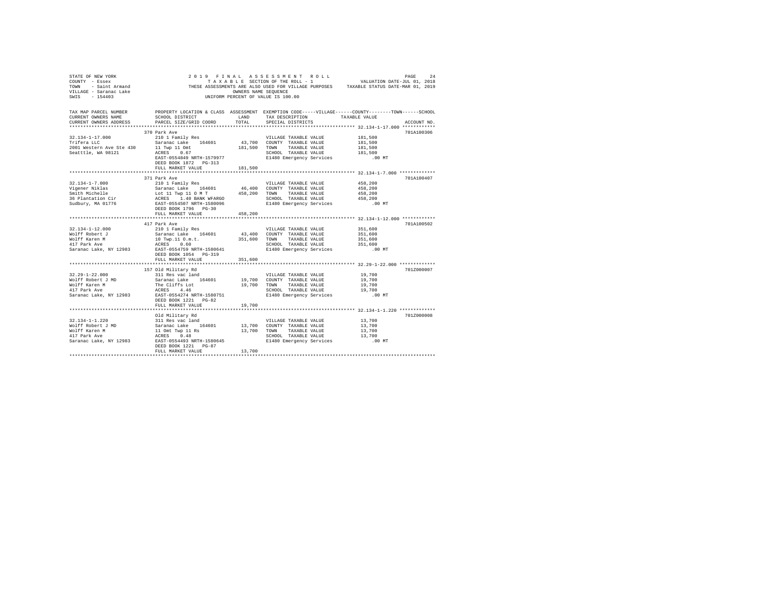STATE OF NEW YORK
COUNTY - Essex
TOWN - Saint Armand
VILLAGE - Saranac Lake
SWIS - 154403

2019 FINAL ASSESSMENT ROLL
TAXABLE SECTION OF THE ROLL - 1
THESE ASSESSMENTS ARE ALSO USED FOR VILLAGE PURPOSES
OWNERS NAME SEQUENCE
UNIFORM PERCENT OF VALUE IS 100.00

VALUATION DATE-JUL 01, 2018
TAXABLE STATUS DATE-MAR 01, 2019

| TAX MAP PARCEL NUMBER / CURRENT OWNERS NAME / CURRENT OWNERS ADDRESS | PROPERTY LOCATION & CLASS / SCHOOL DISTRICT / PARCEL SIZE/GRID COORD | ASSESSMENT LAND | TOTAL | EXEMPTION CODE / TAX DESCRIPTION / SPECIAL DISTRICTS | TAXABLE VALUE | ACCOUNT NO. |
|---|---|---|---|---|---|---|
| 32.134-1-17.000 | 370 Park Ave | | | | | 701A100306 |
| | 210 1 Family Res | | | VILLAGE TAXABLE VALUE | 181,500 | |
| Trifera LLC | Saranac Lake 164601 | 43,700 | | COUNTY TAXABLE VALUE | 181,500 | |
| 2001 Western Ave Ste 430 | 11 Twp 11 Omt | | 181,500 | TOWN TAXABLE VALUE | 181,500 | |
| Seatttle, WA 98121 | ACRES 0.67 | | | SCHOOL TAXABLE VALUE | 181,500 | |
| | EAST-0554849 NRTH-1579977 | | | E1480 Emergency Services | .00 MT | |
| | DEED BOOK 1872 PG-313 | | | | | |
| | FULL MARKET VALUE | | 181,500 | | | |
| 32.134-1-7.000 | 371 Park Ave | | | | | 701A100407 |
| | 210 1 Family Res | | | VILLAGE TAXABLE VALUE | 458,200 | |
| Vigener Niklas | Saranac Lake 164601 | 46,400 | | COUNTY TAXABLE VALUE | 458,200 | |
| Smith Michelle | Lot 11 Twp 11 O M T | | 458,200 | TOWN TAXABLE VALUE | 458,200 | |
| 36 Plantation Cir | ACRES 1.40 BANK WFARGO | | | SCHOOL TAXABLE VALUE | 458,200 | |
| Sudbury, MA 01776 | EAST-0554507 NRTH-1580096 | | | E1480 Emergency Services | .00 MT | |
| | DEED BOOK 1796 PG-30 | | | | | |
| | FULL MARKET VALUE | | 458,200 | | | |
| 32.134-1-12.000 | 417 Park Ave | | | | | 701A100502 |
| | 210 1 Family Res | | | VILLAGE TAXABLE VALUE | 351,600 | |
| Wolff Robert J | Saranac Lake 164601 | 43,400 | | COUNTY TAXABLE VALUE | 351,600 | |
| Wolff Karen M | 10 Twp.11 O.m.t. | | 351,600 | TOWN TAXABLE VALUE | 351,600 | |
| 417 Park Ave | ACRES 0.60 | | | SCHOOL TAXABLE VALUE | 351,600 | |
| Saranac Lake, NY 12983 | EAST-0554759 NRTH-1580641 | | | E1480 Emergency Services | .00 MT | |
| | DEED BOOK 1054 PG-319 | | | | | |
| | FULL MARKET VALUE | | 351,600 | | | |
| 32.29-1-22.000 | 157 Old Military Rd | | | | | 701Z000007 |
| | 311 Res vac land | | | VILLAGE TAXABLE VALUE | 19,700 | |
| Wolff Robert J MD | Saranac Lake 164601 | 19,700 | | COUNTY TAXABLE VALUE | 19,700 | |
| Wolff Karen M | The Cliffs Lot | | 19,700 | TOWN TAXABLE VALUE | 19,700 | |
| 417 Park Ave | ACRES 4.46 | | | SCHOOL TAXABLE VALUE | 19,700 | |
| Saranac Lake, NY 12983 | EAST-0554274 NRTH-1580751 | | | E1480 Emergency Services | .00 MT | |
| | DEED BOOK 1221 PG-82 | | | | | |
| | FULL MARKET VALUE | | 19,700 | | | |
| 32.134-1-1.220 | Old Military Rd | | | | | 701Z000008 |
| | 311 Res vac land | | | VILLAGE TAXABLE VALUE | 13,700 | |
| Wolff Robert J MD | Saranac Lake 164601 | 13,700 | | COUNTY TAXABLE VALUE | 13,700 | |
| Wolff Karen M | 11 Omt Twp 11 Rs | | 13,700 | TOWN TAXABLE VALUE | 13,700 | |
| 417 Park Ave | ACRES 0.48 | | | SCHOOL TAXABLE VALUE | 13,700 | |
| Saranac Lake, NY 12983 | EAST-0554493 NRTH-1580645 | | | E1480 Emergency Services | .00 MT | |
| | DEED BOOK 1221 PG-87 | | | | | |
| | FULL MARKET VALUE | | 13,700 | | | |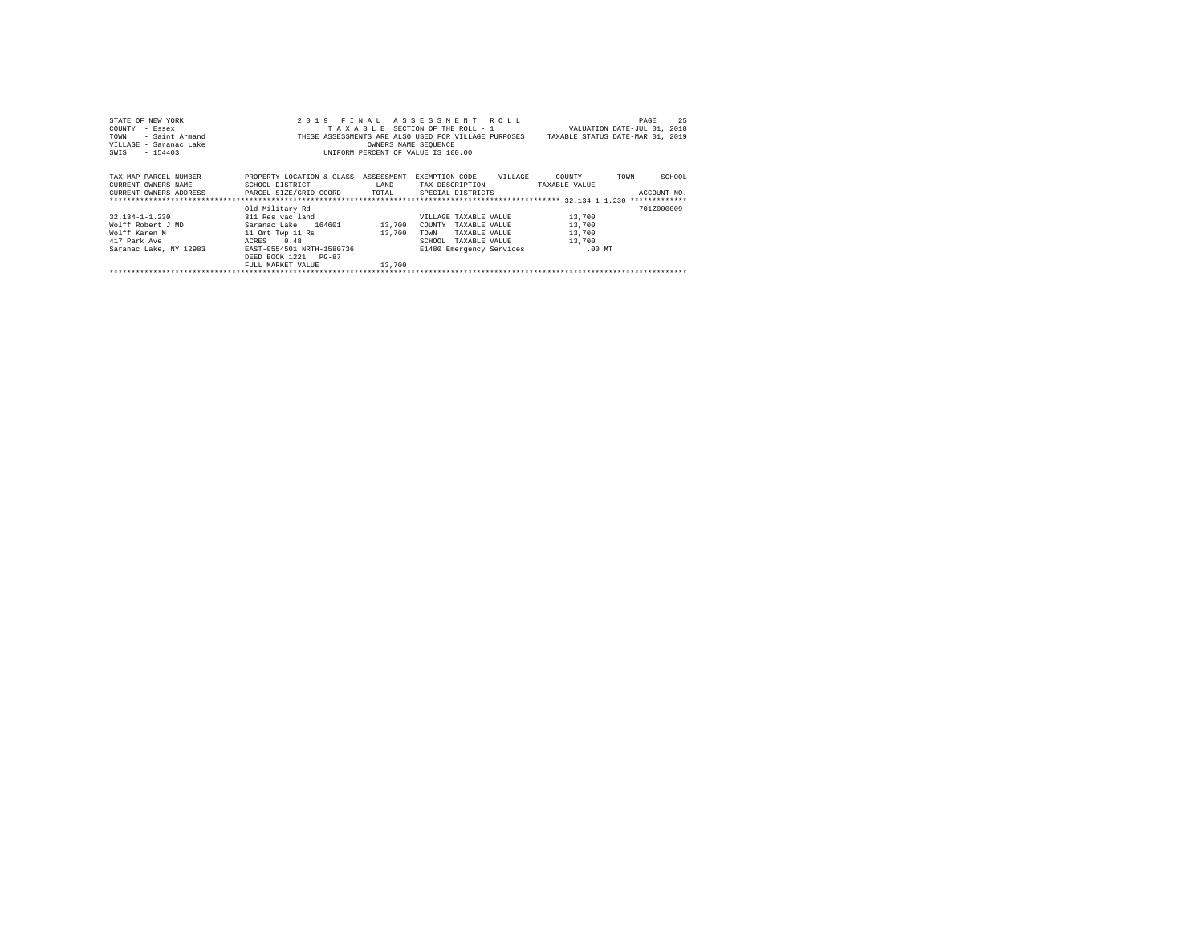STATE OF NEW YORK
COUNTY - Essex
TOWN - Saint Armand
VILLAGE - Saranac Lake
SWIS - 154403

2019 FINAL ASSESSMENT ROLL
TAXABLE SECTION OF THE ROLL - 1
THESE ASSESSMENTS ARE ALSO USED FOR VILLAGE PURPOSES
OWNERS NAME SEQUENCE
UNIFORM PERCENT OF VALUE IS 100.00

VALUATION DATE-JUL 01, 2018
TAXABLE STATUS DATE-MAR 01, 2019

| TAX MAP PARCEL NUMBER / CURRENT OWNERS NAME / CURRENT OWNERS ADDRESS | PROPERTY LOCATION & CLASS / SCHOOL DISTRICT / PARCEL SIZE/GRID COORD | ASSESSMENT LAND / TOTAL | EXEMPTION CODE-----VILLAGE------COUNTY--------TOWN------SCHOOL / TAX DESCRIPTION / SPECIAL DISTRICTS | TAXABLE VALUE | ACCOUNT NO. |
|---|---|---|---|---|---|
| 32.134-1-1.230 | Old Military Rd | | | | 701Z000009 |
| 32.134-1-1.230 | 311 Res vac land | | VILLAGE TAXABLE VALUE | 13,700 | |
| Wolff Robert J MD | Saranac Lake 164601 | 13,700 | COUNTY TAXABLE VALUE | 13,700 | |
| Wolff Karen M | 11 Omt Twp 11 Rs | 13,700 | TOWN TAXABLE VALUE | 13,700 | |
| 417 Park Ave | ACRES 0.48 | | SCHOOL TAXABLE VALUE | 13,700 | |
| Saranac Lake, NY 12983 | EAST-0554501 NRTH-1580736 | | E1480 Emergency Services | .00 MT | |
| | DEED BOOK 1221 PG-87 | | | | |
| | FULL MARKET VALUE | 13,700 | | | |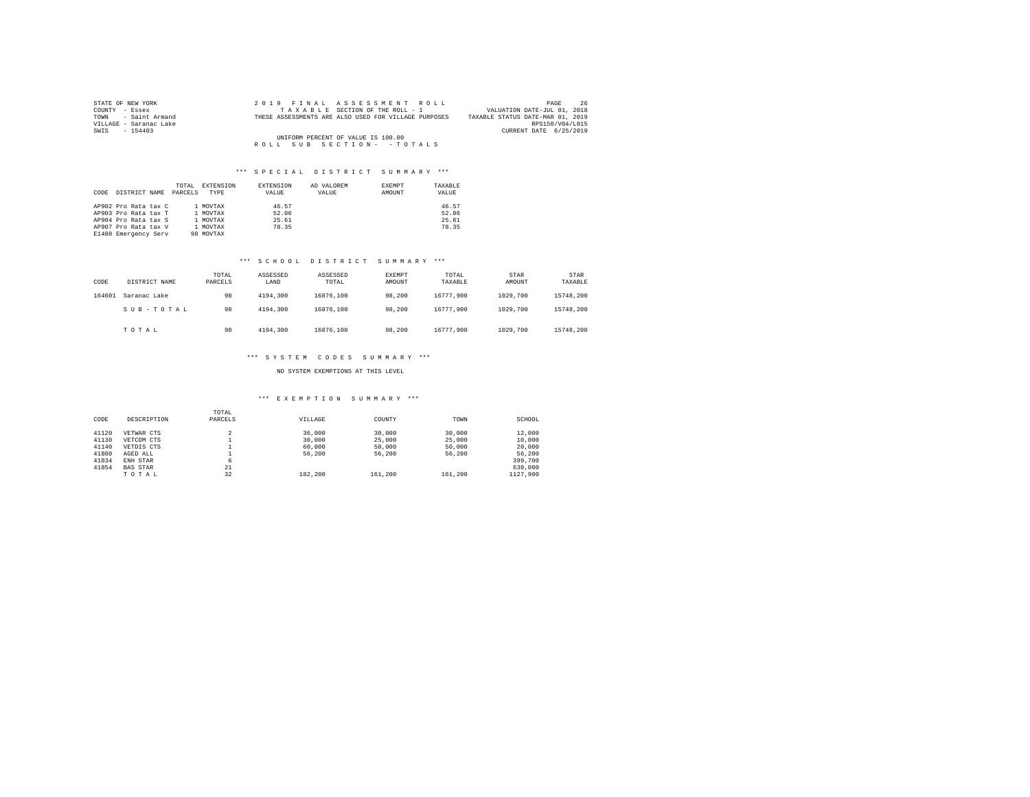STATE OF NEW YORK
COUNTY - Essex
TOWN - Saint Armand
VILLAGE - Saranac Lake
SWIS - 154403

2019 FINAL ASSESSMENT ROLL
TAXABLE SECTION OF THE ROLL - 1
THESE ASSESSMENTS ARE ALSO USED FOR VILLAGE PURPOSES
UNIFORM PERCENT OF VALUE IS 100.00
ROLL SUB SECTION- - TOTALS

VALUATION DATE-JUL 01, 2018
TAXABLE STATUS DATE-MAR 01, 2019
RPS150/V04/L015
CURRENT DATE 6/25/2019

### *** SPECIAL DISTRICT SUMMARY ***

| CODE | DISTRICT NAME | TOTAL PARCELS | EXTENSION TYPE | EXTENSION VALUE | AD VALOREM VALUE | EXEMPT AMOUNT | TAXABLE VALUE |
|---|---|---|---|---|---|---|---|
| AP902 | Pro Rata tax C | 1 | MOVTAX | 46.57 | | | 46.57 |
| AP903 | Pro Rata tax T | 1 | MOVTAX | 52.06 | | | 52.06 |
| AP904 | Pro Rata tax S | 1 | MOVTAX | 25.61 | | | 25.61 |
| AP907 | Pro Rata tax V | 1 | MOVTAX | 78.35 | | | 78.35 |
| E1480 | Emergency Serv | 98 | MOVTAX | | | | |

### *** SCHOOL DISTRICT SUMMARY ***

| CODE | DISTRICT NAME | TOTAL PARCELS | ASSESSED LAND | ASSESSED TOTAL | EXEMPT AMOUNT | TOTAL TAXABLE | STAR AMOUNT | STAR TAXABLE |
|---|---|---|---|---|---|---|---|---|
| 164601 | Saranac Lake | 98 | 4194,300 | 16876,100 | 98,200 | 16777,900 | 1029,700 | 15748,200 |
| | SUB-TOTAL | 98 | 4194,300 | 16876,100 | 98,200 | 16777,900 | 1029,700 | 15748,200 |
| | TOTAL | 98 | 4194,300 | 16876,100 | 98,200 | 16777,900 | 1029,700 | 15748,200 |

### *** SYSTEM CODES SUMMARY ***

NO SYSTEM EXEMPTIONS AT THIS LEVEL

### *** EXEMPTION SUMMARY ***

| CODE | DESCRIPTION | TOTAL PARCELS | VILLAGE | COUNTY | TOWN | SCHOOL |
|---|---|---|---|---|---|---|
| 41120 | VETWAR CTS | 2 | 36,000 | 30,000 | 30,000 | 12,000 |
| 41130 | VETCOM CTS | 1 | 30,000 | 25,000 | 25,000 | 10,000 |
| 41140 | VETDIS CTS | 1 | 60,000 | 50,000 | 50,000 | 20,000 |
| 41800 | AGED ALL | 1 | 56,200 | 56,200 | 56,200 | 56,200 |
| 41834 | ENH STAR | 6 | | | | 399,700 |
| 41854 | BAS STAR | 21 | | | | 630,000 |
| | TOTAL | 32 | 182,200 | 161,200 | 161,200 | 1127,900 |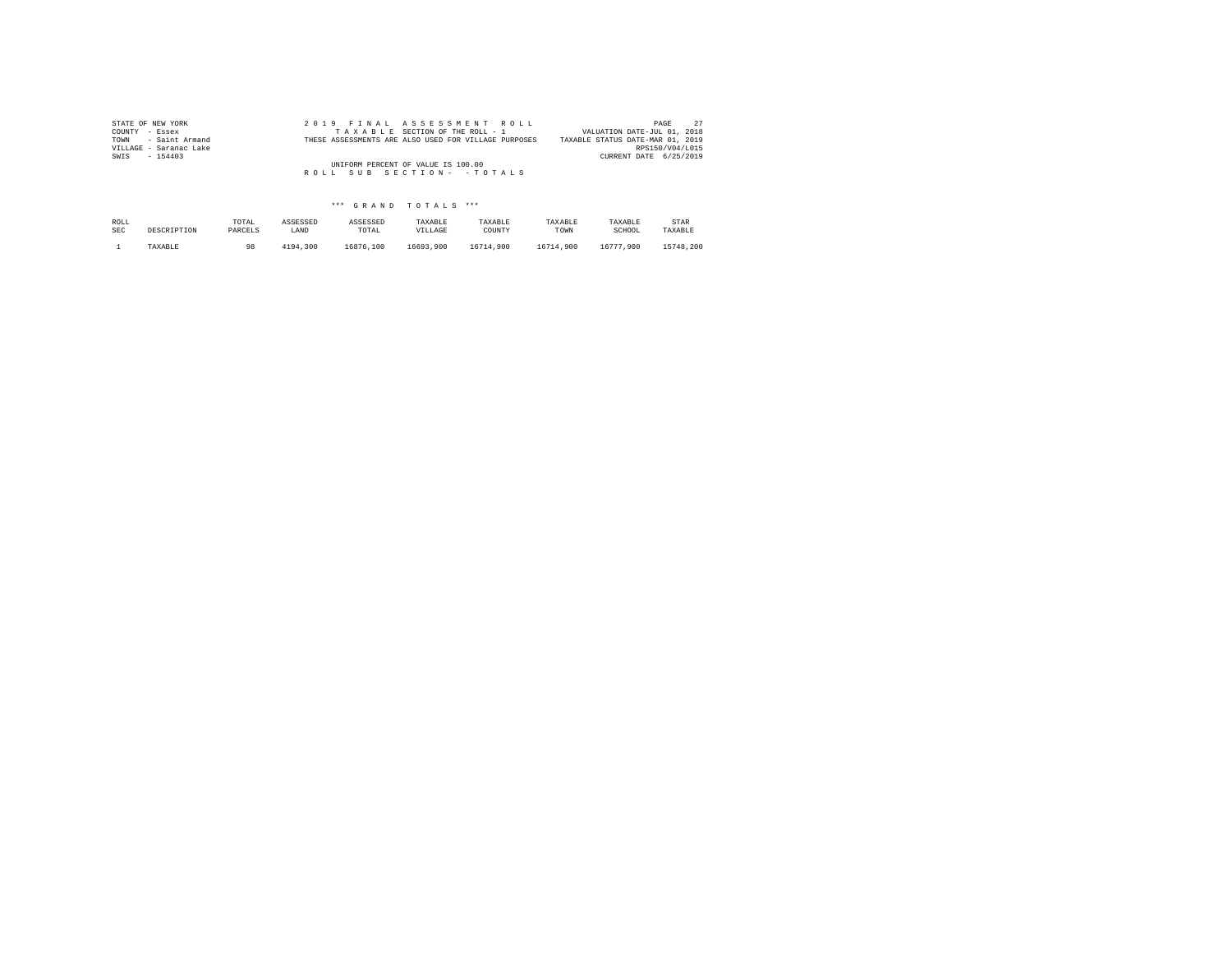STATE OF NEW YORK
COUNTY - Essex
TOWN - Saint Armand
VILLAGE - Saranac Lake
SWIS - 154403

2019 FINAL ASSESSMENT ROLL
TAXABLE SECTION OF THE ROLL - 1
THESE ASSESSMENTS ARE ALSO USED FOR VILLAGE PURPOSES

VALUATION DATE-JUL 01, 2018
TAXABLE STATUS DATE-MAR 01, 2019
RPS150/V04/L015
CURRENT DATE 6/25/2019

UNIFORM PERCENT OF VALUE IS 100.00

ROLL SUB SECTION- - TOTALS

*** GRAND TOTALS ***

| ROLL SEC | DESCRIPTION | TOTAL PARCELS | ASSESSED LAND | ASSESSED TOTAL | TAXABLE VILLAGE | TAXABLE COUNTY | TAXABLE TOWN | TAXABLE SCHOOL | STAR TAXABLE |
|---|---|---|---|---|---|---|---|---|---|
| 1 | TAXABLE | 98 | 4194,300 | 16876,100 | 16693,900 | 16714,900 | 16714,900 | 16777,900 | 15748,200 |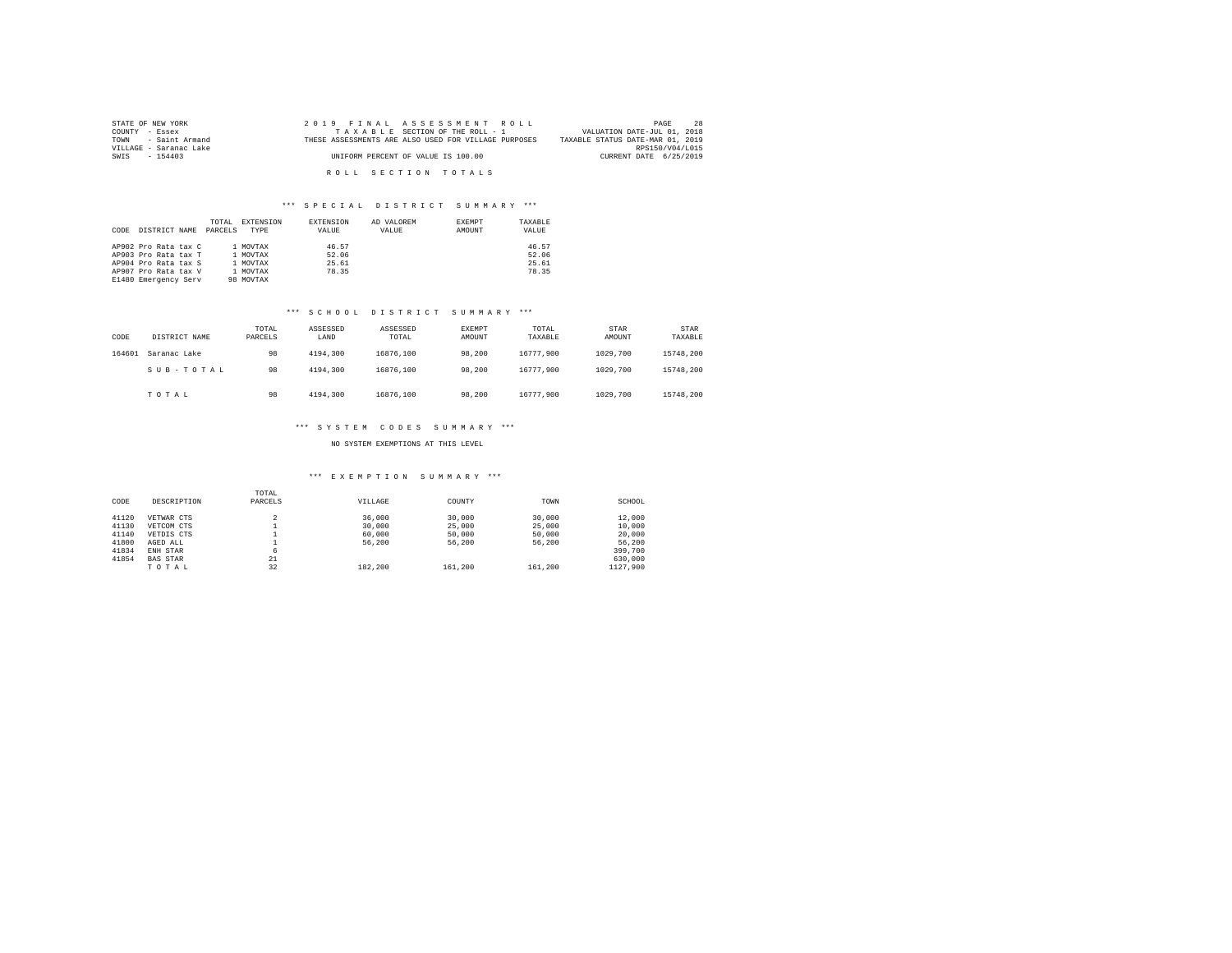STATE OF NEW YORK
COUNTY - Essex
TOWN - Saint Armand
VILLAGE - Saranac Lake
SWIS - 154403

2019 FINAL ASSESSMENT ROLL
TAXABLE SECTION OF THE ROLL - 1
THESE ASSESSMENTS ARE ALSO USED FOR VILLAGE PURPOSES
UNIFORM PERCENT OF VALUE IS 100.00

VALUATION DATE-JUL 01, 2018
TAXABLE STATUS DATE-MAR 01, 2019
RPS150/V04/L015
CURRENT DATE 6/25/2019

## ROLL SECTION TOTALS

### *** SPECIAL DISTRICT SUMMARY ***

| CODE | DISTRICT NAME | TOTAL PARCELS | EXTENSION TYPE | EXTENSION VALUE | AD VALOREM VALUE | EXEMPT AMOUNT | TAXABLE VALUE |
|---|---|---|---|---|---|---|---|
| AP902 | Pro Rata tax C | 1 | MOVTAX | 46.57 | | | 46.57 |
| AP903 | Pro Rata tax T | 1 | MOVTAX | 52.06 | | | 52.06 |
| AP904 | Pro Rata tax S | 1 | MOVTAX | 25.61 | | | 25.61 |
| AP907 | Pro Rata tax V | 1 | MOVTAX | 78.35 | | | 78.35 |
| E1480 | Emergency Serv | 98 | MOVTAX | | | | |

### *** SCHOOL DISTRICT SUMMARY ***

| CODE | DISTRICT NAME | TOTAL PARCELS | ASSESSED LAND | ASSESSED TOTAL | EXEMPT AMOUNT | TOTAL TAXABLE | STAR AMOUNT | STAR TAXABLE |
|---|---|---|---|---|---|---|---|---|
| 164601 | Saranac Lake | 98 | 4194,300 | 16876,100 | 98,200 | 16777,900 | 1029,700 | 15748,200 |
| | SUB-TOTAL | 98 | 4194,300 | 16876,100 | 98,200 | 16777,900 | 1029,700 | 15748,200 |
| | TOTAL | 98 | 4194,300 | 16876,100 | 98,200 | 16777,900 | 1029,700 | 15748,200 |

### *** SYSTEM CODES SUMMARY ***

NO SYSTEM EXEMPTIONS AT THIS LEVEL

### *** EXEMPTION SUMMARY ***

| CODE | DESCRIPTION | TOTAL PARCELS | VILLAGE | COUNTY | TOWN | SCHOOL |
|---|---|---|---|---|---|---|
| 41120 | VETWAR CTS | 2 | 36,000 | 30,000 | 30,000 | 12,000 |
| 41130 | VETCOM CTS | 1 | 30,000 | 25,000 | 25,000 | 10,000 |
| 41140 | VETDIS CTS | 1 | 60,000 | 50,000 | 50,000 | 20,000 |
| 41800 | AGED ALL | 1 | 56,200 | 56,200 | 56,200 | 56,200 |
| 41834 | ENH STAR | 6 | | | | 399,700 |
| 41854 | BAS STAR | 21 | | | | 630,000 |
| | TOTAL | 32 | 182,200 | 161,200 | 161,200 | 1127,900 |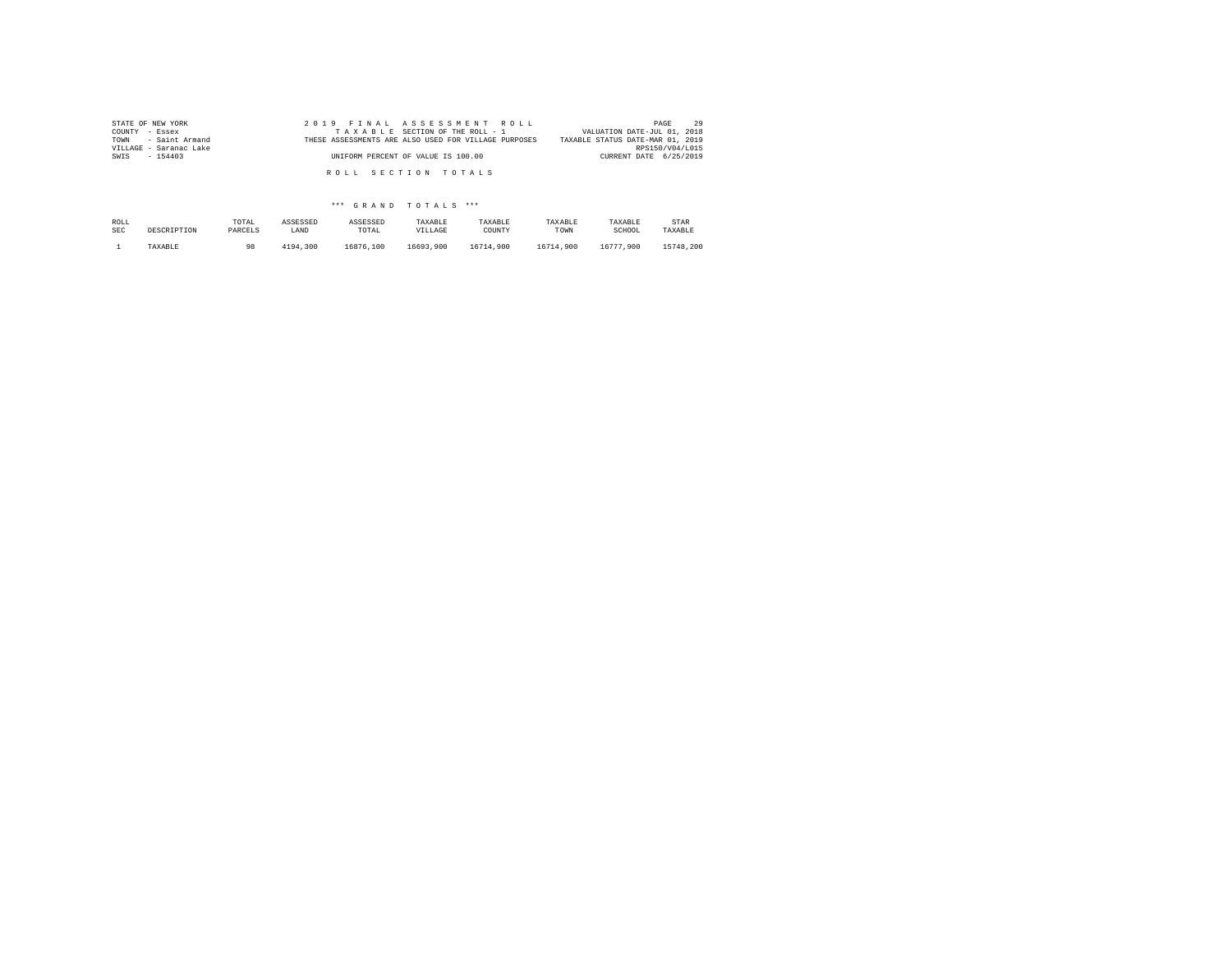STATE OF NEW YORK
COUNTY - Essex
TOWN - Saint Armand
VILLAGE - Saranac Lake
SWIS - 154403

2019 FINAL ASSESSMENT ROLL
TAXABLE SECTION OF THE ROLL - 1
THESE ASSESSMENTS ARE ALSO USED FOR VILLAGE PURPOSES
UNIFORM PERCENT OF VALUE IS 100.00

VALUATION DATE-JUL 01, 2018
TAXABLE STATUS DATE-MAR 01, 2019
RPS150/V04/L015
CURRENT DATE 6/25/2019

ROLL SECTION TOTALS

*** GRAND TOTALS ***

| ROLL SEC | DESCRIPTION | TOTAL PARCELS | ASSESSED LAND | ASSESSED TOTAL | TAXABLE VILLAGE | TAXABLE COUNTY | TAXABLE TOWN | TAXABLE SCHOOL | STAR TAXABLE |
|---|---|---|---|---|---|---|---|---|---|
| 1 | TAXABLE | 98 | 4194,300 | 16876,100 | 16693,900 | 16714,900 | 16714,900 | 16777,900 | 15748,200 |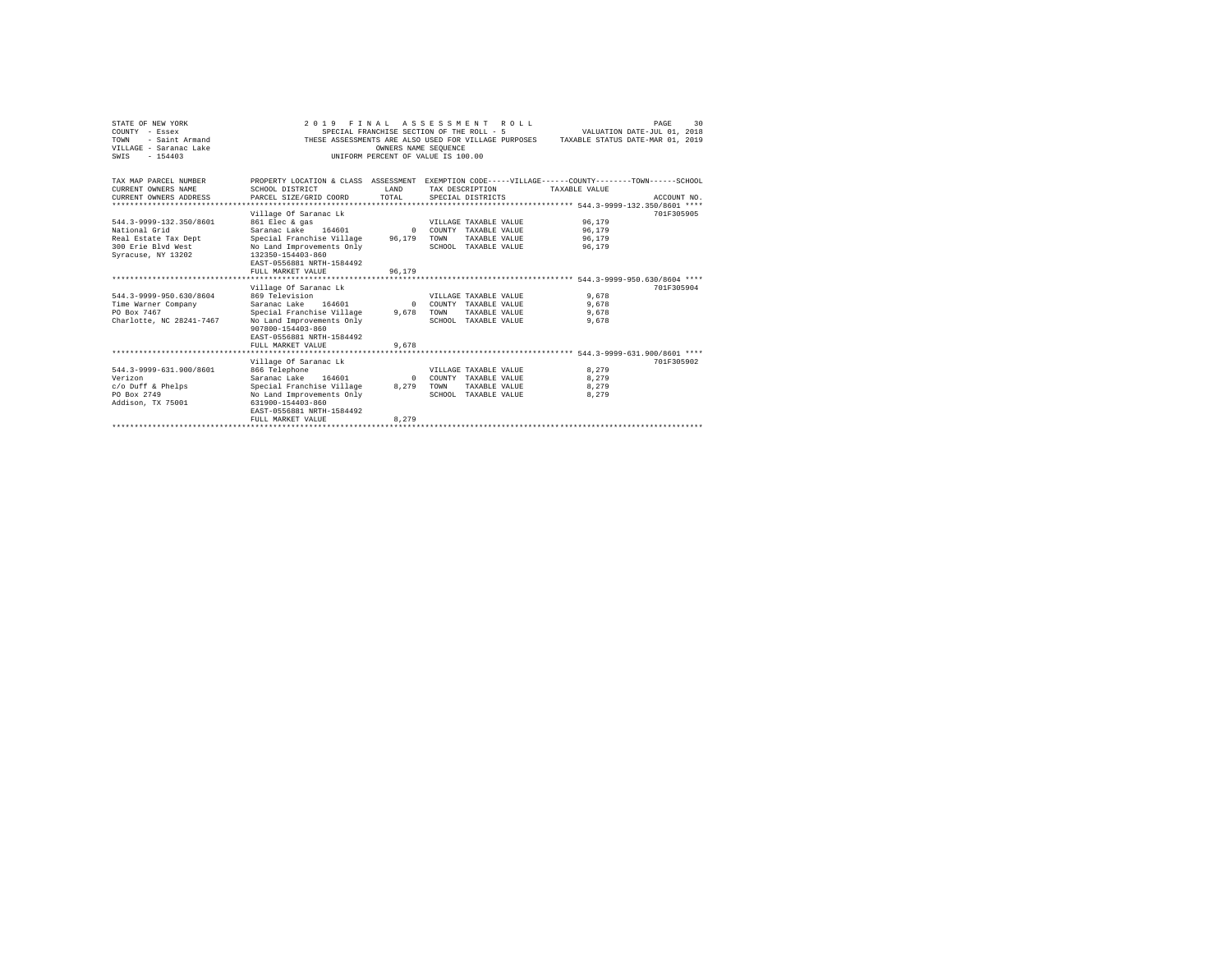STATE OF NEW YORK
COUNTY - Essex
TOWN - Saint Armand
VILLAGE - Saranac Lake
SWIS - 154403

2019 FINAL ASSESSMENT ROLL
SPECIAL FRANCHISE SECTION OF THE ROLL - 5
THESE ASSESSMENTS ARE ALSO USED FOR VILLAGE PURPOSES
OWNERS NAME SEQUENCE
UNIFORM PERCENT OF VALUE IS 100.00

VALUATION DATE-JUL 01, 2018
TAXABLE STATUS DATE-MAR 01, 2019

| TAX MAP PARCEL NUMBER / CURRENT OWNERS NAME / CURRENT OWNERS ADDRESS | PROPERTY LOCATION & CLASS / SCHOOL DISTRICT / PARCEL SIZE/GRID COORD | ASSESSMENT LAND / TOTAL | EXEMPTION CODE / TAX DESCRIPTION / SPECIAL DISTRICTS | TAXABLE VALUE | ACCOUNT NO. |
|---|---|---|---|---|---|
| **544.3-9999-132.350/8601** | Village Of Saranac Lk | | | | 701F305905 |
| 544.3-9999-132.350/8601 | 861 Elec & gas | | VILLAGE TAXABLE VALUE | 96,179 | |
| National Grid | Saranac Lake 164601 | 0 | COUNTY TAXABLE VALUE | 96,179 | |
| Real Estate Tax Dept | Special Franchise Village | 96,179 | TOWN TAXABLE VALUE | 96,179 | |
| 300 Erie Blvd West | No Land Improvements Only | | SCHOOL TAXABLE VALUE | 96,179 | |
| Syracuse, NY 13202 | 132350-154403-860 | | | | |
| | EAST-0556881 NRTH-1584492 | | | | |
| | FULL MARKET VALUE | 96,179 | | | |
| **544.3-9999-950.630/8604** | Village Of Saranac Lk | | | | 701F305904 |
| 544.3-9999-950.630/8604 | 869 Television | | VILLAGE TAXABLE VALUE | 9,678 | |
| Time Warner Company | Saranac Lake 164601 | 0 | COUNTY TAXABLE VALUE | 9,678 | |
| PO Box 7467 | Special Franchise Village | 9,678 | TOWN TAXABLE VALUE | 9,678 | |
| Charlotte, NC 28241-7467 | No Land Improvements Only | | SCHOOL TAXABLE VALUE | 9,678 | |
| | 907800-154403-860 | | | | |
| | EAST-0556881 NRTH-1584492 | | | | |
| | FULL MARKET VALUE | 9,678 | | | |
| **544.3-9999-631.900/8601** | Village Of Saranac Lk | | | | 701F305902 |
| 544.3-9999-631.900/8601 | 866 Telephone | | VILLAGE TAXABLE VALUE | 8,279 | |
| Verizon | Saranac Lake 164601 | 0 | COUNTY TAXABLE VALUE | 8,279 | |
| c/o Duff & Phelps | Special Franchise Village | 8,279 | TOWN TAXABLE VALUE | 8,279 | |
| PO Box 2749 | No Land Improvements Only | | SCHOOL TAXABLE VALUE | 8,279 | |
| Addison, TX 75001 | 631900-154403-860 | | | | |
| | EAST-0556881 NRTH-1584492 | | | | |
| | FULL MARKET VALUE | 8,279 | | | |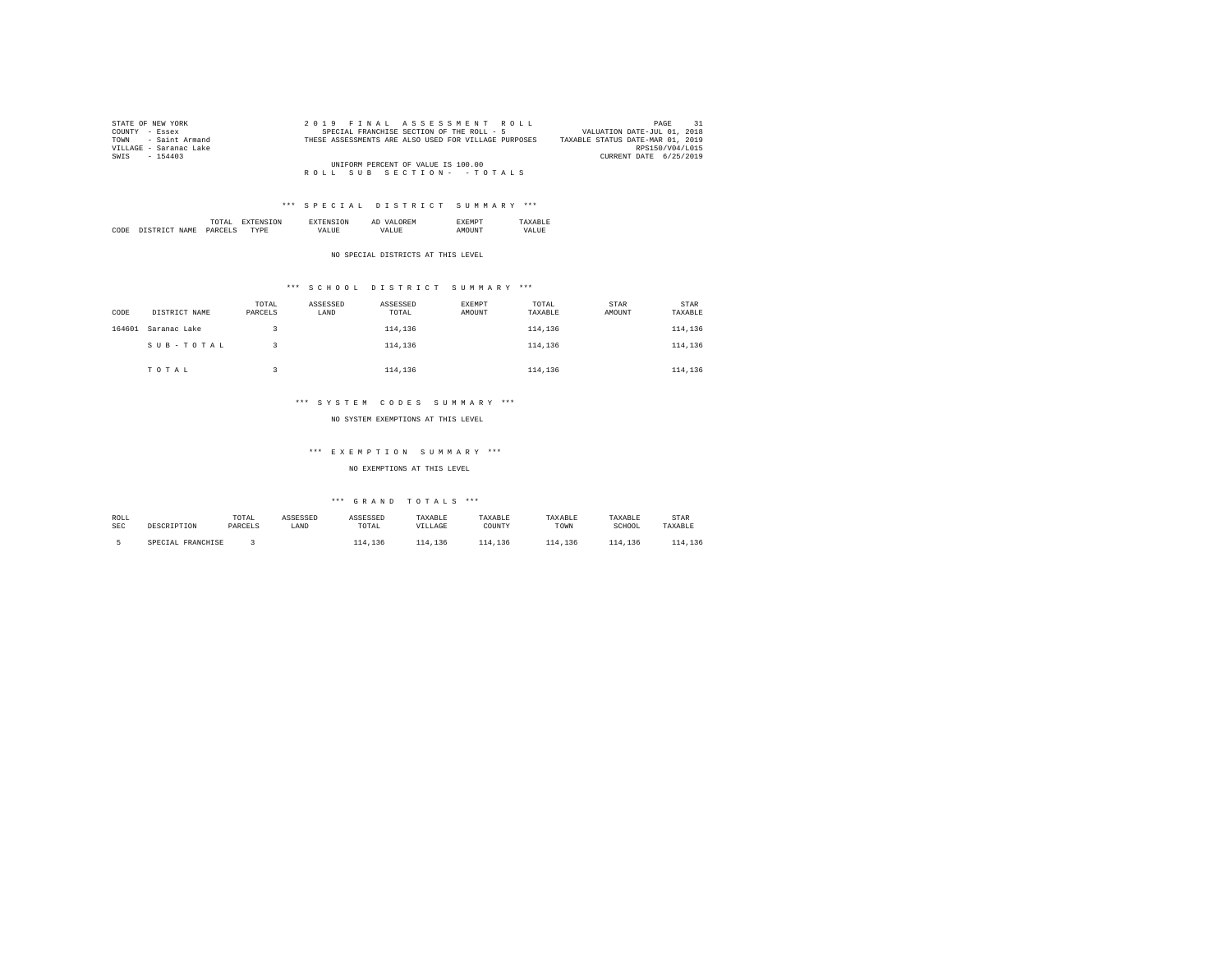STATE OF NEW YORK
COUNTY - Essex
TOWN - Saint Armand
VILLAGE - Saranac Lake
SWIS - 154403

2 0 1 9 F I N A L A S S E S S M E N T R O L L
SPECIAL FRANCHISE SECTION OF THE ROLL - 5
THESE ASSESSMENTS ARE ALSO USED FOR VILLAGE PURPOSES

VALUATION DATE-JUL 01, 2018
TAXABLE STATUS DATE-MAR 01, 2019
RPS150/V04/L015
CURRENT DATE 6/25/2019

UNIFORM PERCENT OF VALUE IS 100.00

R O L L S U B S E C T I O N - - T O T A L S

### *** S P E C I A L D I S T R I C T S U M M A R Y ***

| CODE | DISTRICT NAME | TOTAL PARCELS | EXTENSION TYPE | EXTENSION VALUE | AD VALOREM VALUE | EXEMPT AMOUNT | TAXABLE VALUE |
|---|---|---|---|---|---|---|---|

NO SPECIAL DISTRICTS AT THIS LEVEL

### *** S C H O O L D I S T R I C T S U M M A R Y ***

| CODE | DISTRICT NAME | TOTAL PARCELS | ASSESSED LAND | ASSESSED TOTAL | EXEMPT AMOUNT | TOTAL TAXABLE | STAR AMOUNT | STAR TAXABLE |
|---|---|---|---|---|---|---|---|---|
| 164601 | Saranac Lake | 3 | | 114,136 | | 114,136 | | 114,136 |
| | S U B - T O T A L | 3 | | 114,136 | | 114,136 | | 114,136 |
| | T O T A L | 3 | | 114,136 | | 114,136 | | 114,136 |

### *** S Y S T E M C O D E S S U M M A R Y ***

NO SYSTEM EXEMPTIONS AT THIS LEVEL

### *** E X E M P T I O N S U M M A R Y ***

NO EXEMPTIONS AT THIS LEVEL

### *** G R A N D T O T A L S ***

| ROLL SEC | DESCRIPTION | TOTAL PARCELS | ASSESSED LAND | ASSESSED TOTAL | TAXABLE VILLAGE | TAXABLE COUNTY | TAXABLE TOWN | TAXABLE SCHOOL | STAR TAXABLE |
|---|---|---|---|---|---|---|---|---|---|
| 5 | SPECIAL FRANCHISE | 3 | | 114,136 | 114,136 | 114,136 | 114,136 | 114,136 | 114,136 |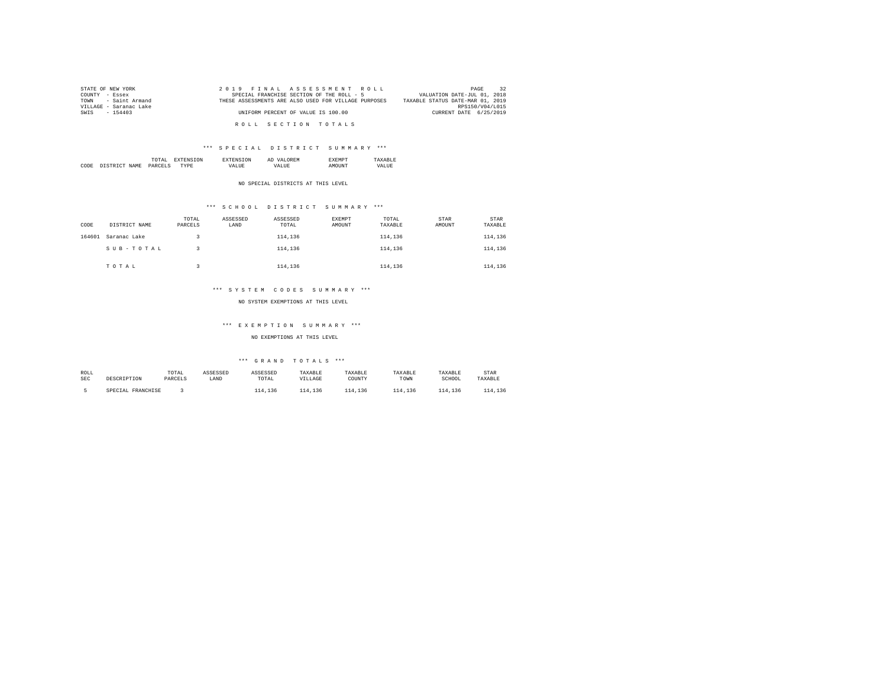STATE OF NEW YORK
COUNTY - Essex
TOWN - Saint Armand
VILLAGE - Saranac Lake
SWIS - 154403

2019 FINAL ASSESSMENT ROLL
SPECIAL FRANCHISE SECTION OF THE ROLL - 5
THESE ASSESSMENTS ARE ALSO USED FOR VILLAGE PURPOSES
UNIFORM PERCENT OF VALUE IS 100.00

VALUATION DATE-JUL 01, 2018
TAXABLE STATUS DATE-MAR 01, 2019
RPS150/V04/L015
CURRENT DATE 6/25/2019

## ROLL SECTION TOTALS

### *** SPECIAL DISTRICT SUMMARY ***

| CODE | DISTRICT NAME | TOTAL PARCELS | EXTENSION TYPE | EXTENSION VALUE | AD VALOREM VALUE | EXEMPT AMOUNT | TAXABLE VALUE |
|---|---|---|---|---|---|---|---|

NO SPECIAL DISTRICTS AT THIS LEVEL

### *** SCHOOL DISTRICT SUMMARY ***

| CODE | DISTRICT NAME | TOTAL PARCELS | ASSESSED LAND | ASSESSED TOTAL | EXEMPT AMOUNT | TOTAL TAXABLE | STAR AMOUNT | STAR TAXABLE |
|---|---|---|---|---|---|---|---|---|
| 164601 | Saranac Lake | 3 | | 114,136 | | 114,136 | | 114,136 |
| | S U B - T O T A L | 3 | | 114,136 | | 114,136 | | 114,136 |
| | T O T A L | 3 | | 114,136 | | 114,136 | | 114,136 |

### *** SYSTEM CODES SUMMARY ***

NO SYSTEM EXEMPTIONS AT THIS LEVEL

### *** EXEMPTION SUMMARY ***

NO EXEMPTIONS AT THIS LEVEL

### *** GRAND TOTALS ***

| ROLL SEC | DESCRIPTION | TOTAL PARCELS | ASSESSED LAND | ASSESSED TOTAL | TAXABLE VILLAGE | TAXABLE COUNTY | TAXABLE TOWN | TAXABLE SCHOOL | STAR TAXABLE |
|---|---|---|---|---|---|---|---|---|---|
| 5 | SPECIAL FRANCHISE | 3 | | 114,136 | 114,136 | 114,136 | 114,136 | 114,136 | 114,136 |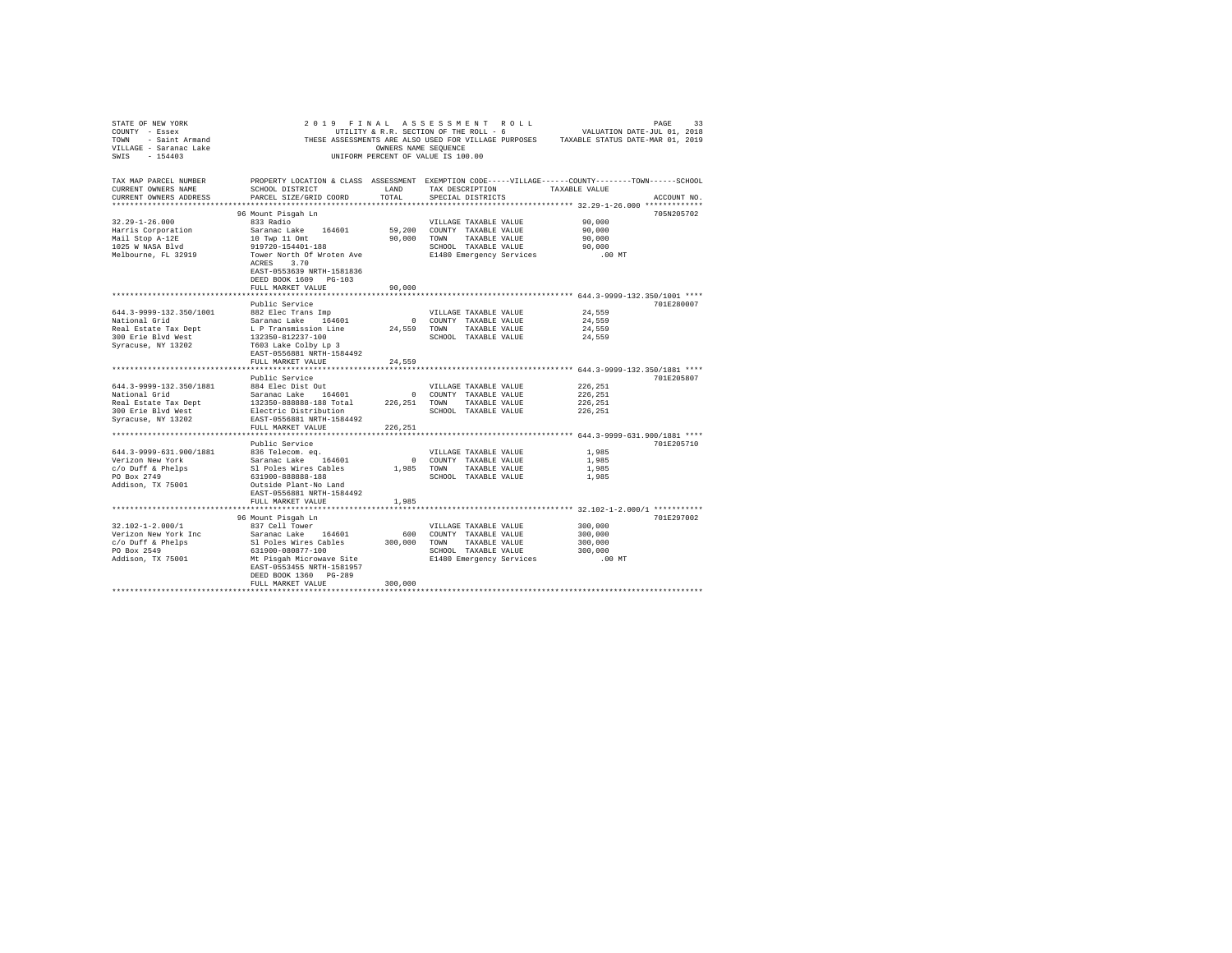STATE OF NEW YORK
COUNTY - Essex
TOWN - Saint Armand
VILLAGE - Saranac Lake
SWIS - 154403

2 0 1 9 F I N A L A S S E S S M E N T R O L L
UTILITY & R.R. SECTION OF THE ROLL - 6
THESE ASSESSMENTS ARE ALSO USED FOR VILLAGE PURPOSES
OWNERS NAME SEQUENCE
UNIFORM PERCENT OF VALUE IS 100.00

VALUATION DATE-JUL 01, 2018
TAXABLE STATUS DATE-MAR 01, 2019

| TAX MAP PARCEL NUMBER / CURRENT OWNERS NAME / CURRENT OWNERS ADDRESS | PROPERTY LOCATION & CLASS / SCHOOL DISTRICT / PARCEL SIZE/GRID COORD | ASSESSMENT LAND / TOTAL | EXEMPTION CODE / TAX DESCRIPTION / SPECIAL DISTRICTS | TAXABLE VALUE | ACCOUNT NO. |
|---|---|---|---|---|---|
| **32.29-1-26.000** | 96 Mount Pisgah Ln | | | | 705N205702 |
| Harris Corporation | 833 Radio | | VILLAGE TAXABLE VALUE | 90,000 | |
| Mail Stop A-12E | Saranac Lake 164601 | 59,200 | COUNTY TAXABLE VALUE | 90,000 | |
| 1025 W NASA Blvd | 10 Twp 11 Omt | 90,000 | TOWN TAXABLE VALUE | 90,000 | |
| Melbourne, FL 32919 | 919720-154401-188 | | SCHOOL TAXABLE VALUE | 90,000 | |
| | Tower North Of Wroten Ave | | E1480 Emergency Services | .00 MT | |
| | ACRES 3.70 | | | | |
| | EAST-0553639 NRTH-1581836 | | | | |
| | DEED BOOK 1609 PG-103 | | | | |
| | FULL MARKET VALUE | 90,000 | | | |
| **644.3-9999-132.350/1001** | Public Service | | | | 701E280007 |
| National Grid | 882 Elec Trans Imp | | VILLAGE TAXABLE VALUE | 24,559 | |
| Real Estate Tax Dept | Saranac Lake 164601 | 0 | COUNTY TAXABLE VALUE | 24,559 | |
| 300 Erie Blvd West | L P Transmission Line | 24,559 | TOWN TAXABLE VALUE | 24,559 | |
| Syracuse, NY 13202 | 132350-812237-100 | | SCHOOL TAXABLE VALUE | 24,559 | |
| | T603 Lake Colby Lp 3 | | | | |
| | EAST-0556881 NRTH-1584492 | | | | |
| | FULL MARKET VALUE | 24,559 | | | |
| **644.3-9999-132.350/1881** | Public Service | | | | 701E205807 |
| National Grid | 884 Elec Dist Out | | VILLAGE TAXABLE VALUE | 226,251 | |
| Real Estate Tax Dept | Saranac Lake 164601 | 0 | COUNTY TAXABLE VALUE | 226,251 | |
| 300 Erie Blvd West | 132350-888888-188 Total | 226,251 | TOWN TAXABLE VALUE | 226,251 | |
| Syracuse, NY 13202 | Electric Distribution | | SCHOOL TAXABLE VALUE | 226,251 | |
| | EAST-0556881 NRTH-1584492 | | | | |
| | FULL MARKET VALUE | 226,251 | | | |
| **644.3-9999-631.900/1881** | Public Service | | | | 701E205710 |
| Verizon New York | 836 Telecom. eq. | | VILLAGE TAXABLE VALUE | 1,985 | |
| c/o Duff & Phelps | Saranac Lake 164601 | 0 | COUNTY TAXABLE VALUE | 1,985 | |
| PO Box 2749 | Sl Poles Wires Cables | 1,985 | TOWN TAXABLE VALUE | 1,985 | |
| Addison, TX 75001 | 631900-888888-188 | | SCHOOL TAXABLE VALUE | 1,985 | |
| | Outside Plant-No Land | | | | |
| | EAST-0556881 NRTH-1584492 | | | | |
| | FULL MARKET VALUE | 1,985 | | | |
| **32.102-1-2.000/1** | 96 Mount Pisgah Ln | | | | 701E297002 |
| Verizon New York Inc | 837 Cell Tower | | VILLAGE TAXABLE VALUE | 300,000 | |
| c/o Duff & Phelps | Saranac Lake 164601 | 600 | COUNTY TAXABLE VALUE | 300,000 | |
| PO Box 2549 | Sl Poles Wires Cables | 300,000 | TOWN TAXABLE VALUE | 300,000 | |
| Addison, TX 75001 | 631900-080877-100 | | SCHOOL TAXABLE VALUE | 300,000 | |
| | Mt Pisgah Microwave Site | | E1480 Emergency Services | .00 MT | |
| | EAST-0553455 NRTH-1581957 | | | | |
| | DEED BOOK 1360 PG-289 | | | | |
| | FULL MARKET VALUE | 300,000 | | | |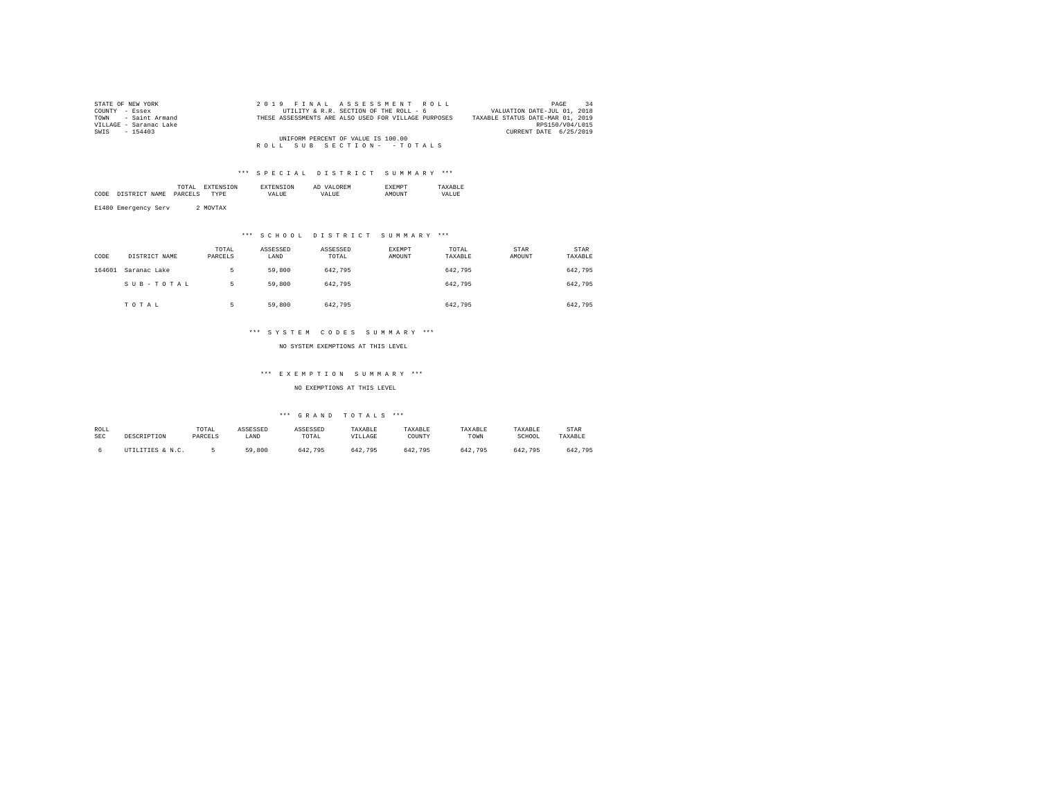STATE OF NEW YORK
COUNTY - Essex
TOWN - Saint Armand
VILLAGE - Saranac Lake
SWIS - 154403

2019 FINAL ASSESSMENT ROLL
UTILITY & R.R. SECTION OF THE ROLL - 6
THESE ASSESSMENTS ARE ALSO USED FOR VILLAGE PURPOSES
UNIFORM PERCENT OF VALUE IS 100.00

VALUATION DATE-JUL 01, 2018
TAXABLE STATUS DATE-MAR 01, 2019
RPS150/V04/L015
CURRENT DATE 6/25/2019

ROLL SUB SECTION- - TOTALS

*** SPECIAL DISTRICT SUMMARY ***

| CODE | DISTRICT NAME | TOTAL PARCELS | EXTENSION TYPE | EXTENSION VALUE | AD VALOREM VALUE | EXEMPT AMOUNT | TAXABLE VALUE |
|---|---|---|---|---|---|---|---|
| E1480 | Emergency Serv | 2 | MOVTAX | | | | |

*** SCHOOL DISTRICT SUMMARY ***

| CODE | DISTRICT NAME | TOTAL PARCELS | ASSESSED LAND | ASSESSED TOTAL | EXEMPT AMOUNT | TOTAL TAXABLE | STAR AMOUNT | STAR TAXABLE |
|---|---|---|---|---|---|---|---|---|
| 164601 | Saranac Lake | 5 | 59,800 | 642,795 | | 642,795 | | 642,795 |
| | SUB-TOTAL | 5 | 59,800 | 642,795 | | 642,795 | | 642,795 |
| | TOTAL | 5 | 59,800 | 642,795 | | 642,795 | | 642,795 |

*** SYSTEM CODES SUMMARY ***

NO SYSTEM EXEMPTIONS AT THIS LEVEL

*** EXEMPTION SUMMARY ***

NO EXEMPTIONS AT THIS LEVEL

*** GRAND TOTALS ***

| ROLL SEC | DESCRIPTION | TOTAL PARCELS | ASSESSED LAND | ASSESSED TOTAL | TAXABLE VILLAGE | TAXABLE COUNTY | TAXABLE TOWN | TAXABLE SCHOOL | STAR TAXABLE |
|---|---|---|---|---|---|---|---|---|---|
| 6 | UTILITIES & N.C. | 5 | 59,800 | 642,795 | 642,795 | 642,795 | 642,795 | 642,795 | 642,795 |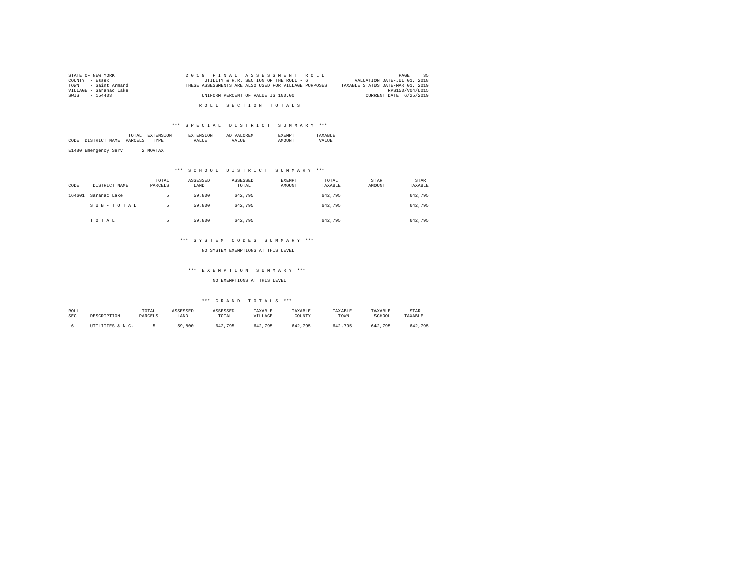STATE OF NEW YORK
COUNTY - Essex
TOWN - Saint Armand
VILLAGE - Saranac Lake
SWIS - 154403

2019 FINAL ASSESSMENT ROLL
UTILITY & R.R. SECTION OF THE ROLL - 6
THESE ASSESSMENTS ARE ALSO USED FOR VILLAGE PURPOSES
UNIFORM PERCENT OF VALUE IS 100.00

VALUATION DATE-JUL 01, 2018
TAXABLE STATUS DATE-MAR 01, 2019
RPS150/V04/L015
CURRENT DATE 6/25/2019

## ROLL SECTION TOTALS

### *** SPECIAL DISTRICT SUMMARY ***

| CODE | DISTRICT NAME | TOTAL PARCELS | EXTENSION TYPE | EXTENSION VALUE | AD VALOREM VALUE | EXEMPT AMOUNT | TAXABLE VALUE |
|---|---|---|---|---|---|---|---|
| E1480 | Emergency Serv | 2 | MOVTAX | | | | |

### *** SCHOOL DISTRICT SUMMARY ***

| CODE | DISTRICT NAME | TOTAL PARCELS | ASSESSED LAND | ASSESSED TOTAL | EXEMPT AMOUNT | TOTAL TAXABLE | STAR AMOUNT | STAR TAXABLE |
|---|---|---|---|---|---|---|---|---|
| 164601 | Saranac Lake | 5 | 59,800 | 642,795 | | 642,795 | | 642,795 |
| | SUB-TOTAL | 5 | 59,800 | 642,795 | | 642,795 | | 642,795 |
| | TOTAL | 5 | 59,800 | 642,795 | | 642,795 | | 642,795 |

### *** SYSTEM CODES SUMMARY ***

NO SYSTEM EXEMPTIONS AT THIS LEVEL

### *** EXEMPTION SUMMARY ***

NO EXEMPTIONS AT THIS LEVEL

### *** GRAND TOTALS ***

| ROLL SEC | DESCRIPTION | TOTAL PARCELS | ASSESSED LAND | ASSESSED TOTAL | TAXABLE VILLAGE | TAXABLE COUNTY | TAXABLE TOWN | TAXABLE SCHOOL | STAR TAXABLE |
|---|---|---|---|---|---|---|---|---|---|
| 6 | UTILITIES & N.C. | 5 | 59,800 | 642,795 | 642,795 | 642,795 | 642,795 | 642,795 | 642,795 |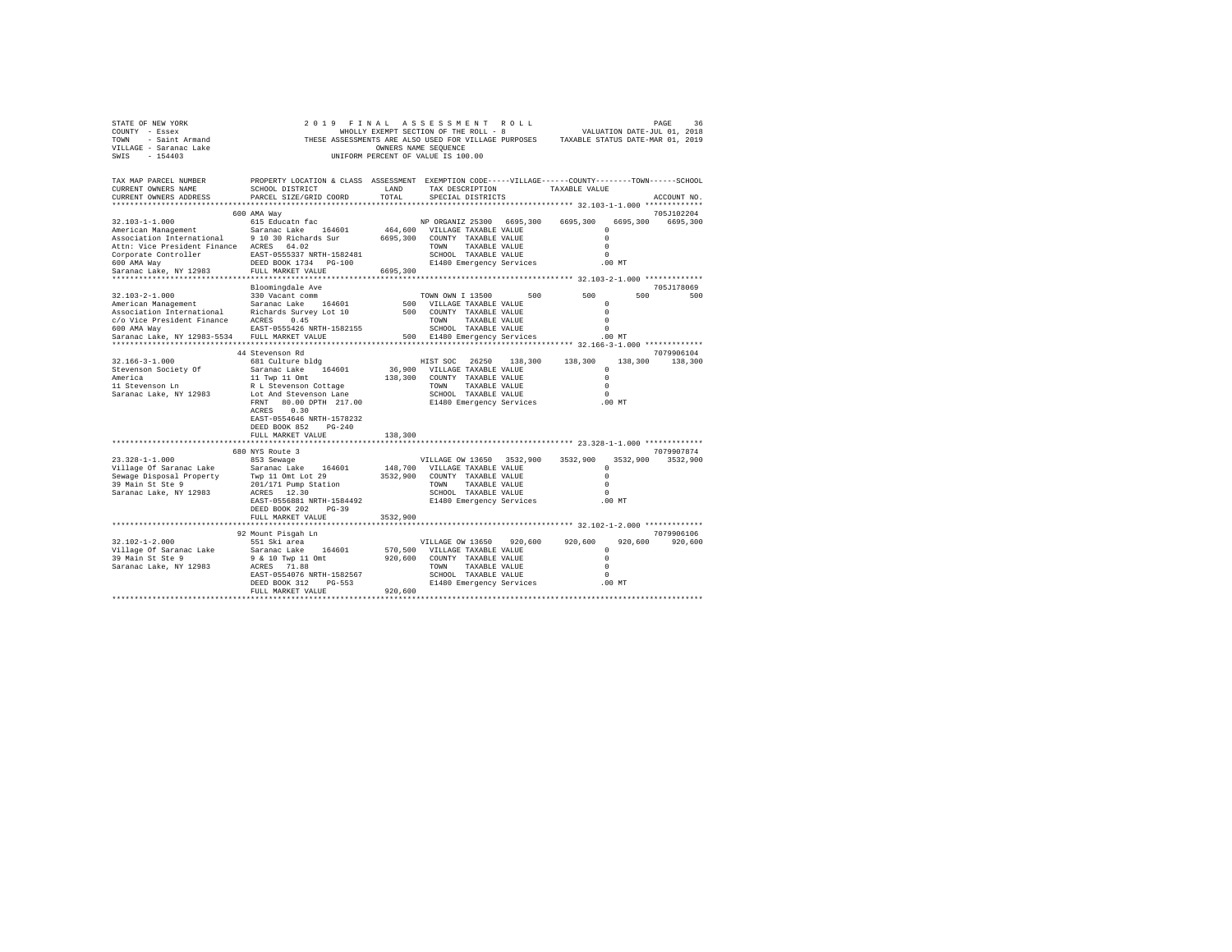```
STATE OF NEW YORK                    2 0 1 9   F I N A L   A S S E S S M E N T   R O L L                                  PAGE    36
COUNTY  - Essex                              WHOLLY EXEMPT SECTION OF THE ROLL - 8                     VALUATION DATE-JUL 01, 2018
TOWN    - Saint Armand              THESE ASSESSMENTS ARE ALSO USED FOR VILLAGE PURPOSES     TAXABLE STATUS DATE-MAR 01, 2019
VILLAGE - Saranac Lake                                  OWNERS NAME SEQUENCE
SWIS    - 154403                                    UNIFORM PERCENT OF VALUE IS 100.00

TAX MAP PARCEL NUMBER          PROPERTY LOCATION & CLASS  ASSESSMENT  EXEMPTION CODE-----VILLAGE------COUNTY--------TOWN------SCHOOL
CURRENT OWNERS NAME            SCHOOL DISTRICT               LAND      TAX DESCRIPTION             TAXABLE VALUE
CURRENT OWNERS ADDRESS         PARCEL SIZE/GRID COORD       TOTAL      SPECIAL DISTRICTS                                     ACCOUNT NO.
******************************************************************************************************* 32.103-1-1.000 *************
                               600 AMA Way                                                                                705J102204
32.103-1-1.000                 615 Educatn fac                          NP ORGANIZ 25300  6695,300    6695,300    6695,300    6695,300
American Management            Saranac Lake    164601      464,600   VILLAGE TAXABLE VALUE                 0
Association International      9 10 30 Richards Sur       6695,300   COUNTY  TAXABLE VALUE                 0
Attn: Vice President Finance   ACRES   64.02                         TOWN    TAXABLE VALUE                 0
Corporate Controller           EAST-0555337 NRTH-1582481             SCHOOL  TAXABLE VALUE                 0
600 AMA Way                    DEED BOOK 1734   PG-100               E1480 Emergency Services           .00 MT
Saranac Lake, NY 12983         FULL MARKET VALUE          6695,300
******************************************************************************************************* 32.103-2-1.000 *************
                               Bloomingdale Ave                                                                           705J178069
32.103-2-1.000                 330 Vacant comm                          TOWN OWN I 13500       500         500         500         500
American Management            Saranac Lake    164601          500   VILLAGE TAXABLE VALUE                 0
Association International      Richards Survey Lot 10          500   COUNTY  TAXABLE VALUE                 0
c/o Vice President Finance     ACRES    0.45                         TOWN    TAXABLE VALUE                 0
600 AMA Way                    EAST-0555426 NRTH-1582155             SCHOOL  TAXABLE VALUE                 0
Saranac Lake, NY 12983-5534    FULL MARKET VALUE               500   E1480 Emergency Services           .00 MT
******************************************************************************************************* 32.166-3-1.000 *************
                               44 Stevenson Rd                                                                            7079906104
32.166-3-1.000                 681 Culture bldg                         HIST SOC   26250   138,300     138,300     138,300     138,300
Stevenson Society Of           Saranac Lake    164601       36,900   VILLAGE TAXABLE VALUE                 0
America                        11 Twp 11 Omt               138,300   COUNTY  TAXABLE VALUE                 0
11 Stevenson Ln                R L Stevenson Cottage                 TOWN    TAXABLE VALUE                 0
Saranac Lake, NY 12983         Lot And Stevenson Lane                SCHOOL  TAXABLE VALUE                 0
                               FRNT   80.00 DPTH 217.00              E1480 Emergency Services           .00 MT
                               ACRES    0.30
                               EAST-0554646 NRTH-1578232
                               DEED BOOK 852    PG-240
                               FULL MARKET VALUE           138,300
******************************************************************************************************* 23.328-1-1.000 *************
                               680 NYS Route 3                                                                            7079907874
23.328-1-1.000                 853 Sewage                               VILLAGE OW 13650  3532,900    3532,900    3532,900    3532,900
Village Of Saranac Lake        Saranac Lake    164601      148,700   VILLAGE TAXABLE VALUE                 0
Sewage Disposal Property       Twp 11 Omt Lot 29          3532,900   COUNTY  TAXABLE VALUE                 0
39 Main St Ste 9               201/171 Pump Station                  TOWN    TAXABLE VALUE                 0
Saranac Lake, NY 12983         ACRES   12.30                         SCHOOL  TAXABLE VALUE                 0
                               EAST-0556881 NRTH-1584492             E1480 Emergency Services           .00 MT
                               DEED BOOK 202    PG-39
                               FULL MARKET VALUE          3532,900
******************************************************************************************************* 32.102-1-2.000 *************
                               92 Mount Pisgah Ln                                                                         7079906106
32.102-1-2.000                 551 Ski area                             VILLAGE OW 13650   920,600     920,600     920,600     920,600
Village Of Saranac Lake        Saranac Lake    164601      570,500   VILLAGE TAXABLE VALUE                 0
39 Main St Ste 9               9 & 10 Twp 11 Omt           920,600   COUNTY  TAXABLE VALUE                 0
Saranac Lake, NY 12983         ACRES   71.88                         TOWN    TAXABLE VALUE                 0
                               EAST-0554076 NRTH-1582567             SCHOOL  TAXABLE VALUE                 0
                               DEED BOOK 312    PG-553               E1480 Emergency Services           .00 MT
                               FULL MARKET VALUE           920,600
************************************************************************************************************************************
```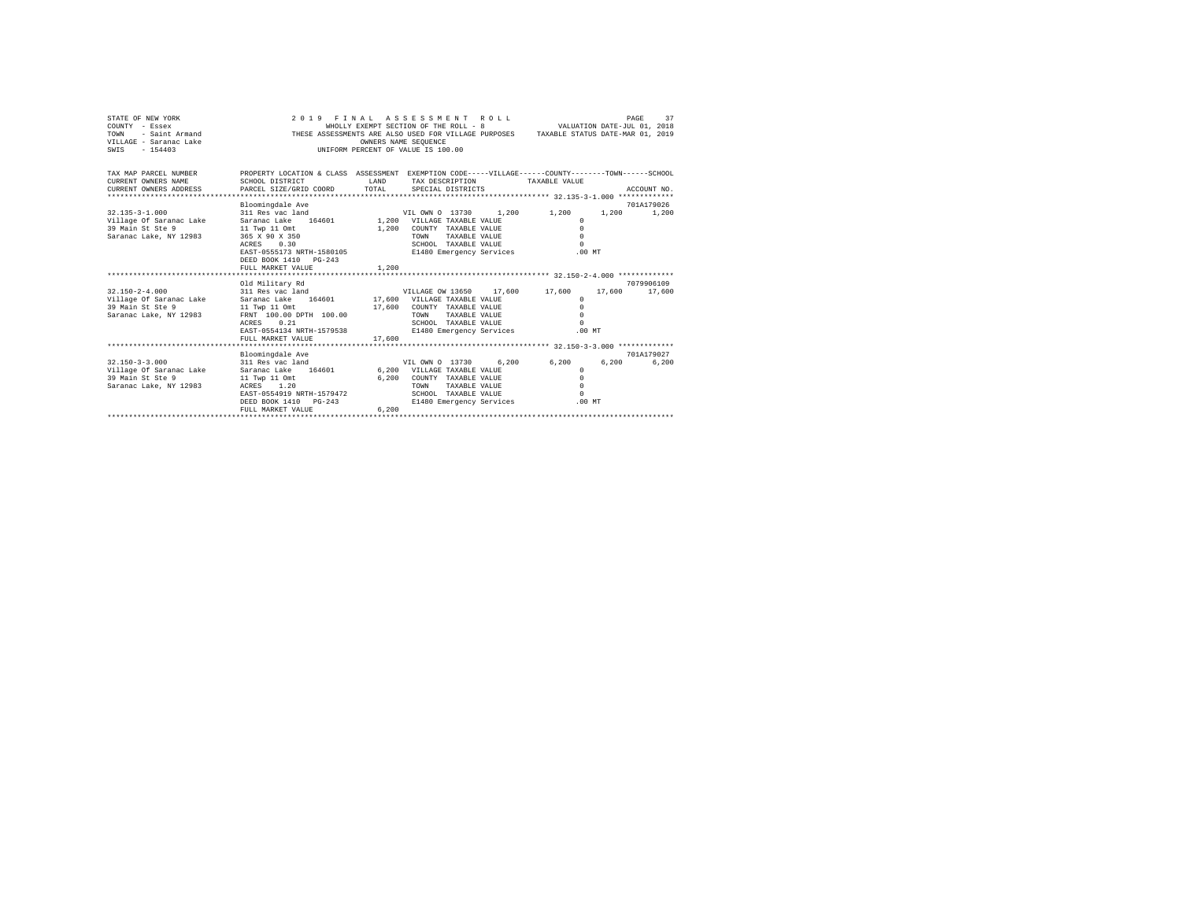STATE OF NEW YORK — 2019 FINAL ASSESSMENT ROLL — PAGE 37
COUNTY - Essex — WHOLLY EXEMPT SECTION OF THE ROLL - 8 — VALUATION DATE-JUL 01, 2018
TOWN - Saint Armand — THESE ASSESSMENTS ARE ALSO USED FOR VILLAGE PURPOSES — TAXABLE STATUS DATE-MAR 01, 2019
VILLAGE - Saranac Lake — OWNERS NAME SEQUENCE
SWIS - 154403 — UNIFORM PERCENT OF VALUE IS 100.00

| TAX MAP PARCEL NUMBER / CURRENT OWNERS NAME / CURRENT OWNERS ADDRESS | PROPERTY LOCATION & CLASS / SCHOOL DISTRICT / PARCEL SIZE/GRID COORD | ASSESSMENT LAND / TOTAL | EXEMPTION CODE / TAX DESCRIPTION / SPECIAL DISTRICTS | VILLAGE | COUNTY | TOWN | SCHOOL / ACCOUNT NO. |
|---|---|---|---|---|---|---|---|
| 32.135-3-1.000 | Bloomingdale Ave | | | | | | 701A179026 |
| | 311 Res vac land | | VIL OWN O 13730 1,200 | 1,200 | 1,200 | | 1,200 |
| Village Of Saranac Lake | Saranac Lake 164601 | 1,200 | VILLAGE TAXABLE VALUE | 0 | | | |
| 39 Main St Ste 9 | 11 Twp 11 Omt | 1,200 | COUNTY TAXABLE VALUE | | 0 | | |
| Saranac Lake, NY 12983 | 365 X 90 X 350 | | TOWN TAXABLE VALUE | | | 0 | |
| | ACRES 0.30 | | SCHOOL TAXABLE VALUE | | | | 0 |
| | EAST-0555173 NRTH-1580105 | | E1480 Emergency Services | .00 MT | | | |
| | DEED BOOK 1410 PG-243 | | | | | | |
| | FULL MARKET VALUE | 1,200 | | | | | |
| 32.150-2-4.000 | Old Military Rd | | | | | | 7079906109 |
| | 311 Res vac land | | VILLAGE OW 13650 17,600 | 17,600 | 17,600 | | 17,600 |
| Village Of Saranac Lake | Saranac Lake 164601 | 17,600 | VILLAGE TAXABLE VALUE | 0 | | | |
| 39 Main St Ste 9 | 11 Twp 11 Omt | 17,600 | COUNTY TAXABLE VALUE | | 0 | | |
| Saranac Lake, NY 12983 | FRNT 100.00 DPTH 100.00 | | TOWN TAXABLE VALUE | | | 0 | |
| | ACRES 0.21 | | SCHOOL TAXABLE VALUE | | | | 0 |
| | EAST-0554134 NRTH-1579538 | | E1480 Emergency Services | .00 MT | | | |
| | FULL MARKET VALUE | 17,600 | | | | | |
| 32.150-3-3.000 | Bloomingdale Ave | | | | | | 701A179027 |
| | 311 Res vac land | | VIL OWN O 13730 6,200 | 6,200 | 6,200 | | 6,200 |
| Village Of Saranac Lake | Saranac Lake 164601 | 6,200 | VILLAGE TAXABLE VALUE | 0 | | | |
| 39 Main St Ste 9 | 11 Twp 11 Omt | 6,200 | COUNTY TAXABLE VALUE | | 0 | | |
| Saranac Lake, NY 12983 | ACRES 1.20 | | TOWN TAXABLE VALUE | | | 0 | |
| | EAST-0554919 NRTH-1579472 | | SCHOOL TAXABLE VALUE | | | | 0 |
| | DEED BOOK 1410 PG-243 | | E1480 Emergency Services | .00 MT | | | |
| | FULL MARKET VALUE | 6,200 | | | | | |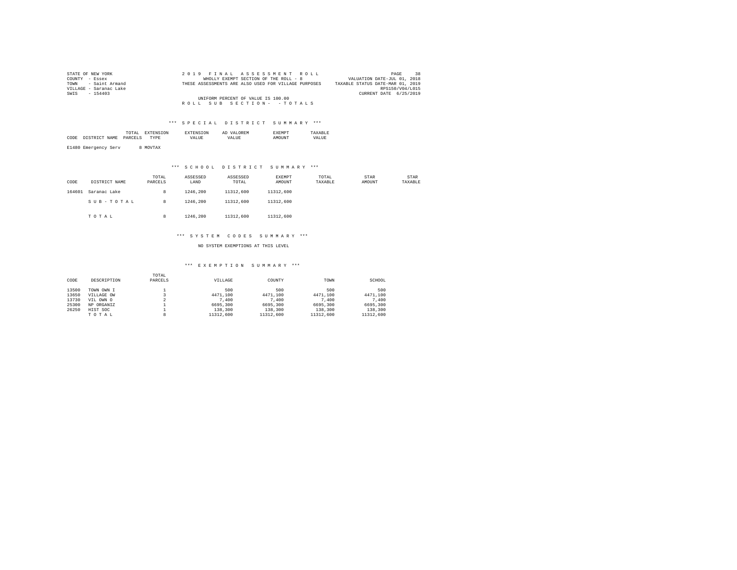STATE OF NEW YORK
COUNTY - Essex
TOWN - Saint Armand
VILLAGE - Saranac Lake
SWIS - 154403

2019 FINAL ASSESSMENT ROLL
WHOLLY EXEMPT SECTION OF THE ROLL - 8
THESE ASSESSMENTS ARE ALSO USED FOR VILLAGE PURPOSES

UNIFORM PERCENT OF VALUE IS 100.00

ROLL SUB SECTION- - TOTALS

VALUATION DATE-JUL 01, 2018
TAXABLE STATUS DATE-MAR 01, 2019
RPS150/V04/L015
CURRENT DATE 6/25/2019

### *** SPECIAL DISTRICT SUMMARY ***

| CODE | DISTRICT NAME | TOTAL PARCELS | EXTENSION TYPE | EXTENSION VALUE | AD VALOREM VALUE | EXEMPT AMOUNT | TAXABLE VALUE |
|---|---|---|---|---|---|---|---|
| E1480 | Emergency Serv | 8 | MOVTAX | | | | |

### *** SCHOOL DISTRICT SUMMARY ***

| CODE | DISTRICT NAME | TOTAL PARCELS | ASSESSED LAND | ASSESSED TOTAL | EXEMPT AMOUNT | TOTAL TAXABLE | STAR AMOUNT | STAR TAXABLE |
|---|---|---|---|---|---|---|---|---|
| 164601 | Saranac Lake | 8 | 1246,200 | 11312,600 | 11312,600 | | | |
| | SUB-TOTAL | 8 | 1246,200 | 11312,600 | 11312,600 | | | |
| | TOTAL | 8 | 1246,200 | 11312,600 | 11312,600 | | | |

### *** SYSTEM CODES SUMMARY ***

NO SYSTEM EXEMPTIONS AT THIS LEVEL

### *** EXEMPTION SUMMARY ***

| CODE | DESCRIPTION | TOTAL PARCELS | VILLAGE | COUNTY | TOWN | SCHOOL |
|---|---|---|---|---|---|---|
| 13500 | TOWN OWN I | 1 | 500 | 500 | 500 | 500 |
| 13650 | VILLAGE OW | 3 | 4471,100 | 4471,100 | 4471,100 | 4471,100 |
| 13730 | VIL OWN O | 2 | 7,400 | 7,400 | 7,400 | 7,400 |
| 25300 | NP ORGANIZ | 1 | 6695,300 | 6695,300 | 6695,300 | 6695,300 |
| 26250 | HIST SOC | 1 | 138,300 | 138,300 | 138,300 | 138,300 |
| | TOTAL | 8 | 11312,600 | 11312,600 | 11312,600 | 11312,600 |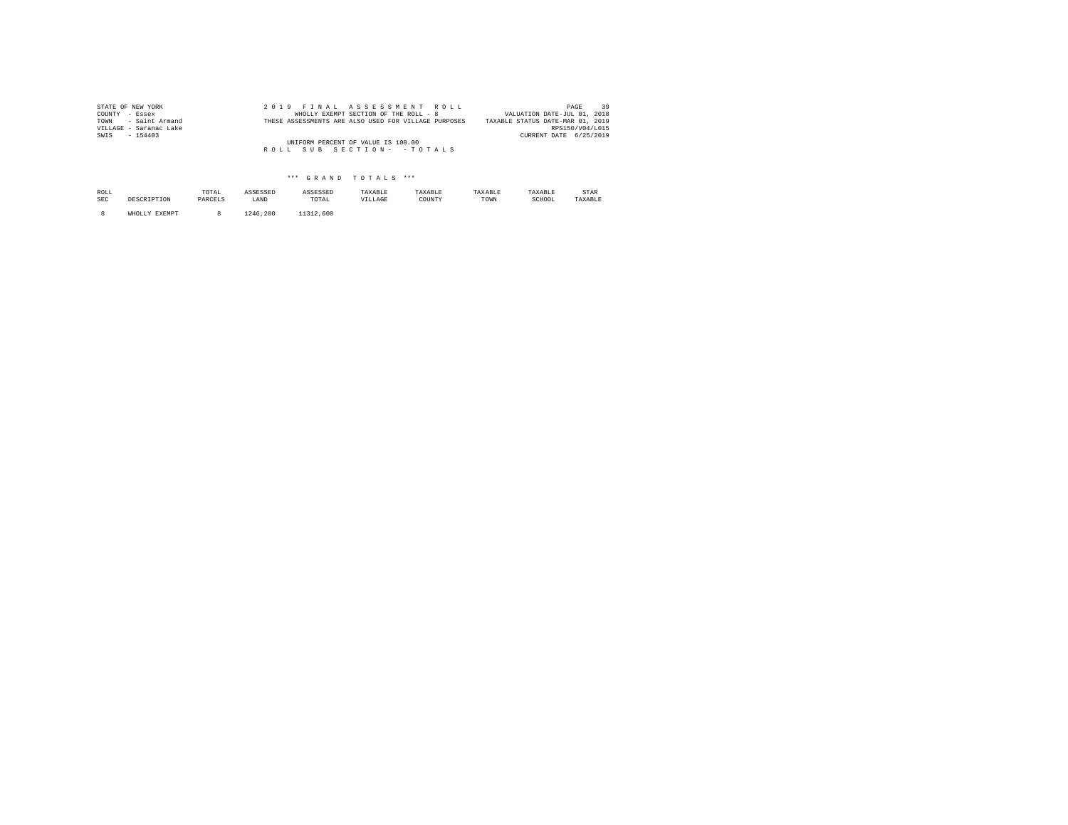STATE OF NEW YORK
COUNTY - Essex
TOWN - Saint Armand
VILLAGE - Saranac Lake
SWIS - 154403

2 0 1 9 F I N A L A S S E S S M E N T R O L L
WHOLLY EXEMPT SECTION OF THE ROLL - 8
THESE ASSESSMENTS ARE ALSO USED FOR VILLAGE PURPOSES

VALUATION DATE-JUL 01, 2018
TAXABLE STATUS DATE-MAR 01, 2019
RPS150/V04/L015
CURRENT DATE 6/25/2019

UNIFORM PERCENT OF VALUE IS 100.00

R O L L S U B S E C T I O N - - T O T A L S

\*\*\* G R A N D T O T A L S \*\*\*

| ROLL SEC | DESCRIPTION | TOTAL PARCELS | ASSESSED LAND | ASSESSED TOTAL | TAXABLE VILLAGE | TAXABLE COUNTY | TAXABLE TOWN | TAXABLE SCHOOL | STAR TAXABLE |
|---|---|---|---|---|---|---|---|---|---|
| 8 | WHOLLY EXEMPT | 8 | 1246,200 | 11312,600 | | | | | |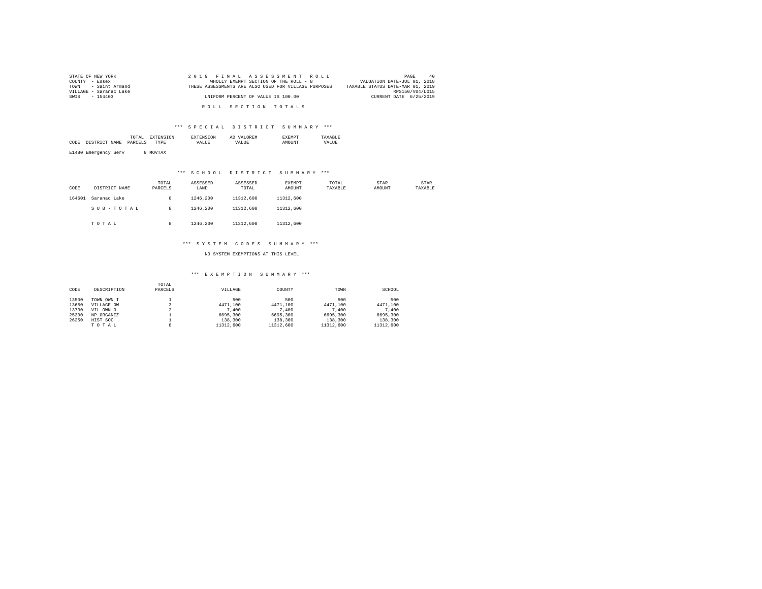STATE OF NEW YORK — COUNTY - Essex — TOWN - Saint Armand — VILLAGE - Saranac Lake — SWIS - 154403

2019 FINAL ASSESSMENT ROLL
WHOLLY EXEMPT SECTION OF THE ROLL - 8
THESE ASSESSMENTS ARE ALSO USED FOR VILLAGE PURPOSES
UNIFORM PERCENT OF VALUE IS 100.00

VALUATION DATE-JUL 01, 2018
TAXABLE STATUS DATE-MAR 01, 2019
RPS150/V04/L015
CURRENT DATE 6/25/2019

## ROLL SECTION TOTALS

### *** SPECIAL DISTRICT SUMMARY ***

| CODE | DISTRICT NAME | TOTAL PARCELS | EXTENSION TYPE | EXTENSION VALUE | AD VALOREM VALUE | EXEMPT AMOUNT | TAXABLE VALUE |
|---|---|---|---|---|---|---|---|
| E1480 | Emergency Serv | 8 | MOVTAX | | | | |

### *** SCHOOL DISTRICT SUMMARY ***

| CODE | DISTRICT NAME | TOTAL PARCELS | ASSESSED LAND | ASSESSED TOTAL | EXEMPT AMOUNT | TOTAL TAXABLE | STAR AMOUNT | STAR TAXABLE |
|---|---|---|---|---|---|---|---|---|
| 164601 | Saranac Lake | 8 | 1246,200 | 11312,600 | 11312,600 | | | |
| | S U B - T O T A L | 8 | 1246,200 | 11312,600 | 11312,600 | | | |
| | T O T A L | 8 | 1246,200 | 11312,600 | 11312,600 | | | |

### *** SYSTEM CODES SUMMARY ***

NO SYSTEM EXEMPTIONS AT THIS LEVEL

### *** EXEMPTION SUMMARY ***

| CODE | DESCRIPTION | TOTAL PARCELS | VILLAGE | COUNTY | TOWN | SCHOOL |
|---|---|---|---|---|---|---|
| 13500 | TOWN OWN I | 1 | 500 | 500 | 500 | 500 |
| 13650 | VILLAGE OW | 3 | 4471,100 | 4471,100 | 4471,100 | 4471,100 |
| 13730 | VIL OWN O | 2 | 7,400 | 7,400 | 7,400 | 7,400 |
| 25300 | NP ORGANIZ | 1 | 6695,300 | 6695,300 | 6695,300 | 6695,300 |
| 26250 | HIST SOC | 1 | 138,300 | 138,300 | 138,300 | 138,300 |
| | T O T A L | 8 | 11312,600 | 11312,600 | 11312,600 | 11312,600 |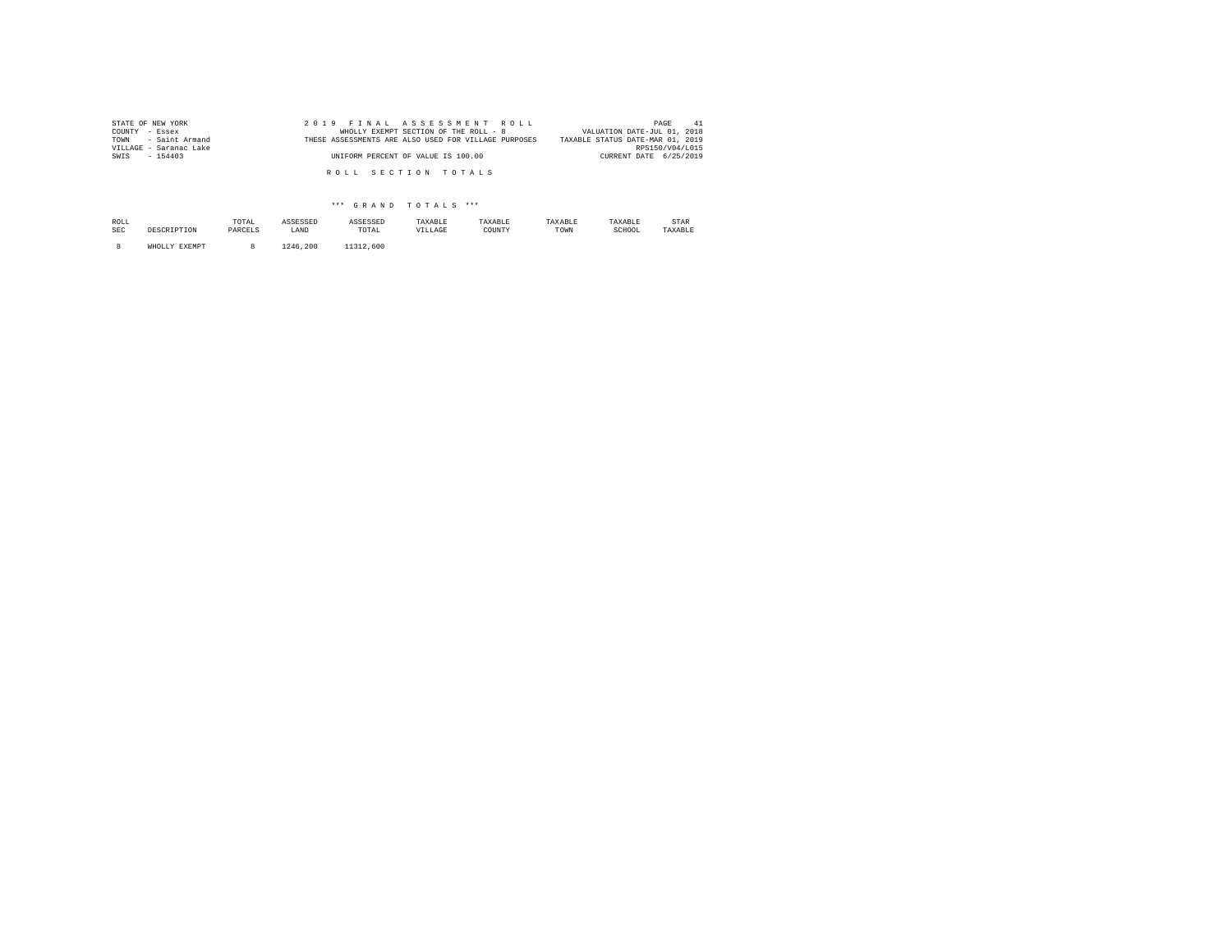STATE OF NEW YORK
COUNTY - Essex
TOWN - Saint Armand
VILLAGE - Saranac Lake
SWIS - 154403

2019 FINAL ASSESSMENT ROLL
WHOLLY EXEMPT SECTION OF THE ROLL - 8
THESE ASSESSMENTS ARE ALSO USED FOR VILLAGE PURPOSES
UNIFORM PERCENT OF VALUE IS 100.00

VALUATION DATE-JUL 01, 2018
TAXABLE STATUS DATE-MAR 01, 2019
RPS150/V04/L015
CURRENT DATE 6/25/2019

ROLL SECTION TOTALS

*** GRAND TOTALS ***

| ROLL SEC | DESCRIPTION | TOTAL PARCELS | ASSESSED LAND | ASSESSED TOTAL | TAXABLE VILLAGE | TAXABLE COUNTY | TAXABLE TOWN | TAXABLE SCHOOL | STAR TAXABLE |
|---|---|---|---|---|---|---|---|---|---|
| 8 | WHOLLY EXEMPT | 8 | 1246,200 | 11312,600 | | | | | |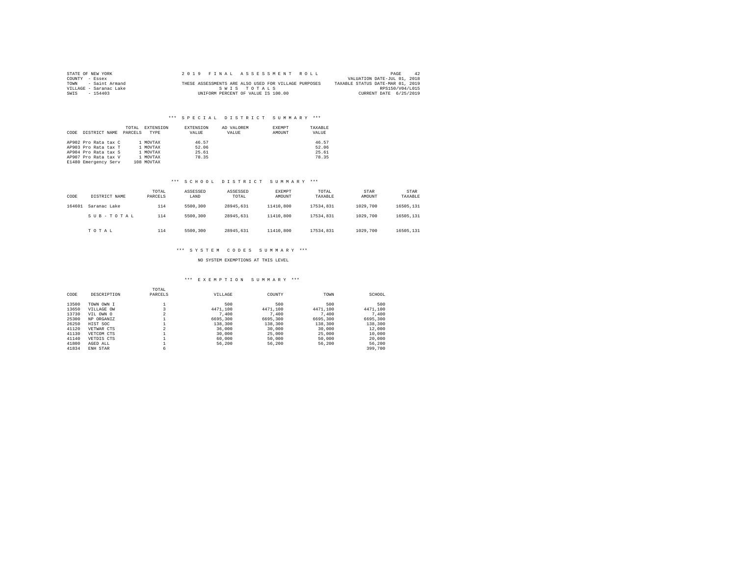STATE OF NEW YORK
COUNTY - Essex
TOWN - Saint Armand
VILLAGE - Saranac Lake
SWIS - 154403

2019 FINAL ASSESSMENT ROLL
THESE ASSESSMENTS ARE ALSO USED FOR VILLAGE PURPOSES
S W I S T O T A L S
UNIFORM PERCENT OF VALUE IS 100.00

VALUATION DATE-JUL 01, 2018
TAXABLE STATUS DATE-MAR 01, 2019
RPS150/V04/L015
CURRENT DATE 6/25/2019

### *** SPECIAL DISTRICT SUMMARY ***

| CODE | DISTRICT NAME | TOTAL PARCELS | EXTENSION TYPE | EXTENSION VALUE | AD VALOREM VALUE | EXEMPT AMOUNT | TAXABLE VALUE |
|---|---|---|---|---|---|---|---|
| AP902 | Pro Rata tax C | 1 | MOVTAX | 46.57 | | | 46.57 |
| AP903 | Pro Rata tax T | 1 | MOVTAX | 52.06 | | | 52.06 |
| AP904 | Pro Rata tax S | 1 | MOVTAX | 25.61 | | | 25.61 |
| AP907 | Pro Rata tax V | 1 | MOVTAX | 78.35 | | | 78.35 |
| E1480 | Emergency Serv | 108 | MOVTAX | | | | |

### *** SCHOOL DISTRICT SUMMARY ***

| CODE | DISTRICT NAME | TOTAL PARCELS | ASSESSED LAND | ASSESSED TOTAL | EXEMPT AMOUNT | TOTAL TAXABLE | STAR AMOUNT | STAR TAXABLE |
|---|---|---|---|---|---|---|---|---|
| 164601 | Saranac Lake | 114 | 5500,300 | 28945,631 | 11410,800 | 17534,831 | 1029,700 | 16505,131 |
| | S U B - T O T A L | 114 | 5500,300 | 28945,631 | 11410,800 | 17534,831 | 1029,700 | 16505,131 |
| | T O T A L | 114 | 5500,300 | 28945,631 | 11410,800 | 17534,831 | 1029,700 | 16505,131 |

### *** SYSTEM CODES SUMMARY ***

NO SYSTEM EXEMPTIONS AT THIS LEVEL

### *** EXEMPTION SUMMARY ***

| CODE | DESCRIPTION | TOTAL PARCELS | VILLAGE | COUNTY | TOWN | SCHOOL |
|---|---|---|---|---|---|---|
| 13500 | TOWN OWN I | 1 | 500 | 500 | 500 | 500 |
| 13650 | VILLAGE OW | 3 | 4471,100 | 4471,100 | 4471,100 | 4471,100 |
| 13730 | VIL OWN O | 2 | 7,400 | 7,400 | 7,400 | 7,400 |
| 25300 | NP ORGANIZ | 1 | 6695,300 | 6695,300 | 6695,300 | 6695,300 |
| 26250 | HIST SOC | 1 | 138,300 | 138,300 | 138,300 | 138,300 |
| 41120 | VETWAR CTS | 2 | 36,000 | 30,000 | 30,000 | 12,000 |
| 41130 | VETCOM CTS | 1 | 30,000 | 25,000 | 25,000 | 10,000 |
| 41140 | VETDIS CTS | 1 | 60,000 | 50,000 | 50,000 | 20,000 |
| 41800 | AGED ALL | 1 | 56,200 | 56,200 | 56,200 | 56,200 |
| 41834 | ENH STAR | 6 | | | | 399,700 |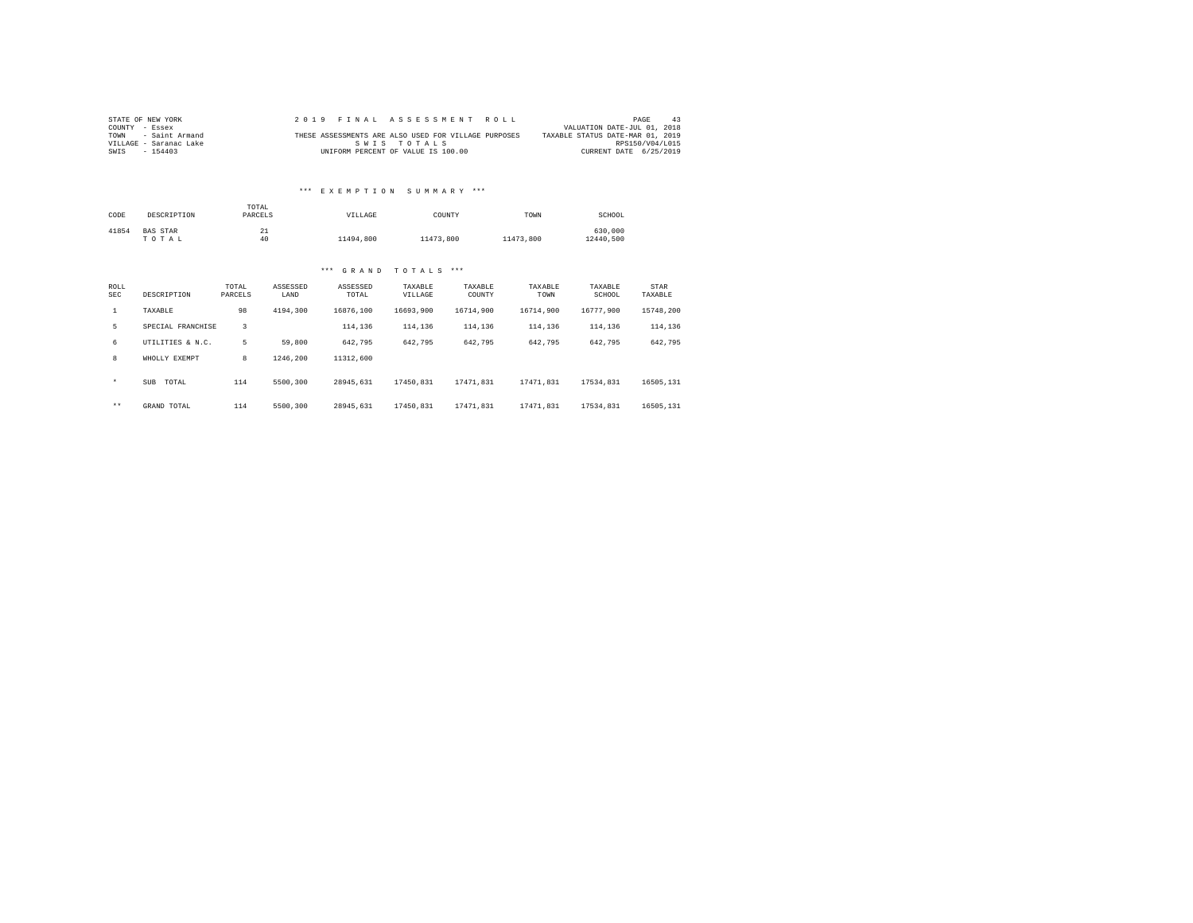STATE OF NEW YORK
COUNTY - Essex
TOWN - Saint Armand
VILLAGE - Saranac Lake
SWIS - 154403

2 0 1 9 F I N A L A S S E S S M E N T R O L L
THESE ASSESSMENTS ARE ALSO USED FOR VILLAGE PURPOSES
S W I S T O T A L S
UNIFORM PERCENT OF VALUE IS 100.00

VALUATION DATE-JUL 01, 2018
TAXABLE STATUS DATE-MAR 01, 2019
RPS150/V04/L015
CURRENT DATE 6/25/2019

### *** E X E M P T I O N S U M M A R Y ***

| CODE | DESCRIPTION | TOTAL PARCELS | VILLAGE | COUNTY | TOWN | SCHOOL |
|---|---|---|---|---|---|---|
| 41854 | BAS STAR | 21 | | | | 630,000 |
| | T O T A L | 40 | 11494,800 | 11473,800 | 11473,800 | 12440,500 |

### *** G R A N D T O T A L S ***

| ROLL SEC | DESCRIPTION | TOTAL PARCELS | ASSESSED LAND | ASSESSED TOTAL | TAXABLE VILLAGE | TAXABLE COUNTY | TAXABLE TOWN | TAXABLE SCHOOL | STAR TAXABLE |
|---|---|---|---|---|---|---|---|---|---|
| 1 | TAXABLE | 98 | 4194,300 | 16876,100 | 16693,900 | 16714,900 | 16714,900 | 16777,900 | 15748,200 |
| 5 | SPECIAL FRANCHISE | 3 | | 114,136 | 114,136 | 114,136 | 114,136 | 114,136 | 114,136 |
| 6 | UTILITIES & N.C. | 5 | 59,800 | 642,795 | 642,795 | 642,795 | 642,795 | 642,795 | 642,795 |
| 8 | WHOLLY EXEMPT | 8 | 1246,200 | 11312,600 | | | | | |
| * | SUB TOTAL | 114 | 5500,300 | 28945,631 | 17450,831 | 17471,831 | 17471,831 | 17534,831 | 16505,131 |
| ** | GRAND TOTAL | 114 | 5500,300 | 28945,631 | 17450,831 | 17471,831 | 17471,831 | 17534,831 | 16505,131 |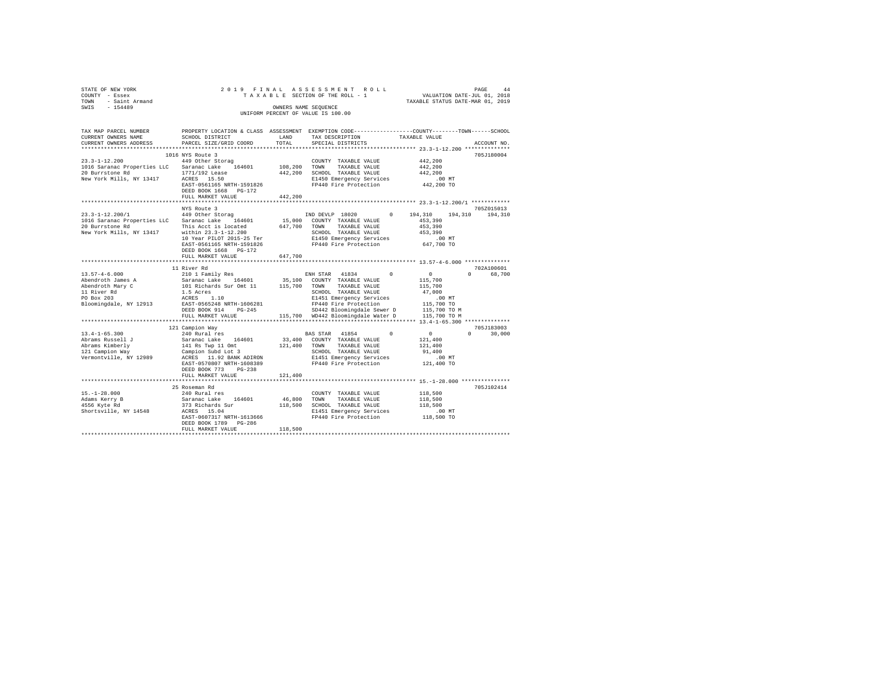STATE OF NEW YORK &nbsp;&nbsp;&nbsp;&nbsp; 2019 FINAL ASSESSMENT ROLL &nbsp;&nbsp;&nbsp;&nbsp; PAGE 44
COUNTY - Essex &nbsp;&nbsp;&nbsp;&nbsp; TAXABLE SECTION OF THE ROLL - 1 &nbsp;&nbsp;&nbsp;&nbsp; VALUATION DATE-JUL 01, 2018
TOWN - Saint Armand &nbsp;&nbsp;&nbsp;&nbsp; TAXABLE STATUS DATE-MAR 01, 2019
SWIS - 154489 &nbsp;&nbsp;&nbsp;&nbsp; OWNERS NAME SEQUENCE
UNIFORM PERCENT OF VALUE IS 100.00

```
TAX MAP PARCEL NUMBER          PROPERTY LOCATION & CLASS  ASSESSMENT  EXEMPTION CODE-----------------COUNTY--------TOWN------SCHOOL
CURRENT OWNERS NAME            SCHOOL DISTRICT              LAND      TAX DESCRIPTION            TAXABLE VALUE
CURRENT OWNERS ADDRESS         PARCEL SIZE/GRID COORD       TOTAL     SPECIAL DISTRICTS                                    ACCOUNT NO.
****************************************************************************************************** 23.3-1-12.200 **************
                               1016 NYS Route 3                                                                          705J180004
23.3-1-12.200                  449 Other Storag                       COUNTY  TAXABLE VALUE          442,200
1016 Saranac Properties LLC    Saranac Lake    164601     108,200     TOWN    TAXABLE VALUE          442,200
20 Burrstone Rd                1771/192 Lease             442,200     SCHOOL  TAXABLE VALUE          442,200
New York Mills, NY 13417       ACRES   15.50                          E1450 Emergency Services          .00 MT
                               EAST-0561165 NRTH-1591826              FP440 Fire Protection          442,200 TO
                               DEED BOOK 1668   PG-172
                               FULL MARKET VALUE          442,200
****************************************************************************************************** 23.3-1-12.200/1 ************
                               NYS Route 3                                                                               705Z015013
23.3-1-12.200/1                449 Other Storag                       IND DEVLP 18020        0     194,310    194,310    194,310
1016 Saranac Properties LLC    Saranac Lake    164601      15,000     COUNTY  TAXABLE VALUE          453,390
20 Burrstone Rd                This Acct is located       647,700     TOWN    TAXABLE VALUE          453,390
New York Mills, NY 13417       within 23.3-1-12.200                   SCHOOL  TAXABLE VALUE          453,390
                               10 Year PILOT 2015-25 Ter              E1450 Emergency Services          .00 MT
                               EAST-0561165 NRTH-1591826              FP440 Fire Protection          647,700 TO
                               DEED BOOK 1668   PG-172
                               FULL MARKET VALUE          647,700
****************************************************************************************************** 13.57-4-6.000 **************
                               11 River Rd                                                                               702A100601
13.57-4-6.000                  210 1 Family Res                       ENH STAR  41834        0          0          0     68,700
Abendroth James A              Saranac Lake    164601      35,100     COUNTY  TAXABLE VALUE          115,700
Abendroth Mary C               101 Richards Sur Omt 11    115,700     TOWN    TAXABLE VALUE          115,700
11 River Rd                    1.5 Acres                              SCHOOL  TAXABLE VALUE           47,000
PO Box 203                     ACRES    1.10                          E1451 Emergency Services          .00 MT
Bloomingdale, NY 12913         EAST-0565248 NRTH-1606281              FP440 Fire Protection          115,700 TO
                               DEED BOOK 914    PG-245                SD442 Bloomingdale Sewer D     115,700 TO M
                               FULL MARKET VALUE          115,700     WD442 Bloomingdale Water D     115,700 TO M
****************************************************************************************************** 13.4-1-65.300 **************
                               121 Campion Way                                                                           705J183003
13.4-1-65.300                  240 Rural res                          BAS STAR  41854        0          0          0     30,000
Abrams Russell J               Saranac Lake    164601      33,400     COUNTY  TAXABLE VALUE          121,400
Abrams Kimberly                141 Rs Twp 11 Omt          121,400     TOWN    TAXABLE VALUE          121,400
121 Campion Way                Campion Subd Lot 3                     SCHOOL  TAXABLE VALUE           91,400
Vermontville, NY 12989         ACRES   11.92 BANK ADIRON              E1451 Emergency Services          .00 MT
                               EAST-0570807 NRTH-1608389              FP440 Fire Protection          121,400 TO
                               DEED BOOK 773    PG-238
                               FULL MARKET VALUE          121,400
****************************************************************************************************** 15.-1-28.000 ***************
                               25 Roseman Rd                                                                             705J102414
15.-1-28.000                   240 Rural res                          COUNTY  TAXABLE VALUE          118,500
Adams Kerry B                  Saranac Lake    164601      46,800     TOWN    TAXABLE VALUE          118,500
4556 Kyte Rd                   373 Richards Sur           118,500     SCHOOL  TAXABLE VALUE          118,500
Shortsville, NY 14548          ACRES   15.04                          E1451 Emergency Services          .00 MT
                               EAST-0607317 NRTH-1613666              FP440 Fire Protection          118,500 TO
                               DEED BOOK 1789   PG-286
                               FULL MARKET VALUE          118,500
************************************************************************************************************************************
```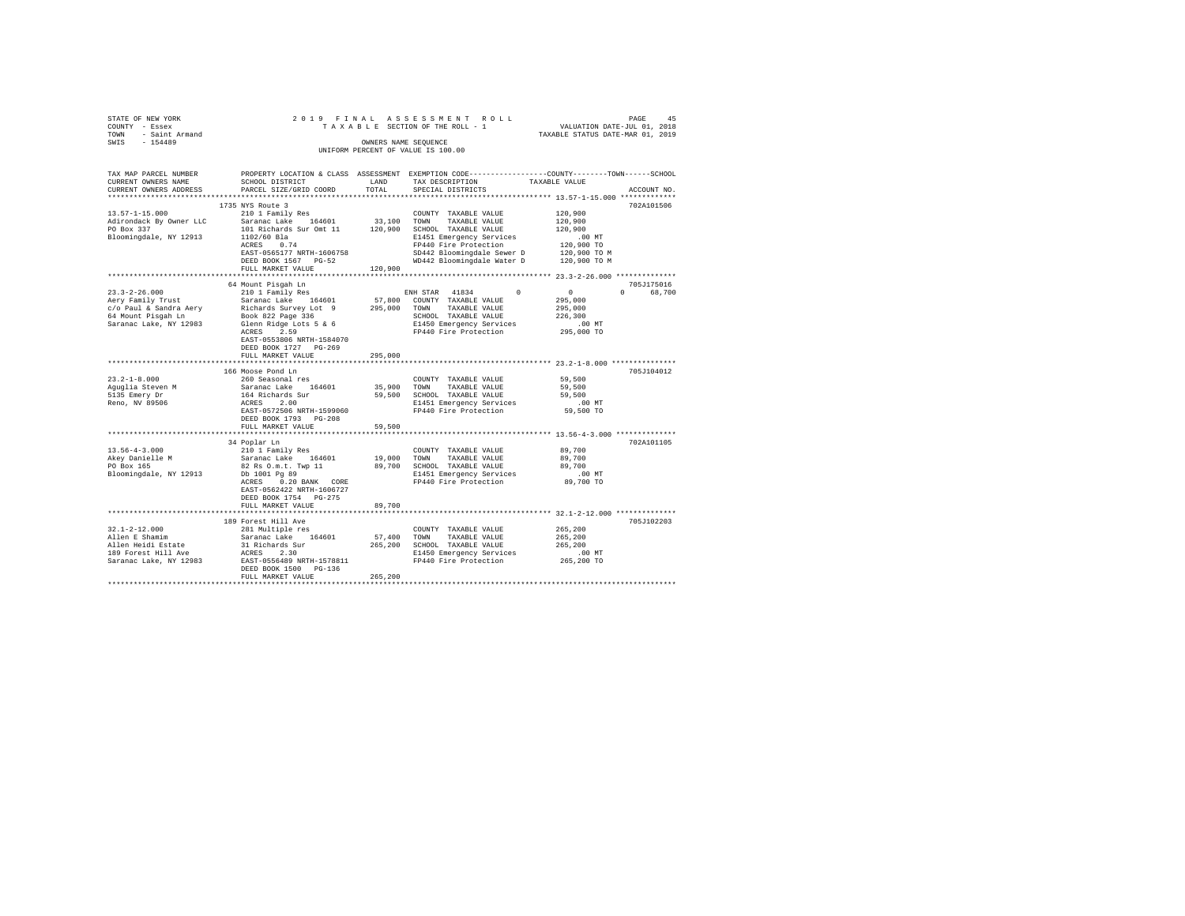STATE OF NEW YORK | 2019 FINAL ASSESSMENT ROLL | VALUATION DATE-JUL 01, 2018
COUNTY - Essex | TAXABLE SECTION OF THE ROLL - 1 | TAXABLE STATUS DATE-MAR 01, 2019
TOWN - Saint Armand | OWNERS NAME SEQUENCE
SWIS - 154489 | UNIFORM PERCENT OF VALUE IS 100.00

```
TAX MAP PARCEL NUMBER     PROPERTY LOCATION & CLASS  ASSESSMENT  EXEMPTION CODE-----------------COUNTY--------TOWN------SCHOOL
CURRENT OWNERS NAME       SCHOOL DISTRICT              LAND      TAX DESCRIPTION            TAXABLE VALUE
CURRENT OWNERS ADDRESS    PARCEL SIZE/GRID COORD       TOTAL     SPECIAL DISTRICTS                                  ACCOUNT NO.
******************************************************************************************* 13.57-1-15.000 *************
                          1735 NYS Route 3                                                                          702A101506
13.57-1-15.000            210 1 Family Res                       COUNTY  TAXABLE VALUE          120,900
Adirondack By Owner LLC   Saranac Lake   164601       33,100     TOWN    TAXABLE VALUE          120,900
PO Box 337                101 Richards Sur Omt 11    120,900     SCHOOL  TAXABLE VALUE          120,900
Bloomingdale, NY 12913    1102/60 Bla                            E1451 Emergency Services           .00 MT
                          ACRES    0.74                          FP440 Fire Protection          120,900 TO
                          EAST-0565177 NRTH-1606758              SD442 Bloomingdale Sewer D     120,900 TO M
                          DEED BOOK 1567   PG-52                 WD442 Bloomingdale Water D     120,900 TO M
                          FULL MARKET VALUE          120,900
******************************************************************************************* 23.3-2-26.000 **************
                          64 Mount Pisgah Ln                                                                        705J175016
23.3-2-26.000             210 1 Family Res                       ENH STAR  41834         0            0          0     68,700
Aery Family Trust         Saranac Lake   164601       57,800     COUNTY  TAXABLE VALUE          295,000
c/o Paul & Sandra Aery    Richards Survey Lot  9     295,000     TOWN    TAXABLE VALUE          295,000
64 Mount Pisgah Ln        Book 822 Page 336                      SCHOOL  TAXABLE VALUE          226,300
Saranac Lake, NY 12983    Glenn Ridge Lots 5 & 6                 E1450 Emergency Services           .00 MT
                          ACRES    2.59                          FP440 Fire Protection          295,000 TO
                          EAST-0553806 NRTH-1584070
                          DEED BOOK 1727   PG-269
                          FULL MARKET VALUE          295,000
******************************************************************************************* 23.2-1-8.000 ***************
                          166 Moose Pond Ln                                                                         705J104012
23.2-1-8.000              260 Seasonal res                       COUNTY  TAXABLE VALUE           59,500
Aguglia Steven M          Saranac Lake   164601       35,900     TOWN    TAXABLE VALUE           59,500
5135 Emery Dr             164 Richards Sur            59,500     SCHOOL  TAXABLE VALUE           59,500
Reno, NV 89506            ACRES    2.00                          E1451 Emergency Services           .00 MT
                          EAST-0572506 NRTH-1599060              FP440 Fire Protection           59,500 TO
                          DEED BOOK 1793   PG-208
                          FULL MARKET VALUE           59,500
******************************************************************************************* 13.56-4-3.000 **************
                          34 Poplar Ln                                                                              702A101105
13.56-4-3.000             210 1 Family Res                       COUNTY  TAXABLE VALUE           89,700
Akey Danielle M           Saranac Lake   164601       19,000     TOWN    TAXABLE VALUE           89,700
PO Box 165                82 Rs O.m.t. Twp 11         89,700     SCHOOL  TAXABLE VALUE           89,700
Bloomingdale, NY 12913    Db 1001 Pg 89                          E1451 Emergency Services           .00 MT
                          ACRES    0.20 BANK   CORE              FP440 Fire Protection           89,700 TO
                          EAST-0562422 NRTH-1606727
                          DEED BOOK 1754   PG-275
                          FULL MARKET VALUE           89,700
******************************************************************************************* 32.1-2-12.000 **************
                          189 Forest Hill Ave                                                                       705J102203
32.1-2-12.000             281 Multiple res                       COUNTY  TAXABLE VALUE          265,200
Allen E Shamim            Saranac Lake   164601       57,400     TOWN    TAXABLE VALUE          265,200
Allen Heidi Estate        31 Richards Sur            265,200     SCHOOL  TAXABLE VALUE          265,200
189 Forest Hill Ave       ACRES    2.30                          E1450 Emergency Services           .00 MT
Saranac Lake, NY 12983    EAST-0556489 NRTH-1578811              FP440 Fire Protection          265,200 TO
                          DEED BOOK 1500   PG-136
                          FULL MARKET VALUE          265,200
************************************************************************************************************************
```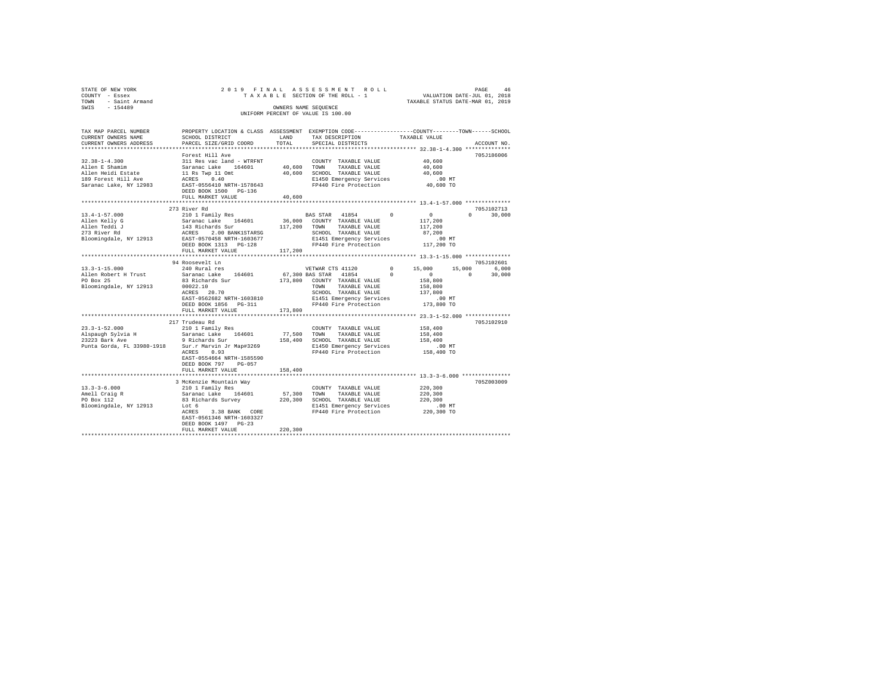STATE OF NEW YORK
COUNTY - Essex
TOWN - Saint Armand
SWIS - 154489

2019 FINAL ASSESSMENT ROLL
TAXABLE SECTION OF THE ROLL - 1
OWNERS NAME SEQUENCE
UNIFORM PERCENT OF VALUE IS 100.00

VALUATION DATE-JUL 01, 2018
TAXABLE STATUS DATE-MAR 01, 2019

```
TAX MAP PARCEL NUMBER     PROPERTY LOCATION & CLASS  ASSESSMENT  EXEMPTION CODE-----------------COUNTY--------TOWN------SCHOOL
CURRENT OWNERS NAME       SCHOOL DISTRICT             LAND       TAX DESCRIPTION             TAXABLE VALUE
CURRENT OWNERS ADDRESS    PARCEL SIZE/GRID COORD      TOTAL      SPECIAL DISTRICTS                                    ACCOUNT NO.
******************************************************************************************************* 32.38-1-4.300 **************
                          Forest Hill Ave                                                                             705J186006
32.38-1-4.300             311 Res vac land - WTRFNT              COUNTY  TAXABLE VALUE            40,600
Allen E Shamim            Saranac Lake   164601       40,600     TOWN    TAXABLE VALUE            40,600
Allen Heidi Estate        11 Rs Twp 11 Omt            40,600     SCHOOL  TAXABLE VALUE            40,600
189 Forest Hill Ave       ACRES    0.40                          E1450 Emergency Services            .00 MT
Saranac Lake, NY 12983    EAST-0556410 NRTH-1578643              FP440 Fire Protection            40,600 TO
                          DEED BOOK 1500   PG-136
                          FULL MARKET VALUE           40,600
******************************************************************************************************* 13.4-1-57.000 **************
                          273 River Rd                                                                                705J102713
13.4-1-57.000             210 1 Family Res                       BAS STAR  41854          0             0           0      30,000
Allen Kelly G             Saranac Lake   164601       36,000     COUNTY  TAXABLE VALUE           117,200
Allen Teddi J             143 Richards Sur           117,200     TOWN    TAXABLE VALUE           117,200
273 River Rd              ACRES    2.00 BANK1STARSG              SCHOOL  TAXABLE VALUE            87,200
Bloomingdale, NY 12913    EAST-0570458 NRTH-1603677              E1451 Emergency Services            .00 MT
                          DEED BOOK 1313   PG-128                FP440 Fire Protection           117,200 TO
                          FULL MARKET VALUE          117,200
******************************************************************************************************* 13.3-1-15.000 **************
                          94 Roosevelt Ln                                                                             705J102601
13.3-1-15.000             240 Rural res                          VETWAR CTS 41120         0        15,000      15,000       6,000
Allen Robert H Trust      Saranac Lake   164601       67,300 BAS STAR  41854          0             0           0      30,000
PO Box 25                 83 Richards Sur            173,800     COUNTY  TAXABLE VALUE           158,800
Bloomingdale, NY 12913    00022.10                               TOWN    TAXABLE VALUE           158,800
                          ACRES   20.70                          SCHOOL  TAXABLE VALUE           137,800
                          EAST-0562682 NRTH-1603810              E1451 Emergency Services            .00 MT
                          DEED BOOK 1856   PG-311                FP440 Fire Protection           173,800 TO
                          FULL MARKET VALUE          173,800
******************************************************************************************************* 23.3-1-52.000 **************
                          217 Trudeau Rd                                                                              705J102910
23.3-1-52.000             210 1 Family Res                       COUNTY  TAXABLE VALUE           158,400
Alspaugh Sylvia H         Saranac Lake   164601       77,500     TOWN    TAXABLE VALUE           158,400
23223 Bark Ave            9 Richards Sur             158,400     SCHOOL  TAXABLE VALUE           158,400
Punta Gorda, FL 33980-1918 Sur.r Marvin Jr Map#3269              E1450 Emergency Services            .00 MT
                          ACRES    0.93                          FP440 Fire Protection           158,400 TO
                          EAST-0554664 NRTH-1585590
                          DEED BOOK 797    PG-057
                          FULL MARKET VALUE          158,400
******************************************************************************************************* 13.3-3-6.000 ***************
                          3 McKenzie Mountain Way                                                                     705Z003009
13.3-3-6.000              210 1 Family Res                       COUNTY  TAXABLE VALUE           220,300
Amell Craig R             Saranac Lake   164601       57,300     TOWN    TAXABLE VALUE           220,300
PO Box 112                83 Richards Survey         220,300     SCHOOL  TAXABLE VALUE           220,300
Bloomingdale, NY 12913    Lot 6                                  E1451 Emergency Services            .00 MT
                          ACRES    3.38 BANK    CORE             FP440 Fire Protection           220,300 TO
                          EAST-0561346 NRTH-1603327
                          DEED BOOK 1497   PG-23
                          FULL MARKET VALUE          220,300
************************************************************************************************************************************
```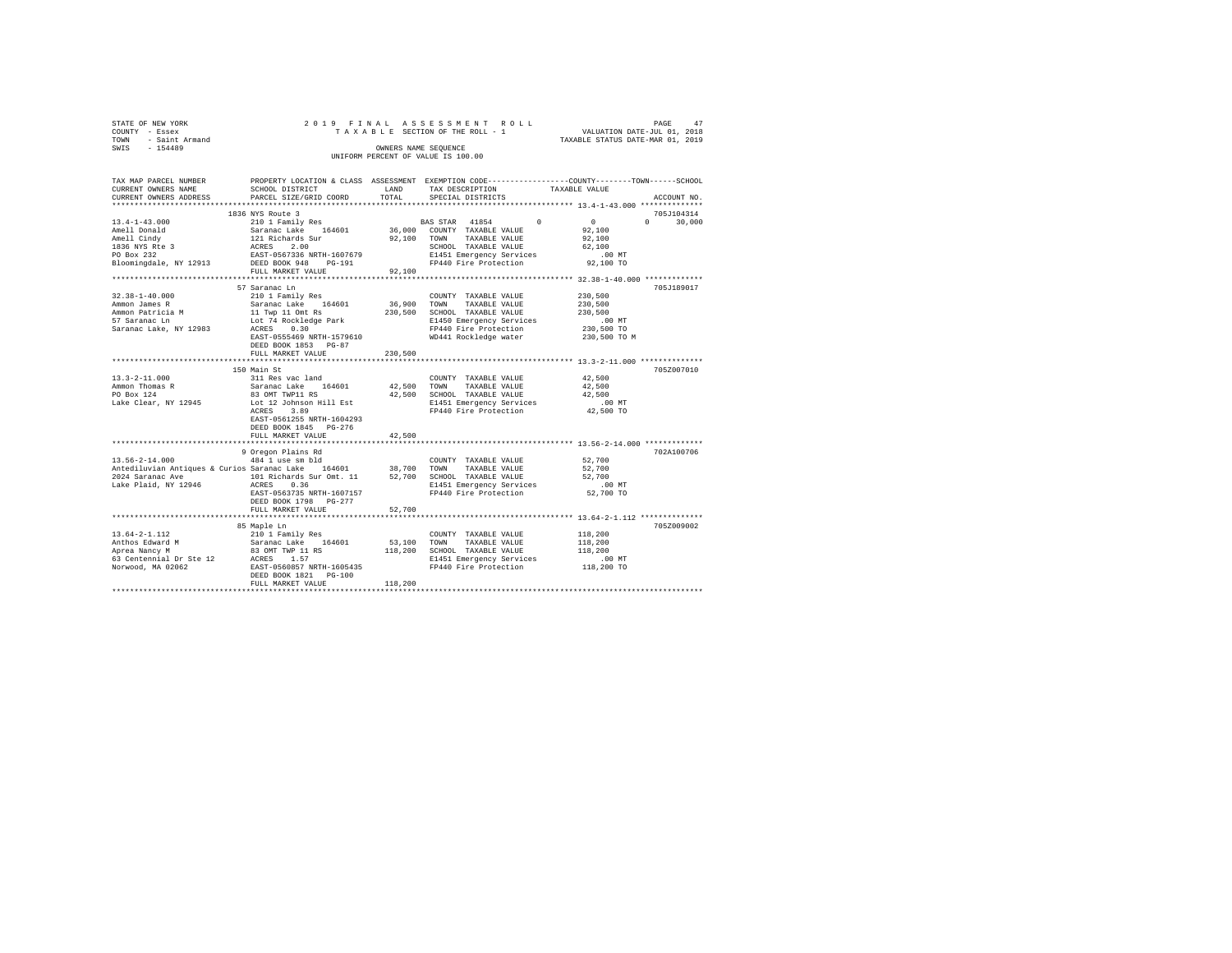STATE OF NEW YORK
COUNTY - Essex
TOWN - Saint Armand
SWIS - 154489

# 2019 FINAL ASSESSMENT ROLL
TAXABLE SECTION OF THE ROLL - 1
OWNERS NAME SEQUENCE
UNIFORM PERCENT OF VALUE IS 100.00

VALUATION DATE-JUL 01, 2018
TAXABLE STATUS DATE-MAR 01, 2019

```
TAX MAP PARCEL NUMBER          PROPERTY LOCATION & CLASS  ASSESSMENT  EXEMPTION CODE-----------------COUNTY--------TOWN------SCHOOL
CURRENT OWNERS NAME            SCHOOL DISTRICT               LAND     TAX DESCRIPTION             TAXABLE VALUE
CURRENT OWNERS ADDRESS         PARCEL SIZE/GRID COORD        TOTAL    SPECIAL DISTRICTS                                      ACCOUNT NO.
************************************************************************************************** 13.4-1-43.000 **************
                               1836 NYS Route 3                                                                           705J104314
13.4-1-43.000                  210 1 Family Res                      BAS STAR  41854        0            0            0       30,000
Amell Donald                   Saranac Lake   164601       36,000    COUNTY  TAXABLE VALUE           92,100
Amell Cindy                    121 Richards Sur            92,100    TOWN    TAXABLE VALUE           92,100
1836 NYS Rte 3                 ACRES    2.00                         SCHOOL  TAXABLE VALUE           62,100
PO Box 232                     EAST-0567336 NRTH-1607679             E1451 Emergency Services           .00 MT
Bloomingdale, NY 12913         DEED BOOK 948    PG-191               FP440 Fire Protection           92,100 TO
                               FULL MARKET VALUE           92,100
************************************************************************************************** 32.38-1-40.000 *************
                               57 Saranac Ln                                                                              705J189017
32.38-1-40.000                 210 1 Family Res                      COUNTY  TAXABLE VALUE          230,500
Ammon James R                  Saranac Lake   164601       36,900    TOWN    TAXABLE VALUE          230,500
Ammon Patricia M               11 Twp 11 Omt Rs           230,500    SCHOOL  TAXABLE VALUE          230,500
57 Saranac Ln                  Lot 74 Rockledge Park                 E1450 Emergency Services           .00 MT
Saranac Lake, NY 12983         ACRES    0.30                         FP440 Fire Protection          230,500 TO
                               EAST-0555469 NRTH-1579610             WD441 Rockledge water          230,500 TO M
                               DEED BOOK 1853   PG-87
                               FULL MARKET VALUE          230,500
************************************************************************************************** 13.3-2-11.000 **************
                               150 Main St                                                                                705Z007010
13.3-2-11.000                  311 Res vac land                      COUNTY  TAXABLE VALUE           42,500
Ammon Thomas R                 Saranac Lake   164601       42,500    TOWN    TAXABLE VALUE           42,500
PO Box 124                     83 OMT TWP11 RS             42,500    SCHOOL  TAXABLE VALUE           42,500
Lake Clear, NY 12945           Lot 12 Johnson Hill Est               E1451 Emergency Services           .00 MT
                               ACRES    3.89                         FP440 Fire Protection           42,500 TO
                               EAST-0561255 NRTH-1604293
                               DEED BOOK 1845   PG-276
                               FULL MARKET VALUE           42,500
************************************************************************************************** 13.56-2-14.000 *************
                               9 Oregon Plains Rd                                                                         702A100706
13.56-2-14.000                 484 1 use sm bld                      COUNTY  TAXABLE VALUE           52,700
Antediluvian Antiques & Curios Saranac Lake   164601       38,700    TOWN    TAXABLE VALUE           52,700
2024 Saranac Ave               101 Richards Sur Omt. 11    52,700    SCHOOL  TAXABLE VALUE           52,700
Lake Plaid, NY 12946           ACRES    0.36                         E1451 Emergency Services           .00 MT
                               EAST-0563735 NRTH-1607157             FP440 Fire Protection           52,700 TO
                               DEED BOOK 1798   PG-277
                               FULL MARKET VALUE           52,700
************************************************************************************************** 13.64-2-1.112 **************
                               85 Maple Ln                                                                                705Z009002
13.64-2-1.112                  210 1 Family Res                      COUNTY  TAXABLE VALUE          118,200
Anthos Edward M                Saranac Lake   164601       53,100    TOWN    TAXABLE VALUE          118,200
Aprea Nancy M                  83 OMT TWP 11 RS           118,200    SCHOOL  TAXABLE VALUE          118,200
63 Centennial Dr Ste 12        ACRES    1.57                         E1451 Emergency Services           .00 MT
Norwood, MA 02062              EAST-0560857 NRTH-1605435             FP440 Fire Protection          118,200 TO
                               DEED BOOK 1821   PG-100
                               FULL MARKET VALUE          118,200
********************************************************************************************************************************
```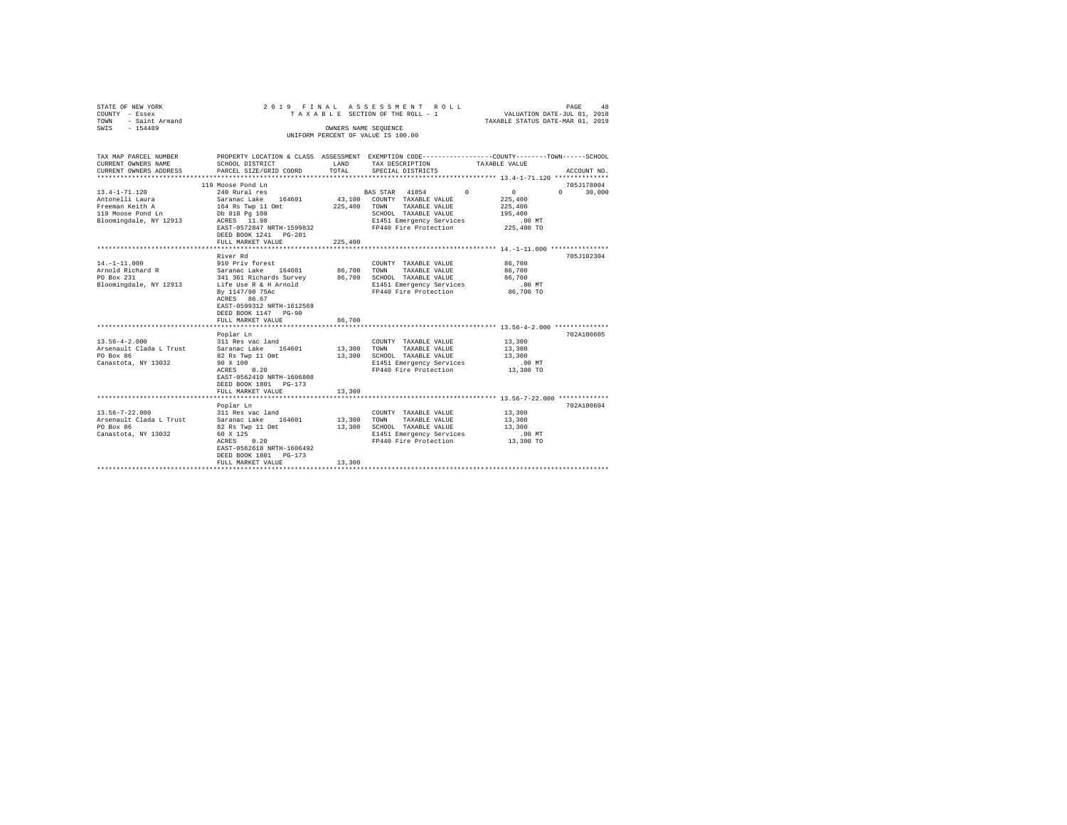STATE OF NEW YORK 2019 FINAL ASSESSMENT ROLL
COUNTY - Essex TAXABLE SECTION OF THE ROLL - 1 VALUATION DATE-JUL 01, 2018
TOWN - Saint Armand TAXABLE STATUS DATE-MAR 01, 2019
SWIS - 154489 OWNERS NAME SEQUENCE
UNIFORM PERCENT OF VALUE IS 100.00

| TAX MAP PARCEL NUMBER / CURRENT OWNERS NAME / CURRENT OWNERS ADDRESS | PROPERTY LOCATION & CLASS / SCHOOL DISTRICT / PARCEL SIZE/GRID COORD | ASSESSMENT LAND | TOTAL | EXEMPTION CODE / TAX DESCRIPTION / SPECIAL DISTRICTS | COUNTY | TOWN | SCHOOL / TAXABLE VALUE | ACCOUNT NO. |
|---|---|---|---|---|---|---|---|---|
| 13.4-1-71.120 | 119 Moose Pond Ln | | | | | | | 705J178004 |
| Antonelli Laura | 240 Rural res | | | BAS STAR 41854 | 0 | 0 | 0 | 30,000 |
| Freeman Keith A | Saranac Lake 164601 | 43,100 | | COUNTY TAXABLE VALUE | 225,400 | | | |
| 119 Moose Pond Ln | 164 Rs Twp 11 Omt | | 225,400 | TOWN TAXABLE VALUE | 225,400 | | | |
| Bloomingdale, NY 12913 | Db 818 Pg 108 | | | SCHOOL TAXABLE VALUE | 195,400 | | | |
| | ACRES 11.98 | | | E1451 Emergency Services | .00 MT | | | |
| | EAST-0572847 NRTH-1599832 | | | FP440 Fire Protection | 225,400 TO | | | |
| | DEED BOOK 1241 PG-201 | | | | | | | |
| | FULL MARKET VALUE | | 225,400 | | | | | |
| 14.-1-11.000 | River Rd | | | | | | | 705J102304 |
| Arnold Richard R | 910 Priv forest | | | COUNTY TAXABLE VALUE | 86,700 | | | |
| PO Box 231 | Saranac Lake 164601 | 86,700 | | TOWN TAXABLE VALUE | 86,700 | | | |
| Bloomingdale, NY 12913 | 341 361 Richards Survey | | 86,700 | SCHOOL TAXABLE VALUE | 86,700 | | | |
| | Life Use R & H Arnold | | | E1451 Emergency Services | .00 MT | | | |
| | By 1147/90 75Ac | | | FP440 Fire Protection | 86,700 TO | | | |
| | ACRES 86.67 | | | | | | | |
| | EAST-0599312 NRTH-1612569 | | | | | | | |
| | DEED BOOK 1147 PG-90 | | | | | | | |
| | FULL MARKET VALUE | | 86,700 | | | | | |
| 13.56-4-2.000 | Poplar Ln | | | | | | | 702A100605 |
| Arsenault Clada L Trust | 311 Res vac land | | | COUNTY TAXABLE VALUE | 13,300 | | | |
| PO Box 86 | Saranac Lake 164601 | 13,300 | | TOWN TAXABLE VALUE | 13,300 | | | |
| Canastota, NY 13032 | 82 Rs Twp 11 Omt | | 13,300 | SCHOOL TAXABLE VALUE | 13,300 | | | |
| | 90 X 100 | | | E1451 Emergency Services | .00 MT | | | |
| | ACRES 0.20 | | | FP440 Fire Protection | 13,300 TO | | | |
| | EAST-0562410 NRTH-1606808 | | | | | | | |
| | DEED BOOK 1801 PG-173 | | | | | | | |
| | FULL MARKET VALUE | | 13,300 | | | | | |
| 13.56-7-22.000 | Poplar Ln | | | | | | | 702A100604 |
| Arsenault Clada L Trust | 311 Res vac land | | | COUNTY TAXABLE VALUE | 13,300 | | | |
| PO Box 86 | Saranac Lake 164601 | 13,300 | | TOWN TAXABLE VALUE | 13,300 | | | |
| Canastota, NY 13032 | 82 Rs Twp 11 Omt | | 13,300 | SCHOOL TAXABLE VALUE | 13,300 | | | |
| | 60 X 125 | | | E1451 Emergency Services | .00 MT | | | |
| | ACRES 0.20 | | | FP440 Fire Protection | 13,300 TO | | | |
| | EAST-0562618 NRTH-1606492 | | | | | | | |
| | DEED BOOK 1801 PG-173 | | | | | | | |
| | FULL MARKET VALUE | | 13,300 | | | | | |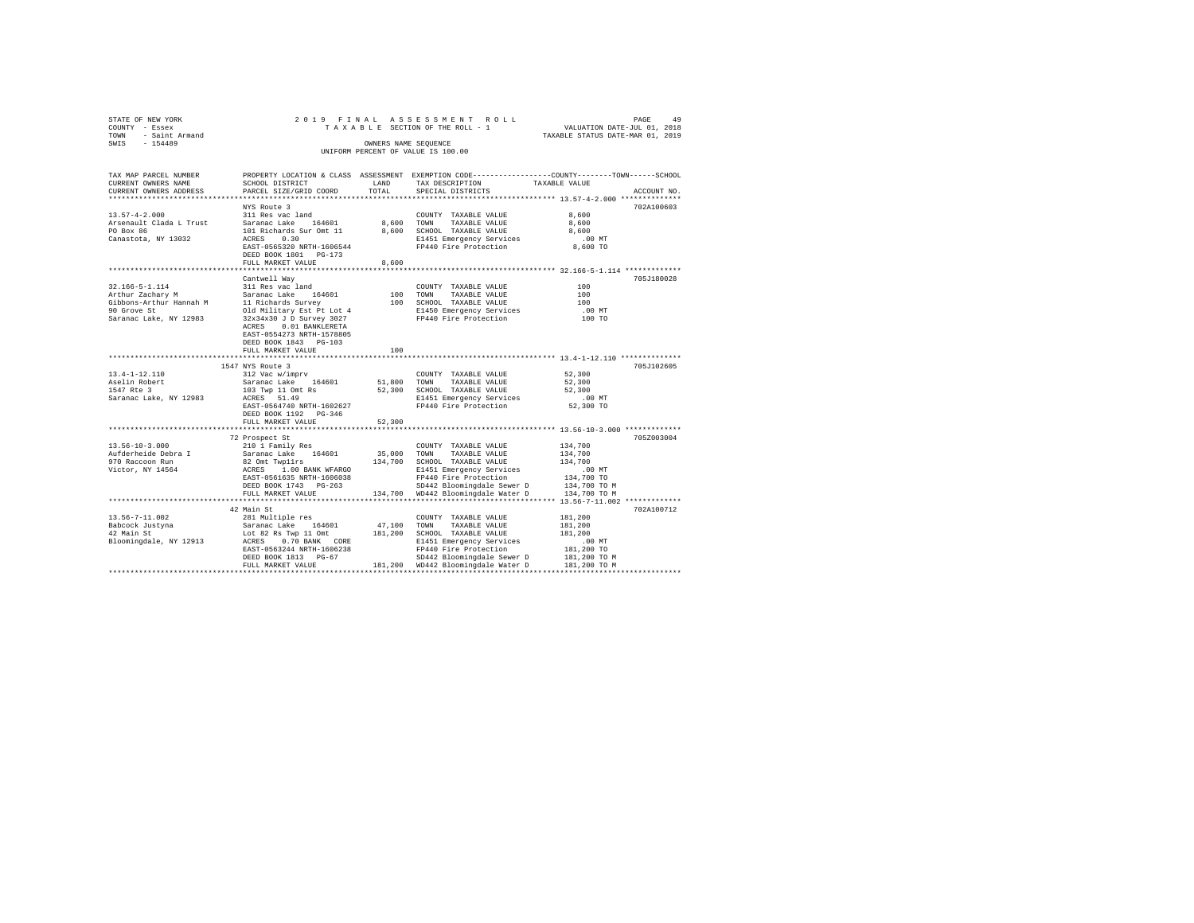STATE OF NEW YORK — 2019 FINAL ASSESSMENT ROLL
COUNTY - Essex — TAXABLE SECTION OF THE ROLL - 1 — VALUATION DATE-JUL 01, 2018
TOWN - Saint Armand — TAXABLE STATUS DATE-MAR 01, 2019
SWIS - 154489 — OWNERS NAME SEQUENCE
UNIFORM PERCENT OF VALUE IS 100.00

| TAX MAP PARCEL NUMBER / CURRENT OWNERS NAME / CURRENT OWNERS ADDRESS | PROPERTY LOCATION & CLASS / SCHOOL DISTRICT / PARCEL SIZE/GRID COORD | ASSESSMENT LAND | TOTAL | EXEMPTION CODE / TAX DESCRIPTION / SPECIAL DISTRICTS | TAXABLE VALUE (COUNTY--TOWN--SCHOOL) | ACCOUNT NO. |
|---|---|---|---|---|---|---|
| 13.57-4-2.000 | NYS Route 3 | | | | | 702A100603 |
| Arsenault Clada L Trust | 311 Res vac land | | | COUNTY TAXABLE VALUE | 8,600 | |
| PO Box 86 | Saranac Lake 164601 | 8,600 | | TOWN TAXABLE VALUE | 8,600 | |
| Canastota, NY 13032 | 101 Richards Sur Omt 11 | | 8,600 | SCHOOL TAXABLE VALUE | 8,600 | |
| | ACRES 0.30 | | | E1451 Emergency Services | .00 MT | |
| | EAST-0565320 NRTH-1606544 | | | FP440 Fire Protection | 8,600 TO | |
| | DEED BOOK 1801 PG-173 | | | | | |
| | FULL MARKET VALUE | | 8,600 | | | |
| 32.166-5-1.114 | Cantwell Way | | | | | 705J180028 |
| Arthur Zachary M | 311 Res vac land | | | COUNTY TAXABLE VALUE | 100 | |
| Gibbons-Arthur Hannah M | Saranac Lake 164601 | 100 | | TOWN TAXABLE VALUE | 100 | |
| 90 Grove St | 11 Richards Survey | | 100 | SCHOOL TAXABLE VALUE | 100 | |
| Saranac Lake, NY 12983 | Old Military Est Pt Lot 4 | | | E1450 Emergency Services | .00 MT | |
| | 32x34x30 J D Survey 3027 | | | FP440 Fire Protection | 100 TO | |
| | ACRES 0.01 BANKLERETA | | | | | |
| | EAST-0554273 NRTH-1578805 | | | | | |
| | DEED BOOK 1843 PG-103 | | | | | |
| | FULL MARKET VALUE | | 100 | | | |
| 13.4-1-12.110 | 1547 NYS Route 3 | | | | | 705J102605 |
| Aselin Robert | 312 Vac w/imprv | | | COUNTY TAXABLE VALUE | 52,300 | |
| 1547 Rte 3 | Saranac Lake 164601 | 51,800 | | TOWN TAXABLE VALUE | 52,300 | |
| Saranac Lake, NY 12983 | 103 Twp 11 Omt Rs | | 52,300 | SCHOOL TAXABLE VALUE | 52,300 | |
| | ACRES 51.49 | | | E1451 Emergency Services | .00 MT | |
| | EAST-0564740 NRTH-1602627 | | | FP440 Fire Protection | 52,300 TO | |
| | DEED BOOK 1192 PG-346 | | | | | |
| | FULL MARKET VALUE | | 52,300 | | | |
| 13.56-10-3.000 | 72 Prospect St | | | | | 705Z003004 |
| Aufderheide Debra I | 210 1 Family Res | | | COUNTY TAXABLE VALUE | 134,700 | |
| 970 Raccoon Run | Saranac Lake 164601 | 35,000 | | TOWN TAXABLE VALUE | 134,700 | |
| Victor, NY 14564 | 82 Omt Twp11rs | | 134,700 | SCHOOL TAXABLE VALUE | 134,700 | |
| | ACRES 1.00 BANK WFARGO | | | E1451 Emergency Services | .00 MT | |
| | EAST-0561635 NRTH-1606038 | | | FP440 Fire Protection | 134,700 TO | |
| | DEED BOOK 1743 PG-263 | | | SD442 Bloomingdale Sewer D | 134,700 TO M | |
| | FULL MARKET VALUE | | 134,700 | WD442 Bloomingdale Water D | 134,700 TO M | |
| 13.56-7-11.002 | 42 Main St | | | | | 702A100712 |
| Babcock Justyna | 281 Multiple res | | | COUNTY TAXABLE VALUE | 181,200 | |
| 42 Main St | Saranac Lake 164601 | 47,100 | | TOWN TAXABLE VALUE | 181,200 | |
| Bloomingdale, NY 12913 | Lot 82 Rs Twp 11 Omt | | 181,200 | SCHOOL TAXABLE VALUE | 181,200 | |
| | ACRES 0.70 BANK CORE | | | E1451 Emergency Services | .00 MT | |
| | EAST-0563244 NRTH-1606238 | | | FP440 Fire Protection | 181,200 TO | |
| | DEED BOOK 1813 PG-67 | | | SD442 Bloomingdale Sewer D | 181,200 TO M | |
| | FULL MARKET VALUE | | 181,200 | WD442 Bloomingdale Water D | 181,200 TO M | |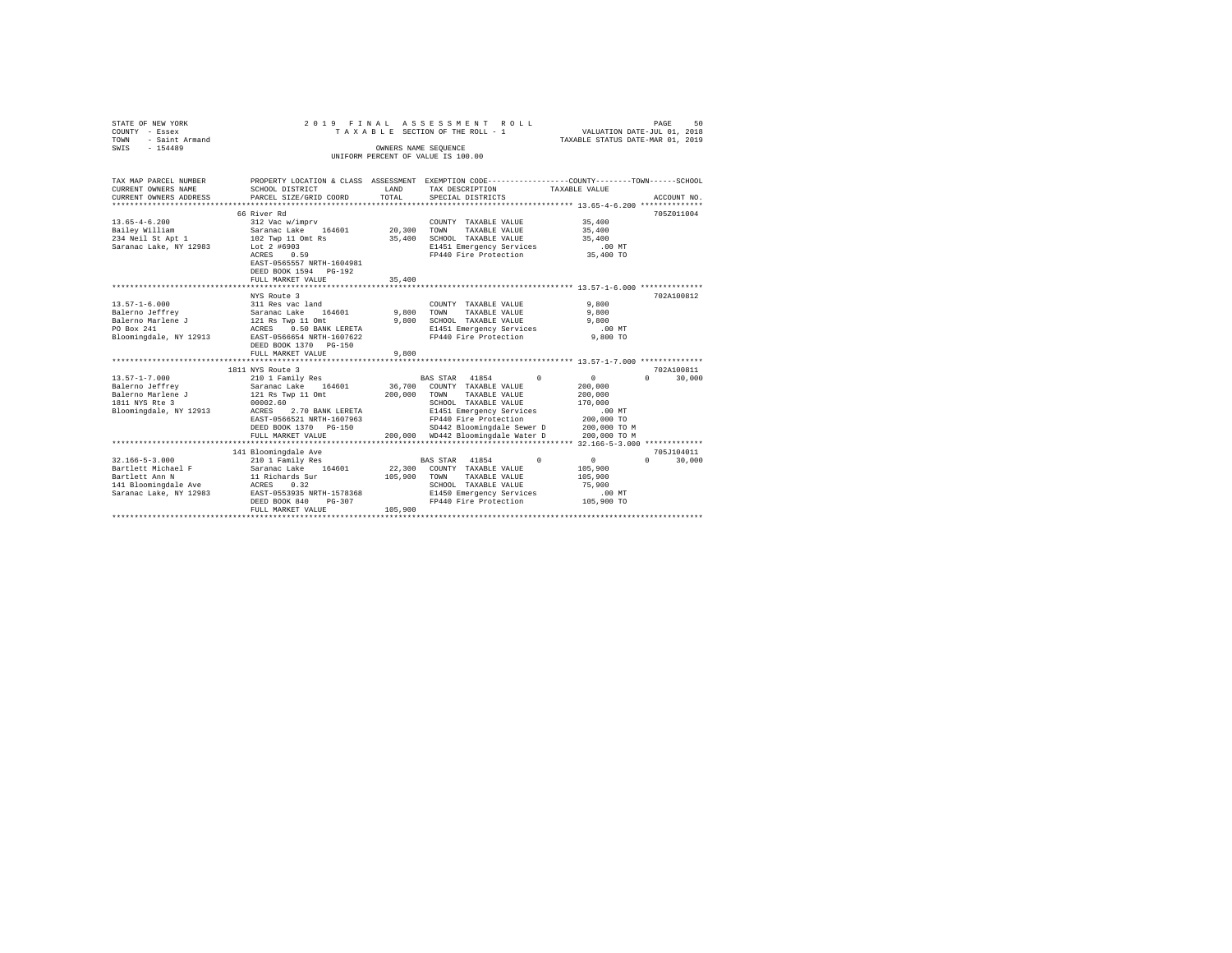STATE OF NEW YORK
COUNTY - Essex
TOWN - Saint Armand
SWIS - 154489

2 0 1 9 F I N A L A S S E S S M E N T R O L L
T A X A B L E SECTION OF THE ROLL - 1
OWNERS NAME SEQUENCE
UNIFORM PERCENT OF VALUE IS 100.00

VALUATION DATE-JUL 01, 2018
TAXABLE STATUS DATE-MAR 01, 2019

```
TAX MAP PARCEL NUMBER      PROPERTY LOCATION & CLASS  ASSESSMENT  EXEMPTION CODE-----------------COUNTY--------TOWN------SCHOOL
CURRENT OWNERS NAME        SCHOOL DISTRICT            LAND        TAX DESCRIPTION           TAXABLE VALUE
CURRENT OWNERS ADDRESS     PARCEL SIZE/GRID COORD     TOTAL       SPECIAL DISTRICTS                                      ACCOUNT NO.
******************************************************************************************** 13.65-4-6.200 **************
                           66 River Rd                                                                             705Z011004
13.65-4-6.200              312 Vac w/imprv                        COUNTY  TAXABLE VALUE          35,400
Bailey William             Saranac Lake   164601      20,300      TOWN    TAXABLE VALUE          35,400
234 Neil St Apt 1          102 Twp 11 Omt Rs          35,400      SCHOOL  TAXABLE VALUE          35,400
Saranac Lake, NY 12983     Lot 2 #6903                            E1451 Emergency Services         .00 MT
                           ACRES    0.59                          FP440 Fire Protection          35,400 TO
                           EAST-0565557 NRTH-1604981
                           DEED BOOK 1594   PG-192
                           FULL MARKET VALUE          35,400
******************************************************************************************** 13.57-1-6.000 **************
                           NYS Route 3                                                                             702A100812
13.57-1-6.000              311 Res vac land                       COUNTY  TAXABLE VALUE           9,800
Balerno Jeffrey            Saranac Lake   164601       9,800      TOWN    TAXABLE VALUE           9,800
Balerno Marlene J          121 Rs Twp 11 Omt           9,800      SCHOOL  TAXABLE VALUE           9,800
PO Box 241                 ACRES    0.50 BANK LERETA              E1451 Emergency Services         .00 MT
Bloomingdale, NY 12913     EAST-0566654 NRTH-1607622              FP440 Fire Protection           9,800 TO
                           DEED BOOK 1370   PG-150
                           FULL MARKET VALUE           9,800
******************************************************************************************** 13.57-1-7.000 **************
                           1811 NYS Route 3                                                                        702A100811
13.57-1-7.000              210 1 Family Res                       BAS STAR  41854         0          0          0     30,000
Balerno Jeffrey            Saranac Lake   164601      36,700      COUNTY  TAXABLE VALUE         200,000
Balerno Marlene J          121 Rs Twp 11 Omt         200,000      TOWN    TAXABLE VALUE         200,000
1811 NYS Rte 3             00002.60                               SCHOOL  TAXABLE VALUE         170,000
Bloomingdale, NY 12913     ACRES    2.70 BANK LERETA              E1451 Emergency Services         .00 MT
                           EAST-0566521 NRTH-1607963              FP440 Fire Protection         200,000 TO
                           DEED BOOK 1370   PG-150                SD442 Bloomingdale Sewer D    200,000 TO M
                           FULL MARKET VALUE         200,000      WD442 Bloomingdale Water D    200,000 TO M
******************************************************************************************** 32.166-5-3.000 *************
                           141 Bloomingdale Ave                                                                    705J104011
32.166-5-3.000             210 1 Family Res                       BAS STAR  41854         0          0          0     30,000
Bartlett Michael F         Saranac Lake   164601      22,300      COUNTY  TAXABLE VALUE         105,900
Bartlett Ann N             11 Richards Sur           105,900      TOWN    TAXABLE VALUE         105,900
141 Bloomingdale Ave       ACRES    0.32                          SCHOOL  TAXABLE VALUE          75,900
Saranac Lake, NY 12983     EAST-0553935 NRTH-1578368              E1450 Emergency Services         .00 MT
                           DEED BOOK 840    PG-307                FP440 Fire Protection         105,900 TO
                           FULL MARKET VALUE         105,900
****************************************************************************************************************************
```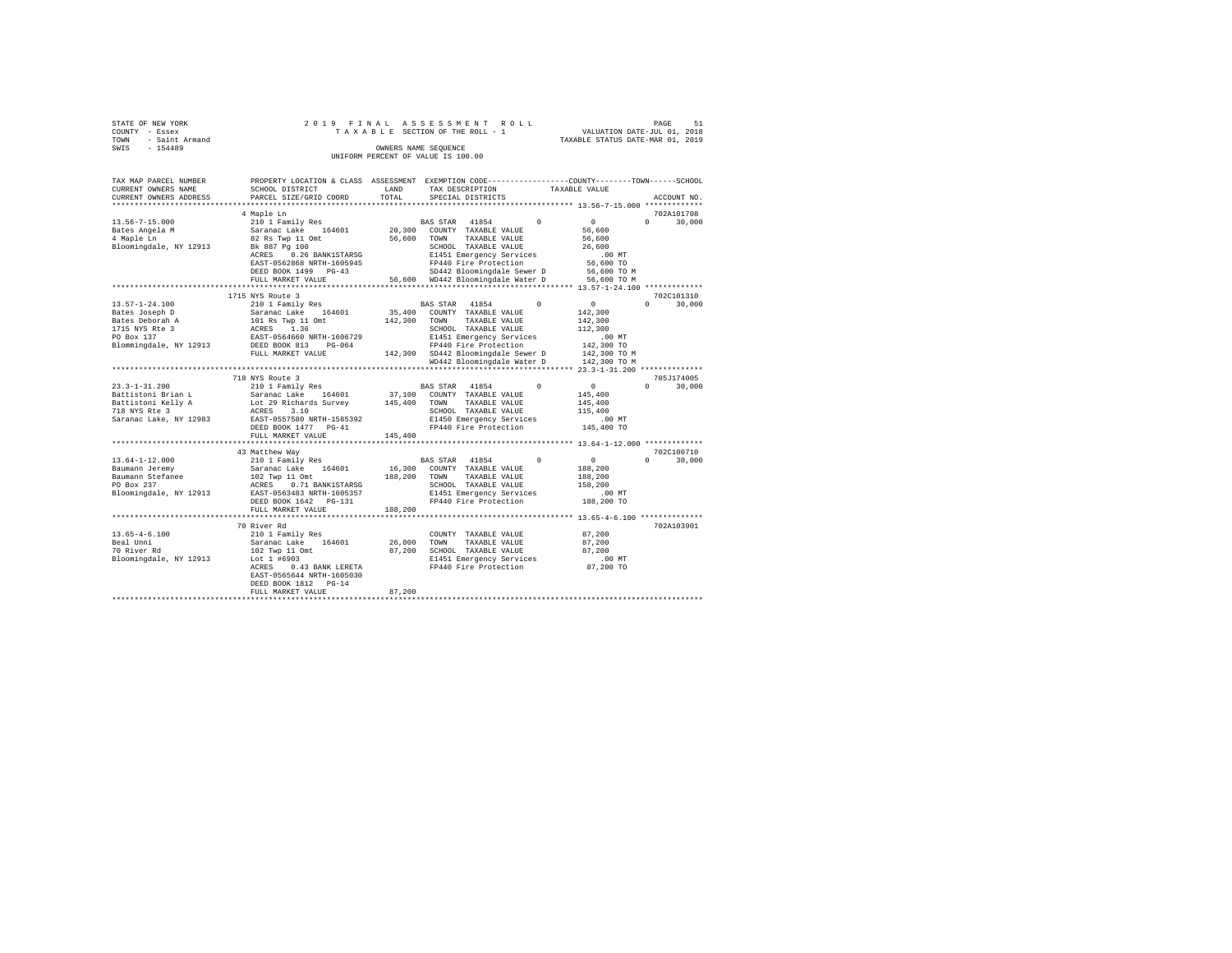STATE OF NEW YORK
COUNTY - Essex
TOWN - Saint Armand
SWIS - 154489

2019 FINAL ASSESSMENT ROLL
TAXABLE SECTION OF THE ROLL - 1
OWNERS NAME SEQUENCE
UNIFORM PERCENT OF VALUE IS 100.00

VALUATION DATE-JUL 01, 2018
TAXABLE STATUS DATE-MAR 01, 2019

```
TAX MAP PARCEL NUMBER     PROPERTY LOCATION & CLASS  ASSESSMENT  EXEMPTION CODE-----------------COUNTY--------TOWN------SCHOOL
CURRENT OWNERS NAME       SCHOOL DISTRICT              LAND      TAX DESCRIPTION            TAXABLE VALUE
CURRENT OWNERS ADDRESS    PARCEL SIZE/GRID COORD       TOTAL     SPECIAL DISTRICTS                                     ACCOUNT NO.
******************************************************************************************* 13.56-7-15.000 *************
                          4 Maple Ln                                                                              702A101708
13.56-7-15.000            210 1 Family Res                       BAS STAR  41854        0           0         0     30,000
Bates Angela M            Saranac Lake   164601       20,300     COUNTY  TAXABLE VALUE            56,600
4 Maple Ln                82 Rs Twp 11 Omt            56,600     TOWN    TAXABLE VALUE            56,600
Bloomingdale, NY 12913    Bk 887 Pg 100                          SCHOOL  TAXABLE VALUE            26,600
                          ACRES    0.26 BANK1STARSG              E1451 Emergency Services            .00 MT
                          EAST-0562868 NRTH-1605945              FP440 Fire Protection            56,600 TO
                          DEED BOOK 1499   PG-43                 SD442 Bloomingdale Sewer D       56,600 TO M
                          FULL MARKET VALUE           56,600     WD442 Bloomingdale Water D       56,600 TO M
******************************************************************************************* 13.57-1-24.100 *************
                          1715 NYS Route 3                                                                        702C101310
13.57-1-24.100            210 1 Family Res                       BAS STAR  41854        0           0         0     30,000
Bates Joseph D            Saranac Lake   164601       35,400     COUNTY  TAXABLE VALUE           142,300
Bates Deborah A           101 Rs Twp 11 Omt          142,300     TOWN    TAXABLE VALUE           142,300
1715 NYS Rte 3            ACRES    1.36                          SCHOOL  TAXABLE VALUE           112,300
PO Box 137                EAST-0564660 NRTH-1606729              E1451 Emergency Services            .00 MT
Blommingdale, NY 12913    DEED BOOK 813    PG-064                FP440 Fire Protection           142,300 TO
                          FULL MARKET VALUE          142,300     SD442 Bloomingdale Sewer D      142,300 TO M
                                                                 WD442 Bloomingdale Water D      142,300 TO M
******************************************************************************************* 23.3-1-31.200 **************
                          718 NYS Route 3                                                                         705J174005
23.3-1-31.200             210 1 Family Res                       BAS STAR  41854        0           0         0     30,000
Battistoni Brian L        Saranac Lake   164601       37,100     COUNTY  TAXABLE VALUE           145,400
Battistoni Kelly A        Lot 29 Richards Survey     145,400     TOWN    TAXABLE VALUE           145,400
718 NYS Rte 3             ACRES    3.10                          SCHOOL  TAXABLE VALUE           115,400
Saranac Lake, NY 12983    EAST-0557580 NRTH-1585392              E1450 Emergency Services            .00 MT
                          DEED BOOK 1477   PG-41                 FP440 Fire Protection           145,400 TO
                          FULL MARKET VALUE          145,400
******************************************************************************************* 13.64-1-12.000 *************
                          43 Matthew Way                                                                          702C100710
13.64-1-12.000            210 1 Family Res                       BAS STAR  41854        0           0         0     30,000
Baumann Jeremy            Saranac Lake   164601       16,300     COUNTY  TAXABLE VALUE           188,200
Baumann Stefanee          102 Twp 11 Omt             188,200     TOWN    TAXABLE VALUE           188,200
PO Box 237                ACRES    0.71 BANK1STARSG              SCHOOL  TAXABLE VALUE           158,200
Bloomingdale, NY 12913    EAST-0563483 NRTH-1605357              E1451 Emergency Services            .00 MT
                          DEED BOOK 1642   PG-131                FP440 Fire Protection           188,200 TO
                          FULL MARKET VALUE          188,200
******************************************************************************************* 13.65-4-6.100 **************
                          70 River Rd                                                                             702A103901
13.65-4-6.100             210 1 Family Res                       COUNTY  TAXABLE VALUE            87,200
Beal Unni                 Saranac Lake   164601       26,000     TOWN    TAXABLE VALUE            87,200
70 River Rd               102 Twp 11 Omt              87,200     SCHOOL  TAXABLE VALUE            87,200
Bloomingdale, NY 12913    Lot 1 #6903                            E1451 Emergency Services            .00 MT
                          ACRES    0.43 BANK LERETA              FP440 Fire Protection            87,200 TO
                          EAST-0565644 NRTH-1605030
                          DEED BOOK 1812   PG-14
                          FULL MARKET VALUE           87,200
************************************************************************************************************************
```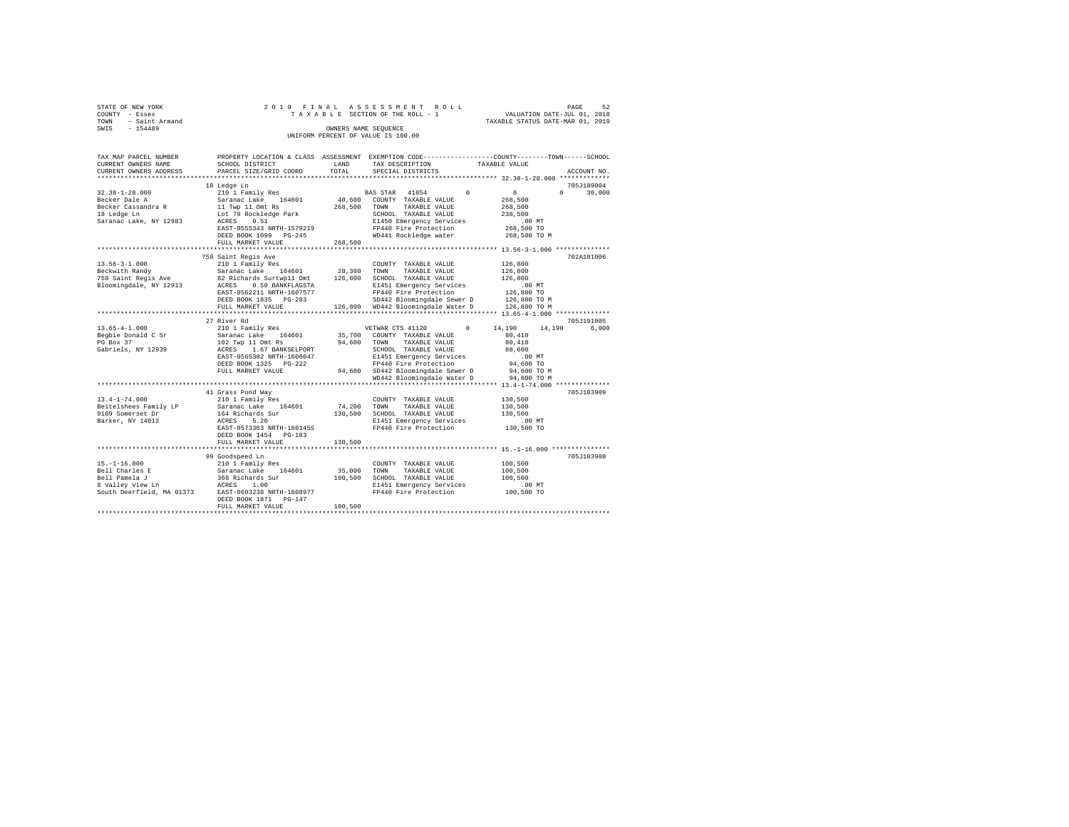STATE OF NEW YORK
COUNTY - Essex
TOWN - Saint Armand
SWIS - 154489

2019 FINAL ASSESSMENT ROLL
TAXABLE SECTION OF THE ROLL - 1
OWNERS NAME SEQUENCE
UNIFORM PERCENT OF VALUE IS 100.00

VALUATION DATE-JUL 01, 2018
TAXABLE STATUS DATE-MAR 01, 2019

```
TAX MAP PARCEL NUMBER      PROPERTY LOCATION & CLASS  ASSESSMENT  EXEMPTION CODE-----------------COUNTY--------TOWN------SCHOOL
CURRENT OWNERS NAME        SCHOOL DISTRICT               LAND      TAX DESCRIPTION           TAXABLE VALUE
CURRENT OWNERS ADDRESS     PARCEL SIZE/GRID COORD        TOTAL     SPECIAL DISTRICTS                                    ACCOUNT NO.
*********************************************************************************************** 32.38-1-28.000 *************
                           18 Ledge Ln                                                                                705J189004
32.38-1-28.000             210 1 Family Res                     BAS STAR  41854        0         0           0     30,000
Becker Dale A              Saranac Lake   164601       40,600   COUNTY  TAXABLE VALUE         268,500
Becker Cassandra R         11 Twp 11 Omt Rs           268,500   TOWN    TAXABLE VALUE         268,500
18 Ledge Ln                Lot 79 Rockledge Park                SCHOOL  TAXABLE VALUE         238,500
Saranac Lake, NY 12983     ACRES    0.51                        E1450 Emergency Services          .00 MT
                           EAST-0555343 NRTH-1579219            FP440 Fire Protection         268,500 TO
                           DEED BOOK 1099   PG-245              WD441 Rockledge water         268,500 TO M
                           FULL MARKET VALUE          268,500
*********************************************************************************************** 13.56-3-1.000 **************
                           758 Saint Regis Ave                                                                        702A101006
13.56-3-1.000              210 1 Family Res                     COUNTY  TAXABLE VALUE         126,800
Beckwith Randy             Saranac Lake   164601       28,300   TOWN    TAXABLE VALUE         126,800
758 Saint Regis Ave        82 Richards Surtwp11 Omt   126,800   SCHOOL  TAXABLE VALUE         126,800
Bloomingdale, NY 12913     ACRES    0.50 BANKFLAGSTA            E1451 Emergency Services          .00 MT
                           EAST-0562211 NRTH-1607577            FP440 Fire Protection         126,800 TO
                           DEED BOOK 1835   PG-283              SD442 Bloomingdale Sewer D    126,800 TO M
                           FULL MARKET VALUE          126,800   WD442 Bloomingdale Water D    126,800 TO M
*********************************************************************************************** 13.65-4-1.000 **************
                           27 River Rd                                                                                705J191005
13.65-4-1.000              210 1 Family Res                     VETWAR CTS 41120       0      14,190      14,190      6,000
Begbie Donald C Sr         Saranac Lake   164601       35,700   COUNTY  TAXABLE VALUE          80,410
PO Box 37                  102 Twp 11 Omt Rs           94,600   TOWN    TAXABLE VALUE          80,410
Gabriels, NY 12939         ACRES    1.67 BANKSELPORT            SCHOOL  TAXABLE VALUE          88,600
                           EAST-0565382 NRTH-1606047            E1451 Emergency Services          .00 MT
                           DEED BOOK 1325   PG-222              FP440 Fire Protection          94,600 TO
                           FULL MARKET VALUE           94,600   SD442 Bloomingdale Sewer D     94,600 TO M
                                                                WD442 Bloomingdale Water D     94,600 TO M
*********************************************************************************************** 13.4-1-74.000 **************
                           41 Grass Pond Way                                                                          705J103909
13.4-1-74.000              210 1 Family Res                     COUNTY  TAXABLE VALUE         130,500
Beitelshees Family LP      Saranac Lake   164601       74,200   TOWN    TAXABLE VALUE         130,500
9169 Somerset Dr           164 Richards Sur           130,500   SCHOOL  TAXABLE VALUE         130,500
Barker, NY 14012           ACRES    5.20                        E1451 Emergency Services          .00 MT
                           EAST-0573363 NRTH-1601455            FP440 Fire Protection         130,500 TO
                           DEED BOOK 1454   PG-183
                           FULL MARKET VALUE          130,500
*********************************************************************************************** 15.-1-16.000 ***************
                           99 Goodspeed Ln                                                                            705J103908
15.-1-16.000               210 1 Family Res                     COUNTY  TAXABLE VALUE         100,500
Bell Charles E             Saranac Lake   164601       35,000   TOWN    TAXABLE VALUE         100,500
Bell Pamela J              368 Richards Sur           100,500   SCHOOL  TAXABLE VALUE         100,500
8 Valley View Ln           ACRES    1.00                        E1451 Emergency Services          .00 MT
South Deerfield, MA 01373  EAST-0603238 NRTH-1608977            FP440 Fire Protection         100,500 TO
                           DEED BOOK 1871   PG-147
                           FULL MARKET VALUE          100,500
****************************************************************************************************************************
```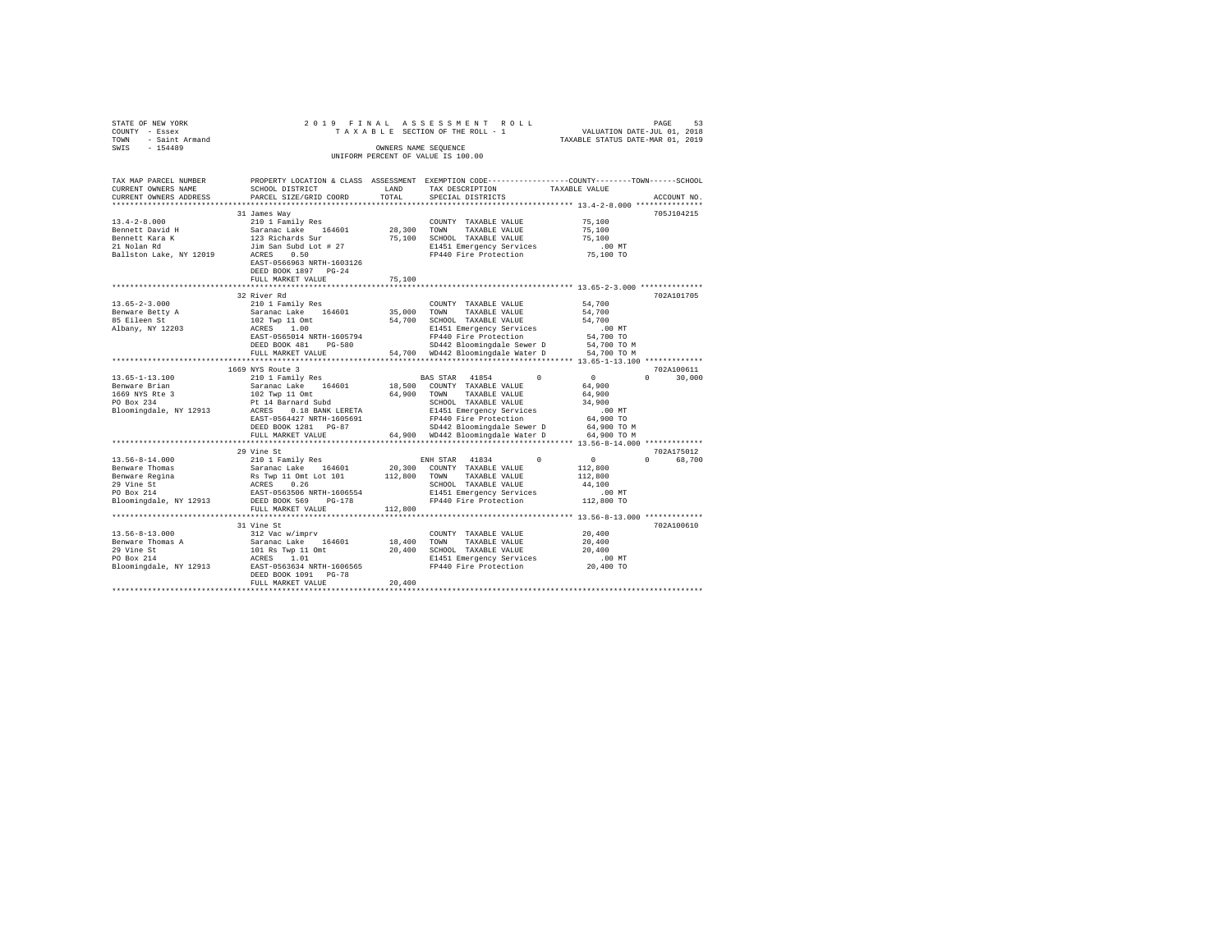STATE OF NEW YORK | COUNTY - Essex | TOWN - Saint Armand | SWIS - 154489

2019 FINAL ASSESSMENT ROLL
TAXABLE SECTION OF THE ROLL - 1
OWNERS NAME SEQUENCE
UNIFORM PERCENT OF VALUE IS 100.00

VALUATION DATE-JUL 01, 2018
TAXABLE STATUS DATE-MAR 01, 2019

```
TAX MAP PARCEL NUMBER     PROPERTY LOCATION & CLASS  ASSESSMENT  EXEMPTION CODE-----------------COUNTY--------TOWN------SCHOOL
CURRENT OWNERS NAME       SCHOOL DISTRICT               LAND      TAX DESCRIPTION            TAXABLE VALUE
CURRENT OWNERS ADDRESS    PARCEL SIZE/GRID COORD        TOTAL     SPECIAL DISTRICTS                                   ACCOUNT NO.
******************************************************************************************** 13.4-2-8.000 ***************
                          31 James Way                                                                            705J104215
13.4-2-8.000              210 1 Family Res                          COUNTY  TAXABLE VALUE          75,100
Bennett David H           Saranac Lake   164601       28,300   TOWN    TAXABLE VALUE          75,100
Bennett Kara K            123 Richards Sur            75,100   SCHOOL  TAXABLE VALUE          75,100
21 Nolan Rd               Jim San Subd Lot # 27                E1451 Emergency Services          .00 MT
Ballston Lake, NY 12019   ACRES    0.50                        FP440 Fire Protection          75,100 TO
                          EAST-0566963 NRTH-1603126
                          DEED BOOK 1897   PG-24
                          FULL MARKET VALUE           75,100
******************************************************************************************** 13.65-2-3.000 **************
                          32 River Rd                                                                             702A101705
13.65-2-3.000             210 1 Family Res                          COUNTY  TAXABLE VALUE          54,700
Benware Betty A           Saranac Lake   164601       35,000   TOWN    TAXABLE VALUE          54,700
85 Eileen St              102 Twp 11 Omt              54,700   SCHOOL  TAXABLE VALUE          54,700
Albany, NY 12203          ACRES    1.00                        E1451 Emergency Services          .00 MT
                          EAST-0565014 NRTH-1605794            FP440 Fire Protection          54,700 TO
                          DEED BOOK 481    PG-580              SD442 Bloomingdale Sewer D     54,700 TO M
                          FULL MARKET VALUE           54,700   WD442 Bloomingdale Water D     54,700 TO M
******************************************************************************************** 13.65-1-13.100 *************
                          1669 NYS Route 3                                                                        702A100611
13.65-1-13.100            210 1 Family Res                     BAS STAR  41854         0            0          0      30,000
Benware Brian             Saranac Lake   164601       18,500   COUNTY  TAXABLE VALUE          64,900
1669 NYS Rte 3            102 Twp 11 Omt              64,900   TOWN    TAXABLE VALUE          64,900
PO Box 234                Pt 14 Barnard Subd                   SCHOOL  TAXABLE VALUE          34,900
Bloomingdale, NY 12913    ACRES    0.18 BANK LERETA            E1451 Emergency Services          .00 MT
                          EAST-0564427 NRTH-1605691            FP440 Fire Protection          64,900 TO
                          DEED BOOK 1281   PG-87               SD442 Bloomingdale Sewer D     64,900 TO M
                          FULL MARKET VALUE           64,900   WD442 Bloomingdale Water D     64,900 TO M
******************************************************************************************** 13.56-8-14.000 *************
                          29 Vine St                                                                              702A175012
13.56-8-14.000            210 1 Family Res                     ENH STAR  41834         0            0          0      68,700
Benware Thomas            Saranac Lake   164601       20,300   COUNTY  TAXABLE VALUE         112,800
Benware Regina            Rs Twp 11 Omt Lot 101      112,800   TOWN    TAXABLE VALUE         112,800
29 Vine St                ACRES    0.26                        SCHOOL  TAXABLE VALUE          44,100
PO Box 214                EAST-0563506 NRTH-1606554            E1451 Emergency Services          .00 MT
Bloomingdale, NY 12913    DEED BOOK 569    PG-178              FP440 Fire Protection         112,800 TO
                          FULL MARKET VALUE          112,800
******************************************************************************************** 13.56-8-13.000 *************
                          31 Vine St                                                                              702A100610
13.56-8-13.000            312 Vac w/imprv                           COUNTY  TAXABLE VALUE          20,400
Benware Thomas A          Saranac Lake   164601       18,400   TOWN    TAXABLE VALUE          20,400
29 Vine St                101 Rs Twp 11 Omt           20,400   SCHOOL  TAXABLE VALUE          20,400
PO Box 214                ACRES    1.01                        E1451 Emergency Services          .00 MT
Bloomingdale, NY 12913    EAST-0563634 NRTH-1606565            FP440 Fire Protection          20,400 TO
                          DEED BOOK 1091   PG-78
                          FULL MARKET VALUE           20,400
****************************************************************************************************************************
```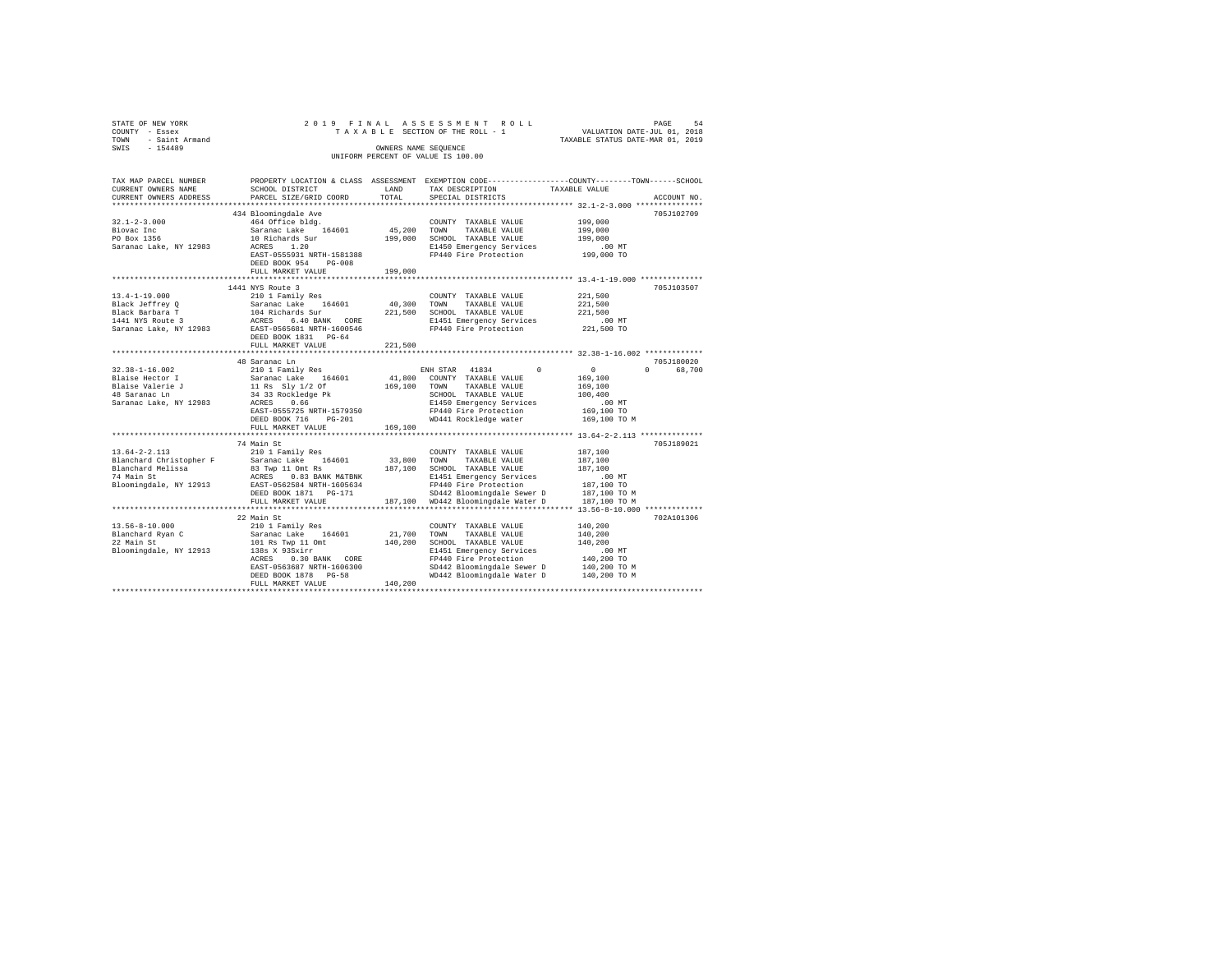STATE OF NEW YORK — COUNTY - Essex — TOWN - Saint Armand — SWIS - 154489

2019 FINAL ASSESSMENT ROLL
TAXABLE SECTION OF THE ROLL - 1
OWNERS NAME SEQUENCE
UNIFORM PERCENT OF VALUE IS 100.00

VALUATION DATE-JUL 01, 2018
TAXABLE STATUS DATE-MAR 01, 2019

```
TAX MAP PARCEL NUMBER      PROPERTY LOCATION & CLASS  ASSESSMENT  EXEMPTION CODE-----------------COUNTY--------TOWN------SCHOOL
CURRENT OWNERS NAME        SCHOOL DISTRICT              LAND      TAX DESCRIPTION              TAXABLE VALUE
CURRENT OWNERS ADDRESS     PARCEL SIZE/GRID COORD       TOTAL     SPECIAL DISTRICTS                                    ACCOUNT NO.
******************************************************************************************* 32.1-2-3.000 ***************
                           434 Bloomingdale Ave                                                                       705J102709
32.1-2-3.000               464 Office bldg.                       COUNTY  TAXABLE VALUE          199,000
Biovac Inc                 Saranac Lake   164601       45,200     TOWN    TAXABLE VALUE          199,000
PO Box 1356                10 Richards Sur            199,000     SCHOOL  TAXABLE VALUE          199,000
Saranac Lake, NY 12983     ACRES    1.20                          E1450 Emergency Services            .00 MT
                           EAST-0555931 NRTH-1581388              FP440 Fire Protection          199,000 TO
                           DEED BOOK 954    PG-008
                           FULL MARKET VALUE          199,000
******************************************************************************************* 13.4-1-19.000 **************
                           1441 NYS Route 3                                                                           705J103507
13.4-1-19.000              210 1 Family Res                       COUNTY  TAXABLE VALUE          221,500
Black Jeffrey Q            Saranac Lake   164601       40,300     TOWN    TAXABLE VALUE          221,500
Black Barbara T            104 Richards Sur           221,500     SCHOOL  TAXABLE VALUE          221,500
1441 NYS Route 3           ACRES    6.40 BANK   CORE              E1451 Emergency Services            .00 MT
Saranac Lake, NY 12983     EAST-0565681 NRTH-1600546              FP440 Fire Protection          221,500 TO
                           DEED BOOK 1831   PG-64
                           FULL MARKET VALUE          221,500
******************************************************************************************* 32.38-1-16.002 *************
                           48 Saranac Ln                                                                              705J180020
32.38-1-16.002             210 1 Family Res                       ENH STAR  41834          0             0         0     68,700
Blaise Hector I            Saranac Lake   164601       41,800     COUNTY  TAXABLE VALUE          169,100
Blaise Valerie J           11 Rs  Sly 1/2 Of          169,100     TOWN    TAXABLE VALUE          169,100
48 Saranac Ln              34 33 Rockledge Pk                     SCHOOL  TAXABLE VALUE          100,400
Saranac Lake, NY 12983     ACRES    0.66                          E1450 Emergency Services            .00 MT
                           EAST-0555725 NRTH-1579350              FP440 Fire Protection          169,100 TO
                           DEED BOOK 716    PG-201                WD441 Rockledge water          169,100 TO M
                           FULL MARKET VALUE          169,100
******************************************************************************************* 13.64-2-2.113 **************
                           74 Main St                                                                                 705J189021
13.64-2-2.113              210 1 Family Res                       COUNTY  TAXABLE VALUE          187,100
Blanchard Christopher F    Saranac Lake   164601       33,800     TOWN    TAXABLE VALUE          187,100
Blanchard Melissa          83 Twp 11 Omt Rs           187,100     SCHOOL  TAXABLE VALUE          187,100
74 Main St                 ACRES    0.83 BANK M&TBNK              E1451 Emergency Services            .00 MT
Bloomingdale, NY 12913     EAST-0562584 NRTH-1605634              FP440 Fire Protection          187,100 TO
                           DEED BOOK 1871   PG-171                SD442 Bloomingdale Sewer D     187,100 TO M
                           FULL MARKET VALUE          187,100     WD442 Bloomingdale Water D     187,100 TO M
******************************************************************************************* 13.56-8-10.000 *************
                           22 Main St                                                                                 702A101306
13.56-8-10.000             210 1 Family Res                       COUNTY  TAXABLE VALUE          140,200
Blanchard Ryan C           Saranac Lake   164601       21,700     TOWN    TAXABLE VALUE          140,200
22 Main St                 101 Rs Twp 11 Omt          140,200     SCHOOL  TAXABLE VALUE          140,200
Bloomingdale, NY 12913     138s X 93Sxirr                         E1451 Emergency Services            .00 MT
                           ACRES    0.30 BANK   CORE              FP440 Fire Protection          140,200 TO
                           EAST-0563687 NRTH-1606300              SD442 Bloomingdale Sewer D     140,200 TO M
                           DEED BOOK 1878   PG-58                 WD442 Bloomingdale Water D     140,200 TO M
                           FULL MARKET VALUE          140,200
**************************************************************************************************************************
```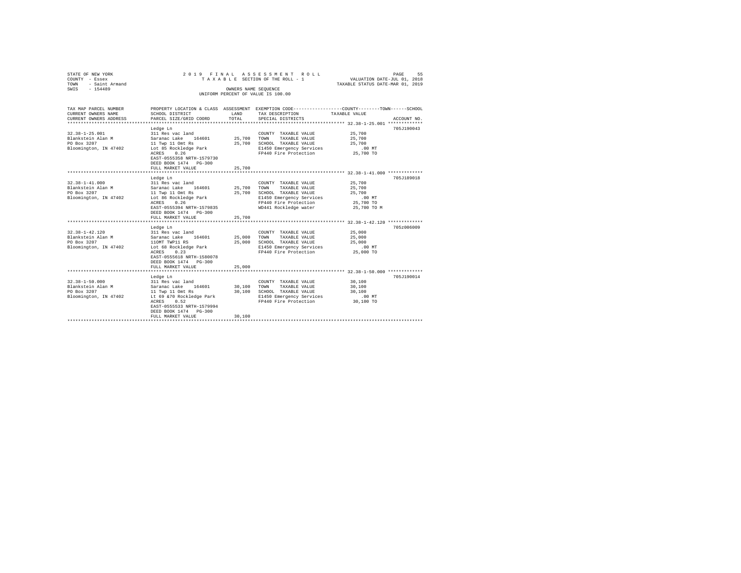STATE OF NEW YORK
COUNTY - Essex
TOWN - Saint Armand
SWIS - 154489

2019 FINAL ASSESSMENT ROLL
TAXABLE SECTION OF THE ROLL - 1
OWNERS NAME SEQUENCE
UNIFORM PERCENT OF VALUE IS 100.00

VALUATION DATE-JUL 01, 2018
TAXABLE STATUS DATE-MAR 01, 2019

| TAX MAP PARCEL NUMBER / CURRENT OWNERS NAME / CURRENT OWNERS ADDRESS | PROPERTY LOCATION & CLASS / SCHOOL DISTRICT / PARCEL SIZE/GRID COORD | ASSESSMENT LAND / TOTAL | EXEMPTION CODE / TAX DESCRIPTION / SPECIAL DISTRICTS | TAXABLE VALUE (COUNTY / TOWN / SCHOOL) | ACCOUNT NO. |
|---|---|---|---|---|---|
| 32.38-1-25.001 | Ledge Ln | | | | 705J190043 |
| Blankstein Alan M | 311 Res vac land | | COUNTY TAXABLE VALUE | 25,700 | |
| PO Box 3207 | Saranac Lake 164601 | 25,700 | TOWN TAXABLE VALUE | 25,700 | |
| Bloomington, IN 47402 | 11 Twp 11 Omt Rs | 25,700 | SCHOOL TAXABLE VALUE | 25,700 | |
| | Lot 85 Rockledge Park | | E1450 Emergency Services | .00 MT | |
| | ACRES 0.26 | | FP440 Fire Protection | 25,700 TO | |
| | EAST-0555358 NRTH-1579730 | | | | |
| | DEED BOOK 1474 PG-300 | | | | |
| | FULL MARKET VALUE | 25,700 | | | |
| 32.38-1-41.000 | Ledge Ln | | | | 705J189018 |
| Blankstein Alan M | 311 Res vac land | | COUNTY TAXABLE VALUE | 25,700 | |
| PO Box 3207 | Saranac Lake 164601 | 25,700 | TOWN TAXABLE VALUE | 25,700 | |
| Bloomington, IN 47402 | 11 Twp 11 Omt Rs | 25,700 | SCHOOL TAXABLE VALUE | 25,700 | |
| | Lot 86 Rockledge Park | | E1450 Emergency Services | .00 MT | |
| | ACRES 0.26 | | FP440 Fire Protection | 25,700 TO | |
| | EAST-0555394 NRTH-1579835 | | WD441 Rockledge water | 25,700 TO M | |
| | DEED BOOK 1474 PG-300 | | | | |
| | FULL MARKET VALUE | 25,700 | | | |
| 32.38-1-42.120 | Ledge Ln | | | | 705Z006009 |
| Blankstein Alan M | 311 Res vac land | | COUNTY TAXABLE VALUE | 25,000 | |
| PO Box 3207 | Saranac Lake 164601 | 25,000 | TOWN TAXABLE VALUE | 25,000 | |
| Bloomington, IN 47402 | 11OMT TWP11 RS | 25,000 | SCHOOL TAXABLE VALUE | 25,000 | |
| | Lot 68 Rockledge Park | | E1450 Emergency Services | .00 MT | |
| | ACRES 0.23 | | FP440 Fire Protection | 25,000 TO | |
| | EAST-0555618 NRTH-1580078 | | | | |
| | DEED BOOK 1474 PG-300 | | | | |
| | FULL MARKET VALUE | 25,000 | | | |
| 32.38-1-50.000 | Ledge Ln | | | | 705J190014 |
| Blankstein Alan M | 311 Res vac land | | COUNTY TAXABLE VALUE | 30,100 | |
| PO Box 3207 | Saranac Lake 164601 | 30,100 | TOWN TAXABLE VALUE | 30,100 | |
| Bloomington, IN 47402 | 11 Twp 11 Omt Rs | 30,100 | SCHOOL TAXABLE VALUE | 30,100 | |
| | Lt 69 &70 Rockledge Park | | E1450 Emergency Services | .00 MT | |
| | ACRES 0.52 | | FP440 Fire Protection | 30,100 TO | |
| | EAST-0555533 NRTH-1579994 | | | | |
| | DEED BOOK 1474 PG-300 | | | | |
| | FULL MARKET VALUE | 30,100 | | | |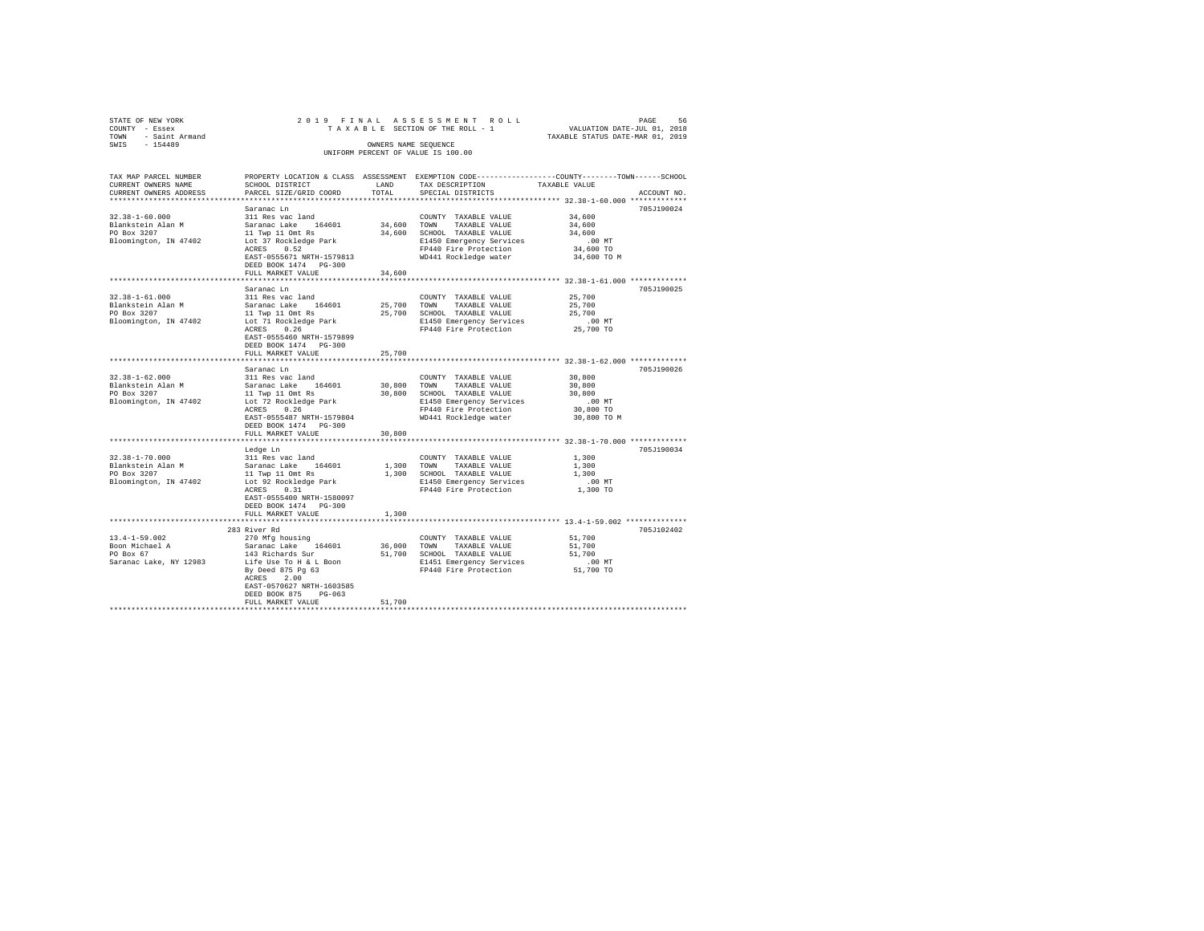STATE OF NEW YORK
COUNTY - Essex
TOWN - Saint Armand
SWIS - 154489

2019 FINAL ASSESSMENT ROLL
TAXABLE SECTION OF THE ROLL - 1
OWNERS NAME SEQUENCE
UNIFORM PERCENT OF VALUE IS 100.00

VALUATION DATE-JUL 01, 2018
TAXABLE STATUS DATE-MAR 01, 2019

| TAX MAP PARCEL NUMBER / CURRENT OWNERS NAME / CURRENT OWNERS ADDRESS | PROPERTY LOCATION & CLASS / SCHOOL DISTRICT / PARCEL SIZE/GRID COORD | ASSESSMENT LAND | TOTAL | EXEMPTION CODE / TAX DESCRIPTION / SPECIAL DISTRICTS | TAXABLE VALUE (COUNTY / TOWN / SCHOOL) | ACCOUNT NO. |
|---|---|---|---|---|---|---|
| 32.38-1-60.000 | Saranac Ln | | | | | 705J190024 |
| Blankstein Alan M | 311 Res vac land | | | COUNTY TAXABLE VALUE | 34,600 | |
| PO Box 3207 | Saranac Lake 164601 | 34,600 | | TOWN TAXABLE VALUE | 34,600 | |
| Bloomington, IN 47402 | 11 Twp 11 Omt Rs | | 34,600 | SCHOOL TAXABLE VALUE | 34,600 | |
| | Lot 37 Rockledge Park | | | E1450 Emergency Services | .00 MT | |
| | ACRES 0.52 | | | FP440 Fire Protection | 34,600 TO | |
| | EAST-0555671 NRTH-1579813 | | | WD441 Rockledge water | 34,600 TO M | |
| | DEED BOOK 1474 PG-300 | | | | | |
| | FULL MARKET VALUE | | 34,600 | | | |
| 32.38-1-61.000 | Saranac Ln | | | | | 705J190025 |
| Blankstein Alan M | 311 Res vac land | | | COUNTY TAXABLE VALUE | 25,700 | |
| PO Box 3207 | Saranac Lake 164601 | 25,700 | | TOWN TAXABLE VALUE | 25,700 | |
| Bloomington, IN 47402 | 11 Twp 11 Omt Rs | | 25,700 | SCHOOL TAXABLE VALUE | 25,700 | |
| | Lot 71 Rockledge Park | | | E1450 Emergency Services | .00 MT | |
| | ACRES 0.26 | | | FP440 Fire Protection | 25,700 TO | |
| | EAST-0555460 NRTH-1579899 | | | | | |
| | DEED BOOK 1474 PG-300 | | | | | |
| | FULL MARKET VALUE | | 25,700 | | | |
| 32.38-1-62.000 | Saranac Ln | | | | | 705J190026 |
| Blankstein Alan M | 311 Res vac land | | | COUNTY TAXABLE VALUE | 30,800 | |
| PO Box 3207 | Saranac Lake 164601 | 30,800 | | TOWN TAXABLE VALUE | 30,800 | |
| Bloomington, IN 47402 | 11 Twp 11 Omt Rs | | 30,800 | SCHOOL TAXABLE VALUE | 30,800 | |
| | Lot 72 Rockledge Park | | | E1450 Emergency Services | .00 MT | |
| | ACRES 0.26 | | | FP440 Fire Protection | 30,800 TO | |
| | EAST-0555487 NRTH-1579804 | | | WD441 Rockledge water | 30,800 TO M | |
| | DEED BOOK 1474 PG-300 | | | | | |
| | FULL MARKET VALUE | | 30,800 | | | |
| 32.38-1-70.000 | Ledge Ln | | | | | 705J190034 |
| Blankstein Alan M | 311 Res vac land | | | COUNTY TAXABLE VALUE | 1,300 | |
| PO Box 3207 | Saranac Lake 164601 | 1,300 | | TOWN TAXABLE VALUE | 1,300 | |
| Bloomington, IN 47402 | 11 Twp 11 Omt Rs | | 1,300 | SCHOOL TAXABLE VALUE | 1,300 | |
| | Lot 92 Rockledge Park | | | E1450 Emergency Services | .00 MT | |
| | ACRES 0.31 | | | FP440 Fire Protection | 1,300 TO | |
| | EAST-0555400 NRTH-1580097 | | | | | |
| | DEED BOOK 1474 PG-300 | | | | | |
| | FULL MARKET VALUE | | 1,300 | | | |
| 13.4-1-59.002 | 283 River Rd | | | | | 705J102402 |
| Boon Michael A | 270 Mfg housing | | | COUNTY TAXABLE VALUE | 51,700 | |
| PO Box 67 | Saranac Lake 164601 | 36,000 | | TOWN TAXABLE VALUE | 51,700 | |
| Saranac Lake, NY 12983 | 143 Richards Sur | | 51,700 | SCHOOL TAXABLE VALUE | 51,700 | |
| | Life Use To H & L Boon | | | E1451 Emergency Services | .00 MT | |
| | By Deed 875 Pg 63 | | | FP440 Fire Protection | 51,700 TO | |
| | ACRES 2.00 | | | | | |
| | EAST-0570627 NRTH-1603585 | | | | | |
| | DEED BOOK 875 PG-063 | | | | | |
| | FULL MARKET VALUE | | 51,700 | | | |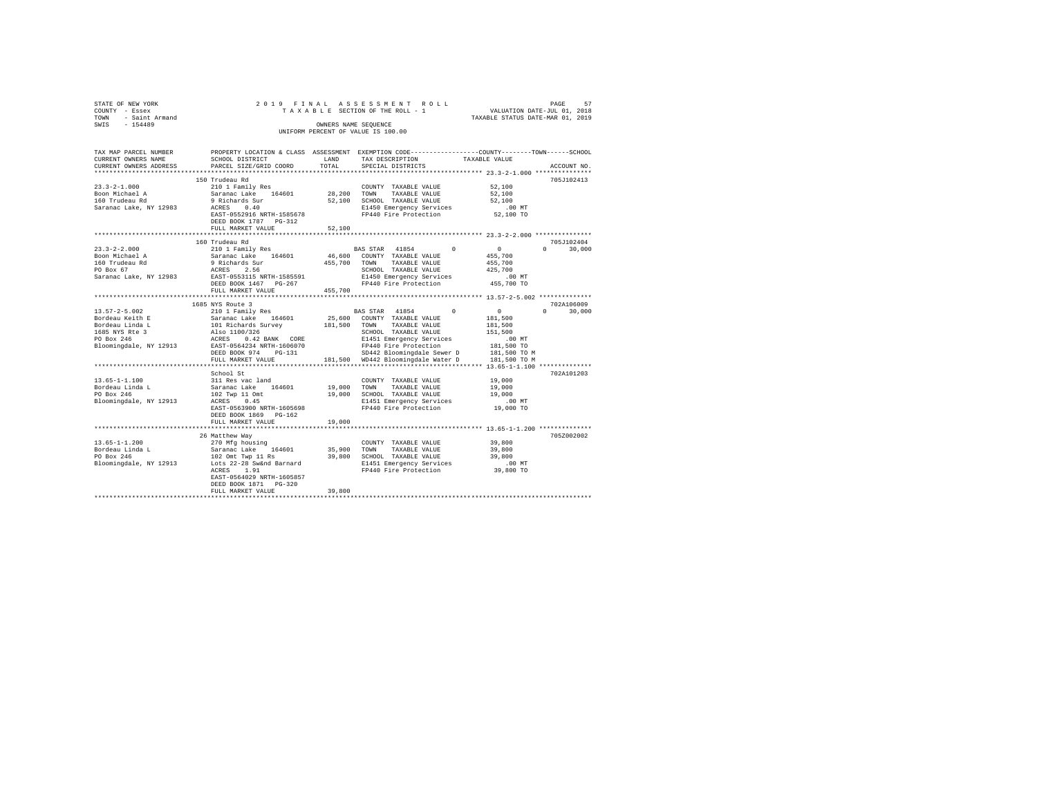STATE OF NEW YORK
COUNTY - Essex
TOWN - Saint Armand
SWIS - 154489

2019 FINAL ASSESSMENT ROLL
TAXABLE SECTION OF THE ROLL - 1
OWNERS NAME SEQUENCE
UNIFORM PERCENT OF VALUE IS 100.00

VALUATION DATE-JUL 01, 2018
TAXABLE STATUS DATE-MAR 01, 2019

```
TAX MAP PARCEL NUMBER      PROPERTY LOCATION & CLASS  ASSESSMENT  EXEMPTION CODE-----------------COUNTY--------TOWN------SCHOOL
CURRENT OWNERS NAME        SCHOOL DISTRICT              LAND      TAX DESCRIPTION              TAXABLE VALUE
CURRENT OWNERS ADDRESS     PARCEL SIZE/GRID COORD       TOTAL     SPECIAL DISTRICTS                                    ACCOUNT NO.
******************************************************************************************** 23.3-2-1.000 ***************
                           150 Trudeau Rd                                                                          705J102413
23.3-2-1.000               210 1 Family Res                        COUNTY  TAXABLE VALUE          52,100
Boon Michael A             Saranac Lake   164601       28,200     TOWN    TAXABLE VALUE          52,100
160 Trudeau Rd             9 Richards Sur              52,100     SCHOOL  TAXABLE VALUE          52,100
Saranac Lake, NY 12983     ACRES    0.40                          E1450 Emergency Services          .00 MT
                           EAST-0552916 NRTH-1585678              FP440 Fire Protection         52,100 TO
                           DEED BOOK 1787   PG-312
                           FULL MARKET VALUE           52,100
******************************************************************************************** 23.3-2-2.000 ***************
                           160 Trudeau Rd                                                                          705J102404
23.3-2-2.000               210 1 Family Res                       BAS STAR  41854        0          0          0     30,000
Boon Michael A             Saranac Lake   164601       46,600     COUNTY  TAXABLE VALUE         455,700
160 Trudeau Rd             9 Richards Sur             455,700     TOWN    TAXABLE VALUE         455,700
PO Box 67                  ACRES    2.56                          SCHOOL  TAXABLE VALUE         425,700
Saranac Lake, NY 12983     EAST-0553115 NRTH-1585591              E1450 Emergency Services          .00 MT
                           DEED BOOK 1467   PG-267                FP440 Fire Protection        455,700 TO
                           FULL MARKET VALUE          455,700
******************************************************************************************** 13.57-2-5.002 **************
                           1685 NYS Route 3                                                                        702A106009
13.57-2-5.002              210 1 Family Res                       BAS STAR  41854        0          0          0     30,000
Bordeau Keith E            Saranac Lake   164601       25,600     COUNTY  TAXABLE VALUE         181,500
Bordeau Linda L            101 Richards Survey        181,500     TOWN    TAXABLE VALUE         181,500
1685 NYS Rte 3             Also 1100/326                          SCHOOL  TAXABLE VALUE         151,500
PO Box 246                 ACRES    0.42 BANK  CORE               E1451 Emergency Services          .00 MT
Bloomingdale, NY 12913     EAST-0564234 NRTH-1606070              FP440 Fire Protection        181,500 TO
                           DEED BOOK 974    PG-131                SD442 Bloomingdale Sewer D   181,500 TO M
                           FULL MARKET VALUE          181,500     WD442 Bloomingdale Water D   181,500 TO M
******************************************************************************************** 13.65-1-1.100 **************
                           School St                                                                               702A101203
13.65-1-1.100              311 Res vac land                       COUNTY  TAXABLE VALUE          19,000
Bordeau Linda L            Saranac Lake   164601       19,000     TOWN    TAXABLE VALUE          19,000
PO Box 246                 102 Twp 11 Omt              19,000     SCHOOL  TAXABLE VALUE          19,000
Bloomingdale, NY 12913     ACRES    0.45                          E1451 Emergency Services          .00 MT
                           EAST-0563900 NRTH-1605698              FP440 Fire Protection         19,000 TO
                           DEED BOOK 1869   PG-162
                           FULL MARKET VALUE           19,000
******************************************************************************************** 13.65-1-1.200 **************
                           26 Matthew Way                                                                          705Z002002
13.65-1-1.200              270 Mfg housing                        COUNTY  TAXABLE VALUE          39,800
Bordeau Linda L            Saranac Lake   164601       35,900     TOWN    TAXABLE VALUE          39,800
PO Box 246                 102 Omt Twp 11 Rs           39,800     SCHOOL  TAXABLE VALUE          39,800
Bloomingdale, NY 12913     Lots 22-28 Sw&nd Barnard               E1451 Emergency Services          .00 MT
                           ACRES    1.91                          FP440 Fire Protection         39,800 TO
                           EAST-0564029 NRTH-1605857
                           DEED BOOK 1871   PG-320
                           FULL MARKET VALUE           39,800
************************************************************************************************************************
```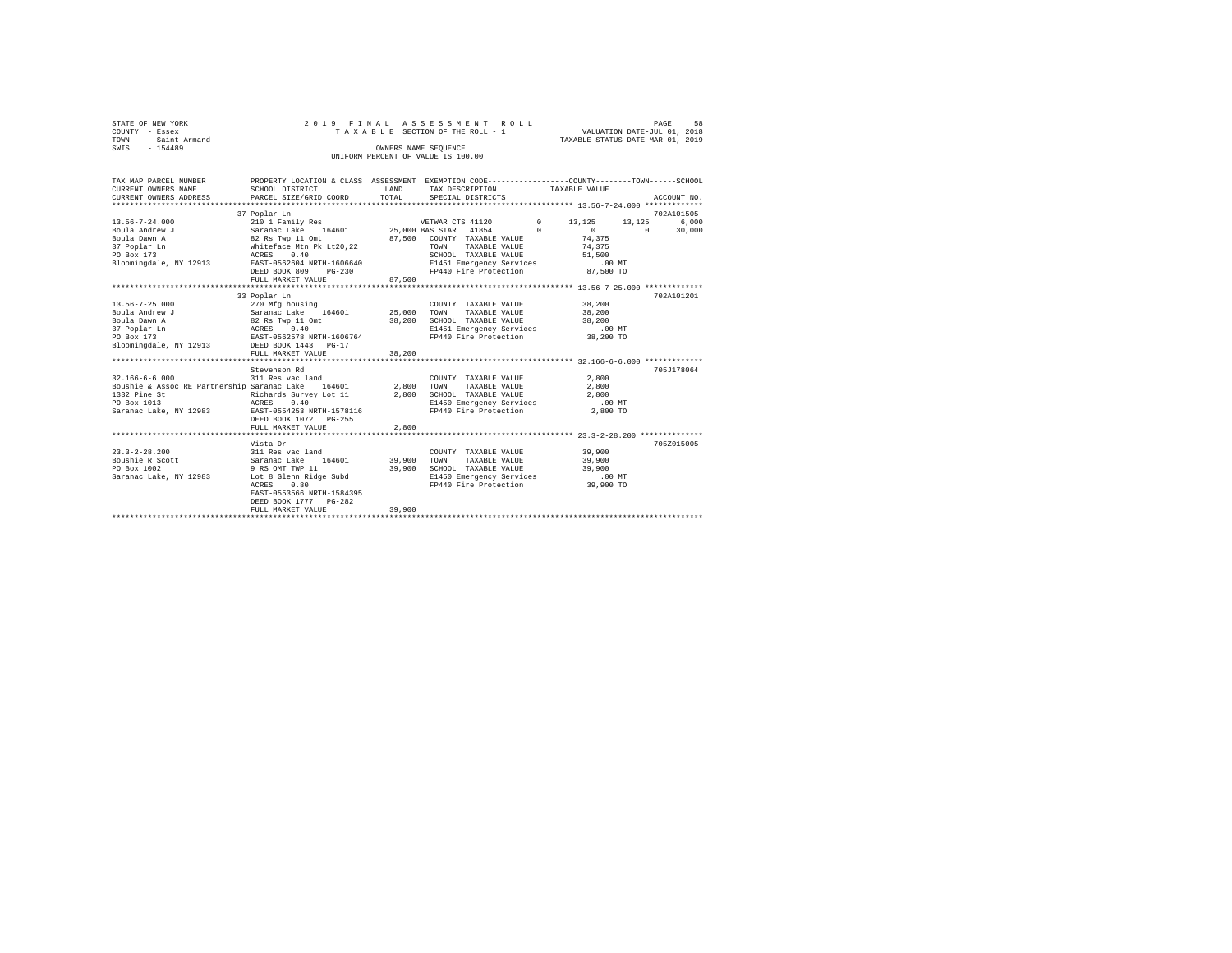STATE OF NEW YORK
COUNTY - Essex
TOWN - Saint Armand
SWIS - 154489

2019 FINAL ASSESSMENT ROLL
TAXABLE SECTION OF THE ROLL - 1
OWNERS NAME SEQUENCE
UNIFORM PERCENT OF VALUE IS 100.00

VALUATION DATE-JUL 01, 2018
TAXABLE STATUS DATE-MAR 01, 2019

| TAX MAP PARCEL NUMBER / CURRENT OWNERS NAME / CURRENT OWNERS ADDRESS | PROPERTY LOCATION & CLASS / SCHOOL DISTRICT / PARCEL SIZE/GRID COORD | ASSESSMENT LAND / TOTAL | EXEMPTION CODE / TAX DESCRIPTION / SPECIAL DISTRICTS | COUNTY | TOWN | SCHOOL / TAXABLE VALUE | ACCOUNT NO. |
|---|---|---|---|---|---|---|---|
| **13.56-7-24.000** | 37 Poplar Ln | | | | | | 702A101505 |
| 13.56-7-24.000 | 210 1 Family Res | | VETWAR CTS 41120 0 | 13,125 | 13,125 | 6,000 | |
| Boula Andrew J | Saranac Lake 164601 | 25,000 | BAS STAR 41854 0 | 0 | 0 | 30,000 | |
| Boula Dawn A | 82 Rs Twp 11 Omt | 87,500 | COUNTY TAXABLE VALUE | | | 74,375 | |
| 37 Poplar Ln | Whiteface Mtn Pk Lt20,22 | | TOWN TAXABLE VALUE | | | 74,375 | |
| PO Box 173 | ACRES 0.40 | | SCHOOL TAXABLE VALUE | | | 51,500 | |
| Bloomingdale, NY 12913 | EAST-0562604 NRTH-1606640 | | E1451 Emergency Services | | | .00 MT | |
| | DEED BOOK 809 PG-230 | | FP440 Fire Protection | | | 87,500 TO | |
| | FULL MARKET VALUE | 87,500 | | | | | |
| **13.56-7-25.000** | 33 Poplar Ln | | | | | | 702A101201 |
| 13.56-7-25.000 | 270 Mfg housing | | COUNTY TAXABLE VALUE | | | 38,200 | |
| Boula Andrew J | Saranac Lake 164601 | 25,000 | TOWN TAXABLE VALUE | | | 38,200 | |
| Boula Dawn A | 82 Rs Twp 11 Omt | 38,200 | SCHOOL TAXABLE VALUE | | | 38,200 | |
| 37 Poplar Ln | ACRES 0.40 | | E1451 Emergency Services | | | .00 MT | |
| PO Box 173 | EAST-0562578 NRTH-1606764 | | FP440 Fire Protection | | | 38,200 TO | |
| Bloomingdale, NY 12913 | DEED BOOK 1443 PG-17 | | | | | | |
| | FULL MARKET VALUE | 38,200 | | | | | |
| **32.166-6-6.000** | Stevenson Rd | | | | | | 705J178064 |
| 32.166-6-6.000 | 311 Res vac land | | COUNTY TAXABLE VALUE | | | 2,800 | |
| Boushie & Assoc RE Partnership | Saranac Lake 164601 | 2,800 | TOWN TAXABLE VALUE | | | 2,800 | |
| 1332 Pine St | Richards Survey Lot 11 | 2,800 | SCHOOL TAXABLE VALUE | | | 2,800 | |
| PO Box 1013 | ACRES 0.40 | | E1450 Emergency Services | | | .00 MT | |
| Saranac Lake, NY 12983 | EAST-0554253 NRTH-1578116 | | FP440 Fire Protection | | | 2,800 TO | |
| | DEED BOOK 1072 PG-255 | | | | | | |
| | FULL MARKET VALUE | 2,800 | | | | | |
| **23.3-2-28.200** | Vista Dr | | | | | | 705Z015005 |
| 23.3-2-28.200 | 311 Res vac land | | COUNTY TAXABLE VALUE | | | 39,900 | |
| Boushie R Scott | Saranac Lake 164601 | 39,900 | TOWN TAXABLE VALUE | | | 39,900 | |
| PO Box 1002 | 9 RS OMT TWP 11 | 39,900 | SCHOOL TAXABLE VALUE | | | 39,900 | |
| Saranac Lake, NY 12983 | Lot 8 Glenn Ridge Subd | | E1450 Emergency Services | | | .00 MT | |
| | ACRES 0.80 | | FP440 Fire Protection | | | 39,900 TO | |
| | EAST-0553566 NRTH-1584395 | | | | | | |
| | DEED BOOK 1777 PG-282 | | | | | | |
| | FULL MARKET VALUE | 39,900 | | | | | |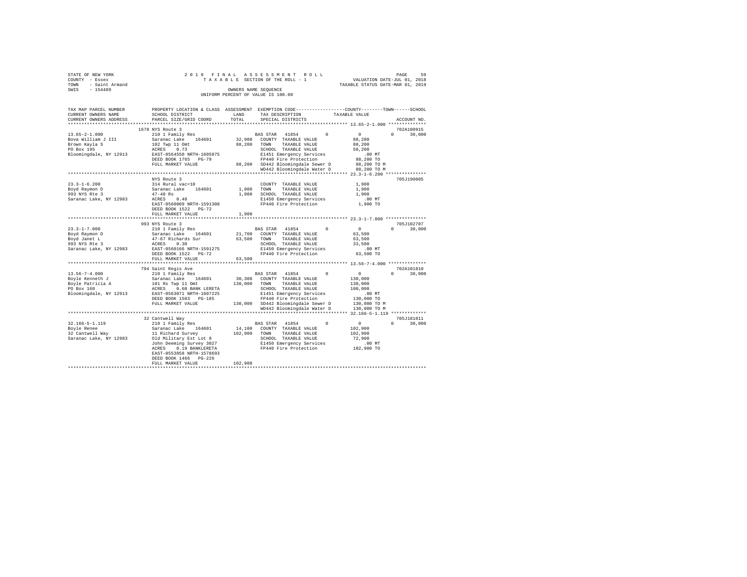STATE OF NEW YORK　　　　　2019 FINAL ASSESSMENT ROLL
COUNTY - Essex　　　　　TAXABLE SECTION OF THE ROLL - 1　　　　　VALUATION DATE-JUL 01, 2018
TOWN - Saint Armand　　　　　　　　　　　　　　　　　　　　　　TAXABLE STATUS DATE-MAR 01, 2019
SWIS - 154489　　　　　OWNERS NAME SEQUENCE
UNIFORM PERCENT OF VALUE IS 100.00

```
TAX MAP PARCEL NUMBER      PROPERTY LOCATION & CLASS  ASSESSMENT  EXEMPTION CODE-----------------COUNTY--------TOWN------SCHOOL
CURRENT OWNERS NAME        SCHOOL DISTRICT              LAND      TAX DESCRIPTION            TAXABLE VALUE
CURRENT OWNERS ADDRESS     PARCEL SIZE/GRID COORD       TOTAL     SPECIAL DISTRICTS                                    ACCOUNT NO.
*********************************************************************************************** 13.65-2-1.000 **************
                           1678 NYS Route 3                                                                        702A100915
13.65-2-1.000              210 1 Family Res                       BAS STAR  41854        0            0            0     30,000
Bova William J III         Saranac Lake   164601       32,900     COUNTY  TAXABLE VALUE           88,200
Brown Kayla S              102 Twp 11 Omt              88,200     TOWN    TAXABLE VALUE           88,200
PO Box 195                 ACRES    0.73                          SCHOOL  TAXABLE VALUE           58,200
Bloomingdale, NY 12913     EAST-0564550 NRTH-1605875              E1451 Emergency Services          .00 MT
                           DEED BOOK 1765   PG-79                 FP440 Fire Protection           88,200 TO
                           FULL MARKET VALUE           88,200     SD442 Bloomingdale Sewer D      88,200 TO M
                                                                  WD442 Bloomingdale Water D      88,200 TO M
*********************************************************************************************** 23.3-1-6.200 ***************
                           NYS Route 3                                                                             705J190005
23.3-1-6.200               314 Rural vac<10                       COUNTY  TAXABLE VALUE            1,900
Boyd Raymon D              Saranac Lake   164601        1,900     TOWN    TAXABLE VALUE            1,900
993 NYS Rte 3              47-48 Rs                     1,900     SCHOOL  TAXABLE VALUE            1,900
Saranac Lake, NY 12983     ACRES    0.48                          E1450 Emergency Services          .00 MT
                           EAST-0560009 NRTH-1591308              FP440 Fire Protection            1,900 TO
                           DEED BOOK 1522   PG-72
                           FULL MARKET VALUE            1,900
*********************************************************************************************** 23.3-1-7.000 ***************
                           993 NYS Route 3                                                                         705J102707
23.3-1-7.000               210 1 Family Res                       BAS STAR  41854        0            0            0     30,000
Boyd Raymon D              Saranac Lake   164601       21,700     COUNTY  TAXABLE VALUE           63,500
Boyd Janet L               47-67 Richards Sur          63,500     TOWN    TAXABLE VALUE           63,500
993 NYS Rte 3              ACRES    0.30                          SCHOOL  TAXABLE VALUE           33,500
Saranac Lake, NY 12983     EAST-0560166 NRTH-1591275              E1450 Emergency Services          .00 MT
                           DEED BOOK 1522   PG-72                 FP440 Fire Protection           63,500 TO
                           FULL MARKET VALUE           63,500
*********************************************************************************************** 13.56-7-4.000 **************
                           794 Saint Regis Ave                                                                     702A101810
13.56-7-4.000              210 1 Family Res                       BAS STAR  41854        0            0            0     30,000
Boyle Kenneth J            Saranac Lake   164601       30,300     COUNTY  TAXABLE VALUE          130,000
Boyle Patricia A           101 Rs Twp 11 Omt          130,000     TOWN    TAXABLE VALUE          130,000
PO Box 160                 ACRES    0.60 BANK LERETA              SCHOOL  TAXABLE VALUE          100,000
Bloomingdale, NY 12913     EAST-0563071 NRTH-1607225              E1451 Emergency Services          .00 MT
                           DEED BOOK 1583   PG-185                FP440 Fire Protection          130,000 TO
                           FULL MARKET VALUE          130,000     SD442 Bloomingdale Sewer D     130,000 TO M
                                                                  WD442 Bloomingdale Water D     130,000 TO M
*********************************************************************************************** 32.166-5-1.119 *************
                           32 Cantwell Way                                                                         705J181011
32.166-5-1.119             210 1 Family Res                       BAS STAR  41854        0            0            0     30,000
Boyle Renee                Saranac Lake   164601       14,100     COUNTY  TAXABLE VALUE          102,900
32 Cantwell Way            11 Richard Survey          102,900     TOWN    TAXABLE VALUE          102,900
Saranac Lake, NY 12983     Old Military Est Lot 8                 SCHOOL  TAXABLE VALUE           72,900
                           John Deeming Survey 3027               E1450 Emergency Services          .00 MT
                           ACRES    0.19 BANKLERETA               FP440 Fire Protection          102,900 TO
                           EAST-0553858 NRTH-1578693
                           DEED BOOK 1466   PG-226
                           FULL MARKET VALUE          102,900
****************************************************************************************************************************
```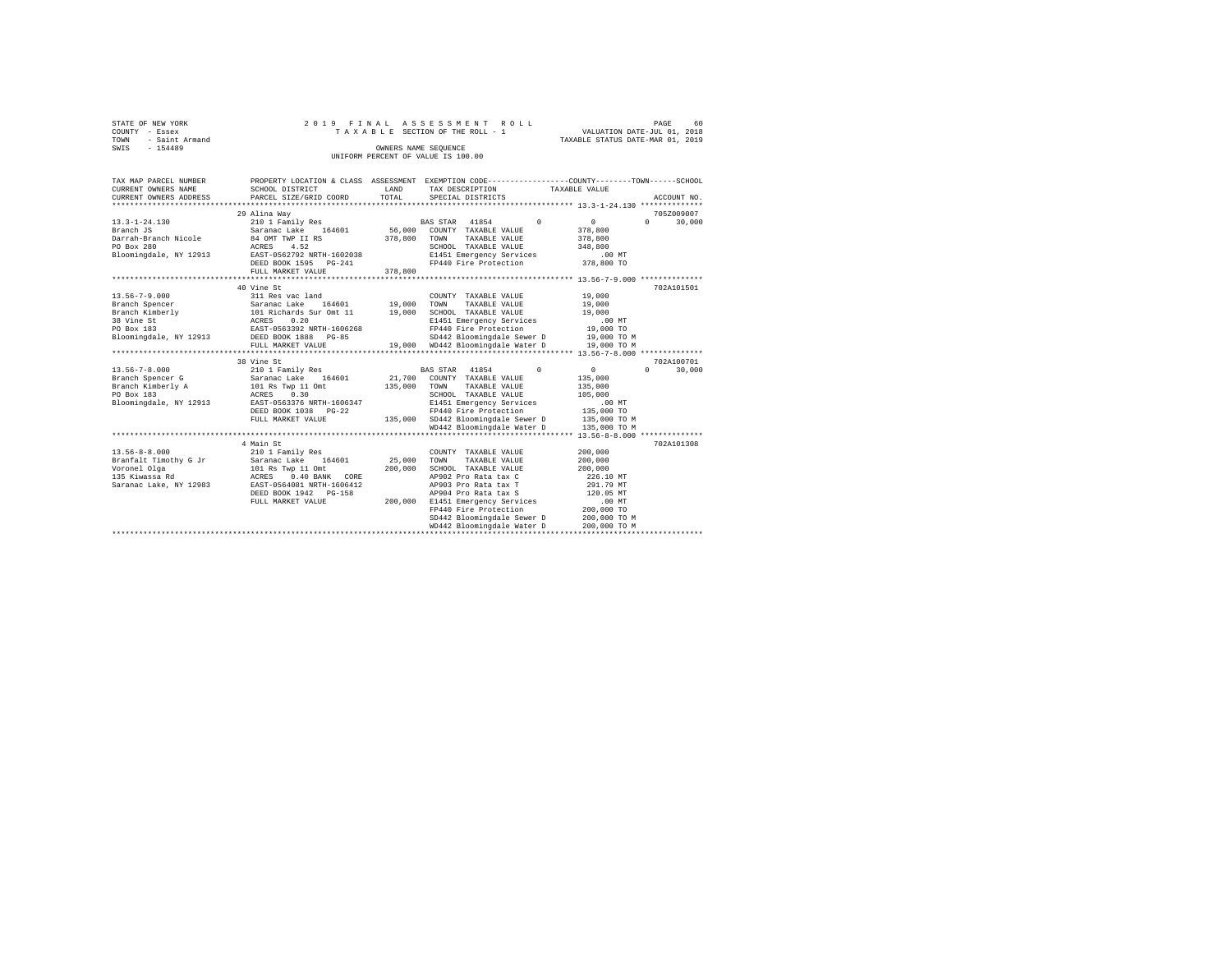STATE OF NEW YORK　　　　2019 FINAL ASSESSMENT ROLL　　　　PAGE 60
COUNTY - Essex　　　　TAXABLE SECTION OF THE ROLL - 1　　　　VALUATION DATE-JUL 01, 2018
TOWN - Saint Armand　　　　TAXABLE STATUS DATE-MAR 01, 2019
SWIS - 154489　　　　OWNERS NAME SEQUENCE
UNIFORM PERCENT OF VALUE IS 100.00

```
TAX MAP PARCEL NUMBER     PROPERTY LOCATION & CLASS  ASSESSMENT  EXEMPTION CODE-----------------COUNTY--------TOWN------SCHOOL
CURRENT OWNERS NAME       SCHOOL DISTRICT              LAND      TAX DESCRIPTION           TAXABLE VALUE
CURRENT OWNERS ADDRESS    PARCEL SIZE/GRID COORD       TOTAL     SPECIAL DISTRICTS                                     ACCOUNT NO.
******************************************************************************************* 13.3-1-24.130 **************
                          29 Alina Way                                                                              705Z009007
13.3-1-24.130             210 1 Family Res                       BAS STAR  41854        0          0          0     30,000
Branch JS                 Saranac Lake   164601        56,000    COUNTY  TAXABLE VALUE          378,800
Darrah-Branch Nicole      84 OMT TWP II RS            378,800    TOWN    TAXABLE VALUE          378,800
PO Box 280                ACRES   4.52                           SCHOOL  TAXABLE VALUE          348,800
Bloomingdale, NY 12913    EAST-0562792 NRTH-1602038              E1451 Emergency Services          .00 MT
                          DEED BOOK 1595   PG-241                FP440 Fire Protection          378,800 TO
                          FULL MARKET VALUE           378,800
******************************************************************************************* 13.56-7-9.000 **************
                          40 Vine St                                                                                702A101501
13.56-7-9.000             311 Res vac land                       COUNTY  TAXABLE VALUE           19,000
Branch Spencer            Saranac Lake   164601        19,000    TOWN    TAXABLE VALUE           19,000
Branch Kimberly           101 Richards Sur Omt 11      19,000    SCHOOL  TAXABLE VALUE           19,000
38 Vine St                ACRES   0.20                           E1451 Emergency Services          .00 MT
PO Box 183                EAST-0563392 NRTH-1606268              FP440 Fire Protection           19,000 TO
Bloomingdale, NY 12913    DEED BOOK 1888   PG-85                 SD442 Bloomingdale Sewer D      19,000 TO M
                          FULL MARKET VALUE            19,000    WD442 Bloomingdale Water D      19,000 TO M
******************************************************************************************* 13.56-7-8.000 **************
                          38 Vine St                                                                                702A100701
13.56-7-8.000             210 1 Family Res                       BAS STAR  41854        0          0          0     30,000
Branch Spencer G          Saranac Lake   164601        21,700    COUNTY  TAXABLE VALUE          135,000
Branch Kimberly A         101 Rs Twp 11 Omt           135,000    TOWN    TAXABLE VALUE          135,000
PO Box 183                ACRES   0.30                           SCHOOL  TAXABLE VALUE          105,000
Bloomingdale, NY 12913    EAST-0563376 NRTH-1606347              E1451 Emergency Services          .00 MT
                          DEED BOOK 1038   PG-22                 FP440 Fire Protection          135,000 TO
                          FULL MARKET VALUE           135,000    SD442 Bloomingdale Sewer D     135,000 TO M
                                                                 WD442 Bloomingdale Water D     135,000 TO M
******************************************************************************************* 13.56-8-8.000 **************
                          4 Main St                                                                                 702A101308
13.56-8-8.000             210 1 Family Res                       COUNTY  TAXABLE VALUE          200,000
Branfalt Timothy G Jr     Saranac Lake   164601        25,000    TOWN    TAXABLE VALUE          200,000
Voronel Olga              101 Rs Twp 11 Omt           200,000    SCHOOL  TAXABLE VALUE          200,000
135 Kiwassa Rd            ACRES   0.40 BANK    CORE              AP902 Pro Rata tax C            226.10 MT
Saranac Lake, NY 12983    EAST-0564081 NRTH-1606412              AP903 Pro Rata tax T            291.79 MT
                          DEED BOOK 1942   PG-158                AP904 Pro Rata tax S            120.05 MT
                          FULL MARKET VALUE           200,000    E1451 Emergency Services          .00 MT
                                                                 FP440 Fire Protection          200,000 TO
                                                                 SD442 Bloomingdale Sewer D     200,000 TO M
                                                                 WD442 Bloomingdale Water D     200,000 TO M
************************************************************************************************************************
```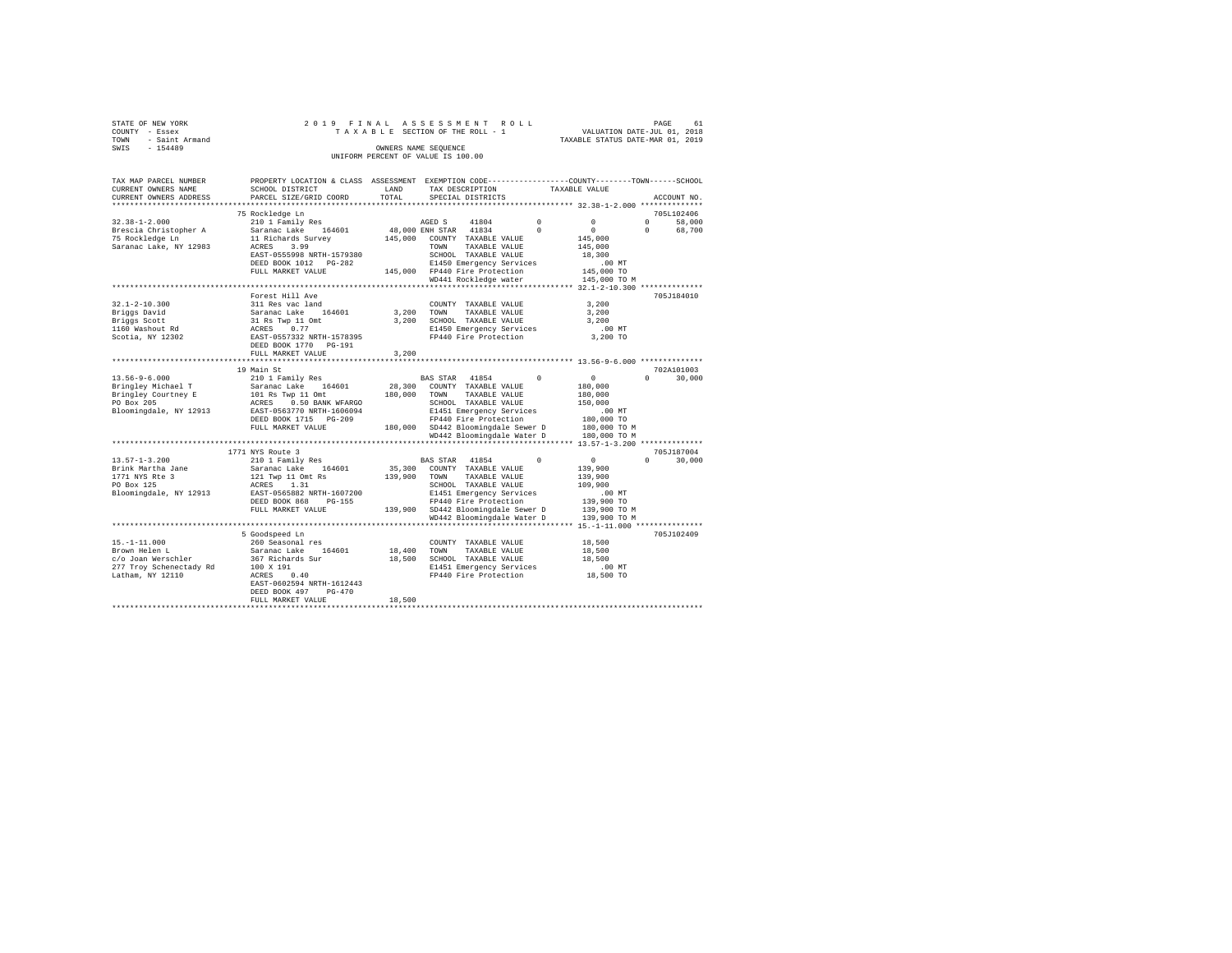STATE OF NEW YORK
COUNTY - Essex
TOWN - Saint Armand
SWIS - 154489

2019 FINAL ASSESSMENT ROLL
TAXABLE SECTION OF THE ROLL - 1
OWNERS NAME SEQUENCE
UNIFORM PERCENT OF VALUE IS 100.00

VALUATION DATE-JUL 01, 2018
TAXABLE STATUS DATE-MAR 01, 2019

```
TAX MAP PARCEL NUMBER     PROPERTY LOCATION & CLASS  ASSESSMENT  EXEMPTION CODE-----------------COUNTY--------TOWN------SCHOOL
CURRENT OWNERS NAME       SCHOOL DISTRICT              LAND      TAX DESCRIPTION            TAXABLE VALUE
CURRENT OWNERS ADDRESS    PARCEL SIZE/GRID COORD       TOTAL     SPECIAL DISTRICTS                                    ACCOUNT NO.
****************************************************************************************************** 32.38-1-2.000 **************
                          75 Rockledge Ln                                                                             705L102406
32.38-1-2.000             210 1 Family Res                       AGED S    41804         0           0            0       58,000
Brescia Christopher A     Saranac Lake   164601       48,000 ENH STAR  41834          0           0            0       68,700
75 Rockledge Ln           11 Richards Survey         145,000   COUNTY  TAXABLE VALUE            145,000
Saranac Lake, NY 12983    ACRES    3.99                          TOWN    TAXABLE VALUE            145,000
                          EAST-0555998 NRTH-1579380              SCHOOL  TAXABLE VALUE             18,300
                          DEED BOOK 1012   PG-282                E1450 Emergency Services            .00 MT
                          FULL MARKET VALUE          145,000   FP440 Fire Protection            145,000 TO
                                                                 WD441 Rockledge water            145,000 TO M
****************************************************************************************************** 32.1-2-10.300 **************
                          Forest Hill Ave                                                                             705J184010
32.1-2-10.300             311 Res vac land                       COUNTY  TAXABLE VALUE              3,200
Briggs David              Saranac Lake   164601        3,200   TOWN    TAXABLE VALUE              3,200
Briggs Scott              31 Rs Twp 11 Omt             3,200   SCHOOL  TAXABLE VALUE              3,200
1160 Washout Rd           ACRES    0.77                          E1450 Emergency Services            .00 MT
Scotia, NY 12302          EAST-0557332 NRTH-1578395              FP440 Fire Protection              3,200 TO
                          DEED BOOK 1770   PG-191
                          FULL MARKET VALUE            3,200
****************************************************************************************************** 13.56-9-6.000 **************
                          19 Main St                                                                                  702A101003
13.56-9-6.000             210 1 Family Res                       BAS STAR  41854          0           0            0       30,000
Bringley Michael T        Saranac Lake   164601       28,300   COUNTY  TAXABLE VALUE            180,000
Bringley Courtney E       101 Rs Twp 11 Omt          180,000   TOWN    TAXABLE VALUE            180,000
PO Box 205                ACRES    0.50 BANK WFARGO              SCHOOL  TAXABLE VALUE            150,000
Bloomingdale, NY 12913    EAST-0563770 NRTH-1606094              E1451 Emergency Services            .00 MT
                          DEED BOOK 1715   PG-209                FP440 Fire Protection            180,000 TO
                          FULL MARKET VALUE          180,000   SD442 Bloomingdale Sewer D       180,000 TO M
                                                                 WD442 Bloomingdale Water D       180,000 TO M
****************************************************************************************************** 13.57-1-3.200 **************
                          1771 NYS Route 3                                                                            705J187004
13.57-1-3.200             210 1 Family Res                       BAS STAR  41854          0           0            0       30,000
Brink Martha Jane         Saranac Lake   164601       35,300   COUNTY  TAXABLE VALUE            139,900
1771 NYS Rte 3            121 Twp 11 Omt Rs          139,900   TOWN    TAXABLE VALUE            139,900
PO Box 125                ACRES    1.31                          SCHOOL  TAXABLE VALUE            109,900
Bloomingdale, NY 12913    EAST-0565882 NRTH-1607200              E1451 Emergency Services            .00 MT
                          DEED BOOK 868    PG-155                FP440 Fire Protection            139,900 TO
                          FULL MARKET VALUE          139,900   SD442 Bloomingdale Sewer D       139,900 TO M
                                                                 WD442 Bloomingdale Water D       139,900 TO M
****************************************************************************************************** 15.-1-11.000 ***************
                          5 Goodspeed Ln                                                                              705J102409
15.-1-11.000              260 Seasonal res                       COUNTY  TAXABLE VALUE             18,500
Brown Helen L             Saranac Lake   164601       18,400   TOWN    TAXABLE VALUE             18,500
c/o Joan Werschler        367 Richards Sur            18,500   SCHOOL  TAXABLE VALUE             18,500
277 Troy Schenectady Rd   100 X 191                              E1451 Emergency Services            .00 MT
Latham, NY 12110          ACRES    0.40                          FP440 Fire Protection             18,500 TO
                          EAST-0602594 NRTH-1612443
                          DEED BOOK 497    PG-470
                          FULL MARKET VALUE           18,500
************************************************************************************************************************************
```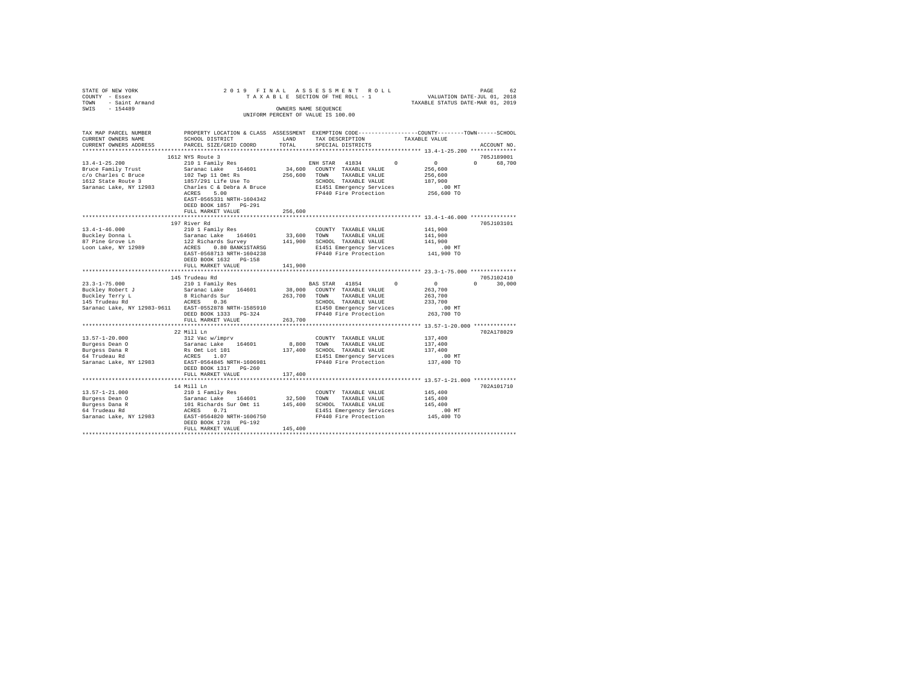STATE OF NEW YORK
COUNTY - Essex
TOWN - Saint Armand
SWIS - 154489

2019 FINAL ASSESSMENT ROLL
TAXABLE SECTION OF THE ROLL - 1
OWNERS NAME SEQUENCE
UNIFORM PERCENT OF VALUE IS 100.00

VALUATION DATE-JUL 01, 2018
TAXABLE STATUS DATE-MAR 01, 2019

| TAX MAP PARCEL NUMBER / CURRENT OWNERS NAME / CURRENT OWNERS ADDRESS | PROPERTY LOCATION & CLASS / SCHOOL DISTRICT / PARCEL SIZE/GRID COORD | ASSESSMENT LAND | TOTAL | EXEMPTION CODE / TAX DESCRIPTION / SPECIAL DISTRICTS | COUNTY | TOWN | SCHOOL | TAXABLE VALUE | ACCOUNT NO. |
|---|---|---|---|---|---|---|---|---|---|
| **13.4-1-25.200** | 1612 NYS Route 3 | | | | | | | | 705J189001 |
| Bruce Family Trust | 210 1 Family Res | | | ENH STAR 41834 | 0 | 0 | 68,700 | | |
| c/o Charles C Bruce | Saranac Lake 164601 | 34,600 | | COUNTY TAXABLE VALUE | | | | 256,600 | |
| 1612 State Route 3 | 102 Twp 11 Omt Rs | | 256,600 | TOWN TAXABLE VALUE | | | | 256,600 | |
| Saranac Lake, NY 12983 | 1857/291 Life Use To | | | SCHOOL TAXABLE VALUE | | | | 187,900 | |
| | Charles C & Debra A Bruce | | | E1451 Emergency Services | | | | .00 MT | |
| | ACRES 5.00 | | | FP440 Fire Protection | | | | 256,600 TO | |
| | EAST-0565331 NRTH-1604342 | | | | | | | | |
| | DEED BOOK 1857 PG-291 | | | | | | | | |
| | FULL MARKET VALUE | | 256,600 | | | | | | |
| **13.4-1-46.000** | 197 River Rd | | | | | | | | 705J103101 |
| Buckley Donna L | 210 1 Family Res | | | COUNTY TAXABLE VALUE | | | | 141,900 | |
| 87 Pine Grove Ln | Saranac Lake 164601 | 33,600 | | TOWN TAXABLE VALUE | | | | 141,900 | |
| Loon Lake, NY 12989 | 122 Richards Survey | | 141,900 | SCHOOL TAXABLE VALUE | | | | 141,900 | |
| | ACRES 0.80 BANK1STARSG | | | E1451 Emergency Services | | | | .00 MT | |
| | EAST-0568713 NRTH-1604238 | | | FP440 Fire Protection | | | | 141,900 TO | |
| | DEED BOOK 1632 PG-158 | | | | | | | | |
| | FULL MARKET VALUE | | 141,900 | | | | | | |
| **23.3-1-75.000** | 145 Trudeau Rd | | | | | | | | 705J102410 |
| Buckley Robert J | 210 1 Family Res | | | BAS STAR 41854 | 0 | 0 | 30,000 | | |
| Buckley Terry L | Saranac Lake 164601 | 38,000 | | COUNTY TAXABLE VALUE | | | | 263,700 | |
| 145 Trudeau Rd | 8 Richards Sur | | 263,700 | TOWN TAXABLE VALUE | | | | 263,700 | |
| Saranac Lake, NY 12983-9611 | ACRES 0.36 | | | SCHOOL TAXABLE VALUE | | | | 233,700 | |
| | EAST-0552878 NRTH-1585910 | | | E1450 Emergency Services | | | | .00 MT | |
| | DEED BOOK 1333 PG-324 | | | FP440 Fire Protection | | | | 263,700 TO | |
| | FULL MARKET VALUE | | 263,700 | | | | | | |
| **13.57-1-20.000** | 22 Mill Ln | | | | | | | | 702A178029 |
| Burgess Dean O | 312 Vac w/imprv | | | COUNTY TAXABLE VALUE | | | | 137,400 | |
| Burgess Dana R | Saranac Lake 164601 | 8,800 | | TOWN TAXABLE VALUE | | | | 137,400 | |
| 64 Trudeau Rd | Rs Omt Lot 101 | | 137,400 | SCHOOL TAXABLE VALUE | | | | 137,400 | |
| Saranac Lake, NY 12983 | ACRES 1.07 | | | E1451 Emergency Services | | | | .00 MT | |
| | EAST-0564845 NRTH-1606981 | | | FP440 Fire Protection | | | | 137,400 TO | |
| | DEED BOOK 1317 PG-260 | | | | | | | | |
| | FULL MARKET VALUE | | 137,400 | | | | | | |
| **13.57-1-21.000** | 14 Mill Ln | | | | | | | | 702A101710 |
| Burgess Dean O | 210 1 Family Res | | | COUNTY TAXABLE VALUE | | | | 145,400 | |
| Burgess Dana R | Saranac Lake 164601 | 32,500 | | TOWN TAXABLE VALUE | | | | 145,400 | |
| 64 Trudeau Rd | 101 Richards Sur Omt 11 | | 145,400 | SCHOOL TAXABLE VALUE | | | | 145,400 | |
| Saranac Lake, NY 12983 | ACRES 0.71 | | | E1451 Emergency Services | | | | .00 MT | |
| | EAST-0564820 NRTH-1606750 | | | FP440 Fire Protection | | | | 145,400 TO | |
| | DEED BOOK 1728 PG-192 | | | | | | | | |
| | FULL MARKET VALUE | | 145,400 | | | | | | |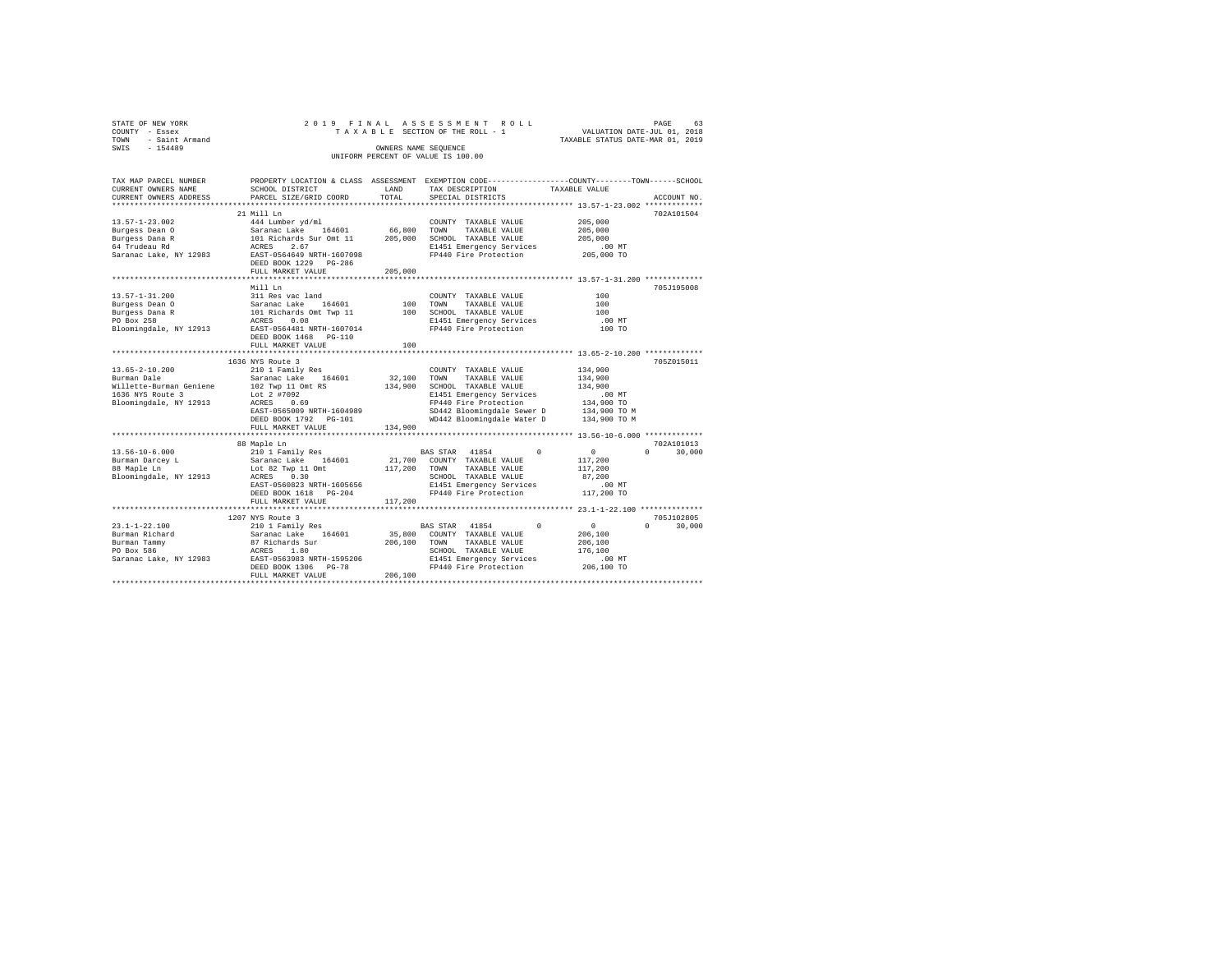STATE OF NEW YORK
COUNTY - Essex
TOWN - Saint Armand
SWIS - 154489

2019 FINAL ASSESSMENT ROLL
TAXABLE SECTION OF THE ROLL - 1
OWNERS NAME SEQUENCE
UNIFORM PERCENT OF VALUE IS 100.00

VALUATION DATE-JUL 01, 2018
TAXABLE STATUS DATE-MAR 01, 2019

| TAX MAP PARCEL NUMBER / CURRENT OWNERS NAME / CURRENT OWNERS ADDRESS | PROPERTY LOCATION & CLASS / SCHOOL DISTRICT / PARCEL SIZE/GRID COORD | ASSESSMENT LAND / TOTAL | EXEMPTION CODE / TAX DESCRIPTION / SPECIAL DISTRICTS | COUNTY / TOWN / SCHOOL TAXABLE VALUE | ACCOUNT NO. |
|---|---|---|---|---|---|
| **13.57-1-23.002** | 21 Mill Ln | | | | 702A101504 |
| 13.57-1-23.002 | 444 Lumber yd/ml | | COUNTY TAXABLE VALUE | 205,000 | |
| Burgess Dean O | Saranac Lake 164601 | 66,800 | TOWN TAXABLE VALUE | 205,000 | |
| Burgess Dana R | 101 Richards Sur Omt 11 | 205,000 | SCHOOL TAXABLE VALUE | 205,000 | |
| 64 Trudeau Rd | ACRES 2.67 | | E1451 Emergency Services | .00 MT | |
| Saranac Lake, NY 12983 | EAST-0564649 NRTH-1607098 | | FP440 Fire Protection | 205,000 TO | |
| | DEED BOOK 1229 PG-286 | | | | |
| | FULL MARKET VALUE | 205,000 | | | |
| **13.57-1-31.200** | Mill Ln | | | | 705J195008 |
| 13.57-1-31.200 | 311 Res vac land | | COUNTY TAXABLE VALUE | 100 | |
| Burgess Dean O | Saranac Lake 164601 | 100 | TOWN TAXABLE VALUE | 100 | |
| Burgess Dana R | 101 Richards Omt Twp 11 | 100 | SCHOOL TAXABLE VALUE | 100 | |
| PO Box 258 | ACRES 0.08 | | E1451 Emergency Services | .00 MT | |
| Bloomingdale, NY 12913 | EAST-0564481 NRTH-1607014 | | FP440 Fire Protection | 100 TO | |
| | DEED BOOK 1468 PG-110 | | | | |
| | FULL MARKET VALUE | 100 | | | |
| **13.65-2-10.200** | 1636 NYS Route 3 | | | | 705Z015011 |
| 13.65-2-10.200 | 210 1 Family Res | | COUNTY TAXABLE VALUE | 134,900 | |
| Burman Dale | Saranac Lake 164601 | 32,100 | TOWN TAXABLE VALUE | 134,900 | |
| Willette-Burman Geniene | 102 Twp 11 Omt RS | 134,900 | SCHOOL TAXABLE VALUE | 134,900 | |
| 1636 NYS Route 3 | Lot 2 #7092 | | E1451 Emergency Services | .00 MT | |
| Bloomingdale, NY 12913 | ACRES 0.69 | | FP440 Fire Protection | 134,900 TO | |
| | EAST-0565009 NRTH-1604989 | | SD442 Bloomingdale Sewer D | 134,900 TO M | |
| | DEED BOOK 1792 PG-101 | | WD442 Bloomingdale Water D | 134,900 TO M | |
| | FULL MARKET VALUE | 134,900 | | | |
| **13.56-10-6.000** | 88 Maple Ln | | | | 702A101013 |
| 13.56-10-6.000 | 210 1 Family Res | | BAS STAR 41854 | 0 / 0 / 0 / 30,000 | |
| Burman Darcey L | Saranac Lake 164601 | 21,700 | COUNTY TAXABLE VALUE | 117,200 | |
| 88 Maple Ln | Lot 82 Twp 11 Omt | 117,200 | TOWN TAXABLE VALUE | 117,200 | |
| Bloomingdale, NY 12913 | ACRES 0.30 | | SCHOOL TAXABLE VALUE | 87,200 | |
| | EAST-0560823 NRTH-1605656 | | E1451 Emergency Services | .00 MT | |
| | DEED BOOK 1618 PG-204 | | FP440 Fire Protection | 117,200 TO | |
| | FULL MARKET VALUE | 117,200 | | | |
| **23.1-1-22.100** | 1207 NYS Route 3 | | | | 705J102805 |
| 23.1-1-22.100 | 210 1 Family Res | | BAS STAR 41854 | 0 / 0 / 0 / 30,000 | |
| Burman Richard | Saranac Lake 164601 | 35,800 | COUNTY TAXABLE VALUE | 206,100 | |
| Burman Tammy | 87 Richards Sur | 206,100 | TOWN TAXABLE VALUE | 206,100 | |
| PO Box 586 | ACRES 1.80 | | SCHOOL TAXABLE VALUE | 176,100 | |
| Saranac Lake, NY 12983 | EAST-0563983 NRTH-1595206 | | E1451 Emergency Services | .00 MT | |
| | DEED BOOK 1306 PG-78 | | FP440 Fire Protection | 206,100 TO | |
| | FULL MARKET VALUE | 206,100 | | | |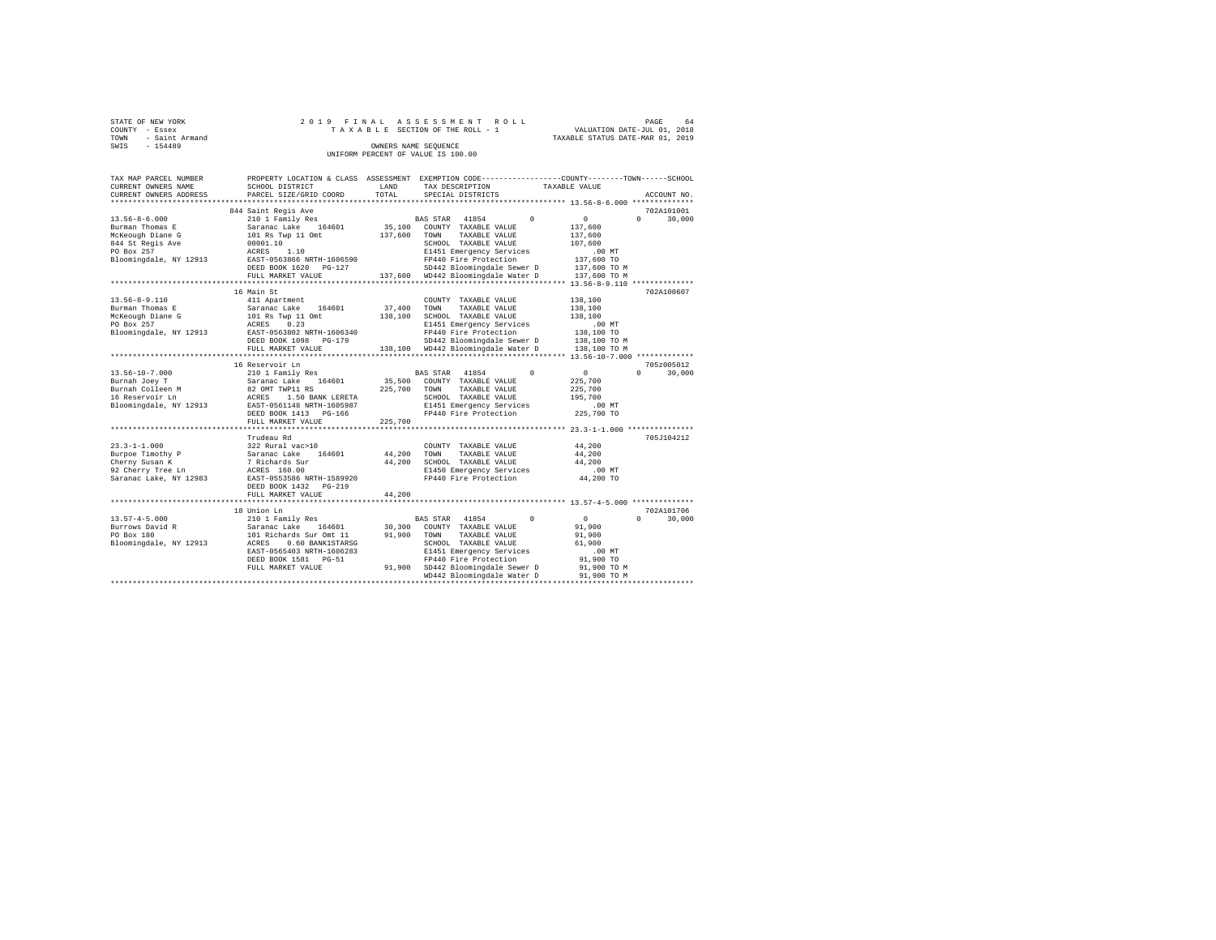STATE OF NEW YORK
COUNTY - Essex
TOWN - Saint Armand
SWIS - 154489

2 0 1 9 F I N A L A S S E S S M E N T R O L L
T A X A B L E SECTION OF THE ROLL - 1
OWNERS NAME SEQUENCE
UNIFORM PERCENT OF VALUE IS 100.00

VALUATION DATE-JUL 01, 2018
TAXABLE STATUS DATE-MAR 01, 2019

```
TAX MAP PARCEL NUMBER     PROPERTY LOCATION & CLASS  ASSESSMENT  EXEMPTION CODE-----------------COUNTY--------TOWN------SCHOOL
CURRENT OWNERS NAME       SCHOOL DISTRICT              LAND      TAX DESCRIPTION             TAXABLE VALUE
CURRENT OWNERS ADDRESS    PARCEL SIZE/GRID COORD       TOTAL     SPECIAL DISTRICTS                                    ACCOUNT NO.
******************************************************************************************* 13.56-8-6.000 **************
                          844 Saint Regis Ave                                                                          702A101001
13.56-8-6.000             210 1 Family Res                        BAS STAR  41854        0          0          0      30,000
Burman Thomas E           Saranac Lake   164601        35,100    COUNTY  TAXABLE VALUE          137,600
McKeough Diane G          101 Rs Twp 11 Omt           137,600    TOWN    TAXABLE VALUE          137,600
844 St Regis Ave          00001.10                               SCHOOL  TAXABLE VALUE          107,600
PO Box 257                ACRES    1.10                          E1451 Emergency Services           .00 MT
Bloomingdale, NY 12913    EAST-0563866 NRTH-1606590              FP440 Fire Protection          137,600 TO
                          DEED BOOK 1620   PG-127                SD442 Bloomingdale Sewer D     137,600 TO M
                          FULL MARKET VALUE           137,600    WD442 Bloomingdale Water D     137,600 TO M
******************************************************************************************* 13.56-8-9.110 **************
                          16 Main St                                                                                   702A100607
13.56-8-9.110             411 Apartment                          COUNTY  TAXABLE VALUE          138,100
Burman Thomas E           Saranac Lake   164601        37,400    TOWN    TAXABLE VALUE          138,100
McKeough Diane G          101 Rs Twp 11 Omt           138,100    SCHOOL  TAXABLE VALUE          138,100
PO Box 257                ACRES    0.23                          E1451 Emergency Services           .00 MT
Bloomingdale, NY 12913    EAST-0563802 NRTH-1606340              FP440 Fire Protection          138,100 TO
                          DEED BOOK 1098   PG-179                SD442 Bloomingdale Sewer D     138,100 TO M
                          FULL MARKET VALUE           138,100    WD442 Bloomingdale Water D     138,100 TO M
******************************************************************************************* 13.56-10-7.000 *************
                          16 Reservoir Ln                                                                              705Z005012
13.56-10-7.000            210 1 Family Res                        BAS STAR  41854        0          0          0      30,000
Burnah Joey T             Saranac Lake   164601        35,500    COUNTY  TAXABLE VALUE          225,700
Burnah Colleen M          82 OMT TWP11 RS             225,700    TOWN    TAXABLE VALUE          225,700
16 Reservoir Ln           ACRES    1.50 BANK LERETA              SCHOOL  TAXABLE VALUE          195,700
Bloomingdale, NY 12913    EAST-0561148 NRTH-1605987              E1451 Emergency Services           .00 MT
                          DEED BOOK 1413   PG-166                FP440 Fire Protection          225,700 TO
                          FULL MARKET VALUE           225,700
******************************************************************************************* 23.3-1-1.000 ***************
                          Trudeau Rd                                                                                   705J104212
23.3-1-1.000              322 Rural vac>10                       COUNTY  TAXABLE VALUE           44,200
Burpoe Timothy P          Saranac Lake   164601        44,200    TOWN    TAXABLE VALUE           44,200
Cherny Susan K            7 Richards Sur               44,200    SCHOOL  TAXABLE VALUE           44,200
92 Cherry Tree Ln         ACRES  160.00                          E1450 Emergency Services           .00 MT
Saranac Lake, NY 12983    EAST-0553586 NRTH-1589920              FP440 Fire Protection           44,200 TO
                          DEED BOOK 1432   PG-219
                          FULL MARKET VALUE            44,200
******************************************************************************************* 13.57-4-5.000 **************
                          18 Union Ln                                                                                  702A101706
13.57-4-5.000             210 1 Family Res                        BAS STAR  41854        0          0          0      30,000
Burrows David R           Saranac Lake   164601        30,300    COUNTY  TAXABLE VALUE           91,900
PO Box 180                101 Richards Sur Omt 11      91,900    TOWN    TAXABLE VALUE           91,900
Bloomingdale, NY 12913    ACRES    0.60 BANK1STARSG              SCHOOL  TAXABLE VALUE           61,900
                          EAST-0565403 NRTH-1606283              E1451 Emergency Services           .00 MT
                          DEED BOOK 1581   PG-51                 FP440 Fire Protection           91,900 TO
                          FULL MARKET VALUE            91,900    SD442 Bloomingdale Sewer D      91,900 TO M
                                                                 WD442 Bloomingdale Water D      91,900 TO M
************************************************************************************************************************
```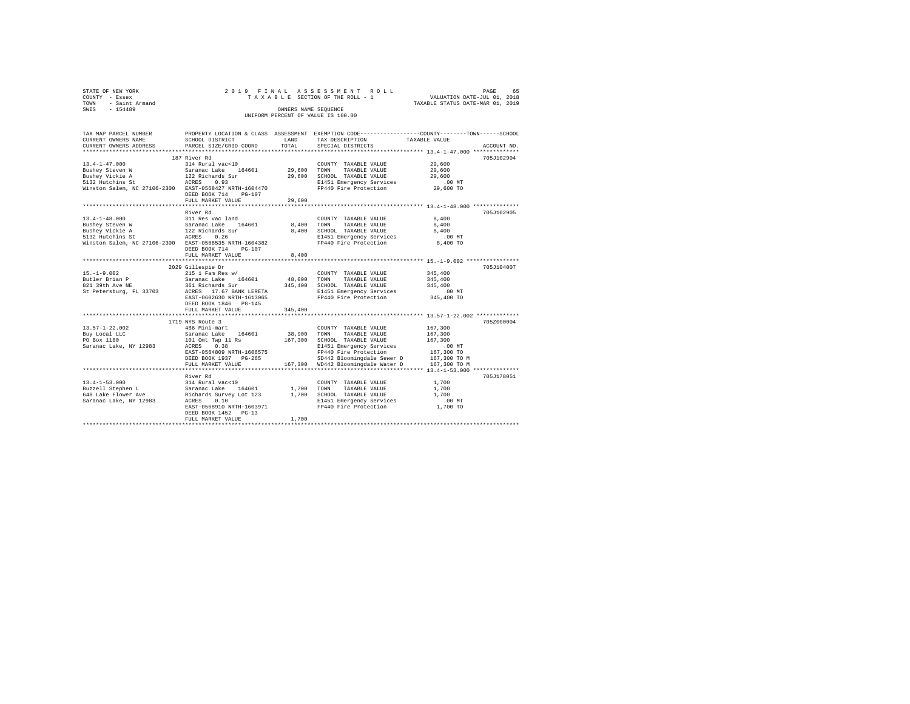STATE OF NEW YORK  
COUNTY - Essex  
TOWN - Saint Armand  
SWIS - 154489

2019 FINAL ASSESSMENT ROLL  
TAXABLE SECTION OF THE ROLL - 1  
OWNERS NAME SEQUENCE  
UNIFORM PERCENT OF VALUE IS 100.00

VALUATION DATE-JUL 01, 2018  
TAXABLE STATUS DATE-MAR 01, 2019

```
TAX MAP PARCEL NUMBER          PROPERTY LOCATION & CLASS  ASSESSMENT  EXEMPTION CODE-----------------COUNTY--------TOWN------SCHOOL
CURRENT OWNERS NAME            SCHOOL DISTRICT              LAND      TAX DESCRIPTION            TAXABLE VALUE
CURRENT OWNERS ADDRESS         PARCEL SIZE/GRID COORD       TOTAL     SPECIAL DISTRICTS                                      ACCOUNT NO.
************************************************************************************************ 13.4-1-47.000 **************
                               187 River Rd                                                                                705J102904
13.4-1-47.000                  314 Rural vac<10                        COUNTY  TAXABLE VALUE            29,600
Bushey Steven W                Saranac Lake   164601       29,600     TOWN    TAXABLE VALUE            29,600
Bushey Vickie A                122 Richards Sur            29,600     SCHOOL  TAXABLE VALUE            29,600
5132 Hutchins St               ACRES    0.93                          E1451 Emergency Services            .00 MT
Winston Salem, NC 27106-2300   EAST-0568427 NRTH-1604470              FP440 Fire Protection            29,600 TO
                               DEED BOOK 714    PG-107
                               FULL MARKET VALUE           29,600
************************************************************************************************ 13.4-1-48.000 **************
                               River Rd                                                                                    705J102905
13.4-1-48.000                  311 Res vac land                        COUNTY  TAXABLE VALUE             8,400
Bushey Steven W                Saranac Lake   164601        8,400     TOWN    TAXABLE VALUE             8,400
Bushey Vickie A                122 Richards Sur             8,400     SCHOOL  TAXABLE VALUE             8,400
5132 Hutchins St               ACRES    0.26                          E1451 Emergency Services            .00 MT
Winston Salem, NC 27106-2300   EAST-0568535 NRTH-1604382              FP440 Fire Protection             8,400 TO
                               DEED BOOK 714    PG-107
                               FULL MARKET VALUE            8,400
************************************************************************************************ 15.-1-9.002 ****************
                               2029 Gillespie Dr                                                                           705J104007
15.-1-9.002                    215 1 Fam Res w/                        COUNTY  TAXABLE VALUE           345,400
Butler Brian P                 Saranac Lake   164601       48,000     TOWN    TAXABLE VALUE           345,400
821 39th Ave NE                361 Richards Sur           345,400     SCHOOL  TAXABLE VALUE           345,400
St Petersburg, FL 33703        ACRES   17.67 BANK LERETA              E1451 Emergency Services            .00 MT
                               EAST-0602630 NRTH-1613065              FP440 Fire Protection           345,400 TO
                               DEED BOOK 1846   PG-145
                               FULL MARKET VALUE          345,400
************************************************************************************************ 13.57-1-22.002 *************
                               1719 NYS Route 3                                                                            705Z000004
13.57-1-22.002                 486 Mini-mart                           COUNTY  TAXABLE VALUE           167,300
Buy Local LLC                  Saranac Lake   164601       38,900     TOWN    TAXABLE VALUE           167,300
PO Box 1180                    101 Omt Twp 11 Rs          167,300     SCHOOL  TAXABLE VALUE           167,300
Saranac Lake, NY 12983         ACRES    0.38                          E1451 Emergency Services            .00 MT
                               EAST-0564809 NRTH-1606575              FP440 Fire Protection           167,300 TO
                               DEED BOOK 1937   PG-265                SD442 Bloomingdale Sewer D      167,300 TO M
                               FULL MARKET VALUE          167,300     WD442 Bloomingdale Water D      167,300 TO M
************************************************************************************************ 13.4-1-53.000 **************
                               River Rd                                                                                    705J178051
13.4-1-53.000                  314 Rural vac<10                        COUNTY  TAXABLE VALUE             1,700
Buzzell Stephen L              Saranac Lake   164601        1,700     TOWN    TAXABLE VALUE             1,700
648 Lake Flower Ave            Richards Survey Lot 123      1,700     SCHOOL  TAXABLE VALUE             1,700
Saranac Lake, NY 12983         ACRES    0.10                          E1451 Emergency Services            .00 MT
                               EAST-0568910 NRTH-1603971              FP440 Fire Protection             1,700 TO
                               DEED BOOK 1452   PG-13
                               FULL MARKET VALUE            1,700
****************************************************************************************************************************
```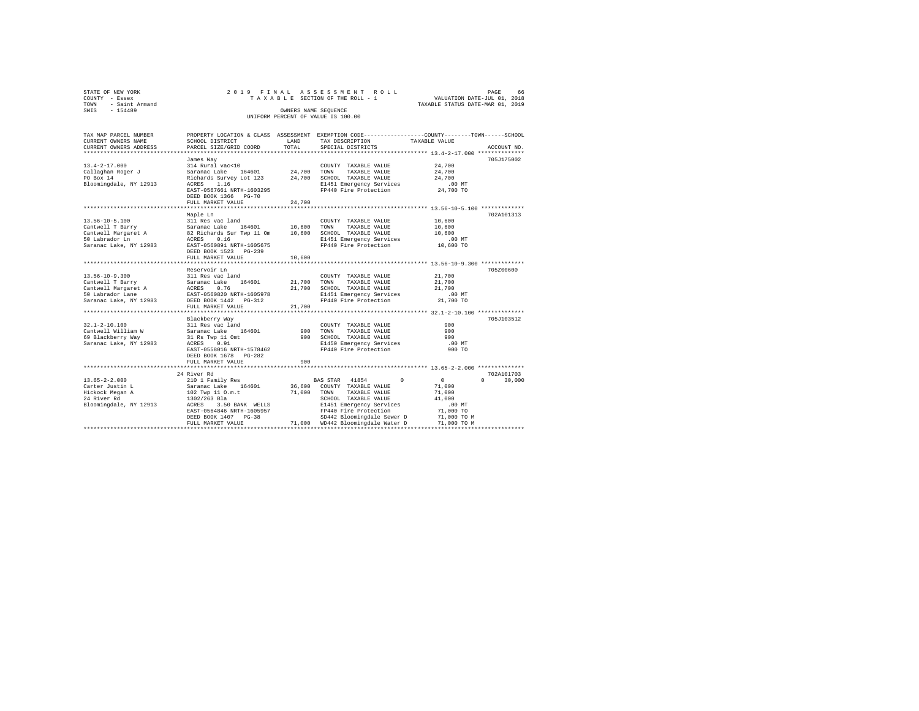STATE OF NEW YORK
COUNTY - Essex
TOWN - Saint Armand
SWIS - 154489

2019 FINAL ASSESSMENT ROLL
TAXABLE SECTION OF THE ROLL - 1
OWNERS NAME SEQUENCE
UNIFORM PERCENT OF VALUE IS 100.00

VALUATION DATE-JUL 01, 2018
TAXABLE STATUS DATE-MAR 01, 2019

```
TAX MAP PARCEL NUMBER     PROPERTY LOCATION & CLASS  ASSESSMENT  EXEMPTION CODE-----------------COUNTY--------TOWN------SCHOOL
CURRENT OWNERS NAME       SCHOOL DISTRICT              LAND      TAX DESCRIPTION            TAXABLE VALUE
CURRENT OWNERS ADDRESS    PARCEL SIZE/GRID COORD       TOTAL     SPECIAL DISTRICTS                                  ACCOUNT NO.
******************************************************************************************** 13.4-2-17.000 **************
                          James Way                                                                          705J175002
13.4-2-17.000             314 Rural vac<10                       COUNTY  TAXABLE VALUE         24,700
Callaghan Roger J         Saranac Lake   164601       24,700     TOWN    TAXABLE VALUE         24,700
PO Box 14                 Richards Survey Lot 123     24,700     SCHOOL  TAXABLE VALUE         24,700
Bloomingdale, NY 12913    ACRES    1.16                          E1451 Emergency Services         .00 MT
                          EAST-0567661 NRTH-1603295              FP440 Fire Protection         24,700 TO
                          DEED BOOK 1366   PG-70
                          FULL MARKET VALUE           24,700
******************************************************************************************** 13.56-10-5.100 *************
                          Maple Ln                                                                           702A101313
13.56-10-5.100            311 Res vac land                       COUNTY  TAXABLE VALUE         10,600
Cantwell T Barry          Saranac Lake   164601       10,600     TOWN    TAXABLE VALUE         10,600
Cantwell Margaret A       82 Richards Sur Twp 11 Om   10,600     SCHOOL  TAXABLE VALUE         10,600
50 Labrador Ln            ACRES    0.16                          E1451 Emergency Services         .00 MT
Saranac Lake, NY 12983    EAST-0560891 NRTH-1605675              FP440 Fire Protection         10,600 TO
                          DEED BOOK 1523   PG-239
                          FULL MARKET VALUE           10,600
******************************************************************************************** 13.56-10-9.300 *************
                          Reservoir Ln                                                                       705Z00600
13.56-10-9.300            311 Res vac land                       COUNTY  TAXABLE VALUE         21,700
Cantwell T Barry          Saranac Lake   164601       21,700     TOWN    TAXABLE VALUE         21,700
Cantwell Margaret A       ACRES    0.76               21,700     SCHOOL  TAXABLE VALUE         21,700
50 Labrador Lane          EAST-0560020 NRTH-1605978              E1451 Emergency Services         .00 MT
Saranac Lake, NY 12983    DEED BOOK 1442   PG-312                FP440 Fire Protection         21,700 TO
                          FULL MARKET VALUE           21,700
******************************************************************************************** 32.1-2-10.100 **************
                          Blackberry Way                                                                     705J103512
32.1-2-10.100             311 Res vac land                       COUNTY  TAXABLE VALUE            900
Cantwell William W        Saranac Lake   164601          900     TOWN    TAXABLE VALUE            900
69 Blackberry Way         31 Rs Twp 11 Omt               900     SCHOOL  TAXABLE VALUE            900
Saranac Lake, NY 12983    ACRES    0.91                          E1450 Emergency Services         .00 MT
                          EAST-0558016 NRTH-1578462              FP440 Fire Protection            900 TO
                          DEED BOOK 1678   PG-282
                          FULL MARKET VALUE              900
******************************************************************************************** 13.65-2-2.000 **************
                          24 River Rd                                                                        702A101703
13.65-2-2.000             210 1 Family Res                  BAS STAR   41854         0            0             0     30,000
Carter Justin L           Saranac Lake   164601       36,600     COUNTY  TAXABLE VALUE         71,000
Hickock Megan A           102 Twp 11 O.m.t            71,000     TOWN    TAXABLE VALUE         71,000
24 River Rd               1302/263 Bla                           SCHOOL  TAXABLE VALUE         41,000
Bloomingdale, NY 12913    ACRES    3.50 BANK  WELLS              E1451 Emergency Services         .00 MT
                          EAST-0564846 NRTH-1605957              FP440 Fire Protection         71,000 TO
                          DEED BOOK 1407   PG-38                 SD442 Bloomingdale Sewer D    71,000 TO M
                          FULL MARKET VALUE           71,000     WD442 Bloomingdale Water D    71,000 TO M
****************************************************************************************************************************
```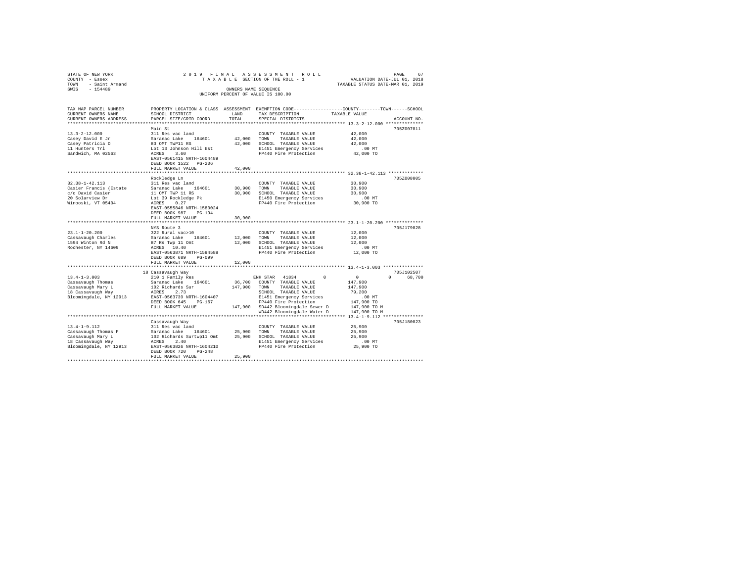STATE OF NEW YORK
COUNTY - Essex
TOWN - Saint Armand
SWIS - 154489

2019 FINAL ASSESSMENT ROLL
TAXABLE SECTION OF THE ROLL - 1
OWNERS NAME SEQUENCE
UNIFORM PERCENT OF VALUE IS 100.00

VALUATION DATE-JUL 01, 2018
TAXABLE STATUS DATE-MAR 01, 2019

```
TAX MAP PARCEL NUMBER     PROPERTY LOCATION & CLASS  ASSESSMENT  EXEMPTION CODE-----------------COUNTY--------TOWN------SCHOOL
CURRENT OWNERS NAME       SCHOOL DISTRICT              LAND      TAX DESCRIPTION            TAXABLE VALUE
CURRENT OWNERS ADDRESS    PARCEL SIZE/GRID COORD       TOTAL     SPECIAL DISTRICTS                                    ACCOUNT NO.
******************************************************************************************** 13.3-2-12.000 **************
                          Main St                                                                                  705Z007011
13.3-2-12.000             311 Res vac land                         COUNTY  TAXABLE VALUE          42,000
Casey David E Jr          Saranac Lake   164601       42,000      TOWN    TAXABLE VALUE          42,000
Casey Patricia O          83 OMT TWP11 RS             42,000      SCHOOL  TAXABLE VALUE          42,000
11 Hunters Trl            Lot 13 Johnson Hill Est                 E1451 Emergency Services          .00 MT
Sandwich, MA 02563        ACRES    3.60                            FP440 Fire Protection          42,000 TO
                          EAST-0561415 NRTH-1604489
                          DEED BOOK 1522   PG-206
                          FULL MARKET VALUE           42,000
******************************************************************************************** 32.38-1-42.113 *************
                          Rockledge Ln                                                                             705Z008005
32.38-1-42.113            311 Res vac land                         COUNTY  TAXABLE VALUE          30,900
Casier Francis (Estate    Saranac Lake   164601       30,900      TOWN    TAXABLE VALUE          30,900
c/o David Casier          11 OMT TWP 11 RS            30,900      SCHOOL  TAXABLE VALUE          30,900
20 Solarview Dr           Lot 39 Rockledge Pk                     E1450 Emergency Services          .00 MT
Winooski, VT 05404        ACRES    0.27                            FP440 Fire Protection          30,900 TO
                          EAST-0555846 NRTH-1580024
                          DEED BOOK 987    PG-194
                          FULL MARKET VALUE           30,900
******************************************************************************************** 23.1-1-20.200 **************
                          NYS Route 3                                                                              705J179028
23.1-1-20.200             322 Rural vac>10                         COUNTY  TAXABLE VALUE          12,000
Cassavaugh Charles        Saranac Lake   164601       12,000      TOWN    TAXABLE VALUE          12,000
1594 Winton Rd N          87 Rs Twp 11 Omt            12,000      SCHOOL  TAXABLE VALUE          12,000
Rochester, NY 14609       ACRES   10.40                            E1451 Emergency Services          .00 MT
                          EAST-0563871 NRTH-1594588                FP440 Fire Protection          12,000 TO
                          DEED BOOK 689    PG-099
                          FULL MARKET VALUE           12,000
******************************************************************************************** 13.4-1-3.003 ***************
                       18 Cassavaugh Way                                                                           705J102507
13.4-1-3.003              210 1 Family Res                  ENH STAR  41834          0              0         0     68,700
Cassavaugh Thomas         Saranac Lake   164601       36,700      COUNTY  TAXABLE VALUE         147,900
Cassavaugh Mary L         102 Richards Sur           147,900      TOWN    TAXABLE VALUE         147,900
18 Cassavaugh Way         ACRES    2.73                            SCHOOL  TAXABLE VALUE          79,200
Bloomingdale, NY 12913    EAST-0563739 NRTH-1604407                E1451 Emergency Services          .00 MT
                          DEED BOOK 645    PG-167                  FP440 Fire Protection         147,900 TO
                          FULL MARKET VALUE          147,900      SD442 Bloomingdale Sewer D    147,900 TO M
                                                                   WD442 Bloomingdale Water D    147,900 TO M
******************************************************************************************** 13.4-1-9.112 ***************
                          Cassavaugh Way                                                                           705J180023
13.4-1-9.112              311 Res vac land                         COUNTY  TAXABLE VALUE          25,900
Cassavaugh Thomas P       Saranac Lake   164601       25,900      TOWN    TAXABLE VALUE          25,900
Cassavaugh Mary L         102 Richards Surtwp11 Omt   25,900      SCHOOL  TAXABLE VALUE          25,900
18 Cassavaugh Way         ACRES    2.40                            E1451 Emergency Services          .00 MT
Bloomingdale, NY 12913    EAST-0563826 NRTH-1604210                FP440 Fire Protection          25,900 TO
                          DEED BOOK 720    PG-248
                          FULL MARKET VALUE           25,900
************************************************************************************************************************
```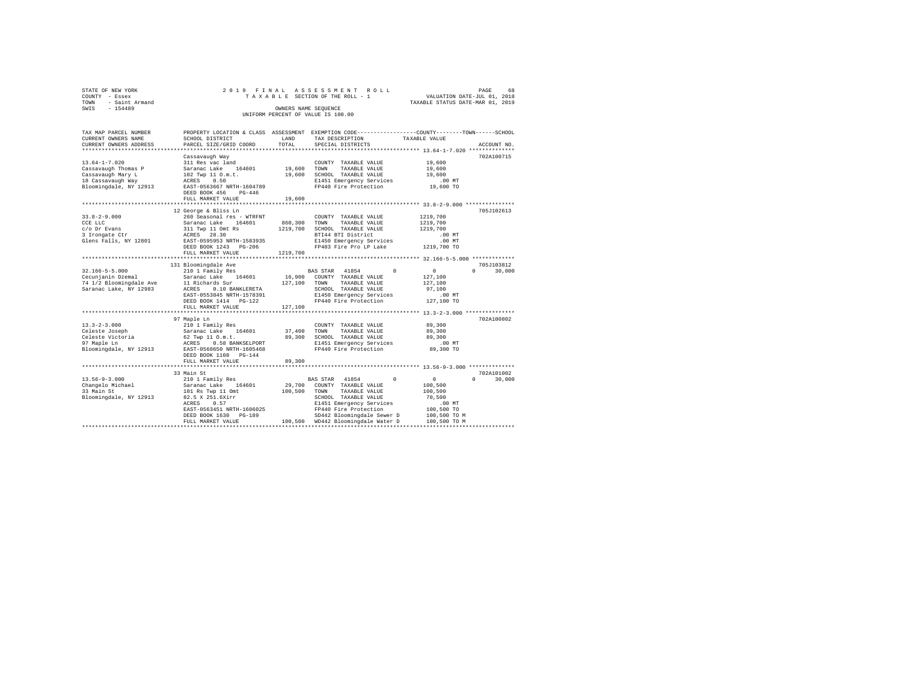STATE OF NEW YORK
COUNTY - Essex
TOWN - Saint Armand
SWIS - 154489

2019 FINAL ASSESSMENT ROLL
TAXABLE SECTION OF THE ROLL - 1
OWNERS NAME SEQUENCE
UNIFORM PERCENT OF VALUE IS 100.00

VALUATION DATE-JUL 01, 2018
TAXABLE STATUS DATE-MAR 01, 2019

| TAX MAP PARCEL NUMBER / CURRENT OWNERS NAME / CURRENT OWNERS ADDRESS | PROPERTY LOCATION & CLASS / SCHOOL DISTRICT / PARCEL SIZE/GRID COORD | ASSESSMENT LAND / TOTAL | EXEMPTION CODE / TAX DESCRIPTION / SPECIAL DISTRICTS | COUNTY / TOWN / SCHOOL TAXABLE VALUE | ACCOUNT NO. |
|---|---|---|---|---|---|
| 13.64-1-7.020 | Cassavaugh Way | | | | 702A100715 |
| Cassavaugh Thomas P | 311 Res vac land | | COUNTY TAXABLE VALUE | 19,600 | |
| Cassavaugh Mary L | Saranac Lake 164601 | 19,600 | TOWN TAXABLE VALUE | 19,600 | |
| 18 Cassavaugh Way | 102 Twp 11 O.m.t. | 19,600 | SCHOOL TAXABLE VALUE | 19,600 | |
| Bloomingdale, NY 12913 | ACRES 0.50 | | E1451 Emergency Services | .00 MT | |
| | EAST-0563667 NRTH-1604789 | | FP440 Fire Protection | 19,600 TO | |
| | DEED BOOK 456 PG-446 | | | | |
| | FULL MARKET VALUE | 19,600 | | | |
| 33.8-2-9.000 | 12 George & Bliss Ln | | | | 705J102613 |
| CCE LLC | 260 Seasonal res - WTRFNT | | COUNTY TAXABLE VALUE | 1219,700 | |
| c/o Dr Evans | Saranac Lake 164601 | 860,300 | TOWN TAXABLE VALUE | 1219,700 | |
| 3 Irongate Ctr | 311 Twp 11 Omt Rs | 1219,700 | SCHOOL TAXABLE VALUE | 1219,700 | |
| Glens Falls, NY 12801 | ACRES 28.30 | | BTI44 BTI District | .00 MT | |
| | EAST-0595953 NRTH-1583935 | | E1450 Emergency Services | .00 MT | |
| | DEED BOOK 1243 PG-206 | | FP403 Fire Pro LP Lake | 1219,700 TO | |
| | FULL MARKET VALUE | 1219,700 | | | |
| 32.166-5-5.000 | 131 Bloomingdale Ave | | | | 705J103812 |
| Cecunjanin Dzemal | 210 1 Family Res | | BAS STAR 41854 0 | 0 0 30,000 | |
| 74 1/2 Bloomingdale Ave | Saranac Lake 164601 | 16,900 | COUNTY TAXABLE VALUE | 127,100 | |
| Saranac Lake, NY 12983 | 11 Richards Sur | 127,100 | TOWN TAXABLE VALUE | 127,100 | |
| | ACRES 0.10 BANKLERETA | | SCHOOL TAXABLE VALUE | 97,100 | |
| | EAST-0553845 NRTH-1578391 | | E1450 Emergency Services | .00 MT | |
| | DEED BOOK 1414 PG-122 | | FP440 Fire Protection | 127,100 TO | |
| | FULL MARKET VALUE | 127,100 | | | |
| 13.3-2-3.000 | 97 Maple Ln | | | | 702A100802 |
| Celeste Joseph | 210 1 Family Res | | COUNTY TAXABLE VALUE | 89,300 | |
| Celeste Victoria | Saranac Lake 164601 | 37,400 | TOWN TAXABLE VALUE | 89,300 | |
| 97 Maple Ln | 62 Twp 11 O.m.t. | 89,300 | SCHOOL TAXABLE VALUE | 89,300 | |
| Bloomingdale, NY 12913 | ACRES 0.58 BANKSELPORT | | E1451 Emergency Services | .00 MT | |
| | EAST-0560650 NRTH-1605468 | | FP440 Fire Protection | 89,300 TO | |
| | DEED BOOK 1108 PG-144 | | | | |
| | FULL MARKET VALUE | 89,300 | | | |
| 13.56-9-3.000 | 33 Main St | | | | 702A101002 |
| Changelo Michael | 210 1 Family Res | | BAS STAR 41854 0 | 0 0 30,000 | |
| 33 Main St | Saranac Lake 164601 | 29,700 | COUNTY TAXABLE VALUE | 100,500 | |
| Bloomingdale, NY 12913 | 101 Rs Twp 11 Omt | 100,500 | TOWN TAXABLE VALUE | 100,500 | |
| | 82.5 X 251.6Xirr | | SCHOOL TAXABLE VALUE | 70,500 | |
| | ACRES 0.57 | | E1451 Emergency Services | .00 MT | |
| | EAST-0563451 NRTH-1606025 | | FP440 Fire Protection | 100,500 TO | |
| | DEED BOOK 1630 PG-189 | | SD442 Bloomingdale Sewer D | 100,500 TO M | |
| | FULL MARKET VALUE | 100,500 | WD442 Bloomingdale Water D | 100,500 TO M | |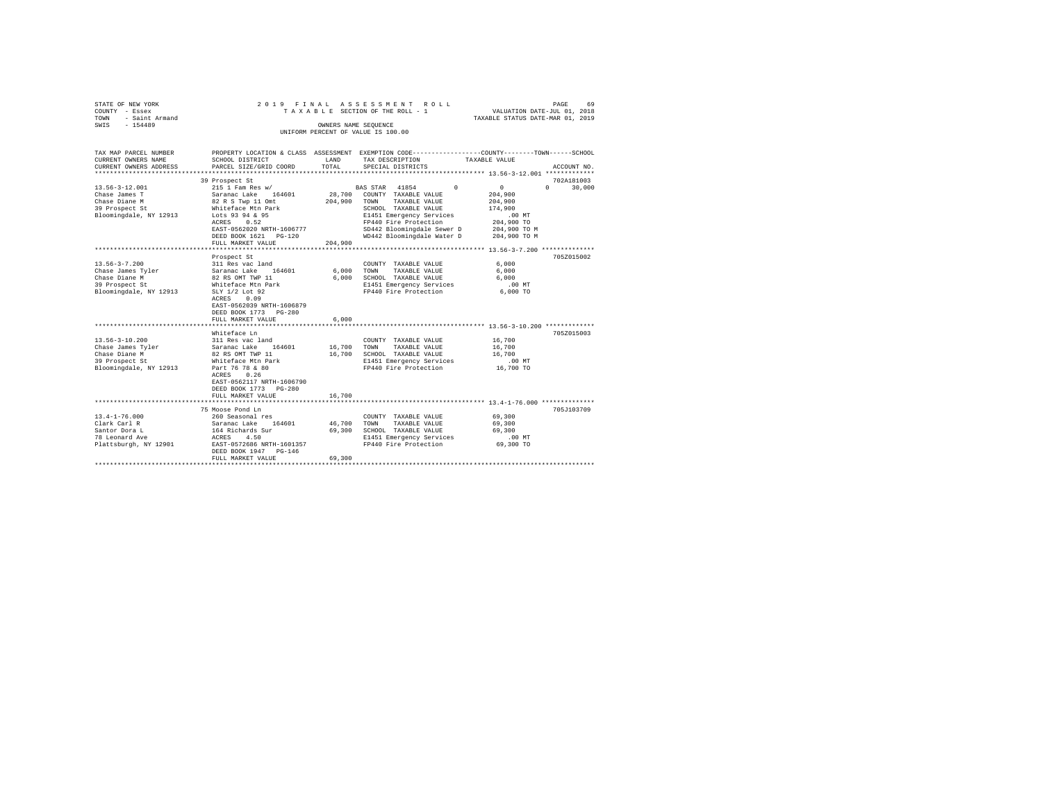STATE OF NEW YORK
COUNTY - Essex
TOWN - Saint Armand
SWIS - 154489

2019 FINAL ASSESSMENT ROLL
TAXABLE SECTION OF THE ROLL - 1
OWNERS NAME SEQUENCE
UNIFORM PERCENT OF VALUE IS 100.00

VALUATION DATE-JUL 01, 2018
TAXABLE STATUS DATE-MAR 01, 2019

| TAX MAP PARCEL NUMBER / CURRENT OWNERS NAME / CURRENT OWNERS ADDRESS | PROPERTY LOCATION & CLASS / SCHOOL DISTRICT / PARCEL SIZE/GRID COORD | ASSESSMENT LAND / TOTAL | EXEMPTION CODE / TAX DESCRIPTION / SPECIAL DISTRICTS | COUNTY | TOWN | SCHOOL | TAXABLE VALUE | ACCOUNT NO. |
|---|---|---|---|---|---|---|---|---|
| 13.56-3-12.001 | 39 Prospect St | | | | | | | 702A181003 |
| Chase James T | 215 1 Fam Res w/ | | BAS STAR 41854 | 0 | 0 | 30,000 | | |
| Chase Diane M | Saranac Lake 164601 | 28,700 | COUNTY TAXABLE VALUE | | | | 204,900 | |
| 39 Prospect St | 82 R S Twp 11 Omt | 204,900 | TOWN TAXABLE VALUE | | | | 204,900 | |
| Bloomingdale, NY 12913 | Whiteface Mtn Park | | SCHOOL TAXABLE VALUE | | | | 174,900 | |
| | Lots 93 94 & 95 | | E1451 Emergency Services | | | | .00 MT | |
| | ACRES 0.52 | | FP440 Fire Protection | | | | 204,900 TO | |
| | EAST-0562020 NRTH-1606777 | | SD442 Bloomingdale Sewer D | | | | 204,900 TO M | |
| | DEED BOOK 1621 PG-120 | | WD442 Bloomingdale Water D | | | | 204,900 TO M | |
| | FULL MARKET VALUE | 204,900 | | | | | | |
| 13.56-3-7.200 | Prospect St | | | | | | | 705Z015002 |
| Chase James Tyler | 311 Res vac land | | COUNTY TAXABLE VALUE | | | | 6,000 | |
| Chase Diane M | Saranac Lake 164601 | 6,000 | TOWN TAXABLE VALUE | | | | 6,000 | |
| 39 Prospect St | 82 RS OMT TWP 11 | 6,000 | SCHOOL TAXABLE VALUE | | | | 6,000 | |
| Bloomingdale, NY 12913 | Whiteface Mtn Park | | E1451 Emergency Services | | | | .00 MT | |
| | SLY 1/2 Lot 92 | | FP440 Fire Protection | | | | 6,000 TO | |
| | ACRES 0.09 | | | | | | | |
| | EAST-0562039 NRTH-1606879 | | | | | | | |
| | DEED BOOK 1773 PG-280 | | | | | | | |
| | FULL MARKET VALUE | 6,000 | | | | | | |
| 13.56-3-10.200 | Whiteface Ln | | | | | | | 705Z015003 |
| Chase James Tyler | 311 Res vac land | | COUNTY TAXABLE VALUE | | | | 16,700 | |
| Chase Diane M | Saranac Lake 164601 | 16,700 | TOWN TAXABLE VALUE | | | | 16,700 | |
| 39 Prospect St | 82 RS OMT TWP 11 | 16,700 | SCHOOL TAXABLE VALUE | | | | 16,700 | |
| Bloomingdale, NY 12913 | Whiteface Mtn Park | | E1451 Emergency Services | | | | .00 MT | |
| | Part 76 78 & 80 | | FP440 Fire Protection | | | | 16,700 TO | |
| | ACRES 0.26 | | | | | | | |
| | EAST-0562117 NRTH-1606790 | | | | | | | |
| | DEED BOOK 1773 PG-280 | | | | | | | |
| | FULL MARKET VALUE | 16,700 | | | | | | |
| 13.4-1-76.000 | 75 Moose Pond Ln | | | | | | | 705J103709 |
| Clark Carl R | 260 Seasonal res | | COUNTY TAXABLE VALUE | | | | 69,300 | |
| Santor Dora L | Saranac Lake 164601 | 46,700 | TOWN TAXABLE VALUE | | | | 69,300 | |
| 78 Leonard Ave | 164 Richards Sur | 69,300 | SCHOOL TAXABLE VALUE | | | | 69,300 | |
| Plattsburgh, NY 12901 | ACRES 4.50 | | E1451 Emergency Services | | | | .00 MT | |
| | EAST-0572686 NRTH-1601357 | | FP440 Fire Protection | | | | 69,300 TO | |
| | DEED BOOK 1947 PG-146 | | | | | | | |
| | FULL MARKET VALUE | 69,300 | | | | | | |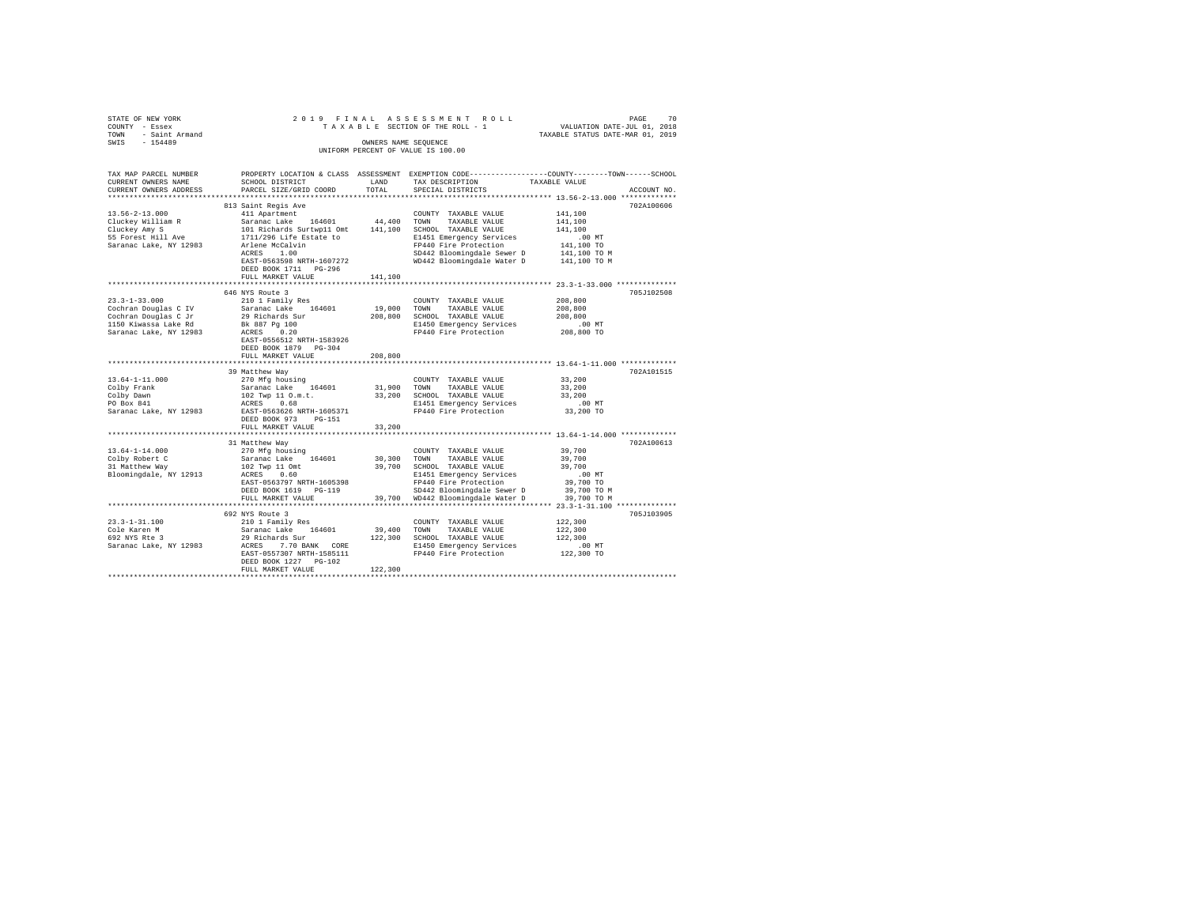STATE OF NEW YORK
COUNTY - Essex
TOWN - Saint Armand
SWIS - 154489

2019 FINAL ASSESSMENT ROLL
TAXABLE SECTION OF THE ROLL - 1
OWNERS NAME SEQUENCE
UNIFORM PERCENT OF VALUE IS 100.00

VALUATION DATE-JUL 01, 2018
TAXABLE STATUS DATE-MAR 01, 2019

| TAX MAP PARCEL NUMBER / CURRENT OWNERS NAME / CURRENT OWNERS ADDRESS | PROPERTY LOCATION & CLASS / SCHOOL DISTRICT / PARCEL SIZE/GRID COORD | ASSESSMENT LAND | TOTAL | EXEMPTION CODE / TAX DESCRIPTION / SPECIAL DISTRICTS | COUNTY / TOWN / SCHOOL TAXABLE VALUE | ACCOUNT NO. |
|---|---|---|---|---|---|---|
| 13.56-2-13.000 | 813 Saint Regis Ave | | | | | 702A100606 |
| Cluckey William R | 411 Apartment | | | COUNTY TAXABLE VALUE | 141,100 | |
| Cluckey Amy S | Saranac Lake 164601 | 44,400 | | TOWN TAXABLE VALUE | 141,100 | |
| 55 Forest Hill Ave | 101 Richards Surtwp11 Omt | | 141,100 | SCHOOL TAXABLE VALUE | 141,100 | |
| Saranac Lake, NY 12983 | 1711/296 Life Estate to | | | E1451 Emergency Services | .00 MT | |
| | Arlene McCalvin | | | FP440 Fire Protection | 141,100 TO | |
| | ACRES 1.00 | | | SD442 Bloomingdale Sewer D | 141,100 TO M | |
| | EAST-0563598 NRTH-1607272 | | | WD442 Bloomingdale Water D | 141,100 TO M | |
| | DEED BOOK 1711 PG-296 | | | | | |
| | FULL MARKET VALUE | | 141,100 | | | |
| 23.3-1-33.000 | 646 NYS Route 3 | | | | | 705J102508 |
| Cochran Douglas C IV | 210 1 Family Res | | | COUNTY TAXABLE VALUE | 208,800 | |
| Cochran Douglas C Jr | Saranac Lake 164601 | 19,000 | | TOWN TAXABLE VALUE | 208,800 | |
| 1150 Kiwassa Lake Rd | 29 Richards Sur | | 208,800 | SCHOOL TAXABLE VALUE | 208,800 | |
| Saranac Lake, NY 12983 | Bk 887 Pg 100 | | | E1450 Emergency Services | .00 MT | |
| | ACRES 0.20 | | | FP440 Fire Protection | 208,800 TO | |
| | EAST-0556512 NRTH-1583926 | | | | | |
| | DEED BOOK 1879 PG-304 | | | | | |
| | FULL MARKET VALUE | | 208,800 | | | |
| 13.64-1-11.000 | 39 Matthew Way | | | | | 702A101515 |
| Colby Frank | 270 Mfg housing | | | COUNTY TAXABLE VALUE | 33,200 | |
| Colby Dawn | Saranac Lake 164601 | 31,900 | | TOWN TAXABLE VALUE | 33,200 | |
| PO Box 841 | 102 Twp 11 O.m.t. | | 33,200 | SCHOOL TAXABLE VALUE | 33,200 | |
| Saranac Lake, NY 12983 | ACRES 0.68 | | | E1451 Emergency Services | .00 MT | |
| | EAST-0563626 NRTH-1605371 | | | FP440 Fire Protection | 33,200 TO | |
| | DEED BOOK 973 PG-151 | | | | | |
| | FULL MARKET VALUE | | 33,200 | | | |
| 13.64-1-14.000 | 31 Matthew Way | | | | | 702A100613 |
| Colby Robert C | 270 Mfg housing | | | COUNTY TAXABLE VALUE | 39,700 | |
| 31 Matthew Way | Saranac Lake 164601 | 30,300 | | TOWN TAXABLE VALUE | 39,700 | |
| Bloomingdale, NY 12913 | 102 Twp 11 Omt | | 39,700 | SCHOOL TAXABLE VALUE | 39,700 | |
| | ACRES 0.60 | | | E1451 Emergency Services | .00 MT | |
| | EAST-0563797 NRTH-1605398 | | | FP440 Fire Protection | 39,700 TO | |
| | DEED BOOK 1619 PG-119 | | | SD442 Bloomingdale Sewer D | 39,700 TO M | |
| | FULL MARKET VALUE | | 39,700 | WD442 Bloomingdale Water D | 39,700 TO M | |
| 23.3-1-31.100 | 692 NYS Route 3 | | | | | 705J103905 |
| Cole Karen M | 210 1 Family Res | | | COUNTY TAXABLE VALUE | 122,300 | |
| 692 NYS Rte 3 | Saranac Lake 164601 | 39,400 | | TOWN TAXABLE VALUE | 122,300 | |
| Saranac Lake, NY 12983 | 29 Richards Sur | | 122,300 | SCHOOL TAXABLE VALUE | 122,300 | |
| | ACRES 7.70 BANK CORE | | | E1450 Emergency Services | .00 MT | |
| | EAST-0557307 NRTH-1585111 | | | FP440 Fire Protection | 122,300 TO | |
| | DEED BOOK 1227 PG-102 | | | | | |
| | FULL MARKET VALUE | | 122,300 | | | |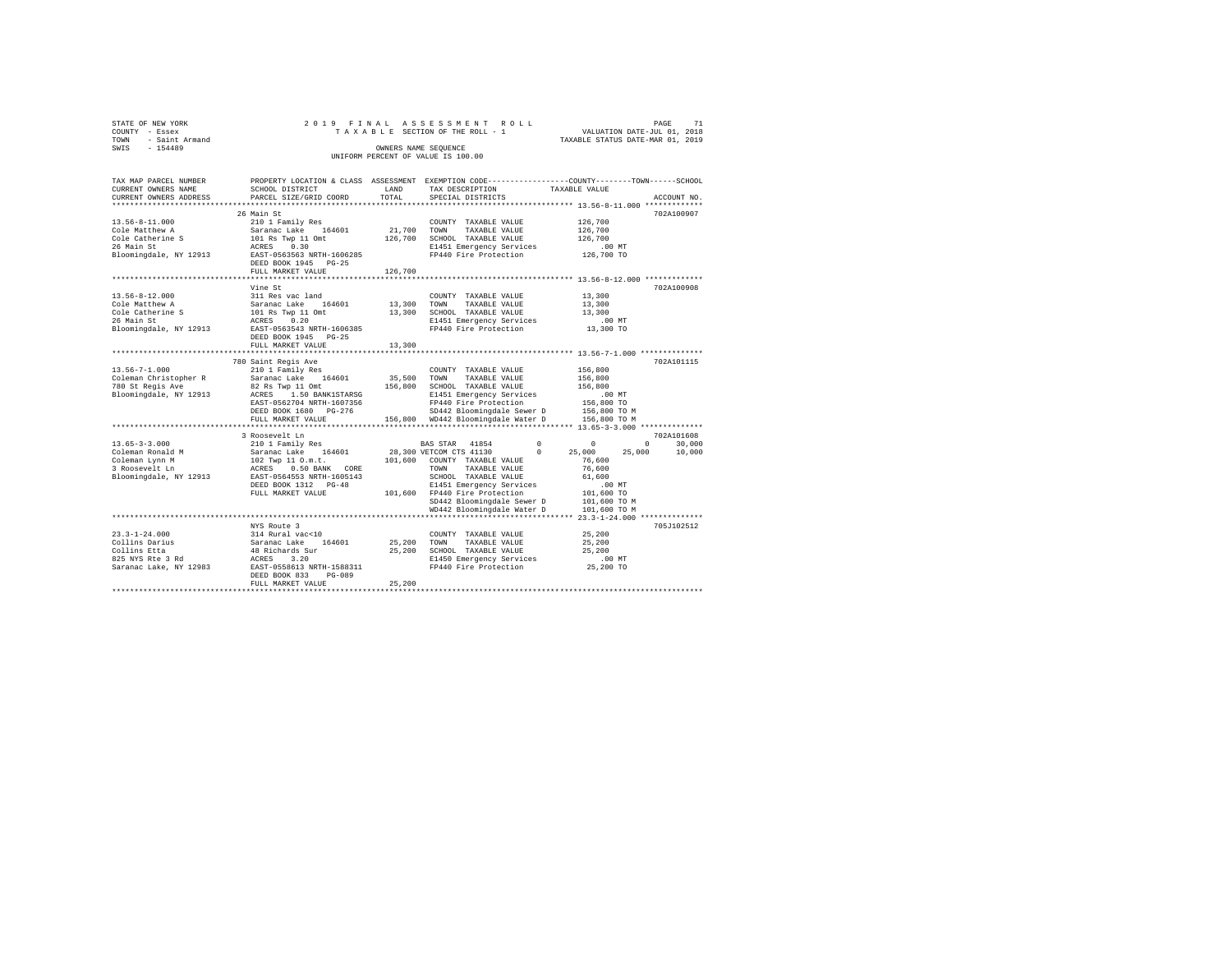STATE OF NEW YORK                2 0 1 9   F I N A L   A S S E S S M E N T   R O L L
COUNTY - Essex                   T A X A B L E  SECTION OF THE ROLL - 1              VALUATION DATE-JUL 01, 2018
TOWN   - Saint Armand                                                                TAXABLE STATUS DATE-MAR 01, 2019
SWIS   - 154489                            OWNERS NAME SEQUENCE
                                     UNIFORM PERCENT OF VALUE IS 100.00

```
TAX MAP PARCEL NUMBER     PROPERTY LOCATION & CLASS  ASSESSMENT  EXEMPTION CODE-----------------COUNTY--------TOWN------SCHOOL
CURRENT OWNERS NAME       SCHOOL DISTRICT              LAND      TAX DESCRIPTION            TAXABLE VALUE
CURRENT OWNERS ADDRESS    PARCEL SIZE/GRID COORD       TOTAL     SPECIAL DISTRICTS                                  ACCOUNT NO.
*************************************************************************************************** 13.56-8-11.000 ************
                          26 Main St                                                                             702A100907
13.56-8-11.000            210 1 Family Res                       COUNTY  TAXABLE VALUE           126,700
Cole Matthew A            Saranac Lake   164601       21,700     TOWN    TAXABLE VALUE           126,700
Cole Catherine S          101 Rs Twp 11 Omt          126,700     SCHOOL  TAXABLE VALUE           126,700
26 Main St                ACRES    0.30                          E1451 Emergency Services           .00 MT
Bloomingdale, NY 12913    EAST-0563563 NRTH-1606285              FP440 Fire Protection           126,700 TO
                          DEED BOOK 1945   PG-25
                          FULL MARKET VALUE          126,700
*************************************************************************************************** 13.56-8-12.000 ************
                          Vine St                                                                                702A100908
13.56-8-12.000            311 Res vac land                       COUNTY  TAXABLE VALUE            13,300
Cole Matthew A            Saranac Lake   164601       13,300     TOWN    TAXABLE VALUE            13,300
Cole Catherine S          101 Rs Twp 11 Omt           13,300     SCHOOL  TAXABLE VALUE            13,300
26 Main St                ACRES    0.20                          E1451 Emergency Services           .00 MT
Bloomingdale, NY 12913    EAST-0563543 NRTH-1606385              FP440 Fire Protection            13,300 TO
                          DEED BOOK 1945   PG-25
                          FULL MARKET VALUE           13,300
*************************************************************************************************** 13.56-7-1.000 *************
                          780 Saint Regis Ave                                                                    702A101115
13.56-7-1.000             210 1 Family Res                       COUNTY  TAXABLE VALUE           156,800
Coleman Christopher R     Saranac Lake   164601       35,500     TOWN    TAXABLE VALUE           156,800
780 St Regis Ave          82 Rs Twp 11 Omt           156,800     SCHOOL  TAXABLE VALUE           156,800
Bloomingdale, NY 12913    ACRES    1.50 BANK1STARSG              E1451 Emergency Services           .00 MT
                          EAST-0562704 NRTH-1607356              FP440 Fire Protection           156,800 TO
                          DEED BOOK 1680   PG-276                SD442 Bloomingdale Sewer D      156,800 TO M
                          FULL MARKET VALUE          156,800     WD442 Bloomingdale Water D      156,800 TO M
*************************************************************************************************** 13.65-3-3.000 *************
                          3 Roosevelt Ln                                                                         702A101608
13.65-3-3.000             210 1 Family Res                  BAS STAR  41854        0            0            0       30,000
Coleman Ronald M          Saranac Lake   164601       28,300 VETCOM CTS 41130      0       25,000       25,000       10,000
Coleman Lynn M            102 Twp 11 O.m.t.          101,600     COUNTY  TAXABLE VALUE            76,600
3 Roosevelt Ln            ACRES    0.50 BANK   CORE              TOWN    TAXABLE VALUE            76,600
Bloomingdale, NY 12913    EAST-0564553 NRTH-1605143              SCHOOL  TAXABLE VALUE            61,600
                          DEED BOOK 1312   PG-48                 E1451 Emergency Services           .00 MT
                          FULL MARKET VALUE          101,600     FP440 Fire Protection           101,600 TO
                                                                 SD442 Bloomingdale Sewer D      101,600 TO M
                                                                 WD442 Bloomingdale Water D      101,600 TO M
*************************************************************************************************** 23.3-1-24.000 *************
                          NYS Route 3                                                                            705J102512
23.3-1-24.000             314 Rural vac<10                       COUNTY  TAXABLE VALUE            25,200
Collins Darius            Saranac Lake   164601       25,200     TOWN    TAXABLE VALUE            25,200
Collins Etta              48 Richards Sur             25,200     SCHOOL  TAXABLE VALUE            25,200
825 NYS Rte 3 Rd          ACRES    3.20                          E1450 Emergency Services           .00 MT
Saranac Lake, NY 12983    EAST-0558613 NRTH-1588311              FP440 Fire Protection            25,200 TO
                          DEED BOOK 833    PG-089
                          FULL MARKET VALUE           25,200
********************************************************************************************************************************
```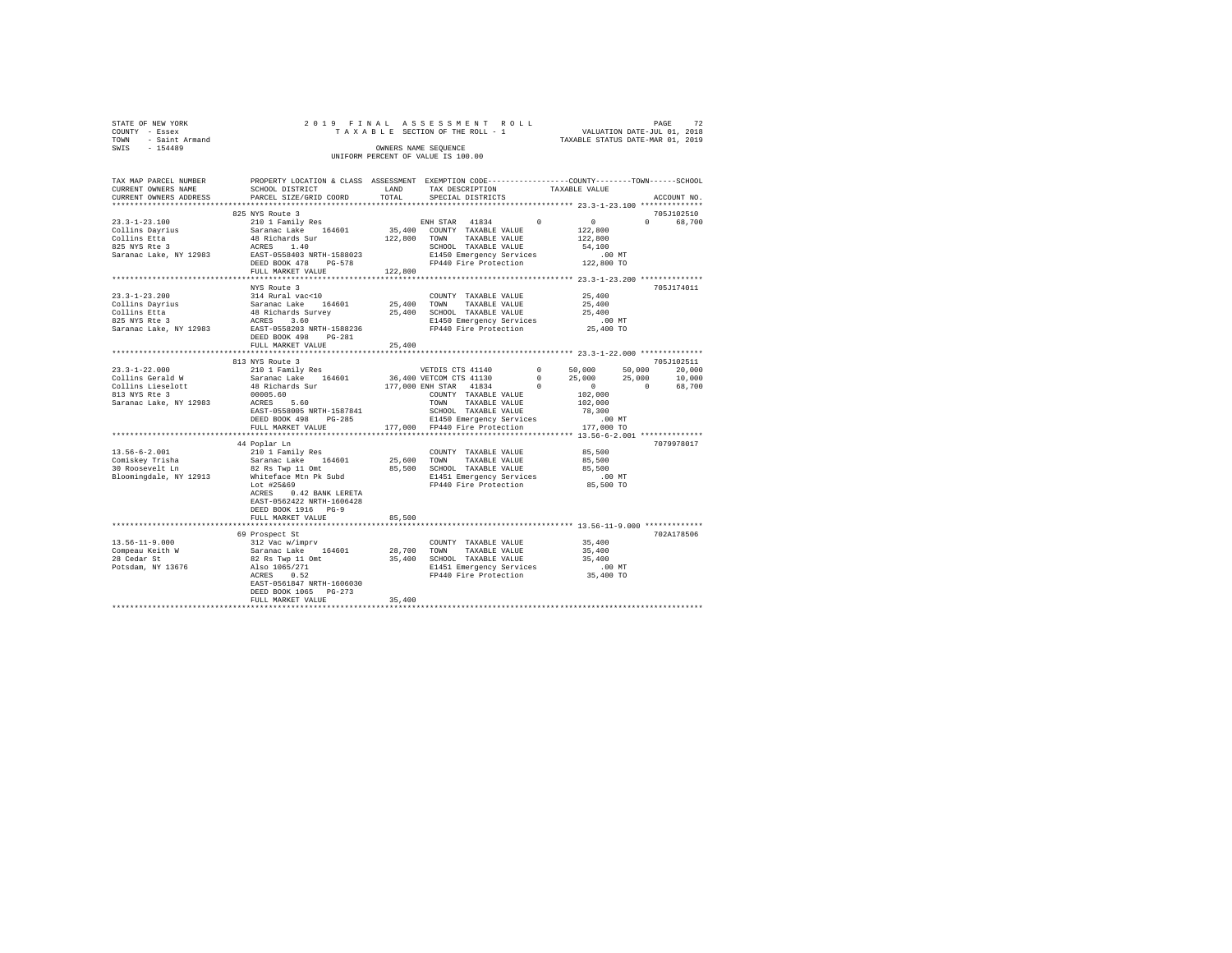STATE OF NEW YORK
COUNTY - Essex
TOWN - Saint Armand
SWIS - 154489

2019 FINAL ASSESSMENT ROLL
TAXABLE SECTION OF THE ROLL - 1
OWNERS NAME SEQUENCE
UNIFORM PERCENT OF VALUE IS 100.00

VALUATION DATE-JUL 01, 2018
TAXABLE STATUS DATE-MAR 01, 2019

```
TAX MAP PARCEL NUMBER     PROPERTY LOCATION & CLASS  ASSESSMENT  EXEMPTION CODE-----------------COUNTY--------TOWN------SCHOOL
CURRENT OWNERS NAME       SCHOOL DISTRICT             LAND       TAX DESCRIPTION            TAXABLE VALUE
CURRENT OWNERS ADDRESS    PARCEL SIZE/GRID COORD      TOTAL      SPECIAL DISTRICTS                                    ACCOUNT NO.
******************************************************************************************** 23.3-1-23.100 **************
                          825 NYS Route 3                                                                        705J102510
23.3-1-23.100             210 1 Family Res                       ENH STAR  41834         0        0            0     68,700
Collins Dayrius           Saranac Lake   164601       35,400  COUNTY  TAXABLE VALUE            122,800
Collins Etta              48 Richards Sur            122,800  TOWN    TAXABLE VALUE            122,800
825 NYS Rte 3             ACRES    1.40                       SCHOOL  TAXABLE VALUE             54,100
Saranac Lake, NY 12983    EAST-0558403 NRTH-1588023            E1450 Emergency Services           .00 MT
                          DEED BOOK 478    PG-578              FP440 Fire Protection          122,800 TO
                          FULL MARKET VALUE          122,800
******************************************************************************************** 23.3-1-23.200 **************
                          NYS Route 3                                                                            705J174011
23.3-1-23.200             314 Rural vac<10                     COUNTY  TAXABLE VALUE             25,400
Collins Dayrius           Saranac Lake   164601       25,400  TOWN    TAXABLE VALUE             25,400
Collins Etta              48 Richards Survey          25,400  SCHOOL  TAXABLE VALUE             25,400
825 NYS Rte 3             ACRES    3.60                        E1450 Emergency Services           .00 MT
Saranac Lake, NY 12983    EAST-0558203 NRTH-1588236            FP440 Fire Protection           25,400 TO
                          DEED BOOK 498    PG-281
                          FULL MARKET VALUE           25,400
******************************************************************************************** 23.3-1-22.000 **************
                          813 NYS Route 3                                                                        705J102511
23.3-1-22.000             210 1 Family Res                     VETDIS CTS 41140          0   50,000       50,000     20,000
Collins Gerald W          Saranac Lake   164601       36,400 VETCOM CTS 41130          0   25,000       25,000     10,000
Collins Lieselott         48 Richards Sur            177,000 ENH STAR  41834           0        0            0     68,700
813 NYS Rte 3             00005.60                             COUNTY  TAXABLE VALUE            102,000
Saranac Lake, NY 12983    ACRES    5.60                        TOWN    TAXABLE VALUE            102,000
                          EAST-0558005 NRTH-1587841            SCHOOL  TAXABLE VALUE             78,300
                          DEED BOOK 498    PG-285              E1450 Emergency Services           .00 MT
                          FULL MARKET VALUE          177,000  FP440 Fire Protection          177,000 TO
******************************************************************************************** 13.56-6-2.001 **************
                          44 Poplar Ln                                                                           7079978017
13.56-6-2.001             210 1 Family Res                     COUNTY  TAXABLE VALUE             85,500
Comiskey Trisha           Saranac Lake   164601       25,600  TOWN    TAXABLE VALUE             85,500
30 Roosevelt Ln           82 Rs Twp 11 Omt            85,500  SCHOOL  TAXABLE VALUE             85,500
Bloomingdale, NY 12913    Whiteface Mtn Pk Subd                E1451 Emergency Services           .00 MT
                          Lot #25&69                           FP440 Fire Protection           85,500 TO
                          ACRES    0.42 BANK LERETA
                          EAST-0562422 NRTH-1606428
                          DEED BOOK 1916   PG-9
                          FULL MARKET VALUE           85,500
******************************************************************************************** 13.56-11-9.000 *************
                          69 Prospect St                                                                         702A178506
13.56-11-9.000            312 Vac w/imprv                      COUNTY  TAXABLE VALUE             35,400
Compeau Keith W           Saranac Lake   164601       28,700  TOWN    TAXABLE VALUE             35,400
28 Cedar St               82 Rs Twp 11 Omt            35,400  SCHOOL  TAXABLE VALUE             35,400
Potsdam, NY 13676         Also 1065/271                        E1451 Emergency Services           .00 MT
                          ACRES    0.52                        FP440 Fire Protection           35,400 TO
                          EAST-0561847 NRTH-1606030
                          DEED BOOK 1065   PG-273
                          FULL MARKET VALUE           35,400
****************************************************************************************************************************
```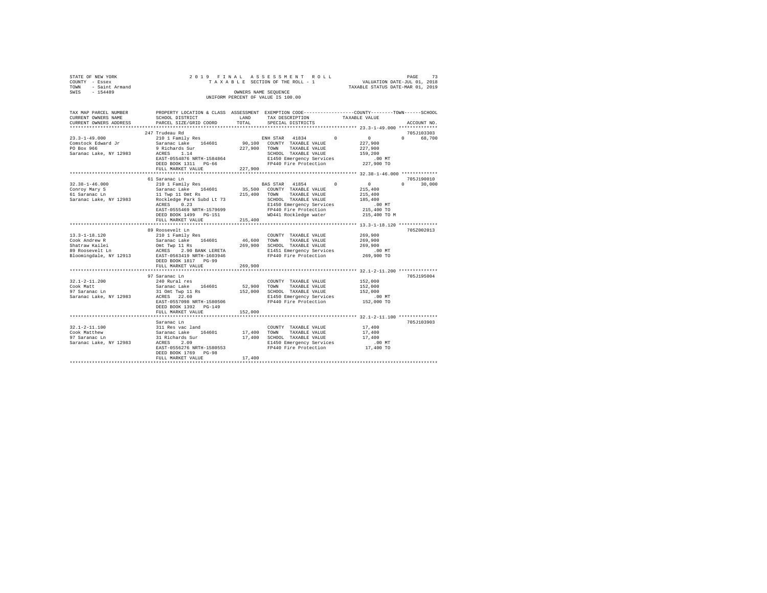STATE OF NEW YORK
COUNTY - Essex
TOWN - Saint Armand
SWIS - 154489

2019 FINAL ASSESSMENT ROLL
TAXABLE SECTION OF THE ROLL - 1
OWNERS NAME SEQUENCE
UNIFORM PERCENT OF VALUE IS 100.00

VALUATION DATE-JUL 01, 2018
TAXABLE STATUS DATE-MAR 01, 2019

```
TAX MAP PARCEL NUMBER      PROPERTY LOCATION & CLASS  ASSESSMENT  EXEMPTION CODE-----------------COUNTY--------TOWN------SCHOOL
CURRENT OWNERS NAME        SCHOOL DISTRICT              LAND      TAX DESCRIPTION            TAXABLE VALUE
CURRENT OWNERS ADDRESS     PARCEL SIZE/GRID COORD       TOTAL     SPECIAL DISTRICTS                                   ACCOUNT NO.
******************************************************************************************************* 23.3-1-49.000 **************
                           247 Trudeau Rd                                                                             705J103303
23.3-1-49.000              210 1 Family Res                       ENH STAR  41834        0          0           0       68,700
Comstock Edward Jr         Saranac Lake    164601      90,100     COUNTY  TAXABLE VALUE          227,900
PO Box 966                 9 Richards Sur             227,900     TOWN    TAXABLE VALUE          227,900
Saranac Lake, NY 12983     ACRES    1.14                          SCHOOL  TAXABLE VALUE          159,200
                           EAST-0554876 NRTH-1584864              E1450 Emergency Services          .00 MT
                           DEED BOOK 1311   PG-66                 FP440 Fire Protection          227,900 TO
                           FULL MARKET VALUE          227,900
******************************************************************************************************* 32.38-1-46.000 *************
                           61 Saranac Ln                                                                              705J190010
32.38-1-46.000             210 1 Family Res                       BAS STAR  41854        0          0           0       30,000
Conroy Mary S              Saranac Lake    164601      35,500     COUNTY  TAXABLE VALUE          215,400
61 Saranac Ln              11 Twp 11 Omt Rs           215,400     TOWN    TAXABLE VALUE          215,400
Saranac Lake, NY 12983     Rockledge Park Subd Lt 73              SCHOOL  TAXABLE VALUE          185,400
                           ACRES    0.23                          E1450 Emergency Services          .00 MT
                           EAST-0555469 NRTH-1579699              FP440 Fire Protection          215,400 TO
                           DEED BOOK 1499   PG-151                WD441 Rockledge water          215,400 TO M
                           FULL MARKET VALUE          215,400
******************************************************************************************************* 13.3-1-18.120 **************
                           89 Roosevelt Ln                                                                            705Z002013
13.3-1-18.120              210 1 Family Res                       COUNTY  TAXABLE VALUE          269,900
Cook Andrew R              Saranac Lake    164601      46,600     TOWN    TAXABLE VALUE          269,900
Shatraw Kailei             Omt Twp 11 Rs              269,900     SCHOOL  TAXABLE VALUE          269,900
89 Roosevelt Ln            ACRES    2.90 BANK LERETA              E1451 Emergency Services          .00 MT
Bloomingdale, NY 12913     EAST-0563419 NRTH-1603946              FP440 Fire Protection          269,900 TO
                           DEED BOOK 1817   PG-99
                           FULL MARKET VALUE          269,900
******************************************************************************************************* 32.1-2-11.200 **************
                           97 Saranac Ln                                                                              705J195004
32.1-2-11.200              240 Rural res                          COUNTY  TAXABLE VALUE          152,000
Cook Matt                  Saranac Lake    164601      52,900     TOWN    TAXABLE VALUE          152,000
97 Saranac Ln              31 Omt Twp 11 Rs           152,000     SCHOOL  TAXABLE VALUE          152,000
Saranac Lake, NY 12983     ACRES   22.60                          E1450 Emergency Services          .00 MT
                           EAST-0557098 NRTH-1580506              FP440 Fire Protection          152,000 TO
                           DEED BOOK 1392   PG-149
                           FULL MARKET VALUE          152,000
******************************************************************************************************* 32.1-2-11.100 **************
                           Saranac Ln                                                                                 705J103903
32.1-2-11.100              311 Res vac land                       COUNTY  TAXABLE VALUE           17,400
Cook Matthew               Saranac Lake    164601      17,400     TOWN    TAXABLE VALUE           17,400
97 Saranac Ln              31 Richards Sur             17,400     SCHOOL  TAXABLE VALUE           17,400
Saranac Lake, NY 12983     ACRES    2.09                          E1450 Emergency Services          .00 MT
                           EAST-0556276 NRTH-1580553              FP440 Fire Protection           17,400 TO
                           DEED BOOK 1769   PG-98
                           FULL MARKET VALUE           17,400
************************************************************************************************************************************
```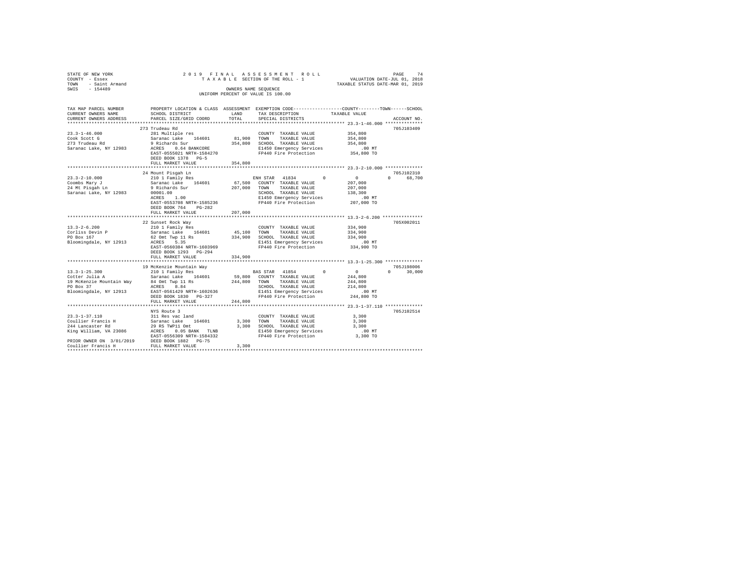STATE OF NEW YORK
COUNTY - Essex
TOWN - Saint Armand
SWIS - 154489

2019 FINAL ASSESSMENT ROLL
TAXABLE SECTION OF THE ROLL - 1
OWNERS NAME SEQUENCE
UNIFORM PERCENT OF VALUE IS 100.00

VALUATION DATE-JUL 01, 2018
TAXABLE STATUS DATE-MAR 01, 2019

```
TAX MAP PARCEL NUMBER     PROPERTY LOCATION & CLASS  ASSESSMENT  EXEMPTION CODE-----------------COUNTY--------TOWN------SCHOOL
CURRENT OWNERS NAME       SCHOOL DISTRICT             LAND       TAX DESCRIPTION            TAXABLE VALUE
CURRENT OWNERS ADDRESS    PARCEL SIZE/GRID COORD      TOTAL      SPECIAL DISTRICTS                                   ACCOUNT NO.
******************************************************************************************* 23.3-1-46.000 **************
                          273 Trudeau Rd                                                                         705J103409
23.3-1-46.000             281 Multiple res                       COUNTY  TAXABLE VALUE          354,800
Cook Scott G              Saranac Lake   164601      81,900      TOWN    TAXABLE VALUE          354,800
273 Trudeau Rd            9 Richards Sur            354,800      SCHOOL  TAXABLE VALUE          354,800
Saranac Lake, NY 12983    ACRES    0.64 BANKCORE                 E1450 Emergency Services          .00 MT
                          EAST-0555021 NRTH-1584270              FP440 Fire Protection          354,800 TO
                          DEED BOOK 1378   PG-5
                          FULL MARKET VALUE         354,800
******************************************************************************************* 23.3-2-10.000 **************
                          24 Mount Pisgah Ln                                                                     705J102310
23.3-2-10.000             210 1 Family Res                       ENH STAR  41834      0           0          0      68,700
Coombs Mary J             Saranac Lake   164601      67,500      COUNTY  TAXABLE VALUE          207,000
24 Mt Pisgah Ln           9 Richards Sur            207,000      TOWN    TAXABLE VALUE          207,000
Saranac Lake, NY 12983    00001.00                               SCHOOL  TAXABLE VALUE          138,300
                          ACRES    1.00                          E1450 Emergency Services          .00 MT
                          EAST-0553708 NRTH-1585236              FP440 Fire Protection          207,000 TO
                          DEED BOOK 764    PG-282
                          FULL MARKET VALUE         207,000
******************************************************************************************* 13.3-2-6.200 ***************
                          22 Sunset Rock Way                                                                     705X002011
13.3-2-6.200              210 1 Family Res                       COUNTY  TAXABLE VALUE          334,900
Corliss Devin P           Saranac Lake   164601      45,100      TOWN    TAXABLE VALUE          334,900
PO Box 167                62 Omt Twp 11 Rs          334,900      SCHOOL  TAXABLE VALUE          334,900
Bloomingdale, NY 12913    ACRES    5.35                          E1451 Emergency Services          .00 MT
                          EAST-0560384 NRTH-1603969              FP440 Fire Protection          334,900 TO
                          DEED BOOK 1293   PG-294
                          FULL MARKET VALUE         334,900
******************************************************************************************* 13.3-1-25.300 **************
                          19 McKenzie Mountain Way                                                               705J198006
13.3-1-25.300             210 1 Family Res                       BAS STAR  41854      0           0          0      30,000
Cotter Julia A            Saranac Lake   164601      59,800      COUNTY  TAXABLE VALUE          244,800
19 McKenzie Mountain Way  84 Omt Twp 11 Rs          244,800      TOWN    TAXABLE VALUE          244,800
PO Box 37                 ACRES    8.84                          SCHOOL  TAXABLE VALUE          214,800
Bloomingdale, NY 12913    EAST-0561429 NRTH-1602636              E1451 Emergency Services          .00 MT
                          DEED BOOK 1830   PG-327                FP440 Fire Protection          244,800 TO
                          FULL MARKET VALUE         244,800
******************************************************************************************* 23.3-1-37.110 **************
                          NYS Route 3                                                                            705J102514
23.3-1-37.110             311 Res vac land                       COUNTY  TAXABLE VALUE            3,300
Coullier Francis H        Saranac Lake   164601       3,300      TOWN    TAXABLE VALUE            3,300
244 Lancaster Rd          29 RS TWP11 Omt             3,300      SCHOOL  TAXABLE VALUE            3,300
King William, VA 23086    ACRES    0.05 BANK   TLNB              E1450 Emergency Services          .00 MT
                          EAST-0556309 NRTH-1584332              FP440 Fire Protection            3,300 TO
PRIOR OWNER ON 3/01/2019  DEED BOOK 1882   PG-75
Coullier Francis H        FULL MARKET VALUE           3,300
************************************************************************************************************************
```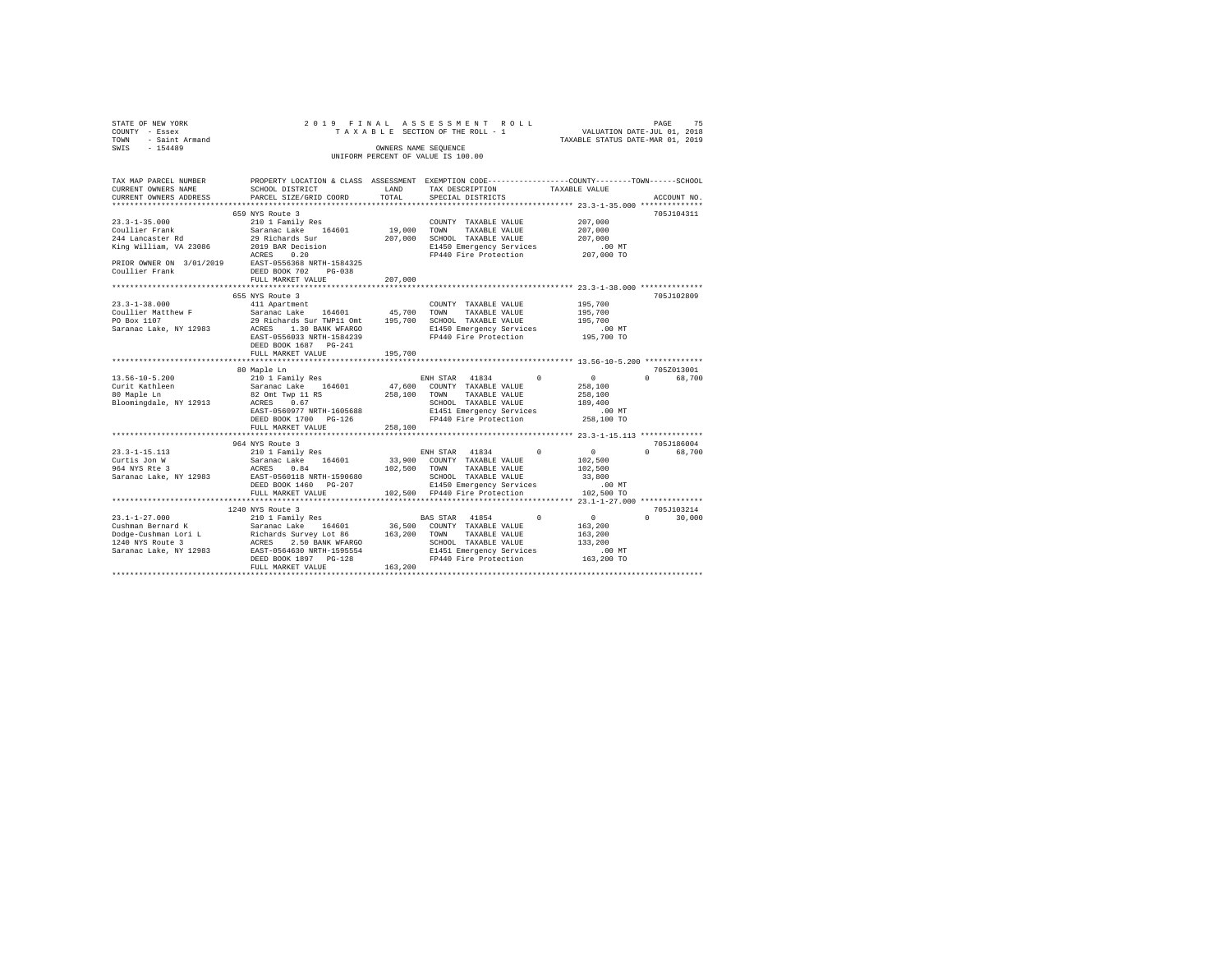STATE OF NEW YORK
COUNTY - Essex
TOWN - Saint Armand
SWIS - 154489

2019 FINAL ASSESSMENT ROLL
TAXABLE SECTION OF THE ROLL - 1
OWNERS NAME SEQUENCE
UNIFORM PERCENT OF VALUE IS 100.00

VALUATION DATE-JUL 01, 2018
TAXABLE STATUS DATE-MAR 01, 2019

| TAX MAP PARCEL NUMBER / CURRENT OWNERS NAME / CURRENT OWNERS ADDRESS | PROPERTY LOCATION & CLASS / SCHOOL DISTRICT / PARCEL SIZE/GRID COORD | ASSESSMENT LAND / TOTAL | EXEMPTION CODE / TAX DESCRIPTION / SPECIAL DISTRICTS | COUNTY | TOWN | SCHOOL / TAXABLE VALUE | ACCOUNT NO. |
|---|---|---|---|---|---|---|---|
| **23.3-1-35.000** | 659 NYS Route 3 | | | | | | 705J104311 |
| Coullier Frank | 210 1 Family Res | | COUNTY TAXABLE VALUE | | | 207,000 | |
| 244 Lancaster Rd | Saranac Lake 164601 | 19,000 | TOWN TAXABLE VALUE | | | 207,000 | |
| King William, VA 23086 | 29 Richards Sur | 207,000 | SCHOOL TAXABLE VALUE | | | 207,000 | |
| | 2019 BAR Decision | | E1450 Emergency Services | | | .00 MT | |
| | ACRES 0.20 | | FP440 Fire Protection | | | 207,000 TO | |
| PRIOR OWNER ON 3/01/2019 | EAST-0556368 NRTH-1584325 | | | | | | |
| Coullier Frank | DEED BOOK 702 PG-038 | | | | | | |
| | FULL MARKET VALUE | 207,000 | | | | | |
| **23.3-1-38.000** | 655 NYS Route 3 | | | | | | 705J102809 |
| Coullier Matthew F | 411 Apartment | | COUNTY TAXABLE VALUE | | | 195,700 | |
| PO Box 1107 | Saranac Lake 164601 | 45,700 | TOWN TAXABLE VALUE | | | 195,700 | |
| Saranac Lake, NY 12983 | 29 Richards Sur TWP11 Omt | 195,700 | SCHOOL TAXABLE VALUE | | | 195,700 | |
| | ACRES 1.30 BANK WFARGO | | E1450 Emergency Services | | | .00 MT | |
| | EAST-0556033 NRTH-1584239 | | FP440 Fire Protection | | | 195,700 TO | |
| | DEED BOOK 1687 PG-241 | | | | | | |
| | FULL MARKET VALUE | 195,700 | | | | | |
| **13.56-10-5.200** | 80 Maple Ln | | | | | | 705Z013001 |
| Curit Kathleen | 210 1 Family Res | | ENH STAR 41834 | 0 | 0 | 0 68,700 | |
| 80 Maple Ln | Saranac Lake 164601 | 47,600 | COUNTY TAXABLE VALUE | | | 258,100 | |
| Bloomingdale, NY 12913 | 82 Omt Twp 11 RS | 258,100 | TOWN TAXABLE VALUE | | | 258,100 | |
| | ACRES 0.67 | | SCHOOL TAXABLE VALUE | | | 189,400 | |
| | EAST-0560977 NRTH-1605688 | | E1451 Emergency Services | | | .00 MT | |
| | DEED BOOK 1700 PG-126 | | FP440 Fire Protection | | | 258,100 TO | |
| | FULL MARKET VALUE | 258,100 | | | | | |
| **23.3-1-15.113** | 964 NYS Route 3 | | | | | | 705J186004 |
| Curtis Jon W | 210 1 Family Res | | ENH STAR 41834 | 0 | 0 | 0 68,700 | |
| 964 NYS Rte 3 | Saranac Lake 164601 | 33,900 | COUNTY TAXABLE VALUE | | | 102,500 | |
| Saranac Lake, NY 12983 | ACRES 0.84 | 102,500 | TOWN TAXABLE VALUE | | | 102,500 | |
| | EAST-0560118 NRTH-1590680 | | SCHOOL TAXABLE VALUE | | | 33,800 | |
| | DEED BOOK 1460 PG-207 | | E1450 Emergency Services | | | .00 MT | |
| | FULL MARKET VALUE | 102,500 | FP440 Fire Protection | | | 102,500 TO | |
| **23.1-1-27.000** | 1240 NYS Route 3 | | | | | | 705J103214 |
| Cushman Bernard K | 210 1 Family Res | | BAS STAR 41854 | 0 | 0 | 0 30,000 | |
| Dodge-Cushman Lori L | Saranac Lake 164601 | 36,500 | COUNTY TAXABLE VALUE | | | 163,200 | |
| 1240 NYS Route 3 | Richards Survey Lot 86 | 163,200 | TOWN TAXABLE VALUE | | | 163,200 | |
| Saranac Lake, NY 12983 | ACRES 2.50 BANK WFARGO | | SCHOOL TAXABLE VALUE | | | 133,200 | |
| | EAST-0564630 NRTH-1595554 | | E1451 Emergency Services | | | .00 MT | |
| | DEED BOOK 1897 PG-128 | | FP440 Fire Protection | | | 163,200 TO | |
| | FULL MARKET VALUE | 163,200 | | | | | |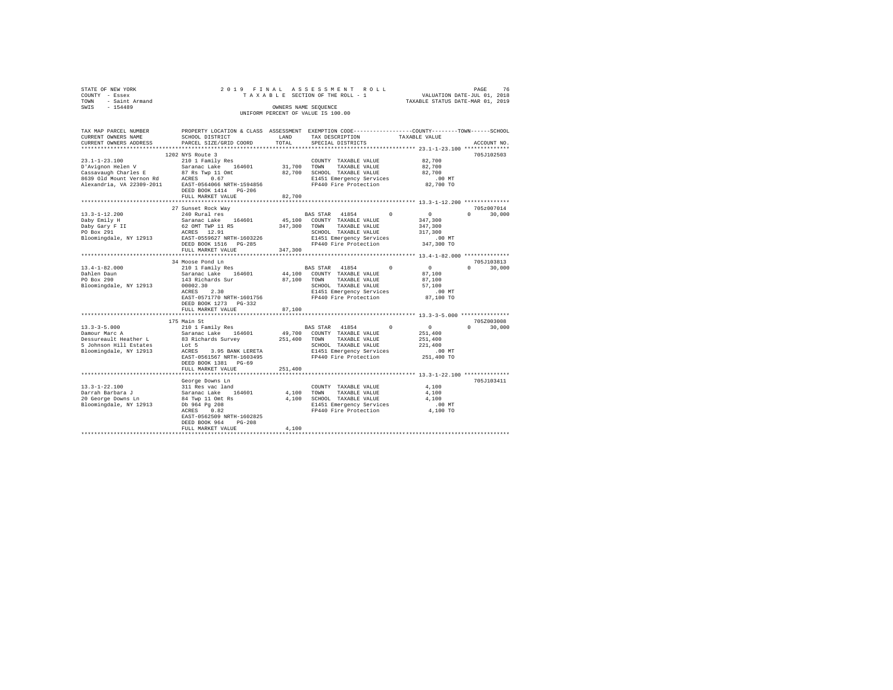STATE OF NEW YORK
COUNTY - Essex
TOWN - Saint Armand
SWIS - 154489

2019 FINAL ASSESSMENT ROLL
TAXABLE SECTION OF THE ROLL - 1
OWNERS NAME SEQUENCE
UNIFORM PERCENT OF VALUE IS 100.00

VALUATION DATE-JUL 01, 2018
TAXABLE STATUS DATE-MAR 01, 2019

| TAX MAP PARCEL NUMBER / CURRENT OWNERS NAME / CURRENT OWNERS ADDRESS | PROPERTY LOCATION & CLASS / SCHOOL DISTRICT / PARCEL SIZE/GRID COORD | ASSESSMENT LAND / TOTAL | EXEMPTION CODE / TAX DESCRIPTION / SPECIAL DISTRICTS | COUNTY | TOWN | SCHOOL | TAXABLE VALUE | ACCOUNT NO. |
|---|---|---|---|---|---|---|---|---|
| **23.1-1-23.100** | 1202 NYS Route 3 | | | | | | | 705J102503 |
| 23.1-1-23.100 | 210 1 Family Res | | COUNTY TAXABLE VALUE | | | | 82,700 | |
| D'Avignon Helen V | Saranac Lake 164601 | 31,700 | TOWN TAXABLE VALUE | | | | 82,700 | |
| Cassavaugh Charles E | 87 Rs Twp 11 Omt | 82,700 | SCHOOL TAXABLE VALUE | | | | 82,700 | |
| 8639 Old Mount Vernon Rd | ACRES 0.67 | | E1451 Emergency Services | | | | .00 MT | |
| Alexandria, VA 22309-2011 | EAST-0564066 NRTH-1594856 | | FP440 Fire Protection | | | | 82,700 TO | |
| | DEED BOOK 1414 PG-206 | | | | | | | |
| | FULL MARKET VALUE | 82,700 | | | | | | |
| **13.3-1-12.200** | 27 Sunset Rock Way | | | | | | | 705z007014 |
| 13.3-1-12.200 | 240 Rural res | | BAS STAR 41854 | 0 | 0 | 30,000 | | |
| Daby Emily H | Saranac Lake 164601 | 45,100 | COUNTY TAXABLE VALUE | | | | 347,300 | |
| Daby Gary F II | 62 OMT TWP 11 RS | 347,300 | TOWN TAXABLE VALUE | | | | 347,300 | |
| PO Box 291 | ACRES 12.91 | | SCHOOL TAXABLE VALUE | | | | 317,300 | |
| Bloomingdale, NY 12913 | EAST-0559627 NRTH-1603226 | | E1451 Emergency Services | | | | .00 MT | |
| | DEED BOOK 1516 PG-285 | | FP440 Fire Protection | | | | 347,300 TO | |
| | FULL MARKET VALUE | 347,300 | | | | | | |
| **13.4-1-82.000** | 34 Moose Pond Ln | | | | | | | 705J103813 |
| 13.4-1-82.000 | 210 1 Family Res | | BAS STAR 41854 | 0 | 0 | 30,000 | | |
| Dahlen Daun | Saranac Lake 164601 | 44,100 | COUNTY TAXABLE VALUE | | | | 87,100 | |
| PO Box 290 | 143 Richards Sur | 87,100 | TOWN TAXABLE VALUE | | | | 87,100 | |
| Bloomingdale, NY 12913 | 00002.30 | | SCHOOL TAXABLE VALUE | | | | 57,100 | |
| | ACRES 2.30 | | E1451 Emergency Services | | | | .00 MT | |
| | EAST-0571770 NRTH-1601756 | | FP440 Fire Protection | | | | 87,100 TO | |
| | DEED BOOK 1273 PG-332 | | | | | | | |
| | FULL MARKET VALUE | 87,100 | | | | | | |
| **13.3-3-5.000** | 175 Main St | | | | | | | 705Z003008 |
| 13.3-3-5.000 | 210 1 Family Res | | BAS STAR 41854 | 0 | 0 | 30,000 | | |
| Damour Marc A | Saranac Lake 164601 | 49,700 | COUNTY TAXABLE VALUE | | | | 251,400 | |
| Dessureault Heather L | 83 Richards Survey | 251,400 | TOWN TAXABLE VALUE | | | | 251,400 | |
| 5 Johnson Hill Estates | Lot 5 | | SCHOOL TAXABLE VALUE | | | | 221,400 | |
| Bloomingdale, NY 12913 | ACRES 3.95 BANK LERETA | | E1451 Emergency Services | | | | .00 MT | |
| | EAST-0561567 NRTH-1603495 | | FP440 Fire Protection | | | | 251,400 TO | |
| | DEED BOOK 1381 PG-69 | | | | | | | |
| | FULL MARKET VALUE | 251,400 | | | | | | |
| **13.3-1-22.100** | George Downs Ln | | | | | | | 705J103411 |
| 13.3-1-22.100 | 311 Res vac land | | COUNTY TAXABLE VALUE | | | | 4,100 | |
| Darrah Barbara J | Saranac Lake 164601 | 4,100 | TOWN TAXABLE VALUE | | | | 4,100 | |
| 20 George Downs Ln | 84 Twp 11 Omt Rs | 4,100 | SCHOOL TAXABLE VALUE | | | | 4,100 | |
| Bloomingdale, NY 12913 | Db 964 Pg 208 | | E1451 Emergency Services | | | | .00 MT | |
| | ACRES 0.82 | | FP440 Fire Protection | | | | 4,100 TO | |
| | EAST-0562509 NRTH-1602825 | | | | | | | |
| | DEED BOOK 964 PG-208 | | | | | | | |
| | FULL MARKET VALUE | 4,100 | | | | | | |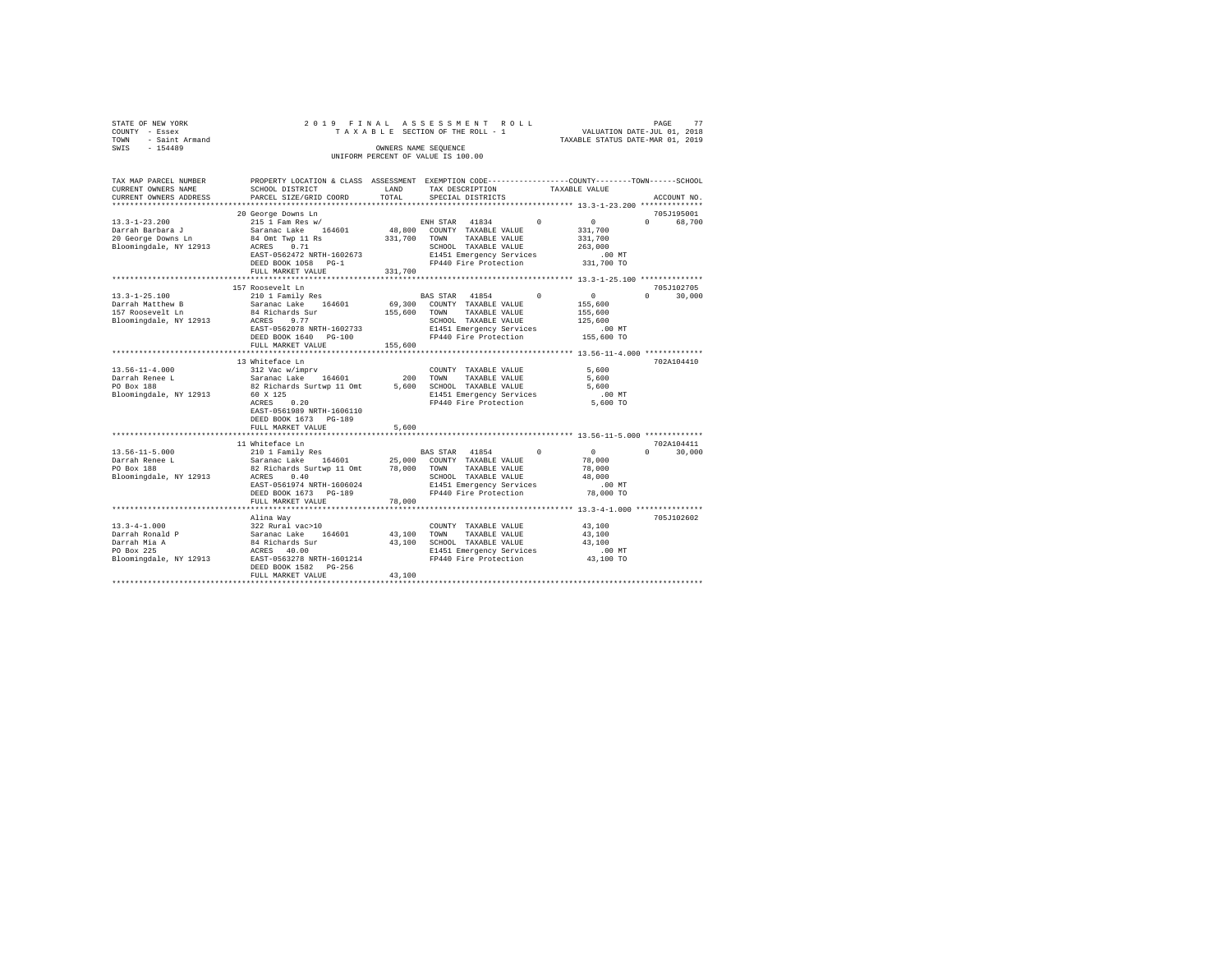STATE OF NEW YORK
COUNTY - Essex
TOWN - Saint Armand
SWIS - 154489

2019 FINAL ASSESSMENT ROLL
TAXABLE SECTION OF THE ROLL - 1
OWNERS NAME SEQUENCE
UNIFORM PERCENT OF VALUE IS 100.00

VALUATION DATE-JUL 01, 2018
TAXABLE STATUS DATE-MAR 01, 2019

```
TAX MAP PARCEL NUMBER          PROPERTY LOCATION & CLASS  ASSESSMENT  EXEMPTION CODE-----------------COUNTY--------TOWN------SCHOOL
CURRENT OWNERS NAME            SCHOOL DISTRICT            LAND        TAX DESCRIPTION             TAXABLE VALUE
CURRENT OWNERS ADDRESS         PARCEL SIZE/GRID COORD     TOTAL       SPECIAL DISTRICTS                                      ACCOUNT NO.
******************************************************************************************************* 13.3-1-23.200 **************
                               20 George Downs Ln                                                                        705J195001
13.3-1-23.200                  215 1 Fam Res w/                       ENH STAR  41834          0            0            0     68,700
Darrah Barbara J               Saranac Lake   164601       48,800     COUNTY  TAXABLE VALUE           331,700
20 George Downs Ln             84 Omt Twp 11 Rs           331,700     TOWN    TAXABLE VALUE           331,700
Bloomingdale, NY 12913         ACRES    0.71                          SCHOOL  TAXABLE VALUE           263,000
                               EAST-0562472 NRTH-1602673              E1451 Emergency Services            .00 MT
                               DEED BOOK 1058   PG-1                  FP440 Fire Protection           331,700 TO
                               FULL MARKET VALUE          331,700
******************************************************************************************************* 13.3-1-25.100 **************
                               157 Roosevelt Ln                                                                          705J102705
13.3-1-25.100                  210 1 Family Res                       BAS STAR  41854          0            0            0     30,000
Darrah Matthew B               Saranac Lake   164601       69,300     COUNTY  TAXABLE VALUE           155,600
157 Roosevelt Ln               84 Richards Sur            155,600     TOWN    TAXABLE VALUE           155,600
Bloomingdale, NY 12913         ACRES    9.77                          SCHOOL  TAXABLE VALUE           125,600
                               EAST-0562078 NRTH-1602733              E1451 Emergency Services            .00 MT
                               DEED BOOK 1640   PG-100                FP440 Fire Protection           155,600 TO
                               FULL MARKET VALUE          155,600
******************************************************************************************************* 13.56-11-4.000 *************
                               13 Whiteface Ln                                                                           702A104410
13.56-11-4.000                 312 Vac w/imprv                        COUNTY  TAXABLE VALUE             5,600
Darrah Renee L                 Saranac Lake   164601          200     TOWN    TAXABLE VALUE             5,600
PO Box 188                     82 Richards Surtwp 11 Omt    5,600     SCHOOL  TAXABLE VALUE             5,600
Bloomingdale, NY 12913         60 X 125                               E1451 Emergency Services            .00 MT
                               ACRES    0.20                          FP440 Fire Protection             5,600 TO
                               EAST-0561989 NRTH-1606110
                               DEED BOOK 1673   PG-189
                               FULL MARKET VALUE            5,600
******************************************************************************************************* 13.56-11-5.000 *************
                               11 Whiteface Ln                                                                           702A104411
13.56-11-5.000                 210 1 Family Res                       BAS STAR  41854          0            0            0     30,000
Darrah Renee L                 Saranac Lake   164601       25,000     COUNTY  TAXABLE VALUE            78,000
PO Box 188                     82 Richards Surtwp 11 Omt   78,000     TOWN    TAXABLE VALUE            78,000
Bloomingdale, NY 12913         ACRES    0.40                          SCHOOL  TAXABLE VALUE            48,000
                               EAST-0561974 NRTH-1606024              E1451 Emergency Services            .00 MT
                               DEED BOOK 1673   PG-189                FP440 Fire Protection            78,000 TO
                               FULL MARKET VALUE           78,000
******************************************************************************************************* 13.3-4-1.000 ***************
                               Alina Way                                                                                 705J102602
13.3-4-1.000                   322 Rural vac>10                       COUNTY  TAXABLE VALUE            43,100
Darrah Ronald P                Saranac Lake   164601       43,100     TOWN    TAXABLE VALUE            43,100
Darrah Mia A                   84 Richards Sur             43,100     SCHOOL  TAXABLE VALUE            43,100
PO Box 225                     ACRES   40.00                          E1451 Emergency Services            .00 MT
Bloomingdale, NY 12913         EAST-0563278 NRTH-1601214              FP440 Fire Protection            43,100 TO
                               DEED BOOK 1582   PG-256
                               FULL MARKET VALUE           43,100
************************************************************************************************************************************
```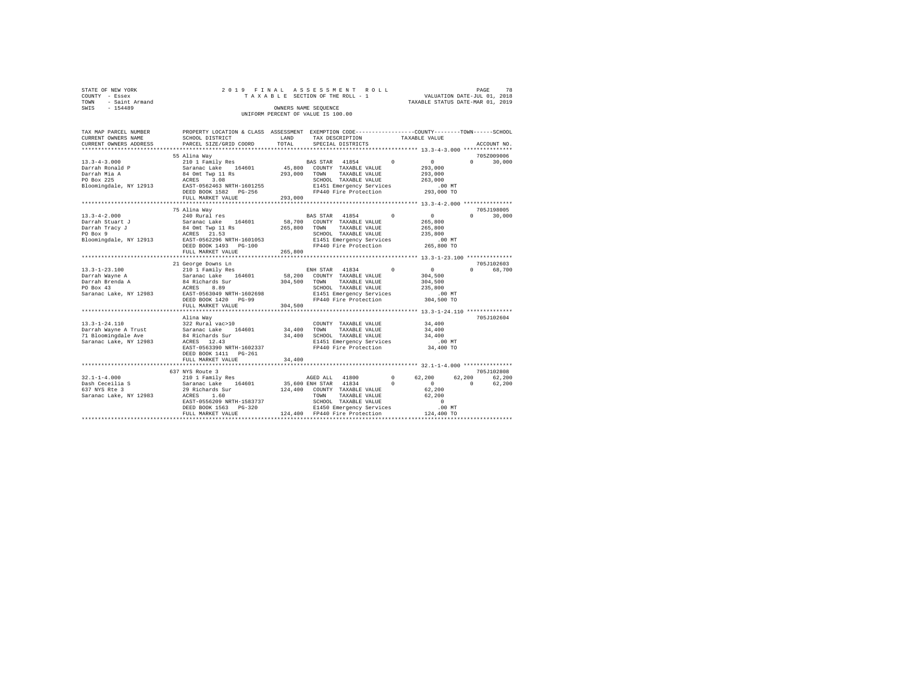STATE OF NEW YORK
COUNTY - Essex
TOWN - Saint Armand
SWIS - 154489

2019 FINAL ASSESSMENT ROLL
TAXABLE SECTION OF THE ROLL - 1
OWNERS NAME SEQUENCE
UNIFORM PERCENT OF VALUE IS 100.00

VALUATION DATE-JUL 01, 2018
TAXABLE STATUS DATE-MAR 01, 2019

| TAX MAP PARCEL NUMBER / CURRENT OWNERS NAME / CURRENT OWNERS ADDRESS | PROPERTY LOCATION & CLASS / SCHOOL DISTRICT / PARCEL SIZE/GRID COORD | ASSESSMENT LAND / TOTAL | EXEMPTION CODE / TAX DESCRIPTION / SPECIAL DISTRICTS | COUNTY | TOWN | SCHOOL | ACCOUNT NO. |
|---|---|---|---|---|---|---|---|
| 13.3-4-3.000 | 55 Alina Way | | | | | | 705Z009006 |
| | 210 1 Family Res | | BAS STAR 41854 | 0 | 0 | 0 | 30,000 |
| Darrah Ronald P | Saranac Lake 164601 | 45,800 | COUNTY TAXABLE VALUE | 293,000 | | | |
| Darrah Mia A | 84 Omt Twp 11 Rs | 293,000 | TOWN TAXABLE VALUE | 293,000 | | | |
| PO Box 225 | ACRES 3.08 | | SCHOOL TAXABLE VALUE | 263,000 | | | |
| Bloomingdale, NY 12913 | EAST-0562463 NRTH-1601255 | | E1451 Emergency Services | .00 MT | | | |
| | DEED BOOK 1582 PG-256 | | FP440 Fire Protection | 293,000 TO | | | |
| | FULL MARKET VALUE | 293,000 | | | | | |
| 13.3-4-2.000 | 75 Alina Way | | | | | | 705J198005 |
| | 240 Rural res | | BAS STAR 41854 | 0 | 0 | 0 | 30,000 |
| Darrah Stuart J | Saranac Lake 164601 | 58,700 | COUNTY TAXABLE VALUE | 265,800 | | | |
| Darrah Tracy J | 84 Omt Twp 11 Rs | 265,800 | TOWN TAXABLE VALUE | 265,800 | | | |
| PO Box 9 | ACRES 21.53 | | SCHOOL TAXABLE VALUE | 235,800 | | | |
| Bloomingdale, NY 12913 | EAST-0562296 NRTH-1601053 | | E1451 Emergency Services | .00 MT | | | |
| | DEED BOOK 1493 PG-100 | | FP440 Fire Protection | 265,800 TO | | | |
| | FULL MARKET VALUE | 265,800 | | | | | |
| 13.3-1-23.100 | 21 George Downs Ln | | | | | | 705J102603 |
| | 210 1 Family Res | | ENH STAR 41834 | 0 | 0 | 0 | 68,700 |
| Darrah Wayne A | Saranac Lake 164601 | 58,200 | COUNTY TAXABLE VALUE | 304,500 | | | |
| Darrah Brenda A | 84 Richards Sur | 304,500 | TOWN TAXABLE VALUE | 304,500 | | | |
| PO Box 43 | ACRES 8.89 | | SCHOOL TAXABLE VALUE | 235,800 | | | |
| Saranac Lake, NY 12983 | EAST-0563049 NRTH-1602698 | | E1451 Emergency Services | .00 MT | | | |
| | DEED BOOK 1420 PG-99 | | FP440 Fire Protection | 304,500 TO | | | |
| | FULL MARKET VALUE | 304,500 | | | | | |
| 13.3-1-24.110 | Alina Way | | | | | | 705J102604 |
| | 322 Rural vac>10 | | COUNTY TAXABLE VALUE | 34,400 | | | |
| Darrah Wayne A Trust | Saranac Lake 164601 | 34,400 | TOWN TAXABLE VALUE | 34,400 | | | |
| 71 Bloomingdale Ave | 84 Richards Sur | 34,400 | SCHOOL TAXABLE VALUE | 34,400 | | | |
| Saranac Lake, NY 12983 | ACRES 12.43 | | E1451 Emergency Services | .00 MT | | | |
| | EAST-0563390 NRTH-1602337 | | FP440 Fire Protection | 34,400 TO | | | |
| | DEED BOOK 1411 PG-261 | | | | | | |
| | FULL MARKET VALUE | 34,400 | | | | | |
| 32.1-1-4.000 | 637 NYS Route 3 | | | | | | 705J102808 |
| | 210 1 Family Res | | AGED ALL 41800 | 0 | 62,200 | 62,200 | 62,200 |
| Dash Ceceilia S | Saranac Lake 164601 | 35,600 | ENH STAR 41834 | 0 | 0 | 0 | 62,200 |
| 637 NYS Rte 3 | 29 Richards Sur | 124,400 | COUNTY TAXABLE VALUE | 62,200 | | | |
| Saranac Lake, NY 12983 | ACRES 1.60 | | TOWN TAXABLE VALUE | 62,200 | | | |
| | EAST-0556209 NRTH-1583737 | | SCHOOL TAXABLE VALUE | 0 | | | |
| | DEED BOOK 1563 PG-320 | | E1450 Emergency Services | .00 MT | | | |
| | FULL MARKET VALUE | 124,400 | FP440 Fire Protection | 124,400 TO | | | |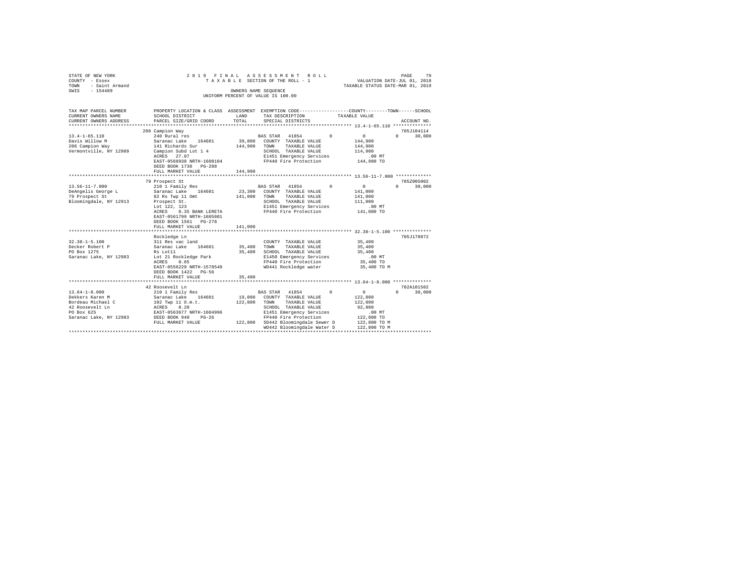STATE OF NEW YORK
COUNTY - Essex
TOWN - Saint Armand
SWIS - 154489

2019 FINAL ASSESSMENT ROLL
TAXABLE SECTION OF THE ROLL - 1
OWNERS NAME SEQUENCE
UNIFORM PERCENT OF VALUE IS 100.00

VALUATION DATE-JUL 01, 2018
TAXABLE STATUS DATE-MAR 01, 2019

| TAX MAP PARCEL NUMBER / CURRENT OWNERS NAME / CURRENT OWNERS ADDRESS | PROPERTY LOCATION & CLASS / SCHOOL DISTRICT / PARCEL SIZE/GRID COORD | ASSESSMENT LAND / TOTAL | EXEMPTION CODE / TAX DESCRIPTION / SPECIAL DISTRICTS | COUNTY | TOWN | SCHOOL | ACCOUNT NO. |
|---|---|---|---|---|---|---|---|
| 13.4-1-65.110 | 206 Campion Way | | | | | | 705J104114 |
| Davis Willow M | 240 Rural res | | BAS STAR 41854 | 0 | 0 | 0 30,000 | |
| 206 Campion Way | Saranac Lake 164601 | 39,800 | COUNTY TAXABLE VALUE | 144,900 | | | |
| Vermontville, NY 12989 | 141 Richards Sur | 144,900 | TOWN TAXABLE VALUE | 144,900 | | | |
| | Campion Subd Lot 1 4 | | SCHOOL TAXABLE VALUE | 114,900 | | | |
| | ACRES 27.07 | | E1451 Emergency Services | .00 MT | | | |
| | EAST-0568938 NRTH-1608104 | | FP440 Fire Protection | 144,900 TO | | | |
| | DEED BOOK 1738 PG-288 | | | | | | |
| | FULL MARKET VALUE | 144,900 | | | | | |
| 13.56-11-7.000 | 79 Prospect St | | | | | | 705Z005002 |
| DeAngelis George L | 210 1 Family Res | | BAS STAR 41854 | 0 | 0 | 0 30,000 | |
| 79 Prospect St | Saranac Lake 164601 | 23,300 | COUNTY TAXABLE VALUE | 141,000 | | | |
| Bloomingdale, NY 12913 | 82 Rs Twp 11 Omt | 141,000 | TOWN TAXABLE VALUE | 141,000 | | | |
| | Prospect St. | | SCHOOL TAXABLE VALUE | 111,000 | | | |
| | Lot 122, 123 | | E1451 Emergency Services | .00 MT | | | |
| | ACRES 0.35 BANK LERETA | | FP440 Fire Protection | 141,000 TO | | | |
| | EAST-0561799 NRTH-1605801 | | | | | | |
| | DEED BOOK 1561 PG-278 | | | | | | |
| | FULL MARKET VALUE | 141,000 | | | | | |
| 32.38-1-5.100 | Rockledge Ln | | | | | | 705J178072 |
| Decker Robert P | 311 Res vac land | | COUNTY TAXABLE VALUE | 35,400 | | | |
| PO Box 1275 | Saranac Lake 164601 | 35,400 | TOWN TAXABLE VALUE | 35,400 | | | |
| Saranac Lake, NY 12983 | Rs Lot11 | 35,400 | SCHOOL TAXABLE VALUE | 35,400 | | | |
| | Lot 21 Rockledge Park | | E1450 Emergency Services | .00 MT | | | |
| | ACRES 0.65 | | FP440 Fire Protection | 35,400 TO | | | |
| | EAST-0556229 NRTH-1578549 | | WD441 Rockledge water | 35,400 TO M | | | |
| | DEED BOOK 1422 PG-56 | | | | | | |
| | FULL MARKET VALUE | 35,400 | | | | | |
| 13.64-1-8.000 | 42 Roosevelt Ln | | | | | | 702A101502 |
| Dekkers Karen M | 210 1 Family Res | | BAS STAR 41854 | 0 | 0 | 0 30,000 | |
| Bordeau Michael C | Saranac Lake 164601 | 19,000 | COUNTY TAXABLE VALUE | 122,800 | | | |
| 42 Roosevelt Ln | 102 Twp 11 O.m.t. | 122,800 | TOWN TAXABLE VALUE | 122,800 | | | |
| PO Box 625 | ACRES 0.20 | | SCHOOL TAXABLE VALUE | 92,800 | | | |
| Saranac Lake, NY 12983 | EAST-0563677 NRTH-1604996 | | E1451 Emergency Services | .00 MT | | | |
| | DEED BOOK 940 PG-26 | | FP440 Fire Protection | 122,800 TO | | | |
| | FULL MARKET VALUE | 122,800 | SD442 Bloomingdale Sewer D | 122,800 TO M | | | |
| | | | WD442 Bloomingdale Water D | 122,800 TO M | | | |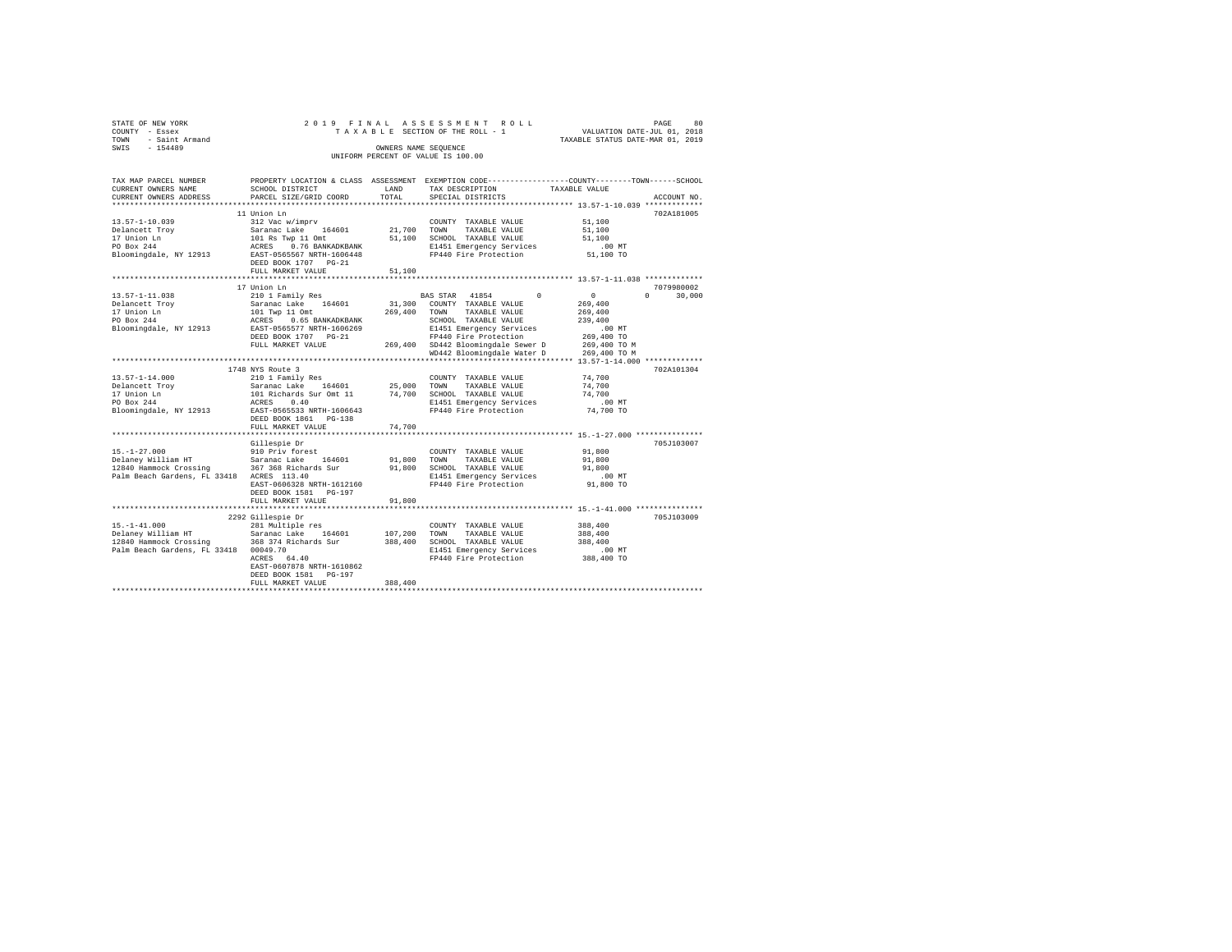STATE OF NEW YORK  
COUNTY - Essex  
TOWN - Saint Armand  
SWIS - 154489

2 0 1 9 F I N A L A S S E S S M E N T R O L L  
T A X A B L E SECTION OF THE ROLL - 1  
OWNERS NAME SEQUENCE  
UNIFORM PERCENT OF VALUE IS 100.00

VALUATION DATE-JUL 01, 2018  
TAXABLE STATUS DATE-MAR 01, 2019

| TAX MAP PARCEL NUMBER / CURRENT OWNERS NAME / CURRENT OWNERS ADDRESS | PROPERTY LOCATION & CLASS / SCHOOL DISTRICT / PARCEL SIZE/GRID COORD | ASSESSMENT LAND / TOTAL | EXEMPTION CODE / TAX DESCRIPTION / SPECIAL DISTRICTS | COUNTY / TOWN / SCHOOL TAXABLE VALUE | ACCOUNT NO. |
|---|---|---|---|---|---|
| **13.57-1-10.039** | 11 Union Ln | | | | 702A181005 |
| Delancett Troy | 312 Vac w/imprv | | COUNTY TAXABLE VALUE | 51,100 | |
| 17 Union Ln | Saranac Lake 164601 | 21,700 | TOWN TAXABLE VALUE | 51,100 | |
| PO Box 244 | 101 Rs Twp 11 Omt | 51,100 | SCHOOL TAXABLE VALUE | 51,100 | |
| Bloomingdale, NY 12913 | ACRES 0.76 BANKADKBANK | | E1451 Emergency Services | .00 MT | |
| | EAST-0565567 NRTH-1606448 | | FP440 Fire Protection | 51,100 TO | |
| | DEED BOOK 1707 PG-21 | | | | |
| | FULL MARKET VALUE | 51,100 | | | |
| **13.57-1-11.038** | 17 Union Ln | | | | 7079980002 |
| Delancett Troy | 210 1 Family Res | | BAS STAR 41854 0 | 0 0 30,000 | |
| 17 Union Ln | Saranac Lake 164601 | 31,300 | COUNTY TAXABLE VALUE | 269,400 | |
| PO Box 244 | 101 Twp 11 Omt | 269,400 | TOWN TAXABLE VALUE | 269,400 | |
| Bloomingdale, NY 12913 | ACRES 0.65 BANKADKBANK | | SCHOOL TAXABLE VALUE | 239,400 | |
| | EAST-0565577 NRTH-1606269 | | E1451 Emergency Services | .00 MT | |
| | DEED BOOK 1707 PG-21 | | FP440 Fire Protection | 269,400 TO | |
| | FULL MARKET VALUE | 269,400 | SD442 Bloomingdale Sewer D | 269,400 TO M | |
| | | | WD442 Bloomingdale Water D | 269,400 TO M | |
| **13.57-1-14.000** | 1748 NYS Route 3 | | | | 702A101304 |
| Delancett Troy | 210 1 Family Res | | COUNTY TAXABLE VALUE | 74,700 | |
| 17 Union Ln | Saranac Lake 164601 | 25,000 | TOWN TAXABLE VALUE | 74,700 | |
| PO Box 244 | 101 Richards Sur Omt 11 | 74,700 | SCHOOL TAXABLE VALUE | 74,700 | |
| Bloomingdale, NY 12913 | ACRES 0.40 | | E1451 Emergency Services | .00 MT | |
| | EAST-0565533 NRTH-1606643 | | FP440 Fire Protection | 74,700 TO | |
| | DEED BOOK 1861 PG-138 | | | | |
| | FULL MARKET VALUE | 74,700 | | | |
| **15.-1-27.000** | Gillespie Dr | | | | 705J103007 |
| Delaney William HT | 910 Priv forest | | COUNTY TAXABLE VALUE | 91,800 | |
| 12840 Hammock Crossing | Saranac Lake 164601 | 91,800 | TOWN TAXABLE VALUE | 91,800 | |
| Palm Beach Gardens, FL 33418 | 367 368 Richards Sur | 91,800 | SCHOOL TAXABLE VALUE | 91,800 | |
| | ACRES 113.40 | | E1451 Emergency Services | .00 MT | |
| | EAST-0606328 NRTH-1612160 | | FP440 Fire Protection | 91,800 TO | |
| | DEED BOOK 1581 PG-197 | | | | |
| | FULL MARKET VALUE | 91,800 | | | |
| **15.-1-41.000** | 2292 Gillespie Dr | | | | 705J103009 |
| Delaney William HT | 281 Multiple res | | COUNTY TAXABLE VALUE | 388,400 | |
| 12840 Hammock Crossing | Saranac Lake 164601 | 107,200 | TOWN TAXABLE VALUE | 388,400 | |
| Palm Beach Gardens, FL 33418 | 368 374 Richards Sur | 388,400 | SCHOOL TAXABLE VALUE | 388,400 | |
| | 00049.70 | | E1451 Emergency Services | .00 MT | |
| | ACRES 64.40 | | FP440 Fire Protection | 388,400 TO | |
| | EAST-0607878 NRTH-1610862 | | | | |
| | DEED BOOK 1581 PG-197 | | | | |
| | FULL MARKET VALUE | 388,400 | | | |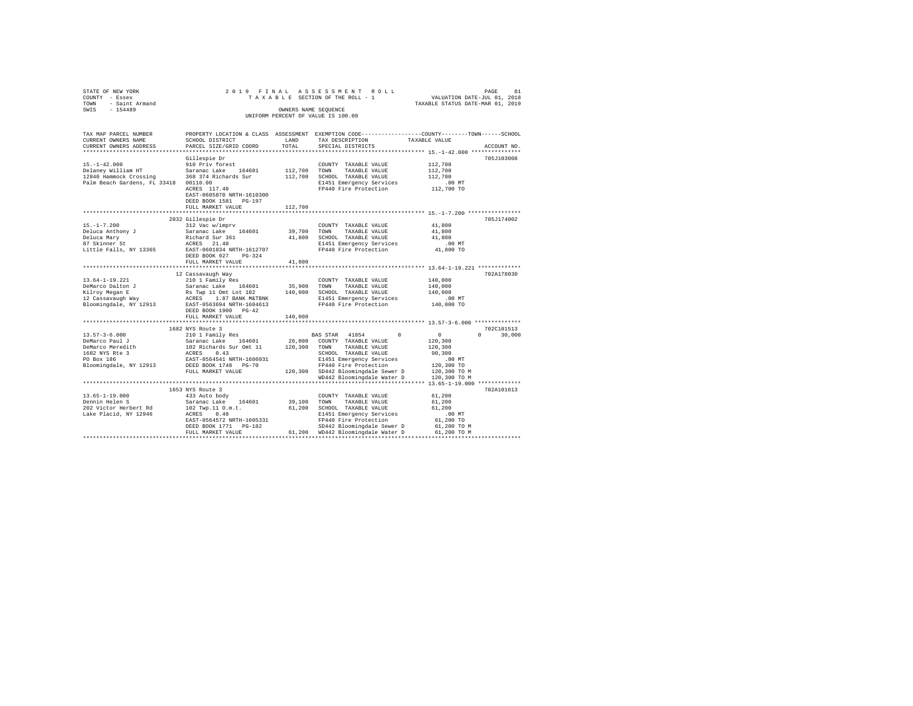STATE OF NEW YORK
COUNTY - Essex
TOWN - Saint Armand
SWIS - 154489

2019 FINAL ASSESSMENT ROLL
TAXABLE SECTION OF THE ROLL - 1
OWNERS NAME SEQUENCE
UNIFORM PERCENT OF VALUE IS 100.00

VALUATION DATE-JUL 01, 2018
TAXABLE STATUS DATE-MAR 01, 2019

```
TAX MAP PARCEL NUMBER      PROPERTY LOCATION & CLASS  ASSESSMENT  EXEMPTION CODE-----------------COUNTY--------TOWN------SCHOOL
CURRENT OWNERS NAME        SCHOOL DISTRICT               LAND      TAX DESCRIPTION            TAXABLE VALUE
CURRENT OWNERS ADDRESS     PARCEL SIZE/GRID COORD        TOTAL     SPECIAL DISTRICTS                                      ACCOUNT NO.
******************************************************************************************************* 15.-1-42.000 ***************
                           Gillespie Dr                                                                                705J103008
15.-1-42.000               910 Priv forest                         COUNTY  TAXABLE VALUE          112,700
Delaney William HT         Saranac Lake   164601      112,700      TOWN    TAXABLE VALUE          112,700
12840 Hammock Crossing     368 374 Richards Sur       112,700      SCHOOL  TAXABLE VALUE          112,700
Palm Beach Gardens, FL 33418  00110.00                             E1451 Emergency Services           .00 MT
                           ACRES  117.40                           FP440 Fire Protection          112,700 TO
                           EAST-0605870 NRTH-1610300
                           DEED BOOK 1581   PG-197
                           FULL MARKET VALUE          112,700
******************************************************************************************************* 15.-1-7.200 ****************
                           2032 Gillespie Dr                                                                           705J174002
15.-1-7.200                312 Vac w/imprv                         COUNTY  TAXABLE VALUE           41,800
Deluca Anthony J           Saranac Lake   164601       39,700      TOWN    TAXABLE VALUE           41,800
Deluca Mary                Richard Sur 361             41,800      SCHOOL  TAXABLE VALUE           41,800
87 Skinner St              ACRES   21.40                           E1451 Emergency Services           .00 MT
Little Falls, NY 13365     EAST-0601834 NRTH-1612707               FP440 Fire Protection           41,800 TO
                           DEED BOOK 927    PG-324
                           FULL MARKET VALUE           41,800
******************************************************************************************************* 13.64-1-19.221 *************
                           12 Cassavaugh Way                                                                           702A178030
13.64-1-19.221             210 1 Family Res                        COUNTY  TAXABLE VALUE          140,000
DeMarco Dalton J           Saranac Lake   164601       35,900      TOWN    TAXABLE VALUE          140,000
Kilroy Megan E             Rs Twp 11 Omt Lot 102      140,000      SCHOOL  TAXABLE VALUE          140,000
12 Cassavaugh Way          ACRES    1.87 BANK M&TBNK               E1451 Emergency Services           .00 MT
Bloomingdale, NY 12913     EAST-0563694 NRTH-1604613               FP440 Fire Protection          140,000 TO
                           DEED BOOK 1900   PG-42
                           FULL MARKET VALUE          140,000
******************************************************************************************************* 13.57-3-6.000 **************
                           1682 NYS Route 3                                                                            702C101513
13.57-3-6.000              210 1 Family Res                BAS STAR  41854          0                 0            0      30,000
DeMarco Paul J             Saranac Lake   164601       26,000      COUNTY  TAXABLE VALUE          120,300
DeMarco Meredith           102 Richards Sur Omt 11    120,300      TOWN    TAXABLE VALUE          120,300
1682 NYS Rte 3             ACRES    0.43                           SCHOOL  TAXABLE VALUE           90,300
PO Box 186                 EAST-0564541 NRTH-1606031               E1451 Emergency Services           .00 MT
Bloomingdale, NY 12913     DEED BOOK 1748   PG-70                  FP440 Fire Protection          120,300 TO
                           FULL MARKET VALUE          120,300      SD442 Bloomingdale Sewer D     120,300 TO M
                                                                   WD442 Bloomingdale Water D     120,300 TO M
******************************************************************************************************* 13.65-1-19.000 *************
                           1653 NYS Route 3                                                                            702A101613
13.65-1-19.000             433 Auto body                           COUNTY  TAXABLE VALUE           61,200
Dennin Helen S             Saranac Lake   164601       39,100      TOWN    TAXABLE VALUE           61,200
202 Victor Herbert Rd      102 Twp.11 O.m.t.           61,200      SCHOOL  TAXABLE VALUE           61,200
Lake Placid, NY 12946      ACRES    0.40                           E1451 Emergency Services           .00 MT
                           EAST-0564572 NRTH-1605331               FP440 Fire Protection           61,200 TO
                           DEED BOOK 1771   PG-182                 SD442 Bloomingdale Sewer D      61,200 TO M
                           FULL MARKET VALUE           61,200      WD442 Bloomingdale Water D      61,200 TO M
************************************************************************************************************************************
```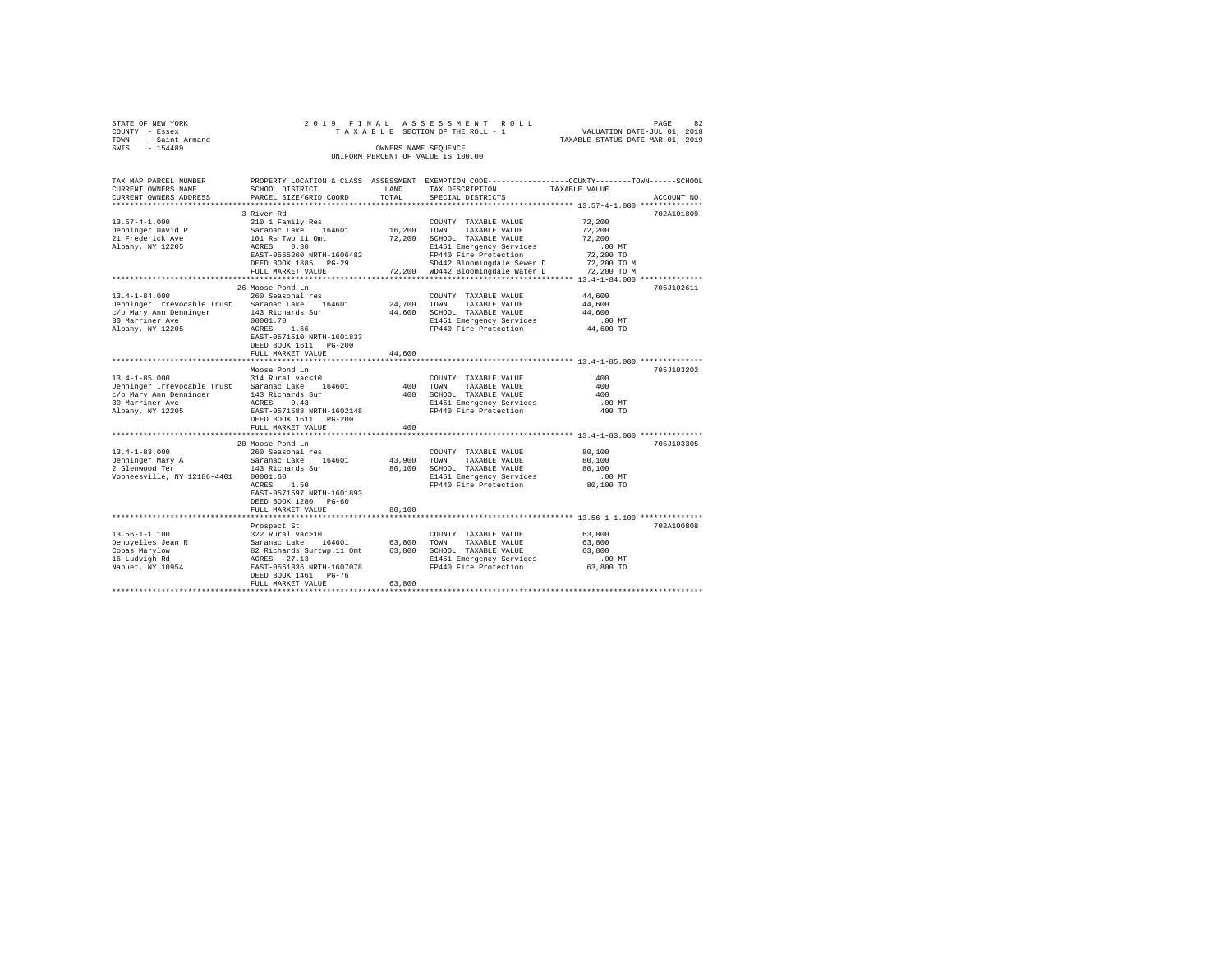STATE OF NEW YORK
COUNTY - Essex
TOWN - Saint Armand
SWIS - 154489

2019 FINAL ASSESSMENT ROLL
TAXABLE SECTION OF THE ROLL - 1
OWNERS NAME SEQUENCE
UNIFORM PERCENT OF VALUE IS 100.00

VALUATION DATE-JUL 01, 2018
TAXABLE STATUS DATE-MAR 01, 2019

| TAX MAP PARCEL NUMBER / CURRENT OWNERS NAME / CURRENT OWNERS ADDRESS | PROPERTY LOCATION & CLASS / SCHOOL DISTRICT / PARCEL SIZE/GRID COORD | ASSESSMENT LAND / TOTAL | EXEMPTION CODE / TAX DESCRIPTION / SPECIAL DISTRICTS | TAXABLE VALUE (COUNTY--TOWN--SCHOOL) | ACCOUNT NO. |
|---|---|---|---|---|---|
| **13.57-4-1.000** | 3 River Rd | | | | 702A101809 |
| | 210 1 Family Res | | COUNTY TAXABLE VALUE | 72,200 | |
| Denninger David P | Saranac Lake 164601 | 16,200 | TOWN TAXABLE VALUE | 72,200 | |
| 21 Frederick Ave | 101 Rs Twp 11 Omt | 72,200 | SCHOOL TAXABLE VALUE | 72,200 | |
| Albany, NY 12205 | ACRES 0.30 | | E1451 Emergency Services | .00 MT | |
| | EAST-0565260 NRTH-1606482 | | FP440 Fire Protection | 72,200 TO | |
| | DEED BOOK 1885 PG-29 | | SD442 Bloomingdale Sewer D | 72,200 TO M | |
| | FULL MARKET VALUE | 72,200 | WD442 Bloomingdale Water D | 72,200 TO M | |
| **13.4-1-84.000** | 26 Moose Pond Ln | | | | 705J102611 |
| | 260 Seasonal res | | COUNTY TAXABLE VALUE | 44,600 | |
| Denninger Irrevocable Trust | Saranac Lake 164601 | 24,700 | TOWN TAXABLE VALUE | 44,600 | |
| c/o Mary Ann Denninger | 143 Richards Sur | 44,600 | SCHOOL TAXABLE VALUE | 44,600 | |
| 30 Marriner Ave | 00001.70 | | E1451 Emergency Services | .00 MT | |
| Albany, NY 12205 | ACRES 1.66 | | FP440 Fire Protection | 44,600 TO | |
| | EAST-0571510 NRTH-1601833 | | | | |
| | DEED BOOK 1611 PG-200 | | | | |
| | FULL MARKET VALUE | 44,600 | | | |
| **13.4-1-85.000** | Moose Pond Ln | | | | 705J103202 |
| | 314 Rural vac<10 | | COUNTY TAXABLE VALUE | 400 | |
| Denninger Irrevocable Trust | Saranac Lake 164601 | 400 | TOWN TAXABLE VALUE | 400 | |
| c/o Mary Ann Denninger | 143 Richards Sur | 400 | SCHOOL TAXABLE VALUE | 400 | |
| 30 Marriner Ave | ACRES 0.43 | | E1451 Emergency Services | .00 MT | |
| Albany, NY 12205 | EAST-0571588 NRTH-1602148 | | FP440 Fire Protection | 400 TO | |
| | DEED BOOK 1611 PG-200 | | | | |
| | FULL MARKET VALUE | 400 | | | |
| **13.4-1-83.000** | 28 Moose Pond Ln | | | | 705J103305 |
| | 260 Seasonal res | | COUNTY TAXABLE VALUE | 80,100 | |
| Denninger Mary A | Saranac Lake 164601 | 43,900 | TOWN TAXABLE VALUE | 80,100 | |
| 2 Glenwood Ter | 143 Richards Sur | 80,100 | SCHOOL TAXABLE VALUE | 80,100 | |
| Vooheesville, NY 12186-4401 | 00001.60 | | E1451 Emergency Services | .00 MT | |
| | ACRES 1.50 | | FP440 Fire Protection | 80,100 TO | |
| | EAST-0571597 NRTH-1601893 | | | | |
| | DEED BOOK 1280 PG-60 | | | | |
| | FULL MARKET VALUE | 80,100 | | | |
| **13.56-1-1.100** | Prospect St | | | | 702A100808 |
| | 322 Rural vac>10 | | COUNTY TAXABLE VALUE | 63,800 | |
| Denoyelles Jean R | Saranac Lake 164601 | 63,800 | TOWN TAXABLE VALUE | 63,800 | |
| Copas Marylow | 82 Richards Surtwp.11 Omt | 63,800 | SCHOOL TAXABLE VALUE | 63,800 | |
| 16 Ludvigh Rd | ACRES 27.13 | | E1451 Emergency Services | .00 MT | |
| Nanuet, NY 10954 | EAST-0561336 NRTH-1607078 | | FP440 Fire Protection | 63,800 TO | |
| | DEED BOOK 1461 PG-76 | | | | |
| | FULL MARKET VALUE | 63,800 | | | |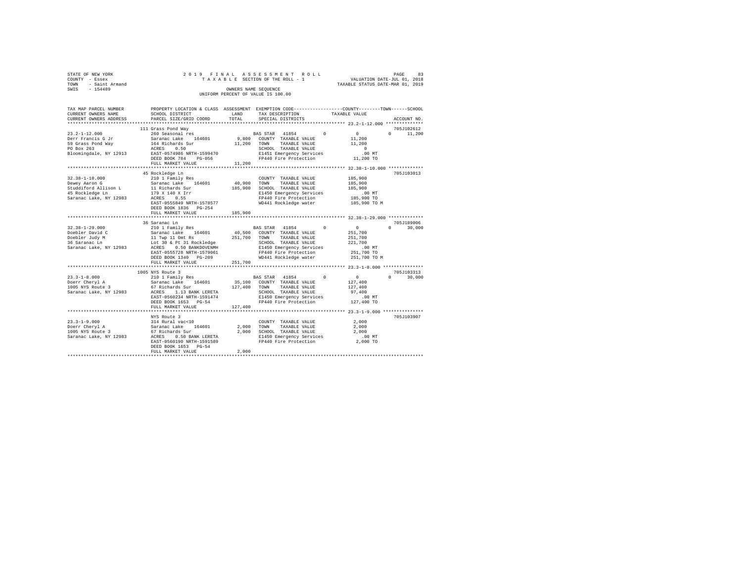STATE OF NEW YORK
COUNTY - Essex
TOWN - Saint Armand
SWIS - 154489

2019 FINAL ASSESSMENT ROLL
TAXABLE SECTION OF THE ROLL - 1
OWNERS NAME SEQUENCE
UNIFORM PERCENT OF VALUE IS 100.00

VALUATION DATE-JUL 01, 2018
TAXABLE STATUS DATE-MAR 01, 2019

```
TAX MAP PARCEL NUMBER     PROPERTY LOCATION & CLASS  ASSESSMENT  EXEMPTION CODE-----------------COUNTY--------TOWN------SCHOOL
CURRENT OWNERS NAME       SCHOOL DISTRICT              LAND      TAX DESCRIPTION            TAXABLE VALUE
CURRENT OWNERS ADDRESS    PARCEL SIZE/GRID COORD       TOTAL     SPECIAL DISTRICTS                                  ACCOUNT NO.
******************************************************************************************* 23.2-1-12.000 **************
                          111 Grass Pond Way                                                                   705J102612
23.2-1-12.000             260 Seasonal res                       BAS STAR  41854         0          0          0     11,200
Derr Francis G Jr         Saranac Lake    164601        9,800    COUNTY  TAXABLE VALUE          11,200
59 Grass Pond Way         164 Richards Sur             11,200    TOWN    TAXABLE VALUE          11,200
PO Box 263                ACRES    0.50                          SCHOOL  TAXABLE VALUE               0
Bloomingdale, NY 12913    EAST-0574986 NRTH-1599470              E1451 Emergency Services          .00 MT
                          DEED BOOK 784    PG-056                FP440 Fire Protection          11,200 TO
                          FULL MARKET VALUE            11,200
******************************************************************************************* 32.38-1-10.000 *************
                          45 Rockledge Ln                                                                      705J103013
32.38-1-10.000            210 1 Family Res                       COUNTY  TAXABLE VALUE         185,900
Dewey Aaron G             Saranac Lake    164601       40,900    TOWN    TAXABLE VALUE         185,900
Studdiford Allison L      11 Richards Sur             185,900    SCHOOL  TAXABLE VALUE         185,900
45 Rockledge Ln           179 X 140 X Irr                        E1450 Emergency Services          .00 MT
Saranac Lake, NY 12983    ACRES    0.55                          FP440 Fire Protection         185,900 TO
                          EAST-0555849 NRTH-1578577              WD441 Rockledge water         185,900 TO M
                          DEED BOOK 1836   PG-254
                          FULL MARKET VALUE           185,900
******************************************************************************************* 32.38-1-29.000 *************
                          36 Saranac Ln                                                                        705J189006
32.38-1-29.000            210 1 Family Res                       BAS STAR  41854         0          0          0     30,000
Doebler David C           Saranac Lake    164601       40,500    COUNTY  TAXABLE VALUE         251,700
Doebler Judy M            11 Twp 11 Omt Rs            251,700    TOWN    TAXABLE VALUE         251,700
36 Saranac Ln             Lot 30 & Pt 31 Rockledge               SCHOOL  TAXABLE VALUE         221,700
Saranac Lake, NY 12983    ACRES    0.50 BANKDOVENMH              E1450 Emergency Services          .00 MT
                          EAST-0555728 NRTH-1579061              FP440 Fire Protection         251,700 TO
                          DEED BOOK 1340   PG-209                WD441 Rockledge water         251,700 TO M
                          FULL MARKET VALUE           251,700
******************************************************************************************* 23.3-1-8.000 ***************
                          1005 NYS Route 3                                                                     705J103313
23.3-1-8.000              210 1 Family Res                       BAS STAR  41854         0          0          0     30,000
Doerr Cheryl A            Saranac Lake    164601       35,100    COUNTY  TAXABLE VALUE         127,400
1005 NYS Route 3          67 Richards Sur             127,400    TOWN    TAXABLE VALUE         127,400
Saranac Lake, NY 12983    ACRES    1.13 BANK LERETA              SCHOOL  TAXABLE VALUE          97,400
                          EAST-0560234 NRTH-1591474              E1450 Emergency Services          .00 MT
                          DEED BOOK 1653   PG-54                 FP440 Fire Protection         127,400 TO
                          FULL MARKET VALUE           127,400
******************************************************************************************* 23.3-1-9.000 ***************
                          NYS Route 3                                                                          705J103907
23.3-1-9.000              314 Rural vac<10                       COUNTY  TAXABLE VALUE           2,000
Doerr Cheryl A            Saranac Lake    164601        2,000    TOWN    TAXABLE VALUE           2,000
1005 NYS Route 3          67 Richards Sur               2,000    SCHOOL  TAXABLE VALUE           2,000
Saranac Lake, NY 12983    ACRES    0.50 BANK LERETA              E1450 Emergency Services          .00 MT
                          EAST-0560190 NRTH-1591589              FP440 Fire Protection           2,000 TO
                          DEED BOOK 1653   PG-54
                          FULL MARKET VALUE             2,000
************************************************************************************************************************
```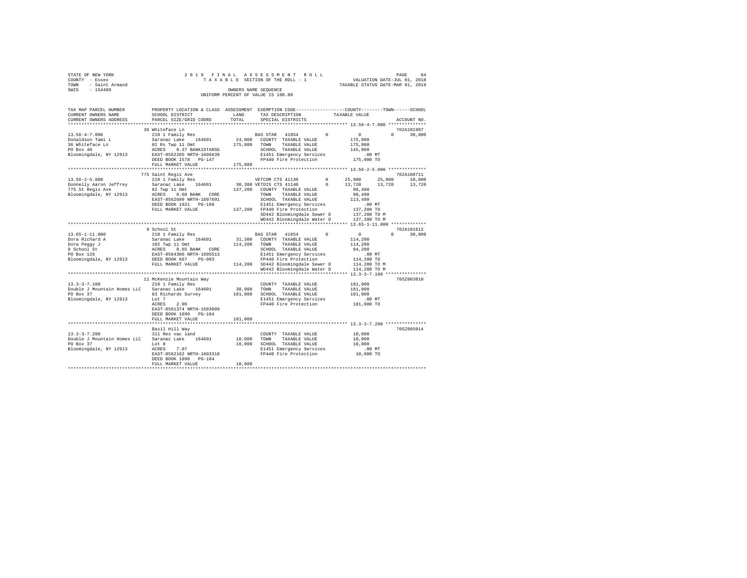STATE OF NEW YORK — 2019 FINAL ASSESSMENT ROLL — TAXABLE SECTION OF THE ROLL - 1
COUNTY - Essex — VALUATION DATE-JUL 01, 2018
TOWN - Saint Armand — TAXABLE STATUS DATE-MAR 01, 2019
SWIS - 154489 — OWNERS NAME SEQUENCE — UNIFORM PERCENT OF VALUE IS 100.00

```
TAX MAP PARCEL NUMBER          PROPERTY LOCATION & CLASS  ASSESSMENT  EXEMPTION CODE-----------------COUNTY--------TOWN------SCHOOL
CURRENT OWNERS NAME            SCHOOL DISTRICT            LAND        TAX DESCRIPTION           TAXABLE VALUE
CURRENT OWNERS ADDRESS         PARCEL SIZE/GRID COORD     TOTAL       SPECIAL DISTRICTS                                    ACCOUNT NO.
************************************************************************************************** 13.56-4-7.000 **************
                               36 Whiteface Ln                                                                               702A101907
13.56-4-7.000                  210 1 Family Res                      BAS STAR  41854         0          0          0      30,000
Donaldson Tami L               Saranac Lake   164601       24,000    COUNTY  TAXABLE VALUE          175,000
36 Whiteface Ln                82 Rs Twp 11 Omt           175,000    TOWN    TAXABLE VALUE          175,000
PO Box 40                      ACRES    0.37 BANK1STARSG             SCHOOL  TAXABLE VALUE          145,000
Bloomingdale, NY 12913         EAST-0562285 NRTH-1606639             E1451 Emergency Services            .00 MT
                               DEED BOOK 1578   PG-147               FP440 Fire Protection          175,000 TO
                               FULL MARKET VALUE          175,000
************************************************************************************************** 13.56-2-5.000 **************
                               775 Saint Regis Ave                                                                           702A100711
13.56-2-5.000                  210 1 Family Res                      VETCOM CTS 41130        0     25,000     25,000      10,000
Donnelly Aaron Jeffrey         Saranac Lake   164601       30,300 VETDIS CTS 41140           0     13,720     13,720      13,720
775 St Regis Ave               82 Twp 11 Omt              137,200    COUNTY  TAXABLE VALUE           98,480
Bloomingdale, NY 12913         ACRES    0.60 BANK  CORE              TOWN    TAXABLE VALUE           98,480
                               EAST-0562699 NRTH-1607691             SCHOOL  TAXABLE VALUE          113,480
                               DEED BOOK 1921   PG-188               E1451 Emergency Services            .00 MT
                               FULL MARKET VALUE          137,200    FP440 Fire Protection          137,200 TO
                                                                     SD442 Bloomingdale Sewer D     137,200 TO M
                                                                     WD442 Bloomingdale Water D     137,200 TO M
************************************************************************************************** 13.65-1-11.000 *************
                               9 School St                                                                                   702A101612
13.65-1-11.000                 210 1 Family Res                      BAS STAR  41854         0          0          0      30,000
Dora Richard A                 Saranac Lake   164601       31,300    COUNTY  TAXABLE VALUE          114,200
Dora Peggy J                   102 Twp 11 Omt             114,200    TOWN    TAXABLE VALUE          114,200
9 School St                    ACRES    0.65 BANK  CORE              SCHOOL  TAXABLE VALUE           84,200
PO Box 126                     EAST-0564306 NRTH-1605513             E1451 Emergency Services            .00 MT
Bloomingdale, NY 12913         DEED BOOK 667    PG-003               FP440 Fire Protection          114,200 TO
                               FULL MARKET VALUE          114,200    SD442 Bloomingdale Sewer D     114,200 TO M
                                                                     WD442 Bloomingdale Water D     114,200 TO M
************************************************************************************************** 13.3-3-7.100 ***************
                               11 McKenzie Mountain Way                                                                      705Z003010
13.3-3-7.100                   210 1 Family Res                      COUNTY  TAXABLE VALUE          181,000
Double J Mountain Homes LLC    Saranac Lake   164601       38,900    TOWN    TAXABLE VALUE          181,000
PO Box 37                      83 Richards Survey         181,000    SCHOOL  TAXABLE VALUE          181,000
Bloomingdale, NY 12913         Lot 7                                 E1451 Emergency Services            .00 MT
                               ACRES    2.96                         FP440 Fire Protection          181,000 TO
                               EAST-0561374 NRTH-1603099
                               DEED BOOK 1890   PG-104
                               FULL MARKET VALUE          181,000
************************************************************************************************** 13.3-3-7.200 ***************
                               Basil Hill Way                                                                                705Z005014
13.3-3-7.200                   311 Res vac land                      COUNTY  TAXABLE VALUE           10,000
Double J Mountain Homes LLC    Saranac Lake   164601       10,000    TOWN    TAXABLE VALUE           10,000
PO Box 37                      Lot 8                       10,000    SCHOOL  TAXABLE VALUE           10,000
Bloomingdale, NY 12913         ACRES    7.07                         E1451 Emergency Services            .00 MT
                               EAST-0562162 NRTH-1603318             FP440 Fire Protection           10,000 TO
                               DEED BOOK 1890   PG-104
                               FULL MARKET VALUE           10,000
********************************************************************************************************************************
```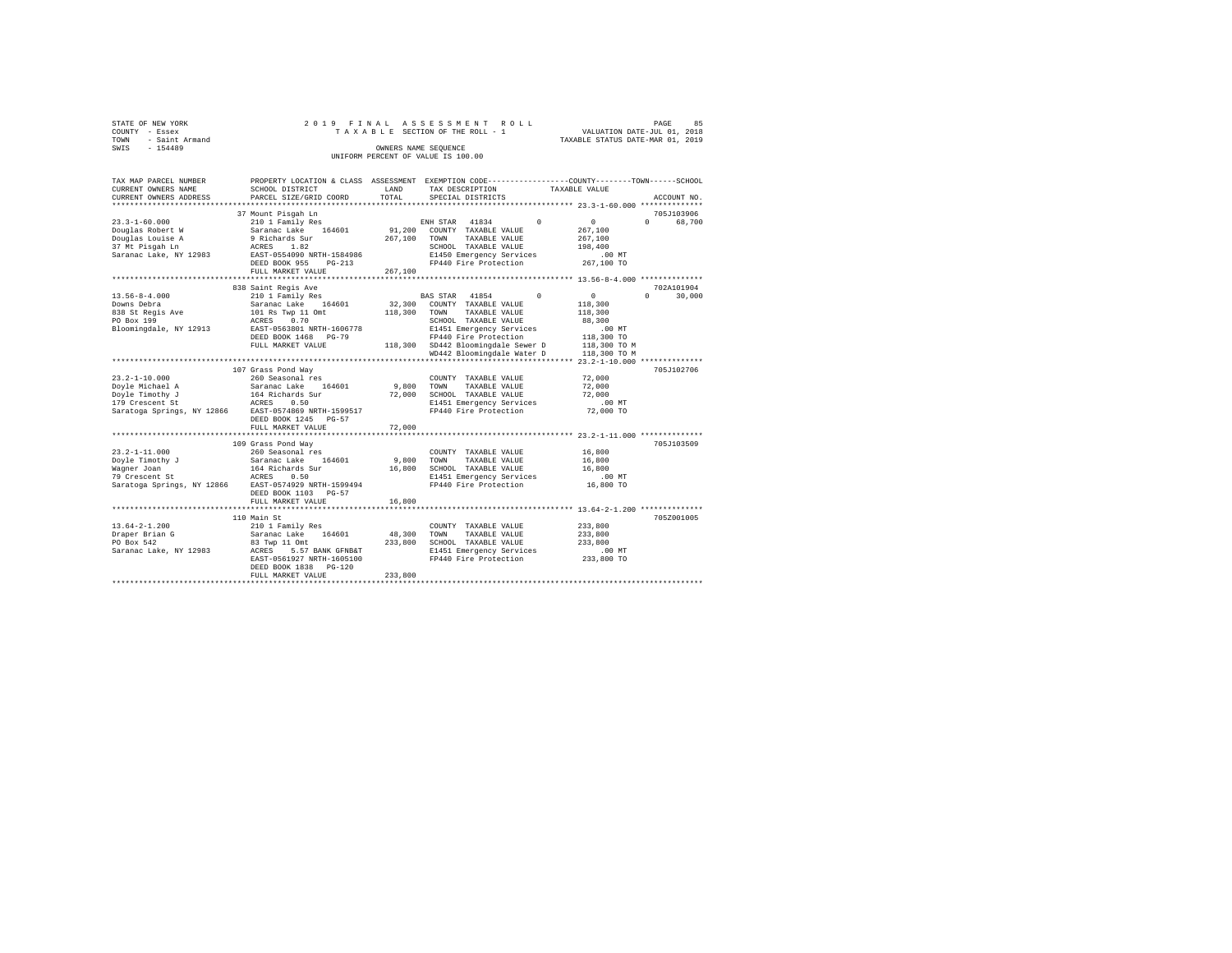STATE OF NEW YORK
COUNTY - Essex
TOWN - Saint Armand
SWIS - 154489

2019 FINAL ASSESSMENT ROLL
TAXABLE SECTION OF THE ROLL - 1
OWNERS NAME SEQUENCE
UNIFORM PERCENT OF VALUE IS 100.00

VALUATION DATE-JUL 01, 2018
TAXABLE STATUS DATE-MAR 01, 2019

```
TAX MAP PARCEL NUMBER     PROPERTY LOCATION & CLASS  ASSESSMENT  EXEMPTION CODE-----------------COUNTY--------TOWN------SCHOOL
CURRENT OWNERS NAME       SCHOOL DISTRICT             LAND       TAX DESCRIPTION             TAXABLE VALUE
CURRENT OWNERS ADDRESS    PARCEL SIZE/GRID COORD      TOTAL      SPECIAL DISTRICTS                                      ACCOUNT NO.
******************************************************************************************************* 23.3-1-60.000 **************
                          37 Mount Pisgah Ln                                                                          705J103906
23.3-1-60.000             210 1 Family Res                        ENH STAR  41834       0          0            0      68,700
Douglas Robert W          Saranac Lake    164601      91,200   COUNTY  TAXABLE VALUE            267,100
Douglas Louise A          9 Richards Sur              267,100   TOWN    TAXABLE VALUE            267,100
37 Mt Pisgah Ln           ACRES    1.82                          SCHOOL  TAXABLE VALUE            198,400
Saranac Lake, NY 12983    EAST-0554090 NRTH-1584986              E1450 Emergency Services             .00 MT
                          DEED BOOK 955    PG-213                FP440 Fire Protection            267,100 TO
                          FULL MARKET VALUE           267,100
******************************************************************************************************* 13.56-8-4.000 **************
                          838 Saint Regis Ave                                                                         702A101904
13.56-8-4.000             210 1 Family Res                        BAS STAR  41854       0          0            0      30,000
Downs Debra               Saranac Lake    164601      32,300   COUNTY  TAXABLE VALUE            118,300
838 St Regis Ave          101 Rs Twp 11 Omt           118,300   TOWN    TAXABLE VALUE            118,300
PO Box 199                ACRES    0.70                          SCHOOL  TAXABLE VALUE             88,300
Bloomingdale, NY 12913    EAST-0563801 NRTH-1606778              E1451 Emergency Services             .00 MT
                          DEED BOOK 1468   PG-79                 FP440 Fire Protection            118,300 TO
                          FULL MARKET VALUE           118,300   SD442 Bloomingdale Sewer D       118,300 TO M
                                                                 WD442 Bloomingdale Water D       118,300 TO M
******************************************************************************************************* 23.2-1-10.000 **************
                          107 Grass Pond Way                                                                          705J102706
23.2-1-10.000             260 Seasonal res                        COUNTY  TAXABLE VALUE             72,000
Doyle Michael A           Saranac Lake    164601       9,800   TOWN    TAXABLE VALUE             72,000
Doyle Timothy J           164 Richards Sur             72,000   SCHOOL  TAXABLE VALUE             72,000
179 Crescent St           ACRES    0.50                          E1451 Emergency Services             .00 MT
Saratoga Springs, NY 12866 EAST-0574869 NRTH-1599517             FP440 Fire Protection             72,000 TO
                          DEED BOOK 1245   PG-57
                          FULL MARKET VALUE            72,000
******************************************************************************************************* 23.2-1-11.000 **************
                          109 Grass Pond Way                                                                          705J103509
23.2-1-11.000             260 Seasonal res                        COUNTY  TAXABLE VALUE             16,800
Doyle Timothy J           Saranac Lake    164601       9,800   TOWN    TAXABLE VALUE             16,800
Wagner Joan               164 Richards Sur             16,800   SCHOOL  TAXABLE VALUE             16,800
79 Crescent St            ACRES    0.50                          E1451 Emergency Services             .00 MT
Saratoga Springs, NY 12866 EAST-0574929 NRTH-1599494             FP440 Fire Protection             16,800 TO
                          DEED BOOK 1103   PG-57
                          FULL MARKET VALUE            16,800
******************************************************************************************************* 13.64-2-1.200 **************
                          110 Main St                                                                                 705Z001005
13.64-2-1.200             210 1 Family Res                        COUNTY  TAXABLE VALUE            233,800
Draper Brian G            Saranac Lake    164601      48,300   TOWN    TAXABLE VALUE            233,800
PO Box 542                83 Twp 11 Omt               233,800   SCHOOL  TAXABLE VALUE            233,800
Saranac Lake, NY 12983    ACRES    5.57 BANK GFNB&T              E1451 Emergency Services             .00 MT
                          EAST-0561927 NRTH-1605100              FP440 Fire Protection            233,800 TO
                          DEED BOOK 1838   PG-120
                          FULL MARKET VALUE           233,800
************************************************************************************************************************************
```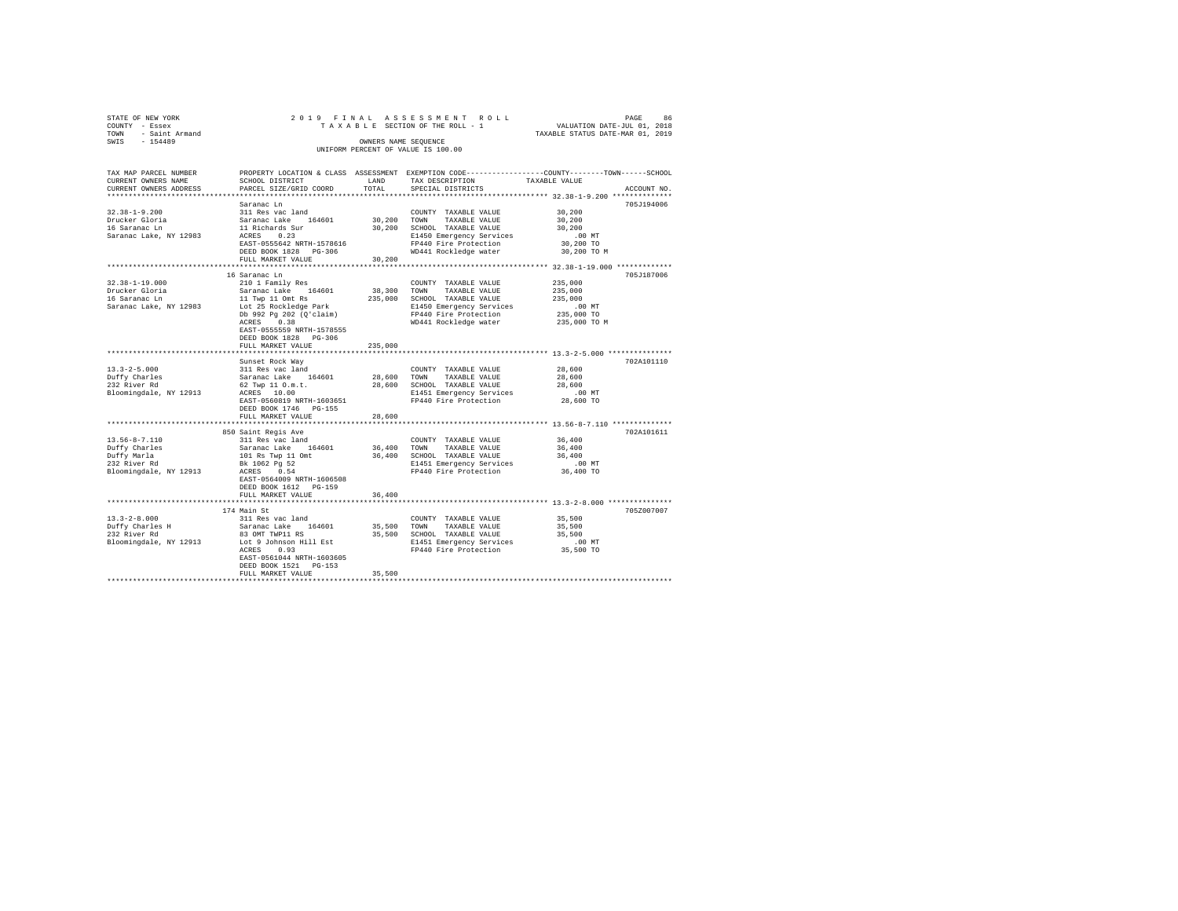STATE OF NEW YORK
COUNTY - Essex
TOWN - Saint Armand
SWIS - 154489

2019 FINAL ASSESSMENT ROLL
TAXABLE SECTION OF THE ROLL - 1
OWNERS NAME SEQUENCE
UNIFORM PERCENT OF VALUE IS 100.00

VALUATION DATE-JUL 01, 2018
TAXABLE STATUS DATE-MAR 01, 2019

| TAX MAP PARCEL NUMBER / CURRENT OWNERS NAME / CURRENT OWNERS ADDRESS | PROPERTY LOCATION & CLASS / SCHOOL DISTRICT / PARCEL SIZE/GRID COORD | ASSESSMENT LAND | TOTAL | EXEMPTION CODE / TAX DESCRIPTION / SPECIAL DISTRICTS | TAXABLE VALUE (COUNTY / TOWN / SCHOOL) | ACCOUNT NO. |
|---|---|---|---|---|---|---|
| 32.38-1-9.200 | Saranac Ln | | | | | 705J194006 |
| 32.38-1-9.200 | 311 Res vac land | | | COUNTY TAXABLE VALUE | 30,200 | |
| Drucker Gloria | Saranac Lake 164601 | 30,200 | | TOWN TAXABLE VALUE | 30,200 | |
| 16 Saranac Ln | 11 Richards Sur | | 30,200 | SCHOOL TAXABLE VALUE | 30,200 | |
| Saranac Lake, NY 12983 | ACRES 0.23 | | | E1450 Emergency Services | .00 MT | |
| | EAST-0555642 NRTH-1578616 | | | FP440 Fire Protection | 30,200 TO | |
| | DEED BOOK 1828 PG-306 | | | WD441 Rockledge water | 30,200 TO M | |
| | FULL MARKET VALUE | | 30,200 | | | |
| 32.38-1-19.000 | 16 Saranac Ln | | | | | 705J187006 |
| 32.38-1-19.000 | 210 1 Family Res | | | COUNTY TAXABLE VALUE | 235,000 | |
| Drucker Gloria | Saranac Lake 164601 | 38,300 | | TOWN TAXABLE VALUE | 235,000 | |
| 16 Saranac Ln | 11 Twp 11 Omt Rs | | 235,000 | SCHOOL TAXABLE VALUE | 235,000 | |
| Saranac Lake, NY 12983 | Lot 25 Rockledge Park | | | E1450 Emergency Services | .00 MT | |
| | Db 992 Pg 202 (Q'claim) | | | FP440 Fire Protection | 235,000 TO | |
| | ACRES 0.38 | | | WD441 Rockledge water | 235,000 TO M | |
| | EAST-0555559 NRTH-1578555 | | | | | |
| | DEED BOOK 1828 PG-306 | | | | | |
| | FULL MARKET VALUE | | 235,000 | | | |
| 13.3-2-5.000 | Sunset Rock Way | | | | | 702A101110 |
| 13.3-2-5.000 | 311 Res vac land | | | COUNTY TAXABLE VALUE | 28,600 | |
| Duffy Charles | Saranac Lake 164601 | 28,600 | | TOWN TAXABLE VALUE | 28,600 | |
| 232 River Rd | 62 Twp 11 O.m.t. | | 28,600 | SCHOOL TAXABLE VALUE | 28,600 | |
| Bloomingdale, NY 12913 | ACRES 10.00 | | | E1451 Emergency Services | .00 MT | |
| | EAST-0560819 NRTH-1603651 | | | FP440 Fire Protection | 28,600 TO | |
| | DEED BOOK 1746 PG-155 | | | | | |
| | FULL MARKET VALUE | | 28,600 | | | |
| 13.56-8-7.110 | 850 Saint Regis Ave | | | | | 702A101611 |
| 13.56-8-7.110 | 311 Res vac land | | | COUNTY TAXABLE VALUE | 36,400 | |
| Duffy Charles | Saranac Lake 164601 | 36,400 | | TOWN TAXABLE VALUE | 36,400 | |
| Duffy Marla | 101 Rs Twp 11 Omt | | 36,400 | SCHOOL TAXABLE VALUE | 36,400 | |
| 232 River Rd | Bk 1062 Pg 52 | | | E1451 Emergency Services | .00 MT | |
| Bloomingdale, NY 12913 | ACRES 0.54 | | | FP440 Fire Protection | 36,400 TO | |
| | EAST-0564009 NRTH-1606508 | | | | | |
| | DEED BOOK 1612 PG-159 | | | | | |
| | FULL MARKET VALUE | | 36,400 | | | |
| 13.3-2-8.000 | 174 Main St | | | | | 705Z007007 |
| 13.3-2-8.000 | 311 Res vac land | | | COUNTY TAXABLE VALUE | 35,500 | |
| Duffy Charles H | Saranac Lake 164601 | 35,500 | | TOWN TAXABLE VALUE | 35,500 | |
| 232 River Rd | 83 OMT TWP11 RS | | 35,500 | SCHOOL TAXABLE VALUE | 35,500 | |
| Bloomingdale, NY 12913 | Lot 9 Johnson Hill Est | | | E1451 Emergency Services | .00 MT | |
| | ACRES 0.93 | | | FP440 Fire Protection | 35,500 TO | |
| | EAST-0561044 NRTH-1603605 | | | | | |
| | DEED BOOK 1521 PG-153 | | | | | |
| | FULL MARKET VALUE | | 35,500 | | | |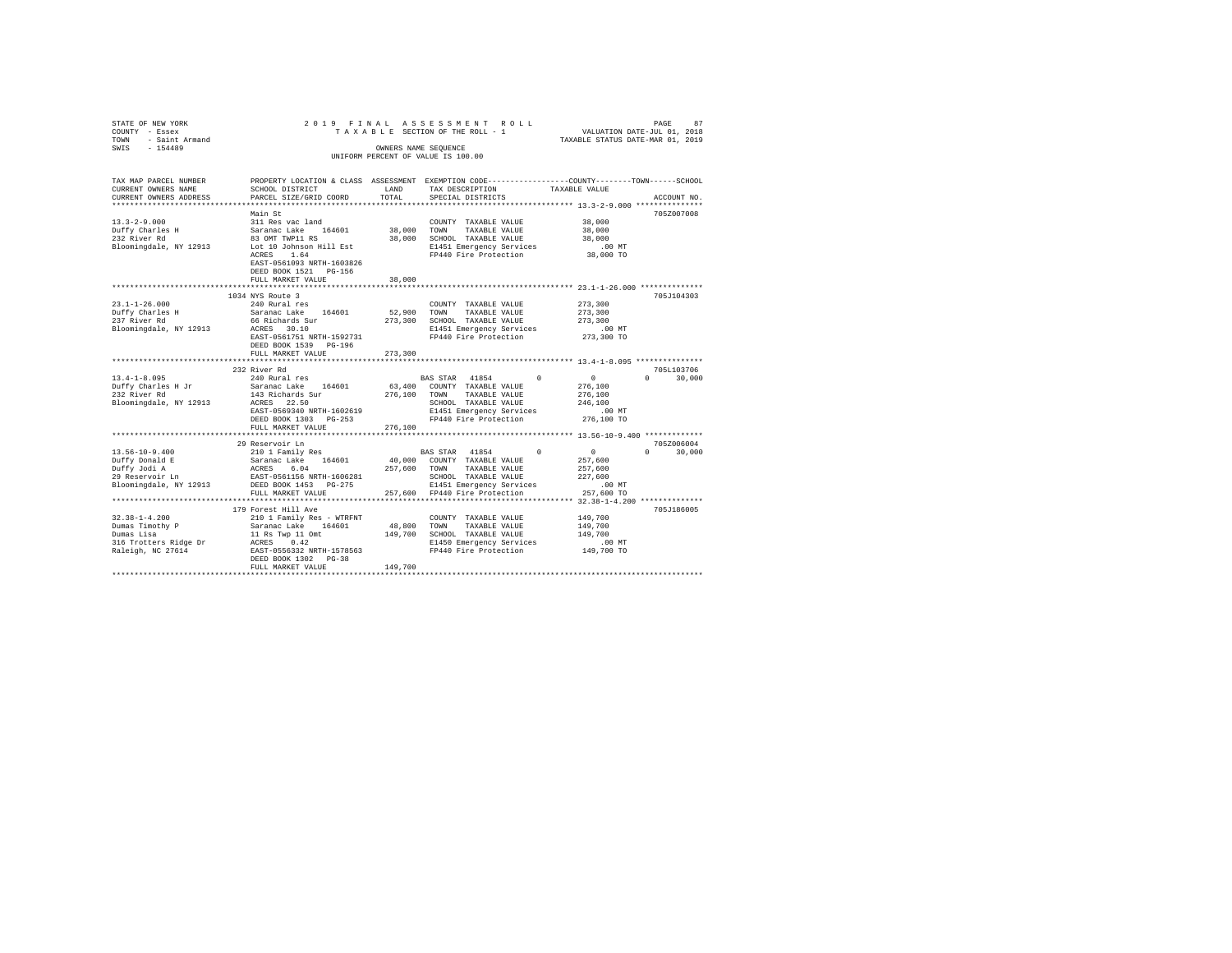STATE OF NEW YORK 2 0 1 9 F I N A L A S S E S S M E N T R O L L
COUNTY - Essex T A X A B L E SECTION OF THE ROLL - 1 VALUATION DATE-JUL 01, 2018
TOWN - Saint Armand TAXABLE STATUS DATE-MAR 01, 2019
SWIS - 154489 OWNERS NAME SEQUENCE
UNIFORM PERCENT OF VALUE IS 100.00

| TAX MAP PARCEL NUMBER<br>CURRENT OWNERS NAME<br>CURRENT OWNERS ADDRESS | PROPERTY LOCATION & CLASS<br>SCHOOL DISTRICT<br>PARCEL SIZE/GRID COORD | ASSESSMENT<br>LAND<br>TOTAL | EXEMPTION CODE<br>TAX DESCRIPTION<br>SPECIAL DISTRICTS | COUNTY / TOWN<br>TAXABLE VALUE | SCHOOL<br>ACCOUNT NO. |
|---|---|---|---|---|---|
| 13.3-2-9.000 | Main St | | | | 705Z007008 |
| 13.3-2-9.000 | 311 Res vac land | | COUNTY TAXABLE VALUE | 38,000 | |
| Duffy Charles H | Saranac Lake 164601 | 38,000 | TOWN TAXABLE VALUE | 38,000 | |
| 232 River Rd | 83 OMT TWP11 RS | 38,000 | SCHOOL TAXABLE VALUE | 38,000 | |
| Bloomingdale, NY 12913 | Lot 10 Johnson Hill Est | | E1451 Emergency Services | .00 MT | |
| | ACRES 1.64 | | FP440 Fire Protection | 38,000 TO | |
| | EAST-0561093 NRTH-1603826 | | | | |
| | DEED BOOK 1521 PG-156 | | | | |
| | FULL MARKET VALUE | 38,000 | | | |
| 23.1-1-26.000 | 1034 NYS Route 3 | | | | 705J104303 |
| 23.1-1-26.000 | 240 Rural res | | COUNTY TAXABLE VALUE | 273,300 | |
| Duffy Charles H | Saranac Lake 164601 | 52,900 | TOWN TAXABLE VALUE | 273,300 | |
| 237 River Rd | 66 Richards Sur | 273,300 | SCHOOL TAXABLE VALUE | 273,300 | |
| Bloomingdale, NY 12913 | ACRES 30.10 | | E1451 Emergency Services | .00 MT | |
| | EAST-0561751 NRTH-1592731 | | FP440 Fire Protection | 273,300 TO | |
| | DEED BOOK 1539 PG-196 | | | | |
| | FULL MARKET VALUE | 273,300 | | | |
| 13.4-1-8.095 | 232 River Rd | | | | 705L103706 |
| 13.4-1-8.095 | 240 Rural res | | BAS STAR 41854 0 | 0 | 0 30,000 |
| Duffy Charles H Jr | Saranac Lake 164601 | 63,400 | COUNTY TAXABLE VALUE | 276,100 | |
| 232 River Rd | 143 Richards Sur | 276,100 | TOWN TAXABLE VALUE | 276,100 | |
| Bloomingdale, NY 12913 | ACRES 22.50 | | SCHOOL TAXABLE VALUE | 246,100 | |
| | EAST-0569340 NRTH-1602619 | | E1451 Emergency Services | .00 MT | |
| | DEED BOOK 1303 PG-253 | | FP440 Fire Protection | 276,100 TO | |
| | FULL MARKET VALUE | 276,100 | | | |
| 13.56-10-9.400 | 29 Reservoir Ln | | | | 705Z006004 |
| 13.56-10-9.400 | 210 1 Family Res | | BAS STAR 41854 0 | 0 | 0 30,000 |
| Duffy Donald E | Saranac Lake 164601 | 40,000 | COUNTY TAXABLE VALUE | 257,600 | |
| Duffy Jodi A | ACRES 6.04 | 257,600 | TOWN TAXABLE VALUE | 257,600 | |
| 29 Reservoir Ln | EAST-0561156 NRTH-1606281 | | SCHOOL TAXABLE VALUE | 227,600 | |
| Bloomingdale, NY 12913 | DEED BOOK 1453 PG-275 | | E1451 Emergency Services | .00 MT | |
| | FULL MARKET VALUE | 257,600 | FP440 Fire Protection | 257,600 TO | |
| 32.38-1-4.200 | 179 Forest Hill Ave | | | | 705J186005 |
| 32.38-1-4.200 | 210 1 Family Res - WTRFNT | | COUNTY TAXABLE VALUE | 149,700 | |
| Dumas Timothy P | Saranac Lake 164601 | 48,800 | TOWN TAXABLE VALUE | 149,700 | |
| Dumas Lisa | 11 Rs Twp 11 Omt | 149,700 | SCHOOL TAXABLE VALUE | 149,700 | |
| 316 Trotters Ridge Dr | ACRES 0.42 | | E1450 Emergency Services | .00 MT | |
| Raleigh, NC 27614 | EAST-0556332 NRTH-1578563 | | FP440 Fire Protection | 149,700 TO | |
| | DEED BOOK 1302 PG-38 | | | | |
| | FULL MARKET VALUE | 149,700 | | | |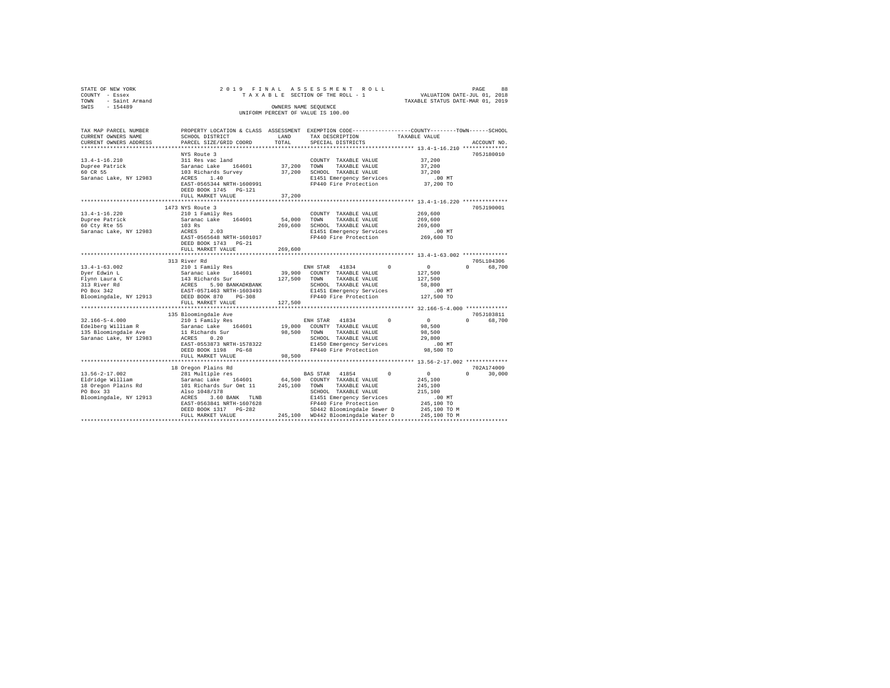STATE OF NEW YORK
COUNTY - Essex
TOWN - Saint Armand
SWIS - 154489

2019 FINAL ASSESSMENT ROLL
TAXABLE SECTION OF THE ROLL - 1
OWNERS NAME SEQUENCE
UNIFORM PERCENT OF VALUE IS 100.00

VALUATION DATE-JUL 01, 2018
TAXABLE STATUS DATE-MAR 01, 2019

| TAX MAP PARCEL NUMBER / CURRENT OWNERS NAME / CURRENT OWNERS ADDRESS | PROPERTY LOCATION & CLASS / SCHOOL DISTRICT / PARCEL SIZE/GRID COORD | ASSESSMENT LAND / TOTAL | EXEMPTION CODE / TAX DESCRIPTION / SPECIAL DISTRICTS | COUNTY / TOWN / SCHOOL TAXABLE VALUE | ACCOUNT NO. |
|---|---|---|---|---|---|
| **13.4-1-16.210** | NYS Route 3 | | | | 705J180010 |
| 13.4-1-16.210 | 311 Res vac land | | COUNTY TAXABLE VALUE | 37,200 | |
| Dupree Patrick | Saranac Lake 164601 | 37,200 | TOWN TAXABLE VALUE | 37,200 | |
| 60 CR 55 | 103 Richards Survey | 37,200 | SCHOOL TAXABLE VALUE | 37,200 | |
| Saranac Lake, NY 12983 | ACRES 1.40 | | E1451 Emergency Services | .00 MT | |
| | EAST-0565344 NRTH-1600991 | | FP440 Fire Protection | 37,200 TO | |
| | DEED BOOK 1745 PG-121 | | | | |
| | FULL MARKET VALUE | 37,200 | | | |
| **13.4-1-16.220** | 1473 NYS Route 3 | | | | 705J190001 |
| 13.4-1-16.220 | 210 1 Family Res | | COUNTY TAXABLE VALUE | 269,600 | |
| Dupree Patrick | Saranac Lake 164601 | 54,000 | TOWN TAXABLE VALUE | 269,600 | |
| 60 Cty Rte 55 | 103 Rs | 269,600 | SCHOOL TAXABLE VALUE | 269,600 | |
| Saranac Lake, NY 12983 | ACRES 2.03 | | E1451 Emergency Services | .00 MT | |
| | EAST-0565648 NRTH-1601017 | | FP440 Fire Protection | 269,600 TO | |
| | DEED BOOK 1743 PG-21 | | | | |
| | FULL MARKET VALUE | 269,600 | | | |
| **13.4-1-63.002** | 313 River Rd | | | | 705L104306 |
| 13.4-1-63.002 | 210 1 Family Res | | ENH STAR 41834 0 | 0 0 68,700 | |
| Dyer Edwin L | Saranac Lake 164601 | 39,900 | COUNTY TAXABLE VALUE | 127,500 | |
| Flynn Laura C | 143 Richards Sur | 127,500 | TOWN TAXABLE VALUE | 127,500 | |
| 313 River Rd | ACRES 5.90 BANKADKBANK | | SCHOOL TAXABLE VALUE | 58,800 | |
| PO Box 342 | EAST-0571463 NRTH-1603493 | | E1451 Emergency Services | .00 MT | |
| Bloomingdale, NY 12913 | DEED BOOK 870 PG-308 | | FP440 Fire Protection | 127,500 TO | |
| | FULL MARKET VALUE | 127,500 | | | |
| **32.166-5-4.000** | 135 Bloomingdale Ave | | | | 705J103811 |
| 32.166-5-4.000 | 210 1 Family Res | | ENH STAR 41834 0 | 0 0 68,700 | |
| Edelberg William R | Saranac Lake 164601 | 19,000 | COUNTY TAXABLE VALUE | 98,500 | |
| 135 Bloomingdale Ave | 11 Richards Sur | 98,500 | TOWN TAXABLE VALUE | 98,500 | |
| Saranac Lake, NY 12983 | ACRES 0.20 | | SCHOOL TAXABLE VALUE | 29,800 | |
| | EAST-0553873 NRTH-1578322 | | E1450 Emergency Services | .00 MT | |
| | DEED BOOK 1198 PG-68 | | FP440 Fire Protection | 98,500 TO | |
| | FULL MARKET VALUE | 98,500 | | | |
| **13.56-2-17.002** | 18 Oregon Plains Rd | | | | 702A174009 |
| 13.56-2-17.002 | 281 Multiple res | | BAS STAR 41854 0 | 0 0 30,000 | |
| Eldridge William | Saranac Lake 164601 | 64,500 | COUNTY TAXABLE VALUE | 245,100 | |
| 18 Oregon Plains Rd | 101 Richards Sur Omt 11 | 245,100 | TOWN TAXABLE VALUE | 245,100 | |
| PO Box 33 | Also 1048/178 | | SCHOOL TAXABLE VALUE | 215,100 | |
| Bloomingdale, NY 12913 | ACRES 3.60 BANK TLNB | | E1451 Emergency Services | .00 MT | |
| | EAST-0563841 NRTH-1607628 | | FP440 Fire Protection | 245,100 TO | |
| | DEED BOOK 1317 PG-282 | | SD442 Bloomingdale Sewer D | 245,100 TO M | |
| | FULL MARKET VALUE | 245,100 | WD442 Bloomingdale Water D | 245,100 TO M | |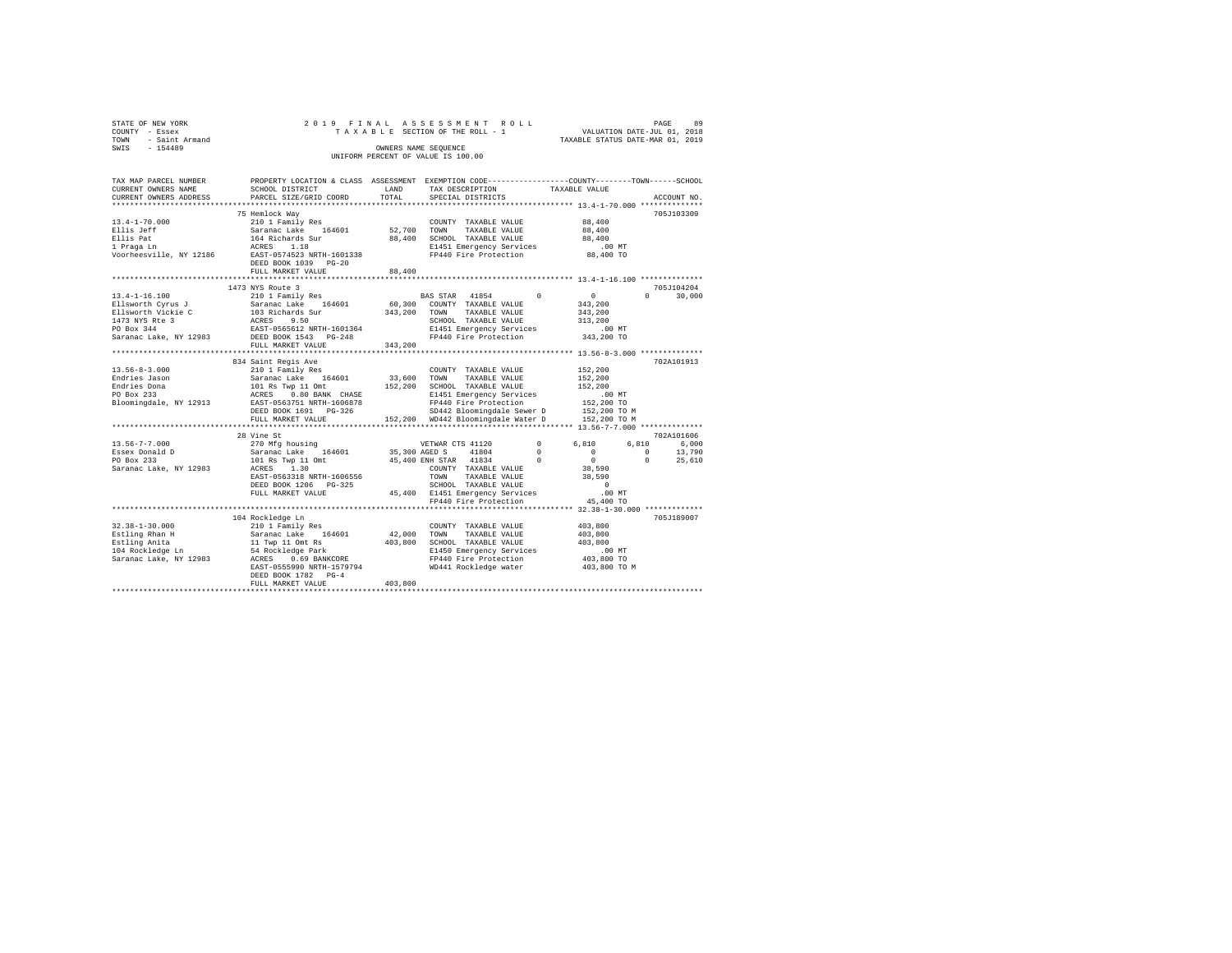STATE OF NEW YORK
COUNTY - Essex
TOWN - Saint Armand
SWIS - 154489

2 0 1 9 F I N A L A S S E S S M E N T R O L L
T A X A B L E SECTION OF THE ROLL - 1
OWNERS NAME SEQUENCE
UNIFORM PERCENT OF VALUE IS 100.00

VALUATION DATE-JUL 01, 2018
TAXABLE STATUS DATE-MAR 01, 2019

```
TAX MAP PARCEL NUMBER     PROPERTY LOCATION & CLASS  ASSESSMENT  EXEMPTION CODE-----------------COUNTY--------TOWN------SCHOOL
CURRENT OWNERS NAME       SCHOOL DISTRICT               LAND     TAX DESCRIPTION            TAXABLE VALUE
CURRENT OWNERS ADDRESS    PARCEL SIZE/GRID COORD       TOTAL     SPECIAL DISTRICTS                                       ACCOUNT NO.
******************************************************************************************************* 13.4-1-70.000 **************
                          75 Hemlock Way                                                                               705J103309
13.4-1-70.000             210 1 Family Res                       COUNTY  TAXABLE VALUE          88,400
Ellis Jeff                Saranac Lake   164601      52,700      TOWN    TAXABLE VALUE          88,400
Ellis Pat                 164 Richards Sur           88,400      SCHOOL  TAXABLE VALUE          88,400
1 Praga Ln                ACRES    1.18                          E1451 Emergency Services           .00 MT
Voorheesville, NY 12186   EAST-0574523 NRTH-1601338              FP440 Fire Protection          88,400 TO
                          DEED BOOK 1039   PG-20
                          FULL MARKET VALUE          88,400
******************************************************************************************************* 13.4-1-16.100 **************
                          1473 NYS Route 3                                                                             705J104204
13.4-1-16.100             210 1 Family Res                       BAS STAR  41854          0          0          0     30,000
Ellsworth Cyrus J         Saranac Lake   164601      60,300      COUNTY  TAXABLE VALUE         343,200
Ellsworth Vickie C        103 Richards Sur          343,200      TOWN    TAXABLE VALUE         343,200
1473 NYS Rte 3            ACRES    9.50                          SCHOOL  TAXABLE VALUE         313,200
PO Box 344                EAST-0565612 NRTH-1601364              E1451 Emergency Services           .00 MT
Saranac Lake, NY 12983    DEED BOOK 1543   PG-248                FP440 Fire Protection         343,200 TO
                          FULL MARKET VALUE         343,200
******************************************************************************************************* 13.56-8-3.000 **************
                          834 Saint Regis Ave                                                                          702A101913
13.56-8-3.000             210 1 Family Res                       COUNTY  TAXABLE VALUE         152,200
Endries Jason             Saranac Lake   164601      33,600      TOWN    TAXABLE VALUE         152,200
Endries Dona              101 Rs Twp 11 Omt         152,200      SCHOOL  TAXABLE VALUE         152,200
PO Box 233                ACRES    0.80 BANK  CHASE              E1451 Emergency Services           .00 MT
Bloomingdale, NY 12913    EAST-0563751 NRTH-1606878              FP440 Fire Protection         152,200 TO
                          DEED BOOK 1691   PG-326                SD442 Bloomingdale Sewer D    152,200 TO M
                          FULL MARKET VALUE         152,200      WD442 Bloomingdale Water D    152,200 TO M
******************************************************************************************************* 13.56-7-7.000 **************
                          28 Vine St                                                                                   702A101606
13.56-7-7.000             270 Mfg housing                        VETWAR CTS 41120         0      6,810      6,810      6,000
Essex Donald D            Saranac Lake   164601      35,300 AGED S     41804          0          0          0     13,790
PO Box 233                101 Rs Twp 11 Omt          45,400 ENH STAR   41834          0          0          0     25,610
Saranac Lake, NY 12983    ACRES    1.30                          COUNTY  TAXABLE VALUE          38,590
                          EAST-0563318 NRTH-1606556              TOWN    TAXABLE VALUE          38,590
                          DEED BOOK 1206   PG-325                SCHOOL  TAXABLE VALUE               0
                          FULL MARKET VALUE          45,400      E1451 Emergency Services           .00 MT
                                                                 FP440 Fire Protection          45,400 TO
******************************************************************************************************* 32.38-1-30.000 *************
                          104 Rockledge Ln                                                                             705J189007
32.38-1-30.000            210 1 Family Res                       COUNTY  TAXABLE VALUE         403,800
Estling Rhan H            Saranac Lake   164601      42,000      TOWN    TAXABLE VALUE         403,800
Estling Anita             11 Twp 11 Omt Rs          403,800      SCHOOL  TAXABLE VALUE         403,800
104 Rockledge Ln          54 Rockledge Park                      E1450 Emergency Services           .00 MT
Saranac Lake, NY 12983    ACRES    0.69 BANKCORE                 FP440 Fire Protection         403,800 TO
                          EAST-0555990 NRTH-1579794              WD441 Rockledge water         403,800 TO M
                          DEED BOOK 1782   PG-4
                          FULL MARKET VALUE         403,800
************************************************************************************************************************************
```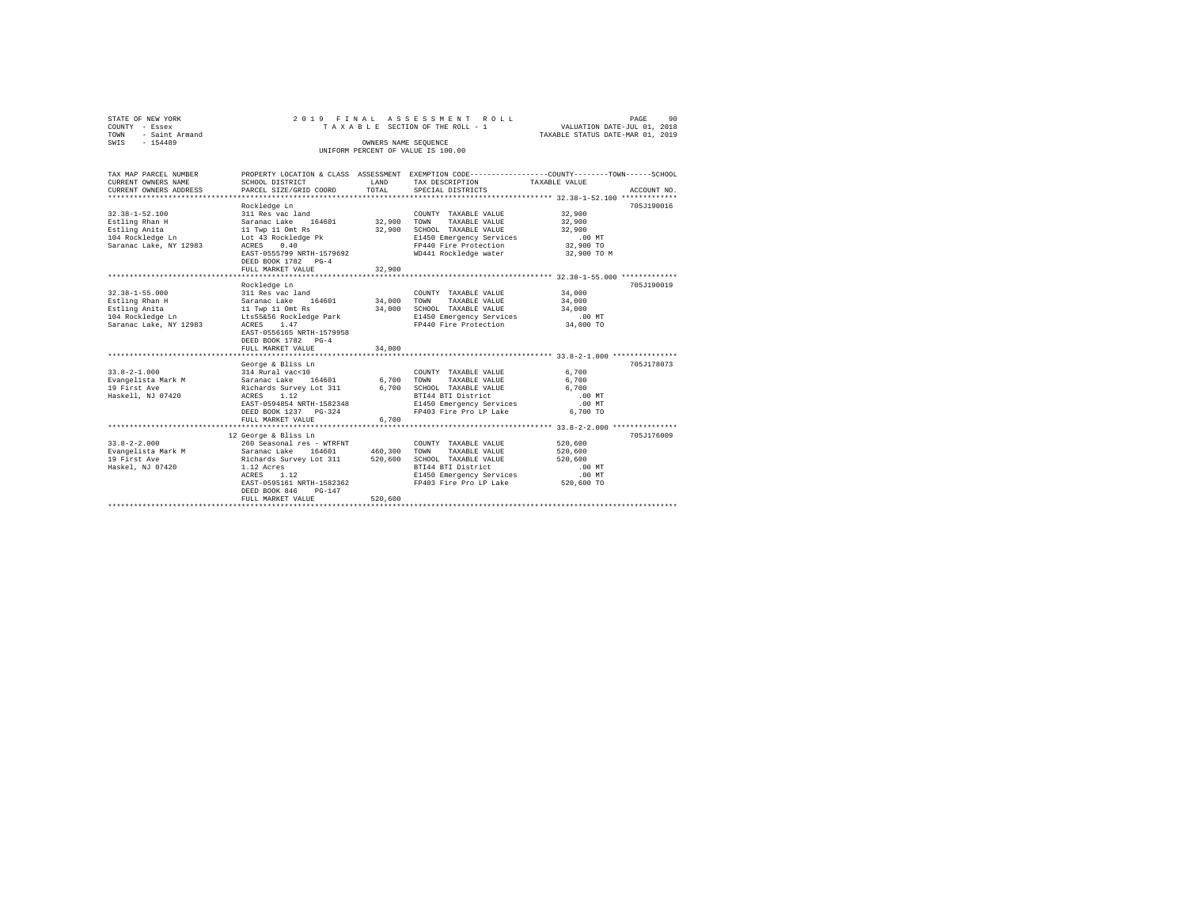STATE OF NEW YORK
COUNTY - Essex
TOWN - Saint Armand
SWIS - 154489

2019 FINAL ASSESSMENT ROLL
TAXABLE SECTION OF THE ROLL - 1
OWNERS NAME SEQUENCE
UNIFORM PERCENT OF VALUE IS 100.00

VALUATION DATE-JUL 01, 2018
TAXABLE STATUS DATE-MAR 01, 2019

| TAX MAP PARCEL NUMBER / CURRENT OWNERS NAME / CURRENT OWNERS ADDRESS | PROPERTY LOCATION & CLASS / SCHOOL DISTRICT / PARCEL SIZE/GRID COORD | ASSESSMENT LAND / TOTAL | EXEMPTION CODE / TAX DESCRIPTION / SPECIAL DISTRICTS | TAXABLE VALUE (COUNTY / TOWN / SCHOOL) | ACCOUNT NO. |
|---|---|---|---|---|---|
| **32.38-1-52.100** | Rockledge Ln | | | | 705J190016 |
| 32.38-1-52.100 | 311 Res vac land | | COUNTY TAXABLE VALUE | 32,900 | |
| Estling Rhan H | Saranac Lake 164601 | 32,900 | TOWN TAXABLE VALUE | 32,900 | |
| Estling Anita | 11 Twp 11 Omt Rs | 32,900 | SCHOOL TAXABLE VALUE | 32,900 | |
| 104 Rockledge Ln | Lot 43 Rockledge Pk | | E1450 Emergency Services | .00 MT | |
| Saranac Lake, NY 12983 | ACRES 0.40 | | FP440 Fire Protection | 32,900 TO | |
| | EAST-0555799 NRTH-1579692 | | WD441 Rockledge water | 32,900 TO M | |
| | DEED BOOK 1782 PG-4 | | | | |
| | FULL MARKET VALUE | 32,900 | | | |
| **32.38-1-55.000** | Rockledge Ln | | | | 705J190019 |
| 32.38-1-55.000 | 311 Res vac land | | COUNTY TAXABLE VALUE | 34,000 | |
| Estling Rhan H | Saranac Lake 164601 | 34,000 | TOWN TAXABLE VALUE | 34,000 | |
| Estling Anita | 11 Twp 11 Omt Rs | 34,000 | SCHOOL TAXABLE VALUE | 34,000 | |
| 104 Rockledge Ln | Lts55&56 Rockledge Park | | E1450 Emergency Services | .00 MT | |
| Saranac Lake, NY 12983 | ACRES 1.47 | | FP440 Fire Protection | 34,000 TO | |
| | EAST-0556165 NRTH-1579958 | | | | |
| | DEED BOOK 1782 PG-4 | | | | |
| | FULL MARKET VALUE | 34,000 | | | |
| **33.8-2-1.000** | George & Bliss Ln | | | | 705J178073 |
| 33.8-2-1.000 | 314 Rural vac<10 | | COUNTY TAXABLE VALUE | 6,700 | |
| Evangelista Mark M | Saranac Lake 164601 | 6,700 | TOWN TAXABLE VALUE | 6,700 | |
| 19 First Ave | Richards Survey Lot 311 | 6,700 | SCHOOL TAXABLE VALUE | 6,700 | |
| Haskell, NJ 07420 | ACRES 1.12 | | BTI44 BTI District | .00 MT | |
| | EAST-0594854 NRTH-1582348 | | E1450 Emergency Services | .00 MT | |
| | DEED BOOK 1237 PG-324 | | FP403 Fire Pro LP Lake | 6,700 TO | |
| | FULL MARKET VALUE | 6,700 | | | |
| **33.8-2-2.000** | 12 George & Bliss Ln | | | | 705J176009 |
| 33.8-2-2.000 | 260 Seasonal res - WTRFNT | | COUNTY TAXABLE VALUE | 520,600 | |
| Evangelista Mark M | Saranac Lake 164601 | 460,300 | TOWN TAXABLE VALUE | 520,600 | |
| 19 First Ave | Richards Survey Lot 311 | 520,600 | SCHOOL TAXABLE VALUE | 520,600 | |
| Haskel, NJ 07420 | 1.12 Acres | | BTI44 BTI District | .00 MT | |
| | ACRES 1.12 | | E1450 Emergency Services | .00 MT | |
| | EAST-0595161 NRTH-1582362 | | FP403 Fire Pro LP Lake | 520,600 TO | |
| | DEED BOOK 846 PG-147 | | | | |
| | FULL MARKET VALUE | 520,600 | | | |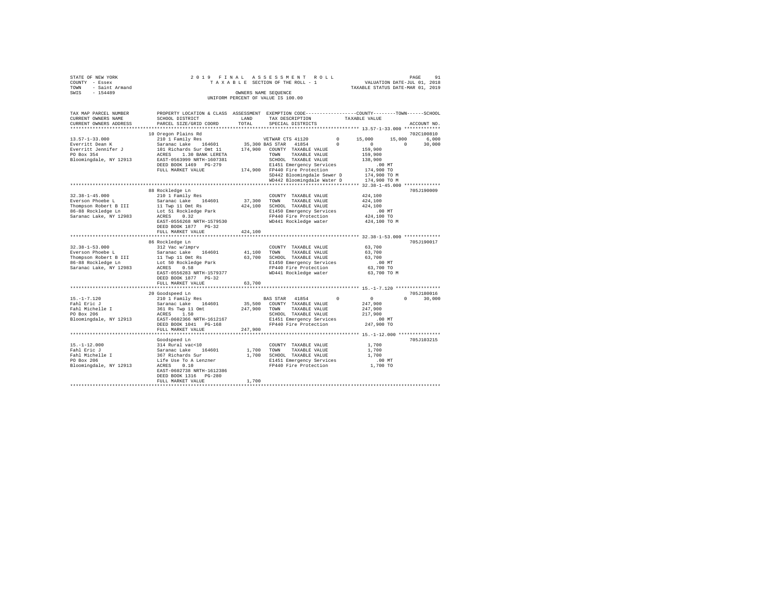STATE OF NEW YORK                    2019 FINAL ASSESSMENT ROLL                    PAGE 91
COUNTY - Essex                       TAXABLE SECTION OF THE ROLL - 1               VALUATION DATE-JUL 01, 2018
TOWN - Saint Armand                                                                TAXABLE STATUS DATE-MAR 01, 2019
SWIS - 154489                        OWNERS NAME SEQUENCE
                                     UNIFORM PERCENT OF VALUE IS 100.00

| TAX MAP PARCEL NUMBER / CURRENT OWNERS NAME / CURRENT OWNERS ADDRESS | PROPERTY LOCATION & CLASS / SCHOOL DISTRICT / PARCEL SIZE/GRID COORD | ASSESSMENT LAND | TOTAL | EXEMPTION CODE / TAX DESCRIPTION / SPECIAL DISTRICTS | COUNTY | TOWN | SCHOOL | ACCOUNT NO. |
|---|---|---|---|---|---|---|---|---|
| **13.57-1-33.000** | 10 Oregon Plains Rd | | | | | | | 702C100810 |
| 13.57-1-33.000 | 210 1 Family Res | | | VETWAR CTS 41120 0 | 15,000 | 15,000 | 6,000 | |
| Everritt Dean K | Saranac Lake 164601 | 35,300 | | BAS STAR 41854 0 | 0 | 0 | 30,000 | |
| Everritt Jennifer J | 101 Richards Sur Omt 11 | | 174,900 | COUNTY TAXABLE VALUE | 159,900 | | | |
| PO Box 354 | ACRES 1.30 BANK LERETA | | | TOWN TAXABLE VALUE | | 159,900 | | |
| Bloomingdale, NY 12913 | EAST-0563999 NRTH-1607381 | | | SCHOOL TAXABLE VALUE | | | 138,900 | |
| | DEED BOOK 1469 PG-279 | | | E1451 Emergency Services | .00 MT | | | |
| | FULL MARKET VALUE | | 174,900 | FP440 Fire Protection | 174,900 TO | | | |
| | | | | SD442 Bloomingdale Sewer D | 174,900 TO M | | | |
| | | | | WD442 Bloomingdale Water D | 174,900 TO M | | | |
| **32.38-1-45.000** | 88 Rockledge Ln | | | | | | | 705J190009 |
| 32.38-1-45.000 | 210 1 Family Res | | | COUNTY TAXABLE VALUE | 424,100 | | | |
| Everson Phoebe L | Saranac Lake 164601 | 37,300 | | TOWN TAXABLE VALUE | | 424,100 | | |
| Thompson Robert B III | 11 Twp 11 Omt Rs | | 424,100 | SCHOOL TAXABLE VALUE | | | 424,100 | |
| 86-88 Rockledge Ln | Lot 51 Rockledge Park | | | E1450 Emergency Services | .00 MT | | | |
| Saranac Lake, NY 12983 | ACRES 0.32 | | | FP440 Fire Protection | 424,100 TO | | | |
| | EAST-0556268 NRTH-1579530 | | | WD441 Rockledge water | 424,100 TO M | | | |
| | DEED BOOK 1877 PG-32 | | | | | | | |
| | FULL MARKET VALUE | | 424,100 | | | | | |
| **32.38-1-53.000** | 86 Rockledge Ln | | | | | | | 705J190017 |
| 32.38-1-53.000 | 312 Vac w/imprv | | | COUNTY TAXABLE VALUE | 63,700 | | | |
| Everson Phoebe L | Saranac Lake 164601 | 41,100 | | TOWN TAXABLE VALUE | | 63,700 | | |
| Thompson Robert B III | 11 Twp 11 Omt Rs | | 63,700 | SCHOOL TAXABLE VALUE | | | 63,700 | |
| 86-88 Rockledge Ln | Lot 50 Rockledge Park | | | E1450 Emergency Services | .00 MT | | | |
| Saranac Lake, NY 12983 | ACRES 0.50 | | | FP440 Fire Protection | 63,700 TO | | | |
| | EAST-0556283 NRTH-1579377 | | | WD441 Rockledge water | 63,700 TO M | | | |
| | DEED BOOK 1877 PG-32 | | | | | | | |
| | FULL MARKET VALUE | | 63,700 | | | | | |
| **15.-1-7.120** | 20 Goodspeed Ln | | | | | | | 705J180016 |
| 15.-1-7.120 | 210 1 Family Res | | | BAS STAR 41854 0 | 0 | 0 | 30,000 | |
| Fahl Eric J | Saranac Lake 164601 | 35,500 | | COUNTY TAXABLE VALUE | 247,900 | | | |
| Fahl Michelle I | 361 Rs Twp 11 Omt | | 247,900 | TOWN TAXABLE VALUE | | 247,900 | | |
| PO Box 206 | ACRES 1.50 | | | SCHOOL TAXABLE VALUE | | | 217,900 | |
| Bloomingdale, NY 12913 | EAST-0602366 NRTH-1612167 | | | E1451 Emergency Services | .00 MT | | | |
| | DEED BOOK 1041 PG-168 | | | FP440 Fire Protection | 247,900 TO | | | |
| | FULL MARKET VALUE | | 247,900 | | | | | |
| **15.-1-12.000** | Goodspeed Ln | | | | | | | 705J103215 |
| 15.-1-12.000 | 314 Rural vac<10 | | | COUNTY TAXABLE VALUE | 1,700 | | | |
| Fahl Eric J | Saranac Lake 164601 | 1,700 | | TOWN TAXABLE VALUE | | 1,700 | | |
| Fahl Michelle I | 367 Richards Sur | | 1,700 | SCHOOL TAXABLE VALUE | | | 1,700 | |
| PO Box 206 | Life Use To A Lenzner | | | E1451 Emergency Services | .00 MT | | | |
| Bloomingdale, NY 12913 | ACRES 0.10 | | | FP440 Fire Protection | 1,700 TO | | | |
| | EAST-0602738 NRTH-1612386 | | | | | | | |
| | DEED BOOK 1316 PG-280 | | | | | | | |
| | FULL MARKET VALUE | | 1,700 | | | | | |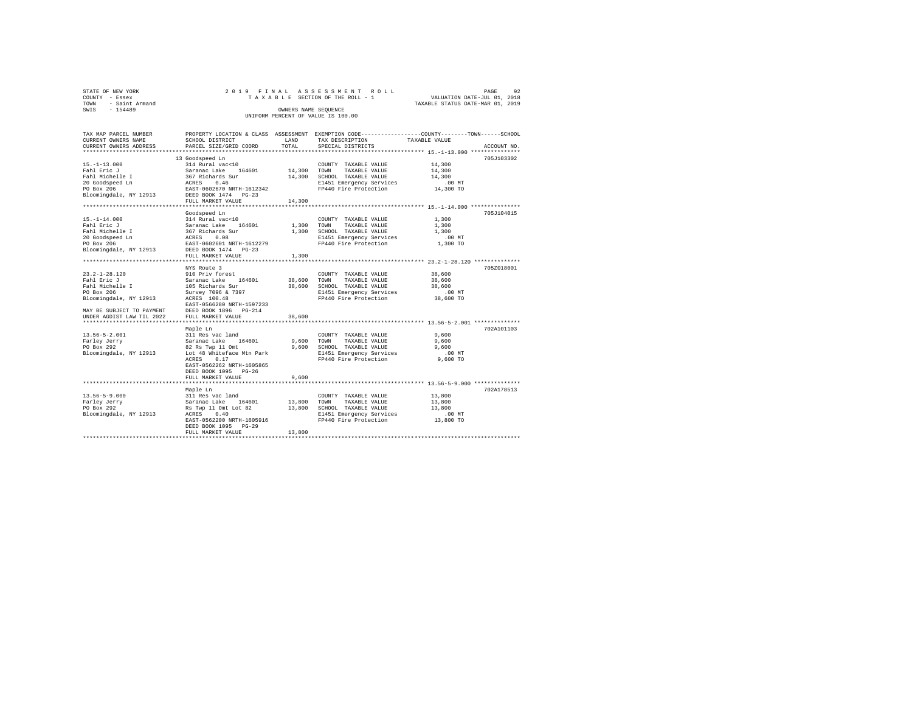STATE OF NEW YORK
COUNTY - Essex
TOWN - Saint Armand
SWIS - 154489

2019 FINAL ASSESSMENT ROLL
TAXABLE SECTION OF THE ROLL - 1
OWNERS NAME SEQUENCE
UNIFORM PERCENT OF VALUE IS 100.00

VALUATION DATE-JUL 01, 2018
TAXABLE STATUS DATE-MAR 01, 2019

```
TAX MAP PARCEL NUMBER      PROPERTY LOCATION & CLASS  ASSESSMENT  EXEMPTION CODE-----------------COUNTY--------TOWN------SCHOOL
CURRENT OWNERS NAME        SCHOOL DISTRICT               LAND      TAX DESCRIPTION            TAXABLE VALUE
CURRENT OWNERS ADDRESS     PARCEL SIZE/GRID COORD        TOTAL     SPECIAL DISTRICTS                                       ACCOUNT NO.
******************************************************************************************************* 15.-1-13.000 ***************
                           13 Goodspeed Ln                                                                               705J103302
15.-1-13.000               314 Rural vac<10                        COUNTY  TAXABLE VALUE          14,300
Fahl Eric J                Saranac Lake   164601      14,300       TOWN    TAXABLE VALUE          14,300
Fahl Michelle I            367 Richards Sur           14,300       SCHOOL  TAXABLE VALUE          14,300
20 Goodspeed Ln            ACRES    0.46                           E1451 Emergency Services          .00 MT
PO Box 206                 EAST-0602670 NRTH-1612342               FP440 Fire Protection          14,300 TO
Bloomingdale, NY 12913     DEED BOOK 1474   PG-23
                           FULL MARKET VALUE          14,300
******************************************************************************************************* 15.-1-14.000 ***************
                           Goodspeed Ln                                                                                  705J104015
15.-1-14.000               314 Rural vac<10                        COUNTY  TAXABLE VALUE           1,300
Fahl Eric J                Saranac Lake   164601       1,300       TOWN    TAXABLE VALUE           1,300
Fahl Michelle I            367 Richards Sur            1,300       SCHOOL  TAXABLE VALUE           1,300
20 Goodspeed Ln            ACRES    0.08                           E1451 Emergency Services          .00 MT
PO Box 206                 EAST-0602601 NRTH-1612279               FP440 Fire Protection           1,300 TO
Bloomingdale, NY 12913     DEED BOOK 1474   PG-23
                           FULL MARKET VALUE           1,300
******************************************************************************************************* 23.2-1-28.120 **************
                           NYS Route 3                                                                                   705Z018001
23.2-1-28.120              910 Priv forest                         COUNTY  TAXABLE VALUE          38,600
Fahl Eric J                Saranac Lake   164601      38,600       TOWN    TAXABLE VALUE          38,600
Fahl Michelle I            105 Richards Sur           38,600       SCHOOL  TAXABLE VALUE          38,600
PO Box 206                 Survey 7096 & 7397                      E1451 Emergency Services          .00 MT
Bloomingdale, NY 12913     ACRES  100.48                           FP440 Fire Protection          38,600 TO
                           EAST-0566280 NRTH-1597233
MAY BE SUBJECT TO PAYMENT  DEED BOOK 1896   PG-214
UNDER AGDIST LAW TIL 2022  FULL MARKET VALUE          38,600
******************************************************************************************************* 13.56-5-2.001 **************
                           Maple Ln                                                                                      702A101103
13.56-5-2.001              311 Res vac land                        COUNTY  TAXABLE VALUE           9,600
Farley Jerry               Saranac Lake   164601       9,600       TOWN    TAXABLE VALUE           9,600
PO Box 292                 82 Rs Twp 11 Omt            9,600       SCHOOL  TAXABLE VALUE           9,600
Bloomingdale, NY 12913     Lot 48 Whiteface Mtn Park               E1451 Emergency Services          .00 MT
                           ACRES    0.17                           FP440 Fire Protection           9,600 TO
                           EAST-0562262 NRTH-1605865
                           DEED BOOK 1095   PG-26
                           FULL MARKET VALUE           9,600
******************************************************************************************************* 13.56-5-9.000 **************
                           Maple Ln                                                                                      702A178513
13.56-5-9.000              311 Res vac land                        COUNTY  TAXABLE VALUE          13,800
Farley Jerry               Saranac Lake   164601      13,800       TOWN    TAXABLE VALUE          13,800
PO Box 292                 Rs Twp 11 Omt Lot 82       13,800       SCHOOL  TAXABLE VALUE          13,800
Bloomingdale, NY 12913     ACRES    0.40                           E1451 Emergency Services          .00 MT
                           EAST-0562200 NRTH-1605916               FP440 Fire Protection          13,800 TO
                           DEED BOOK 1095   PG-29
                           FULL MARKET VALUE          13,800
************************************************************************************************************************************
```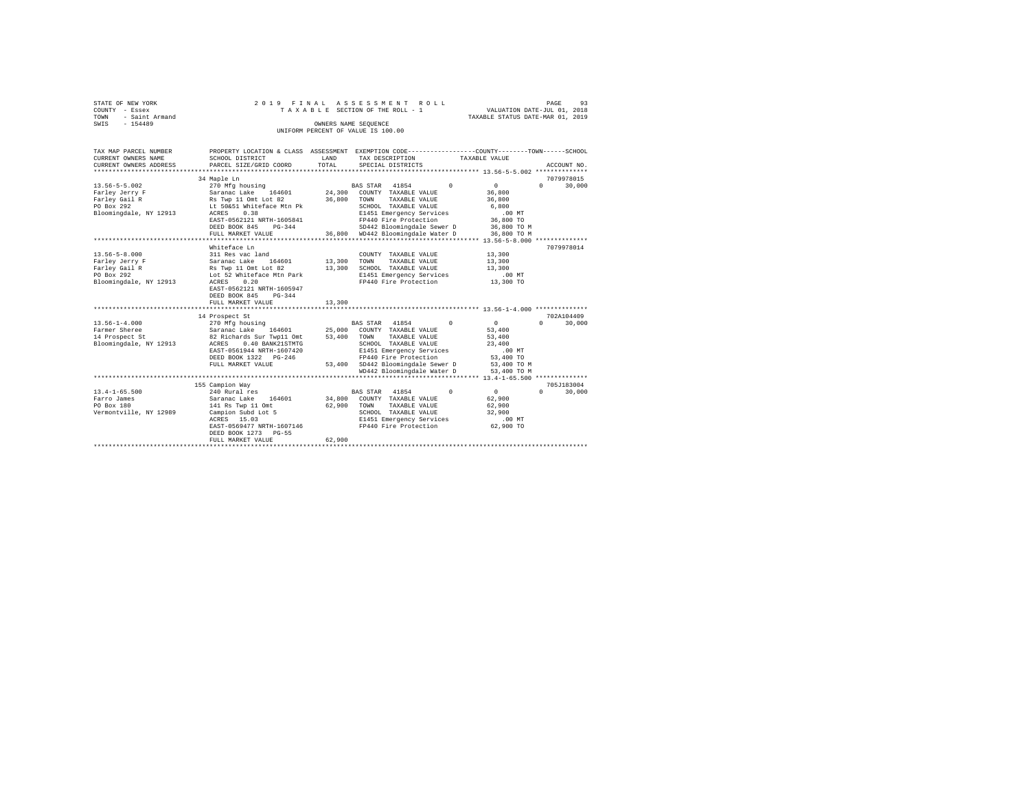STATE OF NEW YORK
COUNTY - Essex
TOWN - Saint Armand
SWIS - 154489

2 0 1 9 F I N A L A S S E S S M E N T R O L L
T A X A B L E SECTION OF THE ROLL - 1
OWNERS NAME SEQUENCE
UNIFORM PERCENT OF VALUE IS 100.00

VALUATION DATE-JUL 01, 2018
TAXABLE STATUS DATE-MAR 01, 2019

```
TAX MAP PARCEL NUMBER      PROPERTY LOCATION & CLASS  ASSESSMENT  EXEMPTION CODE-----------------COUNTY--------TOWN------SCHOOL
CURRENT OWNERS NAME        SCHOOL DISTRICT              LAND      TAX DESCRIPTION            TAXABLE VALUE
CURRENT OWNERS ADDRESS     PARCEL SIZE/GRID COORD       TOTAL     SPECIAL DISTRICTS                                    ACCOUNT NO.
******************************************************************************************* 13.56-5-5.002 **************
                           34 Maple Ln                                                                               7079978015
13.56-5-5.002              270 Mfg housing                        BAS STAR  41854          0             0          0      30,000
Farley Jerry F             Saranac Lake    164601      24,300     COUNTY  TAXABLE VALUE            36,800
Farley Gail R              Rs Twp 11 Omt Lot 82        36,800     TOWN    TAXABLE VALUE            36,800
PO Box 292                 Lt 50&51 Whiteface Mtn Pk              SCHOOL  TAXABLE VALUE             6,800
Bloomingdale, NY 12913     ACRES    0.38                          E1451 Emergency Services            .00 MT
                           EAST-0562121 NRTH-1605841              FP440 Fire Protection            36,800 TO
                           DEED BOOK 845    PG-344                SD442 Bloomingdale Sewer D       36,800 TO M
                           FULL MARKET VALUE           36,800     WD442 Bloomingdale Water D       36,800 TO M
******************************************************************************************* 13.56-5-8.000 **************
                           Whiteface Ln                                                                              7079978014
13.56-5-8.000              311 Res vac land                       COUNTY  TAXABLE VALUE            13,300
Farley Jerry F             Saranac Lake    164601      13,300     TOWN    TAXABLE VALUE            13,300
Farley Gail R              Rs Twp 11 Omt Lot 82        13,300     SCHOOL  TAXABLE VALUE            13,300
PO Box 292                 Lot 52 Whiteface Mtn Park              E1451 Emergency Services            .00 MT
Bloomingdale, NY 12913     ACRES    0.20                          FP440 Fire Protection            13,300 TO
                           EAST-0562121 NRTH-1605947
                           DEED BOOK 845    PG-344
                           FULL MARKET VALUE           13,300
******************************************************************************************* 13.56-1-4.000 **************
                           14 Prospect St                                                                            702A104409
13.56-1-4.000              270 Mfg housing                        BAS STAR  41854          0             0          0      30,000
Farmer Sheree              Saranac Lake    164601      25,000     COUNTY  TAXABLE VALUE            53,400
14 Prospect St             82 Richards Sur Twp11 Omt   53,400     TOWN    TAXABLE VALUE            53,400
Bloomingdale, NY 12913     ACRES    0.40 BANK21STMTG              SCHOOL  TAXABLE VALUE            23,400
                           EAST-0561944 NRTH-1607420              E1451 Emergency Services            .00 MT
                           DEED BOOK 1322   PG-246                FP440 Fire Protection            53,400 TO
                           FULL MARKET VALUE           53,400     SD442 Bloomingdale Sewer D       53,400 TO M
                                                                  WD442 Bloomingdale Water D       53,400 TO M
******************************************************************************************* 13.4-1-65.500 **************
                           155 Campion Way                                                                           705J183004
13.4-1-65.500              240 Rural res                          BAS STAR  41854          0             0          0      30,000
Farro James                Saranac Lake    164601      34,800     COUNTY  TAXABLE VALUE            62,900
PO Box 180                 141 Rs Twp 11 Omt           62,900     TOWN    TAXABLE VALUE            62,900
Vermontville, NY 12989     Campion Subd Lot 5                     SCHOOL  TAXABLE VALUE            32,900
                           ACRES   15.03                          E1451 Emergency Services            .00 MT
                           EAST-0569477 NRTH-1607146              FP440 Fire Protection            62,900 TO
                           DEED BOOK 1273   PG-55
                           FULL MARKET VALUE           62,900
************************************************************************************************************************
```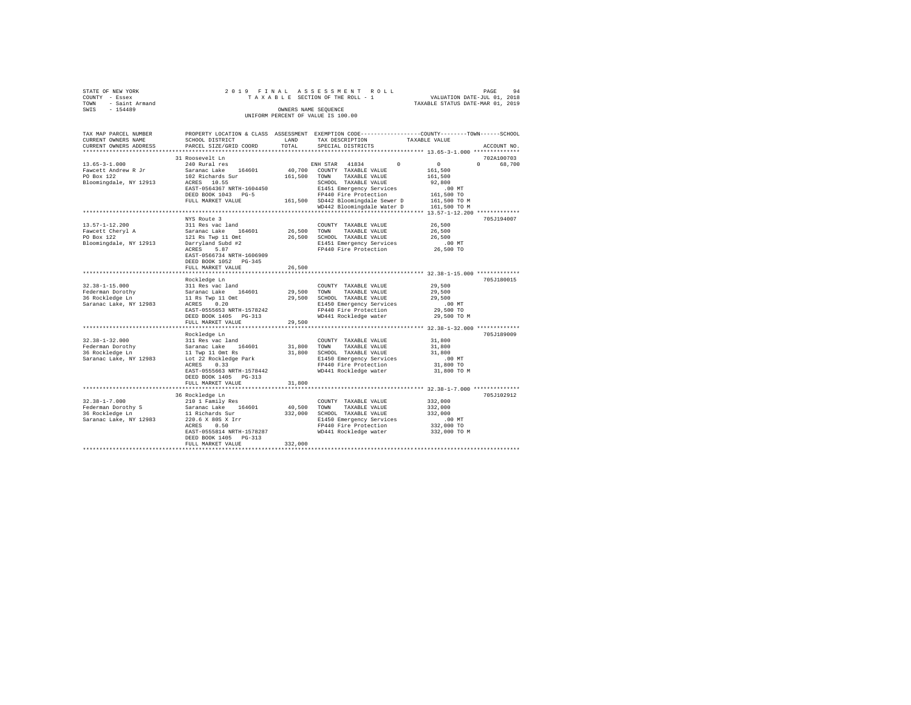STATE OF NEW YORK
COUNTY - Essex
TOWN - Saint Armand
SWIS - 154489

2019 FINAL ASSESSMENT ROLL
TAXABLE SECTION OF THE ROLL - 1
OWNERS NAME SEQUENCE
UNIFORM PERCENT OF VALUE IS 100.00

VALUATION DATE-JUL 01, 2018
TAXABLE STATUS DATE-MAR 01, 2019

| TAX MAP PARCEL NUMBER / CURRENT OWNERS NAME / CURRENT OWNERS ADDRESS | PROPERTY LOCATION & CLASS / SCHOOL DISTRICT / PARCEL SIZE/GRID COORD | ASSESSMENT LAND | TOTAL | EXEMPTION CODE / TAX DESCRIPTION / SPECIAL DISTRICTS | COUNTY | TOWN | SCHOOL / TAXABLE VALUE | ACCOUNT NO. |
|---|---|---|---|---|---|---|---|---|
| **13.65-3-1.000** | 31 Roosevelt Ln | | | | | | | 702A100703 |
| Fawcett Andrew R Jr | 240 Rural res | | | ENH STAR 41834 | 0 | 0 | 0 68,700 | |
| PO Box 122 | Saranac Lake 164601 | 40,700 | | COUNTY TAXABLE VALUE | | | 161,500 | |
| Bloomingdale, NY 12913 | 102 Richards Sur | | 161,500 | TOWN TAXABLE VALUE | | | 161,500 | |
| | ACRES 10.55 | | | SCHOOL TAXABLE VALUE | | | 92,800 | |
| | EAST-0564367 NRTH-1604450 | | | E1451 Emergency Services | | | .00 MT | |
| | DEED BOOK 1043 PG-5 | | | FP440 Fire Protection | | | 161,500 TO | |
| | FULL MARKET VALUE | | 161,500 | SD442 Bloomingdale Sewer D | | | 161,500 TO M | |
| | | | | WD442 Bloomingdale Water D | | | 161,500 TO M | |
| **13.57-1-12.200** | NYS Route 3 | | | | | | | 705J194007 |
| Fawcett Cheryl A | 311 Res vac land | | | COUNTY TAXABLE VALUE | | | 26,500 | |
| PO Box 122 | Saranac Lake 164601 | 26,500 | | TOWN TAXABLE VALUE | | | 26,500 | |
| Bloomingdale, NY 12913 | 121 Rs Twp 11 Omt | | 26,500 | SCHOOL TAXABLE VALUE | | | 26,500 | |
| | Darryland Subd #2 | | | E1451 Emergency Services | | | .00 MT | |
| | ACRES 5.87 | | | FP440 Fire Protection | | | 26,500 TO | |
| | EAST-0566734 NRTH-1606909 | | | | | | | |
| | DEED BOOK 1052 PG-345 | | | | | | | |
| | FULL MARKET VALUE | | 26,500 | | | | | |
| **32.38-1-15.000** | Rockledge Ln | | | | | | | 705J180015 |
| Federman Dorothy | 311 Res vac land | | | COUNTY TAXABLE VALUE | | | 29,500 | |
| 36 Rockledge Ln | Saranac Lake 164601 | 29,500 | | TOWN TAXABLE VALUE | | | 29,500 | |
| Saranac Lake, NY 12983 | 11 Rs Twp 11 Omt | | 29,500 | SCHOOL TAXABLE VALUE | | | 29,500 | |
| | ACRES 0.20 | | | E1450 Emergency Services | | | .00 MT | |
| | EAST-0555653 NRTH-1578242 | | | FP440 Fire Protection | | | 29,500 TO | |
| | DEED BOOK 1405 PG-313 | | | WD441 Rockledge water | | | 29,500 TO M | |
| | FULL MARKET VALUE | | 29,500 | | | | | |
| **32.38-1-32.000** | Rockledge Ln | | | | | | | 705J189009 |
| Federman Dorothy | 311 Res vac land | | | COUNTY TAXABLE VALUE | | | 31,800 | |
| 36 Rockledge Ln | Saranac Lake 164601 | 31,800 | | TOWN TAXABLE VALUE | | | 31,800 | |
| Saranac Lake, NY 12983 | 11 Twp 11 Omt Rs | | 31,800 | SCHOOL TAXABLE VALUE | | | 31,800 | |
| | Lot 22 Rockledge Park | | | E1450 Emergency Services | | | .00 MT | |
| | ACRES 0.33 | | | FP440 Fire Protection | | | 31,800 TO | |
| | EAST-0555663 NRTH-1578442 | | | WD441 Rockledge water | | | 31,800 TO M | |
| | DEED BOOK 1405 PG-313 | | | | | | | |
| | FULL MARKET VALUE | | 31,800 | | | | | |
| **32.38-1-7.000** | 36 Rockledge Ln | | | | | | | 705J102912 |
| Federman Dorothy S | 210 1 Family Res | | | COUNTY TAXABLE VALUE | | | 332,000 | |
| 36 Rockledge Ln | Saranac Lake 164601 | 40,500 | | TOWN TAXABLE VALUE | | | 332,000 | |
| Saranac Lake, NY 12983 | 11 Richards Sur | | 332,000 | SCHOOL TAXABLE VALUE | | | 332,000 | |
| | 220.6 X 80S X Irr | | | E1450 Emergency Services | | | .00 MT | |
| | ACRES 0.50 | | | FP440 Fire Protection | | | 332,000 TO | |
| | EAST-0555814 NRTH-1578287 | | | WD441 Rockledge water | | | 332,000 TO M | |
| | DEED BOOK 1405 PG-313 | | | | | | | |
| | FULL MARKET VALUE | | 332,000 | | | | | |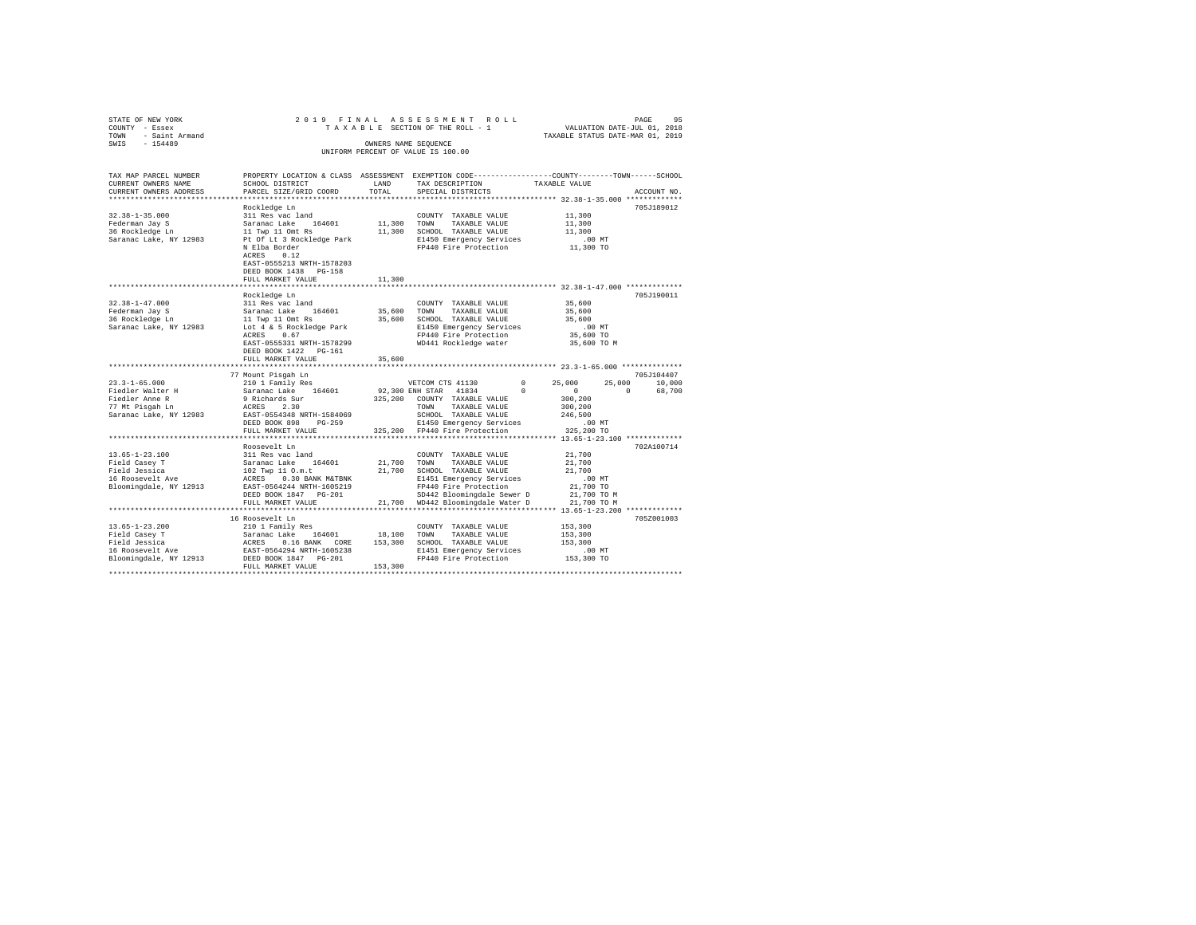STATE OF NEW YORK
COUNTY - Essex
TOWN - Saint Armand
SWIS - 154489

2019 FINAL ASSESSMENT ROLL
TAXABLE SECTION OF THE ROLL - 1
OWNERS NAME SEQUENCE
UNIFORM PERCENT OF VALUE IS 100.00

VALUATION DATE-JUL 01, 2018
TAXABLE STATUS DATE-MAR 01, 2019

```
TAX MAP PARCEL NUMBER    PROPERTY LOCATION & CLASS  ASSESSMENT  EXEMPTION CODE-----------------COUNTY--------TOWN------SCHOOL
CURRENT OWNERS NAME      SCHOOL DISTRICT            LAND        TAX DESCRIPTION              TAXABLE VALUE
CURRENT OWNERS ADDRESS   PARCEL SIZE/GRID COORD     TOTAL       SPECIAL DISTRICTS                                    ACCOUNT NO.
******************************************************************************************** 32.38-1-35.000 *************
                         Rockledge Ln                                                                             705J189012
32.38-1-35.000           311 Res vac land                       COUNTY  TAXABLE VALUE          11,300
Federman Jay S           Saranac Lake   164601       11,300     TOWN    TAXABLE VALUE          11,300
36 Rockledge Ln          11 Twp 11 Omt Rs            11,300     SCHOOL  TAXABLE VALUE          11,300
Saranac Lake, NY 12983   Pt Of Lt 3 Rockledge Park              E1450 Emergency Services          .00 MT
                         N Elba Border                          FP440 Fire Protection          11,300 TO
                         ACRES    0.12
                         EAST-0555213 NRTH-1578203
                         DEED BOOK 1438   PG-158
                         FULL MARKET VALUE           11,300
******************************************************************************************** 32.38-1-47.000 *************
                         Rockledge Ln                                                                             705J190011
32.38-1-47.000           311 Res vac land                       COUNTY  TAXABLE VALUE          35,600
Federman Jay S           Saranac Lake   164601       35,600     TOWN    TAXABLE VALUE          35,600
36 Rockledge Ln          11 Twp 11 Omt Rs            35,600     SCHOOL  TAXABLE VALUE          35,600
Saranac Lake, NY 12983   Lot 4 & 5 Rockledge Park               E1450 Emergency Services          .00 MT
                         ACRES    0.67                          FP440 Fire Protection          35,600 TO
                         EAST-0555331 NRTH-1578299              WD441 Rockledge water          35,600 TO M
                         DEED BOOK 1422   PG-161
                         FULL MARKET VALUE           35,600
******************************************************************************************** 23.3-1-65.000 **************
                         77 Mount Pisgah Ln                                                                       705J104407
23.3-1-65.000            210 1 Family Res                       VETCOM CTS 41130       0       25,000      25,000      10,000
Fiedler Walter H         Saranac Lake   164601       92,300 ENH STAR  41834            0            0           0      68,700
Fiedler Anne R           9 Richards Sur             325,200     COUNTY  TAXABLE VALUE         300,200
77 Mt Pisgah Ln          ACRES    2.30                          TOWN    TAXABLE VALUE         300,200
Saranac Lake, NY 12983   EAST-0554348 NRTH-1584069              SCHOOL  TAXABLE VALUE         246,500
                         DEED BOOK 898    PG-259                E1450 Emergency Services          .00 MT
                         FULL MARKET VALUE          325,200     FP440 Fire Protection         325,200 TO
******************************************************************************************** 13.65-1-23.100 *************
                         Roosevelt Ln                                                                             702A100714
13.65-1-23.100           311 Res vac land                       COUNTY  TAXABLE VALUE          21,700
Field Casey T            Saranac Lake   164601       21,700     TOWN    TAXABLE VALUE          21,700
Field Jessica            102 Twp 11 O.m.t            21,700     SCHOOL  TAXABLE VALUE          21,700
16 Roosevelt Ave         ACRES    0.30 BANK M&TBNK              E1451 Emergency Services          .00 MT
Bloomingdale, NY 12913   EAST-0564244 NRTH-1605219              FP440 Fire Protection          21,700 TO
                         DEED BOOK 1847   PG-201                SD442 Bloomingdale Sewer D     21,700 TO M
                         FULL MARKET VALUE           21,700     WD442 Bloomingdale Water D     21,700 TO M
******************************************************************************************** 13.65-1-23.200 *************
                         16 Roosevelt Ln                                                                          705Z001003
13.65-1-23.200           210 1 Family Res                       COUNTY  TAXABLE VALUE         153,300
Field Casey T            Saranac Lake   164601       18,100     TOWN    TAXABLE VALUE         153,300
Field Jessica            ACRES    0.16 BANK  CORE   153,300     SCHOOL  TAXABLE VALUE         153,300
16 Roosevelt Ave         EAST-0564294 NRTH-1605238              E1451 Emergency Services          .00 MT
Bloomingdale, NY 12913   DEED BOOK 1847   PG-201                FP440 Fire Protection         153,300 TO
                         FULL MARKET VALUE          153,300
**************************************************************************************************************************
```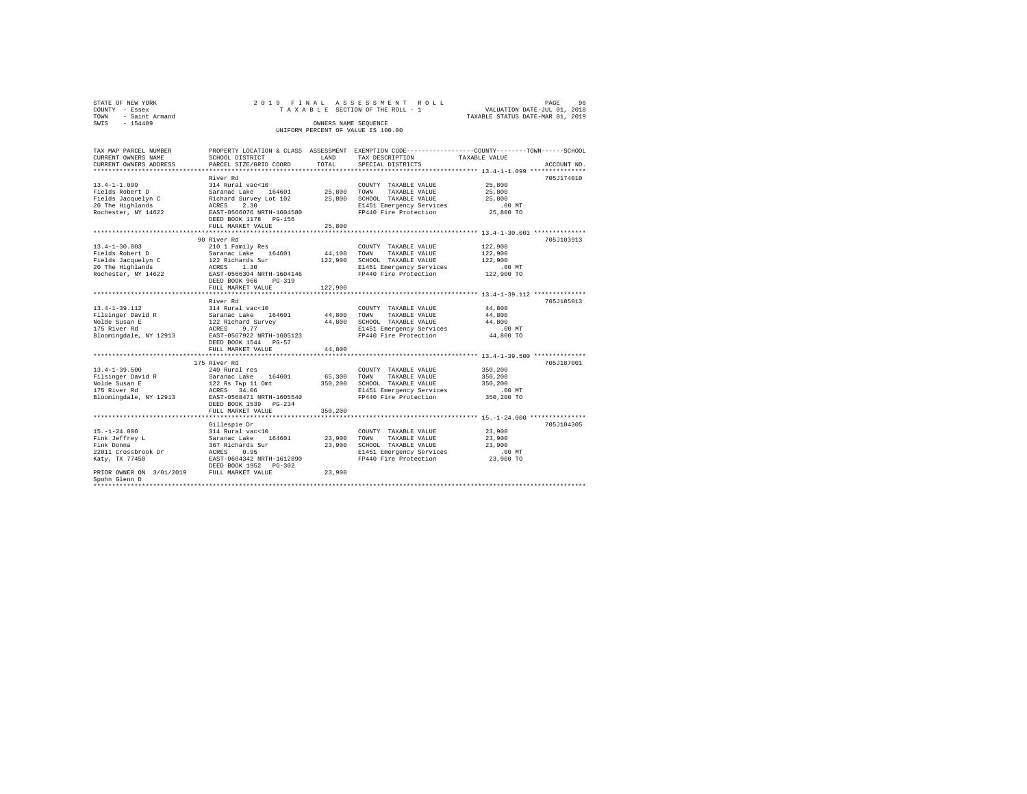STATE OF NEW YORK
COUNTY - Essex
TOWN - Saint Armand
SWIS - 154489

2019 FINAL ASSESSMENT ROLL
TAXABLE SECTION OF THE ROLL - 1
OWNERS NAME SEQUENCE
UNIFORM PERCENT OF VALUE IS 100.00

VALUATION DATE-JUL 01, 2018
TAXABLE STATUS DATE-MAR 01, 2019

```
TAX MAP PARCEL NUMBER     PROPERTY LOCATION & CLASS  ASSESSMENT  EXEMPTION CODE-----------------COUNTY--------TOWN------SCHOOL
CURRENT OWNERS NAME       SCHOOL DISTRICT             LAND       TAX DESCRIPTION             TAXABLE VALUE
CURRENT OWNERS ADDRESS    PARCEL SIZE/GRID COORD      TOTAL      SPECIAL DISTRICTS                                   ACCOUNT NO.
******************************************************************************************* 13.4-1-1.099 ***************
                          River Rd                                                                                705J174010
13.4-1-1.099              314 Rural vac<10                       COUNTY  TAXABLE VALUE          25,800
Fields Robert D           Saranac Lake   164601       25,800     TOWN    TAXABLE VALUE          25,800
Fields Jacquelyn C        Richard Survey Lot 102      25,800     SCHOOL  TAXABLE VALUE          25,800
20 The Highlands          ACRES    2.30                          E1451 Emergency Services          .00 MT
Rochester, NY 14622       EAST-0566076 NRTH-1604580              FP440 Fire Protection          25,800 TO
                          DEED BOOK 1178   PG-156
                          FULL MARKET VALUE           25,800
******************************************************************************************* 13.4-1-30.003 **************
                          90 River Rd                                                                             705J103913
13.4-1-30.003             210 1 Family Res                       COUNTY  TAXABLE VALUE         122,900
Fields Robert D           Saranac Lake   164601       44,100     TOWN    TAXABLE VALUE         122,900
Fields Jacquelyn C        122 Richards Sur           122,900     SCHOOL  TAXABLE VALUE         122,900
20 The Highlands          ACRES    1.30                          E1451 Emergency Services          .00 MT
Rochester, NY 14622       EAST-0566304 NRTH-1604146              FP440 Fire Protection         122,900 TO
                          DEED BOOK 966    PG-319
                          FULL MARKET VALUE          122,900
******************************************************************************************* 13.4-1-39.112 **************
                          River Rd                                                                                705J185013
13.4-1-39.112             314 Rural vac<10                       COUNTY  TAXABLE VALUE          44,800
Filsinger David R         Saranac Lake   164601       44,800     TOWN    TAXABLE VALUE          44,800
Nolde Susan E             122 Richard Survey          44,800     SCHOOL  TAXABLE VALUE          44,800
175 River Rd              ACRES    9.77                          E1451 Emergency Services          .00 MT
Bloomingdale, NY 12913    EAST-0567922 NRTH-1605123              FP440 Fire Protection          44,800 TO
                          DEED BOOK 1544   PG-57
                          FULL MARKET VALUE           44,800
******************************************************************************************* 13.4-1-39.500 **************
                          175 River Rd                                                                            705J187001
13.4-1-39.500             240 Rural res                          COUNTY  TAXABLE VALUE         350,200
Filsinger David R         Saranac Lake   164601       65,300     TOWN    TAXABLE VALUE         350,200
Nolde Susan E             122 Rs Twp 11 Omt          350,200     SCHOOL  TAXABLE VALUE         350,200
175 River Rd              ACRES   34.06                          E1451 Emergency Services          .00 MT
Bloomingdale, NY 12913    EAST-0568471 NRTH-1605540              FP440 Fire Protection         350,200 TO
                          DEED BOOK 1539   PG-234
                          FULL MARKET VALUE          350,200
******************************************************************************************* 15.-1-24.000 ***************
                          Gillespie Dr                                                                            705J104305
15.-1-24.000              314 Rural vac<10                       COUNTY  TAXABLE VALUE          23,900
Fink Jeffrey L            Saranac Lake   164601       23,900     TOWN    TAXABLE VALUE          23,900
Fink Donna                367 Richards Sur            23,900     SCHOOL  TAXABLE VALUE          23,900
22011 Crossbrook Dr       ACRES    0.95                          E1451 Emergency Services          .00 MT
Katy, TX 77450            EAST-0604342 NRTH-1612890              FP440 Fire Protection          23,900 TO
                          DEED BOOK 1952   PG-302
PRIOR OWNER ON 3/01/2019  FULL MARKET VALUE           23,900
Spohn Glenn D
*************************************************************************************************************************
```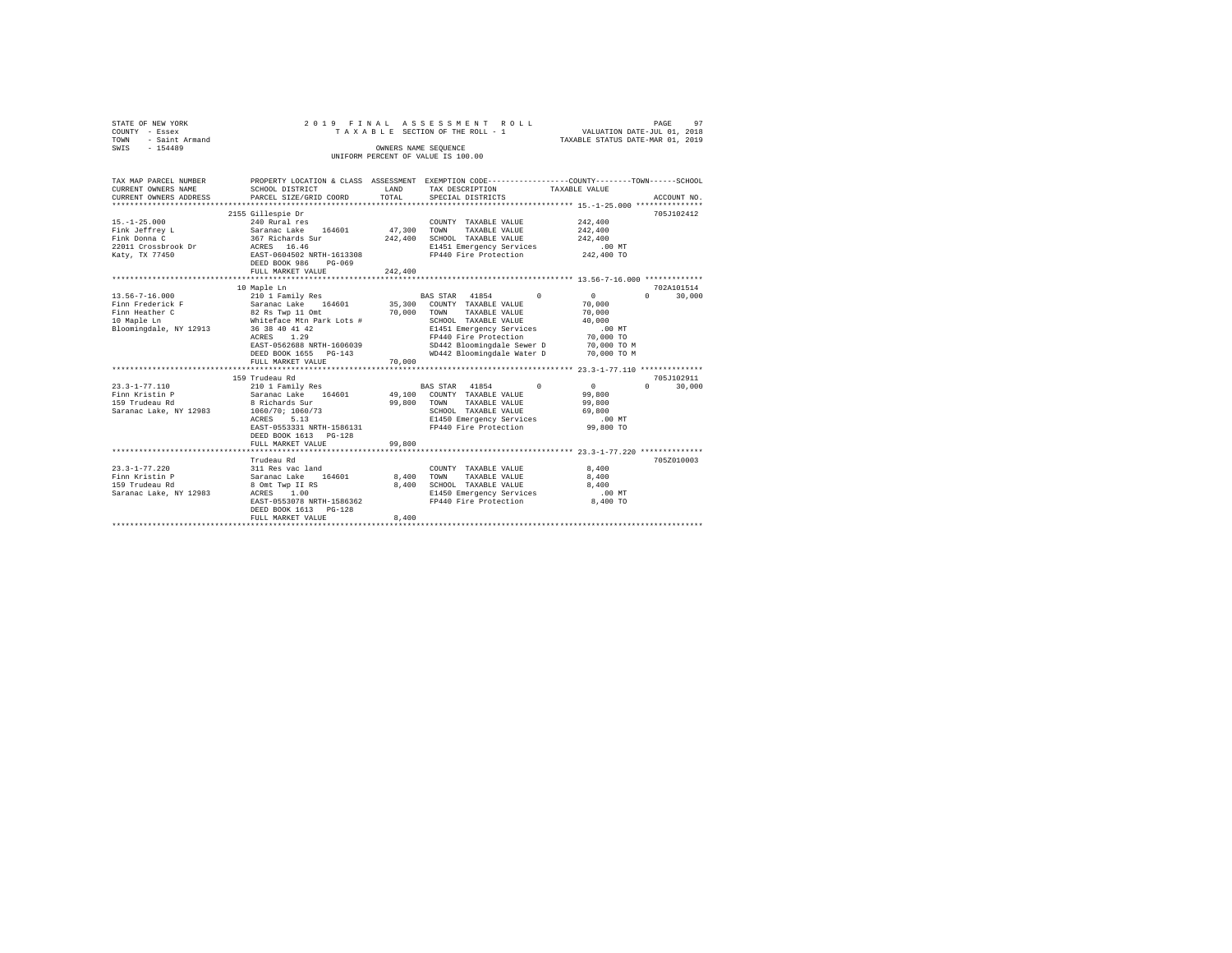STATE OF NEW YORK
COUNTY - Essex
TOWN - Saint Armand
SWIS - 154489

2019 FINAL ASSESSMENT ROLL
TAXABLE SECTION OF THE ROLL - 1
OWNERS NAME SEQUENCE
UNIFORM PERCENT OF VALUE IS 100.00

VALUATION DATE-JUL 01, 2018
TAXABLE STATUS DATE-MAR 01, 2019

| TAX MAP PARCEL NUMBER / CURRENT OWNERS NAME / CURRENT OWNERS ADDRESS | PROPERTY LOCATION & CLASS / SCHOOL DISTRICT / PARCEL SIZE/GRID COORD | ASSESSMENT LAND / TOTAL | EXEMPTION CODE / TAX DESCRIPTION / SPECIAL DISTRICTS | COUNTY | TOWN | SCHOOL | ACCOUNT NO. |
|---|---|---|---|---|---|---|---|
| 15.-1-25.000 | 2155 Gillespie Dr | | | | | | 705J102412 |
| Fink Jeffrey L | 240 Rural res | | COUNTY TAXABLE VALUE | 242,400 | | | |
| Fink Donna C | Saranac Lake 164601 | 47,300 | TOWN TAXABLE VALUE | 242,400 | | | |
| 22011 Crossbrook Dr | 367 Richards Sur | 242,400 | SCHOOL TAXABLE VALUE | 242,400 | | | |
| Katy, TX 77450 | ACRES 16.46 | | E1451 Emergency Services | .00 MT | | | |
| | EAST-0604502 NRTH-1613308 | | FP440 Fire Protection | 242,400 TO | | | |
| | DEED BOOK 986 PG-069 | | | | | | |
| | FULL MARKET VALUE | 242,400 | | | | | |
| 13.56-7-16.000 | 10 Maple Ln | | | | | | 702A101514 |
| Finn Frederick F | 210 1 Family Res | | BAS STAR 41854 0 | 0 | 0 | 30,000 | |
| Finn Heather C | Saranac Lake 164601 | 35,300 | COUNTY TAXABLE VALUE | 70,000 | | | |
| 10 Maple Ln | 82 Rs Twp 11 Omt | 70,000 | TOWN TAXABLE VALUE | 70,000 | | | |
| Bloomingdale, NY 12913 | Whiteface Mtn Park Lots # | | SCHOOL TAXABLE VALUE | 40,000 | | | |
| | 36 38 40 41 42 | | E1451 Emergency Services | .00 MT | | | |
| | ACRES 1.29 | | FP440 Fire Protection | 70,000 TO | | | |
| | EAST-0562688 NRTH-1606039 | | SD442 Bloomingdale Sewer D | 70,000 TO M | | | |
| | DEED BOOK 1655 PG-143 | | WD442 Bloomingdale Water D | 70,000 TO M | | | |
| | FULL MARKET VALUE | 70,000 | | | | | |
| 23.3-1-77.110 | 159 Trudeau Rd | | | | | | 705J102911 |
| Finn Kristin P | 210 1 Family Res | | BAS STAR 41854 0 | 0 | 0 | 30,000 | |
| 159 Trudeau Rd | Saranac Lake 164601 | 49,100 | COUNTY TAXABLE VALUE | 99,800 | | | |
| Saranac Lake, NY 12983 | 8 Richards Sur | 99,800 | TOWN TAXABLE VALUE | 99,800 | | | |
| | 1060/70; 1060/73 | | SCHOOL TAXABLE VALUE | 69,800 | | | |
| | ACRES 5.13 | | E1450 Emergency Services | .00 MT | | | |
| | EAST-0553331 NRTH-1586131 | | FP440 Fire Protection | 99,800 TO | | | |
| | DEED BOOK 1613 PG-128 | | | | | | |
| | FULL MARKET VALUE | 99,800 | | | | | |
| 23.3-1-77.220 | Trudeau Rd | | | | | | 705Z010003 |
| Finn Kristin P | 311 Res vac land | | COUNTY TAXABLE VALUE | 8,400 | | | |
| 159 Trudeau Rd | Saranac Lake 164601 | 8,400 | TOWN TAXABLE VALUE | 8,400 | | | |
| Saranac Lake, NY 12983 | 8 Omt Twp II RS | 8,400 | SCHOOL TAXABLE VALUE | 8,400 | | | |
| | ACRES 1.00 | | E1450 Emergency Services | .00 MT | | | |
| | EAST-0553078 NRTH-1586362 | | FP440 Fire Protection | 8,400 TO | | | |
| | DEED BOOK 1613 PG-128 | | | | | | |
| | FULL MARKET VALUE | 8,400 | | | | | |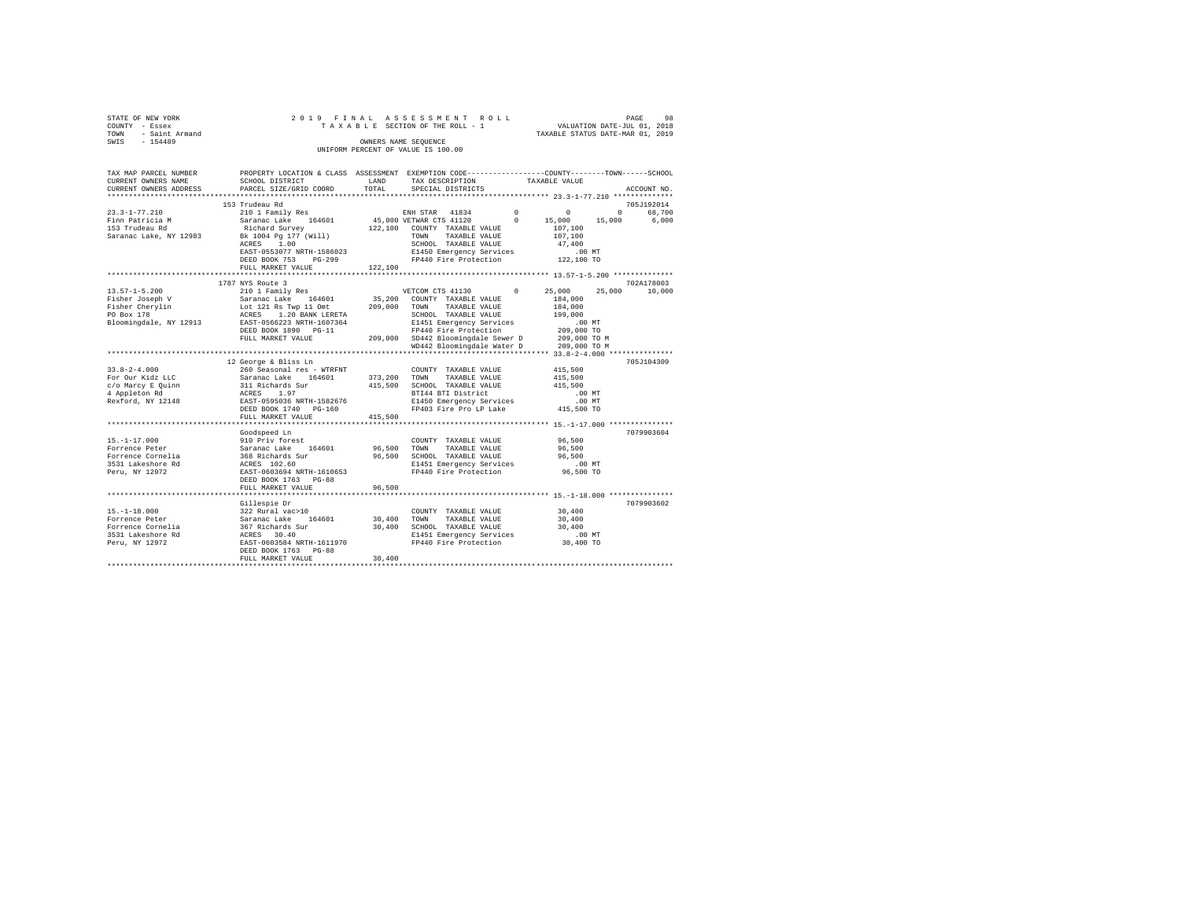STATE OF NEW YORK
COUNTY - Essex
TOWN - Saint Armand
SWIS - 154489

2019 FINAL ASSESSMENT ROLL
TAXABLE SECTION OF THE ROLL - 1
OWNERS NAME SEQUENCE
UNIFORM PERCENT OF VALUE IS 100.00

VALUATION DATE-JUL 01, 2018
TAXABLE STATUS DATE-MAR 01, 2019

```
TAX MAP PARCEL NUMBER     PROPERTY LOCATION & CLASS  ASSESSMENT  EXEMPTION CODE-----------------COUNTY--------TOWN------SCHOOL
CURRENT OWNERS NAME       SCHOOL DISTRICT            LAND        TAX DESCRIPTION           TAXABLE VALUE
CURRENT OWNERS ADDRESS    PARCEL SIZE/GRID COORD     TOTAL       SPECIAL DISTRICTS                                       ACCOUNT NO.
*********************************************************************************************** 23.3-1-77.210 **************
                          153 Trudeau Rd                                                                                 705J192014
23.3-1-77.210             210 1 Family Res                        ENH STAR  41834          0           0           0      68,700
Finn Patricia M           Saranac Lake   164601       45,000 VETWAR CTS 41120         0      15,000      15,000       6,000
153 Trudeau Rd            Richard Survey             122,100    COUNTY  TAXABLE VALUE           107,100
Saranac Lake, NY 12983    Bk 1004 Pg 177 (Will)                 TOWN    TAXABLE VALUE           107,100
                          ACRES    1.00                         SCHOOL  TAXABLE VALUE            47,400
                          EAST-0553077 NRTH-1586023             E1450 Emergency Services            .00 MT
                          DEED BOOK 753    PG-299               FP440 Fire Protection           122,100 TO
                          FULL MARKET VALUE          122,100
*********************************************************************************************** 13.57-1-5.200 **************
                          1787 NYS Route 3                                                                               702A178003
13.57-1-5.200             210 1 Family Res                        VETCOM CTS 41130          0      25,000      25,000      10,000
Fisher Joseph V           Saranac Lake   164601       35,200    COUNTY  TAXABLE VALUE           184,000
Fisher Cherylin           Lot 121 Rs Twp 11 Omt      209,000    TOWN    TAXABLE VALUE           184,000
PO Box 178                ACRES    1.20 BANK LERETA             SCHOOL  TAXABLE VALUE           199,000
Bloomingdale, NY 12913    EAST-0566223 NRTH-1607364             E1451 Emergency Services            .00 MT
                          DEED BOOK 1890   PG-11                FP440 Fire Protection           209,000 TO
                          FULL MARKET VALUE          209,000    SD442 Bloomingdale Sewer D      209,000 TO M
                                                                WD442 Bloomingdale Water D      209,000 TO M
*********************************************************************************************** 33.8-2-4.000 ***************
                          12 George & Bliss Ln                                                                           705J104309
33.8-2-4.000              260 Seasonal res - WTRFNT             COUNTY  TAXABLE VALUE           415,500
For Our Kidz LLC          Saranac Lake   164601      373,200    TOWN    TAXABLE VALUE           415,500
c/o Marcy E Quinn         311 Richards Sur           415,500    SCHOOL  TAXABLE VALUE           415,500
4 Appleton Rd             ACRES    1.97                         BTI44 BTI District                  .00 MT
Rexford, NY 12148         EAST-0595036 NRTH-1582676             E1450 Emergency Services            .00 MT
                          DEED BOOK 1740   PG-160               FP403 Fire Pro LP Lake          415,500 TO
                          FULL MARKET VALUE          415,500
*********************************************************************************************** 15.-1-17.000 ***************
                          Goodspeed Ln                                                                                   7079903604
15.-1-17.000              910 Priv forest                       COUNTY  TAXABLE VALUE            96,500
Forrence Peter            Saranac Lake   164601       96,500    TOWN    TAXABLE VALUE            96,500
Forrence Cornelia         368 Richards Sur            96,500    SCHOOL  TAXABLE VALUE            96,500
3531 Lakeshore Rd         ACRES  102.60                         E1451 Emergency Services            .00 MT
Peru, NY 12972            EAST-0603694 NRTH-1610653             FP440 Fire Protection            96,500 TO
                          DEED BOOK 1763   PG-88
                          FULL MARKET VALUE           96,500
*********************************************************************************************** 15.-1-18.000 ***************
                          Gillespie Dr                                                                                   7079903602
15.-1-18.000              322 Rural vac>10                      COUNTY  TAXABLE VALUE            30,400
Forrence Peter            Saranac Lake   164601       30,400    TOWN    TAXABLE VALUE            30,400
Forrence Cornelia         367 Richards Sur            30,400    SCHOOL  TAXABLE VALUE            30,400
3531 Lakeshore Rd         ACRES   30.40                         E1451 Emergency Services            .00 MT
Peru, NY 12972            EAST-0603584 NRTH-1611970             FP440 Fire Protection            30,400 TO
                          DEED BOOK 1763   PG-88
                          FULL MARKET VALUE           30,400
****************************************************************************************************************************
```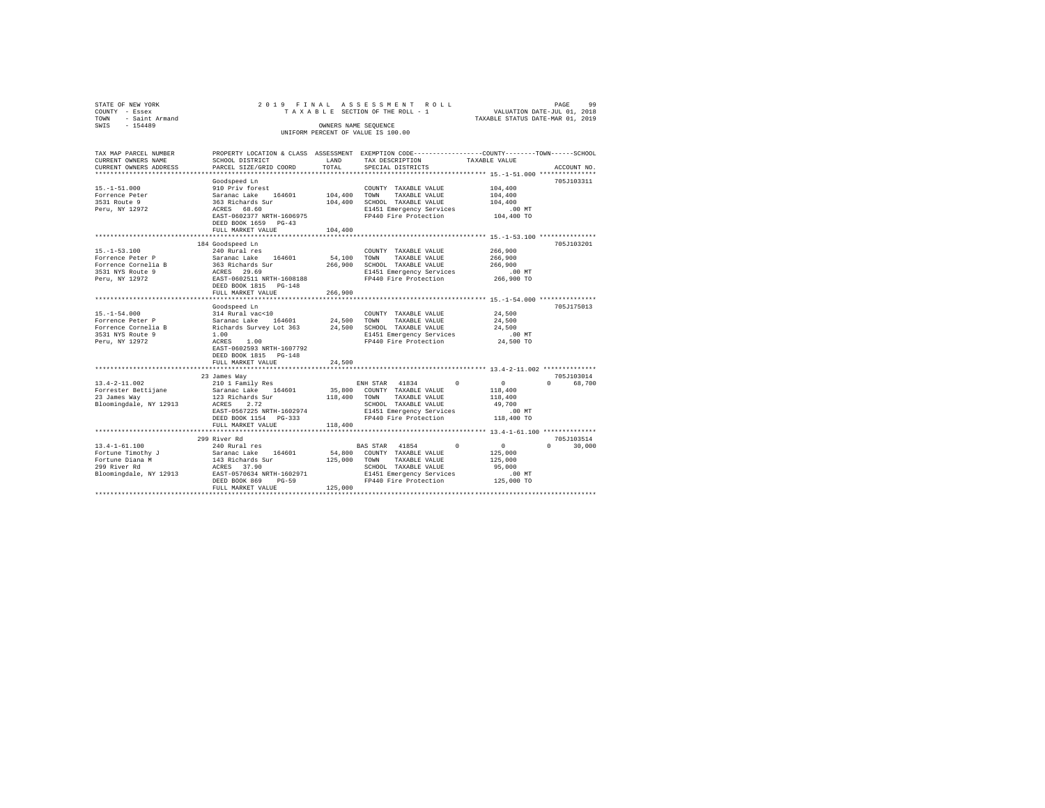STATE OF NEW YORK
COUNTY - Essex
TOWN - Saint Armand
SWIS - 154489

2019 FINAL ASSESSMENT ROLL
TAXABLE SECTION OF THE ROLL - 1
OWNERS NAME SEQUENCE
UNIFORM PERCENT OF VALUE IS 100.00

VALUATION DATE-JUL 01, 2018
TAXABLE STATUS DATE-MAR 01, 2019

| TAX MAP PARCEL NUMBER / CURRENT OWNERS NAME / CURRENT OWNERS ADDRESS | PROPERTY LOCATION & CLASS / SCHOOL DISTRICT / PARCEL SIZE/GRID COORD | ASSESSMENT LAND / TOTAL | EXEMPTION CODE / TAX DESCRIPTION / SPECIAL DISTRICTS | COUNTY / TOWN / SCHOOL TAXABLE VALUE | ACCOUNT NO. |
|---|---|---|---|---|---|
| **15.-1-51.000** | Goodspeed Ln | | | | 705J103311 |
| 15.-1-51.000 | 910 Priv forest | | COUNTY TAXABLE VALUE | 104,400 | |
| Forrence Peter | Saranac Lake 164601 | 104,400 | TOWN TAXABLE VALUE | 104,400 | |
| 3531 Route 9 | 363 Richards Sur | 104,400 | SCHOOL TAXABLE VALUE | 104,400 | |
| Peru, NY 12972 | ACRES 68.60 | | E1451 Emergency Services | .00 MT | |
| | EAST-0602377 NRTH-1606975 | | FP440 Fire Protection | 104,400 TO | |
| | DEED BOOK 1659 PG-43 | | | | |
| | FULL MARKET VALUE | 104,400 | | | |
| **15.-1-53.100** | 184 Goodspeed Ln | | | | 705J103201 |
| 15.-1-53.100 | 240 Rural res | | COUNTY TAXABLE VALUE | 266,900 | |
| Forrence Peter P | Saranac Lake 164601 | 54,100 | TOWN TAXABLE VALUE | 266,900 | |
| Forrence Cornelia B | 363 Richards Sur | 266,900 | SCHOOL TAXABLE VALUE | 266,900 | |
| 3531 NYS Route 9 | ACRES 29.69 | | E1451 Emergency Services | .00 MT | |
| Peru, NY 12972 | EAST-0602511 NRTH-1608188 | | FP440 Fire Protection | 266,900 TO | |
| | DEED BOOK 1815 PG-148 | | | | |
| | FULL MARKET VALUE | 266,900 | | | |
| **15.-1-54.000** | Goodspeed Ln | | | | 705J175013 |
| 15.-1-54.000 | 314 Rural vac<10 | | COUNTY TAXABLE VALUE | 24,500 | |
| Forrence Peter P | Saranac Lake 164601 | 24,500 | TOWN TAXABLE VALUE | 24,500 | |
| Forrence Cornelia B | Richards Survey Lot 363 | 24,500 | SCHOOL TAXABLE VALUE | 24,500 | |
| 3531 NYS Route 9 | 1.00 | | E1451 Emergency Services | .00 MT | |
| Peru, NY 12972 | ACRES 1.00 | | FP440 Fire Protection | 24,500 TO | |
| | EAST-0602593 NRTH-1607792 | | | | |
| | DEED BOOK 1815 PG-148 | | | | |
| | FULL MARKET VALUE | 24,500 | | | |
| **13.4-2-11.002** | 23 James Way | | | | 705J103014 |
| 13.4-2-11.002 | 210 1 Family Res | | ENH STAR 41834 | 0 / 0 / 0 / 68,700 | |
| Forrester Bettijane | Saranac Lake 164601 | 35,800 | COUNTY TAXABLE VALUE | 118,400 | |
| 23 James Way | 123 Richards Sur | 118,400 | TOWN TAXABLE VALUE | 118,400 | |
| Bloomingdale, NY 12913 | ACRES 2.72 | | SCHOOL TAXABLE VALUE | 49,700 | |
| | EAST-0567225 NRTH-1602974 | | E1451 Emergency Services | .00 MT | |
| | DEED BOOK 1154 PG-333 | | FP440 Fire Protection | 118,400 TO | |
| | FULL MARKET VALUE | 118,400 | | | |
| **13.4-1-61.100** | 299 River Rd | | | | 705J103514 |
| 13.4-1-61.100 | 240 Rural res | | BAS STAR 41854 | 0 / 0 / 0 / 30,000 | |
| Fortune Timothy J | Saranac Lake 164601 | 54,800 | COUNTY TAXABLE VALUE | 125,000 | |
| Fortune Diana M | 143 Richards Sur | 125,000 | TOWN TAXABLE VALUE | 125,000 | |
| 299 River Rd | ACRES 37.90 | | SCHOOL TAXABLE VALUE | 95,000 | |
| Bloomingdale, NY 12913 | EAST-0570634 NRTH-1602971 | | E1451 Emergency Services | .00 MT | |
| | DEED BOOK 869 PG-59 | | FP440 Fire Protection | 125,000 TO | |
| | FULL MARKET VALUE | 125,000 | | | |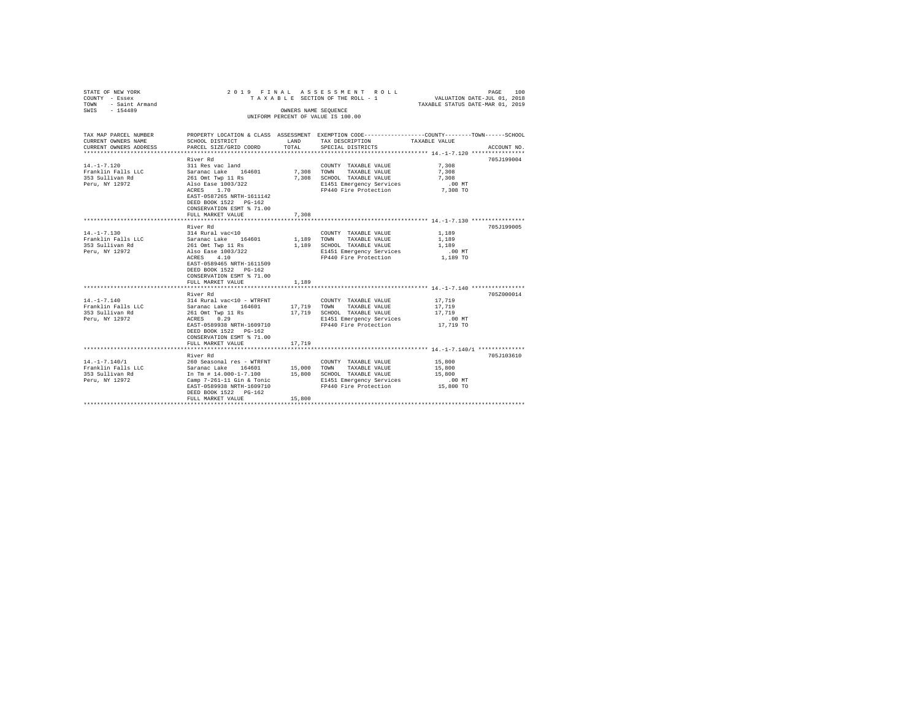STATE OF NEW YORK · COUNTY - Essex · TOWN - Saint Armand · SWIS - 154489

2019 FINAL ASSESSMENT ROLL
TAXABLE SECTION OF THE ROLL - 1
OWNERS NAME SEQUENCE
UNIFORM PERCENT OF VALUE IS 100.00

VALUATION DATE-JUL 01, 2018
TAXABLE STATUS DATE-MAR 01, 2019

| TAX MAP PARCEL NUMBER / CURRENT OWNERS NAME / CURRENT OWNERS ADDRESS | PROPERTY LOCATION & CLASS / SCHOOL DISTRICT / PARCEL SIZE/GRID COORD | ASSESSMENT LAND | TOTAL | EXEMPTION CODE / TAX DESCRIPTION / SPECIAL DISTRICTS | TAXABLE VALUE (COUNTY / TOWN / SCHOOL) | ACCOUNT NO. |
|---|---|---|---|---|---|---|
| **14.-1-7.120** | River Rd | | | | | 705J199004 |
| Franklin Falls LLC | 311 Res vac land | | | COUNTY TAXABLE VALUE | 7,308 | |
| 353 Sullivan Rd | Saranac Lake 164601 | 7,308 | | TOWN TAXABLE VALUE | 7,308 | |
| Peru, NY 12972 | 261 Omt Twp 11 Rs | | 7,308 | SCHOOL TAXABLE VALUE | 7,308 | |
| | Also Ease 1003/322 | | | E1451 Emergency Services | .00 MT | |
| | ACRES 1.70 | | | FP440 Fire Protection | 7,308 TO | |
| | EAST-0587265 NRTH-1611142 | | | | | |
| | DEED BOOK 1522 PG-162 | | | | | |
| | CONSERVATION ESMT % 71.00 | | | | | |
| | FULL MARKET VALUE | | 7,308 | | | |
| **14.-1-7.130** | River Rd | | | | | 705J199005 |
| Franklin Falls LLC | 314 Rural vac<10 | | | COUNTY TAXABLE VALUE | 1,189 | |
| 353 Sullivan Rd | Saranac Lake 164601 | 1,189 | | TOWN TAXABLE VALUE | 1,189 | |
| Peru, NY 12972 | 261 Omt Twp 11 Rs | | 1,189 | SCHOOL TAXABLE VALUE | 1,189 | |
| | Also Ease 1003/322 | | | E1451 Emergency Services | .00 MT | |
| | ACRES 4.10 | | | FP440 Fire Protection | 1,189 TO | |
| | EAST-0589465 NRTH-1611509 | | | | | |
| | DEED BOOK 1522 PG-162 | | | | | |
| | CONSERVATION ESMT % 71.00 | | | | | |
| | FULL MARKET VALUE | | 1,189 | | | |
| **14.-1-7.140** | River Rd | | | | | 705Z000014 |
| Franklin Falls LLC | 314 Rural vac<10 - WTRFNT | | | COUNTY TAXABLE VALUE | 17,719 | |
| 353 Sullivan Rd | Saranac Lake 164601 | 17,719 | | TOWN TAXABLE VALUE | 17,719 | |
| Peru, NY 12972 | 261 Omt Twp 11 Rs | | 17,719 | SCHOOL TAXABLE VALUE | 17,719 | |
| | ACRES 0.29 | | | E1451 Emergency Services | .00 MT | |
| | EAST-0589938 NRTH-1609710 | | | FP440 Fire Protection | 17,719 TO | |
| | DEED BOOK 1522 PG-162 | | | | | |
| | CONSERVATION ESMT % 71.00 | | | | | |
| | FULL MARKET VALUE | | 17,719 | | | |
| **14.-1-7.140/1** | River Rd | | | | | 705J103610 |
| Franklin Falls LLC | 260 Seasonal res - WTRFNT | | | COUNTY TAXABLE VALUE | 15,800 | |
| 353 Sullivan Rd | Saranac Lake 164601 | 15,000 | | TOWN TAXABLE VALUE | 15,800 | |
| Peru, NY 12972 | In Tm # 14.000-1-7.100 | | 15,800 | SCHOOL TAXABLE VALUE | 15,800 | |
| | Camp 7-261-11 Gin & Tonic | | | E1451 Emergency Services | .00 MT | |
| | EAST-0589938 NRTH-1609710 | | | FP440 Fire Protection | 15,800 TO | |
| | DEED BOOK 1522 PG-162 | | | | | |
| | FULL MARKET VALUE | | 15,800 | | | |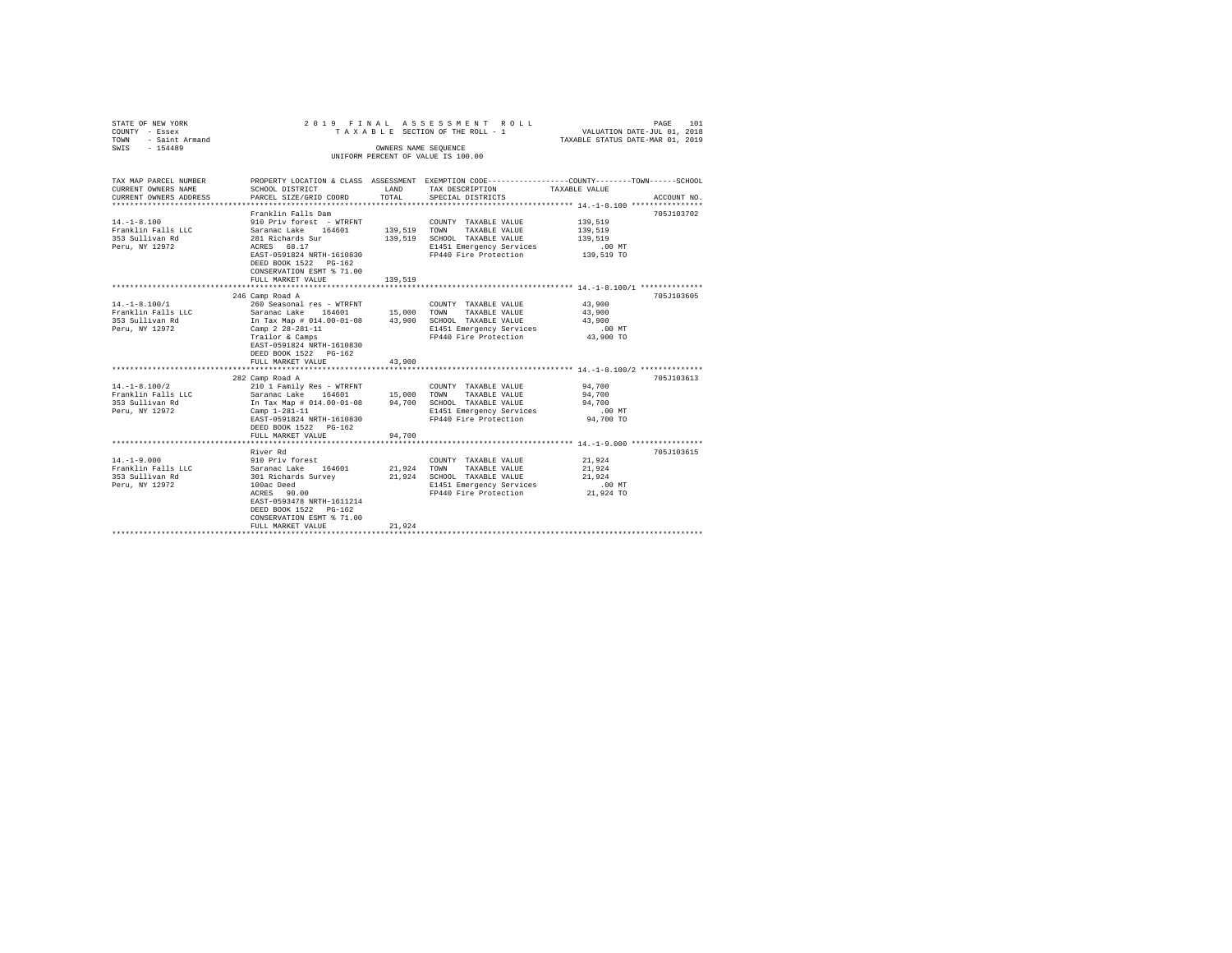STATE OF NEW YORK | 2019 FINAL ASSESSMENT ROLL | VALUATION DATE-JUL 01, 2018
COUNTY - Essex | TAXABLE SECTION OF THE ROLL - 1 | TAXABLE STATUS DATE-MAR 01, 2019
TOWN - Saint Armand | OWNERS NAME SEQUENCE
SWIS - 154489 | UNIFORM PERCENT OF VALUE IS 100.00

| TAX MAP PARCEL NUMBER / CURRENT OWNERS NAME / CURRENT OWNERS ADDRESS | PROPERTY LOCATION & CLASS / SCHOOL DISTRICT / PARCEL SIZE/GRID COORD | ASSESSMENT LAND | TOTAL | EXEMPTION CODE / TAX DESCRIPTION / SPECIAL DISTRICTS | TAXABLE VALUE (COUNTY--TOWN--SCHOOL) | ACCOUNT NO. |
|---|---|---|---|---|---|---|
| 14.-1-8.100 | Franklin Falls Dam | | | | | 705J103702 |
| 14.-1-8.100 | 910 Priv forest - WTRFNT | | | COUNTY TAXABLE VALUE | 139,519 | |
| Franklin Falls LLC | Saranac Lake 164601 | 139,519 | | TOWN TAXABLE VALUE | 139,519 | |
| 353 Sullivan Rd | 281 Richards Sur | | 139,519 | SCHOOL TAXABLE VALUE | 139,519 | |
| Peru, NY 12972 | ACRES 68.17 | | | E1451 Emergency Services | .00 MT | |
| | EAST-0591824 NRTH-1610830 | | | FP440 Fire Protection | 139,519 TO | |
| | DEED BOOK 1522 PG-162 | | | | | |
| | CONSERVATION ESMT % 71.00 | | | | | |
| | FULL MARKET VALUE | | 139,519 | | | |
| 14.-1-8.100/1 | 246 Camp Road A | | | | | 705J103605 |
| 14.-1-8.100/1 | 260 Seasonal res - WTRFNT | | | COUNTY TAXABLE VALUE | 43,900 | |
| Franklin Falls LLC | Saranac Lake 164601 | 15,000 | | TOWN TAXABLE VALUE | 43,900 | |
| 353 Sullivan Rd | In Tax Map # 014.00-01-08 | | 43,900 | SCHOOL TAXABLE VALUE | 43,900 | |
| Peru, NY 12972 | Camp 2 28-281-11 | | | E1451 Emergency Services | .00 MT | |
| | Trailor & Camps | | | FP440 Fire Protection | 43,900 TO | |
| | EAST-0591824 NRTH-1610830 | | | | | |
| | DEED BOOK 1522 PG-162 | | | | | |
| | FULL MARKET VALUE | | 43,900 | | | |
| 14.-1-8.100/2 | 282 Camp Road A | | | | | 705J103613 |
| 14.-1-8.100/2 | 210 1 Family Res - WTRFNT | | | COUNTY TAXABLE VALUE | 94,700 | |
| Franklin Falls LLC | Saranac Lake 164601 | 15,000 | | TOWN TAXABLE VALUE | 94,700 | |
| 353 Sullivan Rd | In Tax Map # 014.00-01-08 | | 94,700 | SCHOOL TAXABLE VALUE | 94,700 | |
| Peru, NY 12972 | Camp 1-281-11 | | | E1451 Emergency Services | .00 MT | |
| | EAST-0591824 NRTH-1610830 | | | FP440 Fire Protection | 94,700 TO | |
| | DEED BOOK 1522 PG-162 | | | | | |
| | FULL MARKET VALUE | | 94,700 | | | |
| 14.-1-9.000 | River Rd | | | | | 705J103615 |
| 14.-1-9.000 | 910 Priv forest | | | COUNTY TAXABLE VALUE | 21,924 | |
| Franklin Falls LLC | Saranac Lake 164601 | 21,924 | | TOWN TAXABLE VALUE | 21,924 | |
| 353 Sullivan Rd | 301 Richards Survey | | 21,924 | SCHOOL TAXABLE VALUE | 21,924 | |
| Peru, NY 12972 | 100ac Deed | | | E1451 Emergency Services | .00 MT | |
| | ACRES 90.00 | | | FP440 Fire Protection | 21,924 TO | |
| | EAST-0593478 NRTH-1611214 | | | | | |
| | DEED BOOK 1522 PG-162 | | | | | |
| | CONSERVATION ESMT % 71.00 | | | | | |
| | FULL MARKET VALUE | | 21,924 | | | |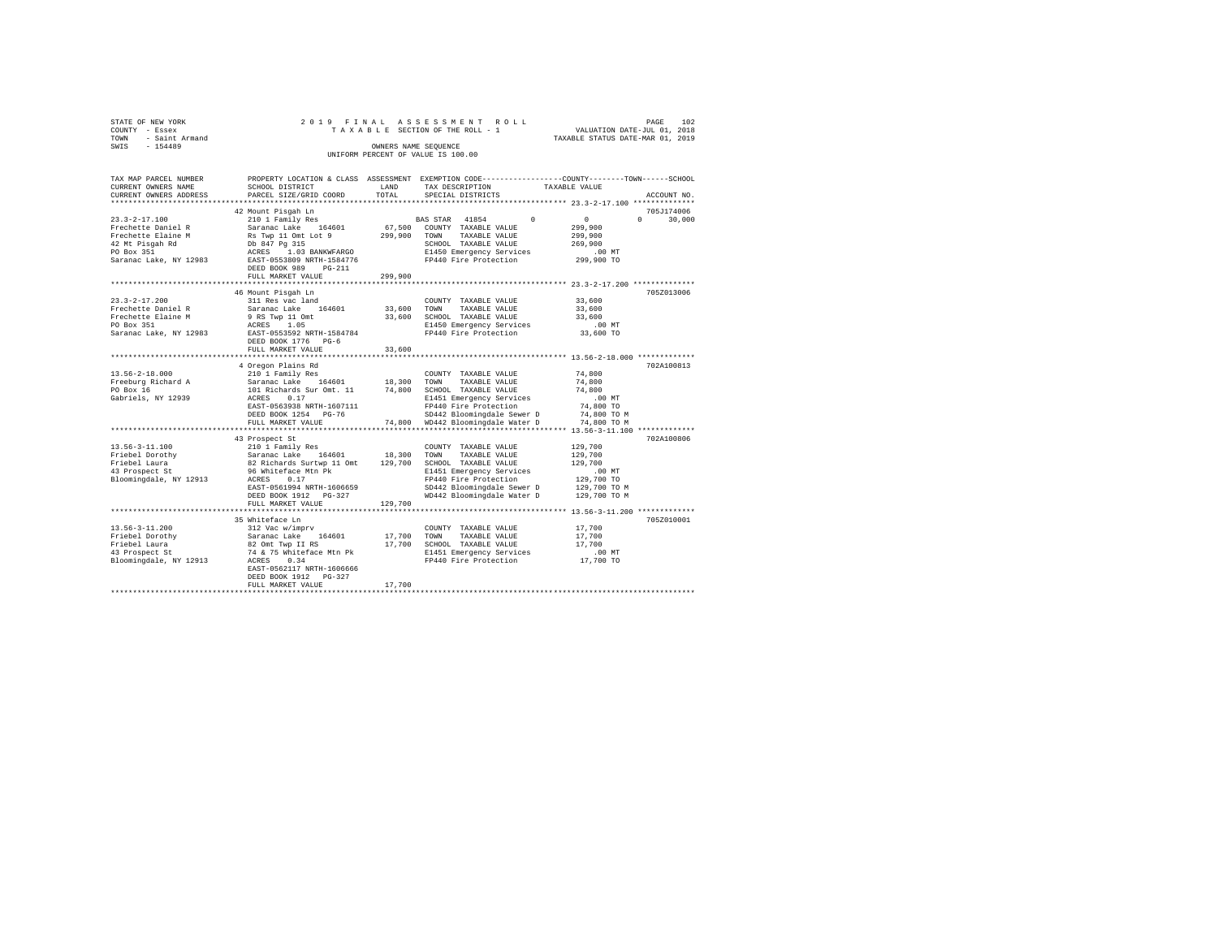STATE OF NEW YORK
COUNTY - Essex
TOWN - Saint Armand
SWIS - 154489

2019 FINAL ASSESSMENT ROLL
TAXABLE SECTION OF THE ROLL - 1
OWNERS NAME SEQUENCE
UNIFORM PERCENT OF VALUE IS 100.00

VALUATION DATE-JUL 01, 2018
TAXABLE STATUS DATE-MAR 01, 2019

| TAX MAP PARCEL NUMBER / CURRENT OWNERS NAME / CURRENT OWNERS ADDRESS | PROPERTY LOCATION & CLASS / SCHOOL DISTRICT / PARCEL SIZE/GRID COORD | ASSESSMENT LAND | TOTAL | EXEMPTION CODE / TAX DESCRIPTION / SPECIAL DISTRICTS | COUNTY | TOWN | SCHOOL / TAXABLE VALUE | ACCOUNT NO. |
|---|---|---|---|---|---|---|---|---|
| **23.3-2-17.100** | 42 Mount Pisgah Ln | | | | | | | 705J174006 |
| 23.3-2-17.100 | 210 1 Family Res | | | BAS STAR 41854 | 0 | 0 | 30,000 | |
| Frechette Daniel R | Saranac Lake 164601 | 67,500 | | COUNTY TAXABLE VALUE | 299,900 | | | |
| Frechette Elaine M | Rs Twp 11 Omt Lot 9 | | 299,900 | TOWN TAXABLE VALUE | | 299,900 | | |
| 42 Mt Pisgah Rd | Db 847 Pg 315 | | | SCHOOL TAXABLE VALUE | | | 269,900 | |
| PO Box 351 | ACRES 1.03 BANKWFARGO | | | E1450 Emergency Services | | | .00 MT | |
| Saranac Lake, NY 12983 | EAST-0553809 NRTH-1584776 | | | FP440 Fire Protection | | | 299,900 TO | |
| | DEED BOOK 989 PG-211 | | | | | | | |
| | FULL MARKET VALUE | | 299,900 | | | | | |
| **23.3-2-17.200** | 46 Mount Pisgah Ln | | | | | | | 705Z013006 |
| 23.3-2-17.200 | 311 Res vac land | | | COUNTY TAXABLE VALUE | 33,600 | | | |
| Frechette Daniel R | Saranac Lake 164601 | 33,600 | | TOWN TAXABLE VALUE | | 33,600 | | |
| Frechette Elaine M | 9 RS Twp 11 Omt | | 33,600 | SCHOOL TAXABLE VALUE | | | 33,600 | |
| PO Box 351 | ACRES 1.05 | | | E1450 Emergency Services | | | .00 MT | |
| Saranac Lake, NY 12983 | EAST-0553592 NRTH-1584784 | | | FP440 Fire Protection | | | 33,600 TO | |
| | DEED BOOK 1776 PG-6 | | | | | | | |
| | FULL MARKET VALUE | | 33,600 | | | | | |
| **13.56-2-18.000** | 4 Oregon Plains Rd | | | | | | | 702A100813 |
| 13.56-2-18.000 | 210 1 Family Res | | | COUNTY TAXABLE VALUE | 74,800 | | | |
| Freeburg Richard A | Saranac Lake 164601 | 18,300 | | TOWN TAXABLE VALUE | | 74,800 | | |
| PO Box 16 | 101 Richards Sur Omt. 11 | | 74,800 | SCHOOL TAXABLE VALUE | | | 74,800 | |
| Gabriels, NY 12939 | ACRES 0.17 | | | E1451 Emergency Services | | | .00 MT | |
| | EAST-0563938 NRTH-1607111 | | | FP440 Fire Protection | | | 74,800 TO | |
| | DEED BOOK 1254 PG-76 | | | SD442 Bloomingdale Sewer D | | | 74,800 TO M | |
| | FULL MARKET VALUE | | 74,800 | WD442 Bloomingdale Water D | | | 74,800 TO M | |
| **13.56-3-11.100** | 43 Prospect St | | | | | | | 702A100806 |
| 13.56-3-11.100 | 210 1 Family Res | | | COUNTY TAXABLE VALUE | 129,700 | | | |
| Friebel Dorothy | Saranac Lake 164601 | 18,300 | | TOWN TAXABLE VALUE | | 129,700 | | |
| Friebel Laura | 82 Richards Surtwp 11 Omt | | 129,700 | SCHOOL TAXABLE VALUE | | | 129,700 | |
| 43 Prospect St | 96 Whiteface Mtn Pk | | | E1451 Emergency Services | | | .00 MT | |
| Bloomingdale, NY 12913 | ACRES 0.17 | | | FP440 Fire Protection | | | 129,700 TO | |
| | EAST-0561994 NRTH-1606659 | | | SD442 Bloomingdale Sewer D | | | 129,700 TO M | |
| | DEED BOOK 1912 PG-327 | | | WD442 Bloomingdale Water D | | | 129,700 TO M | |
| | FULL MARKET VALUE | | 129,700 | | | | | |
| **13.56-3-11.200** | 35 Whiteface Ln | | | | | | | 705Z010001 |
| 13.56-3-11.200 | 312 Vac w/imprv | | | COUNTY TAXABLE VALUE | 17,700 | | | |
| Friebel Dorothy | Saranac Lake 164601 | 17,700 | | TOWN TAXABLE VALUE | | 17,700 | | |
| Friebel Laura | 82 Omt Twp II RS | | 17,700 | SCHOOL TAXABLE VALUE | | | 17,700 | |
| 43 Prospect St | 74 & 75 Whiteface Mtn Pk | | | E1451 Emergency Services | | | .00 MT | |
| Bloomingdale, NY 12913 | ACRES 0.34 | | | FP440 Fire Protection | | | 17,700 TO | |
| | EAST-0562117 NRTH-1606666 | | | | | | | |
| | DEED BOOK 1912 PG-327 | | | | | | | |
| | FULL MARKET VALUE | | 17,700 | | | | | |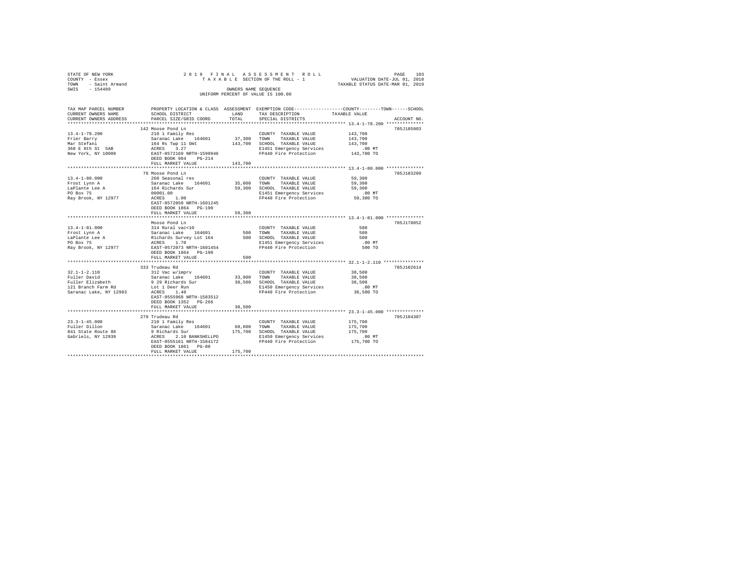STATE OF NEW YORK | 2019 FINAL ASSESSMENT ROLL
COUNTY - Essex | TAXABLE SECTION OF THE ROLL - 1 | VALUATION DATE-JUL 01, 2018
TOWN - Saint Armand | | TAXABLE STATUS DATE-MAR 01, 2019
SWIS - 154489 | OWNERS NAME SEQUENCE
UNIFORM PERCENT OF VALUE IS 100.00

| TAX MAP PARCEL NUMBER / CURRENT OWNERS NAME / CURRENT OWNERS ADDRESS | PROPERTY LOCATION & CLASS / SCHOOL DISTRICT / PARCEL SIZE/GRID COORD | ASSESSMENT LAND / TOTAL | EXEMPTION CODE / TAX DESCRIPTION / SPECIAL DISTRICTS | COUNTY--------TOWN------SCHOOL TAXABLE VALUE | ACCOUNT NO. |
|---|---|---|---|---|---|
| 13.4-1-78.200 | 142 Moose Pond Ln | | | | 705J185003 |
| Frier Barry | 210 1 Family Res | | COUNTY TAXABLE VALUE | 143,700 | |
| Mar Stefani | Saranac Lake 164601 | 37,300 | TOWN TAXABLE VALUE | 143,700 | |
| 368 E 8th St 5AB | 164 Rs Twp 11 Omt | 143,700 | SCHOOL TAXABLE VALUE | 143,700 | |
| New York, NY 10009 | ACRES 3.27 | | E1451 Emergency Services | .00 MT | |
| | EAST-0572169 NRTH-1599946 | | FP440 Fire Protection | 143,700 TO | |
| | DEED BOOK 984 PG-214 | | | | |
| | FULL MARKET VALUE | 143,700 | | | |
| 13.4-1-80.000 | 76 Moose Pond Ln | | | | 705J103209 |
| Frost Lynn A | 260 Seasonal res | | COUNTY TAXABLE VALUE | 59,300 | |
| LaPlante Lee A | Saranac Lake 164601 | 35,000 | TOWN TAXABLE VALUE | 59,300 | |
| PO Box 75 | 164 Richards Sur | 59,300 | SCHOOL TAXABLE VALUE | 59,300 | |
| Ray Brook, NY 12977 | 00001.00 | | E1451 Emergency Services | .00 MT | |
| | ACRES 1.00 | | FP440 Fire Protection | 59,300 TO | |
| | EAST-0572050 NRTH-1601245 | | | | |
| | DEED BOOK 1864 PG-190 | | | | |
| | FULL MARKET VALUE | 59,300 | | | |
| 13.4-1-81.000 | Moose Pond Ln | | | | 705J178052 |
| Frost Lynn A | 314 Rural vac<10 | | COUNTY TAXABLE VALUE | 500 | |
| LaPlante Lee A | Saranac Lake 164601 | 500 | TOWN TAXABLE VALUE | 500 | |
| PO Box 75 | Richards Survey Lot 164 | 500 | SCHOOL TAXABLE VALUE | 500 | |
| Ray Brook, NY 12977 | ACRES 1.70 | | E1451 Emergency Services | .00 MT | |
| | EAST-0572073 NRTH-1601454 | | FP440 Fire Protection | 500 TO | |
| | DEED BOOK 1864 PG-190 | | | | |
| | FULL MARKET VALUE | 500 | | | |
| 32.1-1-2.110 | 333 Trudeau Rd | | | | 705J102614 |
| Fuller David | 312 Vac w/imprv | | COUNTY TAXABLE VALUE | 38,500 | |
| Fuller Elizabeth | Saranac Lake 164601 | 33,900 | TOWN TAXABLE VALUE | 38,500 | |
| 121 Branch Farm Rd | 9 29 Richards Sur | 38,500 | SCHOOL TAXABLE VALUE | 38,500 | |
| Saranac Lake, NY 12983 | Lot 1 Deer Run | | E1450 Emergency Services | .00 MT | |
| | ACRES 1.40 | | FP440 Fire Protection | 38,500 TO | |
| | EAST-0555968 NRTH-1583512 | | | | |
| | DEED BOOK 1352 PG-266 | | | | |
| | FULL MARKET VALUE | 38,500 | | | |
| 23.3-1-45.000 | 279 Trudeau Rd | | | | 705J104307 |
| Fuller Dillon | 210 1 Family Res | | COUNTY TAXABLE VALUE | 175,700 | |
| 841 State Route 86 | Saranac Lake 164601 | 68,600 | TOWN TAXABLE VALUE | 175,700 | |
| Gabriels, NY 12939 | 9 Richards Sur | 175,700 | SCHOOL TAXABLE VALUE | 175,700 | |
| | ACRES 2.10 BANKSHELLPO | | E1450 Emergency Services | .00 MT | |
| | EAST-0555161 NRTH-1584172 | | FP440 Fire Protection | 175,700 TO | |
| | DEED BOOK 1861 PG-80 | | | | |
| | FULL MARKET VALUE | 175,700 | | | |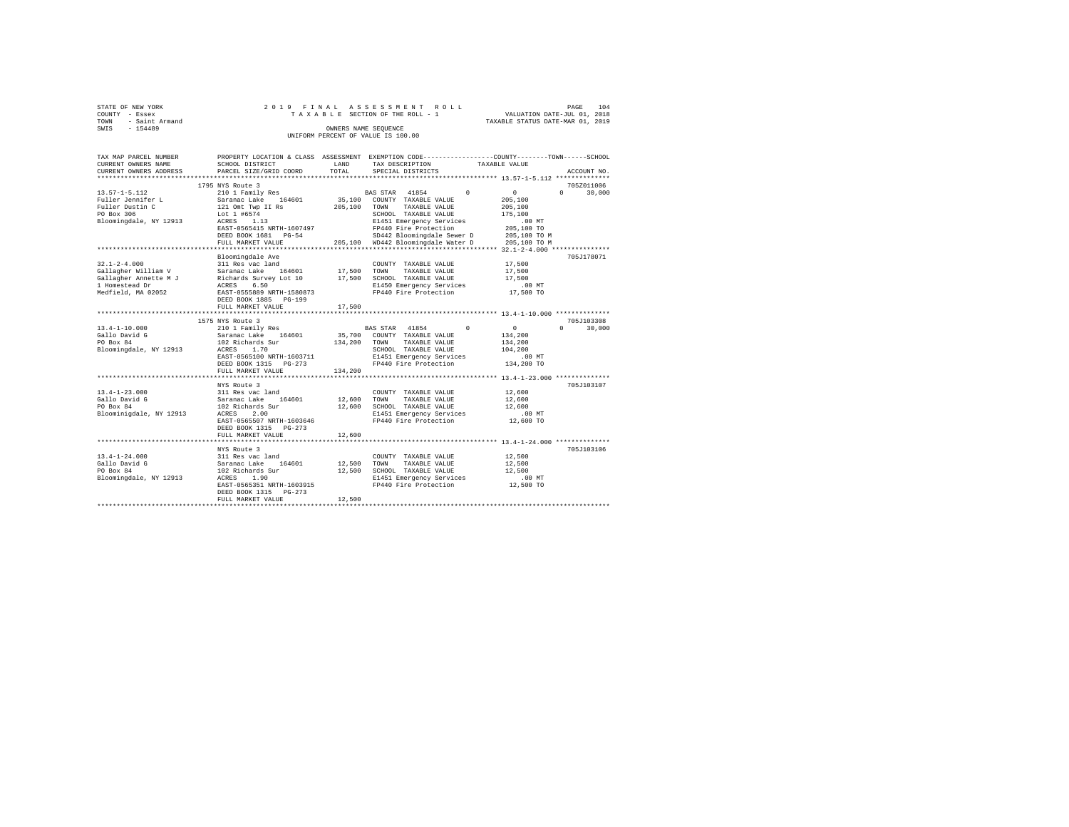STATE OF NEW YORK
COUNTY - Essex
TOWN - Saint Armand
SWIS - 154489

2 0 1 9 F I N A L A S S E S S M E N T R O L L
T A X A B L E SECTION OF THE ROLL - 1
OWNERS NAME SEQUENCE
UNIFORM PERCENT OF VALUE IS 100.00

VALUATION DATE-JUL 01, 2018
TAXABLE STATUS DATE-MAR 01, 2019

```
TAX MAP PARCEL NUMBER     PROPERTY LOCATION & CLASS  ASSESSMENT  EXEMPTION CODE-----------------COUNTY--------TOWN------SCHOOL
CURRENT OWNERS NAME       SCHOOL DISTRICT               LAND      TAX DESCRIPTION            TAXABLE VALUE
CURRENT OWNERS ADDRESS    PARCEL SIZE/GRID COORD        TOTAL     SPECIAL DISTRICTS                                   ACCOUNT NO.
******************************************************************************************* 13.57-1-5.112 **************
                          1795 NYS Route 3                                                                          705Z011006
13.57-1-5.112             210 1 Family Res                        BAS STAR  41854        0          0            0     30,000
Fuller Jennifer L         Saranac Lake   164601        35,100    COUNTY  TAXABLE VALUE          205,100
Fuller Dustin C           121 Omt Twp II Rs           205,100    TOWN    TAXABLE VALUE          205,100
PO Box 306                Lot 1 #6574                             SCHOOL  TAXABLE VALUE          175,100
Bloomingdale, NY 12913    ACRES    1.13                           E1451 Emergency Services           .00 MT
                          EAST-0565415 NRTH-1607497               FP440 Fire Protection          205,100 TO
                          DEED BOOK 1681   PG-54                  SD442 Bloomingdale Sewer D     205,100 TO M
                          FULL MARKET VALUE           205,100    WD442 Bloomingdale Water D     205,100 TO M
******************************************************************************************* 32.1-2-4.000 ***************
                          Bloomingdale Ave                                                                          705J178071
32.1-2-4.000              311 Res vac land                        COUNTY  TAXABLE VALUE           17,500
Gallagher William V       Saranac Lake   164601        17,500    TOWN    TAXABLE VALUE           17,500
Gallagher Annette M J     Richards Survey Lot 10       17,500    SCHOOL  TAXABLE VALUE           17,500
1 Homestead Dr            ACRES    6.50                           E1450 Emergency Services           .00 MT
Medfield, MA 02052        EAST-0555889 NRTH-1580873               FP440 Fire Protection           17,500 TO
                          DEED BOOK 1885   PG-199
                          FULL MARKET VALUE            17,500
******************************************************************************************* 13.4-1-10.000 **************
                          1575 NYS Route 3                                                                          705J103308
13.4-1-10.000             210 1 Family Res                        BAS STAR  41854        0          0            0     30,000
Gallo David G             Saranac Lake   164601        35,700    COUNTY  TAXABLE VALUE          134,200
PO Box 84                 102 Richards Sur            134,200    TOWN    TAXABLE VALUE          134,200
Bloomingdale, NY 12913    ACRES    1.70                           SCHOOL  TAXABLE VALUE          104,200
                          EAST-0565100 NRTH-1603711               E1451 Emergency Services           .00 MT
                          DEED BOOK 1315   PG-273                 FP440 Fire Protection          134,200 TO
                          FULL MARKET VALUE           134,200
******************************************************************************************* 13.4-1-23.000 **************
                          NYS Route 3                                                                               705J103107
13.4-1-23.000             311 Res vac land                        COUNTY  TAXABLE VALUE           12,600
Gallo David G             Saranac Lake   164601        12,600    TOWN    TAXABLE VALUE           12,600
PO Box 84                 102 Richards Sur             12,600    SCHOOL  TAXABLE VALUE           12,600
Bloominigdale, NY 12913   ACRES    2.00                           E1451 Emergency Services           .00 MT
                          EAST-0565507 NRTH-1603646               FP440 Fire Protection           12,600 TO
                          DEED BOOK 1315   PG-273
                          FULL MARKET VALUE            12,600
******************************************************************************************* 13.4-1-24.000 **************
                          NYS Route 3                                                                               705J103106
13.4-1-24.000             311 Res vac land                        COUNTY  TAXABLE VALUE           12,500
Gallo David G             Saranac Lake   164601        12,500    TOWN    TAXABLE VALUE           12,500
PO Box 84                 102 Richards Sur             12,500    SCHOOL  TAXABLE VALUE           12,500
Bloomingdale, NY 12913    ACRES    1.90                           E1451 Emergency Services           .00 MT
                          EAST-0565351 NRTH-1603915               FP440 Fire Protection           12,500 TO
                          DEED BOOK 1315   PG-273
                          FULL MARKET VALUE            12,500
************************************************************************************************************************
```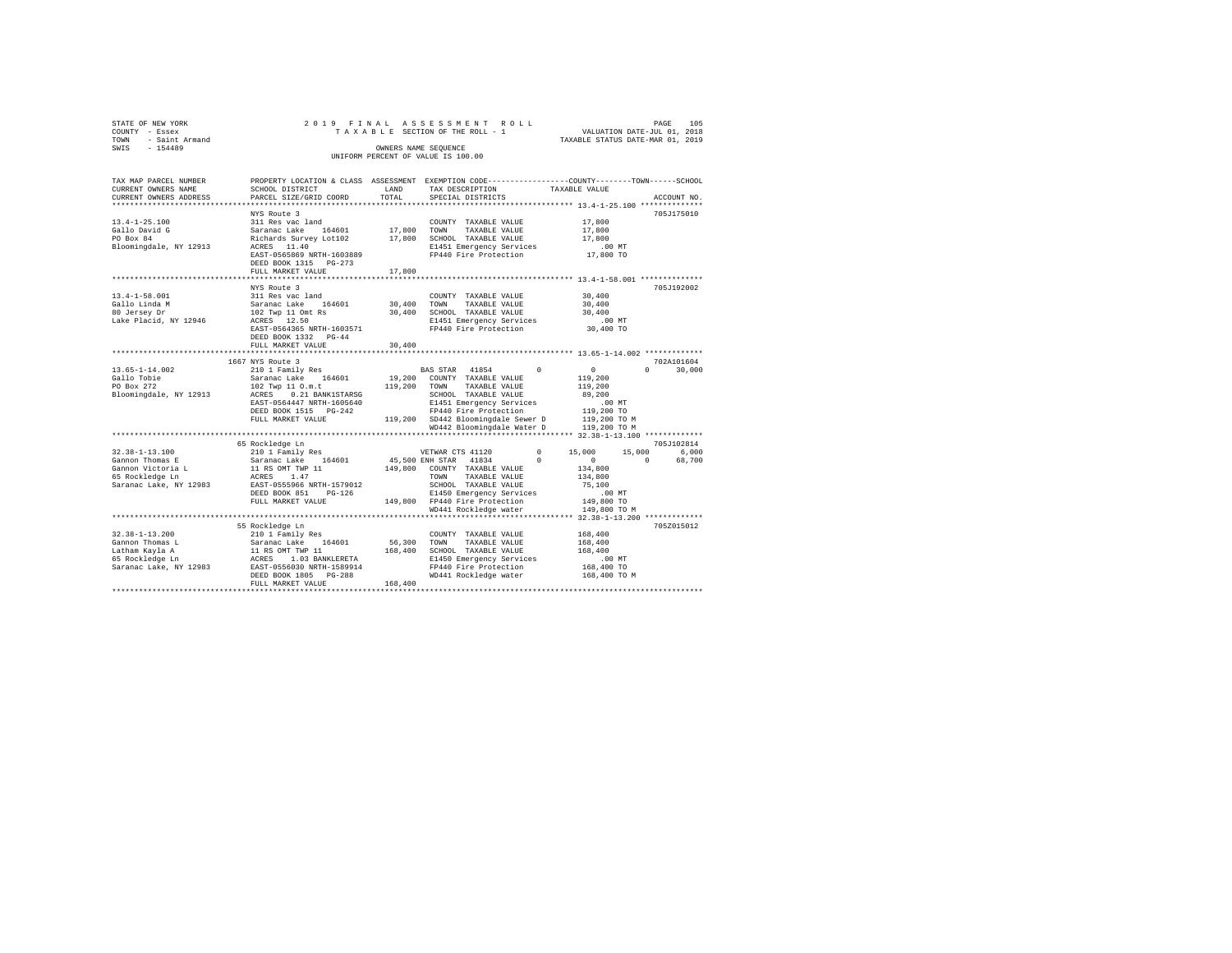STATE OF NEW YORK 2019 FINAL ASSESSMENT ROLL
COUNTY - Essex TAXABLE SECTION OF THE ROLL - 1 VALUATION DATE-JUL 01, 2018
TOWN - Saint Armand TAXABLE STATUS DATE-MAR 01, 2019
SWIS - 154489 OWNERS NAME SEQUENCE
UNIFORM PERCENT OF VALUE IS 100.00

```
TAX MAP PARCEL NUMBER      PROPERTY LOCATION & CLASS  ASSESSMENT  EXEMPTION CODE-----------------COUNTY--------TOWN------SCHOOL
CURRENT OWNERS NAME        SCHOOL DISTRICT              LAND      TAX DESCRIPTION           TAXABLE VALUE
CURRENT OWNERS ADDRESS     PARCEL SIZE/GRID COORD       TOTAL     SPECIAL DISTRICTS                                    ACCOUNT NO.
*************************************************************************************************** 13.4-1-25.100 **************
                           NYS Route 3                                                                                 705J175010
13.4-1-25.100              311 Res vac land                        COUNTY  TAXABLE VALUE            17,800
Gallo David G              Saranac Lake   164601        17,800    TOWN    TAXABLE VALUE            17,800
PO Box 84                  Richards Survey Lot102       17,800    SCHOOL  TAXABLE VALUE            17,800
Bloomingdale, NY 12913     ACRES  11.40                           E1451 Emergency Services            .00 MT
                           EAST-0565869 NRTH-1603889              FP440 Fire Protection            17,800 TO
                           DEED BOOK 1315   PG-273
                           FULL MARKET VALUE            17,800
*************************************************************************************************** 13.4-1-58.001 **************
                           NYS Route 3                                                                                 705J192002
13.4-1-58.001              311 Res vac land                        COUNTY  TAXABLE VALUE            30,400
Gallo Linda M              Saranac Lake   164601        30,400    TOWN    TAXABLE VALUE            30,400
80 Jersey Dr               102 Twp 11 Omt Rs            30,400    SCHOOL  TAXABLE VALUE            30,400
Lake Placid, NY 12946      ACRES  12.50                           E1451 Emergency Services            .00 MT
                           EAST-0564365 NRTH-1603571              FP440 Fire Protection            30,400 TO
                           DEED BOOK 1332   PG-44
                           FULL MARKET VALUE            30,400
*************************************************************************************************** 13.65-1-14.002 *************
                      1667 NYS Route 3                                                                                 702A101604
13.65-1-14.002             210 1 Family Res                   BAS STAR  41854         0           0            0      30,000
Gallo Tobie                Saranac Lake   164601        19,200    COUNTY  TAXABLE VALUE           119,200
PO Box 272                 102 Twp 11 O.m.t            119,200    TOWN    TAXABLE VALUE           119,200
Bloomingdale, NY 12913     ACRES   0.21 BANK1STARSG               SCHOOL  TAXABLE VALUE            89,200
                           EAST-0564447 NRTH-1605640              E1451 Emergency Services            .00 MT
                           DEED BOOK 1515   PG-242                FP440 Fire Protection           119,200 TO
                           FULL MARKET VALUE           119,200    SD442 Bloomingdale Sewer D      119,200 TO M
                                                                  WD442 Bloomingdale Water D      119,200 TO M
*************************************************************************************************** 32.38-1-13.100 *************
                           65 Rockledge Ln                                                                             705J102814
32.38-1-13.100             210 1 Family Res                   VETWAR CTS 41120        0      15,000       15,000       6,000
Gannon Thomas E            Saranac Lake   164601        45,500 ENH STAR  41834        0           0            0      68,700
Gannon Victoria L          11 RS OMT TWP 11            149,800    COUNTY  TAXABLE VALUE           134,800
65 Rockledge Ln            ACRES   1.47                           TOWN    TAXABLE VALUE           134,800
Saranac Lake, NY 12983     EAST-0555966 NRTH-1579012              SCHOOL  TAXABLE VALUE            75,100
                           DEED BOOK 851    PG-126                E1450 Emergency Services            .00 MT
                           FULL MARKET VALUE           149,800    FP440 Fire Protection           149,800 TO
                                                                  WD441 Rockledge water           149,800 TO M
*************************************************************************************************** 32.38-1-13.200 *************
                           55 Rockledge Ln                                                                             705Z015012
32.38-1-13.200             210 1 Family Res                        COUNTY  TAXABLE VALUE           168,400
Gannon Thomas L            Saranac Lake   164601        56,300    TOWN    TAXABLE VALUE           168,400
Latham Kayla A             11 RS OMT TWP 11            168,400    SCHOOL  TAXABLE VALUE           168,400
65 Rockledge Ln            ACRES   1.03 BANKLERETA                E1450 Emergency Services            .00 MT
Saranac Lake, NY 12983     EAST-0556030 NRTH-1589914              FP440 Fire Protection           168,400 TO
                           DEED BOOK 1805   PG-288                WD441 Rockledge water           168,400 TO M
                           FULL MARKET VALUE           168,400
********************************************************************************************************************************
```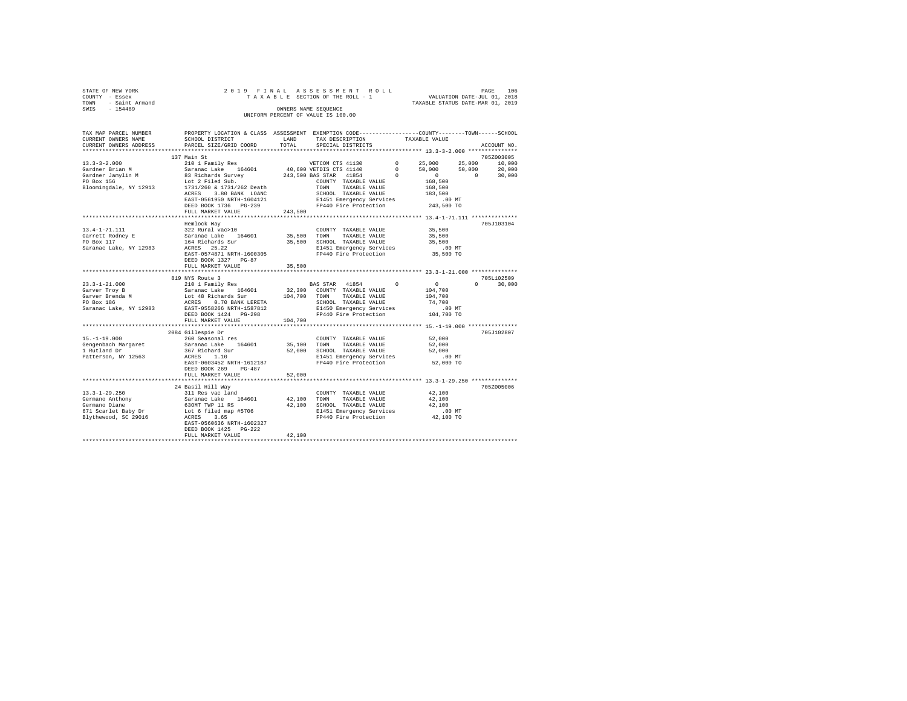STATE OF NEW YORK                    2019 FINAL ASSESSMENT ROLL
COUNTY - Essex                       TAXABLE SECTION OF THE ROLL - 1              VALUATION DATE-JUL 01, 2018
TOWN - Saint Armand                                                               TAXABLE STATUS DATE-MAR 01, 2019
SWIS - 154489                        OWNERS NAME SEQUENCE
                                     UNIFORM PERCENT OF VALUE IS 100.00

```
TAX MAP PARCEL NUMBER     PROPERTY LOCATION & CLASS  ASSESSMENT  EXEMPTION CODE-----------------COUNTY--------TOWN------SCHOOL
CURRENT OWNERS NAME       SCHOOL DISTRICT             LAND       TAX DESCRIPTION            TAXABLE VALUE
CURRENT OWNERS ADDRESS    PARCEL SIZE/GRID COORD      TOTAL      SPECIAL DISTRICTS                                   ACCOUNT NO.
******************************************************************************************** 13.3-3-2.000 ***************
                          137 Main St                                                                               705Z003005
13.3-3-2.000              210 1 Family Res                  VETCOM CTS 41130        0      25,000     25,000      10,000
Gardner Brian M           Saranac Lake    164601      40,600 VETDIS CTS 41140       0      50,000     50,000      20,000
Gardner Jamylin M         83 Richards Survey         243,500 BAS STAR  41854        0           0          0      30,000
PO Box 156                Lot 2 Filed Sub.                   COUNTY  TAXABLE VALUE          168,500
Bloomingdale, NY 12913    1731/260 & 1731/262 Death          TOWN    TAXABLE VALUE          168,500
                          ACRES    3.80 BANK  LOANC          SCHOOL  TAXABLE VALUE          183,500
                          EAST-0561950 NRTH-1604121          E1451 Emergency Services           .00 MT
                          DEED BOOK 1736   PG-239            FP440 Fire Protection          243,500 TO
                          FULL MARKET VALUE          243,500
******************************************************************************************** 13.4-1-71.111 **************
                          Hemlock Way                                                                               705J103104
13.4-1-71.111             322 Rural vac>10                   COUNTY  TAXABLE VALUE           35,500
Garrett Rodney E          Saranac Lake    164601      35,500 TOWN    TAXABLE VALUE           35,500
PO Box 117                164 Richards Sur            35,500 SCHOOL  TAXABLE VALUE           35,500
Saranac Lake, NY 12983    ACRES   25.22                      E1451 Emergency Services           .00 MT
                          EAST-0574871 NRTH-1600305          FP440 Fire Protection           35,500 TO
                          DEED BOOK 1327   PG-87
                          FULL MARKET VALUE           35,500
******************************************************************************************** 23.3-1-21.000 **************
                          819 NYS Route 3                                                                           705L102509
23.3-1-21.000             210 1 Family Res                  BAS STAR  41854         0           0          0      30,000
Garver Troy B             Saranac Lake    164601      32,300 COUNTY  TAXABLE VALUE          104,700
Garver Brenda M           Lot 48 Richards Sur        104,700 TOWN    TAXABLE VALUE          104,700
PO Box 186                ACRES    0.70 BANK LERETA          SCHOOL  TAXABLE VALUE           74,700
Saranac Lake, NY 12983    EAST-0558266 NRTH-1587812          E1450 Emergency Services           .00 MT
                          DEED BOOK 1424   PG-298            FP440 Fire Protection          104,700 TO
                          FULL MARKET VALUE          104,700
******************************************************************************************** 15.-1-19.000 ***************
                          2084 Gillespie Dr                                                                         705J102807
15.-1-19.000              260 Seasonal res                   COUNTY  TAXABLE VALUE           52,000
Gengenbach Margaret       Saranac Lake    164601      35,100 TOWN    TAXABLE VALUE           52,000
1 Rutland Dr              367 Richard Sur             52,000 SCHOOL  TAXABLE VALUE           52,000
Patterson, NY 12563       ACRES    1.10                      E1451 Emergency Services           .00 MT
                          EAST-0603452 NRTH-1612187          FP440 Fire Protection           52,000 TO
                          DEED BOOK 269    PG-487
                          FULL MARKET VALUE           52,000
******************************************************************************************** 13.3-1-29.250 **************
                          24 Basil Hill Way                                                                         705Z005006
13.3-1-29.250             311 Res vac land                   COUNTY  TAXABLE VALUE           42,100
Germano Anthony           Saranac Lake    164601      42,100 TOWN    TAXABLE VALUE           42,100
Germano Diane             63OMT TWP 11 RS             42,100 SCHOOL  TAXABLE VALUE           42,100
671 Scarlet Baby Dr       Lot 6 filed map #5706              E1451 Emergency Services           .00 MT
Blythewood, SC 29016      ACRES    3.65                      FP440 Fire Protection           42,100 TO
                          EAST-0560636 NRTH-1602327
                          DEED BOOK 1425   PG-222
                          FULL MARKET VALUE           42,100
****************************************************************************************************************************
```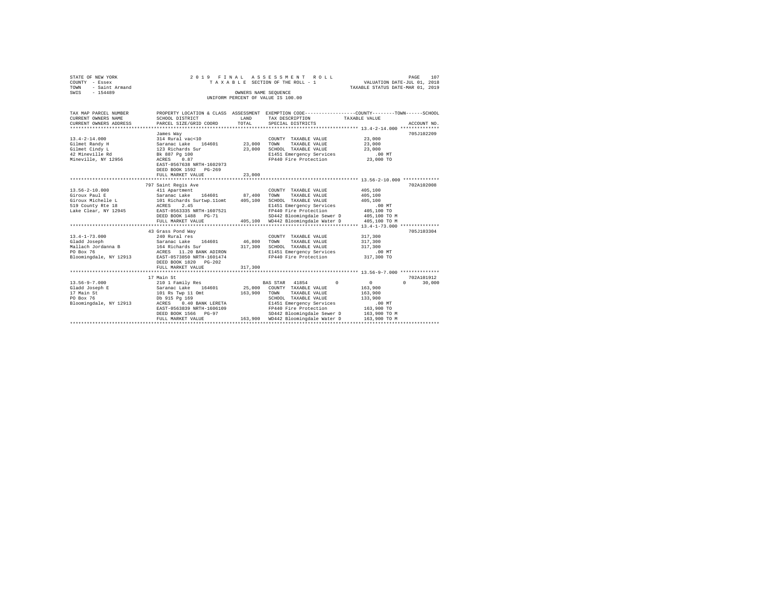STATE OF NEW YORK
COUNTY - Essex
TOWN - Saint Armand
SWIS - 154489

2019 FINAL ASSESSMENT ROLL
TAXABLE SECTION OF THE ROLL - 1
OWNERS NAME SEQUENCE
UNIFORM PERCENT OF VALUE IS 100.00

VALUATION DATE-JUL 01, 2018
TAXABLE STATUS DATE-MAR 01, 2019

```
TAX MAP PARCEL NUMBER      PROPERTY LOCATION & CLASS  ASSESSMENT  EXEMPTION CODE-----------------COUNTY--------TOWN------SCHOOL
CURRENT OWNERS NAME        SCHOOL DISTRICT              LAND      TAX DESCRIPTION            TAXABLE VALUE
CURRENT OWNERS ADDRESS     PARCEL SIZE/GRID COORD       TOTAL     SPECIAL DISTRICTS                                      ACCOUNT NO.
******************************************************************************************************* 13.4-2-14.000 **************
                           James Way                                                                                 705J102209
13.4-2-14.000              314 Rural vac<10                       COUNTY  TAXABLE VALUE          23,000
Gilmet Randy H             Saranac Lake    164601      23,000     TOWN    TAXABLE VALUE          23,000
Gilmet Cindy L             123 Richards Sur            23,000     SCHOOL  TAXABLE VALUE          23,000
42 Mineville Rd            Bk 887 Pg 100                          E1451 Emergency Services          .00 MT
Mineville, NY 12956        ACRES    0.87                          FP440 Fire Protection          23,000 TO
                           EAST-0567638 NRTH-1602973
                           DEED BOOK 1592   PG-269
                           FULL MARKET VALUE           23,000
******************************************************************************************************* 13.56-2-10.000 *************
                           797 Saint Regis Ave                                                                       702A102008
13.56-2-10.000             411 Apartment                          COUNTY  TAXABLE VALUE         405,100
Giroux Paul E              Saranac Lake    164601      87,400     TOWN    TAXABLE VALUE         405,100
Giroux Michelle L          101 Richards Surtwp.11omt  405,100     SCHOOL  TAXABLE VALUE         405,100
519 County Rte 18          ACRES    2.45                          E1451 Emergency Services          .00 MT
Lake Clear, NY 12945       EAST-0563335 NRTH-1607521              FP440 Fire Protection         405,100 TO
                           DEED BOOK 1488   PG-71                 SD442 Bloomingdale Sewer D    405,100 TO M
                           FULL MARKET VALUE          405,100     WD442 Bloomingdale Water D    405,100 TO M
******************************************************************************************************* 13.4-1-73.000 **************
                           43 Grass Pond Way                                                                         705J103304
13.4-1-73.000              240 Rural res                          COUNTY  TAXABLE VALUE         317,300
Gladd Joseph               Saranac Lake    164601      46,800     TOWN    TAXABLE VALUE         317,300
Mallach Jordanna B         164 Richards Sur           317,300     SCHOOL  TAXABLE VALUE         317,300
PO Box 76                  ACRES   11.20 BANK ADIRON              E1451 Emergency Services          .00 MT
Bloomingdale, NY 12913     EAST-0573850 NRTH-1601474              FP440 Fire Protection         317,300 TO
                           DEED BOOK 1820   PG-202
                           FULL MARKET VALUE          317,300
******************************************************************************************************* 13.56-9-7.000 **************
                           17 Main St                                                                                702A101912
13.56-9-7.000              210 1 Family Res                  BAS STAR  41854          0              0          0      30,000
Gladd Joseph E             Saranac Lake    164601      25,000     COUNTY  TAXABLE VALUE         163,900
17 Main St                 101 Rs Twp 11 Omt          163,900     TOWN    TAXABLE VALUE         163,900
PO Box 76                  Db 915 Pg 169                          SCHOOL  TAXABLE VALUE         133,900
Bloomingdale, NY 12913     ACRES    0.40 BANK LERETA              E1451 Emergency Services          .00 MT
                           EAST-0563839 NRTH-1606109              FP440 Fire Protection         163,900 TO
                           DEED BOOK 1566   PG-97                 SD442 Bloomingdale Sewer D    163,900 TO M
                           FULL MARKET VALUE          163,900     WD442 Bloomingdale Water D    163,900 TO M
************************************************************************************************************************************
```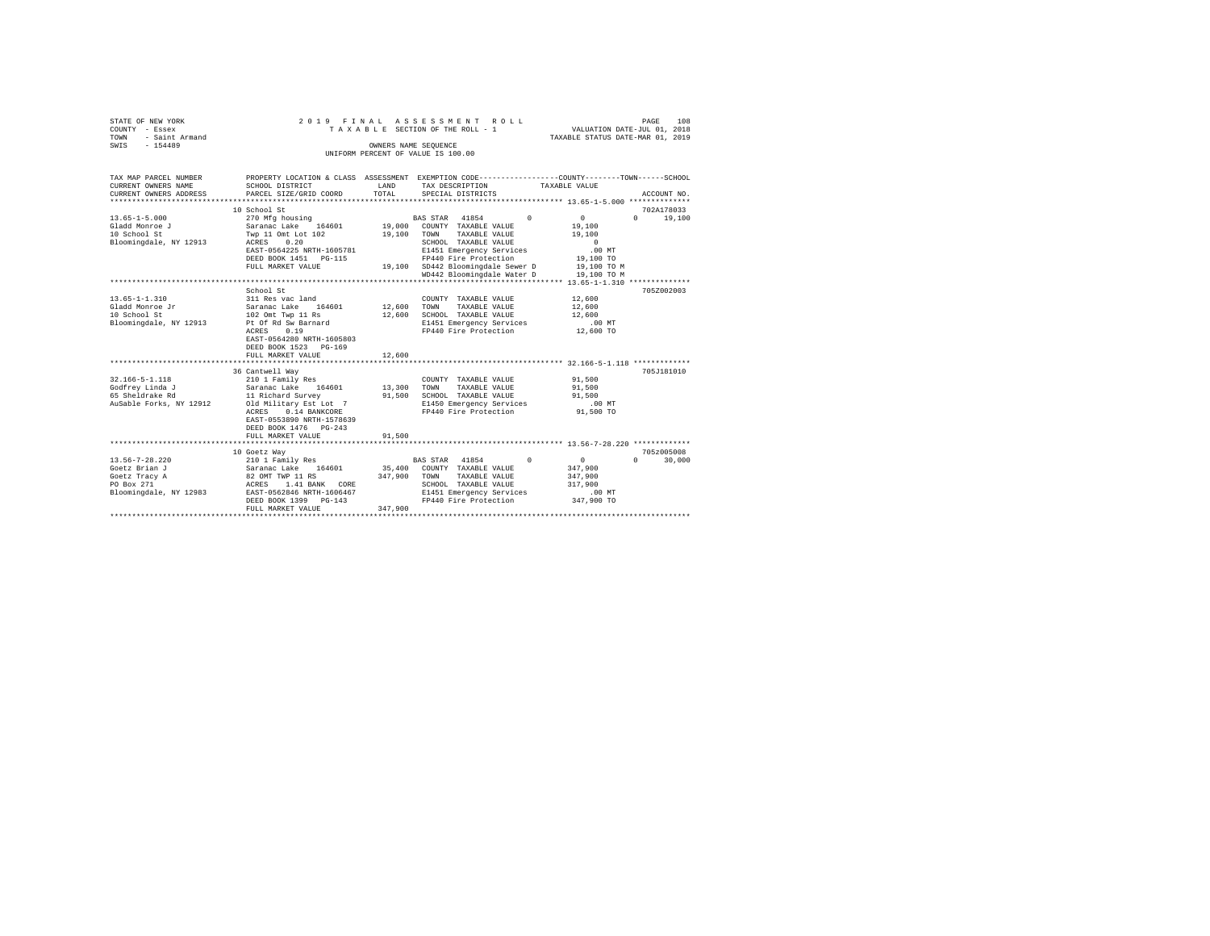STATE OF NEW YORK &nbsp;&nbsp;&nbsp;&nbsp; 2019 FINAL ASSESSMENT ROLL
COUNTY - Essex &nbsp;&nbsp;&nbsp;&nbsp; TAXABLE SECTION OF THE ROLL - 1 &nbsp;&nbsp;&nbsp;&nbsp; VALUATION DATE-JUL 01, 2018
TOWN - Saint Armand &nbsp;&nbsp;&nbsp;&nbsp; TAXABLE STATUS DATE-MAR 01, 2019
SWIS - 154489 &nbsp;&nbsp;&nbsp;&nbsp; OWNERS NAME SEQUENCE
UNIFORM PERCENT OF VALUE IS 100.00

```
TAX MAP PARCEL NUMBER        PROPERTY LOCATION & CLASS  ASSESSMENT  EXEMPTION CODE-----------------COUNTY--------TOWN------SCHOOL
CURRENT OWNERS NAME          SCHOOL DISTRICT             LAND       TAX DESCRIPTION              TAXABLE VALUE
CURRENT OWNERS ADDRESS       PARCEL SIZE/GRID COORD      TOTAL      SPECIAL DISTRICTS                                     ACCOUNT NO.
******************************************************************************************************* 13.65-1-5.000 **************
                             10 School St                                                                                 702A178033
13.65-1-5.000                270 Mfg housing                        BAS STAR  41854         0          0            0       19,100
Gladd Monroe J               Saranac Lake   164601      19,000      COUNTY  TAXABLE VALUE             19,100
10 School St                 Twp 11 Omt Lot 102         19,100      TOWN    TAXABLE VALUE             19,100
Bloomingdale, NY 12913       ACRES    0.20                          SCHOOL  TAXABLE VALUE                  0
                             EAST-0564225 NRTH-1605781              E1451 Emergency Services             .00 MT
                             DEED BOOK 1451   PG-115                FP440 Fire Protection             19,100 TO
                             FULL MARKET VALUE          19,100      SD442 Bloomingdale Sewer D        19,100 TO M
                                                                    WD442 Bloomingdale Water D        19,100 TO M
******************************************************************************************************* 13.65-1-1.310 **************
                             School St                                                                                    705Z002003
13.65-1-1.310                311 Res vac land                       COUNTY  TAXABLE VALUE             12,600
Gladd Monroe Jr              Saranac Lake   164601      12,600      TOWN    TAXABLE VALUE             12,600
10 School St                 102 Omt Twp 11 Rs          12,600      SCHOOL  TAXABLE VALUE             12,600
Bloomingdale, NY 12913       Pt Of Rd Sw Barnard                    E1451 Emergency Services             .00 MT
                             ACRES    0.19                          FP440 Fire Protection             12,600 TO
                             EAST-0564280 NRTH-1605803
                             DEED BOOK 1523   PG-169
                             FULL MARKET VALUE          12,600
******************************************************************************************************* 32.166-5-1.118 *************
                             36 Cantwell Way                                                                              705J181010
32.166-5-1.118               210 1 Family Res                       COUNTY  TAXABLE VALUE             91,500
Godfrey Linda J              Saranac Lake   164601      13,300      TOWN    TAXABLE VALUE             91,500
65 Sheldrake Rd              11 Richard Survey          91,500      SCHOOL  TAXABLE VALUE             91,500
AuSable Forks, NY 12912      Old Military Est Lot  7                E1450 Emergency Services             .00 MT
                             ACRES    0.14 BANKCORE                 FP440 Fire Protection             91,500 TO
                             EAST-0553890 NRTH-1578639
                             DEED BOOK 1476   PG-243
                             FULL MARKET VALUE          91,500
******************************************************************************************************* 13.56-7-28.220 *************
                             10 Goetz Way                                                                                 705z005008
13.56-7-28.220               210 1 Family Res                       BAS STAR  41854         0          0            0       30,000
Goetz Brian J                Saranac Lake   164601      35,400      COUNTY  TAXABLE VALUE            347,900
Goetz Tracy A                82 OMT TWP 11 RS          347,900      TOWN    TAXABLE VALUE            347,900
PO Box 271                   ACRES    1.41 BANK  CORE               SCHOOL  TAXABLE VALUE            317,900
Bloomingdale, NY 12983       EAST-0562846 NRTH-1606467              E1451 Emergency Services             .00 MT
                             DEED BOOK 1399   PG-143                FP440 Fire Protection            347,900 TO
                             FULL MARKET VALUE         347,900
************************************************************************************************************************************
```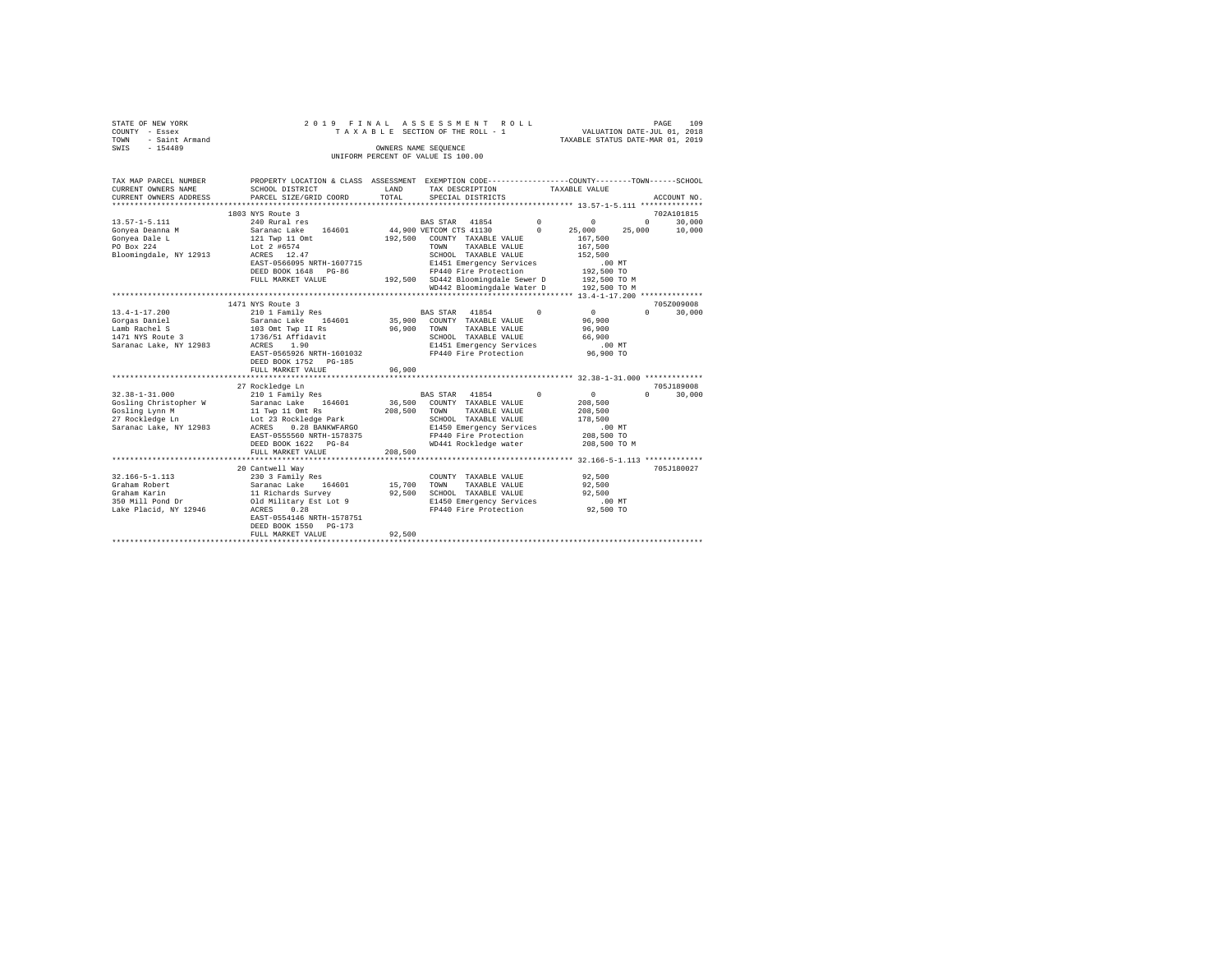STATE OF NEW YORK                    2 0 1 9   F I N A L   A S S E S S M E N T   R O L L                    PAGE 109
COUNTY - Essex                       T A X A B L E  SECTION OF THE ROLL - 1                    VALUATION DATE-JUL 01, 2018
TOWN - Saint Armand                                                                  TAXABLE STATUS DATE-MAR 01, 2019
SWIS - 154489                        OWNERS NAME SEQUENCE
                                     UNIFORM PERCENT OF VALUE IS 100.00

```
TAX MAP PARCEL NUMBER          PROPERTY LOCATION & CLASS  ASSESSMENT  EXEMPTION CODE-----------------COUNTY--------TOWN------SCHOOL
CURRENT OWNERS NAME            SCHOOL DISTRICT            LAND        TAX DESCRIPTION            TAXABLE VALUE
CURRENT OWNERS ADDRESS         PARCEL SIZE/GRID COORD     TOTAL       SPECIAL DISTRICTS                                      ACCOUNT NO.
*********************************************************************************************** 13.57-1-5.111 **************
                       1803 NYS Route 3                                                                                 702A101815
13.57-1-5.111          240 Rural res                       BAS STAR  41854          0           0          0      30,000
Gonyea Deanna M        Saranac Lake   164601     44,900 VETCOM CTS 41130          0      25,000     25,000      10,000
Gonyea Dale L          121 Twp 11 Omt            192,500   COUNTY  TAXABLE VALUE         167,500
PO Box 224             Lot 2 #6574                         TOWN    TAXABLE VALUE         167,500
Bloomingdale, NY 12913 ACRES  12.47                        SCHOOL  TAXABLE VALUE         152,500
                       EAST-0566095 NRTH-1607715           E1451 Emergency Services          .00 MT
                       DEED BOOK 1648   PG-86              FP440 Fire Protection         192,500 TO
                       FULL MARKET VALUE         192,500   SD442 Bloomingdale Sewer D    192,500 TO M
                                                           WD442 Bloomingdale Water D    192,500 TO M
*********************************************************************************************** 13.4-1-17.200 **************
                       1471 NYS Route 3                                                                                 705Z009008
13.4-1-17.200          210 1 Family Res                    BAS STAR  41854          0           0          0      30,000
Gorgas Daniel          Saranac Lake   164601     35,900    COUNTY  TAXABLE VALUE          96,900
Lamb Rachel S          103 Omt Twp II Rs          96,900   TOWN    TAXABLE VALUE          96,900
1471 NYS Route 3       1736/51 Affidavit                   SCHOOL  TAXABLE VALUE          66,900
Saranac Lake, NY 12983 ACRES   1.90                        E1451 Emergency Services          .00 MT
                       EAST-0565926 NRTH-1601032           FP440 Fire Protection          96,900 TO
                       DEED BOOK 1752   PG-185
                       FULL MARKET VALUE          96,900
*********************************************************************************************** 32.38-1-31.000 *************
                       27 Rockledge Ln                                                                                  705J189008
32.38-1-31.000         210 1 Family Res                    BAS STAR  41854          0           0          0      30,000
Gosling Christopher W  Saranac Lake   164601     36,500    COUNTY  TAXABLE VALUE         208,500
Gosling Lynn M         11 Twp 11 Omt Rs          208,500   TOWN    TAXABLE VALUE         208,500
27 Rockledge Ln        Lot 23 Rockledge Park               SCHOOL  TAXABLE VALUE         178,500
Saranac Lake, NY 12983 ACRES   0.28 BANKWFARGO             E1450 Emergency Services          .00 MT
                       EAST-0555560 NRTH-1578375           FP440 Fire Protection         208,500 TO
                       DEED BOOK 1622   PG-84              WD441 Rockledge water         208,500 TO M
                       FULL MARKET VALUE         208,500
*********************************************************************************************** 32.166-5-1.113 *************
                       20 Cantwell Way                                                                                  705J180027
32.166-5-1.113         230 3 Family Res                    COUNTY  TAXABLE VALUE          92,500
Graham Robert          Saranac Lake   164601     15,700    TOWN    TAXABLE VALUE          92,500
Graham Karin           11 Richards Survey         92,500   SCHOOL  TAXABLE VALUE          92,500
350 Mill Pond Dr       Old Military Est Lot 9              E1450 Emergency Services          .00 MT
Lake Placid, NY 12946  ACRES   0.28                        FP440 Fire Protection          92,500 TO
                       EAST-0554146 NRTH-1578751
                       DEED BOOK 1550   PG-173
                       FULL MARKET VALUE          92,500
****************************************************************************************************************************
```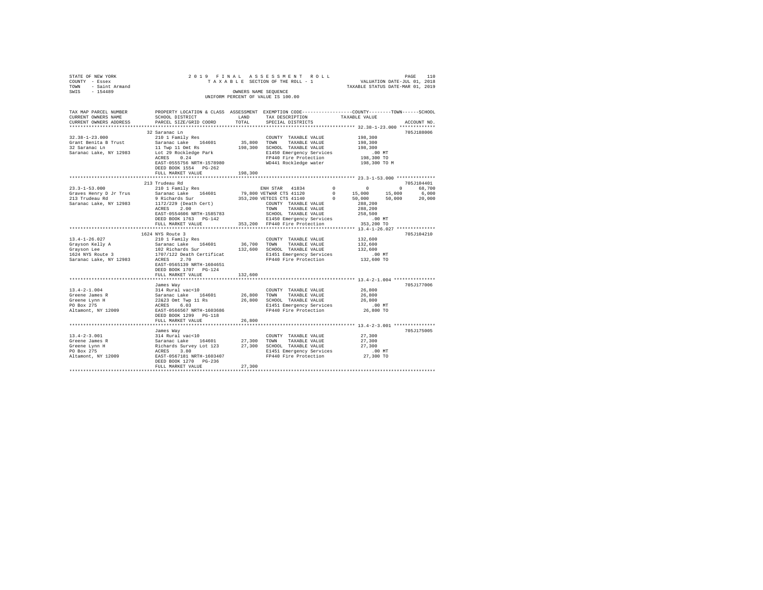STATE OF NEW YORK  
COUNTY - Essex  
TOWN - Saint Armand  
SWIS - 154489

2019 FINAL ASSESSMENT ROLL  
TAXABLE SECTION OF THE ROLL - 1  
OWNERS NAME SEQUENCE  
UNIFORM PERCENT OF VALUE IS 100.00

VALUATION DATE-JUL 01, 2018  
TAXABLE STATUS DATE-MAR 01, 2019

```
TAX MAP PARCEL NUMBER     PROPERTY LOCATION & CLASS  ASSESSMENT  EXEMPTION CODE-----------------COUNTY--------TOWN------SCHOOL
CURRENT OWNERS NAME       SCHOOL DISTRICT              LAND      TAX DESCRIPTION            TAXABLE VALUE
CURRENT OWNERS ADDRESS    PARCEL SIZE/GRID COORD       TOTAL     SPECIAL DISTRICTS                                       ACCOUNT NO.
******************************************************************************************** 32.38-1-23.000 *************
                          32 Saranac Ln                                                                              705J188006
32.38-1-23.000            210 1 Family Res                       COUNTY  TAXABLE VALUE           198,300
Grant Benita B Trust      Saranac Lake   164601       35,800     TOWN    TAXABLE VALUE           198,300
32 Saranac Ln             11 Twp 11 Omt Rs           198,300     SCHOOL  TAXABLE VALUE           198,300
Saranac Lake, NY 12983    Lot 29 Rockledge Park                  E1450 Emergency Services            .00 MT
                          ACRES    0.24                          FP440 Fire Protection           198,300 TO
                          EAST-0555756 NRTH-1578980              WD441 Rockledge water           198,300 TO M
                          DEED BOOK 1554   PG-262
                          FULL MARKET VALUE          198,300
******************************************************************************************** 23.3-1-53.000 **************
                          213 Trudeau Rd                                                                             705J104401
23.3-1-53.000             210 1 Family Res                ENH STAR  41834        0          0          0      68,700
Graves Henry D Jr Trus    Saranac Lake   164601    79,800 VETWAR CTS 41120        0     15,000     15,000       6,000
213 Trudeau Rd            9 Richards Sur          353,200 VETDIS CTS 41140        0     50,000     50,000      20,000
Saranac Lake, NY 12983    1172/229 (Death Cert)           COUNTY  TAXABLE VALUE           288,200
                          ACRES    2.00                   TOWN    TAXABLE VALUE           288,200
                          EAST-0554606 NRTH-1585783       SCHOOL  TAXABLE VALUE           258,500
                          DEED BOOK 1763   PG-142         E1450 Emergency Services            .00 MT
                          FULL MARKET VALUE       353,200 FP440 Fire Protection           353,200 TO
******************************************************************************************** 13.4-1-26.027 **************
                          1624 NYS Route 3                                                                           705J104210
13.4-1-26.027             210 1 Family Res                       COUNTY  TAXABLE VALUE           132,600
Grayson Kelly A           Saranac Lake   164601       36,700     TOWN    TAXABLE VALUE           132,600
Grayson Lee               102 Richards Sur           132,600     SCHOOL  TAXABLE VALUE           132,600
1624 NYS Route 3          1707/122 Death Certificat              E1451 Emergency Services            .00 MT
Saranac Lake, NY 12983    ACRES    2.70                          FP440 Fire Protection           132,600 TO
                          EAST-0565139 NRTH-1604651
                          DEED BOOK 1707   PG-124
                          FULL MARKET VALUE          132,600
******************************************************************************************** 13.4-2-1.004 ***************
                          James Way                                                                                  705J177006
13.4-2-1.004              314 Rural vac<10                       COUNTY  TAXABLE VALUE            26,800
Greene James R            Saranac Lake   164601       26,800     TOWN    TAXABLE VALUE            26,800
Greene Lynn H             22&23 Omt Twp 11 Rs         26,800     SCHOOL  TAXABLE VALUE            26,800
PO Box 275                ACRES    6.03                          E1451 Emergency Services            .00 MT
Altamont, NY 12009        EAST-0566567 NRTH-1603686              FP440 Fire Protection            26,800 TO
                          DEED BOOK 1299   PG-118
                          FULL MARKET VALUE           26,800
******************************************************************************************** 13.4-2-3.001 ***************
                          James Way                                                                                  705J175005
13.4-2-3.001              314 Rural vac<10                       COUNTY  TAXABLE VALUE            27,300
Greene James R            Saranac Lake   164601       27,300     TOWN    TAXABLE VALUE            27,300
Greene Lynn H             Richards Survey Lot 123     27,300     SCHOOL  TAXABLE VALUE            27,300
PO Box 275                ACRES    3.80                          E1451 Emergency Services            .00 MT
Altamont, NY 12009        EAST-0567181 NRTH-1603407              FP440 Fire Protection            27,300 TO
                          DEED BOOK 1270   PG-236
                          FULL MARKET VALUE           27,300
************************************************************************************************************************
```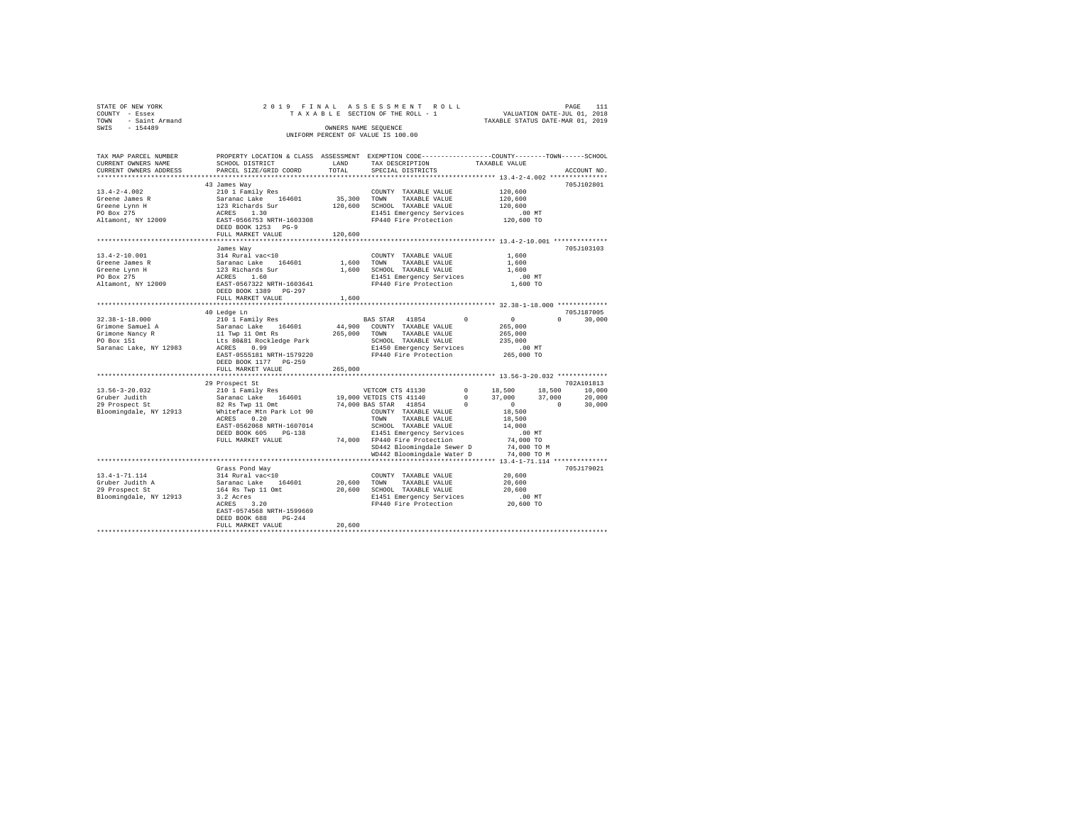STATE OF NEW YORK 2 0 1 9 F I N A L A S S E S S M E N T R O L L
COUNTY - Essex T A X A B L E SECTION OF THE ROLL - 1 VALUATION DATE-JUL 01, 2018
TOWN - Saint Armand TAXABLE STATUS DATE-MAR 01, 2019
SWIS - 154489 OWNERS NAME SEQUENCE
UNIFORM PERCENT OF VALUE IS 100.00

```
TAX MAP PARCEL NUMBER      PROPERTY LOCATION & CLASS  ASSESSMENT  EXEMPTION CODE-----------------COUNTY--------TOWN------SCHOOL
CURRENT OWNERS NAME        SCHOOL DISTRICT             LAND       TAX DESCRIPTION           TAXABLE VALUE
CURRENT OWNERS ADDRESS     PARCEL SIZE/GRID COORD      TOTAL      SPECIAL DISTRICTS                                    ACCOUNT NO.
******************************************************************************************** 13.4-2-4.002 ***************
                           43 James Way                                                                              705J102801
13.4-2-4.002               210 1 Family Res                        COUNTY  TAXABLE VALUE           120,600
Greene James R             Saranac Lake   164601       35,300      TOWN    TAXABLE VALUE           120,600
Greene Lynn H              123 Richards Sur           120,600      SCHOOL  TAXABLE VALUE           120,600
PO Box 275                 ACRES    1.30                           E1451 Emergency Services            .00 MT
Altamont, NY 12009         EAST-0566753 NRTH-1603308               FP440 Fire Protection           120,600 TO
                           DEED BOOK 1253   PG-9
                           FULL MARKET VALUE          120,600
******************************************************************************************** 13.4-2-10.001 **************
                           James Way                                                                                 705J103103
13.4-2-10.001              314 Rural vac<10                        COUNTY  TAXABLE VALUE             1,600
Greene James R             Saranac Lake   164601        1,600      TOWN    TAXABLE VALUE             1,600
Greene Lynn H              123 Richards Sur             1,600      SCHOOL  TAXABLE VALUE             1,600
PO Box 275                 ACRES    1.60                           E1451 Emergency Services            .00 MT
Altamont, NY 12009         EAST-0567322 NRTH-1603641               FP440 Fire Protection             1,600 TO
                           DEED BOOK 1389   PG-297
                           FULL MARKET VALUE            1,600
******************************************************************************************** 32.38-1-18.000 *************
                           40 Ledge Ln                                                                               705J187005
32.38-1-18.000             210 1 Family Res                        BAS STAR  41854          0          0          0     30,000
Grimone Samuel A           Saranac Lake   164601       44,900      COUNTY  TAXABLE VALUE           265,000
Grimone Nancy R            11 Twp 11 Omt Rs           265,000      TOWN    TAXABLE VALUE           265,000
PO Box 151                 Lts 80&81 Rockledge Park                SCHOOL  TAXABLE VALUE           235,000
Saranac Lake, NY 12983     ACRES    0.99                           E1450 Emergency Services            .00 MT
                           EAST-0555181 NRTH-1579220               FP440 Fire Protection           265,000 TO
                           DEED BOOK 1177   PG-259
                           FULL MARKET VALUE          265,000
******************************************************************************************** 13.56-3-20.032 *************
                           29 Prospect St                                                                            702A101813
13.56-3-20.032             210 1 Family Res                        VETCOM CTS 41130         0     18,500     18,500     10,000
Gruber Judith              Saranac Lake   164601       19,000      VETDIS CTS 41140         0     37,000     37,000     20,000
29 Prospect St             82 Rs Twp 11 Omt            74,000      BAS STAR  41854          0          0          0     30,000
Bloomingdale, NY 12913     Whiteface Mtn Park Lot 90               COUNTY  TAXABLE VALUE            18,500
                           ACRES    0.20                           TOWN    TAXABLE VALUE            18,500
                           EAST-0562068 NRTH-1607014               SCHOOL  TAXABLE VALUE            14,000
                           DEED BOOK 605    PG-138                 E1451 Emergency Services            .00 MT
                           FULL MARKET VALUE           74,000      FP440 Fire Protection            74,000 TO
                                                                   SD442 Bloomingdale Sewer D       74,000 TO M
                                                                   WD442 Bloomingdale Water D       74,000 TO M
******************************************************************************************** 13.4-1-71.114 **************
                           Grass Pond Way                                                                            705J179021
13.4-1-71.114              314 Rural vac<10                        COUNTY  TAXABLE VALUE            20,600
Gruber Judith A            Saranac Lake   164601       20,600      TOWN    TAXABLE VALUE            20,600
29 Prospect St             164 Rs Twp 11 Omt           20,600      SCHOOL  TAXABLE VALUE            20,600
Bloomingdale, NY 12913     3.2 Acres                               E1451 Emergency Services            .00 MT
                           ACRES    3.20                           FP440 Fire Protection            20,600 TO
                           EAST-0574568 NRTH-1599669
                           DEED BOOK 680    PG-244
                           FULL MARKET VALUE           20,600
****************************************************************************************************************************
```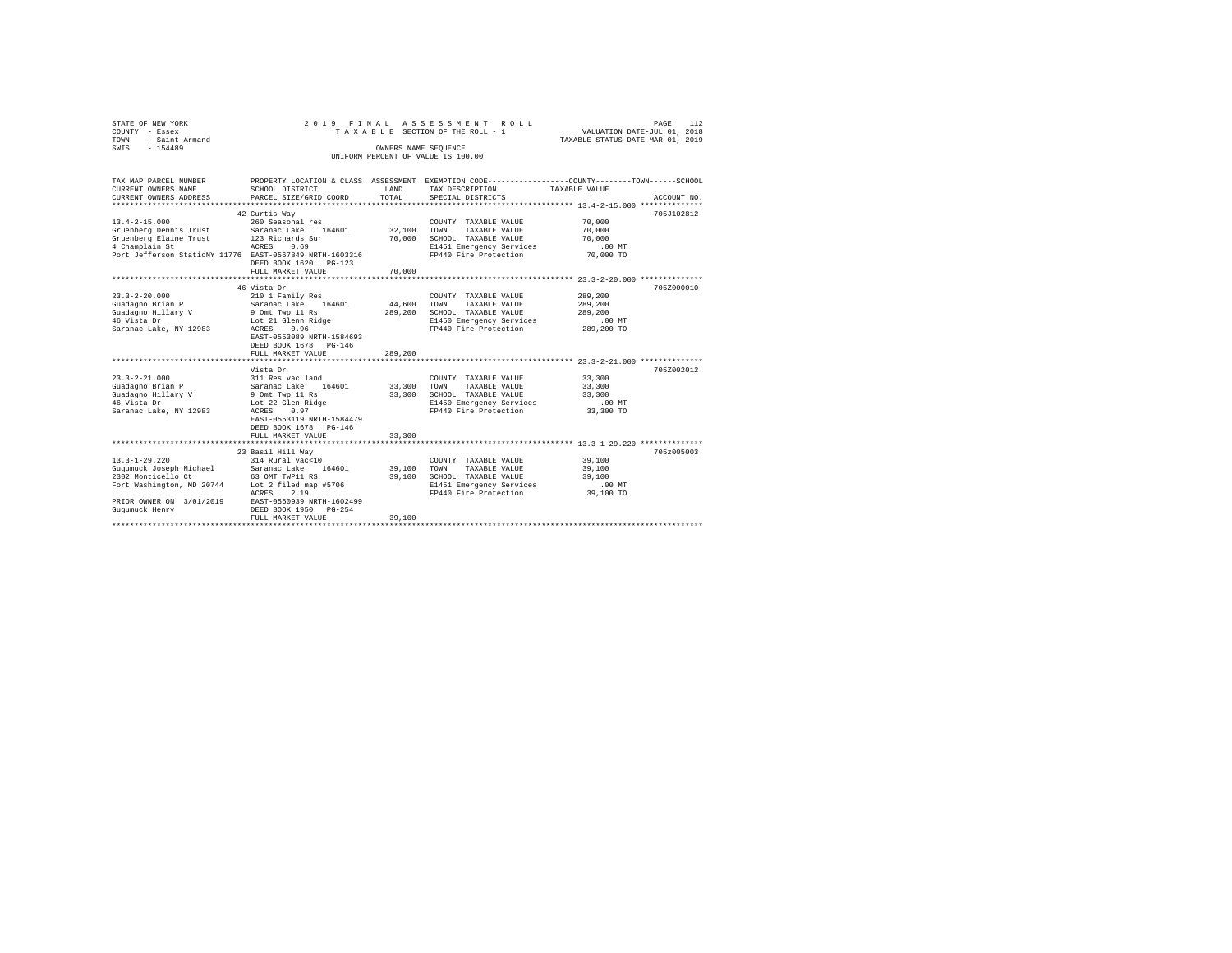STATE OF NEW YORK
COUNTY - Essex
TOWN - Saint Armand
SWIS - 154489

2019 FINAL ASSESSMENT ROLL
TAXABLE SECTION OF THE ROLL - 1
OWNERS NAME SEQUENCE
UNIFORM PERCENT OF VALUE IS 100.00

VALUATION DATE-JUL 01, 2018
TAXABLE STATUS DATE-MAR 01, 2019

| TAX MAP PARCEL NUMBER / CURRENT OWNERS NAME / CURRENT OWNERS ADDRESS | PROPERTY LOCATION & CLASS / SCHOOL DISTRICT / PARCEL SIZE/GRID COORD | ASSESSMENT LAND / TOTAL | EXEMPTION CODE / TAX DESCRIPTION / SPECIAL DISTRICTS | TAXABLE VALUE (COUNTY / TOWN / SCHOOL) | ACCOUNT NO. |
|---|---|---|---|---|---|
| 13.4-2-15.000 | 42 Curtis Way | | | | 705J102812 |
| | 260 Seasonal res | | COUNTY TAXABLE VALUE | 70,000 | |
| Gruenberg Dennis Trust | Saranac Lake 164601 | 32,100 | TOWN TAXABLE VALUE | 70,000 | |
| Gruenberg Elaine Trust | 123 Richards Sur | 70,000 | SCHOOL TAXABLE VALUE | 70,000 | |
| 4 Champlain St | ACRES 0.69 | | E1451 Emergency Services | .00 MT | |
| Port Jefferson StatioNY 11776 | EAST-0567849 NRTH-1603316 | | FP440 Fire Protection | 70,000 TO | |
| | DEED BOOK 1620 PG-123 | | | | |
| | FULL MARKET VALUE | 70,000 | | | |
| 23.3-2-20.000 | 46 Vista Dr | | | | 705Z000010 |
| | 210 1 Family Res | | COUNTY TAXABLE VALUE | 289,200 | |
| Guadagno Brian P | Saranac Lake 164601 | 44,600 | TOWN TAXABLE VALUE | 289,200 | |
| Guadagno Hillary V | 9 Omt Twp 11 Rs | 289,200 | SCHOOL TAXABLE VALUE | 289,200 | |
| 46 Vista Dr | Lot 21 Glenn Ridge | | E1450 Emergency Services | .00 MT | |
| Saranac Lake, NY 12983 | ACRES 0.96 | | FP440 Fire Protection | 289,200 TO | |
| | EAST-0553089 NRTH-1584693 | | | | |
| | DEED BOOK 1678 PG-146 | | | | |
| | FULL MARKET VALUE | 289,200 | | | |
| 23.3-2-21.000 | Vista Dr | | | | 705Z002012 |
| | 311 Res vac land | | COUNTY TAXABLE VALUE | 33,300 | |
| Guadagno Brian P | Saranac Lake 164601 | 33,300 | TOWN TAXABLE VALUE | 33,300 | |
| Guadagno Hillary V | 9 Omt Twp 11 Rs | 33,300 | SCHOOL TAXABLE VALUE | 33,300 | |
| 46 Vista Dr | Lot 22 Glen Ridge | | E1450 Emergency Services | .00 MT | |
| Saranac Lake, NY 12983 | ACRES 0.97 | | FP440 Fire Protection | 33,300 TO | |
| | EAST-0553119 NRTH-1584479 | | | | |
| | DEED BOOK 1678 PG-146 | | | | |
| | FULL MARKET VALUE | 33,300 | | | |
| 13.3-1-29.220 | 23 Basil Hill Way | | | | 705z005003 |
| | 314 Rural vac<10 | | COUNTY TAXABLE VALUE | 39,100 | |
| Gugumuck Joseph Michael | Saranac Lake 164601 | 39,100 | TOWN TAXABLE VALUE | 39,100 | |
| 2302 Monticello Ct | 63 OMT TWP11 RS | 39,100 | SCHOOL TAXABLE VALUE | 39,100 | |
| Fort Washington, MD 20744 | Lot 2 filed map #5706 | | E1451 Emergency Services | .00 MT | |
| | ACRES 2.19 | | FP440 Fire Protection | 39,100 TO | |
| PRIOR OWNER ON 3/01/2019 | EAST-0560939 NRTH-1602499 | | | | |
| Gugumuck Henry | DEED BOOK 1950 PG-254 | | | | |
| | FULL MARKET VALUE | 39,100 | | | |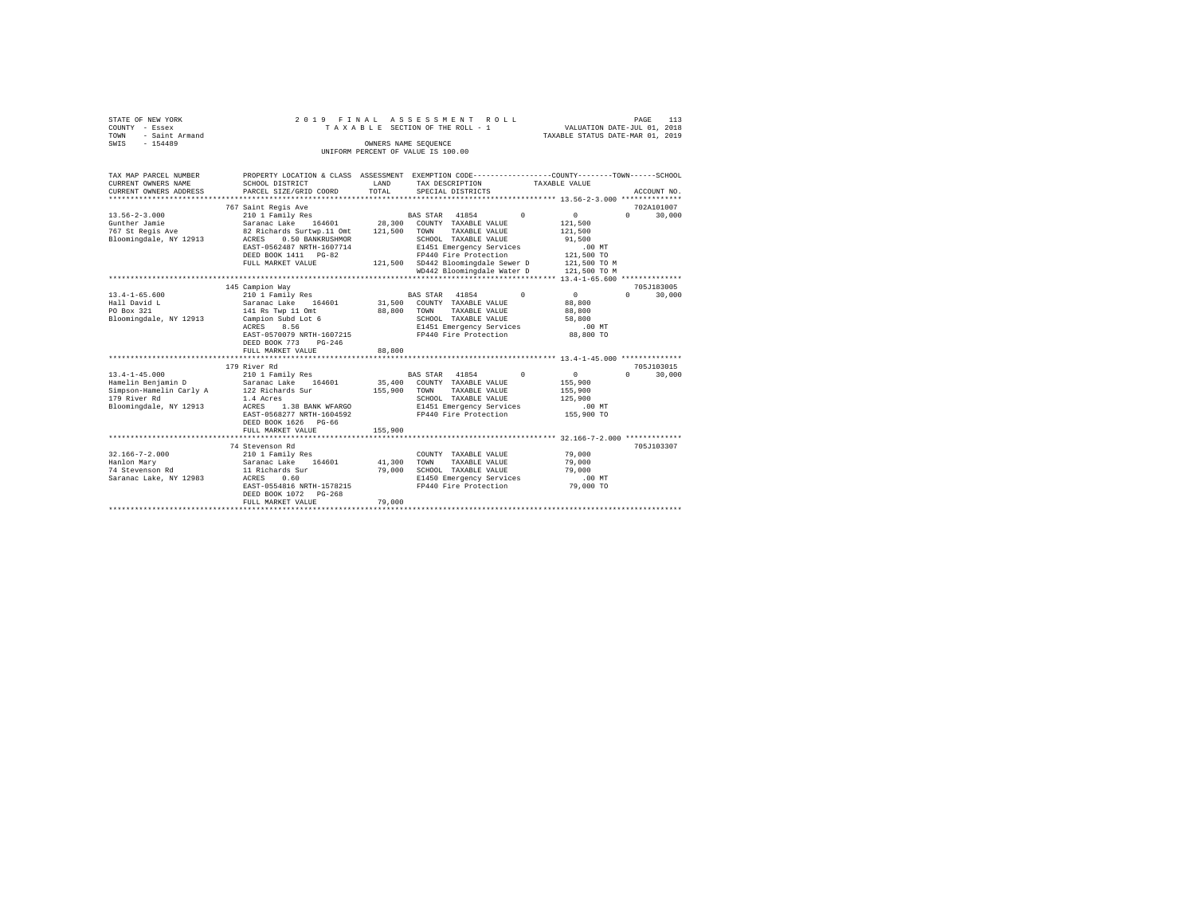STATE OF NEW YORK — 2019 FINAL ASSESSMENT ROLL — PAGE 113
COUNTY - Essex — TAXABLE SECTION OF THE ROLL - 1 — VALUATION DATE-JUL 01, 2018
TOWN - Saint Armand — TAXABLE STATUS DATE-MAR 01, 2019
SWIS - 154489 — OWNERS NAME SEQUENCE
UNIFORM PERCENT OF VALUE IS 100.00

| TAX MAP PARCEL NUMBER / CURRENT OWNERS NAME / CURRENT OWNERS ADDRESS | PROPERTY LOCATION & CLASS / SCHOOL DISTRICT / PARCEL SIZE/GRID COORD | ASSESSMENT LAND | TOTAL | EXEMPTION CODE / TAX DESCRIPTION / SPECIAL DISTRICTS | COUNTY | TOWN | SCHOOL | TAXABLE VALUE / ACCOUNT NO. |
|---|---|---|---|---|---|---|---|---|
| **13.56-2-3.000** | 767 Saint Regis Ave | | | | | | | 702A101007 |
| 13.56-2-3.000 | 210 1 Family Res | | | BAS STAR 41854 | 0 | 0 | 0 | 30,000 |
| Gunther Jamie | Saranac Lake 164601 | 28,300 | | COUNTY TAXABLE VALUE | | | | 121,500 |
| 767 St Regis Ave | 82 Richards Surtwp.11 Omt | | 121,500 | TOWN TAXABLE VALUE | | | | 121,500 |
| Bloomingdale, NY 12913 | ACRES 0.50 BANKRUSHMOR | | | SCHOOL TAXABLE VALUE | | | | 91,500 |
| | EAST-0562487 NRTH-1607714 | | | E1451 Emergency Services | | | | .00 MT |
| | DEED BOOK 1411 PG-82 | | | FP440 Fire Protection | | | | 121,500 TO |
| | FULL MARKET VALUE | | 121,500 | SD442 Bloomingdale Sewer D | | | | 121,500 TO M |
| | | | | WD442 Bloomingdale Water D | | | | 121,500 TO M |
| **13.4-1-65.600** | 145 Campion Way | | | | | | | 705J183005 |
| 13.4-1-65.600 | 210 1 Family Res | | | BAS STAR 41854 | 0 | 0 | 0 | 30,000 |
| Hall David L | Saranac Lake 164601 | 31,500 | | COUNTY TAXABLE VALUE | | | | 88,800 |
| PO Box 321 | 141 Rs Twp 11 Omt | | 88,800 | TOWN TAXABLE VALUE | | | | 88,800 |
| Bloomingdale, NY 12913 | Campion Subd Lot 6 | | | SCHOOL TAXABLE VALUE | | | | 58,800 |
| | ACRES 8.56 | | | E1451 Emergency Services | | | | .00 MT |
| | EAST-0570079 NRTH-1607215 | | | FP440 Fire Protection | | | | 88,800 TO |
| | DEED BOOK 773 PG-246 | | | | | | | |
| | FULL MARKET VALUE | | 88,800 | | | | | |
| **13.4-1-45.000** | 179 River Rd | | | | | | | 705J103015 |
| 13.4-1-45.000 | 210 1 Family Res | | | BAS STAR 41854 | 0 | 0 | 0 | 30,000 |
| Hamelin Benjamin D | Saranac Lake 164601 | 35,400 | | COUNTY TAXABLE VALUE | | | | 155,900 |
| Simpson-Hamelin Carly A | 122 Richards Sur | | 155,900 | TOWN TAXABLE VALUE | | | | 155,900 |
| 179 River Rd | 1.4 Acres | | | SCHOOL TAXABLE VALUE | | | | 125,900 |
| Bloomingdale, NY 12913 | ACRES 1.38 BANK WFARGO | | | E1451 Emergency Services | | | | .00 MT |
| | EAST-0568277 NRTH-1604592 | | | FP440 Fire Protection | | | | 155,900 TO |
| | DEED BOOK 1626 PG-66 | | | | | | | |
| | FULL MARKET VALUE | | 155,900 | | | | | |
| **32.166-7-2.000** | 74 Stevenson Rd | | | | | | | 705J103307 |
| 32.166-7-2.000 | 210 1 Family Res | | | COUNTY TAXABLE VALUE | | | | 79,000 |
| Hanlon Mary | Saranac Lake 164601 | 41,300 | | TOWN TAXABLE VALUE | | | | 79,000 |
| 74 Stevenson Rd | 11 Richards Sur | | 79,000 | SCHOOL TAXABLE VALUE | | | | 79,000 |
| Saranac Lake, NY 12983 | ACRES 0.60 | | | E1450 Emergency Services | | | | .00 MT |
| | EAST-0554816 NRTH-1578215 | | | FP440 Fire Protection | | | | 79,000 TO |
| | DEED BOOK 1072 PG-268 | | | | | | | |
| | FULL MARKET VALUE | | 79,000 | | | | | |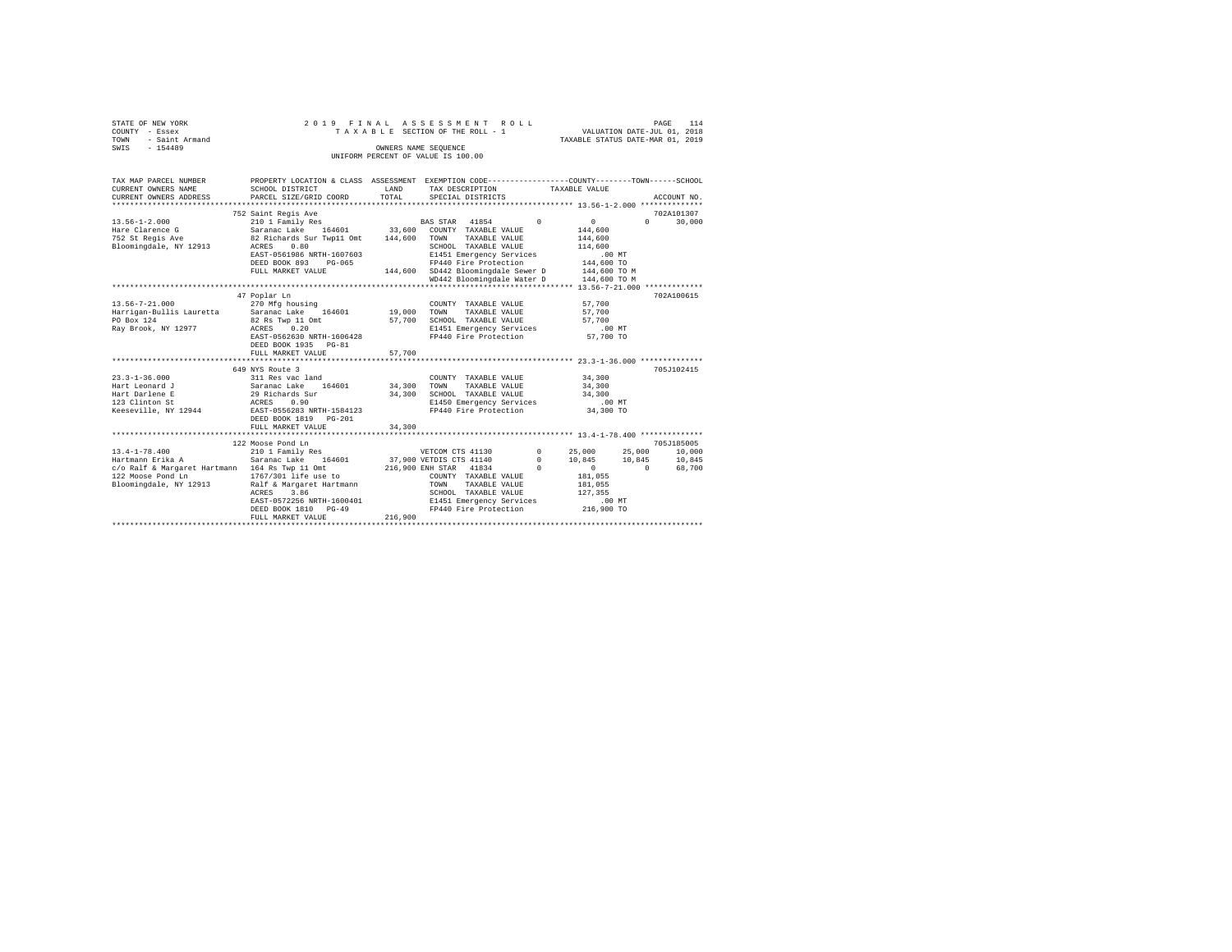STATE OF NEW YORK
COUNTY - Essex
TOWN - Saint Armand
SWIS - 154489

2019 FINAL ASSESSMENT ROLL
TAXABLE SECTION OF THE ROLL - 1
OWNERS NAME SEQUENCE
UNIFORM PERCENT OF VALUE IS 100.00

VALUATION DATE-JUL 01, 2018
TAXABLE STATUS DATE-MAR 01, 2019

```
TAX MAP PARCEL NUMBER        PROPERTY LOCATION & CLASS  ASSESSMENT  EXEMPTION CODE------------------COUNTY--------TOWN------SCHOOL
CURRENT OWNERS NAME          SCHOOL DISTRICT             LAND       TAX DESCRIPTION            TAXABLE VALUE
CURRENT OWNERS ADDRESS       PARCEL SIZE/GRID COORD      TOTAL      SPECIAL DISTRICTS                                        ACCOUNT NO.
*********************************************************************************************** 13.56-1-2.000 **************
                             752 Saint Regis Ave                                                                            702A101307
13.56-1-2.000                210 1 Family Res                      BAS STAR  41854        0            0            0       30,000
Hare Clarence G              Saranac Lake   164601     33,600      COUNTY  TAXABLE VALUE          144,600
752 St Regis Ave             82 Richards Sur Twp11 Omt 144,600     TOWN    TAXABLE VALUE          144,600
Bloomingdale, NY 12913       ACRES    0.80                         SCHOOL  TAXABLE VALUE          114,600
                             EAST-0561986 NRTH-1607603             E1451 Emergency Services           .00 MT
                             DEED BOOK 893    PG-065               FP440 Fire Protection          144,600 TO
                             FULL MARKET VALUE         144,600     SD442 Bloomingdale Sewer D     144,600 TO M
                                                                   WD442 Bloomingdale Water D     144,600 TO M
*********************************************************************************************** 13.56-7-21.000 *************
                             47 Poplar Ln                                                                                   702A100615
13.56-7-21.000               270 Mfg housing                       COUNTY  TAXABLE VALUE           57,700
Harrigan-Bullis Lauretta     Saranac Lake   164601     19,000      TOWN    TAXABLE VALUE           57,700
PO Box 124                   82 Rs Twp 11 Omt           57,700     SCHOOL  TAXABLE VALUE           57,700
Ray Brook, NY 12977          ACRES    0.20                         E1451 Emergency Services           .00 MT
                             EAST-0562630 NRTH-1606428             FP440 Fire Protection           57,700 TO
                             DEED BOOK 1935   PG-81
                             FULL MARKET VALUE          57,700
*********************************************************************************************** 23.3-1-36.000 **************
                             649 NYS Route 3                                                                                705J102415
23.3-1-36.000                311 Res vac land                      COUNTY  TAXABLE VALUE           34,300
Hart Leonard J               Saranac Lake   164601     34,300      TOWN    TAXABLE VALUE           34,300
Hart Darlene E               29 Richards Sur            34,300     SCHOOL  TAXABLE VALUE           34,300
123 Clinton St               ACRES    0.90                         E1450 Emergency Services           .00 MT
Keeseville, NY 12944         EAST-0556283 NRTH-1584123             FP440 Fire Protection           34,300 TO
                             DEED BOOK 1819   PG-201
                             FULL MARKET VALUE          34,300
*********************************************************************************************** 13.4-1-78.400 **************
                             122 Moose Pond Ln                                                                              705J185005
13.4-1-78.400                210 1 Family Res                      VETCOM CTS 41130       0       25,000       25,000       10,000
Hartmann Erika A             Saranac Lake   164601     37,900      VETDIS CTS 41140       0       10,845       10,845       10,845
c/o Ralf & Margaret Hartmann 164 Rs Twp 11 Omt         216,900     ENH STAR   41834       0            0            0       68,700
122 Moose Pond Ln            1767/301 life use to                  COUNTY  TAXABLE VALUE          181,055
Bloomingdale, NY 12913       Ralf & Margaret Hartmann              TOWN    TAXABLE VALUE          181,055
                             ACRES    3.86                         SCHOOL  TAXABLE VALUE          127,355
                             EAST-0572256 NRTH-1600401             E1451 Emergency Services           .00 MT
                             DEED BOOK 1810   PG-49                FP440 Fire Protection          216,900 TO
                             FULL MARKET VALUE         216,900
****************************************************************************************************************************
```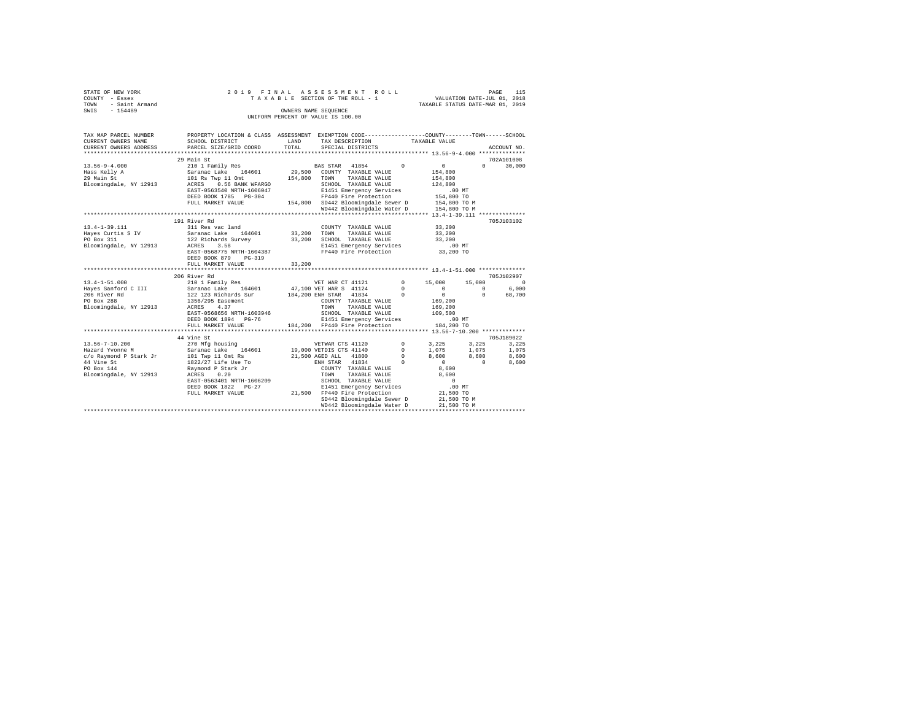STATE OF NEW YORK                2 0 1 9   F I N A L   A S S E S S M E N T   R O L L
COUNTY - Essex                   T A X A B L E  SECTION OF THE ROLL - 1                 VALUATION DATE-JUL 01, 2018
TOWN - Saint Armand                                                                      TAXABLE STATUS DATE-MAR 01, 2019
SWIS - 154489                    OWNERS NAME SEQUENCE
                                 UNIFORM PERCENT OF VALUE IS 100.00

```
TAX MAP PARCEL NUMBER      PROPERTY LOCATION & CLASS  ASSESSMENT  EXEMPTION CODE-----------------COUNTY--------TOWN------SCHOOL
CURRENT OWNERS NAME        SCHOOL DISTRICT              LAND      TAX DESCRIPTION           TAXABLE VALUE
CURRENT OWNERS ADDRESS     PARCEL SIZE/GRID COORD       TOTAL     SPECIAL DISTRICTS                                   ACCOUNT NO.
*********************************************************************************************** 13.56-9-4.000 **************
                           29 Main St                                                                                702A101008
13.56-9-4.000              210 1 Family Res                        BAS STAR  41854        0          0          0       30,000
Hass Kelly A               Saranac Lake    164601       29,500    COUNTY  TAXABLE VALUE          154,800
29 Main St                 101 Rs Twp 11 Omt           154,800    TOWN    TAXABLE VALUE          154,800
Bloomingdale, NY 12913     ACRES   0.56 BANK WFARGO               SCHOOL  TAXABLE VALUE          124,800
                           EAST-0563540 NRTH-1606047              E1451 Emergency Services            .00 MT
                           DEED BOOK 1785   PG-304                FP440 Fire Protection          154,800 TO
                           FULL MARKET VALUE           154,800    SD442 Bloomingdale Sewer D     154,800 TO M
                                                                  WD442 Bloomingdale Water D     154,800 TO M
*********************************************************************************************** 13.4-1-39.111 **************
                           191 River Rd                                                                              705J103102
13.4-1-39.111              311 Res vac land                       COUNTY  TAXABLE VALUE           33,200
Hayes Curtis S IV          Saranac Lake    164601       33,200    TOWN    TAXABLE VALUE           33,200
PO Box 311                 122 Richards Survey          33,200    SCHOOL  TAXABLE VALUE           33,200
Bloomingdale, NY 12913     ACRES   3.58                           E1451 Emergency Services            .00 MT
                           EAST-0568775 NRTH-1604387              FP440 Fire Protection           33,200 TO
                           DEED BOOK 879    PG-319
                           FULL MARKET VALUE            33,200
*********************************************************************************************** 13.4-1-51.000 **************
                           206 River Rd                                                                              705J102907
13.4-1-51.000              210 1 Family Res                        VET WAR CT 41121       0     15,000     15,000            0
Hayes Sanford C III        Saranac Lake    164601       47,100 VET WAR S  41124       0          0          0        6,000
206 River Rd               122 123 Richards Sur        184,200 ENH STAR   41834       0          0          0       68,700
PO Box 288                 1356/295 Easement                      COUNTY  TAXABLE VALUE          169,200
Bloomingdale, NY 12913     ACRES   4.37                           TOWN    TAXABLE VALUE          169,200
                           EAST-0568656 NRTH-1603946              SCHOOL  TAXABLE VALUE          109,500
                           DEED BOOK 1894   PG-76                 E1451 Emergency Services            .00 MT
                           FULL MARKET VALUE           184,200    FP440 Fire Protection          184,200 TO
*********************************************************************************************** 13.56-7-10.200 *************
                           44 Vine St                                                                                705J189022
13.56-7-10.200             270 Mfg housing                         VETWAR CTS 41120       0      3,225      3,225        3,225
Hazard Yvonne M            Saranac Lake    164601       19,000 VETDIS CTS 41140       0      1,075      1,075        1,075
c/o Raymond P Stark Jr     101 Twp 11 Omt Rs            21,500 AGED ALL   41800       0      8,600      8,600        8,600
44 Vine St                 1822/27 Life Use To                 ENH STAR   41834       0          0          0        8,600
PO Box 144                 Raymond P Stark Jr                     COUNTY  TAXABLE VALUE            8,600
Bloomingdale, NY 12913     ACRES   0.20                           TOWN    TAXABLE VALUE            8,600
                           EAST-0563401 NRTH-1606209              SCHOOL  TAXABLE VALUE                0
                           DEED BOOK 1822   PG-27                 E1451 Emergency Services            .00 MT
                           FULL MARKET VALUE            21,500    FP440 Fire Protection           21,500 TO
                                                                  SD442 Bloomingdale Sewer D      21,500 TO M
                                                                  WD442 Bloomingdale Water D      21,500 TO M
****************************************************************************************************************************
```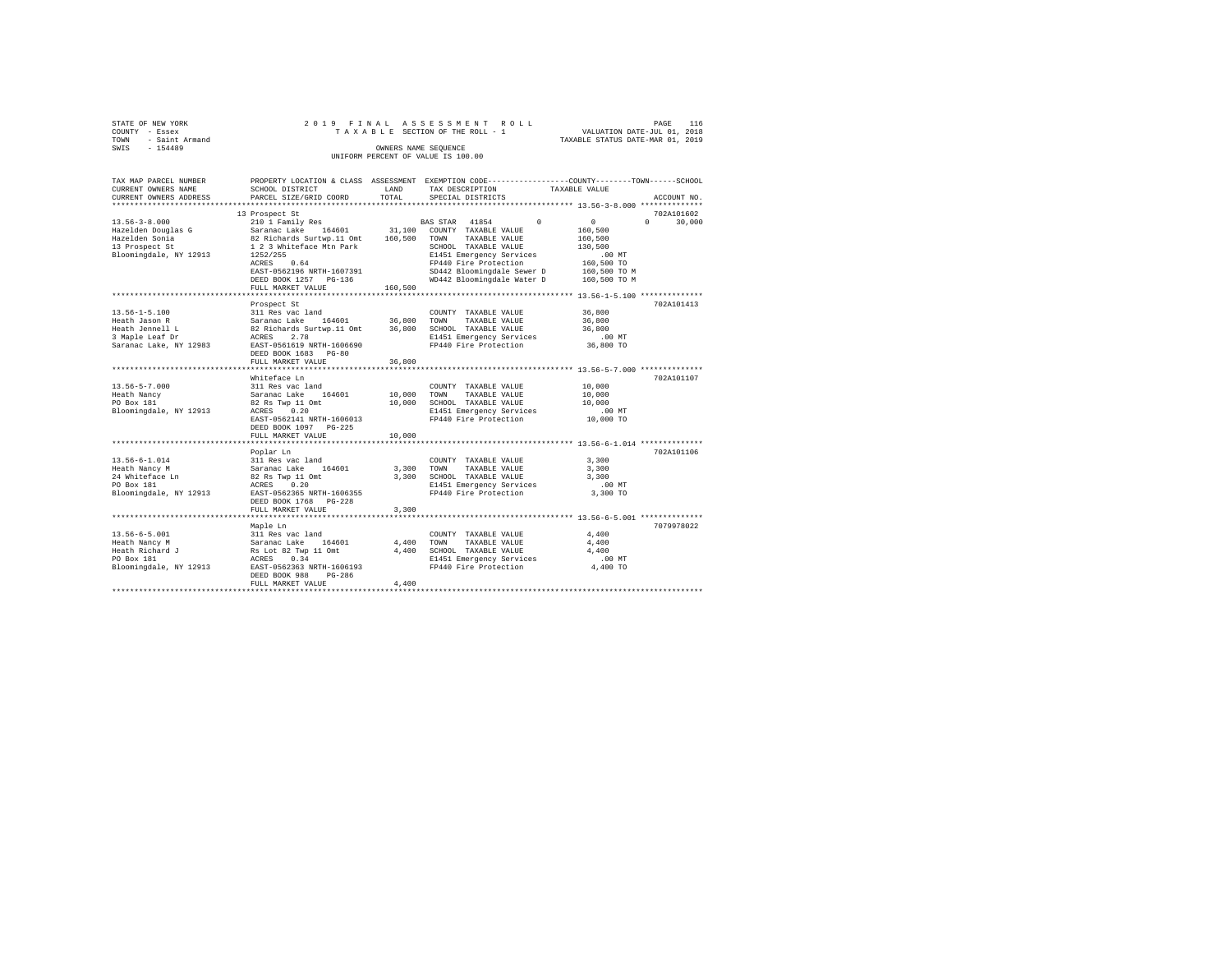STATE OF NEW YORK  
COUNTY - Essex  
TOWN - Saint Armand  
SWIS - 154489

2 0 1 9 F I N A L A S S E S S M E N T R O L L  
T A X A B L E SECTION OF THE ROLL - 1  
OWNERS NAME SEQUENCE  
UNIFORM PERCENT OF VALUE IS 100.00

VALUATION DATE-JUL 01, 2018  
TAXABLE STATUS DATE-MAR 01, 2019

| TAX MAP PARCEL NUMBER / CURRENT OWNERS NAME / CURRENT OWNERS ADDRESS | PROPERTY LOCATION & CLASS / SCHOOL DISTRICT / PARCEL SIZE/GRID COORD | ASSESSMENT LAND / TOTAL | EXEMPTION CODE / TAX DESCRIPTION / SPECIAL DISTRICTS | COUNTY / TOWN / SCHOOL TAXABLE VALUE | ACCOUNT NO. |
|---|---|---|---|---|---|
| 13.56-3-8.000 | 13 Prospect St | | | | 702A101602 |
| | 210 1 Family Res | | BAS STAR 41854 0 | 0 0 30,000 | |
| Hazelden Douglas G | Saranac Lake 164601 | 31,100 | COUNTY TAXABLE VALUE | 160,500 | |
| Hazelden Sonia | 82 Richards Surtwp.11 Omt | 160,500 | TOWN TAXABLE VALUE | 160,500 | |
| 13 Prospect St | 1 2 3 Whiteface Mtn Park | | SCHOOL TAXABLE VALUE | 130,500 | |
| Bloomingdale, NY 12913 | 1252/255 | | E1451 Emergency Services | .00 MT | |
| | ACRES 0.64 | | FP440 Fire Protection | 160,500 TO | |
| | EAST-0562196 NRTH-1607391 | | SD442 Bloomingdale Sewer D | 160,500 TO M | |
| | DEED BOOK 1257 PG-136 | | WD442 Bloomingdale Water D | 160,500 TO M | |
| | FULL MARKET VALUE | 160,500 | | | |
| 13.56-1-5.100 | Prospect St | | | | 702A101413 |
| | 311 Res vac land | | COUNTY TAXABLE VALUE | 36,800 | |
| Heath Jason R | Saranac Lake 164601 | 36,800 | TOWN TAXABLE VALUE | 36,800 | |
| Heath Jennell L | 82 Richards Surtwp.11 Omt | 36,800 | SCHOOL TAXABLE VALUE | 36,800 | |
| 3 Maple Leaf Dr | ACRES 2.78 | | E1451 Emergency Services | .00 MT | |
| Saranac Lake, NY 12983 | EAST-0561619 NRTH-1606690 | | FP440 Fire Protection | 36,800 TO | |
| | DEED BOOK 1683 PG-80 | | | | |
| | FULL MARKET VALUE | 36,800 | | | |
| 13.56-5-7.000 | Whiteface Ln | | | | 702A101107 |
| | 311 Res vac land | | COUNTY TAXABLE VALUE | 10,000 | |
| Heath Nancy | Saranac Lake 164601 | 10,000 | TOWN TAXABLE VALUE | 10,000 | |
| PO Box 181 | 82 Rs Twp 11 Omt | 10,000 | SCHOOL TAXABLE VALUE | 10,000 | |
| Bloomingdale, NY 12913 | ACRES 0.20 | | E1451 Emergency Services | .00 MT | |
| | EAST-0562141 NRTH-1606013 | | FP440 Fire Protection | 10,000 TO | |
| | DEED BOOK 1097 PG-225 | | | | |
| | FULL MARKET VALUE | 10,000 | | | |
| 13.56-6-1.014 | Poplar Ln | | | | 702A101106 |
| | 311 Res vac land | | COUNTY TAXABLE VALUE | 3,300 | |
| Heath Nancy M | Saranac Lake 164601 | 3,300 | TOWN TAXABLE VALUE | 3,300 | |
| 24 Whiteface Ln | 82 Rs Twp 11 Omt | 3,300 | SCHOOL TAXABLE VALUE | 3,300 | |
| PO Box 181 | ACRES 0.20 | | E1451 Emergency Services | .00 MT | |
| Bloomingdale, NY 12913 | EAST-0562365 NRTH-1606355 | | FP440 Fire Protection | 3,300 TO | |
| | DEED BOOK 1768 PG-228 | | | | |
| | FULL MARKET VALUE | 3,300 | | | |
| 13.56-6-5.001 | Maple Ln | | | | 7079978022 |
| | 311 Res vac land | | COUNTY TAXABLE VALUE | 4,400 | |
| Heath Nancy M | Saranac Lake 164601 | 4,400 | TOWN TAXABLE VALUE | 4,400 | |
| Heath Richard J | Rs Lot 82 Twp 11 Omt | 4,400 | SCHOOL TAXABLE VALUE | 4,400 | |
| PO Box 181 | ACRES 0.34 | | E1451 Emergency Services | .00 MT | |
| Bloomingdale, NY 12913 | EAST-0562363 NRTH-1606193 | | FP440 Fire Protection | 4,400 TO | |
| | DEED BOOK 988 PG-286 | | | | |
| | FULL MARKET VALUE | 4,400 | | | |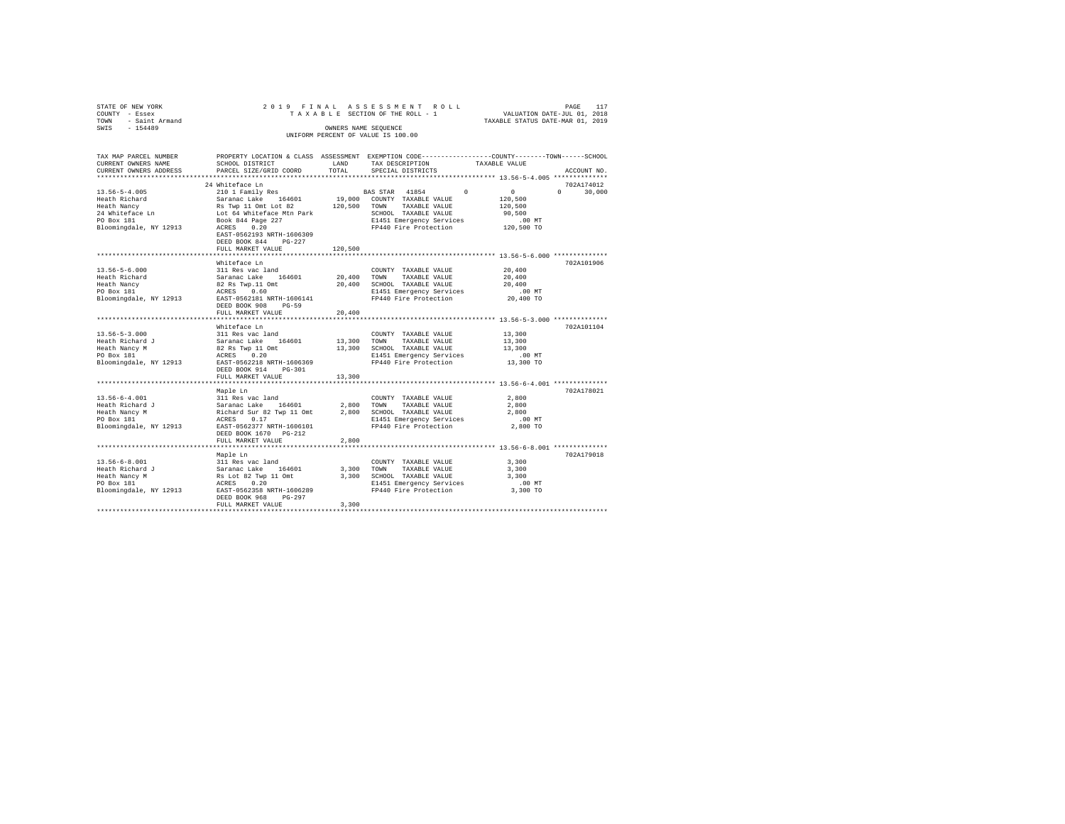STATE OF NEW YORK
COUNTY - Essex
TOWN - Saint Armand
SWIS - 154489

2019 FINAL ASSESSMENT ROLL
TAXABLE SECTION OF THE ROLL - 1
OWNERS NAME SEQUENCE
UNIFORM PERCENT OF VALUE IS 100.00

VALUATION DATE-JUL 01, 2018
TAXABLE STATUS DATE-MAR 01, 2019

| TAX MAP PARCEL NUMBER / CURRENT OWNERS NAME / CURRENT OWNERS ADDRESS | PROPERTY LOCATION & CLASS / SCHOOL DISTRICT / PARCEL SIZE/GRID COORD | ASSESSMENT LAND / TOTAL | EXEMPTION CODE / TAX DESCRIPTION / SPECIAL DISTRICTS | COUNTY | TOWN | SCHOOL / TAXABLE VALUE | ACCOUNT NO. |
|---|---|---|---|---|---|---|---|
| **13.56-5-4.005** | 24 Whiteface Ln | | | | | | 702A174012 |
| 13.56-5-4.005 | 210 1 Family Res | | BAS STAR 41854 | 0 | 0 | 0 30,000 | |
| Heath Richard | Saranac Lake 164601 | 19,000 | COUNTY TAXABLE VALUE | | | 120,500 | |
| Heath Nancy | Rs Twp 11 Omt Lot 82 | 120,500 | TOWN TAXABLE VALUE | | | 120,500 | |
| 24 Whiteface Ln | Lot 64 Whiteface Mtn Park | | SCHOOL TAXABLE VALUE | | | 90,500 | |
| PO Box 181 | Book 844 Page 227 | | E1451 Emergency Services | | | .00 MT | |
| Bloomingdale, NY 12913 | ACRES 0.20 | | FP440 Fire Protection | | | 120,500 TO | |
| | EAST-0562193 NRTH-1606309 | | | | | | |
| | DEED BOOK 844 PG-227 | | | | | | |
| | FULL MARKET VALUE | 120,500 | | | | | |
| **13.56-5-6.000** | Whiteface Ln | | | | | | 702A101906 |
| 13.56-5-6.000 | 311 Res vac land | | COUNTY TAXABLE VALUE | | | 20,400 | |
| Heath Richard | Saranac Lake 164601 | 20,400 | TOWN TAXABLE VALUE | | | 20,400 | |
| Heath Nancy | 82 Rs Twp.11 Omt | 20,400 | SCHOOL TAXABLE VALUE | | | 20,400 | |
| PO Box 181 | ACRES 0.60 | | E1451 Emergency Services | | | .00 MT | |
| Bloomingdale, NY 12913 | EAST-0562181 NRTH-1606141 | | FP440 Fire Protection | | | 20,400 TO | |
| | DEED BOOK 908 PG-59 | | | | | | |
| | FULL MARKET VALUE | 20,400 | | | | | |
| **13.56-5-3.000** | Whiteface Ln | | | | | | 702A101104 |
| 13.56-5-3.000 | 311 Res vac land | | COUNTY TAXABLE VALUE | | | 13,300 | |
| Heath Richard J | Saranac Lake 164601 | 13,300 | TOWN TAXABLE VALUE | | | 13,300 | |
| Heath Nancy M | 82 Rs Twp 11 Omt | 13,300 | SCHOOL TAXABLE VALUE | | | 13,300 | |
| PO Box 181 | ACRES 0.20 | | E1451 Emergency Services | | | .00 MT | |
| Bloomingdale, NY 12913 | EAST-0562218 NRTH-1606369 | | FP440 Fire Protection | | | 13,300 TO | |
| | DEED BOOK 914 PG-301 | | | | | | |
| | FULL MARKET VALUE | 13,300 | | | | | |
| **13.56-6-4.001** | Maple Ln | | | | | | 702A178021 |
| 13.56-6-4.001 | 311 Res vac land | | COUNTY TAXABLE VALUE | | | 2,800 | |
| Heath Richard J | Saranac Lake 164601 | 2,800 | TOWN TAXABLE VALUE | | | 2,800 | |
| Heath Nancy M | Richard Sur 82 Twp 11 Omt | 2,800 | SCHOOL TAXABLE VALUE | | | 2,800 | |
| PO Box 181 | ACRES 0.17 | | E1451 Emergency Services | | | .00 MT | |
| Bloomingdale, NY 12913 | EAST-0562377 NRTH-1606101 | | FP440 Fire Protection | | | 2,800 TO | |
| | DEED BOOK 1670 PG-212 | | | | | | |
| | FULL MARKET VALUE | 2,800 | | | | | |
| **13.56-6-8.001** | Maple Ln | | | | | | 702A179018 |
| 13.56-6-8.001 | 311 Res vac land | | COUNTY TAXABLE VALUE | | | 3,300 | |
| Heath Richard J | Saranac Lake 164601 | 3,300 | TOWN TAXABLE VALUE | | | 3,300 | |
| Heath Nancy M | Rs Lot 82 Twp 11 Omt | 3,300 | SCHOOL TAXABLE VALUE | | | 3,300 | |
| PO Box 181 | ACRES 0.20 | | E1451 Emergency Services | | | .00 MT | |
| Bloomingdale, NY 12913 | EAST-0562358 NRTH-1606289 | | FP440 Fire Protection | | | 3,300 TO | |
| | DEED BOOK 968 PG-297 | | | | | | |
| | FULL MARKET VALUE | 3,300 | | | | | |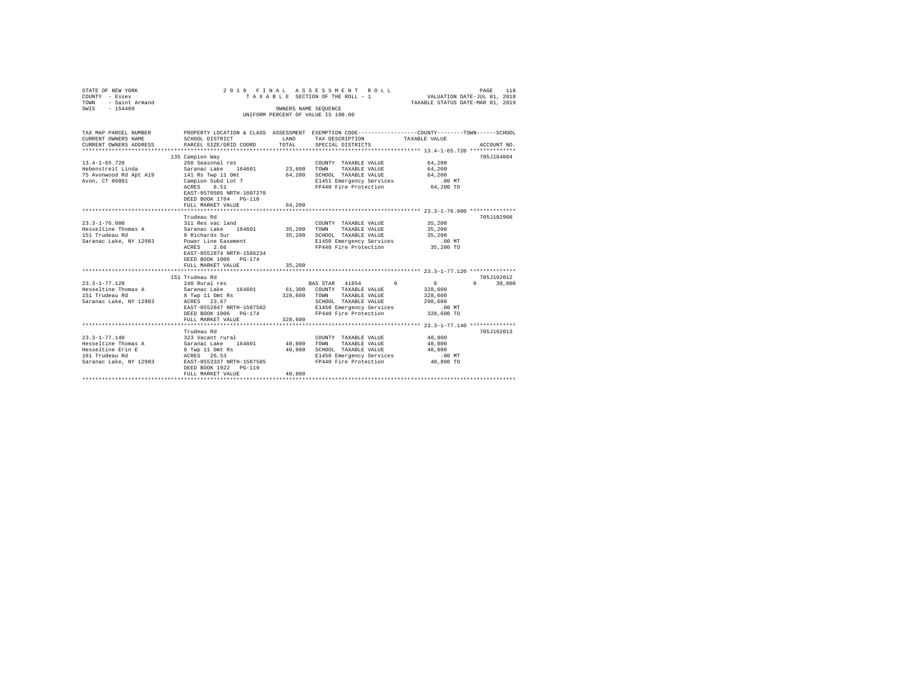STATE OF NEW YORK
COUNTY - Essex
TOWN - Saint Armand
SWIS - 154489

2019 FINAL ASSESSMENT ROLL
TAXABLE SECTION OF THE ROLL - 1
OWNERS NAME SEQUENCE
UNIFORM PERCENT OF VALUE IS 100.00

VALUATION DATE-JUL 01, 2018
TAXABLE STATUS DATE-MAR 01, 2019

| TAX MAP PARCEL NUMBER / CURRENT OWNERS NAME / CURRENT OWNERS ADDRESS | PROPERTY LOCATION & CLASS / SCHOOL DISTRICT / PARCEL SIZE/GRID COORD | ASSESSMENT LAND / TOTAL | EXEMPTION CODE / TAX DESCRIPTION / SPECIAL DISTRICTS | COUNTY / TOWN / SCHOOL TAXABLE VALUE | ACCOUNT NO. |
|---|---|---|---|---|---|
| 13.4-1-65.720 | 135 Campion Way | | | | 705J184004 |
| Hebenstreit Linda | 260 Seasonal res | | COUNTY TAXABLE VALUE | 64,200 | |
| 75 Avonwood Rd Apt A19 | Saranac Lake 164601 | 23,600 | TOWN TAXABLE VALUE | 64,200 | |
| Avon, CT 06001 | 141 Rs Twp 11 Omt | 64,200 | SCHOOL TAXABLE VALUE | 64,200 | |
| | Campion Subd Lot 7 | | E1451 Emergency Services | .00 MT | |
| | ACRES 8.51 | | FP440 Fire Protection | 64,200 TO | |
| | EAST-0570505 NRTH-1607270 | | | | |
| | DEED BOOK 1784 PG-110 | | | | |
| | FULL MARKET VALUE | 64,200 | | | |
| 23.3-1-76.000 | Trudeau Rd | | | | 705J102908 |
| Hesseltine Thomas A | 311 Res vac land | | COUNTY TAXABLE VALUE | 35,200 | |
| 151 Trudeau Rd | Saranac Lake 164601 | 35,200 | TOWN TAXABLE VALUE | 35,200 | |
| Saranac Lake, NY 12983 | 8 Richards Sur | 35,200 | SCHOOL TAXABLE VALUE | 35,200 | |
| | Power Line Easement | | E1450 Emergency Services | .00 MT | |
| | ACRES 2.66 | | FP440 Fire Protection | 35,200 TO | |
| | EAST-0552874 NRTH-1586234 | | | | |
| | DEED BOOK 1006 PG-174 | | | | |
| | FULL MARKET VALUE | 35,200 | | | |
| 23.3-1-77.120 | 151 Trudeau Rd | | | | 705J192012 |
| Hesseltine Thomas A | 240 Rural res | | BAS STAR 41854 0 | 0 0 30,000 | |
| 151 Trudeau Rd | Saranac Lake 164601 | 61,300 | COUNTY TAXABLE VALUE | 328,600 | |
| Saranac Lake, NY 12983 | 8 Twp 11 Omt Rs | 328,600 | TOWN TAXABLE VALUE | 328,600 | |
| | ACRES 23.67 | | SCHOOL TAXABLE VALUE | 298,600 | |
| | EAST-0552847 NRTH-1587502 | | E1450 Emergency Services | .00 MT | |
| | DEED BOOK 1006 PG-174 | | FP440 Fire Protection | 328,600 TO | |
| | FULL MARKET VALUE | 328,600 | | | |
| 23.3-1-77.140 | Trudeau Rd | | | | 705J192013 |
| Hesseltine Thomas A | 323 Vacant rural | | COUNTY TAXABLE VALUE | 40,800 | |
| Hesseltine Erin E | Saranac Lake 164601 | 40,800 | TOWN TAXABLE VALUE | 40,800 | |
| 161 Trudeau Rd | 8 Twp 11 Omt Rs | 40,800 | SCHOOL TAXABLE VALUE | 40,800 | |
| Saranac Lake, NY 12983 | ACRES 26.53 | | E1450 Emergency Services | .00 MT | |
| | EAST-0553337 NRTH-1587585 | | FP440 Fire Protection | 40,800 TO | |
| | DEED BOOK 1922 PG-119 | | | | |
| | FULL MARKET VALUE | 40,800 | | | |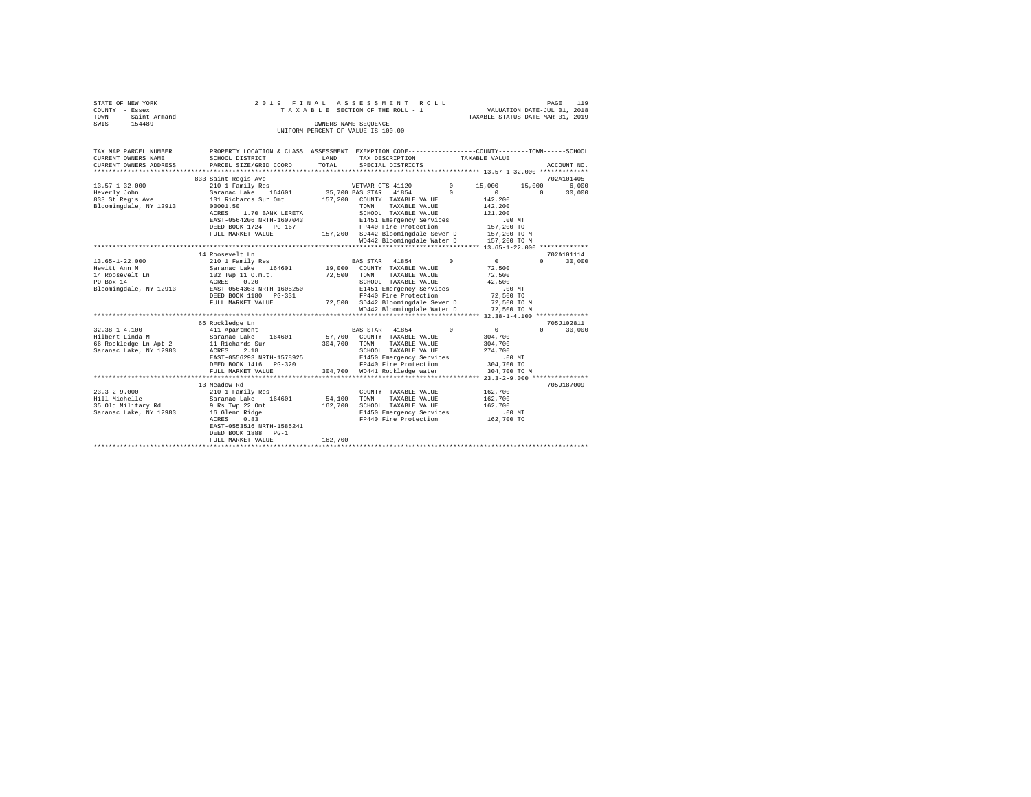STATE OF NEW YORK
COUNTY - Essex
TOWN - Saint Armand
SWIS - 154489

2019 FINAL ASSESSMENT ROLL
TAXABLE SECTION OF THE ROLL - 1
OWNERS NAME SEQUENCE
UNIFORM PERCENT OF VALUE IS 100.00

VALUATION DATE-JUL 01, 2018
TAXABLE STATUS DATE-MAR 01, 2019

```
TAX MAP PARCEL NUMBER     PROPERTY LOCATION & CLASS  ASSESSMENT  EXEMPTION CODE-----------------COUNTY--------TOWN------SCHOOL
CURRENT OWNERS NAME       SCHOOL DISTRICT              LAND      TAX DESCRIPTION            TAXABLE VALUE
CURRENT OWNERS ADDRESS    PARCEL SIZE/GRID COORD       TOTAL     SPECIAL DISTRICTS                                       ACCOUNT NO.
********************************************************************************************* 13.57-1-32.000 *************
                          833 Saint Regis Ave                                                                             702A101405
13.57-1-32.000            210 1 Family Res                      VETWAR CTS 41120        0       15,000     15,000      6,000
Heverly John              Saranac Lake   164601       35,700 BAS STAR  41854        0            0          0     30,000
833 St Regis Ave          101 Richards Sur Omt       157,200   COUNTY  TAXABLE VALUE             142,200
Bloomingdale, NY 12913    00001.50                              TOWN    TAXABLE VALUE             142,200
                          ACRES    1.70 BANK LERETA             SCHOOL  TAXABLE VALUE             121,200
                          EAST-0564206 NRTH-1607043             E1451 Emergency Services              .00 MT
                          DEED BOOK 1724   PG-167               FP440 Fire Protection             157,200 TO
                          FULL MARKET VALUE          157,200   SD442 Bloomingdale Sewer D        157,200 TO M
                                                                WD442 Bloomingdale Water D        157,200 TO M
********************************************************************************************* 13.65-1-22.000 *************
                          14 Roosevelt Ln                                                                                 702A101114
13.65-1-22.000            210 1 Family Res                      BAS STAR  41854         0            0          0     30,000
Hewitt Ann M              Saranac Lake   164601       19,000   COUNTY  TAXABLE VALUE              72,500
14 Roosevelt Ln           102 Twp 11 O.m.t.           72,500   TOWN    TAXABLE VALUE              72,500
PO Box 14                 ACRES    0.20                         SCHOOL  TAXABLE VALUE              42,500
Bloomingdale, NY 12913    EAST-0564363 NRTH-1605250             E1451 Emergency Services              .00 MT
                          DEED BOOK 1180   PG-331               FP440 Fire Protection              72,500 TO
                          FULL MARKET VALUE           72,500   SD442 Bloomingdale Sewer D         72,500 TO M
                                                                WD442 Bloomingdale Water D         72,500 TO M
********************************************************************************************* 32.38-1-4.100 **************
                          66 Rockledge Ln                                                                                 705J102811
32.38-1-4.100             411 Apartment                         BAS STAR  41854         0            0          0     30,000
Hilbert Linda M           Saranac Lake   164601       57,700   COUNTY  TAXABLE VALUE             304,700
66 Rockledge Ln Apt 2     11 Richards Sur            304,700   TOWN    TAXABLE VALUE             304,700
Saranac Lake, NY 12983    ACRES    2.18                         SCHOOL  TAXABLE VALUE             274,700
                          EAST-0556293 NRTH-1578925             E1450 Emergency Services              .00 MT
                          DEED BOOK 1416   PG-320               FP440 Fire Protection             304,700 TO
                          FULL MARKET VALUE          304,700   WD441 Rockledge water             304,700 TO M
********************************************************************************************* 23.3-2-9.000 ***************
                          13 Meadow Rd                                                                                    705J187009
23.3-2-9.000              210 1 Family Res                      COUNTY  TAXABLE VALUE             162,700
Hill Michelle             Saranac Lake   164601       54,100   TOWN    TAXABLE VALUE             162,700
35 Old Military Rd        9 Rs Twp 22 Omt            162,700   SCHOOL  TAXABLE VALUE             162,700
Saranac Lake, NY 12983    16 Glenn Ridge                        E1450 Emergency Services              .00 MT
                          ACRES    0.83                         FP440 Fire Protection             162,700 TO
                          EAST-0553516 NRTH-1585241
                          DEED BOOK 1888   PG-1
                          FULL MARKET VALUE          162,700
****************************************************************************************************************************
```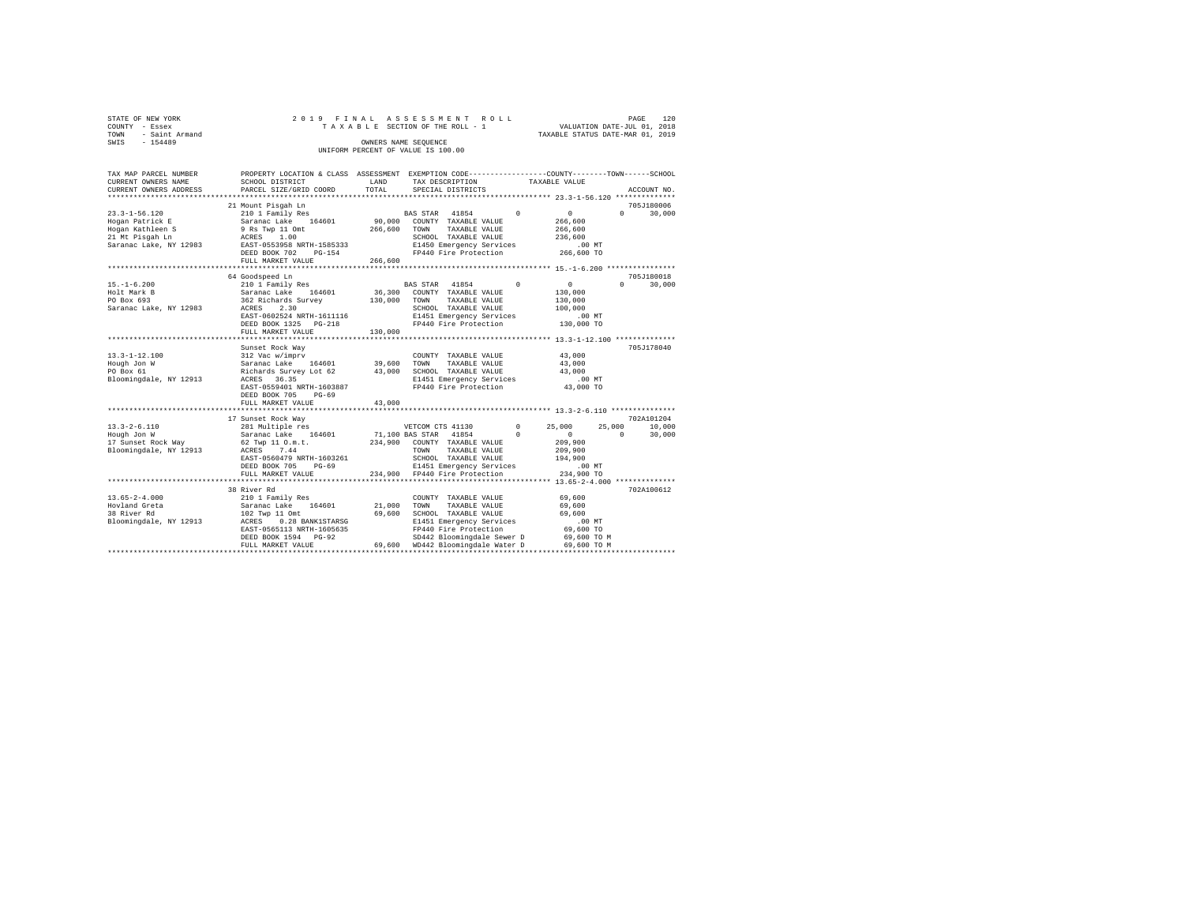STATE OF NEW YORK — 2019 FINAL ASSESSMENT ROLL — TAXABLE SECTION OF THE ROLL - 1
COUNTY - Essex — VALUATION DATE-JUL 01, 2018
TOWN - Saint Armand — TAXABLE STATUS DATE-MAR 01, 2019
SWIS - 154489 — OWNERS NAME SEQUENCE — UNIFORM PERCENT OF VALUE IS 100.00

```
TAX MAP PARCEL NUMBER     PROPERTY LOCATION & CLASS  ASSESSMENT  EXEMPTION CODE------------------COUNTY--------TOWN------SCHOOL
CURRENT OWNERS NAME       SCHOOL DISTRICT               LAND      TAX DESCRIPTION            TAXABLE VALUE
CURRENT OWNERS ADDRESS    PARCEL SIZE/GRID COORD        TOTAL     SPECIAL DISTRICTS                                      ACCOUNT NO.
******************************************************************************************* 23.3-1-56.120 **************
                          21 Mount Pisgah Ln                                                                        705J180006
23.3-1-56.120             210 1 Family Res                   BAS STAR  41854        0           0           0      30,000
Hogan Patrick E           Saranac Lake   164601     90,000   COUNTY  TAXABLE VALUE         266,600
Hogan Kathleen S          9 Rs Twp 11 Omt          266,600   TOWN    TAXABLE VALUE         266,600
21 Mt Pisgah Ln           ACRES    1.00                      SCHOOL  TAXABLE VALUE         236,600
Saranac Lake, NY 12983    EAST-0553958 NRTH-1585333          E1450 Emergency Services          .00 MT
                          DEED BOOK 702    PG-154            FP440 Fire Protection         266,600 TO
                          FULL MARKET VALUE        266,600
******************************************************************************************* 15.-1-6.200 ****************
                          64 Goodspeed Ln                                                                           705J180018
15.-1-6.200               210 1 Family Res                   BAS STAR  41854        0           0           0      30,000
Holt Mark B               Saranac Lake   164601     36,300   COUNTY  TAXABLE VALUE         130,000
PO Box 693                362 Richards Survey      130,000   TOWN    TAXABLE VALUE         130,000
Saranac Lake, NY 12983    ACRES    2.30                      SCHOOL  TAXABLE VALUE         100,000
                          EAST-0602524 NRTH-1611116          E1451 Emergency Services          .00 MT
                          DEED BOOK 1325   PG-218            FP440 Fire Protection         130,000 TO
                          FULL MARKET VALUE        130,000
******************************************************************************************* 13.3-1-12.100 **************
                          Sunset Rock Way                                                                           705J178040
13.3-1-12.100             312 Vac w/imprv                    COUNTY  TAXABLE VALUE          43,000
Hough Jon W               Saranac Lake   164601     39,600   TOWN    TAXABLE VALUE          43,000
PO Box 61                 Richards Survey Lot 62    43,000   SCHOOL  TAXABLE VALUE          43,000
Bloomingdale, NY 12913    ACRES   36.35                      E1451 Emergency Services          .00 MT
                          EAST-0559401 NRTH-1603887          FP440 Fire Protection          43,000 TO
                          DEED BOOK 705    PG-69
                          FULL MARKET VALUE         43,000
******************************************************************************************* 13.3-2-6.110 ***************
                          17 Sunset Rock Way                                                                        702A101204
13.3-2-6.110              281 Multiple res                   VETCOM CTS 41130       0      25,000      25,000      10,000
Hough Jon W               Saranac Lake   164601     71,100   BAS STAR  41854        0           0           0      30,000
17 Sunset Rock Way        62 Twp 11 O.m.t.         234,900   COUNTY  TAXABLE VALUE         209,900
Bloomingdale, NY 12913    ACRES    7.44                      TOWN    TAXABLE VALUE         209,900
                          EAST-0560479 NRTH-1603261          SCHOOL  TAXABLE VALUE         194,900
                          DEED BOOK 705    PG-69             E1451 Emergency Services          .00 MT
                          FULL MARKET VALUE        234,900   FP440 Fire Protection         234,900 TO
******************************************************************************************* 13.65-2-4.000 **************
                          38 River Rd                                                                               702A100612
13.65-2-4.000             210 1 Family Res                   COUNTY  TAXABLE VALUE          69,600
Hovland Greta             Saranac Lake   164601     21,000   TOWN    TAXABLE VALUE          69,600
38 River Rd               102 Twp 11 Omt            69,600   SCHOOL  TAXABLE VALUE          69,600
Bloomingdale, NY 12913    ACRES    0.28 BANK1STARSG          E1451 Emergency Services          .00 MT
                          EAST-0565113 NRTH-1605635          FP440 Fire Protection          69,600 TO
                          DEED BOOK 1594   PG-92             SD442 Bloomingdale Sewer D     69,600 TO M
                          FULL MARKET VALUE         69,600   WD442 Bloomingdale Water D     69,600 TO M
************************************************************************************************************************
```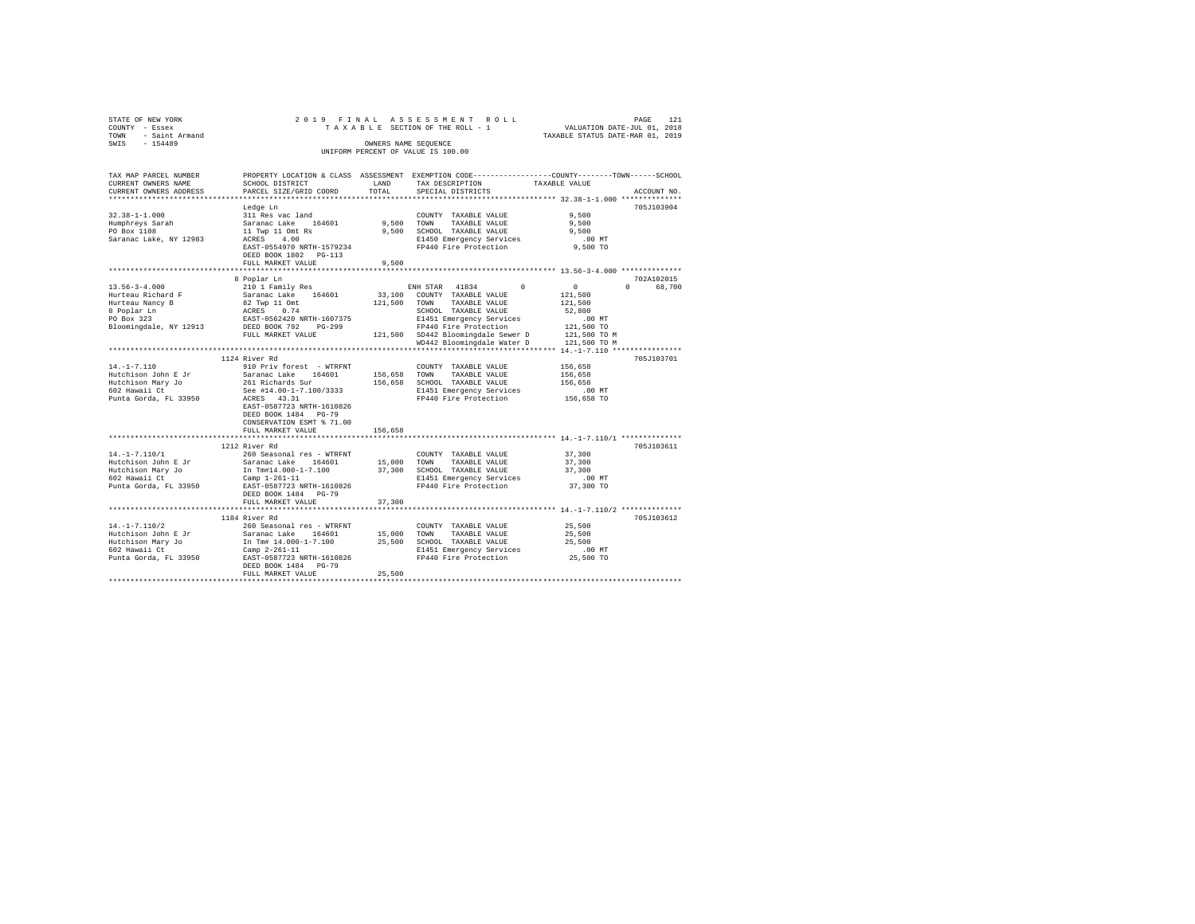STATE OF NEW YORK
COUNTY - Essex
TOWN - Saint Armand
SWIS - 154489

2019 FINAL ASSESSMENT ROLL
TAXABLE SECTION OF THE ROLL - 1
OWNERS NAME SEQUENCE
UNIFORM PERCENT OF VALUE IS 100.00

VALUATION DATE-JUL 01, 2018
TAXABLE STATUS DATE-MAR 01, 2019

| TAX MAP PARCEL NUMBER / CURRENT OWNERS NAME / CURRENT OWNERS ADDRESS | PROPERTY LOCATION & CLASS / SCHOOL DISTRICT / PARCEL SIZE/GRID COORD | ASSESSMENT LAND / TOTAL | EXEMPTION CODE / TAX DESCRIPTION / SPECIAL DISTRICTS | COUNTY / TOWN / SCHOOL TAXABLE VALUE | ACCOUNT NO. |
|---|---|---|---|---|---|
| 32.38-1-1.000 | Ledge Ln | | | | 705J103904 |
| Humphreys Sarah | 311 Res vac land | | COUNTY TAXABLE VALUE | 9,500 | |
| PO Box 1108 | Saranac Lake 164601 | 9,500 | TOWN TAXABLE VALUE | 9,500 | |
| Saranac Lake, NY 12983 | 11 Twp 11 Omt Rs | 9,500 | SCHOOL TAXABLE VALUE | 9,500 | |
| | ACRES 4.00 | | E1450 Emergency Services | .00 MT | |
| | EAST-0554970 NRTH-1579234 | | FP440 Fire Protection | 9,500 TO | |
| | DEED BOOK 1802 PG-113 | | | | |
| | FULL MARKET VALUE | 9,500 | | | |
| 13.56-3-4.000 | 8 Poplar Ln | | | | 702A102015 |
| Hurteau Richard F | 210 1 Family Res | | ENH STAR 41834 0 | 0 0 68,700 | |
| Hurteau Nancy B | Saranac Lake 164601 | 33,100 | COUNTY TAXABLE VALUE | 121,500 | |
| 8 Poplar Ln | 82 Twp 11 Omt | 121,500 | TOWN TAXABLE VALUE | 121,500 | |
| PO Box 323 | ACRES 0.74 | | SCHOOL TAXABLE VALUE | 52,800 | |
| Bloomingdale, NY 12913 | EAST-0562420 NRTH-1607375 | | E1451 Emergency Services | .00 MT | |
| | DEED BOOK 792 PG-299 | | FP440 Fire Protection | 121,500 TO | |
| | FULL MARKET VALUE | 121,500 | SD442 Bloomingdale Sewer D | 121,500 TO M | |
| | | | WD442 Bloomingdale Water D | 121,500 TO M | |
| 14.-1-7.110 | 1124 River Rd | | | | 705J103701 |
| Hutchison John E Jr | 910 Priv forest - WTRFNT | | COUNTY TAXABLE VALUE | 156,658 | |
| Hutchison Mary Jo | Saranac Lake 164601 | 156,658 | TOWN TAXABLE VALUE | 156,658 | |
| 602 Hawaii Ct | 261 Richards Sur | 156,658 | SCHOOL TAXABLE VALUE | 156,658 | |
| Punta Gorda, FL 33950 | See #14.00-1-7.100/3333 | | E1451 Emergency Services | .00 MT | |
| | ACRES 43.31 | | FP440 Fire Protection | 156,658 TO | |
| | EAST-0587723 NRTH-1610826 | | | | |
| | DEED BOOK 1484 PG-79 | | | | |
| | CONSERVATION ESMT % 71.00 | | | | |
| | FULL MARKET VALUE | 156,658 | | | |
| 14.-1-7.110/1 | 1212 River Rd | | | | 705J103611 |
| Hutchison John E Jr | 260 Seasonal res - WTRFNT | | COUNTY TAXABLE VALUE | 37,300 | |
| Hutchison Mary Jo | Saranac Lake 164601 | 15,000 | TOWN TAXABLE VALUE | 37,300 | |
| 602 Hawaii Ct | In Tm#14.000-1-7.100 | 37,300 | SCHOOL TAXABLE VALUE | 37,300 | |
| Punta Gorda, FL 33950 | Camp 1-261-11 | | E1451 Emergency Services | .00 MT | |
| | EAST-0587723 NRTH-1610826 | | FP440 Fire Protection | 37,300 TO | |
| | DEED BOOK 1484 PG-79 | | | | |
| | FULL MARKET VALUE | 37,300 | | | |
| 14.-1-7.110/2 | 1184 River Rd | | | | 705J103612 |
| Hutchison John E Jr | 260 Seasonal res - WTRFNT | | COUNTY TAXABLE VALUE | 25,500 | |
| Hutchison Mary Jo | Saranac Lake 164601 | 15,000 | TOWN TAXABLE VALUE | 25,500 | |
| 602 Hawaii Ct | In Tm# 14.000-1-7.100 | 25,500 | SCHOOL TAXABLE VALUE | 25,500 | |
| Punta Gorda, FL 33950 | Camp 2-261-11 | | E1451 Emergency Services | .00 MT | |
| | EAST-0587723 NRTH-1610826 | | FP440 Fire Protection | 25,500 TO | |
| | DEED BOOK 1484 PG-79 | | | | |
| | FULL MARKET VALUE | 25,500 | | | |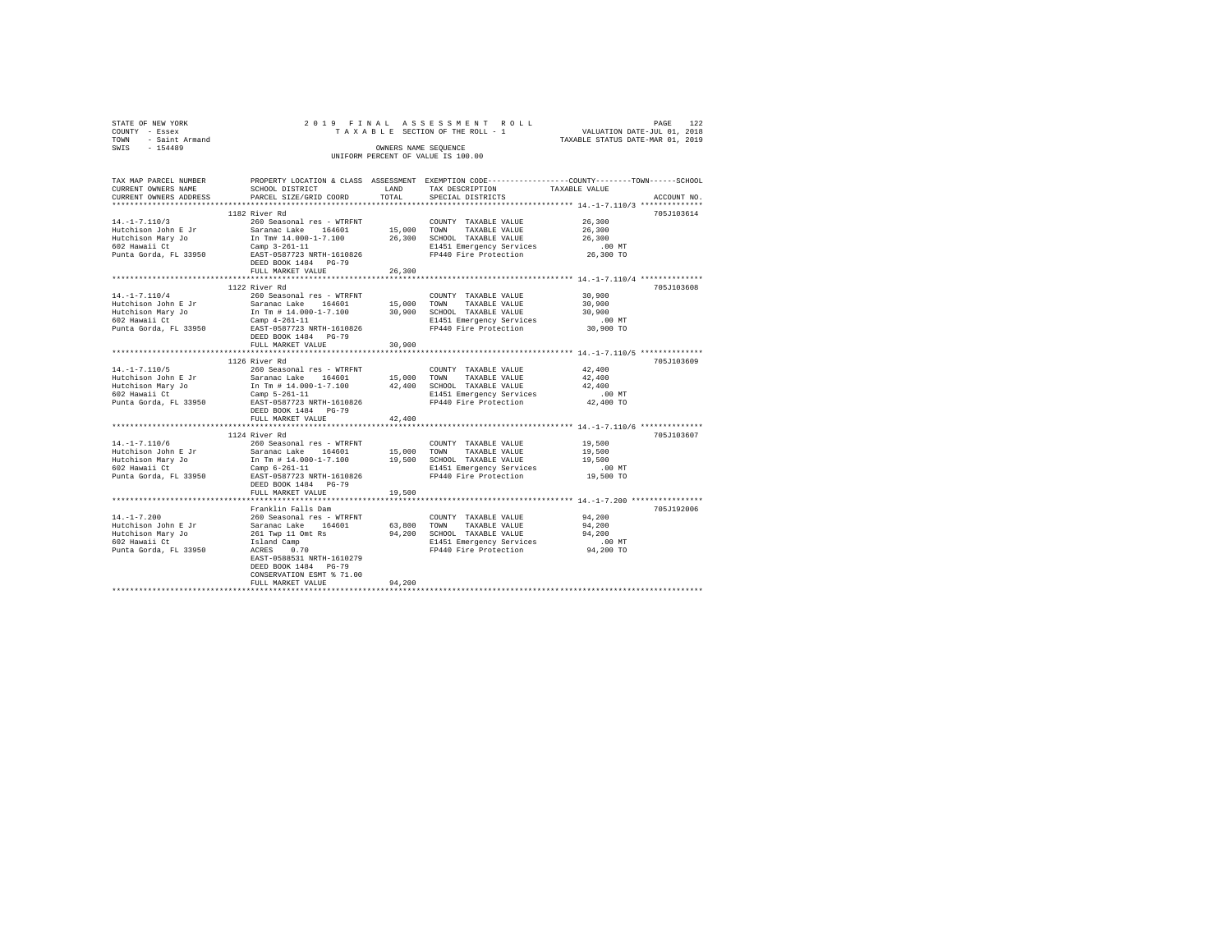STATE OF NEW YORK
COUNTY - Essex
TOWN - Saint Armand
SWIS - 154489

2019 FINAL ASSESSMENT ROLL
TAXABLE SECTION OF THE ROLL - 1
OWNERS NAME SEQUENCE
UNIFORM PERCENT OF VALUE IS 100.00

VALUATION DATE-JUL 01, 2018
TAXABLE STATUS DATE-MAR 01, 2019

| TAX MAP PARCEL NUMBER / CURRENT OWNERS NAME / CURRENT OWNERS ADDRESS | PROPERTY LOCATION & CLASS / SCHOOL DISTRICT / PARCEL SIZE/GRID COORD | ASSESSMENT LAND | TOTAL | EXEMPTION CODE / TAX DESCRIPTION / SPECIAL DISTRICTS | TAXABLE VALUE (COUNTY / TOWN / SCHOOL) | ACCOUNT NO. |
|---|---|---|---|---|---|---|
| 14.-1-7.110/3 | 1182 River Rd | | | | | 705J103614 |
| Hutchison John E Jr | 260 Seasonal res - WTRFNT | | | COUNTY TAXABLE VALUE | 26,300 | |
| Hutchison Mary Jo | Saranac Lake 164601 | 15,000 | | TOWN TAXABLE VALUE | 26,300 | |
| 602 Hawaii Ct | In Tm# 14.000-1-7.100 | | 26,300 | SCHOOL TAXABLE VALUE | 26,300 | |
| Punta Gorda, FL 33950 | Camp 3-261-11 | | | E1451 Emergency Services | .00 MT | |
| | EAST-0587723 NRTH-1610826 | | | FP440 Fire Protection | 26,300 TO | |
| | DEED BOOK 1484 PG-79 | | | | | |
| | FULL MARKET VALUE | | 26,300 | | | |
| 14.-1-7.110/4 | 1122 River Rd | | | | | 705J103608 |
| Hutchison John E Jr | 260 Seasonal res - WTRFNT | | | COUNTY TAXABLE VALUE | 30,900 | |
| Hutchison Mary Jo | Saranac Lake 164601 | 15,000 | | TOWN TAXABLE VALUE | 30,900 | |
| 602 Hawaii Ct | In Tm # 14.000-1-7.100 | | 30,900 | SCHOOL TAXABLE VALUE | 30,900 | |
| Punta Gorda, FL 33950 | Camp 4-261-11 | | | E1451 Emergency Services | .00 MT | |
| | EAST-0587723 NRTH-1610826 | | | FP440 Fire Protection | 30,900 TO | |
| | DEED BOOK 1484 PG-79 | | | | | |
| | FULL MARKET VALUE | | 30,900 | | | |
| 14.-1-7.110/5 | 1126 River Rd | | | | | 705J103609 |
| Hutchison John E Jr | 260 Seasonal res - WTRFNT | | | COUNTY TAXABLE VALUE | 42,400 | |
| Hutchison Mary Jo | Saranac Lake 164601 | 15,000 | | TOWN TAXABLE VALUE | 42,400 | |
| 602 Hawaii Ct | In Tm # 14.000-1-7.100 | | 42,400 | SCHOOL TAXABLE VALUE | 42,400 | |
| Punta Gorda, FL 33950 | Camp 5-261-11 | | | E1451 Emergency Services | .00 MT | |
| | EAST-0587723 NRTH-1610826 | | | FP440 Fire Protection | 42,400 TO | |
| | DEED BOOK 1484 PG-79 | | | | | |
| | FULL MARKET VALUE | | 42,400 | | | |
| 14.-1-7.110/6 | 1124 River Rd | | | | | 705J103607 |
| Hutchison John E Jr | 260 Seasonal res - WTRFNT | | | COUNTY TAXABLE VALUE | 19,500 | |
| Hutchison Mary Jo | Saranac Lake 164601 | 15,000 | | TOWN TAXABLE VALUE | 19,500 | |
| 602 Hawaii Ct | In Tm # 14.000-1-7.100 | | 19,500 | SCHOOL TAXABLE VALUE | 19,500 | |
| Punta Gorda, FL 33950 | Camp 6-261-11 | | | E1451 Emergency Services | .00 MT | |
| | EAST-0587723 NRTH-1610826 | | | FP440 Fire Protection | 19,500 TO | |
| | DEED BOOK 1484 PG-79 | | | | | |
| | FULL MARKET VALUE | | 19,500 | | | |
| 14.-1-7.200 | Franklin Falls Dam | | | | | 705J192006 |
| Hutchison John E Jr | 260 Seasonal res - WTRFNT | | | COUNTY TAXABLE VALUE | 94,200 | |
| Hutchison Mary Jo | Saranac Lake 164601 | 63,800 | | TOWN TAXABLE VALUE | 94,200 | |
| 602 Hawaii Ct | 261 Twp 11 Omt Rs | | 94,200 | SCHOOL TAXABLE VALUE | 94,200 | |
| Punta Gorda, FL 33950 | Island Camp | | | E1451 Emergency Services | .00 MT | |
| | ACRES 0.70 | | | FP440 Fire Protection | 94,200 TO | |
| | EAST-0588531 NRTH-1610279 | | | | | |
| | DEED BOOK 1484 PG-79 | | | | | |
| | CONSERVATION ESMT % 71.00 | | | | | |
| | FULL MARKET VALUE | | 94,200 | | | |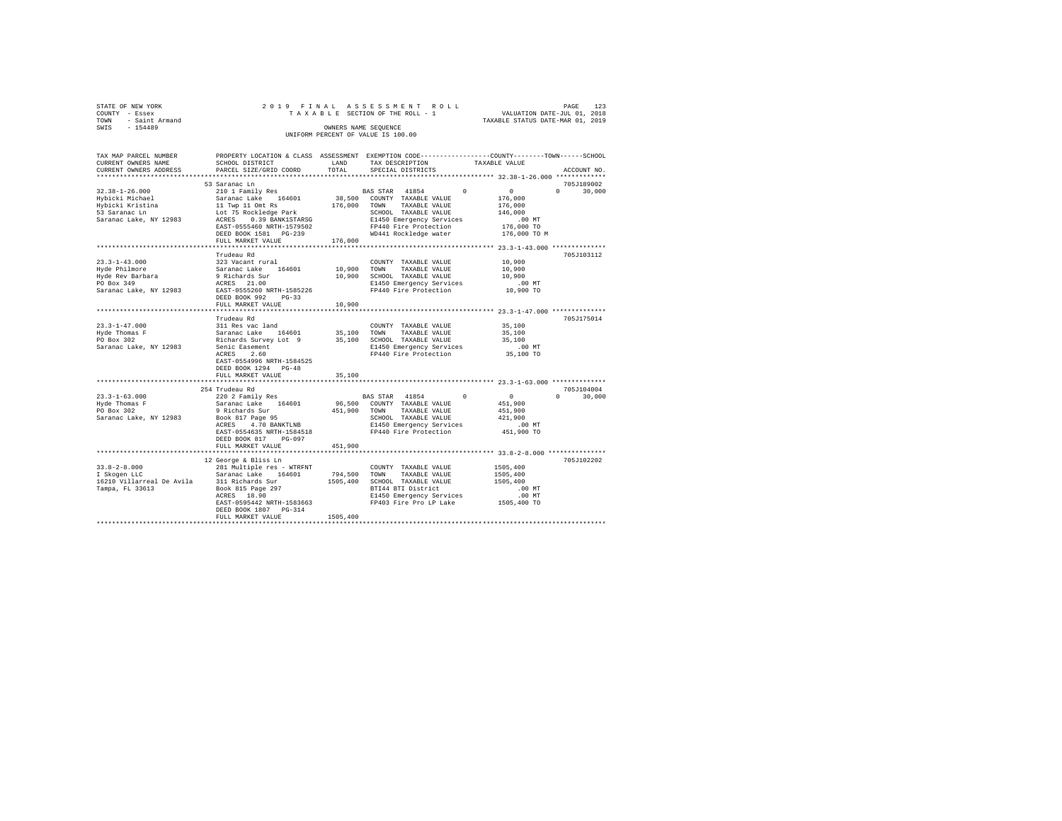STATE OF NEW YORK                    2 0 1 9  F I N A L   A S S E S S M E N T   R O L L                    PAGE 123
COUNTY - Essex                       T A X A B L E  SECTION OF THE ROLL - 1                    VALUATION DATE-JUL 01, 2018
TOWN - Saint Armand                                                                            TAXABLE STATUS DATE-MAR 01, 2019
SWIS - 154489                        OWNERS NAME SEQUENCE
                                     UNIFORM PERCENT OF VALUE IS 100.00

```
TAX MAP PARCEL NUMBER       PROPERTY LOCATION & CLASS  ASSESSMENT  EXEMPTION CODE-----------------COUNTY--------TOWN------SCHOOL
CURRENT OWNERS NAME         SCHOOL DISTRICT              LAND      TAX DESCRIPTION            TAXABLE VALUE
CURRENT OWNERS ADDRESS      PARCEL SIZE/GRID COORD       TOTAL     SPECIAL DISTRICTS                                   ACCOUNT NO.
******************************************************************************************* 32.38-1-26.000 *************
                            53 Saranac Ln                                                                          705J189002
32.38-1-26.000              210 1 Family Res                       BAS STAR  41854        0         0          0      30,000
Hybicki Michael             Saranac Lake    164601       38,500    COUNTY  TAXABLE VALUE        176,000
Hybicki Kristina            11 Twp 11 Omt Rs            176,000    TOWN    TAXABLE VALUE        176,000
53 Saranac Ln               Lot 75 Rockledge Park                  SCHOOL  TAXABLE VALUE        146,000
Saranac Lake, NY 12983      ACRES    0.39 BANK1STARSG              E1450 Emergency Services          .00 MT
                            EAST-0555460 NRTH-1579502              FP440 Fire Protection        176,000 TO
                            DEED BOOK 1581   PG-239                WD441 Rockledge water        176,000 TO M
                            FULL MARKET VALUE           176,000
******************************************************************************************* 23.3-1-43.000 **************
                            Trudeau Rd                                                                             705J103112
23.3-1-43.000               323 Vacant rural                       COUNTY  TAXABLE VALUE         10,900
Hyde Philmore               Saranac Lake    164601       10,900    TOWN    TAXABLE VALUE         10,900
Hyde Rev Barbara            9 Richards Sur               10,900    SCHOOL  TAXABLE VALUE         10,900
PO Box 349                  ACRES   21.00                          E1450 Emergency Services          .00 MT
Saranac Lake, NY 12983      EAST-0555260 NRTH-1585226              FP440 Fire Protection         10,900 TO
                            DEED BOOK 992    PG-33
                            FULL MARKET VALUE            10,900
******************************************************************************************* 23.3-1-47.000 **************
                            Trudeau Rd                                                                             705J175014
23.3-1-47.000               311 Res vac land                       COUNTY  TAXABLE VALUE         35,100
Hyde Thomas F               Saranac Lake    164601       35,100    TOWN    TAXABLE VALUE         35,100
PO Box 302                  Richards Survey Lot  9       35,100    SCHOOL  TAXABLE VALUE         35,100
Saranac Lake, NY 12983      Senic Easement                         E1450 Emergency Services          .00 MT
                            ACRES    2.60                          FP440 Fire Protection         35,100 TO
                            EAST-0554996 NRTH-1584525
                            DEED BOOK 1294   PG-48
                            FULL MARKET VALUE            35,100
******************************************************************************************* 23.3-1-63.000 **************
                            254 Trudeau Rd                                                                         705J104004
23.3-1-63.000               220 2 Family Res                       BAS STAR  41854        0         0          0      30,000
Hyde Thomas F               Saranac Lake    164601       96,500    COUNTY  TAXABLE VALUE        451,900
PO Box 302                  9 Richards Sur              451,900    TOWN    TAXABLE VALUE        451,900
Saranac Lake, NY 12983      Book 817 Page 95                       SCHOOL  TAXABLE VALUE        421,900
                            ACRES    4.70 BANKTLNB                 E1450 Emergency Services          .00 MT
                            EAST-0554635 NRTH-1584518              FP440 Fire Protection        451,900 TO
                            DEED BOOK 817    PG-097
                            FULL MARKET VALUE           451,900
******************************************************************************************* 33.8-2-8.000 ***************
                            12 George & Bliss Ln                                                                   705J102202
33.8-2-8.000                281 Multiple res - WTRFNT              COUNTY  TAXABLE VALUE       1505,400
I Skogen LLC                Saranac Lake    164601      794,500    TOWN    TAXABLE VALUE       1505,400
16210 Villarreal De Avila   311 Richards Sur           1505,400    SCHOOL  TAXABLE VALUE       1505,400
Tampa, FL 33613             Book 815 Page 297                      BTI44 BTI District                .00 MT
                            ACRES   18.90                          E1450 Emergency Services          .00 MT
                            EAST-0595442 NRTH-1583663              FP403 Fire Pro LP Lake      1505,400 TO
                            DEED BOOK 1807   PG-314
                            FULL MARKET VALUE          1505,400
************************************************************************************************************************
```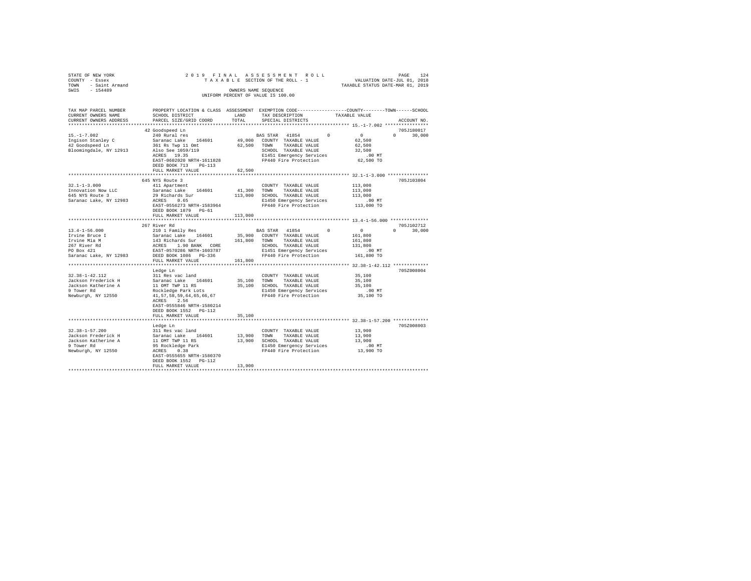STATE OF NEW YORK  
COUNTY - Essex  
TOWN - Saint Armand  
SWIS - 154489

2019 FINAL ASSESSMENT ROLL  
TAXABLE SECTION OF THE ROLL - 1  
OWNERS NAME SEQUENCE  
UNIFORM PERCENT OF VALUE IS 100.00

VALUATION DATE-JUL 01, 2018  
TAXABLE STATUS DATE-MAR 01, 2019

| TAX MAP PARCEL NUMBER / CURRENT OWNERS NAME / CURRENT OWNERS ADDRESS | PROPERTY LOCATION & CLASS / SCHOOL DISTRICT / PARCEL SIZE/GRID COORD | ASSESSMENT LAND / TOTAL | EXEMPTION CODE / TAX DESCRIPTION / SPECIAL DISTRICTS | COUNTY | TOWN | SCHOOL TAXABLE VALUE | ACCOUNT NO. |
|---|---|---|---|---|---|---|---|
| **15.-1-7.002** | 42 Goodspeed Ln | | | | | | 705J180017 |
| Ingison Stanley C | 240 Rural res | | BAS STAR 41854 | 0 | 0 | 0 30,000 | |
| 42 Goodspeed Ln | Saranac Lake 164601 | 49,000 | COUNTY TAXABLE VALUE | 62,500 | | | |
| Bloomingdale, NY 12913 | 361 Rs Twp 11 Omt | 62,500 | TOWN TAXABLE VALUE | | 62,500 | | |
| | Also See 1059/119 | | SCHOOL TAXABLE VALUE | | | 32,500 | |
| | ACRES 19.35 | | E1451 Emergency Services | .00 MT | | | |
| | EAST-0602020 NRTH-1611828 | | FP440 Fire Protection | 62,500 TO | | | |
| | DEED BOOK 713 PG-113 | | | | | | |
| | FULL MARKET VALUE | 62,500 | | | | | |
| **32.1-1-3.000** | 645 NYS Route 3 | | | | | | 705J103804 |
| Innovation Now LLC | 411 Apartment | | COUNTY TAXABLE VALUE | 113,000 | | | |
| 645 NYS Route 3 | Saranac Lake 164601 | 41,300 | TOWN TAXABLE VALUE | | 113,000 | | |
| Saranac Lake, NY 12983 | 29 Richards Sur | 113,000 | SCHOOL TAXABLE VALUE | | | 113,000 | |
| | ACRES 0.65 | | E1450 Emergency Services | .00 MT | | | |
| | EAST-0556273 NRTH-1583964 | | FP440 Fire Protection | 113,000 TO | | | |
| | DEED BOOK 1879 PG-61 | | | | | | |
| | FULL MARKET VALUE | 113,000 | | | | | |
| **13.4-1-56.000** | 267 River Rd | | | | | | 705J102712 |
| Irvine Bruce I | 210 1 Family Res | | BAS STAR 41854 | 0 | 0 | 0 30,000 | |
| Irvine Mia M | Saranac Lake 164601 | 35,900 | COUNTY TAXABLE VALUE | 161,800 | | | |
| 267 River Rd | 143 Richards Sur | 161,800 | TOWN TAXABLE VALUE | | 161,800 | | |
| PO Box 421 | ACRES 1.90 BANK CORE | | SCHOOL TAXABLE VALUE | | | 131,800 | |
| Saranac Lake, NY 12983 | EAST-0570286 NRTH-1603787 | | E1451 Emergency Services | .00 MT | | | |
| | DEED BOOK 1086 PG-336 | | FP440 Fire Protection | 161,800 TO | | | |
| | FULL MARKET VALUE | 161,800 | | | | | |
| **32.38-1-42.112** | Ledge Ln | | | | | | 705Z008004 |
| Jackson Frederick H | 311 Res vac land | | COUNTY TAXABLE VALUE | 35,100 | | | |
| Jackson Katherine A | Saranac Lake 164601 | 35,100 | TOWN TAXABLE VALUE | | 35,100 | | |
| 9 Tower Rd | 11 OMT TWP 11 RS | 35,100 | SCHOOL TAXABLE VALUE | | | 35,100 | |
| Newburgh, NY 12550 | Rockledge Park Lots | | E1450 Emergency Services | .00 MT | | | |
| | 41,57,58,59,64,65,66,67 | | FP440 Fire Protection | 35,100 TO | | | |
| | ACRES 2.56 | | | | | | |
| | EAST-0555846 NRTH-1580214 | | | | | | |
| | DEED BOOK 1552 PG-112 | | | | | | |
| | FULL MARKET VALUE | 35,100 | | | | | |
| **32.38-1-57.200** | Ledge Ln | | | | | | 705Z008003 |
| Jackson Frederick H | 311 Res vac land | | COUNTY TAXABLE VALUE | 13,900 | | | |
| Jackson Katherine A | Saranac Lake 164601 | 13,900 | TOWN TAXABLE VALUE | | 13,900 | | |
| 9 Tower Rd | 11 OMT TWP 11 RS | 13,900 | SCHOOL TAXABLE VALUE | | | 13,900 | |
| Newburgh, NY 12550 | 95 Rockledge Park | | E1450 Emergency Services | .00 MT | | | |
| | ACRES 0.38 | | FP440 Fire Protection | 13,900 TO | | | |
| | EAST-0555655 NRTH-1580370 | | | | | | |
| | DEED BOOK 1552 PG-112 | | | | | | |
| | FULL MARKET VALUE | 13,900 | | | | | |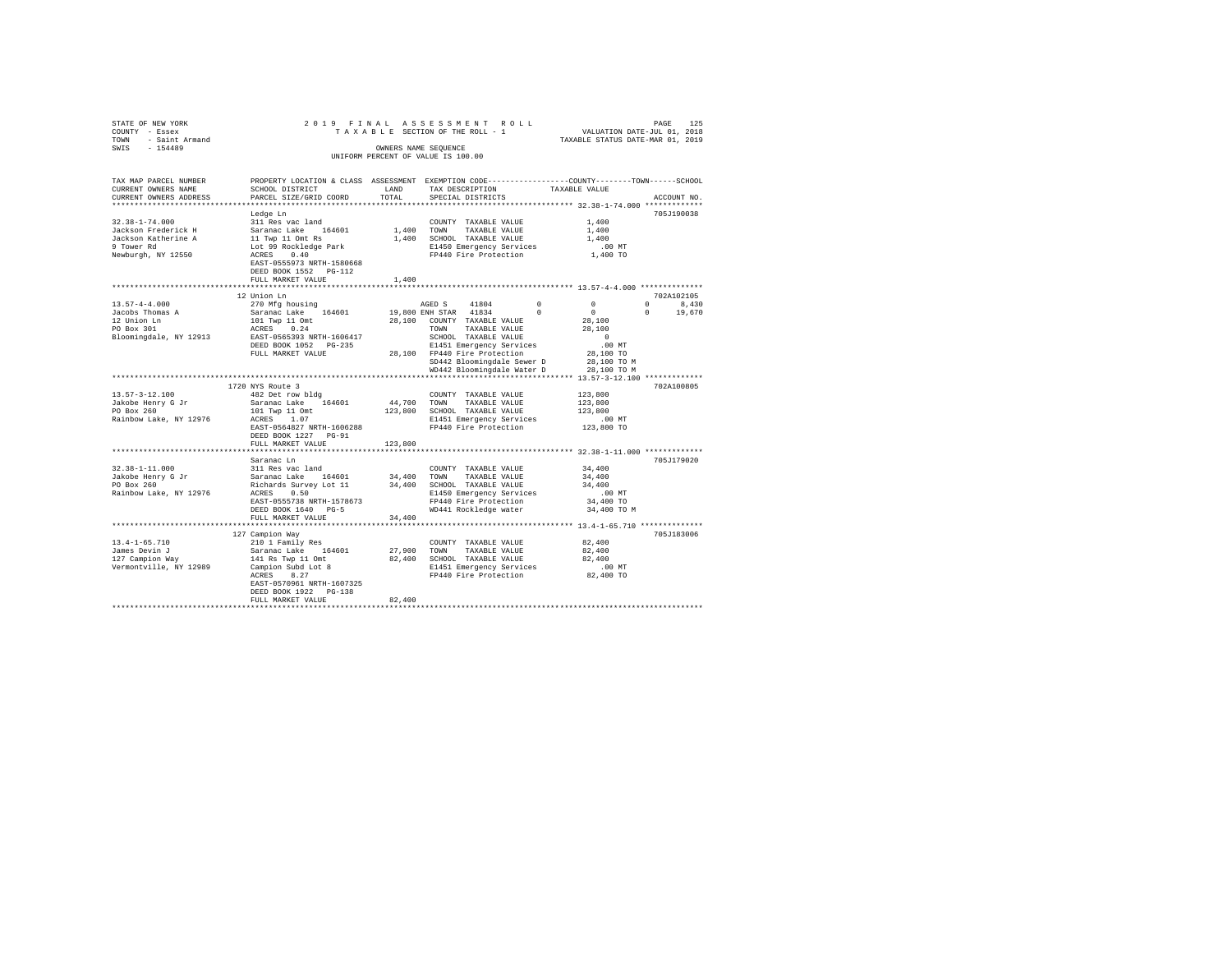STATE OF NEW YORK
COUNTY - Essex
TOWN - Saint Armand
SWIS - 154489

2019 FINAL ASSESSMENT ROLL
TAXABLE SECTION OF THE ROLL - 1
OWNERS NAME SEQUENCE
UNIFORM PERCENT OF VALUE IS 100.00

VALUATION DATE-JUL 01, 2018
TAXABLE STATUS DATE-MAR 01, 2019

```
TAX MAP PARCEL NUMBER     PROPERTY LOCATION & CLASS  ASSESSMENT  EXEMPTION CODE-----------------COUNTY--------TOWN------SCHOOL
CURRENT OWNERS NAME       SCHOOL DISTRICT             LAND       TAX DESCRIPTION            TAXABLE VALUE
CURRENT OWNERS ADDRESS    PARCEL SIZE/GRID COORD      TOTAL      SPECIAL DISTRICTS                                    ACCOUNT NO.
******************************************************************************************** 32.38-1-74.000 *************
                          Ledge Ln                                                                                 705J190038
32.38-1-74.000            311 Res vac land                       COUNTY  TAXABLE VALUE            1,400
Jackson Frederick H       Saranac Lake   164601        1,400    TOWN    TAXABLE VALUE            1,400
Jackson Katherine A       11 Twp 11 Omt Rs             1,400    SCHOOL  TAXABLE VALUE            1,400
9 Tower Rd                Lot 99 Rockledge Park                  E1450 Emergency Services           .00 MT
Newburgh, NY 12550        ACRES    0.40                          FP440 Fire Protection            1,400 TO
                          EAST-0555973 NRTH-1580668
                          DEED BOOK 1552   PG-112
                          FULL MARKET VALUE             1,400
******************************************************************************************** 13.57-4-4.000 **************
                       12 Union Ln                                                                                 702A102105
13.57-4-4.000             270 Mfg housing                        AGED S     41804        0          0          0       8,430
Jacobs Thomas A           Saranac Lake   164601       19,800 ENH STAR   41834        0          0          0      19,670
12 Union Ln               101 Twp 11 Omt              28,100    COUNTY  TAXABLE VALUE           28,100
PO Box 301                ACRES    0.24                          TOWN    TAXABLE VALUE           28,100
Bloomingdale, NY 12913    EAST-0565393 NRTH-1606417              SCHOOL  TAXABLE VALUE                0
                          DEED BOOK 1052   PG-235                E1451 Emergency Services           .00 MT
                          FULL MARKET VALUE            28,100    FP440 Fire Protection           28,100 TO
                                                                 SD442 Bloomingdale Sewer D      28,100 TO M
                                                                 WD442 Bloomingdale Water D      28,100 TO M
******************************************************************************************** 13.57-3-12.100 *************
                     1720 NYS Route 3                                                                              702A100805
13.57-3-12.100            482 Det row bldg                       COUNTY  TAXABLE VALUE          123,800
Jakobe Henry G Jr         Saranac Lake   164601       44,700    TOWN    TAXABLE VALUE          123,800
PO Box 260                101 Twp 11 Omt             123,800    SCHOOL  TAXABLE VALUE          123,800
Rainbow Lake, NY 12976    ACRES    1.07                          E1451 Emergency Services           .00 MT
                          EAST-0564827 NRTH-1606288              FP440 Fire Protection          123,800 TO
                          DEED BOOK 1227   PG-91
                          FULL MARKET VALUE           123,800
******************************************************************************************** 32.38-1-11.000 *************
                          Saranac Ln                                                                               705J179020
32.38-1-11.000            311 Res vac land                       COUNTY  TAXABLE VALUE           34,400
Jakobe Henry G Jr         Saranac Lake   164601       34,400    TOWN    TAXABLE VALUE           34,400
PO Box 260                Richards Survey Lot 11      34,400    SCHOOL  TAXABLE VALUE           34,400
Rainbow Lake, NY 12976    ACRES    0.50                          E1450 Emergency Services           .00 MT
                          EAST-0555738 NRTH-1578673              FP440 Fire Protection           34,400 TO
                          DEED BOOK 1640   PG-5                  WD441 Rockledge water           34,400 TO M
                          FULL MARKET VALUE            34,400
******************************************************************************************** 13.4-1-65.710 **************
                      127 Campion Way                                                                              705J183006
13.4-1-65.710             210 1 Family Res                       COUNTY  TAXABLE VALUE           82,400
James Devin J             Saranac Lake   164601       27,900    TOWN    TAXABLE VALUE           82,400
127 Campion Way           141 Rs Twp 11 Omt           82,400    SCHOOL  TAXABLE VALUE           82,400
Vermontville, NY 12989    Campion Subd Lot 8                     E1451 Emergency Services           .00 MT
                          ACRES    8.27                          FP440 Fire Protection           82,400 TO
                          EAST-0570961 NRTH-1607325
                          DEED BOOK 1922   PG-138
                          FULL MARKET VALUE            82,400
****************************************************************************************************************************
```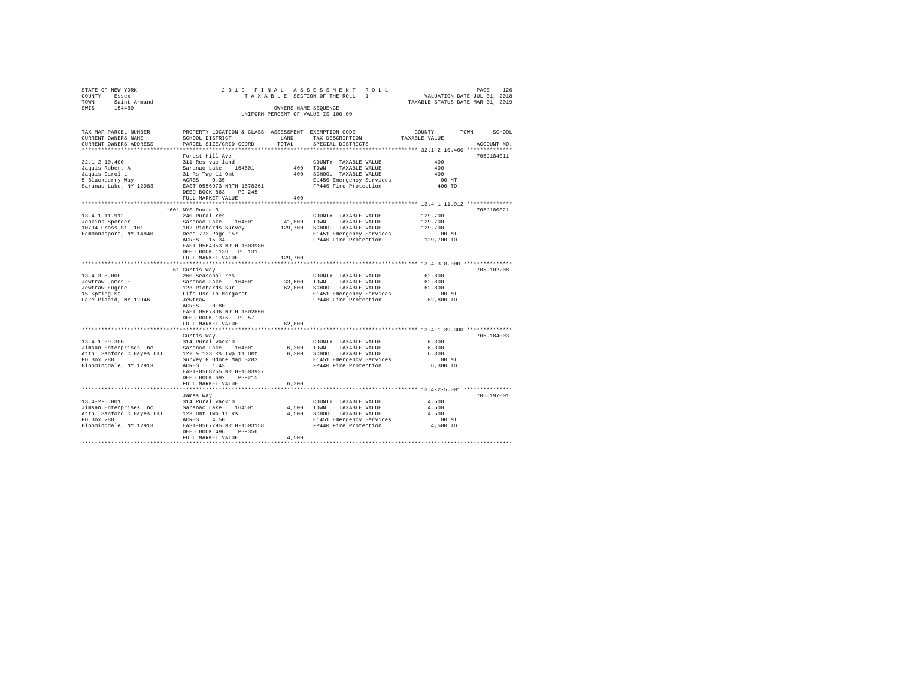STATE OF NEW YORK 2019 FINAL ASSESSMENT ROLL
COUNTY - Essex TAXABLE SECTION OF THE ROLL - 1 VALUATION DATE-JUL 01, 2018
TOWN - Saint Armand TAXABLE STATUS DATE-MAR 01, 2019
SWIS - 154489 OWNERS NAME SEQUENCE
UNIFORM PERCENT OF VALUE IS 100.00

| TAX MAP PARCEL NUMBER / CURRENT OWNERS NAME / CURRENT OWNERS ADDRESS | PROPERTY LOCATION & CLASS / SCHOOL DISTRICT / PARCEL SIZE/GRID COORD | ASSESSMENT LAND / TOTAL | EXEMPTION CODE / TAX DESCRIPTION / SPECIAL DISTRICTS | COUNTY / TOWN / SCHOOL TAXABLE VALUE | ACCOUNT NO. |
|---|---|---|---|---|---|
| **32.1-2-10.400** | Forest Hill Ave | | | | 705J184011 |
| | 311 Res vac land | | COUNTY TAXABLE VALUE | 400 | |
| Jaquis Robert A | Saranac Lake 164601 | 400 | TOWN TAXABLE VALUE | 400 | |
| Jaquis Carol L | 31 Rs Twp 11 Omt | 400 | SCHOOL TAXABLE VALUE | 400 | |
| 5 Blackberry Way | ACRES 0.35 | | E1450 Emergency Services | .00 MT | |
| Saranac Lake, NY 12983 | EAST-0556973 NRTH-1578361 | | FP440 Fire Protection | 400 TO | |
| | DEED BOOK 863 PG-245 | | | | |
| | FULL MARKET VALUE | 400 | | | |
| **13.4-1-11.912** | 1601 NYS Route 3 | | | | 705J180021 |
| | 240 Rural res | | COUNTY TAXABLE VALUE | 129,700 | |
| Jenkins Spencer | Saranac Lake 164601 | 41,800 | TOWN TAXABLE VALUE | 129,700 | |
| 10734 Cross St 101 | 102 Richards Survey | 129,700 | SCHOOL TAXABLE VALUE | 129,700 | |
| Hammondsport, NY 14840 | Deed 773 Page 157 | | E1451 Emergency Services | .00 MT | |
| | ACRES 15.34 | | FP440 Fire Protection | 129,700 TO | |
| | EAST-0564353 NRTH-1603980 | | | | |
| | DEED BOOK 1139 PG-131 | | | | |
| | FULL MARKET VALUE | 129,700 | | | |
| **13.4-3-8.000** | 61 Curtis Way | | | | 705J102208 |
| | 260 Seasonal res | | COUNTY TAXABLE VALUE | 62,800 | |
| Jewtraw James E | Saranac Lake 164601 | 33,600 | TOWN TAXABLE VALUE | 62,800 | |
| Jewtraw Eugene | 123 Richards Sur | 62,800 | SCHOOL TAXABLE VALUE | 62,800 | |
| 15 Spring St | Life Use To Margaret | | E1451 Emergency Services | .00 MT | |
| Lake Placid, NY 12946 | Jewtraw | | FP440 Fire Protection | 62,800 TO | |
| | ACRES 0.80 | | | | |
| | EAST-0567896 NRTH-1602850 | | | | |
| | DEED BOOK 1376 PG-57 | | | | |
| | FULL MARKET VALUE | 62,800 | | | |
| **13.4-1-39.300** | Curtis Way | | | | 705J184003 |
| | 314 Rural vac<10 | | COUNTY TAXABLE VALUE | 6,300 | |
| Jimsan Enterprises Inc | Saranac Lake 164601 | 6,300 | TOWN TAXABLE VALUE | 6,300 | |
| Attn: Sanford C Hayes III | 122 & 123 Rs Twp 11 Omt | 6,300 | SCHOOL TAXABLE VALUE | 6,300 | |
| PO Box 288 | Survey G Odone Map 3283 | | E1451 Emergency Services | .00 MT | |
| Bloomingdale, NY 12913 | ACRES 1.43 | | FP440 Fire Protection | 6,300 TO | |
| | EAST-0568255 NRTH-1603937 | | | | |
| | DEED BOOK 692 PG-215 | | | | |
| | FULL MARKET VALUE | 6,300 | | | |
| **13.4-2-5.001** | James Way | | | | 705J197001 |
| | 314 Rural vac<10 | | COUNTY TAXABLE VALUE | 4,500 | |
| Jimsan Enterprises Inc | Saranac Lake 164601 | 4,500 | TOWN TAXABLE VALUE | 4,500 | |
| Attn: Sanford C Hayes III | 123 Omt Twp 11 Rs | 4,500 | SCHOOL TAXABLE VALUE | 4,500 | |
| PO Box 288 | ACRES 4.50 | | E1451 Emergency Services | .00 MT | |
| Bloomingdale, NY 12913 | EAST-0567795 NRTH-1603158 | | FP440 Fire Protection | 4,500 TO | |
| | DEED BOOK 496 PG-356 | | | | |
| | FULL MARKET VALUE | 4,500 | | | |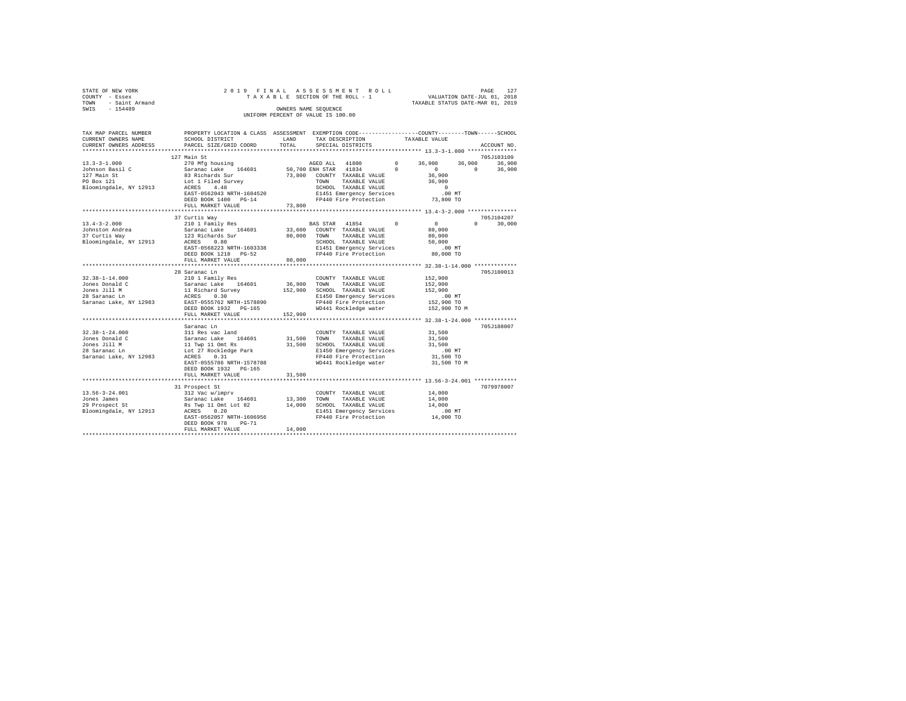STATE OF NEW YORK
COUNTY - Essex
TOWN - Saint Armand
SWIS - 154489

2019 FINAL ASSESSMENT ROLL
TAXABLE SECTION OF THE ROLL - 1
OWNERS NAME SEQUENCE
UNIFORM PERCENT OF VALUE IS 100.00

VALUATION DATE-JUL 01, 2018
TAXABLE STATUS DATE-MAR 01, 2019

```
TAX MAP PARCEL NUMBER     PROPERTY LOCATION & CLASS  ASSESSMENT  EXEMPTION CODE-----------------COUNTY--------TOWN------SCHOOL
CURRENT OWNERS NAME       SCHOOL DISTRICT            LAND        TAX DESCRIPTION             TAXABLE VALUE
CURRENT OWNERS ADDRESS    PARCEL SIZE/GRID COORD     TOTAL       SPECIAL DISTRICTS                                   ACCOUNT NO.
******************************************************************************************** 13.3-3-1.000 ***************
                          127 Main St                                                                             705J103109
13.3-3-1.000              270 Mfg housing                        AGED ALL  41800        0     36,900    36,900     36,900
Johnson Basil C           Saranac Lake   164601     50,700 ENH STAR  41834        0          0         0     36,900
127 Main St               83 Richards Sur           73,800   COUNTY  TAXABLE VALUE            36,900
PO Box 121                Lot 1 Filed Survey                 TOWN    TAXABLE VALUE            36,900
Bloomingdale, NY 12913    ACRES    4.48                      SCHOOL  TAXABLE VALUE                 0
                          EAST-0562043 NRTH-1604520          E1451 Emergency Services            .00 MT
                          DEED BOOK 1400   PG-14             FP440 Fire Protection           73,800 TO
                          FULL MARKET VALUE         73,800
******************************************************************************************** 13.4-3-2.000 ***************
                          37 Curtis Way                                                                           705J104207
13.4-3-2.000              210 1 Family Res                       BAS STAR  41854        0          0         0     30,000
Johnston Andrea           Saranac Lake   164601     33,600   COUNTY  TAXABLE VALUE            80,000
37 Curtis Way             123 Richards Sur          80,000   TOWN    TAXABLE VALUE            80,000
Bloomingdale, NY 12913    ACRES    0.80                      SCHOOL  TAXABLE VALUE            50,000
                          EAST-0568223 NRTH-1603338          E1451 Emergency Services            .00 MT
                          DEED BOOK 1218   PG-52             FP440 Fire Protection           80,000 TO
                          FULL MARKET VALUE         80,000
******************************************************************************************** 32.38-1-14.000 *************
                          28 Saranac Ln                                                                           705J180013
32.38-1-14.000            210 1 Family Res                   COUNTY  TAXABLE VALUE           152,900
Jones Donald C            Saranac Lake   164601     36,900   TOWN    TAXABLE VALUE           152,900
Jones Jill M              11 Richard Survey        152,900   SCHOOL  TAXABLE VALUE           152,900
28 Saranac Ln             ACRES    0.30                      E1450 Emergency Services            .00 MT
Saranac Lake, NY 12983    EAST-0555762 NRTH-1578890          FP440 Fire Protection          152,900 TO
                          DEED BOOK 1932   PG-165            WD441 Rockledge water          152,900 TO M
                          FULL MARKET VALUE        152,900
******************************************************************************************** 32.38-1-24.000 *************
                          Saranac Ln                                                                              705J188007
32.38-1-24.000            311 Res vac land                   COUNTY  TAXABLE VALUE            31,500
Jones Donald C            Saranac Lake   164601     31,500   TOWN    TAXABLE VALUE            31,500
Jones Jill M              11 Twp 11 Omt Rs          31,500   SCHOOL  TAXABLE VALUE            31,500
28 Saranac Ln             Lot 27 Rockledge Park              E1450 Emergency Services            .00 MT
Saranac Lake, NY 12983    ACRES    0.31                      FP440 Fire Protection           31,500 TO
                          EAST-0555786 NRTH-1578788          WD441 Rockledge water           31,500 TO M
                          DEED BOOK 1932   PG-165
                          FULL MARKET VALUE         31,500
******************************************************************************************** 13.56-3-24.001 *************
                          31 Prospect St                                                                          7079978007
13.56-3-24.001            312 Vac w/imprv                    COUNTY  TAXABLE VALUE            14,000
Jones James               Saranac Lake   164601     13,300   TOWN    TAXABLE VALUE            14,000
29 Prospect St            Rs Twp 11 Omt Lot 82      14,000   SCHOOL  TAXABLE VALUE            14,000
Bloomingdale, NY 12913    ACRES    0.20                      E1451 Emergency Services            .00 MT
                          EAST-0562057 NRTH-1606956          FP440 Fire Protection           14,000 TO
                          DEED BOOK 978    PG-71
                          FULL MARKET VALUE         14,000
****************************************************************************************************************************
```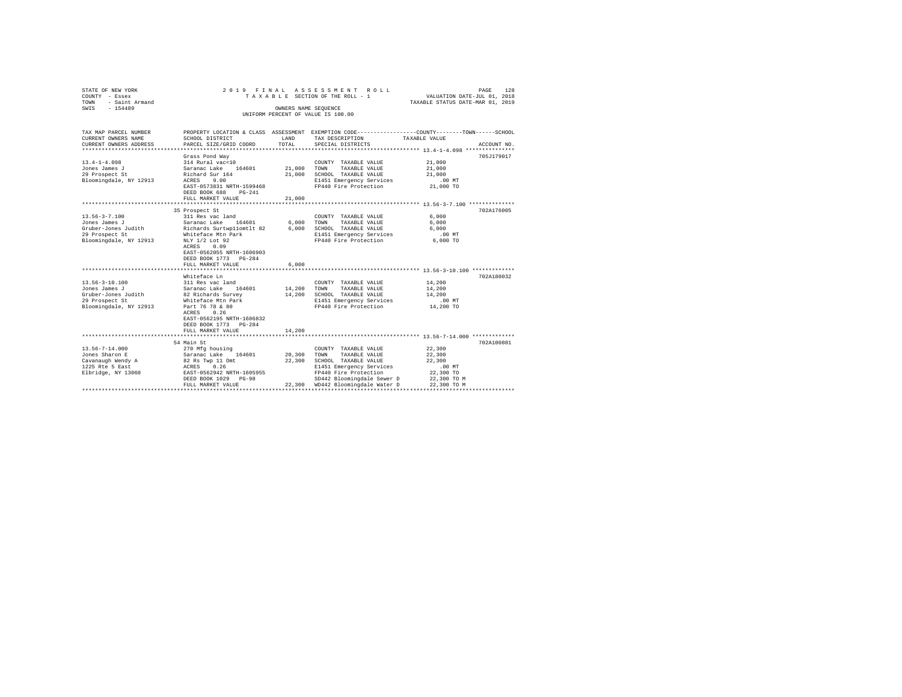STATE OF NEW YORK
COUNTY - Essex
TOWN - Saint Armand
SWIS - 154489

2 0 1 9 F I N A L A S S E S S M E N T R O L L
T A X A B L E SECTION OF THE ROLL - 1
OWNERS NAME SEQUENCE
UNIFORM PERCENT OF VALUE IS 100.00

VALUATION DATE-JUL 01, 2018
TAXABLE STATUS DATE-MAR 01, 2019

| TAX MAP PARCEL NUMBER / CURRENT OWNERS NAME / CURRENT OWNERS ADDRESS | PROPERTY LOCATION & CLASS / SCHOOL DISTRICT / PARCEL SIZE/GRID COORD | ASSESSMENT LAND / TOTAL | EXEMPTION CODE / TAX DESCRIPTION / SPECIAL DISTRICTS | COUNTY--------TOWN------SCHOOL TAXABLE VALUE | ACCOUNT NO. |
|---|---|---|---|---|---|
| 13.4-1-4.098 | Grass Pond Way | | | | 705J179017 |
| Jones James J | 314 Rural vac<10 | | COUNTY TAXABLE VALUE | 21,000 | |
| 29 Prospect St | Saranac Lake 164601 | 21,000 | TOWN TAXABLE VALUE | 21,000 | |
| Bloomingdale, NY 12913 | Richard Sur 164 | 21,000 | SCHOOL TAXABLE VALUE | 21,000 | |
| | ACRES 9.00 | | E1451 Emergency Services | .00 MT | |
| | EAST-0573831 NRTH-1599468 | | FP440 Fire Protection | 21,000 TO | |
| | DEED BOOK 688 PG-241 | | | | |
| | FULL MARKET VALUE | 21,000 | | | |
| 13.56-3-7.100 | 35 Prospect St | | | | 702A176005 |
| Jones James J | 311 Res vac land | | COUNTY TAXABLE VALUE | 6,000 | |
| Gruber-Jones Judith | Saranac Lake 164601 | 6,000 | TOWN TAXABLE VALUE | 6,000 | |
| 29 Prospect St | Richards Surtwp11omtlt 82 | 6,000 | SCHOOL TAXABLE VALUE | 6,000 | |
| Bloomingdale, NY 12913 | Whiteface Mtn Park | | E1451 Emergency Services | .00 MT | |
| | NLY 1/2 Lot 92 | | FP440 Fire Protection | 6,000 TO | |
| | ACRES 0.09 | | | | |
| | EAST-0562055 NRTH-1606903 | | | | |
| | DEED BOOK 1773 PG-284 | | | | |
| | FULL MARKET VALUE | 6,000 | | | |
| 13.56-3-10.100 | Whiteface Ln | | | | 702A180032 |
| Jones James J | 311 Res vac land | | COUNTY TAXABLE VALUE | 14,200 | |
| Gruber-Jones Judith | Saranac Lake 164601 | 14,200 | TOWN TAXABLE VALUE | 14,200 | |
| 29 Prospect St | 82 Richards Survey | 14,200 | SCHOOL TAXABLE VALUE | 14,200 | |
| Bloomingdale, NY 12913 | Whiteface Mtn Park | | E1451 Emergency Services | .00 MT | |
| | Part 76 78 & 80 | | FP440 Fire Protection | 14,200 TO | |
| | ACRES 0.26 | | | | |
| | EAST-0562195 NRTH-1606832 | | | | |
| | DEED BOOK 1773 PG-284 | | | | |
| | FULL MARKET VALUE | 14,200 | | | |
| 13.56-7-14.000 | 54 Main St | | | | 702A100801 |
| Jones Sharon E | 270 Mfg housing | | COUNTY TAXABLE VALUE | 22,300 | |
| Cavanaugh Wendy A | Saranac Lake 164601 | 20,300 | TOWN TAXABLE VALUE | 22,300 | |
| 1225 Rte 5 East | 82 Rs Twp 11 Omt | 22,300 | SCHOOL TAXABLE VALUE | 22,300 | |
| Elbridge, NY 13060 | ACRES 0.26 | | E1451 Emergency Services | .00 MT | |
| | EAST-0562942 NRTH-1605955 | | FP440 Fire Protection | 22,300 TO | |
| | DEED BOOK 1029 PG-98 | | SD442 Bloomingdale Sewer D | 22,300 TO M | |
| | FULL MARKET VALUE | 22,300 | WD442 Bloomingdale Water D | 22,300 TO M | |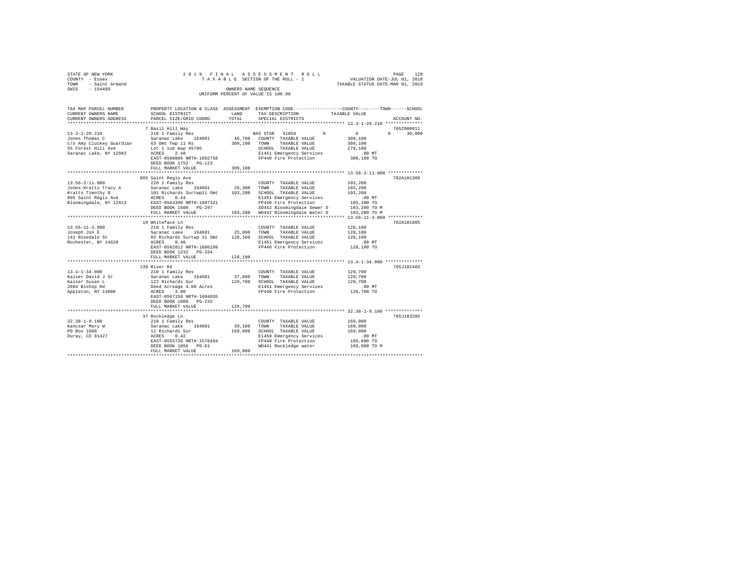STATE OF NEW YORK
COUNTY - Essex
TOWN - Saint Armand
SWIS - 154489

2019 FINAL ASSESSMENT ROLL
TAXABLE SECTION OF THE ROLL - 1
OWNERS NAME SEQUENCE
UNIFORM PERCENT OF VALUE IS 100.00

VALUATION DATE-JUL 01, 2018
TAXABLE STATUS DATE-MAR 01, 2019

```
TAX MAP PARCEL NUMBER        PROPERTY LOCATION & CLASS  ASSESSMENT  EXEMPTION CODE-----------------COUNTY--------TOWN------SCHOOL
CURRENT OWNERS NAME          SCHOOL DISTRICT              LAND      TAX DESCRIPTION            TAXABLE VALUE
CURRENT OWNERS ADDRESS       PARCEL SIZE/GRID COORD       TOTAL     SPECIAL DISTRICTS                                    ACCOUNT NO.
******************************************************************************************************* 13.3-1-29.210 **************
                             7 Basil Hill Way                                                                            705Z000011
13.3-1-29.210                210 1 Family Res                   BAS STAR  41854         0           0           0      30,000
Jones Thomas C               Saranac Lake   164601      46,700  COUNTY  TAXABLE VALUE         309,100
c/o Amy Cluckey Guardian     63 Omt Twp 11 Rs          309,100  TOWN    TAXABLE VALUE         309,100
55 Forest Hill Ave           Lot 1 sub map #5706                SCHOOL  TAXABLE VALUE         279,100
Saranac Lake, NY 12983       ACRES    2.48                      E1451 Emergency Services          .00 MT
                             EAST-0560886 NRTH-1602756          FP440 Fire Protection         309,100 TO
                             DEED BOOK 1752   PG-123
                             FULL MARKET VALUE         309,100
******************************************************************************************************* 13.56-2-11.000 *************
                             805 Saint Regis Ave                                                                         702A101309
13.56-2-11.000               220 2 Family Res                   COUNTY  TAXABLE VALUE         103,200
Jones-Kratts Tracy A         Saranac Lake   164601      26,300  TOWN    TAXABLE VALUE         103,200
Kratts Timothy B             101 Richards Surtwp11 Omt 103,200  SCHOOL  TAXABLE VALUE         103,200
805 Saint Regis Ave          ACRES    0.44                      E1451 Emergency Services          .00 MT
Bloomingdale, NY 12913       EAST-0563390 NRTH-1607321          FP440 Fire Protection         103,200 TO
                             DEED BOOK 1608   PG-297            SD442 Bloomingdale Sewer D    103,200 TO M
                             FULL MARKET VALUE         103,200  WD442 Bloomingdale Water D    103,200 TO M
******************************************************************************************************* 13.56-11-3.000 *************
                             19 Whiteface Ln                                                                             702A101805
13.56-11-3.000               210 1 Family Res                   COUNTY  TAXABLE VALUE         128,100
Joseph Jon E                 Saranac Lake   164601      25,000  TOWN    TAXABLE VALUE         128,100
141 Rosedale St              82 Richards Surtwp 11 Omt 128,100  SCHOOL  TAXABLE VALUE         128,100
Rochester, NY 14620          ACRES    0.40                      E1451 Emergency Services          .00 MT
                             EAST-0562012 NRTH-1606199          FP440 Fire Protection         128,100 TO
                             DEED BOOK 1232   PG-334
                             FULL MARKET VALUE         128,100
******************************************************************************************************* 13.4-1-34.000 **************
                             139 River Rd                                                                                705J102403
13.4-1-34.000                210 1 Family Res                   COUNTY  TAXABLE VALUE         129,700
Kaiser David J Sr            Saranac Lake   164601      37,800  TOWN    TAXABLE VALUE         129,700
Kaiser Susan L               122 Richards Sur          129,700  SCHOOL  TAXABLE VALUE         129,700
2684 Bishop Rd               Deed Acreage 4.00 Acres            E1451 Emergency Services          .00 MT
Appleton, NY 14008           ACRES    3.80                      FP440 Fire Protection         129,700 TO
                             EAST-0567150 NRTH-1604835
                             DEED BOOK 1808   PG-232
                             FULL MARKET VALUE         129,700
******************************************************************************************************* 32.38-1-9.100 **************
                             37 Rockledge Ln                                                                             705J103205
32.38-1-9.100                210 1 Family Res                   COUNTY  TAXABLE VALUE         169,000
Kancsar Mary W               Saranac Lake   164601      39,100  TOWN    TAXABLE VALUE         169,000
PO Box 1088                  11 Richards Sur           169,000  SCHOOL  TAXABLE VALUE         169,000
Ouray, CO 81427              ACRES    0.42                      E1450 Emergency Services          .00 MT
                             EAST-0555736 NRTH-1578494          FP440 Fire Protection         169,000 TO
                             DEED BOOK 1056   PG-61             WD441 Rockledge water         169,000 TO M
                             FULL MARKET VALUE         169,000
************************************************************************************************************************************
```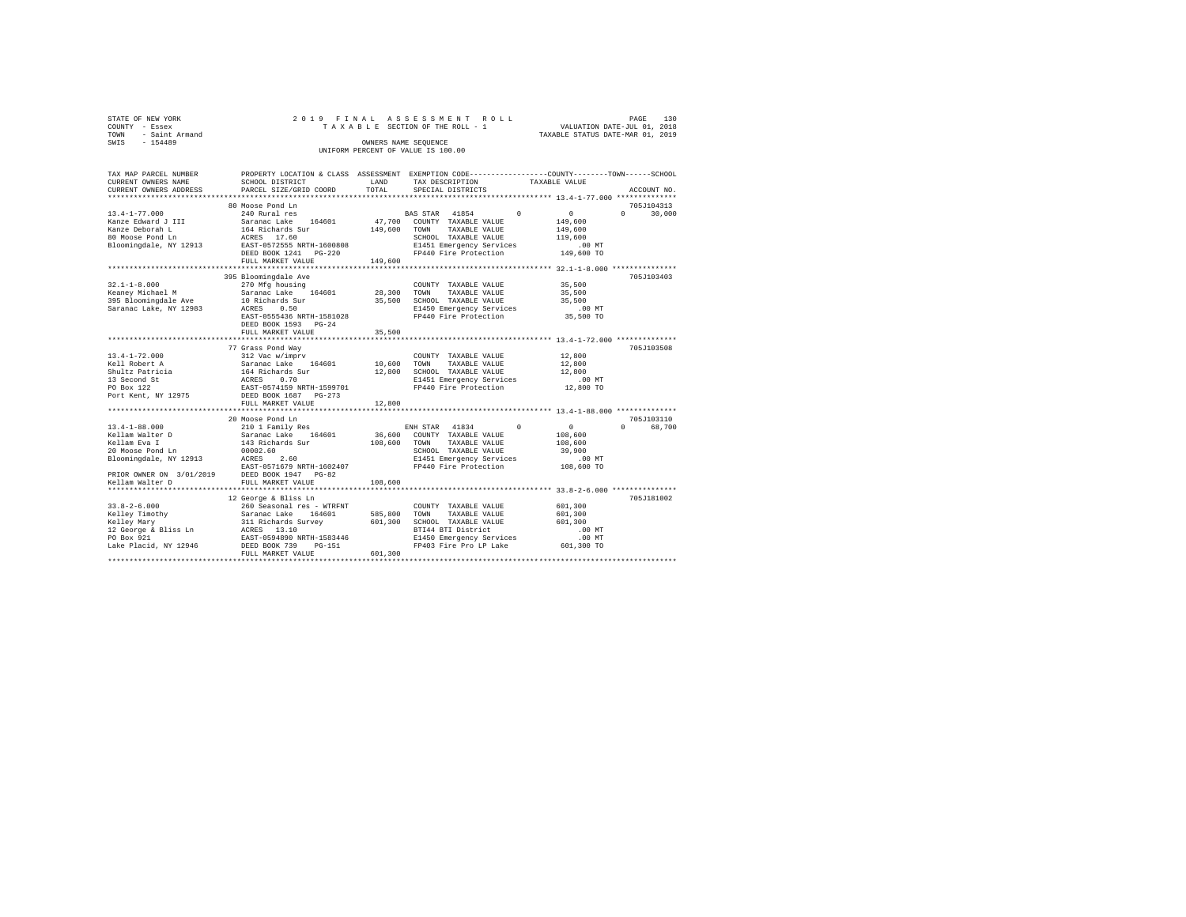STATE OF NEW YORK | 2019 FINAL ASSESSMENT ROLL | VALUATION DATE-JUL 01, 2018
COUNTY - Essex | TAXABLE SECTION OF THE ROLL - 1 | TAXABLE STATUS DATE-MAR 01, 2019
TOWN - Saint Armand | OWNERS NAME SEQUENCE
SWIS - 154489 | UNIFORM PERCENT OF VALUE IS 100.00

```
TAX MAP PARCEL NUMBER          PROPERTY LOCATION & CLASS  ASSESSMENT  EXEMPTION CODE-----------------COUNTY--------TOWN------SCHOOL
CURRENT OWNERS NAME            SCHOOL DISTRICT            LAND        TAX DESCRIPTION              TAXABLE VALUE
CURRENT OWNERS ADDRESS         PARCEL SIZE/GRID COORD     TOTAL       SPECIAL DISTRICTS                                    ACCOUNT NO.
*********************************************************************************************** 13.4-1-77.000 **************
                               80 Moose Pond Ln                                                                        705J104313
13.4-1-77.000                  240 Rural res                          BAS STAR  41854         0           0            0       30,000
Kanze Edward J III             Saranac Lake   164601      47,700      COUNTY  TAXABLE VALUE            149,600
Kanze Deborah L                164 Richards Sur          149,600      TOWN    TAXABLE VALUE            149,600
80 Moose Pond Ln               ACRES   17.60                          SCHOOL  TAXABLE VALUE            119,600
Bloomingdale, NY 12913         EAST-0572555 NRTH-1600808              E1451 Emergency Services             .00 MT
                               DEED BOOK 1241   PG-220                FP440 Fire Protection            149,600 TO
                               FULL MARKET VALUE         149,600
*********************************************************************************************** 32.1-1-8.000 ***************
                               395 Bloomingdale Ave                                                                    705J103403
32.1-1-8.000                   270 Mfg housing                        COUNTY  TAXABLE VALUE             35,500
Keaney Michael M               Saranac Lake   164601      28,300      TOWN    TAXABLE VALUE             35,500
395 Bloomingdale Ave           10 Richards Sur            35,500      SCHOOL  TAXABLE VALUE             35,500
Saranac Lake, NY 12983         ACRES    0.50                          E1450 Emergency Services             .00 MT
                               EAST-0555436 NRTH-1581028              FP440 Fire Protection             35,500 TO
                               DEED BOOK 1593   PG-24
                               FULL MARKET VALUE          35,500
*********************************************************************************************** 13.4-1-72.000 **************
                               77 Grass Pond Way                                                                       705J103508
13.4-1-72.000                  312 Vac w/imprv                        COUNTY  TAXABLE VALUE             12,800
Kell Robert A                  Saranac Lake   164601      10,600      TOWN    TAXABLE VALUE             12,800
Shultz Patricia                164 Richards Sur           12,800      SCHOOL  TAXABLE VALUE             12,800
13 Second St                   ACRES    0.70                          E1451 Emergency Services             .00 MT
PO Box 122                     EAST-0574159 NRTH-1599701              FP440 Fire Protection             12,800 TO
Port Kent, NY 12975            DEED BOOK 1687   PG-273
                               FULL MARKET VALUE          12,800
*********************************************************************************************** 13.4-1-88.000 **************
                               20 Moose Pond Ln                                                                        705J103110
13.4-1-88.000                  210 1 Family Res                       ENH STAR  41834         0           0            0       68,700
Kellam Walter D                Saranac Lake   164601      36,600      COUNTY  TAXABLE VALUE            108,600
Kellam Eva I                   143 Richards Sur          108,600      TOWN    TAXABLE VALUE            108,600
20 Moose Pond Ln               00002.60                               SCHOOL  TAXABLE VALUE             39,900
Bloomingdale, NY 12913         ACRES    2.60                          E1451 Emergency Services             .00 MT
                               EAST-0571679 NRTH-1602407              FP440 Fire Protection            108,600 TO
PRIOR OWNER ON 3/01/2019       DEED BOOK 1947   PG-82
Kellam Walter D                FULL MARKET VALUE         108,600
*********************************************************************************************** 33.8-2-6.000 ***************
                               12 George & Bliss Ln                                                                    705J181002
33.8-2-6.000                   260 Seasonal res - WTRFNT              COUNTY  TAXABLE VALUE            601,300
Kelley Timothy                 Saranac Lake   164601     585,800      TOWN    TAXABLE VALUE            601,300
Kelley Mary                    311 Richards Survey       601,300      SCHOOL  TAXABLE VALUE            601,300
12 George & Bliss Ln           ACRES   13.10                          BTI44 BTI District                   .00 MT
PO Box 921                     EAST-0594890 NRTH-1583446              E1450 Emergency Services             .00 MT
Lake Placid, NY 12946          DEED BOOK 739    PG-151                FP403 Fire Pro LP Lake           601,300 TO
                               FULL MARKET VALUE         601,300
****************************************************************************************************************************
```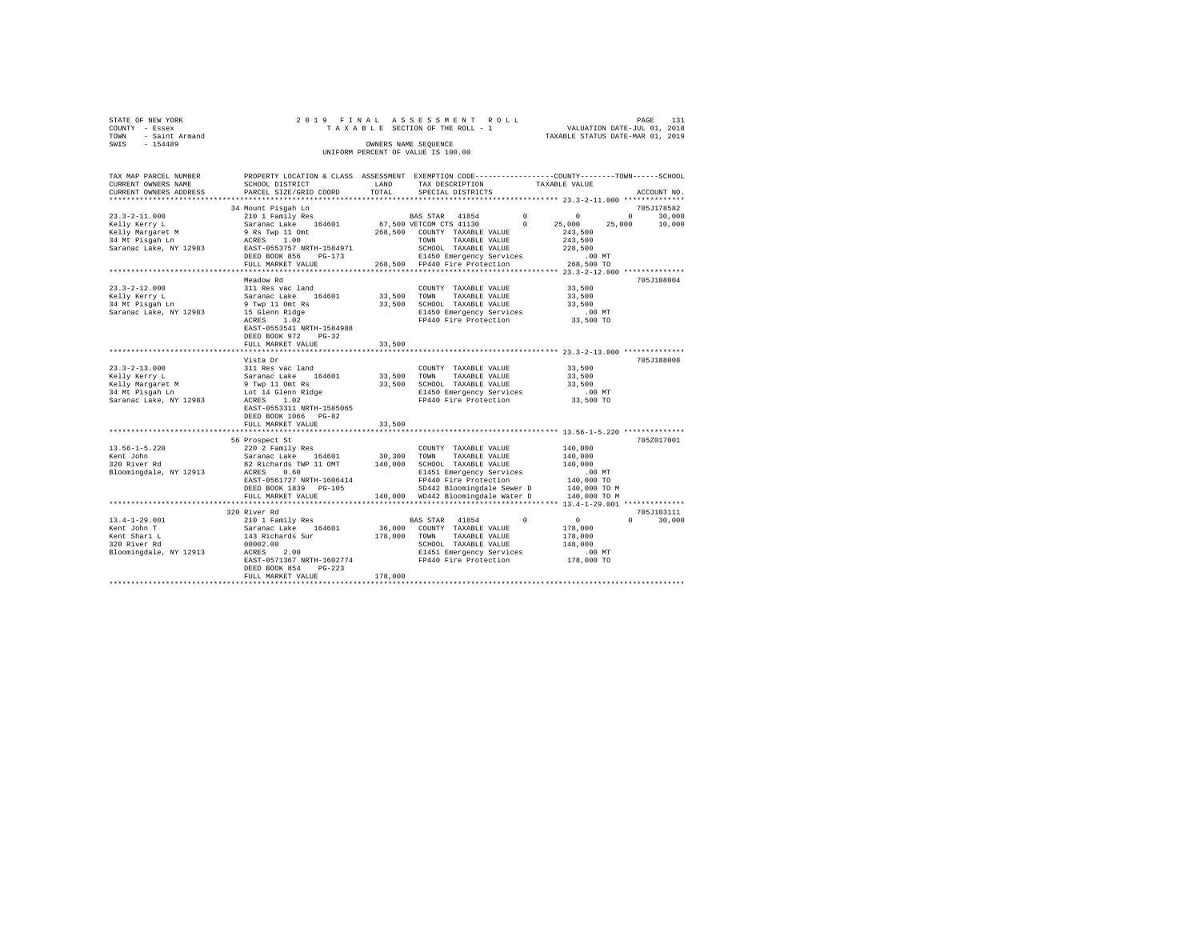STATE OF NEW YORK
COUNTY - Essex
TOWN - Saint Armand
SWIS - 154489

2 0 1 9 F I N A L A S S E S S M E N T R O L L
T A X A B L E SECTION OF THE ROLL - 1
OWNERS NAME SEQUENCE
UNIFORM PERCENT OF VALUE IS 100.00

VALUATION DATE-JUL 01, 2018
TAXABLE STATUS DATE-MAR 01, 2019

```
TAX MAP PARCEL NUMBER     PROPERTY LOCATION & CLASS  ASSESSMENT  EXEMPTION CODE-----------------COUNTY--------TOWN------SCHOOL
CURRENT OWNERS NAME       SCHOOL DISTRICT             LAND       TAX DESCRIPTION            TAXABLE VALUE
CURRENT OWNERS ADDRESS    PARCEL SIZE/GRID COORD      TOTAL      SPECIAL DISTRICTS                                      ACCOUNT NO.
******************************************************************************************** 23.3-2-11.000 **************
                          34 Mount Pisgah Ln                                                                         705J178582
23.3-2-11.000             210 1 Family Res                 BAS STAR  41854          0           0           0      30,000
Kelly Kerry L             Saranac Lake   164601       67,500 VETCOM CTS 41130       0      25,000      25,000      10,000
Kelly Margaret M          9 Rs Twp 11 Omt            268,500  COUNTY  TAXABLE VALUE          243,500
34 Mt Pisgah Ln           ACRES    1.00                       TOWN    TAXABLE VALUE          243,500
Saranac Lake, NY 12983    EAST-0553757 NRTH-1584971           SCHOOL  TAXABLE VALUE          228,500
                          DEED BOOK 856    PG-173             E1450 Emergency Services          .00 MT
                          FULL MARKET VALUE          268,500  FP440 Fire Protection         268,500 TO
******************************************************************************************** 23.3-2-12.000 **************
                          Meadow Rd                                                                                  705J188004
23.3-2-12.000             311 Res vac land                    COUNTY  TAXABLE VALUE           33,500
Kelly Kerry L             Saranac Lake   164601       33,500  TOWN    TAXABLE VALUE           33,500
34 Mt Pisgah Ln           9 Twp 11 Omt Rs             33,500  SCHOOL  TAXABLE VALUE           33,500
Saranac Lake, NY 12983    15 Glenn Ridge                      E1450 Emergency Services          .00 MT
                          ACRES    1.02                       FP440 Fire Protection          33,500 TO
                          EAST-0553541 NRTH-1584988
                          DEED BOOK 972    PG-32
                          FULL MARKET VALUE           33,500
******************************************************************************************** 23.3-2-13.000 **************
                          Vista Dr                                                                                   705J188008
23.3-2-13.000             311 Res vac land                    COUNTY  TAXABLE VALUE           33,500
Kelly Kerry L             Saranac Lake   164601       33,500  TOWN    TAXABLE VALUE           33,500
Kelly Margaret M          9 Twp 11 Omt Rs             33,500  SCHOOL  TAXABLE VALUE           33,500
34 Mt Pisgah Ln           Lot 14 Glenn Ridge                  E1450 Emergency Services          .00 MT
Saranac Lake, NY 12983    ACRES    1.02                       FP440 Fire Protection          33,500 TO
                          EAST-0553311 NRTH-1585065
                          DEED BOOK 1066   PG-82
                          FULL MARKET VALUE           33,500
******************************************************************************************** 13.56-1-5.220 **************
                          56 Prospect St                                                                             705Z017001
13.56-1-5.220             220 2 Family Res                    COUNTY  TAXABLE VALUE          140,000
Kent John                 Saranac Lake   164601       30,300  TOWN    TAXABLE VALUE          140,000
320 River Rd              82 Richards TWP 11 OMT     140,000  SCHOOL  TAXABLE VALUE          140,000
Bloomingdale, NY 12913    ACRES    0.60                       E1451 Emergency Services          .00 MT
                          EAST-0561727 NRTH-1606414           FP440 Fire Protection         140,000 TO
                          DEED BOOK 1839   PG-105             SD442 Bloomingdale Sewer D    140,000 TO M
                          FULL MARKET VALUE          140,000  WD442 Bloomingdale Water D    140,000 TO M
******************************************************************************************** 13.4-1-29.001 **************
                          320 River Rd                                                                               705J103111
13.4-1-29.001             210 1 Family Res                 BAS STAR  41854          0           0           0      30,000
Kent John T               Saranac Lake   164601       36,000  COUNTY  TAXABLE VALUE          178,000
Kent Shari L              143 Richards Sur           178,000  TOWN    TAXABLE VALUE          178,000
320 River Rd              00002.00                            SCHOOL  TAXABLE VALUE          148,000
Bloomingdale, NY 12913    ACRES    2.00                       E1451 Emergency Services          .00 MT
                          EAST-0571367 NRTH-1602774           FP440 Fire Protection         178,000 TO
                          DEED BOOK 854    PG-223
                          FULL MARKET VALUE          178,000
************************************************************************************************************************
```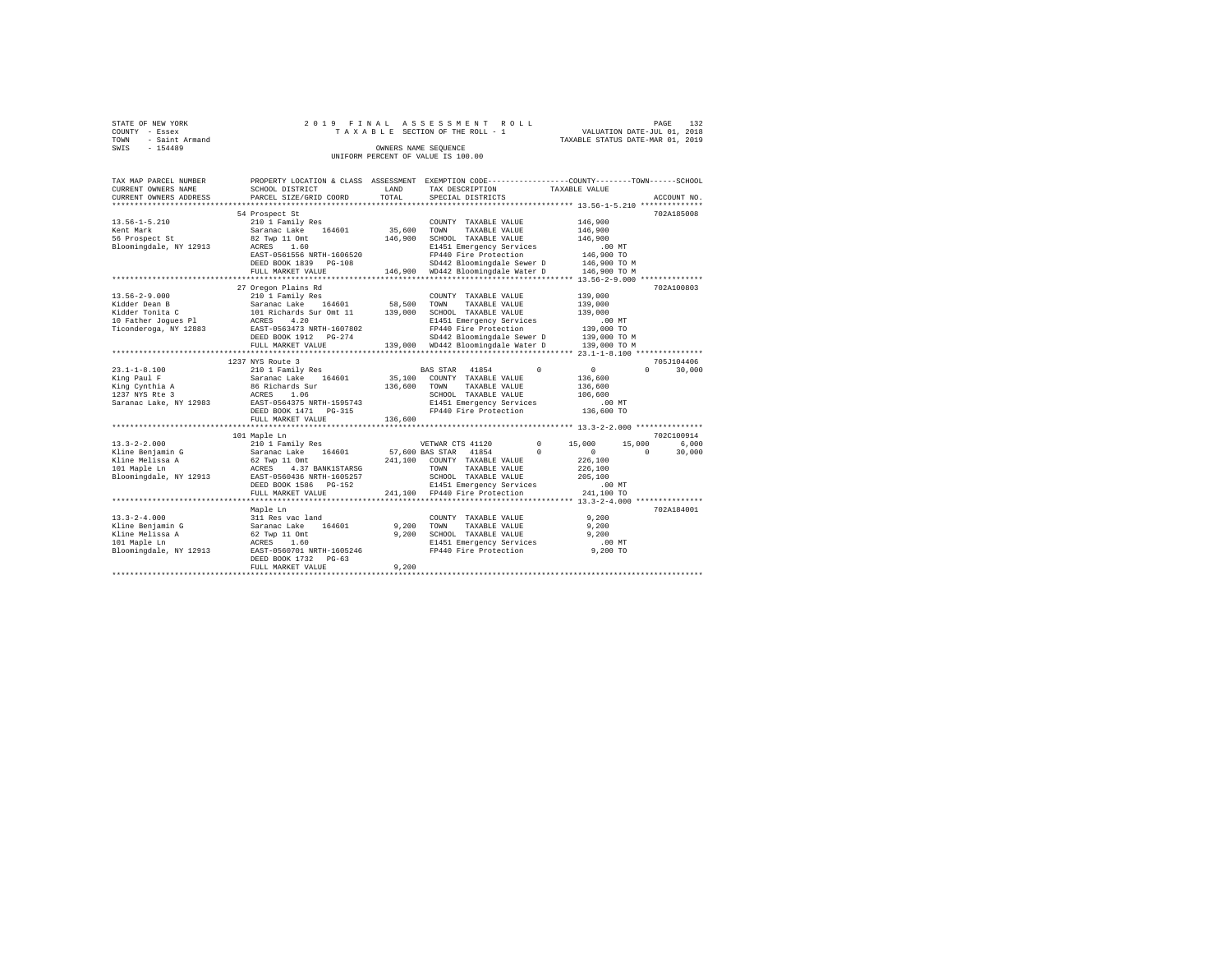STATE OF NEW YORK
COUNTY - Essex
TOWN - Saint Armand
SWIS - 154489

2 0 1 9 F I N A L A S S E S S M E N T R O L L
T A X A B L E SECTION OF THE ROLL - 1
OWNERS NAME SEQUENCE
UNIFORM PERCENT OF VALUE IS 100.00

VALUATION DATE-JUL 01, 2018
TAXABLE STATUS DATE-MAR 01, 2019

```
TAX MAP PARCEL NUMBER     PROPERTY LOCATION & CLASS  ASSESSMENT  EXEMPTION CODE-----------------COUNTY--------TOWN------SCHOOL
CURRENT OWNERS NAME       SCHOOL DISTRICT              LAND      TAX DESCRIPTION           TAXABLE VALUE
CURRENT OWNERS ADDRESS    PARCEL SIZE/GRID COORD       TOTAL     SPECIAL DISTRICTS                                   ACCOUNT NO.
******************************************************************************************* 13.56-1-5.210 **************
                          54 Prospect St                                                                         702A185008
13.56-1-5.210             210 1 Family Res                       COUNTY  TAXABLE VALUE          146,900
Kent Mark                 Saranac Lake    164601      35,600     TOWN    TAXABLE VALUE          146,900
56 Prospect St            82 Twp 11 Omt              146,900     SCHOOL  TAXABLE VALUE          146,900
Bloomingdale, NY 12913    ACRES    1.60                          E1451 Emergency Services          .00 MT
                          EAST-0561556 NRTH-1606520              FP440 Fire Protection          146,900 TO
                          DEED BOOK 1839   PG-108                SD442 Bloomingdale Sewer D     146,900 TO M
                          FULL MARKET VALUE          146,900     WD442 Bloomingdale Water D     146,900 TO M
******************************************************************************************* 13.56-2-9.000 **************
                          27 Oregon Plains Rd                                                                    702A100803
13.56-2-9.000             210 1 Family Res                       COUNTY  TAXABLE VALUE          139,000
Kidder Dean B             Saranac Lake    164601      58,500     TOWN    TAXABLE VALUE          139,000
Kidder Tonita C           101 Richards Sur Omt 11    139,000     SCHOOL  TAXABLE VALUE          139,000
10 Father Jogues Pl       ACRES    4.20                          E1451 Emergency Services          .00 MT
Ticonderoga, NY 12883     EAST-0563473 NRTH-1607802              FP440 Fire Protection          139,000 TO
                          DEED BOOK 1912   PG-274                SD442 Bloomingdale Sewer D     139,000 TO M
                          FULL MARKET VALUE          139,000     WD442 Bloomingdale Water D     139,000 TO M
******************************************************************************************* 23.1-1-8.100 ***************
                          1237 NYS Route 3                                                                       705J104406
23.1-1-8.100              210 1 Family Res                       BAS STAR  41854         0          0          0     30,000
King Paul F               Saranac Lake    164601      35,100     COUNTY  TAXABLE VALUE          136,600
King Cynthia A            86 Richards Sur            136,600     TOWN    TAXABLE VALUE          136,600
1237 NYS Rte 3            ACRES    1.06                          SCHOOL  TAXABLE VALUE          106,600
Saranac Lake, NY 12983    EAST-0564375 NRTH-1595743              E1451 Emergency Services          .00 MT
                          DEED BOOK 1471   PG-315                FP440 Fire Protection          136,600 TO
                          FULL MARKET VALUE          136,600
******************************************************************************************* 13.3-2-2.000 ***************
                          101 Maple Ln                                                                           702C100914
13.3-2-2.000              210 1 Family Res                       VETWAR CTS 41120        0     15,000     15,000      6,000
Kline Benjamin G          Saranac Lake    164601      57,600 BAS STAR  41854         0          0          0     30,000
Kline Melissa A           62 Twp 11 Omt              241,100     COUNTY  TAXABLE VALUE          226,100
101 Maple Ln              ACRES    4.37 BANK1STARSG              TOWN    TAXABLE VALUE          226,100
Bloomingdale, NY 12913    EAST-0560436 NRTH-1605257              SCHOOL  TAXABLE VALUE          205,100
                          DEED BOOK 1586   PG-152                E1451 Emergency Services          .00 MT
                          FULL MARKET VALUE          241,100     FP440 Fire Protection          241,100 TO
******************************************************************************************* 13.3-2-4.000 ***************
                          Maple Ln                                                                               702A184001
13.3-2-4.000              311 Res vac land                       COUNTY  TAXABLE VALUE            9,200
Kline Benjamin G          Saranac Lake    164601       9,200     TOWN    TAXABLE VALUE            9,200
Kline Melissa A           62 Twp 11 Omt                9,200     SCHOOL  TAXABLE VALUE            9,200
101 Maple Ln              ACRES    1.60                          E1451 Emergency Services          .00 MT
Bloomingdale, NY 12913    EAST-0560701 NRTH-1605246              FP440 Fire Protection            9,200 TO
                          DEED BOOK 1732   PG-63
                          FULL MARKET VALUE            9,200
************************************************************************************************************************
```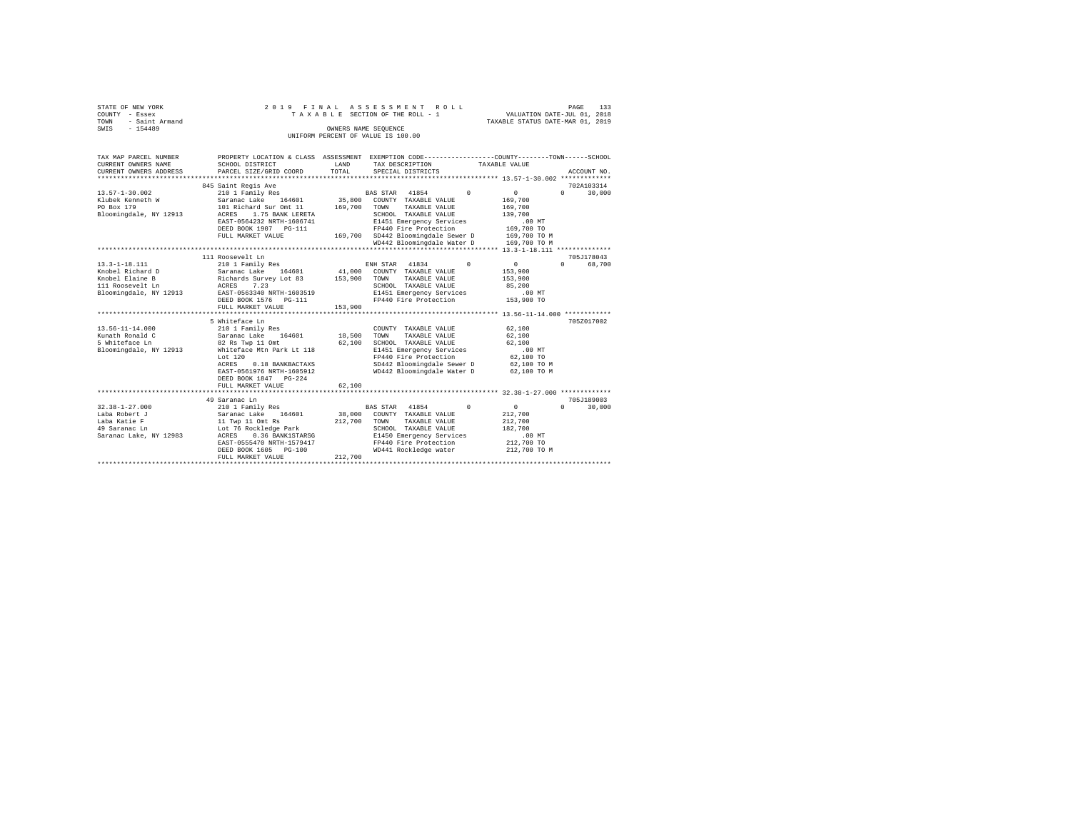STATE OF NEW YORK — 2019 FINAL ASSESSMENT ROLL — PAGE 133
COUNTY - Essex — TAXABLE SECTION OF THE ROLL - 1 — VALUATION DATE-JUL 01, 2018
TOWN - Saint Armand — TAXABLE STATUS DATE-MAR 01, 2019
SWIS - 154489 — OWNERS NAME SEQUENCE
UNIFORM PERCENT OF VALUE IS 100.00

```
TAX MAP PARCEL NUMBER      PROPERTY LOCATION & CLASS  ASSESSMENT  EXEMPTION CODE-----------------COUNTY--------TOWN------SCHOOL
CURRENT OWNERS NAME        SCHOOL DISTRICT             LAND       TAX DESCRIPTION            TAXABLE VALUE
CURRENT OWNERS ADDRESS     PARCEL SIZE/GRID COORD      TOTAL      SPECIAL DISTRICTS                                        ACCOUNT NO.
******************************************************************************************* 13.57-1-30.002 *************
                           845 Saint Regis Ave                                                                              702A103314
13.57-1-30.002             210 1 Family Res                       BAS STAR  41854       0           0             0      30,000
Klubek Kenneth W           Saranac Lake   164601      35,800      COUNTY  TAXABLE VALUE          169,700
PO Box 179                 101 Richard Sur Omt 11     169,700     TOWN    TAXABLE VALUE          169,700
Bloomingdale, NY 12913     ACRES    1.75 BANK LERETA              SCHOOL  TAXABLE VALUE          139,700
                           EAST-0564232 NRTH-1606741              E1451 Emergency Services          .00 MT
                           DEED BOOK 1907   PG-111                FP440 Fire Protection          169,700 TO
                           FULL MARKET VALUE          169,700     SD442 Bloomingdale Sewer D     169,700 TO M
                                                                  WD442 Bloomingdale Water D     169,700 TO M
******************************************************************************************* 13.3-1-18.111 **************
                           111 Roosevelt Ln                                                                                 705J178043
13.3-1-18.111              210 1 Family Res                       ENH STAR  41834       0           0             0      68,700
Knobel Richard D           Saranac Lake   164601      41,000      COUNTY  TAXABLE VALUE          153,900
Knobel Elaine B            Richards Survey Lot 83     153,900     TOWN    TAXABLE VALUE          153,900
111 Roosevelt Ln           ACRES    7.23                          SCHOOL  TAXABLE VALUE           85,200
Bloomingdale, NY 12913     EAST-0563340 NRTH-1603519              E1451 Emergency Services          .00 MT
                           DEED BOOK 1576   PG-111                FP440 Fire Protection          153,900 TO
                           FULL MARKET VALUE          153,900
******************************************************************************************* 13.56-11-14.000 ************
                           5 Whiteface Ln                                                                                   705Z017002
13.56-11-14.000            210 1 Family Res                       COUNTY  TAXABLE VALUE           62,100
Kunath Ronald C            Saranac Lake   164601      18,500      TOWN    TAXABLE VALUE           62,100
5 Whiteface Ln             82 Rs Twp 11 Omt            62,100     SCHOOL  TAXABLE VALUE           62,100
Bloomingdale, NY 12913     Whiteface Mtn Park Lt 118              E1451 Emergency Services          .00 MT
                           Lot 120                                FP440 Fire Protection           62,100 TO
                           ACRES    0.18 BANKBACTAXS              SD442 Bloomingdale Sewer D      62,100 TO M
                           EAST-0561976 NRTH-1605912              WD442 Bloomingdale Water D      62,100 TO M
                           DEED BOOK 1847   PG-224
                           FULL MARKET VALUE           62,100
******************************************************************************************* 32.38-1-27.000 *************
                           49 Saranac Ln                                                                                    705J189003
32.38-1-27.000             210 1 Family Res                       BAS STAR  41854       0           0             0      30,000
Laba Robert J              Saranac Lake   164601      38,000      COUNTY  TAXABLE VALUE          212,700
Laba Katie F               11 Twp 11 Omt Rs           212,700     TOWN    TAXABLE VALUE          212,700
49 Saranac Ln              Lot 76 Rockledge Park                  SCHOOL  TAXABLE VALUE          182,700
Saranac Lake, NY 12983     ACRES    0.36 BANK1STARSG              E1450 Emergency Services          .00 MT
                           EAST-0555470 NRTH-1579417              FP440 Fire Protection          212,700 TO
                           DEED BOOK 1605   PG-100                WD441 Rockledge water          212,700 TO M
                           FULL MARKET VALUE          212,700
************************************************************************************************************************
```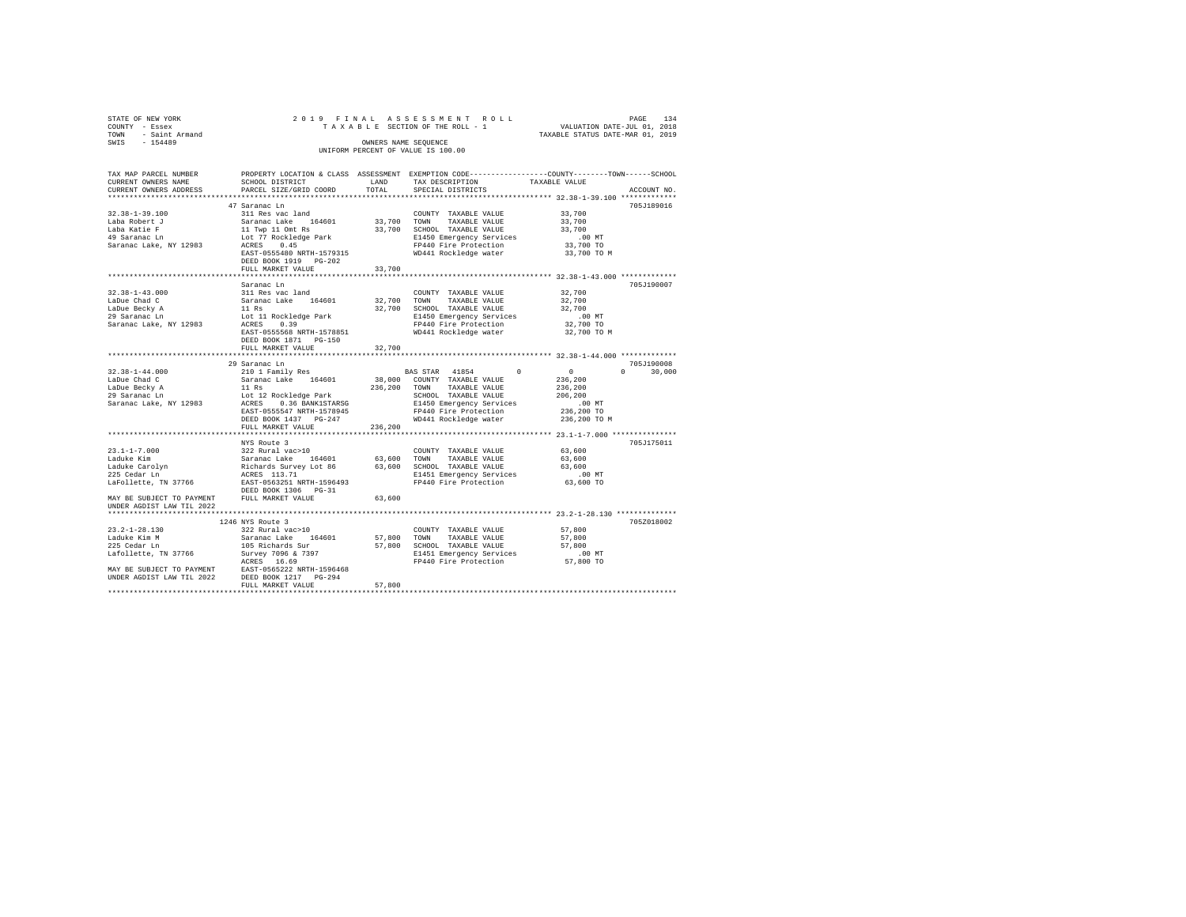STATE OF NEW YORK
COUNTY - Essex
TOWN - Saint Armand
SWIS - 154489

2019 FINAL ASSESSMENT ROLL
TAXABLE SECTION OF THE ROLL - 1
OWNERS NAME SEQUENCE
UNIFORM PERCENT OF VALUE IS 100.00

VALUATION DATE-JUL 01, 2018
TAXABLE STATUS DATE-MAR 01, 2019

```
TAX MAP PARCEL NUMBER     PROPERTY LOCATION & CLASS  ASSESSMENT  EXEMPTION CODE-----------------COUNTY--------TOWN------SCHOOL
CURRENT OWNERS NAME       SCHOOL DISTRICT               LAND      TAX DESCRIPTION            TAXABLE VALUE
CURRENT OWNERS ADDRESS    PARCEL SIZE/GRID COORD        TOTAL     SPECIAL DISTRICTS                                  ACCOUNT NO.
******************************************************************************************* 32.38-1-39.100 *************
                          47 Saranac Ln                                                                              705J189016
32.38-1-39.100            311 Res vac land                        COUNTY  TAXABLE VALUE            33,700
Laba Robert J             Saranac Lake    164601       33,700     TOWN    TAXABLE VALUE            33,700
Laba Katie F              11 Twp 11 Omt Rs             33,700     SCHOOL  TAXABLE VALUE            33,700
49 Saranac Ln             Lot 77 Rockledge Park                   E1450 Emergency Services            .00 MT
Saranac Lake, NY 12983    ACRES    0.45                           FP440 Fire Protection            33,700 TO
                          EAST-0555480 NRTH-1579315               WD441 Rockledge water            33,700 TO M
                          DEED BOOK 1919   PG-202
                          FULL MARKET VALUE            33,700
******************************************************************************************* 32.38-1-43.000 *************
                          Saranac Ln                                                                                 705J190007
32.38-1-43.000            311 Res vac land                        COUNTY  TAXABLE VALUE            32,700
LaDue Chad C              Saranac Lake    164601       32,700     TOWN    TAXABLE VALUE            32,700
LaDue Becky A             11 Rs                        32,700     SCHOOL  TAXABLE VALUE            32,700
29 Saranac Ln             Lot 11 Rockledge Park                   E1450 Emergency Services            .00 MT
Saranac Lake, NY 12983    ACRES    0.39                           FP440 Fire Protection            32,700 TO
                          EAST-0555568 NRTH-1578851               WD441 Rockledge water            32,700 TO M
                          DEED BOOK 1871   PG-150
                          FULL MARKET VALUE            32,700
******************************************************************************************* 32.38-1-44.000 *************
                          29 Saranac Ln                                                                              705J190008
32.38-1-44.000            210 1 Family Res                        BAS STAR  41854        0          0          0     30,000
LaDue Chad C              Saranac Lake    164601       38,000     COUNTY  TAXABLE VALUE           236,200
LaDue Becky A             11 Rs                       236,200     TOWN    TAXABLE VALUE           236,200
29 Saranac Ln             Lot 12 Rockledge Park                   SCHOOL  TAXABLE VALUE           206,200
Saranac Lake, NY 12983    ACRES    0.36 BANK1STARSG               E1450 Emergency Services            .00 MT
                          EAST-0555547 NRTH-1578945               FP440 Fire Protection           236,200 TO
                          DEED BOOK 1437   PG-247                 WD441 Rockledge water           236,200 TO M
                          FULL MARKET VALUE           236,200
******************************************************************************************* 23.1-1-7.000 ***************
                          NYS Route 3                                                                                705J175011
23.1-1-7.000              322 Rural vac>10                        COUNTY  TAXABLE VALUE            63,600
Laduke Kim                Saranac Lake    164601       63,600     TOWN    TAXABLE VALUE            63,600
Laduke Carolyn            Richards Survey Lot 86       63,600     SCHOOL  TAXABLE VALUE            63,600
225 Cedar Ln              ACRES  113.71                           E1451 Emergency Services            .00 MT
LaFollette, TN 37766      EAST-0563251 NRTH-1596493               FP440 Fire Protection            63,600 TO
                          DEED BOOK 1306   PG-31
MAY BE SUBJECT TO PAYMENT FULL MARKET VALUE            63,600
UNDER AGDIST LAW TIL 2022
******************************************************************************************* 23.2-1-28.130 **************
                          1246 NYS Route 3                                                                           705Z018002
23.2-1-28.130             322 Rural vac>10                        COUNTY  TAXABLE VALUE            57,800
Laduke Kim M              Saranac Lake    164601       57,800     TOWN    TAXABLE VALUE            57,800
225 Cedar Ln              105 Richards Sur             57,800     SCHOOL  TAXABLE VALUE            57,800
Lafollette, TN 37766      Survey 7096 & 7397                      E1451 Emergency Services            .00 MT
                          ACRES   16.69                           FP440 Fire Protection            57,800 TO
MAY BE SUBJECT TO PAYMENT EAST-0565222 NRTH-1596468
UNDER AGDIST LAW TIL 2022 DEED BOOK 1217   PG-294
                          FULL MARKET VALUE            57,800
************************************************************************************************************************
```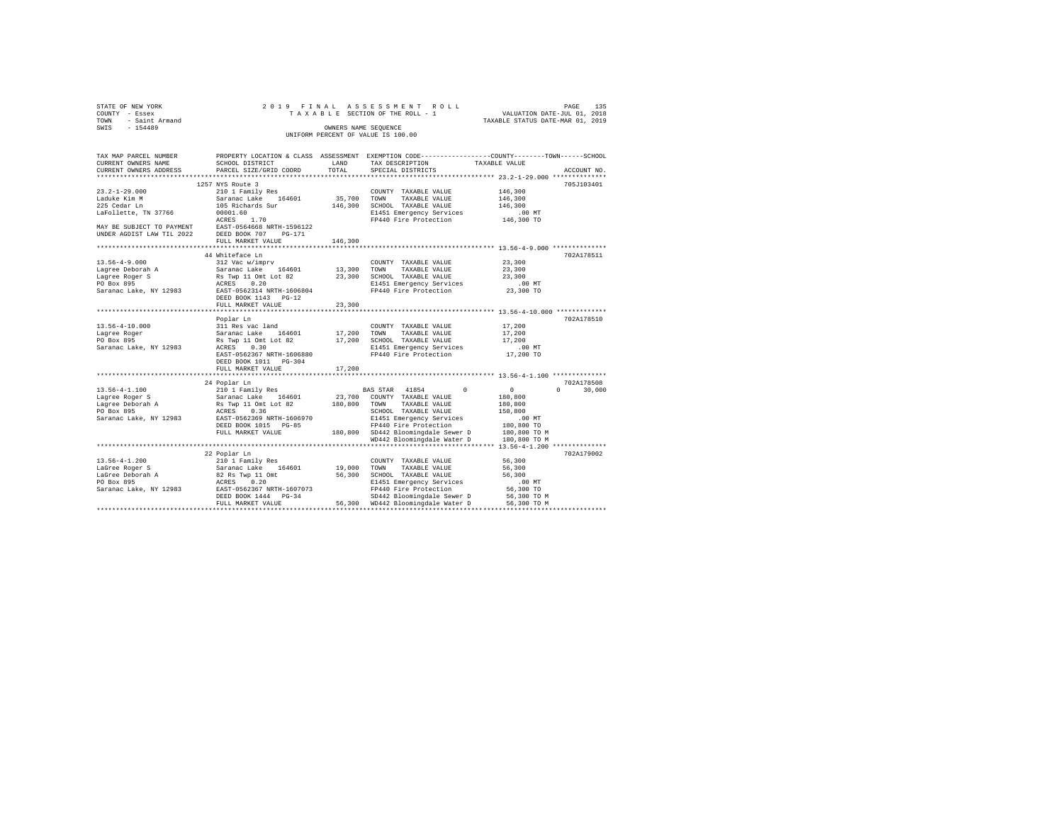STATE OF NEW YORK
COUNTY - Essex
TOWN - Saint Armand
SWIS - 154489

2019 FINAL ASSESSMENT ROLL
TAXABLE SECTION OF THE ROLL - 1
OWNERS NAME SEQUENCE
UNIFORM PERCENT OF VALUE IS 100.00

VALUATION DATE-JUL 01, 2018
TAXABLE STATUS DATE-MAR 01, 2019

```
TAX MAP PARCEL NUMBER      PROPERTY LOCATION & CLASS  ASSESSMENT  EXEMPTION CODE-----------------COUNTY--------TOWN------SCHOOL
CURRENT OWNERS NAME        SCHOOL DISTRICT            LAND        TAX DESCRIPTION            TAXABLE VALUE
CURRENT OWNERS ADDRESS     PARCEL SIZE/GRID COORD     TOTAL       SPECIAL DISTRICTS                                    ACCOUNT NO.
****************************************************************************************************** 23.2-1-29.000 **************
                           1257 NYS Route 3                                                                             705J103401
23.2-1-29.000              210 1 Family Res                       COUNTY  TAXABLE VALUE          146,300
Laduke Kim M               Saranac Lake    164601      35,700     TOWN    TAXABLE VALUE          146,300
225 Cedar Ln               105 Richards Sur           146,300     SCHOOL  TAXABLE VALUE          146,300
LaFollette, TN 37766       00001.60                               E1451 Emergency Services          .00 MT
                           ACRES    1.70                          FP440 Fire Protection          146,300 TO
MAY BE SUBJECT TO PAYMENT  EAST-0564668 NRTH-1596122
UNDER AGDIST LAW TIL 2022  DEED BOOK 707    PG-171
                           FULL MARKET VALUE          146,300
****************************************************************************************************** 13.56-4-9.000 **************
                           44 Whiteface Ln                                                                              702A178511
13.56-4-9.000              312 Vac w/imprv                        COUNTY  TAXABLE VALUE           23,300
Lagree Deborah A           Saranac Lake    164601      13,300     TOWN    TAXABLE VALUE           23,300
Lagree Roger S             Rs Twp 11 Omt Lot 82        23,300     SCHOOL  TAXABLE VALUE           23,300
PO Box 895                 ACRES    0.20                          E1451 Emergency Services          .00 MT
Saranac Lake, NY 12983     EAST-0562314 NRTH-1606804              FP440 Fire Protection           23,300 TO
                           DEED BOOK 1143   PG-12
                           FULL MARKET VALUE           23,300
****************************************************************************************************** 13.56-4-10.000 *************
                           Poplar Ln                                                                                    702A178510
13.56-4-10.000             311 Res vac land                       COUNTY  TAXABLE VALUE           17,200
Lagree Roger               Saranac Lake    164601      17,200     TOWN    TAXABLE VALUE           17,200
PO Box 895                 Rs Twp 11 Omt Lot 82        17,200     SCHOOL  TAXABLE VALUE           17,200
Saranac Lake, NY 12983     ACRES    0.30                          E1451 Emergency Services          .00 MT
                           EAST-0562367 NRTH-1606880              FP440 Fire Protection           17,200 TO
                           DEED BOOK 1011   PG-304
                           FULL MARKET VALUE           17,200
****************************************************************************************************** 13.56-4-1.100 **************
                           24 Poplar Ln                                                                                 702A178508
13.56-4-1.100              210 1 Family Res                       BAS STAR  41854        0            0           0      30,000
Lagree Roger S             Saranac Lake    164601      23,700     COUNTY  TAXABLE VALUE          180,800
Lagree Deborah A           Rs Twp 11 Omt Lot 82       180,800     TOWN    TAXABLE VALUE          180,800
PO Box 895                 ACRES    0.36                          SCHOOL  TAXABLE VALUE          150,800
Saranac Lake, NY 12983     EAST-0562369 NRTH-1606970              E1451 Emergency Services          .00 MT
                           DEED BOOK 1015   PG-85                 FP440 Fire Protection          180,800 TO
                           FULL MARKET VALUE          180,800     SD442 Bloomingdale Sewer D     180,800 TO M
                                                                  WD442 Bloomingdale Water D     180,800 TO M
****************************************************************************************************** 13.56-4-1.200 **************
                           22 Poplar Ln                                                                                 702A179002
13.56-4-1.200              210 1 Family Res                       COUNTY  TAXABLE VALUE           56,300
LaGree Roger S             Saranac Lake    164601      19,000     TOWN    TAXABLE VALUE           56,300
LaGree Deborah A           82 Rs Twp 11 Omt            56,300     SCHOOL  TAXABLE VALUE           56,300
PO Box 895                 ACRES    0.20                          E1451 Emergency Services          .00 MT
Saranac Lake, NY 12983     EAST-0562367 NRTH-1607073              FP440 Fire Protection           56,300 TO
                           DEED BOOK 1444   PG-34                 SD442 Bloomingdale Sewer D      56,300 TO M
                           FULL MARKET VALUE           56,300     WD442 Bloomingdale Water D      56,300 TO M
************************************************************************************************************************************
```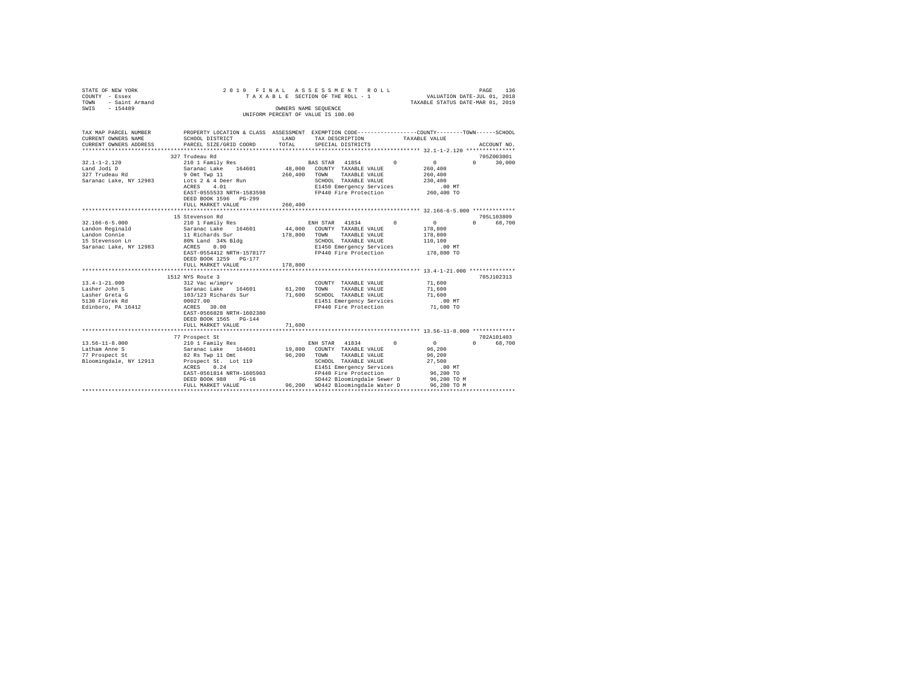```
STATE OF NEW YORK              2 0 1 9   F I N A L   A S S E S S M E N T   R O L L                         PAGE   136
COUNTY  - Essex                  T A X A B L E  SECTION OF THE ROLL - 1              VALUATION DATE-JUL 01, 2018
TOWN    - Saint Armand                                                            TAXABLE STATUS DATE-MAR 01, 2019
SWIS    - 154489                                OWNERS NAME SEQUENCE
                                         UNIFORM PERCENT OF VALUE IS 100.00

TAX MAP PARCEL NUMBER        PROPERTY LOCATION & CLASS  ASSESSMENT  EXEMPTION CODE-----------------COUNTY--------TOWN------SCHOOL
CURRENT OWNERS NAME          SCHOOL DISTRICT             LAND       TAX DESCRIPTION            TAXABLE VALUE
CURRENT OWNERS ADDRESS       PARCEL SIZE/GRID COORD      TOTAL      SPECIAL DISTRICTS                                  ACCOUNT NO.
******************************************************************************************** 32.1-1-2.120 ***************
                      327 Trudeau Rd                                                                              705Z003001
32.1-1-2.120                 210 1 Family Res                  BAS STAR  41854        0            0            0      30,000
Land Jodi D                  Saranac Lake   164601      48,000  COUNTY  TAXABLE VALUE         260,400
327 Trudeau Rd               9 Omt Twp 11              260,400  TOWN    TAXABLE VALUE         260,400
Saranac Lake, NY 12983       Lots 2 & 4 Deer Run                SCHOOL  TAXABLE VALUE         230,400
                             ACRES    4.01                      E1450 Emergency Services          .00 MT
                             EAST-0555533 NRTH-1583598          FP440 Fire Protection         260,400 TO
                             DEED BOOK 1596   PG-299
                             FULL MARKET VALUE         260,400
******************************************************************************************** 32.166-6-5.000 *************
                      15 Stevenson Rd                                                                             705L103809
32.166-6-5.000               210 1 Family Res                  ENH STAR  41834        0            0            0      68,700
Landon Reginald              Saranac Lake   164601      44,000  COUNTY  TAXABLE VALUE         178,800
Landon Connie                11 Richards Sur           178,800  TOWN    TAXABLE VALUE         178,800
15 Stevenson Ln              80% Land  34% Bldg                 SCHOOL  TAXABLE VALUE         110,100
Saranac Lake, NY 12983       ACRES    0.90                      E1450 Emergency Services          .00 MT
                             EAST-0554412 NRTH-1578177          FP440 Fire Protection         178,800 TO
                             DEED BOOK 1259   PG-177
                             FULL MARKET VALUE         178,800
******************************************************************************************** 13.4-1-21.000 **************
                      1512 NYS Route 3                                                                            705J102313
13.4-1-21.000                312 Vac w/imprv                    COUNTY  TAXABLE VALUE          71,600
Lasher John S                Saranac Lake   164601      61,200  TOWN    TAXABLE VALUE          71,600
Lasher Greta G               103/123 Richards Sur       71,600  SCHOOL  TAXABLE VALUE          71,600
5130 Florek Rd               00027.00                           E1451 Emergency Services          .00 MT
Edinboro, PA 16412           ACRES   30.08                      FP440 Fire Protection          71,600 TO
                             EAST-0566828 NRTH-1602380
                             DEED BOOK 1565   PG-144
                             FULL MARKET VALUE          71,600
******************************************************************************************** 13.56-11-8.000 *************
                      77 Prospect St                                                                              702A101403
13.56-11-8.000               210 1 Family Res                  ENH STAR  41834        0            0            0      68,700
Latham Anne S                Saranac Lake   164601      19,800  COUNTY  TAXABLE VALUE          96,200
77 Prospect St               82 Rs Twp 11 Omt           96,200  TOWN    TAXABLE VALUE          96,200
Bloomingdale, NY 12913       Prospect St.  Lot 119              SCHOOL  TAXABLE VALUE          27,500
                             ACRES    0.24                      E1451 Emergency Services          .00 MT
                             EAST-0561814 NRTH-1605903          FP440 Fire Protection          96,200 TO
                             DEED BOOK 988    PG-16             SD442 Bloomingdale Sewer D     96,200 TO M
                             FULL MARKET VALUE          96,200  WD442 Bloomingdale Water D     96,200 TO M
****************************************************************************************************************************
```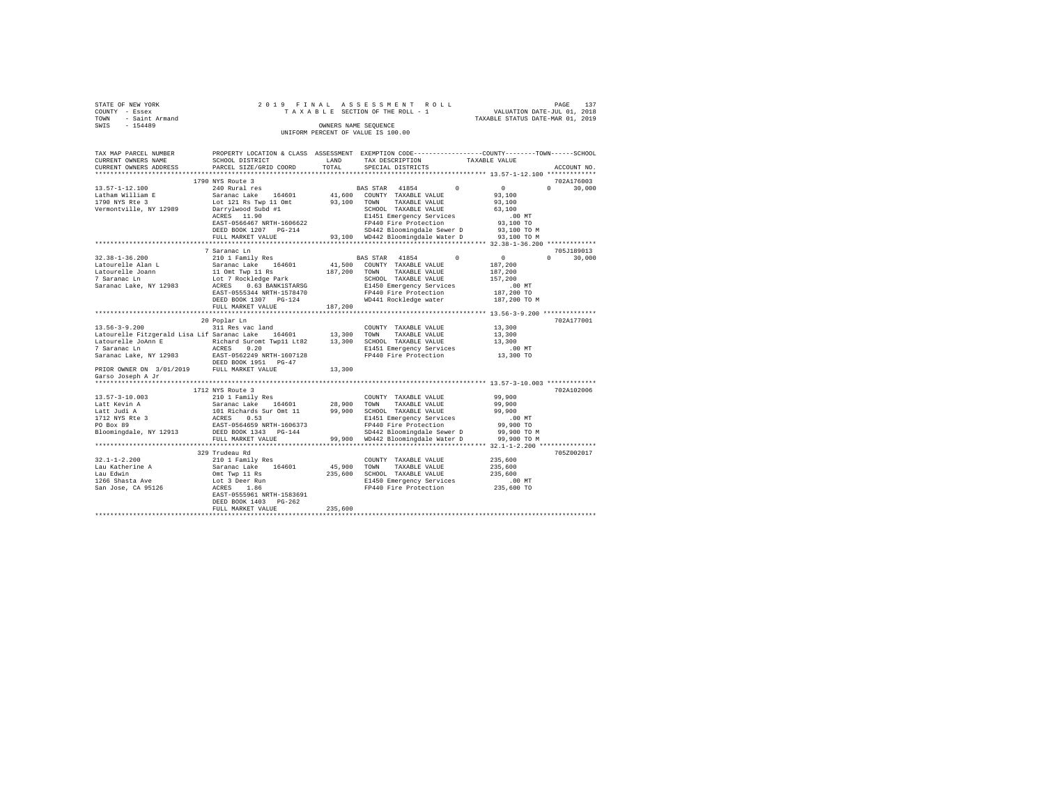STATE OF NEW YORK — 2019 FINAL ASSESSMENT ROLL — TAXABLE SECTION OF THE ROLL - 1 — VALUATION DATE-JUL 01, 2018
COUNTY - Essex — TAXABLE STATUS DATE-MAR 01, 2019
TOWN - Saint Armand — OWNERS NAME SEQUENCE
SWIS - 154489 — UNIFORM PERCENT OF VALUE IS 100.00

| TAX MAP PARCEL NUMBER / CURRENT OWNERS NAME / CURRENT OWNERS ADDRESS | PROPERTY LOCATION & CLASS / SCHOOL DISTRICT / PARCEL SIZE/GRID COORD | ASSESSMENT LAND / TOTAL | EXEMPTION CODE / TAX DESCRIPTION / SPECIAL DISTRICTS | COUNTY | TOWN | SCHOOL | ACCOUNT NO. |
|---|---|---|---|---|---|---|---|
| | 1790 NYS Route 3 | | | | | | 702A176003 |
| 13.57-1-12.100 | 240 Rural res | | BAS STAR 41854 | 0 | 0 | 0 30,000 | |
| Latham William E | Saranac Lake 164601 | 41,600 | COUNTY TAXABLE VALUE | 93,100 | | | |
| 1790 NYS Rte 3 | Lot 121 Rs Twp 11 Omt | 93,100 | TOWN TAXABLE VALUE | | 93,100 | | |
| Vermontville, NY 12989 | Darrylwood Subd #1 | | SCHOOL TAXABLE VALUE | | | 63,100 | |
| | ACRES 11.90 | | E1451 Emergency Services | .00 MT | | | |
| | EAST-0566467 NRTH-1606622 | | FP440 Fire Protection | 93,100 TO | | | |
| | DEED BOOK 1207 PG-214 | | SD442 Bloomingdale Sewer D | 93,100 TO M | | | |
| | FULL MARKET VALUE | 93,100 | WD442 Bloomingdale Water D | 93,100 TO M | | | |
| | 7 Saranac Ln | | | | | | 705J189013 |
| 32.38-1-36.200 | 210 1 Family Res | | BAS STAR 41854 | 0 | 0 | 0 30,000 | |
| Latourelle Alan L | Saranac Lake 164601 | 41,500 | COUNTY TAXABLE VALUE | 187,200 | | | |
| Latourelle Joann | 11 Omt Twp 11 Rs | 187,200 | TOWN TAXABLE VALUE | | 187,200 | | |
| 7 Saranac Ln | Lot 7 Rockledge Park | | SCHOOL TAXABLE VALUE | | | 157,200 | |
| Saranac Lake, NY 12983 | ACRES 0.63 BANK1STARSG | | E1450 Emergency Services | .00 MT | | | |
| | EAST-0555344 NRTH-1578470 | | FP440 Fire Protection | 187,200 TO | | | |
| | DEED BOOK 1307 PG-124 | | WD441 Rockledge water | 187,200 TO M | | | |
| | FULL MARKET VALUE | 187,200 | | | | | |
| | 20 Poplar Ln | | | | | | 702A177001 |
| 13.56-3-9.200 | 311 Res vac land | | COUNTY TAXABLE VALUE | 13,300 | | | |
| Latourelle Fitzgerald Lisa Lif | Saranac Lake 164601 | 13,300 | TOWN TAXABLE VALUE | | 13,300 | | |
| Latourelle JoAnn E | Richard Suromt Twp11 Lt82 | 13,300 | SCHOOL TAXABLE VALUE | | | 13,300 | |
| 7 Saranac Ln | ACRES 0.20 | | E1451 Emergency Services | .00 MT | | | |
| Saranac Lake, NY 12983 | EAST-0562249 NRTH-1607128 | | FP440 Fire Protection | 13,300 TO | | | |
| | DEED BOOK 1951 PG-47 | | | | | | |
| PRIOR OWNER ON 3/01/2019 | FULL MARKET VALUE | 13,300 | | | | | |
| Garso Joseph A Jr | | | | | | | |
| | 1712 NYS Route 3 | | | | | | 702A102006 |
| 13.57-3-10.003 | 210 1 Family Res | | COUNTY TAXABLE VALUE | 99,900 | | | |
| Latt Kevin A | Saranac Lake 164601 | 28,900 | TOWN TAXABLE VALUE | | 99,900 | | |
| Latt Judi A | 101 Richards Sur Omt 11 | 99,900 | SCHOOL TAXABLE VALUE | | | 99,900 | |
| 1712 NYS Rte 3 | ACRES 0.53 | | E1451 Emergency Services | .00 MT | | | |
| PO Box 89 | EAST-0564659 NRTH-1606373 | | FP440 Fire Protection | 99,900 TO | | | |
| Bloomingdale, NY 12913 | DEED BOOK 1343 PG-144 | | SD442 Bloomingdale Sewer D | 99,900 TO M | | | |
| | FULL MARKET VALUE | 99,900 | WD442 Bloomingdale Water D | 99,900 TO M | | | |
| | 329 Trudeau Rd | | | | | | 705Z002017 |
| 32.1-1-2.200 | 210 1 Family Res | | COUNTY TAXABLE VALUE | 235,600 | | | |
| Lau Katherine A | Saranac Lake 164601 | 45,900 | TOWN TAXABLE VALUE | | 235,600 | | |
| Lau Edwin | Omt Twp 11 Rs | 235,600 | SCHOOL TAXABLE VALUE | | | 235,600 | |
| 1266 Shasta Ave | Lot 3 Deer Run | | E1450 Emergency Services | .00 MT | | | |
| San Jose, CA 95126 | ACRES 1.86 | | FP440 Fire Protection | 235,600 TO | | | |
| | EAST-0555961 NRTH-1583691 | | | | | | |
| | DEED BOOK 1403 PG-262 | | | | | | |
| | FULL MARKET VALUE | 235,600 | | | | | |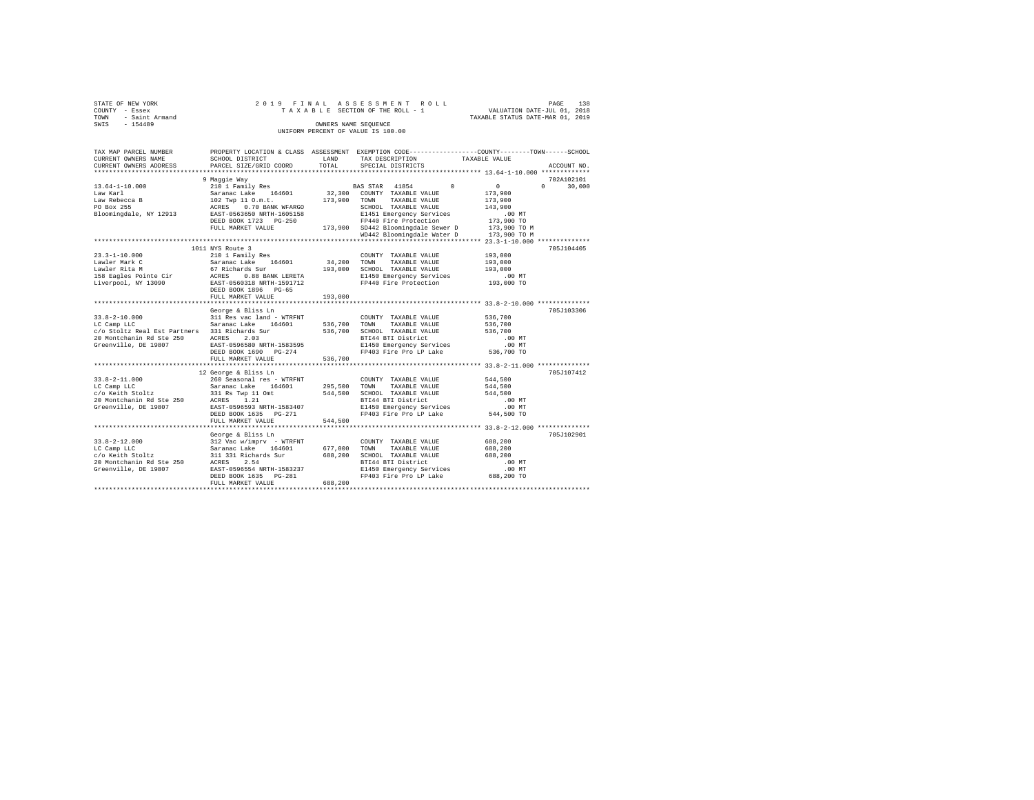```
STATE OF NEW YORK              2 0 1 9  F I N A L  A S S E S S M E N T  R O L L                    PAGE  138
COUNTY - Essex                    T A X A B L E SECTION OF THE ROLL - 1              VALUATION DATE-JUL 01, 2018
TOWN   - Saint Armand                                                              TAXABLE STATUS DATE-MAR 01, 2019
SWIS   - 154489                              OWNERS NAME SEQUENCE
                                       UNIFORM PERCENT OF VALUE IS 100.00

TAX MAP PARCEL NUMBER          PROPERTY LOCATION & CLASS  ASSESSMENT  EXEMPTION CODE-----------------COUNTY--------TOWN------SCHOOL
CURRENT OWNERS NAME            SCHOOL DISTRICT              LAND      TAX DESCRIPTION            TAXABLE VALUE
CURRENT OWNERS ADDRESS         PARCEL SIZE/GRID COORD       TOTAL     SPECIAL DISTRICTS                                  ACCOUNT NO.
*********************************************************************************************** 13.64-1-10.000 *************
                               9 Maggie Way                                                                          702A102101
13.64-1-10.000                 210 1 Family Res                       BAS STAR  41854         0           0          0     30,000
Law Karl                       Saranac Lake   164601       32,300     COUNTY  TAXABLE VALUE         173,900
Law Rebecca B                  102 Twp 11 O.m.t.          173,900     TOWN    TAXABLE VALUE         173,900
PO Box 255                     ACRES    0.70 BANK WFARGO              SCHOOL  TAXABLE VALUE         143,900
Bloomingdale, NY 12913         EAST-0563650 NRTH-1605158              E1451 Emergency Services          .00 MT
                               DEED BOOK 1723   PG-250                FP440 Fire Protection         173,900 TO
                               FULL MARKET VALUE          173,900     SD442 Bloomingdale Sewer D    173,900 TO M
                                                                      WD442 Bloomingdale Water D    173,900 TO M
*********************************************************************************************** 23.3-1-10.000 **************
                               1011 NYS Route 3                                                                      705J104405
23.3-1-10.000                  210 1 Family Res                       COUNTY  TAXABLE VALUE         193,000
Lawler Mark C                  Saranac Lake   164601       34,200     TOWN    TAXABLE VALUE         193,000
Lawler Rita M                  67 Richards Sur            193,000     SCHOOL  TAXABLE VALUE         193,000
158 Eagles Pointe Cir          ACRES    0.88 BANK LERETA              E1450 Emergency Services          .00 MT
Liverpool, NY 13090            EAST-0560318 NRTH-1591712              FP440 Fire Protection         193,000 TO
                               DEED BOOK 1896   PG-65
                               FULL MARKET VALUE          193,000
*********************************************************************************************** 33.8-2-10.000 **************
                               George & Bliss Ln                                                                     705J103306
33.8-2-10.000                  311 Res vac land - WTRFNT              COUNTY  TAXABLE VALUE         536,700
LC Camp LLC                    Saranac Lake   164601      536,700     TOWN    TAXABLE VALUE         536,700
c/o Stoltz Real Est Partners   331 Richards Sur           536,700     SCHOOL  TAXABLE VALUE         536,700
20 Montchanin Rd Ste 250       ACRES    2.03                          BTI44 BTI District                .00 MT
Greenville, DE 19807           EAST-0596580 NRTH-1583595              E1450 Emergency Services          .00 MT
                               DEED BOOK 1690   PG-274                FP403 Fire Pro LP Lake        536,700 TO
                               FULL MARKET VALUE          536,700
*********************************************************************************************** 33.8-2-11.000 **************
                               12 George & Bliss Ln                                                                  705J107412
33.8-2-11.000                  260 Seasonal res - WTRFNT              COUNTY  TAXABLE VALUE         544,500
LC Camp LLC                    Saranac Lake   164601      295,500     TOWN    TAXABLE VALUE         544,500
c/o Keith Stoltz               331 Rs Twp 11 Omt          544,500     SCHOOL  TAXABLE VALUE         544,500
20 Montchanin Rd Ste 250       ACRES    1.21                          BTI44 BTI District                .00 MT
Greenville, DE 19807           EAST-0596593 NRTH-1583407              E1450 Emergency Services          .00 MT
                               DEED BOOK 1635   PG-271                FP403 Fire Pro LP Lake        544,500 TO
                               FULL MARKET VALUE          544,500
*********************************************************************************************** 33.8-2-12.000 **************
                               George & Bliss Ln                                                                     705J102901
33.8-2-12.000                  312 Vac w/imprv  - WTRFNT              COUNTY  TAXABLE VALUE         688,200
LC Camp LLC                    Saranac Lake   164601      677,000     TOWN    TAXABLE VALUE         688,200
c/o Keith Stoltz               311 331 Richards Sur       688,200     SCHOOL  TAXABLE VALUE         688,200
20 Montchanin Rd Ste 250       ACRES    2.54                          BTI44 BTI District                .00 MT
Greenville, DE 19807           EAST-0596554 NRTH-1583237              E1450 Emergency Services          .00 MT
                               DEED BOOK 1635   PG-281                FP403 Fire Pro LP Lake        688,200 TO
                               FULL MARKET VALUE          688,200
****************************************************************************************************************************
```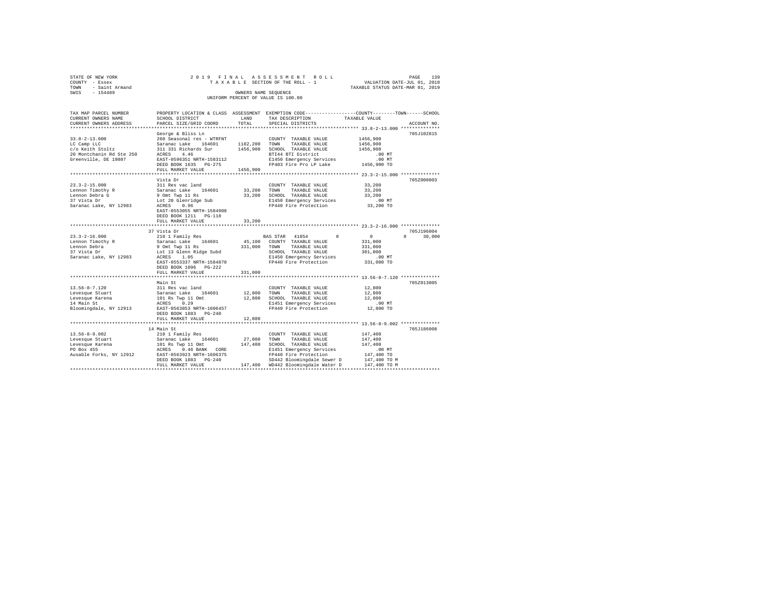STATE OF NEW YORK  
COUNTY - Essex  
TOWN - Saint Armand  
SWIS - 154489

2019 FINAL ASSESSMENT ROLL  
TAXABLE SECTION OF THE ROLL - 1  
OWNERS NAME SEQUENCE  
UNIFORM PERCENT OF VALUE IS 100.00

VALUATION DATE-JUL 01, 2018  
TAXABLE STATUS DATE-MAR 01, 2019

```
TAX MAP PARCEL NUMBER     PROPERTY LOCATION & CLASS  ASSESSMENT  EXEMPTION CODE-----------------COUNTY--------TOWN------SCHOOL
CURRENT OWNERS NAME       SCHOOL DISTRICT             LAND       TAX DESCRIPTION           TAXABLE VALUE
CURRENT OWNERS ADDRESS    PARCEL SIZE/GRID COORD      TOTAL      SPECIAL DISTRICTS                                     ACCOUNT NO.
******************************************************************************************************* 33.8-2-13.000 **************
                          George & Bliss Ln                                                                          705J102815
33.8-2-13.000             260 Seasonal res - WTRFNT             COUNTY  TAXABLE VALUE          1456,900
LC Camp LLC               Saranac Lake   164601     1182,200    TOWN    TAXABLE VALUE          1456,900
c/o Keith Stoltz          311 331 Richards Sur      1456,900    SCHOOL  TAXABLE VALUE          1456,900
20 Montchanin Rd Ste 250  ACRES    4.46                         BTI44 BTI District                  .00 MT
Greenville, DE 19807      EAST-0596351 NRTH-1583112             E1450 Emergency Services            .00 MT
                          DEED BOOK 1635   PG-275               FP403 Fire Pro LP Lake         1456,900 TO
                          FULL MARKET VALUE         1456,900
******************************************************************************************************* 23.3-2-15.000 **************
                          Vista Dr                                                                                   705Z000003
23.3-2-15.000             311 Res vac land                      COUNTY  TAXABLE VALUE            33,200
Lennon Timothy R          Saranac Lake   164601       33,200    TOWN    TAXABLE VALUE            33,200
Lennon Debra G            9 Omt Twp 11 Rs             33,200    SCHOOL  TAXABLE VALUE            33,200
37 Vista Dr               Lot 20 Glenridge Sub                  E1450 Emergency Services            .00 MT
Saranac Lake, NY 12983    ACRES    0.96                         FP440 Fire Protection            33,200 TO
                          EAST-0553055 NRTH-1584908
                          DEED BOOK 1211   PG-118
                          FULL MARKET VALUE           33,200
******************************************************************************************************* 23.3-2-16.000 **************
                          37 Vista Dr                                                                                705J196004
23.3-2-16.000             210 1 Family Res                      BAS STAR  41854         0              0          0      30,000
Lennon Timothy R          Saranac Lake   164601       45,100    COUNTY  TAXABLE VALUE           331,000
Lennon Debra              9 Omt Twp 11 Rs            331,000    TOWN    TAXABLE VALUE           331,000
37 Vista Dr               Lot 13 Glenn Ridge Subd               SCHOOL  TAXABLE VALUE           301,000
Saranac Lake, NY 12983    ACRES    1.05                         E1450 Emergency Services            .00 MT
                          EAST-0553337 NRTH-1584870             FP440 Fire Protection           331,000 TO
                          DEED BOOK 1096   PG-222
                          FULL MARKET VALUE          331,000
******************************************************************************************************* 13.56-8-7.120 **************
                          Main St                                                                                    705Z013005
13.56-8-7.120             311 Res vac land                      COUNTY  TAXABLE VALUE            12,800
Levesque Stuart           Saranac Lake   164601       12,800    TOWN    TAXABLE VALUE            12,800
Levesque Karena           101 Rs Twp 11 Omt           12,800    SCHOOL  TAXABLE VALUE            12,800
14 Main St                ACRES    0.29                         E1451 Emergency Services            .00 MT
Bloomingdale, NY 12913    EAST-0563853 NRTH-1606457             FP440 Fire Protection            12,800 TO
                          DEED BOOK 1883   PG-240
                          FULL MARKET VALUE           12,800
******************************************************************************************************* 13.56-8-9.002 **************
                          14 Main St                                                                                 705J186008
13.56-8-9.002             210 1 Family Res                      COUNTY  TAXABLE VALUE           147,400
Levesque Stuart           Saranac Lake   164601       27,000    TOWN    TAXABLE VALUE           147,400
Levesque Karena           101 Rs Twp 11 Omt          147,400    SCHOOL  TAXABLE VALUE           147,400
PO Box 455                ACRES    0.46 BANK   CORE             E1451 Emergency Services            .00 MT
Ausable Forks, NY 12912   EAST-0563923 NRTH-1606375             FP440 Fire Protection           147,400 TO
                          DEED BOOK 1883   PG-240               SD442 Bloomingdale Sewer D      147,400 TO M
                          FULL MARKET VALUE          147,400    WD442 Bloomingdale Water D      147,400 TO M
************************************************************************************************************************************
```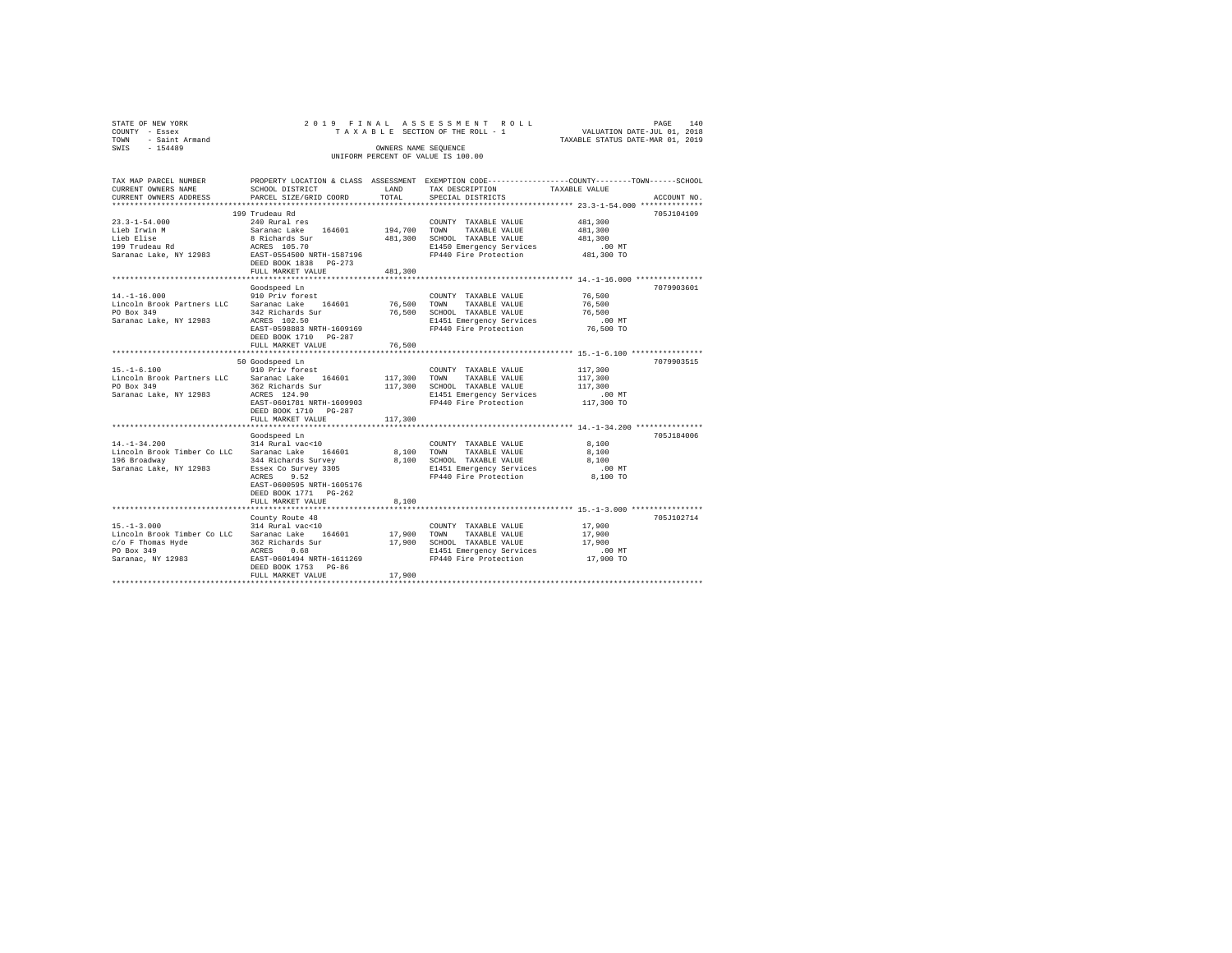STATE OF NEW YORK
COUNTY - Essex
TOWN - Saint Armand
SWIS - 154489

2019 FINAL ASSESSMENT ROLL
TAXABLE SECTION OF THE ROLL - 1
OWNERS NAME SEQUENCE
UNIFORM PERCENT OF VALUE IS 100.00

VALUATION DATE-JUL 01, 2018
TAXABLE STATUS DATE-MAR 01, 2019

| TAX MAP PARCEL NUMBER / CURRENT OWNERS NAME / CURRENT OWNERS ADDRESS | PROPERTY LOCATION & CLASS / SCHOOL DISTRICT / PARCEL SIZE/GRID COORD | ASSESSMENT LAND / TOTAL | EXEMPTION CODE / TAX DESCRIPTION / SPECIAL DISTRICTS | TAXABLE VALUE (COUNTY / TOWN / SCHOOL) | ACCOUNT NO. |
|---|---|---|---|---|---|
| **23.3-1-54.000** | 199 Trudeau Rd | | | | 705J104109 |
| 23.3-1-54.000 | 240 Rural res | | COUNTY TAXABLE VALUE | 481,300 | |
| Lieb Irwin M | Saranac Lake 164601 | 194,700 | TOWN TAXABLE VALUE | 481,300 | |
| Lieb Elise | 8 Richards Sur | 481,300 | SCHOOL TAXABLE VALUE | 481,300 | |
| 199 Trudeau Rd | ACRES 105.70 | | E1450 Emergency Services | .00 MT | |
| Saranac Lake, NY 12983 | EAST-0554500 NRTH-1587196 | | FP440 Fire Protection | 481,300 TO | |
| | DEED BOOK 1838 PG-273 | | | | |
| | FULL MARKET VALUE | 481,300 | | | |
| **14.-1-16.000** | Goodspeed Ln | | | | 7079903601 |
| 14.-1-16.000 | 910 Priv forest | | COUNTY TAXABLE VALUE | 76,500 | |
| Lincoln Brook Partners LLC | Saranac Lake 164601 | 76,500 | TOWN TAXABLE VALUE | 76,500 | |
| PO Box 349 | 342 Richards Sur | 76,500 | SCHOOL TAXABLE VALUE | 76,500 | |
| Saranac Lake, NY 12983 | ACRES 102.50 | | E1451 Emergency Services | .00 MT | |
| | EAST-0598883 NRTH-1609169 | | FP440 Fire Protection | 76,500 TO | |
| | DEED BOOK 1710 PG-287 | | | | |
| | FULL MARKET VALUE | 76,500 | | | |
| **15.-1-6.100** | 50 Goodspeed Ln | | | | 7079903515 |
| 15.-1-6.100 | 910 Priv forest | | COUNTY TAXABLE VALUE | 117,300 | |
| Lincoln Brook Partners LLC | Saranac Lake 164601 | 117,300 | TOWN TAXABLE VALUE | 117,300 | |
| PO Box 349 | 362 Richards Sur | 117,300 | SCHOOL TAXABLE VALUE | 117,300 | |
| Saranac Lake, NY 12983 | ACRES 124.90 | | E1451 Emergency Services | .00 MT | |
| | EAST-0601781 NRTH-1609903 | | FP440 Fire Protection | 117,300 TO | |
| | DEED BOOK 1710 PG-287 | | | | |
| | FULL MARKET VALUE | 117,300 | | | |
| **14.-1-34.200** | Goodspeed Ln | | | | 705J184006 |
| 14.-1-34.200 | 314 Rural vac<10 | | COUNTY TAXABLE VALUE | 8,100 | |
| Lincoln Brook Timber Co LLC | Saranac Lake 164601 | 8,100 | TOWN TAXABLE VALUE | 8,100 | |
| 196 Broadway | 344 Richards Survey | 8,100 | SCHOOL TAXABLE VALUE | 8,100 | |
| Saranac Lake, NY 12983 | Essex Co Survey 3305 | | E1451 Emergency Services | .00 MT | |
| | ACRES 9.52 | | FP440 Fire Protection | 8,100 TO | |
| | EAST-0600595 NRTH-1605176 | | | | |
| | DEED BOOK 1771 PG-262 | | | | |
| | FULL MARKET VALUE | 8,100 | | | |
| **15.-1-3.000** | County Route 48 | | | | 705J102714 |
| 15.-1-3.000 | 314 Rural vac<10 | | COUNTY TAXABLE VALUE | 17,900 | |
| Lincoln Brook Timber Co LLC | Saranac Lake 164601 | 17,900 | TOWN TAXABLE VALUE | 17,900 | |
| c/o F Thomas Hyde | 362 Richards Sur | 17,900 | SCHOOL TAXABLE VALUE | 17,900 | |
| PO Box 349 | ACRES 0.68 | | E1451 Emergency Services | .00 MT | |
| Saranac, NY 12983 | EAST-0601494 NRTH-1611269 | | FP440 Fire Protection | 17,900 TO | |
| | DEED BOOK 1753 PG-86 | | | | |
| | FULL MARKET VALUE | 17,900 | | | |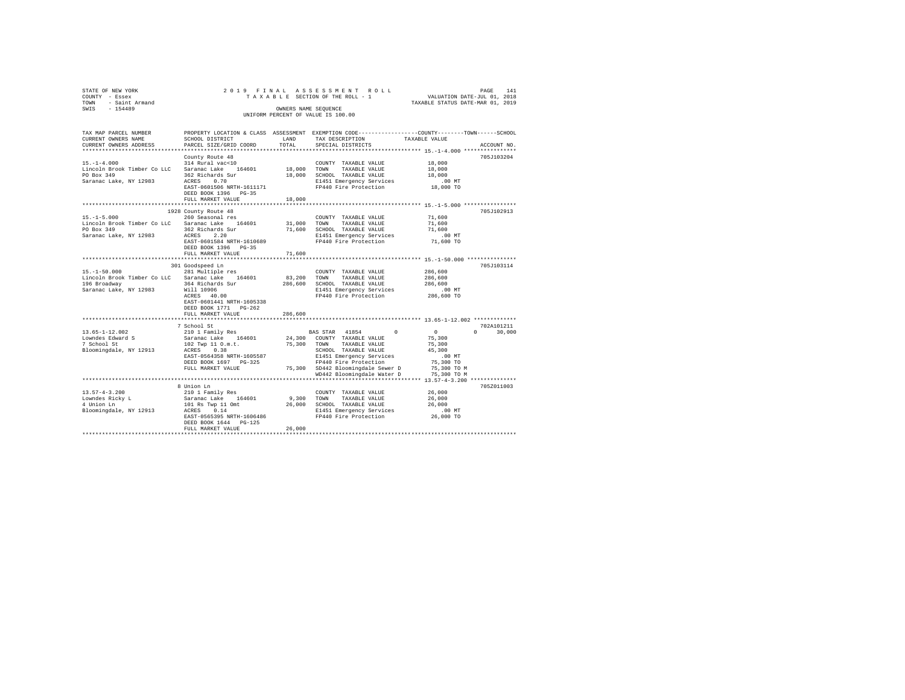STATE OF NEW YORK
COUNTY - Essex
TOWN - Saint Armand
SWIS - 154489

2019 FINAL ASSESSMENT ROLL
TAXABLE SECTION OF THE ROLL - 1
OWNERS NAME SEQUENCE
UNIFORM PERCENT OF VALUE IS 100.00

VALUATION DATE-JUL 01, 2018
TAXABLE STATUS DATE-MAR 01, 2019

```
TAX MAP PARCEL NUMBER          PROPERTY LOCATION & CLASS  ASSESSMENT  EXEMPTION CODE-----------------COUNTY--------TOWN------SCHOOL
CURRENT OWNERS NAME            SCHOOL DISTRICT             LAND       TAX DESCRIPTION              TAXABLE VALUE
CURRENT OWNERS ADDRESS         PARCEL SIZE/GRID COORD      TOTAL      SPECIAL DISTRICTS                                  ACCOUNT NO.
******************************************************************************************************* 15.-1-4.000 ****************
                               County Route 48                                                                       705J103204
15.-1-4.000                    314 Rural vac<10                       COUNTY  TAXABLE VALUE            18,000
Lincoln Brook Timber Co LLC    Saranac Lake    164601      18,000     TOWN    TAXABLE VALUE            18,000
PO Box 349                     362 Richards Sur            18,000     SCHOOL  TAXABLE VALUE            18,000
Saranac Lake, NY 12983         ACRES    0.70                          E1451 Emergency Services            .00 MT
                               EAST-0601506 NRTH-1611171              FP440 Fire Protection            18,000 TO
                               DEED BOOK 1396   PG-35
                               FULL MARKET VALUE           18,000
******************************************************************************************************* 15.-1-5.000 ****************
                               1928 County Route 48                                                                  705J102913
15.-1-5.000                    260 Seasonal res                       COUNTY  TAXABLE VALUE            71,600
Lincoln Brook Timber Co LLC    Saranac Lake    164601      31,000     TOWN    TAXABLE VALUE            71,600
PO Box 349                     362 Richards Sur            71,600     SCHOOL  TAXABLE VALUE            71,600
Saranac Lake, NY 12983         ACRES    2.20                          E1451 Emergency Services            .00 MT
                               EAST-0601584 NRTH-1610689              FP440 Fire Protection            71,600 TO
                               DEED BOOK 1396   PG-35
                               FULL MARKET VALUE           71,600
******************************************************************************************************* 15.-1-50.000 ***************
                               301 Goodspeed Ln                                                                      705J103114
15.-1-50.000                   281 Multiple res                       COUNTY  TAXABLE VALUE           286,600
Lincoln Brook Timber Co LLC    Saranac Lake    164601      83,200     TOWN    TAXABLE VALUE           286,600
196 Broadway                   364 Richards Sur           286,600     SCHOOL  TAXABLE VALUE           286,600
Saranac Lake, NY 12983         Will 10906                             E1451 Emergency Services            .00 MT
                               ACRES   40.00                          FP440 Fire Protection           286,600 TO
                               EAST-0601441 NRTH-1605338
                               DEED BOOK 1771   PG-262
                               FULL MARKET VALUE          286,600
******************************************************************************************************* 13.65-1-12.002 *************
                               7 School St                                                                           702A101211
13.65-1-12.002                 210 1 Family Res                  BAS STAR  41854       0            0            0       30,000
Lowndes Edward S               Saranac Lake    164601      24,300     COUNTY  TAXABLE VALUE            75,300
7 School St                    102 Twp 11 O.m.t.           75,300     TOWN    TAXABLE VALUE            75,300
Bloomingdale, NY 12913         ACRES    0.38                          SCHOOL  TAXABLE VALUE            45,300
                               EAST-0564358 NRTH-1605587              E1451 Emergency Services            .00 MT
                               DEED BOOK 1697   PG-325                FP440 Fire Protection            75,300 TO
                               FULL MARKET VALUE           75,300     SD442 Bloomingdale Sewer D       75,300 TO M
                                                                      WD442 Bloomingdale Water D       75,300 TO M
******************************************************************************************************* 13.57-4-3.200 **************
                               8 Union Ln                                                                            705Z011003
13.57-4-3.200                  210 1 Family Res                       COUNTY  TAXABLE VALUE            26,000
Lowndes Ricky L                Saranac Lake    164601       9,300     TOWN    TAXABLE VALUE            26,000
4 Union Ln                     101 Rs Twp 11 Omt           26,000     SCHOOL  TAXABLE VALUE            26,000
Bloomingdale, NY 12913         ACRES    0.14                          E1451 Emergency Services            .00 MT
                               EAST-0565395 NRTH-1606486              FP440 Fire Protection            26,000 TO
                               DEED BOOK 1644   PG-125
                               FULL MARKET VALUE           26,000
************************************************************************************************************************************
```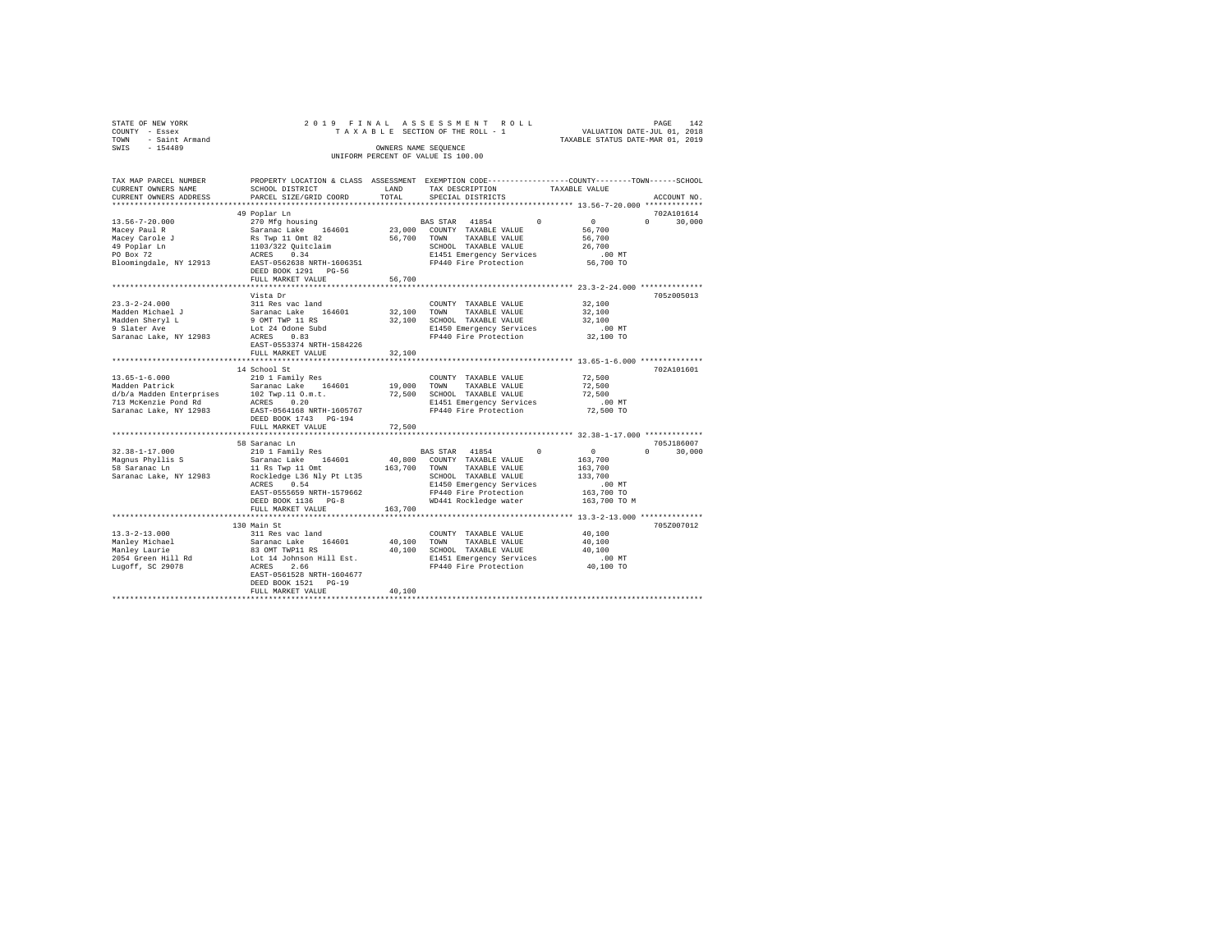STATE OF NEW YORK
COUNTY - Essex
TOWN - Saint Armand
SWIS - 154489

2019 FINAL ASSESSMENT ROLL
TAXABLE SECTION OF THE ROLL - 1
OWNERS NAME SEQUENCE
UNIFORM PERCENT OF VALUE IS 100.00

VALUATION DATE-JUL 01, 2018
TAXABLE STATUS DATE-MAR 01, 2019

| TAX MAP PARCEL NUMBER / CURRENT OWNERS NAME / CURRENT OWNERS ADDRESS | PROPERTY LOCATION & CLASS / SCHOOL DISTRICT / PARCEL SIZE/GRID COORD | ASSESSMENT LAND | TOTAL | EXEMPTION CODE / TAX DESCRIPTION / SPECIAL DISTRICTS | COUNTY | TOWN | SCHOOL | TAXABLE VALUE | ACCOUNT NO. |
|---|---|---|---|---|---|---|---|---|---|
| 13.56-7-20.000 | 49 Poplar Ln | | | | | | | | 702A101614 |
| 13.56-7-20.000 | 270 Mfg housing | | | BAS STAR 41854 | 0 | 0 | 0 | 30,000 | |
| Macey Paul R | Saranac Lake 164601 | 23,000 | | COUNTY TAXABLE VALUE | | | | 56,700 | |
| Macey Carole J | Rs Twp 11 Omt 82 | | 56,700 | TOWN TAXABLE VALUE | | | | 56,700 | |
| 49 Poplar Ln | 1103/322 Quitclaim | | | SCHOOL TAXABLE VALUE | | | | 26,700 | |
| PO Box 72 | ACRES 0.34 | | | E1451 Emergency Services | | | | .00 MT | |
| Bloomingdale, NY 12913 | EAST-0562638 NRTH-1606351 | | | FP440 Fire Protection | | | | 56,700 TO | |
| | DEED BOOK 1291 PG-56 | | | | | | | | |
| | FULL MARKET VALUE | | 56,700 | | | | | | |
| 23.3-2-24.000 | Vista Dr | | | | | | | | 705z005013 |
| 23.3-2-24.000 | 311 Res vac land | | | COUNTY TAXABLE VALUE | | | | 32,100 | |
| Madden Michael J | Saranac Lake 164601 | 32,100 | | TOWN TAXABLE VALUE | | | | 32,100 | |
| Madden Sheryl L | 9 OMT TWP 11 RS | | 32,100 | SCHOOL TAXABLE VALUE | | | | 32,100 | |
| 9 Slater Ave | Lot 24 Odone Subd | | | E1450 Emergency Services | | | | .00 MT | |
| Saranac Lake, NY 12983 | ACRES 0.83 | | | FP440 Fire Protection | | | | 32,100 TO | |
| | EAST-0553374 NRTH-1584226 | | | | | | | | |
| | FULL MARKET VALUE | | 32,100 | | | | | | |
| 13.65-1-6.000 | 14 School St | | | | | | | | 702A101601 |
| 13.65-1-6.000 | 210 1 Family Res | | | COUNTY TAXABLE VALUE | | | | 72,500 | |
| Madden Patrick | Saranac Lake 164601 | 19,000 | | TOWN TAXABLE VALUE | | | | 72,500 | |
| d/b/a Madden Enterprises | 102 Twp.11 O.m.t. | | 72,500 | SCHOOL TAXABLE VALUE | | | | 72,500 | |
| 713 McKenzie Pond Rd | ACRES 0.20 | | | E1451 Emergency Services | | | | .00 MT | |
| Saranac Lake, NY 12983 | EAST-0564168 NRTH-1605767 | | | FP440 Fire Protection | | | | 72,500 TO | |
| | DEED BOOK 1743 PG-194 | | | | | | | | |
| | FULL MARKET VALUE | | 72,500 | | | | | | |
| 32.38-1-17.000 | 58 Saranac Ln | | | | | | | | 705J186007 |
| 32.38-1-17.000 | 210 1 Family Res | | | BAS STAR 41854 | 0 | 0 | 0 | 30,000 | |
| Magnus Phyllis S | Saranac Lake 164601 | 40,800 | | COUNTY TAXABLE VALUE | | | | 163,700 | |
| 58 Saranac Ln | 11 Rs Twp 11 Omt | | 163,700 | TOWN TAXABLE VALUE | | | | 163,700 | |
| Saranac Lake, NY 12983 | Rockledge L36 Nly Pt Lt35 | | | SCHOOL TAXABLE VALUE | | | | 133,700 | |
| | ACRES 0.54 | | | E1450 Emergency Services | | | | .00 MT | |
| | EAST-0555659 NRTH-1579662 | | | FP440 Fire Protection | | | | 163,700 TO | |
| | DEED BOOK 1136 PG-8 | | | WD441 Rockledge water | | | | 163,700 TO M | |
| | FULL MARKET VALUE | | 163,700 | | | | | | |
| 13.3-2-13.000 | 130 Main St | | | | | | | | 705Z007012 |
| 13.3-2-13.000 | 311 Res vac land | | | COUNTY TAXABLE VALUE | | | | 40,100 | |
| Manley Michael | Saranac Lake 164601 | 40,100 | | TOWN TAXABLE VALUE | | | | 40,100 | |
| Manley Laurie | 83 OMT TWP11 RS | | 40,100 | SCHOOL TAXABLE VALUE | | | | 40,100 | |
| 2054 Green Hill Rd | Lot 14 Johnson Hill Est. | | | E1451 Emergency Services | | | | .00 MT | |
| Lugoff, SC 29078 | ACRES 2.66 | | | FP440 Fire Protection | | | | 40,100 TO | |
| | EAST-0561528 NRTH-1604677 | | | | | | | | |
| | DEED BOOK 1521 PG-19 | | | | | | | | |
| | FULL MARKET VALUE | | 40,100 | | | | | | |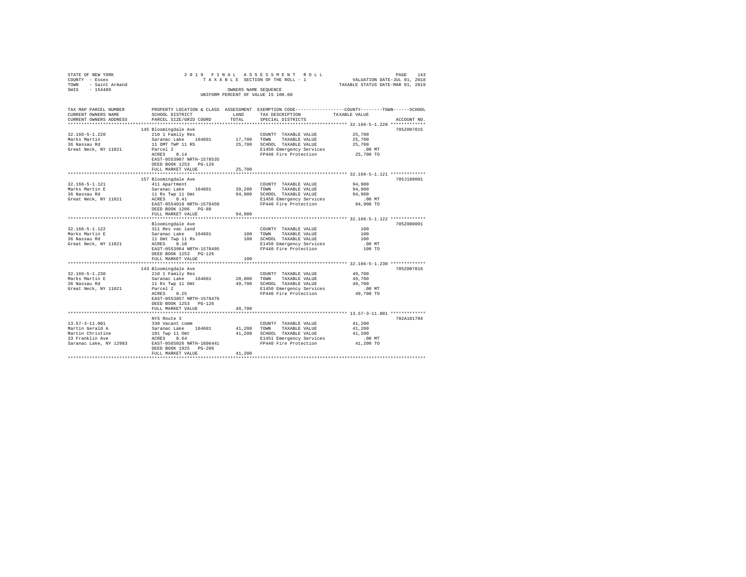STATE OF NEW YORK
COUNTY - Essex
TOWN - Saint Armand
SWIS - 154489

2019 FINAL ASSESSMENT ROLL
TAXABLE SECTION OF THE ROLL - 1
OWNERS NAME SEQUENCE
UNIFORM PERCENT OF VALUE IS 100.00

VALUATION DATE-JUL 01, 2018
TAXABLE STATUS DATE-MAR 01, 2019

| TAX MAP PARCEL NUMBER / CURRENT OWNERS NAME / CURRENT OWNERS ADDRESS | PROPERTY LOCATION & CLASS / SCHOOL DISTRICT / PARCEL SIZE/GRID COORD | ASSESSMENT LAND / TOTAL | EXEMPTION CODE / TAX DESCRIPTION / SPECIAL DISTRICTS | COUNTY--------TOWN------SCHOOL TAXABLE VALUE | ACCOUNT NO. |
|---|---|---|---|---|---|
| **32.166-5-1.220** | 145 Bloomingdale Ave | | | | 705Z007015 |
| 32.166-5-1.220 | 210 1 Family Res | | COUNTY TAXABLE VALUE | 25,700 | |
| Marks Martin | Saranac Lake 164601 | 17,700 | TOWN TAXABLE VALUE | 25,700 | |
| 36 Nassau Rd | 11 OMT TWP 11 RS | 25,700 | SCHOOL TAXABLE VALUE | 25,700 | |
| Great Neck, NY 11021 | Parcel 2 | | E1450 Emergency Services | .00 MT | |
| | ACRES 0.14 | | FP440 Fire Protection | 25,700 TO | |
| | EAST-0553907 NRTH-1578535 | | | | |
| | DEED BOOK 1253 PG-126 | | | | |
| | FULL MARKET VALUE | 25,700 | | | |
| **32.166-5-1.121** | 157 Bloomingdale Ave | | | | 705J180001 |
| 32.166-5-1.121 | 411 Apartment | | COUNTY TAXABLE VALUE | 94,900 | |
| Marks Martin E | Saranac Lake 164601 | 39,200 | TOWN TAXABLE VALUE | 94,900 | |
| 36 Nassau Rd | 11 Rs Twp 11 Omt | 94,900 | SCHOOL TAXABLE VALUE | 94,900 | |
| Great Neck, NY 11021 | ACRES 0.41 | | E1450 Emergency Services | .00 MT | |
| | EAST-0554018 NRTH-1578450 | | FP440 Fire Protection | 94,900 TO | |
| | DEED BOOK 1206 PG-88 | | | | |
| | FULL MARKET VALUE | 94,900 | | | |
| **32.166-5-1.122** | Bloomingdale Ave | | | | 705Z000001 |
| 32.166-5-1.122 | 311 Res vac land | | COUNTY TAXABLE VALUE | 100 | |
| Marks Martin E | Saranac Lake 164601 | 100 | TOWN TAXABLE VALUE | 100 | |
| 36 Nassau Rd | 11 Omt Twp 11 Rs | 100 | SCHOOL TAXABLE VALUE | 100 | |
| Great Neck, NY 11021 | ACRES 0.10 | | E1450 Emergency Services | .00 MT | |
| | EAST-0553964 NRTH-1578495 | | FP440 Fire Protection | 100 TO | |
| | DEED BOOK 1253 PG-126 | | | | |
| | FULL MARKET VALUE | 100 | | | |
| **32.166-5-1.230** | 143 Bloomingdale Ave | | | | 705Z007016 |
| 32.166-5-1.230 | 210 1 Family Res | | COUNTY TAXABLE VALUE | 49,700 | |
| Marks Martin E | Saranac Lake 164601 | 20,000 | TOWN TAXABLE VALUE | 49,700 | |
| 36 Nassau Rd | 11 Rs Twp 11 Omt | 49,700 | SCHOOL TAXABLE VALUE | 49,700 | |
| Great Neck, NY 11021 | Parcel 2 | | E1450 Emergency Services | .00 MT | |
| | ACRES 0.25 | | FP440 Fire Protection | 49,700 TO | |
| | EAST-0553857 NRTH-1578476 | | | | |
| | DEED BOOK 1253 PG-126 | | | | |
| | FULL MARKET VALUE | 49,700 | | | |
| **13.57-3-11.001** | NYS Route 3 | | | | 702A101704 |
| 13.57-3-11.001 | 330 Vacant comm | | COUNTY TAXABLE VALUE | 41,200 | |
| Martin Gerald A | Saranac Lake 164601 | 41,200 | TOWN TAXABLE VALUE | 41,200 | |
| Martin Christine | 101 Twp 11 Omt | 41,200 | SCHOOL TAXABLE VALUE | 41,200 | |
| 33 Franklin Ave | ACRES 0.64 | | E1451 Emergency Services | .00 MT | |
| Saranac Lake, NY 12983 | EAST-0565026 NRTH-1606441 | | FP440 Fire Protection | 41,200 TO | |
| | DEED BOOK 1925 PG-206 | | | | |
| | FULL MARKET VALUE | 41,200 | | | |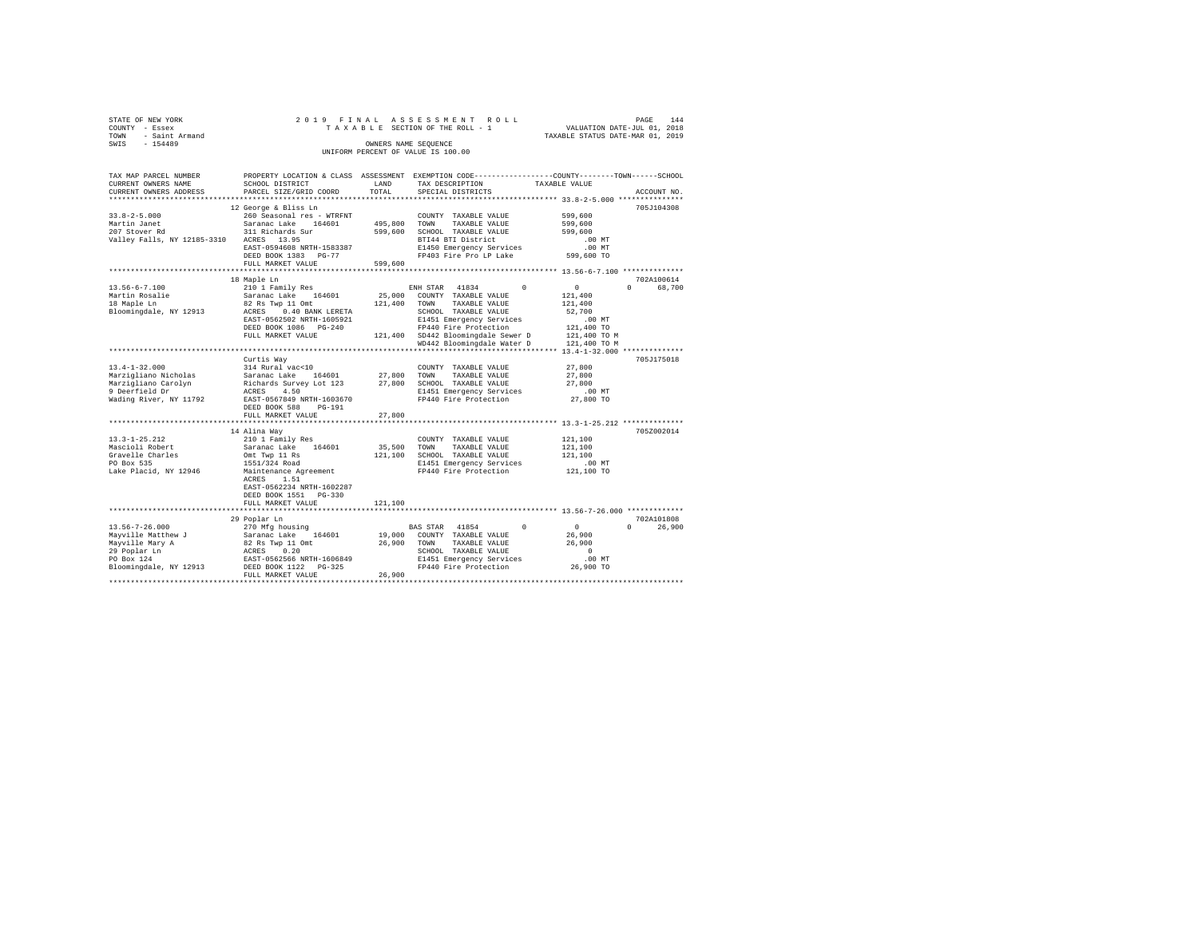STATE OF NEW YORK
COUNTY - Essex
TOWN - Saint Armand
SWIS - 154489

2019 FINAL ASSESSMENT ROLL
TAXABLE SECTION OF THE ROLL - 1
OWNERS NAME SEQUENCE
UNIFORM PERCENT OF VALUE IS 100.00

VALUATION DATE-JUL 01, 2018
TAXABLE STATUS DATE-MAR 01, 2019

```
TAX MAP PARCEL NUMBER          PROPERTY LOCATION & CLASS  ASSESSMENT  EXEMPTION CODE-----------------COUNTY--------TOWN------SCHOOL
CURRENT OWNERS NAME            SCHOOL DISTRICT               LAND      TAX DESCRIPTION            TAXABLE VALUE
CURRENT OWNERS ADDRESS         PARCEL SIZE/GRID COORD        TOTAL     SPECIAL DISTRICTS                                       ACCOUNT NO.
******************************************************************************************************* 33.8-2-5.000 ***************
                               12 George & Bliss Ln                                                                           705J104308
33.8-2-5.000                   260 Seasonal res - WTRFNT                COUNTY  TAXABLE VALUE          599,600
Martin Janet                   Saranac Lake   164601      495,800       TOWN    TAXABLE VALUE          599,600
207 Stover Rd                  311 Richards Sur           599,600       SCHOOL  TAXABLE VALUE          599,600
Valley Falls, NY 12185-3310    ACRES  13.95                             BTI44 BTI District                  .00 MT
                               EAST-0594608 NRTH-1583387                E1450 Emergency Services            .00 MT
                               DEED BOOK 1383   PG-77                   FP403 Fire Pro LP Lake          599,600 TO
                               FULL MARKET VALUE          599,600
******************************************************************************************************* 13.56-6-7.100 **************
                               18 Maple Ln                                                                                    702A100614
13.56-6-7.100                  210 1 Family Res                         ENH STAR  41834        0            0            0      68,700
Martin Rosalie                 Saranac Lake   164601       25,000       COUNTY  TAXABLE VALUE          121,400
18 Maple Ln                    82 Rs Twp 11 Omt           121,400       TOWN    TAXABLE VALUE          121,400
Bloomingdale, NY 12913         ACRES   0.40 BANK LERETA                 SCHOOL  TAXABLE VALUE           52,700
                               EAST-0562502 NRTH-1605921                E1451 Emergency Services            .00 MT
                               DEED BOOK 1086   PG-240                  FP440 Fire Protection           121,400 TO
                               FULL MARKET VALUE          121,400       SD442 Bloomingdale Sewer D      121,400 TO M
                                                                        WD442 Bloomingdale Water D      121,400 TO M
******************************************************************************************************* 13.4-1-32.000 **************
                               Curtis Way                                                                                     705J175018
13.4-1-32.000                  314 Rural vac<10                         COUNTY  TAXABLE VALUE           27,800
Marzigliano Nicholas           Saranac Lake   164601       27,800       TOWN    TAXABLE VALUE           27,800
Marzigliano Carolyn            Richards Survey Lot 123     27,800       SCHOOL  TAXABLE VALUE           27,800
9 Deerfield Dr                 ACRES   4.50                             E1451 Emergency Services            .00 MT
Wading River, NY 11792         EAST-0567849 NRTH-1603670                FP440 Fire Protection            27,800 TO
                               DEED BOOK 588    PG-191
                               FULL MARKET VALUE           27,800
******************************************************************************************************* 13.3-1-25.212 **************
                               14 Alina Way                                                                                   705Z002014
13.3-1-25.212                  210 1 Family Res                         COUNTY  TAXABLE VALUE          121,100
Mascioli Robert                Saranac Lake   164601       35,500       TOWN    TAXABLE VALUE          121,100
Gravelle Charles               Omt Twp 11 Rs              121,100       SCHOOL  TAXABLE VALUE          121,100
PO Box 535                     1551/324 Road                            E1451 Emergency Services            .00 MT
Lake Placid, NY 12946          Maintenance Agreement                    FP440 Fire Protection           121,100 TO
                               ACRES   1.51
                               EAST-0562234 NRTH-1602287
                               DEED BOOK 1551   PG-330
                               FULL MARKET VALUE          121,100
******************************************************************************************************* 13.56-7-26.000 *************
                               29 Poplar Ln                                                                                   702A101808
13.56-7-26.000                 270 Mfg housing                          BAS STAR  41854        0            0            0      26,900
Mayville Matthew J             Saranac Lake   164601       19,000       COUNTY  TAXABLE VALUE           26,900
Mayville Mary A                82 Rs Twp 11 Omt            26,900       TOWN    TAXABLE VALUE           26,900
29 Poplar Ln                   ACRES   0.20                             SCHOOL  TAXABLE VALUE                0
PO Box 124                     EAST-0562566 NRTH-1606849                E1451 Emergency Services            .00 MT
Bloomingdale, NY 12913         DEED BOOK 1122   PG-325                  FP440 Fire Protection            26,900 TO
                               FULL MARKET VALUE           26,900
************************************************************************************************************************************
```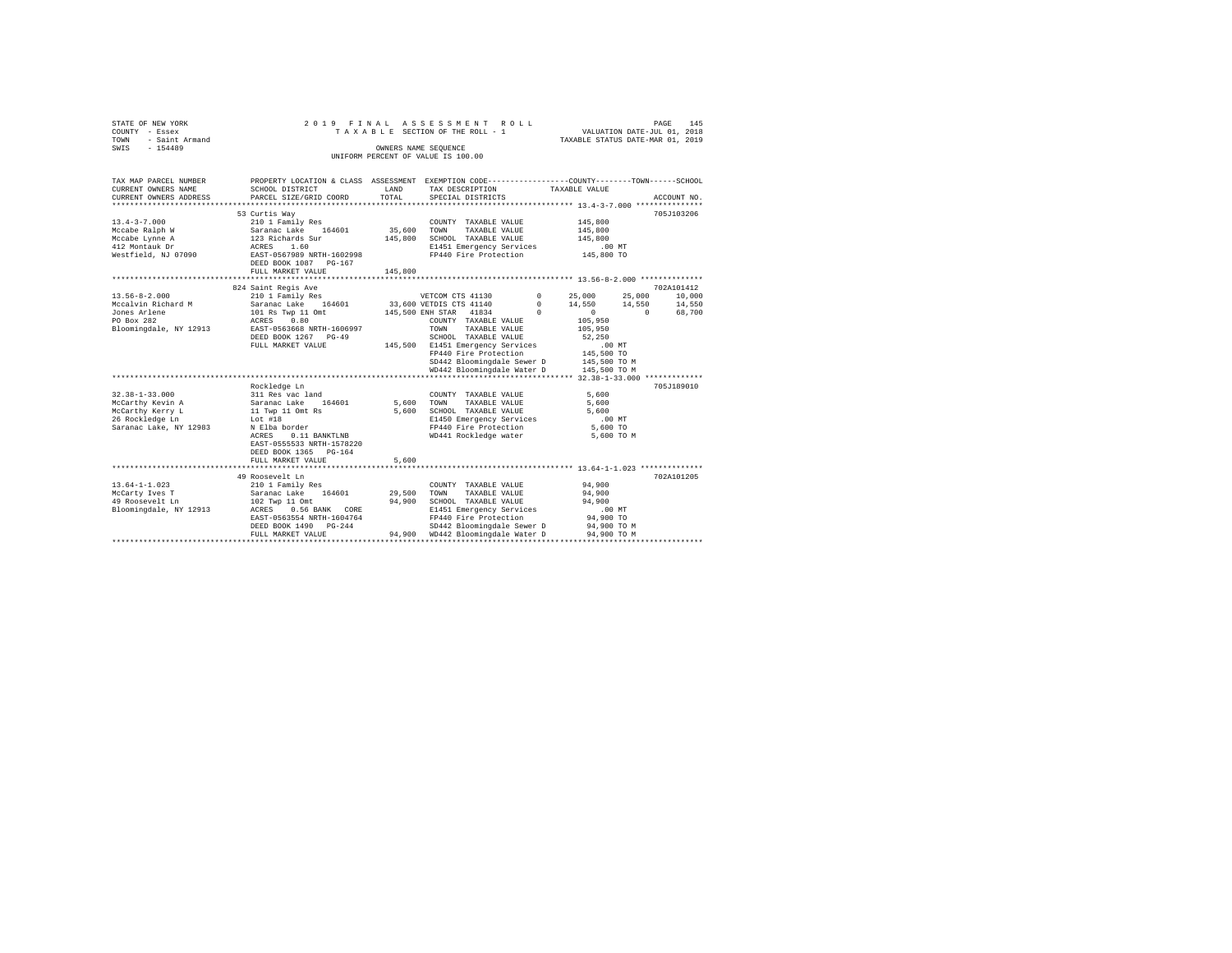STATE OF NEW YORK
COUNTY - Essex
TOWN - Saint Armand
SWIS - 154489

2019 FINAL ASSESSMENT ROLL
TAXABLE SECTION OF THE ROLL - 1
OWNERS NAME SEQUENCE
UNIFORM PERCENT OF VALUE IS 100.00

VALUATION DATE-JUL 01, 2018
TAXABLE STATUS DATE-MAR 01, 2019

```
TAX MAP PARCEL NUMBER     PROPERTY LOCATION & CLASS  ASSESSMENT  EXEMPTION CODE-----------------COUNTY--------TOWN------SCHOOL
CURRENT OWNERS NAME       SCHOOL DISTRICT              LAND      TAX DESCRIPTION            TAXABLE VALUE
CURRENT OWNERS ADDRESS    PARCEL SIZE/GRID COORD       TOTAL     SPECIAL DISTRICTS                                   ACCOUNT NO.
******************************************************************************************************* 13.4-3-7.000 ***************
                          53 Curtis Way                                                                              705J103206
13.4-3-7.000              210 1 Family Res                       COUNTY  TAXABLE VALUE          145,800
Mccabe Ralph W            Saranac Lake   164601       35,600     TOWN    TAXABLE VALUE          145,800
Mccabe Lynne A            123 Richards Sur           145,800     SCHOOL  TAXABLE VALUE          145,800
412 Montauk Dr            ACRES    1.60                          E1451 Emergency Services          .00 MT
Westfield, NJ 07090       EAST-0567989 NRTH-1602998              FP440 Fire Protection          145,800 TO
                          DEED BOOK 1087   PG-167
                          FULL MARKET VALUE          145,800
******************************************************************************************************* 13.56-8-2.000 **************
                          824 Saint Regis Ave                                                                        702A101412
13.56-8-2.000             210 1 Family Res                       VETCOM CTS 41130        0      25,000      25,000      10,000
Mccalvin Richard M        Saranac Lake   164601       33,600 VETDIS CTS 41140            0      14,550      14,550      14,550
Jones Arlene              101 Rs Twp 11 Omt          145,500 ENH STAR  41834             0           0           0      68,700
PO Box 282                ACRES    0.80                          COUNTY  TAXABLE VALUE          105,950
Bloomingdale, NY 12913    EAST-0563668 NRTH-1606997              TOWN    TAXABLE VALUE          105,950
                          DEED BOOK 1267   PG-49                 SCHOOL  TAXABLE VALUE           52,250
                          FULL MARKET VALUE          145,500 E1451 Emergency Services              .00 MT
                                                                 FP440 Fire Protection          145,500 TO
                                                                 SD442 Bloomingdale Sewer D     145,500 TO M
                                                                 WD442 Bloomingdale Water D     145,500 TO M
******************************************************************************************************* 32.38-1-33.000 *************
                          Rockledge Ln                                                                               705J189010
32.38-1-33.000            311 Res vac land                       COUNTY  TAXABLE VALUE            5,600
McCarthy Kevin A          Saranac Lake   164601        5,600     TOWN    TAXABLE VALUE            5,600
McCarthy Kerry L          11 Twp 11 Omt Rs             5,600     SCHOOL  TAXABLE VALUE            5,600
26 Rockledge Ln           Lot #18                                E1450 Emergency Services          .00 MT
Saranac Lake, NY 12983    N Elba border                          FP440 Fire Protection            5,600 TO
                          ACRES    0.11 BANKTLNB                 WD441 Rockledge water            5,600 TO M
                          EAST-0555533 NRTH-1578220
                          DEED BOOK 1365   PG-164
                          FULL MARKET VALUE            5,600
******************************************************************************************************* 13.64-1-1.023 **************
                          49 Roosevelt Ln                                                                            702A101205
13.64-1-1.023             210 1 Family Res                       COUNTY  TAXABLE VALUE           94,900
McCarty Ives T            Saranac Lake   164601       29,500     TOWN    TAXABLE VALUE           94,900
49 Roosevelt Ln           102 Twp 11 Omt              94,900     SCHOOL  TAXABLE VALUE           94,900
Bloomingdale, NY 12913    ACRES    0.56 BANK   CORE              E1451 Emergency Services          .00 MT
                          EAST-0563554 NRTH-1604764              FP440 Fire Protection           94,900 TO
                          DEED BOOK 1490   PG-244                SD442 Bloomingdale Sewer D      94,900 TO M
                          FULL MARKET VALUE           94,900     WD442 Bloomingdale Water D      94,900 TO M
************************************************************************************************************************************
```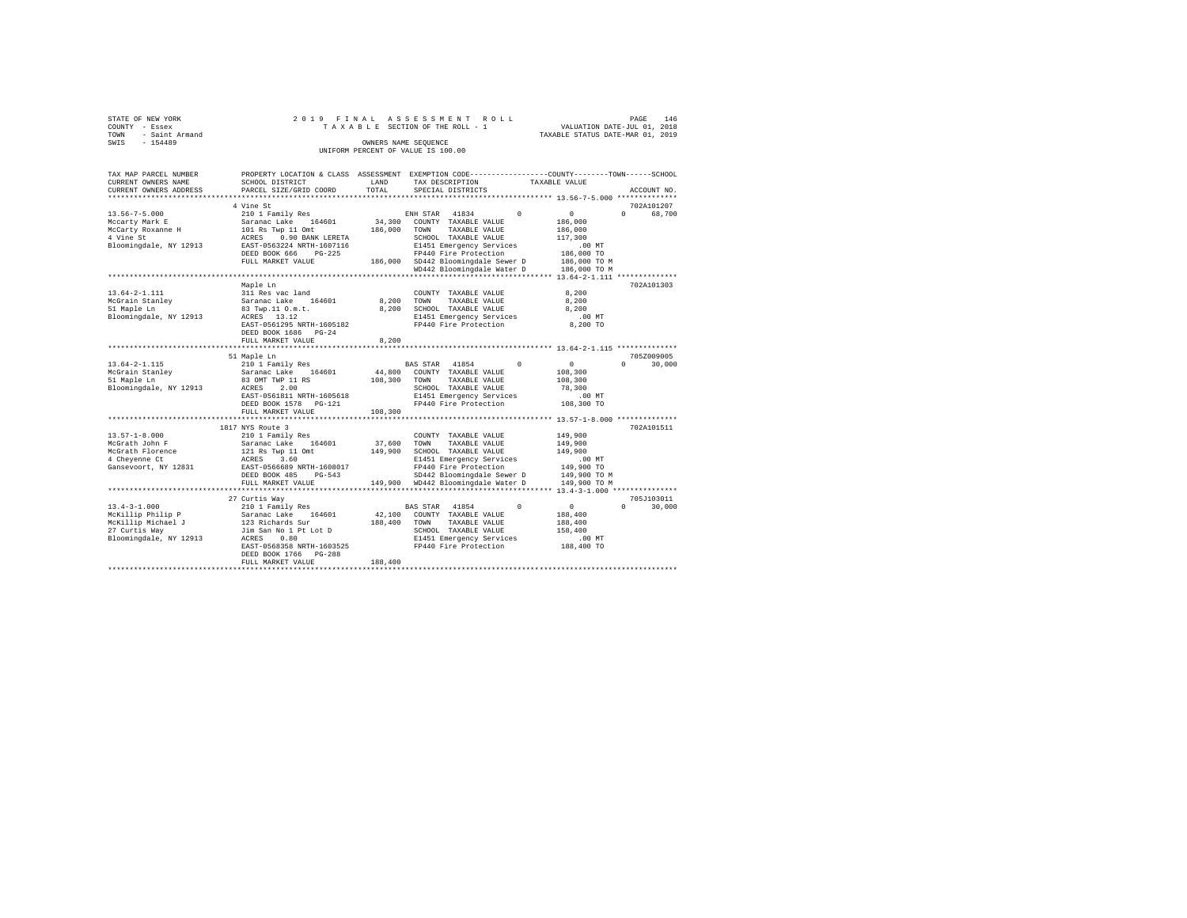STATE OF NEW YORK
COUNTY - Essex
TOWN - Saint Armand
SWIS - 154489

2019 FINAL ASSESSMENT ROLL
TAXABLE SECTION OF THE ROLL - 1
OWNERS NAME SEQUENCE
UNIFORM PERCENT OF VALUE IS 100.00

VALUATION DATE-JUL 01, 2018
TAXABLE STATUS DATE-MAR 01, 2019

```
TAX MAP PARCEL NUMBER     PROPERTY LOCATION & CLASS  ASSESSMENT  EXEMPTION CODE-----------------COUNTY--------TOWN------SCHOOL
CURRENT OWNERS NAME       SCHOOL DISTRICT              LAND      TAX DESCRIPTION            TAXABLE VALUE
CURRENT OWNERS ADDRESS    PARCEL SIZE/GRID COORD       TOTAL     SPECIAL DISTRICTS                                   ACCOUNT NO.
******************************************************************************************* 13.56-7-5.000 **************
                          4 Vine St                                                                              702A101207
13.56-7-5.000             210 1 Family Res                      ENH STAR  41834        0          0            0     68,700
Mccarty Mark E            Saranac Lake   164601      34,300   COUNTY  TAXABLE VALUE          186,000
McCarty Roxanne H         101 Rs Twp 11 Omt         186,000   TOWN    TAXABLE VALUE          186,000
4 Vine St                 ACRES    0.90 BANK LERETA           SCHOOL  TAXABLE VALUE          117,300
Bloomingdale, NY 12913    EAST-0563224 NRTH-1607116           E1451 Emergency Services          .00 MT
                          DEED BOOK 666    PG-225             FP440 Fire Protection          186,000 TO
                          FULL MARKET VALUE         186,000   SD442 Bloomingdale Sewer D     186,000 TO M
                                                              WD442 Bloomingdale Water D     186,000 TO M
******************************************************************************************* 13.64-2-1.111 **************
                          Maple Ln                                                                               702A101303
13.64-2-1.111             311 Res vac land                    COUNTY  TAXABLE VALUE            8,200
McGrain Stanley           Saranac Lake   164601       8,200   TOWN    TAXABLE VALUE            8,200
51 Maple Ln               83 Twp.11 O.m.t.            8,200   SCHOOL  TAXABLE VALUE            8,200
Bloomingdale, NY 12913    ACRES   13.12                       E1451 Emergency Services          .00 MT
                          EAST-0561295 NRTH-1605182           FP440 Fire Protection            8,200 TO
                          DEED BOOK 1686   PG-24
                          FULL MARKET VALUE           8,200
******************************************************************************************* 13.64-2-1.115 **************
                          51 Maple Ln                                                                            705Z009005
13.64-2-1.115             210 1 Family Res                      BAS STAR  41854        0          0            0     30,000
McGrain Stanley           Saranac Lake   164601      44,800   COUNTY  TAXABLE VALUE          108,300
51 Maple Ln               83 OMT TWP 11 RS          108,300   TOWN    TAXABLE VALUE          108,300
Bloomingdale, NY 12913    ACRES    2.00                       SCHOOL  TAXABLE VALUE           78,300
                          EAST-0561811 NRTH-1605618           E1451 Emergency Services          .00 MT
                          DEED BOOK 1578   PG-121             FP440 Fire Protection          108,300 TO
                          FULL MARKET VALUE         108,300
******************************************************************************************* 13.57-1-8.000 **************
                          1817 NYS Route 3                                                                       702A101511
13.57-1-8.000             210 1 Family Res                    COUNTY  TAXABLE VALUE          149,900
McGrath John F            Saranac Lake   164601      37,600   TOWN    TAXABLE VALUE          149,900
McGrath Florence          121 Rs Twp 11 Omt         149,900   SCHOOL  TAXABLE VALUE          149,900
4 Cheyenne Ct             ACRES    3.60                       E1451 Emergency Services          .00 MT
Gansevoort, NY 12831      EAST-0566689 NRTH-1608017           FP440 Fire Protection          149,900 TO
                          DEED BOOK 485    PG-543             SD442 Bloomingdale Sewer D     149,900 TO M
                          FULL MARKET VALUE         149,900   WD442 Bloomingdale Water D     149,900 TO M
******************************************************************************************* 13.4-3-1.000 ***************
                          27 Curtis Way                                                                          705J103011
13.4-3-1.000              210 1 Family Res                      BAS STAR  41854        0          0            0     30,000
McKillip Philip P         Saranac Lake   164601      42,100   COUNTY  TAXABLE VALUE          188,400
McKillip Michael J        123 Richards Sur          188,400   TOWN    TAXABLE VALUE          188,400
27 Curtis Way             Jim San No 1 Pt Lot D               SCHOOL  TAXABLE VALUE          158,400
Bloomingdale, NY 12913    ACRES    0.80                       E1451 Emergency Services          .00 MT
                          EAST-0568358 NRTH-1603525           FP440 Fire Protection          188,400 TO
                          DEED BOOK 1766   PG-288
                          FULL MARKET VALUE         188,400
************************************************************************************************************************
```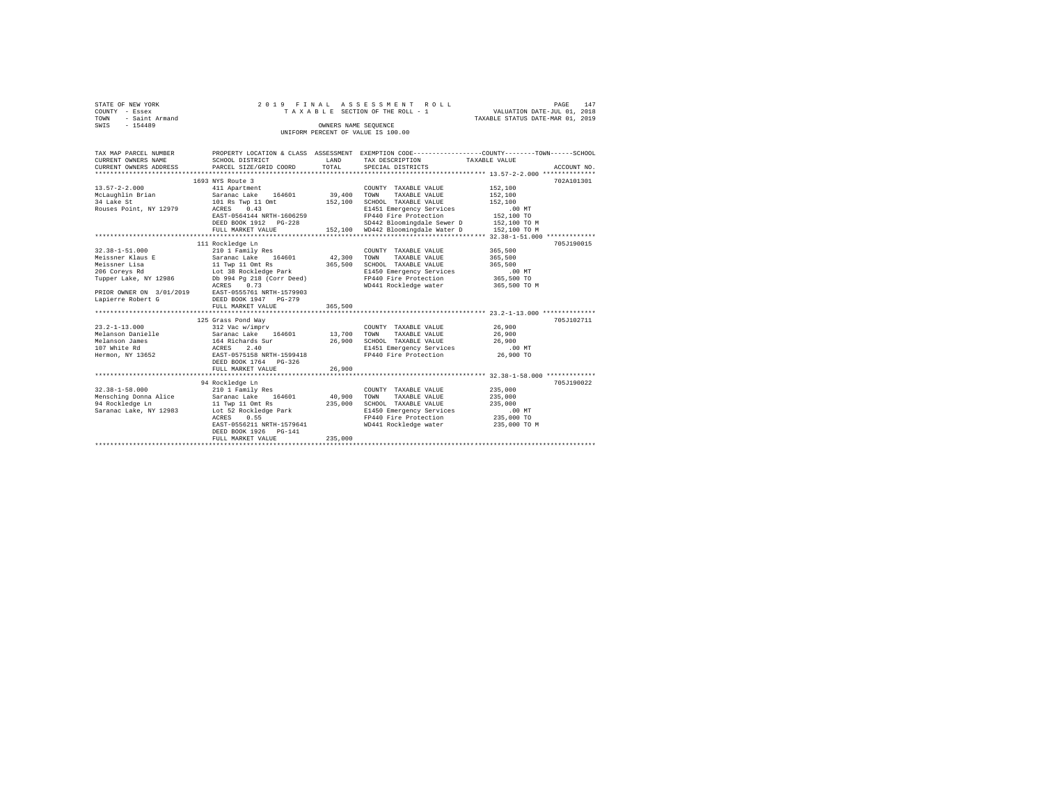STATE OF NEW YORK
COUNTY - Essex
TOWN - Saint Armand
SWIS - 154489

2019 FINAL ASSESSMENT ROLL
TAXABLE SECTION OF THE ROLL - 1
OWNERS NAME SEQUENCE
UNIFORM PERCENT OF VALUE IS 100.00

VALUATION DATE-JUL 01, 2018
TAXABLE STATUS DATE-MAR 01, 2019

```
TAX MAP PARCEL NUMBER          PROPERTY LOCATION & CLASS  ASSESSMENT  EXEMPTION CODE-----------------COUNTY--------TOWN------SCHOOL
CURRENT OWNERS NAME            SCHOOL DISTRICT              LAND      TAX DESCRIPTION            TAXABLE VALUE
CURRENT OWNERS ADDRESS         PARCEL SIZE/GRID COORD       TOTAL     SPECIAL DISTRICTS                                  ACCOUNT NO.
************************************************************************************************** 13.57-2-2.000 **************
                               1693 NYS Route 3                                                                           702A101301
13.57-2-2.000                  411 Apartment                          COUNTY  TAXABLE VALUE          152,100
McLaughlin Brian               Saranac Lake    164601      39,400     TOWN    TAXABLE VALUE          152,100
34 Lake St                     101 Rs Twp 11 Omt          152,100     SCHOOL  TAXABLE VALUE          152,100
Rouses Point, NY 12979         ACRES    0.43                          E1451 Emergency Services          .00 MT
                               EAST-0564144 NRTH-1606259              FP440 Fire Protection          152,100 TO
                               DEED BOOK 1912   PG-228                SD442 Bloomingdale Sewer D     152,100 TO M
                               FULL MARKET VALUE          152,100     WD442 Bloomingdale Water D     152,100 TO M
************************************************************************************************** 32.38-1-51.000 *************
                               111 Rockledge Ln                                                                           705J190015
32.38-1-51.000                 210 1 Family Res                       COUNTY  TAXABLE VALUE          365,500
Meissner Klaus E               Saranac Lake    164601      42,300     TOWN    TAXABLE VALUE          365,500
Meissner Lisa                  11 Twp 11 Omt Rs           365,500     SCHOOL  TAXABLE VALUE          365,500
206 Coreys Rd                  Lot 38 Rockledge Park                  E1450 Emergency Services          .00 MT
Tupper Lake, NY 12986          Db 994 Pg 218 (Corr Deed)              FP440 Fire Protection          365,500 TO
                               ACRES    0.73                          WD441 Rockledge water          365,500 TO M
PRIOR OWNER ON 3/01/2019       EAST-0555761 NRTH-1579903
Lapierre Robert G              DEED BOOK 1947   PG-279
                               FULL MARKET VALUE          365,500
************************************************************************************************** 23.2-1-13.000 **************
                               125 Grass Pond Way                                                                         705J102711
23.2-1-13.000                  312 Vac w/imprv                        COUNTY  TAXABLE VALUE           26,900
Melanson Danielle              Saranac Lake    164601      13,700     TOWN    TAXABLE VALUE           26,900
Melanson James                 164 Richards Sur            26,900     SCHOOL  TAXABLE VALUE           26,900
107 White Rd                   ACRES    2.40                          E1451 Emergency Services          .00 MT
Hermon, NY 13652               EAST-0575158 NRTH-1599418              FP440 Fire Protection           26,900 TO
                               DEED BOOK 1764   PG-326
                               FULL MARKET VALUE           26,900
************************************************************************************************** 32.38-1-58.000 *************
                               94 Rockledge Ln                                                                            705J190022
32.38-1-58.000                 210 1 Family Res                       COUNTY  TAXABLE VALUE          235,000
Mensching Donna Alice          Saranac Lake    164601      40,900     TOWN    TAXABLE VALUE          235,000
94 Rockledge Ln                11 Twp 11 Omt Rs           235,000     SCHOOL  TAXABLE VALUE          235,000
Saranac Lake, NY 12983         Lot 52 Rockledge Park                  E1450 Emergency Services          .00 MT
                               ACRES    0.55                          FP440 Fire Protection          235,000 TO
                               EAST-0556211 NRTH-1579641              WD441 Rockledge water          235,000 TO M
                               DEED BOOK 1926   PG-141
                               FULL MARKET VALUE          235,000
********************************************************************************************************************************
```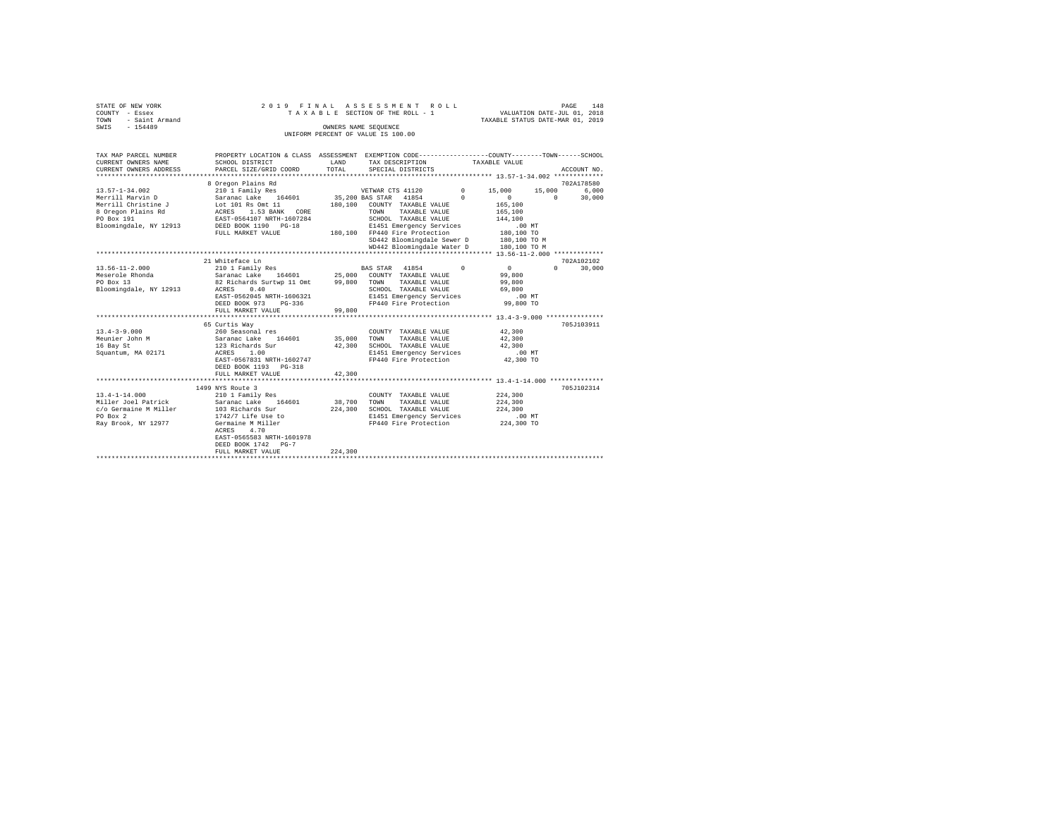STATE OF NEW YORK
COUNTY - Essex
TOWN - Saint Armand
SWIS - 154489

2019 FINAL ASSESSMENT ROLL
TAXABLE SECTION OF THE ROLL - 1
OWNERS NAME SEQUENCE
UNIFORM PERCENT OF VALUE IS 100.00

VALUATION DATE-JUL 01, 2018
TAXABLE STATUS DATE-MAR 01, 2019

```
TAX MAP PARCEL NUMBER          PROPERTY LOCATION & CLASS  ASSESSMENT  EXEMPTION CODE-----------------COUNTY--------TOWN------SCHOOL
CURRENT OWNERS NAME            SCHOOL DISTRICT            LAND        TAX DESCRIPTION             TAXABLE VALUE
CURRENT OWNERS ADDRESS         PARCEL SIZE/GRID COORD     TOTAL       SPECIAL DISTRICTS                                      ACCOUNT NO.
******************************************************************************************************* 13.57-1-34.002 *************
                               8 Oregon Plains Rd                                                                           702A178580
13.57-1-34.002                 210 1 Family Res                    VETWAR CTS 41120        0      15,000     15,000      6,000
Merrill Marvin D               Saranac Lake   164601      35,200 BAS STAR  41854          0           0          0     30,000
Merrill Christine J            Lot 101 Rs Omt 11         180,100   COUNTY  TAXABLE VALUE             165,100
8 Oregon Plains Rd             ACRES    1.53 BANK   CORE           TOWN    TAXABLE VALUE             165,100
PO Box 191                     EAST-0564107 NRTH-1607284           SCHOOL  TAXABLE VALUE             144,100
Bloomingdale, NY 12913         DEED BOOK 1190   PG-18              E1451 Emergency Services              .00 MT
                               FULL MARKET VALUE         180,100   FP440 Fire Protection             180,100 TO
                                                                   SD442 Bloomingdale Sewer D        180,100 TO M
                                                                   WD442 Bloomingdale Water D        180,100 TO M
******************************************************************************************************* 13.56-11-2.000 *************
                               21 Whiteface Ln                                                                              702A102102
13.56-11-2.000                 210 1 Family Res                    BAS STAR  41854         0           0          0     30,000
Meserole Rhonda                Saranac Lake   164601      25,000   COUNTY  TAXABLE VALUE              99,800
PO Box 13                      82 Richards Surtwp 11 Omt  99,800   TOWN    TAXABLE VALUE              99,800
Bloomingdale, NY 12913         ACRES    0.40                       SCHOOL  TAXABLE VALUE              69,800
                               EAST-0562045 NRTH-1606321           E1451 Emergency Services              .00 MT
                               DEED BOOK 973    PG-336             FP440 Fire Protection              99,800 TO
                               FULL MARKET VALUE          99,800
******************************************************************************************************* 13.4-3-9.000 ***************
                               65 Curtis Way                                                                                705J103911
13.4-3-9.000                   260 Seasonal res                    COUNTY  TAXABLE VALUE              42,300
Meunier John M                 Saranac Lake   164601      35,000   TOWN    TAXABLE VALUE              42,300
16 Bay St                      123 Richards Sur           42,300   SCHOOL  TAXABLE VALUE              42,300
Squantum, MA 02171             ACRES    1.00                       E1451 Emergency Services              .00 MT
                               EAST-0567831 NRTH-1602747           FP440 Fire Protection              42,300 TO
                               DEED BOOK 1193   PG-318
                               FULL MARKET VALUE          42,300
******************************************************************************************************* 13.4-1-14.000 **************
                               1499 NYS Route 3                                                                             705J102314
13.4-1-14.000                  210 1 Family Res                    COUNTY  TAXABLE VALUE             224,300
Miller Joel Patrick            Saranac Lake   164601      38,700   TOWN    TAXABLE VALUE             224,300
c/o Germaine M Miller          103 Richards Sur          224,300   SCHOOL  TAXABLE VALUE             224,300
PO Box 2                       1742/7 Life Use to                  E1451 Emergency Services              .00 MT
Ray Brook, NY 12977            Germaine M Miller                   FP440 Fire Protection             224,300 TO
                               ACRES    4.70
                               EAST-0565583 NRTH-1601978
                               DEED BOOK 1742   PG-7
                               FULL MARKET VALUE         224,300
************************************************************************************************************************************
```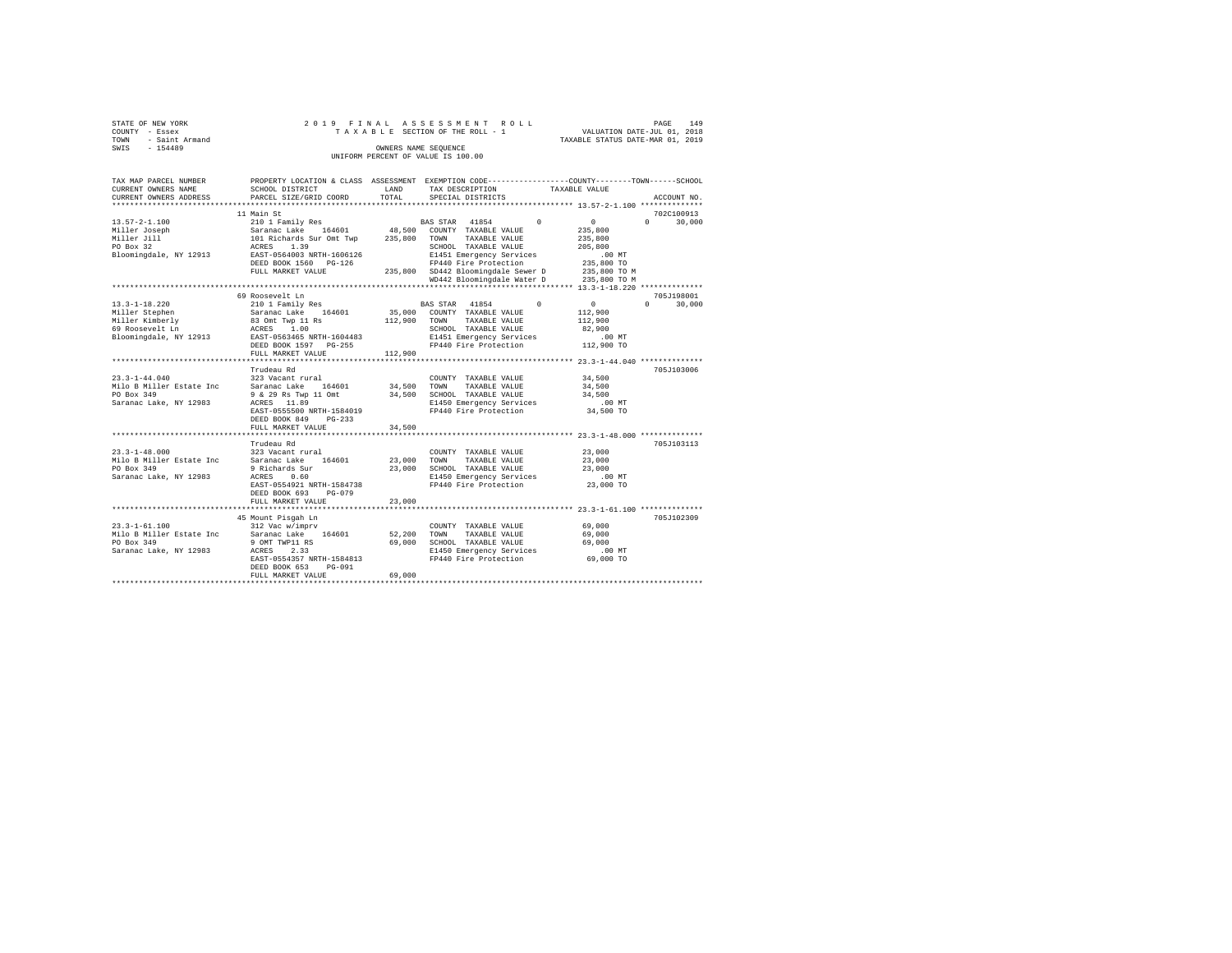STATE OF NEW YORK
COUNTY - Essex
TOWN - Saint Armand
SWIS - 154489

2019 FINAL ASSESSMENT ROLL
TAXABLE SECTION OF THE ROLL - 1
OWNERS NAME SEQUENCE
UNIFORM PERCENT OF VALUE IS 100.00

VALUATION DATE-JUL 01, 2018
TAXABLE STATUS DATE-MAR 01, 2019

| TAX MAP PARCEL NUMBER / CURRENT OWNERS NAME / CURRENT OWNERS ADDRESS | PROPERTY LOCATION & CLASS / SCHOOL DISTRICT / PARCEL SIZE/GRID COORD | ASSESSMENT LAND / TOTAL | EXEMPTION CODE / TAX DESCRIPTION / SPECIAL DISTRICTS | COUNTY | TOWN | SCHOOL | TAXABLE VALUE | ACCOUNT NO. |
|---|---|---|---|---|---|---|---|---|
| 13.57-2-1.100 | 11 Main St | | | | | | | 702C100913 |
| | 210 1 Family Res | | BAS STAR 41854 | 0 | 0 | 30,000 | | |
| Miller Joseph | Saranac Lake 164601 | 48,500 | COUNTY TAXABLE VALUE | | | | 235,800 | |
| Miller Jill | 101 Richards Sur Omt Twp | 235,800 | TOWN TAXABLE VALUE | | | | 235,800 | |
| PO Box 32 | ACRES 1.39 | | SCHOOL TAXABLE VALUE | | | | 205,800 | |
| Bloomingdale, NY 12913 | EAST-0564003 NRTH-1606126 | | E1451 Emergency Services | | | | .00 MT | |
| | DEED BOOK 1560 PG-126 | | FP440 Fire Protection | | | | 235,800 TO | |
| | FULL MARKET VALUE | 235,800 | SD442 Bloomingdale Sewer D | | | | 235,800 TO M | |
| | | | WD442 Bloomingdale Water D | | | | 235,800 TO M | |
| 13.3-1-18.220 | 69 Roosevelt Ln | | | | | | | 705J198001 |
| | 210 1 Family Res | | BAS STAR 41854 | 0 | 0 | 30,000 | | |
| Miller Stephen | Saranac Lake 164601 | 35,000 | COUNTY TAXABLE VALUE | | | | 112,900 | |
| Miller Kimberly | 83 Omt Twp 11 Rs | 112,900 | TOWN TAXABLE VALUE | | | | 112,900 | |
| 69 Roosevelt Ln | ACRES 1.00 | | SCHOOL TAXABLE VALUE | | | | 82,900 | |
| Bloomingdale, NY 12913 | EAST-0563465 NRTH-1604483 | | E1451 Emergency Services | | | | .00 MT | |
| | DEED BOOK 1597 PG-255 | | FP440 Fire Protection | | | | 112,900 TO | |
| | FULL MARKET VALUE | 112,900 | | | | | | |
| 23.3-1-44.040 | Trudeau Rd | | | | | | | 705J103006 |
| | 323 Vacant rural | | COUNTY TAXABLE VALUE | | | | 34,500 | |
| Milo B Miller Estate Inc | Saranac Lake 164601 | 34,500 | TOWN TAXABLE VALUE | | | | 34,500 | |
| PO Box 349 | 9 & 29 Rs Twp 11 Omt | 34,500 | SCHOOL TAXABLE VALUE | | | | 34,500 | |
| Saranac Lake, NY 12983 | ACRES 11.89 | | E1450 Emergency Services | | | | .00 MT | |
| | EAST-0555500 NRTH-1584019 | | FP440 Fire Protection | | | | 34,500 TO | |
| | DEED BOOK 849 PG-233 | | | | | | | |
| | FULL MARKET VALUE | 34,500 | | | | | | |
| 23.3-1-48.000 | Trudeau Rd | | | | | | | 705J103113 |
| | 323 Vacant rural | | COUNTY TAXABLE VALUE | | | | 23,000 | |
| Milo B Miller Estate Inc | Saranac Lake 164601 | 23,000 | TOWN TAXABLE VALUE | | | | 23,000 | |
| PO Box 349 | 9 Richards Sur | 23,000 | SCHOOL TAXABLE VALUE | | | | 23,000 | |
| Saranac Lake, NY 12983 | ACRES 0.60 | | E1450 Emergency Services | | | | .00 MT | |
| | EAST-0554921 NRTH-1584738 | | FP440 Fire Protection | | | | 23,000 TO | |
| | DEED BOOK 693 PG-079 | | | | | | | |
| | FULL MARKET VALUE | 23,000 | | | | | | |
| 23.3-1-61.100 | 45 Mount Pisgah Ln | | | | | | | 705J102309 |
| | 312 Vac w/imprv | | COUNTY TAXABLE VALUE | | | | 69,000 | |
| Milo B Miller Estate Inc | Saranac Lake 164601 | 52,200 | TOWN TAXABLE VALUE | | | | 69,000 | |
| PO Box 349 | 9 OMT TWP11 RS | 69,000 | SCHOOL TAXABLE VALUE | | | | 69,000 | |
| Saranac Lake, NY 12983 | ACRES 2.33 | | E1450 Emergency Services | | | | .00 MT | |
| | EAST-0554357 NRTH-1584813 | | FP440 Fire Protection | | | | 69,000 TO | |
| | DEED BOOK 653 PG-091 | | | | | | | |
| | FULL MARKET VALUE | 69,000 | | | | | | |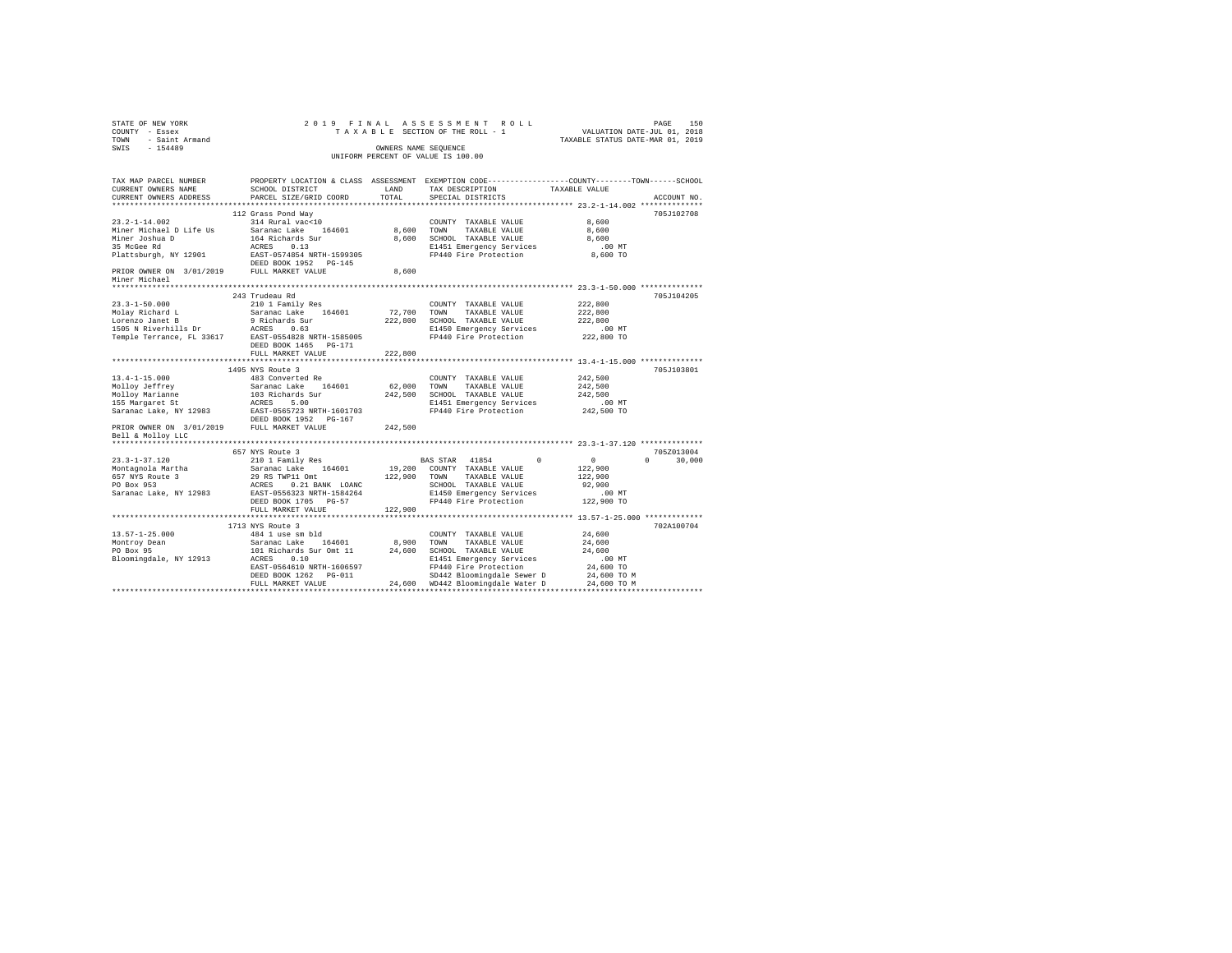```
STATE OF NEW YORK              2 0 1 9   F I N A L   A S S E S S M E N T   R O L L                PAGE   150
COUNTY  - Essex                   T A X A B L E SECTION OF THE ROLL - 1               VALUATION DATE-JUL 01, 2018
TOWN    - Saint Armand                                                             TAXABLE STATUS DATE-MAR 01, 2019
SWIS    - 154489                                   OWNERS NAME SEQUENCE
                                           UNIFORM PERCENT OF VALUE IS 100.00

TAX MAP PARCEL NUMBER          PROPERTY LOCATION & CLASS  ASSESSMENT  EXEMPTION CODE-----------------COUNTY--------TOWN------SCHOOL
CURRENT OWNERS NAME            SCHOOL DISTRICT             LAND       TAX DESCRIPTION            TAXABLE VALUE
CURRENT OWNERS ADDRESS         PARCEL SIZE/GRID COORD      TOTAL      SPECIAL DISTRICTS                                 ACCOUNT NO.
******************************************************************************************************* 23.2-1-14.002 **************
                               112 Grass Pond Way                                                                     705J102708
23.2-1-14.002                  314 Rural vac<10                        COUNTY  TAXABLE VALUE              8,600
Miner Michael D Life Us        Saranac Lake   164601       8,600      TOWN    TAXABLE VALUE              8,600
Miner Joshua D                 164 Richards Sur            8,600      SCHOOL  TAXABLE VALUE              8,600
35 McGee Rd                    ACRES    0.13                          E1451 Emergency Services            .00 MT
Plattsburgh, NY 12901          EAST-0574854 NRTH-1599305              FP440 Fire Protection             8,600 TO
                               DEED BOOK 1952   PG-145
PRIOR OWNER ON  3/01/2019      FULL MARKET VALUE           8,600
Miner Michael
******************************************************************************************************* 23.3-1-50.000 **************
                               243 Trudeau Rd                                                                         705J104205
23.3-1-50.000                  210 1 Family Res                        COUNTY  TAXABLE VALUE            222,800
Molay Richard L                Saranac Lake   164601      72,700      TOWN    TAXABLE VALUE            222,800
Lorenzo Janet B                9 Richards Sur            222,800      SCHOOL  TAXABLE VALUE            222,800
1505 N Riverhills Dr           ACRES    0.63                          E1450 Emergency Services            .00 MT
Temple Terrance, FL 33617      EAST-0554828 NRTH-1585005              FP440 Fire Protection           222,800 TO
                               DEED BOOK 1465   PG-171
                               FULL MARKET VALUE         222,800
******************************************************************************************************* 13.4-1-15.000 **************
                               1495 NYS Route 3                                                                       705J103801
13.4-1-15.000                  483 Converted Re                        COUNTY  TAXABLE VALUE            242,500
Molloy Jeffrey                 Saranac Lake   164601      62,000      TOWN    TAXABLE VALUE            242,500
Molloy Marianne                103 Richards Sur          242,500      SCHOOL  TAXABLE VALUE            242,500
155 Margaret St                ACRES    5.00                          E1451 Emergency Services            .00 MT
Saranac Lake, NY 12983         EAST-0565723 NRTH-1601703              FP440 Fire Protection           242,500 TO
                               DEED BOOK 1952   PG-167
PRIOR OWNER ON  3/01/2019      FULL MARKET VALUE         242,500
Bell & Molloy LLC
******************************************************************************************************* 23.3-1-37.120 **************
                               657 NYS Route 3                                                                        705Z013004
23.3-1-37.120                  210 1 Family Res                 BAS STAR  41854         0            0             0     30,000
Montagnola Martha              Saranac Lake   164601      19,200      COUNTY  TAXABLE VALUE            122,900
657 NYS Route 3                29 RS TWP11 Omt           122,900      TOWN    TAXABLE VALUE            122,900
PO Box 953                     ACRES    0.21 BANK  LOANC              SCHOOL  TAXABLE VALUE             92,900
Saranac Lake, NY 12983         EAST-0556323 NRTH-1584264              E1450 Emergency Services            .00 MT
                               DEED BOOK 1705   PG-57                 FP440 Fire Protection           122,900 TO
                               FULL MARKET VALUE         122,900
******************************************************************************************************* 13.57-1-25.000 *************
                               1713 NYS Route 3                                                                       702A100704
13.57-1-25.000                 484 1 use sm bld                        COUNTY  TAXABLE VALUE             24,600
Montroy Dean                   Saranac Lake   164601       8,900      TOWN    TAXABLE VALUE             24,600
PO Box 95                      101 Richards Sur Omt 11    24,600      SCHOOL  TAXABLE VALUE             24,600
Bloomingdale, NY 12913         ACRES    0.10                          E1451 Emergency Services            .00 MT
                               EAST-0564610 NRTH-1606597              FP440 Fire Protection            24,600 TO
                               DEED BOOK 1262   PG-011                SD442 Bloomingdale Sewer D       24,600 TO M
                               FULL MARKET VALUE          24,600      WD442 Bloomingdale Water D       24,600 TO M
************************************************************************************************************************************
```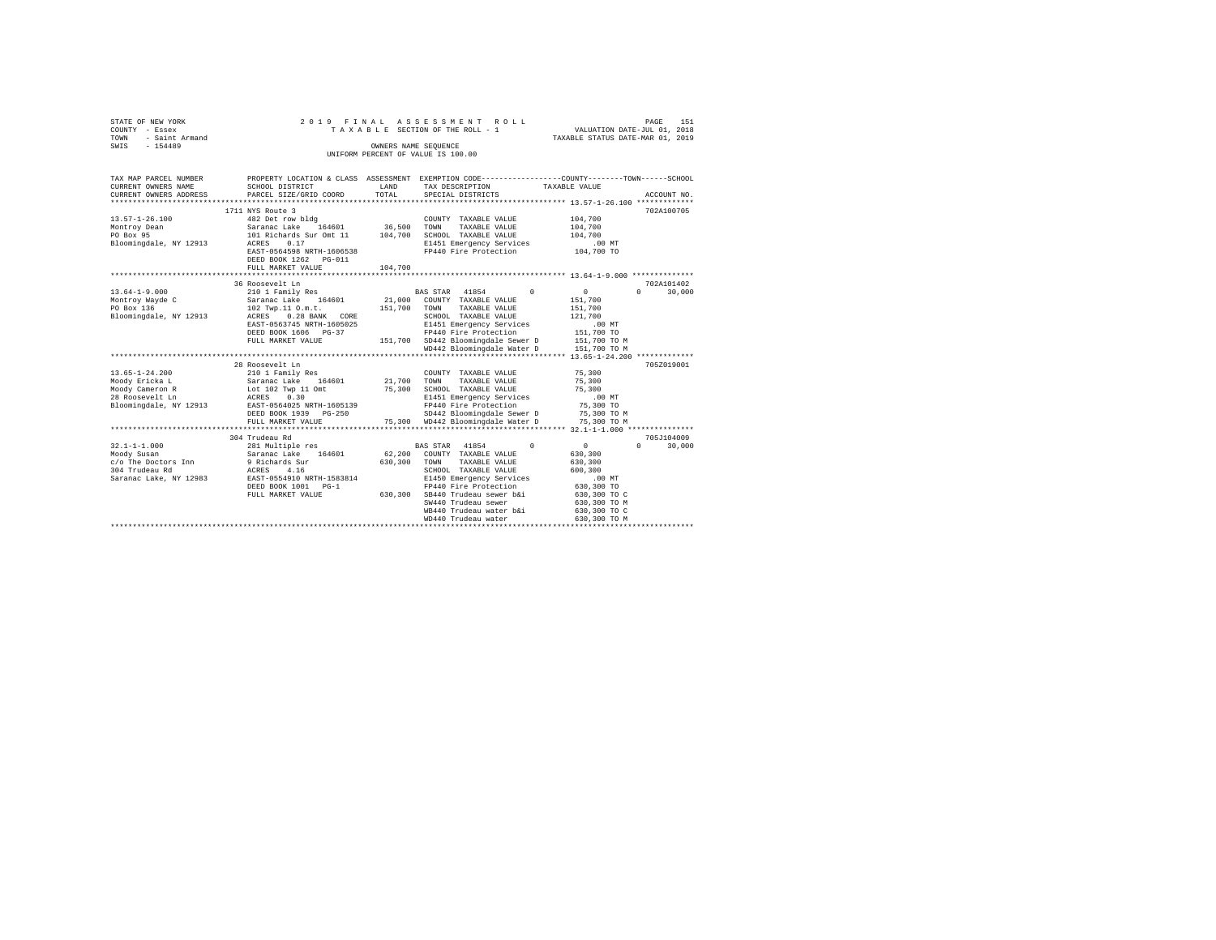STATE OF NEW YORK
COUNTY - Essex
TOWN - Saint Armand
SWIS - 154489

2 0 1 9 F I N A L A S S E S S M E N T R O L L
T A X A B L E SECTION OF THE ROLL - 1
OWNERS NAME SEQUENCE
UNIFORM PERCENT OF VALUE IS 100.00

VALUATION DATE-JUL 01, 2018
TAXABLE STATUS DATE-MAR 01, 2019

```
TAX MAP PARCEL NUMBER     PROPERTY LOCATION & CLASS  ASSESSMENT  EXEMPTION CODE-----------------COUNTY--------TOWN------SCHOOL
CURRENT OWNERS NAME       SCHOOL DISTRICT             LAND       TAX DESCRIPTION            TAXABLE VALUE
CURRENT OWNERS ADDRESS    PARCEL SIZE/GRID COORD      TOTAL      SPECIAL DISTRICTS                                    ACCOUNT NO.
******************************************************************************************* 13.57-1-26.100 *************
                          1711 NYS Route 3                                                                        702A100705
13.57-1-26.100            482 Det row bldg                        COUNTY  TAXABLE VALUE           104,700
Montroy Dean              Saranac Lake   164601      36,500      TOWN    TAXABLE VALUE           104,700
PO Box 95                 101 Richards Sur Omt 11    104,700     SCHOOL  TAXABLE VALUE           104,700
Bloomingdale, NY 12913    ACRES    0.17                          E1451 Emergency Services           .00 MT
                          EAST-0564598 NRTH-1606538              FP440 Fire Protection           104,700 TO
                          DEED BOOK 1262   PG-011
                          FULL MARKET VALUE          104,700
******************************************************************************************* 13.64-1-9.000 **************
                          36 Roosevelt Ln                                                                         702A101402
13.64-1-9.000             210 1 Family Res                 BAS STAR  41854        0             0             0     30,000
Montroy Wayde C           Saranac Lake   164601      21,000      COUNTY  TAXABLE VALUE           151,700
PO Box 136                102 Twp.11 O.m.t.          151,700     TOWN    TAXABLE VALUE           151,700
Bloomingdale, NY 12913    ACRES    0.28 BANK  CORE               SCHOOL  TAXABLE VALUE           121,700
                          EAST-0563745 NRTH-1605025              E1451 Emergency Services           .00 MT
                          DEED BOOK 1606   PG-37                 FP440 Fire Protection           151,700 TO
                          FULL MARKET VALUE          151,700     SD442 Bloomingdale Sewer D      151,700 TO M
                                                                 WD442 Bloomingdale Water D      151,700 TO M
******************************************************************************************* 13.65-1-24.200 *************
                          28 Roosevelt Ln                                                                         705Z019001
13.65-1-24.200            210 1 Family Res                        COUNTY  TAXABLE VALUE            75,300
Moody Ericka L            Saranac Lake   164601      21,700      TOWN    TAXABLE VALUE            75,300
Moody Cameron R           Lot 102 Twp 11 Omt          75,300     SCHOOL  TAXABLE VALUE            75,300
28 Roosevelt Ln           ACRES    0.30                          E1451 Emergency Services           .00 MT
Bloomingdale, NY 12913    EAST-0564025 NRTH-1605139              FP440 Fire Protection            75,300 TO
                          DEED BOOK 1939   PG-250                SD442 Bloomingdale Sewer D       75,300 TO M
                          FULL MARKET VALUE           75,300     WD442 Bloomingdale Water D       75,300 TO M
******************************************************************************************* 32.1-1-1.000 ***************
                          304 Trudeau Rd                                                                          705J104009
32.1-1-1.000              281 Multiple res                 BAS STAR  41854        0             0             0     30,000
Moody Susan               Saranac Lake   164601      62,200      COUNTY  TAXABLE VALUE           630,300
c/o The Doctors Inn       9 Richards Sur             630,300     TOWN    TAXABLE VALUE           630,300
304 Trudeau Rd            ACRES    4.16                          SCHOOL  TAXABLE VALUE           600,300
Saranac Lake, NY 12983    EAST-0554910 NRTH-1583814              E1450 Emergency Services           .00 MT
                          DEED BOOK 1001   PG-1                  FP440 Fire Protection           630,300 TO
                          FULL MARKET VALUE          630,300     SB440 Trudeau sewer b&i         630,300 TO C
                                                                 SW440 Trudeau sewer             630,300 TO M
                                                                 WB440 Trudeau water b&i         630,300 TO C
                                                                 WD440 Trudeau water             630,300 TO M
************************************************************************************************************************
```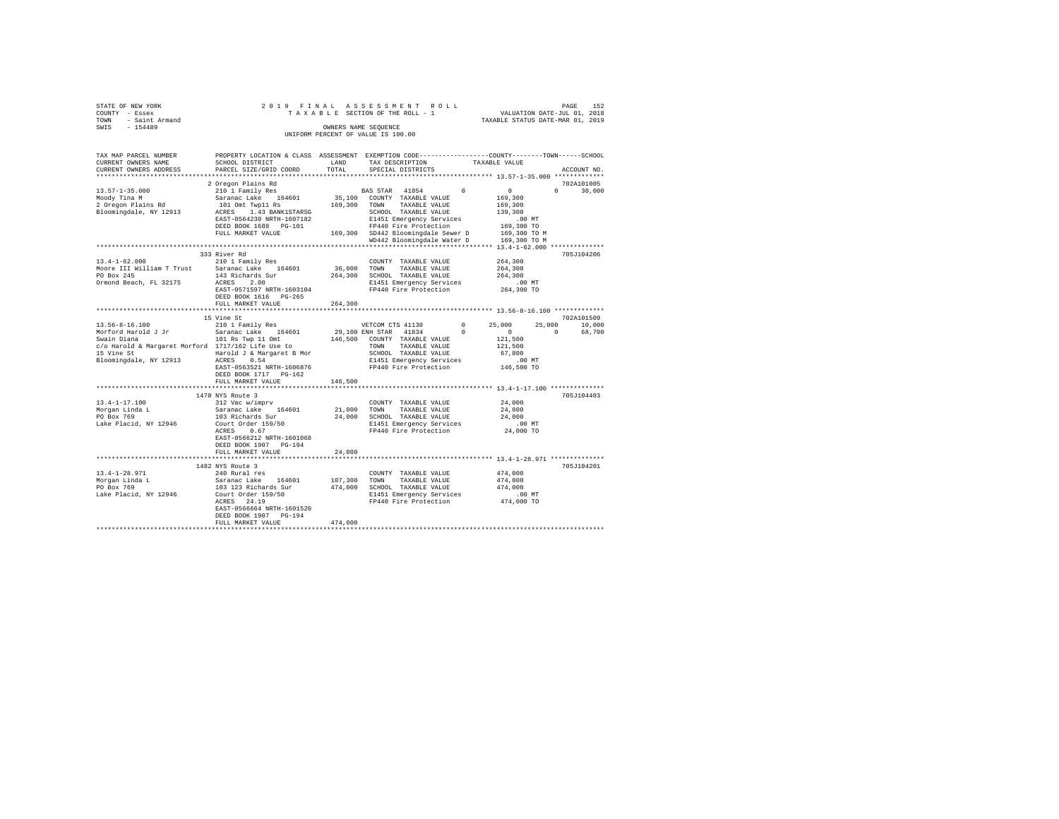STATE OF NEW YORK
COUNTY - Essex
TOWN - Saint Armand
SWIS - 154489

2 0 1 9 F I N A L A S S E S S M E N T R O L L
T A X A B L E SECTION OF THE ROLL - 1
OWNERS NAME SEQUENCE
UNIFORM PERCENT OF VALUE IS 100.00

VALUATION DATE-JUL 01, 2018
TAXABLE STATUS DATE-MAR 01, 2019

```
TAX MAP PARCEL NUMBER        PROPERTY LOCATION & CLASS  ASSESSMENT  EXEMPTION CODE-----------------COUNTY--------TOWN------SCHOOL
CURRENT OWNERS NAME          SCHOOL DISTRICT              LAND      TAX DESCRIPTION             TAXABLE VALUE
CURRENT OWNERS ADDRESS       PARCEL SIZE/GRID COORD       TOTAL     SPECIAL DISTRICTS                                    ACCOUNT NO.
******************************************************************************************** 13.57-1-35.000 *************
                             2 Oregon Plains Rd                                                                          702A101005
13.57-1-35.000               210 1 Family Res                        BAS STAR  41854        0          0          0       30,000
Moody Tina M                 Saranac Lake   164601       35,100   COUNTY  TAXABLE VALUE              169,300
2 Oregon Plains Rd           101 Omt Twp11 Rs           169,300   TOWN    TAXABLE VALUE              169,300
Bloomingdale, NY 12913       ACRES    1.43 BANK1STARSG             SCHOOL  TAXABLE VALUE              139,300
                             EAST-0564230 NRTH-1607182             E1451 Emergency Services              .00 MT
                             DEED BOOK 1688   PG-101               FP440 Fire Protection             169,300 TO
                             FULL MARKET VALUE          169,300   SD442 Bloomingdale Sewer D        169,300 TO M
                                                                   WD442 Bloomingdale Water D        169,300 TO M
******************************************************************************************** 13.4-1-62.000 **************
                             333 River Rd                                                                                705J104206
13.4-1-62.000                210 1 Family Res                        COUNTY  TAXABLE VALUE              264,300
Moore III William T Trust    Saranac Lake   164601       36,000   TOWN    TAXABLE VALUE              264,300
PO Box 245                   143 Richards Sur           264,300   SCHOOL  TAXABLE VALUE              264,300
Ormond Beach, FL 32175       ACRES    2.00                         E1451 Emergency Services              .00 MT
                             EAST-0571597 NRTH-1603104             FP440 Fire Protection             264,300 TO
                             DEED BOOK 1616   PG-265
                             FULL MARKET VALUE          264,300
******************************************************************************************** 13.56-8-16.100 *************
                             15 Vine St                                                                                  702A101509
13.56-8-16.100               210 1 Family Res                        VETCOM CTS 41130       0     25,000     25,000     10,000
Morford Harold J Jr          Saranac Lake   164601       29,100 ENH STAR  41834        0          0          0       68,700
Swain Diana                  101 Rs Twp 11 Omt          146,500   COUNTY  TAXABLE VALUE              121,500
c/o Harold & Margaret Morford 1717/162 Life Use to                 TOWN    TAXABLE VALUE              121,500
15 Vine St                   Harold J & Margaret B Mor             SCHOOL  TAXABLE VALUE               67,800
Bloomingdale, NY 12913       ACRES    0.54                         E1451 Emergency Services              .00 MT
                             EAST-0563521 NRTH-1606876             FP440 Fire Protection             146,500 TO
                             DEED BOOK 1717   PG-162
                             FULL MARKET VALUE          146,500
******************************************************************************************** 13.4-1-17.100 **************
                             1470 NYS Route 3                                                                            705J104403
13.4-1-17.100                312 Vac w/imprv                         COUNTY  TAXABLE VALUE               24,000
Morgan Linda L               Saranac Lake   164601       21,000   TOWN    TAXABLE VALUE               24,000
PO Box 769                   103 Richards Sur            24,000   SCHOOL  TAXABLE VALUE               24,000
Lake Placid, NY 12946        Court Order 159/50                    E1451 Emergency Services              .00 MT
                             ACRES    0.67                         FP440 Fire Protection              24,000 TO
                             EAST-0566212 NRTH-1601068
                             DEED BOOK 1907   PG-194
                             FULL MARKET VALUE           24,000
******************************************************************************************** 13.4-1-28.971 **************
                             1482 NYS Route 3                                                                            705J104201
13.4-1-28.971                240 Rural res                           COUNTY  TAXABLE VALUE              474,000
Morgan Linda L               Saranac Lake   164601      107,300   TOWN    TAXABLE VALUE              474,000
PO Box 769                   103 123 Richards Sur       474,000   SCHOOL  TAXABLE VALUE              474,000
Lake Placid, NY 12946        Court Order 159/50                    E1451 Emergency Services              .00 MT
                             ACRES   24.19                         FP440 Fire Protection             474,000 TO
                             EAST-0566664 NRTH-1601520
                             DEED BOOK 1907   PG-194
                             FULL MARKET VALUE          474,000
************************************************************************************************************************
```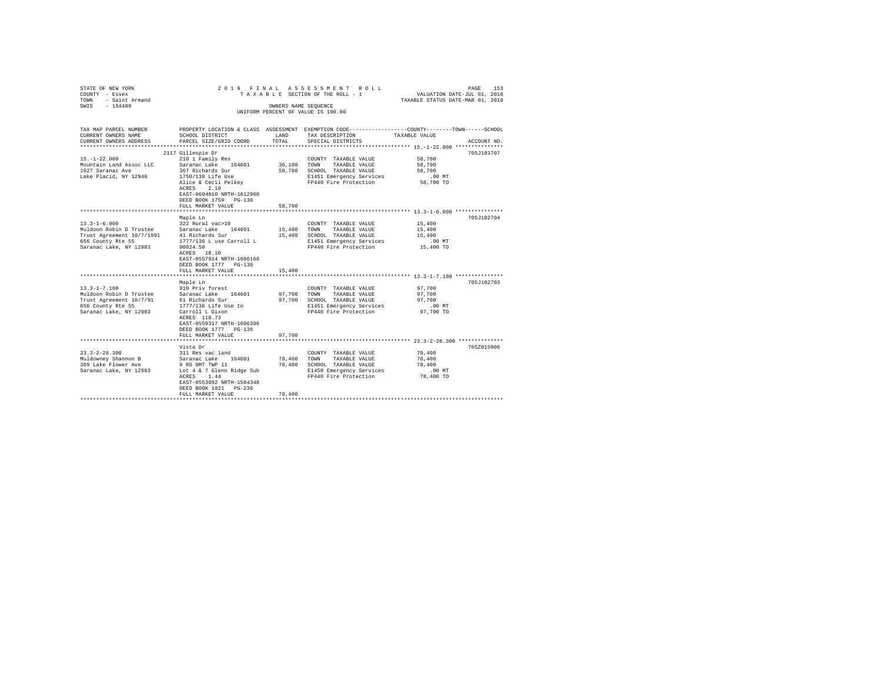STATE OF NEW YORK  
COUNTY - Essex  
TOWN - Saint Armand  
SWIS - 154489

2019 FINAL ASSESSMENT ROLL  
TAXABLE SECTION OF THE ROLL - 1  
OWNERS NAME SEQUENCE  
UNIFORM PERCENT OF VALUE IS 100.00

VALUATION DATE-JUL 01, 2018  
TAXABLE STATUS DATE-MAR 01, 2019

| TAX MAP PARCEL NUMBER / CURRENT OWNERS NAME / CURRENT OWNERS ADDRESS | PROPERTY LOCATION & CLASS / SCHOOL DISTRICT / PARCEL SIZE/GRID COORD | ASSESSMENT LAND / TOTAL | EXEMPTION CODE / TAX DESCRIPTION / SPECIAL DISTRICTS | COUNTY--------TOWN------SCHOOL TAXABLE VALUE | ACCOUNT NO. |
|---|---|---|---|---|---|
| **15.-1-22.000** | 2117 Gillespie Dr | | | | 705J103707 |
| 15.-1-22.000 | 210 1 Family Res | | COUNTY TAXABLE VALUE | 58,700 | |
| Mountain Land Assoc LLC | Saranac Lake 164601 | 36,100 | TOWN TAXABLE VALUE | 58,700 | |
| 1927 Saranac Ave | 367 Richards Sur | 58,700 | SCHOOL TAXABLE VALUE | 58,700 | |
| Lake Placid, NY 12946 | 1750/138 Life Use | | E1451 Emergency Services | .00 MT | |
| | Alice & Cecil Pelkey | | FP440 Fire Protection | 58,700 TO | |
| | ACRES 2.10 | | | | |
| | EAST-0604010 NRTH-1612960 | | | | |
| | DEED BOOK 1759 PG-138 | | | | |
| | FULL MARKET VALUE | 58,700 | | | |
| **13.3-1-6.000** | Maple Ln | | | | 705J102704 |
| 13.3-1-6.000 | 322 Rural vac>10 | | COUNTY TAXABLE VALUE | 15,400 | |
| Muldoon Robin D Trustee | Saranac Lake 164601 | 15,400 | TOWN TAXABLE VALUE | 15,400 | |
| Trust Agreement 10/7/1991 | 41 Richards Sur | 15,400 | SCHOOL TAXABLE VALUE | 15,400 | |
| 656 County Rte 55 | 1777/136 L use Carroll L | | E1451 Emergency Services | .00 MT | |
| Saranac Lake, NY 12983 | 00024.50 | | FP440 Fire Protection | 15,400 TO | |
| | ACRES 18.10 | | | | |
| | EAST-0557914 NRTH-1606168 | | | | |
| | DEED BOOK 1777 PG-136 | | | | |
| | FULL MARKET VALUE | 15,400 | | | |
| **13.3-1-7.100** | Maple Ln | | | | 705J102703 |
| 13.3-1-7.100 | 910 Priv forest | | COUNTY TAXABLE VALUE | 97,700 | |
| Muldoon Robin D Trustee | Saranac Lake 164601 | 97,700 | TOWN TAXABLE VALUE | 97,700 | |
| Trust Agreement 10/7/91 | 61 Richards Sur | 97,700 | SCHOOL TAXABLE VALUE | 97,700 | |
| 656 County Rte 55 | 1777/136 Life Use to | | E1451 Emergency Services | .00 MT | |
| Saranac Lake, NY 12983 | Carroll L Dixon | | FP440 Fire Protection | 97,700 TO | |
| | ACRES 118.73 | | | | |
| | EAST-0559317 NRTH-1606396 | | | | |
| | DEED BOOK 1777 PG-136 | | | | |
| | FULL MARKET VALUE | 97,700 | | | |
| **23.3-2-28.300** | Vista Dr | | | | 705Z015006 |
| 23.3-2-28.300 | 311 Res vac land | | COUNTY TAXABLE VALUE | 78,400 | |
| Muldowney Shannon B | Saranac Lake 164601 | 78,400 | TOWN TAXABLE VALUE | 78,400 | |
| 369 Lake Flower Ave | 9 RS OMT TWP 11 | 78,400 | SCHOOL TAXABLE VALUE | 78,400 | |
| Saranac Lake, NY 12983 | Lot 4 & 7 Glenn Ridge Sub | | E1450 Emergency Services | .00 MT | |
| | ACRES 1.44 | | FP440 Fire Protection | 78,400 TO | |
| | EAST-0553892 NRTH-1584348 | | | | |
| | DEED BOOK 1921 PG-236 | | | | |
| | FULL MARKET VALUE | 78,400 | | | |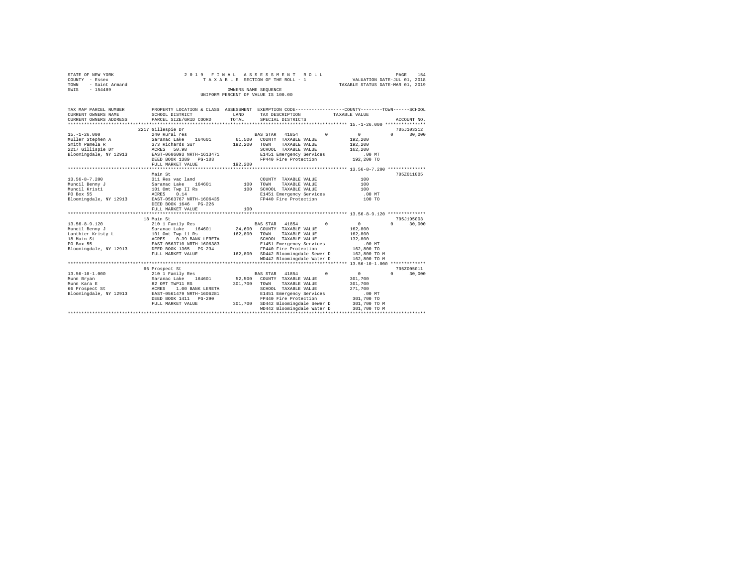STATE OF NEW YORK
COUNTY - Essex
TOWN - Saint Armand
SWIS - 154489

2 0 1 9 F I N A L A S S E S S M E N T R O L L
T A X A B L E SECTION OF THE ROLL - 1
OWNERS NAME SEQUENCE
UNIFORM PERCENT OF VALUE IS 100.00

VALUATION DATE-JUL 01, 2018
TAXABLE STATUS DATE-MAR 01, 2019

```
TAX MAP PARCEL NUMBER     PROPERTY LOCATION & CLASS  ASSESSMENT  EXEMPTION CODE-----------------COUNTY--------TOWN------SCHOOL
CURRENT OWNERS NAME       SCHOOL DISTRICT              LAND      TAX DESCRIPTION             TAXABLE VALUE
CURRENT OWNERS ADDRESS    PARCEL SIZE/GRID COORD       TOTAL     SPECIAL DISTRICTS                                    ACCOUNT NO.
******************************************************************************************** 15.-1-26.000 ***************
                          2217 Gillespie Dr                                                                        705J103312
15.-1-26.000              240 Rural res                          BAS STAR  41854        0         0          0     30,000
Muller Stephen A          Saranac Lake    164601       61,500    COUNTY  TAXABLE VALUE          192,200
Smith Pamela R            373 Richards Sur            192,200    TOWN    TAXABLE VALUE          192,200
2217 Gillispie Dr         ACRES   50.98                          SCHOOL  TAXABLE VALUE          162,200
Bloomingdale, NY 12913    EAST-0606093 NRTH-1613471              E1451 Emergency Services          .00 MT
                          DEED BOOK 1389   PG-103                FP440 Fire Protection          192,200 TO
                          FULL MARKET VALUE           192,200
******************************************************************************************** 13.56-8-7.200 **************
                          Main St                                                                                  705Z011005
13.56-8-7.200             311 Res vac land                       COUNTY  TAXABLE VALUE              100
Muncil Benny J            Saranac Lake    164601          100    TOWN    TAXABLE VALUE              100
Muncil Kristi             101 Omt Twp II Rs               100    SCHOOL  TAXABLE VALUE              100
PO Box 55                 ACRES    0.14                          E1451 Emergency Services          .00 MT
Bloomingdale, NY 12913    EAST-0563767 NRTH-1606435              FP440 Fire Protection              100 TO
                          DEED BOOK 1646   PG-226
                          FULL MARKET VALUE               100
******************************************************************************************** 13.56-8-9.120 **************
                          18 Main St                                                                               705J195003
13.56-8-9.120             210 1 Family Res                       BAS STAR  41854        0         0          0     30,000
Muncil Benny J            Saranac Lake    164601       24,600    COUNTY  TAXABLE VALUE          162,800
Lanthier Kristy L         101 Omt Twp 11 Rs           162,800    TOWN    TAXABLE VALUE          162,800
18 Main St                ACRES    0.39 BANK LERETA              SCHOOL  TAXABLE VALUE          132,800
PO Box 55                 EAST-0563710 NRTH-1606383              E1451 Emergency Services          .00 MT
Bloomingdale, NY 12913    DEED BOOK 1365   PG-234                FP440 Fire Protection          162,800 TO
                          FULL MARKET VALUE           162,800    SD442 Bloomingdale Sewer D     162,800 TO M
                                                                 WD442 Bloomingdale Water D     162,800 TO M
******************************************************************************************** 13.56-10-1.000 *************
                          66 Prospect St                                                                           705Z005011
13.56-10-1.000            210 1 Family Res                       BAS STAR  41854        0         0          0     30,000
Munn Bryan                Saranac Lake    164601       52,500    COUNTY  TAXABLE VALUE          301,700
Munn Kara E               82 OMT TWP11 RS             301,700    TOWN    TAXABLE VALUE          301,700
66 Prospect St            ACRES    1.00 BANK LERETA              SCHOOL  TAXABLE VALUE          271,700
Bloomingdale, NY 12913    EAST-0561479 NRTH-1606281              E1451 Emergency Services          .00 MT
                          DEED BOOK 1411   PG-290                FP440 Fire Protection          301,700 TO
                          FULL MARKET VALUE           301,700    SD442 Bloomingdale Sewer D     301,700 TO M
                                                                 WD442 Bloomingdale Water D     301,700 TO M
****************************************************************************************************************************
```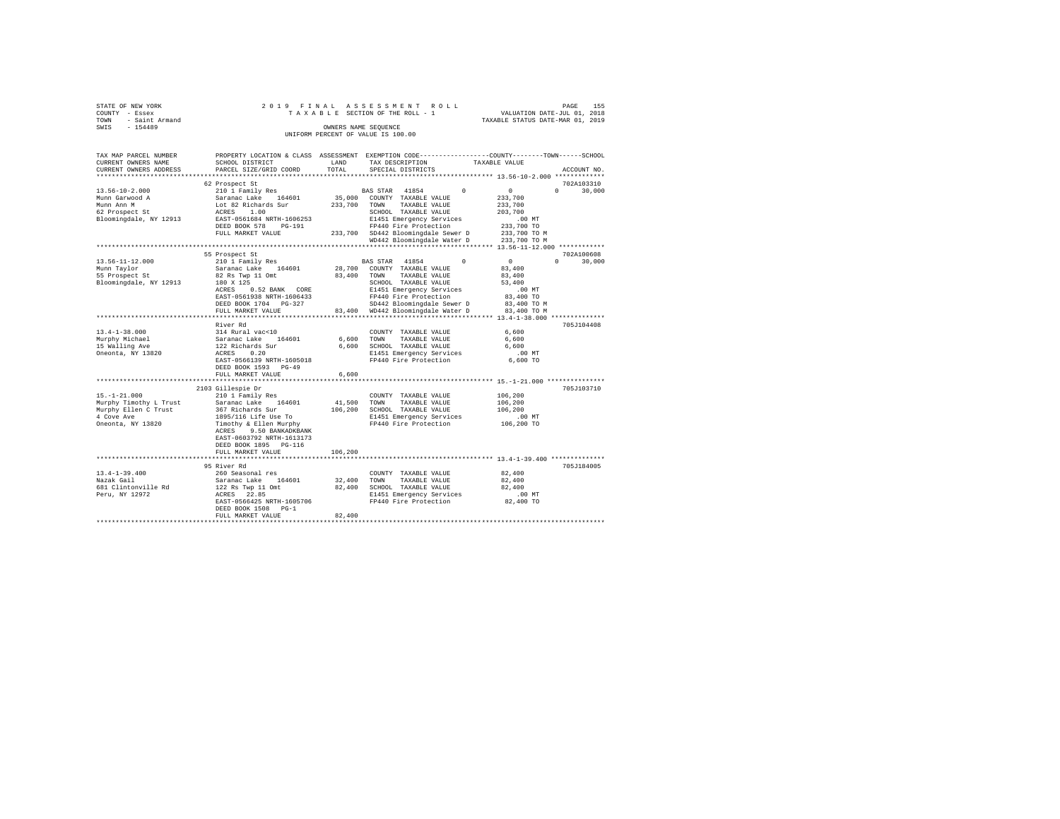STATE OF NEW YORK &nbsp;&nbsp;&nbsp;&nbsp;&nbsp;&nbsp;&nbsp;&nbsp; 2 0 1 9 &nbsp; F I N A L &nbsp; A S S E S S M E N T &nbsp; R O L L
COUNTY - Essex &nbsp;&nbsp;&nbsp;&nbsp;&nbsp;&nbsp;&nbsp;&nbsp; T A X A B L E &nbsp; SECTION OF THE ROLL - 1 &nbsp;&nbsp;&nbsp;&nbsp;&nbsp;&nbsp;&nbsp;&nbsp; VALUATION DATE-JUL 01, 2018
TOWN - Saint Armand &nbsp;&nbsp;&nbsp;&nbsp;&nbsp;&nbsp;&nbsp;&nbsp; TAXABLE STATUS DATE-MAR 01, 2019
SWIS - 154489 &nbsp;&nbsp;&nbsp;&nbsp;&nbsp;&nbsp;&nbsp;&nbsp; OWNERS NAME SEQUENCE
UNIFORM PERCENT OF VALUE IS 100.00

| TAX MAP PARCEL NUMBER / CURRENT OWNERS NAME / CURRENT OWNERS ADDRESS | PROPERTY LOCATION & CLASS / SCHOOL DISTRICT / PARCEL SIZE/GRID COORD | ASSESSMENT LAND / TOTAL | EXEMPTION CODE / TAX DESCRIPTION / SPECIAL DISTRICTS | COUNTY | TOWN | SCHOOL / TAXABLE VALUE | ACCOUNT NO. |
|---|---|---|---|---|---|---|---|
| | 62 Prospect St | | | | | | 702A103310 |
| 13.56-10-2.000 | 210 1 Family Res | | BAS STAR 41854 | 0 | 0 | 0 30,000 | |
| Munn Garwood A | Saranac Lake 164601 | 35,000 | COUNTY TAXABLE VALUE | 233,700 | | | |
| Munn Ann M | Lot 82 Richards Sur | 233,700 | TOWN TAXABLE VALUE | 233,700 | | | |
| 62 Prospect St | ACRES 1.00 | | SCHOOL TAXABLE VALUE | 203,700 | | | |
| Bloomingdale, NY 12913 | EAST-0561684 NRTH-1606253 | | E1451 Emergency Services | .00 MT | | | |
| | DEED BOOK 578 PG-191 | | FP440 Fire Protection | 233,700 TO | | | |
| | FULL MARKET VALUE | 233,700 | SD442 Bloomingdale Sewer D | 233,700 TO M | | | |
| | | | WD442 Bloomingdale Water D | 233,700 TO M | | | |
| | 55 Prospect St | | | | | | 702A100608 |
| 13.56-11-12.000 | 210 1 Family Res | | BAS STAR 41854 | 0 | 0 | 0 30,000 | |
| Munn Taylor | Saranac Lake 164601 | 28,700 | COUNTY TAXABLE VALUE | 83,400 | | | |
| 55 Prospect St | 82 Rs Twp 11 Omt | 83,400 | TOWN TAXABLE VALUE | 83,400 | | | |
| Bloomingdale, NY 12913 | 180 X 125 | | SCHOOL TAXABLE VALUE | 53,400 | | | |
| | ACRES 0.52 BANK CORE | | E1451 Emergency Services | .00 MT | | | |
| | EAST-0561938 NRTH-1606433 | | FP440 Fire Protection | 83,400 TO | | | |
| | DEED BOOK 1704 PG-327 | | SD442 Bloomingdale Sewer D | 83,400 TO M | | | |
| | FULL MARKET VALUE | 83,400 | WD442 Bloomingdale Water D | 83,400 TO M | | | |
| | River Rd | | | | | | 705J104408 |
| 13.4-1-38.000 | 314 Rural vac<10 | | COUNTY TAXABLE VALUE | 6,600 | | | |
| Murphy Michael | Saranac Lake 164601 | 6,600 | TOWN TAXABLE VALUE | 6,600 | | | |
| 15 Walling Ave | 122 Richards Sur | 6,600 | SCHOOL TAXABLE VALUE | 6,600 | | | |
| Oneonta, NY 13820 | ACRES 0.20 | | E1451 Emergency Services | .00 MT | | | |
| | EAST-0566139 NRTH-1605018 | | FP440 Fire Protection | 6,600 TO | | | |
| | DEED BOOK 1593 PG-49 | | | | | | |
| | FULL MARKET VALUE | 6,600 | | | | | |
| | 2103 Gillespie Dr | | | | | | 705J103710 |
| 15.-1-21.000 | 210 1 Family Res | | COUNTY TAXABLE VALUE | 106,200 | | | |
| Murphy Timothy L Trust | Saranac Lake 164601 | 41,500 | TOWN TAXABLE VALUE | 106,200 | | | |
| Murphy Ellen C Trust | 367 Richards Sur | 106,200 | SCHOOL TAXABLE VALUE | 106,200 | | | |
| 4 Cove Ave | 1895/116 Life Use To | | E1451 Emergency Services | .00 MT | | | |
| Oneonta, NY 13820 | Timothy & Ellen Murphy | | FP440 Fire Protection | 106,200 TO | | | |
| | ACRES 9.50 BANKADKBANK | | | | | | |
| | EAST-0603792 NRTH-1613173 | | | | | | |
| | DEED BOOK 1895 PG-116 | | | | | | |
| | FULL MARKET VALUE | 106,200 | | | | | |
| | 95 River Rd | | | | | | 705J184005 |
| 13.4-1-39.400 | 260 Seasonal res | | COUNTY TAXABLE VALUE | 82,400 | | | |
| Nazak Gail | Saranac Lake 164601 | 32,400 | TOWN TAXABLE VALUE | 82,400 | | | |
| 681 Clintonville Rd | 122 Rs Twp 11 Omt | 82,400 | SCHOOL TAXABLE VALUE | 82,400 | | | |
| Peru, NY 12972 | ACRES 22.85 | | E1451 Emergency Services | .00 MT | | | |
| | EAST-0566425 NRTH-1605706 | | FP440 Fire Protection | 82,400 TO | | | |
| | DEED BOOK 1508 PG-1 | | | | | | |
| | FULL MARKET VALUE | 82,400 | | | | | |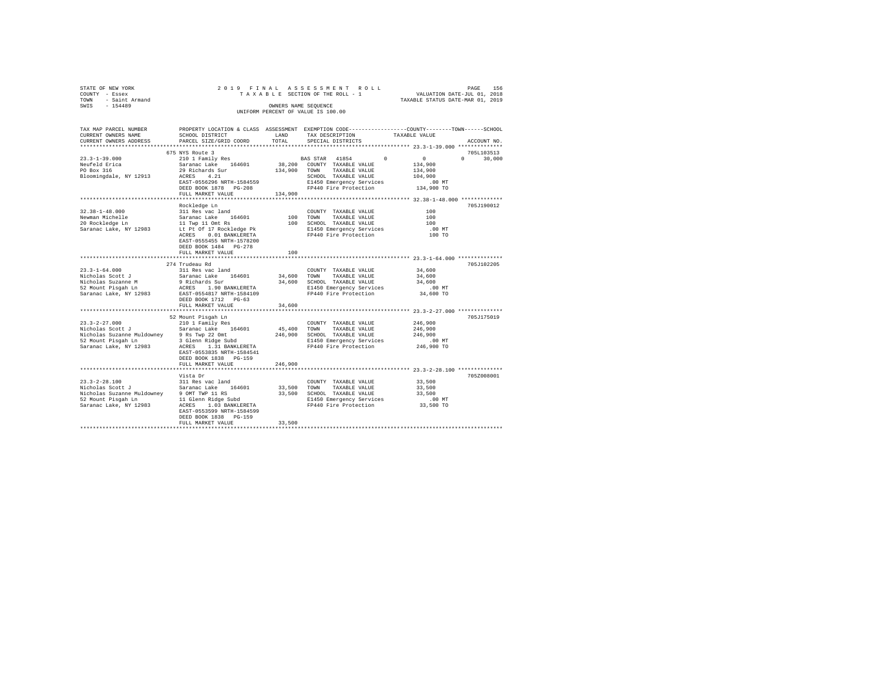STATE OF NEW YORK
COUNTY - Essex
TOWN - Saint Armand
SWIS - 154489

2019 FINAL ASSESSMENT ROLL
TAXABLE SECTION OF THE ROLL - 1
OWNERS NAME SEQUENCE
UNIFORM PERCENT OF VALUE IS 100.00

VALUATION DATE-JUL 01, 2018
TAXABLE STATUS DATE-MAR 01, 2019

| TAX MAP PARCEL NUMBER / CURRENT OWNERS NAME / CURRENT OWNERS ADDRESS | PROPERTY LOCATION & CLASS / SCHOOL DISTRICT / PARCEL SIZE/GRID COORD | ASSESSMENT LAND / TOTAL | EXEMPTION CODE / TAX DESCRIPTION / SPECIAL DISTRICTS | COUNTY | TOWN | SCHOOL | TAXABLE VALUE | ACCOUNT NO. |
|---|---|---|---|---|---|---|---|---|
| 23.3-1-39.000 | 675 NYS Route 3 | | | | | | | 705L103513 |
| Neufeld Erica | 210 1 Family Res | | BAS STAR 41854 | 0 | 0 | 0 | 30,000 | |
| PO Box 316 | Saranac Lake 164601 | 38,200 | COUNTY TAXABLE VALUE | | | | 134,900 | |
| Bloomingdale, NY 12913 | 29 Richards Sur | 134,900 | TOWN TAXABLE VALUE | | | | 134,900 | |
| | ACRES 4.21 | | SCHOOL TAXABLE VALUE | | | | 104,900 | |
| | EAST-0556296 NRTH-1584559 | | E1450 Emergency Services | | | | .00 MT | |
| | DEED BOOK 1878 PG-208 | | FP440 Fire Protection | | | | 134,900 TO | |
| | FULL MARKET VALUE | 134,900 | | | | | | |
| 32.38-1-48.000 | Rockledge Ln | | | | | | | 705J190012 |
| Newman Michelle | 311 Res vac land | | COUNTY TAXABLE VALUE | | | | 100 | |
| 20 Rockledge Ln | Saranac Lake 164601 | 100 | TOWN TAXABLE VALUE | | | | 100 | |
| Saranac Lake, NY 12983 | 11 Twp 11 Omt Rs | 100 | SCHOOL TAXABLE VALUE | | | | 100 | |
| | Lt Pt Of 17 Rockledge Pk | | E1450 Emergency Services | | | | .00 MT | |
| | ACRES 0.01 BANKLERETA | | FP440 Fire Protection | | | | 100 TO | |
| | EAST-0555455 NRTH-1578200 | | | | | | | |
| | DEED BOOK 1484 PG-278 | | | | | | | |
| | FULL MARKET VALUE | 100 | | | | | | |
| 23.3-1-64.000 | 274 Trudeau Rd | | | | | | | 705J102205 |
| Nicholas Scott J | 311 Res vac land | | COUNTY TAXABLE VALUE | | | | 34,600 | |
| Nicholas Suzanne M | Saranac Lake 164601 | 34,600 | TOWN TAXABLE VALUE | | | | 34,600 | |
| 52 Mount Pisgah Ln | 9 Richards Sur | 34,600 | SCHOOL TAXABLE VALUE | | | | 34,600 | |
| Saranac Lake, NY 12983 | ACRES 1.90 BANKLERETA | | E1450 Emergency Services | | | | .00 MT | |
| | EAST-0554817 NRTH-1584109 | | FP440 Fire Protection | | | | 34,600 TO | |
| | DEED BOOK 1712 PG-63 | | | | | | | |
| | FULL MARKET VALUE | 34,600 | | | | | | |
| 23.3-2-27.000 | 52 Mount Pisgah Ln | | | | | | | 705J175019 |
| Nicholas Scott J | 210 1 Family Res | | COUNTY TAXABLE VALUE | | | | 246,900 | |
| Nicholas Suzanne Muldowney | Saranac Lake 164601 | 45,400 | TOWN TAXABLE VALUE | | | | 246,900 | |
| 52 Mount Pisgah Ln | 9 Rs Twp 22 Omt | 246,900 | SCHOOL TAXABLE VALUE | | | | 246,900 | |
| Saranac Lake, NY 12983 | 3 Glenn Ridge Subd | | E1450 Emergency Services | | | | .00 MT | |
| | ACRES 1.31 BANKLERETA | | FP440 Fire Protection | | | | 246,900 TO | |
| | EAST-0553835 NRTH-1584541 | | | | | | | |
| | DEED BOOK 1838 PG-159 | | | | | | | |
| | FULL MARKET VALUE | 246,900 | | | | | | |
| 23.3-2-28.100 | Vista Dr | | | | | | | 705Z008001 |
| Nicholas Scott J | 311 Res vac land | | COUNTY TAXABLE VALUE | | | | 33,500 | |
| Nicholas Suzanne Muldowney | Saranac Lake 164601 | 33,500 | TOWN TAXABLE VALUE | | | | 33,500 | |
| 52 Mount Pisgah Ln | 9 OMT TWP 11 RS | 33,500 | SCHOOL TAXABLE VALUE | | | | 33,500 | |
| Saranac Lake, NY 12983 | 11 Glenn Ridge Subd | | E1450 Emergency Services | | | | .00 MT | |
| | ACRES 1.03 BANKLERETA | | FP440 Fire Protection | | | | 33,500 TO | |
| | EAST-0553599 NRTH-1584599 | | | | | | | |
| | DEED BOOK 1838 PG-159 | | | | | | | |
| | FULL MARKET VALUE | 33,500 | | | | | | |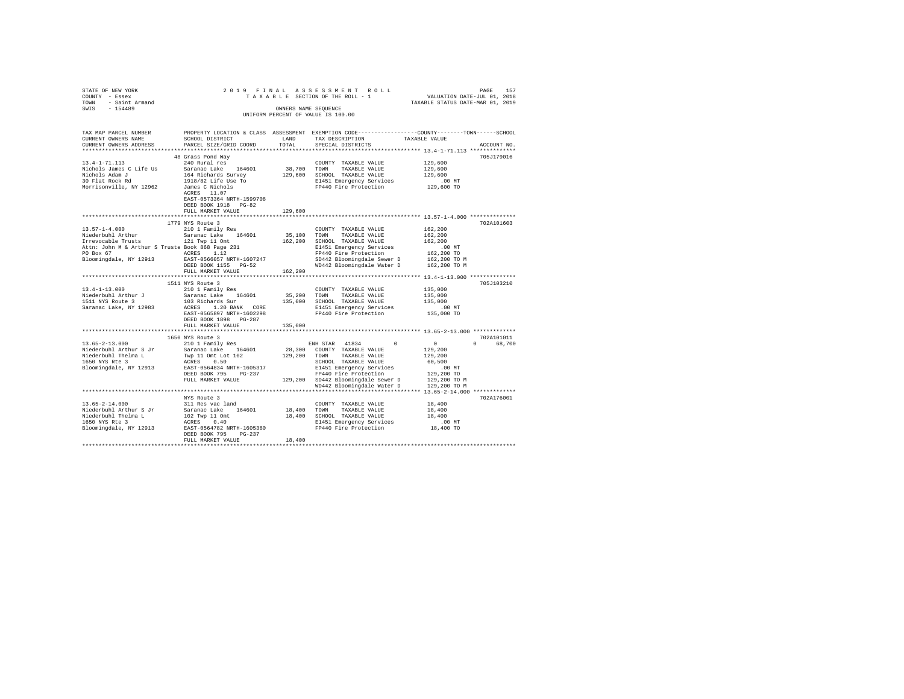STATE OF NEW YORK | COUNTY - Essex | TOWN - Saint Armand | SWIS - 154489

2019 FINAL ASSESSMENT ROLL
TAXABLE SECTION OF THE ROLL - 1
OWNERS NAME SEQUENCE
UNIFORM PERCENT OF VALUE IS 100.00

VALUATION DATE-JUL 01, 2018
TAXABLE STATUS DATE-MAR 01, 2019

| TAX MAP PARCEL NUMBER / CURRENT OWNERS NAME / CURRENT OWNERS ADDRESS | PROPERTY LOCATION & CLASS / SCHOOL DISTRICT / PARCEL SIZE/GRID COORD | ASSESSMENT LAND | TOTAL | EXEMPTION CODE / TAX DESCRIPTION / SPECIAL DISTRICTS | COUNTY / TOWN / SCHOOL TAXABLE VALUE | ACCOUNT NO. |
|---|---|---|---|---|---|---|
| 13.4-1-71.113 | 48 Grass Pond Way | | | | | 705J179016 |
| Nichols James C Life Us | 240 Rural res | | | COUNTY TAXABLE VALUE | 129,600 | |
| Nichols Adam J | Saranac Lake 164601 | 38,700 | | TOWN TAXABLE VALUE | 129,600 | |
| 30 Flat Rock Rd | 164 Richards Survey | | 129,600 | SCHOOL TAXABLE VALUE | 129,600 | |
| Morrisonville, NY 12962 | 1918/82 Life Use To | | | E1451 Emergency Services | .00 MT | |
| | James C Nichols | | | FP440 Fire Protection | 129,600 TO | |
| | ACRES 11.07 | | | | | |
| | EAST-0573364 NRTH-1599708 | | | | | |
| | DEED BOOK 1918 PG-82 | | | | | |
| | FULL MARKET VALUE | | 129,600 | | | |
| 13.57-1-4.000 | 1779 NYS Route 3 | | | | | 702A101603 |
| Niederbuhl Arthur | 210 1 Family Res | | | COUNTY TAXABLE VALUE | 162,200 | |
| Irrevocable Trusts | Saranac Lake 164601 | 35,100 | | TOWN TAXABLE VALUE | 162,200 | |
| Attn: John M & Arthur S Truste | 121 Twp 11 Omt | | 162,200 | SCHOOL TAXABLE VALUE | 162,200 | |
| PO Box 67 | Book 868 Page 231 | | | E1451 Emergency Services | .00 MT | |
| Bloomingdale, NY 12913 | ACRES 1.12 | | | FP440 Fire Protection | 162,200 TO | |
| | EAST-0566057 NRTH-1607247 | | | SD442 Bloomingdale Sewer D | 162,200 TO M | |
| | DEED BOOK 1155 PG-52 | | | WD442 Bloomingdale Water D | 162,200 TO M | |
| | FULL MARKET VALUE | | 162,200 | | | |
| 13.4-1-13.000 | 1511 NYS Route 3 | | | | | 705J103210 |
| Niederbuhl Arthur J | 210 1 Family Res | | | COUNTY TAXABLE VALUE | 135,000 | |
| 1511 NYS Route 3 | Saranac Lake 164601 | 35,200 | | TOWN TAXABLE VALUE | 135,000 | |
| Saranac Lake, NY 12983 | 103 Richards Sur | | 135,000 | SCHOOL TAXABLE VALUE | 135,000 | |
| | ACRES 1.20 BANK CORE | | | E1451 Emergency Services | .00 MT | |
| | EAST-0565897 NRTH-1602298 | | | FP440 Fire Protection | 135,000 TO | |
| | DEED BOOK 1898 PG-287 | | | | | |
| | FULL MARKET VALUE | | 135,000 | | | |
| 13.65-2-13.000 | 1650 NYS Route 3 | | | | | 702A101011 |
| Niederbuhl Arthur S Jr | 210 1 Family Res | | | ENH STAR 41834 | 0 / 0 / 68,700 | |
| Niederbuhl Thelma L | Saranac Lake 164601 | 28,300 | | COUNTY TAXABLE VALUE | 129,200 | |
| 1650 NYS Rte 3 | Twp 11 Omt Lot 102 | | 129,200 | TOWN TAXABLE VALUE | 129,200 | |
| Bloomingdale, NY 12913 | ACRES 0.50 | | | SCHOOL TAXABLE VALUE | 60,500 | |
| | EAST-0564834 NRTH-1605317 | | | E1451 Emergency Services | .00 MT | |
| | DEED BOOK 795 PG-237 | | | FP440 Fire Protection | 129,200 TO | |
| | FULL MARKET VALUE | | 129,200 | SD442 Bloomingdale Sewer D | 129,200 TO M | |
| | | | | WD442 Bloomingdale Water D | 129,200 TO M | |
| 13.65-2-14.000 | NYS Route 3 | | | | | 702A176001 |
| Niederbuhl Arthur S Jr | 311 Res vac land | | | COUNTY TAXABLE VALUE | 18,400 | |
| Niederbuhl Thelma L | Saranac Lake 164601 | 18,400 | | TOWN TAXABLE VALUE | 18,400 | |
| 1650 NYS Rte 3 | 102 Twp 11 Omt | | 18,400 | SCHOOL TAXABLE VALUE | 18,400 | |
| Bloomingdale, NY 12913 | ACRES 0.40 | | | E1451 Emergency Services | .00 MT | |
| | EAST-0564782 NRTH-1605380 | | | FP440 Fire Protection | 18,400 TO | |
| | DEED BOOK 795 PG-237 | | | | | |
| | FULL MARKET VALUE | | 18,400 | | | |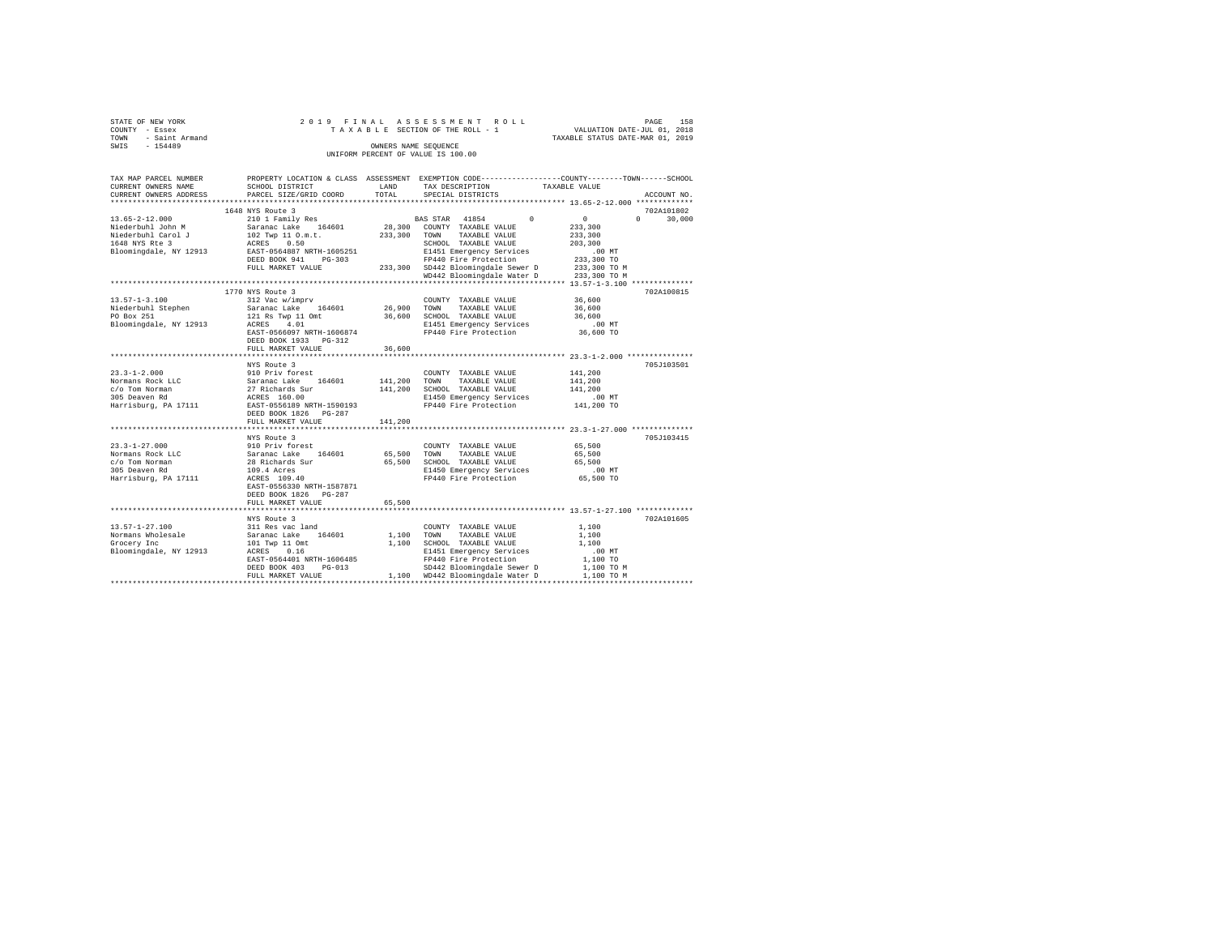STATE OF NEW YORK
COUNTY - Essex
TOWN - Saint Armand
SWIS - 154489

2019 FINAL ASSESSMENT ROLL
TAXABLE SECTION OF THE ROLL - 1
OWNERS NAME SEQUENCE
UNIFORM PERCENT OF VALUE IS 100.00

VALUATION DATE-JUL 01, 2018
TAXABLE STATUS DATE-MAR 01, 2019

| TAX MAP PARCEL NUMBER / CURRENT OWNERS NAME / CURRENT OWNERS ADDRESS | PROPERTY LOCATION & CLASS / SCHOOL DISTRICT / PARCEL SIZE/GRID COORD | ASSESSMENT LAND / TOTAL | EXEMPTION CODE / TAX DESCRIPTION / SPECIAL DISTRICTS | COUNTY / TOWN / SCHOOL TAXABLE VALUE | ACCOUNT NO. |
|---|---|---|---|---|---|
| | 1648 NYS Route 3 | | | | 702A101802 |
| 13.65-2-12.000 | 210 1 Family Res | | BAS STAR 41854 0 | 0 0 30,000 | |
| Niederbuhl John M | Saranac Lake 164601 | 28,300 | COUNTY TAXABLE VALUE | 233,300 | |
| Niederbuhl Carol J | 102 Twp 11 O.m.t. | 233,300 | TOWN TAXABLE VALUE | 233,300 | |
| 1648 NYS Rte 3 | ACRES 0.50 | | SCHOOL TAXABLE VALUE | 203,300 | |
| Bloomingdale, NY 12913 | EAST-0564887 NRTH-1605251 | | E1451 Emergency Services | .00 MT | |
| | DEED BOOK 941 PG-303 | | FP440 Fire Protection | 233,300 TO | |
| | FULL MARKET VALUE | 233,300 | SD442 Bloomingdale Sewer D | 233,300 TO M | |
| | | | WD442 Bloomingdale Water D | 233,300 TO M | |
| | 1770 NYS Route 3 | | | | 702A100815 |
| 13.57-1-3.100 | 312 Vac w/imprv | | COUNTY TAXABLE VALUE | 36,600 | |
| Niederbuhl Stephen | Saranac Lake 164601 | 26,900 | TOWN TAXABLE VALUE | 36,600 | |
| PO Box 251 | 121 Rs Twp 11 Omt | 36,600 | SCHOOL TAXABLE VALUE | 36,600 | |
| Bloomingdale, NY 12913 | ACRES 4.01 | | E1451 Emergency Services | .00 MT | |
| | EAST-0566097 NRTH-1606874 | | FP440 Fire Protection | 36,600 TO | |
| | DEED BOOK 1933 PG-312 | | | | |
| | FULL MARKET VALUE | 36,600 | | | |
| | NYS Route 3 | | | | 705J103501 |
| 23.3-1-2.000 | 910 Priv forest | | COUNTY TAXABLE VALUE | 141,200 | |
| Normans Rock LLC | Saranac Lake 164601 | 141,200 | TOWN TAXABLE VALUE | 141,200 | |
| c/o Tom Norman | 27 Richards Sur | 141,200 | SCHOOL TAXABLE VALUE | 141,200 | |
| 305 Deaven Rd | ACRES 160.00 | | E1450 Emergency Services | .00 MT | |
| Harrisburg, PA 17111 | EAST-0556189 NRTH-1590193 | | FP440 Fire Protection | 141,200 TO | |
| | DEED BOOK 1826 PG-287 | | | | |
| | FULL MARKET VALUE | 141,200 | | | |
| | NYS Route 3 | | | | 705J103415 |
| 23.3-1-27.000 | 910 Priv forest | | COUNTY TAXABLE VALUE | 65,500 | |
| Normans Rock LLC | Saranac Lake 164601 | 65,500 | TOWN TAXABLE VALUE | 65,500 | |
| c/o Tom Norman | 28 Richards Sur | 65,500 | SCHOOL TAXABLE VALUE | 65,500 | |
| 305 Deaven Rd | 109.4 Acres | | E1450 Emergency Services | .00 MT | |
| Harrisburg, PA 17111 | ACRES 109.40 | | FP440 Fire Protection | 65,500 TO | |
| | EAST-0556330 NRTH-1587871 | | | | |
| | DEED BOOK 1826 PG-287 | | | | |
| | FULL MARKET VALUE | 65,500 | | | |
| | NYS Route 3 | | | | 702A101605 |
| 13.57-1-27.100 | 311 Res vac land | | COUNTY TAXABLE VALUE | 1,100 | |
| Normans Wholesale | Saranac Lake 164601 | 1,100 | TOWN TAXABLE VALUE | 1,100 | |
| Grocery Inc | 101 Twp 11 Omt | 1,100 | SCHOOL TAXABLE VALUE | 1,100 | |
| Bloomingdale, NY 12913 | ACRES 0.16 | | E1451 Emergency Services | .00 MT | |
| | EAST-0564401 NRTH-1606485 | | FP440 Fire Protection | 1,100 TO | |
| | DEED BOOK 403 PG-013 | | SD442 Bloomingdale Sewer D | 1,100 TO M | |
| | FULL MARKET VALUE | 1,100 | WD442 Bloomingdale Water D | 1,100 TO M | |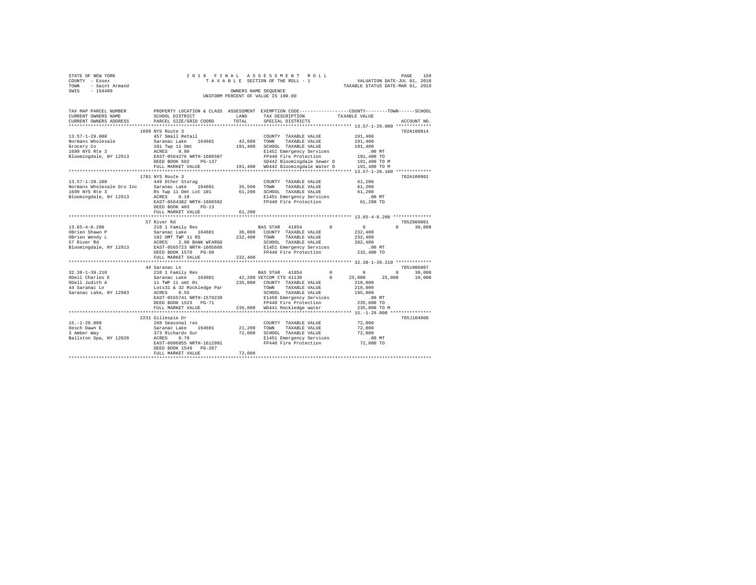STATE OF NEW YORK | COUNTY - Essex | TOWN - Saint Armand | SWIS - 154489

2019 FINAL ASSESSMENT ROLL
TAXABLE SECTION OF THE ROLL - 1
OWNERS NAME SEQUENCE
UNIFORM PERCENT OF VALUE IS 100.00

VALUATION DATE-JUL 01, 2018
TAXABLE STATUS DATE-MAR 01, 2019

```
TAX MAP PARCEL NUMBER      PROPERTY LOCATION & CLASS  ASSESSMENT  EXEMPTION CODE-----------------COUNTY--------TOWN------SCHOOL
CURRENT OWNERS NAME        SCHOOL DISTRICT            LAND        TAX DESCRIPTION             TAXABLE VALUE
CURRENT OWNERS ADDRESS     PARCEL SIZE/GRID COORD     TOTAL       SPECIAL DISTRICTS                                      ACCOUNT NO.
******************************************************************************************************* 13.57-1-29.000 *************
                           1699 NYS Route 3                                                                              702A100814
13.57-1-29.000             457 Small Retail                       COUNTY  TAXABLE VALUE          191,400
Normans Wholesale          Saranac Lake   164601      42,600      TOWN    TAXABLE VALUE          191,400
Grocery Co                 101 Twp 11 Omt             191,400     SCHOOL  TAXABLE VALUE          191,400
1699 NYS Rte 3             ACRES    0.80                          E1451 Emergency Services          .00 MT
Bloomingdale, NY 12913     EAST-0564276 NRTH-1606507              FP440 Fire Protection          191,400 TO
                           DEED BOOK 602    PG-137                SD442 Bloomingdale Sewer D     191,400 TO M
                           FULL MARKET VALUE          191,400     WD442 Bloomingdale Water D     191,400 TO M
******************************************************************************************************* 13.57-1-28.100 *************
                           1701 NYS Route 3                                                                              702A100901
13.57-1-28.100             449 Other Storag                       COUNTY  TAXABLE VALUE           61,200
Normans Wholesale Gro Inc  Saranac Lake   164601      35,500      TOWN    TAXABLE VALUE           61,200
1699 NYS Rte 3             Rs Twp 11 Omt Lot 101      61,200      SCHOOL  TAXABLE VALUE           61,200
Bloomingdale, NY 12913     ACRES    0.10                          E1451 Emergency Services          .00 MT
                           EAST-0564382 NRTH-1606592              FP440 Fire Protection           61,200 TO
                           DEED BOOK 403    PG-13
                           FULL MARKET VALUE           61,200
******************************************************************************************************* 13.65-4-8.200 **************
                           57 River Rd                                                                                   705Z009001
13.65-4-8.200              210 1 Family Res                       BAS STAR  41854          0            0            0       30,000
OBrien Shawn P             Saranac Lake   164601      36,000      COUNTY  TAXABLE VALUE          232,400
OBrien Wendy L             102 OMT TWP 11 RS          232,400     TOWN    TAXABLE VALUE          232,400
57 River Rd                ACRES    2.00 BANK WFARGO              SCHOOL  TAXABLE VALUE          202,400
Bloomingdale, NY 12913     EAST-0565723 NRTH-1605666              E1451 Emergency Services          .00 MT
                           DEED BOOK 1570   PG-60                 FP440 Fire Protection          232,400 TO
                           FULL MARKET VALUE          232,400
******************************************************************************************************* 32.38-1-39.210 *************
                           44 Saranac Ln                                                                                 705z006007
32.38-1-39.210             210 1 Family Res                       BAS STAR  41854          0            0            0       30,000
ODell Charles E            Saranac Lake   164601      42,200 VETCOM CTS 41130          0       25,000       25,000       10,000
ODell Judith A             11 TWP 11 omt Rs           235,000     COUNTY  TAXABLE VALUE          210,000
44 Saranac Ln              Lots31 & 32 Rockledge Par              TOWN    TAXABLE VALUE          210,000
Saranac Lake, NY 12983     ACRES    0.55                          SCHOOL  TAXABLE VALUE          195,000
                           EAST-0555741 NRTH-1579239              E1450 Emergency Services          .00 MT
                           DEED BOOK 1523   PG-71                 FP440 Fire Protection          235,000 TO
                           FULL MARKET VALUE          235,000     WD441 Rockledge water          235,000 TO M
******************************************************************************************************* 15.-1-29.000 ***************
                           2231 Gillespie Dr                                                                             705J104008
15.-1-29.000               260 Seasonal res                       COUNTY  TAXABLE VALUE           72,000
Oesch Dawn E               Saranac Lake   164601      21,200      TOWN    TAXABLE VALUE           72,000
3 Amber Way                373 Richards Sur            72,000     SCHOOL  TAXABLE VALUE           72,000
Ballston Spa, NY 12020     ACRES    0.70                          E1451 Emergency Services          .00 MT
                           EAST-0606855 NRTH-1612991              FP440 Fire Protection           72,000 TO
                           DEED BOOK 1549   PG-267
                           FULL MARKET VALUE           72,000
************************************************************************************************************************************
```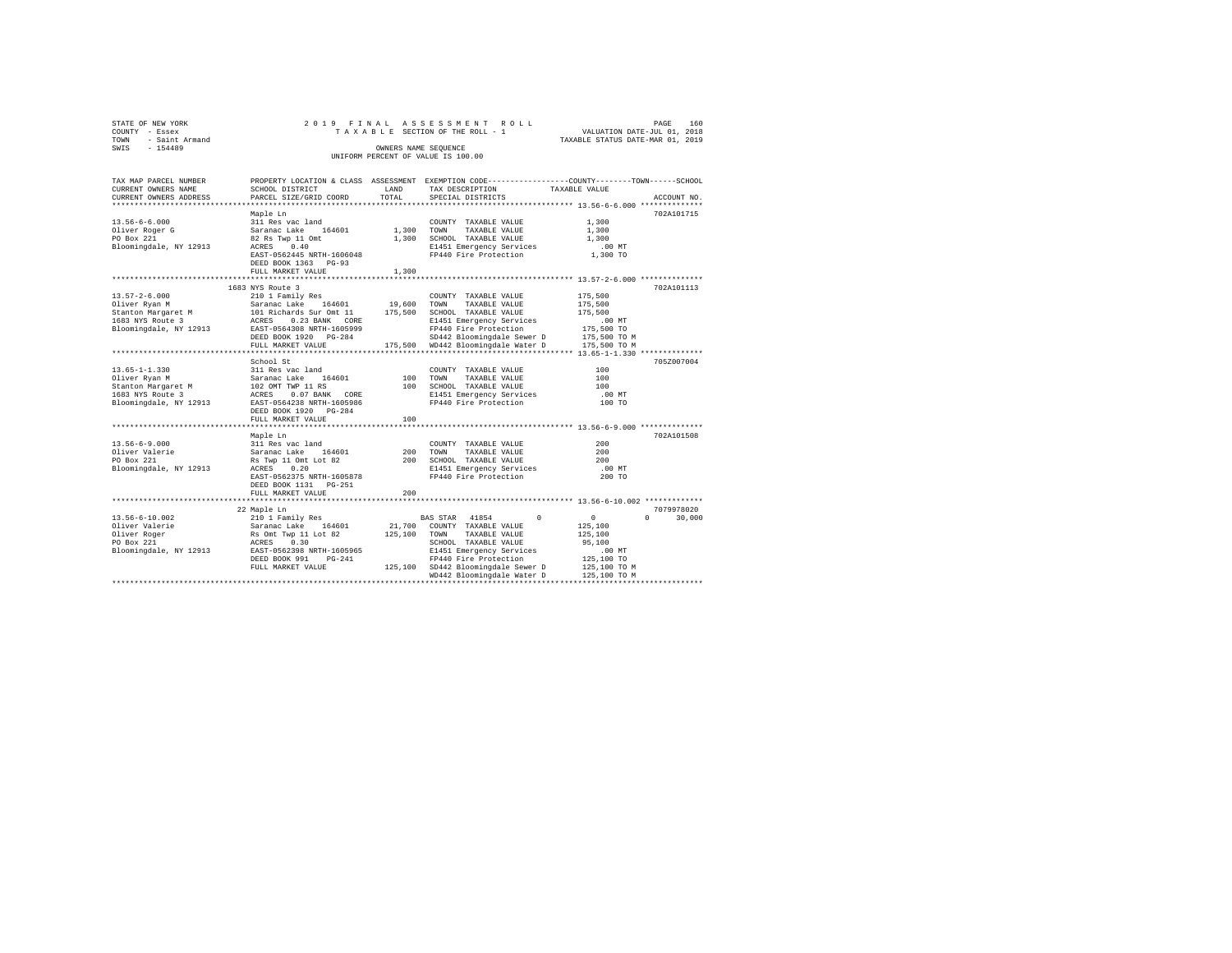STATE OF NEW YORK 2019 FINAL ASSESSMENT ROLL
COUNTY - Essex TAXABLE SECTION OF THE ROLL - 1 VALUATION DATE-JUL 01, 2018
TOWN - Saint Armand TAXABLE STATUS DATE-MAR 01, 2019
SWIS - 154489 OWNERS NAME SEQUENCE
UNIFORM PERCENT OF VALUE IS 100.00

```
TAX MAP PARCEL NUMBER     PROPERTY LOCATION & CLASS  ASSESSMENT  EXEMPTION CODE-----------------COUNTY--------TOWN------SCHOOL
CURRENT OWNERS NAME       SCHOOL DISTRICT             LAND       TAX DESCRIPTION            TAXABLE VALUE
CURRENT OWNERS ADDRESS    PARCEL SIZE/GRID COORD      TOTAL      SPECIAL DISTRICTS                                    ACCOUNT NO.
******************************************************************************************** 13.56-6-6.000 **************
                          Maple Ln                                                                                  702A101715
13.56-6-6.000             311 Res vac land                        COUNTY  TAXABLE VALUE            1,300
Oliver Roger G            Saranac Lake   164601        1,300      TOWN    TAXABLE VALUE            1,300
PO Box 221                82 Rs Twp 11 Omt             1,300      SCHOOL  TAXABLE VALUE            1,300
Bloomingdale, NY 12913    ACRES    0.40                           E1451 Emergency Services           .00 MT
                          EAST-0562445 NRTH-1606048               FP440 Fire Protection            1,300 TO
                          DEED BOOK 1363   PG-93
                          FULL MARKET VALUE            1,300
******************************************************************************************** 13.57-2-6.000 **************
                          1683 NYS Route 3                                                                          702A101113
13.57-2-6.000             210 1 Family Res                        COUNTY  TAXABLE VALUE          175,500
Oliver Ryan M             Saranac Lake   164601       19,600      TOWN    TAXABLE VALUE          175,500
Stanton Margaret M        101 Richards Sur Omt 11    175,500      SCHOOL  TAXABLE VALUE          175,500
1683 NYS Route 3          ACRES    0.23 BANK   CORE               E1451 Emergency Services           .00 MT
Bloomingdale, NY 12913    EAST-0564308 NRTH-1605999               FP440 Fire Protection          175,500 TO
                          DEED BOOK 1920   PG-284                 SD442 Bloomingdale Sewer D     175,500 TO M
                          FULL MARKET VALUE          175,500      WD442 Bloomingdale Water D     175,500 TO M
******************************************************************************************** 13.65-1-1.330 **************
                          School St                                                                                 705Z007004
13.65-1-1.330             311 Res vac land                        COUNTY  TAXABLE VALUE              100
Oliver Ryan M             Saranac Lake   164601          100      TOWN    TAXABLE VALUE              100
Stanton Margaret M        102 OMT TWP 11 RS              100      SCHOOL  TAXABLE VALUE              100
1683 NYS Route 3          ACRES    0.07 BANK   CORE               E1451 Emergency Services           .00 MT
Bloomingdale, NY 12913    EAST-0564238 NRTH-1605986               FP440 Fire Protection              100 TO
                          DEED BOOK 1920   PG-284
                          FULL MARKET VALUE              100
******************************************************************************************** 13.56-6-9.000 **************
                          Maple Ln                                                                                  702A101508
13.56-6-9.000             311 Res vac land                        COUNTY  TAXABLE VALUE              200
Oliver Valerie            Saranac Lake   164601          200      TOWN    TAXABLE VALUE              200
PO Box 221                Rs Twp 11 Omt Lot 82           200      SCHOOL  TAXABLE VALUE              200
Bloomingdale, NY 12913    ACRES    0.20                           E1451 Emergency Services           .00 MT
                          EAST-0562375 NRTH-1605878               FP440 Fire Protection              200 TO
                          DEED BOOK 1131   PG-251
                          FULL MARKET VALUE              200
******************************************************************************************** 13.56-6-10.002 *************
                          22 Maple Ln                                                                               7079978020
13.56-6-10.002            210 1 Family Res                        BAS STAR  41854          0           0          0     30,000
Oliver Valerie            Saranac Lake   164601       21,700      COUNTY  TAXABLE VALUE          125,100
Oliver Roger              Rs Omt Twp 11 Lot 82       125,100      TOWN    TAXABLE VALUE          125,100
PO Box 221                ACRES    0.30                           SCHOOL  TAXABLE VALUE           95,100
Bloomingdale, NY 12913    EAST-0562398 NRTH-1605965               E1451 Emergency Services           .00 MT
                          DEED BOOK 991    PG-241                 FP440 Fire Protection          125,100 TO
                          FULL MARKET VALUE          125,100      SD442 Bloomingdale Sewer D     125,100 TO M
                                                                  WD442 Bloomingdale Water D     125,100 TO M
****************************************************************************************************************************
```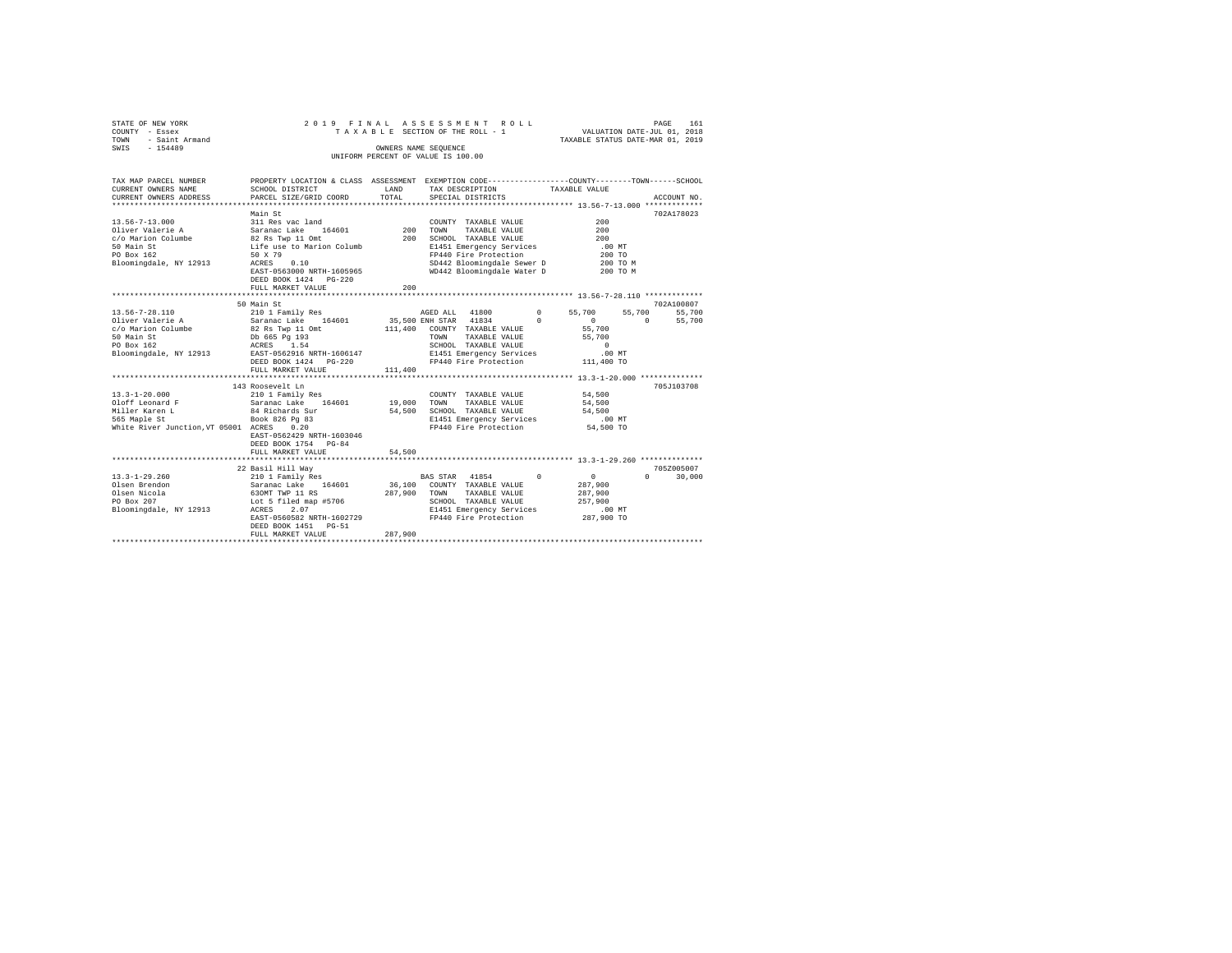STATE OF NEW YORK  
COUNTY - Essex  
TOWN - Saint Armand  
SWIS - 154489

2019 FINAL ASSESSMENT ROLL  
TAXABLE SECTION OF THE ROLL - 1  
OWNERS NAME SEQUENCE  
UNIFORM PERCENT OF VALUE IS 100.00

VALUATION DATE-JUL 01, 2018  
TAXABLE STATUS DATE-MAR 01, 2019

```
TAX MAP PARCEL NUMBER          PROPERTY LOCATION & CLASS  ASSESSMENT  EXEMPTION CODE-----------------COUNTY--------TOWN------SCHOOL
CURRENT OWNERS NAME            SCHOOL DISTRICT             LAND       TAX DESCRIPTION            TAXABLE VALUE
CURRENT OWNERS ADDRESS         PARCEL SIZE/GRID COORD      TOTAL      SPECIAL DISTRICTS                                       ACCOUNT NO.
********************************************************************************************** 13.56-7-13.000 ************
                               Main St                                                                                    702A178023
13.56-7-13.000                 311 Res vac land                        COUNTY  TAXABLE VALUE              200
Oliver Valerie A               Saranac Lake   164601          200      TOWN    TAXABLE VALUE              200
c/o Marion Columbe             82 Rs Twp 11 Omt               200      SCHOOL  TAXABLE VALUE              200
50 Main St                     Life use to Marion Columb               E1451 Emergency Services           .00 MT
PO Box 162                     50 X 79                                 FP440 Fire Protection              200 TO
Bloomingdale, NY 12913         ACRES    0.10                           SD442 Bloomingdale Sewer D         200 TO M
                               EAST-0563000 NRTH-1605965               WD442 Bloomingdale Water D         200 TO M
                               DEED BOOK 1424   PG-220
                               FULL MARKET VALUE              200
********************************************************************************************** 13.56-7-28.110 ************
                               50 Main St                                                                                 702A100807
13.56-7-28.110                 210 1 Family Res                        AGED ALL  41800          0     55,700     55,700     55,700
Oliver Valerie A               Saranac Lake   164601       35,500 ENH STAR  41834           0          0          0     55,700
c/o Marion Columbe             82 Rs Twp 11 Omt           111,400      COUNTY  TAXABLE VALUE           55,700
50 Main St                     Db 665 Pg 193                           TOWN    TAXABLE VALUE           55,700
PO Box 162                     ACRES    1.54                           SCHOOL  TAXABLE VALUE                0
Bloomingdale, NY 12913         EAST-0562916 NRTH-1606147               E1451 Emergency Services           .00 MT
                               DEED BOOK 1424   PG-220                 FP440 Fire Protection          111,400 TO
                               FULL MARKET VALUE          111,400
********************************************************************************************** 13.3-1-20.000 *************
                               143 Roosevelt Ln                                                                           705J103708
13.3-1-20.000                  210 1 Family Res                        COUNTY  TAXABLE VALUE           54,500
Oloff Leonard F                Saranac Lake   164601       19,000      TOWN    TAXABLE VALUE           54,500
Miller Karen L                 84 Richards Sur             54,500      SCHOOL  TAXABLE VALUE           54,500
565 Maple St                   Book 826 Pg 83                          E1451 Emergency Services           .00 MT
White River Junction,VT 05001  ACRES    0.20                           FP440 Fire Protection           54,500 TO
                               EAST-0562429 NRTH-1603046
                               DEED BOOK 1754   PG-84
                               FULL MARKET VALUE           54,500
********************************************************************************************** 13.3-1-29.260 *************
                               22 Basil Hill Way                                                                          705Z005007
13.3-1-29.260                  210 1 Family Res                        BAS STAR  41854          0          0          0     30,000
Olsen Brendon                  Saranac Lake   164601       36,100      COUNTY  TAXABLE VALUE          287,900
Olsen Nicola                   63OMT TWP 11 RS            287,900      TOWN    TAXABLE VALUE          287,900
PO Box 207                     Lot 5 filed map #5706                   SCHOOL  TAXABLE VALUE          257,900
Bloomingdale, NY 12913         ACRES    2.07                           E1451 Emergency Services           .00 MT
                               EAST-0560502 NRTH-1602729               FP440 Fire Protection          287,900 TO
                               DEED BOOK 1451   PG-51
                               FULL MARKET VALUE          287,900
****************************************************************************************************************************
```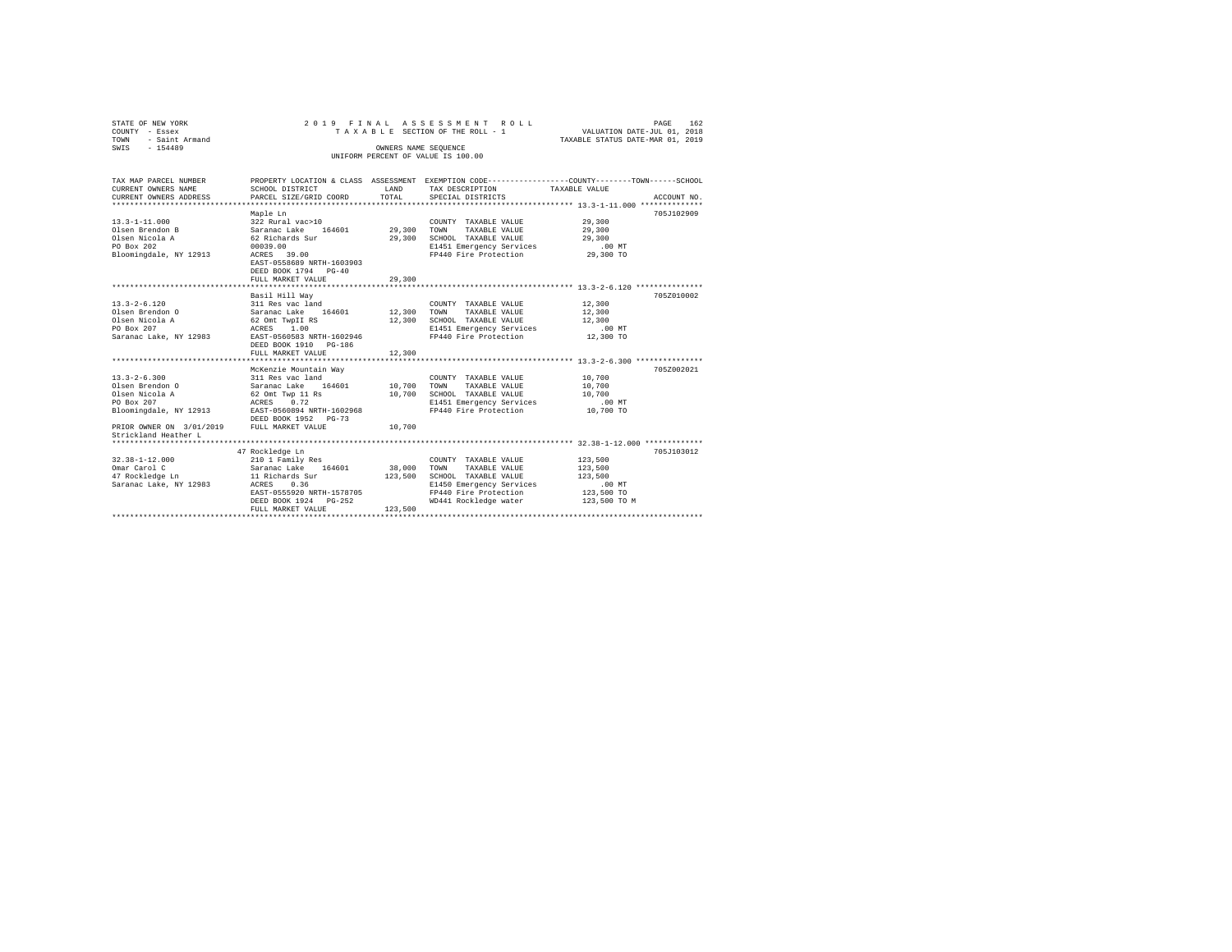STATE OF NEW YORK
COUNTY - Essex
TOWN - Saint Armand
SWIS - 154489

2019 FINAL ASSESSMENT ROLL
TAXABLE SECTION OF THE ROLL - 1
OWNERS NAME SEQUENCE
UNIFORM PERCENT OF VALUE IS 100.00

VALUATION DATE-JUL 01, 2018
TAXABLE STATUS DATE-MAR 01, 2019

| TAX MAP PARCEL NUMBER / CURRENT OWNERS NAME / CURRENT OWNERS ADDRESS | PROPERTY LOCATION & CLASS / SCHOOL DISTRICT / PARCEL SIZE/GRID COORD | ASSESSMENT LAND / TOTAL | EXEMPTION CODE / TAX DESCRIPTION / SPECIAL DISTRICTS | COUNTY / TOWN / SCHOOL TAXABLE VALUE | ACCOUNT NO. |
|---|---|---|---|---|---|
| **13.3-1-11.000** | Maple Ln | | | | 705J102909 |
| 13.3-1-11.000 | 322 Rural vac>10 | | COUNTY TAXABLE VALUE | 29,300 | |
| Olsen Brendon B | Saranac Lake 164601 | 29,300 | TOWN TAXABLE VALUE | 29,300 | |
| Olsen Nicola A | 62 Richards Sur | 29,300 | SCHOOL TAXABLE VALUE | 29,300 | |
| PO Box 202 | 00039.00 | | E1451 Emergency Services | .00 MT | |
| Bloomingdale, NY 12913 | ACRES 39.00 | | FP440 Fire Protection | 29,300 TO | |
| | EAST-0558689 NRTH-1603903 | | | | |
| | DEED BOOK 1794 PG-40 | | | | |
| | FULL MARKET VALUE | 29,300 | | | |
| **13.3-2-6.120** | Basil Hill Way | | | | 705Z010002 |
| 13.3-2-6.120 | 311 Res vac land | | COUNTY TAXABLE VALUE | 12,300 | |
| Olsen Brendon O | Saranac Lake 164601 | 12,300 | TOWN TAXABLE VALUE | 12,300 | |
| Olsen Nicola A | 62 Omt TwpII RS | 12,300 | SCHOOL TAXABLE VALUE | 12,300 | |
| PO Box 207 | ACRES 1.00 | | E1451 Emergency Services | .00 MT | |
| Saranac Lake, NY 12983 | EAST-0560583 NRTH-1602946 | | FP440 Fire Protection | 12,300 TO | |
| | DEED BOOK 1910 PG-186 | | | | |
| | FULL MARKET VALUE | 12,300 | | | |
| **13.3-2-6.300** | McKenzie Mountain Way | | | | 705Z002021 |
| 13.3-2-6.300 | 311 Res vac land | | COUNTY TAXABLE VALUE | 10,700 | |
| Olsen Brendon O | Saranac Lake 164601 | 10,700 | TOWN TAXABLE VALUE | 10,700 | |
| Olsen Nicola A | 62 Omt Twp 11 Rs | 10,700 | SCHOOL TAXABLE VALUE | 10,700 | |
| PO Box 207 | ACRES 0.72 | | E1451 Emergency Services | .00 MT | |
| Bloomingdale, NY 12913 | EAST-0560894 NRTH-1602968 | | FP440 Fire Protection | 10,700 TO | |
| | DEED BOOK 1952 PG-73 | | | | |
| PRIOR OWNER ON 3/01/2019 | FULL MARKET VALUE | 10,700 | | | |
| Strickland Heather L | | | | | |
| **32.38-1-12.000** | 47 Rockledge Ln | | | | 705J103012 |
| 32.38-1-12.000 | 210 1 Family Res | | COUNTY TAXABLE VALUE | 123,500 | |
| Omar Carol C | Saranac Lake 164601 | 38,000 | TOWN TAXABLE VALUE | 123,500 | |
| 47 Rockledge Ln | 11 Richards Sur | 123,500 | SCHOOL TAXABLE VALUE | 123,500 | |
| Saranac Lake, NY 12983 | ACRES 0.36 | | E1450 Emergency Services | .00 MT | |
| | EAST-0555920 NRTH-1578705 | | FP440 Fire Protection | 123,500 TO | |
| | DEED BOOK 1924 PG-252 | | WD441 Rockledge water | 123,500 TO M | |
| | FULL MARKET VALUE | 123,500 | | | |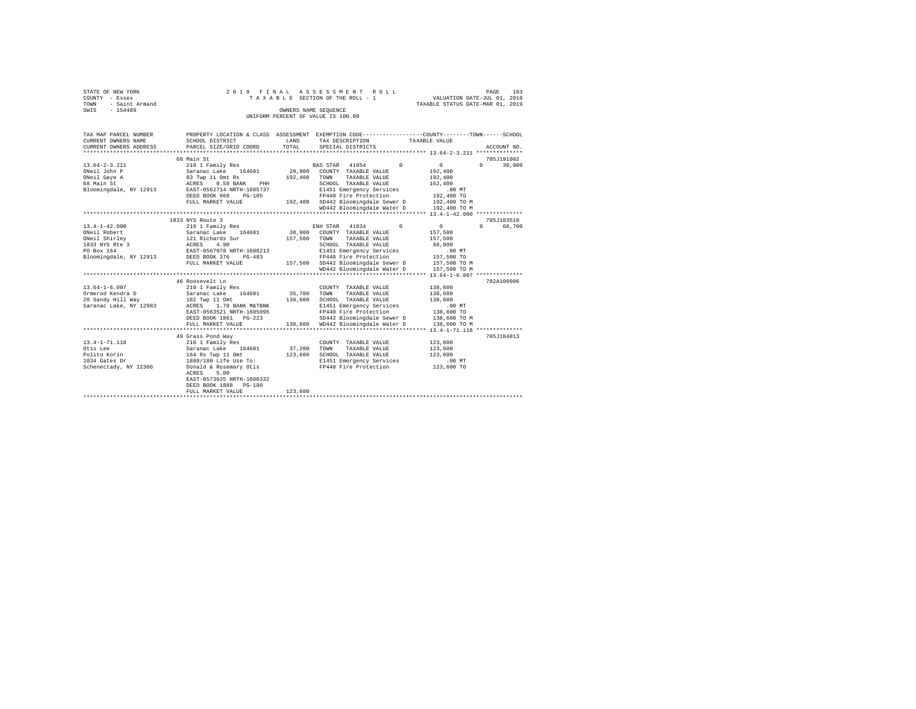STATE OF NEW YORK
COUNTY - Essex
TOWN - Saint Armand
SWIS - 154489

2 0 1 9 F I N A L A S S E S S M E N T R O L L
T A X A B L E SECTION OF THE ROLL - 1
OWNERS NAME SEQUENCE
UNIFORM PERCENT OF VALUE IS 100.00

VALUATION DATE-JUL 01, 2018
TAXABLE STATUS DATE-MAR 01, 2019

```
TAX MAP PARCEL NUMBER     PROPERTY LOCATION & CLASS  ASSESSMENT  EXEMPTION CODE-----------------COUNTY--------TOWN------SCHOOL
CURRENT OWNERS NAME       SCHOOL DISTRICT             LAND       TAX DESCRIPTION            TAXABLE VALUE
CURRENT OWNERS ADDRESS    PARCEL SIZE/GRID COORD      TOTAL      SPECIAL DISTRICTS                                  ACCOUNT NO.
******************************************************************************************** 13.64-2-3.211 **************
                          68 Main St                                                                                705J191002
13.64-2-3.211             210 1 Family Res                       BAS STAR  41854        0          0           0     30,000
ONeil John P              Saranac Lake    164601      29,900     COUNTY  TAXABLE VALUE           192,400
ONeil Gaye A              83 Twp 11 Omt Rs           192,400     TOWN    TAXABLE VALUE           192,400
68 Main St                ACRES    0.58 BANK    PHH              SCHOOL  TAXABLE VALUE           162,400
Bloomingdale, NY 12913    EAST-0562714 NRTH-1605737              E1451 Emergency Services            .00 MT
                          DEED BOOK 968    PG-105                FP440 Fire Protection           192,400 TO
                          FULL MARKET VALUE          192,400     SD442 Bloomingdale Sewer D      192,400 TO M
                                                                 WD442 Bloomingdale Water D      192,400 TO M
******************************************************************************************** 13.4-1-42.000 **************
                          1833 NYS Route 3                                                                          705J103510
13.4-1-42.000             210 1 Family Res                       ENH STAR  41834        0          0           0     68,700
ONeil Robert              Saranac Lake    164601      38,900     COUNTY  TAXABLE VALUE           157,500
ONeil Shirley             121 Richards Sur           157,500     TOWN    TAXABLE VALUE           157,500
1833 NYS Rte 3            ACRES    4.90                          SCHOOL  TAXABLE VALUE            88,800
PO Box 164                EAST-0567078 NRTH-1608213              E1451 Emergency Services            .00 MT
Bloomingdale, NY 12913    DEED BOOK 376    PG-483                FP440 Fire Protection           157,500 TO
                          FULL MARKET VALUE          157,500     SD442 Bloomingdale Sewer D      157,500 TO M
                                                                 WD442 Bloomingdale Water D      157,500 TO M
******************************************************************************************** 13.64-1-6.007 **************
                          46 Roosevelt Ln                                                                           702A100906
13.64-1-6.007             210 1 Family Res                       COUNTY  TAXABLE VALUE           138,600
Ormerod Kendra D          Saranac Lake    164601      35,700     TOWN    TAXABLE VALUE           138,600
20 Sandy Hill Way         102 Twp 11 Omt             138,600     SCHOOL  TAXABLE VALUE           138,600
Saranac Lake, NY 12983    ACRES    1.70 BANK M&TBNK              E1451 Emergency Services            .00 MT
                          EAST-0563521 NRTH-1605095              FP440 Fire Protection           138,600 TO
                          DEED BOOK 1861   PG-223                SD442 Bloomingdale Sewer D      138,600 TO M
                          FULL MARKET VALUE          138,600     WD442 Bloomingdale Water D      138,600 TO M
******************************************************************************************** 13.4-1-71.118 **************
                          49 Grass Pond Way                                                                         705J184013
13.4-1-71.118             210 1 Family Res                       COUNTY  TAXABLE VALUE           123,600
Otis Lee                  Saranac Lake    164601      37,200     TOWN    TAXABLE VALUE           123,600
Polito Korin              164 Rs Twp 11 Omt          123,600     SCHOOL  TAXABLE VALUE           123,600
1034 Gates Dr             1888/180 Life Use To:                  E1451 Emergency Services            .00 MT
Schenectady, NY 12306     Donald & Rosemary Otis                 FP440 Fire Protection           123,600 TO
                          ACRES    5.00
                          EAST-0573635 NRTH-1600332
                          DEED BOOK 1888   PG-180
                          FULL MARKET VALUE          123,600
************************************************************************************************************************
```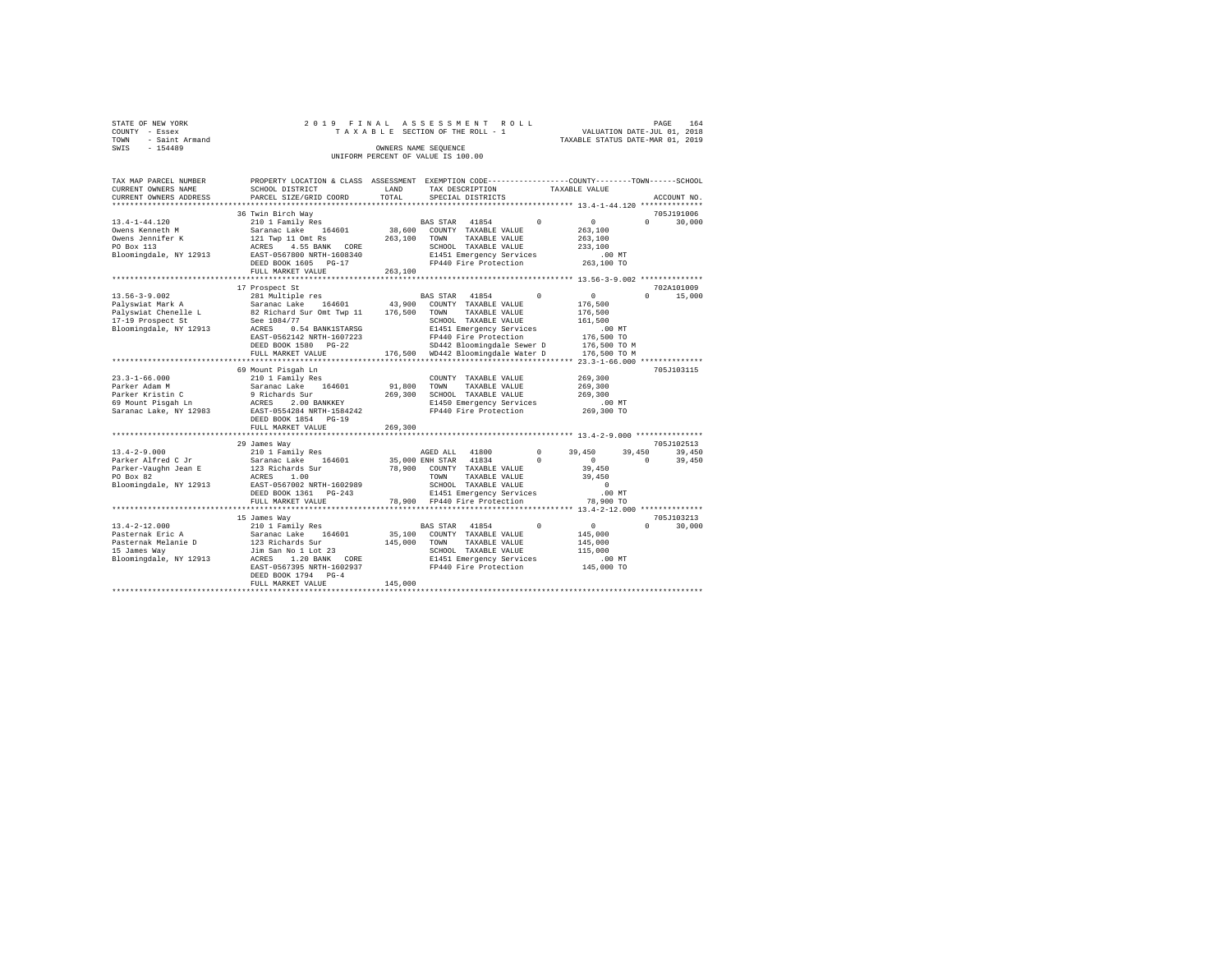STATE OF NEW YORK — 2019 FINAL ASSESSMENT ROLL — PAGE 164
COUNTY - Essex — TAXABLE SECTION OF THE ROLL - 1 — VALUATION DATE-JUL 01, 2018
TOWN - Saint Armand — TAXABLE STATUS DATE-MAR 01, 2019
SWIS - 154489 — OWNERS NAME SEQUENCE
UNIFORM PERCENT OF VALUE IS 100.00

```
TAX MAP PARCEL NUMBER     PROPERTY LOCATION & CLASS  ASSESSMENT  EXEMPTION CODE-----------------COUNTY--------TOWN------SCHOOL
CURRENT OWNERS NAME       SCHOOL DISTRICT            LAND        TAX DESCRIPTION            TAXABLE VALUE
CURRENT OWNERS ADDRESS    PARCEL SIZE/GRID COORD     TOTAL       SPECIAL DISTRICTS                                    ACCOUNT NO.
******************************************************************************************** 13.4-1-44.120 **************
                          36 Twin Birch Way                                                                       705J191006
13.4-1-44.120             210 1 Family Res                        BAS STAR  41854        0          0          0     30,000
Owens Kenneth M           Saranac Lake    164601       38,600   COUNTY  TAXABLE VALUE           263,100
Owens Jennifer K          121 Twp 11 Omt Rs           263,100   TOWN    TAXABLE VALUE           263,100
PO Box 113                ACRES    4.55 BANK   CORE             SCHOOL  TAXABLE VALUE           233,100
Bloomingdale, NY 12913    EAST-0567800 NRTH-1608340             E1451 Emergency Services           .00 MT
                          DEED BOOK 1605   PG-17                FP440 Fire Protection           263,100 TO
                          FULL MARKET VALUE           263,100
******************************************************************************************** 13.56-3-9.002 **************
                          17 Prospect St                                                                          702A101009
13.56-3-9.002             281 Multiple res                        BAS STAR  41854        0          0          0     15,000
Palyswiat Mark A          Saranac Lake    164601       43,900   COUNTY  TAXABLE VALUE           176,500
Palyswiat Chenelle L      82 Richard Sur Omt Twp 11   176,500   TOWN    TAXABLE VALUE           176,500
17-19 Prospect St         See 1084/77                           SCHOOL  TAXABLE VALUE           161,500
Bloomingdale, NY 12913    ACRES    0.54 BANK1STARSG             E1451 Emergency Services           .00 MT
                          EAST-0562142 NRTH-1607223             FP440 Fire Protection           176,500 TO
                          DEED BOOK 1580   PG-22                SD442 Bloomingdale Sewer D      176,500 TO M
                          FULL MARKET VALUE           176,500   WD442 Bloomingdale Water D      176,500 TO M
******************************************************************************************** 23.3-1-66.000 **************
                          69 Mount Pisgah Ln                                                                      705J103115
23.3-1-66.000             210 1 Family Res                        COUNTY  TAXABLE VALUE           269,300
Parker Adam M             Saranac Lake    164601       91,800   TOWN    TAXABLE VALUE           269,300
Parker Kristin C          9 Richards Sur              269,300   SCHOOL  TAXABLE VALUE           269,300
69 Mount Pisgah Ln        ACRES    2.00 BANKKEY                 E1450 Emergency Services           .00 MT
Saranac Lake, NY 12983    EAST-0554284 NRTH-1584242             FP440 Fire Protection           269,300 TO
                          DEED BOOK 1854   PG-19
                          FULL MARKET VALUE           269,300
******************************************************************************************** 13.4-2-9.000 ***************
                          29 James Way                                                                            705J102513
13.4-2-9.000              210 1 Family Res                        AGED ALL  41800        0     39,450     39,450     39,450
Parker Alfred C Jr        Saranac Lake    164601       35,000 ENH STAR  41834        0          0          0     39,450
Parker-Vaughn Jean E      123 Richards Sur             78,900   COUNTY  TAXABLE VALUE            39,450
PO Box 82                 ACRES    1.00                         TOWN    TAXABLE VALUE            39,450
Bloomingdale, NY 12913    EAST-0567002 NRTH-1602989             SCHOOL  TAXABLE VALUE                 0
                          DEED BOOK 1361   PG-243               E1451 Emergency Services           .00 MT
                          FULL MARKET VALUE            78,900   FP440 Fire Protection            78,900 TO
******************************************************************************************** 13.4-2-12.000 **************
                          15 James Way                                                                            705J103213
13.4-2-12.000             210 1 Family Res                        BAS STAR  41854        0          0          0     30,000
Pasternak Eric A          Saranac Lake    164601       35,100   COUNTY  TAXABLE VALUE           145,000
Pasternak Melanie D       123 Richards Sur            145,000   TOWN    TAXABLE VALUE           145,000
15 James Way              Jim San No 1 Lot 23                   SCHOOL  TAXABLE VALUE           115,000
Bloomingdale, NY 12913    ACRES    1.20 BANK   CORE             E1451 Emergency Services           .00 MT
                          EAST-0567395 NRTH-1602937             FP440 Fire Protection           145,000 TO
                          DEED BOOK 1794   PG-4
                          FULL MARKET VALUE           145,000
****************************************************************************************************************************
```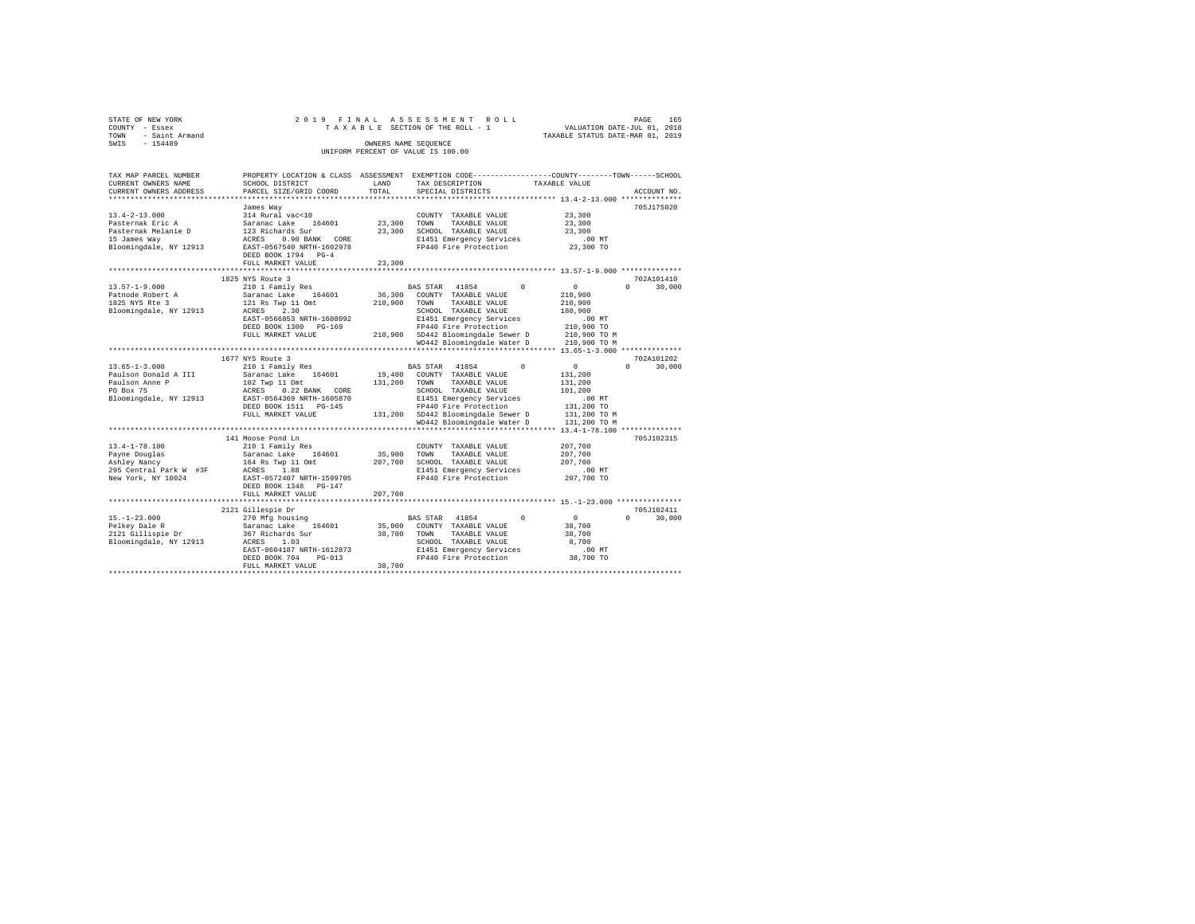STATE OF NEW YORK
COUNTY - Essex
TOWN - Saint Armand
SWIS - 154489

2019 FINAL ASSESSMENT ROLL
TAXABLE SECTION OF THE ROLL - 1
OWNERS NAME SEQUENCE
UNIFORM PERCENT OF VALUE IS 100.00

VALUATION DATE-JUL 01, 2018
TAXABLE STATUS DATE-MAR 01, 2019

| TAX MAP PARCEL NUMBER / CURRENT OWNERS NAME / CURRENT OWNERS ADDRESS | PROPERTY LOCATION & CLASS / SCHOOL DISTRICT / PARCEL SIZE/GRID COORD | ASSESSMENT LAND / TOTAL | EXEMPTION CODE / TAX DESCRIPTION / SPECIAL DISTRICTS | COUNTY / TOWN / SCHOOL TAXABLE VALUE | ACCOUNT NO. |
|---|---|---|---|---|---|
| 13.4-2-13.000 | James Way | | | | 705J175020 |
| Pasternak Eric A | 314 Rural vac<10 | | COUNTY TAXABLE VALUE | 23,300 | |
| Pasternak Melanie D | Saranac Lake 164601 | 23,300 | TOWN TAXABLE VALUE | 23,300 | |
| 15 James Way | 123 Richards Sur | 23,300 | SCHOOL TAXABLE VALUE | 23,300 | |
| Bloomingdale, NY 12913 | ACRES 0.90 BANK CORE | | E1451 Emergency Services | .00 MT | |
| | EAST-0567540 NRTH-1602978 | | FP440 Fire Protection | 23,300 TO | |
| | DEED BOOK 1794 PG-4 | | | | |
| | FULL MARKET VALUE | 23,300 | | | |
| 13.57-1-9.000 | 1825 NYS Route 3 | | | | 702A101410 |
| Patnode Robert A | 210 1 Family Res | | BAS STAR 41854 0 | 0 0 30,000 | |
| 1825 NYS Rte 3 | Saranac Lake 164601 | 36,300 | COUNTY TAXABLE VALUE | 210,900 | |
| Bloomingdale, NY 12913 | 121 Rs Twp 11 Omt | 210,900 | TOWN TAXABLE VALUE | 210,900 | |
| | ACRES 2.30 | | SCHOOL TAXABLE VALUE | 180,900 | |
| | EAST-0566853 NRTH-1608092 | | E1451 Emergency Services | .00 MT | |
| | DEED BOOK 1300 PG-169 | | FP440 Fire Protection | 210,900 TO | |
| | FULL MARKET VALUE | 210,900 | SD442 Bloomingdale Sewer D | 210,900 TO M | |
| | | | WD442 Bloomingdale Water D | 210,900 TO M | |
| 13.65-1-3.000 | 1677 NYS Route 3 | | | | 702A101202 |
| Paulson Donald A III | 210 1 Family Res | | BAS STAR 41854 0 | 0 0 30,000 | |
| Paulson Anne P | Saranac Lake 164601 | 19,400 | COUNTY TAXABLE VALUE | 131,200 | |
| PO Box 75 | 102 Twp 11 Omt | 131,200 | TOWN TAXABLE VALUE | 131,200 | |
| Bloomingdale, NY 12913 | ACRES 0.22 BANK CORE | | SCHOOL TAXABLE VALUE | 101,200 | |
| | EAST-0564369 NRTH-1605870 | | E1451 Emergency Services | .00 MT | |
| | DEED BOOK 1511 PG-145 | | FP440 Fire Protection | 131,200 TO | |
| | FULL MARKET VALUE | 131,200 | SD442 Bloomingdale Sewer D | 131,200 TO M | |
| | | | WD442 Bloomingdale Water D | 131,200 TO M | |
| 13.4-1-78.100 | 141 Moose Pond Ln | | | | 705J102315 |
| Payne Douglas | 210 1 Family Res | | COUNTY TAXABLE VALUE | 207,700 | |
| Ashley Nancy | Saranac Lake 164601 | 35,900 | TOWN TAXABLE VALUE | 207,700 | |
| 295 Central Park W #3F | 164 Rs Twp 11 Omt | 207,700 | SCHOOL TAXABLE VALUE | 207,700 | |
| New York, NY 10024 | ACRES 1.88 | | E1451 Emergency Services | .00 MT | |
| | EAST-0572407 NRTH-1599705 | | FP440 Fire Protection | 207,700 TO | |
| | DEED BOOK 1348 PG-147 | | | | |
| | FULL MARKET VALUE | 207,700 | | | |
| 15.-1-23.000 | 2121 Gillespie Dr | | | | 705J102411 |
| Pelkey Dale R | 270 Mfg housing | | BAS STAR 41854 0 | 0 0 30,000 | |
| 2121 Gillispie Dr | Saranac Lake 164601 | 35,000 | COUNTY TAXABLE VALUE | 38,700 | |
| Bloomingdale, NY 12913 | 367 Richards Sur | 38,700 | TOWN TAXABLE VALUE | 38,700 | |
| | ACRES 1.03 | | SCHOOL TAXABLE VALUE | 8,700 | |
| | EAST-0604187 NRTH-1612873 | | E1451 Emergency Services | .00 MT | |
| | DEED BOOK 704 PG-013 | | FP440 Fire Protection | 38,700 TO | |
| | FULL MARKET VALUE | 38,700 | | | |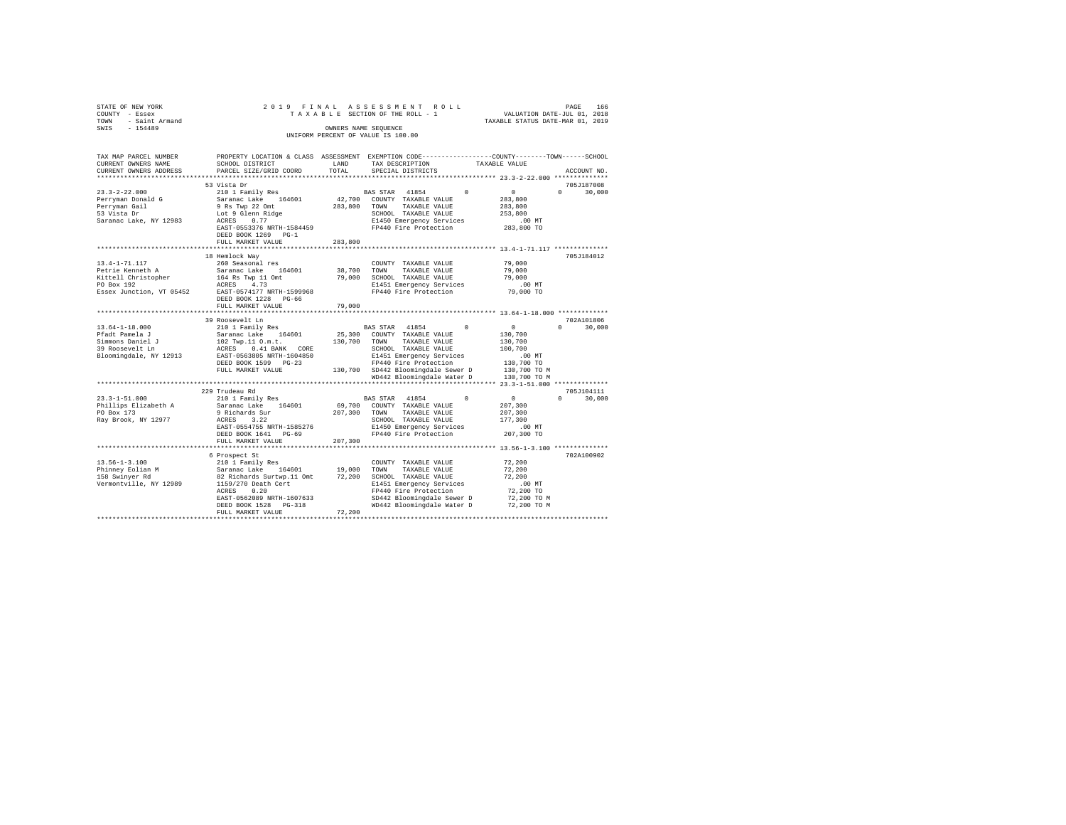STATE OF NEW YORK
COUNTY - Essex
TOWN - Saint Armand
SWIS - 154489

2019 FINAL ASSESSMENT ROLL
TAXABLE SECTION OF THE ROLL - 1
OWNERS NAME SEQUENCE
UNIFORM PERCENT OF VALUE IS 100.00

VALUATION DATE-JUL 01, 2018
TAXABLE STATUS DATE-MAR 01, 2019

```
TAX MAP PARCEL NUMBER     PROPERTY LOCATION & CLASS  ASSESSMENT  EXEMPTION CODE-----------------COUNTY--------TOWN------SCHOOL
CURRENT OWNERS NAME       SCHOOL DISTRICT              LAND      TAX DESCRIPTION            TAXABLE VALUE
CURRENT OWNERS ADDRESS    PARCEL SIZE/GRID COORD       TOTAL     SPECIAL DISTRICTS                                      ACCOUNT NO.
******************************************************************************************* 23.3-2-22.000 **************
                          53 Vista Dr                                                                                 705J187008
23.3-2-22.000             210 1 Family Res                       BAS STAR  41854          0            0            0     30,000
Perryman Donald G         Saranac Lake    164601        42,700   COUNTY  TAXABLE VALUE           283,800
Perryman Gail             9 Rs Twp 22 Omt              283,800   TOWN    TAXABLE VALUE           283,800
53 Vista Dr               Lot 9 Glenn Ridge                      SCHOOL  TAXABLE VALUE           253,800
Saranac Lake, NY 12983    ACRES    0.77                          E1450 Emergency Services            .00 MT
                          EAST-0553376 NRTH-1584459              FP440 Fire Protection           283,800 TO
                          DEED BOOK 1269   PG-1
                          FULL MARKET VALUE            283,800
******************************************************************************************* 13.4-1-71.117 **************
                          18 Hemlock Way                                                                              705J184012
13.4-1-71.117             260 Seasonal res                       COUNTY  TAXABLE VALUE            79,000
Petrie Kenneth A          Saranac Lake    164601        38,700   TOWN    TAXABLE VALUE            79,000
Kittell Christopher       164 Rs Twp 11 Omt             79,000   SCHOOL  TAXABLE VALUE            79,000
PO Box 192                ACRES    4.73                          E1451 Emergency Services            .00 MT
Essex Junction, VT 05452  EAST-0574177 NRTH-1599968              FP440 Fire Protection            79,000 TO
                          DEED BOOK 1228   PG-66
                          FULL MARKET VALUE             79,000
******************************************************************************************* 13.64-1-18.000 *************
                          39 Roosevelt Ln                                                                             702A101806
13.64-1-18.000            210 1 Family Res                       BAS STAR  41854          0            0            0     30,000
Pfadt Pamela J            Saranac Lake    164601        25,300   COUNTY  TAXABLE VALUE           130,700
Simmons Daniel J          102 Twp.11 O.m.t.            130,700   TOWN    TAXABLE VALUE           130,700
39 Roosevelt Ln           ACRES    0.41 BANK  CORE               SCHOOL  TAXABLE VALUE           100,700
Bloomingdale, NY 12913    EAST-0563805 NRTH-1604850              E1451 Emergency Services            .00 MT
                          DEED BOOK 1599   PG-23                 FP440 Fire Protection           130,700 TO
                          FULL MARKET VALUE            130,700   SD442 Bloomingdale Sewer D      130,700 TO M
                                                                 WD442 Bloomingdale Water D      130,700 TO M
******************************************************************************************* 23.3-1-51.000 **************
                          229 Trudeau Rd                                                                              705J104111
23.3-1-51.000             210 1 Family Res                       BAS STAR  41854          0            0            0     30,000
Phillips Elizabeth A      Saranac Lake    164601        69,700   COUNTY  TAXABLE VALUE           207,300
PO Box 173                9 Richards Sur               207,300   TOWN    TAXABLE VALUE           207,300
Ray Brook, NY 12977       ACRES    3.22                          SCHOOL  TAXABLE VALUE           177,300
                          EAST-0554755 NRTH-1585276              E1450 Emergency Services            .00 MT
                          DEED BOOK 1641   PG-69                 FP440 Fire Protection           207,300 TO
                          FULL MARKET VALUE            207,300
******************************************************************************************* 13.56-1-3.100 **************
                          6 Prospect St                                                                               702A100902
13.56-1-3.100             210 1 Family Res                       COUNTY  TAXABLE VALUE            72,200
Phinney Eolian M          Saranac Lake    164601        19,000   TOWN    TAXABLE VALUE            72,200
158 Swinyer Rd            82 Richards Surtwp.11 Omt     72,200   SCHOOL  TAXABLE VALUE            72,200
Vermontville, NY 12989    1159/270 Death Cert                    E1451 Emergency Services            .00 MT
                          ACRES    0.20                          FP440 Fire Protection            72,200 TO
                          EAST-0562089 NRTH-1607633              SD442 Bloomingdale Sewer D       72,200 TO M
                          DEED BOOK 1528   PG-318                WD442 Bloomingdale Water D       72,200 TO M
                          FULL MARKET VALUE             72,200
************************************************************************************************************************
```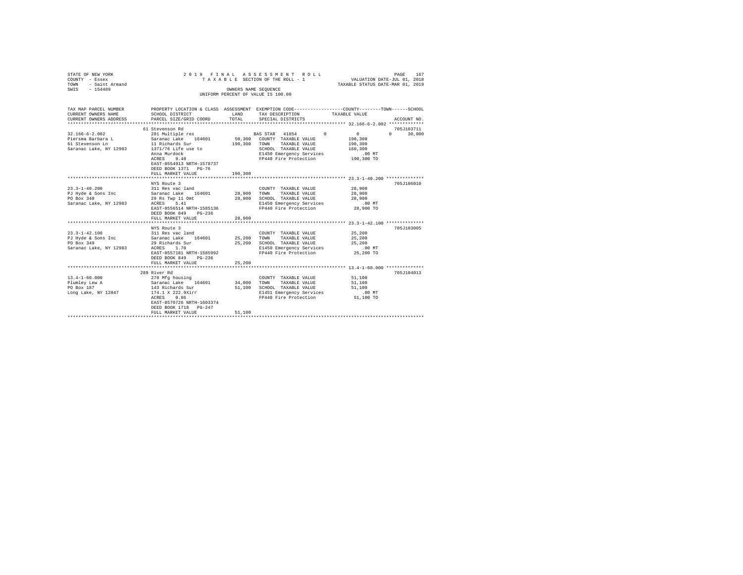STATE OF NEW YORK
COUNTY - Essex
TOWN - Saint Armand
SWIS - 154489

2019 FINAL ASSESSMENT ROLL
TAXABLE SECTION OF THE ROLL - 1
OWNERS NAME SEQUENCE
UNIFORM PERCENT OF VALUE IS 100.00

VALUATION DATE-JUL 01, 2018
TAXABLE STATUS DATE-MAR 01, 2019

```
TAX MAP PARCEL NUMBER     PROPERTY LOCATION & CLASS  ASSESSMENT  EXEMPTION CODE-----------------COUNTY--------TOWN------SCHOOL
CURRENT OWNERS NAME       SCHOOL DISTRICT             LAND       TAX DESCRIPTION            TAXABLE VALUE
CURRENT OWNERS ADDRESS    PARCEL SIZE/GRID COORD      TOTAL      SPECIAL DISTRICTS                                    ACCOUNT NO.
******************************************************************************************* 32.166-6-2.002 *************
                          61 Stevenson Rd                                                                        705J103711
32.166-6-2.002            281 Multiple res                        BAS STAR  41854        0          0          0      30,000
Piersma Barbara L         Saranac Lake   164601       50,300   COUNTY  TAXABLE VALUE          190,300
61 Stevenson Ln           11 Richards Sur            190,300   TOWN    TAXABLE VALUE          190,300
Saranac Lake, NY 12983    1371/76 Life use to                  SCHOOL  TAXABLE VALUE          160,300
                          Anna Murdock                         E1450 Emergency Services            .00 MT
                          ACRES    9.40                        FP440 Fire Protection          190,300 TO
                          EAST-0554913 NRTH-1578737
                          DEED BOOK 1371   PG-76
                          FULL MARKET VALUE          190,300
******************************************************************************************* 23.3-1-40.200 **************
                          NYS Route 3                                                                            705J186010
23.3-1-40.200             311 Res vac land                     COUNTY  TAXABLE VALUE           28,900
PJ Hyde & Sons Inc        Saranac Lake   164601       28,900   TOWN    TAXABLE VALUE           28,900
PO Box 349                29 Rs Twp 11 Omt            28,900   SCHOOL  TAXABLE VALUE           28,900
Saranac Lake, NY 12983    ACRES    5.41                        E1450 Emergency Services            .00 MT
                          EAST-0556514 NRTH-1585136            FP440 Fire Protection           28,900 TO
                          DEED BOOK 849    PG-236
                          FULL MARKET VALUE           28,900
******************************************************************************************* 23.3-1-42.100 **************
                          NYS Route 3                                                                            705J103005
23.3-1-42.100             311 Res vac land                     COUNTY  TAXABLE VALUE           25,200
PJ Hyde & Sons Inc        Saranac Lake   164601       25,200   TOWN    TAXABLE VALUE           25,200
PO Box 349                29 Richards Sur             25,200   SCHOOL  TAXABLE VALUE           25,200
Saranac Lake, NY 12983    ACRES    1.70                        E1450 Emergency Services            .00 MT
                          EAST-0557181 NRTH-1585992            FP440 Fire Protection           25,200 TO
                          DEED BOOK 849    PG-236
                          FULL MARKET VALUE           25,200
******************************************************************************************* 13.4-1-60.000 **************
                          289 River Rd                                                                           705J104013
13.4-1-60.000             270 Mfg housing                      COUNTY  TAXABLE VALUE           51,100
Plumley Lew A             Saranac Lake   164601       34,000   TOWN    TAXABLE VALUE           51,100
PO Box 187                143 Richards Sur            51,100   SCHOOL  TAXABLE VALUE           51,100
Long Lake, NY 12847       174.1 X 222.9Xirr                    E1451 Emergency Services            .00 MT
                          ACRES    0.86                        FP440 Fire Protection           51,100 TO
                          EAST-0570726 NRTH-1603374
                          DEED BOOK 1718   PG-247
                          FULL MARKET VALUE           51,100
************************************************************************************************************************
```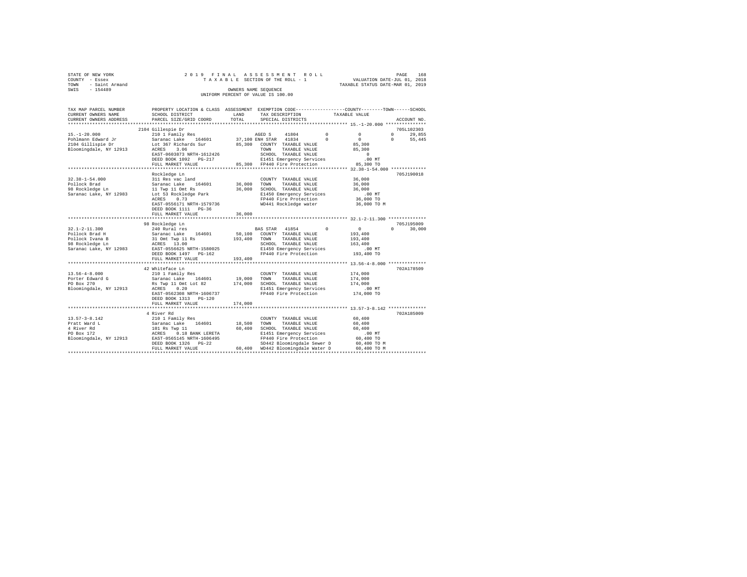STATE OF NEW YORK  
COUNTY - Essex  
TOWN - Saint Armand  
SWIS - 154489

2019 FINAL ASSESSMENT ROLL  
TAXABLE SECTION OF THE ROLL - 1  
OWNERS NAME SEQUENCE  
UNIFORM PERCENT OF VALUE IS 100.00

VALUATION DATE-JUL 01, 2018  
TAXABLE STATUS DATE-MAR 01, 2019

| TAX MAP PARCEL NUMBER / CURRENT OWNERS NAME / CURRENT OWNERS ADDRESS | PROPERTY LOCATION & CLASS / SCHOOL DISTRICT / PARCEL SIZE/GRID COORD | ASSESSMENT LAND / TOTAL | EXEMPTION CODE / TAX DESCRIPTION / SPECIAL DISTRICTS | COUNTY | TOWN | SCHOOL / TAXABLE VALUE | ACCOUNT NO. |
|---|---|---|---|---|---|---|---|
| | 2104 Gillespie Dr | | | | | | 705L102303 |
| 15.-1-20.000 | 210 1 Family Res | | AGED S 41804 | 0 | 0 | 0 29,855 | |
| Pohlmann Edward Jr | Saranac Lake 164601 | 37,100 | ENH STAR 41834 | 0 | 0 | 0 55,445 | |
| 2104 Gillispie Dr | Lot 367 Richards Sur | 85,300 | COUNTY TAXABLE VALUE | 85,300 | | | |
| Bloomingdale, NY 12913 | ACRES 3.06 | | TOWN TAXABLE VALUE | | 85,300 | | |
| | EAST-0603873 NRTH-1612426 | | SCHOOL TAXABLE VALUE | | | 0 | |
| | DEED BOOK 1092 PG-217 | | E1451 Emergency Services | .00 MT | | | |
| | FULL MARKET VALUE | 85,300 | FP440 Fire Protection | 85,300 TO | | | |
| | Rockledge Ln | | | | | | 705J190018 |
| 32.38-1-54.000 | 311 Res vac land | | COUNTY TAXABLE VALUE | 36,000 | | | |
| Pollock Brad | Saranac Lake 164601 | 36,000 | TOWN TAXABLE VALUE | | 36,000 | | |
| 98 Rockledge Ln | 11 Twp 11 Omt Rs | 36,000 | SCHOOL TAXABLE VALUE | | | 36,000 | |
| Saranac Lake, NY 12983 | Lot 53 Rockledge Park | | E1450 Emergency Services | .00 MT | | | |
| | ACRES 0.73 | | FP440 Fire Protection | 36,000 TO | | | |
| | EAST-0556171 NRTH-1579736 | | WD441 Rockledge water | 36,000 TO M | | | |
| | DEED BOOK 1111 PG-36 | | | | | | |
| | FULL MARKET VALUE | 36,000 | | | | | |
| | 98 Rockledge Ln | | | | | | 705J195009 |
| 32.1-2-11.300 | 240 Rural res | | BAS STAR 41854 | 0 | 0 | 0 30,000 | |
| Pollock Brad H | Saranac Lake 164601 | 50,100 | COUNTY TAXABLE VALUE | 193,400 | | | |
| Pollock Ivana B | 31 Omt Twp 11 Rs | 193,400 | TOWN TAXABLE VALUE | | 193,400 | | |
| 98 Rockledge Ln | ACRES 13.00 | | SCHOOL TAXABLE VALUE | | | 163,400 | |
| Saranac Lake, NY 12983 | EAST-0556625 NRTH-1580025 | | E1450 Emergency Services | .00 MT | | | |
| | DEED BOOK 1497 PG-162 | | FP440 Fire Protection | 193,400 TO | | | |
| | FULL MARKET VALUE | 193,400 | | | | | |
| | 42 Whiteface Ln | | | | | | 702A178509 |
| 13.56-4-8.000 | 210 1 Family Res | | COUNTY TAXABLE VALUE | 174,000 | | | |
| Porter Edward G | Saranac Lake 164601 | 19,000 | TOWN TAXABLE VALUE | | 174,000 | | |
| PO Box 270 | Rs Twp 11 Omt Lot 82 | 174,000 | SCHOOL TAXABLE VALUE | | | 174,000 | |
| Bloomingdale, NY 12913 | ACRES 0.20 | | E1451 Emergency Services | .00 MT | | | |
| | EAST-0562308 NRTH-1606737 | | FP440 Fire Protection | 174,000 TO | | | |
| | DEED BOOK 1313 PG-120 | | | | | | |
| | FULL MARKET VALUE | 174,000 | | | | | |
| | 4 River Rd | | | | | | 702A185009 |
| 13.57-3-8.142 | 210 1 Family Res | | COUNTY TAXABLE VALUE | 60,400 | | | |
| Pratt Ward L | Saranac Lake 164601 | 18,500 | TOWN TAXABLE VALUE | | 60,400 | | |
| 4 River Rd | 101 Rs Twp 11 | 60,400 | SCHOOL TAXABLE VALUE | | | 60,400 | |
| PO Box 172 | ACRES 0.18 BANK LERETA | | E1451 Emergency Services | .00 MT | | | |
| Bloomingdale, NY 12913 | EAST-0565145 NRTH-1606495 | | FP440 Fire Protection | 60,400 TO | | | |
| | DEED BOOK 1326 PG-22 | | SD442 Bloomingdale Sewer D | 60,400 TO M | | | |
| | FULL MARKET VALUE | 60,400 | WD442 Bloomingdale Water D | 60,400 TO M | | | |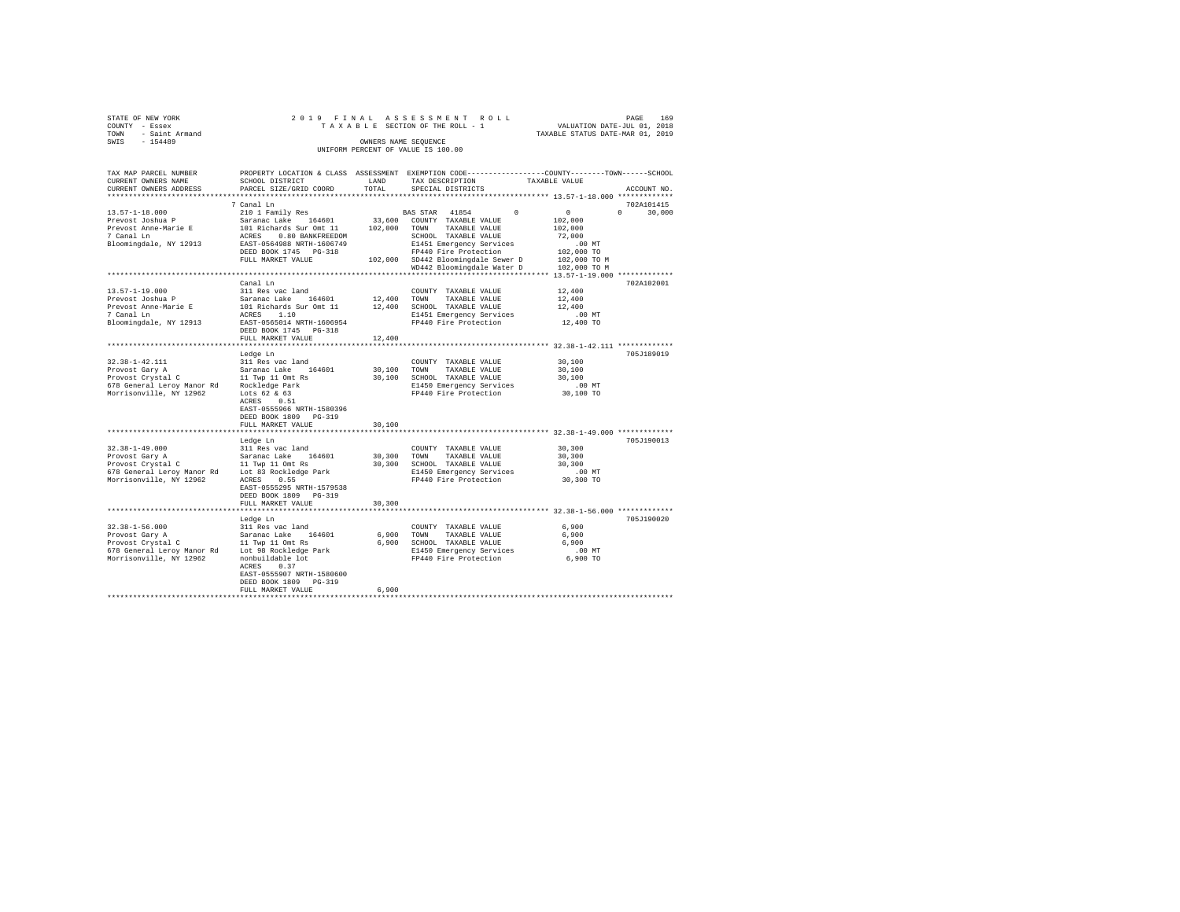STATE OF NEW YORK  
COUNTY - Essex  
TOWN - Saint Armand  
SWIS - 154489

2019 FINAL ASSESSMENT ROLL  
TAXABLE SECTION OF THE ROLL - 1  
OWNERS NAME SEQUENCE  
UNIFORM PERCENT OF VALUE IS 100.00

VALUATION DATE-JUL 01, 2018  
TAXABLE STATUS DATE-MAR 01, 2019

```
TAX MAP PARCEL NUMBER      PROPERTY LOCATION & CLASS  ASSESSMENT  EXEMPTION CODE-----------------COUNTY--------TOWN------SCHOOL
CURRENT OWNERS NAME        SCHOOL DISTRICT             LAND       TAX DESCRIPTION            TAXABLE VALUE
CURRENT OWNERS ADDRESS     PARCEL SIZE/GRID COORD      TOTAL      SPECIAL DISTRICTS                                     ACCOUNT NO.
******************************************************************************************************* 13.57-1-18.000 *************
                           7 Canal Ln                                                                                702A101415
13.57-1-18.000             210 1 Family Res                        BAS STAR  41854          0          0            0      30,000
Prevost Joshua P           Saranac Lake   164601       33,600      COUNTY  TAXABLE VALUE           102,000
Prevost Anne-Marie E       101 Richards Sur Omt 11    102,000      TOWN    TAXABLE VALUE           102,000
7 Canal Ln                 ACRES    0.80 BANKFREEDOM                SCHOOL  TAXABLE VALUE            72,000
Bloomingdale, NY 12913     EAST-0564988 NRTH-1606749                E1451 Emergency Services          .00 MT
                           DEED BOOK 1745   PG-318                  FP440 Fire Protection          102,000 TO
                           FULL MARKET VALUE          102,000      SD442 Bloomingdale Sewer D     102,000 TO M
                                                                    WD442 Bloomingdale Water D     102,000 TO M
******************************************************************************************************* 13.57-1-19.000 *************
                           Canal Ln                                                                                  702A102001
13.57-1-19.000             311 Res vac land                         COUNTY  TAXABLE VALUE            12,400
Prevost Joshua P           Saranac Lake   164601       12,400      TOWN    TAXABLE VALUE            12,400
Prevost Anne-Marie E       101 Richards Sur Omt 11     12,400      SCHOOL  TAXABLE VALUE            12,400
7 Canal Ln                 ACRES    1.10                            E1451 Emergency Services          .00 MT
Bloomingdale, NY 12913     EAST-0565014 NRTH-1606954                FP440 Fire Protection           12,400 TO
                           DEED BOOK 1745   PG-318
                           FULL MARKET VALUE           12,400
******************************************************************************************************* 32.38-1-42.111 *************
                           Ledge Ln                                                                                  705J189019
32.38-1-42.111             311 Res vac land                         COUNTY  TAXABLE VALUE            30,100
Provost Gary A             Saranac Lake   164601       30,100      TOWN    TAXABLE VALUE            30,100
Provost Crystal C          11 Twp 11 Omt Rs            30,100      SCHOOL  TAXABLE VALUE            30,100
678 General Leroy Manor Rd Rockledge Park                           E1450 Emergency Services          .00 MT
Morrisonville, NY 12962    Lots 62 & 63                             FP440 Fire Protection           30,100 TO
                           ACRES    0.51
                           EAST-0555966 NRTH-1580396
                           DEED BOOK 1809   PG-319
                           FULL MARKET VALUE           30,100
******************************************************************************************************* 32.38-1-49.000 *************
                           Ledge Ln                                                                                  705J190013
32.38-1-49.000             311 Res vac land                         COUNTY  TAXABLE VALUE            30,300
Provost Gary A             Saranac Lake   164601       30,300      TOWN    TAXABLE VALUE            30,300
Provost Crystal C          11 Twp 11 Omt Rs            30,300      SCHOOL  TAXABLE VALUE            30,300
678 General Leroy Manor Rd Lot 83 Rockledge Park                    E1450 Emergency Services          .00 MT
Morrisonville, NY 12962    ACRES    0.55                            FP440 Fire Protection           30,300 TO
                           EAST-0555295 NRTH-1579538
                           DEED BOOK 1809   PG-319
                           FULL MARKET VALUE           30,300
******************************************************************************************************* 32.38-1-56.000 *************
                           Ledge Ln                                                                                  705J190020
32.38-1-56.000             311 Res vac land                         COUNTY  TAXABLE VALUE             6,900
Provost Gary A             Saranac Lake   164601        6,900      TOWN    TAXABLE VALUE             6,900
Provost Crystal C          11 Twp 11 Omt Rs             6,900      SCHOOL  TAXABLE VALUE             6,900
678 General Leroy Manor Rd Lot 98 Rockledge Park                    E1450 Emergency Services          .00 MT
Morrisonville, NY 12962    nonbuildable lot                         FP440 Fire Protection            6,900 TO
                           ACRES    0.37
                           EAST-0555907 NRTH-1580600
                           DEED BOOK 1809   PG-319
                           FULL MARKET VALUE            6,900
************************************************************************************************************************************
```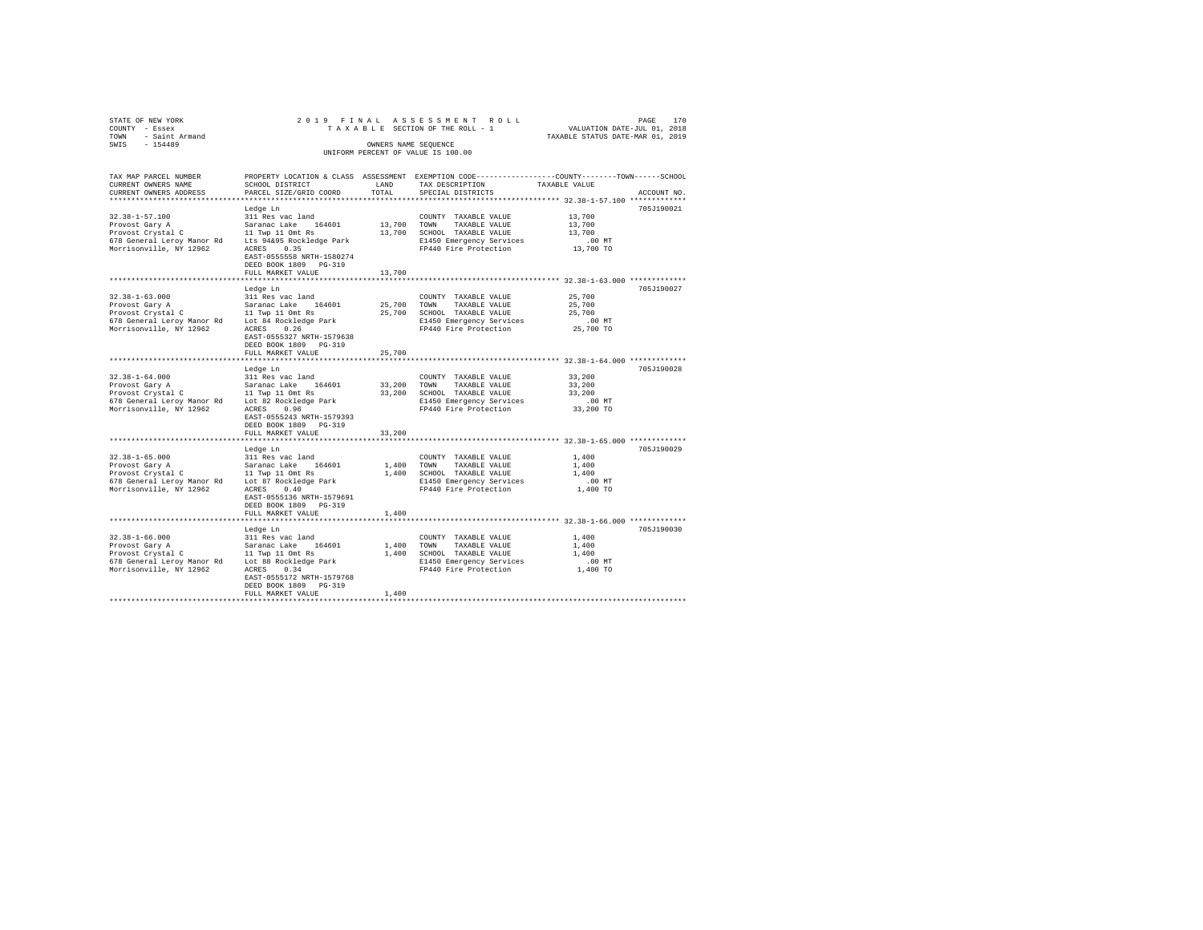STATE OF NEW YORK
COUNTY - Essex
TOWN - Saint Armand
SWIS - 154489

2019 FINAL ASSESSMENT ROLL
TAXABLE SECTION OF THE ROLL - 1
OWNERS NAME SEQUENCE
UNIFORM PERCENT OF VALUE IS 100.00

VALUATION DATE-JUL 01, 2018
TAXABLE STATUS DATE-MAR 01, 2019

| TAX MAP PARCEL NUMBER / CURRENT OWNERS NAME / CURRENT OWNERS ADDRESS | PROPERTY LOCATION & CLASS / SCHOOL DISTRICT / PARCEL SIZE/GRID COORD | ASSESSMENT LAND | TOTAL | EXEMPTION CODE / TAX DESCRIPTION / SPECIAL DISTRICTS | TAXABLE VALUE (COUNTY / TOWN / SCHOOL) | ACCOUNT NO. |
|---|---|---|---|---|---|---|
| **32.38-1-57.100** | Ledge Ln | | | | | 705J190021 |
| 32.38-1-57.100 | 311 Res vac land | | | COUNTY TAXABLE VALUE | 13,700 | |
| Provost Gary A | Saranac Lake 164601 | 13,700 | | TOWN TAXABLE VALUE | 13,700 | |
| Provost Crystal C | 11 Twp 11 Omt Rs | | 13,700 | SCHOOL TAXABLE VALUE | 13,700 | |
| 678 General Leroy Manor Rd | Lts 94&95 Rockledge Park | | | E1450 Emergency Services | .00 MT | |
| Morrisonville, NY 12962 | ACRES 0.35 | | | FP440 Fire Protection | 13,700 TO | |
| | EAST-0555558 NRTH-1580274 | | | | | |
| | DEED BOOK 1809 PG-319 | | | | | |
| | FULL MARKET VALUE | | 13,700 | | | |
| **32.38-1-63.000** | Ledge Ln | | | | | 705J190027 |
| 32.38-1-63.000 | 311 Res vac land | | | COUNTY TAXABLE VALUE | 25,700 | |
| Provost Gary A | Saranac Lake 164601 | 25,700 | | TOWN TAXABLE VALUE | 25,700 | |
| Provost Crystal C | 11 Twp 11 Omt Rs | | 25,700 | SCHOOL TAXABLE VALUE | 25,700 | |
| 678 General Leroy Manor Rd | Lot 84 Rockledge Park | | | E1450 Emergency Services | .00 MT | |
| Morrisonville, NY 12962 | ACRES 0.26 | | | FP440 Fire Protection | 25,700 TO | |
| | EAST-0555327 NRTH-1579638 | | | | | |
| | DEED BOOK 1809 PG-319 | | | | | |
| | FULL MARKET VALUE | | 25,700 | | | |
| **32.38-1-64.000** | Ledge Ln | | | | | 705J190028 |
| 32.38-1-64.000 | 311 Res vac land | | | COUNTY TAXABLE VALUE | 33,200 | |
| Provost Gary A | Saranac Lake 164601 | 33,200 | | TOWN TAXABLE VALUE | 33,200 | |
| Provost Crystal C | 11 Twp 11 Omt Rs | | 33,200 | SCHOOL TAXABLE VALUE | 33,200 | |
| 678 General Leroy Manor Rd | Lot 82 Rockledge Park | | | E1450 Emergency Services | .00 MT | |
| Morrisonville, NY 12962 | ACRES 0.96 | | | FP440 Fire Protection | 33,200 TO | |
| | EAST-0555243 NRTH-1579393 | | | | | |
| | DEED BOOK 1809 PG-319 | | | | | |
| | FULL MARKET VALUE | | 33,200 | | | |
| **32.38-1-65.000** | Ledge Ln | | | | | 705J190029 |
| 32.38-1-65.000 | 311 Res vac land | | | COUNTY TAXABLE VALUE | 1,400 | |
| Provost Gary A | Saranac Lake 164601 | 1,400 | | TOWN TAXABLE VALUE | 1,400 | |
| Provost Crystal C | 11 Twp 11 Omt Rs | | 1,400 | SCHOOL TAXABLE VALUE | 1,400 | |
| 678 General Leroy Manor Rd | Lot 87 Rockledge Park | | | E1450 Emergency Services | .00 MT | |
| Morrisonville, NY 12962 | ACRES 0.40 | | | FP440 Fire Protection | 1,400 TO | |
| | EAST-0555136 NRTH-1579691 | | | | | |
| | DEED BOOK 1809 PG-319 | | | | | |
| | FULL MARKET VALUE | | 1,400 | | | |
| **32.38-1-66.000** | Ledge Ln | | | | | 705J190030 |
| 32.38-1-66.000 | 311 Res vac land | | | COUNTY TAXABLE VALUE | 1,400 | |
| Provost Gary A | Saranac Lake 164601 | 1,400 | | TOWN TAXABLE VALUE | 1,400 | |
| Provost Crystal C | 11 Twp 11 Omt Rs | | 1,400 | SCHOOL TAXABLE VALUE | 1,400 | |
| 678 General Leroy Manor Rd | Lot 88 Rockledge Park | | | E1450 Emergency Services | .00 MT | |
| Morrisonville, NY 12962 | ACRES 0.34 | | | FP440 Fire Protection | 1,400 TO | |
| | EAST-0555172 NRTH-1579768 | | | | | |
| | DEED BOOK 1809 PG-319 | | | | | |
| | FULL MARKET VALUE | | 1,400 | | | |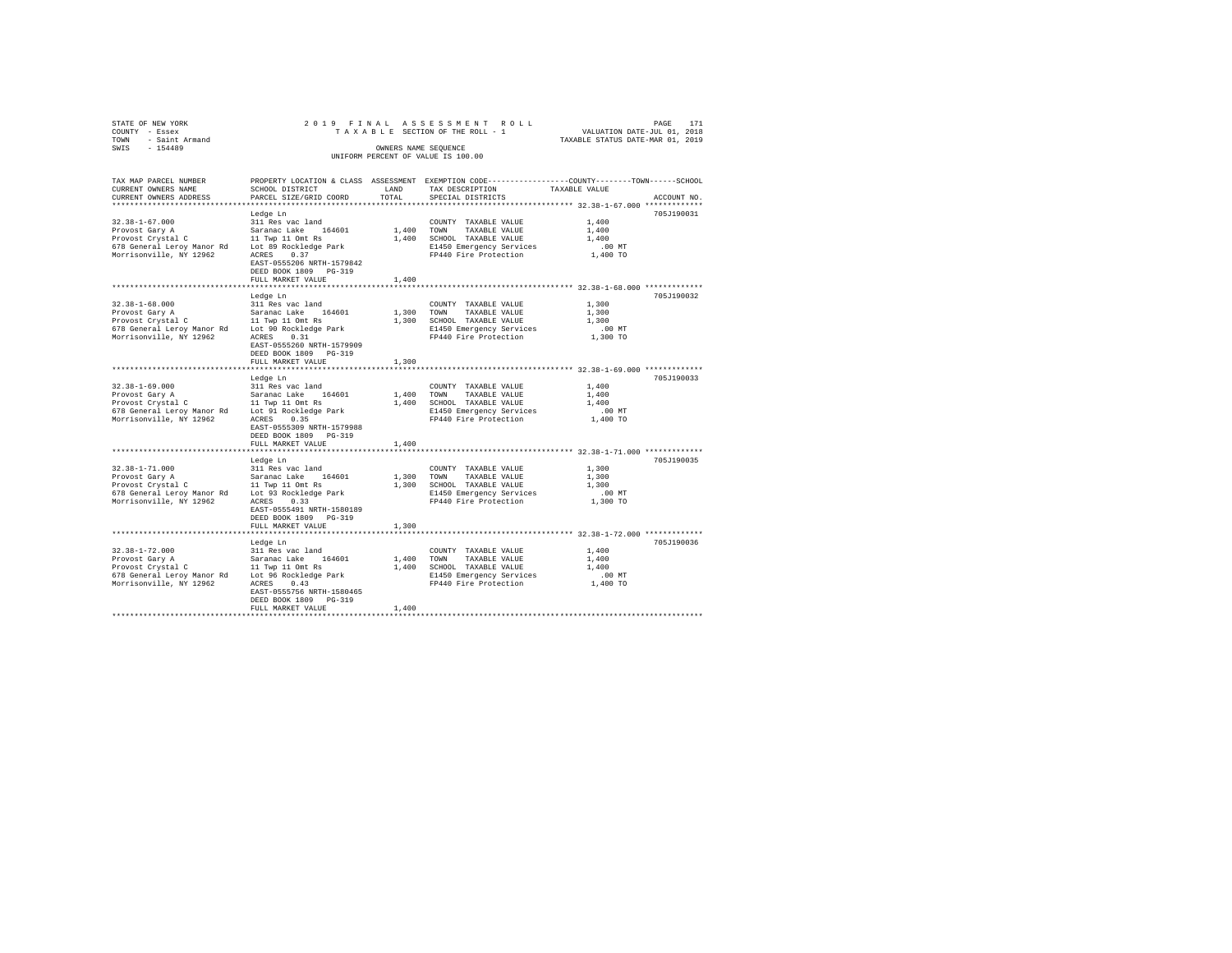STATE OF NEW YORK
COUNTY - Essex
TOWN - Saint Armand
SWIS - 154489

2019 FINAL ASSESSMENT ROLL
TAXABLE SECTION OF THE ROLL - 1
OWNERS NAME SEQUENCE
UNIFORM PERCENT OF VALUE IS 100.00

VALUATION DATE-JUL 01, 2018
TAXABLE STATUS DATE-MAR 01, 2019

| TAX MAP PARCEL NUMBER / CURRENT OWNERS NAME / CURRENT OWNERS ADDRESS | PROPERTY LOCATION & CLASS / SCHOOL DISTRICT / PARCEL SIZE/GRID COORD | ASSESSMENT LAND | TOTAL | EXEMPTION CODE / TAX DESCRIPTION / SPECIAL DISTRICTS | COUNTY--------TOWN------SCHOOL TAXABLE VALUE | ACCOUNT NO. |
|---|---|---|---|---|---|---|
| **32.38-1-67.000** | Ledge Ln | | | | | 705J190031 |
| | 311 Res vac land | | | COUNTY TAXABLE VALUE | 1,400 | |
| Provost Gary A | Saranac Lake 164601 | 1,400 | | TOWN TAXABLE VALUE | 1,400 | |
| Provost Crystal C | 11 Twp 11 Omt Rs | | 1,400 | SCHOOL TAXABLE VALUE | 1,400 | |
| 678 General Leroy Manor Rd | Lot 89 Rockledge Park | | | E1450 Emergency Services | .00 MT | |
| Morrisonville, NY 12962 | ACRES 0.37 | | | FP440 Fire Protection | 1,400 TO | |
| | EAST-0555206 NRTH-1579842 | | | | | |
| | DEED BOOK 1809 PG-319 | | | | | |
| | FULL MARKET VALUE | | 1,400 | | | |
| **32.38-1-68.000** | Ledge Ln | | | | | 705J190032 |
| | 311 Res vac land | | | COUNTY TAXABLE VALUE | 1,300 | |
| Provost Gary A | Saranac Lake 164601 | 1,300 | | TOWN TAXABLE VALUE | 1,300 | |
| Provost Crystal C | 11 Twp 11 Omt Rs | | 1,300 | SCHOOL TAXABLE VALUE | 1,300 | |
| 678 General Leroy Manor Rd | Lot 90 Rockledge Park | | | E1450 Emergency Services | .00 MT | |
| Morrisonville, NY 12962 | ACRES 0.31 | | | FP440 Fire Protection | 1,300 TO | |
| | EAST-0555260 NRTH-1579909 | | | | | |
| | DEED BOOK 1809 PG-319 | | | | | |
| | FULL MARKET VALUE | | 1,300 | | | |
| **32.38-1-69.000** | Ledge Ln | | | | | 705J190033 |
| | 311 Res vac land | | | COUNTY TAXABLE VALUE | 1,400 | |
| Provost Gary A | Saranac Lake 164601 | 1,400 | | TOWN TAXABLE VALUE | 1,400 | |
| Provost Crystal C | 11 Twp 11 Omt Rs | | 1,400 | SCHOOL TAXABLE VALUE | 1,400 | |
| 678 General Leroy Manor Rd | Lot 91 Rockledge Park | | | E1450 Emergency Services | .00 MT | |
| Morrisonville, NY 12962 | ACRES 0.35 | | | FP440 Fire Protection | 1,400 TO | |
| | EAST-0555309 NRTH-1579988 | | | | | |
| | DEED BOOK 1809 PG-319 | | | | | |
| | FULL MARKET VALUE | | 1,400 | | | |
| **32.38-1-71.000** | Ledge Ln | | | | | 705J190035 |
| | 311 Res vac land | | | COUNTY TAXABLE VALUE | 1,300 | |
| Provost Gary A | Saranac Lake 164601 | 1,300 | | TOWN TAXABLE VALUE | 1,300 | |
| Provost Crystal C | 11 Twp 11 Omt Rs | | 1,300 | SCHOOL TAXABLE VALUE | 1,300 | |
| 678 General Leroy Manor Rd | Lot 93 Rockledge Park | | | E1450 Emergency Services | .00 MT | |
| Morrisonville, NY 12962 | ACRES 0.33 | | | FP440 Fire Protection | 1,300 TO | |
| | EAST-0555491 NRTH-1580189 | | | | | |
| | DEED BOOK 1809 PG-319 | | | | | |
| | FULL MARKET VALUE | | 1,300 | | | |
| **32.38-1-72.000** | Ledge Ln | | | | | 705J190036 |
| | 311 Res vac land | | | COUNTY TAXABLE VALUE | 1,400 | |
| Provost Gary A | Saranac Lake 164601 | 1,400 | | TOWN TAXABLE VALUE | 1,400 | |
| Provost Crystal C | 11 Twp 11 Omt Rs | | 1,400 | SCHOOL TAXABLE VALUE | 1,400 | |
| 678 General Leroy Manor Rd | Lot 96 Rockledge Park | | | E1450 Emergency Services | .00 MT | |
| Morrisonville, NY 12962 | ACRES 0.43 | | | FP440 Fire Protection | 1,400 TO | |
| | EAST-0555756 NRTH-1580465 | | | | | |
| | DEED BOOK 1809 PG-319 | | | | | |
| | FULL MARKET VALUE | | 1,400 | | | |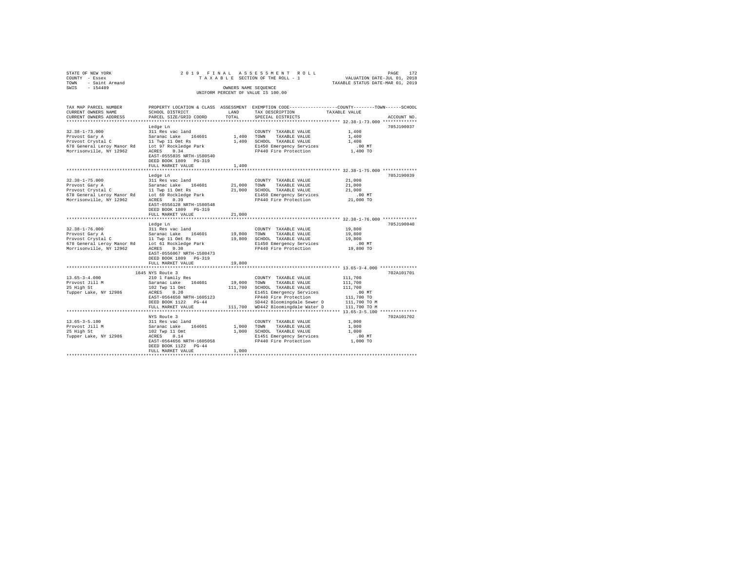STATE OF NEW YORK — 2019 FINAL ASSESSMENT ROLL — TAXABLE SECTION OF THE ROLL - 1
COUNTY - Essex — VALUATION DATE-JUL 01, 2018
TOWN - Saint Armand — TAXABLE STATUS DATE-MAR 01, 2019
SWIS - 154489 — OWNERS NAME SEQUENCE — UNIFORM PERCENT OF VALUE IS 100.00

| TAX MAP PARCEL NUMBER / CURRENT OWNERS NAME / CURRENT OWNERS ADDRESS | PROPERTY LOCATION & CLASS / SCHOOL DISTRICT / PARCEL SIZE/GRID COORD | ASSESSMENT LAND | TOTAL | EXEMPTION CODE / TAX DESCRIPTION / SPECIAL DISTRICTS | COUNTY / TOWN / SCHOOL TAXABLE VALUE | ACCOUNT NO. |
|---|---|---|---|---|---|---|
| 32.38-1-73.000 | Ledge Ln | | | | | 705J190037 |
| Provost Gary A | 311 Res vac land | | | COUNTY TAXABLE VALUE | 1,400 | |
| Provost Crystal C | Saranac Lake 164601 | 1,400 | | TOWN TAXABLE VALUE | 1,400 | |
| 678 General Leroy Manor Rd | 11 Twp 11 Omt Rs | | 1,400 | SCHOOL TAXABLE VALUE | 1,400 | |
| Morrisonville, NY 12962 | Lot 97 Rockledge Park | | | E1450 Emergency Services | .00 MT | |
| | ACRES 0.34 | | | FP440 Fire Protection | 1,400 TO | |
| | EAST-0555835 NRTH-1580540 | | | | | |
| | DEED BOOK 1809 PG-319 | | | | | |
| | FULL MARKET VALUE | | 1,400 | | | |
| 32.38-1-75.000 | Ledge Ln | | | | | 705J190039 |
| Provost Gary A | 311 Res vac land | | | COUNTY TAXABLE VALUE | 21,000 | |
| Provost Crystal C | Saranac Lake 164601 | 21,000 | | TOWN TAXABLE VALUE | 21,000 | |
| 678 General Leroy Manor Rd | 11 Twp 11 Omt Rs | | 21,000 | SCHOOL TAXABLE VALUE | 21,000 | |
| Morrisonville, NY 12962 | Lot 60 Rockledge Park | | | E1450 Emergency Services | .00 MT | |
| | ACRES 0.39 | | | FP440 Fire Protection | 21,000 TO | |
| | EAST-0556128 NRTH-1580548 | | | | | |
| | DEED BOOK 1809 PG-319 | | | | | |
| | FULL MARKET VALUE | | 21,000 | | | |
| 32.38-1-76.000 | Ledge Ln | | | | | 705J190040 |
| Provost Gary A | 311 Res vac land | | | COUNTY TAXABLE VALUE | 19,800 | |
| Provost Crystal C | Saranac Lake 164601 | 19,800 | | TOWN TAXABLE VALUE | 19,800 | |
| 678 General Leroy Manor Rd | 11 Twp 11 Omt Rs | | 19,800 | SCHOOL TAXABLE VALUE | 19,800 | |
| Morrisonville, NY 12962 | Lot 61 Rockledge Park | | | E1450 Emergency Services | .00 MT | |
| | ACRES 0.30 | | | FP440 Fire Protection | 19,800 TO | |
| | EAST-0556067 NRTH-1580473 | | | | | |
| | DEED BOOK 1809 PG-319 | | | | | |
| | FULL MARKET VALUE | | 19,800 | | | |
| 13.65-3-4.000 | 1645 NYS Route 3 | | | | | 702A101701 |
| Provost Jill M | 210 1 Family Res | | | COUNTY TAXABLE VALUE | 111,700 | |
| 25 High St | Saranac Lake 164601 | 19,000 | | TOWN TAXABLE VALUE | 111,700 | |
| Tupper Lake, NY 12986 | 102 Twp 11 Omt | | 111,700 | SCHOOL TAXABLE VALUE | 111,700 | |
| | ACRES 0.20 | | | E1451 Emergency Services | .00 MT | |
| | EAST-0564650 NRTH-1605123 | | | FP440 Fire Protection | 111,700 TO | |
| | DEED BOOK 1122 PG-44 | | | SD442 Bloomingdale Sewer D | 111,700 TO M | |
| | FULL MARKET VALUE | | 111,700 | WD442 Bloomingdale Water D | 111,700 TO M | |
| 13.65-3-5.100 | NYS Route 3 | | | | | 702A101702 |
| Provost Jill M | 311 Res vac land | | | COUNTY TAXABLE VALUE | 1,000 | |
| 25 High St | Saranac Lake 164601 | 1,000 | | TOWN TAXABLE VALUE | 1,000 | |
| Tupper Lake, NY 12986 | 102 Twp 11 Omt | | 1,000 | SCHOOL TAXABLE VALUE | 1,000 | |
| | ACRES 0.14 | | | E1451 Emergency Services | .00 MT | |
| | EAST-0564656 NRTH-1605058 | | | FP440 Fire Protection | 1,000 TO | |
| | DEED BOOK 1122 PG-44 | | | | | |
| | FULL MARKET VALUE | | 1,000 | | | |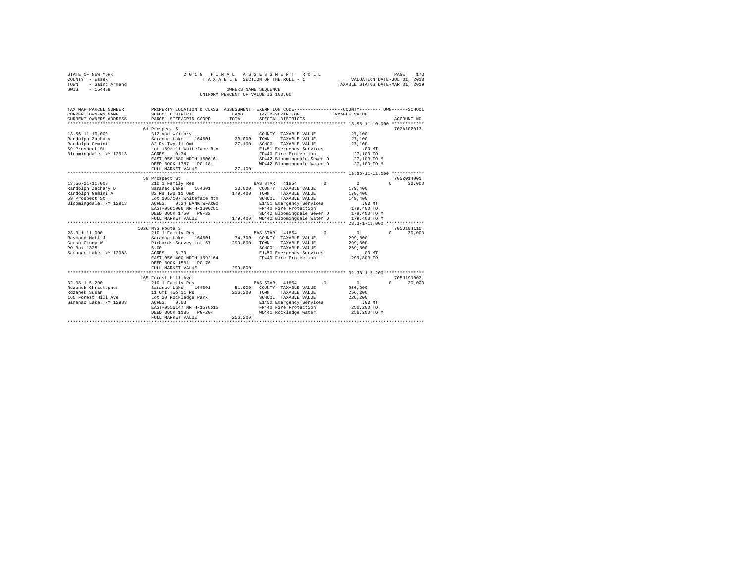STATE OF NEW YORK
COUNTY - Essex
TOWN - Saint Armand
SWIS - 154489

2019 FINAL ASSESSMENT ROLL
TAXABLE SECTION OF THE ROLL - 1
OWNERS NAME SEQUENCE
UNIFORM PERCENT OF VALUE IS 100.00

VALUATION DATE-JUL 01, 2018
TAXABLE STATUS DATE-MAR 01, 2019

```
TAX MAP PARCEL NUMBER      PROPERTY LOCATION & CLASS  ASSESSMENT  EXEMPTION CODE-----------------COUNTY--------TOWN------SCHOOL
CURRENT OWNERS NAME        SCHOOL DISTRICT              LAND      TAX DESCRIPTION            TAXABLE VALUE
CURRENT OWNERS ADDRESS     PARCEL SIZE/GRID COORD       TOTAL     SPECIAL DISTRICTS                                      ACCOUNT NO.
******************************************************************************************************* 13.56-11-10.000 ************
                           61 Prospect St                                                                              702A102013
13.56-11-10.000            312 Vac w/imprv                         COUNTY  TAXABLE VALUE            27,100
Randolph Zachary           Saranac Lake    164601       23,000     TOWN    TAXABLE VALUE            27,100
Randolph Gemini            82 Rs Twp.11 Omt             27,100     SCHOOL  TAXABLE VALUE            27,100
59 Prospect St             Lot 189/111 Whiteface Mtn               E1451 Emergency Services           .00 MT
Bloomingdale, NY 12913     ACRES    0.34                           FP440 Fire Protection            27,100 TO
                           EAST-0561880 NRTH-1606161               SD442 Bloomingdale Sewer D       27,100 TO M
                           DEED BOOK 1787   PG-181                 WD442 Bloomingdale Water D       27,100 TO M
                           FULL MARKET VALUE            27,100
******************************************************************************************************* 13.56-11-11.000 ************
                           59 Prospect St                                                                              705Z014001
13.56-11-11.000            210 1 Family Res                        BAS STAR  41854          0           0          0      30,000
Randolph Zachary D         Saranac Lake    164601       23,000     COUNTY  TAXABLE VALUE           179,400
Randolph Gemini A          82 Rs Twp 11 Omt            179,400     TOWN    TAXABLE VALUE           179,400
59 Prospect St             Lot 105/107 Whiteface Mtn               SCHOOL  TAXABLE VALUE           149,400
Bloomingdale, NY 12913     ACRES    0.34 BANK WFARGO               E1451 Emergency Services           .00 MT
                           EAST-0561906 NRTH-1606281               FP440 Fire Protection           179,400 TO
                           DEED BOOK 1750   PG-32                  SD442 Bloomingdale Sewer D      179,400 TO M
                           FULL MARKET VALUE           179,400     WD442 Bloomingdale Water D      179,400 TO M
******************************************************************************************************* 23.3-1-11.000 **************
                           1026 NYS Route 3                                                                            705J104110
23.3-1-11.000              210 1 Family Res                        BAS STAR  41854          0           0          0      30,000
Raymond Matt J             Saranac Lake    164601       74,700     COUNTY  TAXABLE VALUE           299,800
Garso Cindy W              Richards Survey Lot 67      299,800     TOWN    TAXABLE VALUE           299,800
PO Box 1335                6.00                                    SCHOOL  TAXABLE VALUE           269,800
Saranac Lake, NY 12983     ACRES    6.70                           E1450 Emergency Services           .00 MT
                           EAST-0561400 NRTH-1592164               FP440 Fire Protection           299,800 TO
                           DEED BOOK 1581   PG-76
                           FULL MARKET VALUE           299,800
******************************************************************************************************* 32.38-1-5.200 **************
                           165 Forest Hill Ave                                                                         705J199003
32.38-1-5.200              210 1 Family Res                        BAS STAR  41854          0           0          0      30,000
Rdzanek Christopher        Saranac Lake    164601       51,900     COUNTY  TAXABLE VALUE           256,200
Rdzanek Susan              11 Omt Twp 11 Rs            256,200     TOWN    TAXABLE VALUE           256,200
165 Forest Hill Ave        Lot 20 Rockledge Park                   SCHOOL  TAXABLE VALUE           226,200
Saranac Lake, NY 12983     ACRES    0.63                           E1450 Emergency Services           .00 MT
                           EAST-0556147 NRTH-1578515               FP440 Fire Protection           256,200 TO
                           DEED BOOK 1185   PG-204                 WD441 Rockledge water           256,200 TO M
                           FULL MARKET VALUE           256,200
************************************************************************************************************************************
```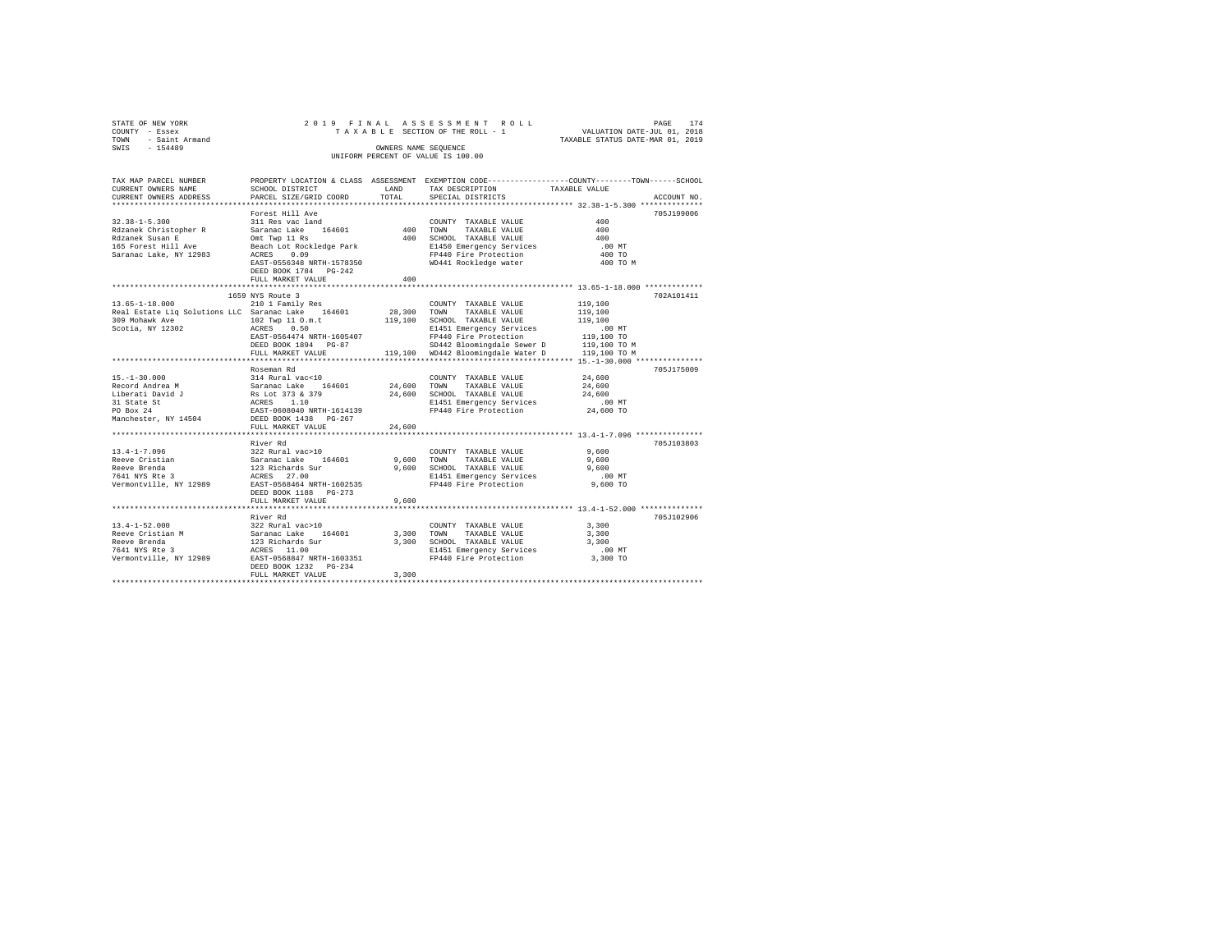STATE OF NEW YORK
COUNTY - Essex
TOWN - Saint Armand
SWIS - 154489

2019 FINAL ASSESSMENT ROLL
TAXABLE SECTION OF THE ROLL - 1
OWNERS NAME SEQUENCE
UNIFORM PERCENT OF VALUE IS 100.00

VALUATION DATE-JUL 01, 2018
TAXABLE STATUS DATE-MAR 01, 2019

```
TAX MAP PARCEL NUMBER      PROPERTY LOCATION & CLASS  ASSESSMENT  EXEMPTION CODE-----------------COUNTY--------TOWN------SCHOOL
CURRENT OWNERS NAME        SCHOOL DISTRICT             LAND       TAX DESCRIPTION            TAXABLE VALUE
CURRENT OWNERS ADDRESS     PARCEL SIZE/GRID COORD      TOTAL      SPECIAL DISTRICTS                                  ACCOUNT NO.
******************************************************************************************** 32.38-1-5.300 **************
                           Forest Hill Ave                                                                          705J199006
32.38-1-5.300              311 Res vac land                         COUNTY  TAXABLE VALUE           400
Rdzanek Christopher R      Saranac Lake   164601        400       TOWN    TAXABLE VALUE           400
Rdzanek Susan E            Omt Twp 11 Rs                400       SCHOOL  TAXABLE VALUE           400
165 Forest Hill Ave        Beach Lot Rockledge Park                E1450 Emergency Services         .00 MT
Saranac Lake, NY 12983     ACRES    0.09                          FP440 Fire Protection           400 TO
                           EAST-0556348 NRTH-1578350              WD441 Rockledge water           400 TO M
                           DEED BOOK 1784   PG-242
                           FULL MARKET VALUE            400
******************************************************************************************** 13.65-1-18.000 *************
                       1659 NYS Route 3                                                                             702A101411
13.65-1-18.000             210 1 Family Res                        COUNTY  TAXABLE VALUE       119,100
Real Estate Liq Solutions LLC  Saranac Lake   164601   28,300    TOWN    TAXABLE VALUE       119,100
309 Mohawk Ave             102 Twp 11 O.m.t           119,100    SCHOOL  TAXABLE VALUE       119,100
Scotia, NY 12302           ACRES    0.50                          E1451 Emergency Services         .00 MT
                           EAST-0564474 NRTH-1605407              FP440 Fire Protection       119,100 TO
                           DEED BOOK 1894   PG-87                 SD442 Bloomingdale Sewer D  119,100 TO M
                           FULL MARKET VALUE          119,100    WD442 Bloomingdale Water D  119,100 TO M
******************************************************************************************** 15.-1-30.000 ***************
                           Roseman Rd                                                                               705J175009
15.-1-30.000               314 Rural vac<10                        COUNTY  TAXABLE VALUE        24,600
Record Andrea M            Saranac Lake   164601      24,600     TOWN    TAXABLE VALUE        24,600
Liberati David J           Rs Lot 373 & 379           24,600     SCHOOL  TAXABLE VALUE        24,600
31 State St                ACRES    1.10                          E1451 Emergency Services         .00 MT
PO Box 24                  EAST-0608040 NRTH-1614139              FP440 Fire Protection        24,600 TO
Manchester, NY 14504       DEED BOOK 1438   PG-267
                           FULL MARKET VALUE           24,600
******************************************************************************************** 13.4-1-7.096 ***************
                           River Rd                                                                                 705J103803
13.4-1-7.096               322 Rural vac>10                        COUNTY  TAXABLE VALUE         9,600
Reeve Cristian             Saranac Lake   164601       9,600     TOWN    TAXABLE VALUE         9,600
Reeve Brenda               123 Richards Sur            9,600     SCHOOL  TAXABLE VALUE         9,600
7641 NYS Rte 3             ACRES   27.00                          E1451 Emergency Services         .00 MT
Vermontville, NY 12989     EAST-0568464 NRTH-1602535              FP440 Fire Protection         9,600 TO
                           DEED BOOK 1188   PG-273
                           FULL MARKET VALUE            9,600
******************************************************************************************** 13.4-1-52.000 **************
                           River Rd                                                                                 705J102906
13.4-1-52.000              322 Rural vac>10                        COUNTY  TAXABLE VALUE         3,300
Reeve Cristian M           Saranac Lake   164601       3,300     TOWN    TAXABLE VALUE         3,300
Reeve Brenda               123 Richards Sur            3,300     SCHOOL  TAXABLE VALUE         3,300
7641 NYS Rte 3             ACRES   11.00                          E1451 Emergency Services         .00 MT
Vermontville, NY 12989     EAST-0568847 NRTH-1603351              FP440 Fire Protection         3,300 TO
                           DEED BOOK 1232   PG-234
                           FULL MARKET VALUE            3,300
****************************************************************************************************************************
```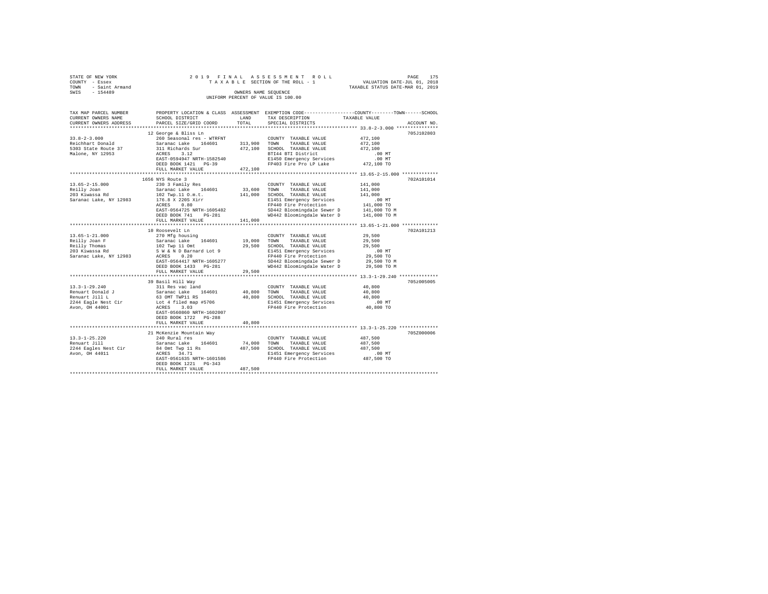STATE OF NEW YORK
COUNTY - Essex
TOWN - Saint Armand
SWIS - 154489

2019 FINAL ASSESSMENT ROLL
TAXABLE SECTION OF THE ROLL - 1
OWNERS NAME SEQUENCE
UNIFORM PERCENT OF VALUE IS 100.00

VALUATION DATE-JUL 01, 2018
TAXABLE STATUS DATE-MAR 01, 2019

| TAX MAP PARCEL NUMBER / CURRENT OWNERS NAME / CURRENT OWNERS ADDRESS | PROPERTY LOCATION & CLASS / SCHOOL DISTRICT / PARCEL SIZE/GRID COORD | ASSESSMENT LAND | TOTAL | EXEMPTION CODE / TAX DESCRIPTION / SPECIAL DISTRICTS | COUNTY / TOWN / SCHOOL TAXABLE VALUE | ACCOUNT NO. |
|---|---|---|---|---|---|---|
| 33.8-2-3.000 | 12 George & Bliss Ln | | | | | 705J102803 |
| Reichhart Donald | 260 Seasonal res - WTRFNT | | | COUNTY TAXABLE VALUE | 472,100 | |
| 5303 State Route 37 | Saranac Lake 164601 | 313,900 | | TOWN TAXABLE VALUE | 472,100 | |
| Malone, NY 12953 | 311 Richards Sur | | 472,100 | SCHOOL TAXABLE VALUE | 472,100 | |
| | ACRES 3.12 | | | BTI44 BTI District | .00 MT | |
| | EAST-0594947 NRTH-1582540 | | | E1450 Emergency Services | .00 MT | |
| | DEED BOOK 1421 PG-39 | | | FP403 Fire Pro LP Lake | 472,100 TO | |
| | FULL MARKET VALUE | | 472,100 | | | |
| 13.65-2-15.000 | 1656 NYS Route 3 | | | | | 702A101014 |
| Reilly Joan | 230 3 Family Res | | | COUNTY TAXABLE VALUE | 141,000 | |
| 203 Kiwassa Rd | Saranac Lake 164601 | 33,600 | | TOWN TAXABLE VALUE | 141,000 | |
| Saranac Lake, NY 12983 | 102 Twp.11 O.m.t. | | 141,000 | SCHOOL TAXABLE VALUE | 141,000 | |
| | 176.8 X 220S Xirr | | | E1451 Emergency Services | .00 MT | |
| | ACRES 0.80 | | | FP440 Fire Protection | 141,000 TO | |
| | EAST-0564725 NRTH-1605482 | | | SD442 Bloomingdale Sewer D | 141,000 TO M | |
| | DEED BOOK 741 PG-281 | | | WD442 Bloomingdale Water D | 141,000 TO M | |
| | FULL MARKET VALUE | | 141,000 | | | |
| 13.65-1-21.000 | 10 Roosevelt Ln | | | | | 702A101213 |
| Reilly Joan F | 270 Mfg housing | | | COUNTY TAXABLE VALUE | 29,500 | |
| Reilly Thomas | Saranac Lake 164601 | 19,000 | | TOWN TAXABLE VALUE | 29,500 | |
| 203 Kiwassa Rd | 102 Twp 11 Omt | | 29,500 | SCHOOL TAXABLE VALUE | 29,500 | |
| Saranac Lake, NY 12983 | S W & N D Barnard Lot 9 | | | E1451 Emergency Services | .00 MT | |
| | ACRES 0.20 | | | FP440 Fire Protection | 29,500 TO | |
| | EAST-0564417 NRTH-1605277 | | | SD442 Bloomingdale Sewer D | 29,500 TO M | |
| | DEED BOOK 1433 PG-281 | | | WD442 Bloomingdale Water D | 29,500 TO M | |
| | FULL MARKET VALUE | | 29,500 | | | |
| 13.3-1-29.240 | 39 Basil Hill Way | | | | | 705Z005005 |
| Renuart Donald J | 311 Res vac land | | | COUNTY TAXABLE VALUE | 40,800 | |
| Renuart Jill L | Saranac Lake 164601 | 40,800 | | TOWN TAXABLE VALUE | 40,800 | |
| 2244 Eagle Nest Cir | 63 OMT TWP11 RS | | 40,800 | SCHOOL TAXABLE VALUE | 40,800 | |
| Avon, OH 44001 | Lot 4 filed map #5706 | | | E1451 Emergency Services | .00 MT | |
| | ACRES 3.03 | | | FP440 Fire Protection | 40,800 TO | |
| | EAST-0560860 NRTH-1602007 | | | | | |
| | DEED BOOK 1722 PG-288 | | | | | |
| | FULL MARKET VALUE | | 40,800 | | | |
| 13.3-1-25.220 | 21 McKenzie Mountain Way | | | | | 705Z000006 |
| Renuart Jill | 240 Rural res | | | COUNTY TAXABLE VALUE | 487,500 | |
| 2244 Eagles Nest Cir | Saranac Lake 164601 | 74,000 | | TOWN TAXABLE VALUE | 487,500 | |
| Avon, OH 44011 | 84 Omt Twp 11 Rs | | 487,500 | SCHOOL TAXABLE VALUE | 487,500 | |
| | ACRES 34.71 | | | E1451 Emergency Services | .00 MT | |
| | EAST-0561635 NRTH-1601586 | | | FP440 Fire Protection | 487,500 TO | |
| | DEED BOOK 1221 PG-343 | | | | | |
| | FULL MARKET VALUE | | 487,500 | | | |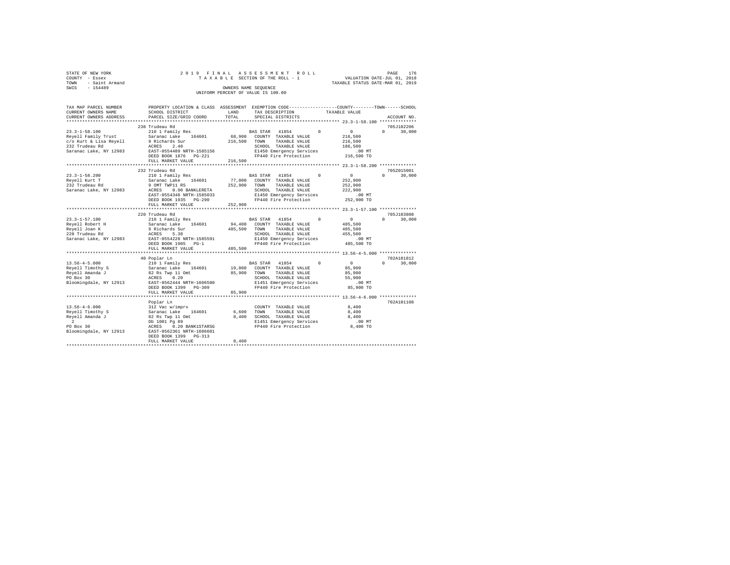STATE OF NEW YORK
COUNTY - Essex
TOWN - Saint Armand
SWIS - 154489

2019 FINAL ASSESSMENT ROLL
TAXABLE SECTION OF THE ROLL - 1
OWNERS NAME SEQUENCE
UNIFORM PERCENT OF VALUE IS 100.00

VALUATION DATE-JUL 01, 2018
TAXABLE STATUS DATE-MAR 01, 2019

```
TAX MAP PARCEL NUMBER     PROPERTY LOCATION & CLASS  ASSESSMENT  EXEMPTION CODE-----------------COUNTY--------TOWN------SCHOOL
CURRENT OWNERS NAME       SCHOOL DISTRICT               LAND      TAX DESCRIPTION            TAXABLE VALUE
CURRENT OWNERS ADDRESS    PARCEL SIZE/GRID COORD       TOTAL      SPECIAL DISTRICTS                                    ACCOUNT NO.
******************************************************************************************** 23.3-1-58.100 **************
                          238 Trudeau Rd                                                                          705J102206
23.3-1-58.100             210 1 Family Res                  BAS STAR  41854         0            0          0     30,000
Reyell Family Trust       Saranac Lake    164601     68,900   COUNTY  TAXABLE VALUE          216,500
c/o Kurt & Lisa Reyell    9 Richards Sur            216,500   TOWN    TAXABLE VALUE          216,500
232 Trudeau Rd            ACRES    2.40                       SCHOOL  TAXABLE VALUE          186,500
Saranac Lake, NY 12983    EAST-0554489 NRTH-1585156           E1450 Emergency Services           .00 MT
                          DEED BOOK 1876   PG-221             FP440 Fire Protection          216,500 TO
                          FULL MARKET VALUE         216,500
******************************************************************************************** 23.3-1-58.200 **************
                          232 Trudeau Rd                                                                          705Z015001
23.3-1-58.200             210 1 Family Res                  BAS STAR  41854         0            0          0     30,000
Reyell Kurt T             Saranac Lake    164601     77,000   COUNTY  TAXABLE VALUE          252,900
232 Trudeau Rd            9 OMT TWP11 RS            252,900   TOWN    TAXABLE VALUE          252,900
Saranac Lake, NY 12983    ACRES    0.90 BANKLERETA            SCHOOL  TAXABLE VALUE          222,900
                          EAST-0554348 NRTH-1585033           E1450 Emergency Services           .00 MT
                          DEED BOOK 1935   PG-290             FP440 Fire Protection          252,900 TO
                          FULL MARKET VALUE         252,900
******************************************************************************************** 23.3-1-57.100 **************
                          220 Trudeau Rd                                                                          705J103808
23.3-1-57.100             210 1 Family Res                  BAS STAR  41854         0            0          0     30,000
Reyell Robert H           Saranac Lake    164601     94,400   COUNTY  TAXABLE VALUE          485,500
Reyell Joan K             9 Richards Sur            485,500   TOWN    TAXABLE VALUE          485,500
220 Trudeau Rd            ACRES    5.38                       SCHOOL  TAXABLE VALUE          455,500
Saranac Lake, NY 12983    EAST-0554228 NRTH-1585591           E1450 Emergency Services           .00 MT
                          DEED BOOK 1905   PG-1               FP440 Fire Protection          485,500 TO
                          FULL MARKET VALUE         485,500
******************************************************************************************** 13.56-4-5.000 **************
                          40 Poplar Ln                                                                            702A101812
13.56-4-5.000             210 1 Family Res                  BAS STAR  41854         0            0          0     30,000
Reyell Timothy S          Saranac Lake    164601     19,000   COUNTY  TAXABLE VALUE           85,900
Reyell Amanda J           82 Rs Twp 11 Omt           85,900   TOWN    TAXABLE VALUE           85,900
PO Box 30                 ACRES    0.20                       SCHOOL  TAXABLE VALUE           55,900
Bloomingdale, NY 12913    EAST-0562444 NRTH-1606580           E1451 Emergency Services           .00 MT
                          DEED BOOK 1399   PG-309             FP440 Fire Protection           85,900 TO
                          FULL MARKET VALUE          85,900
******************************************************************************************** 13.56-4-6.000 **************
                          Poplar Ln                                                                               702A101108
13.56-4-6.000             312 Vac w/imprv                     COUNTY  TAXABLE VALUE            8,400
Reyell Timothy S          Saranac Lake    164601      6,600   TOWN    TAXABLE VALUE            8,400
Reyell Amanda J           82 Rs Twp 11 Omt            8,400   SCHOOL  TAXABLE VALUE            8,400
 2                        Db 1001 Pg 89                       E1451 Emergency Services           .00 MT
PO Box 30                 ACRES    0.20 BANK1STARSG           FP440 Fire Protection            8,400 TO
Bloomingdale, NY 12913    EAST-0562361 NRTH-1606601
                          DEED BOOK 1399   PG-313
                          FULL MARKET VALUE           8,400
****************************************************************************************************************************
```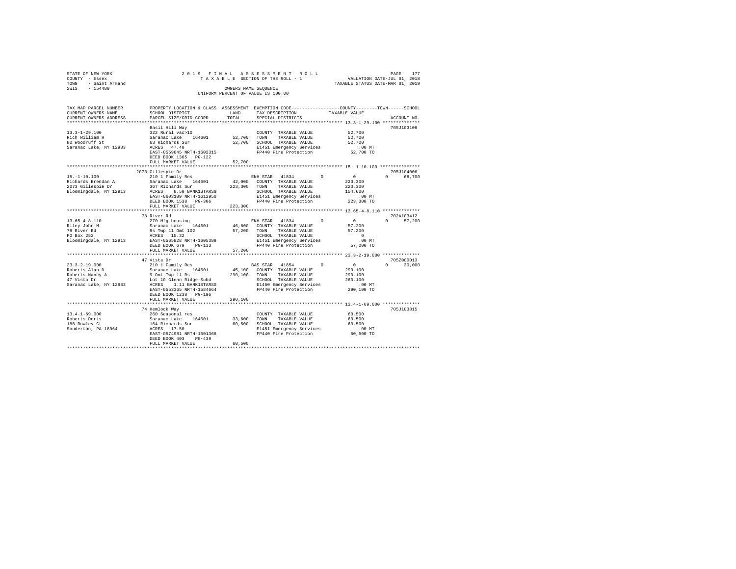STATE OF NEW YORK
COUNTY - Essex
TOWN - Saint Armand
SWIS - 154489

2019 FINAL ASSESSMENT ROLL
TAXABLE SECTION OF THE ROLL - 1
OWNERS NAME SEQUENCE
UNIFORM PERCENT OF VALUE IS 100.00

VALUATION DATE-JUL 01, 2018
TAXABLE STATUS DATE-MAR 01, 2019

```
TAX MAP PARCEL NUMBER     PROPERTY LOCATION & CLASS  ASSESSMENT  EXEMPTION CODE------------------COUNTY--------TOWN------SCHOOL
CURRENT OWNERS NAME       SCHOOL DISTRICT              LAND      TAX DESCRIPTION            TAXABLE VALUE
CURRENT OWNERS ADDRESS    PARCEL SIZE/GRID COORD       TOTAL     SPECIAL DISTRICTS                                    ACCOUNT NO.
******************************************************************************************* 13.3-1-29.100 **************
                          Basil Hill Way                                                                        705J103108
13.3-1-29.100             322 Rural vac>10                       COUNTY  TAXABLE VALUE          52,700
Rich William H            Saranac Lake   164601       52,700     TOWN    TAXABLE VALUE          52,700
80 Woodruff St            63 Richards Sur             52,700     SCHOOL  TAXABLE VALUE          52,700
Saranac Lake, NY 12983    ACRES   47.40                          E1451 Emergency Services          .00 MT
                          EAST-0559845 NRTH-1602315              FP440 Fire Protection          52,700 TO
                          DEED BOOK 1365   PG-122
                          FULL MARKET VALUE           52,700
******************************************************************************************* 15.-1-10.100 ***************
                          2073 Gillespie Dr                                                                     705J104006
15.-1-10.100              210 1 Family Res                       ENH STAR  41834        0          0          0     68,700
Richards Brendan A        Saranac Lake   164601       42,000     COUNTY  TAXABLE VALUE         223,300
2073 Gillespie Dr         367 Richards Sur           223,300     TOWN    TAXABLE VALUE         223,300
Bloomingdale, NY 12913    ACRES    8.50 BANK1STARSG              SCHOOL  TAXABLE VALUE         154,600
                          EAST-0603189 NRTH-1612950              E1451 Emergency Services          .00 MT
                          DEED BOOK 1538   PG-306                FP440 Fire Protection         223,300 TO
                          FULL MARKET VALUE          223,300
******************************************************************************************* 13.65-4-8.110 **************
                          78 River Rd                                                                           702A103412
13.65-4-8.110             270 Mfg housing                        ENH STAR  41834        0          0          0     57,200
Riley John M              Saranac Lake   164601       46,600     COUNTY  TAXABLE VALUE          57,200
78 River Rd               Rs Twp 11 Omt 102           57,200     TOWN    TAXABLE VALUE          57,200
PO Box 252                ACRES   15.32                          SCHOOL  TAXABLE VALUE               0
Bloomingdale, NY 12913    EAST-0565828 NRTH-1605389              E1451 Emergency Services          .00 MT
                          DEED BOOK 679    PG-133                FP440 Fire Protection          57,200 TO
                          FULL MARKET VALUE           57,200
******************************************************************************************* 23.3-2-19.000 **************
                          47 Vista Dr                                                                           705Z000013
23.3-2-19.000             210 1 Family Res                       BAS STAR  41854        0          0          0     30,000
Roberts Alan D            Saranac Lake   164601       45,100     COUNTY  TAXABLE VALUE         290,100
Roberts Nancy A           9 Omt Twp 11 Rs            290,100     TOWN    TAXABLE VALUE         290,100
47 Vista Dr               Lot 10 Glenn Ridge Subd                SCHOOL  TAXABLE VALUE         260,100
Saranac Lake, NY 12983    ACRES    1.11 BANK1STARSG              E1450 Emergency Services          .00 MT
                          EAST-0553365 NRTH-1584664              FP440 Fire Protection         290,100 TO
                          DEED BOOK 1238   PG-196
                          FULL MARKET VALUE          290,100
******************************************************************************************* 13.4-1-69.000 **************
                          74 Hemlock Way                                                                        705J103815
13.4-1-69.000             260 Seasonal res                       COUNTY  TAXABLE VALUE          60,500
Roberts Doris             Saranac Lake   164601       33,600     TOWN    TAXABLE VALUE          60,500
188 Rowley Ct             164 Richards Sur            60,500     SCHOOL  TAXABLE VALUE          60,500
Souderton, PA 18964       ACRES   17.50                          E1451 Emergency Services          .00 MT
                          EAST-0574981 NRTH-1601366              FP440 Fire Protection          60,500 TO
                          DEED BOOK 403    PG-439
                          FULL MARKET VALUE           60,500
************************************************************************************************************************
```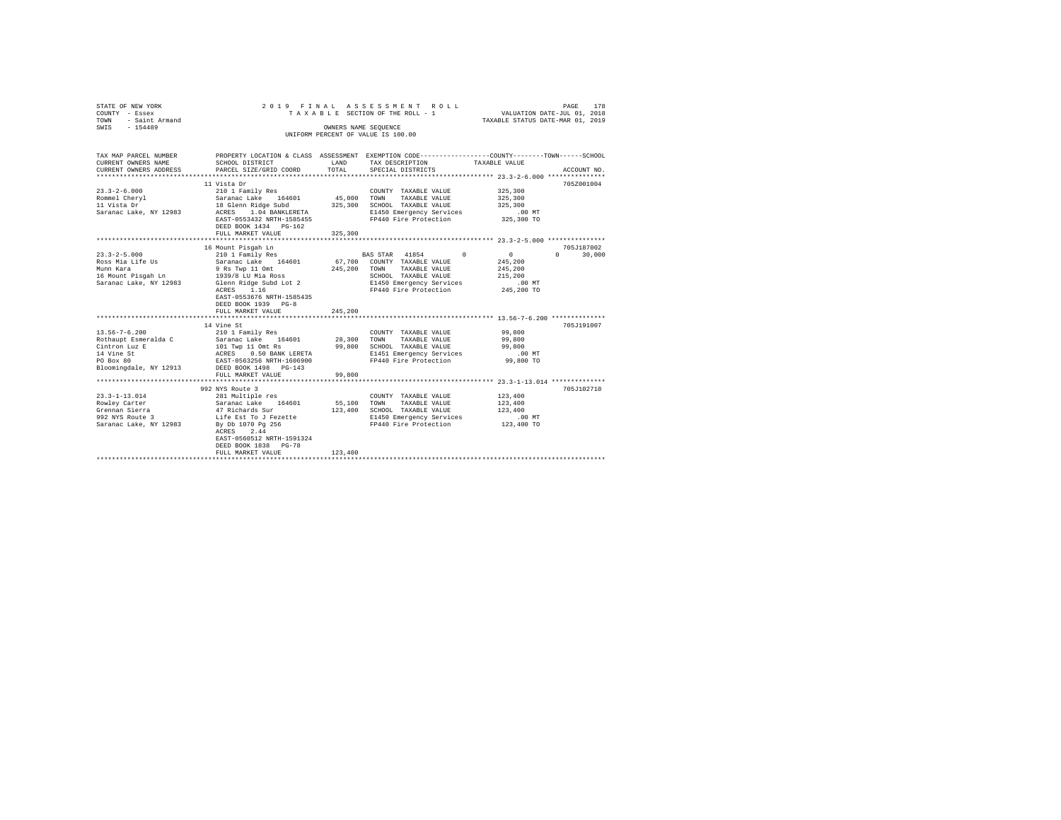STATE OF NEW YORK
COUNTY - Essex
TOWN - Saint Armand
SWIS - 154489

2019 FINAL ASSESSMENT ROLL
TAXABLE SECTION OF THE ROLL - 1
OWNERS NAME SEQUENCE
UNIFORM PERCENT OF VALUE IS 100.00

VALUATION DATE-JUL 01, 2018
TAXABLE STATUS DATE-MAR 01, 2019

| TAX MAP PARCEL NUMBER / CURRENT OWNERS NAME / CURRENT OWNERS ADDRESS | PROPERTY LOCATION & CLASS / SCHOOL DISTRICT / PARCEL SIZE/GRID COORD | ASSESSMENT LAND / TOTAL | EXEMPTION CODE / TAX DESCRIPTION / SPECIAL DISTRICTS | COUNTY / TOWN / SCHOOL TAXABLE VALUE | ACCOUNT NO. |
|---|---|---|---|---|---|
| 23.3-2-6.000 | 11 Vista Dr | | | | 705Z001004 |
| Rommel Cheryl | 210 1 Family Res | | COUNTY TAXABLE VALUE | 325,300 | |
| 11 Vista Dr | Saranac Lake 164601 | 45,000 | TOWN TAXABLE VALUE | 325,300 | |
| Saranac Lake, NY 12983 | 18 Glenn Ridge Subd | 325,300 | SCHOOL TAXABLE VALUE | 325,300 | |
| | ACRES 1.04 BANKLERETA | | E1450 Emergency Services | .00 MT | |
| | EAST-0553432 NRTH-1585455 | | FP440 Fire Protection | 325,300 TO | |
| | DEED BOOK 1434 PG-162 | | | | |
| | FULL MARKET VALUE | 325,300 | | | |
| 23.3-2-5.000 | 16 Mount Pisgah Ln | | | | 705J187002 |
| Ross Mia Life Us | 210 1 Family Res | | BAS STAR 41854 0 | 0 0 30,000 | |
| Munn Kara | Saranac Lake 164601 | 67,700 | COUNTY TAXABLE VALUE | 245,200 | |
| 16 Mount Pisgah Ln | 9 Rs Twp 11 Omt | 245,200 | TOWN TAXABLE VALUE | 245,200 | |
| Saranac Lake, NY 12983 | 1939/8 LU Mia Ross | | SCHOOL TAXABLE VALUE | 215,200 | |
| | Glenn Ridge Subd Lot 2 | | E1450 Emergency Services | .00 MT | |
| | ACRES 1.16 | | FP440 Fire Protection | 245,200 TO | |
| | EAST-0553676 NRTH-1585435 | | | | |
| | DEED BOOK 1939 PG-8 | | | | |
| | FULL MARKET VALUE | 245,200 | | | |
| 13.56-7-6.200 | 14 Vine St | | | | 705J191007 |
| Rothaupt Esmeralda C | 210 1 Family Res | | COUNTY TAXABLE VALUE | 99,800 | |
| Cintron Luz E | Saranac Lake 164601 | 28,300 | TOWN TAXABLE VALUE | 99,800 | |
| 14 Vine St | 101 Twp 11 Omt Rs | 99,800 | SCHOOL TAXABLE VALUE | 99,800 | |
| PO Box 80 | ACRES 0.50 BANK LERETA | | E1451 Emergency Services | .00 MT | |
| Bloomingdale, NY 12913 | EAST-0563256 NRTH-1606900 | | FP440 Fire Protection | 99,800 TO | |
| | DEED BOOK 1498 PG-143 | | | | |
| | FULL MARKET VALUE | 99,800 | | | |
| 23.3-1-13.014 | 992 NYS Route 3 | | | | 705J102710 |
| Rowley Carter | 281 Multiple res | | COUNTY TAXABLE VALUE | 123,400 | |
| Grennan Sierra | Saranac Lake 164601 | 55,100 | TOWN TAXABLE VALUE | 123,400 | |
| 992 NYS Route 3 | 47 Richards Sur | 123,400 | SCHOOL TAXABLE VALUE | 123,400 | |
| Saranac Lake, NY 12983 | Life Est To J Fezette | | E1450 Emergency Services | .00 MT | |
| | By Db 1070 Pg 256 | | FP440 Fire Protection | 123,400 TO | |
| | ACRES 2.44 | | | | |
| | EAST-0560512 NRTH-1591324 | | | | |
| | DEED BOOK 1838 PG-78 | | | | |
| | FULL MARKET VALUE | 123,400 | | | |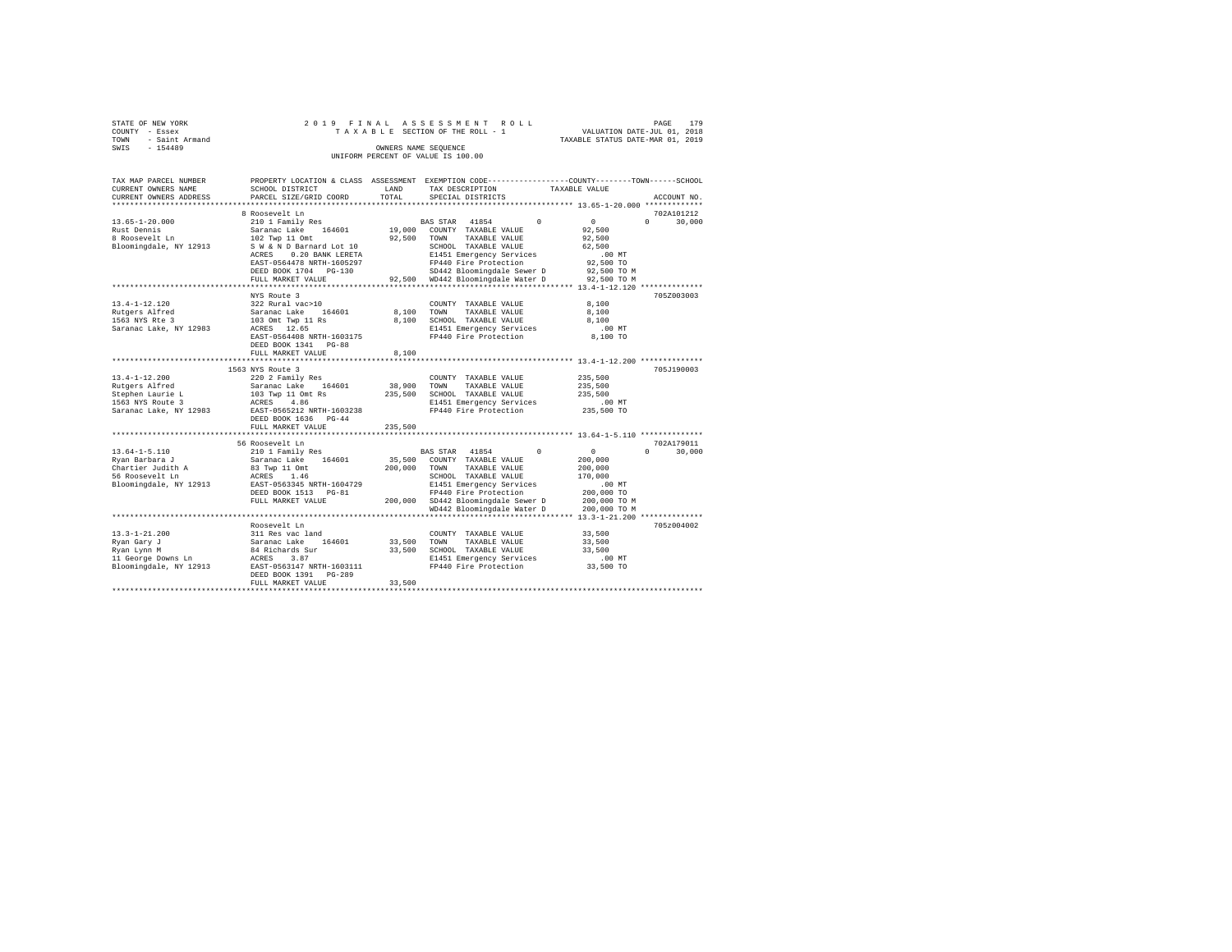STATE OF NEW YORK — 2019 FINAL ASSESSMENT ROLL — PAGE 179
COUNTY - Essex — TAXABLE SECTION OF THE ROLL - 1 — VALUATION DATE-JUL 01, 2018
TOWN - Saint Armand — TAXABLE STATUS DATE-MAR 01, 2019
SWIS - 154489 — OWNERS NAME SEQUENCE
UNIFORM PERCENT OF VALUE IS 100.00

```
TAX MAP PARCEL NUMBER     PROPERTY LOCATION & CLASS  ASSESSMENT  EXEMPTION CODE------------------COUNTY--------TOWN------SCHOOL
CURRENT OWNERS NAME       SCHOOL DISTRICT              LAND      TAX DESCRIPTION            TAXABLE VALUE
CURRENT OWNERS ADDRESS    PARCEL SIZE/GRID COORD       TOTAL     SPECIAL DISTRICTS                                    ACCOUNT NO.
******************************************************************************************* 13.65-1-20.000 *************
                          8 Roosevelt Ln                                                                           702A101212
13.65-1-20.000            210 1 Family Res                        BAS STAR  41854        0           0          0     30,000
Rust Dennis               Saranac Lake   164601       19,000   COUNTY  TAXABLE VALUE          92,500
8 Roosevelt Ln            102 Twp 11 Omt              92,500   TOWN    TAXABLE VALUE          92,500
Bloomingdale, NY 12913    S W & N D Barnard Lot 10             SCHOOL  TAXABLE VALUE          62,500
                          ACRES    0.20 BANK LERETA            E1451 Emergency Services          .00 MT
                          EAST-0564478 NRTH-1605297            FP440 Fire Protection          92,500 TO
                          DEED BOOK 1704   PG-130              SD442 Bloomingdale Sewer D     92,500 TO M
                          FULL MARKET VALUE           92,500   WD442 Bloomingdale Water D     92,500 TO M
******************************************************************************************* 13.4-1-12.120 **************
                          NYS Route 3                                                                              705Z003003
13.4-1-12.120             322 Rural vac>10                        COUNTY  TAXABLE VALUE           8,100
Rutgers Alfred            Saranac Lake   164601        8,100   TOWN    TAXABLE VALUE           8,100
1563 NYS Rte 3            103 Omt Twp 11 Rs            8,100   SCHOOL  TAXABLE VALUE           8,100
Saranac Lake, NY 12983    ACRES   12.65                        E1451 Emergency Services          .00 MT
                          EAST-0564408 NRTH-1603175            FP440 Fire Protection           8,100 TO
                          DEED BOOK 1341   PG-88
                          FULL MARKET VALUE            8,100
******************************************************************************************* 13.4-1-12.200 **************
                          1563 NYS Route 3                                                                         705J190003
13.4-1-12.200             220 2 Family Res                        COUNTY  TAXABLE VALUE         235,500
Rutgers Alfred            Saranac Lake   164601       38,900   TOWN    TAXABLE VALUE         235,500
Stephen Laurie L          103 Twp 11 Omt Rs          235,500   SCHOOL  TAXABLE VALUE         235,500
1563 NYS Route 3          ACRES    4.86                        E1451 Emergency Services          .00 MT
Saranac Lake, NY 12983    EAST-0565212 NRTH-1603238            FP440 Fire Protection         235,500 TO
                          DEED BOOK 1636   PG-44
                          FULL MARKET VALUE          235,500
******************************************************************************************* 13.64-1-5.110 **************
                          56 Roosevelt Ln                                                                          702A179011
13.64-1-5.110             210 1 Family Res                        BAS STAR  41854        0           0          0     30,000
Ryan Barbara J            Saranac Lake   164601       35,500   COUNTY  TAXABLE VALUE         200,000
Chartier Judith A         83 Twp 11 Omt              200,000   TOWN    TAXABLE VALUE         200,000
56 Roosevelt Ln           ACRES    1.46                        SCHOOL  TAXABLE VALUE         170,000
Bloomingdale, NY 12913    EAST-0563345 NRTH-1604729            E1451 Emergency Services          .00 MT
                          DEED BOOK 1513   PG-81               FP440 Fire Protection         200,000 TO
                          FULL MARKET VALUE          200,000   SD442 Bloomingdale Sewer D    200,000 TO M
                                                               WD442 Bloomingdale Water D    200,000 TO M
******************************************************************************************* 13.3-1-21.200 **************
                          Roosevelt Ln                                                                             705z004002
13.3-1-21.200             311 Res vac land                        COUNTY  TAXABLE VALUE          33,500
Ryan Gary J               Saranac Lake   164601       33,500   TOWN    TAXABLE VALUE          33,500
Ryan Lynn M               84 Richards Sur             33,500   SCHOOL  TAXABLE VALUE          33,500
11 George Downs Ln        ACRES    3.87                        E1451 Emergency Services          .00 MT
Bloomingdale, NY 12913    EAST-0563147 NRTH-1603111            FP440 Fire Protection          33,500 TO
                          DEED BOOK 1391   PG-289
                          FULL MARKET VALUE           33,500
************************************************************************************************************************
```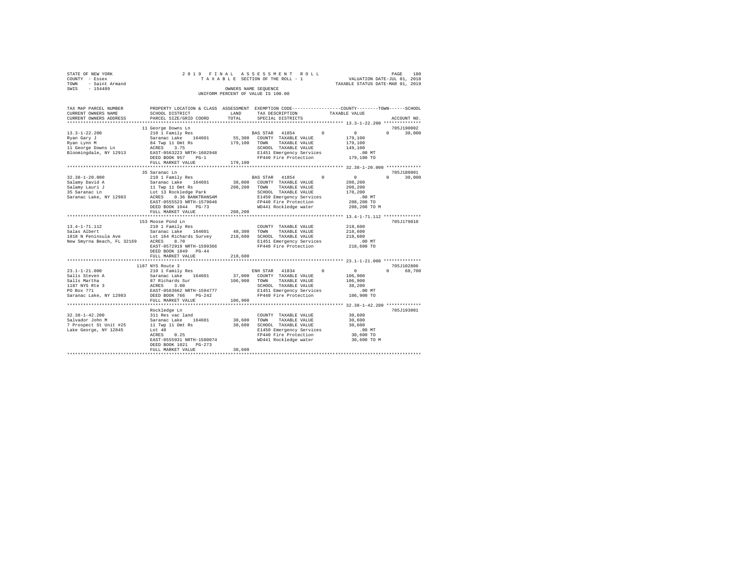STATE OF NEW YORK
COUNTY - Essex
TOWN - Saint Armand
SWIS - 154489

2019 FINAL ASSESSMENT ROLL
TAXABLE SECTION OF THE ROLL - 1
OWNERS NAME SEQUENCE
UNIFORM PERCENT OF VALUE IS 100.00

VALUATION DATE-JUL 01, 2018
TAXABLE STATUS DATE-MAR 01, 2019

| TAX MAP PARCEL NUMBER / CURRENT OWNERS NAME / CURRENT OWNERS ADDRESS | PROPERTY LOCATION & CLASS / SCHOOL DISTRICT / PARCEL SIZE/GRID COORD | ASSESSMENT LAND / TOTAL | EXEMPTION CODE / TAX DESCRIPTION / SPECIAL DISTRICTS | COUNTY / TOWN / SCHOOL TAXABLE VALUE | ACCOUNT NO. |
|---|---|---|---|---|---|
| 13.3-1-22.200 | 11 George Downs Ln | | | | 705J190002 |
| Ryan Gary J | 210 1 Family Res | | BAS STAR 41854 0 | 0 0 30,000 | |
| Ryan Lynn M | Saranac Lake 164601 | 55,300 | COUNTY TAXABLE VALUE | 179,100 | |
| 11 George Downs Ln | 84 Twp 11 Omt Rs | 179,100 | TOWN TAXABLE VALUE | 179,100 | |
| Bloomingdale, NY 12913 | ACRES 3.75 | | SCHOOL TAXABLE VALUE | 149,100 | |
| | EAST-0563223 NRTH-1602948 | | E1451 Emergency Services | .00 MT | |
| | DEED BOOK 957 PG-1 | | FP440 Fire Protection | 179,100 TO | |
| | FULL MARKET VALUE | 179,100 | | | |
| 32.38-1-20.000 | 35 Saranac Ln | | | | 705J188001 |
| Salamy David A | 210 1 Family Res | | BAS STAR 41854 0 | 0 0 30,000 | |
| Salamy Lauri J | Saranac Lake 164601 | 38,000 | COUNTY TAXABLE VALUE | 208,200 | |
| 35 Saranac Ln | 11 Twp 11 Omt Rs | 208,200 | TOWN TAXABLE VALUE | 208,200 | |
| Saranac Lake, NY 12983 | Lot 13 Rockledge Park | | SCHOOL TAXABLE VALUE | 178,200 | |
| | ACRES 0.36 BANKTRANSAM | | E1450 Emergency Services | .00 MT | |
| | EAST-0555523 NRTH-1579046 | | FP440 Fire Protection | 208,200 TO | |
| | DEED BOOK 1044 PG-73 | | WD441 Rockledge water | 208,200 TO M | |
| | FULL MARKET VALUE | 208,200 | | | |
| 13.4-1-71.112 | 153 Moose Pond Ln | | | | 705J179010 |
| Salas Albert | 210 1 Family Res | | COUNTY TAXABLE VALUE | 218,600 | |
| 1818 N Peninsula Ave | Saranac Lake 164601 | 48,300 | TOWN TAXABLE VALUE | 218,600 | |
| New Smyrna Beach, FL 32169 | Lot 164 Richards Survey | 218,600 | SCHOOL TAXABLE VALUE | 218,600 | |
| | ACRES 8.70 | | E1451 Emergency Services | .00 MT | |
| | EAST-0572919 NRTH-1599366 | | FP440 Fire Protection | 218,600 TO | |
| | DEED BOOK 1849 PG-44 | | | | |
| | FULL MARKET VALUE | 218,600 | | | |
| 23.1-1-21.000 | 1187 NYS Route 3 | | | | 705J102806 |
| Salls Steven A | 210 1 Family Res | | ENH STAR 41834 0 | 0 0 68,700 | |
| Salls Martha | Saranac Lake 164601 | 37,000 | COUNTY TAXABLE VALUE | 106,900 | |
| 1187 NYS Rte 3 | 87 Richards Sur | 106,900 | TOWN TAXABLE VALUE | 106,900 | |
| PO Box 771 | ACRES 3.00 | | SCHOOL TAXABLE VALUE | 38,200 | |
| Saranac Lake, NY 12983 | EAST-0563662 NRTH-1594777 | | E1451 Emergency Services | .00 MT | |
| | DEED BOOK 766 PG-242 | | FP440 Fire Protection | 106,900 TO | |
| | FULL MARKET VALUE | 106,900 | | | |
| 32.38-1-42.200 | Rockledge Ln | | | | 705J193001 |
| Salvador John M | 311 Res vac land | | COUNTY TAXABLE VALUE | 30,600 | |
| 7 Prospect St Unit #25 | Saranac Lake 164601 | 30,600 | TOWN TAXABLE VALUE | 30,600 | |
| Lake George, NY 12845 | 11 Twp 11 Omt Rs | 30,600 | SCHOOL TAXABLE VALUE | 30,600 | |
| | Lot 40 | | E1450 Emergency Services | .00 MT | |
| | ACRES 0.25 | | FP440 Fire Protection | 30,600 TO | |
| | EAST-0555931 NRTH-1580074 | | WD441 Rockledge water | 30,600 TO M | |
| | DEED BOOK 1021 PG-273 | | | | |
| | FULL MARKET VALUE | 30,600 | | | |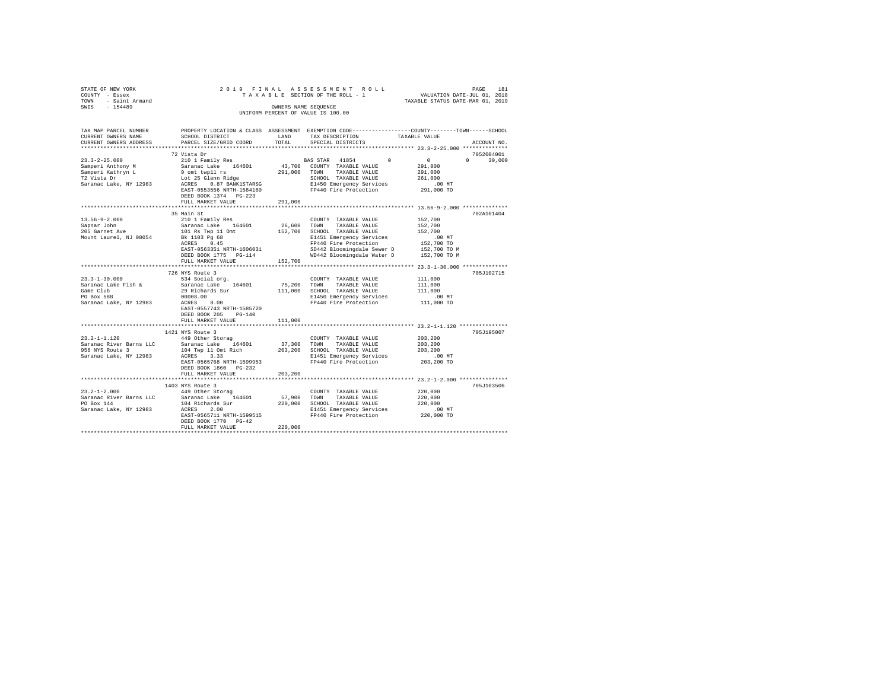STATE OF NEW YORK
COUNTY - Essex
TOWN - Saint Armand
SWIS - 154489

2 0 1 9 F I N A L A S S E S S M E N T R O L L
T A X A B L E SECTION OF THE ROLL - 1
OWNERS NAME SEQUENCE
UNIFORM PERCENT OF VALUE IS 100.00

VALUATION DATE-JUL 01, 2018
TAXABLE STATUS DATE-MAR 01, 2019

```
TAX MAP PARCEL NUMBER          PROPERTY LOCATION & CLASS  ASSESSMENT  EXEMPTION CODE-----------------COUNTY--------TOWN------SCHOOL
CURRENT OWNERS NAME            SCHOOL DISTRICT              LAND      TAX DESCRIPTION              TAXABLE VALUE
CURRENT OWNERS ADDRESS         PARCEL SIZE/GRID COORD       TOTAL     SPECIAL DISTRICTS                                         ACCOUNT NO.
****************************************************************************************************** 23.3-2-25.000 **************
                               72 Vista Dr                                                                                  7052004001
23.3-2-25.000                  210 1 Family Res                       BAS STAR  41854          0         0           0      30,000
Samperi Anthony M              Saranac Lake   164601        43,700    COUNTY  TAXABLE VALUE          291,000
Samperi Kathryn L              9 omt twp11 rs              291,000    TOWN    TAXABLE VALUE          291,000
72 Vista Dr                    Lot 25 Glenn Ridge                     SCHOOL  TAXABLE VALUE          261,000
Saranac Lake, NY 12983         ACRES    0.87 BANK1STARSG              E1450 Emergency Services             .00 MT
                               EAST-0553556 NRTH-1584160              FP440 Fire Protection            291,000 TO
                               DEED BOOK 1374   PG-223
                               FULL MARKET VALUE           291,000
****************************************************************************************************** 13.56-9-2.000 **************
                               35 Main St                                                                                   702A101404
13.56-9-2.000                  210 1 Family Res                       COUNTY  TAXABLE VALUE          152,700
Sapnar John                    Saranac Lake   164601        26,600    TOWN    TAXABLE VALUE          152,700
205 Garnet Ave                 101 Rs Twp 11 Omt           152,700    SCHOOL  TAXABLE VALUE          152,700
Mount Laurel, NJ 08054         Bk 1103 Pg 68                          E1451 Emergency Services             .00 MT
                               ACRES    0.45                          FP440 Fire Protection            152,700 TO
                               EAST-0563351 NRTH-1606031              SD442 Bloomingdale Sewer D       152,700 TO M
                               DEED BOOK 1775   PG-114                WD442 Bloomingdale Water D       152,700 TO M
                               FULL MARKET VALUE           152,700
****************************************************************************************************** 23.3-1-30.000 **************
                               726 NYS Route 3                                                                              705J102715
23.3-1-30.000                  534 Social org.                        COUNTY  TAXABLE VALUE          111,000
Saranac Lake Fish &            Saranac Lake   164601        75,200    TOWN    TAXABLE VALUE          111,000
Game Club                      29 Richards Sur             111,000    SCHOOL  TAXABLE VALUE          111,000
PO Box 588                     00008.00                               E1450 Emergency Services             .00 MT
Saranac Lake, NY 12983         ACRES    8.00                          FP440 Fire Protection            111,000 TO
                               EAST-0557743 NRTH-1585720
                               DEED BOOK 205    PG-140
                               FULL MARKET VALUE           111,000
****************************************************************************************************** 23.2-1-1.120 ***************
                               1421 NYS Route 3                                                                             705J195007
23.2-1-1.120                   449 Other Storag                       COUNTY  TAXABLE VALUE          203,200
Saranac River Barns LLC        Saranac Lake   164601        37,300    TOWN    TAXABLE VALUE          203,200
956 NYS Route 3                104 Twp 11 Omt Rich         203,200    SCHOOL  TAXABLE VALUE          203,200
Saranac Lake, NY 12983         ACRES    3.33                          E1451 Emergency Services             .00 MT
                               EAST-0565768 NRTH-1599953              FP440 Fire Protection            203,200 TO
                               DEED BOOK 1860   PG-232
                               FULL MARKET VALUE           203,200
****************************************************************************************************** 23.2-1-2.000 ***************
                               1403 NYS Route 3                                                                             705J103506
23.2-1-2.000                   449 Other Storag                       COUNTY  TAXABLE VALUE          220,000
Saranac River Barns LLC        Saranac Lake   164601        57,900    TOWN    TAXABLE VALUE          220,000
PO Box 144                     104 Richards Sur            220,000    SCHOOL  TAXABLE VALUE          220,000
Saranac Lake, NY 12983         ACRES    2.00                          E1451 Emergency Services             .00 MT
                               EAST-0565711 NRTH-1599515              FP440 Fire Protection            220,000 TO
                               DEED BOOK 1770   PG-42
                               FULL MARKET VALUE           220,000
************************************************************************************************************************************
```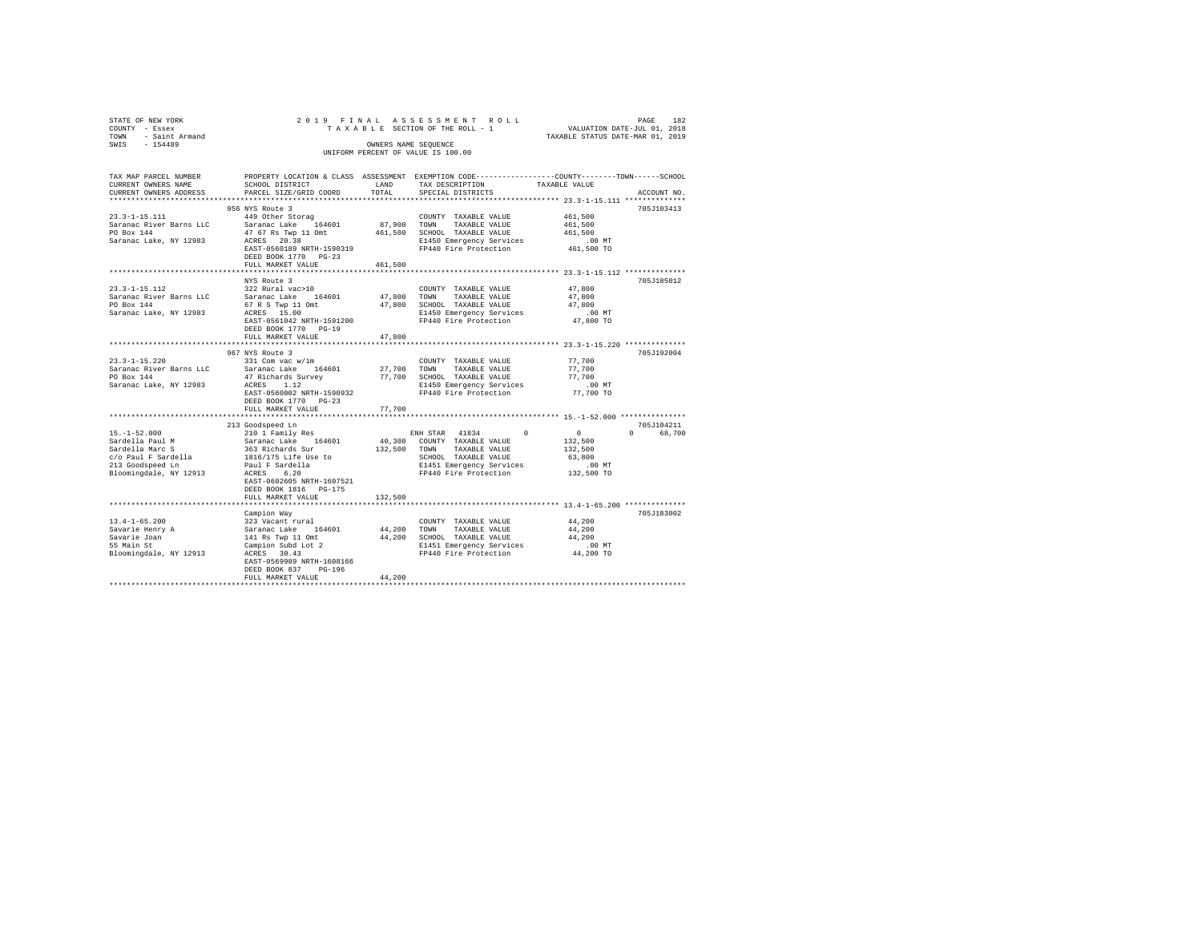STATE OF NEW YORK
COUNTY - Essex
TOWN - Saint Armand
SWIS - 154489

2019 FINAL ASSESSMENT ROLL
TAXABLE SECTION OF THE ROLL - 1
OWNERS NAME SEQUENCE
UNIFORM PERCENT OF VALUE IS 100.00

VALUATION DATE-JUL 01, 2018
TAXABLE STATUS DATE-MAR 01, 2019

| TAX MAP PARCEL NUMBER / CURRENT OWNERS NAME / CURRENT OWNERS ADDRESS | PROPERTY LOCATION & CLASS / SCHOOL DISTRICT / PARCEL SIZE/GRID COORD | ASSESSMENT LAND / TOTAL | EXEMPTION CODE / TAX DESCRIPTION / SPECIAL DISTRICTS | COUNTY | TOWN | SCHOOL / TAXABLE VALUE | ACCOUNT NO. |
|---|---|---|---|---|---|---|---|
| 23.3-1-15.111 | 956 NYS Route 3 | | | | | | 705J103413 |
| Saranac River Barns LLC | 449 Other Storag | | COUNTY TAXABLE VALUE | 461,500 | | | |
| PO Box 144 | Saranac Lake 164601 | 87,900 | TOWN TAXABLE VALUE | | 461,500 | | |
| Saranac Lake, NY 12983 | 47 67 Rs Twp 11 Omt | 461,500 | SCHOOL TAXABLE VALUE | | | 461,500 | |
| | ACRES 20.38 | | E1450 Emergency Services | | | .00 MT | |
| | EAST-0560189 NRTH-1590319 | | FP440 Fire Protection | | | 461,500 TO | |
| | DEED BOOK 1770 PG-23 | | | | | | |
| | FULL MARKET VALUE | 461,500 | | | | | |
| 23.3-1-15.112 | NYS Route 3 | | | | | | 705J185012 |
| Saranac River Barns LLC | 322 Rural vac>10 | | COUNTY TAXABLE VALUE | 47,800 | | | |
| PO Box 144 | Saranac Lake 164601 | 47,800 | TOWN TAXABLE VALUE | | 47,800 | | |
| Saranac Lake, NY 12983 | 67 R S Twp 11 Omt | 47,800 | SCHOOL TAXABLE VALUE | | | 47,800 | |
| | ACRES 15.00 | | E1450 Emergency Services | | | .00 MT | |
| | EAST-0561042 NRTH-1591200 | | FP440 Fire Protection | | | 47,800 TO | |
| | DEED BOOK 1770 PG-19 | | | | | | |
| | FULL MARKET VALUE | 47,800 | | | | | |
| 23.3-1-15.220 | 967 NYS Route 3 | | | | | | 705J192004 |
| Saranac River Barns LLC | 331 Com vac w/im | | COUNTY TAXABLE VALUE | 77,700 | | | |
| PO Box 144 | Saranac Lake 164601 | 27,700 | TOWN TAXABLE VALUE | | 77,700 | | |
| Saranac Lake, NY 12983 | 47 Richards Survey | 77,700 | SCHOOL TAXABLE VALUE | | | 77,700 | |
| | ACRES 1.12 | | E1450 Emergency Services | | | .00 MT | |
| | EAST-0560002 NRTH-1590932 | | FP440 Fire Protection | | | 77,700 TO | |
| | DEED BOOK 1770 PG-23 | | | | | | |
| | FULL MARKET VALUE | 77,700 | | | | | |
| 15.-1-52.000 | 213 Goodspeed Ln | | | | | | 705J104211 |
| Sardella Paul M | 210 1 Family Res | | ENH STAR 41834 | 0 | 0 | 0 | 68,700 |
| Sardella Marc S | Saranac Lake 164601 | 40,300 | COUNTY TAXABLE VALUE | 132,500 | | | |
| c/o Paul F Sardella | 363 Richards Sur | 132,500 | TOWN TAXABLE VALUE | | 132,500 | | |
| 213 Goodspeed Ln | 1816/175 Life Use to | | SCHOOL TAXABLE VALUE | | | 63,800 | |
| Bloomingdale, NY 12913 | Paul F Sardella | | E1451 Emergency Services | | | .00 MT | |
| | ACRES 6.20 | | FP440 Fire Protection | | | 132,500 TO | |
| | EAST-0602605 NRTH-1607521 | | | | | | |
| | DEED BOOK 1816 PG-175 | | | | | | |
| | FULL MARKET VALUE | 132,500 | | | | | |
| 13.4-1-65.200 | Campion Way | | | | | | 705J183002 |
| Savarie Henry A | 323 Vacant rural | | COUNTY TAXABLE VALUE | 44,200 | | | |
| Savarie Joan | Saranac Lake 164601 | 44,200 | TOWN TAXABLE VALUE | | 44,200 | | |
| 55 Main St | 141 Rs Twp 11 Omt | 44,200 | SCHOOL TAXABLE VALUE | | | 44,200 | |
| Bloomingdale, NY 12913 | Campion Subd Lot 2 | | E1451 Emergency Services | | | .00 MT | |
| | ACRES 30.43 | | FP440 Fire Protection | | | 44,200 TO | |
| | EAST-0569989 NRTH-1608166 | | | | | | |
| | DEED BOOK 837 PG-196 | | | | | | |
| | FULL MARKET VALUE | 44,200 | | | | | |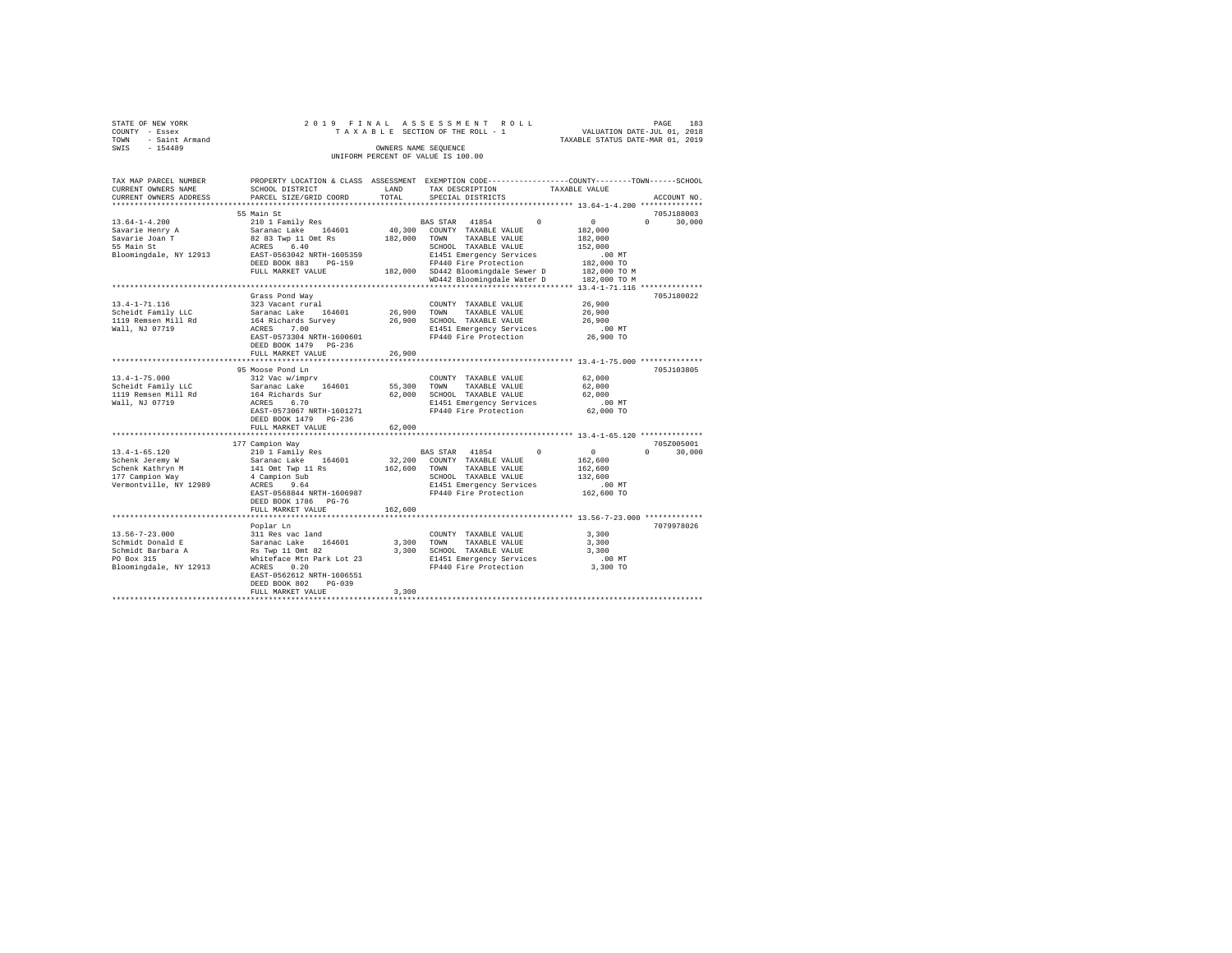STATE OF NEW YORK
COUNTY - Essex
TOWN - Saint Armand
SWIS - 154489

2019 FINAL ASSESSMENT ROLL
TAXABLE SECTION OF THE ROLL - 1
OWNERS NAME SEQUENCE
UNIFORM PERCENT OF VALUE IS 100.00

VALUATION DATE-JUL 01, 2018
TAXABLE STATUS DATE-MAR 01, 2019

| TAX MAP PARCEL NUMBER / CURRENT OWNERS NAME / CURRENT OWNERS ADDRESS | PROPERTY LOCATION & CLASS / SCHOOL DISTRICT / PARCEL SIZE/GRID COORD | ASSESSMENT LAND | TOTAL | EXEMPTION CODE / TAX DESCRIPTION / SPECIAL DISTRICTS | COUNTY TAXABLE VALUE | TOWN | SCHOOL | ACCOUNT NO. |
|---|---|---|---|---|---|---|---|---|
| **13.64-1-4.200** | 55 Main St | | | | | | | 705J188003 |
| Savarie Henry A | 210 1 Family Res | | | BAS STAR 41854 0 | 0 | 0 | 30,000 | |
| Savarie Joan T | Saranac Lake 164601 | 40,300 | | COUNTY TAXABLE VALUE | 182,000 | | | |
| 55 Main St | 82 83 Twp 11 Omt Rs | | 182,000 | TOWN TAXABLE VALUE | 182,000 | | | |
| Bloomingdale, NY 12913 | ACRES 6.40 | | | SCHOOL TAXABLE VALUE | 152,000 | | | |
| | EAST-0563042 NRTH-1605359 | | | E1451 Emergency Services | .00 MT | | | |
| | DEED BOOK 883 PG-159 | | | FP440 Fire Protection | 182,000 TO | | | |
| | FULL MARKET VALUE | | 182,000 | SD442 Bloomingdale Sewer D | 182,000 TO M | | | |
| | | | | WD442 Bloomingdale Water D | 182,000 TO M | | | |
| **13.4-1-71.116** | Grass Pond Way | | | | | | | 705J180022 |
| Scheidt Family LLC | 323 Vacant rural | | | COUNTY TAXABLE VALUE | 26,900 | | | |
| 1119 Remsen Mill Rd | Saranac Lake 164601 | 26,900 | | TOWN TAXABLE VALUE | 26,900 | | | |
| Wall, NJ 07719 | 164 Richards Survey | | 26,900 | SCHOOL TAXABLE VALUE | 26,900 | | | |
| | ACRES 7.00 | | | E1451 Emergency Services | .00 MT | | | |
| | EAST-0573304 NRTH-1600601 | | | FP440 Fire Protection | 26,900 TO | | | |
| | DEED BOOK 1479 PG-236 | | | | | | | |
| | FULL MARKET VALUE | | 26,900 | | | | | |
| **13.4-1-75.000** | 95 Moose Pond Ln | | | | | | | 705J103805 |
| Scheidt Family LLC | 312 Vac w/imprv | | | COUNTY TAXABLE VALUE | 62,000 | | | |
| 1119 Remsen Mill Rd | Saranac Lake 164601 | 55,300 | | TOWN TAXABLE VALUE | 62,000 | | | |
| Wall, NJ 07719 | 164 Richards Sur | | 62,000 | SCHOOL TAXABLE VALUE | 62,000 | | | |
| | ACRES 6.70 | | | E1451 Emergency Services | .00 MT | | | |
| | EAST-0573067 NRTH-1601271 | | | FP440 Fire Protection | 62,000 TO | | | |
| | DEED BOOK 1479 PG-236 | | | | | | | |
| | FULL MARKET VALUE | | 62,000 | | | | | |
| **13.4-1-65.120** | 177 Campion Way | | | | | | | 705Z005001 |
| Schenk Jeremy W | 210 1 Family Res | | | BAS STAR 41854 0 | 0 | 0 | 30,000 | |
| Schenk Kathryn M | Saranac Lake 164601 | 32,200 | | COUNTY TAXABLE VALUE | 162,600 | | | |
| 177 Campion Way | 141 Omt Twp 11 Rs | | 162,600 | TOWN TAXABLE VALUE | 162,600 | | | |
| Vermontville, NY 12989 | 4 Campion Sub | | | SCHOOL TAXABLE VALUE | 132,600 | | | |
| | ACRES 9.64 | | | E1451 Emergency Services | .00 MT | | | |
| | EAST-0568844 NRTH-1606987 | | | FP440 Fire Protection | 162,600 TO | | | |
| | DEED BOOK 1786 PG-76 | | | | | | | |
| | FULL MARKET VALUE | | 162,600 | | | | | |
| **13.56-7-23.000** | Poplar Ln | | | | | | | 7079978026 |
| Schmidt Donald E | 311 Res vac land | | | COUNTY TAXABLE VALUE | 3,300 | | | |
| Schmidt Barbara A | Saranac Lake 164601 | 3,300 | | TOWN TAXABLE VALUE | 3,300 | | | |
| PO Box 315 | Rs Twp 11 Omt 82 | | 3,300 | SCHOOL TAXABLE VALUE | 3,300 | | | |
| Bloomingdale, NY 12913 | Whiteface Mtn Park Lot 23 | | | E1451 Emergency Services | .00 MT | | | |
| | ACRES 0.20 | | | FP440 Fire Protection | 3,300 TO | | | |
| | EAST-0562612 NRTH-1606551 | | | | | | | |
| | DEED BOOK 802 PG-039 | | | | | | | |
| | FULL MARKET VALUE | | 3,300 | | | | | |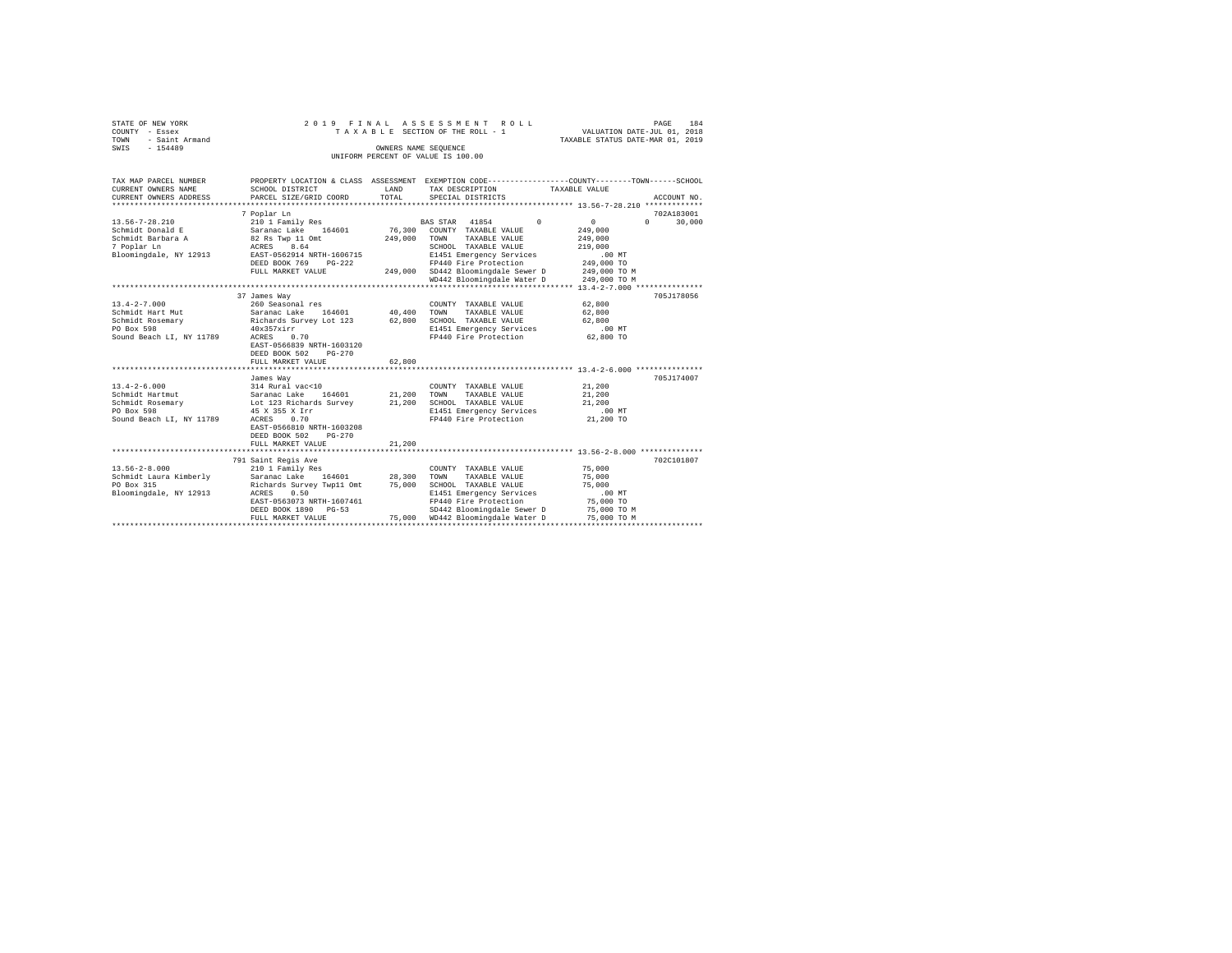STATE OF NEW YORK
COUNTY - Essex
TOWN - Saint Armand
SWIS - 154489

2019 FINAL ASSESSMENT ROLL
TAXABLE SECTION OF THE ROLL - 1
OWNERS NAME SEQUENCE
UNIFORM PERCENT OF VALUE IS 100.00

VALUATION DATE-JUL 01, 2018
TAXABLE STATUS DATE-MAR 01, 2019

| TAX MAP PARCEL NUMBER / CURRENT OWNERS NAME / CURRENT OWNERS ADDRESS | PROPERTY LOCATION & CLASS / SCHOOL DISTRICT / PARCEL SIZE/GRID COORD | ASSESSMENT LAND / TOTAL | EXEMPTION CODE / TAX DESCRIPTION / SPECIAL DISTRICTS | COUNTY / TOWN / SCHOOL TAXABLE VALUE | ACCOUNT NO. |
|---|---|---|---|---|---|
| **13.56-7-28.210** | 7 Poplar Ln | | | | 702A183001 |
| 13.56-7-28.210 | 210 1 Family Res | | BAS STAR 41854 | 0 / 0 / 0 / 30,000 | |
| Schmidt Donald E | Saranac Lake 164601 | 76,300 | COUNTY TAXABLE VALUE | 249,000 | |
| Schmidt Barbara A | 82 Rs Twp 11 Omt | 249,000 | TOWN TAXABLE VALUE | 249,000 | |
| 7 Poplar Ln | ACRES 8.64 | | SCHOOL TAXABLE VALUE | 219,000 | |
| Bloomingdale, NY 12913 | EAST-0562914 NRTH-1606715 | | E1451 Emergency Services | .00 MT | |
| | DEED BOOK 769 PG-222 | | FP440 Fire Protection | 249,000 TO | |
| | FULL MARKET VALUE | 249,000 | SD442 Bloomingdale Sewer D | 249,000 TO M | |
| | | | WD442 Bloomingdale Water D | 249,000 TO M | |
| **13.4-2-7.000** | 37 James Way | | | | 705J178056 |
| 13.4-2-7.000 | 260 Seasonal res | | COUNTY TAXABLE VALUE | 62,800 | |
| Schmidt Hart Mut | Saranac Lake 164601 | 40,400 | TOWN TAXABLE VALUE | 62,800 | |
| Schmidt Rosemary | Richards Survey Lot 123 | 62,800 | SCHOOL TAXABLE VALUE | 62,800 | |
| PO Box 598 | 40x357xirr | | E1451 Emergency Services | .00 MT | |
| Sound Beach LI, NY 11789 | ACRES 0.70 | | FP440 Fire Protection | 62,800 TO | |
| | EAST-0566839 NRTH-1603120 | | | | |
| | DEED BOOK 502 PG-270 | | | | |
| | FULL MARKET VALUE | 62,800 | | | |
| **13.4-2-6.000** | James Way | | | | 705J174007 |
| 13.4-2-6.000 | 314 Rural vac<10 | | COUNTY TAXABLE VALUE | 21,200 | |
| Schmidt Hartmut | Saranac Lake 164601 | 21,200 | TOWN TAXABLE VALUE | 21,200 | |
| Schmidt Rosemary | Lot 123 Richards Survey | 21,200 | SCHOOL TAXABLE VALUE | 21,200 | |
| PO Box 598 | 45 X 355 X Irr | | E1451 Emergency Services | .00 MT | |
| Sound Beach LI, NY 11789 | ACRES 0.70 | | FP440 Fire Protection | 21,200 TO | |
| | EAST-0566810 NRTH-1603208 | | | | |
| | DEED BOOK 502 PG-270 | | | | |
| | FULL MARKET VALUE | 21,200 | | | |
| **13.56-2-8.000** | 791 Saint Regis Ave | | | | 702C101807 |
| 13.56-2-8.000 | 210 1 Family Res | | COUNTY TAXABLE VALUE | 75,000 | |
| Schmidt Laura Kimberly | Saranac Lake 164601 | 28,300 | TOWN TAXABLE VALUE | 75,000 | |
| PO Box 315 | Richards Survey Twp11 Omt | 75,000 | SCHOOL TAXABLE VALUE | 75,000 | |
| Bloomingdale, NY 12913 | ACRES 0.50 | | E1451 Emergency Services | .00 MT | |
| | EAST-0563073 NRTH-1607461 | | FP440 Fire Protection | 75,000 TO | |
| | DEED BOOK 1890 PG-53 | | SD442 Bloomingdale Sewer D | 75,000 TO M | |
| | FULL MARKET VALUE | 75,000 | WD442 Bloomingdale Water D | 75,000 TO M | |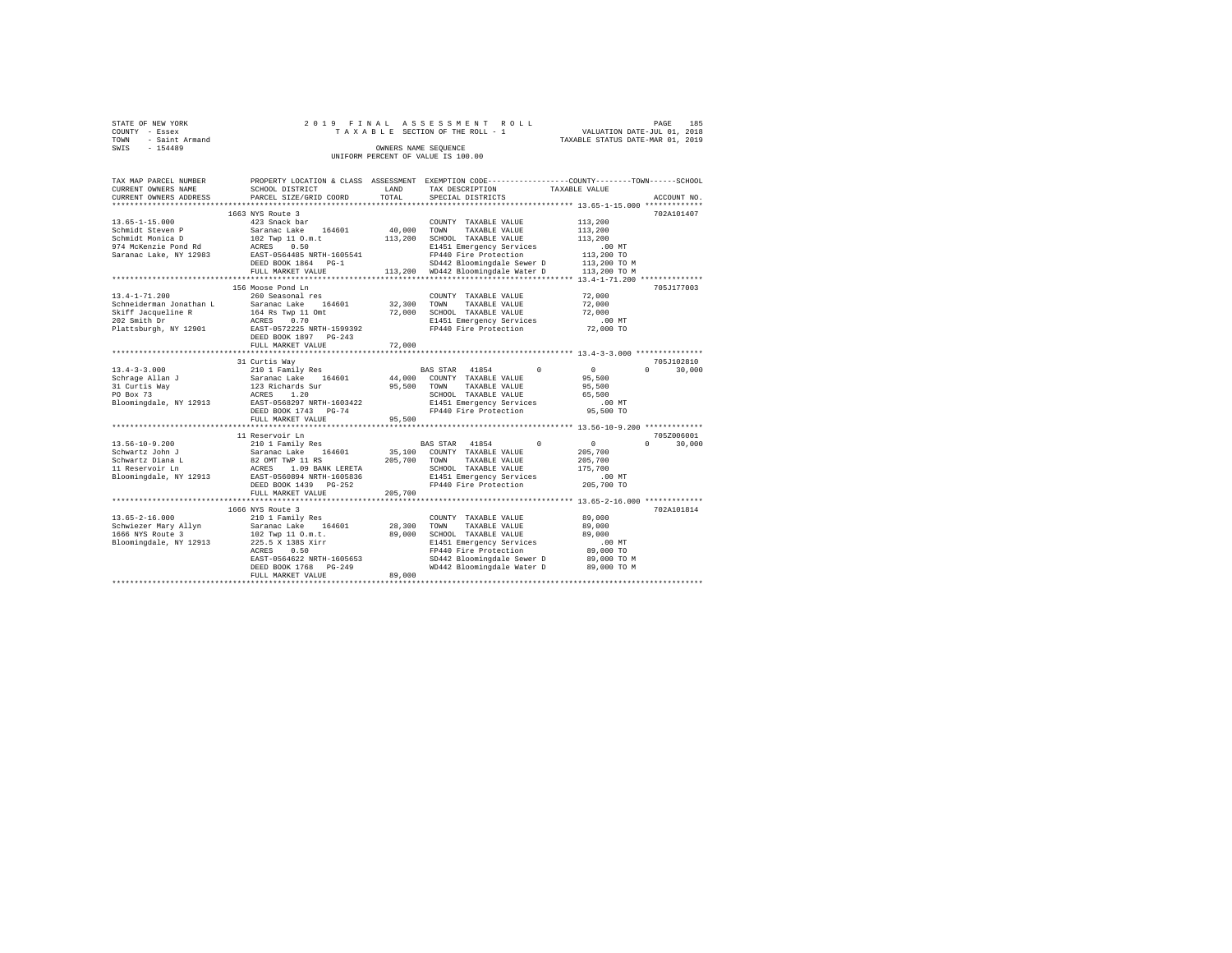STATE OF NEW YORK — 2019 FINAL ASSESSMENT ROLL — TAXABLE SECTION OF THE ROLL - 1
COUNTY - Essex — VALUATION DATE-JUL 01, 2018
TOWN - Saint Armand — TAXABLE STATUS DATE-MAR 01, 2019
SWIS - 154489 — OWNERS NAME SEQUENCE — UNIFORM PERCENT OF VALUE IS 100.00

```
TAX MAP PARCEL NUMBER         PROPERTY LOCATION & CLASS  ASSESSMENT  EXEMPTION CODE------------------COUNTY--------TOWN------SCHOOL
CURRENT OWNERS NAME           SCHOOL DISTRICT               LAND      TAX DESCRIPTION            TAXABLE VALUE
CURRENT OWNERS ADDRESS        PARCEL SIZE/GRID COORD        TOTAL     SPECIAL DISTRICTS                                   ACCOUNT NO.
******************************************************************************************************* 13.65-1-15.000 *************
                              1663 NYS Route 3                                                                         702A101407
13.65-1-15.000                423 Snack bar                            COUNTY  TAXABLE VALUE          113,200
Schmidt Steven P              Saranac Lake    164601        40,000     TOWN    TAXABLE VALUE          113,200
Schmidt Monica D              102 Twp 11 O.m.t             113,200     SCHOOL  TAXABLE VALUE          113,200
974 McKenzie Pond Rd          ACRES    0.50                            E1451 Emergency Services           .00 MT
Saranac Lake, NY 12983        EAST-0564485 NRTH-1605541                FP440 Fire Protection          113,200 TO
                              DEED BOOK 1864   PG-1                    SD442 Bloomingdale Sewer D     113,200 TO M
                              FULL MARKET VALUE            113,200     WD442 Bloomingdale Water D     113,200 TO M
******************************************************************************************************* 13.4-1-71.200 **************
                              156 Moose Pond Ln                                                                        705J177003
13.4-1-71.200                 260 Seasonal res                         COUNTY  TAXABLE VALUE           72,000
Schneiderman Jonathan L       Saranac Lake    164601        32,300     TOWN    TAXABLE VALUE           72,000
Skiff Jacqueline R            164 Rs Twp 11 Omt             72,000     SCHOOL  TAXABLE VALUE           72,000
202 Smith Dr                  ACRES    0.70                            E1451 Emergency Services           .00 MT
Plattsburgh, NY 12901         EAST-0572225 NRTH-1599392                FP440 Fire Protection           72,000 TO
                              DEED BOOK 1897   PG-243
                              FULL MARKET VALUE             72,000
******************************************************************************************************* 13.4-3-3.000 ***************
                              31 Curtis Way                                                                            705J102810
13.4-3-3.000                  210 1 Family Res                         BAS STAR  41854        0             0          0      30,000
Schrage Allan J               Saranac Lake    164601        44,000     COUNTY  TAXABLE VALUE           95,500
31 Curtis Way                 123 Richards Sur              95,500     TOWN    TAXABLE VALUE           95,500
PO Box 73                     ACRES    1.20                            SCHOOL  TAXABLE VALUE           65,500
Bloomingdale, NY 12913        EAST-0568297 NRTH-1603422                E1451 Emergency Services           .00 MT
                              DEED BOOK 1743   PG-74                   FP440 Fire Protection           95,500 TO
                              FULL MARKET VALUE             95,500
******************************************************************************************************* 13.56-10-9.200 *************
                              11 Reservoir Ln                                                                          705Z006001
13.56-10-9.200                210 1 Family Res                         BAS STAR  41854        0             0          0      30,000
Schwartz John J               Saranac Lake    164601        35,100     COUNTY  TAXABLE VALUE          205,700
Schwartz Diana L              82 OMT TWP 11 RS             205,700     TOWN    TAXABLE VALUE          205,700
11 Reservoir Ln               ACRES    1.09 BANK LERETA                SCHOOL  TAXABLE VALUE          175,700
Bloomingdale, NY 12913        EAST-0560894 NRTH-1605836                E1451 Emergency Services           .00 MT
                              DEED BOOK 1439   PG-252                  FP440 Fire Protection          205,700 TO
                              FULL MARKET VALUE            205,700
******************************************************************************************************* 13.65-2-16.000 *************
                              1666 NYS Route 3                                                                         702A101814
13.65-2-16.000                210 1 Family Res                         COUNTY  TAXABLE VALUE           89,000
Schwiezer Mary Allyn          Saranac Lake    164601        28,300     TOWN    TAXABLE VALUE           89,000
1666 NYS Route 3              102 Twp 11 O.m.t.             89,000     SCHOOL  TAXABLE VALUE           89,000
Bloomingdale, NY 12913        225.5 X 138S Xirr                        E1451 Emergency Services           .00 MT
                              ACRES    0.50                            FP440 Fire Protection           89,000 TO
                              EAST-0564622 NRTH-1605653                SD442 Bloomingdale Sewer D      89,000 TO M
                              DEED BOOK 1768   PG-249                  WD442 Bloomingdale Water D      89,000 TO M
                              FULL MARKET VALUE             89,000
************************************************************************************************************************************
```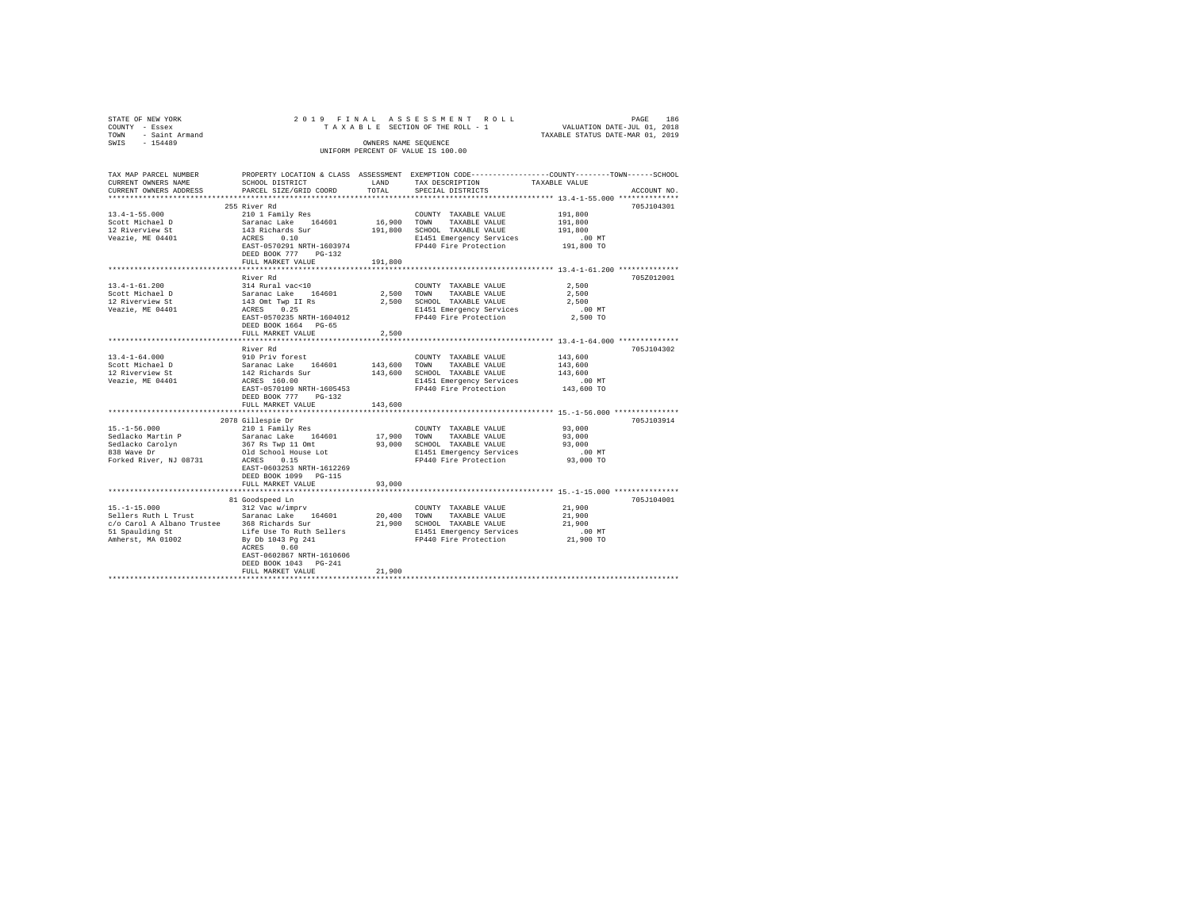STATE OF NEW YORK
COUNTY - Essex
TOWN - Saint Armand
SWIS - 154489

2019 FINAL ASSESSMENT ROLL
TAXABLE SECTION OF THE ROLL - 1
OWNERS NAME SEQUENCE
UNIFORM PERCENT OF VALUE IS 100.00

VALUATION DATE-JUL 01, 2018
TAXABLE STATUS DATE-MAR 01, 2019

| TAX MAP PARCEL NUMBER / CURRENT OWNERS NAME / CURRENT OWNERS ADDRESS | PROPERTY LOCATION & CLASS / SCHOOL DISTRICT / PARCEL SIZE/GRID COORD | ASSESSMENT LAND | TOTAL | EXEMPTION CODE / TAX DESCRIPTION / SPECIAL DISTRICTS | COUNTY--------TOWN------SCHOOL TAXABLE VALUE | ACCOUNT NO. |
|---|---|---|---|---|---|---|
| **13.4-1-55.000** | 255 River Rd | | | | | 705J104301 |
| 13.4-1-55.000 | 210 1 Family Res | | | COUNTY TAXABLE VALUE | 191,800 | |
| Scott Michael D | Saranac Lake 164601 | 16,900 | | TOWN TAXABLE VALUE | 191,800 | |
| 12 Riverview St | 143 Richards Sur | | 191,800 | SCHOOL TAXABLE VALUE | 191,800 | |
| Veazie, ME 04401 | ACRES 0.10 | | | E1451 Emergency Services | .00 MT | |
| | EAST-0570291 NRTH-1603974 | | | FP440 Fire Protection | 191,800 TO | |
| | DEED BOOK 777 PG-132 | | | | | |
| | FULL MARKET VALUE | | 191,800 | | | |
| **13.4-1-61.200** | River Rd | | | | | 705Z012001 |
| 13.4-1-61.200 | 314 Rural vac<10 | | | COUNTY TAXABLE VALUE | 2,500 | |
| Scott Michael D | Saranac Lake 164601 | 2,500 | | TOWN TAXABLE VALUE | 2,500 | |
| 12 Riverview St | 143 Omt Twp II Rs | | 2,500 | SCHOOL TAXABLE VALUE | 2,500 | |
| Veazie, ME 04401 | ACRES 0.25 | | | E1451 Emergency Services | .00 MT | |
| | EAST-0570235 NRTH-1604012 | | | FP440 Fire Protection | 2,500 TO | |
| | DEED BOOK 1664 PG-65 | | | | | |
| | FULL MARKET VALUE | | 2,500 | | | |
| **13.4-1-64.000** | River Rd | | | | | 705J104302 |
| 13.4-1-64.000 | 910 Priv forest | | | COUNTY TAXABLE VALUE | 143,600 | |
| Scott Michael D | Saranac Lake 164601 | 143,600 | | TOWN TAXABLE VALUE | 143,600 | |
| 12 Riverview St | 142 Richards Sur | | 143,600 | SCHOOL TAXABLE VALUE | 143,600 | |
| Veazie, ME 04401 | ACRES 160.00 | | | E1451 Emergency Services | .00 MT | |
| | EAST-0570109 NRTH-1605453 | | | FP440 Fire Protection | 143,600 TO | |
| | DEED BOOK 777 PG-132 | | | | | |
| | FULL MARKET VALUE | | 143,600 | | | |
| **15.-1-56.000** | 2078 Gillespie Dr | | | | | 705J103914 |
| 15.-1-56.000 | 210 1 Family Res | | | COUNTY TAXABLE VALUE | 93,000 | |
| Sedlacko Martin P | Saranac Lake 164601 | 17,900 | | TOWN TAXABLE VALUE | 93,000 | |
| Sedlacko Carolyn | 367 Rs Twp 11 Omt | | 93,000 | SCHOOL TAXABLE VALUE | 93,000 | |
| 838 Wave Dr | Old School House Lot | | | E1451 Emergency Services | .00 MT | |
| Forked River, NJ 08731 | ACRES 0.15 | | | FP440 Fire Protection | 93,000 TO | |
| | EAST-0603253 NRTH-1612269 | | | | | |
| | DEED BOOK 1099 PG-115 | | | | | |
| | FULL MARKET VALUE | | 93,000 | | | |
| **15.-1-15.000** | 81 Goodspeed Ln | | | | | 705J104001 |
| 15.-1-15.000 | 312 Vac w/imprv | | | COUNTY TAXABLE VALUE | 21,900 | |
| Sellers Ruth L Trust | Saranac Lake 164601 | 20,400 | | TOWN TAXABLE VALUE | 21,900 | |
| c/o Carol A Albano Trustee | 368 Richards Sur | | 21,900 | SCHOOL TAXABLE VALUE | 21,900 | |
| 51 Spaulding St | Life Use To Ruth Sellers | | | E1451 Emergency Services | .00 MT | |
| Amherst, MA 01002 | By Db 1043 Pg 241 | | | FP440 Fire Protection | 21,900 TO | |
| | ACRES 0.60 | | | | | |
| | EAST-0602867 NRTH-1610606 | | | | | |
| | DEED BOOK 1043 PG-241 | | | | | |
| | FULL MARKET VALUE | | 21,900 | | | |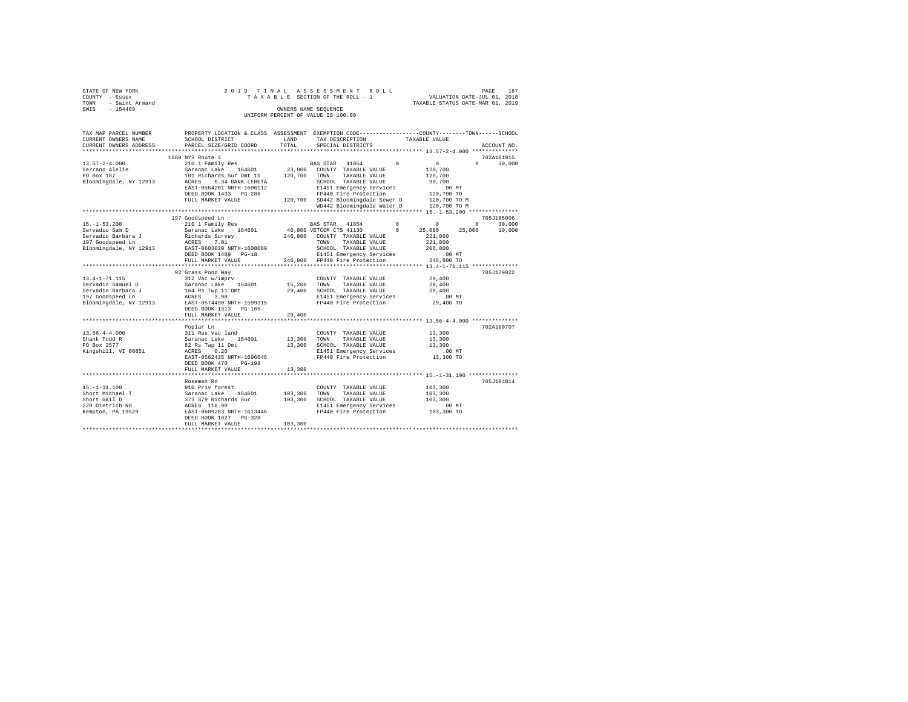STATE OF NEW YORK
COUNTY - Essex
TOWN - Saint Armand
SWIS - 154489

2019 FINAL ASSESSMENT ROLL
TAXABLE SECTION OF THE ROLL - 1
OWNERS NAME SEQUENCE
UNIFORM PERCENT OF VALUE IS 100.00

VALUATION DATE-JUL 01, 2018
TAXABLE STATUS DATE-MAR 01, 2019

| TAX MAP PARCEL NUMBER / CURRENT OWNERS NAME / CURRENT OWNERS ADDRESS | PROPERTY LOCATION & CLASS / SCHOOL DISTRICT / PARCEL SIZE/GRID COORD | ASSESSMENT LAND / TOTAL | EXEMPTION CODE / TAX DESCRIPTION / SPECIAL DISTRICTS | COUNTY | TOWN | SCHOOL | ACCOUNT NO. |
|---|---|---|---|---|---|---|---|
| | 1689 NYS Route 3 | | | | | | 702A101915 |
| 13.57-2-4.000 | 210 1 Family Res | | BAS STAR 41854 | 0 | 0 | 30,000 | |
| Serrano Alelie | Saranac Lake 164601 | 23,000 | COUNTY TAXABLE VALUE | 120,700 | | | |
| PO Box 187 | 101 Richards Sur Omt 11 | 120,700 | TOWN TAXABLE VALUE | | 120,700 | | |
| Bloomingdale, NY 12913 | ACRES 0.34 BANK LERETA | | SCHOOL TAXABLE VALUE | | | 90,700 | |
| | EAST-0564201 NRTH-1606112 | | E1451 Emergency Services | .00 MT | | | |
| | DEED BOOK 1433 PG-286 | | FP440 Fire Protection | 120,700 TO | | | |
| | FULL MARKET VALUE | 120,700 | SD442 Bloomingdale Sewer D | 120,700 TO M | | | |
| | | | WD442 Bloomingdale Water D | 120,700 TO M | | | |
| | 197 Goodspeed Ln | | | | | | 705J185006 |
| 15.-1-53.200 | 210 1 Family Res | | BAS STAR 41854 0 | 0 | 0 | 30,000 | |
| Servadio Sam D | Saranac Lake 164601 | 40,800 | VETCOM CTS 41130 0 | 25,000 | 25,000 | 10,000 | |
| Servadio Barbara J | Richards Survey | 246,800 | COUNTY TAXABLE VALUE | 221,800 | | | |
| 197 Goodspeed Ln | ACRES 7.01 | | TOWN TAXABLE VALUE | | 221,800 | | |
| Bloomingdale, NY 12913 | EAST-0603030 NRTH-1608089 | | SCHOOL TAXABLE VALUE | | | 206,800 | |
| | DEED BOOK 1489 PG-18 | | E1451 Emergency Services | .00 MT | | | |
| | FULL MARKET VALUE | 246,800 | FP440 Fire Protection | 246,800 TO | | | |
| | 92 Grass Pond Way | | | | | | 705J179022 |
| 13.4-1-71.115 | 312 Vac w/imprv | | COUNTY TAXABLE VALUE | 29,400 | | | |
| Servadio Samuel D | Saranac Lake 164601 | 15,200 | TOWN TAXABLE VALUE | | 29,400 | | |
| Servadio Barbara J | 164 Rs Twp 11 Omt | 29,400 | SCHOOL TAXABLE VALUE | | | 29,400 | |
| 197 Goodspeed Ln | ACRES 3.98 | | E1451 Emergency Services | .00 MT | | | |
| Bloomingdale, NY 12913 | EAST-0574490 NRTH-1599315 | | FP440 Fire Protection | 29,400 TO | | | |
| | DEED BOOK 1313 PG-165 | | | | | | |
| | FULL MARKET VALUE | 29,400 | | | | | |
| | Poplar Ln | | | | | | 702A100707 |
| 13.56-4-4.000 | 311 Res vac land | | COUNTY TAXABLE VALUE | 13,300 | | | |
| Shank Todd R | Saranac Lake 164601 | 13,300 | TOWN TAXABLE VALUE | | 13,300 | | |
| PO Box 2577 | 82 Rs Twp 11 Omt | 13,300 | SCHOOL TAXABLE VALUE | | | 13,300 | |
| Kingshill, VI 00851 | ACRES 0.20 | | E1451 Emergency Services | .00 MT | | | |
| | EAST-0562435 NRTH-1606646 | | FP440 Fire Protection | 13,300 TO | | | |
| | DEED BOOK 470 PG-198 | | | | | | |
| | FULL MARKET VALUE | 13,300 | | | | | |
| | Roseman Rd | | | | | | 705J104014 |
| 15.-1-31.100 | 910 Priv forest | | COUNTY TAXABLE VALUE | 103,300 | | | |
| Short Michael T | Saranac Lake 164601 | 103,300 | TOWN TAXABLE VALUE | | 103,300 | | |
| Short Gail D | 373 379 Richards Sur | 103,300 | SCHOOL TAXABLE VALUE | | | 103,300 | |
| 220 Dietrich Rd | ACRES 118.90 | | E1451 Emergency Services | .00 MT | | | |
| Kempton, PA 19529 | EAST-0609203 NRTH-1613446 | | FP440 Fire Protection | 103,300 TO | | | |
| | DEED BOOK 1827 PG-328 | | | | | | |
| | FULL MARKET VALUE | 103,300 | | | | | |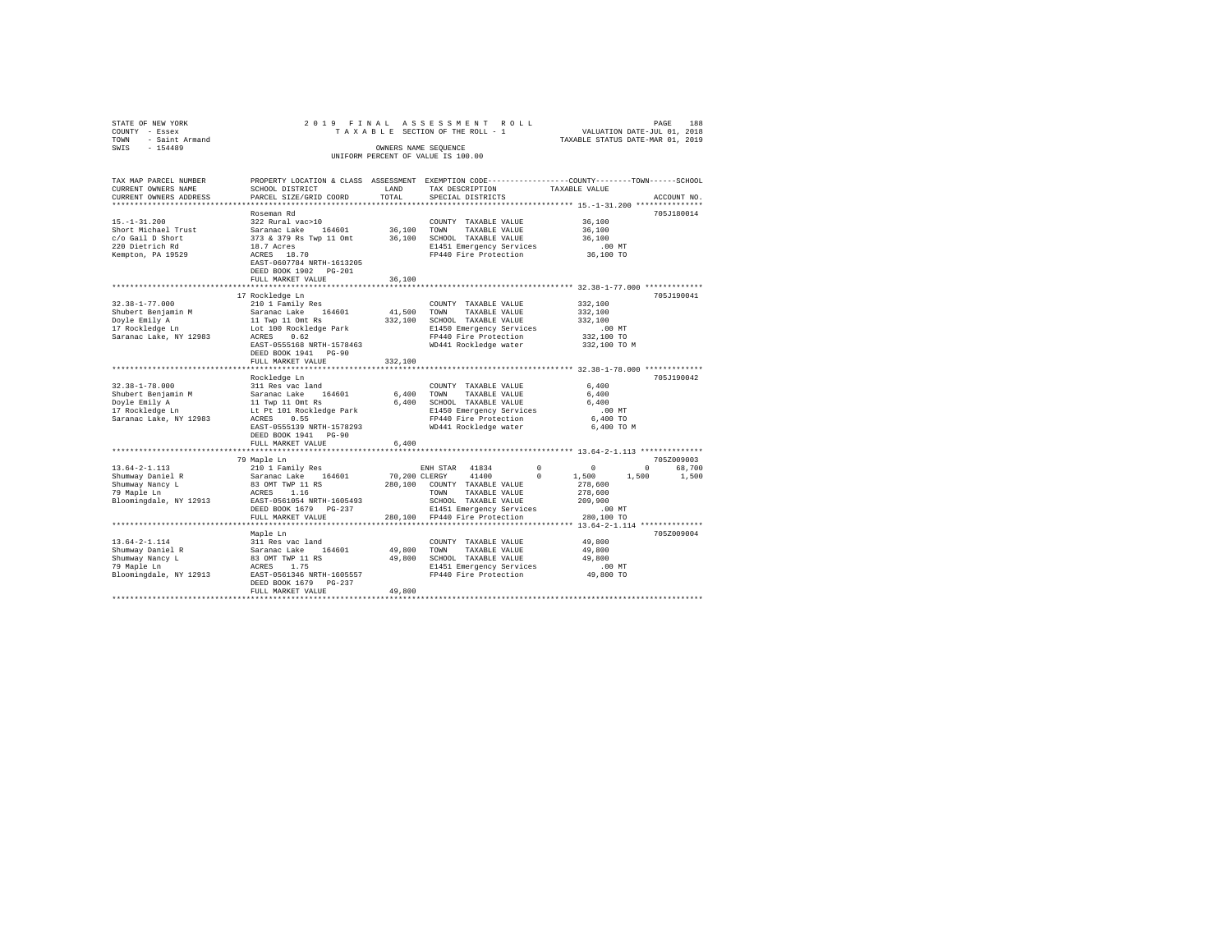STATE OF NEW YORK
COUNTY - Essex
TOWN - Saint Armand
SWIS - 154489

2019 FINAL ASSESSMENT ROLL
TAXABLE SECTION OF THE ROLL - 1
OWNERS NAME SEQUENCE
UNIFORM PERCENT OF VALUE IS 100.00

VALUATION DATE-JUL 01, 2018
TAXABLE STATUS DATE-MAR 01, 2019

```
TAX MAP PARCEL NUMBER     PROPERTY LOCATION & CLASS  ASSESSMENT  EXEMPTION CODE-----------------COUNTY--------TOWN------SCHOOL
CURRENT OWNERS NAME       SCHOOL DISTRICT              LAND      TAX DESCRIPTION             TAXABLE VALUE
CURRENT OWNERS ADDRESS    PARCEL SIZE/GRID COORD       TOTAL     SPECIAL DISTRICTS                                      ACCOUNT NO.
******************************************************************************************************* 15.-1-31.200 ***************
                          Roseman Rd                                                                               705J180014
15.-1-31.200              322 Rural vac>10                       COUNTY  TAXABLE VALUE            36,100
Short Michael Trust       Saranac Lake   164601       36,100     TOWN    TAXABLE VALUE            36,100
c/o Gail D Short          373 & 379 Rs Twp 11 Omt     36,100     SCHOOL  TAXABLE VALUE            36,100
220 Dietrich Rd           18.7 Acres                             E1451 Emergency Services            .00 MT
Kempton, PA 19529         ACRES   18.70                          FP440 Fire Protection            36,100 TO
                          EAST-0607784 NRTH-1613205
                          DEED BOOK 1902   PG-201
                          FULL MARKET VALUE            36,100
******************************************************************************************************* 32.38-1-77.000 *************
                          17 Rockledge Ln                                                                          705J190041
32.38-1-77.000            210 1 Family Res                       COUNTY  TAXABLE VALUE           332,100
Shubert Benjamin M        Saranac Lake   164601       41,500     TOWN    TAXABLE VALUE           332,100
Doyle Emily A             11 Twp 11 Omt Rs           332,100     SCHOOL  TAXABLE VALUE           332,100
17 Rockledge Ln           Lot 100 Rockledge Park                 E1450 Emergency Services            .00 MT
Saranac Lake, NY 12983    ACRES    0.62                          FP440 Fire Protection           332,100 TO
                          EAST-0555168 NRTH-1578463              WD441 Rockledge water           332,100 TO M
                          DEED BOOK 1941   PG-90
                          FULL MARKET VALUE           332,100
******************************************************************************************************* 32.38-1-78.000 *************
                          Rockledge Ln                                                                             705J190042
32.38-1-78.000            311 Res vac land                       COUNTY  TAXABLE VALUE             6,400
Shubert Benjamin M        Saranac Lake   164601        6,400     TOWN    TAXABLE VALUE             6,400
Doyle Emily A             11 Twp 11 Omt Rs             6,400     SCHOOL  TAXABLE VALUE             6,400
17 Rockledge Ln           Lt Pt 101 Rockledge Park               E1450 Emergency Services            .00 MT
Saranac Lake, NY 12983    ACRES    0.55                          FP440 Fire Protection             6,400 TO
                          EAST-0555139 NRTH-1578293              WD441 Rockledge water             6,400 TO M
                          DEED BOOK 1941   PG-90
                          FULL MARKET VALUE             6,400
******************************************************************************************************* 13.64-2-1.113 **************
                          79 Maple Ln                                                                              705Z009003
13.64-2-1.113             210 1 Family Res                    ENH STAR  41834        0          0          0     68,700
Shumway Daniel R          Saranac Lake   164601       70,200 CLERGY     41400        0      1,500      1,500      1,500
Shumway Nancy L           83 OMT TWP 11 RS           280,100     COUNTY  TAXABLE VALUE           278,600
79 Maple Ln               ACRES    1.16                          TOWN    TAXABLE VALUE           278,600
Bloomingdale, NY 12913    EAST-0561054 NRTH-1605493              SCHOOL  TAXABLE VALUE           209,900
                          DEED BOOK 1679   PG-237                E1451 Emergency Services            .00 MT
                          FULL MARKET VALUE           280,100    FP440 Fire Protection           280,100 TO
******************************************************************************************************* 13.64-2-1.114 **************
                          Maple Ln                                                                                 705Z009004
13.64-2-1.114             311 Res vac land                       COUNTY  TAXABLE VALUE            49,800
Shumway Daniel R          Saranac Lake   164601       49,800     TOWN    TAXABLE VALUE            49,800
Shumway Nancy L           83 OMT TWP 11 RS            49,800     SCHOOL  TAXABLE VALUE            49,800
79 Maple Ln               ACRES    1.75                          E1451 Emergency Services            .00 MT
Bloomingdale, NY 12913    EAST-0561346 NRTH-1605557              FP440 Fire Protection            49,800 TO
                          DEED BOOK 1679   PG-237
                          FULL MARKET VALUE            49,800
************************************************************************************************************************************
```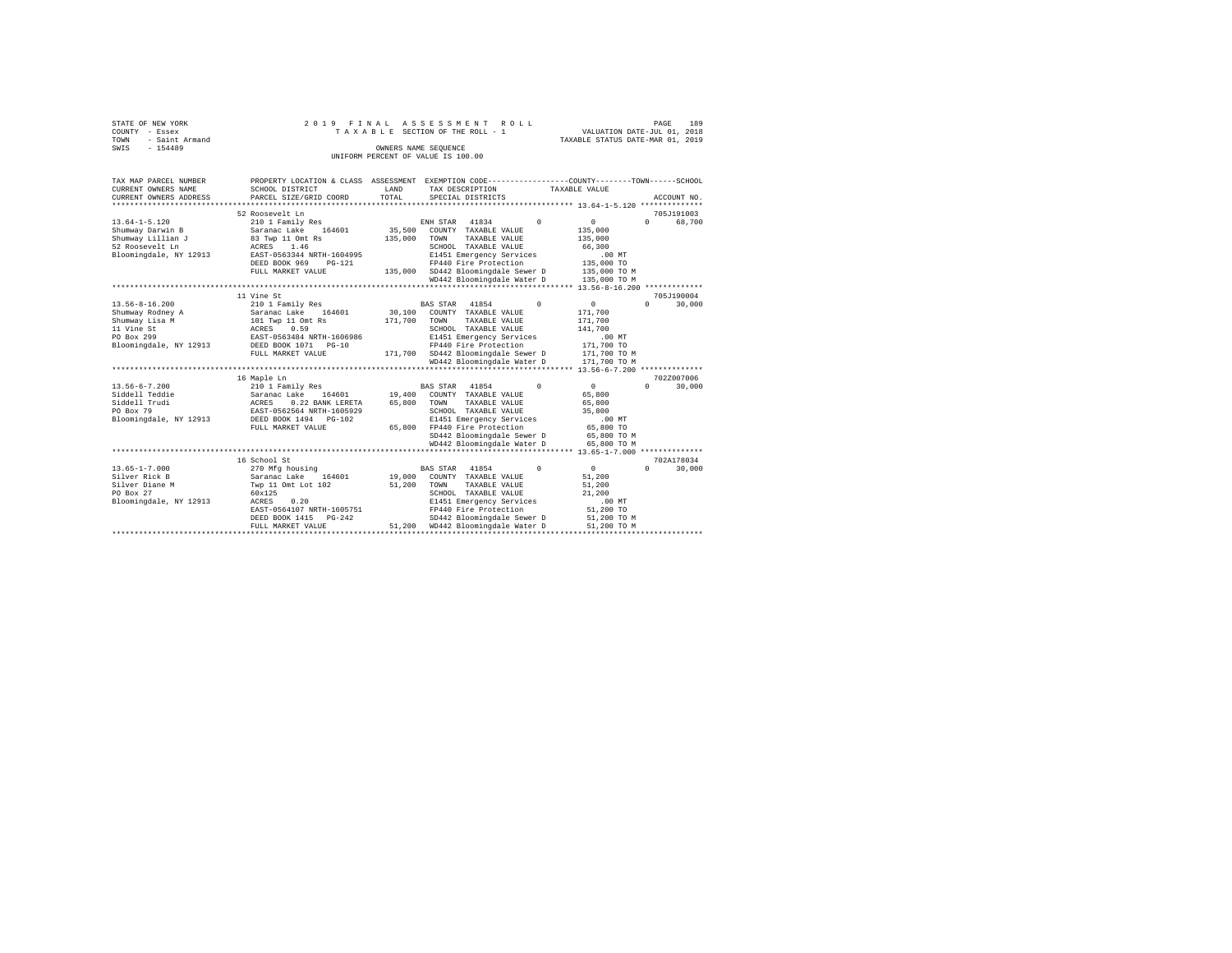STATE OF NEW YORK
COUNTY - Essex
TOWN - Saint Armand
SWIS - 154489

2019 FINAL ASSESSMENT ROLL
TAXABLE SECTION OF THE ROLL - 1
OWNERS NAME SEQUENCE
UNIFORM PERCENT OF VALUE IS 100.00

VALUATION DATE-JUL 01, 2018
TAXABLE STATUS DATE-MAR 01, 2019

| TAX MAP PARCEL NUMBER / CURRENT OWNERS NAME / CURRENT OWNERS ADDRESS | PROPERTY LOCATION & CLASS / SCHOOL DISTRICT / PARCEL SIZE/GRID COORD | ASSESSMENT LAND / TOTAL | EXEMPTION CODE / TAX DESCRIPTION / SPECIAL DISTRICTS | COUNTY | TOWN | SCHOOL | ACCOUNT NO. |
|---|---|---|---|---|---|---|---|
| **13.64-1-5.120** | 52 Roosevelt Ln | | | | | | 705J191003 |
| Shumway Darwin B | 210 1 Family Res | | ENH STAR 41834 | 0 | 0 | 68,700 | |
| Shumway Lillian J | Saranac Lake 164601 | 35,500 | COUNTY TAXABLE VALUE | 135,000 | | | |
| 52 Roosevelt Ln | 83 Twp 11 Omt Rs | 135,000 | TOWN TAXABLE VALUE | | 135,000 | | |
| Bloomingdale, NY 12913 | ACRES 1.46 | | SCHOOL TAXABLE VALUE | | | 66,300 | |
| | EAST-0563344 NRTH-1604995 | | E1451 Emergency Services | .00 MT | | | |
| | DEED BOOK 969 PG-121 | | FP440 Fire Protection | 135,000 TO | | | |
| | FULL MARKET VALUE | 135,000 | SD442 Bloomingdale Sewer D | 135,000 TO M | | | |
| | | | WD442 Bloomingdale Water D | 135,000 TO M | | | |
| **13.56-8-16.200** | 11 Vine St | | | | | | 705J190004 |
| Shumway Rodney A | 210 1 Family Res | | BAS STAR 41854 | 0 | 0 | 30,000 | |
| Shumway Lisa M | Saranac Lake 164601 | 30,100 | COUNTY TAXABLE VALUE | 171,700 | | | |
| 11 Vine St | 101 Twp 11 Omt Rs | 171,700 | TOWN TAXABLE VALUE | | 171,700 | | |
| PO Box 299 | ACRES 0.59 | | SCHOOL TAXABLE VALUE | | | 141,700 | |
| Bloomingdale, NY 12913 | EAST-0563484 NRTH-1606986 | | E1451 Emergency Services | .00 MT | | | |
| | DEED BOOK 1071 PG-10 | | FP440 Fire Protection | 171,700 TO | | | |
| | FULL MARKET VALUE | 171,700 | SD442 Bloomingdale Sewer D | 171,700 TO M | | | |
| | | | WD442 Bloomingdale Water D | 171,700 TO M | | | |
| **13.56-6-7.200** | 16 Maple Ln | | | | | | 702Z007006 |
| Siddell Teddie | 210 1 Family Res | | BAS STAR 41854 | 0 | 0 | 30,000 | |
| Siddell Trudi | Saranac Lake 164601 | 19,400 | COUNTY TAXABLE VALUE | 65,800 | | | |
| PO Box 79 | ACRES 0.22 BANK LERETA | 65,800 | TOWN TAXABLE VALUE | | 65,800 | | |
| Bloomingdale, NY 12913 | EAST-0562564 NRTH-1605929 | | SCHOOL TAXABLE VALUE | | | 35,800 | |
| | DEED BOOK 1494 PG-102 | | E1451 Emergency Services | .00 MT | | | |
| | FULL MARKET VALUE | 65,800 | FP440 Fire Protection | 65,800 TO | | | |
| | | | SD442 Bloomingdale Sewer D | 65,800 TO M | | | |
| | | | WD442 Bloomingdale Water D | 65,800 TO M | | | |
| **13.65-1-7.000** | 16 School St | | | | | | 702A178034 |
| Silver Rick B | 270 Mfg housing | | BAS STAR 41854 | 0 | 0 | 30,000 | |
| Silver Diane M | Saranac Lake 164601 | 19,000 | COUNTY TAXABLE VALUE | 51,200 | | | |
| PO Box 27 | Twp 11 Omt Lot 102 | 51,200 | TOWN TAXABLE VALUE | | 51,200 | | |
| Bloomingdale, NY 12913 | 60x125 | | SCHOOL TAXABLE VALUE | | | 21,200 | |
| | ACRES 0.20 | | E1451 Emergency Services | .00 MT | | | |
| | EAST-0564107 NRTH-1605751 | | FP440 Fire Protection | 51,200 TO | | | |
| | DEED BOOK 1415 PG-242 | | SD442 Bloomingdale Sewer D | 51,200 TO M | | | |
| | FULL MARKET VALUE | 51,200 | WD442 Bloomingdale Water D | 51,200 TO M | | | |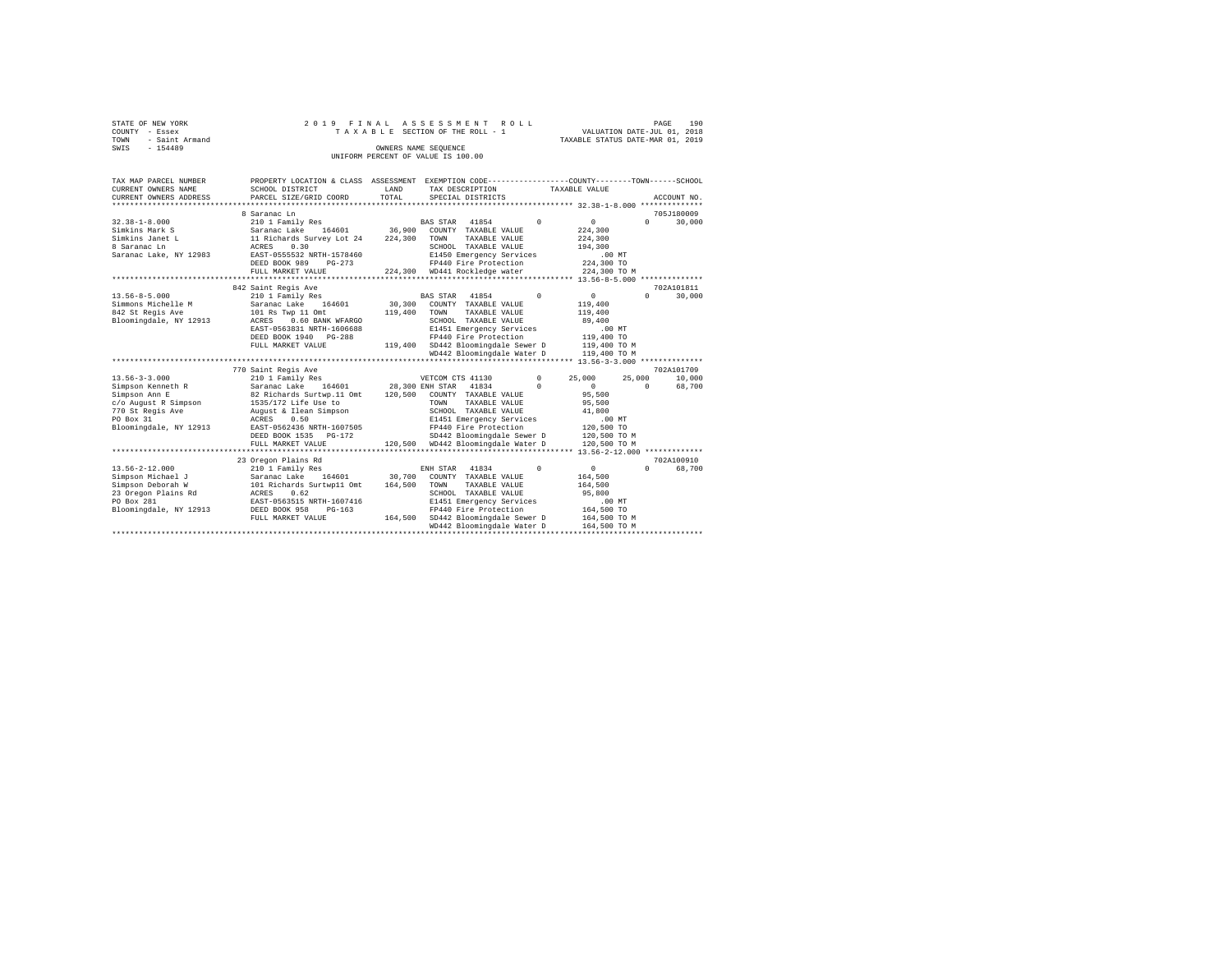STATE OF NEW YORK
COUNTY - Essex
TOWN - Saint Armand
SWIS - 154489

2019 FINAL ASSESSMENT ROLL
TAXABLE SECTION OF THE ROLL - 1
OWNERS NAME SEQUENCE
UNIFORM PERCENT OF VALUE IS 100.00

VALUATION DATE-JUL 01, 2018
TAXABLE STATUS DATE-MAR 01, 2019

```
TAX MAP PARCEL NUMBER      PROPERTY LOCATION & CLASS  ASSESSMENT  EXEMPTION CODE------------------COUNTY--------TOWN------SCHOOL
CURRENT OWNERS NAME        SCHOOL DISTRICT             LAND       TAX DESCRIPTION             TAXABLE VALUE
CURRENT OWNERS ADDRESS     PARCEL SIZE/GRID COORD      TOTAL      SPECIAL DISTRICTS                                        ACCOUNT NO.
******************************************************************************************************* 32.38-1-8.000 **************
                           8 Saranac Ln                                                                                   705J180009
32.38-1-8.000              210 1 Family Res                       BAS STAR  41854          0          0           0       30,000
Simkins Mark S             Saranac Lake   164601        36,900    COUNTY  TAXABLE VALUE           224,300
Simkins Janet L            11 Richards Survey Lot 24   224,300    TOWN    TAXABLE VALUE           224,300
8 Saranac Ln               ACRES    0.30                           SCHOOL  TAXABLE VALUE           194,300
Saranac Lake, NY 12983     EAST-0555532 NRTH-1578460               E1450 Emergency Services             .00 MT
                           DEED BOOK 989    PG-273                 FP440 Fire Protection            224,300 TO
                           FULL MARKET VALUE            224,300    WD441 Rockledge water            224,300 TO M
******************************************************************************************************* 13.56-8-5.000 **************
                           842 Saint Regis Ave                                                                            702A101811
13.56-8-5.000              210 1 Family Res                       BAS STAR  41854          0          0           0       30,000
Simmons Michelle M         Saranac Lake   164601        30,300    COUNTY  TAXABLE VALUE           119,400
842 St Regis Ave           101 Rs Twp 11 Omt           119,400    TOWN    TAXABLE VALUE           119,400
Bloomingdale, NY 12913     ACRES    0.60 BANK WFARGO               SCHOOL  TAXABLE VALUE            89,400
                           EAST-0563831 NRTH-1606688               E1451 Emergency Services             .00 MT
                           DEED BOOK 1940   PG-288                 FP440 Fire Protection            119,400 TO
                           FULL MARKET VALUE            119,400    SD442 Bloomingdale Sewer D       119,400 TO M
                                                                   WD442 Bloomingdale Water D       119,400 TO M
******************************************************************************************************* 13.56-3-3.000 **************
                           770 Saint Regis Ave                                                                            702A101709
13.56-3-3.000              210 1 Family Res                       VETCOM CTS 41130         0     25,000      25,000       10,000
Simpson Kenneth R          Saranac Lake   164601        28,300 ENH STAR  41834             0          0           0       68,700
Simpson Ann E              82 Richards Surtwp.11 Omt   120,500    COUNTY  TAXABLE VALUE            95,500
c/o August R Simpson       1535/172 Life Use to                   TOWN    TAXABLE VALUE            95,500
770 St Regis Ave           August & Ilean Simpson                 SCHOOL  TAXABLE VALUE            41,800
PO Box 31                  ACRES    0.50                           E1451 Emergency Services             .00 MT
Bloomingdale, NY 12913     EAST-0562436 NRTH-1607505               FP440 Fire Protection            120,500 TO
                           DEED BOOK 1535   PG-172                 SD442 Bloomingdale Sewer D       120,500 TO M
                           FULL MARKET VALUE            120,500    WD442 Bloomingdale Water D       120,500 TO M
******************************************************************************************************* 13.56-2-12.000 *************
                           23 Oregon Plains Rd                                                                            702A100910
13.56-2-12.000             210 1 Family Res                       ENH STAR  41834          0          0           0       68,700
Simpson Michael J          Saranac Lake   164601        30,700    COUNTY  TAXABLE VALUE           164,500
Simpson Deborah W          101 Richards Surtwp11 Omt   164,500    TOWN    TAXABLE VALUE           164,500
23 Oregon Plains Rd        ACRES    0.62                           SCHOOL  TAXABLE VALUE            95,800
PO Box 281                 EAST-0563515 NRTH-1607416               E1451 Emergency Services             .00 MT
Bloomingdale, NY 12913     DEED BOOK 958    PG-163                 FP440 Fire Protection            164,500 TO
                           FULL MARKET VALUE            164,500    SD442 Bloomingdale Sewer D       164,500 TO M
                                                                   WD442 Bloomingdale Water D       164,500 TO M
************************************************************************************************************************************
```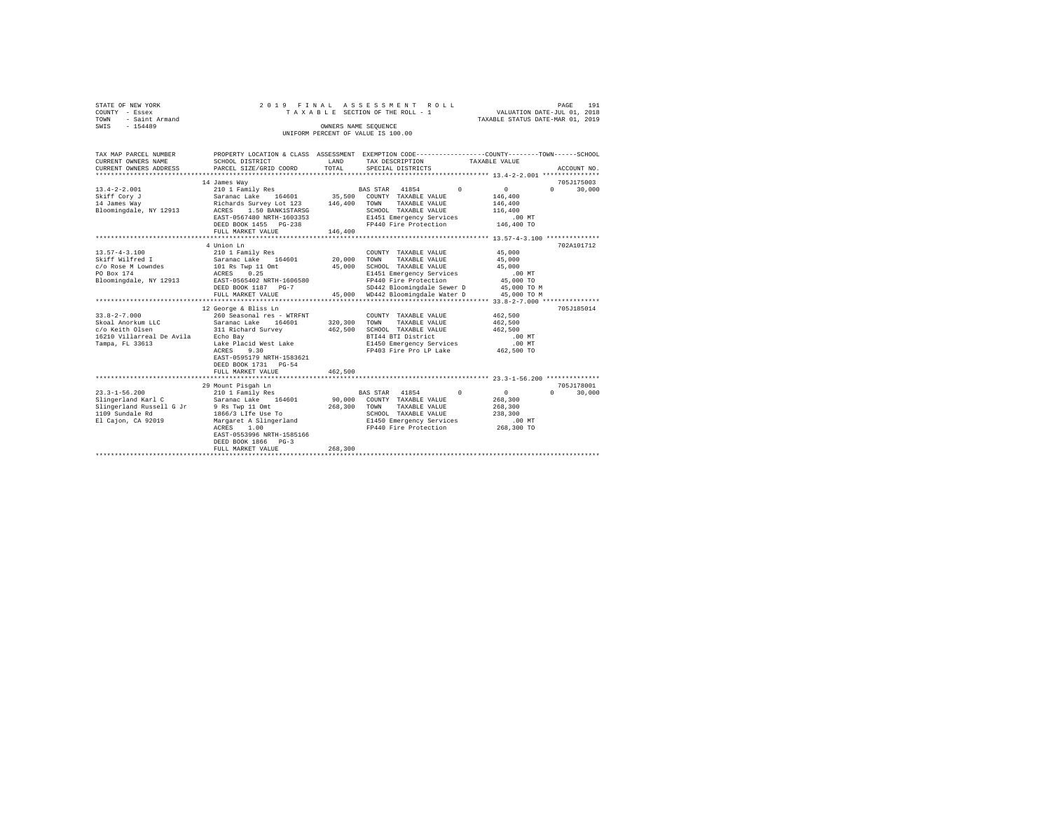STATE OF NEW YORK
COUNTY - Essex
TOWN - Saint Armand
SWIS - 154489

2019 FINAL ASSESSMENT ROLL
TAXABLE SECTION OF THE ROLL - 1
OWNERS NAME SEQUENCE
UNIFORM PERCENT OF VALUE IS 100.00

VALUATION DATE-JUL 01, 2018
TAXABLE STATUS DATE-MAR 01, 2019

| TAX MAP PARCEL NUMBER / CURRENT OWNERS NAME / CURRENT OWNERS ADDRESS | PROPERTY LOCATION & CLASS / SCHOOL DISTRICT / PARCEL SIZE/GRID COORD | ASSESSMENT LAND | TOTAL | EXEMPTION CODE / TAX DESCRIPTION / SPECIAL DISTRICTS | COUNTY | TOWN | SCHOOL / TAXABLE VALUE | ACCOUNT NO. |
|---|---|---|---|---|---|---|---|---|
| 13.4-2-2.001 | 14 James Way | | | | | | | 705J175003 |
| 13.4-2-2.001 | 210 1 Family Res | | | BAS STAR 41854 | 0 | 0 | 0 / 30,000 | |
| Skiff Cory J | Saranac Lake 164601 | 35,500 | | COUNTY TAXABLE VALUE | | | 146,400 | |
| 14 James Way | Richards Survey Lot 123 | | 146,400 | TOWN TAXABLE VALUE | | | 146,400 | |
| Bloomingdale, NY 12913 | ACRES 1.50 BANK1STARSG | | | SCHOOL TAXABLE VALUE | | | 116,400 | |
| | EAST-0567480 NRTH-1603353 | | | E1451 Emergency Services | | | .00 MT | |
| | DEED BOOK 1455 PG-238 | | | FP440 Fire Protection | | | 146,400 TO | |
| | FULL MARKET VALUE | | 146,400 | | | | | |
| 13.57-4-3.100 | 4 Union Ln | | | | | | | 702A101712 |
| 13.57-4-3.100 | 210 1 Family Res | | | COUNTY TAXABLE VALUE | | | 45,000 | |
| Skiff Wilfred I | Saranac Lake 164601 | 20,000 | | TOWN TAXABLE VALUE | | | 45,000 | |
| c/o Rose M Lowndes | 101 Rs Twp 11 Omt | | 45,000 | SCHOOL TAXABLE VALUE | | | 45,000 | |
| PO Box 174 | ACRES 0.25 | | | E1451 Emergency Services | | | .00 MT | |
| Bloomingdale, NY 12913 | EAST-0565402 NRTH-1606580 | | | FP440 Fire Protection | | | 45,000 TO | |
| | DEED BOOK 1187 PG-7 | | | SD442 Bloomingdale Sewer D | | | 45,000 TO M | |
| | FULL MARKET VALUE | | 45,000 | WD442 Bloomingdale Water D | | | 45,000 TO M | |
| 33.8-2-7.000 | 12 George & Bliss Ln | | | | | | | 705J185014 |
| 33.8-2-7.000 | 260 Seasonal res - WTRFNT | | | COUNTY TAXABLE VALUE | | | 462,500 | |
| Skoal Anorkum LLC | Saranac Lake 164601 | 320,300 | | TOWN TAXABLE VALUE | | | 462,500 | |
| c/o Keith Olsen | 311 Richard Survey | | 462,500 | SCHOOL TAXABLE VALUE | | | 462,500 | |
| 16210 Villarreal De Avila | Echo Bay | | | BTI44 BTI District | | | .00 MT | |
| Tampa, FL 33613 | Lake Placid West Lake | | | E1450 Emergency Services | | | .00 MT | |
| | ACRES 9.30 | | | FP403 Fire Pro LP Lake | | | 462,500 TO | |
| | EAST-0595179 NRTH-1583621 | | | | | | | |
| | DEED BOOK 1731 PG-54 | | | | | | | |
| | FULL MARKET VALUE | | 462,500 | | | | | |
| 23.3-1-56.200 | 29 Mount Pisgah Ln | | | | | | | 705J178001 |
| 23.3-1-56.200 | 210 1 Family Res | | | BAS STAR 41854 | 0 | 0 | 0 / 30,000 | |
| Slingerland Karl C | Saranac Lake 164601 | 90,000 | | COUNTY TAXABLE VALUE | | | 268,300 | |
| Slingerland Russell G Jr | 9 Rs Twp 11 Omt | | 268,300 | TOWN TAXABLE VALUE | | | 268,300 | |
| 1109 Sundale Rd | 1866/3 LIfe Use To | | | SCHOOL TAXABLE VALUE | | | 238,300 | |
| El Cajon, CA 92019 | Margaret A Slingerland | | | E1450 Emergency Services | | | .00 MT | |
| | ACRES 1.00 | | | FP440 Fire Protection | | | 268,300 TO | |
| | EAST-0553996 NRTH-1585166 | | | | | | | |
| | DEED BOOK 1866 PG-3 | | | | | | | |
| | FULL MARKET VALUE | | 268,300 | | | | | |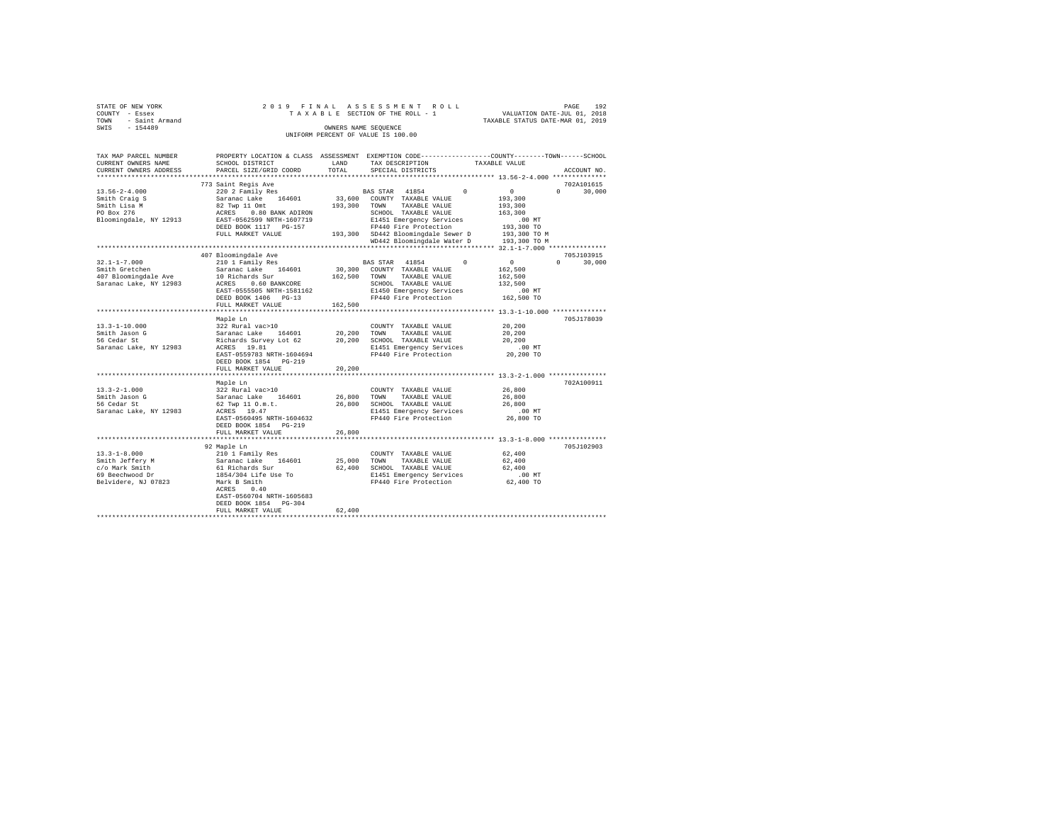STATE OF NEW YORK  
COUNTY - Essex  
TOWN - Saint Armand  
SWIS - 154489

2019 FINAL ASSESSMENT ROLL  
TAXABLE SECTION OF THE ROLL - 1  
OWNERS NAME SEQUENCE  
UNIFORM PERCENT OF VALUE IS 100.00

VALUATION DATE-JUL 01, 2018  
TAXABLE STATUS DATE-MAR 01, 2019

```
TAX MAP PARCEL NUMBER     PROPERTY LOCATION & CLASS  ASSESSMENT  EXEMPTION CODE-----------------COUNTY--------TOWN------SCHOOL
CURRENT OWNERS NAME       SCHOOL DISTRICT            LAND        TAX DESCRIPTION            TAXABLE VALUE
CURRENT OWNERS ADDRESS    PARCEL SIZE/GRID COORD     TOTAL       SPECIAL DISTRICTS                                      ACCOUNT NO.
******************************************************************************************* 13.56-2-4.000 **************
                          773 Saint Regis Ave                                                                        702A101615
13.56-2-4.000             220 2 Family Res                        BAS STAR  41854         0          0           0      30,000
Smith Craig S             Saranac Lake   164601       33,600     COUNTY  TAXABLE VALUE          193,300
Smith Lisa M              82 Twp 11 Omt              193,300     TOWN    TAXABLE VALUE          193,300
PO Box 276                ACRES    0.80 BANK ADIRON              SCHOOL  TAXABLE VALUE          163,300
Bloomingdale, NY 12913    EAST-0562599 NRTH-1607719              E1451 Emergency Services          .00 MT
                          DEED BOOK 1117   PG-157                FP440 Fire Protection          193,300 TO
                          FULL MARKET VALUE          193,300     SD442 Bloomingdale Sewer D     193,300 TO M
                                                                 WD442 Bloomingdale Water D     193,300 TO M
******************************************************************************************* 32.1-1-7.000 ***************
                          407 Bloomingdale Ave                                                                       705J103915
32.1-1-7.000              210 1 Family Res                        BAS STAR  41854         0          0           0      30,000
Smith Gretchen            Saranac Lake   164601       30,300     COUNTY  TAXABLE VALUE          162,500
407 Bloomingdale Ave      10 Richards Sur            162,500     TOWN    TAXABLE VALUE          162,500
Saranac Lake, NY 12983    ACRES    0.60 BANKCORE                 SCHOOL  TAXABLE VALUE          132,500
                          EAST-0555505 NRTH-1581162              E1450 Emergency Services          .00 MT
                          DEED BOOK 1406   PG-13                 FP440 Fire Protection          162,500 TO
                          FULL MARKET VALUE          162,500
******************************************************************************************* 13.3-1-10.000 **************
                          Maple Ln                                                                                   705J178039
13.3-1-10.000             322 Rural vac>10                       COUNTY  TAXABLE VALUE           20,200
Smith Jason G             Saranac Lake   164601       20,200     TOWN    TAXABLE VALUE           20,200
56 Cedar St               Richards Survey Lot 62      20,200     SCHOOL  TAXABLE VALUE           20,200
Saranac Lake, NY 12983    ACRES   19.81                          E1451 Emergency Services          .00 MT
                          EAST-0559783 NRTH-1604694              FP440 Fire Protection           20,200 TO
                          DEED BOOK 1854   PG-219
                          FULL MARKET VALUE           20,200
******************************************************************************************* 13.3-2-1.000 ***************
                          Maple Ln                                                                                   702A100911
13.3-2-1.000              322 Rural vac>10                       COUNTY  TAXABLE VALUE           26,800
Smith Jason G             Saranac Lake   164601       26,800     TOWN    TAXABLE VALUE           26,800
56 Cedar St               62 Twp 11 O.m.t.            26,800     SCHOOL  TAXABLE VALUE           26,800
Saranac Lake, NY 12983    ACRES   19.47                          E1451 Emergency Services          .00 MT
                          EAST-0560495 NRTH-1604632              FP440 Fire Protection           26,800 TO
                          DEED BOOK 1854   PG-219
                          FULL MARKET VALUE           26,800
******************************************************************************************* 13.3-1-8.000 ***************
                          92 Maple Ln                                                                                705J102903
13.3-1-8.000              210 1 Family Res                       COUNTY  TAXABLE VALUE           62,400
Smith Jeffery M           Saranac Lake   164601       25,000     TOWN    TAXABLE VALUE           62,400
c/o Mark Smith            61 Richards Sur             62,400     SCHOOL  TAXABLE VALUE           62,400
69 Beechwood Dr           1854/304 Life Use To                   E1451 Emergency Services          .00 MT
Belvidere, NJ 07823       Mark B Smith                           FP440 Fire Protection           62,400 TO
                          ACRES    0.40
                          EAST-0560704 NRTH-1605683
                          DEED BOOK 1854   PG-304
                          FULL MARKET VALUE           62,400
************************************************************************************************************************
```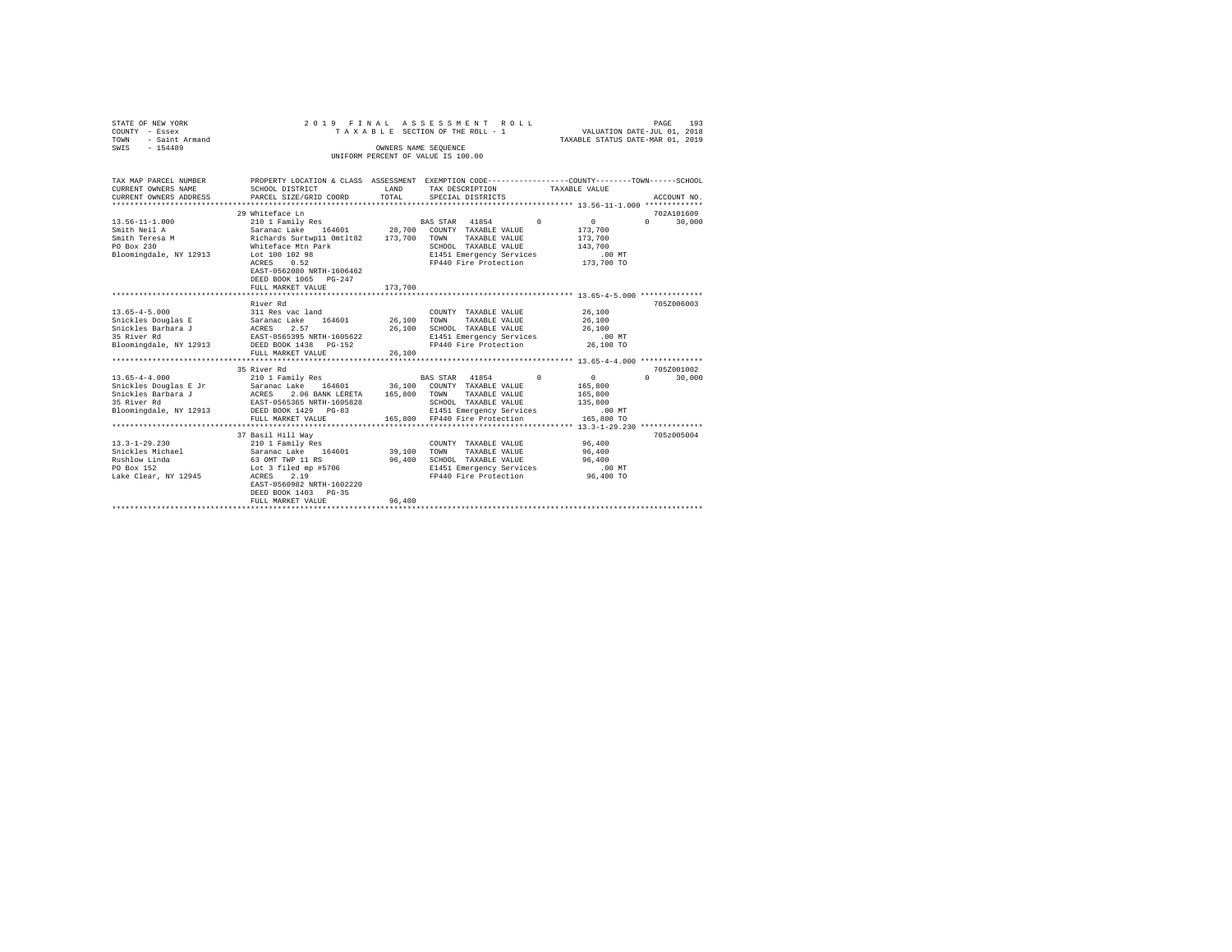STATE OF NEW YORK
COUNTY - Essex
TOWN - Saint Armand
SWIS - 154489

2019 FINAL ASSESSMENT ROLL
TAXABLE SECTION OF THE ROLL - 1
OWNERS NAME SEQUENCE
UNIFORM PERCENT OF VALUE IS 100.00

VALUATION DATE-JUL 01, 2018
TAXABLE STATUS DATE-MAR 01, 2019

| TAX MAP PARCEL NUMBER / CURRENT OWNERS NAME / CURRENT OWNERS ADDRESS | PROPERTY LOCATION & CLASS / SCHOOL DISTRICT / PARCEL SIZE/GRID COORD | ASSESSMENT LAND / TOTAL | EXEMPTION CODE / TAX DESCRIPTION / SPECIAL DISTRICTS | COUNTY | TOWN | SCHOOL / ACCOUNT NO. |
|---|---|---|---|---|---|---|
| | 29 Whiteface Ln | | | | | 702A101609 |
| 13.56-11-1.000 | 210 1 Family Res | | BAS STAR 41854 | 0 | 0 | 0 30,000 |
| Smith Neil A | Saranac Lake 164601 | 28,700 | COUNTY TAXABLE VALUE | 173,700 | | |
| Smith Teresa M | Richards Surtwp11 Omtlt82 | 173,700 | TOWN TAXABLE VALUE | 173,700 | | |
| PO Box 230 | Whiteface Mtn Park | | SCHOOL TAXABLE VALUE | 143,700 | | |
| Bloomingdale, NY 12913 | Lot 100 102 98 | | E1451 Emergency Services | .00 MT | | |
| | ACRES 0.52 | | FP440 Fire Protection | 173,700 TO | | |
| | EAST-0562080 NRTH-1606462 | | | | | |
| | DEED BOOK 1065 PG-247 | | | | | |
| | FULL MARKET VALUE | 173,700 | | | | |
| | River Rd | | | | | 705Z006003 |
| 13.65-4-5.000 | 311 Res vac land | | COUNTY TAXABLE VALUE | 26,100 | | |
| Snickles Douglas E | Saranac Lake 164601 | 26,100 | TOWN TAXABLE VALUE | 26,100 | | |
| Snickles Barbara J | ACRES 2.57 | 26,100 | SCHOOL TAXABLE VALUE | 26,100 | | |
| 35 River Rd | EAST-0565395 NRTH-1605622 | | E1451 Emergency Services | .00 MT | | |
| Bloomingdale, NY 12913 | DEED BOOK 1438 PG-152 | | FP440 Fire Protection | 26,100 TO | | |
| | FULL MARKET VALUE | 26,100 | | | | |
| | 35 River Rd | | | | | 705Z001002 |
| 13.65-4-4.000 | 210 1 Family Res | | BAS STAR 41854 | 0 | 0 | 0 30,000 |
| Snickles Douglas E Jr | Saranac Lake 164601 | 36,100 | COUNTY TAXABLE VALUE | 165,800 | | |
| Snickles Barbara J | ACRES 2.06 BANK LERETA | 165,800 | TOWN TAXABLE VALUE | 165,800 | | |
| 35 River Rd | EAST-0565365 NRTH-1605828 | | SCHOOL TAXABLE VALUE | 135,800 | | |
| Bloomingdale, NY 12913 | DEED BOOK 1429 PG-83 | | E1451 Emergency Services | .00 MT | | |
| | FULL MARKET VALUE | 165,800 | FP440 Fire Protection | 165,800 TO | | |
| | 37 Basil Hill Way | | | | | 705z005004 |
| 13.3-1-29.230 | 210 1 Family Res | | COUNTY TAXABLE VALUE | 96,400 | | |
| Snickles Michael | Saranac Lake 164601 | 39,100 | TOWN TAXABLE VALUE | 96,400 | | |
| Rushlow Linda | 63 OMT TWP 11 RS | 96,400 | SCHOOL TAXABLE VALUE | 96,400 | | |
| PO Box 152 | Lot 3 filed mp #5706 | | E1451 Emergency Services | .00 MT | | |
| Lake Clear, NY 12945 | ACRES 2.19 | | FP440 Fire Protection | 96,400 TO | | |
| | EAST-0560982 NRTH-1602220 | | | | | |
| | DEED BOOK 1403 PG-35 | | | | | |
| | FULL MARKET VALUE | 96,400 | | | | |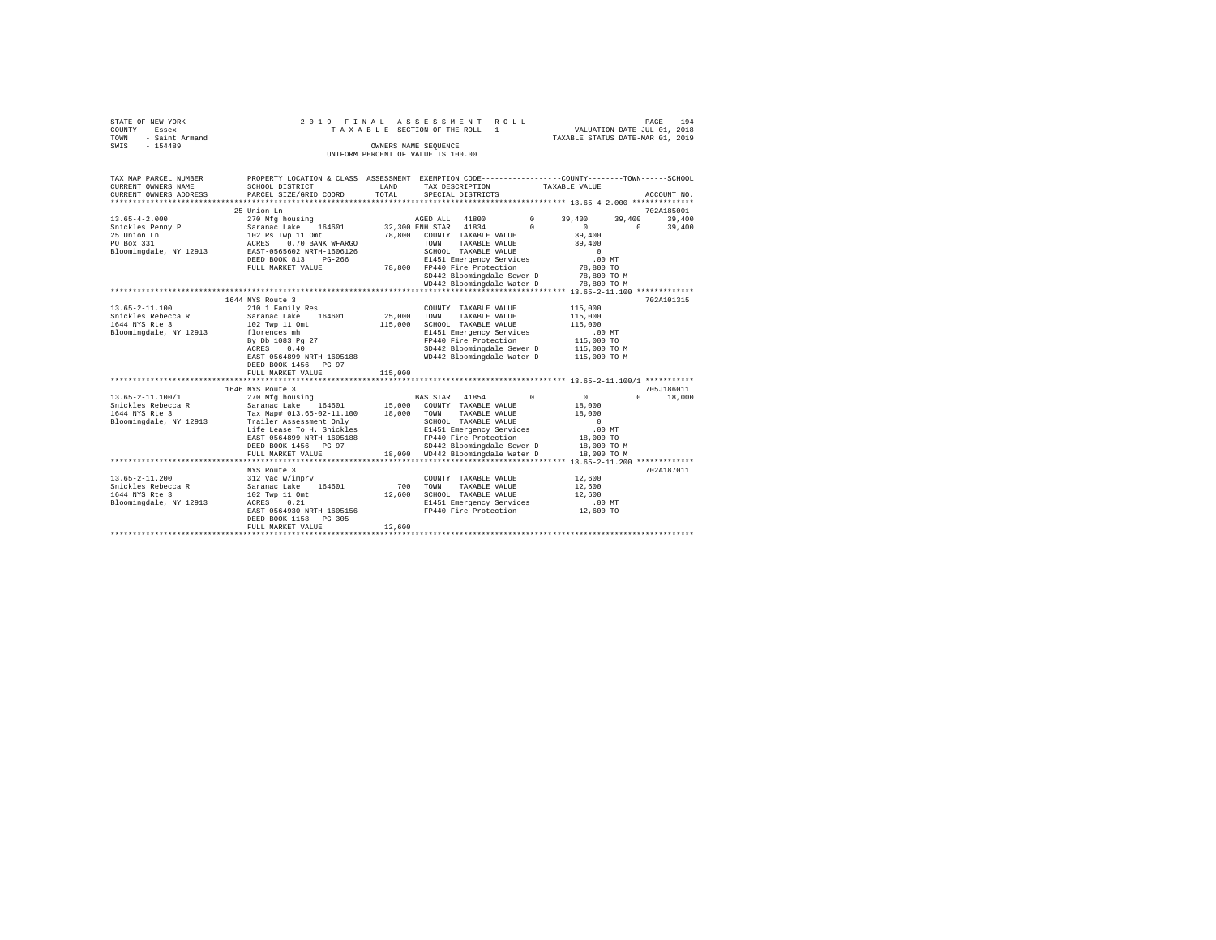STATE OF NEW YORK
COUNTY - Essex
TOWN - Saint Armand
SWIS - 154489

2019 FINAL ASSESSMENT ROLL
TAXABLE SECTION OF THE ROLL - 1
OWNERS NAME SEQUENCE
UNIFORM PERCENT OF VALUE IS 100.00

VALUATION DATE-JUL 01, 2018
TAXABLE STATUS DATE-MAR 01, 2019

| TAX MAP PARCEL NUMBER / CURRENT OWNERS NAME / CURRENT OWNERS ADDRESS | PROPERTY LOCATION & CLASS / SCHOOL DISTRICT / PARCEL SIZE/GRID COORD | ASSESSMENT LAND / TOTAL | EXEMPTION CODE / TAX DESCRIPTION / SPECIAL DISTRICTS | COUNTY | TOWN | SCHOOL / TAXABLE VALUE | ACCOUNT NO. |
|---|---|---|---|---|---|---|---|
| | 25 Union Ln | | | | | | 702A185001 |
| 13.65-4-2.000 | 270 Mfg housing | | AGED ALL 41800 0 | 39,400 | 39,400 | 39,400 | |
| Snickles Penny P | Saranac Lake 164601 | 32,300 | ENH STAR 41834 0 | 0 | 0 | 39,400 | |
| 25 Union Ln | 102 Rs Twp 11 Omt | 78,800 | COUNTY TAXABLE VALUE | 39,400 | | | |
| PO Box 331 | ACRES 0.70 BANK WFARGO | | TOWN TAXABLE VALUE | 39,400 | | | |
| Bloomingdale, NY 12913 | EAST-0565602 NRTH-1606126 | | SCHOOL TAXABLE VALUE | 0 | | | |
| | DEED BOOK 813 PG-266 | | E1451 Emergency Services | .00 MT | | | |
| | FULL MARKET VALUE | 78,800 | FP440 Fire Protection | 78,800 TO | | | |
| | | | SD442 Bloomingdale Sewer D | 78,800 TO M | | | |
| | | | WD442 Bloomingdale Water D | 78,800 TO M | | | |
| | 1644 NYS Route 3 | | | | | | 702A101315 |
| 13.65-2-11.100 | 210 1 Family Res | | COUNTY TAXABLE VALUE | 115,000 | | | |
| Snickles Rebecca R | Saranac Lake 164601 | 25,000 | TOWN TAXABLE VALUE | 115,000 | | | |
| 1644 NYS Rte 3 | 102 Twp 11 Omt | 115,000 | SCHOOL TAXABLE VALUE | 115,000 | | | |
| Bloomingdale, NY 12913 | florences mh | | E1451 Emergency Services | .00 MT | | | |
| | By Db 1083 Pg 27 | | FP440 Fire Protection | 115,000 TO | | | |
| | ACRES 0.40 | | SD442 Bloomingdale Sewer D | 115,000 TO M | | | |
| | EAST-0564899 NRTH-1605188 | | WD442 Bloomingdale Water D | 115,000 TO M | | | |
| | DEED BOOK 1456 PG-97 | | | | | | |
| | FULL MARKET VALUE | 115,000 | | | | | |
| | 1646 NYS Route 3 | | | | | | 705J186011 |
| 13.65-2-11.100/1 | 270 Mfg housing | | BAS STAR 41854 0 | 0 | 0 | 18,000 | |
| Snickles Rebecca R | Saranac Lake 164601 | 15,000 | COUNTY TAXABLE VALUE | 18,000 | | | |
| 1644 NYS Rte 3 | Tax Map# 013.65-02-11.100 | 18,000 | TOWN TAXABLE VALUE | 18,000 | | | |
| Bloomingdale, NY 12913 | Trailer Assessment Only | | SCHOOL TAXABLE VALUE | 0 | | | |
| | Life Lease To H. Snickles | | E1451 Emergency Services | .00 MT | | | |
| | EAST-0564899 NRTH-1605188 | | FP440 Fire Protection | 18,000 TO | | | |
| | DEED BOOK 1456 PG-97 | | SD442 Bloomingdale Sewer D | 18,000 TO M | | | |
| | FULL MARKET VALUE | 18,000 | WD442 Bloomingdale Water D | 18,000 TO M | | | |
| | NYS Route 3 | | | | | | 702A187011 |
| 13.65-2-11.200 | 312 Vac w/imprv | | COUNTY TAXABLE VALUE | 12,600 | | | |
| Snickles Rebecca R | Saranac Lake 164601 | 700 | TOWN TAXABLE VALUE | 12,600 | | | |
| 1644 NYS Rte 3 | 102 Twp 11 Omt | 12,600 | SCHOOL TAXABLE VALUE | 12,600 | | | |
| Bloomingdale, NY 12913 | ACRES 0.21 | | E1451 Emergency Services | .00 MT | | | |
| | EAST-0564930 NRTH-1605156 | | FP440 Fire Protection | 12,600 TO | | | |
| | DEED BOOK 1158 PG-305 | | | | | | |
| | FULL MARKET VALUE | 12,600 | | | | | |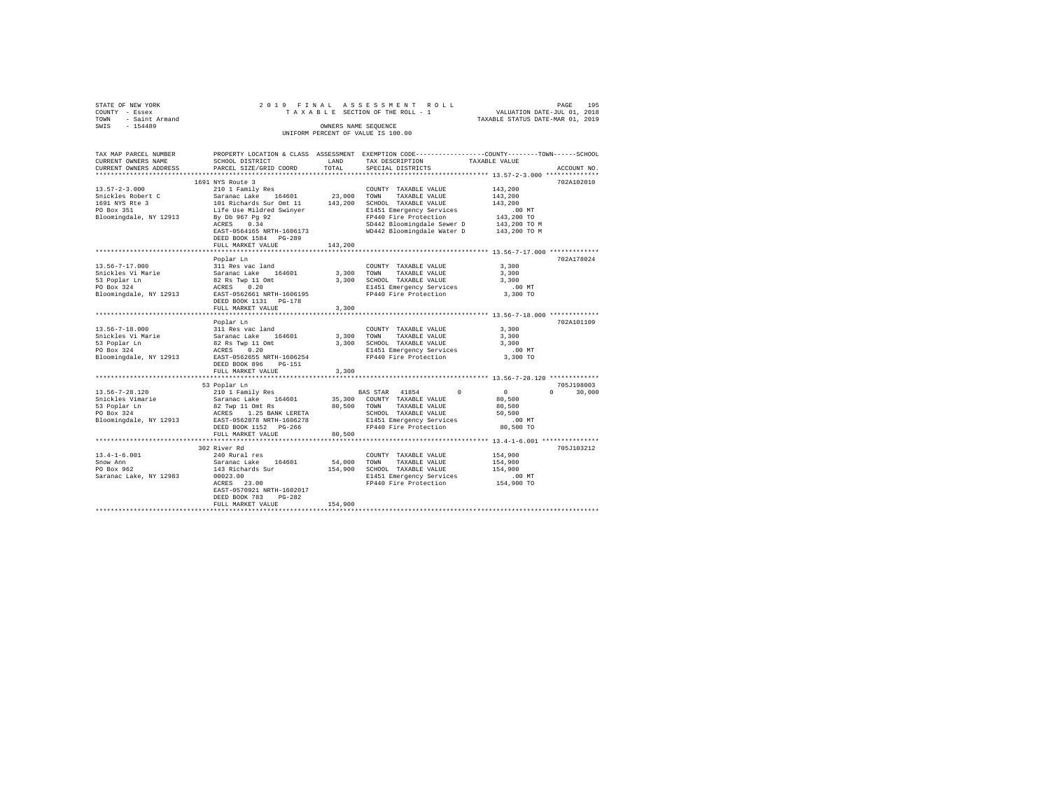STATE OF NEW YORK
COUNTY - Essex
TOWN - Saint Armand
SWIS - 154489

2019 FINAL ASSESSMENT ROLL
TAXABLE SECTION OF THE ROLL - 1
OWNERS NAME SEQUENCE
UNIFORM PERCENT OF VALUE IS 100.00

VALUATION DATE-JUL 01, 2018
TAXABLE STATUS DATE-MAR 01, 2019

| TAX MAP PARCEL NUMBER / CURRENT OWNERS NAME / CURRENT OWNERS ADDRESS | PROPERTY LOCATION & CLASS / SCHOOL DISTRICT / PARCEL SIZE/GRID COORD | ASSESSMENT LAND / TOTAL | EXEMPTION CODE / TAX DESCRIPTION / SPECIAL DISTRICTS | COUNTY / TOWN / SCHOOL TAXABLE VALUE | ACCOUNT NO. |
|---|---|---|---|---|---|
| **13.57-2-3.000** | 1691 NYS Route 3 | | | | 702A102010 |
| 13.57-2-3.000 | 210 1 Family Res | | COUNTY TAXABLE VALUE | 143,200 | |
| Snickles Robert C | Saranac Lake 164601 | 23,000 | TOWN TAXABLE VALUE | 143,200 | |
| 1691 NYS Rte 3 | 101 Richards Sur Omt 11 | 143,200 | SCHOOL TAXABLE VALUE | 143,200 | |
| PO Box 351 | Life Use Mildred Swinyer | | E1451 Emergency Services | .00 MT | |
| Bloomingdale, NY 12913 | By Db 967 Pg 92 | | FP440 Fire Protection | 143,200 TO | |
| | ACRES 0.34 | | SD442 Bloomingdale Sewer D | 143,200 TO M | |
| | EAST-0564165 NRTH-1606173 | | WD442 Bloomingdale Water D | 143,200 TO M | |
| | DEED BOOK 1584 PG-289 | | | | |
| | FULL MARKET VALUE | 143,200 | | | |
| **13.56-7-17.000** | Poplar Ln | | | | 702A178024 |
| 13.56-7-17.000 | 311 Res vac land | | COUNTY TAXABLE VALUE | 3,300 | |
| Snickles Vi Marie | Saranac Lake 164601 | 3,300 | TOWN TAXABLE VALUE | 3,300 | |
| 53 Poplar Ln | 82 Rs Twp 11 Omt | 3,300 | SCHOOL TAXABLE VALUE | 3,300 | |
| PO Box 324 | ACRES 0.20 | | E1451 Emergency Services | .00 MT | |
| Bloomingdale, NY 12913 | EAST-0562661 NRTH-1606195 | | FP440 Fire Protection | 3,300 TO | |
| | DEED BOOK 1131 PG-178 | | | | |
| | FULL MARKET VALUE | 3,300 | | | |
| **13.56-7-18.000** | Poplar Ln | | | | 702A101109 |
| 13.56-7-18.000 | 311 Res vac land | | COUNTY TAXABLE VALUE | 3,300 | |
| Snickles Vi Marie | Saranac Lake 164601 | 3,300 | TOWN TAXABLE VALUE | 3,300 | |
| 53 Poplar Ln | 82 Rs Twp 11 Omt | 3,300 | SCHOOL TAXABLE VALUE | 3,300 | |
| PO Box 324 | ACRES 0.20 | | E1451 Emergency Services | .00 MT | |
| Bloomingdale, NY 12913 | EAST-0562655 NRTH-1606254 | | FP440 Fire Protection | 3,300 TO | |
| | DEED BOOK 896 PG-151 | | | | |
| | FULL MARKET VALUE | 3,300 | | | |
| **13.56-7-28.120** | 53 Poplar Ln | | | | 705J198003 |
| 13.56-7-28.120 | 210 1 Family Res | | BAS STAR 41854 0 | 0 0 30,000 | |
| Snickles Vimarie | Saranac Lake 164601 | 35,300 | COUNTY TAXABLE VALUE | 80,500 | |
| 53 Poplar Ln | 82 Twp 11 Omt Rs | 80,500 | TOWN TAXABLE VALUE | 80,500 | |
| PO Box 324 | ACRES 1.25 BANK LERETA | | SCHOOL TAXABLE VALUE | 50,500 | |
| Bloomingdale, NY 12913 | EAST-0562878 NRTH-1606278 | | E1451 Emergency Services | .00 MT | |
| | DEED BOOK 1152 PG-266 | | FP440 Fire Protection | 80,500 TO | |
| | FULL MARKET VALUE | 80,500 | | | |
| **13.4-1-6.001** | 302 River Rd | | | | 705J103212 |
| 13.4-1-6.001 | 240 Rural res | | COUNTY TAXABLE VALUE | 154,900 | |
| Snow Ann | Saranac Lake 164601 | 54,000 | TOWN TAXABLE VALUE | 154,900 | |
| PO Box 962 | 143 Richards Sur | 154,900 | SCHOOL TAXABLE VALUE | 154,900 | |
| Saranac Lake, NY 12983 | 00023.00 | | E1451 Emergency Services | .00 MT | |
| | ACRES 23.00 | | FP440 Fire Protection | 154,900 TO | |
| | EAST-0570921 NRTH-1602017 | | | | |
| | DEED BOOK 783 PG-282 | | | | |
| | FULL MARKET VALUE | 154,900 | | | |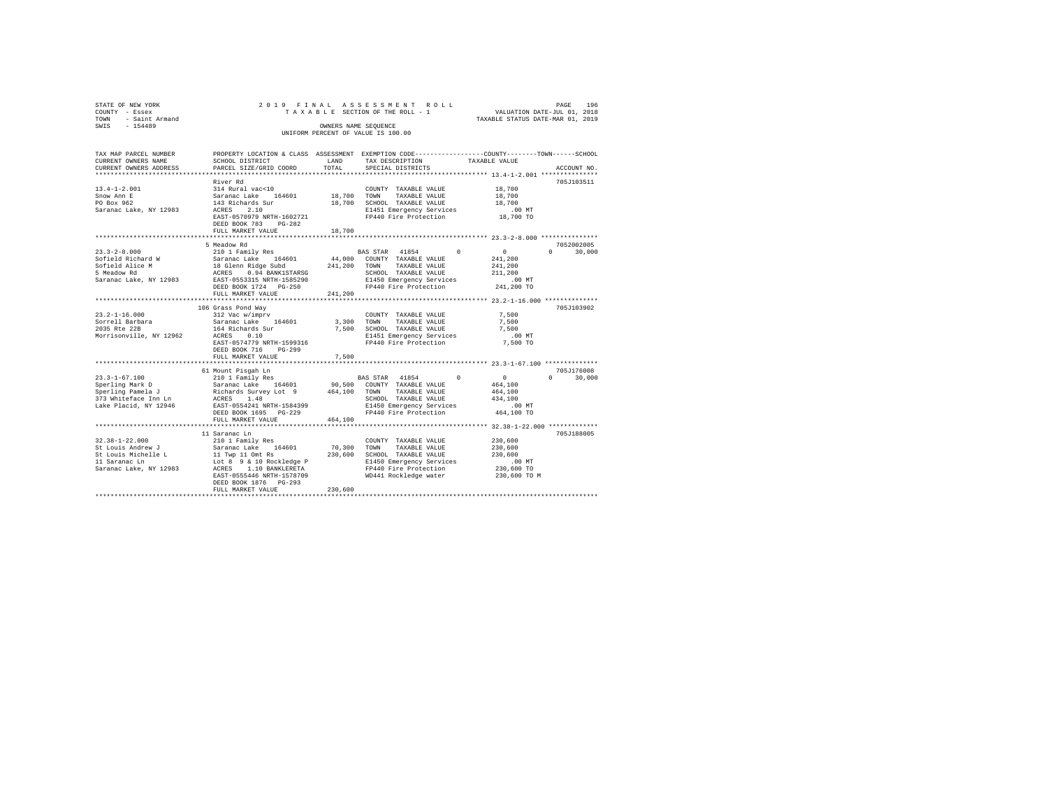STATE OF NEW YORK                    2019 FINAL ASSESSMENT ROLL
COUNTY - Essex                       TAXABLE SECTION OF THE ROLL - 1                VALUATION DATE-JUL 01, 2018
TOWN - Saint Armand                                                                  TAXABLE STATUS DATE-MAR 01, 2019
SWIS - 154489                        OWNERS NAME SEQUENCE
                                     UNIFORM PERCENT OF VALUE IS 100.00

| TAX MAP PARCEL NUMBER / CURRENT OWNERS NAME / CURRENT OWNERS ADDRESS | PROPERTY LOCATION & CLASS / SCHOOL DISTRICT / PARCEL SIZE/GRID COORD | ASSESSMENT LAND / TOTAL | EXEMPTION CODE / TAX DESCRIPTION / SPECIAL DISTRICTS | COUNTY / TOWN / SCHOOL TAXABLE VALUE | ACCOUNT NO. |
|---|---|---|---|---|---|
| 13.4-1-2.001 | River Rd | | | | 705J103511 |
| 13.4-1-2.001 | 314 Rural vac<10 | | COUNTY TAXABLE VALUE | 18,700 | |
| Snow Ann E | Saranac Lake 164601 | 18,700 | TOWN TAXABLE VALUE | 18,700 | |
| PO Box 962 | 143 Richards Sur | 18,700 | SCHOOL TAXABLE VALUE | 18,700 | |
| Saranac Lake, NY 12983 | ACRES 2.10 | | E1451 Emergency Services | .00 MT | |
| | EAST-0570979 NRTH-1602721 | | FP440 Fire Protection | 18,700 TO | |
| | DEED BOOK 783 PG-282 | | | | |
| | FULL MARKET VALUE | 18,700 | | | |
| 23.3-2-8.000 | 5 Meadow Rd | | | | 7052002005 |
| 23.3-2-8.000 | 210 1 Family Res | | BAS STAR 41854 0 | 0 0 30,000 | |
| Sofield Richard W | Saranac Lake 164601 | 44,000 | COUNTY TAXABLE VALUE | 241,200 | |
| Sofield Alice M | 18 Glenn Ridge Subd | 241,200 | TOWN TAXABLE VALUE | 241,200 | |
| 5 Meadow Rd | ACRES 0.94 BANK1STARSG | | SCHOOL TAXABLE VALUE | 211,200 | |
| Saranac Lake, NY 12983 | EAST-0553315 NRTH-1585290 | | E1450 Emergency Services | .00 MT | |
| | DEED BOOK 1724 PG-250 | | FP440 Fire Protection | 241,200 TO | |
| | FULL MARKET VALUE | 241,200 | | | |
| 23.2-1-16.000 | 106 Grass Pond Way | | | | 705J103902 |
| 23.2-1-16.000 | 312 Vac w/imprv | | COUNTY TAXABLE VALUE | 7,500 | |
| Sorrell Barbara | Saranac Lake 164601 | 3,300 | TOWN TAXABLE VALUE | 7,500 | |
| 2035 Rte 22B | 164 Richards Sur | 7,500 | SCHOOL TAXABLE VALUE | 7,500 | |
| Morrisonville, NY 12962 | ACRES 0.10 | | E1451 Emergency Services | .00 MT | |
| | EAST-0574779 NRTH-1599316 | | FP440 Fire Protection | 7,500 TO | |
| | DEED BOOK 716 PG-299 | | | | |
| | FULL MARKET VALUE | 7,500 | | | |
| 23.3-1-67.100 | 61 Mount Pisgah Ln | | | | 705J176008 |
| 23.3-1-67.100 | 210 1 Family Res | | BAS STAR 41854 0 | 0 0 30,000 | |
| Sperling Mark D | Saranac Lake 164601 | 90,500 | COUNTY TAXABLE VALUE | 464,100 | |
| Sperling Pamela J | Richards Survey Lot 9 | 464,100 | TOWN TAXABLE VALUE | 464,100 | |
| 373 Whiteface Inn Ln | ACRES 1.48 | | SCHOOL TAXABLE VALUE | 434,100 | |
| Lake Placid, NY 12946 | EAST-0554241 NRTH-1584399 | | E1450 Emergency Services | .00 MT | |
| | DEED BOOK 1695 PG-229 | | FP440 Fire Protection | 464,100 TO | |
| | FULL MARKET VALUE | 464,100 | | | |
| 32.38-1-22.000 | 11 Saranac Ln | | | | 705J188005 |
| 32.38-1-22.000 | 210 1 Family Res | | COUNTY TAXABLE VALUE | 230,600 | |
| St Louis Andrew J | Saranac Lake 164601 | 70,300 | TOWN TAXABLE VALUE | 230,600 | |
| St Louis Michelle L | 11 Twp 11 Omt Rs | 230,600 | SCHOOL TAXABLE VALUE | 230,600 | |
| 11 Saranac Ln | Lot 8 9 & 10 Rockledge P | | E1450 Emergency Services | .00 MT | |
| Saranac Lake, NY 12983 | ACRES 1.10 BANKLERETA | | FP440 Fire Protection | 230,600 TO | |
| | EAST-0555446 NRTH-1578709 | | WD441 Rockledge water | 230,600 TO M | |
| | DEED BOOK 1876 PG-293 | | | | |
| | FULL MARKET VALUE | 230,600 | | | |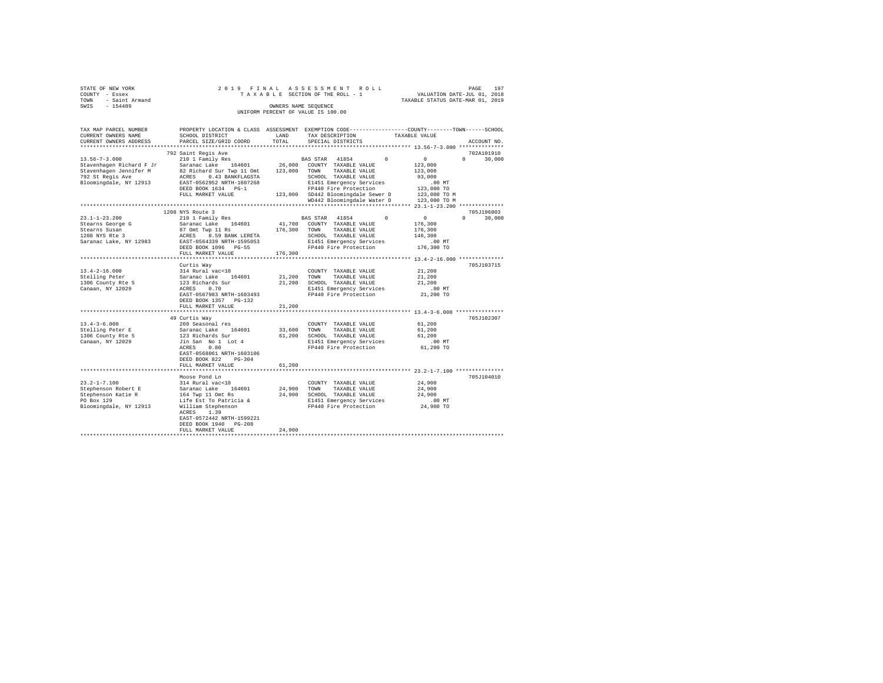STATE OF NEW YORK
COUNTY - Essex
TOWN - Saint Armand
SWIS - 154489

2019 FINAL ASSESSMENT ROLL
TAXABLE SECTION OF THE ROLL - 1
OWNERS NAME SEQUENCE
UNIFORM PERCENT OF VALUE IS 100.00

VALUATION DATE-JUL 01, 2018
TAXABLE STATUS DATE-MAR 01, 2019

```
TAX MAP PARCEL NUMBER     PROPERTY LOCATION & CLASS  ASSESSMENT  EXEMPTION CODE-----------------COUNTY--------TOWN------SCHOOL
CURRENT OWNERS NAME       SCHOOL DISTRICT              LAND      TAX DESCRIPTION            TAXABLE VALUE
CURRENT OWNERS ADDRESS    PARCEL SIZE/GRID COORD       TOTAL     SPECIAL DISTRICTS                                      ACCOUNT NO.
************************************************************************************************ 13.56-7-3.000 **************
                          792 Saint Regis Ave                                                                         702A101910
13.56-7-3.000             210 1 Family Res                       BAS STAR  41854        0            0          0      30,000
Stavenhagen Richard F Jr  Saranac Lake   164601        26,000    COUNTY  TAXABLE VALUE            123,000
Stavenhagen Jennifer M    82 Richard Sur Twp 11 Omt   123,000    TOWN    TAXABLE VALUE            123,000
792 St Regis Ave          ACRES    0.43 BANKFLAGSTA              SCHOOL  TAXABLE VALUE             93,000
Bloomingdale, NY 12913    EAST-0562952 NRTH-1607268              E1451 Emergency Services            .00 MT
                          DEED BOOK 1634   PG-1                  FP440 Fire Protection           123,000 TO
                          FULL MARKET VALUE           123,000    SD442 Bloomingdale Sewer D      123,000 TO M
                                                                 WD442 Bloomingdale Water D      123,000 TO M
************************************************************************************************ 23.1-1-23.200 **************
                          1208 NYS Route 3                                                                            705J196003
23.1-1-23.200             210 1 Family Res                       BAS STAR  41854        0            0          0      30,000
Stearns George G          Saranac Lake   164601        41,700    COUNTY  TAXABLE VALUE            176,300
Stearns Susan             87 Omt Twp 11 Rs            176,300    TOWN    TAXABLE VALUE            176,300
1208 NYS Rte 3            ACRES    8.59 BANK LERETA              SCHOOL  TAXABLE VALUE            146,300
Saranac Lake, NY 12983    EAST-0564339 NRTH-1595053              E1451 Emergency Services            .00 MT
                          DEED BOOK 1096   PG-55                 FP440 Fire Protection           176,300 TO
                          FULL MARKET VALUE           176,300
************************************************************************************************ 13.4-2-16.000 **************
                          Curtis Way                                                                                  705J103715
13.4-2-16.000             314 Rural vac<10                       COUNTY  TAXABLE VALUE             21,200
Stelling Peter            Saranac Lake   164601        21,200    TOWN    TAXABLE VALUE             21,200
1306 County Rte 5         123 Richards Sur             21,200    SCHOOL  TAXABLE VALUE             21,200
Canaan, NY 12029          ACRES    0.70                          E1451 Emergency Services            .00 MT
                          EAST-0567983 NRTH-1603493              FP440 Fire Protection            21,200 TO
                          DEED BOOK 1357   PG-132
                          FULL MARKET VALUE            21,200
************************************************************************************************ 13.4-3-6.000 ***************
                          49 Curtis Way                                                                               705J102307
13.4-3-6.000              260 Seasonal res                       COUNTY  TAXABLE VALUE             61,200
Stelling Peter E          Saranac Lake   164601        33,600    TOWN    TAXABLE VALUE             61,200
1306 County Rte 5         123 Richards Sur             61,200    SCHOOL  TAXABLE VALUE             61,200
Canaan, NY 12029          Jin San  No 1  Lot 4                   E1451 Emergency Services            .00 MT
                          ACRES    0.80                          FP440 Fire Protection            61,200 TO
                          EAST-0568061 NRTH-1603106
                          DEED BOOK 822    PG-304
                          FULL MARKET VALUE            61,200
************************************************************************************************ 23.2-1-7.100 ***************
                          Moose Pond Ln                                                                               705J104010
23.2-1-7.100              314 Rural vac<10                       COUNTY  TAXABLE VALUE             24,900
Stephenson Robert E       Saranac Lake   164601        24,900    TOWN    TAXABLE VALUE             24,900
Stephenson Katie R        164 Twp 11 Omt Rs            24,900    SCHOOL  TAXABLE VALUE             24,900
PO Box 129                Life Est To Patricia &                 E1451 Emergency Services            .00 MT
Bloomingdale, NY 12913    William Stephenson                     FP440 Fire Protection            24,900 TO
                          ACRES    1.39
                          EAST-0572442 NRTH-1599221
                          DEED BOOK 1940   PG-208
                          FULL MARKET VALUE            24,900
******************************************************************************************************************************
```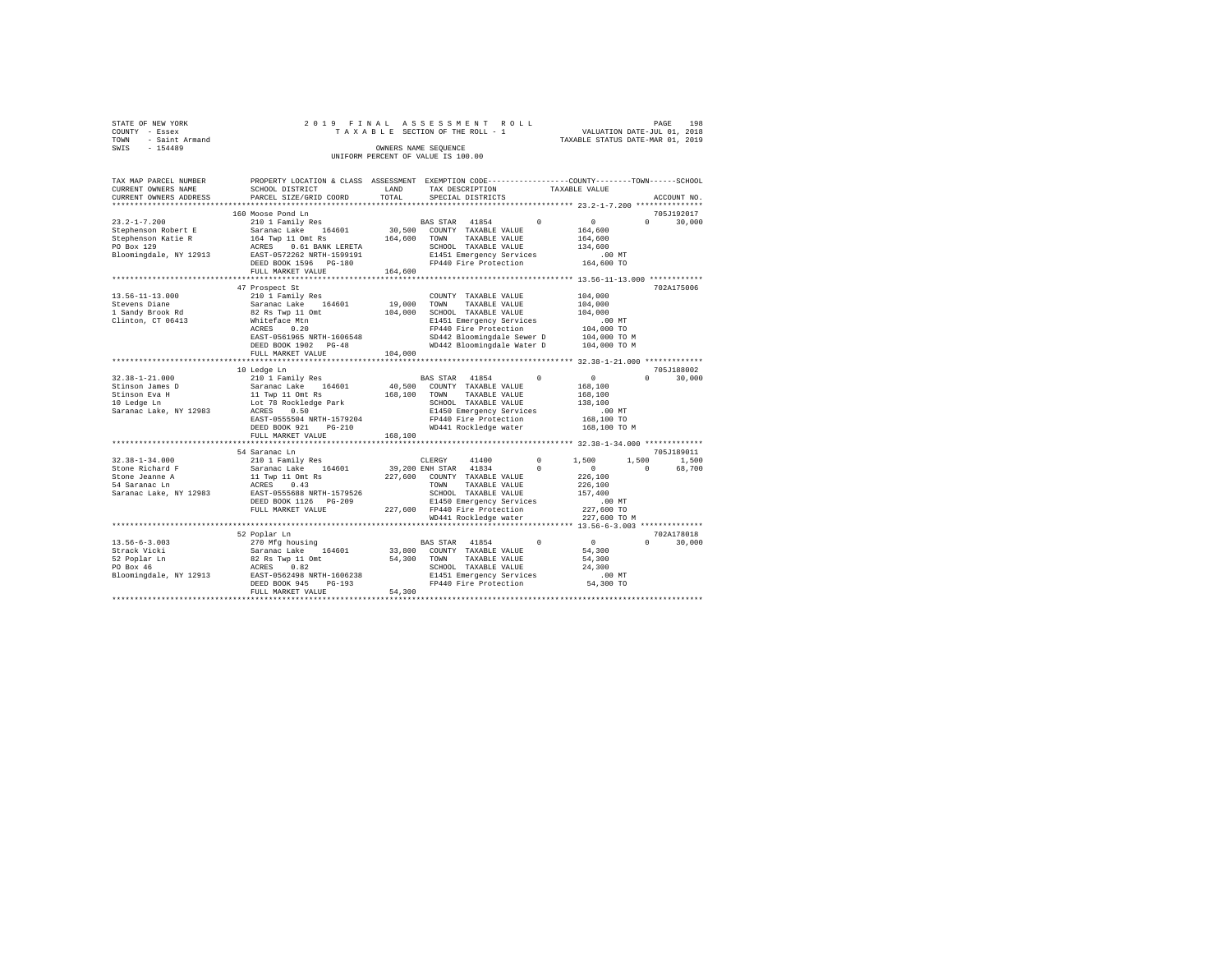STATE OF NEW YORK
COUNTY - Essex
TOWN - Saint Armand
SWIS - 154489

2 0 1 9 F I N A L A S S E S S M E N T R O L L
T A X A B L E SECTION OF THE ROLL - 1
OWNERS NAME SEQUENCE
UNIFORM PERCENT OF VALUE IS 100.00

VALUATION DATE-JUL 01, 2018
TAXABLE STATUS DATE-MAR 01, 2019

| TAX MAP PARCEL NUMBER / CURRENT OWNERS NAME / CURRENT OWNERS ADDRESS | PROPERTY LOCATION & CLASS / SCHOOL DISTRICT / PARCEL SIZE/GRID COORD | ASSESSMENT LAND / TOTAL | EXEMPTION CODE / TAX DESCRIPTION / SPECIAL DISTRICTS | COUNTY | TOWN | SCHOOL | TAXABLE VALUE / ACCOUNT NO. |
|---|---|---|---|---|---|---|---|
| 23.2-1-7.200 | 160 Moose Pond Ln | | | | | | 705J192017 |
| Stephenson Robert E | 210 1 Family Res | | BAS STAR 41854 | 0 | 0 | 0 | 30,000 |
| Stephenson Katie R | Saranac Lake 164601 | 30,500 | COUNTY TAXABLE VALUE | | | | 164,600 |
| PO Box 129 | 164 Twp 11 Omt Rs | 164,600 | TOWN TAXABLE VALUE | | | | 164,600 |
| Bloomingdale, NY 12913 | ACRES 0.61 BANK LERETA | | SCHOOL TAXABLE VALUE | | | | 134,600 |
| | EAST-0572262 NRTH-1599191 | | E1451 Emergency Services | | | | .00 MT |
| | DEED BOOK 1596 PG-180 | | FP440 Fire Protection | | | | 164,600 TO |
| | FULL MARKET VALUE | 164,600 | | | | | |
| 13.56-11-13.000 | 47 Prospect St | | | | | | 702A175006 |
| Stevens Diane | 210 1 Family Res | | COUNTY TAXABLE VALUE | | | | 104,000 |
| 1 Sandy Brook Rd | Saranac Lake 164601 | 19,000 | TOWN TAXABLE VALUE | | | | 104,000 |
| Clinton, CT 06413 | 82 Rs Twp 11 Omt | 104,000 | SCHOOL TAXABLE VALUE | | | | 104,000 |
| | Whiteface Mtn | | E1451 Emergency Services | | | | .00 MT |
| | ACRES 0.20 | | FP440 Fire Protection | | | | 104,000 TO |
| | EAST-0561965 NRTH-1606548 | | SD442 Bloomingdale Sewer D | | | | 104,000 TO M |
| | DEED BOOK 1902 PG-48 | | WD442 Bloomingdale Water D | | | | 104,000 TO M |
| | FULL MARKET VALUE | 104,000 | | | | | |
| 32.38-1-21.000 | 10 Ledge Ln | | | | | | 705J188002 |
| Stinson James D | 210 1 Family Res | | BAS STAR 41854 | 0 | 0 | 0 | 30,000 |
| Stinson Eva H | Saranac Lake 164601 | 40,500 | COUNTY TAXABLE VALUE | | | | 168,100 |
| 10 Ledge Ln | 11 Twp 11 Omt Rs | 168,100 | TOWN TAXABLE VALUE | | | | 168,100 |
| Saranac Lake, NY 12983 | Lot 78 Rockledge Park | | SCHOOL TAXABLE VALUE | | | | 138,100 |
| | ACRES 0.50 | | E1450 Emergency Services | | | | .00 MT |
| | EAST-0555504 NRTH-1579204 | | FP440 Fire Protection | | | | 168,100 TO |
| | DEED BOOK 921 PG-210 | | WD441 Rockledge water | | | | 168,100 TO M |
| | FULL MARKET VALUE | 168,100 | | | | | |
| 32.38-1-34.000 | 54 Saranac Ln | | | | | | 705J189011 |
| Stone Richard F | 210 1 Family Res | | CLERGY 41400 | 0 | 1,500 | 1,500 | 1,500 |
| Stone Jeanne A | Saranac Lake 164601 | 39,200 | ENH STAR 41834 | 0 | 0 | 0 | 68,700 |
| 54 Saranac Ln | 11 Twp 11 Omt Rs | 227,600 | COUNTY TAXABLE VALUE | | | | 226,100 |
| Saranac Lake, NY 12983 | ACRES 0.43 | | TOWN TAXABLE VALUE | | | | 226,100 |
| | EAST-0555688 NRTH-1579526 | | SCHOOL TAXABLE VALUE | | | | 157,400 |
| | DEED BOOK 1126 PG-209 | | E1450 Emergency Services | | | | .00 MT |
| | FULL MARKET VALUE | 227,600 | FP440 Fire Protection | | | | 227,600 TO |
| | | | WD441 Rockledge water | | | | 227,600 TO M |
| 13.56-6-3.003 | 52 Poplar Ln | | | | | | 702A178018 |
| Strack Vicki | 270 Mfg housing | | BAS STAR 41854 | 0 | 0 | 0 | 30,000 |
| 52 Poplar Ln | Saranac Lake 164601 | 33,800 | COUNTY TAXABLE VALUE | | | | 54,300 |
| PO Box 46 | 82 Rs Twp 11 Omt | 54,300 | TOWN TAXABLE VALUE | | | | 54,300 |
| Bloomingdale, NY 12913 | ACRES 0.82 | | SCHOOL TAXABLE VALUE | | | | 24,300 |
| | EAST-0562498 NRTH-1606238 | | E1451 Emergency Services | | | | .00 MT |
| | DEED BOOK 945 PG-193 | | FP440 Fire Protection | | | | 54,300 TO |
| | FULL MARKET VALUE | 54,300 | | | | | |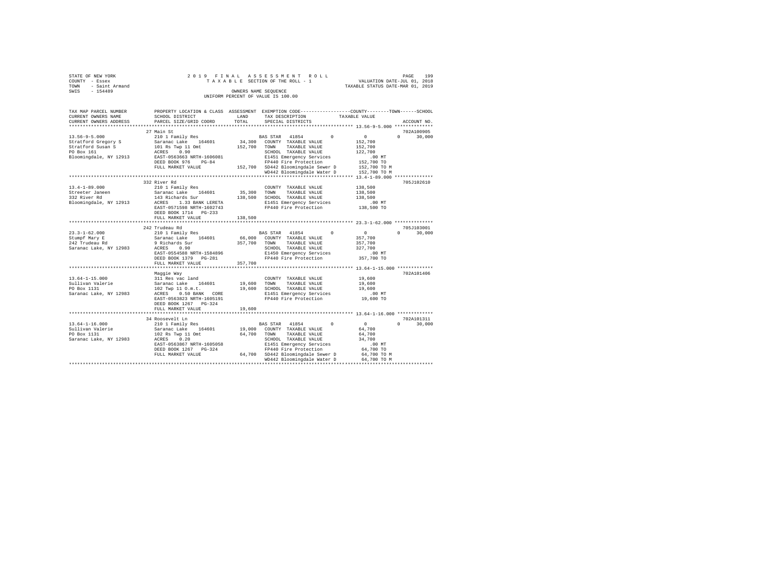STATE OF NEW YORK
COUNTY - Essex
TOWN - Saint Armand
SWIS - 154489

2019 FINAL ASSESSMENT ROLL
TAXABLE SECTION OF THE ROLL - 1
OWNERS NAME SEQUENCE
UNIFORM PERCENT OF VALUE IS 100.00

VALUATION DATE-JUL 01, 2018
TAXABLE STATUS DATE-MAR 01, 2019

| TAX MAP PARCEL NUMBER / CURRENT OWNERS NAME / CURRENT OWNERS ADDRESS | PROPERTY LOCATION & CLASS / SCHOOL DISTRICT / PARCEL SIZE/GRID COORD | ASSESSMENT LAND / TOTAL | EXEMPTION CODE / TAX DESCRIPTION / SPECIAL DISTRICTS | COUNTY | TOWN | SCHOOL / TAXABLE VALUE | ACCOUNT NO. |
|---|---|---|---|---|---|---|---|
| | 27 Main St | | | | | | 702A100905 |
| 13.56-9-5.000 | 210 1 Family Res | | BAS STAR 41854 | 0 | 0 | 0 30,000 | |
| Stratford Gregory S | Saranac Lake 164601 | 34,300 | COUNTY TAXABLE VALUE | 152,700 | | | |
| Stratford Susan S | 101 Rs Twp 11 Omt | 152,700 | TOWN TAXABLE VALUE | 152,700 | | | |
| PO Box 161 | ACRES 0.90 | | SCHOOL TAXABLE VALUE | 122,700 | | | |
| Bloomingdale, NY 12913 | EAST-0563663 NRTH-1606081 | | E1451 Emergency Services | .00 MT | | | |
| | DEED BOOK 976 PG-84 | | FP440 Fire Protection | 152,700 TO | | | |
| | FULL MARKET VALUE | 152,700 | SD442 Bloomingdale Sewer D | 152,700 TO M | | | |
| | | | WD442 Bloomingdale Water D | 152,700 TO M | | | |
| | 332 River Rd | | | | | | 705J102610 |
| 13.4-1-89.000 | 210 1 Family Res | | COUNTY TAXABLE VALUE | 138,500 | | | |
| Streeter Janeen | Saranac Lake 164601 | 35,300 | TOWN TAXABLE VALUE | 138,500 | | | |
| 332 River Rd | 143 Richards Sur | 138,500 | SCHOOL TAXABLE VALUE | 138,500 | | | |
| Bloomingdale, NY 12913 | ACRES 1.33 BANK LERETA | | E1451 Emergency Services | .00 MT | | | |
| | EAST-0571598 NRTH-1602743 | | FP440 Fire Protection | 138,500 TO | | | |
| | DEED BOOK 1714 PG-233 | | | | | | |
| | FULL MARKET VALUE | 138,500 | | | | | |
| | 242 Trudeau Rd | | | | | | 705J103001 |
| 23.3-1-62.000 | 210 1 Family Res | | BAS STAR 41854 | 0 | 0 | 0 30,000 | |
| Stumpf Mary E | Saranac Lake 164601 | 66,000 | COUNTY TAXABLE VALUE | 357,700 | | | |
| 242 Trudeau Rd | 9 Richards Sur | 357,700 | TOWN TAXABLE VALUE | 357,700 | | | |
| Saranac Lake, NY 12983 | ACRES 0.90 | | SCHOOL TAXABLE VALUE | 327,700 | | | |
| | EAST-0554588 NRTH-1584896 | | E1450 Emergency Services | .00 MT | | | |
| | DEED BOOK 1379 PG-281 | | FP440 Fire Protection | 357,700 TO | | | |
| | FULL MARKET VALUE | 357,700 | | | | | |
| | Maggie Way | | | | | | 702A101406 |
| 13.64-1-15.000 | 311 Res vac land | | COUNTY TAXABLE VALUE | 19,600 | | | |
| Sullivan Valerie | Saranac Lake 164601 | 19,600 | TOWN TAXABLE VALUE | 19,600 | | | |
| PO Box 1131 | 102 Twp 11 O.m.t. | 19,600 | SCHOOL TAXABLE VALUE | 19,600 | | | |
| Saranac Lake, NY 12983 | ACRES 0.50 BANK CORE | | E1451 Emergency Services | .00 MT | | | |
| | EAST-0563823 NRTH-1605191 | | FP440 Fire Protection | 19,600 TO | | | |
| | DEED BOOK 1267 PG-324 | | | | | | |
| | FULL MARKET VALUE | 19,600 | | | | | |
| | 34 Roosevelt Ln | | | | | | 702A101311 |
| 13.64-1-16.000 | 210 1 Family Res | | BAS STAR 41854 | 0 | 0 | 0 30,000 | |
| Sullivan Valerie | Saranac Lake 164601 | 19,000 | COUNTY TAXABLE VALUE | 64,700 | | | |
| PO Box 1131 | 102 Rs Twp 11 Omt | 64,700 | TOWN TAXABLE VALUE | 64,700 | | | |
| Saranac Lake, NY 12983 | ACRES 0.20 | | SCHOOL TAXABLE VALUE | 34,700 | | | |
| | EAST-0563867 NRTH-1605058 | | E1451 Emergency Services | .00 MT | | | |
| | DEED BOOK 1267 PG-324 | | FP440 Fire Protection | 64,700 TO | | | |
| | FULL MARKET VALUE | 64,700 | SD442 Bloomingdale Sewer D | 64,700 TO M | | | |
| | | | WD442 Bloomingdale Water D | 64,700 TO M | | | |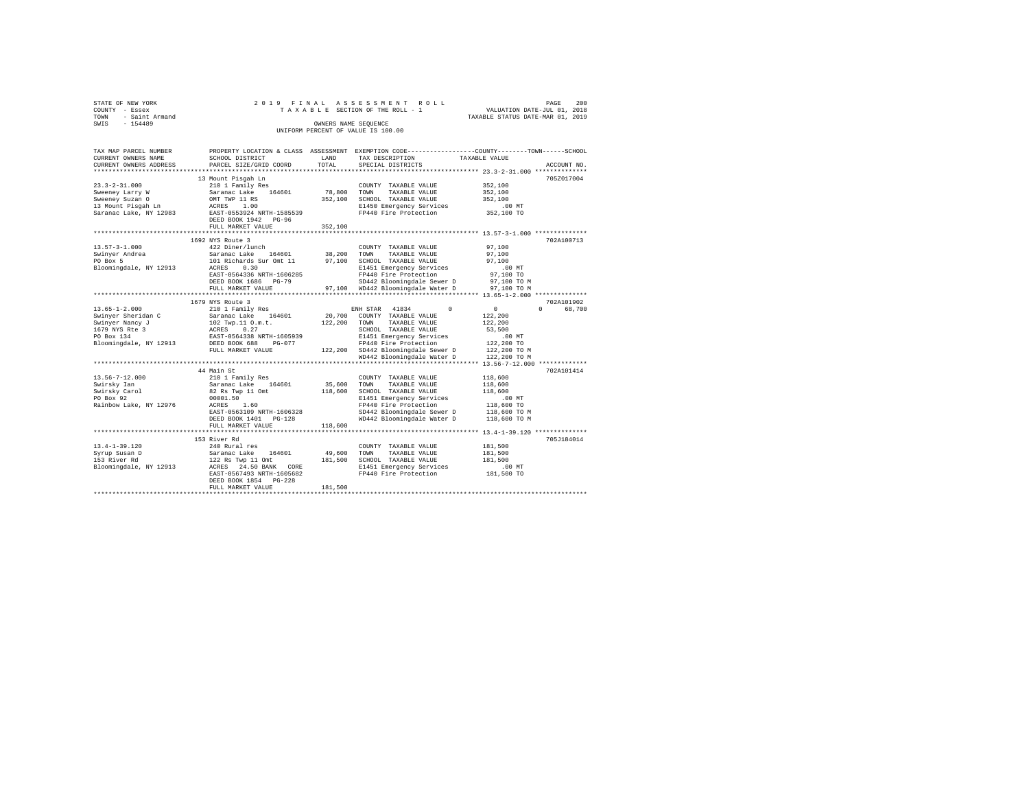STATE OF NEW YORK
COUNTY - Essex
TOWN - Saint Armand
SWIS - 154489

2019 FINAL ASSESSMENT ROLL
TAXABLE SECTION OF THE ROLL - 1
OWNERS NAME SEQUENCE
UNIFORM PERCENT OF VALUE IS 100.00

VALUATION DATE-JUL 01, 2018
TAXABLE STATUS DATE-MAR 01, 2019

```
TAX MAP PARCEL NUMBER     PROPERTY LOCATION & CLASS  ASSESSMENT  EXEMPTION CODE-----------------COUNTY--------TOWN------SCHOOL
CURRENT OWNERS NAME       SCHOOL DISTRICT              LAND      TAX DESCRIPTION              TAXABLE VALUE
CURRENT OWNERS ADDRESS    PARCEL SIZE/GRID COORD       TOTAL     SPECIAL DISTRICTS                                   ACCOUNT NO.
************************************************************************************************ 23.3-2-31.000 **************
                          13 Mount Pisgah Ln                                                                         705Z017004
23.3-2-31.000             210 1 Family Res                        COUNTY  TAXABLE VALUE          352,100
Sweeney Larry W           Saranac Lake    164601        78,800    TOWN    TAXABLE VALUE          352,100
Sweeney Suzan O           OMT TWP 11 RS                352,100    SCHOOL  TAXABLE VALUE          352,100
13 Mount Pisgah Ln        ACRES    1.00                           E1450 Emergency Services           .00 MT
Saranac Lake, NY 12983    EAST-0553924 NRTH-1585539               FP440 Fire Protection          352,100 TO
                          DEED BOOK 1942   PG-96
                          FULL MARKET VALUE            352,100
************************************************************************************************ 13.57-3-1.000 **************
                          1692 NYS Route 3                                                                           702A100713
13.57-3-1.000             422 Diner/lunch                         COUNTY  TAXABLE VALUE           97,100
Swinyer Andrea            Saranac Lake    164601        38,200    TOWN    TAXABLE VALUE           97,100
PO Box 5                  101 Richards Sur Omt 11       97,100    SCHOOL  TAXABLE VALUE           97,100
Bloomingdale, NY 12913    ACRES    0.30                           E1451 Emergency Services           .00 MT
                          EAST-0564336 NRTH-1606285               FP440 Fire Protection           97,100 TO
                          DEED BOOK 1686   PG-79                  SD442 Bloomingdale Sewer D      97,100 TO M
                          FULL MARKET VALUE             97,100    WD442 Bloomingdale Water D      97,100 TO M
************************************************************************************************ 13.65-1-2.000 **************
                          1679 NYS Route 3                                                                           702A101902
13.65-1-2.000             210 1 Family Res                        ENH STAR  41834        0             0          0      68,700
Swinyer Sheridan C        Saranac Lake    164601        20,700    COUNTY  TAXABLE VALUE          122,200
Swinyer Nancy J           102 Twp.11 O.m.t.            122,200    TOWN    TAXABLE VALUE          122,200
1679 NYS Rte 3            ACRES    0.27                           SCHOOL  TAXABLE VALUE           53,500
PO Box 134                EAST-0564338 NRTH-1605939               E1451 Emergency Services           .00 MT
Bloomingdale, NY 12913    DEED BOOK 688    PG-077                 FP440 Fire Protection          122,200 TO
                          FULL MARKET VALUE            122,200    SD442 Bloomingdale Sewer D     122,200 TO M
                                                                  WD442 Bloomingdale Water D     122,200 TO M
************************************************************************************************ 13.56-7-12.000 *************
                          44 Main St                                                                                 702A101414
13.56-7-12.000            210 1 Family Res                        COUNTY  TAXABLE VALUE          118,600
Swirsky Ian               Saranac Lake    164601        35,600    TOWN    TAXABLE VALUE          118,600
Swirsky Carol             82 Rs Twp 11 Omt             118,600    SCHOOL  TAXABLE VALUE          118,600
PO Box 92                 00001.50                                E1451 Emergency Services           .00 MT
Rainbow Lake, NY 12976    ACRES    1.60                           FP440 Fire Protection          118,600 TO
                          EAST-0563109 NRTH-1606328               SD442 Bloomingdale Sewer D     118,600 TO M
                          DEED BOOK 1401   PG-128                 WD442 Bloomingdale Water D     118,600 TO M
                          FULL MARKET VALUE            118,600
************************************************************************************************ 13.4-1-39.120 **************
                          153 River Rd                                                                               705J184014
13.4-1-39.120             240 Rural res                           COUNTY  TAXABLE VALUE          181,500
Syrup Susan D             Saranac Lake    164601        49,600    TOWN    TAXABLE VALUE          181,500
153 River Rd              122 Rs Twp 11 Omt            181,500    SCHOOL  TAXABLE VALUE          181,500
Bloomingdale, NY 12913    ACRES   24.50 BANK   CORE               E1451 Emergency Services           .00 MT
                          EAST-0567493 NRTH-1605682               FP440 Fire Protection          181,500 TO
                          DEED BOOK 1854   PG-228
                          FULL MARKET VALUE            181,500
****************************************************************************************************************************
```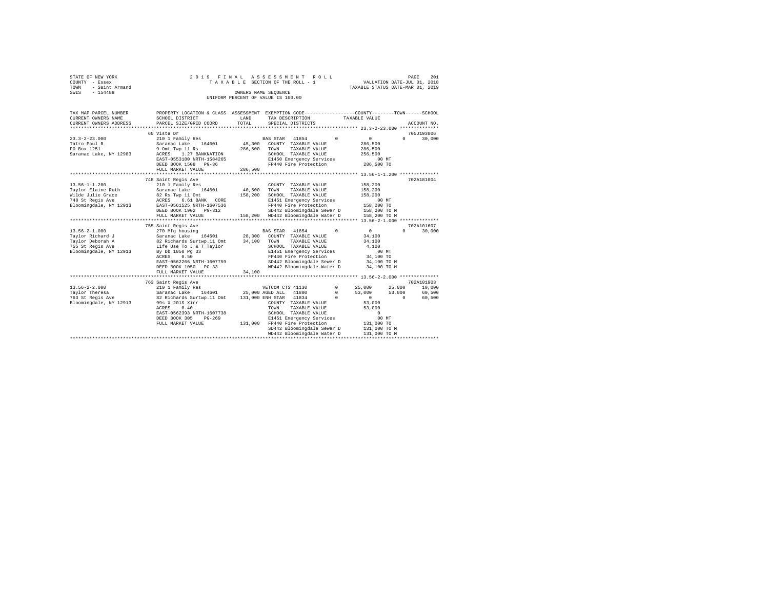STATE OF NEW YORK
COUNTY - Essex
TOWN - Saint Armand
SWIS - 154489

2019 FINAL ASSESSMENT ROLL
TAXABLE SECTION OF THE ROLL - 1
OWNERS NAME SEQUENCE
UNIFORM PERCENT OF VALUE IS 100.00

VALUATION DATE-JUL 01, 2018
TAXABLE STATUS DATE-MAR 01, 2019

| TAX MAP PARCEL NUMBER / CURRENT OWNERS NAME / CURRENT OWNERS ADDRESS | PROPERTY LOCATION & CLASS / SCHOOL DISTRICT / PARCEL SIZE/GRID COORD | ASSESSMENT LAND / TOTAL | EXEMPTION CODE / TAX DESCRIPTION / SPECIAL DISTRICTS | COUNTY | TOWN | SCHOOL | ACCOUNT NO. |
|---|---|---|---|---|---|---|---|
| 23.3-2-23.000 | 60 Vista Dr | | | | | | 705J193006 |
| Tatro Paul R | 210 1 Family Res | | BAS STAR 41854 0 | 0 | 0 | 30,000 | |
| PO Box 1251 | Saranac Lake 164601 | 45,300 | COUNTY TAXABLE VALUE | 286,500 | | | |
| Saranac Lake, NY 12983 | 9 Omt Twp 11 Rs | 286,500 | TOWN TAXABLE VALUE | | 286,500 | | |
| | ACRES 1.27 BANKNATION | | SCHOOL TAXABLE VALUE | | | 256,500 | |
| | EAST-0553180 NRTH-1584265 | | E1450 Emergency Services | .00 MT | | | |
| | DEED BOOK 1508 PG-36 | | FP440 Fire Protection | 286,500 TO | | | |
| | FULL MARKET VALUE | 286,500 | | | | | |
| 13.56-1-1.200 | 748 Saint Regis Ave | | | | | | 702A181004 |
| Taylor Elaine Ruth | 210 1 Family Res | | COUNTY TAXABLE VALUE | 158,200 | | | |
| Wilde Julie Grace | Saranac Lake 164601 | 40,500 | TOWN TAXABLE VALUE | | 158,200 | | |
| 748 St Regis Ave | 82 Rs Twp 11 Omt | 158,200 | SCHOOL TAXABLE VALUE | | | 158,200 | |
| Bloomingdale, NY 12913 | ACRES 6.61 BANK CORE | | E1451 Emergency Services | .00 MT | | | |
| | EAST-0561525 NRTH-1607536 | | FP440 Fire Protection | 158,200 TO | | | |
| | DEED BOOK 1902 PG-312 | | SD442 Bloomingdale Sewer D | 158,200 TO M | | | |
| | FULL MARKET VALUE | 158,200 | WD442 Bloomingdale Water D | 158,200 TO M | | | |
| 13.56-2-1.000 | 755 Saint Regis Ave | | | | | | 702A101607 |
| Taylor Richard J | 270 Mfg housing | | BAS STAR 41854 0 | 0 | 0 | 30,000 | |
| Taylor Deborah A | Saranac Lake 164601 | 28,300 | COUNTY TAXABLE VALUE | 34,100 | | | |
| 755 St Regis Ave | 82 Richards Surtwp.11 Omt | 34,100 | TOWN TAXABLE VALUE | | 34,100 | | |
| Bloomingdale, NY 12913 | Life Use To J & T Taylor | | SCHOOL TAXABLE VALUE | | | 4,100 | |
| | By Db 1050 Pg 33 | | E1451 Emergency Services | .00 MT | | | |
| | ACRES 0.50 | | FP440 Fire Protection | 34,100 TO | | | |
| | EAST-0562266 NRTH-1607759 | | SD442 Bloomingdale Sewer D | 34,100 TO M | | | |
| | DEED BOOK 1050 PG-33 | | WD442 Bloomingdale Water D | 34,100 TO M | | | |
| | FULL MARKET VALUE | 34,100 | | | | | |
| 13.56-2-2.000 | 763 Saint Regis Ave | | | | | | 702A101903 |
| Taylor Theresa | 210 1 Family Res | | VETCOM CTS 41130 0 | 25,000 | 25,000 | 10,000 | |
| 763 St Regis Ave | Saranac Lake 164601 | 25,000 | AGED ALL 41800 0 | 53,000 | 53,000 | 60,500 | |
| Bloomingdale, NY 12913 | 82 Richards Surtwp.11 Omt | 131,000 | ENH STAR 41834 0 | 0 | 0 | 60,500 | |
| | 99s X 201S Xirr | | COUNTY TAXABLE VALUE | 53,000 | | | |
| | ACRES 0.40 | | TOWN TAXABLE VALUE | | 53,000 | | |
| | EAST-0562393 NRTH-1607738 | | SCHOOL TAXABLE VALUE | | | 0 | |
| | DEED BOOK 305 PG-269 | | E1451 Emergency Services | .00 MT | | | |
| | FULL MARKET VALUE | 131,000 | FP440 Fire Protection | 131,000 TO | | | |
| | | | SD442 Bloomingdale Sewer D | 131,000 TO M | | | |
| | | | WD442 Bloomingdale Water D | 131,000 TO M | | | |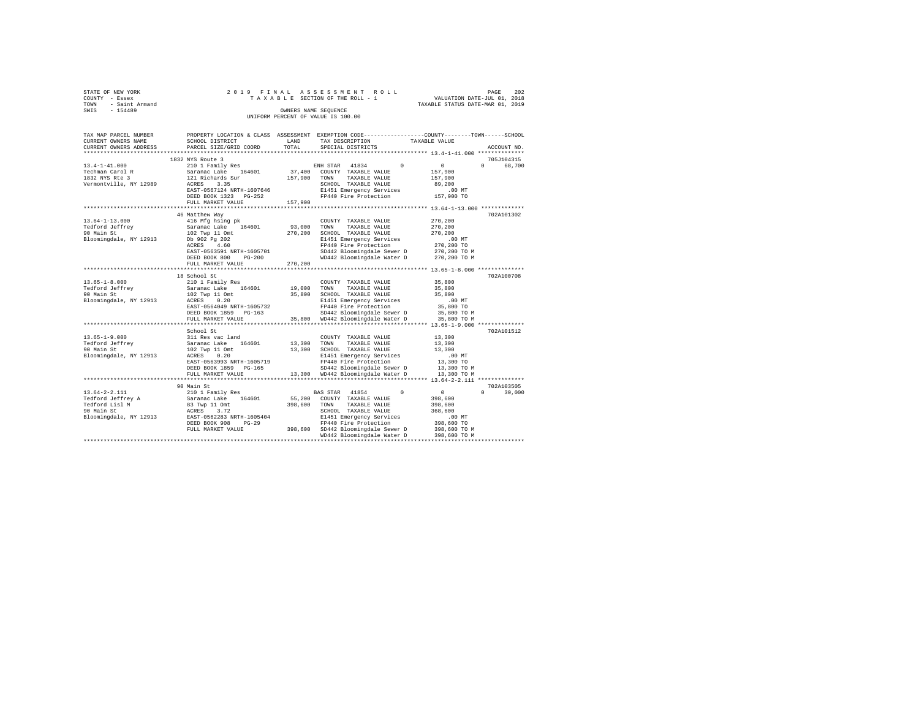STATE OF NEW YORK
COUNTY - Essex
TOWN - Saint Armand
SWIS - 154489

2019 FINAL ASSESSMENT ROLL
TAXABLE SECTION OF THE ROLL - 1
OWNERS NAME SEQUENCE
UNIFORM PERCENT OF VALUE IS 100.00

VALUATION DATE-JUL 01, 2018
TAXABLE STATUS DATE-MAR 01, 2019

| TAX MAP PARCEL NUMBER / CURRENT OWNERS NAME / CURRENT OWNERS ADDRESS | PROPERTY LOCATION & CLASS / SCHOOL DISTRICT / PARCEL SIZE/GRID COORD | ASSESSMENT LAND | TOTAL | EXEMPTION CODE / TAX DESCRIPTION / SPECIAL DISTRICTS | COUNTY TAXABLE VALUE | TOWN | SCHOOL | ACCOUNT NO. |
|---|---|---|---|---|---|---|---|---|
| 13.4-1-41.000 | 1832 NYS Route 3 | | | | | | | 705J104315 |
| 13.4-1-41.000 | 210 1 Family Res | | | ENH STAR 41834 | 0 | 0 | 0 | 68,700 |
| Techman Carol R | Saranac Lake 164601 | 37,400 | | COUNTY TAXABLE VALUE | 157,900 | | | |
| 1832 NYS Rte 3 | 121 Richards Sur | | 157,900 | TOWN TAXABLE VALUE | 157,900 | | | |
| Vermontville, NY 12989 | ACRES 3.35 | | | SCHOOL TAXABLE VALUE | 89,200 | | | |
| | EAST-0567124 NRTH-1607646 | | | E1451 Emergency Services | .00 MT | | | |
| | DEED BOOK 1323 PG-252 | | | FP440 Fire Protection | 157,900 TO | | | |
| | FULL MARKET VALUE | | 157,900 | | | | | |
| 13.64-1-13.000 | 46 Matthew Way | | | | | | | 702A101302 |
| 13.64-1-13.000 | 416 Mfg hsing pk | | | COUNTY TAXABLE VALUE | 270,200 | | | |
| Tedford Jeffrey | Saranac Lake 164601 | 93,000 | | TOWN TAXABLE VALUE | 270,200 | | | |
| 90 Main St | 102 Twp 11 Omt | | 270,200 | SCHOOL TAXABLE VALUE | 270,200 | | | |
| Bloomingdale, NY 12913 | Db 902 Pg 202 | | | E1451 Emergency Services | .00 MT | | | |
| | ACRES 4.60 | | | FP440 Fire Protection | 270,200 TO | | | |
| | EAST-0563591 NRTH-1605701 | | | SD442 Bloomingdale Sewer D | 270,200 TO M | | | |
| | DEED BOOK 800 PG-200 | | | WD442 Bloomingdale Water D | 270,200 TO M | | | |
| | FULL MARKET VALUE | | 270,200 | | | | | |
| 13.65-1-8.000 | 18 School St | | | | | | | 702A100708 |
| 13.65-1-8.000 | 210 1 Family Res | | | COUNTY TAXABLE VALUE | 35,800 | | | |
| Tedford Jeffrey | Saranac Lake 164601 | 19,000 | | TOWN TAXABLE VALUE | 35,800 | | | |
| 90 Main St | 102 Twp 11 Omt | | 35,800 | SCHOOL TAXABLE VALUE | 35,800 | | | |
| Bloomingdale, NY 12913 | ACRES 0.20 | | | E1451 Emergency Services | .00 MT | | | |
| | EAST-0564049 NRTH-1605732 | | | FP440 Fire Protection | 35,800 TO | | | |
| | DEED BOOK 1859 PG-163 | | | SD442 Bloomingdale Sewer D | 35,800 TO M | | | |
| | FULL MARKET VALUE | | 35,800 | WD442 Bloomingdale Water D | 35,800 TO M | | | |
| 13.65-1-9.000 | School St | | | | | | | 702A101512 |
| 13.65-1-9.000 | 311 Res vac land | | | COUNTY TAXABLE VALUE | 13,300 | | | |
| Tedford Jeffrey | Saranac Lake 164601 | 13,300 | | TOWN TAXABLE VALUE | 13,300 | | | |
| 90 Main St | 102 Twp 11 Omt | | 13,300 | SCHOOL TAXABLE VALUE | 13,300 | | | |
| Bloomingdale, NY 12913 | ACRES 0.20 | | | E1451 Emergency Services | .00 MT | | | |
| | EAST-0563993 NRTH-1605719 | | | FP440 Fire Protection | 13,300 TO | | | |
| | DEED BOOK 1859 PG-165 | | | SD442 Bloomingdale Sewer D | 13,300 TO M | | | |
| | FULL MARKET VALUE | | 13,300 | WD442 Bloomingdale Water D | 13,300 TO M | | | |
| 13.64-2-2.111 | 90 Main St | | | | | | | 702A103505 |
| 13.64-2-2.111 | 210 1 Family Res | | | BAS STAR 41854 | 0 | 0 | 0 | 30,000 |
| Tedford Jeffrey A | Saranac Lake 164601 | 55,200 | | COUNTY TAXABLE VALUE | 398,600 | | | |
| Tedford Lisl M | 83 Twp 11 Omt | | 398,600 | TOWN TAXABLE VALUE | 398,600 | | | |
| 90 Main St | ACRES 3.72 | | | SCHOOL TAXABLE VALUE | 368,600 | | | |
| Bloomingdale, NY 12913 | EAST-0562283 NRTH-1605404 | | | E1451 Emergency Services | .00 MT | | | |
| | DEED BOOK 908 PG-29 | | | FP440 Fire Protection | 398,600 TO | | | |
| | FULL MARKET VALUE | | 398,600 | SD442 Bloomingdale Sewer D | 398,600 TO M | | | |
| | | | | WD442 Bloomingdale Water D | 398,600 TO M | | | |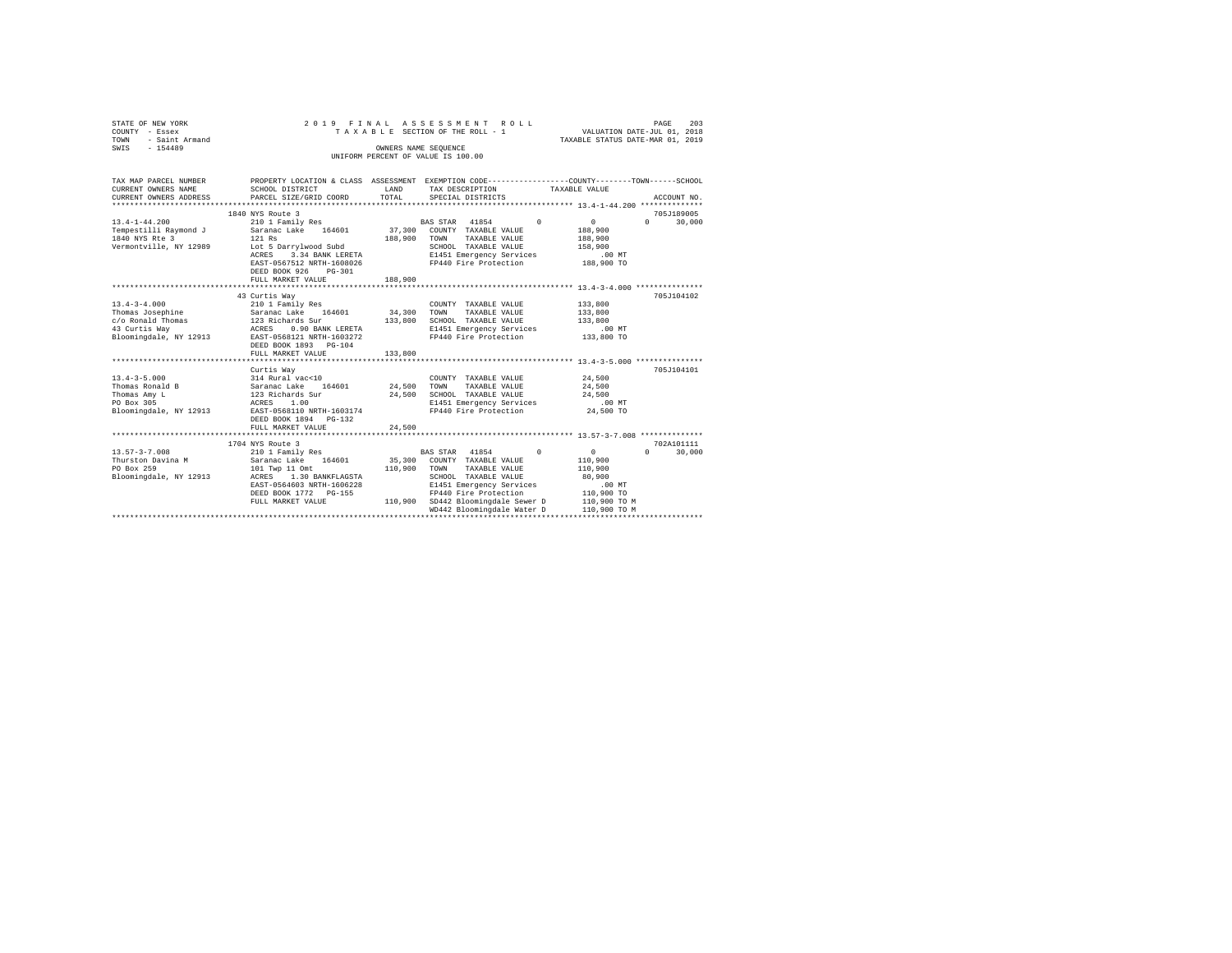STATE OF NEW YORK
COUNTY - Essex
TOWN - Saint Armand
SWIS - 154489

2019 FINAL ASSESSMENT ROLL
TAXABLE SECTION OF THE ROLL - 1
OWNERS NAME SEQUENCE
UNIFORM PERCENT OF VALUE IS 100.00

VALUATION DATE-JUL 01, 2018
TAXABLE STATUS DATE-MAR 01, 2019

| TAX MAP PARCEL NUMBER / CURRENT OWNERS NAME / CURRENT OWNERS ADDRESS | PROPERTY LOCATION & CLASS / SCHOOL DISTRICT / PARCEL SIZE/GRID COORD | ASSESSMENT LAND / TOTAL | EXEMPTION CODE / TAX DESCRIPTION / SPECIAL DISTRICTS | COUNTY | TOWN | SCHOOL | ACCOUNT NO. |
|---|---|---|---|---|---|---|---|
| 13.4-1-44.200 | 1840 NYS Route 3 | | | | | | 705J189005 |
| 13.4-1-44.200 | 210 1 Family Res | | BAS STAR 41854 | 0 | 0 | 0 30,000 | |
| Tempestilli Raymond J | Saranac Lake 164601 | 37,300 | COUNTY TAXABLE VALUE | 188,900 | | | |
| 1840 NYS Rte 3 | 121 Rs | 188,900 | TOWN TAXABLE VALUE | | 188,900 | | |
| Vermontville, NY 12989 | Lot 5 Darrylwood Subd | | SCHOOL TAXABLE VALUE | | | 158,900 | |
| | ACRES 3.34 BANK LERETA | | E1451 Emergency Services | .00 MT | | | |
| | EAST-0567512 NRTH-1608026 | | FP440 Fire Protection | 188,900 TO | | | |
| | DEED BOOK 926 PG-301 | | | | | | |
| | FULL MARKET VALUE | 188,900 | | | | | |
| 13.4-3-4.000 | 43 Curtis Way | | | | | | 705J104102 |
| 13.4-3-4.000 | 210 1 Family Res | | COUNTY TAXABLE VALUE | 133,800 | | | |
| Thomas Josephine | Saranac Lake 164601 | 34,300 | TOWN TAXABLE VALUE | | 133,800 | | |
| c/o Ronald Thomas | 123 Richards Sur | 133,800 | SCHOOL TAXABLE VALUE | | | 133,800 | |
| 43 Curtis Way | ACRES 0.90 BANK LERETA | | E1451 Emergency Services | .00 MT | | | |
| Bloomingdale, NY 12913 | EAST-0568121 NRTH-1603272 | | FP440 Fire Protection | 133,800 TO | | | |
| | DEED BOOK 1893 PG-104 | | | | | | |
| | FULL MARKET VALUE | 133,800 | | | | | |
| 13.4-3-5.000 | Curtis Way | | | | | | 705J104101 |
| 13.4-3-5.000 | 314 Rural vac<10 | | COUNTY TAXABLE VALUE | 24,500 | | | |
| Thomas Ronald B | Saranac Lake 164601 | 24,500 | TOWN TAXABLE VALUE | | 24,500 | | |
| Thomas Amy L | 123 Richards Sur | 24,500 | SCHOOL TAXABLE VALUE | | | 24,500 | |
| PO Box 305 | ACRES 1.00 | | E1451 Emergency Services | .00 MT | | | |
| Bloomingdale, NY 12913 | EAST-0568110 NRTH-1603174 | | FP440 Fire Protection | 24,500 TO | | | |
| | DEED BOOK 1894 PG-132 | | | | | | |
| | FULL MARKET VALUE | 24,500 | | | | | |
| 13.57-3-7.008 | 1704 NYS Route 3 | | | | | | 702A101111 |
| 13.57-3-7.008 | 210 1 Family Res | | BAS STAR 41854 | 0 | 0 | 0 30,000 | |
| Thurston Davina M | Saranac Lake 164601 | 35,300 | COUNTY TAXABLE VALUE | 110,900 | | | |
| PO Box 259 | 101 Twp 11 Omt | 110,900 | TOWN TAXABLE VALUE | | 110,900 | | |
| Bloomingdale, NY 12913 | ACRES 1.30 BANKFLAGSTA | | SCHOOL TAXABLE VALUE | | | 80,900 | |
| | EAST-0564603 NRTH-1606228 | | E1451 Emergency Services | .00 MT | | | |
| | DEED BOOK 1772 PG-155 | | FP440 Fire Protection | 110,900 TO | | | |
| | FULL MARKET VALUE | 110,900 | SD442 Bloomingdale Sewer D | 110,900 TO M | | | |
| | | | WD442 Bloomingdale Water D | 110,900 TO M | | | |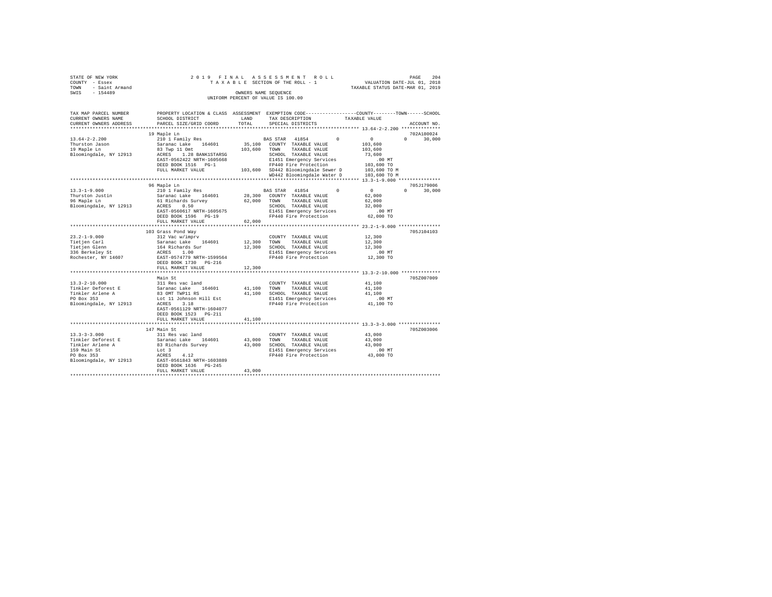STATE OF NEW YORK  
COUNTY - Essex  
TOWN - Saint Armand  
SWIS - 154489

2019 FINAL ASSESSMENT ROLL  
TAXABLE SECTION OF THE ROLL - 1  
OWNERS NAME SEQUENCE  
UNIFORM PERCENT OF VALUE IS 100.00

VALUATION DATE-JUL 01, 2018  
TAXABLE STATUS DATE-MAR 01, 2019

| TAX MAP PARCEL NUMBER / CURRENT OWNERS NAME / CURRENT OWNERS ADDRESS | PROPERTY LOCATION & CLASS / SCHOOL DISTRICT / PARCEL SIZE/GRID COORD | ASSESSMENT LAND / TOTAL | EXEMPTION CODE / TAX DESCRIPTION / SPECIAL DISTRICTS | COUNTY TAXABLE VALUE | TOWN | SCHOOL | ACCOUNT NO. |
|---|---|---|---|---|---|---|---|
| **13.64-2-2.200** | 19 Maple Ln | | | | | | 702A180024 |
| 13.64-2-2.200 | 210 1 Family Res | | BAS STAR 41854 | 0 | 0 | 0 30,000 | |
| Thurston Jason | Saranac Lake 164601 | 35,100 | COUNTY TAXABLE VALUE | 103,600 | | | |
| 19 Maple Ln | 83 Twp 11 Omt | 103,600 | TOWN TAXABLE VALUE | 103,600 | | | |
| Bloomingdale, NY 12913 | ACRES 1.28 BANK1STARSG | | SCHOOL TAXABLE VALUE | 73,600 | | | |
| | EAST-0562422 NRTH-1605668 | | E1451 Emergency Services | .00 MT | | | |
| | DEED BOOK 1516 PG-1 | | FP440 Fire Protection | 103,600 TO | | | |
| | FULL MARKET VALUE | 103,600 | SD442 Bloomingdale Sewer D | 103,600 TO M | | | |
| | | | WD442 Bloomingdale Water D | 103,600 TO M | | | |
| **13.3-1-9.000** | 96 Maple Ln | | | | | | 705J179006 |
| 13.3-1-9.000 | 210 1 Family Res | | BAS STAR 41854 | 0 | 0 | 0 30,000 | |
| Thurston Justin | Saranac Lake 164601 | 28,300 | COUNTY TAXABLE VALUE | 62,000 | | | |
| 96 Maple Ln | 61 Richards Survey | 62,000 | TOWN TAXABLE VALUE | 62,000 | | | |
| Bloomingdale, NY 12913 | ACRES 0.50 | | SCHOOL TAXABLE VALUE | 32,000 | | | |
| | EAST-0560617 NRTH-1605675 | | E1451 Emergency Services | .00 MT | | | |
| | DEED BOOK 1596 PG-19 | | FP440 Fire Protection | 62,000 TO | | | |
| | FULL MARKET VALUE | 62,000 | | | | | |
| **23.2-1-9.000** | 103 Grass Pond Way | | | | | | 705J104103 |
| 23.2-1-9.000 | 312 Vac w/imprv | | COUNTY TAXABLE VALUE | 12,300 | | | |
| Tietjen Carl | Saranac Lake 164601 | 12,300 | TOWN TAXABLE VALUE | 12,300 | | | |
| Tietjen Glenn | 164 Richards Sur | 12,300 | SCHOOL TAXABLE VALUE | 12,300 | | | |
| 336 Berkeley St | ACRES 1.00 | | E1451 Emergency Services | .00 MT | | | |
| Rochester, NY 14607 | EAST-0574779 NRTH-1599564 | | FP440 Fire Protection | 12,300 TO | | | |
| | DEED BOOK 1730 PG-216 | | | | | | |
| | FULL MARKET VALUE | 12,300 | | | | | |
| **13.3-2-10.000** | Main St | | | | | | 705Z007009 |
| 13.3-2-10.000 | 311 Res vac land | | COUNTY TAXABLE VALUE | 41,100 | | | |
| Tinkler Deforest E | Saranac Lake 164601 | 41,100 | TOWN TAXABLE VALUE | 41,100 | | | |
| Tinkler Arlene A | 83 OMT TWP11 RS | 41,100 | SCHOOL TAXABLE VALUE | 41,100 | | | |
| PO Box 353 | Lot 11 Johnson Hill Est | | E1451 Emergency Services | .00 MT | | | |
| Bloomingdale, NY 12913 | ACRES 3.18 | | FP440 Fire Protection | 41,100 TO | | | |
| | EAST-0561129 NRTH-1604077 | | | | | | |
| | DEED BOOK 1523 PG-211 | | | | | | |
| | FULL MARKET VALUE | 41,100 | | | | | |
| **13.3-3-3.000** | 147 Main St | | | | | | 705Z003006 |
| 13.3-3-3.000 | 311 Res vac land | | COUNTY TAXABLE VALUE | 43,000 | | | |
| Tinkler Deforest E | Saranac Lake 164601 | 43,000 | TOWN TAXABLE VALUE | 43,000 | | | |
| Tinkler Arlene A | 83 Richards Survey | 43,000 | SCHOOL TAXABLE VALUE | 43,000 | | | |
| 159 Main St | Lot 3 | | E1451 Emergency Services | .00 MT | | | |
| PO Box 353 | ACRES 4.12 | | FP440 Fire Protection | 43,000 TO | | | |
| Bloomingdale, NY 12913 | EAST-0561843 NRTH-1603889 | | | | | | |
| | DEED BOOK 1636 PG-245 | | | | | | |
| | FULL MARKET VALUE | 43,000 | | | | | |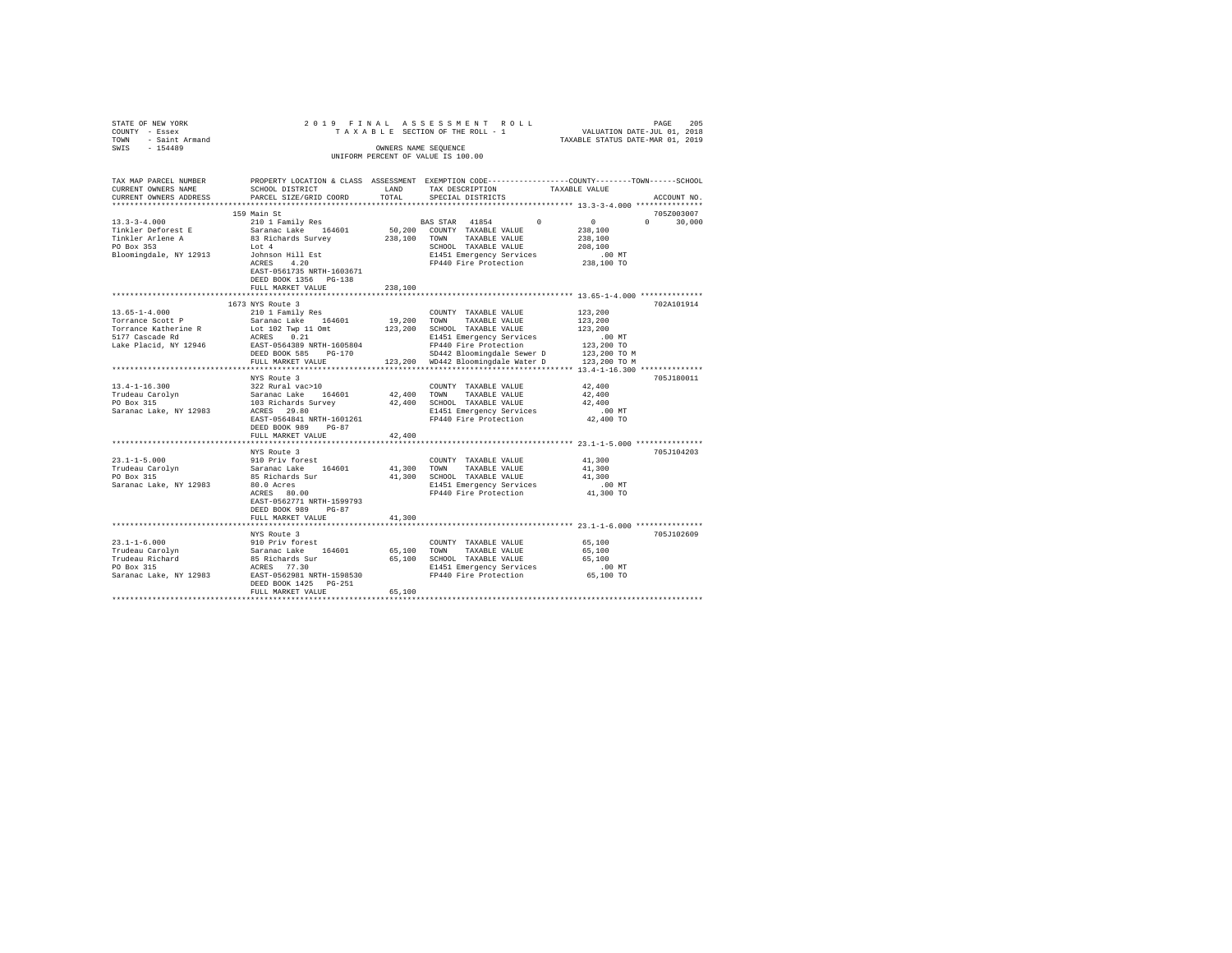STATE OF NEW YORK
COUNTY - Essex
TOWN - Saint Armand
SWIS - 154489

2019 FINAL ASSESSMENT ROLL
TAXABLE SECTION OF THE ROLL - 1
OWNERS NAME SEQUENCE
UNIFORM PERCENT OF VALUE IS 100.00

VALUATION DATE-JUL 01, 2018
TAXABLE STATUS DATE-MAR 01, 2019

| TAX MAP PARCEL NUMBER / CURRENT OWNERS NAME / CURRENT OWNERS ADDRESS | PROPERTY LOCATION & CLASS / SCHOOL DISTRICT / PARCEL SIZE/GRID COORD | ASSESSMENT LAND / TOTAL | EXEMPTION CODE / TAX DESCRIPTION / SPECIAL DISTRICTS | COUNTY / TOWN / SCHOOL TAXABLE VALUE | ACCOUNT NO. |
|---|---|---|---|---|---|
| | 159 Main St | | | | 705Z003007 |
| 13.3-3-4.000 | 210 1 Family Res | | BAS STAR 41854 | 0 0 0 30,000 | |
| Tinkler Deforest E | Saranac Lake 164601 | 50,200 | COUNTY TAXABLE VALUE | 238,100 | |
| Tinkler Arlene A | 83 Richards Survey | 238,100 | TOWN TAXABLE VALUE | 238,100 | |
| PO Box 353 | Lot 4 | | SCHOOL TAXABLE VALUE | 208,100 | |
| Bloomingdale, NY 12913 | Johnson Hill Est | | E1451 Emergency Services | .00 MT | |
| | ACRES 4.20 | | FP440 Fire Protection | 238,100 TO | |
| | EAST-0561735 NRTH-1603671 | | | | |
| | DEED BOOK 1356 PG-138 | | | | |
| | FULL MARKET VALUE | 238,100 | | | |
| | 1673 NYS Route 3 | | | | 702A101914 |
| 13.65-1-4.000 | 210 1 Family Res | | COUNTY TAXABLE VALUE | 123,200 | |
| Torrance Scott P | Saranac Lake 164601 | 19,200 | TOWN TAXABLE VALUE | 123,200 | |
| Torrance Katherine R | Lot 102 Twp 11 Omt | 123,200 | SCHOOL TAXABLE VALUE | 123,200 | |
| 5177 Cascade Rd | ACRES 0.21 | | E1451 Emergency Services | .00 MT | |
| Lake Placid, NY 12946 | EAST-0564389 NRTH-1605804 | | FP440 Fire Protection | 123,200 TO | |
| | DEED BOOK 585 PG-170 | | SD442 Bloomingdale Sewer D | 123,200 TO M | |
| | FULL MARKET VALUE | 123,200 | WD442 Bloomingdale Water D | 123,200 TO M | |
| | NYS Route 3 | | | | 705J180011 |
| 13.4-1-16.300 | 322 Rural vac>10 | | COUNTY TAXABLE VALUE | 42,400 | |
| Trudeau Carolyn | Saranac Lake 164601 | 42,400 | TOWN TAXABLE VALUE | 42,400 | |
| PO Box 315 | 103 Richards Survey | 42,400 | SCHOOL TAXABLE VALUE | 42,400 | |
| Saranac Lake, NY 12983 | ACRES 29.80 | | E1451 Emergency Services | .00 MT | |
| | EAST-0564841 NRTH-1601261 | | FP440 Fire Protection | 42,400 TO | |
| | DEED BOOK 989 PG-87 | | | | |
| | FULL MARKET VALUE | 42,400 | | | |
| | NYS Route 3 | | | | 705J104203 |
| 23.1-1-5.000 | 910 Priv forest | | COUNTY TAXABLE VALUE | 41,300 | |
| Trudeau Carolyn | Saranac Lake 164601 | 41,300 | TOWN TAXABLE VALUE | 41,300 | |
| PO Box 315 | 85 Richards Sur | 41,300 | SCHOOL TAXABLE VALUE | 41,300 | |
| Saranac Lake, NY 12983 | 80.0 Acres | | E1451 Emergency Services | .00 MT | |
| | ACRES 80.00 | | FP440 Fire Protection | 41,300 TO | |
| | EAST-0562771 NRTH-1599793 | | | | |
| | DEED BOOK 989 PG-87 | | | | |
| | FULL MARKET VALUE | 41,300 | | | |
| | NYS Route 3 | | | | 705J102609 |
| 23.1-1-6.000 | 910 Priv forest | | COUNTY TAXABLE VALUE | 65,100 | |
| Trudeau Carolyn | Saranac Lake 164601 | 65,100 | TOWN TAXABLE VALUE | 65,100 | |
| Trudeau Richard | 85 Richards Sur | 65,100 | SCHOOL TAXABLE VALUE | 65,100 | |
| PO Box 315 | ACRES 77.30 | | E1451 Emergency Services | .00 MT | |
| Saranac Lake, NY 12983 | EAST-0562981 NRTH-1598530 | | FP440 Fire Protection | 65,100 TO | |
| | DEED BOOK 1425 PG-251 | | | | |
| | FULL MARKET VALUE | 65,100 | | | |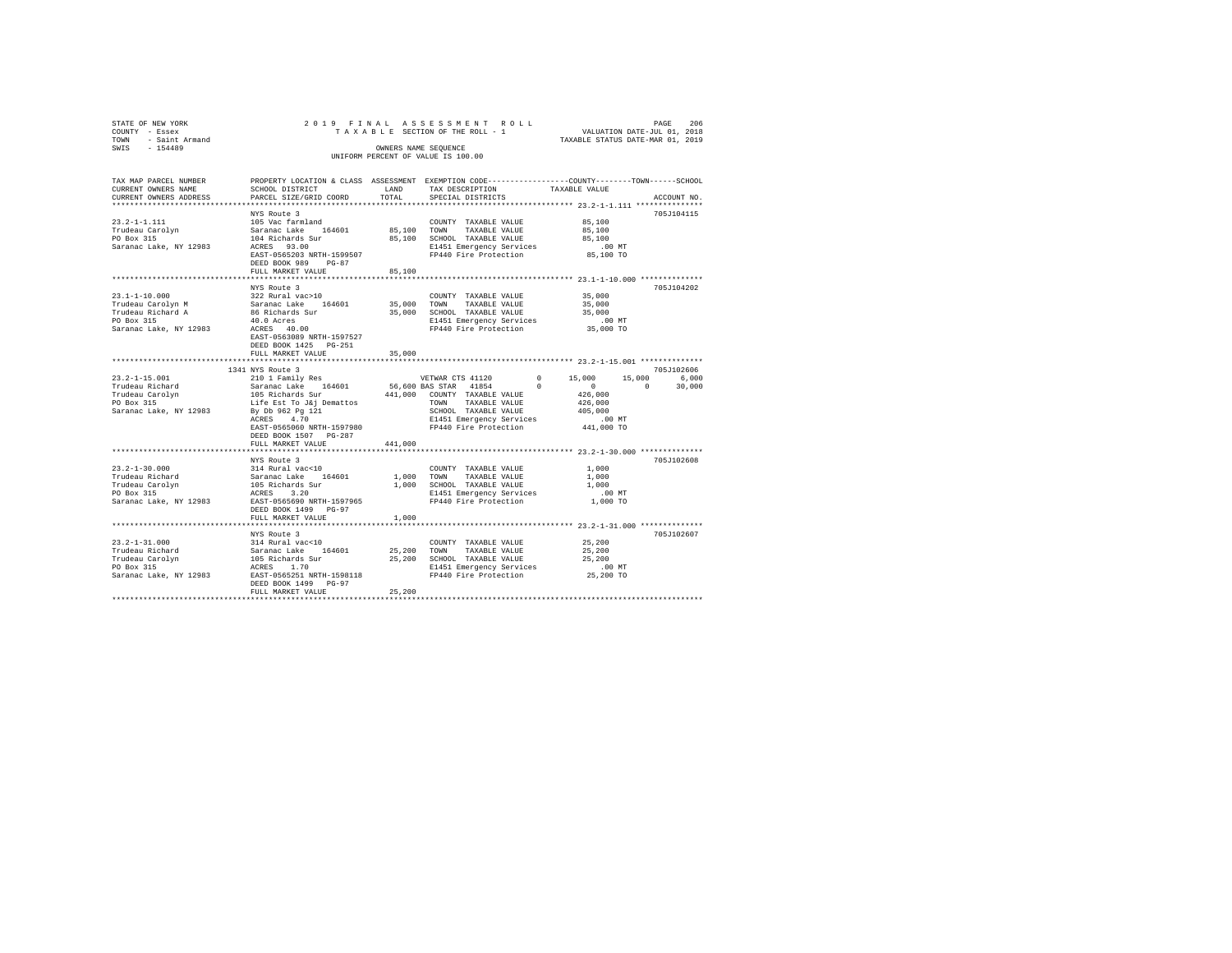STATE OF NEW YORK
COUNTY - Essex
TOWN - Saint Armand
SWIS - 154489

2019 FINAL ASSESSMENT ROLL
TAXABLE SECTION OF THE ROLL - 1
OWNERS NAME SEQUENCE
UNIFORM PERCENT OF VALUE IS 100.00

VALUATION DATE-JUL 01, 2018
TAXABLE STATUS DATE-MAR 01, 2019

```
TAX MAP PARCEL NUMBER     PROPERTY LOCATION & CLASS  ASSESSMENT  EXEMPTION CODE-----------------COUNTY--------TOWN------SCHOOL
CURRENT OWNERS NAME       SCHOOL DISTRICT             LAND       TAX DESCRIPTION             TAXABLE VALUE
CURRENT OWNERS ADDRESS    PARCEL SIZE/GRID COORD      TOTAL      SPECIAL DISTRICTS                                        ACCOUNT NO.
******************************************************************************************* 23.2-1-1.111 ***************
                          NYS Route 3                                                                                  705J104115
23.2-1-1.111              105 Vac farmland                       COUNTY  TAXABLE VALUE              85,100
Trudeau Carolyn           Saranac Lake   164601       85,100     TOWN    TAXABLE VALUE              85,100
PO Box 315                104 Richards Sur            85,100     SCHOOL  TAXABLE VALUE              85,100
Saranac Lake, NY 12983    ACRES  93.00                           E1451 Emergency Services              .00 MT
                          EAST-0565203 NRTH-1599507              FP440 Fire Protection              85,100 TO
                          DEED BOOK 989    PG-87
                          FULL MARKET VALUE           85,100
******************************************************************************************* 23.1-1-10.000 **************
                          NYS Route 3                                                                                  705J104202
23.1-1-10.000             322 Rural vac>10                       COUNTY  TAXABLE VALUE              35,000
Trudeau Carolyn M         Saranac Lake   164601       35,000     TOWN    TAXABLE VALUE              35,000
Trudeau Richard A         86 Richards Sur             35,000     SCHOOL  TAXABLE VALUE              35,000
PO Box 315                40.0 Acres                             E1451 Emergency Services              .00 MT
Saranac Lake, NY 12983    ACRES  40.00                           FP440 Fire Protection              35,000 TO
                          EAST-0563089 NRTH-1597527
                          DEED BOOK 1425   PG-251
                          FULL MARKET VALUE           35,000
******************************************************************************************* 23.2-1-15.001 **************
                     1341 NYS Route 3                                                                                  705J102606
23.2-1-15.001             210 1 Family Res                       VETWAR CTS 41120         0       15,000     15,000      6,000
Trudeau Richard           Saranac Lake   164601       56,600 BAS STAR  41854              0            0          0     30,000
Trudeau Carolyn           105 Richards Sur           441,000     COUNTY  TAXABLE VALUE             426,000
PO Box 315                Life Est To J&j Demattos               TOWN    TAXABLE VALUE             426,000
Saranac Lake, NY 12983    By Db 962 Pg 121                       SCHOOL  TAXABLE VALUE             405,000
                          ACRES   4.70                           E1451 Emergency Services              .00 MT
                          EAST-0565060 NRTH-1597980              FP440 Fire Protection             441,000 TO
                          DEED BOOK 1507   PG-287
                          FULL MARKET VALUE          441,000
******************************************************************************************* 23.2-1-30.000 **************
                          NYS Route 3                                                                                  705J102608
23.2-1-30.000             314 Rural vac<10                       COUNTY  TAXABLE VALUE               1,000
Trudeau Richard           Saranac Lake   164601        1,000     TOWN    TAXABLE VALUE               1,000
Trudeau Carolyn           105 Richards Sur             1,000     SCHOOL  TAXABLE VALUE               1,000
PO Box 315                ACRES   3.20                           E1451 Emergency Services              .00 MT
Saranac Lake, NY 12983    EAST-0565690 NRTH-1597965              FP440 Fire Protection               1,000 TO
                          DEED BOOK 1499   PG-97
                          FULL MARKET VALUE            1,000
******************************************************************************************* 23.2-1-31.000 **************
                          NYS Route 3                                                                                  705J102607
23.2-1-31.000             314 Rural vac<10                       COUNTY  TAXABLE VALUE              25,200
Trudeau Richard           Saranac Lake   164601       25,200     TOWN    TAXABLE VALUE              25,200
Trudeau Carolyn           105 Richards Sur            25,200     SCHOOL  TAXABLE VALUE              25,200
PO Box 315                ACRES   1.70                           E1451 Emergency Services              .00 MT
Saranac Lake, NY 12983    EAST-0565251 NRTH-1598118              FP440 Fire Protection              25,200 TO
                          DEED BOOK 1499   PG-97
                          FULL MARKET VALUE           25,200
************************************************************************************************************************
```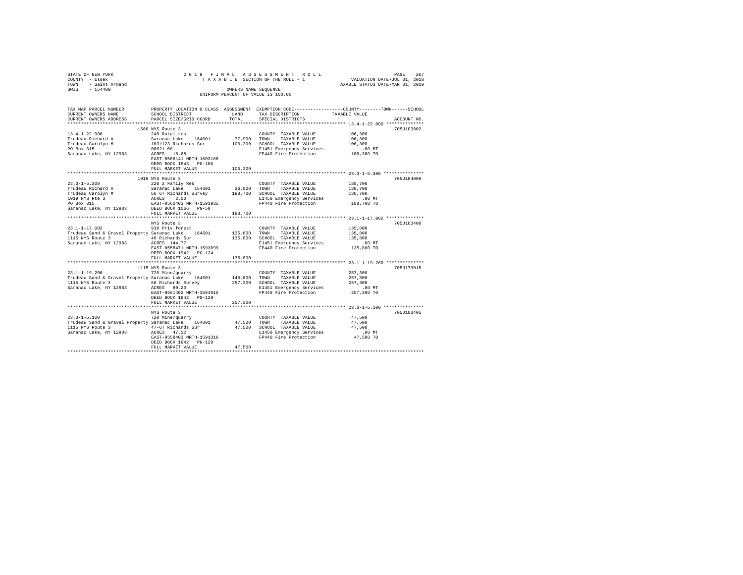STATE OF NEW YORK                2 0 1 9   F I N A L   A S S E S S M E N T   R O L L
COUNTY - Essex                   T A X A B L E  SECTION OF THE ROLL - 1          VALUATION DATE-JUL 01, 2018
TOWN - Saint Armand                                                              TAXABLE STATUS DATE-MAR 01, 2019
SWIS - 154489                    OWNERS NAME SEQUENCE
                                 UNIFORM PERCENT OF VALUE IS 100.00

| TAX MAP PARCEL NUMBER / CURRENT OWNERS NAME / CURRENT OWNERS ADDRESS | PROPERTY LOCATION & CLASS / SCHOOL DISTRICT / PARCEL SIZE/GRID COORD | ASSESSMENT LAND / TOTAL | EXEMPTION CODE / TAX DESCRIPTION / SPECIAL DISTRICTS | TAXABLE VALUE (COUNTY / TOWN / SCHOOL) | ACCOUNT NO. |
|---|---|---|---|---|---|
| 13.4-1-22.000 | 1560 NYS Route 3 | | | | 705J103802 |
| Trudeau Richard A | 240 Rural res | | COUNTY TAXABLE VALUE | 106,300 | |
| Trudeau Carolyn M | Saranac Lake 164601 | 77,900 | TOWN TAXABLE VALUE | 106,300 | |
| PO Box 315 | 103/123 Richards Sur | 106,300 | SCHOOL TAXABLE VALUE | 106,300 | |
| Saranac Lake, NY 12983 | 00021.00 | | E1451 Emergency Services | .00 MT | |
| | ACRES 18.68 | | FP440 Fire Protection | 106,300 TO | |
| | EAST-0566141 NRTH-1603168 | | | | |
| | DEED BOOK 1543 PG-186 | | | | |
| | FULL MARKET VALUE | 106,300 | | | |
| 23.3-1-5.300 | 1019 NYS Route 3 | | | | 705J184008 |
| Trudeau Richard A | 220 2 Family Res | | COUNTY TAXABLE VALUE | 188,700 | |
| Trudeau Carolyn M | Saranac Lake 164601 | 36,000 | TOWN TAXABLE VALUE | 188,700 | |
| 1019 NYS Rte 3 | 66 67 Richards Survey | 188,700 | SCHOOL TAXABLE VALUE | 188,700 | |
| PO Box 315 | ACRES 2.00 | | E1450 Emergency Services | .00 MT | |
| Saranac Lake, NY 12983 | EAST-0560403 NRTH-1591935 | | FP440 Fire Protection | 188,700 TO | |
| | DEED BOOK 1066 PG-59 | | | | |
| | FULL MARKET VALUE | 188,700 | | | |
| 23.1-1-17.002 | NYS Route 3 | | | | 705J103408 |
| Trudeau Sand & Gravel Property | 910 Priv forest | | COUNTY TAXABLE VALUE | 135,800 | |
| 1115 NYS Route 3 | Saranac Lake 164601 | 135,800 | TOWN TAXABLE VALUE | 135,800 | |
| Saranac Lake, NY 12983 | 46 Richards Sur | 135,800 | SCHOOL TAXABLE VALUE | 135,800 | |
| | ACRES 144.77 | | E1451 Emergency Services | .00 MT | |
| | EAST-0558471 NRTH-1593099 | | FP440 Fire Protection | 135,800 TO | |
| | DEED BOOK 1942 PG-124 | | | | |
| | FULL MARKET VALUE | 135,800 | | | |
| 23.1-1-19.200 | 1115 NYS Route 3 | | | | 705J179015 |
| Trudeau Sand & Gravel Property | 720 Mine/quarry | | COUNTY TAXABLE VALUE | 257,300 | |
| 1115 NYS Route 3 | Saranac Lake 164601 | 146,800 | TOWN TAXABLE VALUE | 257,300 | |
| Saranac Lake, NY 12983 | 66 Richards Survey | 257,300 | SCHOOL TAXABLE VALUE | 257,300 | |
| | ACRES 80.20 | | E1451 Emergency Services | .00 MT | |
| | EAST-0561402 NRTH-1594015 | | FP440 Fire Protection | 257,300 TO | |
| | DEED BOOK 1942 PG-129 | | | | |
| | FULL MARKET VALUE | 257,300 | | | |
| 23.3-1-5.100 | NYS Route 3 | | | | 705J103405 |
| Trudeau Sand & Gravel Property | 720 Mine/quarry | | COUNTY TAXABLE VALUE | 47,500 | |
| 1115 NYS Route 3 | Saranac Lake 164601 | 47,500 | TOWN TAXABLE VALUE | 47,500 | |
| Saranac Lake, NY 12983 | 47-67 Richards Sur | 47,500 | SCHOOL TAXABLE VALUE | 47,500 | |
| | ACRES 47.52 | | E1450 Emergency Services | .00 MT | |
| | EAST-0558403 NRTH-1591316 | | FP440 Fire Protection | 47,500 TO | |
| | DEED BOOK 1942 PG-129 | | | | |
| | FULL MARKET VALUE | 47,500 | | | |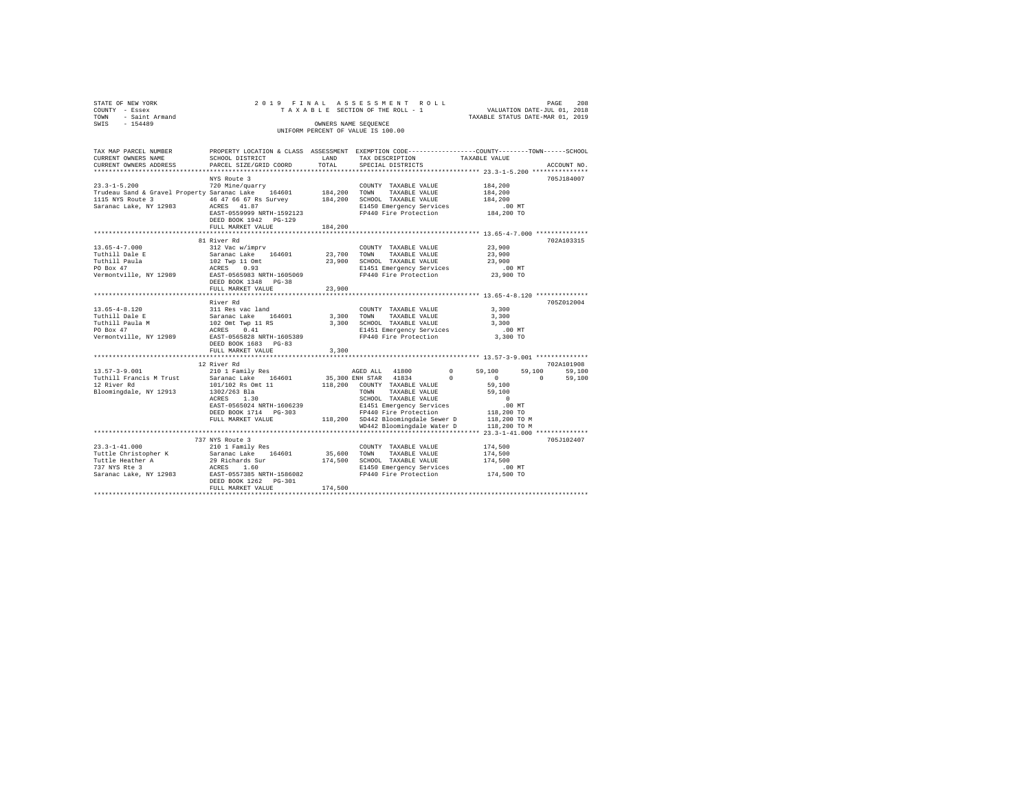STATE OF NEW YORK
COUNTY - Essex
TOWN - Saint Armand
SWIS - 154489

2019 FINAL ASSESSMENT ROLL
TAXABLE SECTION OF THE ROLL - 1
OWNERS NAME SEQUENCE
UNIFORM PERCENT OF VALUE IS 100.00

VALUATION DATE-JUL 01, 2018
TAXABLE STATUS DATE-MAR 01, 2019

```
TAX MAP PARCEL NUMBER     PROPERTY LOCATION & CLASS  ASSESSMENT  EXEMPTION CODE-----------------COUNTY--------TOWN------SCHOOL
CURRENT OWNERS NAME       SCHOOL DISTRICT              LAND      TAX DESCRIPTION             TAXABLE VALUE
CURRENT OWNERS ADDRESS    PARCEL SIZE/GRID COORD       TOTAL     SPECIAL DISTRICTS                                    ACCOUNT NO.
******************************************************************************************** 23.3-1-5.200 ***************
                          NYS Route 3                                                                             705J184007
23.3-1-5.200              720 Mine/quarry                        COUNTY  TAXABLE VALUE          184,200
Trudeau Sand & Gravel Property Saranac Lake   164601   184,200   TOWN    TAXABLE VALUE          184,200
1115 NYS Route 3          46 47 66 67 Rs Survey      184,200   SCHOOL  TAXABLE VALUE          184,200
Saranac Lake, NY 12983    ACRES   41.87                          E1450 Emergency Services          .00 MT
                          EAST-0559999 NRTH-1592123              FP440 Fire Protection          184,200 TO
                          DEED BOOK 1942   PG-129
                          FULL MARKET VALUE          184,200
******************************************************************************************** 13.65-4-7.000 **************
                          81 River Rd                                                                             702A103315
13.65-4-7.000             312 Vac w/imprv                        COUNTY  TAXABLE VALUE           23,900
Tuthill Dale E            Saranac Lake   164601       23,700   TOWN    TAXABLE VALUE           23,900
Tuthill Paula             102 Twp 11 Omt              23,900   SCHOOL  TAXABLE VALUE           23,900
PO Box 47                 ACRES    0.93                          E1451 Emergency Services          .00 MT
Vermontville, NY 12989    EAST-0565983 NRTH-1605069              FP440 Fire Protection           23,900 TO
                          DEED BOOK 1348   PG-38
                          FULL MARKET VALUE           23,900
******************************************************************************************** 13.65-4-8.120 **************
                          River Rd                                                                                705Z012004
13.65-4-8.120             311 Res vac land                       COUNTY  TAXABLE VALUE            3,300
Tuthill Dale E            Saranac Lake   164601        3,300   TOWN    TAXABLE VALUE            3,300
Tuthill Paula M           102 Omt Twp 11 RS            3,300   SCHOOL  TAXABLE VALUE            3,300
PO Box 47                 ACRES    0.41                          E1451 Emergency Services          .00 MT
Vermontville, NY 12989    EAST-0565828 NRTH-1605389              FP440 Fire Protection            3,300 TO
                          DEED BOOK 1683   PG-83
                          FULL MARKET VALUE            3,300
******************************************************************************************** 13.57-3-9.001 **************
                          12 River Rd                                                                             702A101908
13.57-3-9.001             210 1 Family Res                AGED ALL  41800         0     59,100     59,100     59,100
Tuthill Francis M Trust   Saranac Lake   164601       35,300 ENH STAR  41834         0          0          0     59,100
12 River Rd               101/102 Rs Omt 11          118,200   COUNTY  TAXABLE VALUE           59,100
Bloomingdale, NY 12913    1302/263 Bla                           TOWN    TAXABLE VALUE           59,100
                          ACRES    1.30                          SCHOOL  TAXABLE VALUE                0
                          EAST-0565024 NRTH-1606239              E1451 Emergency Services          .00 MT
                          DEED BOOK 1714   PG-303                FP440 Fire Protection          118,200 TO
                          FULL MARKET VALUE          118,200   SD442 Bloomingdale Sewer D     118,200 TO M
                                                                 WD442 Bloomingdale Water D     118,200 TO M
******************************************************************************************** 23.3-1-41.000 **************
                          737 NYS Route 3                                                                         705J102407
23.3-1-41.000             210 1 Family Res                       COUNTY  TAXABLE VALUE          174,500
Tuttle Christopher K      Saranac Lake   164601       35,600   TOWN    TAXABLE VALUE          174,500
Tuttle Heather A          29 Richards Sur            174,500   SCHOOL  TAXABLE VALUE          174,500
737 NYS Rte 3             ACRES    1.60                          E1450 Emergency Services          .00 MT
Saranac Lake, NY 12983    EAST-0557385 NRTH-1586082              FP440 Fire Protection          174,500 TO
                          DEED BOOK 1262   PG-301
                          FULL MARKET VALUE          174,500
****************************************************************************************************************************
```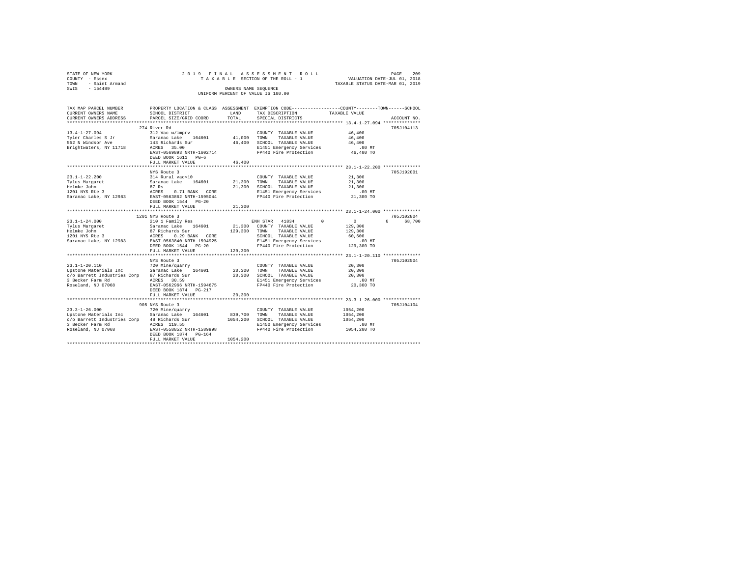STATE OF NEW YORK — COUNTY - Essex — TOWN - Saint Armand — SWIS - 154489

2019 FINAL ASSESSMENT ROLL
TAXABLE SECTION OF THE ROLL - 1
OWNERS NAME SEQUENCE
UNIFORM PERCENT OF VALUE IS 100.00

VALUATION DATE-JUL 01, 2018
TAXABLE STATUS DATE-MAR 01, 2019

| TAX MAP PARCEL NUMBER / CURRENT OWNERS NAME / CURRENT OWNERS ADDRESS | PROPERTY LOCATION & CLASS / SCHOOL DISTRICT / PARCEL SIZE/GRID COORD | ASSESSMENT LAND | TOTAL | EXEMPTION CODE / TAX DESCRIPTION / SPECIAL DISTRICTS | COUNTY/TOWN/SCHOOL TAXABLE VALUE | ACCOUNT NO. |
|---|---|---|---|---|---|---|
| **13.4-1-27.094** | 274 River Rd | | | | | 705J104113 |
| Tyler Charles S Jr | 312 Vac w/imprv | | | COUNTY TAXABLE VALUE | 46,400 | |
| 552 N Windsor Ave | Saranac Lake 164601 | 41,000 | | TOWN TAXABLE VALUE | 46,400 | |
| Brightwaters, NY 11718 | 143 Richards Sur | | 46,400 | SCHOOL TAXABLE VALUE | 46,400 | |
| | ACRES 35.00 | | | E1451 Emergency Services | .00 MT | |
| | EAST-0569893 NRTH-1602714 | | | FP440 Fire Protection | 46,400 TO | |
| | DEED BOOK 1611 PG-6 | | | | | |
| | FULL MARKET VALUE | | 46,400 | | | |
| **23.1-1-22.200** | NYS Route 3 | | | | | 705J192001 |
| Tylus Margaret | 314 Rural vac<10 | | | COUNTY TAXABLE VALUE | 21,300 | |
| Helmke John | Saranac Lake 164601 | 21,300 | | TOWN TAXABLE VALUE | 21,300 | |
| 1201 NYS Rte 3 | 87 Rs | | 21,300 | SCHOOL TAXABLE VALUE | 21,300 | |
| Saranac Lake, NY 12983 | ACRES 0.71 BANK CORE | | | E1451 Emergency Services | .00 MT | |
| | EAST-0563862 NRTH-1595044 | | | FP440 Fire Protection | 21,300 TO | |
| | DEED BOOK 1544 PG-20 | | | | | |
| | FULL MARKET VALUE | | 21,300 | | | |
| **23.1-1-24.000** | 1201 NYS Route 3 | | | | | 705J102804 |
| Tylus Margaret | 210 1 Family Res | | | ENH STAR 41834 | 0 / 0 / 68,700 | |
| Helmke John | Saranac Lake 164601 | 21,300 | | COUNTY TAXABLE VALUE | 129,300 | |
| 1201 NYS Rte 3 | 87 Richards Sur | | 129,300 | TOWN TAXABLE VALUE | 129,300 | |
| Saranac Lake, NY 12983 | ACRES 0.29 BANK CORE | | | SCHOOL TAXABLE VALUE | 60,600 | |
| | EAST-0563840 NRTH-1594925 | | | E1451 Emergency Services | .00 MT | |
| | DEED BOOK 1544 PG-20 | | | FP440 Fire Protection | 129,300 TO | |
| | FULL MARKET VALUE | | 129,300 | | | |
| **23.1-1-20.110** | NYS Route 3 | | | | | 705J102504 |
| Upstone Materials Inc | 720 Mine/quarry | | | COUNTY TAXABLE VALUE | 20,300 | |
| c/o Barrett Industries Corp | Saranac Lake 164601 | 20,300 | | TOWN TAXABLE VALUE | 20,300 | |
| 3 Becker Farm Rd | 87 Richards Sur | | 20,300 | SCHOOL TAXABLE VALUE | 20,300 | |
| Roseland, NJ 07068 | ACRES 30.59 | | | E1451 Emergency Services | .00 MT | |
| | EAST-0562966 NRTH-1594675 | | | FP440 Fire Protection | 20,300 TO | |
| | DEED BOOK 1874 PG-217 | | | | | |
| | FULL MARKET VALUE | | 20,300 | | | |
| **23.3-1-26.000** | 905 NYS Route 3 | | | | | 705J104104 |
| Upstone Materials Inc | 720 Mine/quarry | | | COUNTY TAXABLE VALUE | 1054,200 | |
| c/o Barrett Industries Corp | Saranac Lake 164601 | 839,700 | | TOWN TAXABLE VALUE | 1054,200 | |
| 3 Becker Farm Rd | 48 Richards Sur | | 1054,200 | SCHOOL TAXABLE VALUE | 1054,200 | |
| Roseland, NJ 07068 | ACRES 119.55 | | | E1450 Emergency Services | .00 MT | |
| | EAST-0558852 NRTH-1589998 | | | FP440 Fire Protection | 1054,200 TO | |
| | DEED BOOK 1874 PG-164 | | | | | |
| | FULL MARKET VALUE | | 1054,200 | | | |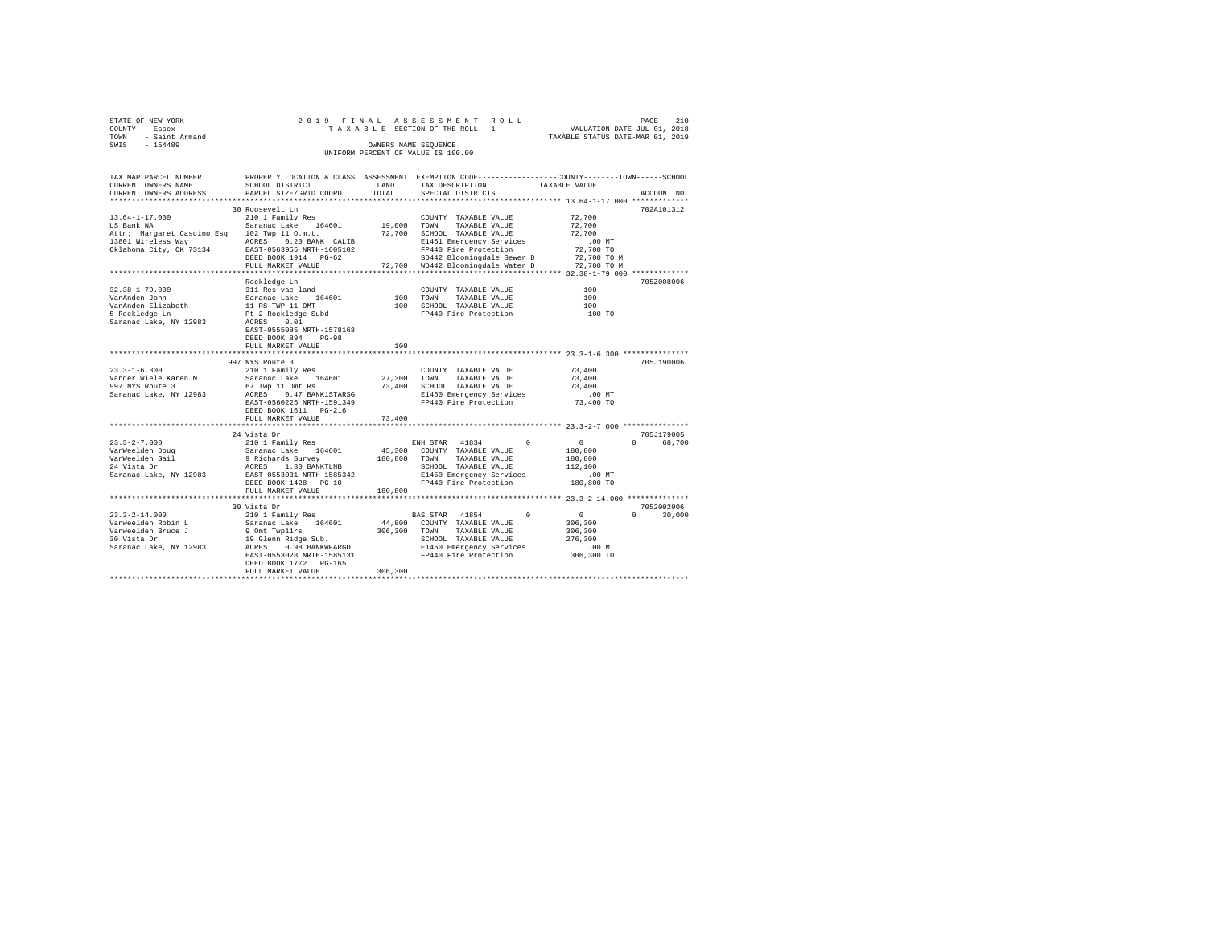STATE OF NEW YORK
COUNTY - Essex
TOWN - Saint Armand
SWIS - 154489

2019 FINAL ASSESSMENT ROLL
TAXABLE SECTION OF THE ROLL - 1
OWNERS NAME SEQUENCE
UNIFORM PERCENT OF VALUE IS 100.00

VALUATION DATE-JUL 01, 2018
TAXABLE STATUS DATE-MAR 01, 2019

| TAX MAP PARCEL NUMBER / CURRENT OWNERS NAME / CURRENT OWNERS ADDRESS | PROPERTY LOCATION & CLASS / SCHOOL DISTRICT / PARCEL SIZE/GRID COORD | ASSESSMENT LAND | TOTAL | EXEMPTION CODE / TAX DESCRIPTION / SPECIAL DISTRICTS | COUNTY | TOWN | SCHOOL TAXABLE VALUE | ACCOUNT NO. |
|---|---|---|---|---|---|---|---|---|
| 13.64-1-17.000 | 30 Roosevelt Ln | | | | | | | 702A101312 |
| US Bank NA | 210 1 Family Res | | | COUNTY TAXABLE VALUE | 72,700 | | | |
| Attn: Margaret Cascino Esq | Saranac Lake 164601 | 19,000 | | TOWN TAXABLE VALUE | | 72,700 | | |
| 13801 Wireless Way | 102 Twp 11 O.m.t. | | 72,700 | SCHOOL TAXABLE VALUE | | | 72,700 | |
| Oklahoma City, OK 73134 | ACRES 0.20 BANK CALIB | | | E1451 Emergency Services | .00 MT | | | |
| | EAST-0563955 NRTH-1605102 | | | FP440 Fire Protection | 72,700 TO | | | |
| | DEED BOOK 1914 PG-62 | | | SD442 Bloomingdale Sewer D | 72,700 TO M | | | |
| | FULL MARKET VALUE | | 72,700 | WD442 Bloomingdale Water D | 72,700 TO M | | | |
| 32.38-1-79.000 | Rockledge Ln | | | | | | | 705Z008006 |
| VanAnden John | 311 Res vac land | | | COUNTY TAXABLE VALUE | 100 | | | |
| VanAnden Elizabeth | Saranac Lake 164601 | 100 | | TOWN TAXABLE VALUE | | 100 | | |
| 5 Rockledge Ln | 11 RS TWP 11 OMT | | 100 | SCHOOL TAXABLE VALUE | | | 100 | |
| Saranac Lake, NY 12983 | Pt 2 Rockledge Subd | | | FP440 Fire Protection | 100 TO | | | |
| | ACRES 0.01 | | | | | | | |
| | EAST-0555085 NRTH-1578168 | | | | | | | |
| | DEED BOOK 894 PG-98 | | | | | | | |
| | FULL MARKET VALUE | | 100 | | | | | |
| 23.3-1-6.300 | 997 NYS Route 3 | | | | | | | 705J190006 |
| Vander Wiele Karen M | 210 1 Family Res | | | COUNTY TAXABLE VALUE | 73,400 | | | |
| 997 NYS Route 3 | Saranac Lake 164601 | 27,300 | | TOWN TAXABLE VALUE | | 73,400 | | |
| Saranac Lake, NY 12983 | 67 Twp 11 Omt Rs | | 73,400 | SCHOOL TAXABLE VALUE | | | 73,400 | |
| | ACRES 0.47 BANK1STARSG | | | E1450 Emergency Services | .00 MT | | | |
| | EAST-0560225 NRTH-1591349 | | | FP440 Fire Protection | 73,400 TO | | | |
| | DEED BOOK 1611 PG-216 | | | | | | | |
| | FULL MARKET VALUE | | 73,400 | | | | | |
| 23.3-2-7.000 | 24 Vista Dr | | | | | | | 705J179005 |
| VanWeelden Doug | 210 1 Family Res | | | ENH STAR 41834 | 0 | 0 | 68,700 | |
| VanWeelden Gail | Saranac Lake 164601 | 45,300 | | COUNTY TAXABLE VALUE | 180,800 | | | |
| 24 Vista Dr | 9 Richards Survey | | 180,800 | TOWN TAXABLE VALUE | | 180,800 | | |
| Saranac Lake, NY 12983 | ACRES 1.30 BANKTLNB | | | SCHOOL TAXABLE VALUE | | | 112,100 | |
| | EAST-0553031 NRTH-1585342 | | | E1450 Emergency Services | .00 MT | | | |
| | DEED BOOK 1428 PG-10 | | | FP440 Fire Protection | 180,800 TO | | | |
| | FULL MARKET VALUE | | 180,800 | | | | | |
| 23.3-2-14.000 | 30 Vista Dr | | | | | | | 7052002006 |
| Vanweelden Robin L | 210 1 Family Res | | | BAS STAR 41854 | 0 | 0 | 30,000 | |
| Vanweelden Bruce J | Saranac Lake 164601 | 44,800 | | COUNTY TAXABLE VALUE | 306,300 | | | |
| 30 Vista Dr | 9 Omt Twp11rs | | 306,300 | TOWN TAXABLE VALUE | | 306,300 | | |
| Saranac Lake, NY 12983 | 19 Glenn Ridge Sub. | | | SCHOOL TAXABLE VALUE | | | 276,300 | |
| | ACRES 0.98 BANKWFARGO | | | E1450 Emergency Services | .00 MT | | | |
| | EAST-0553028 NRTH-1585131 | | | FP440 Fire Protection | 306,300 TO | | | |
| | DEED BOOK 1772 PG-165 | | | | | | | |
| | FULL MARKET VALUE | | 306,300 | | | | | |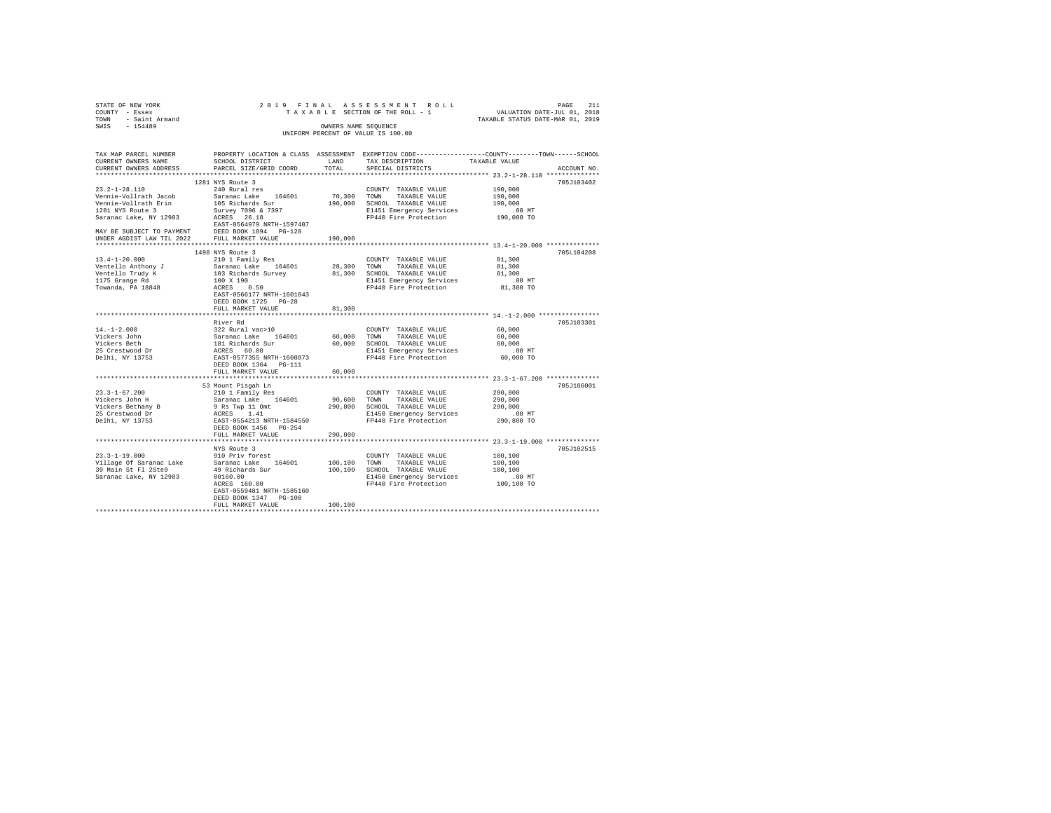STATE OF NEW YORK
COUNTY - Essex
TOWN - Saint Armand
SWIS - 154489

2019 FINAL ASSESSMENT ROLL
TAXABLE SECTION OF THE ROLL - 1
OWNERS NAME SEQUENCE
UNIFORM PERCENT OF VALUE IS 100.00

VALUATION DATE-JUL 01, 2018
TAXABLE STATUS DATE-MAR 01, 2019

| TAX MAP PARCEL NUMBER / CURRENT OWNERS NAME / CURRENT OWNERS ADDRESS | PROPERTY LOCATION & CLASS / SCHOOL DISTRICT / PARCEL SIZE/GRID COORD | ASSESSMENT LAND / TOTAL | EXEMPTION CODE / TAX DESCRIPTION / SPECIAL DISTRICTS | COUNTY / TOWN / SCHOOL TAXABLE VALUE | ACCOUNT NO. |
|---|---|---|---|---|---|
| 23.2-1-28.110 | 1281 NYS Route 3 | | | | 705J103402 |
| Vennie-Vollrath Jacob | 240 Rural res | | COUNTY TAXABLE VALUE | 190,000 | |
| Vennie-Vollrath Erin | Saranac Lake 164601 | 70,300 | TOWN TAXABLE VALUE | 190,000 | |
| 1281 NYS Route 3 | 105 Richards Sur | 190,000 | SCHOOL TAXABLE VALUE | 190,000 | |
| Saranac Lake, NY 12983 | Survey 7096 & 7397 | | E1451 Emergency Services | .00 MT | |
| | ACRES 26.18 | | FP440 Fire Protection | 190,000 TO | |
| | EAST-0564979 NRTH-1597407 | | | | |
| MAY BE SUBJECT TO PAYMENT | DEED BOOK 1894 PG-128 | | | | |
| UNDER AGDIST LAW TIL 2022 | FULL MARKET VALUE | 190,000 | | | |
| 13.4-1-20.000 | 1498 NYS Route 3 | | | | 705L104208 |
| Ventello Anthony J | 210 1 Family Res | | COUNTY TAXABLE VALUE | 81,300 | |
| Ventello Trudy K | Saranac Lake 164601 | 28,300 | TOWN TAXABLE VALUE | 81,300 | |
| 1175 Grange Rd | 103 Richards Survey | 81,300 | SCHOOL TAXABLE VALUE | 81,300 | |
| Towanda, PA 18848 | 100 X 190 | | E1451 Emergency Services | .00 MT | |
| | ACRES 0.50 | | FP440 Fire Protection | 81,300 TO | |
| | EAST-0566177 NRTH-1601843 | | | | |
| | DEED BOOK 1725 PG-28 | | | | |
| | FULL MARKET VALUE | 81,300 | | | |
| 14.-1-2.000 | River Rd | | | | 705J103301 |
| Vickers John | 322 Rural vac>10 | | COUNTY TAXABLE VALUE | 60,000 | |
| Vickers Beth | Saranac Lake 164601 | 60,000 | TOWN TAXABLE VALUE | 60,000 | |
| 25 Crestwood Dr | 181 Richards Sur | 60,000 | SCHOOL TAXABLE VALUE | 60,000 | |
| Delhi, NY 13753 | ACRES 60.00 | | E1451 Emergency Services | .00 MT | |
| | EAST-0577355 NRTH-1608873 | | FP440 Fire Protection | 60,000 TO | |
| | DEED BOOK 1364 PG-111 | | | | |
| | FULL MARKET VALUE | 60,000 | | | |
| 23.3-1-67.200 | 53 Mount Pisgah Ln | | | | 705J186001 |
| Vickers John H | 210 1 Family Res | | COUNTY TAXABLE VALUE | 290,800 | |
| Vickers Bethany B | Saranac Lake 164601 | 90,600 | TOWN TAXABLE VALUE | 290,800 | |
| 25 Crestwood Dr | 9 Rs Twp 11 Omt | 290,800 | SCHOOL TAXABLE VALUE | 290,800 | |
| Delhi, NY 13753 | ACRES 1.41 | | E1450 Emergency Services | .00 MT | |
| | EAST-0554213 NRTH-1584550 | | FP440 Fire Protection | 290,800 TO | |
| | DEED BOOK 1456 PG-254 | | | | |
| | FULL MARKET VALUE | 290,800 | | | |
| 23.3-1-19.000 | NYS Route 3 | | | | 705J102515 |
| Village Of Saranac Lake | 910 Priv forest | | COUNTY TAXABLE VALUE | 100,100 | |
| 39 Main St Fl 2Ste9 | Saranac Lake 164601 | 100,100 | TOWN TAXABLE VALUE | 100,100 | |
| Saranac Lake, NY 12983 | 49 Richards Sur | 100,100 | SCHOOL TAXABLE VALUE | 100,100 | |
| | 00160.00 | | E1450 Emergency Services | .00 MT | |
| | ACRES 160.00 | | FP440 Fire Protection | 100,100 TO | |
| | EAST-0559481 NRTH-1585160 | | | | |
| | DEED BOOK 1347 PG-100 | | | | |
| | FULL MARKET VALUE | 100,100 | | | |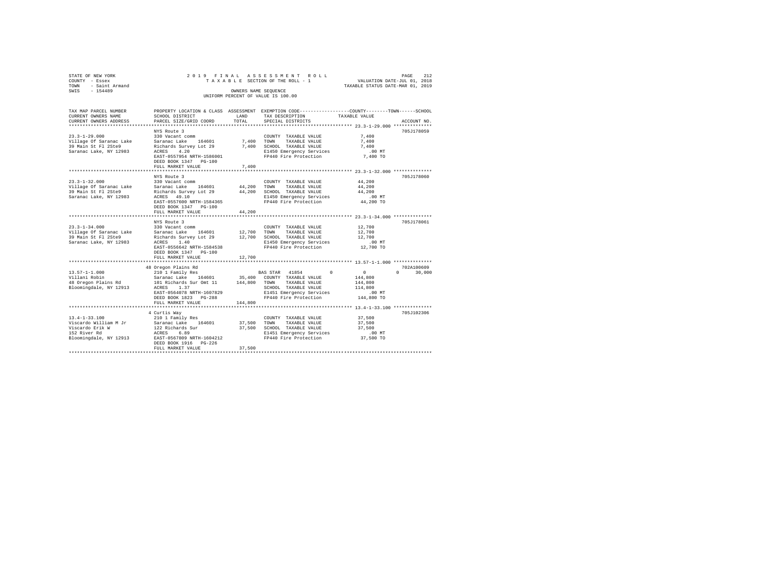STATE OF NEW YORK
COUNTY - Essex
TOWN - Saint Armand
SWIS - 154489

2019 FINAL ASSESSMENT ROLL
TAXABLE SECTION OF THE ROLL - 1
OWNERS NAME SEQUENCE
UNIFORM PERCENT OF VALUE IS 100.00

VALUATION DATE-JUL 01, 2018
TAXABLE STATUS DATE-MAR 01, 2019

| TAX MAP PARCEL NUMBER / CURRENT OWNERS NAME / CURRENT OWNERS ADDRESS | PROPERTY LOCATION & CLASS / SCHOOL DISTRICT / PARCEL SIZE/GRID COORD | ASSESSMENT LAND / TOTAL | EXEMPTION CODE / TAX DESCRIPTION / SPECIAL DISTRICTS | COUNTY / TOWN / SCHOOL TAXABLE VALUE | ACCOUNT NO. |
|---|---|---|---|---|---|
| 23.3-1-29.000 | NYS Route 3 | | | | 705J178059 |
| Village Of Saranac Lake | 330 Vacant comm | | COUNTY TAXABLE VALUE | 7,400 | |
| 39 Main St Fl 2Ste9 | Saranac Lake 164601 | 7,400 | TOWN TAXABLE VALUE | 7,400 | |
| Saranac Lake, NY 12983 | Richards Survey Lot 29 | 7,400 | SCHOOL TAXABLE VALUE | 7,400 | |
| | ACRES 4.20 | | E1450 Emergency Services | .00 MT | |
| | EAST-0557954 NRTH-1586001 | | FP440 Fire Protection | 7,400 TO | |
| | DEED BOOK 1347 PG-100 | | | | |
| | FULL MARKET VALUE | 7,400 | | | |
| 23.3-1-32.000 | NYS Route 3 | | | | 705J178060 |
| Village Of Saranac Lake | 330 Vacant comm | | COUNTY TAXABLE VALUE | 44,200 | |
| 39 Main St Fl 2Ste9 | Saranac Lake 164601 | 44,200 | TOWN TAXABLE VALUE | 44,200 | |
| Saranac Lake, NY 12983 | Richards Survey Lot 29 | 44,200 | SCHOOL TAXABLE VALUE | 44,200 | |
| | ACRES 49.10 | | E1450 Emergency Services | .00 MT | |
| | EAST-0557600 NRTH-1584365 | | FP440 Fire Protection | 44,200 TO | |
| | DEED BOOK 1347 PG-100 | | | | |
| | FULL MARKET VALUE | 44,200 | | | |
| 23.3-1-34.000 | NYS Route 3 | | | | 705J178061 |
| Village Of Saranac Lake | 330 Vacant comm | | COUNTY TAXABLE VALUE | 12,700 | |
| 39 Main St Fl 2Ste9 | Saranac Lake 164601 | 12,700 | TOWN TAXABLE VALUE | 12,700 | |
| Saranac Lake, NY 12983 | Richards Survey Lot 29 | 12,700 | SCHOOL TAXABLE VALUE | 12,700 | |
| | ACRES 1.40 | | E1450 Emergency Services | .00 MT | |
| | EAST-0556642 NRTH-1584538 | | FP440 Fire Protection | 12,700 TO | |
| | DEED BOOK 1347 PG-100 | | | | |
| | FULL MARKET VALUE | 12,700 | | | |
| 13.57-1-1.000 | 48 Oregon Plains Rd | | | | 702A100609 |
| Villani Robin | 210 1 Family Res | | BAS STAR 41854 | 0 0 0 30,000 | |
| 48 Oregon Plains Rd | Saranac Lake 164601 | 35,400 | COUNTY TAXABLE VALUE | 144,800 | |
| Bloomingdale, NY 12913 | 101 Richards Sur Omt 11 | 144,800 | TOWN TAXABLE VALUE | 144,800 | |
| | ACRES 1.37 | | SCHOOL TAXABLE VALUE | 114,800 | |
| | EAST-0564078 NRTH-1607829 | | E1451 Emergency Services | .00 MT | |
| | DEED BOOK 1823 PG-288 | | FP440 Fire Protection | 144,800 TO | |
| | FULL MARKET VALUE | 144,800 | | | |
| 13.4-1-33.100 | 4 Curtis Way | | | | 705J102306 |
| Viscardo William M Jr | 210 1 Family Res | | COUNTY TAXABLE VALUE | 37,500 | |
| Viscardo Erik W | Saranac Lake 164601 | 37,500 | TOWN TAXABLE VALUE | 37,500 | |
| 152 River Rd | 122 Richards Sur | 37,500 | SCHOOL TAXABLE VALUE | 37,500 | |
| Bloomingdale, NY 12913 | ACRES 6.89 | | E1451 Emergency Services | .00 MT | |
| | EAST-0567809 NRTH-1604212 | | FP440 Fire Protection | 37,500 TO | |
| | DEED BOOK 1916 PG-226 | | | | |
| | FULL MARKET VALUE | 37,500 | | | |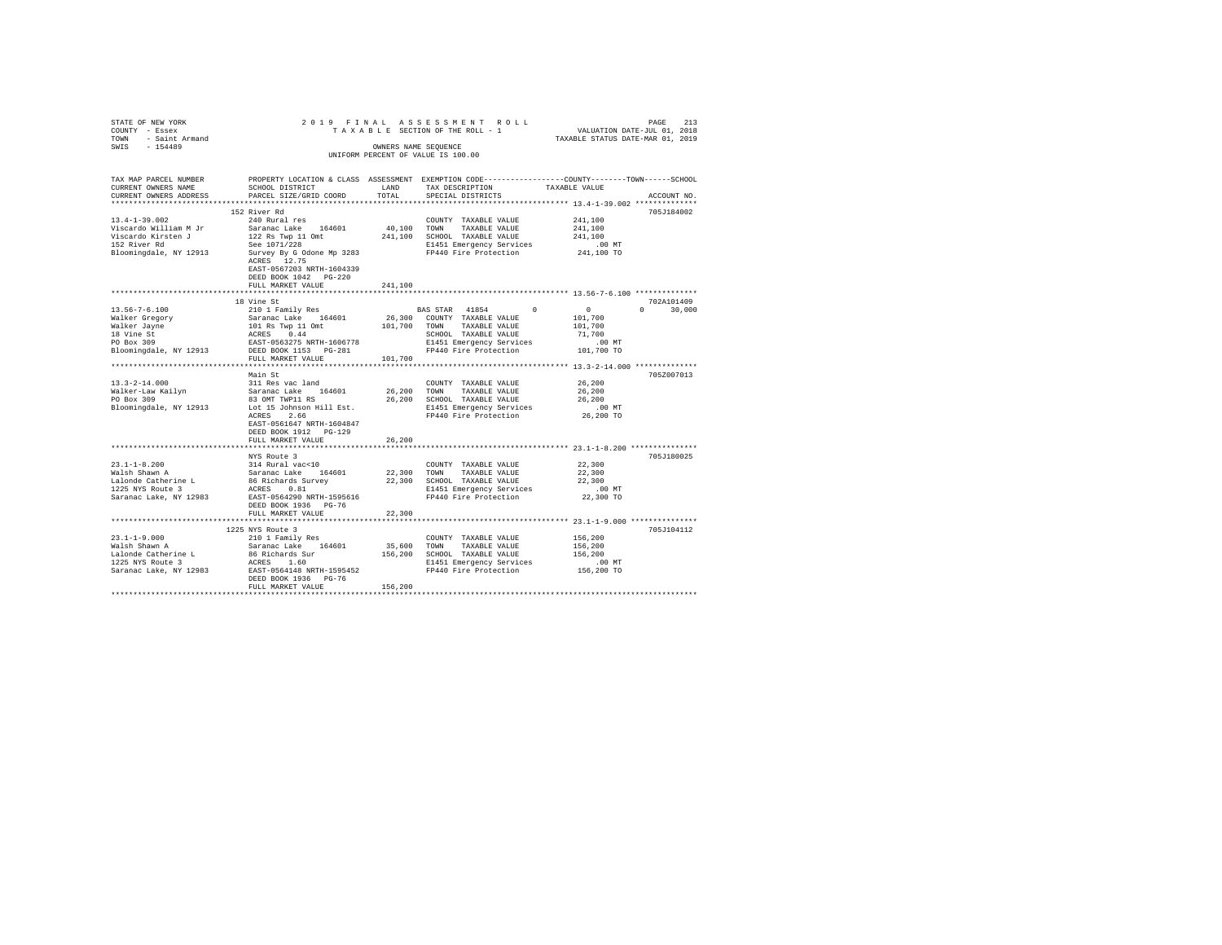STATE OF NEW YORK
COUNTY - Essex
TOWN - Saint Armand
SWIS - 154489

2 0 1 9 F I N A L A S S E S S M E N T R O L L
T A X A B L E SECTION OF THE ROLL - 1
OWNERS NAME SEQUENCE
UNIFORM PERCENT OF VALUE IS 100.00

VALUATION DATE-JUL 01, 2018
TAXABLE STATUS DATE-MAR 01, 2019

```
TAX MAP PARCEL NUMBER     PROPERTY LOCATION & CLASS  ASSESSMENT  EXEMPTION CODE-----------------COUNTY--------TOWN------SCHOOL
CURRENT OWNERS NAME       SCHOOL DISTRICT              LAND      TAX DESCRIPTION            TAXABLE VALUE
CURRENT OWNERS ADDRESS    PARCEL SIZE/GRID COORD       TOTAL     SPECIAL DISTRICTS                                    ACCOUNT NO.
******************************************************************************************* 13.4-1-39.002 **************
                          152 River Rd                                                                              705J184002
13.4-1-39.002             240 Rural res                          COUNTY  TAXABLE VALUE          241,100
Viscardo William M Jr     Saranac Lake   164601       40,100     TOWN    TAXABLE VALUE          241,100
Viscardo Kirsten J        122 Rs Twp 11 Omt          241,100     SCHOOL  TAXABLE VALUE          241,100
152 River Rd              See 1071/228                           E1451 Emergency Services           .00 MT
Bloomingdale, NY 12913    Survey By G Odone Mp 3283              FP440 Fire Protection          241,100 TO
                          ACRES   12.75
                          EAST-0567203 NRTH-1604339
                          DEED BOOK 1042   PG-220
                          FULL MARKET VALUE          241,100
******************************************************************************************* 13.56-7-6.100 **************
                          18 Vine St                                                                                702A101409
13.56-7-6.100             210 1 Family Res                       BAS STAR  41854        0         0          0      30,000
Walker Gregory            Saranac Lake   164601       26,300     COUNTY  TAXABLE VALUE          101,700
Walker Jayne              101 Rs Twp 11 Omt          101,700     TOWN    TAXABLE VALUE          101,700
18 Vine St                ACRES    0.44                          SCHOOL  TAXABLE VALUE           71,700
PO Box 309                EAST-0563275 NRTH-1606778              E1451 Emergency Services           .00 MT
Bloomingdale, NY 12913    DEED BOOK 1153   PG-281                FP440 Fire Protection          101,700 TO
                          FULL MARKET VALUE          101,700
******************************************************************************************* 13.3-2-14.000 **************
                          Main St                                                                                   705Z007013
13.3-2-14.000             311 Res vac land                       COUNTY  TAXABLE VALUE           26,200
Walker-Law Kailyn         Saranac Lake   164601       26,200     TOWN    TAXABLE VALUE           26,200
PO Box 309                83 OMT TWP11 RS             26,200     SCHOOL  TAXABLE VALUE           26,200
Bloomingdale, NY 12913    Lot 15 Johnson Hill Est.               E1451 Emergency Services           .00 MT
                          ACRES    2.66                          FP440 Fire Protection           26,200 TO
                          EAST-0561647 NRTH-1604847
                          DEED BOOK 1912   PG-129
                          FULL MARKET VALUE           26,200
******************************************************************************************* 23.1-1-8.200 ***************
                          NYS Route 3                                                                               705J180025
23.1-1-8.200              314 Rural vac<10                       COUNTY  TAXABLE VALUE           22,300
Walsh Shawn A             Saranac Lake   164601       22,300     TOWN    TAXABLE VALUE           22,300
Lalonde Catherine L       86 Richards Survey          22,300     SCHOOL  TAXABLE VALUE           22,300
1225 NYS Route 3          ACRES    0.81                          E1451 Emergency Services           .00 MT
Saranac Lake, NY 12983    EAST-0564290 NRTH-1595616              FP440 Fire Protection           22,300 TO
                          DEED BOOK 1936   PG-76
                          FULL MARKET VALUE           22,300
******************************************************************************************* 23.1-1-9.000 ***************
                          1225 NYS Route 3                                                                          705J104112
23.1-1-9.000              210 1 Family Res                       COUNTY  TAXABLE VALUE          156,200
Walsh Shawn A             Saranac Lake   164601       35,600     TOWN    TAXABLE VALUE          156,200
Lalonde Catherine L       86 Richards Sur            156,200     SCHOOL  TAXABLE VALUE          156,200
1225 NYS Route 3          ACRES    1.60                          E1451 Emergency Services           .00 MT
Saranac Lake, NY 12983    EAST-0564148 NRTH-1595452              FP440 Fire Protection          156,200 TO
                          DEED BOOK 1936   PG-76
                          FULL MARKET VALUE          156,200
************************************************************************************************************************
```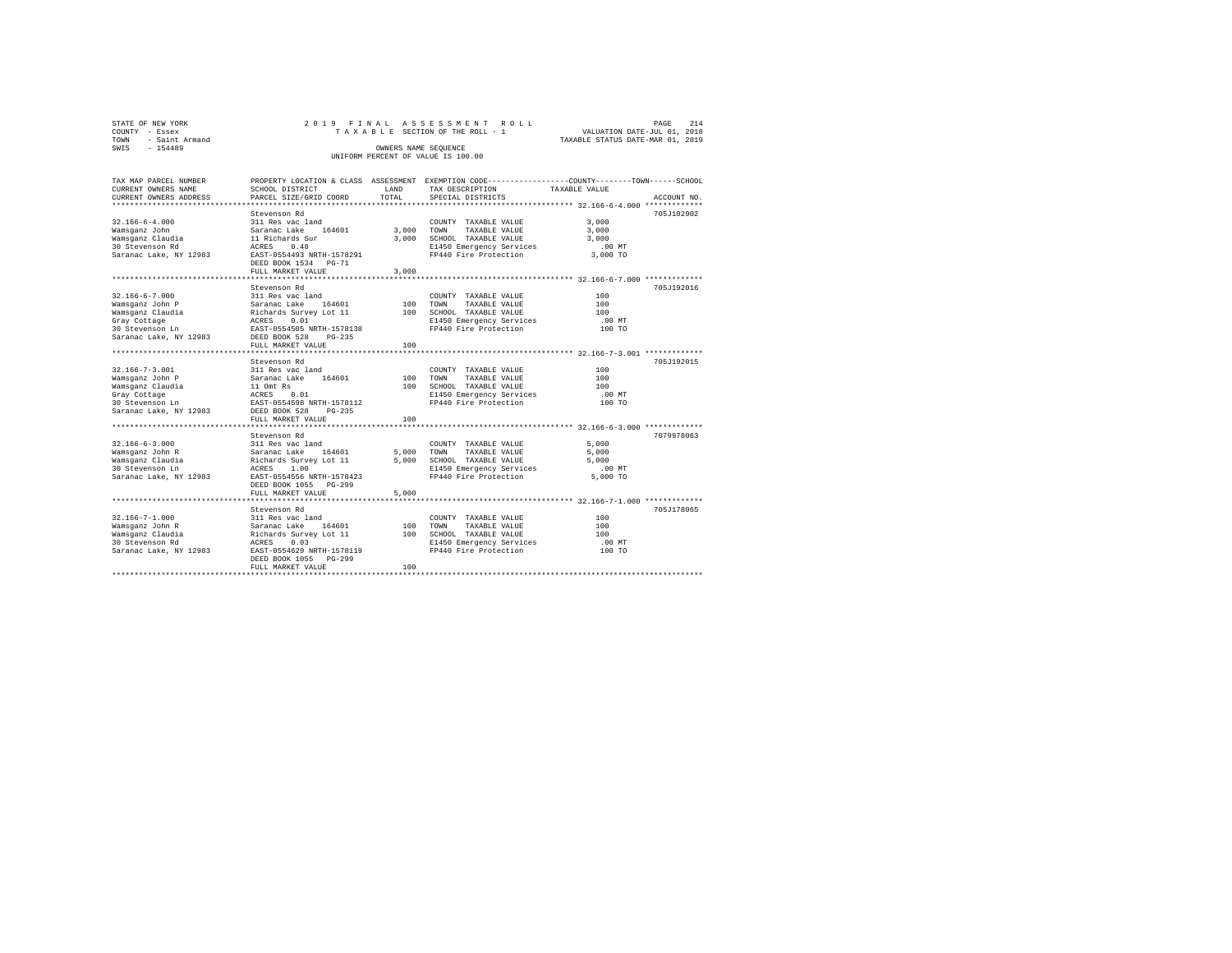STATE OF NEW YORK
COUNTY - Essex
TOWN - Saint Armand
SWIS - 154489

2 0 1 9 F I N A L A S S E S S M E N T R O L L
T A X A B L E SECTION OF THE ROLL - 1
OWNERS NAME SEQUENCE
UNIFORM PERCENT OF VALUE IS 100.00

VALUATION DATE-JUL 01, 2018
TAXABLE STATUS DATE-MAR 01, 2019

| TAX MAP PARCEL NUMBER / CURRENT OWNERS NAME / CURRENT OWNERS ADDRESS | PROPERTY LOCATION & CLASS / SCHOOL DISTRICT / PARCEL SIZE/GRID COORD | ASSESSMENT LAND | TOTAL | EXEMPTION CODE / TAX DESCRIPTION / SPECIAL DISTRICTS | COUNTY--------TOWN------SCHOOL TAXABLE VALUE | ACCOUNT NO. |
|---|---|---|---|---|---|---|
| 32.166-6-4.000 | Stevenson Rd | | | | | 705J102902 |
| | 311 Res vac land | | | COUNTY TAXABLE VALUE | 3,000 | |
| Wamsganz John | Saranac Lake 164601 | 3,000 | | TOWN TAXABLE VALUE | 3,000 | |
| Wamsganz Claudia | 11 Richards Sur | | 3,000 | SCHOOL TAXABLE VALUE | 3,000 | |
| 30 Stevenson Rd | ACRES 0.48 | | | E1450 Emergency Services | .00 MT | |
| Saranac Lake, NY 12983 | EAST-0554493 NRTH-1578291 | | | FP440 Fire Protection | 3,000 TO | |
| | DEED BOOK 1534 PG-71 | | | | | |
| | FULL MARKET VALUE | | 3,000 | | | |
| 32.166-6-7.000 | Stevenson Rd | | | | | 705J192016 |
| | 311 Res vac land | | | COUNTY TAXABLE VALUE | 100 | |
| Wamsganz John P | Saranac Lake 164601 | 100 | | TOWN TAXABLE VALUE | 100 | |
| Wamsganz Claudia | Richards Survey Lot 11 | | 100 | SCHOOL TAXABLE VALUE | 100 | |
| Gray Cottage | ACRES 0.01 | | | E1450 Emergency Services | .00 MT | |
| 30 Stevenson Ln | EAST-0554505 NRTH-1578138 | | | FP440 Fire Protection | 100 TO | |
| Saranac Lake, NY 12983 | DEED BOOK 528 PG-235 | | | | | |
| | FULL MARKET VALUE | | 100 | | | |
| 32.166-7-3.001 | Stevenson Rd | | | | | 705J192015 |
| | 311 Res vac land | | | COUNTY TAXABLE VALUE | 100 | |
| Wamsganz John P | Saranac Lake 164601 | 100 | | TOWN TAXABLE VALUE | 100 | |
| Wamsganz Claudia | 11 Omt Rs | | 100 | SCHOOL TAXABLE VALUE | 100 | |
| Gray Cottage | ACRES 0.01 | | | E1450 Emergency Services | .00 MT | |
| 30 Stevenson Ln | EAST-0554598 NRTH-1578112 | | | FP440 Fire Protection | 100 TO | |
| Saranac Lake, NY 12983 | DEED BOOK 528 PG-235 | | | | | |
| | FULL MARKET VALUE | | 100 | | | |
| 32.166-6-3.000 | Stevenson Rd | | | | | 7079978063 |
| | 311 Res vac land | | | COUNTY TAXABLE VALUE | 5,000 | |
| Wamsganz John R | Saranac Lake 164601 | 5,000 | | TOWN TAXABLE VALUE | 5,000 | |
| Wamsganz Claudia | Richards Survey Lot 11 | | 5,000 | SCHOOL TAXABLE VALUE | 5,000 | |
| 30 Stevenson Ln | ACRES 1.00 | | | E1450 Emergency Services | .00 MT | |
| Saranac Lake, NY 12983 | EAST-0554556 NRTH-1578423 | | | FP440 Fire Protection | 5,000 TO | |
| | DEED BOOK 1055 PG-299 | | | | | |
| | FULL MARKET VALUE | | 5,000 | | | |
| 32.166-7-1.000 | Stevenson Rd | | | | | 705J178065 |
| | 311 Res vac land | | | COUNTY TAXABLE VALUE | 100 | |
| Wamsganz John R | Saranac Lake 164601 | 100 | | TOWN TAXABLE VALUE | 100 | |
| Wamsganz Claudia | Richards Survey Lot 11 | | 100 | SCHOOL TAXABLE VALUE | 100 | |
| 30 Stevenson Rd | ACRES 0.03 | | | E1450 Emergency Services | .00 MT | |
| Saranac Lake, NY 12983 | EAST-0554629 NRTH-1578119 | | | FP440 Fire Protection | 100 TO | |
| | DEED BOOK 1055 PG-299 | | | | | |
| | FULL MARKET VALUE | | 100 | | | |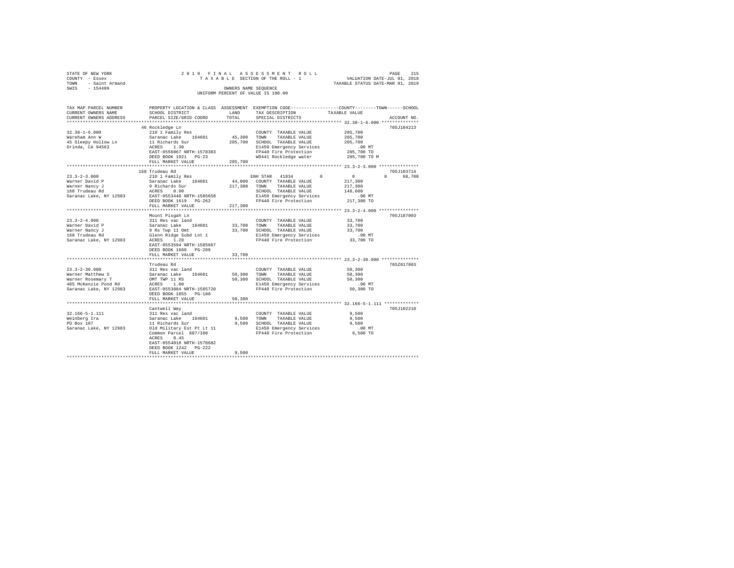STATE OF NEW YORK
COUNTY - Essex
TOWN - Saint Armand
SWIS - 154489

2019 FINAL ASSESSMENT ROLL
TAXABLE SECTION OF THE ROLL - 1
OWNERS NAME SEQUENCE
UNIFORM PERCENT OF VALUE IS 100.00

VALUATION DATE-JUL 01, 2018
TAXABLE STATUS DATE-MAR 01, 2019

```
TAX MAP PARCEL NUMBER     PROPERTY LOCATION & CLASS  ASSESSMENT  EXEMPTION CODE------------------COUNTY--------TOWN------SCHOOL
CURRENT OWNERS NAME       SCHOOL DISTRICT               LAND      TAX DESCRIPTION            TAXABLE VALUE
CURRENT OWNERS ADDRESS    PARCEL SIZE/GRID COORD        TOTAL     SPECIAL DISTRICTS                                  ACCOUNT NO.
******************************************************************************************************* 32.38-1-6.000 **************
                          46 Rockledge Ln                                                                            705J104213
32.38-1-6.000             210 1 Family Res                        COUNTY  TAXABLE VALUE         205,700
Wareham Ann W             Saranac Lake   164601      45,300       TOWN    TAXABLE VALUE         205,700
45 Sleepy Hollow Ln       11 Richards Sur           205,700       SCHOOL  TAXABLE VALUE         205,700
Orinda, CA 94563          ACRES    1.30                           E1450 Emergency Services          .00 MT
                          EAST-0556067 NRTH-1578383               FP440 Fire Protection         205,700 TO
                          DEED BOOK 1921   PG-23                  WD441 Rockledge water         205,700 TO M
                          FULL MARKET VALUE         205,700
******************************************************************************************************* 23.3-2-3.000 ***************
                          168 Trudeau Rd                                                                             705J103714
23.3-2-3.000              210 1 Family Res                        ENH STAR  41834        0            0           0      68,700
Warner David P            Saranac Lake   164601      44,000       COUNTY  TAXABLE VALUE         217,300
Warner Nancy J            9 Richards Sur            217,300       TOWN    TAXABLE VALUE         217,300
168 Trudeau Rd            ACRES    0.90                           SCHOOL  TAXABLE VALUE         148,600
Saranac Lake, NY 12983    EAST-0553440 NRTH-1585658               E1450 Emergency Services          .00 MT
                          DEED BOOK 1619   PG-262                 FP440 Fire Protection         217,300 TO
                          FULL MARKET VALUE         217,300
******************************************************************************************************* 23.3-2-4.000 ***************
                          Mount Pisgah Ln                                                                            705J187003
23.3-2-4.000              311 Res vac land                        COUNTY  TAXABLE VALUE          33,700
Warner David P            Saranac Lake   164601      33,700       TOWN    TAXABLE VALUE          33,700
Warner Nancy J            9 Rs Twp 11 Omt            33,700       SCHOOL  TAXABLE VALUE          33,700
168 Trudeau Rd            Glenn Ridge Subd Lot 1                  E1450 Emergency Services          .00 MT
Saranac Lake, NY 12983    ACRES    1.20                           FP440 Fire Protection          33,700 TO
                          EAST-0553594 NRTH-1585667
                          DEED BOOK 1688   PG-209
                          FULL MARKET VALUE          33,700
******************************************************************************************************* 23.3-2-30.000 **************
                          Trudeau Rd                                                                                 705Z017003
23.3-2-30.000             311 Res vac land                        COUNTY  TAXABLE VALUE          50,300
Warner Matthew S          Saranac Lake   164601      50,300       TOWN    TAXABLE VALUE          50,300
Warner Rosemary T         OMT TWP 11 RS              50,300       SCHOOL  TAXABLE VALUE          50,300
405 McKenzie Pond Rd      ACRES    1.00                           E1450 Emergency Services          .00 MT
Saranac Lake, NY 12983    EAST-0553884 NRTH-1585720               FP440 Fire Protection          50,300 TO
                          DEED BOOK 1855   PG-180
                          FULL MARKET VALUE          50,300
******************************************************************************************************* 32.166-5-1.111 *************
                          Cantwell Way                                                                               705J102210
32.166-5-1.111            311 Res vac land                        COUNTY  TAXABLE VALUE           9,500
Weinberg Ira              Saranac Lake   164601       9,500       TOWN    TAXABLE VALUE           9,500
PO Box 107                11 Richards Sur             9,500       SCHOOL  TAXABLE VALUE           9,500
Saranac Lake, NY 12983    Old Military Est Pt Lt 11               E1450 Emergency Services          .00 MT
                          Common Parcel  887/100                  FP440 Fire Protection           9,500 TO
                          ACRES    0.45
                          EAST-0554018 NRTH-1578682
                          DEED BOOK 1242   PG-222
                          FULL MARKET VALUE           9,500
************************************************************************************************************************************
```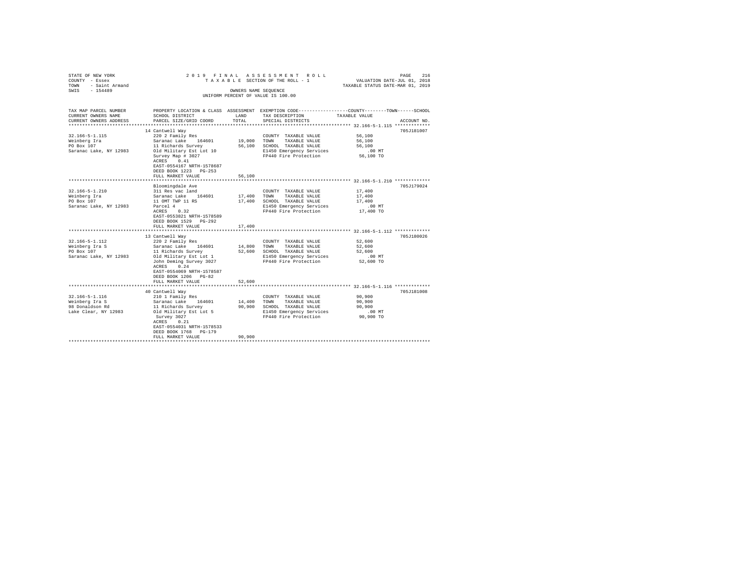STATE OF NEW YORK
COUNTY - Essex
TOWN - Saint Armand
SWIS - 154489

2019 FINAL ASSESSMENT ROLL
TAXABLE SECTION OF THE ROLL - 1
OWNERS NAME SEQUENCE
UNIFORM PERCENT OF VALUE IS 100.00

VALUATION DATE-JUL 01, 2018
TAXABLE STATUS DATE-MAR 01, 2019

| TAX MAP PARCEL NUMBER / CURRENT OWNERS NAME / CURRENT OWNERS ADDRESS | PROPERTY LOCATION & CLASS / SCHOOL DISTRICT / PARCEL SIZE/GRID COORD | ASSESSMENT LAND / TOTAL | EXEMPTION CODE / TAX DESCRIPTION / SPECIAL DISTRICTS | COUNTY / TOWN / SCHOOL TAXABLE VALUE | ACCOUNT NO. |
|---|---|---|---|---|---|
| 32.166-5-1.115 | 14 Cantwell Way | | | | 705J181007 |
| Weinberg Ira | 220 2 Family Res | | COUNTY TAXABLE VALUE | 56,100 | |
| PO Box 107 | Saranac Lake 164601 | 19,000 | TOWN TAXABLE VALUE | 56,100 | |
| Saranac Lake, NY 12983 | 11 Richards Survey | 56,100 | SCHOOL TAXABLE VALUE | 56,100 | |
| | Old Military Est Lot 10 | | E1450 Emergency Services | .00 MT | |
| | Survey Map # 3027 | | FP440 Fire Protection | 56,100 TO | |
| | ACRES 0.41 | | | | |
| | EAST-0554167 NRTH-1578687 | | | | |
| | DEED BOOK 1223 PG-253 | | | | |
| | FULL MARKET VALUE | 56,100 | | | |
| 32.166-5-1.210 | Bloomingdale Ave | | | | 705J179024 |
| Weinberg Ira | 311 Res vac land | | COUNTY TAXABLE VALUE | 17,400 | |
| PO Box 107 | Saranac Lake 164601 | 17,400 | TOWN TAXABLE VALUE | 17,400 | |
| Saranac Lake, NY 12983 | 11 OMT TWP 11 RS | 17,400 | SCHOOL TAXABLE VALUE | 17,400 | |
| | Parcel 4 | | E1450 Emergency Services | .00 MT | |
| | ACRES 0.32 | | FP440 Fire Protection | 17,400 TO | |
| | EAST-0553821 NRTH-1578589 | | | | |
| | DEED BOOK 1529 PG-292 | | | | |
| | FULL MARKET VALUE | 17,400 | | | |
| 32.166-5-1.112 | 13 Cantwell Way | | | | 705J180026 |
| Weinberg Ira S | 220 2 Family Res | | COUNTY TAXABLE VALUE | 52,600 | |
| PO Box 107 | Saranac Lake 164601 | 14,800 | TOWN TAXABLE VALUE | 52,600 | |
| Saranac Lake, NY 12983 | 11 Richards Survey | 52,600 | SCHOOL TAXABLE VALUE | 52,600 | |
| | Old Military Est Lot 1 | | E1450 Emergency Services | .00 MT | |
| | John Deming Survey 3027 | | FP440 Fire Protection | 52,600 TO | |
| | ACRES 0.24 | | | | |
| | EAST-0554069 NRTH-1578587 | | | | |
| | DEED BOOK 1206 PG-82 | | | | |
| | FULL MARKET VALUE | 52,600 | | | |
| 32.166-5-1.116 | 40 Cantwell Way | | | | 705J181008 |
| Weinberg Ira S | 210 1 Family Res | | COUNTY TAXABLE VALUE | 90,900 | |
| 98 Donaldson Rd | Saranac Lake 164601 | 14,400 | TOWN TAXABLE VALUE | 90,900 | |
| Lake Clear, NY 12983 | 11 Richards Survey | 90,900 | SCHOOL TAXABLE VALUE | 90,900 | |
| | Old Military Est Lot 5 | | E1450 Emergency Services | .00 MT | |
| | Survey 3027 | | FP440 Fire Protection | 90,900 TO | |
| | ACRES 0.21 | | | | |
| | EAST-0554031 NRTH-1578533 | | | | |
| | DEED BOOK 1768 PG-179 | | | | |
| | FULL MARKET VALUE | 90,900 | | | |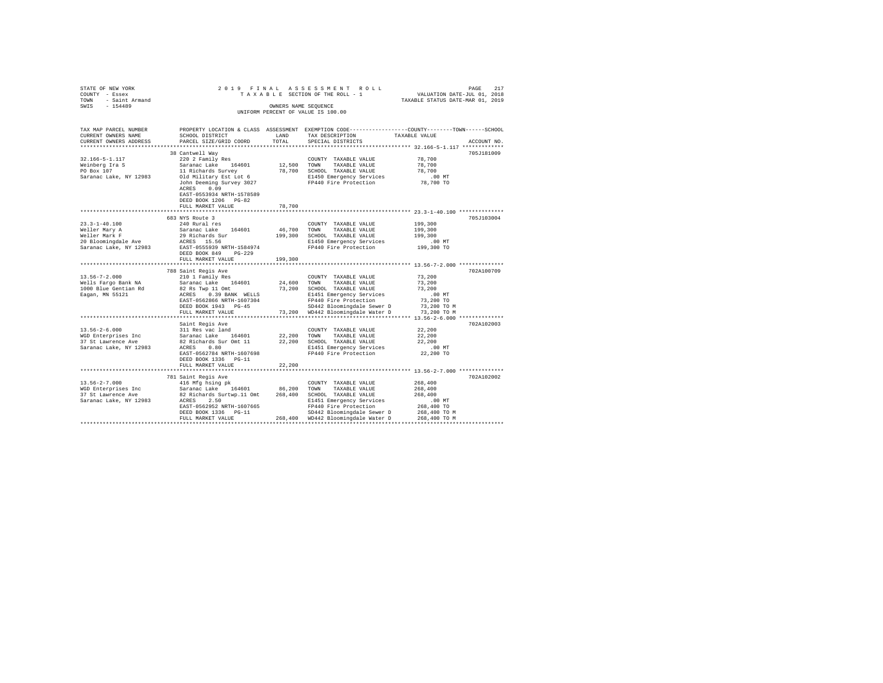STATE OF NEW YORK                2 0 1 9  F I N A L  A S S E S S M E N T  R O L L
COUNTY - Essex                   T A X A B L E  SECTION OF THE ROLL - 1            VALUATION DATE-JUL 01, 2018
TOWN - Saint Armand                                                                TAXABLE STATUS DATE-MAR 01, 2019
SWIS - 154489                    OWNERS NAME SEQUENCE
                                 UNIFORM PERCENT OF VALUE IS 100.00

| TAX MAP PARCEL NUMBER / CURRENT OWNERS NAME / CURRENT OWNERS ADDRESS | PROPERTY LOCATION & CLASS / SCHOOL DISTRICT / PARCEL SIZE/GRID COORD | ASSESSMENT LAND | TOTAL | EXEMPTION CODE / TAX DESCRIPTION / SPECIAL DISTRICTS | TAXABLE VALUE (COUNTY--TOWN--SCHOOL) | ACCOUNT NO. |
|---|---|---|---|---|---|---|
| 32.166-5-1.117 | 38 Cantwell Way | | | | | 705J181009 |
| Weinberg Ira S | 220 2 Family Res | | | COUNTY TAXABLE VALUE | 78,700 | |
| PO Box 107 | Saranac Lake 164601 | 12,500 | | TOWN TAXABLE VALUE | 78,700 | |
| Saranac Lake, NY 12983 | 11 Richards Survey | | 78,700 | SCHOOL TAXABLE VALUE | 78,700 | |
| | Old Military Est Lot 6 | | | E1450 Emergency Services | .00 MT | |
| | John Deeming Survey 3027 | | | FP440 Fire Protection | 78,700 TO | |
| | ACRES 0.09 | | | | | |
| | EAST-0553934 NRTH-1578589 | | | | | |
| | DEED BOOK 1206 PG-82 | | | | | |
| | FULL MARKET VALUE | | 78,700 | | | |
| 23.3-1-40.100 | 683 NYS Route 3 | | | | | 705J103004 |
| Weller Mary A | 240 Rural res | | | COUNTY TAXABLE VALUE | 199,300 | |
| Weller Mark F | Saranac Lake 164601 | 46,700 | | TOWN TAXABLE VALUE | 199,300 | |
| 20 Bloomingdale Ave | 29 Richards Sur | | 199,300 | SCHOOL TAXABLE VALUE | 199,300 | |
| Saranac Lake, NY 12983 | ACRES 15.56 | | | E1450 Emergency Services | .00 MT | |
| | EAST-0555939 NRTH-1584974 | | | FP440 Fire Protection | 199,300 TO | |
| | DEED BOOK 849 PG-229 | | | | | |
| | FULL MARKET VALUE | | 199,300 | | | |
| 13.56-7-2.000 | 788 Saint Regis Ave | | | | | 702A100709 |
| Wells Fargo Bank NA | 210 1 Family Res | | | COUNTY TAXABLE VALUE | 73,200 | |
| 1000 Blue Gentian Rd | Saranac Lake 164601 | 24,600 | | TOWN TAXABLE VALUE | 73,200 | |
| Eagan, MN 55121 | 82 Rs Twp 11 Omt | | 73,200 | SCHOOL TAXABLE VALUE | 73,200 | |
| | ACRES 0.39 BANK WELLS | | | E1451 Emergency Services | .00 MT | |
| | EAST-0562866 NRTH-1607304 | | | FP440 Fire Protection | 73,200 TO | |
| | DEED BOOK 1943 PG-45 | | | SD442 Bloomingdale Sewer D | 73,200 TO M | |
| | FULL MARKET VALUE | | 73,200 | WD442 Bloomingdale Water D | 73,200 TO M | |
| 13.56-2-6.000 | Saint Regis Ave | | | | | 702A102003 |
| WGD Enterprises Inc | 311 Res vac land | | | COUNTY TAXABLE VALUE | 22,200 | |
| 37 St Lawrence Ave | Saranac Lake 164601 | 22,200 | | TOWN TAXABLE VALUE | 22,200 | |
| Saranac Lake, NY 12983 | 82 Richards Sur Omt 11 | | 22,200 | SCHOOL TAXABLE VALUE | 22,200 | |
| | ACRES 0.80 | | | E1451 Emergency Services | .00 MT | |
| | EAST-0562784 NRTH-1607698 | | | FP440 Fire Protection | 22,200 TO | |
| | DEED BOOK 1336 PG-11 | | | | | |
| | FULL MARKET VALUE | | 22,200 | | | |
| 13.56-2-7.000 | 781 Saint Regis Ave | | | | | 702A102002 |
| WGD Enterprises Inc | 416 Mfg hsing pk | | | COUNTY TAXABLE VALUE | 268,400 | |
| 37 St Lawrence Ave | Saranac Lake 164601 | 86,200 | | TOWN TAXABLE VALUE | 268,400 | |
| Saranac Lake, NY 12983 | 82 Richards Surtwp.11 Omt | | 268,400 | SCHOOL TAXABLE VALUE | 268,400 | |
| | ACRES 2.50 | | | E1451 Emergency Services | .00 MT | |
| | EAST-0562952 NRTH-1607665 | | | FP440 Fire Protection | 268,400 TO | |
| | DEED BOOK 1336 PG-11 | | | SD442 Bloomingdale Sewer D | 268,400 TO M | |
| | FULL MARKET VALUE | | 268,400 | WD442 Bloomingdale Water D | 268,400 TO M | |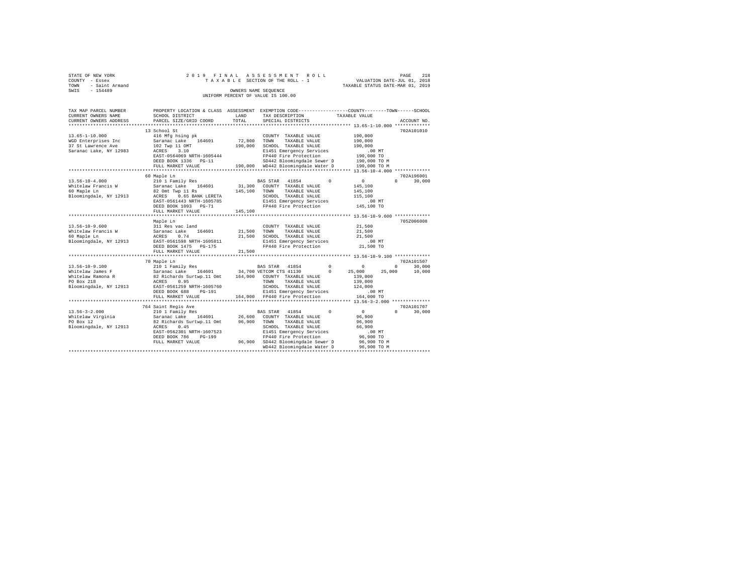STATE OF NEW YORK — 2019 FINAL ASSESSMENT ROLL — TAXABLE SECTION OF THE ROLL - 1
COUNTY - Essex — VALUATION DATE-JUL 01, 2018
TOWN - Saint Armand — TAXABLE STATUS DATE-MAR 01, 2019
SWIS - 154489 — OWNERS NAME SEQUENCE — UNIFORM PERCENT OF VALUE IS 100.00

```
TAX MAP PARCEL NUMBER     PROPERTY LOCATION & CLASS  ASSESSMENT  EXEMPTION CODE-----------------COUNTY--------TOWN------SCHOOL
CURRENT OWNERS NAME       SCHOOL DISTRICT              LAND      TAX DESCRIPTION            TAXABLE VALUE
CURRENT OWNERS ADDRESS    PARCEL SIZE/GRID COORD       TOTAL     SPECIAL DISTRICTS                                    ACCOUNT NO.
******************************************************************************************** 13.65-1-10.000 *************
                          13 School St                                                                          702A101010
13.65-1-10.000            416 Mfg hsing pk                       COUNTY  TAXABLE VALUE          190,000
WGD Enterprises Inc       Saranac Lake   164601      72,800      TOWN    TAXABLE VALUE          190,000
37 St Lawrence Ave        102 Twp 11 OMT            190,000      SCHOOL  TAXABLE VALUE          190,000
Saranac Lake, NY 12983    ACRES    3.10                          E1451 Emergency Services            .00 MT
                          EAST-0564069 NRTH-1605444              FP440 Fire Protection          190,000 TO
                          DEED BOOK 1336   PG-11                 SD442 Bloomingdale Sewer D     190,000 TO M
                          FULL MARKET VALUE         190,000      WD442 Bloomingdale Water D     190,000 TO M
******************************************************************************************** 13.56-10-4.000 *************
                          60 Maple Ln                                                                           702A196001
13.56-10-4.000            210 1 Family Res                       BAS STAR  41854          0          0          0     30,000
Whitelaw Francis W        Saranac Lake   164601      31,300      COUNTY  TAXABLE VALUE          145,100
60 Maple Ln               82 Omt Twp 11 Rs          145,100      TOWN    TAXABLE VALUE          145,100
Bloomingdale, NY 12913    ACRES    0.65 BANK LERETA              SCHOOL  TAXABLE VALUE          115,100
                          EAST-0561443 NRTH-1605785              E1451 Emergency Services            .00 MT
                          DEED BOOK 1093   PG-71                 FP440 Fire Protection          145,100 TO
                          FULL MARKET VALUE         145,100
******************************************************************************************** 13.56-10-9.600 *************
                          Maple Ln                                                                              705Z006008
13.56-10-9.600            311 Res vac land                       COUNTY  TAXABLE VALUE           21,500
Whitelaw Francis W        Saranac Lake   164601      21,500      TOWN    TAXABLE VALUE           21,500
60 Maple Ln               ACRES    0.74              21,500      SCHOOL  TAXABLE VALUE           21,500
Bloomingdale, NY 12913    EAST-0561598 NRTH-1605811              E1451 Emergency Services            .00 MT
                          DEED BOOK 1475   PG-175                FP440 Fire Protection           21,500 TO
                          FULL MARKET VALUE          21,500
******************************************************************************************** 13.56-10-9.100 *************
                          70 Maple Ln                                                                           702A101507
13.56-10-9.100            210 1 Family Res                       BAS STAR  41854          0          0          0     30,000
Whitelaw James F          Saranac Lake   164601      34,700      VETCOM CTS 41130         0     25,000     25,000     10,000
Whitelaw Ramona R         82 Richards Surtwp.11 Omt 164,000      COUNTY  TAXABLE VALUE          139,000
PO Box 218                ACRES    0.95                          TOWN    TAXABLE VALUE          139,000
Bloomingdale, NY 12913    EAST-0561259 NRTH-1605760              SCHOOL  TAXABLE VALUE          124,000
                          DEED BOOK 688    PG-191                E1451 Emergency Services            .00 MT
                          FULL MARKET VALUE         164,000      FP440 Fire Protection          164,000 TO
******************************************************************************************** 13.56-3-2.000 **************
                          764 Saint Regis Ave                                                                   702A101707
13.56-3-2.000             210 1 Family Res                       BAS STAR  41854          0          0          0     30,000
Whitelaw Virginia         Saranac Lake   164601      26,600      COUNTY  TAXABLE VALUE           96,900
PO Box 12                 82 Richards Surtwp.11 Omt  96,900      TOWN    TAXABLE VALUE           96,900
Bloomingdale, NY 12913    ACRES    0.45                          SCHOOL  TAXABLE VALUE           66,900
                          EAST-0562301 NRTH-1607523              E1451 Emergency Services            .00 MT
                          DEED BOOK 786    PG-199                FP440 Fire Protection           96,900 TO
                          FULL MARKET VALUE          96,900      SD442 Bloomingdale Sewer D      96,900 TO M
                                                                 WD442 Bloomingdale Water D      96,900 TO M
*************************************************************************************************************************
```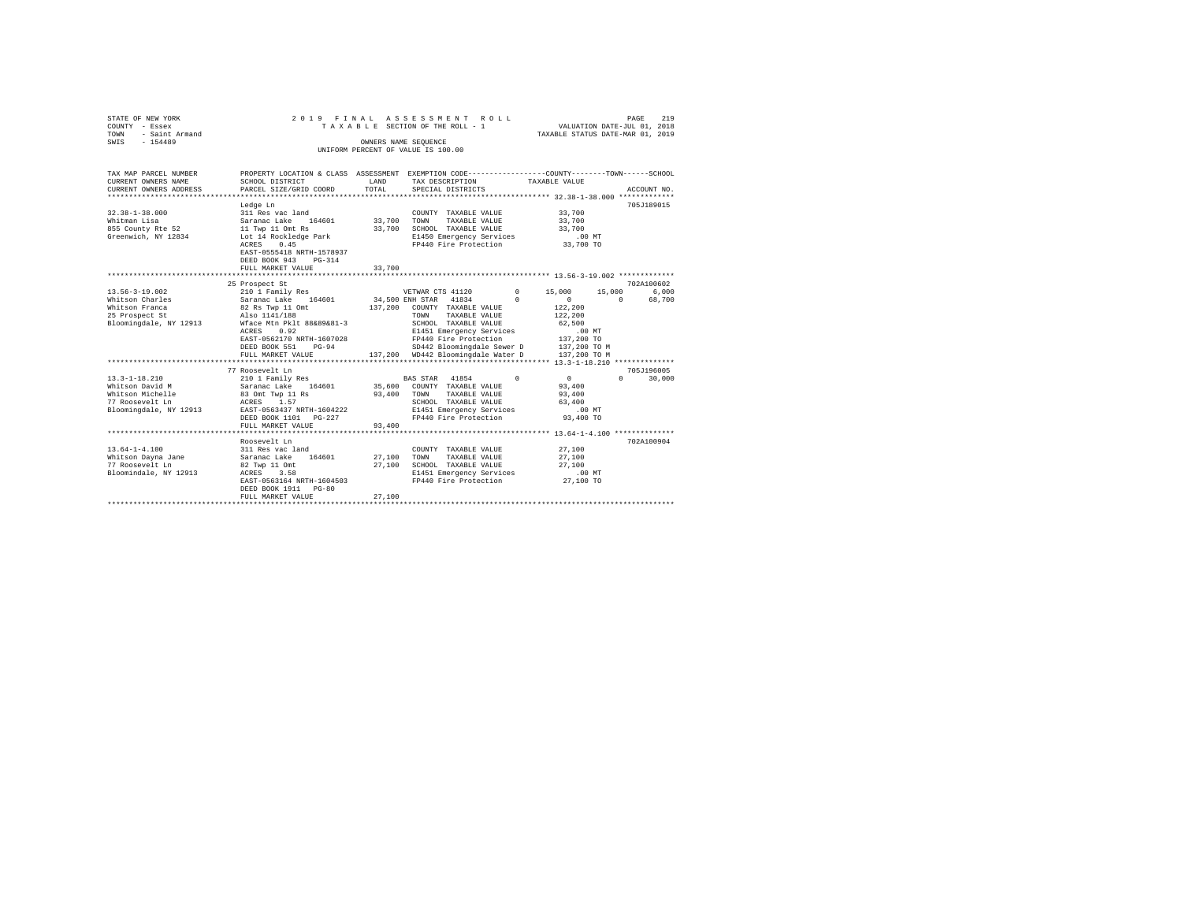STATE OF NEW YORK
COUNTY - Essex
TOWN - Saint Armand
SWIS - 154489

2019 FINAL ASSESSMENT ROLL
TAXABLE SECTION OF THE ROLL - 1
OWNERS NAME SEQUENCE
UNIFORM PERCENT OF VALUE IS 100.00

VALUATION DATE-JUL 01, 2018
TAXABLE STATUS DATE-MAR 01, 2019

| TAX MAP PARCEL NUMBER / CURRENT OWNERS NAME / CURRENT OWNERS ADDRESS | PROPERTY LOCATION & CLASS / SCHOOL DISTRICT / PARCEL SIZE/GRID COORD | ASSESSMENT LAND / TOTAL | EXEMPTION CODE / TAX DESCRIPTION / SPECIAL DISTRICTS | COUNTY | TOWN | SCHOOL | TAXABLE VALUE | ACCOUNT NO. |
|---|---|---|---|---|---|---|---|---|
| **32.38-1-38.000** | Ledge Ln | | | | | | | 705J189015 |
| 32.38-1-38.000 | 311 Res vac land | | COUNTY TAXABLE VALUE | | | | 33,700 | |
| Whitman Lisa | Saranac Lake 164601 | 33,700 | TOWN TAXABLE VALUE | | | | 33,700 | |
| 855 County Rte 52 | 11 Twp 11 Omt Rs | 33,700 | SCHOOL TAXABLE VALUE | | | | 33,700 | |
| Greenwich, NY 12834 | Lot 14 Rockledge Park | | E1450 Emergency Services | | | | .00 MT | |
| | ACRES 0.45 | | FP440 Fire Protection | | | | 33,700 TO | |
| | EAST-0555418 NRTH-1578937 | | | | | | | |
| | DEED BOOK 943 PG-314 | | | | | | | |
| | FULL MARKET VALUE | 33,700 | | | | | | |
| **13.56-3-19.002** | 25 Prospect St | | | | | | | 702A100602 |
| 13.56-3-19.002 | 210 1 Family Res | | VETWAR CTS 41120 0 | 15,000 | 15,000 | 6,000 | | |
| Whitson Charles | Saranac Lake 164601 | 34,500 | ENH STAR 41834 0 | 0 | 0 | 68,700 | | |
| Whitson Franca | 82 Rs Twp 11 Omt | 137,200 | COUNTY TAXABLE VALUE | | | | 122,200 | |
| 25 Prospect St | Also 1141/188 | | TOWN TAXABLE VALUE | | | | 122,200 | |
| Bloomingdale, NY 12913 | Wface Mtn Pklt 88&89&81-3 | | SCHOOL TAXABLE VALUE | | | | 62,500 | |
| | ACRES 0.92 | | E1451 Emergency Services | | | | .00 MT | |
| | EAST-0562170 NRTH-1607028 | | FP440 Fire Protection | | | | 137,200 TO | |
| | DEED BOOK 551 PG-94 | | SD442 Bloomingdale Sewer D | | | | 137,200 TO M | |
| | FULL MARKET VALUE | 137,200 | WD442 Bloomingdale Water D | | | | 137,200 TO M | |
| **13.3-1-18.210** | 77 Roosevelt Ln | | | | | | | 705J196005 |
| 13.3-1-18.210 | 210 1 Family Res | | BAS STAR 41854 0 | 0 | 0 | 30,000 | | |
| Whitson David M | Saranac Lake 164601 | 35,600 | COUNTY TAXABLE VALUE | | | | 93,400 | |
| Whitson Michelle | 83 Omt Twp 11 Rs | 93,400 | TOWN TAXABLE VALUE | | | | 93,400 | |
| 77 Roosevelt Ln | ACRES 1.57 | | SCHOOL TAXABLE VALUE | | | | 63,400 | |
| Bloomingdale, NY 12913 | EAST-0563437 NRTH-1604222 | | E1451 Emergency Services | | | | .00 MT | |
| | DEED BOOK 1101 PG-227 | | FP440 Fire Protection | | | | 93,400 TO | |
| | FULL MARKET VALUE | 93,400 | | | | | | |
| **13.64-1-4.100** | Roosevelt Ln | | | | | | | 702A100904 |
| 13.64-1-4.100 | 311 Res vac land | | COUNTY TAXABLE VALUE | | | | 27,100 | |
| Whitson Dayna Jane | Saranac Lake 164601 | 27,100 | TOWN TAXABLE VALUE | | | | 27,100 | |
| 77 Roosevelt Ln | 82 Twp 11 Omt | 27,100 | SCHOOL TAXABLE VALUE | | | | 27,100 | |
| Bloomindale, NY 12913 | ACRES 3.58 | | E1451 Emergency Services | | | | .00 MT | |
| | EAST-0563164 NRTH-1604503 | | FP440 Fire Protection | | | | 27,100 TO | |
| | DEED BOOK 1911 PG-80 | | | | | | | |
| | FULL MARKET VALUE | 27,100 | | | | | | |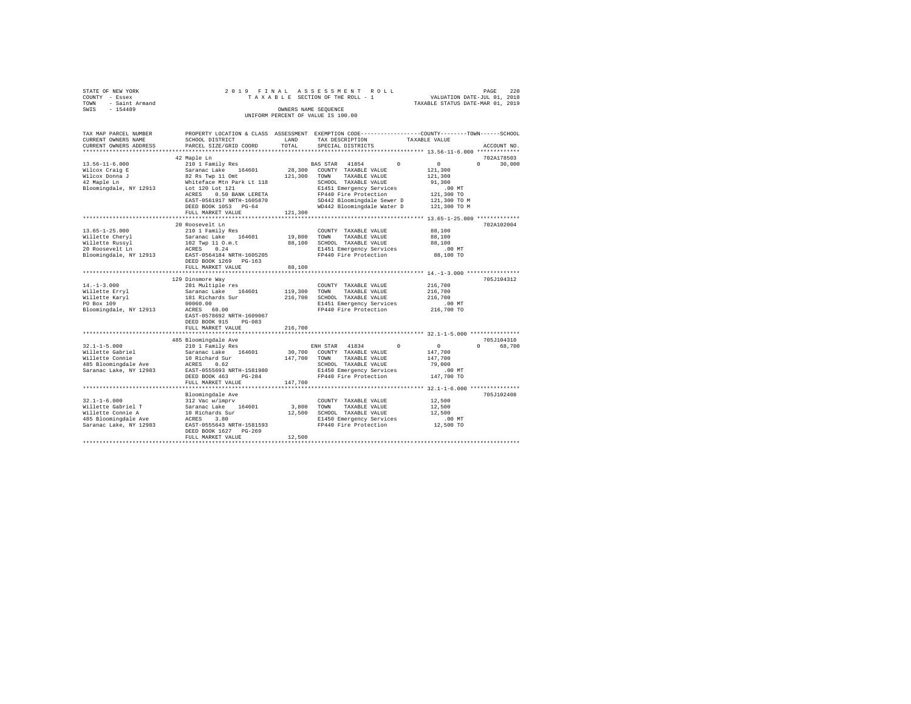STATE OF NEW YORK
COUNTY - Essex
TOWN - Saint Armand
SWIS - 154489

2019 FINAL ASSESSMENT ROLL
TAXABLE SECTION OF THE ROLL - 1
OWNERS NAME SEQUENCE
UNIFORM PERCENT OF VALUE IS 100.00

VALUATION DATE-JUL 01, 2018
TAXABLE STATUS DATE-MAR 01, 2019

| TAX MAP PARCEL NUMBER / CURRENT OWNERS NAME / CURRENT OWNERS ADDRESS | PROPERTY LOCATION & CLASS / SCHOOL DISTRICT / PARCEL SIZE/GRID COORD | ASSESSMENT LAND | TOTAL | EXEMPTION CODE / TAX DESCRIPTION / SPECIAL DISTRICTS | COUNTY | TOWN | SCHOOL / TAXABLE VALUE | ACCOUNT NO. |
|---|---|---|---|---|---|---|---|---|
| 13.56-11-6.000 | 42 Maple Ln | | | | | | | 702A178503 |
| | 210 1 Family Res | | | BAS STAR 41854 | 0 | 0 | 0 30,000 | |
| Wilcox Craig E | Saranac Lake 164601 | 28,300 | | COUNTY TAXABLE VALUE | 121,300 | | | |
| Wilcox Donna J | 82 Rs Twp 11 Omt | | 121,300 | TOWN TAXABLE VALUE | | 121,300 | | |
| 42 Maple Ln | Whiteface Mtn Park Lt 118 | | | SCHOOL TAXABLE VALUE | | | 91,300 | |
| Bloomingdale, NY 12913 | Lot 120 Lot 121 | | | E1451 Emergency Services | | | .00 MT | |
| | ACRES 0.50 BANK LERETA | | | FP440 Fire Protection | | | 121,300 TO | |
| | EAST-0561917 NRTH-1605870 | | | SD442 Bloomingdale Sewer D | | | 121,300 TO M | |
| | DEED BOOK 1053 PG-64 | | | WD442 Bloomingdale Water D | | | 121,300 TO M | |
| | FULL MARKET VALUE | | 121,300 | | | | | |
| 13.65-1-25.000 | 20 Roosevelt Ln | | | | | | | 702A102004 |
| | 210 1 Family Res | | | COUNTY TAXABLE VALUE | 88,100 | | | |
| Willette Cheryl | Saranac Lake 164601 | 19,800 | | TOWN TAXABLE VALUE | | 88,100 | | |
| Willette Russyl | 102 Twp 11 O.m.t | | 88,100 | SCHOOL TAXABLE VALUE | | | 88,100 | |
| 20 Roosevelt Ln | ACRES 0.24 | | | E1451 Emergency Services | | | .00 MT | |
| Bloomingdale, NY 12913 | EAST-0564184 NRTH-1605205 | | | FP440 Fire Protection | | | 88,100 TO | |
| | DEED BOOK 1269 PG-163 | | | | | | | |
| | FULL MARKET VALUE | | 88,100 | | | | | |
| 14.-1-3.000 | 129 Dinsmore Way | | | | | | | 705J104312 |
| | 281 Multiple res | | | COUNTY TAXABLE VALUE | 216,700 | | | |
| Willette Erryl | Saranac Lake 164601 | 119,300 | | TOWN TAXABLE VALUE | | 216,700 | | |
| Willette Karyl | 181 Richards Sur | | 216,700 | SCHOOL TAXABLE VALUE | | | 216,700 | |
| PO Box 109 | 00060.00 | | | E1451 Emergency Services | | | .00 MT | |
| Bloomingdale, NY 12913 | ACRES 60.00 | | | FP440 Fire Protection | | | 216,700 TO | |
| | EAST-0578692 NRTH-1609067 | | | | | | | |
| | DEED BOOK 915 PG-083 | | | | | | | |
| | FULL MARKET VALUE | | 216,700 | | | | | |
| 32.1-1-5.000 | 485 Bloomingdale Ave | | | | | | | 705J104310 |
| | 210 1 Family Res | | | ENH STAR 41834 | 0 | 0 | 0 68,700 | |
| Willette Gabriel | Saranac Lake 164601 | 30,700 | | COUNTY TAXABLE VALUE | 147,700 | | | |
| Willette Connie | 10 Richard Sur | | 147,700 | TOWN TAXABLE VALUE | | 147,700 | | |
| 485 Bloomingdale Ave | ACRES 0.62 | | | SCHOOL TAXABLE VALUE | | | 79,000 | |
| Saranac Lake, NY 12983 | EAST-0555693 NRTH-1581980 | | | E1450 Emergency Services | | | .00 MT | |
| | DEED BOOK 463 PG-284 | | | FP440 Fire Protection | | | 147,700 TO | |
| | FULL MARKET VALUE | | 147,700 | | | | | |
| 32.1-1-6.000 | Bloomingdale Ave | | | | | | | 705J102408 |
| | 312 Vac w/imprv | | | COUNTY TAXABLE VALUE | 12,500 | | | |
| Willette Gabriel T | Saranac Lake 164601 | 3,800 | | TOWN TAXABLE VALUE | | 12,500 | | |
| Willette Connie A | 10 Richards Sur | | 12,500 | SCHOOL TAXABLE VALUE | | | 12,500 | |
| 485 Bloomingdale Ave | ACRES 3.80 | | | E1450 Emergency Services | | | .00 MT | |
| Saranac Lake, NY 12983 | EAST-0555643 NRTH-1581593 | | | FP440 Fire Protection | | | 12,500 TO | |
| | DEED BOOK 1627 PG-269 | | | | | | | |
| | FULL MARKET VALUE | | 12,500 | | | | | |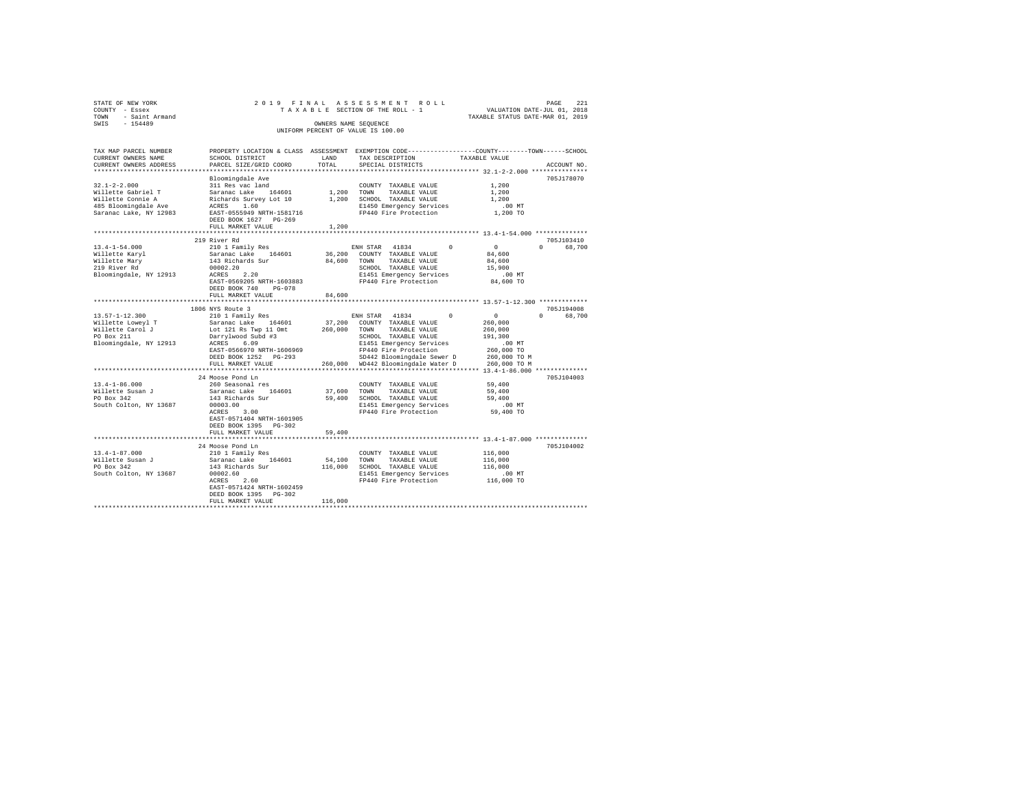STATE OF NEW YORK
COUNTY - Essex
TOWN - Saint Armand
SWIS - 154489

2019 FINAL ASSESSMENT ROLL
TAXABLE SECTION OF THE ROLL - 1
OWNERS NAME SEQUENCE
UNIFORM PERCENT OF VALUE IS 100.00

VALUATION DATE-JUL 01, 2018
TAXABLE STATUS DATE-MAR 01, 2019

```
TAX MAP PARCEL NUMBER     PROPERTY LOCATION & CLASS  ASSESSMENT  EXEMPTION CODE-----------------COUNTY--------TOWN------SCHOOL
CURRENT OWNERS NAME       SCHOOL DISTRICT             LAND       TAX DESCRIPTION            TAXABLE VALUE
CURRENT OWNERS ADDRESS    PARCEL SIZE/GRID COORD      TOTAL      SPECIAL DISTRICTS                                  ACCOUNT NO.
******************************************************************************************** 32.1-2-2.000 ***************
                          Bloomingdale Ave                                                                          705J178070
32.1-2-2.000              311 Res vac land                       COUNTY  TAXABLE VALUE             1,200
Willette Gabriel T        Saranac Lake    164601       1,200     TOWN    TAXABLE VALUE             1,200
Willette Connie A         Richards Survey Lot 10       1,200     SCHOOL  TAXABLE VALUE             1,200
485 Bloomingdale Ave      ACRES    1.60                          E1450 Emergency Services            .00 MT
Saranac Lake, NY 12983    EAST-0555949 NRTH-1581716              FP440 Fire Protection             1,200 TO
                          DEED BOOK 1627   PG-269
                          FULL MARKET VALUE            1,200
******************************************************************************************** 13.4-1-54.000 **************
                          219 River Rd                                                                              705J103410
13.4-1-54.000             210 1 Family Res                       ENH STAR  41834         0          0           0     68,700
Willette Karyl            Saranac Lake    164601      36,200     COUNTY  TAXABLE VALUE            84,600
Willette Mary             143 Richards Sur            84,600     TOWN    TAXABLE VALUE            84,600
219 River Rd              00002.20                               SCHOOL  TAXABLE VALUE            15,900
Bloomingdale, NY 12913    ACRES    2.20                          E1451 Emergency Services            .00 MT
                          EAST-0569205 NRTH-1603883              FP440 Fire Protection            84,600 TO
                          DEED BOOK 740    PG-078
                          FULL MARKET VALUE           84,600
******************************************************************************************** 13.57-1-12.300 *************
                          1806 NYS Route 3                                                                          705J194008
13.57-1-12.300            210 1 Family Res                       ENH STAR  41834         0          0           0     68,700
Willette Loweyl T         Saranac Lake    164601      37,200     COUNTY  TAXABLE VALUE           260,000
Willette Carol J          Lot 121 Rs Twp 11 Omt      260,000     TOWN    TAXABLE VALUE           260,000
PO Box 211                Darrylwood Subd #3                     SCHOOL  TAXABLE VALUE           191,300
Bloomingdale, NY 12913    ACRES    6.09                          E1451 Emergency Services            .00 MT
                          EAST-0566970 NRTH-1606969              FP440 Fire Protection           260,000 TO
                          DEED BOOK 1252   PG-293                SD442 Bloomingdale Sewer D      260,000 TO M
                          FULL MARKET VALUE          260,000     WD442 Bloomingdale Water D      260,000 TO M
******************************************************************************************** 13.4-1-86.000 **************
                          24 Moose Pond Ln                                                                          705J104003
13.4-1-86.000             260 Seasonal res                       COUNTY  TAXABLE VALUE            59,400
Willette Susan J          Saranac Lake    164601      37,600     TOWN    TAXABLE VALUE            59,400
PO Box 342                143 Richards Sur            59,400     SCHOOL  TAXABLE VALUE            59,400
South Colton, NY 13687    00003.00                               E1451 Emergency Services            .00 MT
                          ACRES    3.00                          FP440 Fire Protection            59,400 TO
                          EAST-0571404 NRTH-1601905
                          DEED BOOK 1395   PG-302
                          FULL MARKET VALUE           59,400
******************************************************************************************** 13.4-1-87.000 **************
                          24 Moose Pond Ln                                                                          705J104002
13.4-1-87.000             210 1 Family Res                       COUNTY  TAXABLE VALUE           116,000
Willette Susan J          Saranac Lake    164601      54,100     TOWN    TAXABLE VALUE           116,000
PO Box 342                143 Richards Sur           116,000     SCHOOL  TAXABLE VALUE           116,000
South Colton, NY 13687    00002.60                               E1451 Emergency Services            .00 MT
                          ACRES    2.60                          FP440 Fire Protection           116,000 TO
                          EAST-0571424 NRTH-1602459
                          DEED BOOK 1395   PG-302
                          FULL MARKET VALUE          116,000
************************************************************************************************************************
```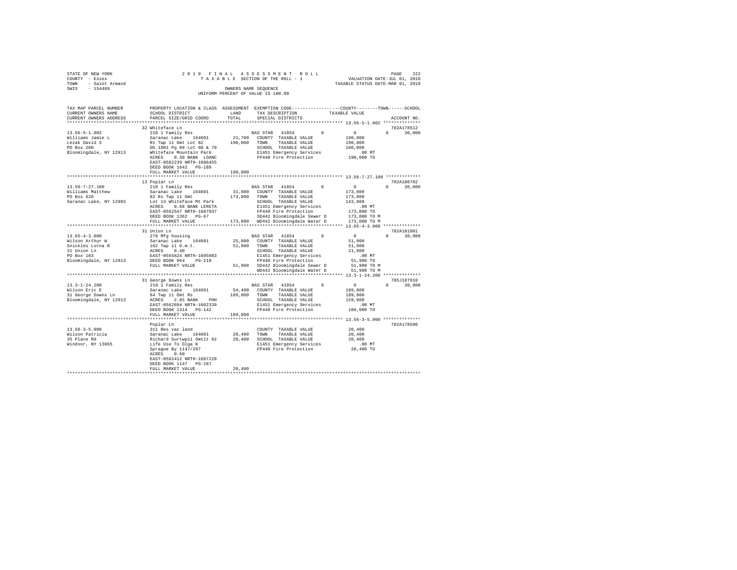STATE OF NEW YORK 2 0 1 9 F I N A L A S S E S S M E N T R O L L
COUNTY - Essex T A X A B L E SECTION OF THE ROLL - 1 VALUATION DATE-JUL 01, 2018
TOWN - Saint Armand TAXABLE STATUS DATE-MAR 01, 2019
SWIS - 154489 OWNERS NAME SEQUENCE
UNIFORM PERCENT OF VALUE IS 100.00

| TAX MAP PARCEL NUMBER / CURRENT OWNERS NAME / CURRENT OWNERS ADDRESS | PROPERTY LOCATION & CLASS / SCHOOL DISTRICT / PARCEL SIZE/GRID COORD | ASSESSMENT LAND / TOTAL | EXEMPTION CODE / TAX DESCRIPTION / SPECIAL DISTRICTS | COUNTY / TOWN / SCHOOL TAXABLE VALUE | ACCOUNT NO. |
|---|---|---|---|---|---|
| 13.56-5-1.002 | 32 Whiteface Ln | | | | 702A178512 |
| Williams Jamie L | 210 1 Family Res | | BAS STAR 41854 0 | 0 0 30,000 | |
| Lezak David S | Saranac Lake 164601 | 21,700 | COUNTY TAXABLE VALUE | 190,000 | |
| PO Box 200 | Rs Twp 11 Omt Lot 82 | 190,000 | TOWN TAXABLE VALUE | 190,000 | |
| Bloomingdale, NY 12913 | Db 1001 Pg 89 Lot 68 & 70 | | SCHOOL TAXABLE VALUE | 160,000 | |
| | Whiteface Mountain Park | | E1451 Emergency Services | .00 MT | |
| | ACRES 0.30 BANK LOANC | | FP440 Fire Protection | 190,000 TO | |
| | EAST-0562239 NRTH-1606455 | | | | |
| | DEED BOOK 1642 PG-189 | | | | |
| | FULL MARKET VALUE | 190,000 | | | |
| 13.56-7-27.100 | 13 Poplar Ln | | | | 702A100702 |
| Williams Matthew | 210 1 Family Res | | BAS STAR 41854 0 | 0 0 30,000 | |
| PO Box 626 | Saranac Lake 164601 | 31,900 | COUNTY TAXABLE VALUE | 173,000 | |
| Saranac Lake, NY 12983 | 82 Rs Twp 11 Omt | 173,000 | TOWN TAXABLE VALUE | 173,000 | |
| | Lot 13 Whiteface Mt Park | | SCHOOL TAXABLE VALUE | 143,000 | |
| | ACRES 0.60 BANK LERETA | | E1451 Emergency Services | .00 MT | |
| | EAST-0562547 NRTH-1607037 | | FP440 Fire Protection | 173,000 TO | |
| | DEED BOOK 1362 PG-67 | | SD442 Bloomingdale Sewer D | 173,000 TO M | |
| | FULL MARKET VALUE | 173,000 | WD442 Bloomingdale Water D | 173,000 TO M | |
| 13.65-4-3.000 | 31 Union Ln | | | | 702A101801 |
| Wilson Arthur W | 270 Mfg housing | | BAS STAR 41854 0 | 0 0 30,000 | |
| Snickles Lorna R | Saranac Lake 164601 | 25,000 | COUNTY TAXABLE VALUE | 51,900 | |
| 31 Union Ln | 102 Twp 11 O.m.t. | 51,900 | TOWN TAXABLE VALUE | 51,900 | |
| PO Box 103 | ACRES 0.40 | | SCHOOL TAXABLE VALUE | 21,900 | |
| Bloomingdale, NY 12913 | EAST-0565624 NRTH-1605983 | | E1451 Emergency Services | .00 MT | |
| | DEED BOOK 964 PG-218 | | FP440 Fire Protection | 51,900 TO | |
| | FULL MARKET VALUE | 51,900 | SD442 Bloomingdale Sewer D | 51,900 TO M | |
| | | | WD442 Bloomingdale Water D | 51,900 TO M | |
| 13.3-1-24.200 | 31 George Downs Ln | | | | 705J187010 |
| Wilson Eric E | 210 1 Family Res | | BAS STAR 41854 0 | 0 0 30,000 | |
| 31 George Downs Ln | Saranac Lake 164601 | 54,400 | COUNTY TAXABLE VALUE | 189,000 | |
| Bloomingdale, NY 12913 | 84 Twp 11 Omt Rs | 189,000 | TOWN TAXABLE VALUE | 189,000 | |
| | ACRES 2.85 BANK PHH | | SCHOOL TAXABLE VALUE | 159,000 | |
| | EAST-0562694 NRTH-1602339 | | E1451 Emergency Services | .00 MT | |
| | DEED BOOK 1314 PG-142 | | FP440 Fire Protection | 189,000 TO | |
| | FULL MARKET VALUE | 189,000 | | | |
| 13.56-3-5.000 | Poplar Ln | | | | 702A178500 |
| Wilson Patricia | 311 Res vac land | | COUNTY TAXABLE VALUE | 20,400 | |
| 35 Place Rd | Saranac Lake 164601 | 20,400 | TOWN TAXABLE VALUE | 20,400 | |
| Windsor, NY 13865 | Richard Surtwp11 Omtlt 82 | 20,400 | SCHOOL TAXABLE VALUE | 20,400 | |
| | Life Use To Olga K | | E1451 Emergency Services | .00 MT | |
| | Sprague By 1147/287 | | FP440 Fire Protection | 20,400 TO | |
| | ACRES 0.60 | | | | |
| | EAST-0562412 NRTH-1607228 | | | | |
| | DEED BOOK 1147 PG-287 | | | | |
| | FULL MARKET VALUE | 20,400 | | | |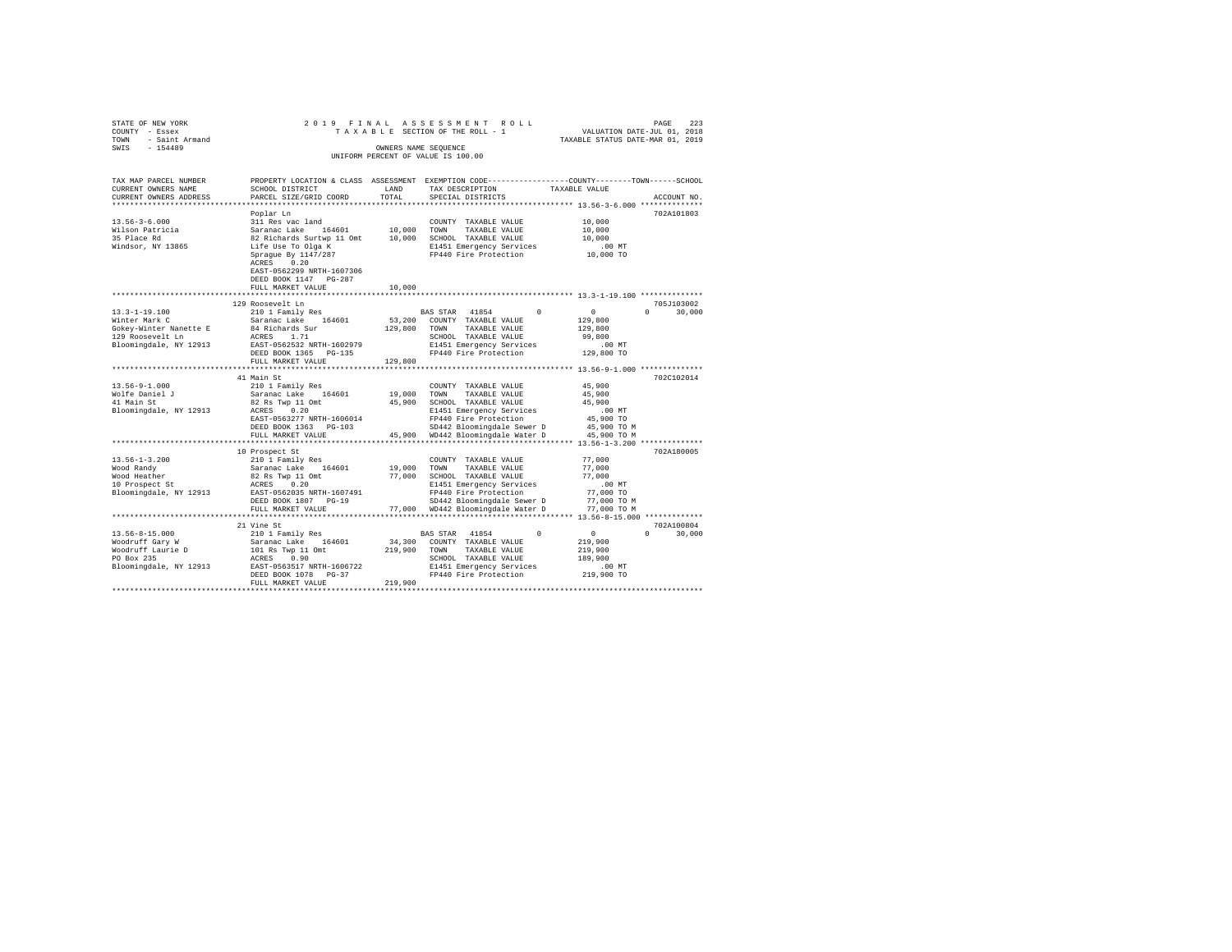STATE OF NEW YORK
COUNTY - Essex
TOWN - Saint Armand
SWIS - 154489

2019 FINAL ASSESSMENT ROLL
TAXABLE SECTION OF THE ROLL - 1
OWNERS NAME SEQUENCE
UNIFORM PERCENT OF VALUE IS 100.00

VALUATION DATE-JUL 01, 2018
TAXABLE STATUS DATE-MAR 01, 2019

```
TAX MAP PARCEL NUMBER     PROPERTY LOCATION & CLASS  ASSESSMENT  EXEMPTION CODE-----------------COUNTY--------TOWN------SCHOOL
CURRENT OWNERS NAME       SCHOOL DISTRICT              LAND      TAX DESCRIPTION           TAXABLE VALUE
CURRENT OWNERS ADDRESS    PARCEL SIZE/GRID COORD       TOTAL     SPECIAL DISTRICTS                                     ACCOUNT NO.
******************************************************************************************************* 13.56-3-6.000 **************
                          Poplar Ln                                                                                  702A101803
13.56-3-6.000             311 Res vac land                       COUNTY  TAXABLE VALUE          10,000
Wilson Patricia           Saranac Lake    164601      10,000     TOWN    TAXABLE VALUE          10,000
35 Place Rd               82 Richards Surtwp 11 Omt   10,000     SCHOOL  TAXABLE VALUE          10,000
Windsor, NY 13865         Life Use To Olga K                     E1451 Emergency Services          .00 MT
                          Sprague By 1147/287                    FP440 Fire Protection          10,000 TO
                          ACRES    0.20
                          EAST-0562299 NRTH-1607306
                          DEED BOOK 1147   PG-287
                          FULL MARKET VALUE            10,000
******************************************************************************************************* 13.3-1-19.100 **************
                          129 Roosevelt Ln                                                                           705J103002
13.3-1-19.100             210 1 Family Res                    BAS STAR  41854         0          0           0      30,000
Winter Mark C             Saranac Lake    164601      53,200     COUNTY  TAXABLE VALUE         129,800
Gokey-Winter Nanette E    84 Richards Sur            129,800     TOWN    TAXABLE VALUE         129,800
129 Roosevelt Ln          ACRES    1.71                          SCHOOL  TAXABLE VALUE          99,800
Bloomingdale, NY 12913    EAST-0562532 NRTH-1602979              E1451 Emergency Services          .00 MT
                          DEED BOOK 1365   PG-135                FP440 Fire Protection         129,800 TO
                          FULL MARKET VALUE           129,800
******************************************************************************************************* 13.56-9-1.000 **************
                          41 Main St                                                                                 702C102014
13.56-9-1.000             210 1 Family Res                       COUNTY  TAXABLE VALUE          45,900
Wolfe Daniel J            Saranac Lake    164601      19,000     TOWN    TAXABLE VALUE          45,900
41 Main St                82 Rs Twp 11 Omt            45,900     SCHOOL  TAXABLE VALUE          45,900
Bloomingdale, NY 12913    ACRES    0.20                          E1451 Emergency Services          .00 MT
                          EAST-0563277 NRTH-1606014              FP440 Fire Protection          45,900 TO
                          DEED BOOK 1363   PG-103                SD442 Bloomingdale Sewer D     45,900 TO M
                          FULL MARKET VALUE            45,900    WD442 Bloomingdale Water D     45,900 TO M
******************************************************************************************************* 13.56-1-3.200 **************
                          10 Prospect St                                                                             702A180005
13.56-1-3.200             210 1 Family Res                       COUNTY  TAXABLE VALUE          77,000
Wood Randy                Saranac Lake    164601      19,000     TOWN    TAXABLE VALUE          77,000
Wood Heather              82 Rs Twp 11 Omt            77,000     SCHOOL  TAXABLE VALUE          77,000
10 Prospect St            ACRES    0.20                          E1451 Emergency Services          .00 MT
Bloomingdale, NY 12913    EAST-0562035 NRTH-1607491              FP440 Fire Protection          77,000 TO
                          DEED BOOK 1807   PG-19                 SD442 Bloomingdale Sewer D     77,000 TO M
                          FULL MARKET VALUE            77,000    WD442 Bloomingdale Water D     77,000 TO M
******************************************************************************************************* 13.56-8-15.000 *************
                          21 Vine St                                                                                 702A100804
13.56-8-15.000            210 1 Family Res                    BAS STAR  41854         0          0           0      30,000
Woodruff Gary W           Saranac Lake    164601      34,300     COUNTY  TAXABLE VALUE         219,900
Woodruff Laurie D         101 Rs Twp 11 Omt          219,900     TOWN    TAXABLE VALUE         219,900
PO Box 235                ACRES    0.90                          SCHOOL  TAXABLE VALUE         189,900
Bloomingdale, NY 12913    EAST-0563517 NRTH-1606722              E1451 Emergency Services          .00 MT
                          DEED BOOK 1078   PG-37                 FP440 Fire Protection         219,900 TO
                          FULL MARKET VALUE           219,900
************************************************************************************************************************************
```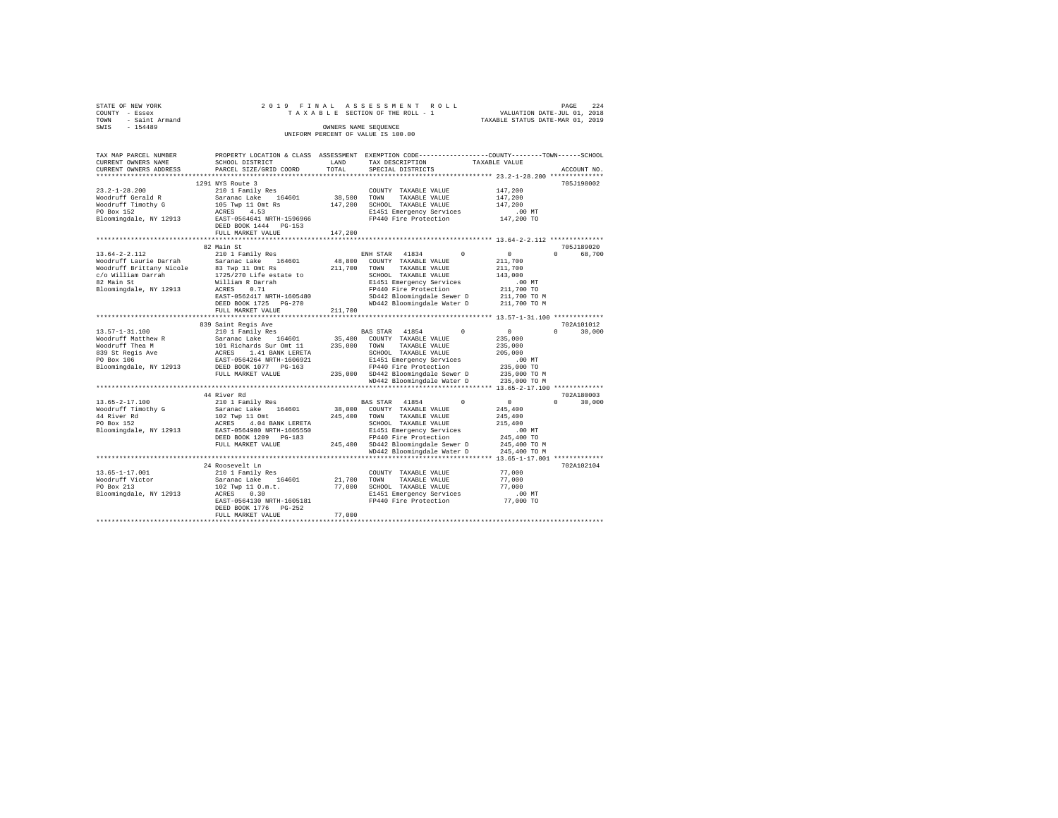STATE OF NEW YORK | COUNTY - Essex | TOWN - Saint Armand | SWIS - 154489

2019 FINAL ASSESSMENT ROLL
TAXABLE SECTION OF THE ROLL - 1
OWNERS NAME SEQUENCE
UNIFORM PERCENT OF VALUE IS 100.00

VALUATION DATE-JUL 01, 2018
TAXABLE STATUS DATE-MAR 01, 2019

```
TAX MAP PARCEL NUMBER    PROPERTY LOCATION & CLASS  ASSESSMENT  EXEMPTION CODE-----------------COUNTY--------TOWN------SCHOOL
CURRENT OWNERS NAME      SCHOOL DISTRICT            LAND        TAX DESCRIPTION              TAXABLE VALUE
CURRENT OWNERS ADDRESS   PARCEL SIZE/GRID COORD     TOTAL       SPECIAL DISTRICTS                                  ACCOUNT NO.
******************************************************************************************* 23.2-1-28.200 **************
                         1291 NYS Route 3                                                                          705J198002
23.2-1-28.200            210 1 Family Res                       COUNTY  TAXABLE VALUE         147,200
Woodruff Gerald R        Saranac Lake    164601      38,500     TOWN    TAXABLE VALUE         147,200
Woodruff Timothy G       105 Twp 11 Omt Rs          147,200     SCHOOL  TAXABLE VALUE         147,200
PO Box 152               ACRES    4.53                          E1451 Emergency Services          .00 MT
Bloomingdale, NY 12913   EAST-0564641 NRTH-1596966              FP440 Fire Protection         147,200 TO
                         DEED BOOK 1444   PG-153
                         FULL MARKET VALUE          147,200
******************************************************************************************* 13.64-2-2.112 **************
                         82 Main St                                                                                705J189020
13.64-2-2.112            210 1 Family Res                       ENH STAR  41834         0          0           0      68,700
Woodruff Laurie Darrah   Saranac Lake    164601      48,800     COUNTY  TAXABLE VALUE         211,700
Woodruff Brittany Nicole 83 Twp 11 Omt Rs           211,700     TOWN    TAXABLE VALUE         211,700
c/o William Darrah       1725/270 Life estate to                SCHOOL  TAXABLE VALUE         143,000
82 Main St               William R Darrah                       E1451 Emergency Services          .00 MT
Bloomingdale, NY 12913   ACRES    0.71                          FP440 Fire Protection         211,700 TO
                         EAST-0562417 NRTH-1605480              SD442 Bloomingdale Sewer D    211,700 TO M
                         DEED BOOK 1725   PG-270                WD442 Bloomingdale Water D    211,700 TO M
                         FULL MARKET VALUE          211,700
******************************************************************************************* 13.57-1-31.100 *************
                         839 Saint Regis Ave                                                                       702A101012
13.57-1-31.100           210 1 Family Res                       BAS STAR  41854         0          0           0      30,000
Woodruff Matthew R       Saranac Lake    164601      35,400     COUNTY  TAXABLE VALUE         235,000
Woodruff Thea M          101 Richards Sur Omt 11    235,000     TOWN    TAXABLE VALUE         235,000
839 St Regis Ave         ACRES    1.41 BANK LERETA              SCHOOL  TAXABLE VALUE         205,000
PO Box 106               EAST-0564264 NRTH-1606921              E1451 Emergency Services          .00 MT
Bloomingdale, NY 12913   DEED BOOK 1077   PG-163                FP440 Fire Protection         235,000 TO
                         FULL MARKET VALUE          235,000     SD442 Bloomingdale Sewer D    235,000 TO M
                                                                WD442 Bloomingdale Water D    235,000 TO M
******************************************************************************************* 13.65-2-17.100 *************
                         44 River Rd                                                                               702A180003
13.65-2-17.100           210 1 Family Res                       BAS STAR  41854         0          0           0      30,000
Woodruff Timothy G       Saranac Lake    164601      38,000     COUNTY  TAXABLE VALUE         245,400
44 River Rd              102 Twp 11 Omt             245,400     TOWN    TAXABLE VALUE         245,400
PO Box 152               ACRES    4.04 BANK LERETA              SCHOOL  TAXABLE VALUE         215,400
Bloomingdale, NY 12913   EAST-0564980 NRTH-1605550              E1451 Emergency Services          .00 MT
                         DEED BOOK 1209   PG-183                FP440 Fire Protection         245,400 TO
                         FULL MARKET VALUE          245,400     SD442 Bloomingdale Sewer D    245,400 TO M
                                                                WD442 Bloomingdale Water D    245,400 TO M
******************************************************************************************* 13.65-1-17.001 *************
                         24 Roosevelt Ln                                                                           702A102104
13.65-1-17.001           210 1 Family Res                       COUNTY  TAXABLE VALUE          77,000
Woodruff Victor          Saranac Lake    164601      21,700     TOWN    TAXABLE VALUE          77,000
PO Box 213               102 Twp 11 O.m.t.           77,000     SCHOOL  TAXABLE VALUE          77,000
Bloomingdale, NY 12913   ACRES    0.30                          E1451 Emergency Services          .00 MT
                         EAST-0564130 NRTH-1605181              FP440 Fire Protection          77,000 TO
                         DEED BOOK 1776   PG-252
                         FULL MARKET VALUE           77,000
************************************************************************************************************************
```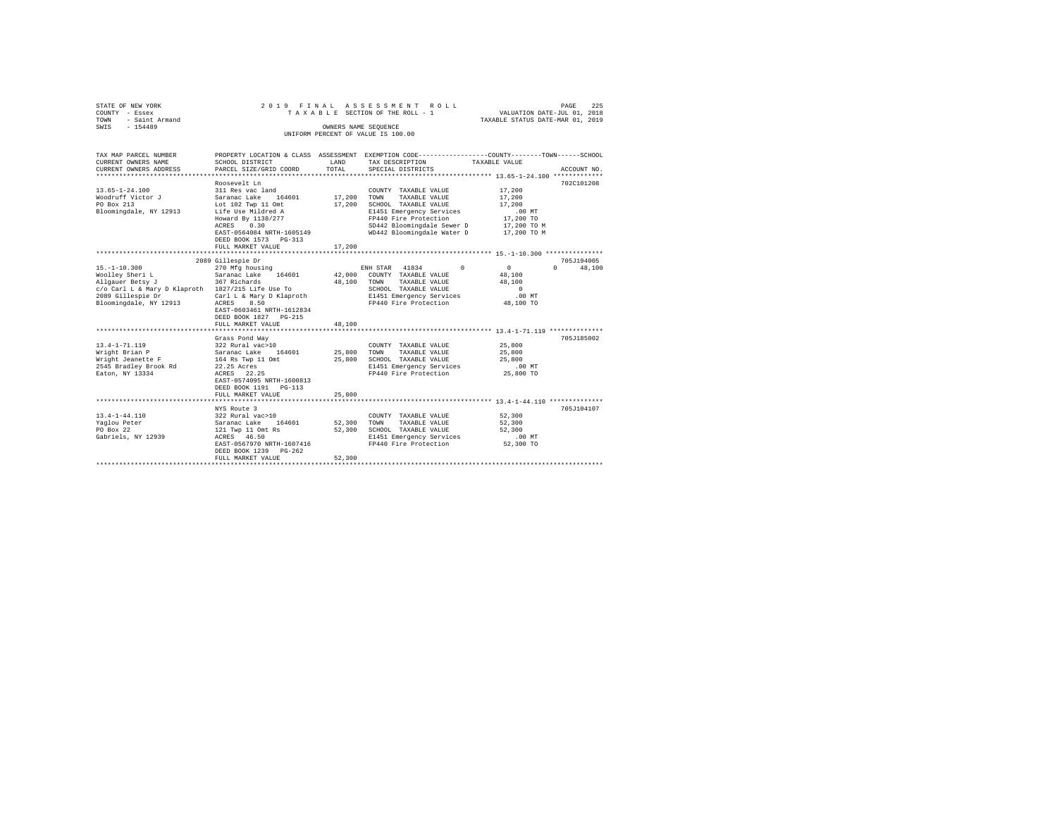STATE OF NEW YORK
COUNTY - Essex
TOWN - Saint Armand
SWIS - 154489

2 0 1 9 F I N A L A S S E S S M E N T R O L L
T A X A B L E SECTION OF THE ROLL - 1
OWNERS NAME SEQUENCE
UNIFORM PERCENT OF VALUE IS 100.00

VALUATION DATE-JUL 01, 2018
TAXABLE STATUS DATE-MAR 01, 2019

```
TAX MAP PARCEL NUMBER          PROPERTY LOCATION & CLASS  ASSESSMENT  EXEMPTION CODE-----------------COUNTY--------TOWN------SCHOOL
CURRENT OWNERS NAME            SCHOOL DISTRICT              LAND      TAX DESCRIPTION           TAXABLE VALUE
CURRENT OWNERS ADDRESS         PARCEL SIZE/GRID COORD       TOTAL     SPECIAL DISTRICTS                                      ACCOUNT NO.
******************************************************************************************************* 13.65-1-24.100 *************
                               Roosevelt Ln                                                                              702C101208
13.65-1-24.100                 311 Res vac land                      COUNTY  TAXABLE VALUE            17,200
Woodruff Victor J              Saranac Lake   164601       17,200    TOWN    TAXABLE VALUE            17,200
PO Box 213                     Lot 102 Twp 11 Omt          17,200    SCHOOL  TAXABLE VALUE            17,200
Bloomingdale, NY 12913         Life Use Mildred A                    E1451 Emergency Services            .00 MT
                               Howard By 1138/277                    FP440 Fire Protection            17,200 TO
                               ACRES    0.30                         SD442 Bloomingdale Sewer D       17,200 TO M
                               EAST-0564084 NRTH-1605149             WD442 Bloomingdale Water D       17,200 TO M
                               DEED BOOK 1573   PG-313
                               FULL MARKET VALUE           17,200
******************************************************************************************************* 15.-1-10.300 ***************
                          2089 Gillespie Dr                                                                              705J194005
15.-1-10.300                   270 Mfg housing                        ENH STAR  41834         0            0          0       48,100
Woolley Sheri L                Saranac Lake   164601       42,000    COUNTY  TAXABLE VALUE            48,100
Allgauer Betsy J               367 Richards                48,100    TOWN    TAXABLE VALUE            48,100
c/o Carl L & Mary D Klaproth   1827/215 Life Use To                  SCHOOL  TAXABLE VALUE                 0
2089 Gillespie Dr              Carl L & Mary D Klaproth              E1451 Emergency Services            .00 MT
Bloomingdale, NY 12913         ACRES    8.50                         FP440 Fire Protection            48,100 TO
                               EAST-0603461 NRTH-1612834
                               DEED BOOK 1827   PG-215
                               FULL MARKET VALUE           48,100
******************************************************************************************************* 13.4-1-71.119 **************
                               Grass Pond Way                                                                            705J185002
13.4-1-71.119                  322 Rural vac>10                      COUNTY  TAXABLE VALUE            25,800
Wright Brian P                 Saranac Lake   164601       25,800    TOWN    TAXABLE VALUE            25,800
Wright Jeanette F              164 Rs Twp 11 Omt           25,800    SCHOOL  TAXABLE VALUE            25,800
2545 Bradley Brook Rd          22.25 Acres                           E1451 Emergency Services            .00 MT
Eaton, NY 13334                ACRES   22.25                         FP440 Fire Protection            25,800 TO
                               EAST-0574095 NRTH-1600813
                               DEED BOOK 1191   PG-113
                               FULL MARKET VALUE           25,800
******************************************************************************************************* 13.4-1-44.110 **************
                               NYS Route 3                                                                               705J104107
13.4-1-44.110                  322 Rural vac>10                      COUNTY  TAXABLE VALUE            52,300
Yaglou Peter                   Saranac Lake   164601       52,300    TOWN    TAXABLE VALUE            52,300
PO Box 22                      121 Twp 11 Omt Rs           52,300    SCHOOL  TAXABLE VALUE            52,300
Gabriels, NY 12939             ACRES   46.50                         E1451 Emergency Services            .00 MT
                               EAST-0567970 NRTH-1607416             FP440 Fire Protection            52,300 TO
                               DEED BOOK 1239   PG-262
                               FULL MARKET VALUE           52,300
************************************************************************************************************************************
```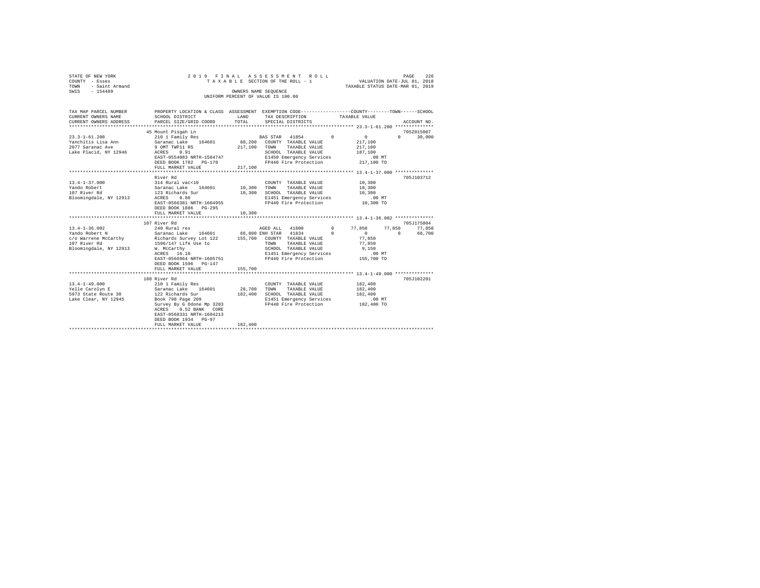STATE OF NEW YORK
COUNTY - Essex
TOWN - Saint Armand
SWIS - 154489

2 0 1 9 F I N A L A S S E S S M E N T R O L L
T A X A B L E SECTION OF THE ROLL - 1
OWNERS NAME SEQUENCE
UNIFORM PERCENT OF VALUE IS 100.00

VALUATION DATE-JUL 01, 2018
TAXABLE STATUS DATE-MAR 01, 2019

```
TAX MAP PARCEL NUMBER          PROPERTY LOCATION & CLASS  ASSESSMENT  EXEMPTION CODE-----------------COUNTY--------TOWN------SCHOOL
CURRENT OWNERS NAME            SCHOOL DISTRICT              LAND       TAX DESCRIPTION            TAXABLE VALUE
CURRENT OWNERS ADDRESS         PARCEL SIZE/GRID COORD       TOTAL      SPECIAL DISTRICTS                                    ACCOUNT NO.
*********************************************************************************************** 23.3-1-61.200 **************
                               45 Mount Pisgah Ln                                                                         705Z015007
23.3-1-61.200                  210 1 Family Res                        BAS STAR  41854          0          0           0      30,000
Yanchitis Lisa Ann             Saranac Lake   164601         88,200   COUNTY  TAXABLE VALUE            217,100
2077 Saranac Ave               9 OMT TWP11 RS               217,100   TOWN    TAXABLE VALUE            217,100
Lake Placid, NY 12946          ACRES    0.91                          SCHOOL  TAXABLE VALUE            187,100
                               EAST-0554083 NRTH-1584747              E1450 Emergency Services            .00 MT
                               DEED BOOK 1782   PG-170                FP440 Fire Protection           217,100 TO
                               FULL MARKET VALUE            217,100
*********************************************************************************************** 13.4-1-37.000 **************
                               River Rd                                                                                   705J103712
13.4-1-37.000                  314 Rural vac<10                       COUNTY  TAXABLE VALUE             10,300
Yando Robert                   Saranac Lake   164601         10,300   TOWN    TAXABLE VALUE             10,300
107 River Rd                   123 Richards Sur              10,300   SCHOOL  TAXABLE VALUE             10,300
Bloomingdale, NY 12913         ACRES    0.80                          E1451 Emergency Services            .00 MT
                               EAST-0566381 NRTH-1604955              FP440 Fire Protection            10,300 TO
                               DEED BOOK 1886   PG-295
                               FULL MARKET VALUE             10,300
*********************************************************************************************** 13.4-1-36.002 **************
                               107 River Rd                                                                               705J175004
13.4-1-36.002                  240 Rural res                          AGED ALL  41800           0      77,850      77,850      77,850
Yando Robert N                 Saranac Lake   164601         66,800 ENH STAR  41834           0           0           0      68,700
c/o Warrene McCarthy           Richards Survey Lot 122      155,700   COUNTY  TAXABLE VALUE             77,850
107 River Rd                   1596/147 Life Use to                   TOWN    TAXABLE VALUE             77,850
Bloomingdale, NY 12913         W. McCarthy                            SCHOOL  TAXABLE VALUE              9,150
                               ACRES   16.10                          E1451 Emergency Services            .00 MT
                               EAST-0566964 NRTH-1605751              FP440 Fire Protection           155,700 TO
                               DEED BOOK 1596   PG-147
                               FULL MARKET VALUE            155,700
*********************************************************************************************** 13.4-1-49.000 **************
                               188 River Rd                                                                               705J102201
13.4-1-49.000                  210 1 Family Res                       COUNTY  TAXABLE VALUE            182,400
Yelle Carolyn E                Saranac Lake   164601         28,700   TOWN    TAXABLE VALUE            182,400
5973 State Route 30            122 Richards Sur             182,400   SCHOOL  TAXABLE VALUE            182,400
Lake Clear, NY 12945           Book 798 Page 209                      E1451 Emergency Services            .00 MT
                               Survey By G Odone Mp 3283              FP440 Fire Protection           182,400 TO
                               ACRES    0.52 BANK    CORE
                               EAST-0568331 NRTH-1604213
                               DEED BOOK 1934   PG-97
                               FULL MARKET VALUE            182,400
****************************************************************************************************************************
```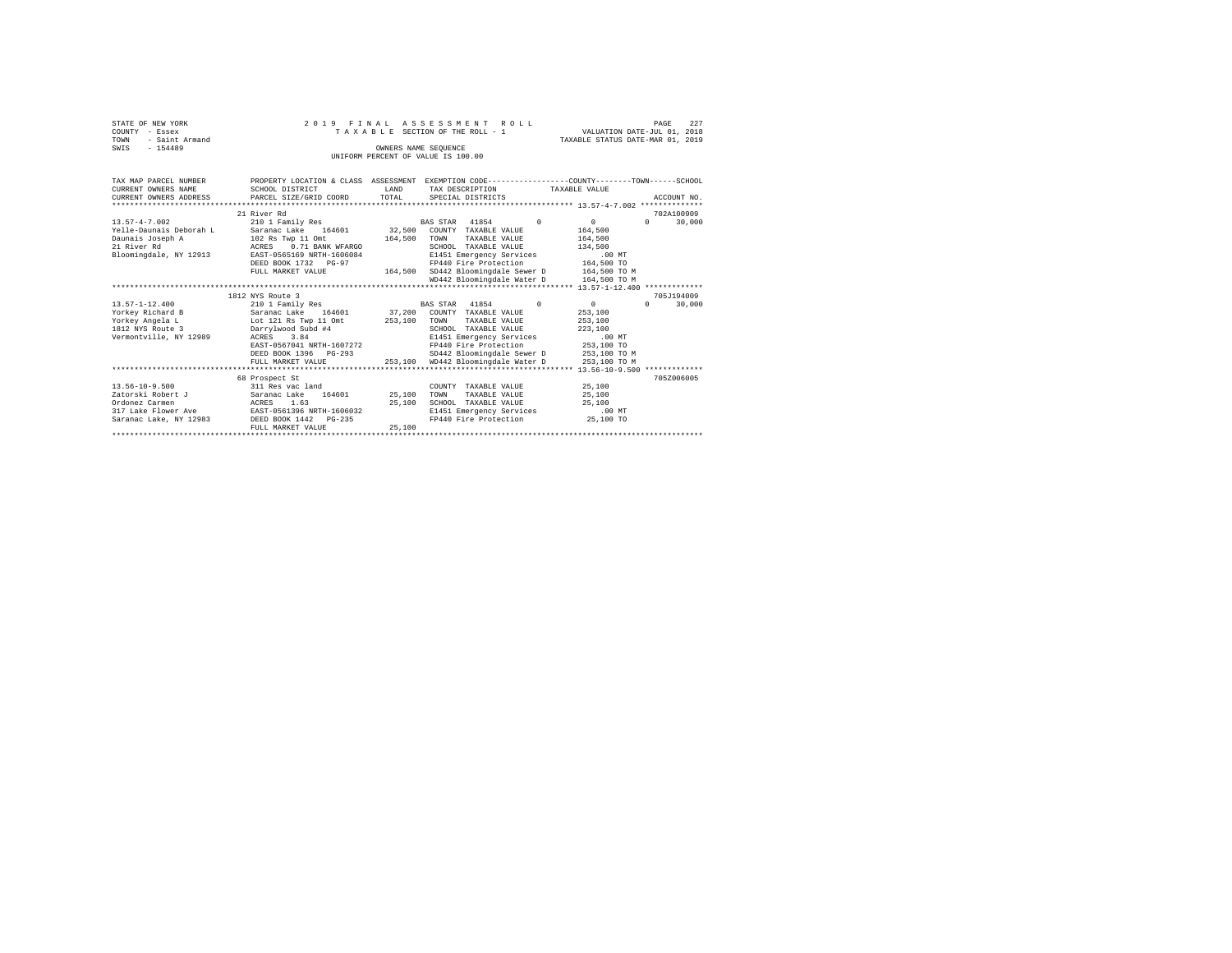STATE OF NEW YORK
COUNTY - Essex
TOWN - Saint Armand
SWIS - 154489

2019 FINAL ASSESSMENT ROLL
TAXABLE SECTION OF THE ROLL - 1
OWNERS NAME SEQUENCE
UNIFORM PERCENT OF VALUE IS 100.00

VALUATION DATE-JUL 01, 2018
TAXABLE STATUS DATE-MAR 01, 2019

| TAX MAP PARCEL NUMBER / CURRENT OWNERS NAME / CURRENT OWNERS ADDRESS | PROPERTY LOCATION & CLASS / SCHOOL DISTRICT / PARCEL SIZE/GRID COORD | ASSESSMENT LAND / TOTAL | EXEMPTION CODE / TAX DESCRIPTION / SPECIAL DISTRICTS | COUNTY | TOWN | SCHOOL / TAXABLE VALUE | ACCOUNT NO. |
|---|---|---|---|---|---|---|---|
| 13.57-4-7.002 ************** | 21 River Rd | | | | | | 702A100909 |
| 13.57-4-7.002 | 210 1 Family Res | | BAS STAR 41854 | 0 | 0 | 0 30,000 | |
| Yelle-Daunais Deborah L | Saranac Lake 164601 | 32,500 | COUNTY TAXABLE VALUE | | | 164,500 | |
| Daunais Joseph A | 102 Rs Twp 11 Omt | 164,500 | TOWN TAXABLE VALUE | | | 164,500 | |
| 21 River Rd | ACRES 0.71 BANK WFARGO | | SCHOOL TAXABLE VALUE | | | 134,500 | |
| Bloomingdale, NY 12913 | EAST-0565169 NRTH-1606084 | | E1451 Emergency Services | | | .00 MT | |
| | DEED BOOK 1732 PG-97 | | FP440 Fire Protection | | | 164,500 TO | |
| | FULL MARKET VALUE | 164,500 | SD442 Bloomingdale Sewer D | | | 164,500 TO M | |
| | | | WD442 Bloomingdale Water D | | | 164,500 TO M | |
| 13.57-1-12.400 ************ | 1812 NYS Route 3 | | | | | | 705J194009 |
| 13.57-1-12.400 | 210 1 Family Res | | BAS STAR 41854 | 0 | 0 | 0 30,000 | |
| Yorkey Richard B | Saranac Lake 164601 | 37,200 | COUNTY TAXABLE VALUE | | | 253,100 | |
| Yorkey Angela L | Lot 121 Rs Twp 11 Omt | 253,100 | TOWN TAXABLE VALUE | | | 253,100 | |
| 1812 NYS Route 3 | Darrylwood Subd #4 | | SCHOOL TAXABLE VALUE | | | 223,100 | |
| Vermontville, NY 12989 | ACRES 3.84 | | E1451 Emergency Services | | | .00 MT | |
| | EAST-0567041 NRTH-1607272 | | FP440 Fire Protection | | | 253,100 TO | |
| | DEED BOOK 1396 PG-293 | | SD442 Bloomingdale Sewer D | | | 253,100 TO M | |
| | FULL MARKET VALUE | 253,100 | WD442 Bloomingdale Water D | | | 253,100 TO M | |
| 13.56-10-9.500 ************ | 68 Prospect St | | | | | | 705Z006005 |
| 13.56-10-9.500 | 311 Res vac land | | COUNTY TAXABLE VALUE | | | 25,100 | |
| Zatorski Robert J | Saranac Lake 164601 | 25,100 | TOWN TAXABLE VALUE | | | 25,100 | |
| Ordonez Carmen | ACRES 1.63 | 25,100 | SCHOOL TAXABLE VALUE | | | 25,100 | |
| 317 Lake Flower Ave | EAST-0561396 NRTH-1606032 | | E1451 Emergency Services | | | .00 MT | |
| Saranac Lake, NY 12983 | DEED BOOK 1442 PG-235 | | FP440 Fire Protection | | | 25,100 TO | |
| | FULL MARKET VALUE | 25,100 | | | | | |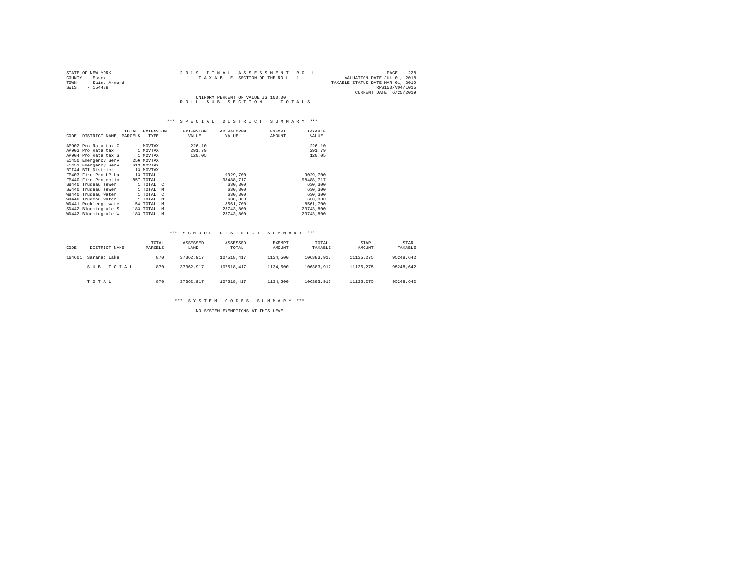STATE OF NEW YORK
COUNTY - Essex
TOWN - Saint Armand
SWIS - 154489

2019 FINAL ASSESSMENT ROLL
TAXABLE SECTION OF THE ROLL - 1

VALUATION DATE-JUL 01, 2018
TAXABLE STATUS DATE-MAR 01, 2019
RPS150/V04/L015
CURRENT DATE 6/25/2019

UNIFORM PERCENT OF VALUE IS 100.00
ROLL SUB SECTION- - TOTALS

### *** SPECIAL DISTRICT SUMMARY ***

| CODE | DISTRICT NAME | TOTAL PARCELS | EXTENSION TYPE | EXTENSION VALUE | AD VALOREM VALUE | EXEMPT AMOUNT | TAXABLE VALUE |
|---|---|---|---|---|---|---|---|
| AP902 | Pro Rata tax C | 1 | MOVTAX | 226.10 | | | 226.10 |
| AP903 | Pro Rata tax T | 1 | MOVTAX | 291.79 | | | 291.79 |
| AP904 | Pro Rata tax S | 1 | MOVTAX | 120.05 | | | 120.05 |
| E1450 | Emergency Serv | 256 | MOVTAX | | | | |
| E1451 | Emergency Serv | 613 | MOVTAX | | | | |
| BTI44 | BTI District | 13 | MOVTAX | | | | |
| FP403 | Fire Pro LP La | 13 | TOTAL | | 9029,700 | | 9029,700 |
| FP440 | Fire Protectio | 857 | TOTAL | | 98488,717 | | 98488,717 |
| SB440 | Trudeau sewer | 1 | TOTAL C | | 630,300 | | 630,300 |
| SW440 | Trudeau sewer | 1 | TOTAL M | | 630,300 | | 630,300 |
| WB440 | Trudeau water | 1 | TOTAL C | | 630,300 | | 630,300 |
| WD440 | Trudeau water | 1 | TOTAL M | | 630,300 | | 630,300 |
| WD441 | Rockledge wate | 54 | TOTAL M | | 8561,700 | | 8561,700 |
| SD442 | Bloomingdale S | 183 | TOTAL M | | 23743,800 | | 23743,800 |
| WD442 | Bloomingdale W | 183 | TOTAL M | | 23743,800 | | 23743,800 |

### *** SCHOOL DISTRICT SUMMARY ***

| CODE | DISTRICT NAME | TOTAL PARCELS | ASSESSED LAND | ASSESSED TOTAL | EXEMPT AMOUNT | TOTAL TAXABLE | STAR AMOUNT | STAR TAXABLE |
|---|---|---|---|---|---|---|---|---|
| 164601 | Saranac Lake | 870 | 37362,917 | 107518,417 | 1134,500 | 106383,917 | 11135,275 | 95248,642 |
| | SUB-TOTAL | 870 | 37362,917 | 107518,417 | 1134,500 | 106383,917 | 11135,275 | 95248,642 |
| | TOTAL | 870 | 37362,917 | 107518,417 | 1134,500 | 106383,917 | 11135,275 | 95248,642 |

### *** SYSTEM CODES SUMMARY ***

NO SYSTEM EXEMPTIONS AT THIS LEVEL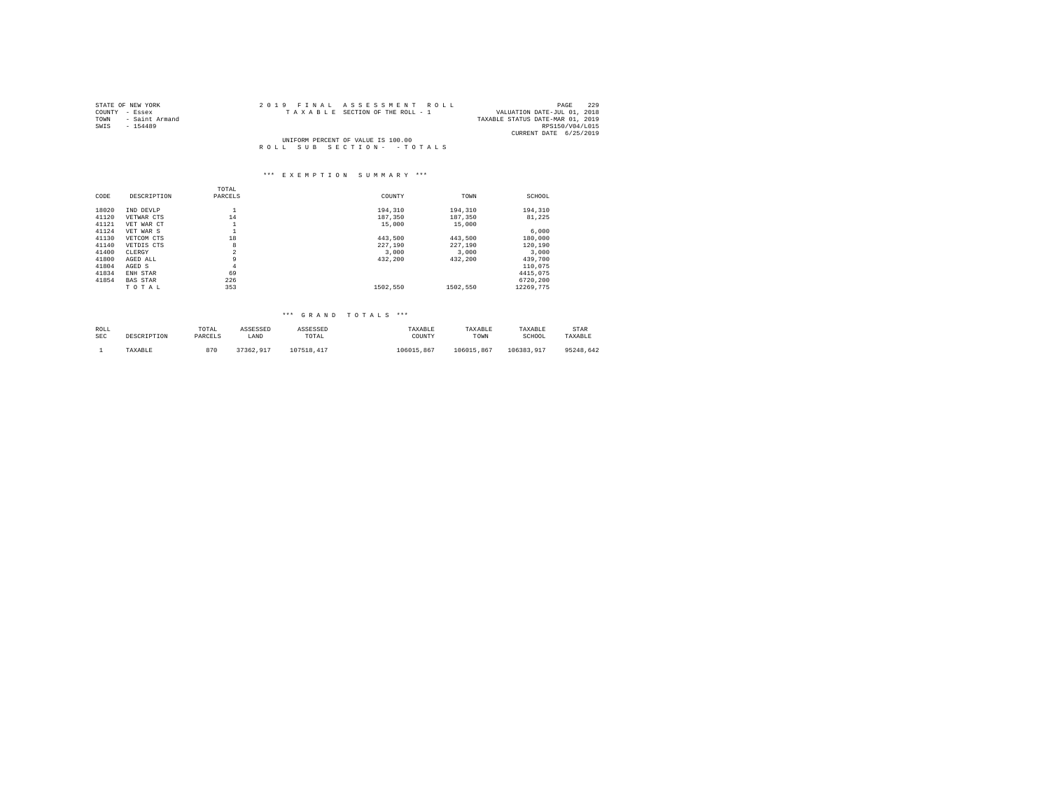STATE OF NEW YORK
COUNTY - Essex
TOWN - Saint Armand
SWIS - 154489

2019 FINAL ASSESSMENT ROLL
TAXABLE SECTION OF THE ROLL - 1

VALUATION DATE-JUL 01, 2018
TAXABLE STATUS DATE-MAR 01, 2019
RPS150/V04/L015
CURRENT DATE 6/25/2019

UNIFORM PERCENT OF VALUE IS 100.00
ROLL SUB SECTION- - TOTALS

### *** EXEMPTION SUMMARY ***

| CODE | DESCRIPTION | TOTAL PARCELS | COUNTY | TOWN | SCHOOL |
|---|---|---|---|---|---|
| 18020 | IND DEVLP | 1 | 194,310 | 194,310 | 194,310 |
| 41120 | VETWAR CTS | 14 | 187,350 | 187,350 | 81,225 |
| 41121 | VET WAR CT | 1 | 15,000 | 15,000 | |
| 41124 | VET WAR S | 1 | | | 6,000 |
| 41130 | VETCOM CTS | 18 | 443,500 | 443,500 | 180,000 |
| 41140 | VETDIS CTS | 8 | 227,190 | 227,190 | 120,190 |
| 41400 | CLERGY | 2 | 3,000 | 3,000 | 3,000 |
| 41800 | AGED ALL | 9 | 432,200 | 432,200 | 439,700 |
| 41804 | AGED S | 4 | | | 110,075 |
| 41834 | ENH STAR | 69 | | | 4415,075 |
| 41854 | BAS STAR | 226 | | | 6720,200 |
| | TOTAL | 353 | 1502,550 | 1502,550 | 12269,775 |

### *** GRAND TOTALS ***

| ROLL SEC | DESCRIPTION | TOTAL PARCELS | ASSESSED LAND | ASSESSED TOTAL | TAXABLE COUNTY | TAXABLE TOWN | TAXABLE SCHOOL | STAR TAXABLE |
|---|---|---|---|---|---|---|---|---|
| 1 | TAXABLE | 870 | 37362,917 | 107518,417 | 106015,867 | 106015,867 | 106383,917 | 95248,642 |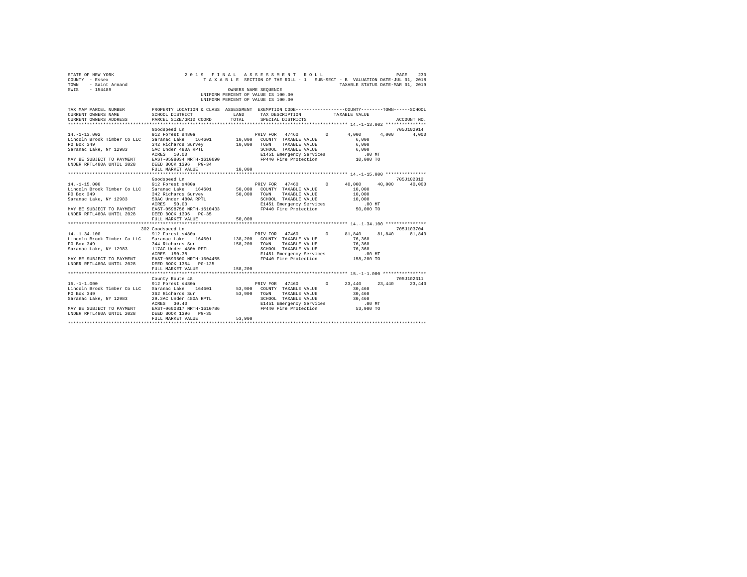STATE OF NEW YORK — 2019 FINAL ASSESSMENT ROLL — PAGE 230
COUNTY - Essex — TAXABLE SECTION OF THE ROLL - 1 SUB-SECT - B VALUATION DATE-JUL 01, 2018
TOWN - Saint Armand — TAXABLE STATUS DATE-MAR 01, 2019
SWIS - 154489 — OWNERS NAME SEQUENCE
UNIFORM PERCENT OF VALUE IS 100.00
UNIFORM PERCENT OF VALUE IS 100.00

```
TAX MAP PARCEL NUMBER         PROPERTY LOCATION & CLASS  ASSESSMENT  EXEMPTION CODE-----------------COUNTY--------TOWN------SCHOOL
CURRENT OWNERS NAME           SCHOOL DISTRICT             LAND       TAX DESCRIPTION            TAXABLE VALUE
CURRENT OWNERS ADDRESS        PARCEL SIZE/GRID COORD      TOTAL      SPECIAL DISTRICTS                                   ACCOUNT NO.
******************************************************************************************************* 14.-1-13.002 ***************
                              Goodspeed Ln                                                                              705J102914
14.-1-13.002                  912 Forest s480a                       PRIV FOR  47460         0       4,000       4,000       4,000
Lincoln Brook Timber Co LLC   Saranac Lake   164601       10,000     COUNTY  TAXABLE VALUE            6,000
PO Box 349                    342 Richards Survey         10,000     TOWN    TAXABLE VALUE            6,000
Saranac Lake, NY 12983        5AC Under 480A RPTL                    SCHOOL  TAXABLE VALUE            6,000
                              ACRES   10.00                          E1451 Emergency Services            .00 MT
MAY BE SUBJECT TO PAYMENT     EAST-0598034 NRTH-1610690              FP440 Fire Protection           10,000 TO
UNDER RPTL480A UNTIL 2028     DEED BOOK 1396   PG-34
                              FULL MARKET VALUE           10,000
******************************************************************************************************* 14.-1-15.000 ***************
                              Goodspeed Ln                                                                              705J102312
14.-1-15.000                  912 Forest s480a                       PRIV FOR  47460         0      40,000      40,000      40,000
Lincoln Brook Timber Co LLC   Saranac Lake   164601       50,000     COUNTY  TAXABLE VALUE           10,000
PO Box 349                    342 Richards Survey         50,000     TOWN    TAXABLE VALUE           10,000
Saranac Lake, NY 12983        50AC Under 480A RPTL                   SCHOOL  TAXABLE VALUE           10,000
                              ACRES   50.00                          E1451 Emergency Services            .00 MT
MAY BE SUBJECT TO PAYMENT     EAST-0598756 NRTH-1610433              FP440 Fire Protection           50,000 TO
UNDER RPTL480A UNTIL 2028     DEED BOOK 1396   PG-35
                              FULL MARKET VALUE           50,000
******************************************************************************************************* 14.-1-34.100 ***************
                          302 Goodspeed Ln                                                                              705J103704
14.-1-34.100                  912 Forest s480a                       PRIV FOR  47460         0      81,840      81,840      81,840
Lincoln Brook Timber Co LLC   Saranac Lake   164601      138,200     COUNTY  TAXABLE VALUE           76,360
PO Box 349                    344 Richards Sur           158,200     TOWN    TAXABLE VALUE           76,360
Saranac Lake, NY 12983        117AC Under 480A RPTL                  SCHOOL  TAXABLE VALUE           76,360
                              ACRES  150.38                          E1451 Emergency Services            .00 MT
MAY BE SUBJECT TO PAYMENT     EAST-0599600 NRTH-1604455              FP440 Fire Protection          158,200 TO
UNDER RPTL480A UNTIL 2028     DEED BOOK 1354   PG-125
                              FULL MARKET VALUE          158,200
******************************************************************************************************* 15.-1-1.000 ****************
                              County Route 48                                                                           705J102311
15.-1-1.000                   912 Forest s480a                       PRIV FOR  47460         0      23,440      23,440      23,440
Lincoln Brook Timber Co LLC   Saranac Lake   164601       53,900     COUNTY  TAXABLE VALUE           30,460
PO Box 349                    362 Richards Sur            53,900     TOWN    TAXABLE VALUE           30,460
Saranac Lake, NY 12983        29.3AC Under 480A RPTL                 SCHOOL  TAXABLE VALUE           30,460
                              ACRES   30.40                          E1451 Emergency Services            .00 MT
MAY BE SUBJECT TO PAYMENT     EAST-0600817 NRTH-1610786              FP440 Fire Protection           53,900 TO
UNDER RPTL480A UNTIL 2028     DEED BOOK 1396   PG-35
                              FULL MARKET VALUE           53,900
************************************************************************************************************************************
```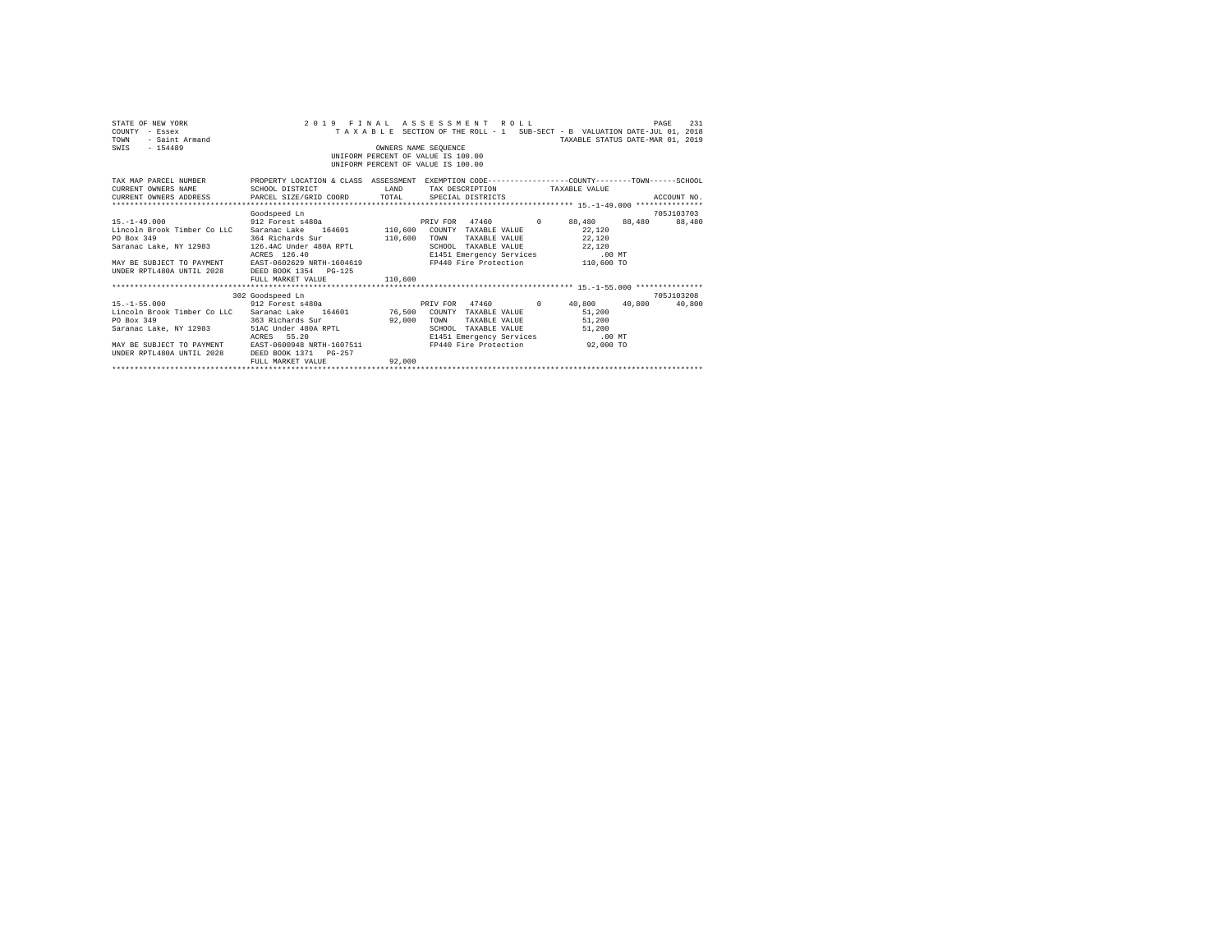STATE OF NEW YORK
COUNTY - Essex
TOWN - Saint Armand
SWIS - 154489

2019 FINAL ASSESSMENT ROLL
TAXABLE SECTION OF THE ROLL - 1 SUB-SECT - B VALUATION DATE-JUL 01, 2018
TAXABLE STATUS DATE-MAR 01, 2019

OWNERS NAME SEQUENCE
UNIFORM PERCENT OF VALUE IS 100.00
UNIFORM PERCENT OF VALUE IS 100.00

| TAX MAP PARCEL NUMBER / CURRENT OWNERS NAME / CURRENT OWNERS ADDRESS | PROPERTY LOCATION & CLASS / SCHOOL DISTRICT / PARCEL SIZE/GRID COORD | ASSESSMENT LAND / TOTAL | EXEMPTION CODE / TAX DESCRIPTION / SPECIAL DISTRICTS | COUNTY | TOWN | SCHOOL / ACCOUNT NO. |
|---|---|---|---|---|---|---|
| **15.-1-49.000** | Goodspeed Ln | | | | | 705J103703 |
| 15.-1-49.000 | 912 Forest s480a | | PRIV FOR 47460 0 | 88,480 | 88,480 | 88,480 |
| Lincoln Brook Timber Co LLC | Saranac Lake 164601 | 110,600 | COUNTY TAXABLE VALUE | 22,120 | | |
| PO Box 349 | 364 Richards Sur | 110,600 | TOWN TAXABLE VALUE | 22,120 | | |
| Saranac Lake, NY 12983 | 126.4AC Under 480A RPTL | | SCHOOL TAXABLE VALUE | 22,120 | | |
| | ACRES 126.40 | | E1451 Emergency Services | .00 MT | | |
| MAY BE SUBJECT TO PAYMENT | EAST-0602629 NRTH-1604619 | | FP440 Fire Protection | 110,600 TO | | |
| UNDER RPTL480A UNTIL 2028 | DEED BOOK 1354 PG-125 | | | | | |
| | FULL MARKET VALUE | 110,600 | | | | |
| **15.-1-55.000** | 302 Goodspeed Ln | | | | | 705J103208 |
| 15.-1-55.000 | 912 Forest s480a | | PRIV FOR 47460 0 | 40,800 | 40,800 | 40,800 |
| Lincoln Brook Timber Co LLC | Saranac Lake 164601 | 76,500 | COUNTY TAXABLE VALUE | 51,200 | | |
| PO Box 349 | 363 Richards Sur | 92,000 | TOWN TAXABLE VALUE | 51,200 | | |
| Saranac Lake, NY 12983 | 51AC Under 480A RPTL | | SCHOOL TAXABLE VALUE | 51,200 | | |
| | ACRES 55.20 | | E1451 Emergency Services | .00 MT | | |
| MAY BE SUBJECT TO PAYMENT | EAST-0600948 NRTH-1607511 | | FP440 Fire Protection | 92,000 TO | | |
| UNDER RPTL480A UNTIL 2028 | DEED BOOK 1371 PG-257 | | | | | |
| | FULL MARKET VALUE | 92,000 | | | | |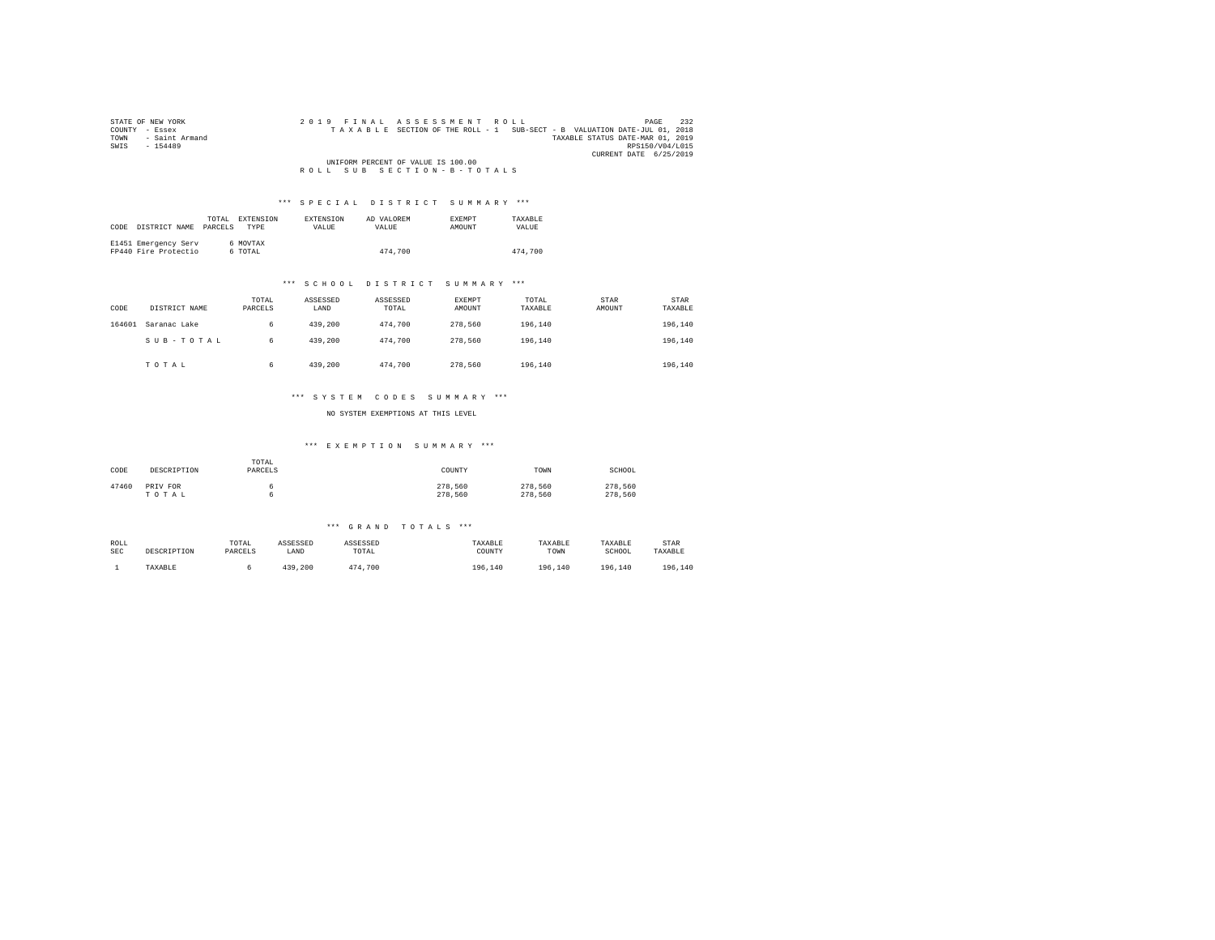STATE OF NEW YORK
COUNTY - Essex
TOWN - Saint Armand
SWIS - 154489

2 0 1 9 F I N A L A S S E S S M E N T R O L L
T A X A B L E SECTION OF THE ROLL - 1 SUB-SECT - B VALUATION DATE-JUL 01, 2018
TAXABLE STATUS DATE-MAR 01, 2019
RPS150/V04/L015
CURRENT DATE 6/25/2019

UNIFORM PERCENT OF VALUE IS 100.00

R O L L S U B S E C T I O N - B - T O T A L S

### *** S P E C I A L D I S T R I C T S U M M A R Y ***

| CODE | DISTRICT NAME | TOTAL PARCELS | EXTENSION TYPE | EXTENSION VALUE | AD VALOREM VALUE | EXEMPT AMOUNT | TAXABLE VALUE |
|---|---|---|---|---|---|---|---|
| E1451 | Emergency Serv | 6 | MOVTAX | | | | |
| FP440 | Fire Protectio | 6 | TOTAL | | 474,700 | | 474,700 |

### *** S C H O O L D I S T R I C T S U M M A R Y ***

| CODE | DISTRICT NAME | TOTAL PARCELS | ASSESSED LAND | ASSESSED TOTAL | EXEMPT AMOUNT | TOTAL TAXABLE | STAR AMOUNT | STAR TAXABLE |
|---|---|---|---|---|---|---|---|---|
| 164601 | Saranac Lake | 6 | 439,200 | 474,700 | 278,560 | 196,140 | | 196,140 |
| | S U B - T O T A L | 6 | 439,200 | 474,700 | 278,560 | 196,140 | | 196,140 |
| | T O T A L | 6 | 439,200 | 474,700 | 278,560 | 196,140 | | 196,140 |

### *** S Y S T E M C O D E S S U M M A R Y ***

NO SYSTEM EXEMPTIONS AT THIS LEVEL

### *** E X E M P T I O N S U M M A R Y ***

| CODE | DESCRIPTION | TOTAL PARCELS | COUNTY | TOWN | SCHOOL |
|---|---|---|---|---|---|
| 47460 | PRIV FOR | 6 | 278,560 | 278,560 | 278,560 |
| | T O T A L | 6 | 278,560 | 278,560 | 278,560 |

### *** G R A N D T O T A L S ***

| ROLL SEC | DESCRIPTION | TOTAL PARCELS | ASSESSED LAND | ASSESSED TOTAL | TAXABLE COUNTY | TAXABLE TOWN | TAXABLE SCHOOL | STAR TAXABLE |
|---|---|---|---|---|---|---|---|---|
| 1 | TAXABLE | 6 | 439,200 | 474,700 | 196,140 | 196,140 | 196,140 | 196,140 |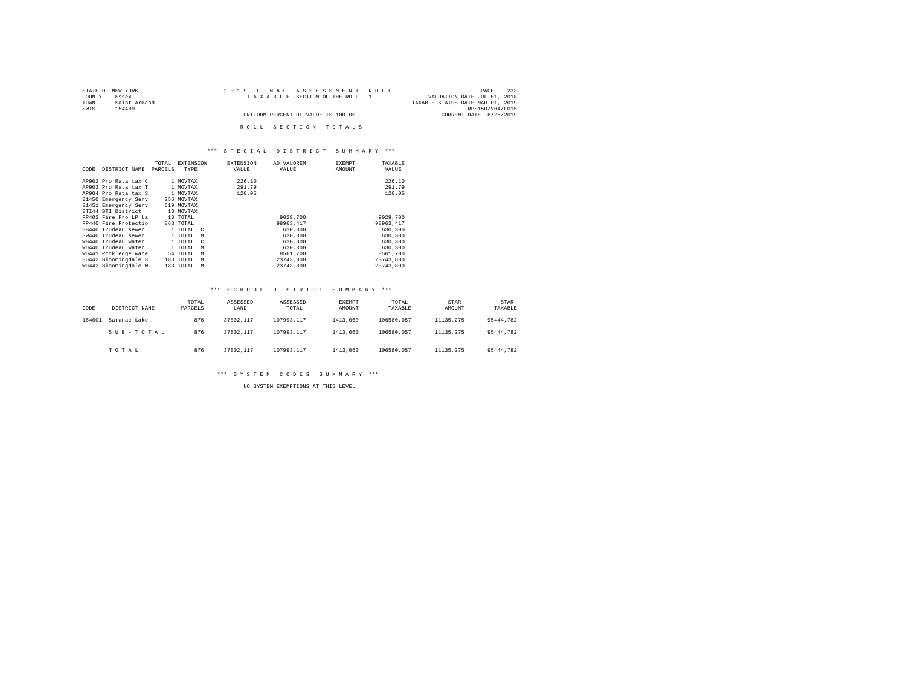STATE OF NEW YORK
COUNTY - Essex
TOWN - Saint Armand
SWIS - 154489

2019 FINAL ASSESSMENT ROLL
TAXABLE SECTION OF THE ROLL - 1
UNIFORM PERCENT OF VALUE IS 100.00

VALUATION DATE-JUL 01, 2018
TAXABLE STATUS DATE-MAR 01, 2019
RPS150/V04/L015
CURRENT DATE 6/25/2019

## ROLL SECTION TOTALS

### *** SPECIAL DISTRICT SUMMARY ***

| CODE | DISTRICT NAME | TOTAL PARCELS | EXTENSION TYPE | EXTENSION VALUE | AD VALOREM VALUE | EXEMPT AMOUNT | TAXABLE VALUE |
|---|---|---|---|---|---|---|---|
| AP902 | Pro Rata tax C | 1 | MOVTAX | 226.10 | | | 226.10 |
| AP903 | Pro Rata tax T | 1 | MOVTAX | 291.79 | | | 291.79 |
| AP904 | Pro Rata tax S | 1 | MOVTAX | 120.05 | | | 120.05 |
| E1450 | Emergency Serv | 256 | MOVTAX | | | | |
| E1451 | Emergency Serv | 619 | MOVTAX | | | | |
| BTI44 | BTI District | 13 | MOVTAX | | | | |
| FP403 | Fire Pro LP La | 13 | TOTAL | | 9029,700 | | 9029,700 |
| FP440 | Fire Protectio | 863 | TOTAL | | 98963,417 | | 98963,417 |
| SB440 | Trudeau sewer | 1 | TOTAL C | | 630,300 | | 630,300 |
| SW440 | Trudeau sewer | 1 | TOTAL M | | 630,300 | | 630,300 |
| WB440 | Trudeau water | 1 | TOTAL C | | 630,300 | | 630,300 |
| WD440 | Trudeau water | 1 | TOTAL M | | 630,300 | | 630,300 |
| WD441 | Rockledge wate | 54 | TOTAL M | | 8561,700 | | 8561,700 |
| SD442 | Bloomingdale S | 183 | TOTAL M | | 23743,800 | | 23743,800 |
| WD442 | Bloomingdale W | 183 | TOTAL M | | 23743,800 | | 23743,800 |

### *** SCHOOL DISTRICT SUMMARY ***

| CODE | DISTRICT NAME | TOTAL PARCELS | ASSESSED LAND | ASSESSED TOTAL | EXEMPT AMOUNT | TOTAL TAXABLE | STAR AMOUNT | STAR TAXABLE |
|---|---|---|---|---|---|---|---|---|
| 164601 | Saranac Lake | 876 | 37802,117 | 107993,117 | 1413,060 | 106580,057 | 11135,275 | 95444,782 |
| | SUB-TOTAL | 876 | 37802,117 | 107993,117 | 1413,060 | 106580,057 | 11135,275 | 95444,782 |
| | TOTAL | 876 | 37802,117 | 107993,117 | 1413,060 | 106580,057 | 11135,275 | 95444,782 |

### *** SYSTEM CODES SUMMARY ***

NO SYSTEM EXEMPTIONS AT THIS LEVEL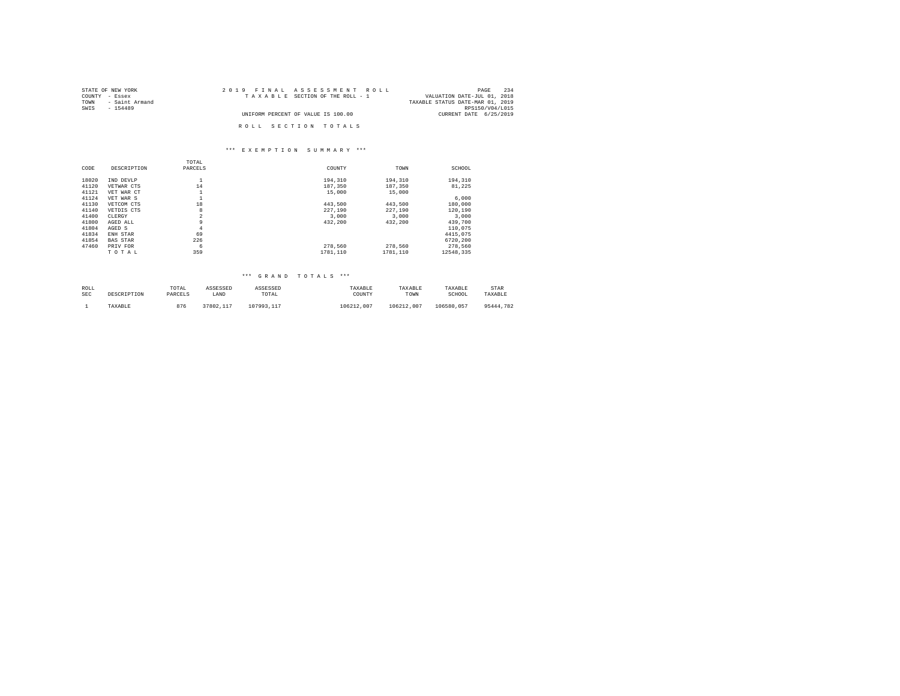STATE OF NEW YORK
COUNTY - Essex
TOWN - Saint Armand
SWIS - 154489

2019 FINAL ASSESSMENT ROLL
TAXABLE SECTION OF THE ROLL - 1
UNIFORM PERCENT OF VALUE IS 100.00

VALUATION DATE-JUL 01, 2018
TAXABLE STATUS DATE-MAR 01, 2019
RPS150/V04/L015
CURRENT DATE 6/25/2019

ROLL SECTION TOTALS

*** EXEMPTION SUMMARY ***

| CODE | DESCRIPTION | TOTAL PARCELS | COUNTY | TOWN | SCHOOL |
|---|---|---|---|---|---|
| 18020 | IND DEVLP | 1 | 194,310 | 194,310 | 194,310 |
| 41120 | VETWAR CTS | 14 | 187,350 | 187,350 | 81,225 |
| 41121 | VET WAR CT | 1 | 15,000 | 15,000 | |
| 41124 | VET WAR S | 1 | | | 6,000 |
| 41130 | VETCOM CTS | 18 | 443,500 | 443,500 | 180,000 |
| 41140 | VETDIS CTS | 8 | 227,190 | 227,190 | 120,190 |
| 41400 | CLERGY | 2 | 3,000 | 3,000 | 3,000 |
| 41800 | AGED ALL | 9 | 432,200 | 432,200 | 439,700 |
| 41804 | AGED S | 4 | | | 110,075 |
| 41834 | ENH STAR | 69 | | | 4415,075 |
| 41854 | BAS STAR | 226 | | | 6720,200 |
| 47460 | PRIV FOR | 6 | 278,560 | 278,560 | 278,560 |
| | TOTAL | 359 | 1781,110 | 1781,110 | 12548,335 |

*** GRAND TOTALS ***

| ROLL SEC | DESCRIPTION | TOTAL PARCELS | ASSESSED LAND | ASSESSED TOTAL | TAXABLE COUNTY | TAXABLE TOWN | TAXABLE SCHOOL | STAR TAXABLE |
|---|---|---|---|---|---|---|---|---|
| 1 | TAXABLE | 876 | 37802,117 | 107993,117 | 106212,007 | 106212,007 | 106580,057 | 95444,782 |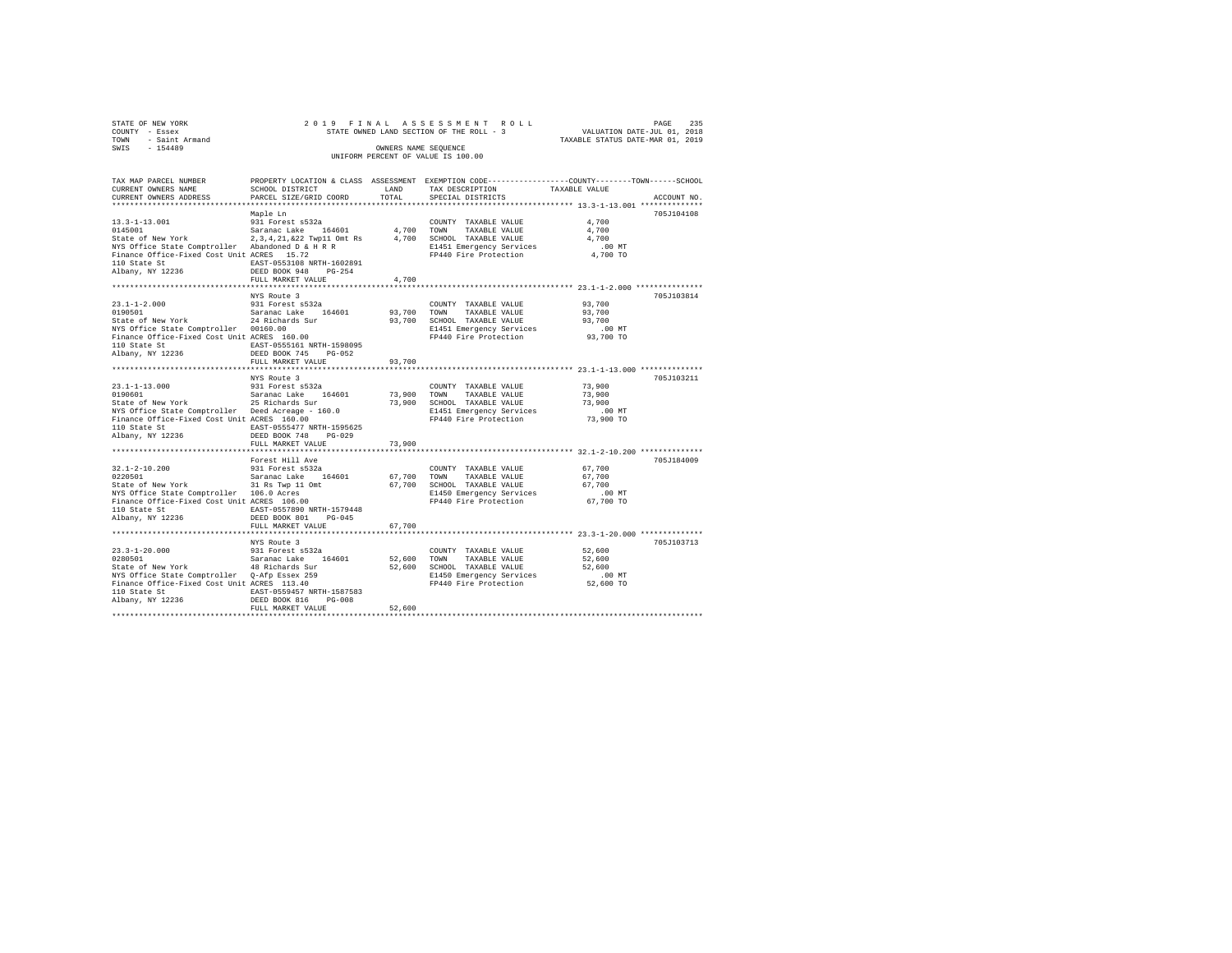STATE OF NEW YORK
COUNTY - Essex
TOWN - Saint Armand
SWIS - 154489

2019 FINAL ASSESSMENT ROLL
STATE OWNED LAND SECTION OF THE ROLL - 3
OWNERS NAME SEQUENCE
UNIFORM PERCENT OF VALUE IS 100.00

VALUATION DATE-JUL 01, 2018
TAXABLE STATUS DATE-MAR 01, 2019

| TAX MAP PARCEL NUMBER / CURRENT OWNERS NAME / CURRENT OWNERS ADDRESS | PROPERTY LOCATION & CLASS / SCHOOL DISTRICT / PARCEL SIZE/GRID COORD | ASSESSMENT LAND / TOTAL | EXEMPTION CODE / TAX DESCRIPTION / SPECIAL DISTRICTS | COUNTY / TOWN / SCHOOL TAXABLE VALUE | ACCOUNT NO. |
|---|---|---|---|---|---|
| 13.3-1-13.001 | Maple Ln | | | | 705J104108 |
| 0145001 | 931 Forest s532a | | COUNTY TAXABLE VALUE | 4,700 | |
| State of New York | Saranac Lake 164601 | 4,700 | TOWN TAXABLE VALUE | 4,700 | |
| NYS Office State Comptroller | 2,3,4,21,&22 Twp11 Omt Rs | 4,700 | SCHOOL TAXABLE VALUE | 4,700 | |
| Finance Office-Fixed Cost Unit | Abandoned D & H R R | | E1451 Emergency Services | .00 MT | |
| 110 State St | ACRES 15.72 | | FP440 Fire Protection | 4,700 TO | |
| Albany, NY 12236 | EAST-0553108 NRTH-1602891 | | | | |
| | DEED BOOK 948 PG-254 | | | | |
| | FULL MARKET VALUE | 4,700 | | | |
| 23.1-1-2.000 | NYS Route 3 | | | | 705J103814 |
| 0190501 | 931 Forest s532a | | COUNTY TAXABLE VALUE | 93,700 | |
| State of New York | Saranac Lake 164601 | 93,700 | TOWN TAXABLE VALUE | 93,700 | |
| NYS Office State Comptroller | 24 Richards Sur | 93,700 | SCHOOL TAXABLE VALUE | 93,700 | |
| Finance Office-Fixed Cost Unit | 00160.00 | | E1451 Emergency Services | .00 MT | |
| 110 State St | ACRES 160.00 | | FP440 Fire Protection | 93,700 TO | |
| Albany, NY 12236 | EAST-0555161 NRTH-1598095 | | | | |
| | DEED BOOK 745 PG-052 | | | | |
| | FULL MARKET VALUE | 93,700 | | | |
| 23.1-1-13.000 | NYS Route 3 | | | | 705J103211 |
| 0190601 | 931 Forest s532a | | COUNTY TAXABLE VALUE | 73,900 | |
| State of New York | Saranac Lake 164601 | 73,900 | TOWN TAXABLE VALUE | 73,900 | |
| NYS Office State Comptroller | 25 Richards Sur | 73,900 | SCHOOL TAXABLE VALUE | 73,900 | |
| Finance Office-Fixed Cost Unit | Deed Acreage - 160.0 | | E1451 Emergency Services | .00 MT | |
| 110 State St | ACRES 160.00 | | FP440 Fire Protection | 73,900 TO | |
| Albany, NY 12236 | EAST-0555477 NRTH-1595625 | | | | |
| | DEED BOOK 748 PG-029 | | | | |
| | FULL MARKET VALUE | 73,900 | | | |
| 32.1-2-10.200 | Forest Hill Ave | | | | 705J184009 |
| 0220501 | 931 Forest s532a | | COUNTY TAXABLE VALUE | 67,700 | |
| State of New York | Saranac Lake 164601 | 67,700 | TOWN TAXABLE VALUE | 67,700 | |
| NYS Office State Comptroller | 31 Rs Twp 11 Omt | 67,700 | SCHOOL TAXABLE VALUE | 67,700 | |
| Finance Office-Fixed Cost Unit | 106.0 Acres | | E1450 Emergency Services | .00 MT | |
| 110 State St | ACRES 106.00 | | FP440 Fire Protection | 67,700 TO | |
| Albany, NY 12236 | EAST-0557890 NRTH-1579448 | | | | |
| | DEED BOOK 801 PG-045 | | | | |
| | FULL MARKET VALUE | 67,700 | | | |
| 23.3-1-20.000 | NYS Route 3 | | | | 705J103713 |
| 0280501 | 931 Forest s532a | | COUNTY TAXABLE VALUE | 52,600 | |
| State of New York | Saranac Lake 164601 | 52,600 | TOWN TAXABLE VALUE | 52,600 | |
| NYS Office State Comptroller | 48 Richards Sur | 52,600 | SCHOOL TAXABLE VALUE | 52,600 | |
| Finance Office-Fixed Cost Unit | Q-Afp Essex 259 | | E1450 Emergency Services | .00 MT | |
| 110 State St | ACRES 113.40 | | FP440 Fire Protection | 52,600 TO | |
| Albany, NY 12236 | EAST-0559457 NRTH-1587583 | | | | |
| | DEED BOOK 816 PG-008 | | | | |
| | FULL MARKET VALUE | 52,600 | | | |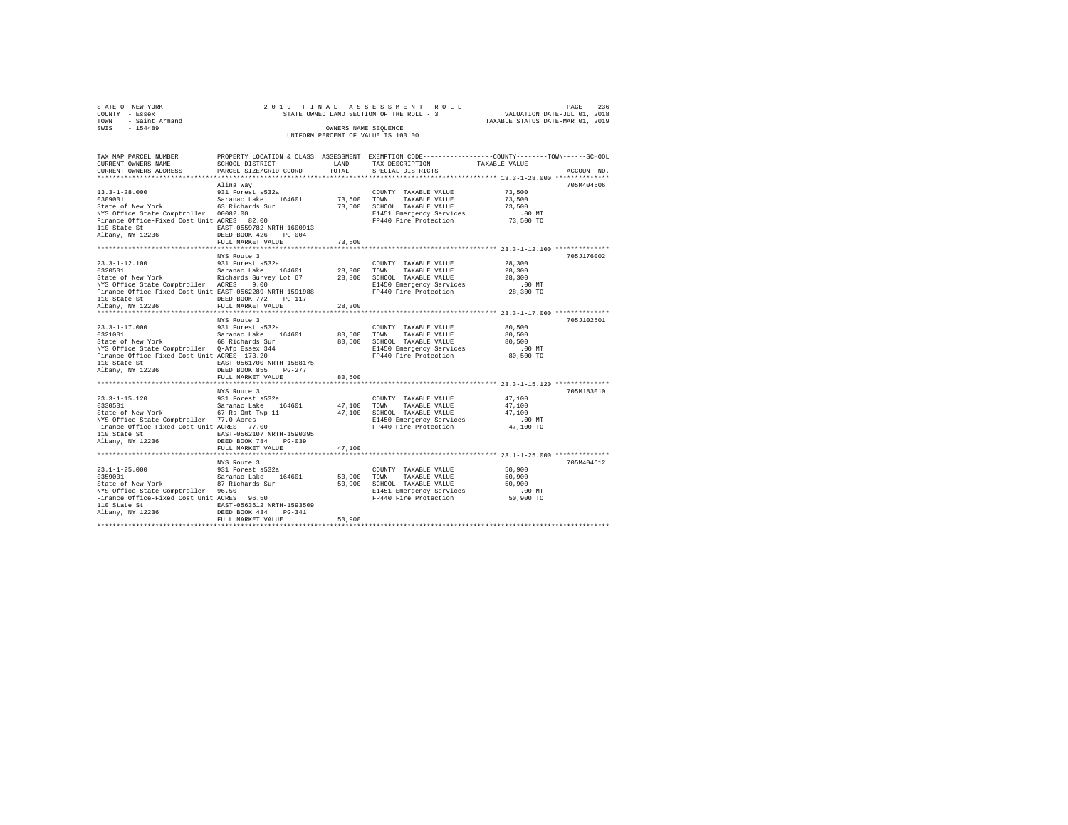STATE OF NEW YORK
COUNTY - Essex
TOWN - Saint Armand
SWIS - 154489

2019 FINAL ASSESSMENT ROLL
STATE OWNED LAND SECTION OF THE ROLL - 3
OWNERS NAME SEQUENCE
UNIFORM PERCENT OF VALUE IS 100.00

VALUATION DATE-JUL 01, 2018
TAXABLE STATUS DATE-MAR 01, 2019

| TAX MAP PARCEL NUMBER / CURRENT OWNERS NAME / CURRENT OWNERS ADDRESS | PROPERTY LOCATION & CLASS / SCHOOL DISTRICT / PARCEL SIZE/GRID COORD | ASSESSMENT LAND / TOTAL | EXEMPTION CODE / TAX DESCRIPTION / SPECIAL DISTRICTS | COUNTY / TOWN / SCHOOL TAXABLE VALUE | ACCOUNT NO. |
|---|---|---|---|---|---|
| **13.3-1-28.000** | Alina Way | | | | 705M404606 |
| 13.3-1-28.000 | 931 Forest s532a | | COUNTY TAXABLE VALUE | 73,500 | |
| 0309001 | Saranac Lake 164601 | 73,500 | TOWN TAXABLE VALUE | 73,500 | |
| State of New York | 63 Richards Sur | 73,500 | SCHOOL TAXABLE VALUE | 73,500 | |
| NYS Office State Comptroller | 00082.00 | | E1451 Emergency Services | .00 MT | |
| Finance Office-Fixed Cost Unit | ACRES 82.00 | | FP440 Fire Protection | 73,500 TO | |
| 110 State St | EAST-0559782 NRTH-1600913 | | | | |
| Albany, NY 12236 | DEED BOOK 426 PG-004 | | | | |
| | FULL MARKET VALUE | 73,500 | | | |
| **23.3-1-12.100** | NYS Route 3 | | | | 705J176002 |
| 23.3-1-12.100 | 931 Forest s532a | | COUNTY TAXABLE VALUE | 28,300 | |
| 0320501 | Saranac Lake 164601 | 28,300 | TOWN TAXABLE VALUE | 28,300 | |
| State of New York | Richards Survey Lot 67 | 28,300 | SCHOOL TAXABLE VALUE | 28,300 | |
| NYS Office State Comptroller | ACRES 9.00 | | E1450 Emergency Services | .00 MT | |
| Finance Office-Fixed Cost Unit | EAST-0562289 NRTH-1591988 | | FP440 Fire Protection | 28,300 TO | |
| 110 State St | DEED BOOK 772 PG-117 | | | | |
| Albany, NY 12236 | FULL MARKET VALUE | 28,300 | | | |
| **23.3-1-17.000** | NYS Route 3 | | | | 705J102501 |
| 23.3-1-17.000 | 931 Forest s532a | | COUNTY TAXABLE VALUE | 80,500 | |
| 0321001 | Saranac Lake 164601 | 80,500 | TOWN TAXABLE VALUE | 80,500 | |
| State of New York | 68 Richards Sur | 80,500 | SCHOOL TAXABLE VALUE | 80,500 | |
| NYS Office State Comptroller | Q-Afp Essex 344 | | E1450 Emergency Services | .00 MT | |
| Finance Office-Fixed Cost Unit | ACRES 173.20 | | FP440 Fire Protection | 80,500 TO | |
| 110 State St | EAST-0561700 NRTH-1588175 | | | | |
| Albany, NY 12236 | DEED BOOK 855 PG-277 | | | | |
| | FULL MARKET VALUE | 80,500 | | | |
| **23.3-1-15.120** | NYS Route 3 | | | | 705M183010 |
| 23.3-1-15.120 | 931 Forest s532a | | COUNTY TAXABLE VALUE | 47,100 | |
| 0330501 | Saranac Lake 164601 | 47,100 | TOWN TAXABLE VALUE | 47,100 | |
| State of New York | 67 Rs Omt Twp 11 | 47,100 | SCHOOL TAXABLE VALUE | 47,100 | |
| NYS Office State Comptroller | 77.0 Acres | | E1450 Emergency Services | .00 MT | |
| Finance Office-Fixed Cost Unit | ACRES 77.00 | | FP440 Fire Protection | 47,100 TO | |
| 110 State St | EAST-0562107 NRTH-1590395 | | | | |
| Albany, NY 12236 | DEED BOOK 784 PG-039 | | | | |
| | FULL MARKET VALUE | 47,100 | | | |
| **23.1-1-25.000** | NYS Route 3 | | | | 705M404612 |
| 23.1-1-25.000 | 931 Forest s532a | | COUNTY TAXABLE VALUE | 50,900 | |
| 0359001 | Saranac Lake 164601 | 50,900 | TOWN TAXABLE VALUE | 50,900 | |
| State of New York | 87 Richards Sur | 50,900 | SCHOOL TAXABLE VALUE | 50,900 | |
| NYS Office State Comptroller | 96.50 | | E1451 Emergency Services | .00 MT | |
| Finance Office-Fixed Cost Unit | ACRES 96.50 | | FP440 Fire Protection | 50,900 TO | |
| 110 State St | EAST-0563612 NRTH-1593509 | | | | |
| Albany, NY 12236 | DEED BOOK 434 PG-341 | | | | |
| | FULL MARKET VALUE | 50,900 | | | |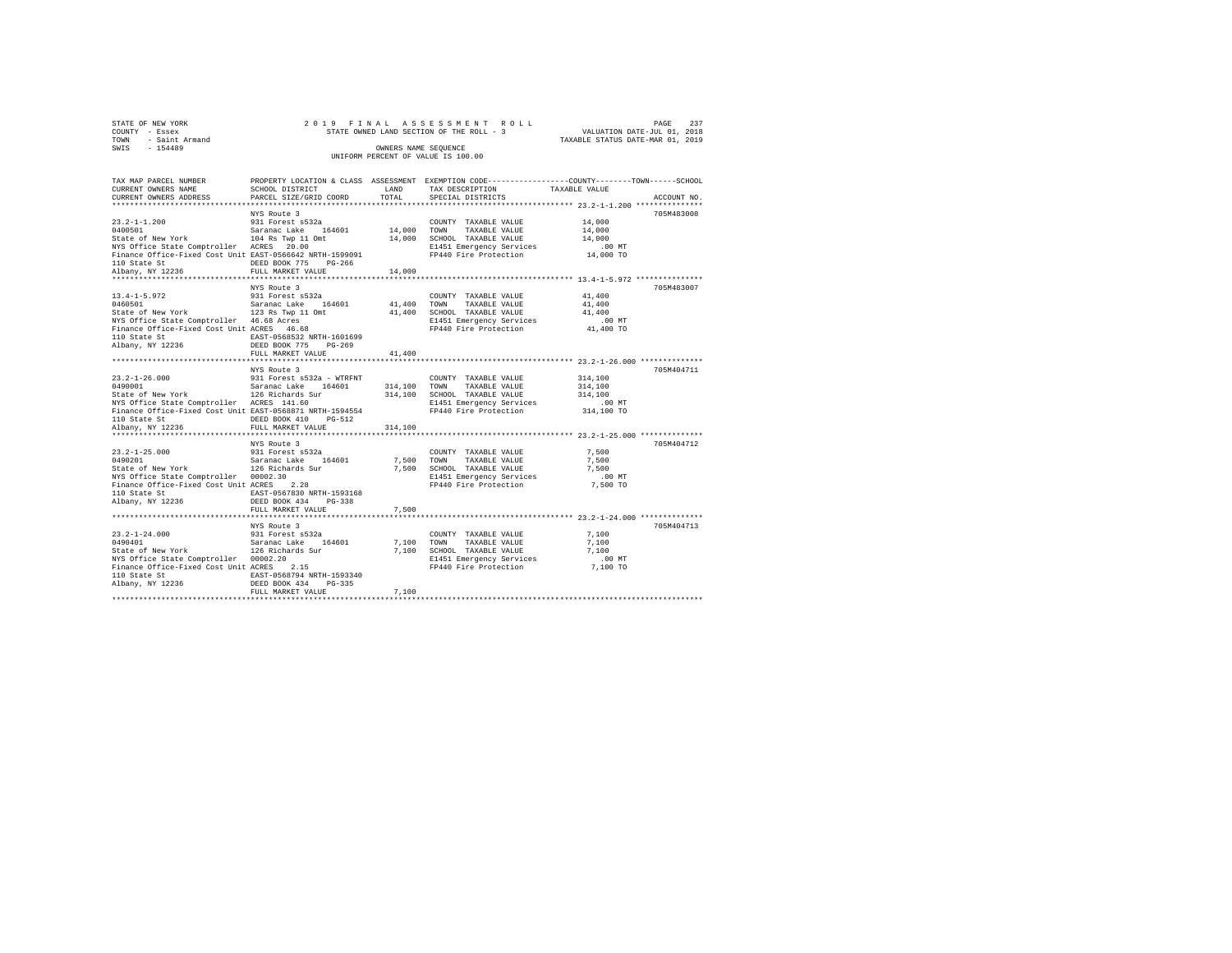STATE OF NEW YORK
COUNTY - Essex
TOWN - Saint Armand
SWIS - 154489

2019 FINAL ASSESSMENT ROLL
STATE OWNED LAND SECTION OF THE ROLL - 3
OWNERS NAME SEQUENCE
UNIFORM PERCENT OF VALUE IS 100.00

VALUATION DATE-JUL 01, 2018
TAXABLE STATUS DATE-MAR 01, 2019

```
TAX MAP PARCEL NUMBER          PROPERTY LOCATION & CLASS  ASSESSMENT  EXEMPTION CODE-----------------COUNTY--------TOWN------SCHOOL
CURRENT OWNERS NAME            SCHOOL DISTRICT               LAND      TAX DESCRIPTION            TAXABLE VALUE
CURRENT OWNERS ADDRESS         PARCEL SIZE/GRID COORD        TOTAL     SPECIAL DISTRICTS                                    ACCOUNT NO.
******************************************************************************************************* 23.2-1-1.200 ***************
                               NYS Route 3                                                                                705M483008
23.2-1-1.200                   931 Forest s532a                        COUNTY  TAXABLE VALUE          14,000
0400501                        Saranac Lake   164601        14,000     TOWN    TAXABLE VALUE          14,000
State of New York              104 Rs Twp 11 Omt            14,000     SCHOOL  TAXABLE VALUE          14,000
NYS Office State Comptroller   ACRES  20.00                            E1451 Emergency Services          .00 MT
Finance Office-Fixed Cost Unit EAST-0566642 NRTH-1599091               FP440 Fire Protection          14,000 TO
110 State St                   DEED BOOK 775    PG-266
Albany, NY 12236               FULL MARKET VALUE            14,000
******************************************************************************************************* 13.4-1-5.972 ***************
                               NYS Route 3                                                                                705M483007
13.4-1-5.972                   931 Forest s532a                        COUNTY  TAXABLE VALUE          41,400
0460501                        Saranac Lake   164601        41,400     TOWN    TAXABLE VALUE          41,400
State of New York              123 Rs Twp 11 Omt            41,400     SCHOOL  TAXABLE VALUE          41,400
NYS Office State Comptroller   46.68 Acres                             E1451 Emergency Services          .00 MT
Finance Office-Fixed Cost Unit ACRES  46.68                            FP440 Fire Protection          41,400 TO
110 State St                   EAST-0568532 NRTH-1601699
Albany, NY 12236               DEED BOOK 775    PG-269
                               FULL MARKET VALUE            41,400
******************************************************************************************************* 23.2-1-26.000 **************
                               NYS Route 3                                                                                705M404711
23.2-1-26.000                  931 Forest s532a - WTRFNT               COUNTY  TAXABLE VALUE         314,100
0490001                        Saranac Lake   164601       314,100     TOWN    TAXABLE VALUE         314,100
State of New York              126 Richards Sur            314,100     SCHOOL  TAXABLE VALUE         314,100
NYS Office State Comptroller   ACRES 141.60                            E1451 Emergency Services          .00 MT
Finance Office-Fixed Cost Unit EAST-0568871 NRTH-1594554               FP440 Fire Protection         314,100 TO
110 State St                   DEED BOOK 410    PG-512
Albany, NY 12236               FULL MARKET VALUE           314,100
******************************************************************************************************* 23.2-1-25.000 **************
                               NYS Route 3                                                                                705M404712
23.2-1-25.000                  931 Forest s532a                        COUNTY  TAXABLE VALUE           7,500
0490201                        Saranac Lake   164601         7,500     TOWN    TAXABLE VALUE           7,500
State of New York              126 Richards Sur              7,500     SCHOOL  TAXABLE VALUE           7,500
NYS Office State Comptroller   00002.30                                E1451 Emergency Services          .00 MT
Finance Office-Fixed Cost Unit ACRES   2.28                            FP440 Fire Protection           7,500 TO
110 State St                   EAST-0567830 NRTH-1593168
Albany, NY 12236               DEED BOOK 434    PG-338
                               FULL MARKET VALUE             7,500
******************************************************************************************************* 23.2-1-24.000 **************
                               NYS Route 3                                                                                705M404713
23.2-1-24.000                  931 Forest s532a                        COUNTY  TAXABLE VALUE           7,100
0490401                        Saranac Lake   164601         7,100     TOWN    TAXABLE VALUE           7,100
State of New York              126 Richards Sur              7,100     SCHOOL  TAXABLE VALUE           7,100
NYS Office State Comptroller   00002.20                                E1451 Emergency Services          .00 MT
Finance Office-Fixed Cost Unit ACRES   2.15                            FP440 Fire Protection           7,100 TO
110 State St                   EAST-0568794 NRTH-1593340
Albany, NY 12236               DEED BOOK 434    PG-335
                               FULL MARKET VALUE             7,100
************************************************************************************************************************************
```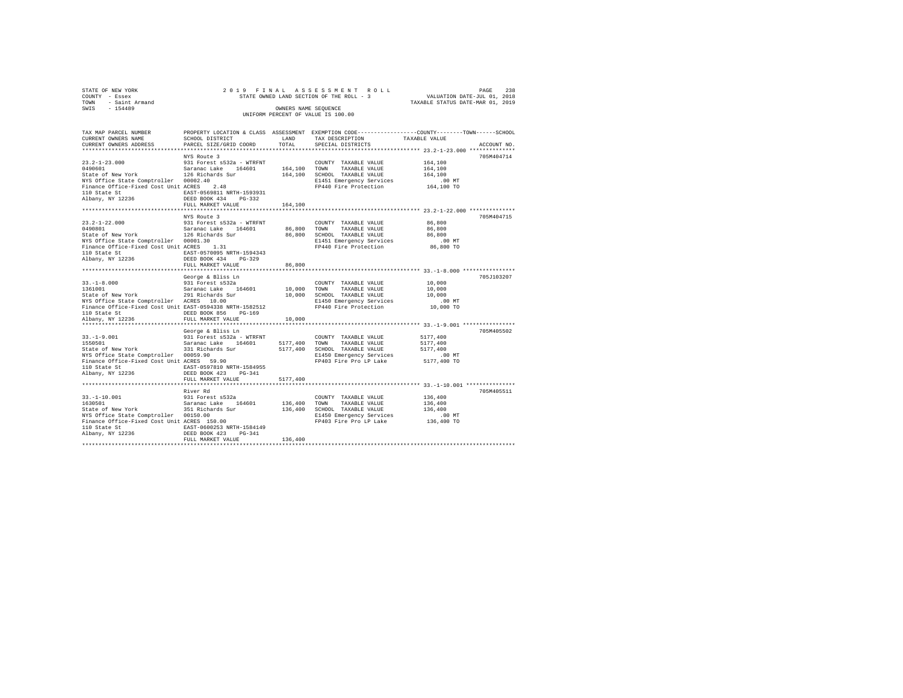STATE OF NEW YORK                                    2019 FINAL ASSESSMENT ROLL
COUNTY - Essex                          STATE OWNED LAND SECTION OF THE ROLL - 3          VALUATION DATE-JUL 01, 2018
TOWN - Saint Armand                                                                   TAXABLE STATUS DATE-MAR 01, 2019
SWIS - 154489                                    OWNERS NAME SEQUENCE
                                          UNIFORM PERCENT OF VALUE IS 100.00

| TAX MAP PARCEL NUMBER / CURRENT OWNERS NAME / CURRENT OWNERS ADDRESS | PROPERTY LOCATION & CLASS / SCHOOL DISTRICT / PARCEL SIZE/GRID COORD | ASSESSMENT LAND | TOTAL | EXEMPTION CODE / TAX DESCRIPTION / SPECIAL DISTRICTS | COUNTY/TOWN/SCHOOL TAXABLE VALUE | ACCOUNT NO. |
|---|---|---|---|---|---|---|
| **23.2-1-23.000** | NYS Route 3 | | | | | 705M404714 |
| 0490601 | 931 Forest s532a - WTRFNT | | | COUNTY TAXABLE VALUE | 164,100 | |
| State of New York | Saranac Lake 164601 | 164,100 | | TOWN TAXABLE VALUE | 164,100 | |
| NYS Office State Comptroller | 126 Richards Sur | | 164,100 | SCHOOL TAXABLE VALUE | 164,100 | |
| Finance Office-Fixed Cost Unit | 00002.40 | | | E1451 Emergency Services | .00 MT | |
| 110 State St | ACRES 2.48 | | | FP440 Fire Protection | 164,100 TO | |
| Albany, NY 12236 | EAST-0569811 NRTH-1593931 | | | | | |
| | DEED BOOK 434 PG-332 | | | | | |
| | FULL MARKET VALUE | | 164,100 | | | |
| **23.2-1-22.000** | NYS Route 3 | | | | | 705M404715 |
| 0490801 | 931 Forest s532a - WTRFNT | | | COUNTY TAXABLE VALUE | 86,800 | |
| State of New York | Saranac Lake 164601 | 86,800 | | TOWN TAXABLE VALUE | 86,800 | |
| NYS Office State Comptroller | 126 Richards Sur | | 86,800 | SCHOOL TAXABLE VALUE | 86,800 | |
| Finance Office-Fixed Cost Unit | 00001.30 | | | E1451 Emergency Services | .00 MT | |
| 110 State St | ACRES 1.31 | | | FP440 Fire Protection | 86,800 TO | |
| Albany, NY 12236 | EAST-0570095 NRTH-1594343 | | | | | |
| | DEED BOOK 434 PG-329 | | | | | |
| | FULL MARKET VALUE | | 86,800 | | | |
| **33.-1-8.000** | George & Bliss Ln | | | | | 705J103207 |
| 1361001 | 931 Forest s532a | | | COUNTY TAXABLE VALUE | 10,000 | |
| State of New York | Saranac Lake 164601 | 10,000 | | TOWN TAXABLE VALUE | 10,000 | |
| NYS Office State Comptroller | 291 Richards Sur | | 10,000 | SCHOOL TAXABLE VALUE | 10,000 | |
| Finance Office-Fixed Cost Unit | ACRES 10.00 | | | E1450 Emergency Services | .00 MT | |
| 110 State St | EAST-0594338 NRTH-1582512 | | | FP440 Fire Protection | 10,000 TO | |
| Albany, NY 12236 | DEED BOOK 856 PG-169 | | | | | |
| | FULL MARKET VALUE | | 10,000 | | | |
| **33.-1-9.001** | George & Bliss Ln | | | | | 705M405502 |
| 1550501 | 931 Forest s532a - WTRFNT | | | COUNTY TAXABLE VALUE | 5177,400 | |
| State of New York | Saranac Lake 164601 | 5177,400 | | TOWN TAXABLE VALUE | 5177,400 | |
| NYS Office State Comptroller | 331 Richards Sur | | 5177,400 | SCHOOL TAXABLE VALUE | 5177,400 | |
| Finance Office-Fixed Cost Unit | 00059.90 | | | E1450 Emergency Services | .00 MT | |
| 110 State St | ACRES 59.90 | | | FP403 Fire Pro LP Lake | 5177,400 TO | |
| Albany, NY 12236 | EAST-0597810 NRTH-1584955 | | | | | |
| | DEED BOOK 423 PG-341 | | | | | |
| | FULL MARKET VALUE | | 5177,400 | | | |
| **33.-1-10.001** | River Rd | | | | | 705M405511 |
| 1630501 | 931 Forest s532a | | | COUNTY TAXABLE VALUE | 136,400 | |
| State of New York | Saranac Lake 164601 | 136,400 | | TOWN TAXABLE VALUE | 136,400 | |
| NYS Office State Comptroller | 351 Richards Sur | | 136,400 | SCHOOL TAXABLE VALUE | 136,400 | |
| Finance Office-Fixed Cost Unit | 00150.00 | | | E1450 Emergency Services | .00 MT | |
| 110 State St | ACRES 150.00 | | | FP403 Fire Pro LP Lake | 136,400 TO | |
| Albany, NY 12236 | EAST-0600253 NRTH-1584149 | | | | | |
| | DEED BOOK 423 PG-341 | | | | | |
| | FULL MARKET VALUE | | 136,400 | | | |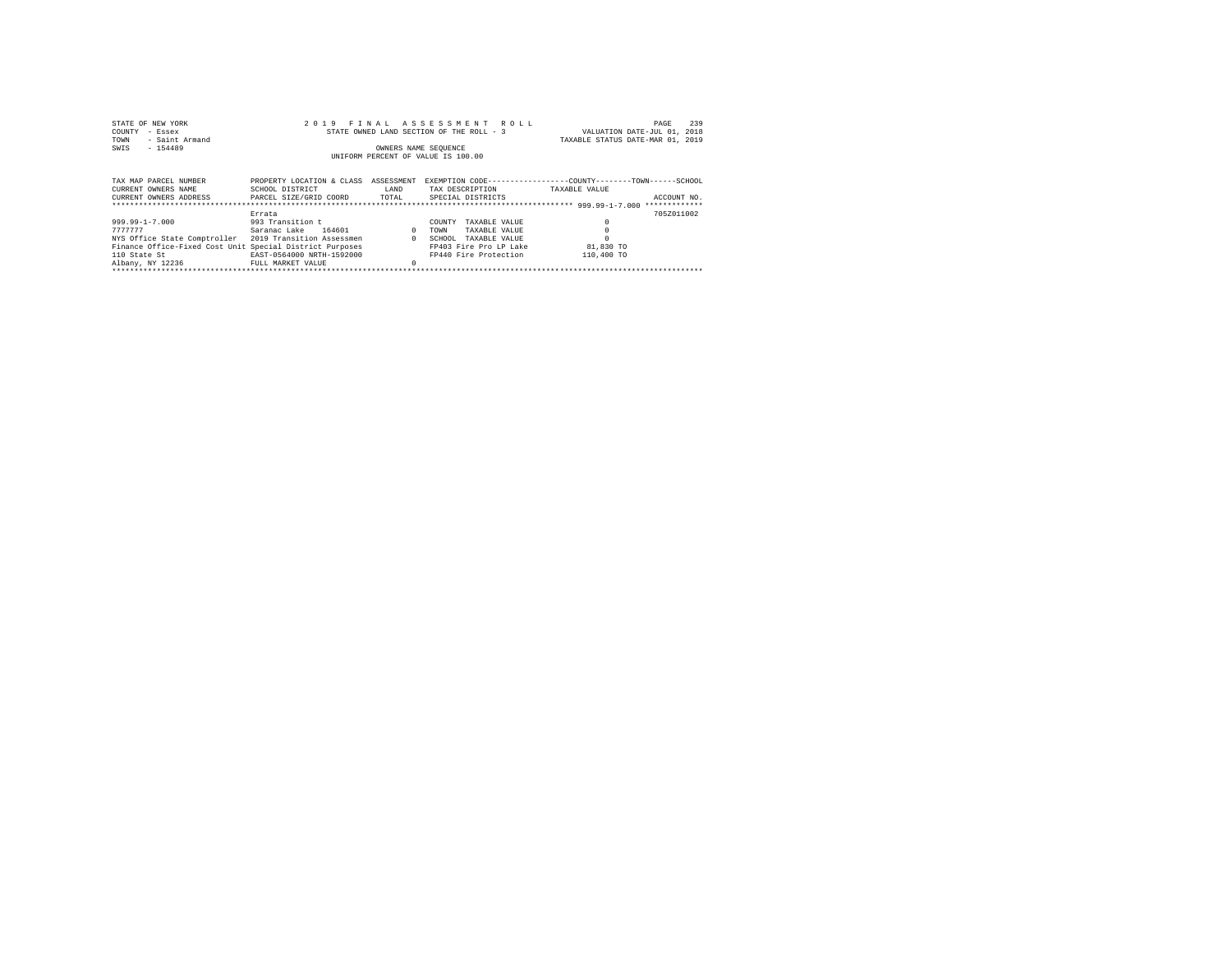STATE OF NEW YORK — 2019 FINAL ASSESSMENT ROLL
COUNTY - Essex — STATE OWNED LAND SECTION OF THE ROLL - 3 — VALUATION DATE-JUL 01, 2018
TOWN - Saint Armand — TAXABLE STATUS DATE-MAR 01, 2019
SWIS - 154489 — OWNERS NAME SEQUENCE
UNIFORM PERCENT OF VALUE IS 100.00

| TAX MAP PARCEL NUMBER / CURRENT OWNERS NAME / CURRENT OWNERS ADDRESS | PROPERTY LOCATION & CLASS / SCHOOL DISTRICT / PARCEL SIZE/GRID COORD | ASSESSMENT LAND / TOTAL | EXEMPTION CODE / TAX DESCRIPTION / SPECIAL DISTRICTS | COUNTY / TOWN / SCHOOL TAXABLE VALUE | ACCOUNT NO. |
|---|---|---|---|---|---|
| ******** 999.99-1-7.000 ******** | | | | | |
| | Errata | | | | 705Z011002 |
| 999.99-1-7.000 | 993 Transition t | | COUNTY TAXABLE VALUE | 0 | |
| 7777777 | Saranac Lake 164601 | 0 | TOWN TAXABLE VALUE | 0 | |
| NYS Office State Comptroller | 2019 Transition Assessmen | 0 | SCHOOL TAXABLE VALUE | 0 | |
| Finance Office-Fixed Cost Unit | Special District Purposes | | FP403 Fire Pro LP Lake | 81,830 TO | |
| 110 State St | EAST-0564000 NRTH-1592000 | | FP440 Fire Protection | 110,400 TO | |
| Albany, NY 12236 | FULL MARKET VALUE | 0 | | | |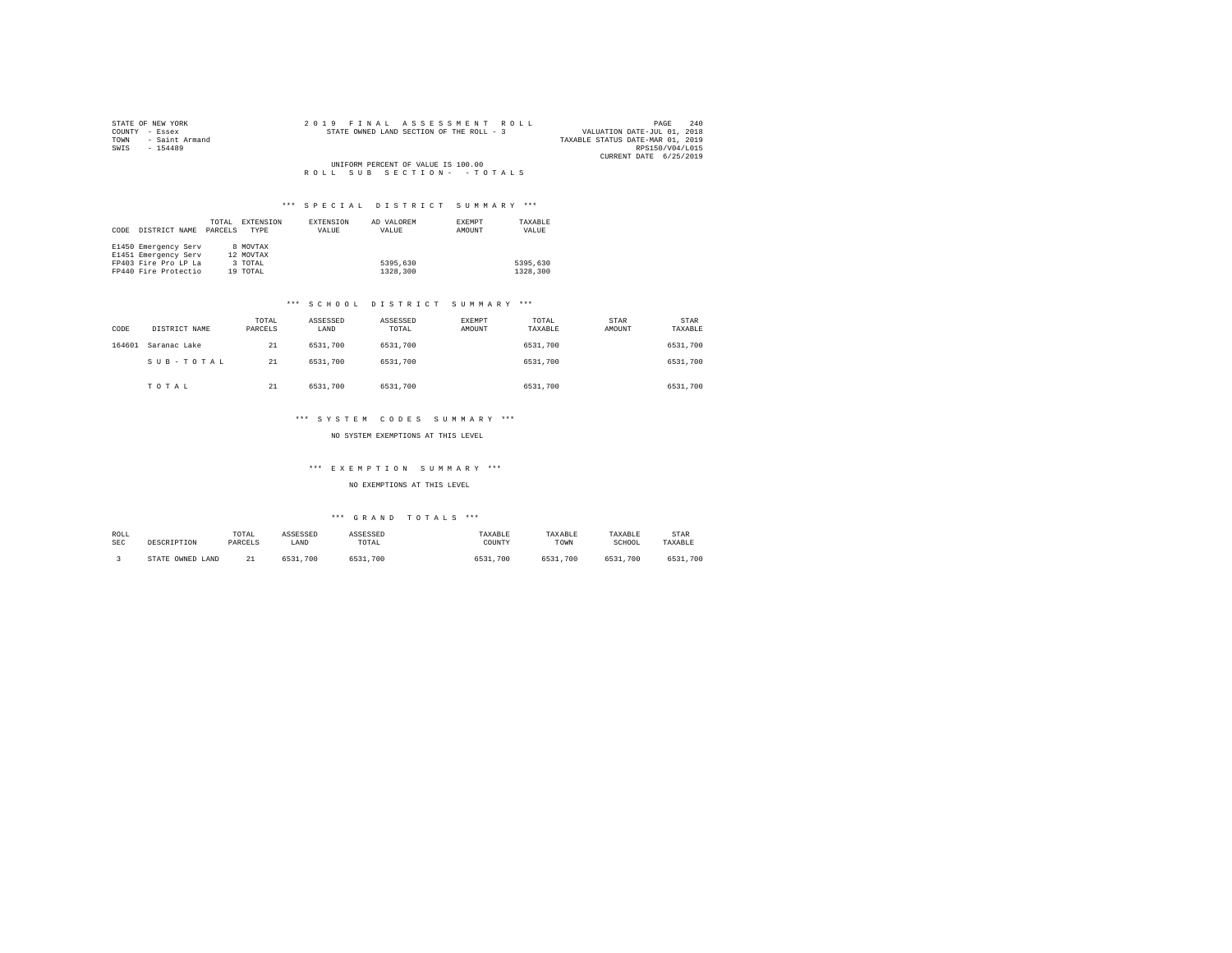STATE OF NEW YORK
COUNTY - Essex
TOWN - Saint Armand
SWIS - 154489

2019 FINAL ASSESSMENT ROLL
STATE OWNED LAND SECTION OF THE ROLL - 3

VALUATION DATE-JUL 01, 2018
TAXABLE STATUS DATE-MAR 01, 2019
RPS150/V04/L015
CURRENT DATE 6/25/2019

UNIFORM PERCENT OF VALUE IS 100.00

ROLL SUB SECTION- - TOTALS

### *** SPECIAL DISTRICT SUMMARY ***

| CODE | DISTRICT NAME | TOTAL PARCELS | EXTENSION TYPE | EXTENSION VALUE | AD VALOREM VALUE | EXEMPT AMOUNT | TAXABLE VALUE |
|---|---|---|---|---|---|---|---|
| E1450 | Emergency Serv | 8 | MOVTAX | | | | |
| E1451 | Emergency Serv | 12 | MOVTAX | | | | |
| FP403 | Fire Pro LP La | 3 | TOTAL | | 5395,630 | | 5395,630 |
| FP440 | Fire Protectio | 19 | TOTAL | | 1328,300 | | 1328,300 |

### *** SCHOOL DISTRICT SUMMARY ***

| CODE | DISTRICT NAME | TOTAL PARCELS | ASSESSED LAND | ASSESSED TOTAL | EXEMPT AMOUNT | TOTAL TAXABLE | STAR AMOUNT | STAR TAXABLE |
|---|---|---|---|---|---|---|---|---|
| 164601 | Saranac Lake | 21 | 6531,700 | 6531,700 | | 6531,700 | | 6531,700 |
| | SUB-TOTAL | 21 | 6531,700 | 6531,700 | | 6531,700 | | 6531,700 |
| | TOTAL | 21 | 6531,700 | 6531,700 | | 6531,700 | | 6531,700 |

### *** SYSTEM CODES SUMMARY ***

NO SYSTEM EXEMPTIONS AT THIS LEVEL

### *** EXEMPTION SUMMARY ***

NO EXEMPTIONS AT THIS LEVEL

### *** GRAND TOTALS ***

| ROLL SEC | DESCRIPTION | TOTAL PARCELS | ASSESSED LAND | ASSESSED TOTAL | TAXABLE COUNTY | TAXABLE TOWN | TAXABLE SCHOOL | STAR TAXABLE |
|---|---|---|---|---|---|---|---|---|
| 3 | STATE OWNED LAND | 21 | 6531,700 | 6531,700 | 6531,700 | 6531,700 | 6531,700 | 6531,700 |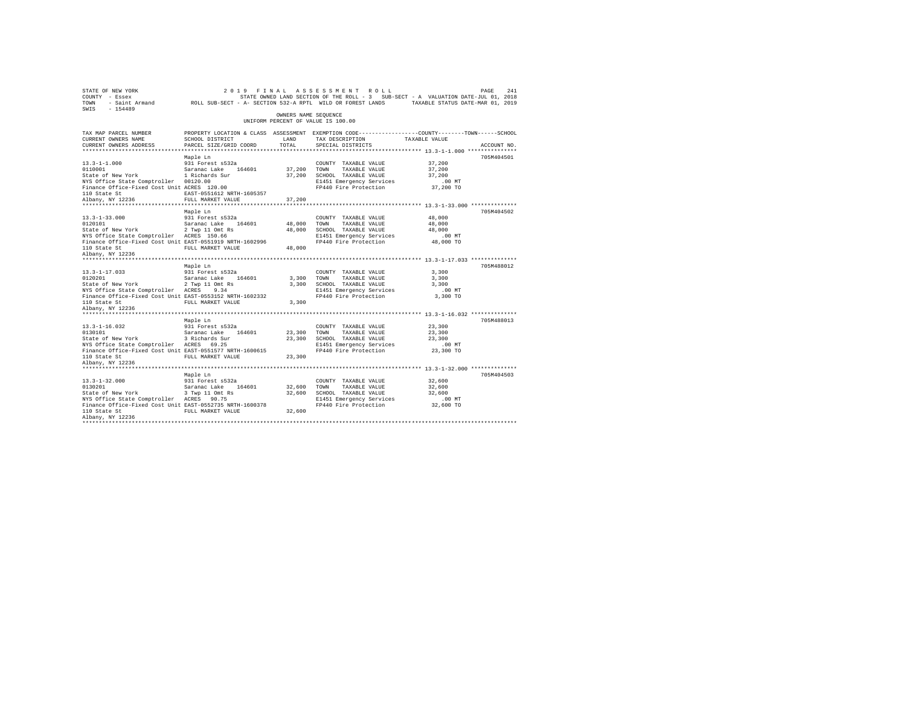STATE OF NEW YORK                    2 0 1 9   F I N A L   A S S E S S M E N T   R O L L
COUNTY - Essex                       STATE OWNED LAND SECTION OF THE ROLL - 3   SUB-SECT - A  VALUATION DATE-JUL 01, 2018
TOWN - Saint Armand          ROLL SUB-SECT - A- SECTION 532-A RPTL  WILD OR FOREST LANDS        TAXABLE STATUS DATE-MAR 01, 2019
SWIS - 154489

OWNERS NAME SEQUENCE
UNIFORM PERCENT OF VALUE IS 100.00

| TAX MAP PARCEL NUMBER / CURRENT OWNERS NAME / CURRENT OWNERS ADDRESS | PROPERTY LOCATION & CLASS / SCHOOL DISTRICT / PARCEL SIZE/GRID COORD | ASSESSMENT LAND / TOTAL | EXEMPTION CODE / TAX DESCRIPTION / SPECIAL DISTRICTS | TAXABLE VALUE (COUNTY / TOWN / SCHOOL) | ACCOUNT NO. |
|---|---|---|---|---|---|
| 13.3-1-1.000 | Maple Ln | | | | 705M404501 |
| | 931 Forest s532a | | COUNTY TAXABLE VALUE | 37,200 | |
| 0110001 | Saranac Lake 164601 | 37,200 | TOWN TAXABLE VALUE | 37,200 | |
| State of New York | 1 Richards Sur | 37,200 | SCHOOL TAXABLE VALUE | 37,200 | |
| NYS Office State Comptroller | 00120.00 | | E1451 Emergency Services | .00 MT | |
| Finance Office-Fixed Cost Unit | ACRES 120.00 | | FP440 Fire Protection | 37,200 TO | |
| 110 State St | EAST-0551612 NRTH-1605357 | | | | |
| Albany, NY 12236 | FULL MARKET VALUE | 37,200 | | | |
| 13.3-1-33.000 | Maple Ln | | | | 705M404502 |
| | 931 Forest s532a | | COUNTY TAXABLE VALUE | 48,000 | |
| 0120101 | Saranac Lake 164601 | 48,000 | TOWN TAXABLE VALUE | 48,000 | |
| State of New York | 2 Twp 11 Omt Rs | 48,000 | SCHOOL TAXABLE VALUE | 48,000 | |
| NYS Office State Comptroller | ACRES 150.66 | | E1451 Emergency Services | .00 MT | |
| Finance Office-Fixed Cost Unit | EAST-0551919 NRTH-1602996 | | FP440 Fire Protection | 48,000 TO | |
| 110 State St | FULL MARKET VALUE | 48,000 | | | |
| Albany, NY 12236 | | | | | |
| 13.3-1-17.033 | Maple Ln | | | | 705M488012 |
| | 931 Forest s532a | | COUNTY TAXABLE VALUE | 3,300 | |
| 0120201 | Saranac Lake 164601 | 3,300 | TOWN TAXABLE VALUE | 3,300 | |
| State of New York | 2 Twp 11 Omt Rs | 3,300 | SCHOOL TAXABLE VALUE | 3,300 | |
| NYS Office State Comptroller | ACRES 9.34 | | E1451 Emergency Services | .00 MT | |
| Finance Office-Fixed Cost Unit | EAST-0553152 NRTH-1602332 | | FP440 Fire Protection | 3,300 TO | |
| 110 State St | FULL MARKET VALUE | 3,300 | | | |
| Albany, NY 12236 | | | | | |
| 13.3-1-16.032 | Maple Ln | | | | 705M488013 |
| | 931 Forest s532a | | COUNTY TAXABLE VALUE | 23,300 | |
| 0130101 | Saranac Lake 164601 | 23,300 | TOWN TAXABLE VALUE | 23,300 | |
| State of New York | 3 Richards Sur | 23,300 | SCHOOL TAXABLE VALUE | 23,300 | |
| NYS Office State Comptroller | ACRES 69.25 | | E1451 Emergency Services | .00 MT | |
| Finance Office-Fixed Cost Unit | EAST-0551577 NRTH-1600615 | | FP440 Fire Protection | 23,300 TO | |
| 110 State St | FULL MARKET VALUE | 23,300 | | | |
| Albany, NY 12236 | | | | | |
| 13.3-1-32.000 | Maple Ln | | | | 705M404503 |
| | 931 Forest s532a | | COUNTY TAXABLE VALUE | 32,600 | |
| 0130201 | Saranac Lake 164601 | 32,600 | TOWN TAXABLE VALUE | 32,600 | |
| State of New York | 3 Twp 11 Omt Rs | 32,600 | SCHOOL TAXABLE VALUE | 32,600 | |
| NYS Office State Comptroller | ACRES 90.75 | | E1451 Emergency Services | .00 MT | |
| Finance Office-Fixed Cost Unit | EAST-0552735 NRTH-1600378 | | FP440 Fire Protection | 32,600 TO | |
| 110 State St | FULL MARKET VALUE | 32,600 | | | |
| Albany, NY 12236 | | | | | |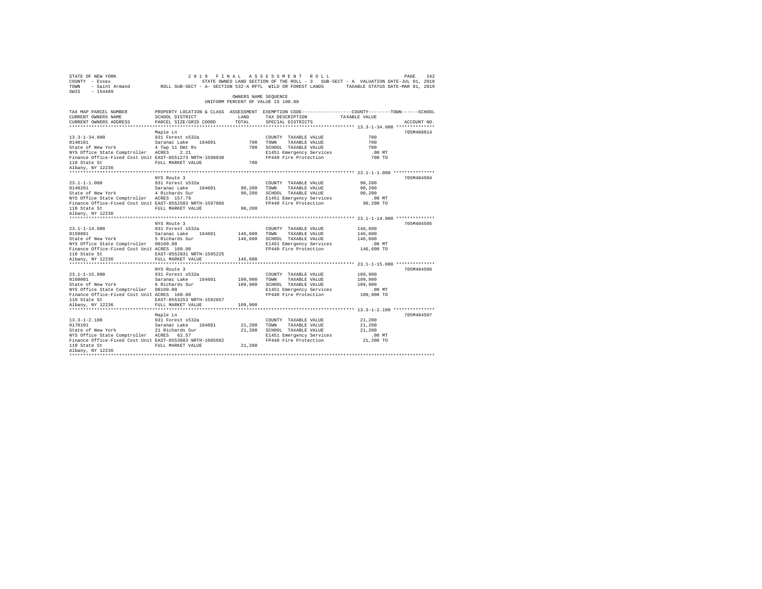STATE OF NEW YORK 2 0 1 9 F I N A L A S S E S S M E N T R O L L
COUNTY - Essex STATE OWNED LAND SECTION OF THE ROLL - 3 SUB-SECT - A VALUATION DATE-JUL 01, 2018
TOWN - Saint Armand ROLL SUB-SECT - A- SECTION 532-A RPTL WILD OR FOREST LANDS TAXABLE STATUS DATE-MAR 01, 2019
SWIS - 154489

OWNERS NAME SEQUENCE
UNIFORM PERCENT OF VALUE IS 100.00

```
TAX MAP PARCEL NUMBER          PROPERTY LOCATION & CLASS  ASSESSMENT  EXEMPTION CODE-----------------COUNTY--------TOWN------SCHOOL
CURRENT OWNERS NAME            SCHOOL DISTRICT             LAND       TAX DESCRIPTION            TAXABLE VALUE
CURRENT OWNERS ADDRESS         PARCEL SIZE/GRID COORD      TOTAL      SPECIAL DISTRICTS                                    ACCOUNT NO.
******************************************************************************************************* 13.3-1-34.000 **************
                               Maple Ln                                                                                 705M488014
13.3-1-34.000                  931 Forest s532a                        COUNTY  TAXABLE VALUE              700
0140101                        Saranac Lake   164601        700        TOWN    TAXABLE VALUE              700
State of New York              4 Twp 11 Omt Rs              700        SCHOOL  TAXABLE VALUE              700
NYS Office State Comptroller   ACRES    2.21                           E1451 Emergency Services           .00 MT
Finance Office-Fixed Cost Unit EAST-0551273 NRTH-1598838               FP440 Fire Protection              700 TO
110 State St                   FULL MARKET VALUE            700
Albany, NY 12236
******************************************************************************************************* 23.1-1-1.000 ***************
                               NYS Route 3                                                                              705M404504
23.1-1-1.000                   931 Forest s532a                        COUNTY  TAXABLE VALUE           90,200
0140201                        Saranac Lake   164601     90,200        TOWN    TAXABLE VALUE           90,200
State of New York              4 Richards Sur            90,200        SCHOOL  TAXABLE VALUE           90,200
NYS Office State Comptroller   ACRES  157.79                           E1451 Emergency Services           .00 MT
Finance Office-Fixed Cost Unit EAST-0552583 NRTH-1597866               FP440 Fire Protection           90,200 TO
110 State St                   FULL MARKET VALUE         90,200
Albany, NY 12236
******************************************************************************************************* 23.1-1-14.000 **************
                               NYS Route 3                                                                              705M404505
23.1-1-14.000                  931 Forest s532a                        COUNTY  TAXABLE VALUE          146,600
0150001                        Saranac Lake   164601    146,600        TOWN    TAXABLE VALUE          146,600
State of New York              5 Richards Sur           146,600        SCHOOL  TAXABLE VALUE          146,600
NYS Office State Comptroller   00160.00                                E1451 Emergency Services           .00 MT
Finance Office-Fixed Cost Unit ACRES  160.00                           FP440 Fire Protection          146,600 TO
110 State St                   EAST-0552831 NRTH-1595225
Albany, NY 12236               FULL MARKET VALUE        146,600
******************************************************************************************************* 23.1-1-15.000 **************
                               NYS Route 3                                                                              705M404506
23.1-1-15.000                  931 Forest s532a                        COUNTY  TAXABLE VALUE          109,900
0160001                        Saranac Lake   164601    109,900        TOWN    TAXABLE VALUE          109,900
State of New York              6 Richards Sur           109,900        SCHOOL  TAXABLE VALUE          109,900
NYS Office State Comptroller   00160.00                                E1451 Emergency Services           .00 MT
Finance Office-Fixed Cost Unit ACRES  160.00                           FP440 Fire Protection          109,900 TO
110 State St                   EAST-0553253 NRTH-1592657
Albany, NY 12236               FULL MARKET VALUE        109,900
******************************************************************************************************* 13.3-1-2.100 ***************
                               Maple Ln                                                                                 705M404507
13.3-1-2.100                   931 Forest s532a                        COUNTY  TAXABLE VALUE           21,200
0170101                        Saranac Lake   164601     21,200        TOWN    TAXABLE VALUE           21,200
State of New York              21 Richards Sur           21,200        SCHOOL  TAXABLE VALUE           21,200
NYS Office State Comptroller   ACRES   62.57                           E1451 Emergency Services           .00 MT
Finance Office-Fixed Cost Unit EAST-0553683 NRTH-1605662               FP440 Fire Protection           21,200 TO
110 State St                   FULL MARKET VALUE         21,200
Albany, NY 12236
************************************************************************************************************************************
```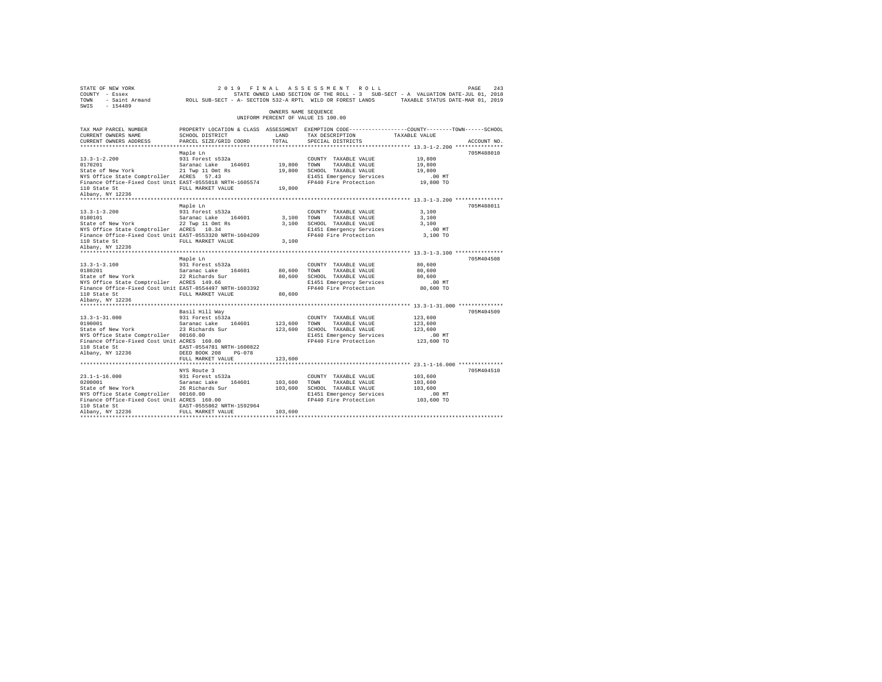STATE OF NEW YORK — 2019 FINAL ASSESSMENT ROLL
COUNTY - Essex — STATE OWNED LAND SECTION OF THE ROLL - 3 SUB-SECT - A VALUATION DATE-JUL 01, 2018
TOWN - Saint Armand — ROLL SUB-SECT - A- SECTION 532-A RPTL WILD OR FOREST LANDS — TAXABLE STATUS DATE-MAR 01, 2019
SWIS - 154489

OWNERS NAME SEQUENCE
UNIFORM PERCENT OF VALUE IS 100.00

| TAX MAP PARCEL NUMBER / CURRENT OWNERS NAME / CURRENT OWNERS ADDRESS | PROPERTY LOCATION & CLASS / SCHOOL DISTRICT / PARCEL SIZE/GRID COORD | ASSESSMENT LAND | TOTAL | EXEMPTION CODE / TAX DESCRIPTION / SPECIAL DISTRICTS | TAXABLE VALUE (COUNTY / TOWN / SCHOOL) | ACCOUNT NO. |
|---|---|---|---|---|---|---|
| **13.3-1-2.200** | Maple Ln | | | | | 705M488010 |
| 13.3-1-2.200 | 931 Forest s532a | | | COUNTY TAXABLE VALUE | 19,800 | |
| 0170201 | Saranac Lake 164601 | 19,800 | | TOWN TAXABLE VALUE | 19,800 | |
| State of New York | 21 Twp 11 Omt Rs | | 19,800 | SCHOOL TAXABLE VALUE | 19,800 | |
| NYS Office State Comptroller | ACRES 57.43 | | | E1451 Emergency Services | .00 MT | |
| Finance Office-Fixed Cost Unit | EAST-0555018 NRTH-1605574 | | | FP440 Fire Protection | 19,800 TO | |
| 110 State St | FULL MARKET VALUE | | 19,800 | | | |
| Albany, NY 12236 | | | | | | |
| **13.3-1-3.200** | Maple Ln | | | | | 705M488011 |
| 13.3-1-3.200 | 931 Forest s532a | | | COUNTY TAXABLE VALUE | 3,100 | |
| 0180101 | Saranac Lake 164601 | 3,100 | | TOWN TAXABLE VALUE | 3,100 | |
| State of New York | 22 Twp 11 Omt Rs | | 3,100 | SCHOOL TAXABLE VALUE | 3,100 | |
| NYS Office State Comptroller | ACRES 10.34 | | | E1451 Emergency Services | .00 MT | |
| Finance Office-Fixed Cost Unit | EAST-0553320 NRTH-1604209 | | | FP440 Fire Protection | 3,100 TO | |
| 110 State St | FULL MARKET VALUE | | 3,100 | | | |
| Albany, NY 12236 | | | | | | |
| **13.3-1-3.100** | Maple Ln | | | | | 705M404508 |
| 13.3-1-3.100 | 931 Forest s532a | | | COUNTY TAXABLE VALUE | 80,600 | |
| 0180201 | Saranac Lake 164601 | 80,600 | | TOWN TAXABLE VALUE | 80,600 | |
| State of New York | 22 Richards Sur | | 80,600 | SCHOOL TAXABLE VALUE | 80,600 | |
| NYS Office State Comptroller | ACRES 149.66 | | | E1451 Emergency Services | .00 MT | |
| Finance Office-Fixed Cost Unit | EAST-0554497 NRTH-1603392 | | | FP440 Fire Protection | 80,600 TO | |
| 110 State St | FULL MARKET VALUE | | 80,600 | | | |
| Albany, NY 12236 | | | | | | |
| **13.3-1-31.000** | Basil Hill Way | | | | | 705M404509 |
| 13.3-1-31.000 | 931 Forest s532a | | | COUNTY TAXABLE VALUE | 123,600 | |
| 0190001 | Saranac Lake 164601 | 123,600 | | TOWN TAXABLE VALUE | 123,600 | |
| State of New York | 23 Richards Sur | | 123,600 | SCHOOL TAXABLE VALUE | 123,600 | |
| NYS Office State Comptroller | 00160.00 | | | E1451 Emergency Services | .00 MT | |
| Finance Office-Fixed Cost Unit | ACRES 160.00 | | | FP440 Fire Protection | 123,600 TO | |
| 110 State St | EAST-0554781 NRTH-1600822 | | | | | |
| Albany, NY 12236 | DEED BOOK 208 PG-078 | | | | | |
| | FULL MARKET VALUE | | 123,600 | | | |
| **23.1-1-16.000** | NYS Route 3 | | | | | 705M404510 |
| 23.1-1-16.000 | 931 Forest s532a | | | COUNTY TAXABLE VALUE | 103,600 | |
| 0200001 | Saranac Lake 164601 | 103,600 | | TOWN TAXABLE VALUE | 103,600 | |
| State of New York | 26 Richards Sur | | 103,600 | SCHOOL TAXABLE VALUE | 103,600 | |
| NYS Office State Comptroller | 00160.00 | | | E1451 Emergency Services | .00 MT | |
| Finance Office-Fixed Cost Unit | ACRES 160.00 | | | FP440 Fire Protection | 103,600 TO | |
| 110 State St | EAST-0555862 NRTH-1592964 | | | | | |
| Albany, NY 12236 | FULL MARKET VALUE | | 103,600 | | | |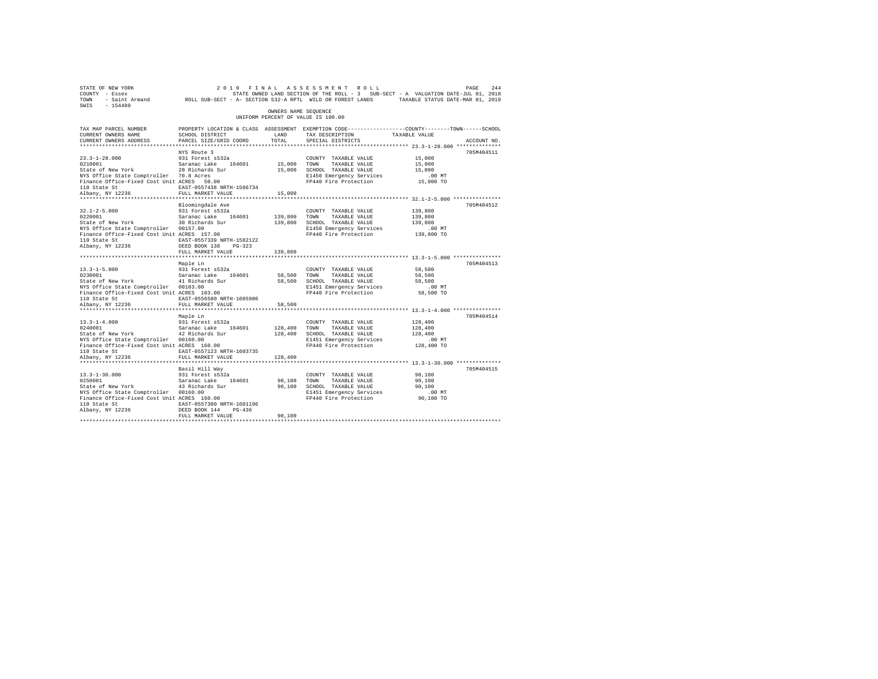STATE OF NEW YORK　　　　2 0 1 9　F I N A L　A S S E S S M E N T　R O L L
COUNTY - Essex　　　　STATE OWNED LAND SECTION OF THE ROLL - 3　SUB-SECT - A　VALUATION DATE-JUL 01, 2018
TOWN - Saint Armand　　ROLL SUB-SECT - A- SECTION 532-A RPTL WILD OR FOREST LANDS　　TAXABLE STATUS DATE-MAR 01, 2019
SWIS - 154489

OWNERS NAME SEQUENCE
UNIFORM PERCENT OF VALUE IS 100.00

| TAX MAP PARCEL NUMBER / CURRENT OWNERS NAME / CURRENT OWNERS ADDRESS | PROPERTY LOCATION & CLASS / SCHOOL DISTRICT / PARCEL SIZE/GRID COORD | ASSESSMENT LAND | TOTAL | EXEMPTION CODE / TAX DESCRIPTION / SPECIAL DISTRICTS | TAXABLE VALUE (COUNTY / TOWN / SCHOOL) | ACCOUNT NO. |
|---|---|---|---|---|---|---|
| 23.3-1-28.000 | NYS Route 3 | | | | | 705M404511 |
| 0210001 | 931 Forest s532a | | | COUNTY TAXABLE VALUE | 15,000 | |
| State of New York | Saranac Lake 164601 | 15,000 | | TOWN TAXABLE VALUE | 15,000 | |
| NYS Office State Comptroller | 28 Richards Sur | | 15,000 | SCHOOL TAXABLE VALUE | 15,000 | |
| Finance Office-Fixed Cost Unit | 70.8 Acres | | | E1450 Emergency Services | .00 MT | |
| 110 State St | ACRES 50.00 | | | FP440 Fire Protection | 15,000 TO | |
| Albany, NY 12236 | EAST-0557438 NRTH-1586734 | | | | | |
| | FULL MARKET VALUE | | 15,000 | | | |
| 32.1-2-5.000 | Bloomingdale Ave | | | | | 705M404512 |
| 0220001 | 931 Forest s532a | | | COUNTY TAXABLE VALUE | 139,800 | |
| State of New York | Saranac Lake 164601 | 139,800 | | TOWN TAXABLE VALUE | 139,800 | |
| NYS Office State Comptroller | 30 Richards Sur | | 139,800 | SCHOOL TAXABLE VALUE | 139,800 | |
| Finance Office-Fixed Cost Unit | 00157.00 | | | E1450 Emergency Services | .00 MT | |
| 110 State St | ACRES 157.00 | | | FP440 Fire Protection | 139,800 TO | |
| Albany, NY 12236 | EAST-0557339 NRTH-1582122 | | | | | |
| | DEED BOOK 138 PG-323 | | | | | |
| | FULL MARKET VALUE | | 139,800 | | | |
| 13.3-1-5.000 | Maple Ln | | | | | 705M404513 |
| 0230001 | 931 Forest s532a | | | COUNTY TAXABLE VALUE | 58,500 | |
| State of New York | Saranac Lake 164601 | 58,500 | | TOWN TAXABLE VALUE | 58,500 | |
| NYS Office State Comptroller | 41 Richards Sur | | 58,500 | SCHOOL TAXABLE VALUE | 58,500 | |
| Finance Office-Fixed Cost Unit | 00103.00 | | | E1451 Emergency Services | .00 MT | |
| 110 State St | ACRES 103.00 | | | FP440 Fire Protection | 58,500 TO | |
| Albany, NY 12236 | EAST-0556580 NRTH-1605986 | | | | | |
| | FULL MARKET VALUE | | 58,500 | | | |
| 13.3-1-4.000 | Maple Ln | | | | | 705M404514 |
| 0240001 | 931 Forest s532a | | | COUNTY TAXABLE VALUE | 128,400 | |
| State of New York | Saranac Lake 164601 | 128,400 | | TOWN TAXABLE VALUE | 128,400 | |
| NYS Office State Comptroller | 42 Richards Sur | | 128,400 | SCHOOL TAXABLE VALUE | 128,400 | |
| Finance Office-Fixed Cost Unit | 00160.00 | | | E1451 Emergency Services | .00 MT | |
| 110 State St | ACRES 160.00 | | | FP440 Fire Protection | 128,400 TO | |
| Albany, NY 12236 | EAST-0557123 NRTH-1603735 | | | | | |
| | FULL MARKET VALUE | | 128,400 | | | |
| 13.3-1-30.000 | Basil Hill Way | | | | | 705M404515 |
| 0250001 | 931 Forest s532a | | | COUNTY TAXABLE VALUE | 90,100 | |
| State of New York | Saranac Lake 164601 | 90,100 | | TOWN TAXABLE VALUE | 90,100 | |
| NYS Office State Comptroller | 43 Richards Sur | | 90,100 | SCHOOL TAXABLE VALUE | 90,100 | |
| Finance Office-Fixed Cost Unit | 00160.00 | | | E1451 Emergency Services | .00 MT | |
| 110 State St | ACRES 160.00 | | | FP440 Fire Protection | 90,100 TO | |
| Albany, NY 12236 | EAST-0557380 NRTH-1601196 | | | | | |
| | DEED BOOK 144 PG-436 | | | | | |
| | FULL MARKET VALUE | | 90,100 | | | |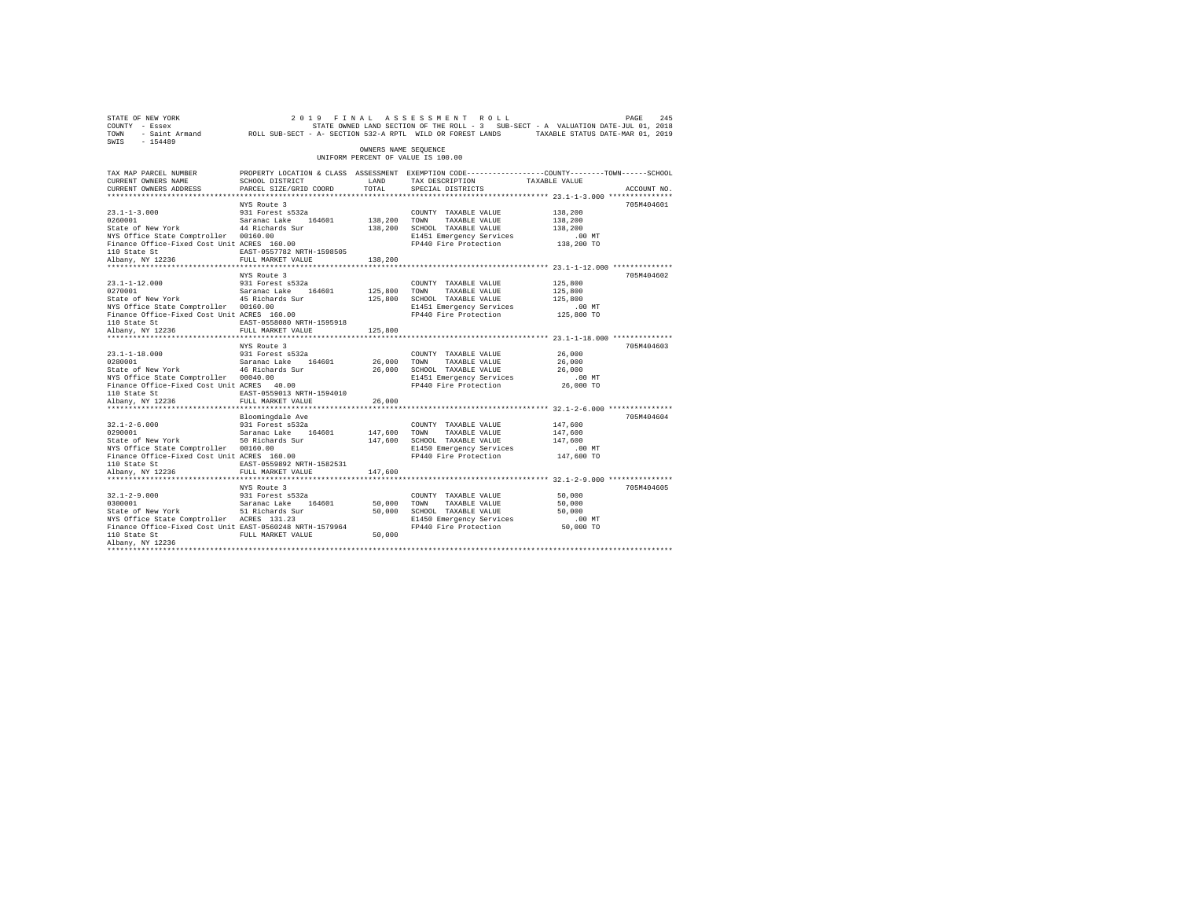STATE OF NEW YORK 2019 FINAL ASSESSMENT ROLL
COUNTY - Essex STATE OWNED LAND SECTION OF THE ROLL - 3 SUB-SECT - A VALUATION DATE-JUL 01, 2018
TOWN - Saint Armand ROLL SUB-SECT - A- SECTION 532-A RPTL WILD OR FOREST LANDS TAXABLE STATUS DATE-MAR 01, 2019
SWIS - 154489

OWNERS NAME SEQUENCE
UNIFORM PERCENT OF VALUE IS 100.00

| TAX MAP PARCEL NUMBER / CURRENT OWNERS NAME / CURRENT OWNERS ADDRESS | PROPERTY LOCATION & CLASS / SCHOOL DISTRICT / PARCEL SIZE/GRID COORD | ASSESSMENT LAND / TOTAL | EXEMPTION CODE / TAX DESCRIPTION / SPECIAL DISTRICTS | COUNTY/TOWN/SCHOOL TAXABLE VALUE | ACCOUNT NO. |
|---|---|---|---|---|---|
| 23.1-1-3.000 | NYS Route 3 | | | | 705M404601 |
| 0260001 | 931 Forest s532a | | COUNTY TAXABLE VALUE | 138,200 | |
| State of New York | Saranac Lake 164601 | 138,200 | TOWN TAXABLE VALUE | 138,200 | |
| NYS Office State Comptroller | 44 Richards Sur | 138,200 | SCHOOL TAXABLE VALUE | 138,200 | |
| Finance Office-Fixed Cost Unit | 00160.00 | | E1451 Emergency Services | .00 MT | |
| 110 State St | ACRES 160.00 | | FP440 Fire Protection | 138,200 TO | |
| Albany, NY 12236 | EAST-0557782 NRTH-1598505 | | | | |
| | FULL MARKET VALUE | 138,200 | | | |
| 23.1-1-12.000 | NYS Route 3 | | | | 705M404602 |
| 0270001 | 931 Forest s532a | | COUNTY TAXABLE VALUE | 125,800 | |
| State of New York | Saranac Lake 164601 | 125,800 | TOWN TAXABLE VALUE | 125,800 | |
| NYS Office State Comptroller | 45 Richards Sur | 125,800 | SCHOOL TAXABLE VALUE | 125,800 | |
| Finance Office-Fixed Cost Unit | 00160.00 | | E1451 Emergency Services | .00 MT | |
| 110 State St | ACRES 160.00 | | FP440 Fire Protection | 125,800 TO | |
| Albany, NY 12236 | EAST-0558080 NRTH-1595918 | | | | |
| | FULL MARKET VALUE | 125,800 | | | |
| 23.1-1-18.000 | NYS Route 3 | | | | 705M404603 |
| 0280001 | 931 Forest s532a | | COUNTY TAXABLE VALUE | 26,000 | |
| State of New York | Saranac Lake 164601 | 26,000 | TOWN TAXABLE VALUE | 26,000 | |
| NYS Office State Comptroller | 46 Richards Sur | 26,000 | SCHOOL TAXABLE VALUE | 26,000 | |
| Finance Office-Fixed Cost Unit | 00040.00 | | E1451 Emergency Services | .00 MT | |
| 110 State St | ACRES 40.00 | | FP440 Fire Protection | 26,000 TO | |
| Albany, NY 12236 | EAST-0559013 NRTH-1594010 | | | | |
| | FULL MARKET VALUE | 26,000 | | | |
| 32.1-2-6.000 | Bloomingdale Ave | | | | 705M404604 |
| 0290001 | 931 Forest s532a | | COUNTY TAXABLE VALUE | 147,600 | |
| State of New York | Saranac Lake 164601 | 147,600 | TOWN TAXABLE VALUE | 147,600 | |
| NYS Office State Comptroller | 50 Richards Sur | 147,600 | SCHOOL TAXABLE VALUE | 147,600 | |
| Finance Office-Fixed Cost Unit | 00160.00 | | E1450 Emergency Services | .00 MT | |
| 110 State St | ACRES 160.00 | | FP440 Fire Protection | 147,600 TO | |
| Albany, NY 12236 | EAST-0559892 NRTH-1582531 | | | | |
| | FULL MARKET VALUE | 147,600 | | | |
| 32.1-2-9.000 | NYS Route 3 | | | | 705M404605 |
| 0300001 | 931 Forest s532a | | COUNTY TAXABLE VALUE | 50,000 | |
| State of New York | Saranac Lake 164601 | 50,000 | TOWN TAXABLE VALUE | 50,000 | |
| NYS Office State Comptroller | 51 Richards Sur | 50,000 | SCHOOL TAXABLE VALUE | 50,000 | |
| Finance Office-Fixed Cost Unit | ACRES 131.23 | | E1450 Emergency Services | .00 MT | |
| 110 State St | EAST-0560248 NRTH-1579964 | | FP440 Fire Protection | 50,000 TO | |
| Albany, NY 12236 | FULL MARKET VALUE | 50,000 | | | |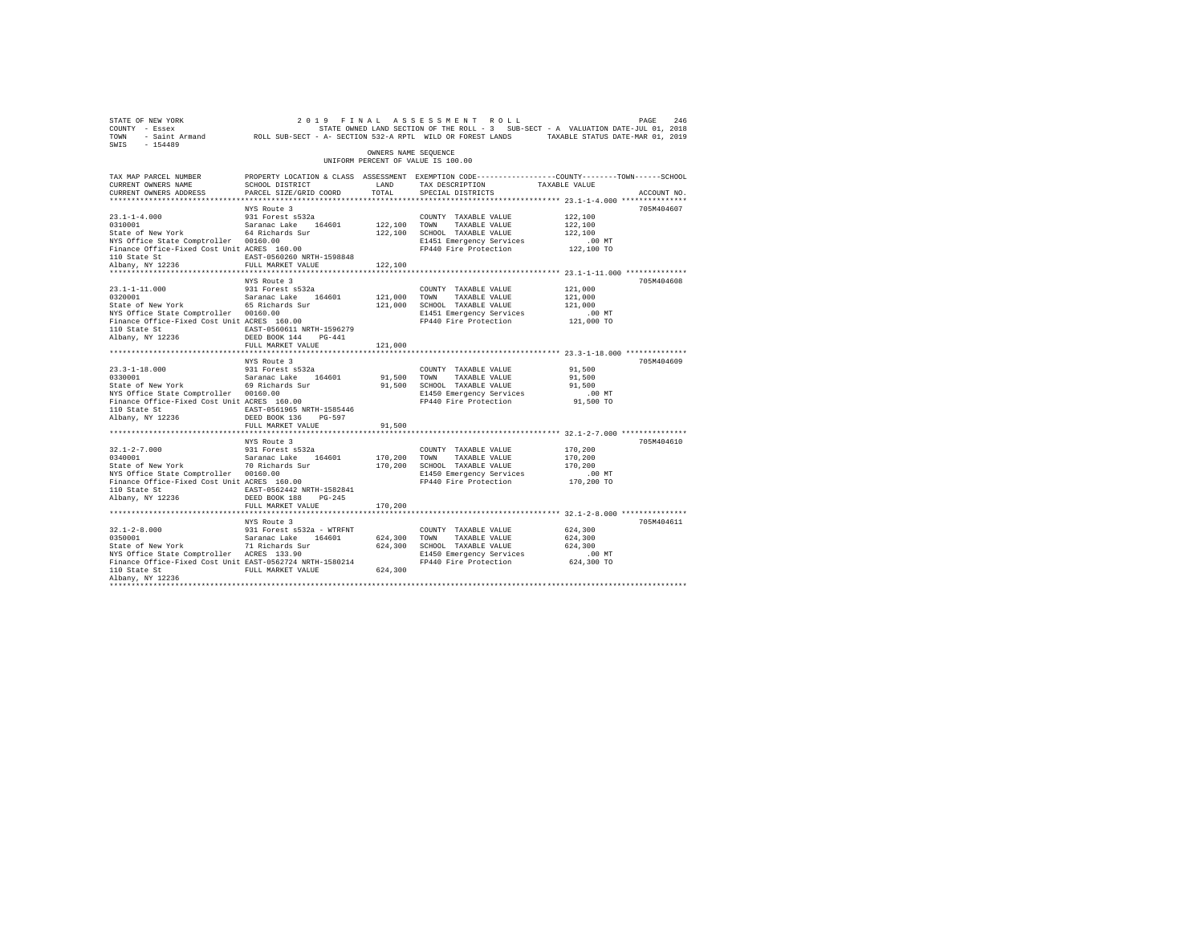STATE OF NEW YORK 2 0 1 9 F I N A L A S S E S S M E N T R O L L
COUNTY - Essex STATE OWNED LAND SECTION OF THE ROLL - 3 SUB-SECT - A VALUATION DATE-JUL 01, 2018
TOWN - Saint Armand ROLL SUB-SECT - A- SECTION 532-A RPTL WILD OR FOREST LANDS TAXABLE STATUS DATE-MAR 01, 2019
SWIS - 154489

OWNERS NAME SEQUENCE
UNIFORM PERCENT OF VALUE IS 100.00

```
TAX MAP PARCEL NUMBER          PROPERTY LOCATION & CLASS  ASSESSMENT  EXEMPTION CODE-----------------COUNTY--------TOWN------SCHOOL
CURRENT OWNERS NAME            SCHOOL DISTRICT              LAND      TAX DESCRIPTION             TAXABLE VALUE
CURRENT OWNERS ADDRESS         PARCEL SIZE/GRID COORD       TOTAL     SPECIAL DISTRICTS                                 ACCOUNT NO.
*************************************************************************************************** 23.1-1-4.000 ***************
                               NYS Route 3                                                                              705M404607
23.1-1-4.000                   931 Forest s532a                       COUNTY  TAXABLE VALUE          122,100
0310001                        Saranac Lake   164601      122,100     TOWN    TAXABLE VALUE          122,100
State of New York              64 Richards Sur            122,100     SCHOOL  TAXABLE VALUE          122,100
NYS Office State Comptroller   00160.00                               E1451 Emergency Services           .00 MT
Finance Office-Fixed Cost Unit ACRES  160.00                          FP440 Fire Protection          122,100 TO
110 State St                   EAST-0560260 NRTH-1598848
Albany, NY 12236               FULL MARKET VALUE          122,100
*************************************************************************************************** 23.1-1-11.000 **************
                               NYS Route 3                                                                              705M404608
23.1-1-11.000                  931 Forest s532a                       COUNTY  TAXABLE VALUE          121,000
0320001                        Saranac Lake   164601      121,000     TOWN    TAXABLE VALUE          121,000
State of New York              65 Richards Sur            121,000     SCHOOL  TAXABLE VALUE          121,000
NYS Office State Comptroller   00160.00                               E1451 Emergency Services           .00 MT
Finance Office-Fixed Cost Unit ACRES  160.00                          FP440 Fire Protection          121,000 TO
110 State St                   EAST-0560611 NRTH-1596279
Albany, NY 12236               DEED BOOK 144    PG-441
                               FULL MARKET VALUE          121,000
*************************************************************************************************** 23.3-1-18.000 **************
                               NYS Route 3                                                                              705M404609
23.3-1-18.000                  931 Forest s532a                       COUNTY  TAXABLE VALUE           91,500
0330001                        Saranac Lake   164601       91,500     TOWN    TAXABLE VALUE           91,500
State of New York              69 Richards Sur             91,500     SCHOOL  TAXABLE VALUE           91,500
NYS Office State Comptroller   00160.00                               E1450 Emergency Services           .00 MT
Finance Office-Fixed Cost Unit ACRES  160.00                          FP440 Fire Protection           91,500 TO
110 State St                   EAST-0561965 NRTH-1585446
Albany, NY 12236               DEED BOOK 136    PG-597
                               FULL MARKET VALUE           91,500
*************************************************************************************************** 32.1-2-7.000 ***************
                               NYS Route 3                                                                              705M404610
32.1-2-7.000                   931 Forest s532a                       COUNTY  TAXABLE VALUE          170,200
0340001                        Saranac Lake   164601      170,200     TOWN    TAXABLE VALUE          170,200
State of New York              70 Richards Sur            170,200     SCHOOL  TAXABLE VALUE          170,200
NYS Office State Comptroller   00160.00                               E1450 Emergency Services           .00 MT
Finance Office-Fixed Cost Unit ACRES  160.00                          FP440 Fire Protection          170,200 TO
110 State St                   EAST-0562442 NRTH-1582841
Albany, NY 12236               DEED BOOK 188    PG-245
                               FULL MARKET VALUE          170,200
*************************************************************************************************** 32.1-2-8.000 ***************
                               NYS Route 3                                                                              705M404611
32.1-2-8.000                   931 Forest s532a - WTRFNT              COUNTY  TAXABLE VALUE          624,300
0350001                        Saranac Lake   164601      624,300     TOWN    TAXABLE VALUE          624,300
State of New York              71 Richards Sur            624,300     SCHOOL  TAXABLE VALUE          624,300
NYS Office State Comptroller   ACRES  133.90                          E1450 Emergency Services           .00 MT
Finance Office-Fixed Cost Unit EAST-0562724 NRTH-1580214              FP440 Fire Protection          624,300 TO
110 State St                   FULL MARKET VALUE          624,300
Albany, NY 12236
********************************************************************************************************************************
```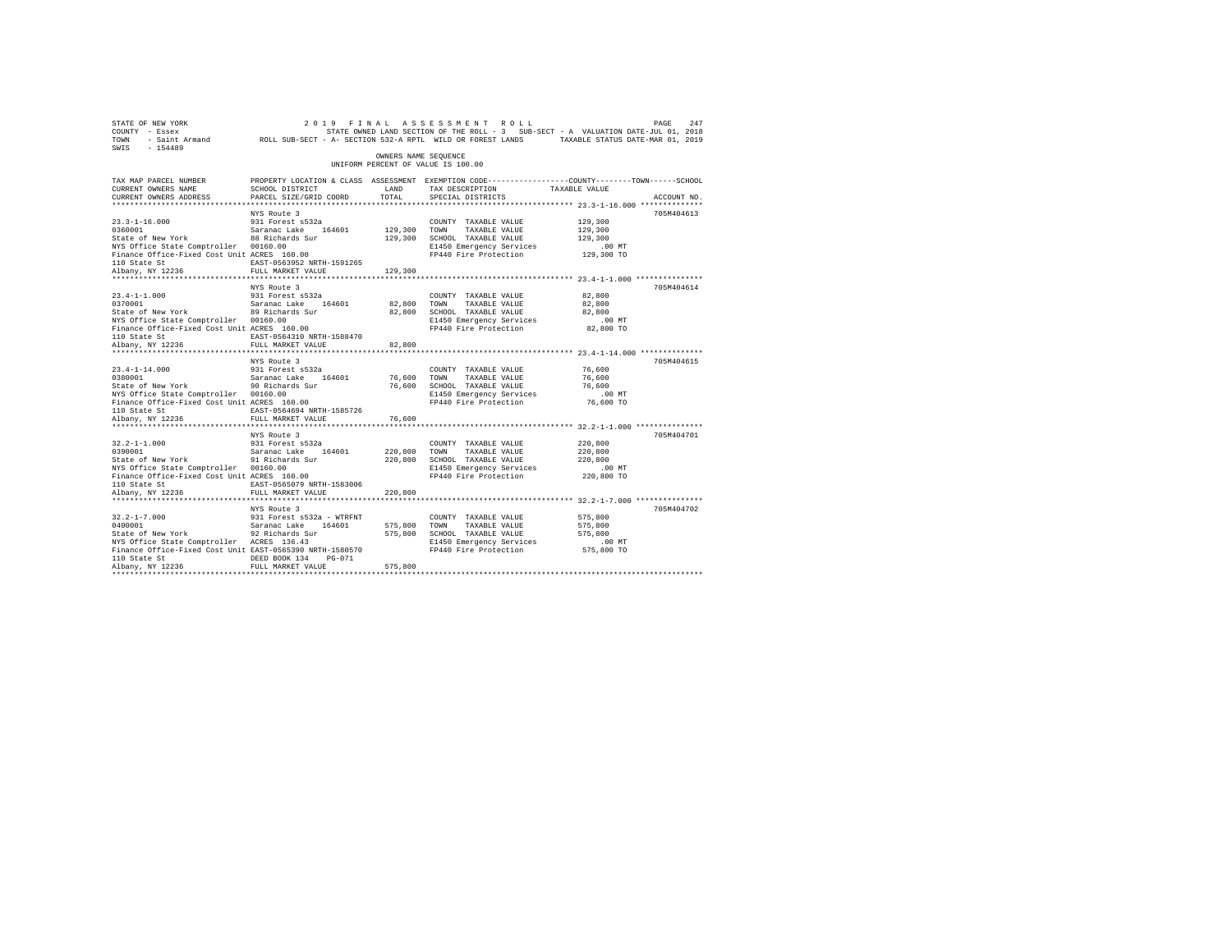STATE OF NEW YORK 2019 FINAL ASSESSMENT ROLL
COUNTY - Essex STATE OWNED LAND SECTION OF THE ROLL - 3 SUB-SECT - A VALUATION DATE-JUL 01, 2018
TOWN - Saint Armand ROLL SUB-SECT - A- SECTION 532-A RPTL WILD OR FOREST LANDS TAXABLE STATUS DATE-MAR 01, 2019
SWIS - 154489

OWNERS NAME SEQUENCE
UNIFORM PERCENT OF VALUE IS 100.00

| TAX MAP PARCEL NUMBER / CURRENT OWNERS NAME / CURRENT OWNERS ADDRESS | PROPERTY LOCATION & CLASS / SCHOOL DISTRICT / PARCEL SIZE/GRID COORD | ASSESSMENT LAND / TOTAL | EXEMPTION CODE / TAX DESCRIPTION / SPECIAL DISTRICTS | COUNTY / TOWN / SCHOOL TAXABLE VALUE | ACCOUNT NO. |
|---|---|---|---|---|---|
| 23.3-1-16.000 | NYS Route 3 | | | | 705M404613 |
| 0360001 | 931 Forest s532a | | COUNTY TAXABLE VALUE | 129,300 | |
| State of New York | Saranac Lake 164601 | 129,300 | TOWN TAXABLE VALUE | 129,300 | |
| NYS Office State Comptroller | 88 Richards Sur | 129,300 | SCHOOL TAXABLE VALUE | 129,300 | |
| Finance Office-Fixed Cost Unit | 00160.00 | | E1450 Emergency Services | .00 MT | |
| 110 State St | ACRES 160.00 | | FP440 Fire Protection | 129,300 TO | |
| Albany, NY 12236 | EAST-0563952 NRTH-1591265 | | | | |
| | FULL MARKET VALUE | 129,300 | | | |
| 23.4-1-1.000 | NYS Route 3 | | | | 705M404614 |
| 0370001 | 931 Forest s532a | | COUNTY TAXABLE VALUE | 82,800 | |
| State of New York | Saranac Lake 164601 | 82,800 | TOWN TAXABLE VALUE | 82,800 | |
| NYS Office State Comptroller | 89 Richards Sur | 82,800 | SCHOOL TAXABLE VALUE | 82,800 | |
| Finance Office-Fixed Cost Unit | 00160.00 | | E1450 Emergency Services | .00 MT | |
| 110 State St | ACRES 160.00 | | FP440 Fire Protection | 82,800 TO | |
| Albany, NY 12236 | EAST-0564310 NRTH-1588470 | | | | |
| | FULL MARKET VALUE | 82,800 | | | |
| 23.4-1-14.000 | NYS Route 3 | | | | 705M404615 |
| 0380001 | 931 Forest s532a | | COUNTY TAXABLE VALUE | 76,600 | |
| State of New York | Saranac Lake 164601 | 76,600 | TOWN TAXABLE VALUE | 76,600 | |
| NYS Office State Comptroller | 90 Richards Sur | 76,600 | SCHOOL TAXABLE VALUE | 76,600 | |
| Finance Office-Fixed Cost Unit | 00160.00 | | E1450 Emergency Services | .00 MT | |
| 110 State St | ACRES 160.00 | | FP440 Fire Protection | 76,600 TO | |
| Albany, NY 12236 | EAST-0564694 NRTH-1585726 | | | | |
| | FULL MARKET VALUE | 76,600 | | | |
| 32.2-1-1.000 | NYS Route 3 | | | | 705M404701 |
| 0390001 | 931 Forest s532a | | COUNTY TAXABLE VALUE | 220,800 | |
| State of New York | Saranac Lake 164601 | 220,800 | TOWN TAXABLE VALUE | 220,800 | |
| NYS Office State Comptroller | 91 Richards Sur | 220,800 | SCHOOL TAXABLE VALUE | 220,800 | |
| Finance Office-Fixed Cost Unit | 00160.00 | | E1450 Emergency Services | .00 MT | |
| 110 State St | ACRES 160.00 | | FP440 Fire Protection | 220,800 TO | |
| Albany, NY 12236 | EAST-0565079 NRTH-1583006 | | | | |
| | FULL MARKET VALUE | 220,800 | | | |
| 32.2-1-7.000 | NYS Route 3 | | | | 705M404702 |
| 0400001 | 931 Forest s532a - WTRFNT | | COUNTY TAXABLE VALUE | 575,800 | |
| State of New York | Saranac Lake 164601 | 575,800 | TOWN TAXABLE VALUE | 575,800 | |
| NYS Office State Comptroller | 92 Richards Sur | 575,800 | SCHOOL TAXABLE VALUE | 575,800 | |
| Finance Office-Fixed Cost Unit | ACRES 136.43 | | E1450 Emergency Services | .00 MT | |
| 110 State St | EAST-0565390 NRTH-1580570 | | FP440 Fire Protection | 575,800 TO | |
| Albany, NY 12236 | DEED BOOK 134 PG-071 | | | | |
| | FULL MARKET VALUE | 575,800 | | | |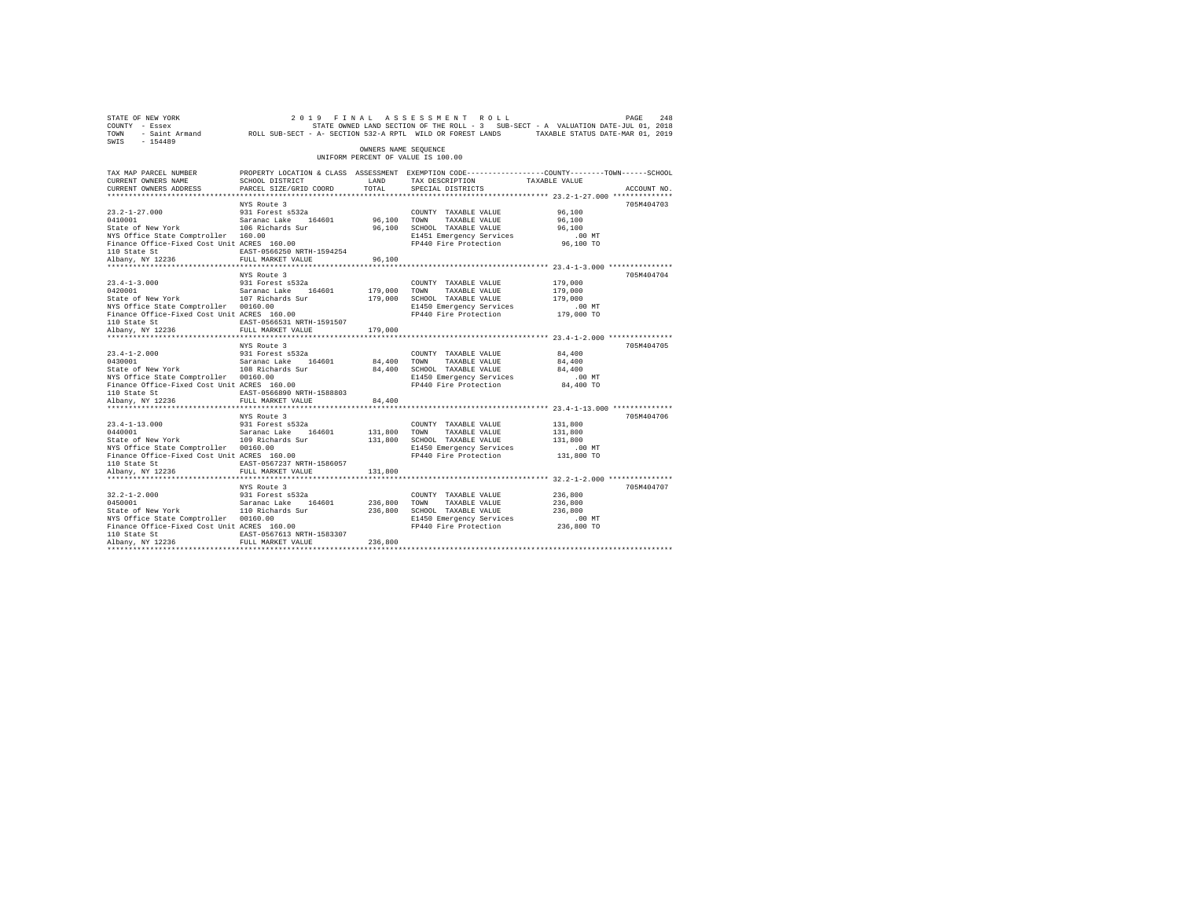STATE OF NEW YORK 2 0 1 9 F I N A L A S S E S S M E N T R O L L
COUNTY - Essex STATE OWNED LAND SECTION OF THE ROLL - 3 SUB-SECT - A VALUATION DATE-JUL 01, 2018
TOWN - Saint Armand ROLL SUB-SECT - A- SECTION 532-A RPTL WILD OR FOREST LANDS TAXABLE STATUS DATE-MAR 01, 2019
SWIS - 154489

OWNERS NAME SEQUENCE
UNIFORM PERCENT OF VALUE IS 100.00

```
TAX MAP PARCEL NUMBER          PROPERTY LOCATION & CLASS  ASSESSMENT  EXEMPTION CODE-----------------COUNTY--------TOWN------SCHOOL
CURRENT OWNERS NAME            SCHOOL DISTRICT             LAND       TAX DESCRIPTION            TAXABLE VALUE
CURRENT OWNERS ADDRESS         PARCEL SIZE/GRID COORD      TOTAL      SPECIAL DISTRICTS                                    ACCOUNT NO.
******************************************************************************************************* 23.2-1-27.000 **************
                               NYS Route 3                                                                               705M404703
23.2-1-27.000                  931 Forest s532a                       COUNTY  TAXABLE VALUE            96,100
0410001                        Saranac Lake   164601       96,100     TOWN    TAXABLE VALUE            96,100
State of New York              106 Richards Sur            96,100     SCHOOL  TAXABLE VALUE            96,100
NYS Office State Comptroller   160.00                                 E1451 Emergency Services            .00 MT
Finance Office-Fixed Cost Unit ACRES  160.00                          FP440 Fire Protection            96,100 TO
110 State St                   EAST-0566250 NRTH-1594254
Albany, NY 12236               FULL MARKET VALUE           96,100
******************************************************************************************************* 23.4-1-3.000 ***************
                               NYS Route 3                                                                               705M404704
23.4-1-3.000                   931 Forest s532a                       COUNTY  TAXABLE VALUE           179,000
0420001                        Saranac Lake   164601      179,000     TOWN    TAXABLE VALUE           179,000
State of New York              107 Richards Sur           179,000     SCHOOL  TAXABLE VALUE           179,000
NYS Office State Comptroller   00160.00                               E1450 Emergency Services            .00 MT
Finance Office-Fixed Cost Unit ACRES  160.00                          FP440 Fire Protection           179,000 TO
110 State St                   EAST-0566531 NRTH-1591507
Albany, NY 12236               FULL MARKET VALUE          179,000
******************************************************************************************************* 23.4-1-2.000 ***************
                               NYS Route 3                                                                               705M404705
23.4-1-2.000                   931 Forest s532a                       COUNTY  TAXABLE VALUE            84,400
0430001                        Saranac Lake   164601       84,400     TOWN    TAXABLE VALUE            84,400
State of New York              108 Richards Sur            84,400     SCHOOL  TAXABLE VALUE            84,400
NYS Office State Comptroller   00160.00                               E1450 Emergency Services            .00 MT
Finance Office-Fixed Cost Unit ACRES  160.00                          FP440 Fire Protection            84,400 TO
110 State St                   EAST-0566890 NRTH-1588803
Albany, NY 12236               FULL MARKET VALUE           84,400
******************************************************************************************************* 23.4-1-13.000 **************
                               NYS Route 3                                                                               705M404706
23.4-1-13.000                  931 Forest s532a                       COUNTY  TAXABLE VALUE           131,800
0440001                        Saranac Lake   164601      131,800     TOWN    TAXABLE VALUE           131,800
State of New York              109 Richards Sur           131,800     SCHOOL  TAXABLE VALUE           131,800
NYS Office State Comptroller   00160.00                               E1450 Emergency Services            .00 MT
Finance Office-Fixed Cost Unit ACRES  160.00                          FP440 Fire Protection           131,800 TO
110 State St                   EAST-0567237 NRTH-1586057
Albany, NY 12236               FULL MARKET VALUE          131,800
******************************************************************************************************* 32.2-1-2.000 ***************
                               NYS Route 3                                                                               705M404707
32.2-1-2.000                   931 Forest s532a                       COUNTY  TAXABLE VALUE           236,800
0450001                        Saranac Lake   164601      236,800     TOWN    TAXABLE VALUE           236,800
State of New York              110 Richards Sur           236,800     SCHOOL  TAXABLE VALUE           236,800
NYS Office State Comptroller   00160.00                               E1450 Emergency Services            .00 MT
Finance Office-Fixed Cost Unit ACRES  160.00                          FP440 Fire Protection           236,800 TO
110 State St                   EAST-0567613 NRTH-1583307
Albany, NY 12236               FULL MARKET VALUE          236,800
************************************************************************************************************************************
```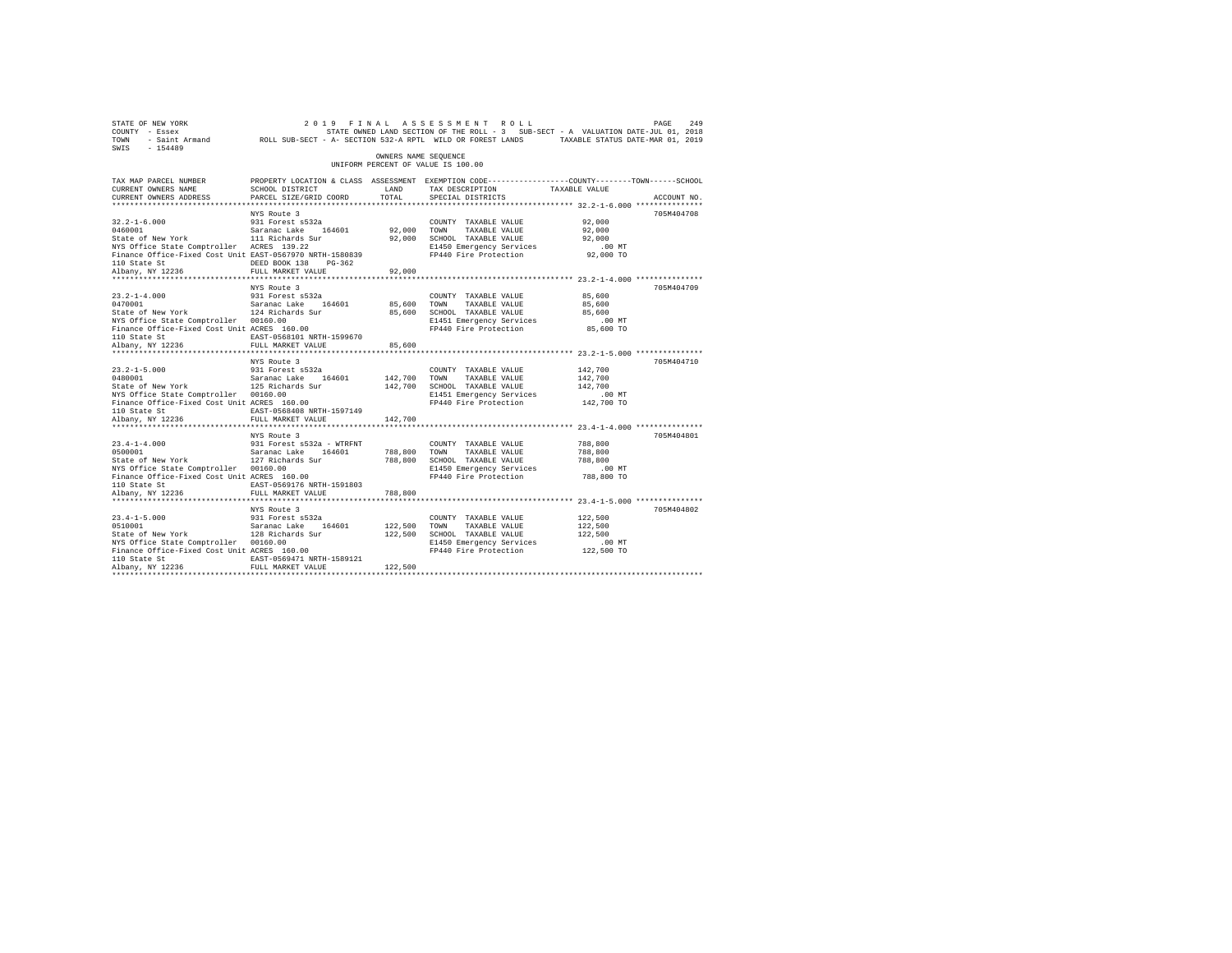STATE OF NEW YORK 2 0 1 9 F I N A L A S S E S S M E N T R O L L
COUNTY - Essex STATE OWNED LAND SECTION OF THE ROLL - 3 SUB-SECT - A VALUATION DATE-JUL 01, 2018
TOWN - Saint Armand ROLL SUB-SECT - A- SECTION 532-A RPTL WILD OR FOREST LANDS TAXABLE STATUS DATE-MAR 01, 2019
SWIS - 154489

OWNERS NAME SEQUENCE
UNIFORM PERCENT OF VALUE IS 100.00

| TAX MAP PARCEL NUMBER / CURRENT OWNERS NAME / CURRENT OWNERS ADDRESS | PROPERTY LOCATION & CLASS / SCHOOL DISTRICT / PARCEL SIZE/GRID COORD | ASSESSMENT LAND / TOTAL | EXEMPTION CODE / TAX DESCRIPTION / SPECIAL DISTRICTS | COUNTY / TOWN / SCHOOL TAXABLE VALUE | ACCOUNT NO. |
|---|---|---|---|---|---|
| 32.2-1-6.000 | NYS Route 3 | | | | 705M404708 |
| 32.2-1-6.000 | 931 Forest s532a | | COUNTY TAXABLE VALUE | 92,000 | |
| 0460001 | Saranac Lake 164601 | 92,000 | TOWN TAXABLE VALUE | 92,000 | |
| State of New York | 111 Richards Sur | 92,000 | SCHOOL TAXABLE VALUE | 92,000 | |
| NYS Office State Comptroller | ACRES 139.22 | | E1450 Emergency Services | .00 MT | |
| Finance Office-Fixed Cost Unit | EAST-0567970 NRTH-1580839 | | FP440 Fire Protection | 92,000 TO | |
| 110 State St | DEED BOOK 138 PG-362 | | | | |
| Albany, NY 12236 | FULL MARKET VALUE | 92,000 | | | |
| 23.2-1-4.000 | NYS Route 3 | | | | 705M404709 |
| 23.2-1-4.000 | 931 Forest s532a | | COUNTY TAXABLE VALUE | 85,600 | |
| 0470001 | Saranac Lake 164601 | 85,600 | TOWN TAXABLE VALUE | 85,600 | |
| State of New York | 124 Richards Sur | 85,600 | SCHOOL TAXABLE VALUE | 85,600 | |
| NYS Office State Comptroller | 00160.00 | | E1451 Emergency Services | .00 MT | |
| Finance Office-Fixed Cost Unit | ACRES 160.00 | | FP440 Fire Protection | 85,600 TO | |
| 110 State St | EAST-0568101 NRTH-1599670 | | | | |
| Albany, NY 12236 | FULL MARKET VALUE | 85,600 | | | |
| 23.2-1-5.000 | NYS Route 3 | | | | 705M404710 |
| 23.2-1-5.000 | 931 Forest s532a | | COUNTY TAXABLE VALUE | 142,700 | |
| 0480001 | Saranac Lake 164601 | 142,700 | TOWN TAXABLE VALUE | 142,700 | |
| State of New York | 125 Richards Sur | 142,700 | SCHOOL TAXABLE VALUE | 142,700 | |
| NYS Office State Comptroller | 00160.00 | | E1451 Emergency Services | .00 MT | |
| Finance Office-Fixed Cost Unit | ACRES 160.00 | | FP440 Fire Protection | 142,700 TO | |
| 110 State St | EAST-0568408 NRTH-1597149 | | | | |
| Albany, NY 12236 | FULL MARKET VALUE | 142,700 | | | |
| 23.4-1-4.000 | NYS Route 3 | | | | 705M404801 |
| 23.4-1-4.000 | 931 Forest s532a - WTRFNT | | COUNTY TAXABLE VALUE | 788,800 | |
| 0500001 | Saranac Lake 164601 | 788,800 | TOWN TAXABLE VALUE | 788,800 | |
| State of New York | 127 Richards Sur | 788,800 | SCHOOL TAXABLE VALUE | 788,800 | |
| NYS Office State Comptroller | 00160.00 | | E1450 Emergency Services | .00 MT | |
| Finance Office-Fixed Cost Unit | ACRES 160.00 | | FP440 Fire Protection | 788,800 TO | |
| 110 State St | EAST-0569176 NRTH-1591803 | | | | |
| Albany, NY 12236 | FULL MARKET VALUE | 788,800 | | | |
| 23.4-1-5.000 | NYS Route 3 | | | | 705M404802 |
| 23.4-1-5.000 | 931 Forest s532a | | COUNTY TAXABLE VALUE | 122,500 | |
| 0510001 | Saranac Lake 164601 | 122,500 | TOWN TAXABLE VALUE | 122,500 | |
| State of New York | 128 Richards Sur | 122,500 | SCHOOL TAXABLE VALUE | 122,500 | |
| NYS Office State Comptroller | 00160.00 | | E1450 Emergency Services | .00 MT | |
| Finance Office-Fixed Cost Unit | ACRES 160.00 | | FP440 Fire Protection | 122,500 TO | |
| 110 State St | EAST-0569471 NRTH-1589121 | | | | |
| Albany, NY 12236 | FULL MARKET VALUE | 122,500 | | | |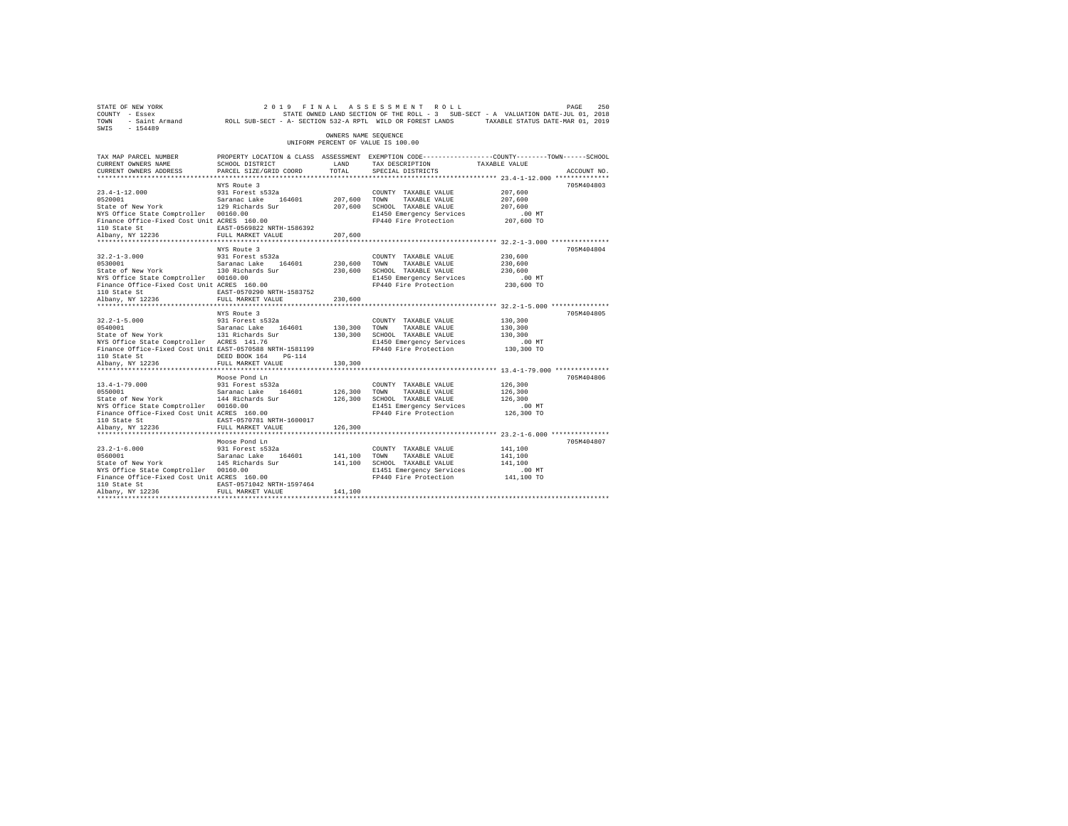STATE OF NEW YORK                    2 0 1 9   F I N A L   A S S E S S M E N T   R O L L                    PAGE   250
COUNTY - Essex                          STATE OWNED LAND SECTION OF THE ROLL - 3   SUB-SECT - A  VALUATION DATE-JUL 01, 2018
TOWN   - Saint Armand        ROLL SUB-SECT - A- SECTION 532-A RPTL  WILD OR FOREST LANDS        TAXABLE STATUS DATE-MAR 01, 2019
SWIS   - 154489

OWNERS NAME SEQUENCE
UNIFORM PERCENT OF VALUE IS 100.00

| TAX MAP PARCEL NUMBER / CURRENT OWNERS NAME / CURRENT OWNERS ADDRESS | PROPERTY LOCATION & CLASS / SCHOOL DISTRICT / PARCEL SIZE/GRID COORD | ASSESSMENT LAND / TOTAL | EXEMPTION CODE / TAX DESCRIPTION / SPECIAL DISTRICTS | COUNTY--------TOWN------SCHOOL TAXABLE VALUE | ACCOUNT NO. |
|---|---|---|---|---|---|
| 23.4-1-12.000 | NYS Route 3 | | | | 705M404803 |
| | 931 Forest s532a | | COUNTY TAXABLE VALUE | 207,600 | |
| 0520001 | Saranac Lake 164601 | 207,600 | TOWN TAXABLE VALUE | 207,600 | |
| State of New York | 129 Richards Sur | 207,600 | SCHOOL TAXABLE VALUE | 207,600 | |
| NYS Office State Comptroller | 00160.00 | | E1450 Emergency Services | .00 MT | |
| Finance Office-Fixed Cost Unit | ACRES 160.00 | | FP440 Fire Protection | 207,600 TO | |
| 110 State St | EAST-0569822 NRTH-1586392 | | | | |
| Albany, NY 12236 | FULL MARKET VALUE | 207,600 | | | |
| 32.2-1-3.000 | NYS Route 3 | | | | 705M404804 |
| | 931 Forest s532a | | COUNTY TAXABLE VALUE | 230,600 | |
| 0530001 | Saranac Lake 164601 | 230,600 | TOWN TAXABLE VALUE | 230,600 | |
| State of New York | 130 Richards Sur | 230,600 | SCHOOL TAXABLE VALUE | 230,600 | |
| NYS Office State Comptroller | 00160.00 | | E1450 Emergency Services | .00 MT | |
| Finance Office-Fixed Cost Unit | ACRES 160.00 | | FP440 Fire Protection | 230,600 TO | |
| 110 State St | EAST-0570290 NRTH-1583752 | | | | |
| Albany, NY 12236 | FULL MARKET VALUE | 230,600 | | | |
| 32.2-1-5.000 | NYS Route 3 | | | | 705M404805 |
| | 931 Forest s532a | | COUNTY TAXABLE VALUE | 130,300 | |
| 0540001 | Saranac Lake 164601 | 130,300 | TOWN TAXABLE VALUE | 130,300 | |
| State of New York | 131 Richards Sur | 130,300 | SCHOOL TAXABLE VALUE | 130,300 | |
| NYS Office State Comptroller | ACRES 141.76 | | E1450 Emergency Services | .00 MT | |
| Finance Office-Fixed Cost Unit | EAST-0570588 NRTH-1581199 | | FP440 Fire Protection | 130,300 TO | |
| 110 State St | DEED BOOK 164 PG-114 | | | | |
| Albany, NY 12236 | FULL MARKET VALUE | 130,300 | | | |
| 13.4-1-79.000 | Moose Pond Ln | | | | 705M404806 |
| | 931 Forest s532a | | COUNTY TAXABLE VALUE | 126,300 | |
| 0550001 | Saranac Lake 164601 | 126,300 | TOWN TAXABLE VALUE | 126,300 | |
| State of New York | 144 Richards Sur | 126,300 | SCHOOL TAXABLE VALUE | 126,300 | |
| NYS Office State Comptroller | 00160.00 | | E1451 Emergency Services | .00 MT | |
| Finance Office-Fixed Cost Unit | ACRES 160.00 | | FP440 Fire Protection | 126,300 TO | |
| 110 State St | EAST-0570781 NRTH-1600017 | | | | |
| Albany, NY 12236 | FULL MARKET VALUE | 126,300 | | | |
| 23.2-1-6.000 | Moose Pond Ln | | | | 705M404807 |
| | 931 Forest s532a | | COUNTY TAXABLE VALUE | 141,100 | |
| 0560001 | Saranac Lake 164601 | 141,100 | TOWN TAXABLE VALUE | 141,100 | |
| State of New York | 145 Richards Sur | 141,100 | SCHOOL TAXABLE VALUE | 141,100 | |
| NYS Office State Comptroller | 00160.00 | | E1451 Emergency Services | .00 MT | |
| Finance Office-Fixed Cost Unit | ACRES 160.00 | | FP440 Fire Protection | 141,100 TO | |
| 110 State St | EAST-0571042 NRTH-1597464 | | | | |
| Albany, NY 12236 | FULL MARKET VALUE | 141,100 | | | |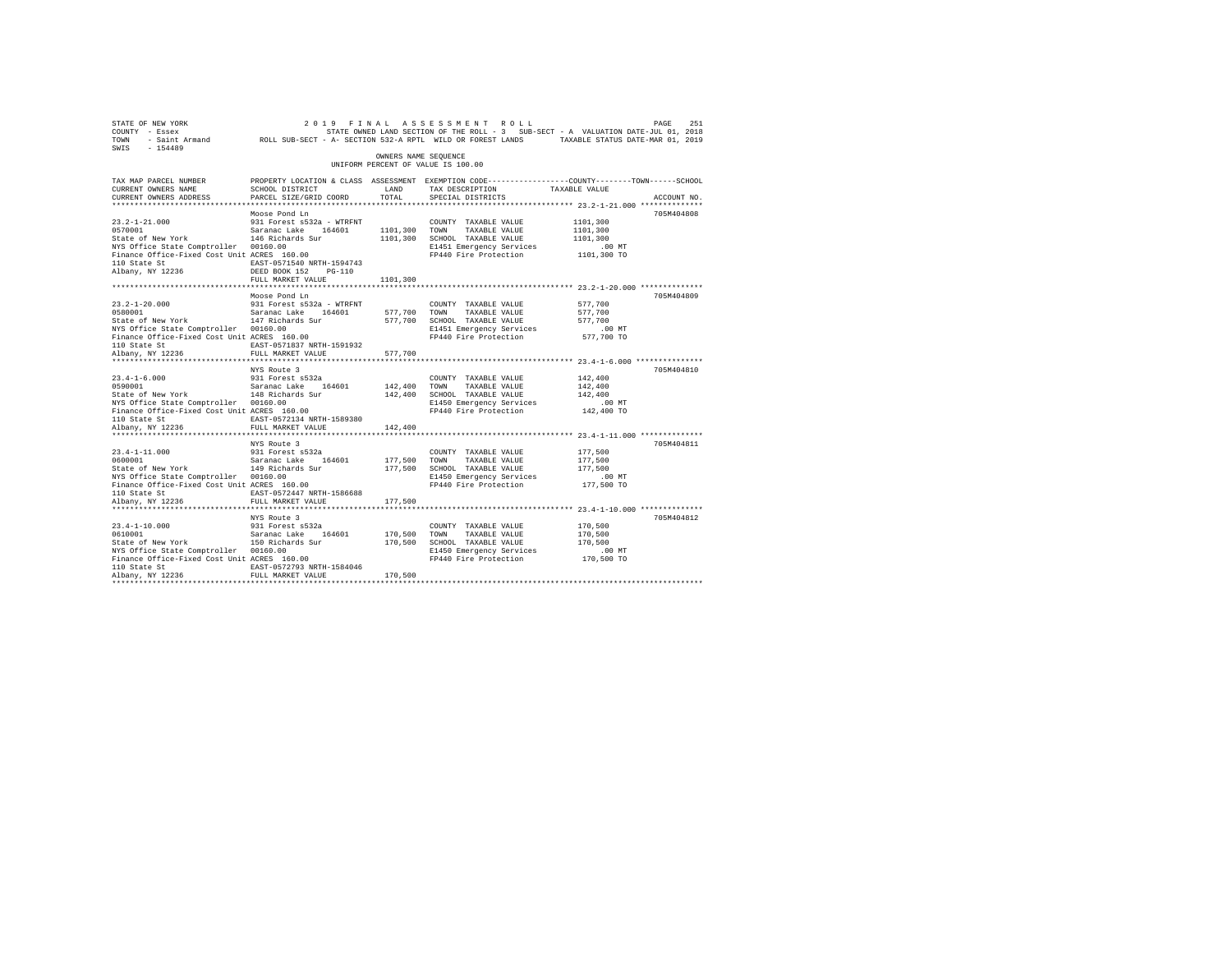STATE OF NEW YORK 2019 FINAL ASSESSMENT ROLL
COUNTY - Essex STATE OWNED LAND SECTION OF THE ROLL - 3 SUB-SECT - A VALUATION DATE-JUL 01, 2018
TOWN - Saint Armand ROLL SUB-SECT - A- SECTION 532-A RPTL WILD OR FOREST LANDS TAXABLE STATUS DATE-MAR 01, 2019
SWIS - 154489

OWNERS NAME SEQUENCE
UNIFORM PERCENT OF VALUE IS 100.00

| TAX MAP PARCEL NUMBER / CURRENT OWNERS NAME / CURRENT OWNERS ADDRESS | PROPERTY LOCATION & CLASS / SCHOOL DISTRICT / PARCEL SIZE/GRID COORD | ASSESSMENT LAND / TOTAL | EXEMPTION CODE / TAX DESCRIPTION / SPECIAL DISTRICTS | COUNTY / TOWN / SCHOOL TAXABLE VALUE | ACCOUNT NO. |
|---|---|---|---|---|---|
| 23.2-1-21.000 | Moose Pond Ln | | | | 705M404808 |
| 23.2-1-21.000 | 931 Forest s532a - WTRFNT | | COUNTY TAXABLE VALUE | 1101,300 | |
| 0570001 | Saranac Lake 164601 | 1101,300 | TOWN TAXABLE VALUE | 1101,300 | |
| State of New York | 146 Richards Sur | 1101,300 | SCHOOL TAXABLE VALUE | 1101,300 | |
| NYS Office State Comptroller | 00160.00 | | E1451 Emergency Services | .00 MT | |
| Finance Office-Fixed Cost Unit | ACRES 160.00 | | FP440 Fire Protection | 1101,300 TO | |
| 110 State St | EAST-0571540 NRTH-1594743 | | | | |
| Albany, NY 12236 | DEED BOOK 152 PG-110 | | | | |
| | FULL MARKET VALUE | 1101,300 | | | |
| 23.2-1-20.000 | Moose Pond Ln | | | | 705M404809 |
| 23.2-1-20.000 | 931 Forest s532a - WTRFNT | | COUNTY TAXABLE VALUE | 577,700 | |
| 0580001 | Saranac Lake 164601 | 577,700 | TOWN TAXABLE VALUE | 577,700 | |
| State of New York | 147 Richards Sur | 577,700 | SCHOOL TAXABLE VALUE | 577,700 | |
| NYS Office State Comptroller | 00160.00 | | E1451 Emergency Services | .00 MT | |
| Finance Office-Fixed Cost Unit | ACRES 160.00 | | FP440 Fire Protection | 577,700 TO | |
| 110 State St | EAST-0571837 NRTH-1591932 | | | | |
| Albany, NY 12236 | FULL MARKET VALUE | 577,700 | | | |
| 23.4-1-6.000 | NYS Route 3 | | | | 705M404810 |
| 23.4-1-6.000 | 931 Forest s532a | | COUNTY TAXABLE VALUE | 142,400 | |
| 0590001 | Saranac Lake 164601 | 142,400 | TOWN TAXABLE VALUE | 142,400 | |
| State of New York | 148 Richards Sur | 142,400 | SCHOOL TAXABLE VALUE | 142,400 | |
| NYS Office State Comptroller | 00160.00 | | E1450 Emergency Services | .00 MT | |
| Finance Office-Fixed Cost Unit | ACRES 160.00 | | FP440 Fire Protection | 142,400 TO | |
| 110 State St | EAST-0572134 NRTH-1589380 | | | | |
| Albany, NY 12236 | FULL MARKET VALUE | 142,400 | | | |
| 23.4-1-11.000 | NYS Route 3 | | | | 705M404811 |
| 23.4-1-11.000 | 931 Forest s532a | | COUNTY TAXABLE VALUE | 177,500 | |
| 0600001 | Saranac Lake 164601 | 177,500 | TOWN TAXABLE VALUE | 177,500 | |
| State of New York | 149 Richards Sur | 177,500 | SCHOOL TAXABLE VALUE | 177,500 | |
| NYS Office State Comptroller | 00160.00 | | E1450 Emergency Services | .00 MT | |
| Finance Office-Fixed Cost Unit | ACRES 160.00 | | FP440 Fire Protection | 177,500 TO | |
| 110 State St | EAST-0572447 NRTH-1586688 | | | | |
| Albany, NY 12236 | FULL MARKET VALUE | 177,500 | | | |
| 23.4-1-10.000 | NYS Route 3 | | | | 705M404812 |
| 23.4-1-10.000 | 931 Forest s532a | | COUNTY TAXABLE VALUE | 170,500 | |
| 0610001 | Saranac Lake 164601 | 170,500 | TOWN TAXABLE VALUE | 170,500 | |
| State of New York | 150 Richards Sur | 170,500 | SCHOOL TAXABLE VALUE | 170,500 | |
| NYS Office State Comptroller | 00160.00 | | E1450 Emergency Services | .00 MT | |
| Finance Office-Fixed Cost Unit | ACRES 160.00 | | FP440 Fire Protection | 170,500 TO | |
| 110 State St | EAST-0572793 NRTH-1584046 | | | | |
| Albany, NY 12236 | FULL MARKET VALUE | 170,500 | | | |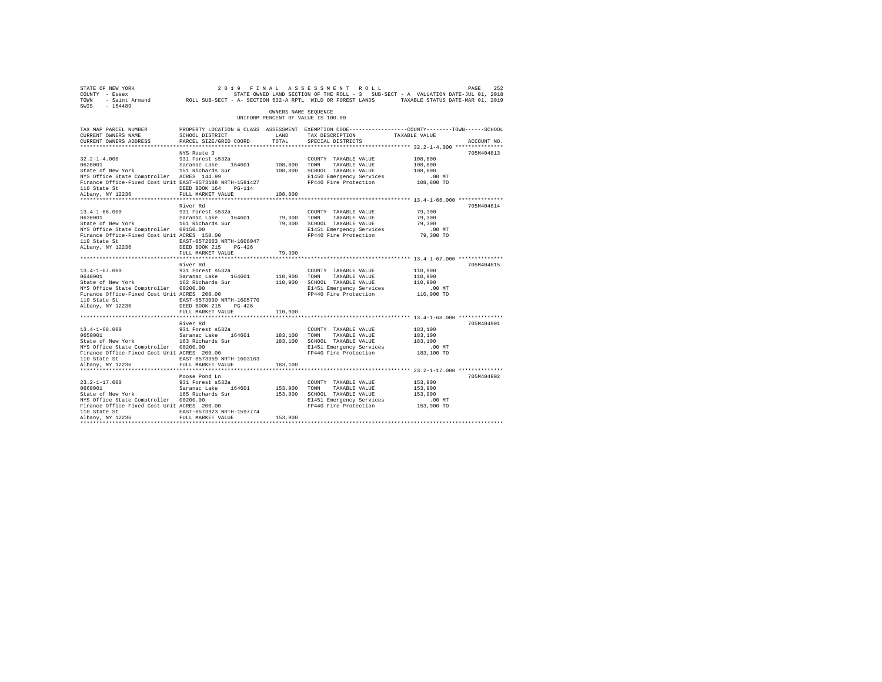STATE OF NEW YORK                    2 0 1 9   F I N A L   A S S E S S M E N T   R O L L
COUNTY - Essex                       STATE OWNED LAND SECTION OF THE ROLL - 3   SUB-SECT - A  VALUATION DATE-JUL 01, 2018
TOWN   - Saint Armand      ROLL SUB-SECT - A- SECTION 532-A RPTL  WILD OR FOREST LANDS       TAXABLE STATUS DATE-MAR 01, 2019
SWIS   - 154489

OWNERS NAME SEQUENCE
UNIFORM PERCENT OF VALUE IS 100.00

| TAX MAP PARCEL NUMBER / CURRENT OWNERS NAME / CURRENT OWNERS ADDRESS | PROPERTY LOCATION & CLASS / SCHOOL DISTRICT / PARCEL SIZE/GRID COORD | ASSESSMENT LAND / TOTAL | EXEMPTION CODE / TAX DESCRIPTION / SPECIAL DISTRICTS | COUNTY / TOWN / SCHOOL TAXABLE VALUE | ACCOUNT NO. |
|---|---|---|---|---|---|
| 32.2-1-4.000 | NYS Route 3 | | | | 705M404813 |
| 0620001 | 931 Forest s532a | | COUNTY TAXABLE VALUE | 108,800 | |
| State of New York | Saranac Lake 164601 | 108,800 | TOWN TAXABLE VALUE | 108,800 | |
| NYS Office State Comptroller | 151 Richards Sur | 108,800 | SCHOOL TAXABLE VALUE | 108,800 | |
| Finance Office-Fixed Cost Unit | ACRES 144.99 | | E1450 Emergency Services | .00 MT | |
| 110 State St | EAST-0573188 NRTH-1581427 | | FP440 Fire Protection | 108,800 TO | |
| Albany, NY 12236 | DEED BOOK 164 PG-114 | | | | |
| | FULL MARKET VALUE | 108,800 | | | |
| 13.4-1-66.000 | River Rd | | | | 705M404814 |
| 0630001 | 931 Forest s532a | | COUNTY TAXABLE VALUE | 79,300 | |
| State of New York | Saranac Lake 164601 | 79,300 | TOWN TAXABLE VALUE | 79,300 | |
| NYS Office State Comptroller | 161 Richards Sur | 79,300 | SCHOOL TAXABLE VALUE | 79,300 | |
| Finance Office-Fixed Cost Unit | 00150.00 | | E1451 Emergency Services | .00 MT | |
| 110 State St | ACRES 150.00 | | FP440 Fire Protection | 79,300 TO | |
| Albany, NY 12236 | EAST-0572663 NRTH-1608047 | | | | |
| | DEED BOOK 215 PG-426 | | | | |
| | FULL MARKET VALUE | 79,300 | | | |
| 13.4-1-67.000 | River Rd | | | | 705M404815 |
| 0640001 | 931 Forest s532a | | COUNTY TAXABLE VALUE | 110,900 | |
| State of New York | Saranac Lake 164601 | 110,900 | TOWN TAXABLE VALUE | 110,900 | |
| NYS Office State Comptroller | 162 Richards Sur | 110,900 | SCHOOL TAXABLE VALUE | 110,900 | |
| Finance Office-Fixed Cost Unit | 00200.00 | | E1451 Emergency Services | .00 MT | |
| 110 State St | ACRES 200.00 | | FP440 Fire Protection | 110,900 TO | |
| Albany, NY 12236 | EAST-0573090 NRTH-1605770 | | | | |
| | DEED BOOK 215 PG-426 | | | | |
| | FULL MARKET VALUE | 110,900 | | | |
| 13.4-1-68.000 | River Rd | | | | 705M404901 |
| 0650001 | 931 Forest s532a | | COUNTY TAXABLE VALUE | 183,100 | |
| State of New York | Saranac Lake 164601 | 183,100 | TOWN TAXABLE VALUE | 183,100 | |
| NYS Office State Comptroller | 163 Richards Sur | 183,100 | SCHOOL TAXABLE VALUE | 183,100 | |
| Finance Office-Fixed Cost Unit | 00200.00 | | E1451 Emergency Services | .00 MT | |
| 110 State St | ACRES 200.00 | | FP440 Fire Protection | 183,100 TO | |
| Albany, NY 12236 | EAST-0573359 NRTH-1603163 | | | | |
| | FULL MARKET VALUE | 183,100 | | | |
| 23.2-1-17.000 | Moose Pond Ln | | | | 705M404902 |
| 0660001 | 931 Forest s532a | | COUNTY TAXABLE VALUE | 153,900 | |
| State of New York | Saranac Lake 164601 | 153,900 | TOWN TAXABLE VALUE | 153,900 | |
| NYS Office State Comptroller | 165 Richards Sur | 153,900 | SCHOOL TAXABLE VALUE | 153,900 | |
| Finance Office-Fixed Cost Unit | 00200.00 | | E1451 Emergency Services | .00 MT | |
| 110 State St | ACRES 200.00 | | FP440 Fire Protection | 153,900 TO | |
| Albany, NY 12236 | EAST-0573923 NRTH-1597774 | | | | |
| | FULL MARKET VALUE | 153,900 | | | |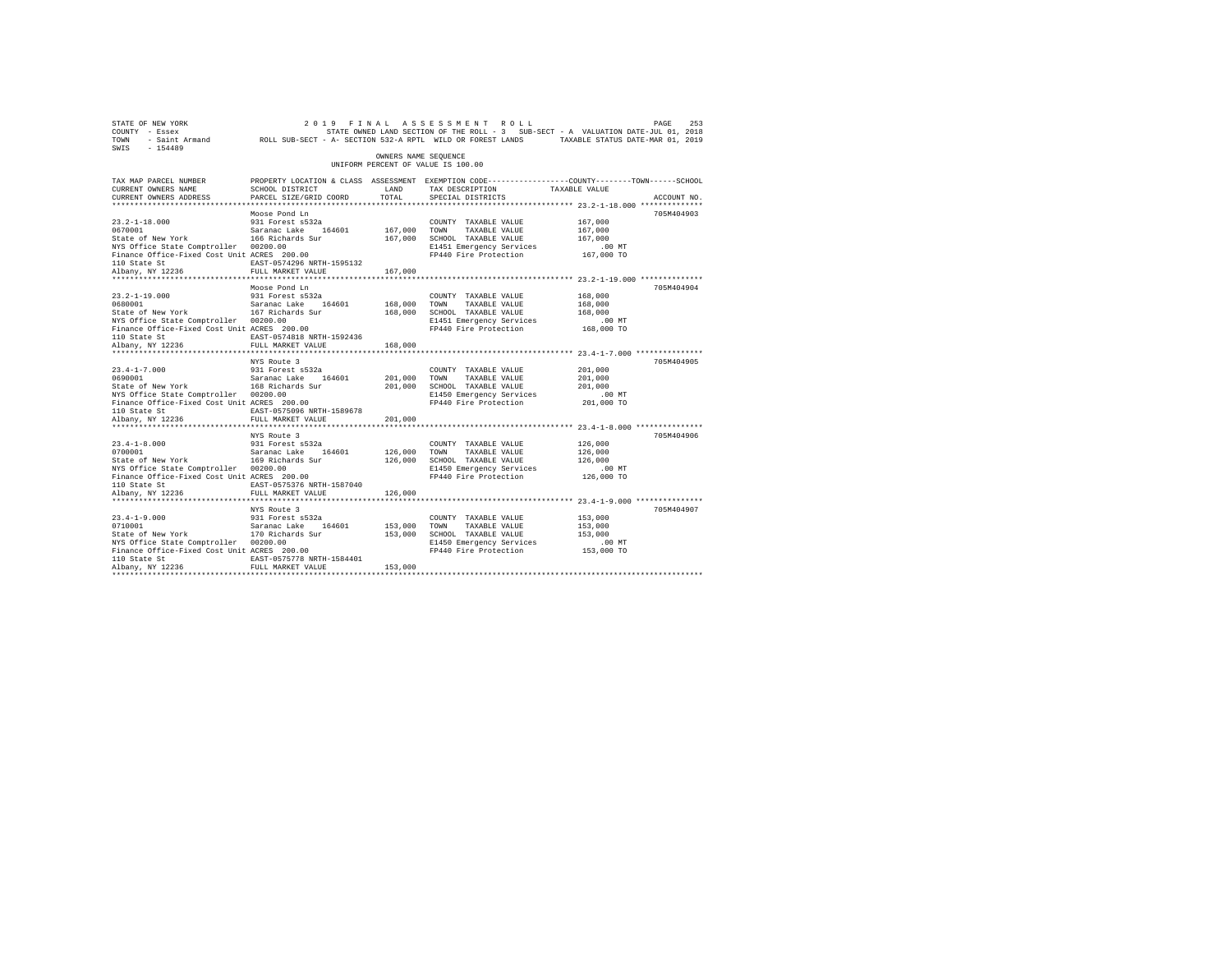STATE OF NEW YORK 2019 FINAL ASSESSMENT ROLL
COUNTY - Essex STATE OWNED LAND SECTION OF THE ROLL - 3 SUB-SECT - A VALUATION DATE-JUL 01, 2018
TOWN - Saint Armand ROLL SUB-SECT - A- SECTION 532-A RPTL WILD OR FOREST LANDS TAXABLE STATUS DATE-MAR 01, 2019
SWIS - 154489

OWNERS NAME SEQUENCE
UNIFORM PERCENT OF VALUE IS 100.00

| TAX MAP PARCEL NUMBER / CURRENT OWNERS NAME / CURRENT OWNERS ADDRESS | PROPERTY LOCATION & CLASS / SCHOOL DISTRICT / PARCEL SIZE/GRID COORD | ASSESSMENT LAND | TOTAL | EXEMPTION CODE / TAX DESCRIPTION / SPECIAL DISTRICTS | TAXABLE VALUE (COUNTY / TOWN / SCHOOL) | ACCOUNT NO. |
|---|---|---|---|---|---|---|
| 23.2-1-18.000 | Moose Pond Ln | | | | | 705M404903 |
| 0670001 | 931 Forest s532a | | | COUNTY TAXABLE VALUE | 167,000 | |
| State of New York | Saranac Lake 164601 | 167,000 | | TOWN TAXABLE VALUE | 167,000 | |
| NYS Office State Comptroller | 166 Richards Sur | | 167,000 | SCHOOL TAXABLE VALUE | 167,000 | |
| Finance Office-Fixed Cost Unit | 00200.00 | | | E1451 Emergency Services | .00 MT | |
| 110 State St | ACRES 200.00 | | | FP440 Fire Protection | 167,000 TO | |
| Albany, NY 12236 | EAST-0574296 NRTH-1595132 | | | | | |
| | FULL MARKET VALUE | | 167,000 | | | |
| 23.2-1-19.000 | Moose Pond Ln | | | | | 705M404904 |
| 0680001 | 931 Forest s532a | | | COUNTY TAXABLE VALUE | 168,000 | |
| State of New York | Saranac Lake 164601 | 168,000 | | TOWN TAXABLE VALUE | 168,000 | |
| NYS Office State Comptroller | 167 Richards Sur | | 168,000 | SCHOOL TAXABLE VALUE | 168,000 | |
| Finance Office-Fixed Cost Unit | 00200.00 | | | E1451 Emergency Services | .00 MT | |
| 110 State St | ACRES 200.00 | | | FP440 Fire Protection | 168,000 TO | |
| Albany, NY 12236 | EAST-0574818 NRTH-1592436 | | | | | |
| | FULL MARKET VALUE | | 168,000 | | | |
| 23.4-1-7.000 | NYS Route 3 | | | | | 705M404905 |
| 0690001 | 931 Forest s532a | | | COUNTY TAXABLE VALUE | 201,000 | |
| State of New York | Saranac Lake 164601 | 201,000 | | TOWN TAXABLE VALUE | 201,000 | |
| NYS Office State Comptroller | 168 Richards Sur | | 201,000 | SCHOOL TAXABLE VALUE | 201,000 | |
| Finance Office-Fixed Cost Unit | 00200.00 | | | E1450 Emergency Services | .00 MT | |
| 110 State St | ACRES 200.00 | | | FP440 Fire Protection | 201,000 TO | |
| Albany, NY 12236 | EAST-0575096 NRTH-1589678 | | | | | |
| | FULL MARKET VALUE | | 201,000 | | | |
| 23.4-1-8.000 | NYS Route 3 | | | | | 705M404906 |
| 0700001 | 931 Forest s532a | | | COUNTY TAXABLE VALUE | 126,000 | |
| State of New York | Saranac Lake 164601 | 126,000 | | TOWN TAXABLE VALUE | 126,000 | |
| NYS Office State Comptroller | 169 Richards Sur | | 126,000 | SCHOOL TAXABLE VALUE | 126,000 | |
| Finance Office-Fixed Cost Unit | 00200.00 | | | E1450 Emergency Services | .00 MT | |
| 110 State St | ACRES 200.00 | | | FP440 Fire Protection | 126,000 TO | |
| Albany, NY 12236 | EAST-0575376 NRTH-1587040 | | | | | |
| | FULL MARKET VALUE | | 126,000 | | | |
| 23.4-1-9.000 | NYS Route 3 | | | | | 705M404907 |
| 0710001 | 931 Forest s532a | | | COUNTY TAXABLE VALUE | 153,000 | |
| State of New York | Saranac Lake 164601 | 153,000 | | TOWN TAXABLE VALUE | 153,000 | |
| NYS Office State Comptroller | 170 Richards Sur | | 153,000 | SCHOOL TAXABLE VALUE | 153,000 | |
| Finance Office-Fixed Cost Unit | 00200.00 | | | E1450 Emergency Services | .00 MT | |
| 110 State St | ACRES 200.00 | | | FP440 Fire Protection | 153,000 TO | |
| Albany, NY 12236 | EAST-0575778 NRTH-1584401 | | | | | |
| | FULL MARKET VALUE | | 153,000 | | | |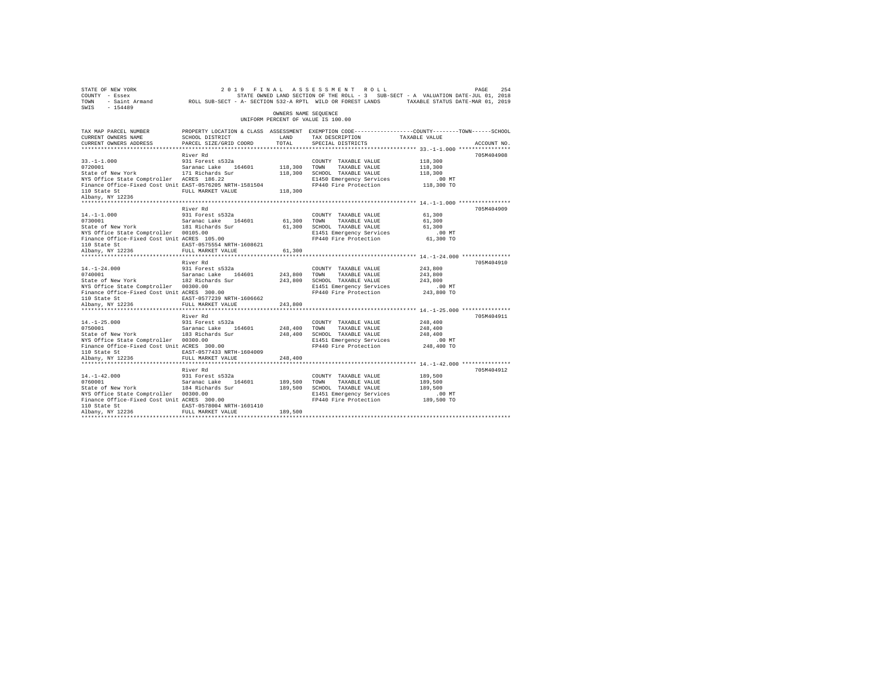STATE OF NEW YORK 2 0 1 9 F I N A L A S S E S S M E N T R O L L
COUNTY - Essex STATE OWNED LAND SECTION OF THE ROLL - 3 SUB-SECT - A VALUATION DATE-JUL 01, 2018
TOWN - Saint Armand ROLL SUB-SECT - A- SECTION 532-A RPTL WILD OR FOREST LANDS TAXABLE STATUS DATE-MAR 01, 2019
SWIS - 154489

OWNERS NAME SEQUENCE
UNIFORM PERCENT OF VALUE IS 100.00

| TAX MAP PARCEL NUMBER / CURRENT OWNERS NAME / CURRENT OWNERS ADDRESS | PROPERTY LOCATION & CLASS / SCHOOL DISTRICT / PARCEL SIZE/GRID COORD | ASSESSMENT LAND | TOTAL | EXEMPTION CODE / TAX DESCRIPTION / SPECIAL DISTRICTS | COUNTY / TOWN / SCHOOL TAXABLE VALUE | ACCOUNT NO. |
|---|---|---|---|---|---|---|
| 33.-1-1.000 | River Rd | | | | | 705M404908 |
| 0720001 | 931 Forest s532a | | | COUNTY TAXABLE VALUE | 118,300 | |
| State of New York | Saranac Lake 164601 | 118,300 | | TOWN TAXABLE VALUE | 118,300 | |
| NYS Office State Comptroller | 171 Richards Sur | | 118,300 | SCHOOL TAXABLE VALUE | 118,300 | |
| Finance Office-Fixed Cost Unit | ACRES 186.22 | | | E1450 Emergency Services | .00 MT | |
| 110 State St | EAST-0576205 NRTH-1581504 | | | FP440 Fire Protection | 118,300 TO | |
| Albany, NY 12236 | FULL MARKET VALUE | | 118,300 | | | |
| 14.-1-1.000 | River Rd | | | | | 705M404909 |
| 0730001 | 931 Forest s532a | | | COUNTY TAXABLE VALUE | 61,300 | |
| State of New York | Saranac Lake 164601 | 61,300 | | TOWN TAXABLE VALUE | 61,300 | |
| NYS Office State Comptroller | 181 Richards Sur | | 61,300 | SCHOOL TAXABLE VALUE | 61,300 | |
| Finance Office-Fixed Cost Unit | 00105.00 | | | E1451 Emergency Services | .00 MT | |
| 110 State St | ACRES 105.00 | | | FP440 Fire Protection | 61,300 TO | |
| Albany, NY 12236 | EAST-0575554 NRTH-1608621 | | | | | |
| | FULL MARKET VALUE | | 61,300 | | | |
| 14.-1-24.000 | River Rd | | | | | 705M404910 |
| 0740001 | 931 Forest s532a | | | COUNTY TAXABLE VALUE | 243,800 | |
| State of New York | Saranac Lake 164601 | 243,800 | | TOWN TAXABLE VALUE | 243,800 | |
| NYS Office State Comptroller | 182 Richards Sur | | 243,800 | SCHOOL TAXABLE VALUE | 243,800 | |
| Finance Office-Fixed Cost Unit | 00300.00 | | | E1451 Emergency Services | .00 MT | |
| 110 State St | ACRES 300.00 | | | FP440 Fire Protection | 243,800 TO | |
| Albany, NY 12236 | EAST-0577239 NRTH-1606662 | | | | | |
| | FULL MARKET VALUE | | 243,800 | | | |
| 14.-1-25.000 | River Rd | | | | | 705M404911 |
| 0750001 | 931 Forest s532a | | | COUNTY TAXABLE VALUE | 248,400 | |
| State of New York | Saranac Lake 164601 | 248,400 | | TOWN TAXABLE VALUE | 248,400 | |
| NYS Office State Comptroller | 183 Richards Sur | | 248,400 | SCHOOL TAXABLE VALUE | 248,400 | |
| Finance Office-Fixed Cost Unit | 00300.00 | | | E1451 Emergency Services | .00 MT | |
| 110 State St | ACRES 300.00 | | | FP440 Fire Protection | 248,400 TO | |
| Albany, NY 12236 | EAST-0577433 NRTH-1604009 | | | | | |
| | FULL MARKET VALUE | | 248,400 | | | |
| 14.-1-42.000 | River Rd | | | | | 705M404912 |
| 0760001 | 931 Forest s532a | | | COUNTY TAXABLE VALUE | 189,500 | |
| State of New York | Saranac Lake 164601 | 189,500 | | TOWN TAXABLE VALUE | 189,500 | |
| NYS Office State Comptroller | 184 Richards Sur | | 189,500 | SCHOOL TAXABLE VALUE | 189,500 | |
| Finance Office-Fixed Cost Unit | 00300.00 | | | E1451 Emergency Services | .00 MT | |
| 110 State St | ACRES 300.00 | | | FP440 Fire Protection | 189,500 TO | |
| Albany, NY 12236 | EAST-0578004 NRTH-1601410 | | | | | |
| | FULL MARKET VALUE | | 189,500 | | | |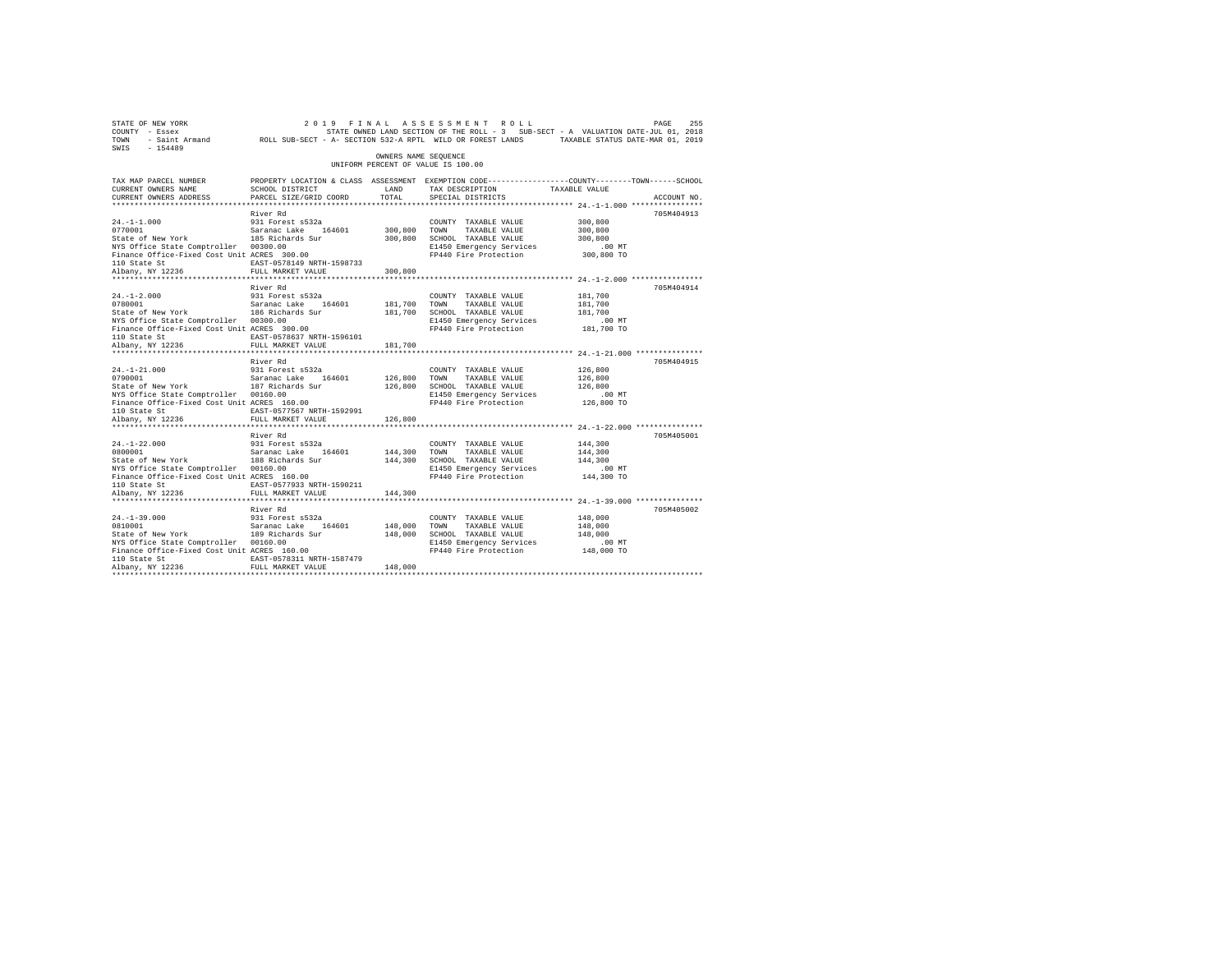STATE OF NEW YORK                    2 0 1 9   F I N A L   A S S E S S M E N T   R O L L
COUNTY - Essex                       STATE OWNED LAND SECTION OF THE ROLL - 3   SUB-SECT - A  VALUATION DATE-JUL 01, 2018
TOWN   - Saint Armand                ROLL SUB-SECT - A- SECTION 532-A RPTL  WILD OR FOREST LANDS     TAXABLE STATUS DATE-MAR 01, 2019
SWIS   - 154489

OWNERS NAME SEQUENCE
UNIFORM PERCENT OF VALUE IS 100.00

| TAX MAP PARCEL NUMBER / CURRENT OWNERS NAME / CURRENT OWNERS ADDRESS | PROPERTY LOCATION & CLASS / SCHOOL DISTRICT / PARCEL SIZE/GRID COORD | ASSESSMENT LAND | TOTAL | EXEMPTION CODE / TAX DESCRIPTION / SPECIAL DISTRICTS | COUNTY--------TOWN------SCHOOL TAXABLE VALUE | ACCOUNT NO. |
|---|---|---|---|---|---|---|
| 24.-1-1.000 | River Rd | | | | | 705M404913 |
| | 931 Forest s532a | | | COUNTY TAXABLE VALUE | 300,800 | |
| 0770001 | Saranac Lake 164601 | 300,800 | | TOWN TAXABLE VALUE | 300,800 | |
| State of New York | 185 Richards Sur | | 300,800 | SCHOOL TAXABLE VALUE | 300,800 | |
| NYS Office State Comptroller | 00300.00 | | | E1450 Emergency Services | .00 MT | |
| Finance Office-Fixed Cost Unit | ACRES 300.00 | | | FP440 Fire Protection | 300,800 TO | |
| 110 State St | EAST-0578149 NRTH-1598733 | | | | | |
| Albany, NY 12236 | FULL MARKET VALUE | | 300,800 | | | |
| 24.-1-2.000 | River Rd | | | | | 705M404914 |
| | 931 Forest s532a | | | COUNTY TAXABLE VALUE | 181,700 | |
| 0780001 | Saranac Lake 164601 | 181,700 | | TOWN TAXABLE VALUE | 181,700 | |
| State of New York | 186 Richards Sur | | 181,700 | SCHOOL TAXABLE VALUE | 181,700 | |
| NYS Office State Comptroller | 00300.00 | | | E1450 Emergency Services | .00 MT | |
| Finance Office-Fixed Cost Unit | ACRES 300.00 | | | FP440 Fire Protection | 181,700 TO | |
| 110 State St | EAST-0578637 NRTH-1596101 | | | | | |
| Albany, NY 12236 | FULL MARKET VALUE | | 181,700 | | | |
| 24.-1-21.000 | River Rd | | | | | 705M404915 |
| | 931 Forest s532a | | | COUNTY TAXABLE VALUE | 126,800 | |
| 0790001 | Saranac Lake 164601 | 126,800 | | TOWN TAXABLE VALUE | 126,800 | |
| State of New York | 187 Richards Sur | | 126,800 | SCHOOL TAXABLE VALUE | 126,800 | |
| NYS Office State Comptroller | 00160.00 | | | E1450 Emergency Services | .00 MT | |
| Finance Office-Fixed Cost Unit | ACRES 160.00 | | | FP440 Fire Protection | 126,800 TO | |
| 110 State St | EAST-0577567 NRTH-1592991 | | | | | |
| Albany, NY 12236 | FULL MARKET VALUE | | 126,800 | | | |
| 24.-1-22.000 | River Rd | | | | | 705M405001 |
| | 931 Forest s532a | | | COUNTY TAXABLE VALUE | 144,300 | |
| 0800001 | Saranac Lake 164601 | 144,300 | | TOWN TAXABLE VALUE | 144,300 | |
| State of New York | 188 Richards Sur | | 144,300 | SCHOOL TAXABLE VALUE | 144,300 | |
| NYS Office State Comptroller | 00160.00 | | | E1450 Emergency Services | .00 MT | |
| Finance Office-Fixed Cost Unit | ACRES 160.00 | | | FP440 Fire Protection | 144,300 TO | |
| 110 State St | EAST-0577933 NRTH-1590211 | | | | | |
| Albany, NY 12236 | FULL MARKET VALUE | | 144,300 | | | |
| 24.-1-39.000 | River Rd | | | | | 705M405002 |
| | 931 Forest s532a | | | COUNTY TAXABLE VALUE | 148,000 | |
| 0810001 | Saranac Lake 164601 | 148,000 | | TOWN TAXABLE VALUE | 148,000 | |
| State of New York | 189 Richards Sur | | 148,000 | SCHOOL TAXABLE VALUE | 148,000 | |
| NYS Office State Comptroller | 00160.00 | | | E1450 Emergency Services | .00 MT | |
| Finance Office-Fixed Cost Unit | ACRES 160.00 | | | FP440 Fire Protection | 148,000 TO | |
| 110 State St | EAST-0578311 NRTH-1587479 | | | | | |
| Albany, NY 12236 | FULL MARKET VALUE | | 148,000 | | | |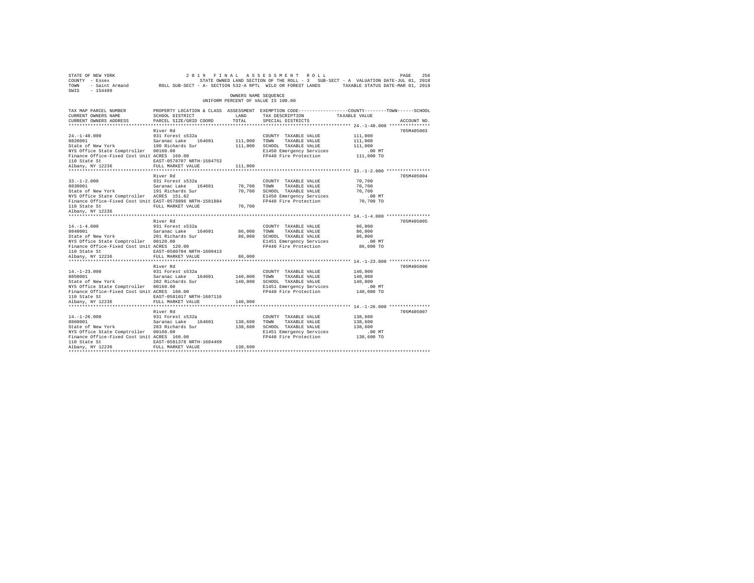STATE OF NEW YORK 2019 FINAL ASSESSMENT ROLL
COUNTY - Essex STATE OWNED LAND SECTION OF THE ROLL - 3 SUB-SECT - A VALUATION DATE-JUL 01, 2018
TOWN - Saint Armand ROLL SUB-SECT - A- SECTION 532-A RPTL WILD OR FOREST LANDS TAXABLE STATUS DATE-MAR 01, 2019
SWIS - 154489

OWNERS NAME SEQUENCE
UNIFORM PERCENT OF VALUE IS 100.00

| TAX MAP PARCEL NUMBER / CURRENT OWNERS NAME / CURRENT OWNERS ADDRESS | PROPERTY LOCATION & CLASS / SCHOOL DISTRICT / PARCEL SIZE/GRID COORD | ASSESSMENT LAND | TOTAL | EXEMPTION CODE / TAX DESCRIPTION / SPECIAL DISTRICTS | COUNTY--------TOWN------SCHOOL TAXABLE VALUE | ACCOUNT NO. |
|---|---|---|---|---|---|---|
| 24.-1-40.000 | River Rd | | | | | 705M405003 |
| | 931 Forest s532a | | | COUNTY TAXABLE VALUE | 111,000 | |
| 0820001 | Saranac Lake 164601 | 111,000 | | TOWN TAXABLE VALUE | 111,000 | |
| State of New York | 190 Richards Sur | | 111,000 | SCHOOL TAXABLE VALUE | 111,000 | |
| NYS Office State Comptroller | 00160.00 | | | E1450 Emergency Services | .00 MT | |
| Finance Office-Fixed Cost Unit | ACRES 160.00 | | | FP440 Fire Protection | 111,000 TO | |
| 110 State St | EAST-0578707 NRTH-1584753 | | | | | |
| Albany, NY 12236 | FULL MARKET VALUE | | 111,000 | | | |
| 33.-1-2.000 | River Rd | | | | | 705M405004 |
| | 931 Forest s532a | | | COUNTY TAXABLE VALUE | 70,700 | |
| 0830001 | Saranac Lake 164601 | 70,700 | | TOWN TAXABLE VALUE | 70,700 | |
| State of New York | 191 Richards Sur | | 70,700 | SCHOOL TAXABLE VALUE | 70,700 | |
| NYS Office State Comptroller | ACRES 151.82 | | | E1450 Emergency Services | .00 MT | |
| Finance Office-Fixed Cost Unit | EAST-0578896 NRTH-1581884 | | | FP440 Fire Protection | 70,700 TO | |
| 110 State St | FULL MARKET VALUE | | 70,700 | | | |
| Albany, NY 12236 | | | | | | |
| 14.-1-4.000 | River Rd | | | | | 705M405005 |
| | 931 Forest s532a | | | COUNTY TAXABLE VALUE | 86,000 | |
| 0840001 | Saranac Lake 164601 | 86,000 | | TOWN TAXABLE VALUE | 86,000 | |
| State of New York | 201 Richards Sur | | 86,000 | SCHOOL TAXABLE VALUE | 86,000 | |
| NYS Office State Comptroller | 00120.00 | | | E1451 Emergency Services | .00 MT | |
| Finance Office-Fixed Cost Unit | ACRES 120.00 | | | FP440 Fire Protection | 86,000 TO | |
| 110 State St | EAST-0580704 NRTH-1609413 | | | | | |
| Albany, NY 12236 | FULL MARKET VALUE | | 86,000 | | | |
| 14.-1-23.000 | River Rd | | | | | 705M405006 |
| | 931 Forest s532a | | | COUNTY TAXABLE VALUE | 140,000 | |
| 0850001 | Saranac Lake 164601 | 140,000 | | TOWN TAXABLE VALUE | 140,000 | |
| State of New York | 202 Richards Sur | | 140,000 | SCHOOL TAXABLE VALUE | 140,000 | |
| NYS Office State Comptroller | 00160.00 | | | E1451 Emergency Services | .00 MT | |
| Finance Office-Fixed Cost Unit | ACRES 160.00 | | | FP440 Fire Protection | 140,000 TO | |
| 110 State St | EAST-0581017 NRTH-1607116 | | | | | |
| Albany, NY 12236 | FULL MARKET VALUE | | 140,000 | | | |
| 14.-1-26.000 | River Rd | | | | | 705M405007 |
| | 931 Forest s532a | | | COUNTY TAXABLE VALUE | 138,600 | |
| 0860001 | Saranac Lake 164601 | 138,600 | | TOWN TAXABLE VALUE | 138,600 | |
| State of New York | 203 Richards Sur | | 138,600 | SCHOOL TAXABLE VALUE | 138,600 | |
| NYS Office State Comptroller | 00160.00 | | | E1451 Emergency Services | .00 MT | |
| Finance Office-Fixed Cost Unit | ACRES 160.00 | | | FP440 Fire Protection | 138,600 TO | |
| 110 State St | EAST-0581378 NRTH-1604469 | | | | | |
| Albany, NY 12236 | FULL MARKET VALUE | | 138,600 | | | |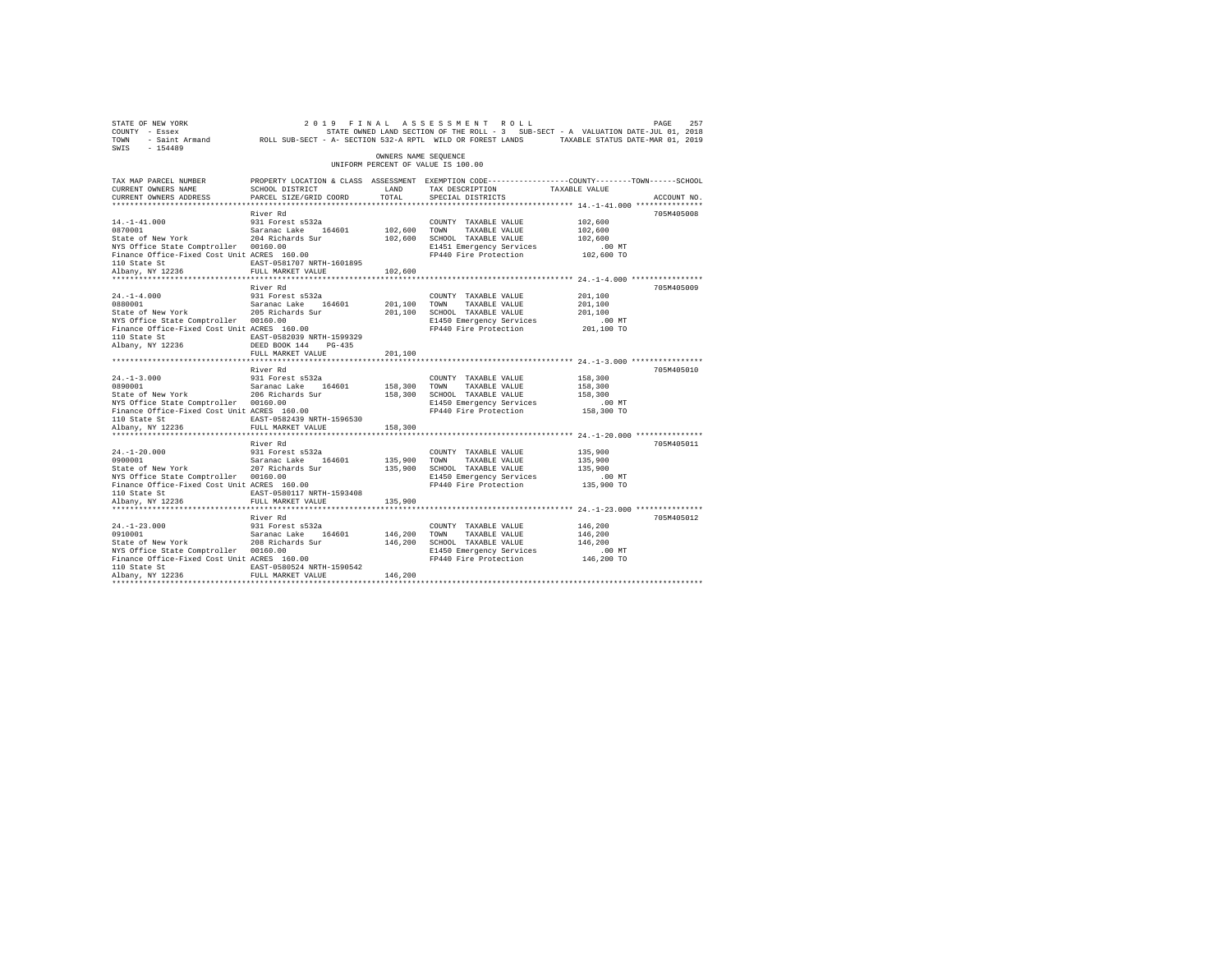STATE OF NEW YORK 2 0 1 9 F I N A L A S S E S S M E N T R O L L
COUNTY - Essex STATE OWNED LAND SECTION OF THE ROLL - 3 SUB-SECT - A VALUATION DATE-JUL 01, 2018
TOWN - Saint Armand ROLL SUB-SECT - A- SECTION 532-A RPTL WILD OR FOREST LANDS TAXABLE STATUS DATE-MAR 01, 2019
SWIS - 154489

OWNERS NAME SEQUENCE
UNIFORM PERCENT OF VALUE IS 100.00

| TAX MAP PARCEL NUMBER / CURRENT OWNERS NAME / CURRENT OWNERS ADDRESS | PROPERTY LOCATION & CLASS / SCHOOL DISTRICT / PARCEL SIZE/GRID COORD | ASSESSMENT LAND / TOTAL | EXEMPTION CODE / TAX DESCRIPTION / SPECIAL DISTRICTS | TAXABLE VALUE | ACCOUNT NO. |
|---|---|---|---|---|---|
| 14.-1-41.000 | River Rd | | | | 705M405008 |
| 0870001 | 931 Forest s532a | | COUNTY TAXABLE VALUE | 102,600 | |
| State of New York | Saranac Lake 164601 | 102,600 | TOWN TAXABLE VALUE | 102,600 | |
| NYS Office State Comptroller | 204 Richards Sur | 102,600 | SCHOOL TAXABLE VALUE | 102,600 | |
| Finance Office-Fixed Cost Unit | 00160.00 | | E1451 Emergency Services | .00 MT | |
| 110 State St | ACRES 160.00 | | FP440 Fire Protection | 102,600 TO | |
| Albany, NY 12236 | EAST-0581707 NRTH-1601895 | | | | |
| | FULL MARKET VALUE | 102,600 | | | |
| 24.-1-4.000 | River Rd | | | | 705M405009 |
| 0880001 | 931 Forest s532a | | COUNTY TAXABLE VALUE | 201,100 | |
| State of New York | Saranac Lake 164601 | 201,100 | TOWN TAXABLE VALUE | 201,100 | |
| NYS Office State Comptroller | 205 Richards Sur | 201,100 | SCHOOL TAXABLE VALUE | 201,100 | |
| Finance Office-Fixed Cost Unit | 00160.00 | | E1450 Emergency Services | .00 MT | |
| 110 State St | ACRES 160.00 | | FP440 Fire Protection | 201,100 TO | |
| Albany, NY 12236 | EAST-0582039 NRTH-1599329 | | | | |
| | DEED BOOK 144 PG-435 | | | | |
| | FULL MARKET VALUE | 201,100 | | | |
| 24.-1-3.000 | River Rd | | | | 705M405010 |
| 0890001 | 931 Forest s532a | | COUNTY TAXABLE VALUE | 158,300 | |
| State of New York | Saranac Lake 164601 | 158,300 | TOWN TAXABLE VALUE | 158,300 | |
| NYS Office State Comptroller | 206 Richards Sur | 158,300 | SCHOOL TAXABLE VALUE | 158,300 | |
| Finance Office-Fixed Cost Unit | 00160.00 | | E1450 Emergency Services | .00 MT | |
| 110 State St | ACRES 160.00 | | FP440 Fire Protection | 158,300 TO | |
| Albany, NY 12236 | EAST-0582439 NRTH-1596530 | | | | |
| | FULL MARKET VALUE | 158,300 | | | |
| 24.-1-20.000 | River Rd | | | | 705M405011 |
| 0900001 | 931 Forest s532a | | COUNTY TAXABLE VALUE | 135,900 | |
| State of New York | Saranac Lake 164601 | 135,900 | TOWN TAXABLE VALUE | 135,900 | |
| NYS Office State Comptroller | 207 Richards Sur | 135,900 | SCHOOL TAXABLE VALUE | 135,900 | |
| Finance Office-Fixed Cost Unit | 00160.00 | | E1450 Emergency Services | .00 MT | |
| 110 State St | ACRES 160.00 | | FP440 Fire Protection | 135,900 TO | |
| Albany, NY 12236 | EAST-0580117 NRTH-1593408 | | | | |
| | FULL MARKET VALUE | 135,900 | | | |
| 24.-1-23.000 | River Rd | | | | 705M405012 |
| 0910001 | 931 Forest s532a | | COUNTY TAXABLE VALUE | 146,200 | |
| State of New York | Saranac Lake 164601 | 146,200 | TOWN TAXABLE VALUE | 146,200 | |
| NYS Office State Comptroller | 208 Richards Sur | 146,200 | SCHOOL TAXABLE VALUE | 146,200 | |
| Finance Office-Fixed Cost Unit | 00160.00 | | E1450 Emergency Services | .00 MT | |
| 110 State St | ACRES 160.00 | | FP440 Fire Protection | 146,200 TO | |
| Albany, NY 12236 | EAST-0580524 NRTH-1590542 | | | | |
| | FULL MARKET VALUE | 146,200 | | | |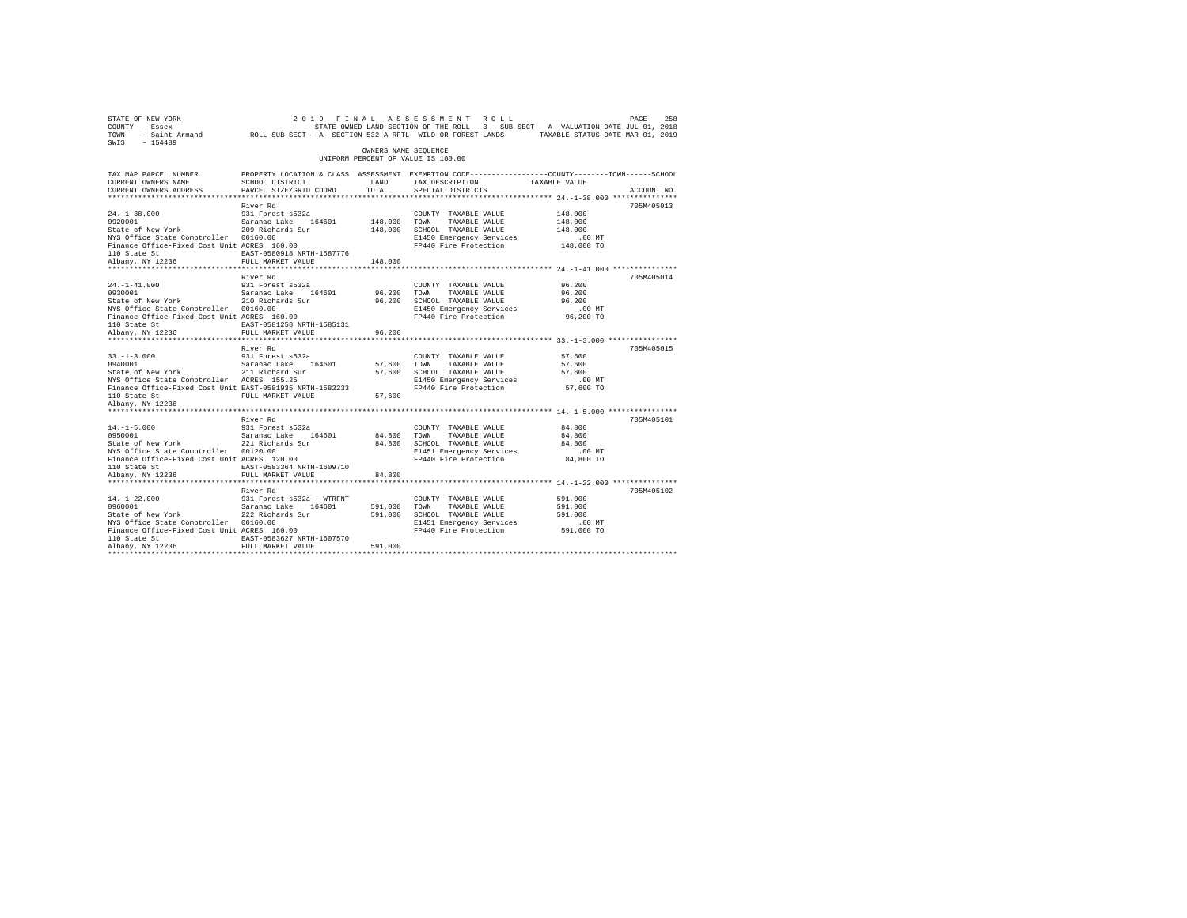STATE OF NEW YORK                    2 0 1 9   F I N A L   A S S E S S M E N T   R O L L                    PAGE 258
COUNTY - Essex                       STATE OWNED LAND SECTION OF THE ROLL - 3   SUB-SECT - A  VALUATION DATE-JUL 01, 2018
TOWN - Saint Armand       ROLL SUB-SECT - A- SECTION 532-A RPTL  WILD OR FOREST LANDS       TAXABLE STATUS DATE-MAR 01, 2019
SWIS - 154489

OWNERS NAME SEQUENCE
UNIFORM PERCENT OF VALUE IS 100.00

| TAX MAP PARCEL NUMBER / CURRENT OWNERS NAME / CURRENT OWNERS ADDRESS | PROPERTY LOCATION & CLASS / SCHOOL DISTRICT / PARCEL SIZE/GRID COORD | ASSESSMENT LAND / TOTAL | EXEMPTION CODE / TAX DESCRIPTION / SPECIAL DISTRICTS | COUNTY--------TOWN------SCHOOL TAXABLE VALUE | ACCOUNT NO. |
|---|---|---|---|---|---|
| 24.-1-38.000 | River Rd | | | | 705M405013 |
| 0920001 | 931 Forest s532a | | COUNTY TAXABLE VALUE | 148,000 | |
| State of New York | Saranac Lake 164601 | 148,000 | TOWN TAXABLE VALUE | 148,000 | |
| NYS Office State Comptroller | 209 Richards Sur | 148,000 | SCHOOL TAXABLE VALUE | 148,000 | |
| Finance Office-Fixed Cost Unit | 00160.00 | | E1450 Emergency Services | .00 MT | |
| 110 State St | ACRES 160.00 | | FP440 Fire Protection | 148,000 TO | |
| Albany, NY 12236 | EAST-0580918 NRTH-1587776 | | | | |
| | FULL MARKET VALUE | 148,000 | | | |
| 24.-1-41.000 | River Rd | | | | 705M405014 |
| 0930001 | 931 Forest s532a | | COUNTY TAXABLE VALUE | 96,200 | |
| State of New York | Saranac Lake 164601 | 96,200 | TOWN TAXABLE VALUE | 96,200 | |
| NYS Office State Comptroller | 210 Richards Sur | 96,200 | SCHOOL TAXABLE VALUE | 96,200 | |
| Finance Office-Fixed Cost Unit | 00160.00 | | E1450 Emergency Services | .00 MT | |
| 110 State St | ACRES 160.00 | | FP440 Fire Protection | 96,200 TO | |
| Albany, NY 12236 | EAST-0581258 NRTH-1585131 | | | | |
| | FULL MARKET VALUE | 96,200 | | | |
| 33.-1-3.000 | River Rd | | | | 705M405015 |
| 0940001 | 931 Forest s532a | | COUNTY TAXABLE VALUE | 57,600 | |
| State of New York | Saranac Lake 164601 | 57,600 | TOWN TAXABLE VALUE | 57,600 | |
| NYS Office State Comptroller | 211 Richard Sur | 57,600 | SCHOOL TAXABLE VALUE | 57,600 | |
| Finance Office-Fixed Cost Unit | ACRES 155.25 | | E1450 Emergency Services | .00 MT | |
| 110 State St | EAST-0581935 NRTH-1582233 | | FP440 Fire Protection | 57,600 TO | |
| Albany, NY 12236 | FULL MARKET VALUE | 57,600 | | | |
| 14.-1-5.000 | River Rd | | | | 705M405101 |
| 0950001 | 931 Forest s532a | | COUNTY TAXABLE VALUE | 84,800 | |
| State of New York | Saranac Lake 164601 | 84,800 | TOWN TAXABLE VALUE | 84,800 | |
| NYS Office State Comptroller | 221 Richards Sur | 84,800 | SCHOOL TAXABLE VALUE | 84,800 | |
| Finance Office-Fixed Cost Unit | 00120.00 | | E1451 Emergency Services | .00 MT | |
| 110 State St | ACRES 120.00 | | FP440 Fire Protection | 84,800 TO | |
| Albany, NY 12236 | EAST-0583364 NRTH-1609710 | | | | |
| | FULL MARKET VALUE | 84,800 | | | |
| 14.-1-22.000 | River Rd | | | | 705M405102 |
| 0960001 | 931 Forest s532a - WTRFNT | | COUNTY TAXABLE VALUE | 591,000 | |
| State of New York | Saranac Lake 164601 | 591,000 | TOWN TAXABLE VALUE | 591,000 | |
| NYS Office State Comptroller | 222 Richards Sur | 591,000 | SCHOOL TAXABLE VALUE | 591,000 | |
| Finance Office-Fixed Cost Unit | 00160.00 | | E1451 Emergency Services | .00 MT | |
| 110 State St | ACRES 160.00 | | FP440 Fire Protection | 591,000 TO | |
| Albany, NY 12236 | EAST-0583627 NRTH-1607570 | | | | |
| | FULL MARKET VALUE | 591,000 | | | |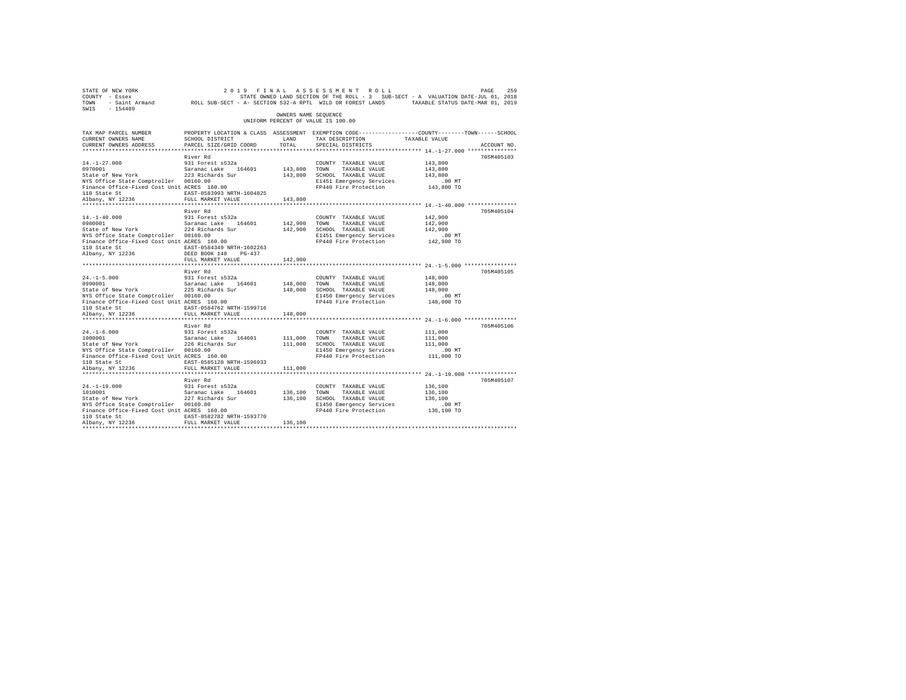STATE OF NEW YORK 2019 FINAL ASSESSMENT ROLL
COUNTY - Essex STATE OWNED LAND SECTION OF THE ROLL - 3 SUB-SECT - A VALUATION DATE-JUL 01, 2018
TOWN - Saint Armand ROLL SUB-SECT - A- SECTION 532-A RPTL WILD OR FOREST LANDS TAXABLE STATUS DATE-MAR 01, 2019
SWIS - 154489

OWNERS NAME SEQUENCE
UNIFORM PERCENT OF VALUE IS 100.00

| TAX MAP PARCEL NUMBER / CURRENT OWNERS NAME / CURRENT OWNERS ADDRESS | PROPERTY LOCATION & CLASS / SCHOOL DISTRICT / PARCEL SIZE/GRID COORD | ASSESSMENT LAND | TOTAL | EXEMPTION CODE / TAX DESCRIPTION / SPECIAL DISTRICTS | TAXABLE VALUE (COUNTY / TOWN / SCHOOL) | ACCOUNT NO. |
|---|---|---|---|---|---|---|
| 14.-1-27.000 | River Rd | | | | | 705M405103 |
| 0970001 | 931 Forest s532a | | | COUNTY TAXABLE VALUE | 143,800 | |
| State of New York | Saranac Lake 164601 | 143,800 | | TOWN TAXABLE VALUE | 143,800 | |
| NYS Office State Comptroller | 223 Richards Sur | | 143,800 | SCHOOL TAXABLE VALUE | 143,800 | |
| Finance Office-Fixed Cost Unit | 00160.00 | | | E1451 Emergency Services | .00 MT | |
| 110 State St | ACRES 160.00 | | | FP440 Fire Protection | 143,800 TO | |
| Albany, NY 12236 | EAST-0583993 NRTH-1604825 | | | | | |
| | FULL MARKET VALUE | | 143,800 | | | |
| 14.-1-40.000 | River Rd | | | | | 705M405104 |
| 0980001 | 931 Forest s532a | | | COUNTY TAXABLE VALUE | 142,900 | |
| State of New York | Saranac Lake 164601 | 142,900 | | TOWN TAXABLE VALUE | 142,900 | |
| NYS Office State Comptroller | 224 Richards Sur | | 142,900 | SCHOOL TAXABLE VALUE | 142,900 | |
| Finance Office-Fixed Cost Unit | 00160.00 | | | E1451 Emergency Services | .00 MT | |
| 110 State St | ACRES 160.00 | | | FP440 Fire Protection | 142,900 TO | |
| Albany, NY 12236 | EAST-0584349 NRTH-1602263 | | | | | |
| | DEED BOOK 148 PG-437 | | | | | |
| | FULL MARKET VALUE | | 142,900 | | | |
| 24.-1-5.000 | River Rd | | | | | 705M405105 |
| 0990001 | 931 Forest s532a | | | COUNTY TAXABLE VALUE | 148,000 | |
| State of New York | Saranac Lake 164601 | 148,000 | | TOWN TAXABLE VALUE | 148,000 | |
| NYS Office State Comptroller | 225 Richards Sur | | 148,000 | SCHOOL TAXABLE VALUE | 148,000 | |
| Finance Office-Fixed Cost Unit | 00160.00 | | | E1450 Emergency Services | .00 MT | |
| 110 State St | ACRES 160.00 | | | FP440 Fire Protection | 148,000 TO | |
| Albany, NY 12236 | EAST-0584762 NRTH-1599716 | | | | | |
| | FULL MARKET VALUE | | 148,000 | | | |
| 24.-1-6.000 | River Rd | | | | | 705M405106 |
| 1000001 | 931 Forest s532a | | | COUNTY TAXABLE VALUE | 111,000 | |
| State of New York | Saranac Lake 164601 | 111,000 | | TOWN TAXABLE VALUE | 111,000 | |
| NYS Office State Comptroller | 226 Richards Sur | | 111,000 | SCHOOL TAXABLE VALUE | 111,000 | |
| Finance Office-Fixed Cost Unit | 00160.00 | | | E1450 Emergency Services | .00 MT | |
| 110 State St | ACRES 160.00 | | | FP440 Fire Protection | 111,000 TO | |
| Albany, NY 12236 | EAST-0585120 NRTH-1596933 | | | | | |
| | FULL MARKET VALUE | | 111,000 | | | |
| 24.-1-19.000 | River Rd | | | | | 705M405107 |
| 1010001 | 931 Forest s532a | | | COUNTY TAXABLE VALUE | 136,100 | |
| State of New York | Saranac Lake 164601 | 136,100 | | TOWN TAXABLE VALUE | 136,100 | |
| NYS Office State Comptroller | 227 Richards Sur | | 136,100 | SCHOOL TAXABLE VALUE | 136,100 | |
| Finance Office-Fixed Cost Unit | 00160.00 | | | E1450 Emergency Services | .00 MT | |
| 110 State St | ACRES 160.00 | | | FP440 Fire Protection | 136,100 TO | |
| Albany, NY 12236 | EAST-0582702 NRTH-1593770 | | | | | |
| | FULL MARKET VALUE | | 136,100 | | | |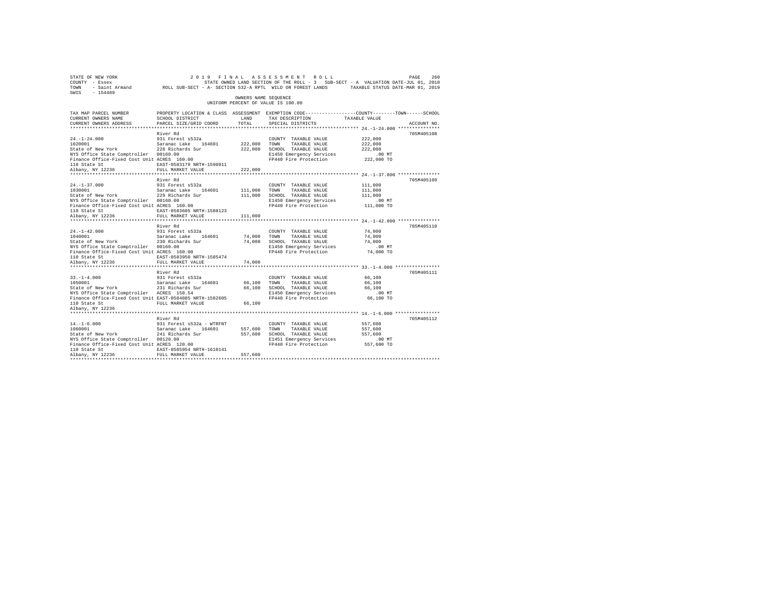STATE OF NEW YORK                    2 0 1 9   F I N A L   A S S E S S M E N T   R O L L
COUNTY - Essex                       STATE OWNED LAND SECTION OF THE ROLL - 3   SUB-SECT - A  VALUATION DATE-JUL 01, 2018
TOWN   - Saint Armand        ROLL SUB-SECT - A- SECTION 532-A RPTL  WILD OR FOREST LANDS       TAXABLE STATUS DATE-MAR 01, 2019
SWIS   - 154489

OWNERS NAME SEQUENCE
UNIFORM PERCENT OF VALUE IS 100.00

| TAX MAP PARCEL NUMBER / CURRENT OWNERS NAME / CURRENT OWNERS ADDRESS | PROPERTY LOCATION & CLASS / SCHOOL DISTRICT / PARCEL SIZE/GRID COORD | ASSESSMENT LAND | TOTAL | EXEMPTION CODE / TAX DESCRIPTION / SPECIAL DISTRICTS | COUNTY / TOWN / SCHOOL TAXABLE VALUE | ACCOUNT NO. |
|---|---|---|---|---|---|---|
| 24.-1-24.000 | River Rd | | | | | 705M405108 |
| | 931 Forest s532a | | | COUNTY TAXABLE VALUE | 222,000 | |
| 1020001 | Saranac Lake 164601 | 222,000 | | TOWN TAXABLE VALUE | 222,000 | |
| State of New York | 228 Richards Sur | | 222,000 | SCHOOL TAXABLE VALUE | 222,000 | |
| NYS Office State Comptroller | 00160.00 | | | E1450 Emergency Services | .00 MT | |
| Finance Office-Fixed Cost Unit | ACRES 160.00 | | | FP440 Fire Protection | 222,000 TO | |
| 110 State St | EAST-0583179 NRTH-1590911 | | | | | |
| Albany, NY 12236 | FULL MARKET VALUE | | 222,000 | | | |
| 24.-1-37.000 | River Rd | | | | | 705M405109 |
| | 931 Forest s532a | | | COUNTY TAXABLE VALUE | 111,000 | |
| 1030001 | Saranac Lake 164601 | 111,000 | | TOWN TAXABLE VALUE | 111,000 | |
| State of New York | 229 Richards Sur | | 111,000 | SCHOOL TAXABLE VALUE | 111,000 | |
| NYS Office State Comptroller | 00160.00 | | | E1450 Emergency Services | .00 MT | |
| Finance Office-Fixed Cost Unit | ACRES 160.00 | | | FP440 Fire Protection | 111,000 TO | |
| 110 State St | EAST-0583605 NRTH-1588123 | | | | | |
| Albany, NY 12236 | FULL MARKET VALUE | | 111,000 | | | |
| 24.-1-42.000 | River Rd | | | | | 705M405110 |
| | 931 Forest s532a | | | COUNTY TAXABLE VALUE | 74,000 | |
| 1040001 | Saranac Lake 164601 | 74,000 | | TOWN TAXABLE VALUE | 74,000 | |
| State of New York | 230 Richards Sur | | 74,000 | SCHOOL TAXABLE VALUE | 74,000 | |
| NYS Office State Comptroller | 00160.00 | | | E1450 Emergency Services | .00 MT | |
| Finance Office-Fixed Cost Unit | ACRES 160.00 | | | FP440 Fire Protection | 74,000 TO | |
| 110 State St | EAST-0583950 NRTH-1585474 | | | | | |
| Albany, NY 12236 | FULL MARKET VALUE | | 74,000 | | | |
| 33.-1-4.000 | River Rd | | | | | 705M405111 |
| | 931 Forest s532a | | | COUNTY TAXABLE VALUE | 66,100 | |
| 1050001 | Saranac Lake 164601 | 66,100 | | TOWN TAXABLE VALUE | 66,100 | |
| State of New York | 231 Richards Sur | | 66,100 | SCHOOL TAXABLE VALUE | 66,100 | |
| NYS Office State Comptroller | ACRES 158.54 | | | E1450 Emergency Services | .00 MT | |
| Finance Office-Fixed Cost Unit | EAST-0584805 NRTH-1582605 | | | FP440 Fire Protection | 66,100 TO | |
| 110 State St | FULL MARKET VALUE | | 66,100 | | | |
| Albany, NY 12236 | | | | | | |
| 14.-1-6.000 | River Rd | | | | | 705M405112 |
| | 931 Forest s532a - WTRFNT | | | COUNTY TAXABLE VALUE | 557,600 | |
| 1060001 | Saranac Lake 164601 | 557,600 | | TOWN TAXABLE VALUE | 557,600 | |
| State of New York | 241 Richards Sur | | 557,600 | SCHOOL TAXABLE VALUE | 557,600 | |
| NYS Office State Comptroller | 00120.00 | | | E1451 Emergency Services | .00 MT | |
| Finance Office-Fixed Cost Unit | ACRES 120.00 | | | FP440 Fire Protection | 557,600 TO | |
| 110 State St | EAST-0585954 NRTH-1610141 | | | | | |
| Albany, NY 12236 | FULL MARKET VALUE | | 557,600 | | | |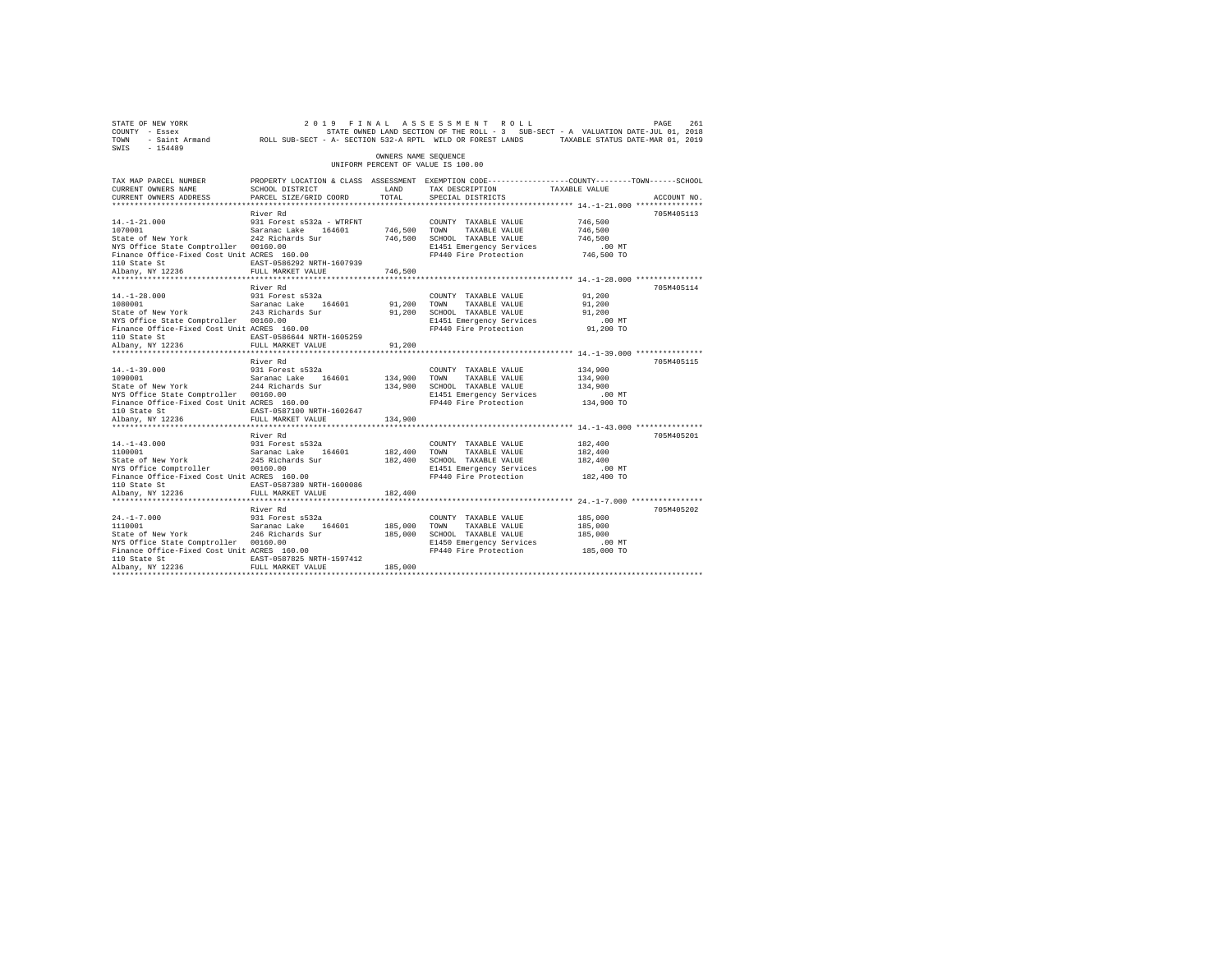STATE OF NEW YORK 2019 FINAL ASSESSMENT ROLL
COUNTY - Essex STATE OWNED LAND SECTION OF THE ROLL - 3 SUB-SECT - A VALUATION DATE-JUL 01, 2018
TOWN - Saint Armand ROLL SUB-SECT - A- SECTION 532-A RPTL WILD OR FOREST LANDS TAXABLE STATUS DATE-MAR 01, 2019
SWIS - 154489

OWNERS NAME SEQUENCE
UNIFORM PERCENT OF VALUE IS 100.00

| TAX MAP PARCEL NUMBER / CURRENT OWNERS NAME / CURRENT OWNERS ADDRESS | PROPERTY LOCATION & CLASS / SCHOOL DISTRICT / PARCEL SIZE/GRID COORD | ASSESSMENT LAND / TOTAL | EXEMPTION CODE / TAX DESCRIPTION / SPECIAL DISTRICTS | COUNTY / TOWN / SCHOOL TAXABLE VALUE | ACCOUNT NO. |
|---|---|---|---|---|---|
| **14.-1-21.000** | River Rd | | | | 705M405113 |
| 14.-1-21.000 | 931 Forest s532a - WTRFNT | | COUNTY TAXABLE VALUE | 746,500 | |
| 1070001 | Saranac Lake 164601 | 746,500 | TOWN TAXABLE VALUE | 746,500 | |
| State of New York | 242 Richards Sur | 746,500 | SCHOOL TAXABLE VALUE | 746,500 | |
| NYS Office State Comptroller | 00160.00 | | E1451 Emergency Services | .00 MT | |
| Finance Office-Fixed Cost Unit | ACRES 160.00 | | FP440 Fire Protection | 746,500 TO | |
| 110 State St | EAST-0586292 NRTH-1607939 | | | | |
| Albany, NY 12236 | FULL MARKET VALUE | 746,500 | | | |
| **14.-1-28.000** | River Rd | | | | 705M405114 |
| 14.-1-28.000 | 931 Forest s532a | | COUNTY TAXABLE VALUE | 91,200 | |
| 1080001 | Saranac Lake 164601 | 91,200 | TOWN TAXABLE VALUE | 91,200 | |
| State of New York | 243 Richards Sur | 91,200 | SCHOOL TAXABLE VALUE | 91,200 | |
| NYS Office State Comptroller | 00160.00 | | E1451 Emergency Services | .00 MT | |
| Finance Office-Fixed Cost Unit | ACRES 160.00 | | FP440 Fire Protection | 91,200 TO | |
| 110 State St | EAST-0586644 NRTH-1605259 | | | | |
| Albany, NY 12236 | FULL MARKET VALUE | 91,200 | | | |
| **14.-1-39.000** | River Rd | | | | 705M405115 |
| 14.-1-39.000 | 931 Forest s532a | | COUNTY TAXABLE VALUE | 134,900 | |
| 1090001 | Saranac Lake 164601 | 134,900 | TOWN TAXABLE VALUE | 134,900 | |
| State of New York | 244 Richards Sur | 134,900 | SCHOOL TAXABLE VALUE | 134,900 | |
| NYS Office State Comptroller | 00160.00 | | E1451 Emergency Services | .00 MT | |
| Finance Office-Fixed Cost Unit | ACRES 160.00 | | FP440 Fire Protection | 134,900 TO | |
| 110 State St | EAST-0587100 NRTH-1602647 | | | | |
| Albany, NY 12236 | FULL MARKET VALUE | 134,900 | | | |
| **14.-1-43.000** | River Rd | | | | 705M405201 |
| 14.-1-43.000 | 931 Forest s532a | | COUNTY TAXABLE VALUE | 182,400 | |
| 1100001 | Saranac Lake 164601 | 182,400 | TOWN TAXABLE VALUE | 182,400 | |
| State of New York | 245 Richards Sur | 182,400 | SCHOOL TAXABLE VALUE | 182,400 | |
| NYS Office Comptroller | 00160.00 | | E1451 Emergency Services | .00 MT | |
| Finance Office-Fixed Cost Unit | ACRES 160.00 | | FP440 Fire Protection | 182,400 TO | |
| 110 State St | EAST-0587389 NRTH-1600086 | | | | |
| Albany, NY 12236 | FULL MARKET VALUE | 182,400 | | | |
| **24.-1-7.000** | River Rd | | | | 705M405202 |
| 24.-1-7.000 | 931 Forest s532a | | COUNTY TAXABLE VALUE | 185,000 | |
| 1110001 | Saranac Lake 164601 | 185,000 | TOWN TAXABLE VALUE | 185,000 | |
| State of New York | 246 Richards Sur | 185,000 | SCHOOL TAXABLE VALUE | 185,000 | |
| NYS Office State Comptroller | 00160.00 | | E1450 Emergency Services | .00 MT | |
| Finance Office-Fixed Cost Unit | ACRES 160.00 | | FP440 Fire Protection | 185,000 TO | |
| 110 State St | EAST-0587825 NRTH-1597412 | | | | |
| Albany, NY 12236 | FULL MARKET VALUE | 185,000 | | | |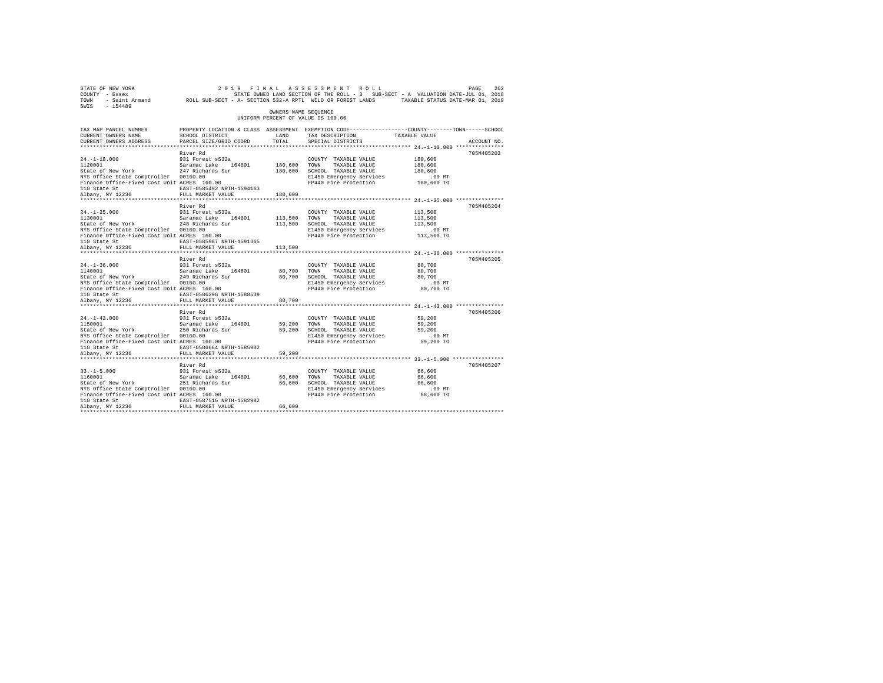STATE OF NEW YORK
COUNTY - Essex
TOWN - Saint Armand
SWIS - 154489

2019 FINAL ASSESSMENT ROLL

STATE OWNED LAND SECTION OF THE ROLL - 3 SUB-SECT - A VALUATION DATE-JUL 01, 2018

ROLL SUB-SECT - A- SECTION 532-A RPTL WILD OR FOREST LANDS TAXABLE STATUS DATE-MAR 01, 2019

OWNERS NAME SEQUENCE

UNIFORM PERCENT OF VALUE IS 100.00

| TAX MAP PARCEL NUMBER / CURRENT OWNERS NAME / CURRENT OWNERS ADDRESS | PROPERTY LOCATION & CLASS / SCHOOL DISTRICT / PARCEL SIZE/GRID COORD | ASSESSMENT LAND / TOTAL | EXEMPTION CODE / TAX DESCRIPTION / SPECIAL DISTRICTS | COUNTY / TOWN / SCHOOL TAXABLE VALUE | ACCOUNT NO. |
|---|---|---|---|---|---|
| 24.-1-18.000 | River Rd | | | | 705M405203 |
| | 931 Forest s532a | | COUNTY TAXABLE VALUE | 180,600 | |
| 1120001 | Saranac Lake 164601 | 180,600 | TOWN TAXABLE VALUE | 180,600 | |
| State of New York | 247 Richards Sur | 180,600 | SCHOOL TAXABLE VALUE | 180,600 | |
| NYS Office State Comptroller | 00160.00 | | E1450 Emergency Services | .00 MT | |
| Finance Office-Fixed Cost Unit | ACRES 160.00 | | FP440 Fire Protection | 180,600 TO | |
| 110 State St | EAST-0585492 NRTH-1594163 | | | | |
| Albany, NY 12236 | FULL MARKET VALUE | 180,600 | | | |
| 24.-1-25.000 | River Rd | | | | 705M405204 |
| | 931 Forest s532a | | COUNTY TAXABLE VALUE | 113,500 | |
| 1130001 | Saranac Lake 164601 | 113,500 | TOWN TAXABLE VALUE | 113,500 | |
| State of New York | 248 Richards Sur | 113,500 | SCHOOL TAXABLE VALUE | 113,500 | |
| NYS Office State Comptroller | 00160.00 | | E1450 Emergency Services | .00 MT | |
| Finance Office-Fixed Cost Unit | ACRES 160.00 | | FP440 Fire Protection | 113,500 TO | |
| 110 State St | EAST-0585987 NRTH-1591365 | | | | |
| Albany, NY 12236 | FULL MARKET VALUE | 113,500 | | | |
| 24.-1-36.000 | River Rd | | | | 705M405205 |
| | 931 Forest s532a | | COUNTY TAXABLE VALUE | 80,700 | |
| 1140001 | Saranac Lake 164601 | 80,700 | TOWN TAXABLE VALUE | 80,700 | |
| State of New York | 249 Richards Sur | 80,700 | SCHOOL TAXABLE VALUE | 80,700 | |
| NYS Office State Comptroller | 00160.00 | | E1450 Emergency Services | .00 MT | |
| Finance Office-Fixed Cost Unit | ACRES 160.00 | | FP440 Fire Protection | 80,700 TO | |
| 110 State St | EAST-0586296 NRTH-1588539 | | | | |
| Albany, NY 12236 | FULL MARKET VALUE | 80,700 | | | |
| 24.-1-43.000 | River Rd | | | | 705M405206 |
| | 931 Forest s532a | | COUNTY TAXABLE VALUE | 59,200 | |
| 1150001 | Saranac Lake 164601 | 59,200 | TOWN TAXABLE VALUE | 59,200 | |
| State of New York | 250 Richards Sur | 59,200 | SCHOOL TAXABLE VALUE | 59,200 | |
| NYS Office State Comptroller | 00160.00 | | E1450 Emergency Services | .00 MT | |
| Finance Office-Fixed Cost Unit | ACRES 160.00 | | FP440 Fire Protection | 59,200 TO | |
| 110 State St | EAST-0586664 NRTH-1585902 | | | | |
| Albany, NY 12236 | FULL MARKET VALUE | 59,200 | | | |
| 33.-1-5.000 | River Rd | | | | 705M405207 |
| | 931 Forest s532a | | COUNTY TAXABLE VALUE | 66,600 | |
| 1160001 | Saranac Lake 164601 | 66,600 | TOWN TAXABLE VALUE | 66,600 | |
| State of New York | 251 Richards Sur | 66,600 | SCHOOL TAXABLE VALUE | 66,600 | |
| NYS Office State Comptroller | 00160.00 | | E1450 Emergency Services | .00 MT | |
| Finance Office-Fixed Cost Unit | ACRES 160.00 | | FP440 Fire Protection | 66,600 TO | |
| 110 State St | EAST-0587516 NRTH-1582982 | | | | |
| Albany, NY 12236 | FULL MARKET VALUE | 66,600 | | | |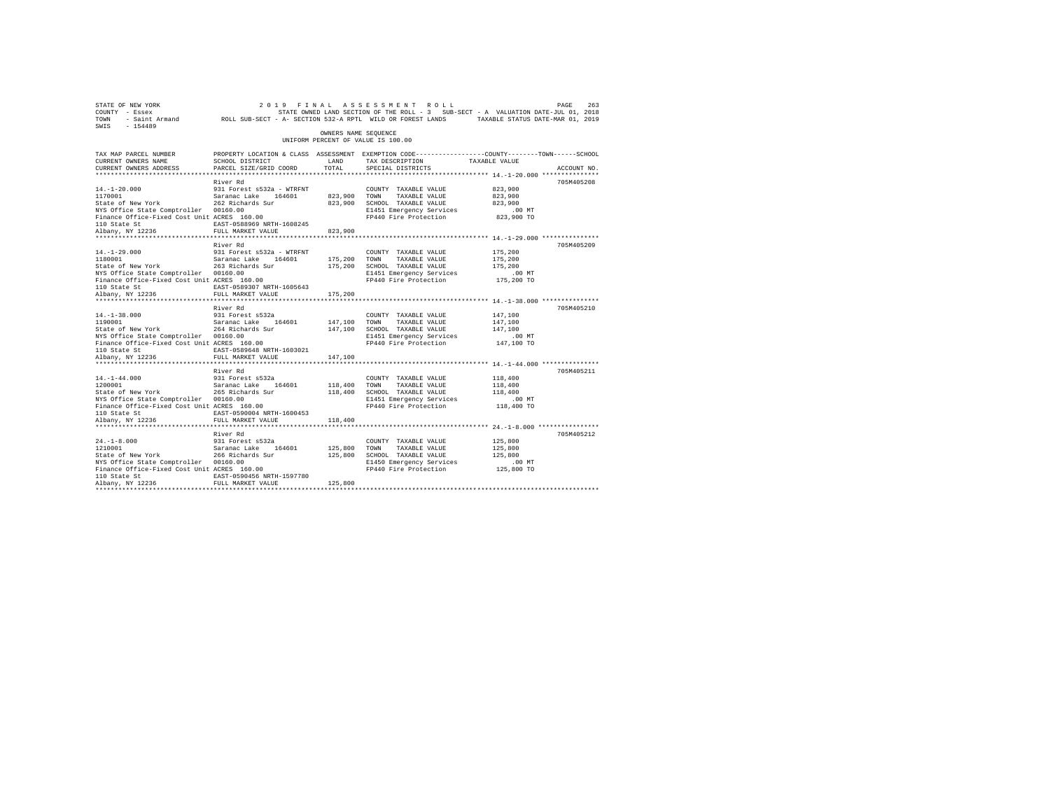STATE OF NEW YORK 2019 FINAL ASSESSMENT ROLL
COUNTY - Essex STATE OWNED LAND SECTION OF THE ROLL - 3 SUB-SECT - A VALUATION DATE-JUL 01, 2018
TOWN - Saint Armand ROLL SUB-SECT - A- SECTION 532-A RPTL WILD OR FOREST LANDS TAXABLE STATUS DATE-MAR 01, 2019
SWIS - 154489

OWNERS NAME SEQUENCE
UNIFORM PERCENT OF VALUE IS 100.00

| TAX MAP PARCEL NUMBER / CURRENT OWNERS NAME / CURRENT OWNERS ADDRESS | PROPERTY LOCATION & CLASS / SCHOOL DISTRICT / PARCEL SIZE/GRID COORD | ASSESSMENT LAND | TOTAL | EXEMPTION CODE / TAX DESCRIPTION / SPECIAL DISTRICTS | TAXABLE VALUE (COUNTY / TOWN / SCHOOL) | ACCOUNT NO. |
|---|---|---|---|---|---|---|
| 14.-1-20.000 | River Rd | | | | | 705M405208 |
| 1170001 | 931 Forest s532a - WTRFNT | | | COUNTY TAXABLE VALUE | 823,900 | |
| State of New York | Saranac Lake 164601 | 823,900 | | TOWN TAXABLE VALUE | 823,900 | |
| NYS Office State Comptroller | 262 Richards Sur | | 823,900 | SCHOOL TAXABLE VALUE | 823,900 | |
| Finance Office-Fixed Cost Unit | 00160.00 | | | E1451 Emergency Services | .00 MT | |
| 110 State St | ACRES 160.00 | | | FP440 Fire Protection | 823,900 TO | |
| Albany, NY 12236 | EAST-0588969 NRTH-1608245 | | | | | |
| | FULL MARKET VALUE | | 823,900 | | | |
| 14.-1-29.000 | River Rd | | | | | 705M405209 |
| 1180001 | 931 Forest s532a - WTRFNT | | | COUNTY TAXABLE VALUE | 175,200 | |
| State of New York | Saranac Lake 164601 | 175,200 | | TOWN TAXABLE VALUE | 175,200 | |
| NYS Office State Comptroller | 263 Richards Sur | | 175,200 | SCHOOL TAXABLE VALUE | 175,200 | |
| Finance Office-Fixed Cost Unit | 00160.00 | | | E1451 Emergency Services | .00 MT | |
| 110 State St | ACRES 160.00 | | | FP440 Fire Protection | 175,200 TO | |
| Albany, NY 12236 | EAST-0589307 NRTH-1605643 | | | | | |
| | FULL MARKET VALUE | | 175,200 | | | |
| 14.-1-38.000 | River Rd | | | | | 705M405210 |
| 1190001 | 931 Forest s532a | | | COUNTY TAXABLE VALUE | 147,100 | |
| State of New York | Saranac Lake 164601 | 147,100 | | TOWN TAXABLE VALUE | 147,100 | |
| NYS Office State Comptroller | 264 Richards Sur | | 147,100 | SCHOOL TAXABLE VALUE | 147,100 | |
| Finance Office-Fixed Cost Unit | 00160.00 | | | E1451 Emergency Services | .00 MT | |
| 110 State St | ACRES 160.00 | | | FP440 Fire Protection | 147,100 TO | |
| Albany, NY 12236 | EAST-0589648 NRTH-1603021 | | | | | |
| | FULL MARKET VALUE | | 147,100 | | | |
| 14.-1-44.000 | River Rd | | | | | 705M405211 |
| 1200001 | 931 Forest s532a | | | COUNTY TAXABLE VALUE | 118,400 | |
| State of New York | Saranac Lake 164601 | 118,400 | | TOWN TAXABLE VALUE | 118,400 | |
| NYS Office State Comptroller | 265 Richards Sur | | 118,400 | SCHOOL TAXABLE VALUE | 118,400 | |
| Finance Office-Fixed Cost Unit | 00160.00 | | | E1451 Emergency Services | .00 MT | |
| 110 State St | ACRES 160.00 | | | FP440 Fire Protection | 118,400 TO | |
| Albany, NY 12236 | EAST-0590004 NRTH-1600453 | | | | | |
| | FULL MARKET VALUE | | 118,400 | | | |
| 24.-1-8.000 | River Rd | | | | | 705M405212 |
| 1210001 | 931 Forest s532a | | | COUNTY TAXABLE VALUE | 125,800 | |
| State of New York | Saranac Lake 164601 | 125,800 | | TOWN TAXABLE VALUE | 125,800 | |
| NYS Office State Comptroller | 266 Richards Sur | | 125,800 | SCHOOL TAXABLE VALUE | 125,800 | |
| Finance Office-Fixed Cost Unit | 00160.00 | | | E1450 Emergency Services | .00 MT | |
| 110 State St | ACRES 160.00 | | | FP440 Fire Protection | 125,800 TO | |
| Albany, NY 12236 | EAST-0590456 NRTH-1597780 | | | | | |
| | FULL MARKET VALUE | | 125,800 | | | |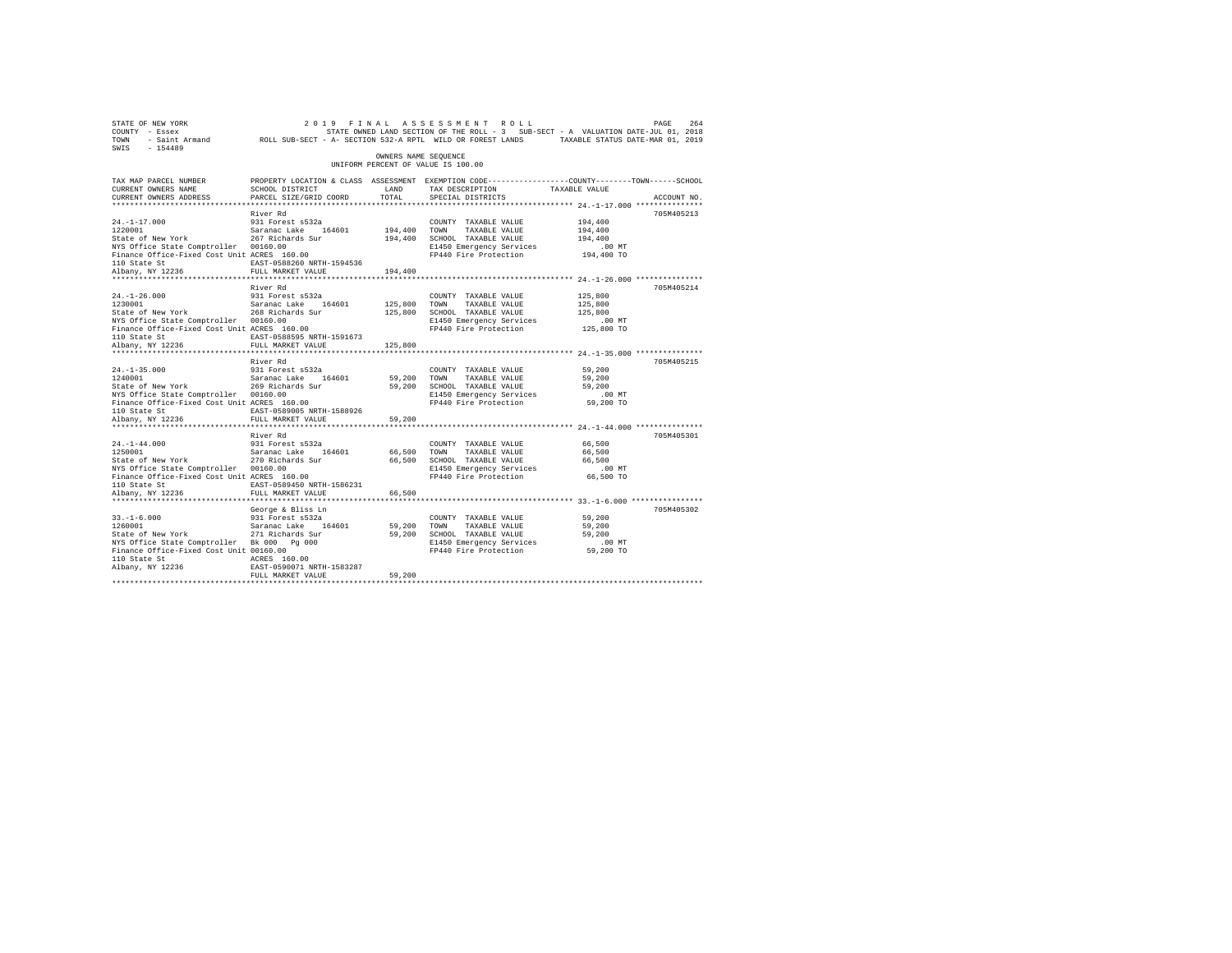```
STATE OF NEW YORK                2 0 1 9   F I N A L   A S S E S S M E N T   R O L L                          PAGE  264
COUNTY  - Essex                        STATE OWNED LAND SECTION OF THE ROLL - 3   SUB-SECT - A  VALUATION DATE-JUL 01, 2018
TOWN    - Saint Armand       ROLL SUB-SECT - A- SECTION 532-A RPTL  WILD OR FOREST LANDS       TAXABLE STATUS DATE-MAR 01, 2019
SWIS    - 154489
                                                        OWNERS NAME SEQUENCE
                                                  UNIFORM PERCENT OF VALUE IS 100.00

TAX MAP PARCEL NUMBER          PROPERTY LOCATION & CLASS  ASSESSMENT  EXEMPTION CODE-----------------COUNTY--------TOWN------SCHOOL
CURRENT OWNERS NAME            SCHOOL DISTRICT              LAND      TAX DESCRIPTION            TAXABLE VALUE
CURRENT OWNERS ADDRESS         PARCEL SIZE/GRID COORD       TOTAL     SPECIAL DISTRICTS                                  ACCOUNT NO.
*********************************************************************************************** 24.-1-17.000 ***************
                               River Rd                                                                              705M405213
24.-1-17.000                   931 Forest s532a                        COUNTY  TAXABLE VALUE          194,400
1220001                        Saranac Lake   164601     194,400     TOWN    TAXABLE VALUE          194,400
State of New York              267 Richards Sur          194,400     SCHOOL  TAXABLE VALUE          194,400
NYS Office State Comptroller   00160.00                               E1450 Emergency Services          .00 MT
Finance Office-Fixed Cost Unit ACRES  160.00                          FP440 Fire Protection          194,400 TO
110 State St                   EAST-0588260 NRTH-1594536
Albany, NY 12236               FULL MARKET VALUE         194,400
*********************************************************************************************** 24.-1-26.000 ***************
                               River Rd                                                                              705M405214
24.-1-26.000                   931 Forest s532a                        COUNTY  TAXABLE VALUE          125,800
1230001                        Saranac Lake   164601     125,800     TOWN    TAXABLE VALUE          125,800
State of New York              268 Richards Sur          125,800     SCHOOL  TAXABLE VALUE          125,800
NYS Office State Comptroller   00160.00                               E1450 Emergency Services          .00 MT
Finance Office-Fixed Cost Unit ACRES  160.00                          FP440 Fire Protection          125,800 TO
110 State St                   EAST-0588595 NRTH-1591673
Albany, NY 12236               FULL MARKET VALUE         125,800
*********************************************************************************************** 24.-1-35.000 ***************
                               River Rd                                                                              705M405215
24.-1-35.000                   931 Forest s532a                        COUNTY  TAXABLE VALUE           59,200
1240001                        Saranac Lake   164601      59,200     TOWN    TAXABLE VALUE           59,200
State of New York              269 Richards Sur           59,200     SCHOOL  TAXABLE VALUE           59,200
NYS Office State Comptroller   00160.00                               E1450 Emergency Services          .00 MT
Finance Office-Fixed Cost Unit ACRES  160.00                          FP440 Fire Protection           59,200 TO
110 State St                   EAST-0589005 NRTH-1588926
Albany, NY 12236               FULL MARKET VALUE          59,200
*********************************************************************************************** 24.-1-44.000 ***************
                               River Rd                                                                              705M405301
24.-1-44.000                   931 Forest s532a                        COUNTY  TAXABLE VALUE           66,500
1250001                        Saranac Lake   164601      66,500     TOWN    TAXABLE VALUE           66,500
State of New York              270 Richards Sur           66,500     SCHOOL  TAXABLE VALUE           66,500
NYS Office State Comptroller   00160.00                               E1450 Emergency Services          .00 MT
Finance Office-Fixed Cost Unit ACRES  160.00                          FP440 Fire Protection           66,500 TO
110 State St                   EAST-0589450 NRTH-1586231
Albany, NY 12236               FULL MARKET VALUE          66,500
*********************************************************************************************** 33.-1-6.000 ****************
                               George & Bliss Ln                                                                     705M405302
33.-1-6.000                    931 Forest s532a                        COUNTY  TAXABLE VALUE           59,200
1260001                        Saranac Lake   164601      59,200     TOWN    TAXABLE VALUE           59,200
State of New York              271 Richards Sur           59,200     SCHOOL  TAXABLE VALUE           59,200
NYS Office State Comptroller   Bk 000   Pg 000                        E1450 Emergency Services          .00 MT
Finance Office-Fixed Cost Unit 00160.00                               FP440 Fire Protection           59,200 TO
110 State St                   ACRES  160.00
Albany, NY 12236               EAST-0590071 NRTH-1583287
                               FULL MARKET VALUE          59,200
******************************************************************************************************************************
```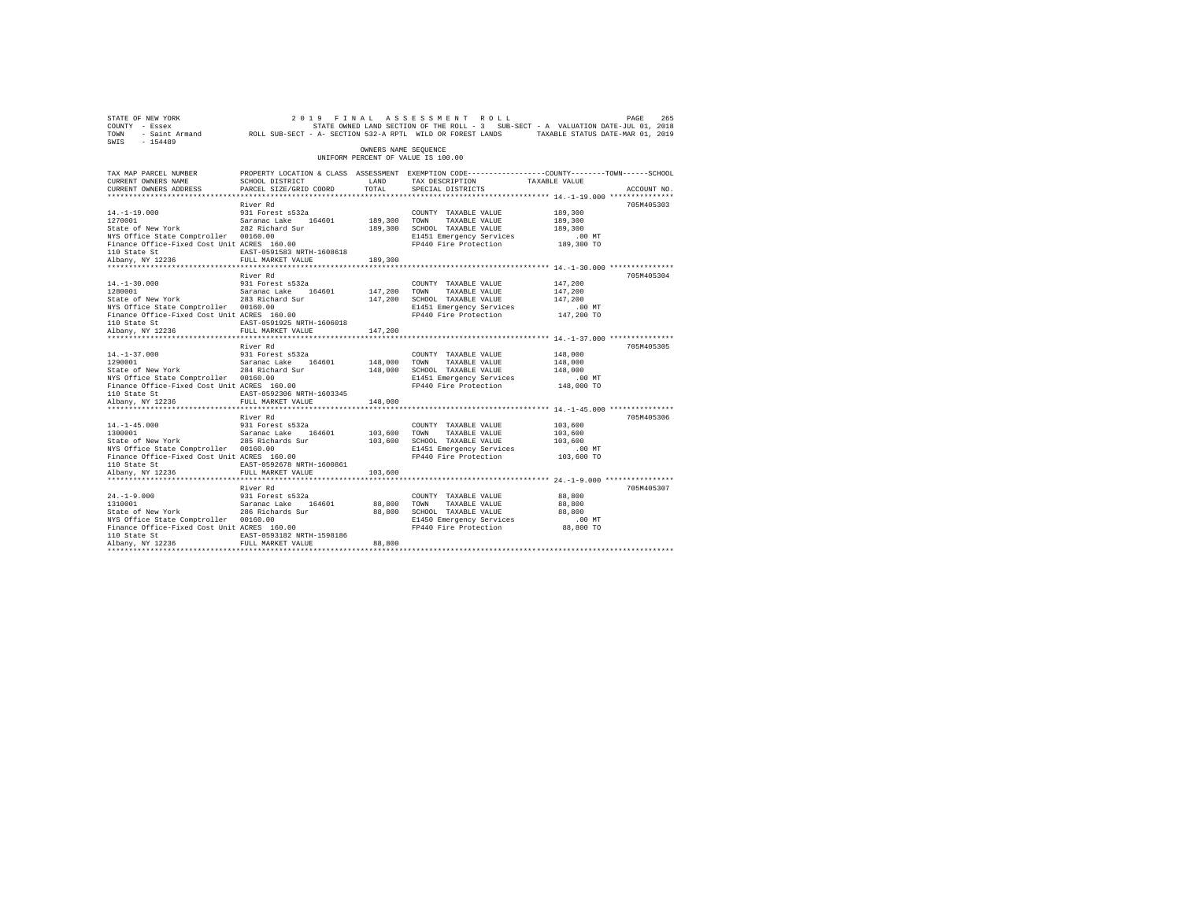STATE OF NEW YORK 2019 FINAL ASSESSMENT ROLL
COUNTY - Essex STATE OWNED LAND SECTION OF THE ROLL - 3 SUB-SECT - A VALUATION DATE-JUL 01, 2018
TOWN - Saint Armand ROLL SUB-SECT - A- SECTION 532-A RPTL WILD OR FOREST LANDS TAXABLE STATUS DATE-MAR 01, 2019
SWIS - 154489

OWNERS NAME SEQUENCE
UNIFORM PERCENT OF VALUE IS 100.00

| TAX MAP PARCEL NUMBER / CURRENT OWNERS NAME / CURRENT OWNERS ADDRESS | PROPERTY LOCATION & CLASS / SCHOOL DISTRICT / PARCEL SIZE/GRID COORD | ASSESSMENT LAND / TOTAL | EXEMPTION CODE / TAX DESCRIPTION / SPECIAL DISTRICTS | COUNTY / TOWN / SCHOOL TAXABLE VALUE | ACCOUNT NO. |
|---|---|---|---|---|---|
| 14.-1-19.000 | River Rd | | | | 705M405303 |
| | 931 Forest s532a | | COUNTY TAXABLE VALUE | 189,300 | |
| 1270001 | Saranac Lake 164601 | 189,300 | TOWN TAXABLE VALUE | 189,300 | |
| State of New York | 282 Richard Sur | 189,300 | SCHOOL TAXABLE VALUE | 189,300 | |
| NYS Office State Comptroller | 00160.00 | | E1451 Emergency Services | .00 MT | |
| Finance Office-Fixed Cost Unit | ACRES 160.00 | | FP440 Fire Protection | 189,300 TO | |
| 110 State St | EAST-0591583 NRTH-1608618 | | | | |
| Albany, NY 12236 | FULL MARKET VALUE | 189,300 | | | |
| 14.-1-30.000 | River Rd | | | | 705M405304 |
| | 931 Forest s532a | | COUNTY TAXABLE VALUE | 147,200 | |
| 1280001 | Saranac Lake 164601 | 147,200 | TOWN TAXABLE VALUE | 147,200 | |
| State of New York | 283 Richard Sur | 147,200 | SCHOOL TAXABLE VALUE | 147,200 | |
| NYS Office State Comptroller | 00160.00 | | E1451 Emergency Services | .00 MT | |
| Finance Office-Fixed Cost Unit | ACRES 160.00 | | FP440 Fire Protection | 147,200 TO | |
| 110 State St | EAST-0591925 NRTH-1606018 | | | | |
| Albany, NY 12236 | FULL MARKET VALUE | 147,200 | | | |
| 14.-1-37.000 | River Rd | | | | 705M405305 |
| | 931 Forest s532a | | COUNTY TAXABLE VALUE | 148,000 | |
| 1290001 | Saranac Lake 164601 | 148,000 | TOWN TAXABLE VALUE | 148,000 | |
| State of New York | 284 Richard Sur | 148,000 | SCHOOL TAXABLE VALUE | 148,000 | |
| NYS Office State Comptroller | 00160.00 | | E1451 Emergency Services | .00 MT | |
| Finance Office-Fixed Cost Unit | ACRES 160.00 | | FP440 Fire Protection | 148,000 TO | |
| 110 State St | EAST-0592306 NRTH-1603345 | | | | |
| Albany, NY 12236 | FULL MARKET VALUE | 148,000 | | | |
| 14.-1-45.000 | River Rd | | | | 705M405306 |
| | 931 Forest s532a | | COUNTY TAXABLE VALUE | 103,600 | |
| 1300001 | Saranac Lake 164601 | 103,600 | TOWN TAXABLE VALUE | 103,600 | |
| State of New York | 285 Richards Sur | 103,600 | SCHOOL TAXABLE VALUE | 103,600 | |
| NYS Office State Comptroller | 00160.00 | | E1451 Emergency Services | .00 MT | |
| Finance Office-Fixed Cost Unit | ACRES 160.00 | | FP440 Fire Protection | 103,600 TO | |
| 110 State St | EAST-0592678 NRTH-1600861 | | | | |
| Albany, NY 12236 | FULL MARKET VALUE | 103,600 | | | |
| 24.-1-9.000 | River Rd | | | | 705M405307 |
| | 931 Forest s532a | | COUNTY TAXABLE VALUE | 88,800 | |
| 1310001 | Saranac Lake 164601 | 88,800 | TOWN TAXABLE VALUE | 88,800 | |
| State of New York | 286 Richards Sur | 88,800 | SCHOOL TAXABLE VALUE | 88,800 | |
| NYS Office State Comptroller | 00160.00 | | E1450 Emergency Services | .00 MT | |
| Finance Office-Fixed Cost Unit | ACRES 160.00 | | FP440 Fire Protection | 88,800 TO | |
| 110 State St | EAST-0593182 NRTH-1598186 | | | | |
| Albany, NY 12236 | FULL MARKET VALUE | 88,800 | | | |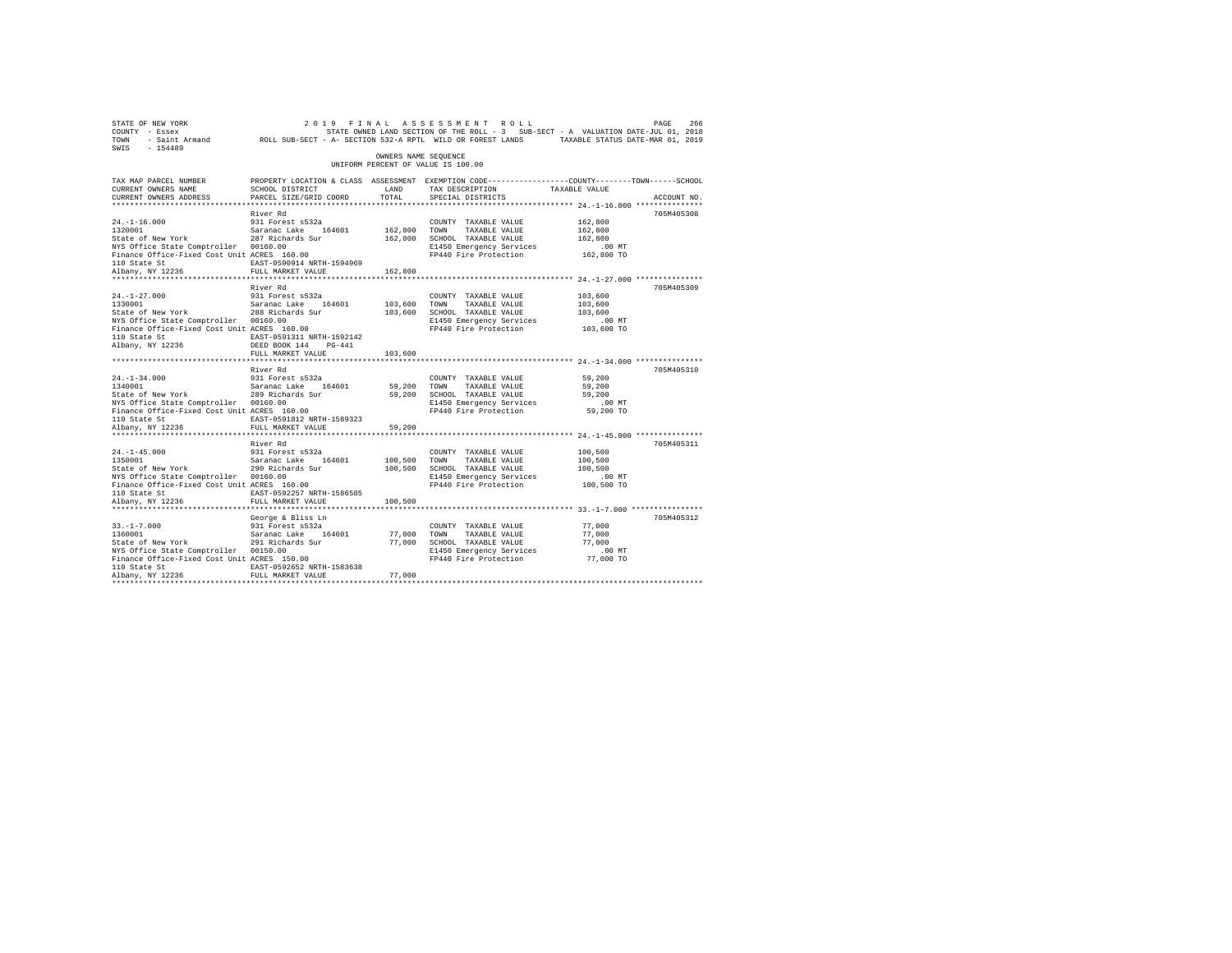STATE OF NEW YORK 2 0 1 9 F I N A L A S S E S S M E N T R O L L
COUNTY - Essex STATE OWNED LAND SECTION OF THE ROLL - 3 SUB-SECT - A VALUATION DATE-JUL 01, 2018
TOWN - Saint Armand ROLL SUB-SECT - A- SECTION 532-A RPTL WILD OR FOREST LANDS TAXABLE STATUS DATE-MAR 01, 2019
SWIS - 154489

OWNERS NAME SEQUENCE
UNIFORM PERCENT OF VALUE IS 100.00

| TAX MAP PARCEL NUMBER / CURRENT OWNERS NAME / CURRENT OWNERS ADDRESS | PROPERTY LOCATION & CLASS / SCHOOL DISTRICT / PARCEL SIZE/GRID COORD | ASSESSMENT LAND | TOTAL | EXEMPTION CODE / TAX DESCRIPTION / SPECIAL DISTRICTS | COUNTY--------TOWN------SCHOOL TAXABLE VALUE | ACCOUNT NO. |
|---|---|---|---|---|---|---|
| 24.-1-16.000 | River Rd | | | | | 705M405308 |
| 24.-1-16.000 | 931 Forest s532a | | | COUNTY TAXABLE VALUE | 162,800 | |
| 1320001 | Saranac Lake 164601 | 162,800 | | TOWN TAXABLE VALUE | 162,800 | |
| State of New York | 287 Richards Sur | | 162,800 | SCHOOL TAXABLE VALUE | 162,800 | |
| NYS Office State Comptroller | 00160.00 | | | E1450 Emergency Services | .00 MT | |
| Finance Office-Fixed Cost Unit | ACRES 160.00 | | | FP440 Fire Protection | 162,800 TO | |
| 110 State St | EAST-0590914 NRTH-1594969 | | | | | |
| Albany, NY 12236 | FULL MARKET VALUE | | 162,800 | | | |
| 24.-1-27.000 | River Rd | | | | | 705M405309 |
| 24.-1-27.000 | 931 Forest s532a | | | COUNTY TAXABLE VALUE | 103,600 | |
| 1330001 | Saranac Lake 164601 | 103,600 | | TOWN TAXABLE VALUE | 103,600 | |
| State of New York | 288 Richards Sur | | 103,600 | SCHOOL TAXABLE VALUE | 103,600 | |
| NYS Office State Comptroller | 00160.00 | | | E1450 Emergency Services | .00 MT | |
| Finance Office-Fixed Cost Unit | ACRES 160.00 | | | FP440 Fire Protection | 103,600 TO | |
| 110 State St | EAST-0591311 NRTH-1592142 | | | | | |
| Albany, NY 12236 | DEED BOOK 144 PG-441 | | | | | |
| | FULL MARKET VALUE | | 103,600 | | | |
| 24.-1-34.000 | River Rd | | | | | 705M405310 |
| 24.-1-34.000 | 931 Forest s532a | | | COUNTY TAXABLE VALUE | 59,200 | |
| 1340001 | Saranac Lake 164601 | 59,200 | | TOWN TAXABLE VALUE | 59,200 | |
| State of New York | 289 Richards Sur | | 59,200 | SCHOOL TAXABLE VALUE | 59,200 | |
| NYS Office State Comptroller | 00160.00 | | | E1450 Emergency Services | .00 MT | |
| Finance Office-Fixed Cost Unit | ACRES 160.00 | | | FP440 Fire Protection | 59,200 TO | |
| 110 State St | EAST-0591812 NRTH-1589323 | | | | | |
| Albany, NY 12236 | FULL MARKET VALUE | | 59,200 | | | |
| 24.-1-45.000 | River Rd | | | | | 705M405311 |
| 24.-1-45.000 | 931 Forest s532a | | | COUNTY TAXABLE VALUE | 100,500 | |
| 1350001 | Saranac Lake 164601 | 100,500 | | TOWN TAXABLE VALUE | 100,500 | |
| State of New York | 290 Richards Sur | | 100,500 | SCHOOL TAXABLE VALUE | 100,500 | |
| NYS Office State Comptroller | 00160.00 | | | E1450 Emergency Services | .00 MT | |
| Finance Office-Fixed Cost Unit | ACRES 160.00 | | | FP440 Fire Protection | 100,500 TO | |
| 110 State St | EAST-0592257 NRTH-1586585 | | | | | |
| Albany, NY 12236 | FULL MARKET VALUE | | 100,500 | | | |
| 33.-1-7.000 | George & Bliss Ln | | | | | 705M405312 |
| 33.-1-7.000 | 931 Forest s532a | | | COUNTY TAXABLE VALUE | 77,000 | |
| 1360001 | Saranac Lake 164601 | 77,000 | | TOWN TAXABLE VALUE | 77,000 | |
| State of New York | 291 Richards Sur | | 77,000 | SCHOOL TAXABLE VALUE | 77,000 | |
| NYS Office State Comptroller | 00150.00 | | | E1450 Emergency Services | .00 MT | |
| Finance Office-Fixed Cost Unit | ACRES 150.00 | | | FP440 Fire Protection | 77,000 TO | |
| 110 State St | EAST-0592652 NRTH-1583638 | | | | | |
| Albany, NY 12236 | FULL MARKET VALUE | | 77,000 | | | |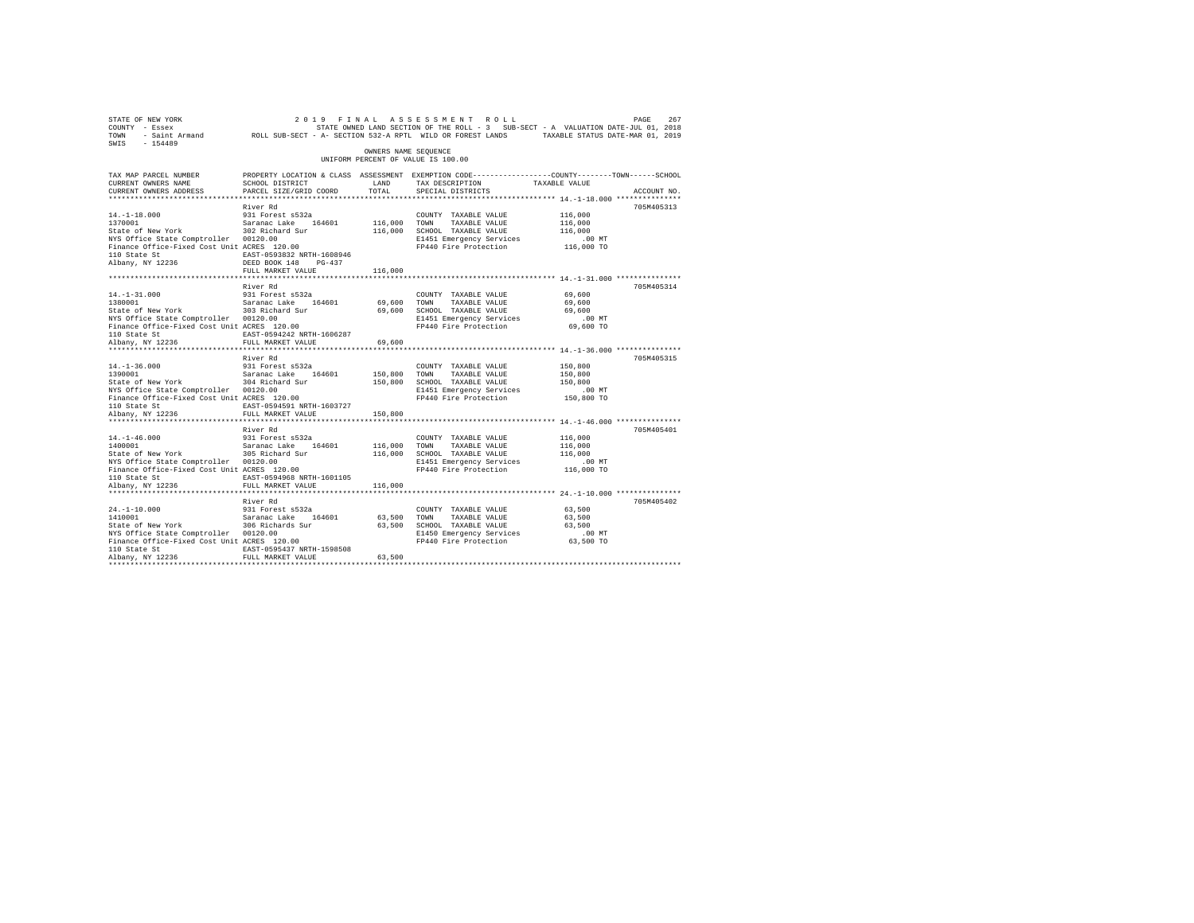STATE OF NEW YORK 2019 FINAL ASSESSMENT ROLL
COUNTY - Essex STATE OWNED LAND SECTION OF THE ROLL - 3 SUB-SECT - A VALUATION DATE-JUL 01, 2018
TOWN - Saint Armand ROLL SUB-SECT - A- SECTION 532-A RPTL WILD OR FOREST LANDS TAXABLE STATUS DATE-MAR 01, 2019
SWIS - 154489

OWNERS NAME SEQUENCE
UNIFORM PERCENT OF VALUE IS 100.00

| TAX MAP PARCEL NUMBER / CURRENT OWNERS NAME / CURRENT OWNERS ADDRESS | PROPERTY LOCATION & CLASS / SCHOOL DISTRICT / PARCEL SIZE/GRID COORD | ASSESSMENT LAND | TOTAL | EXEMPTION CODE / TAX DESCRIPTION / SPECIAL DISTRICTS | COUNTY--------TOWN------SCHOOL TAXABLE VALUE | ACCOUNT NO. |
|---|---|---|---|---|---|---|
| 14.-1-18.000 | River Rd | | | | | 705M405313 |
| 1370001 | 931 Forest s532a | | | COUNTY TAXABLE VALUE | 116,000 | |
| State of New York | Saranac Lake 164601 | 116,000 | | TOWN TAXABLE VALUE | 116,000 | |
| NYS Office State Comptroller | 302 Richard Sur | | 116,000 | SCHOOL TAXABLE VALUE | 116,000 | |
| Finance Office-Fixed Cost Unit | 00120.00 | | | E1451 Emergency Services | .00 MT | |
| 110 State St | ACRES 120.00 | | | FP440 Fire Protection | 116,000 TO | |
| Albany, NY 12236 | EAST-0593832 NRTH-1608946 | | | | | |
| | DEED BOOK 148 PG-437 | | | | | |
| | FULL MARKET VALUE | | 116,000 | | | |
| 14.-1-31.000 | River Rd | | | | | 705M405314 |
| 1380001 | 931 Forest s532a | | | COUNTY TAXABLE VALUE | 69,600 | |
| State of New York | Saranac Lake 164601 | 69,600 | | TOWN TAXABLE VALUE | 69,600 | |
| NYS Office State Comptroller | 303 Richard Sur | | 69,600 | SCHOOL TAXABLE VALUE | 69,600 | |
| Finance Office-Fixed Cost Unit | 00120.00 | | | E1451 Emergency Services | .00 MT | |
| 110 State St | ACRES 120.00 | | | FP440 Fire Protection | 69,600 TO | |
| Albany, NY 12236 | EAST-0594242 NRTH-1606287 | | | | | |
| | FULL MARKET VALUE | | 69,600 | | | |
| 14.-1-36.000 | River Rd | | | | | 705M405315 |
| 1390001 | 931 Forest s532a | | | COUNTY TAXABLE VALUE | 150,800 | |
| State of New York | Saranac Lake 164601 | 150,800 | | TOWN TAXABLE VALUE | 150,800 | |
| NYS Office State Comptroller | 304 Richard Sur | | 150,800 | SCHOOL TAXABLE VALUE | 150,800 | |
| Finance Office-Fixed Cost Unit | 00120.00 | | | E1451 Emergency Services | .00 MT | |
| 110 State St | ACRES 120.00 | | | FP440 Fire Protection | 150,800 TO | |
| Albany, NY 12236 | EAST-0594591 NRTH-1603727 | | | | | |
| | FULL MARKET VALUE | | 150,800 | | | |
| 14.-1-46.000 | River Rd | | | | | 705M405401 |
| 1400001 | 931 Forest s532a | | | COUNTY TAXABLE VALUE | 116,000 | |
| State of New York | Saranac Lake 164601 | 116,000 | | TOWN TAXABLE VALUE | 116,000 | |
| NYS Office State Comptroller | 305 Richard Sur | | 116,000 | SCHOOL TAXABLE VALUE | 116,000 | |
| Finance Office-Fixed Cost Unit | 00120.00 | | | E1451 Emergency Services | .00 MT | |
| 110 State St | ACRES 120.00 | | | FP440 Fire Protection | 116,000 TO | |
| Albany, NY 12236 | EAST-0594968 NRTH-1601105 | | | | | |
| | FULL MARKET VALUE | | 116,000 | | | |
| 24.-1-10.000 | River Rd | | | | | 705M405402 |
| 1410001 | 931 Forest s532a | | | COUNTY TAXABLE VALUE | 63,500 | |
| State of New York | Saranac Lake 164601 | 63,500 | | TOWN TAXABLE VALUE | 63,500 | |
| NYS Office State Comptroller | 306 Richards Sur | | 63,500 | SCHOOL TAXABLE VALUE | 63,500 | |
| Finance Office-Fixed Cost Unit | 00120.00 | | | E1450 Emergency Services | .00 MT | |
| 110 State St | ACRES 120.00 | | | FP440 Fire Protection | 63,500 TO | |
| Albany, NY 12236 | EAST-0595437 NRTH-1598508 | | | | | |
| | FULL MARKET VALUE | | 63,500 | | | |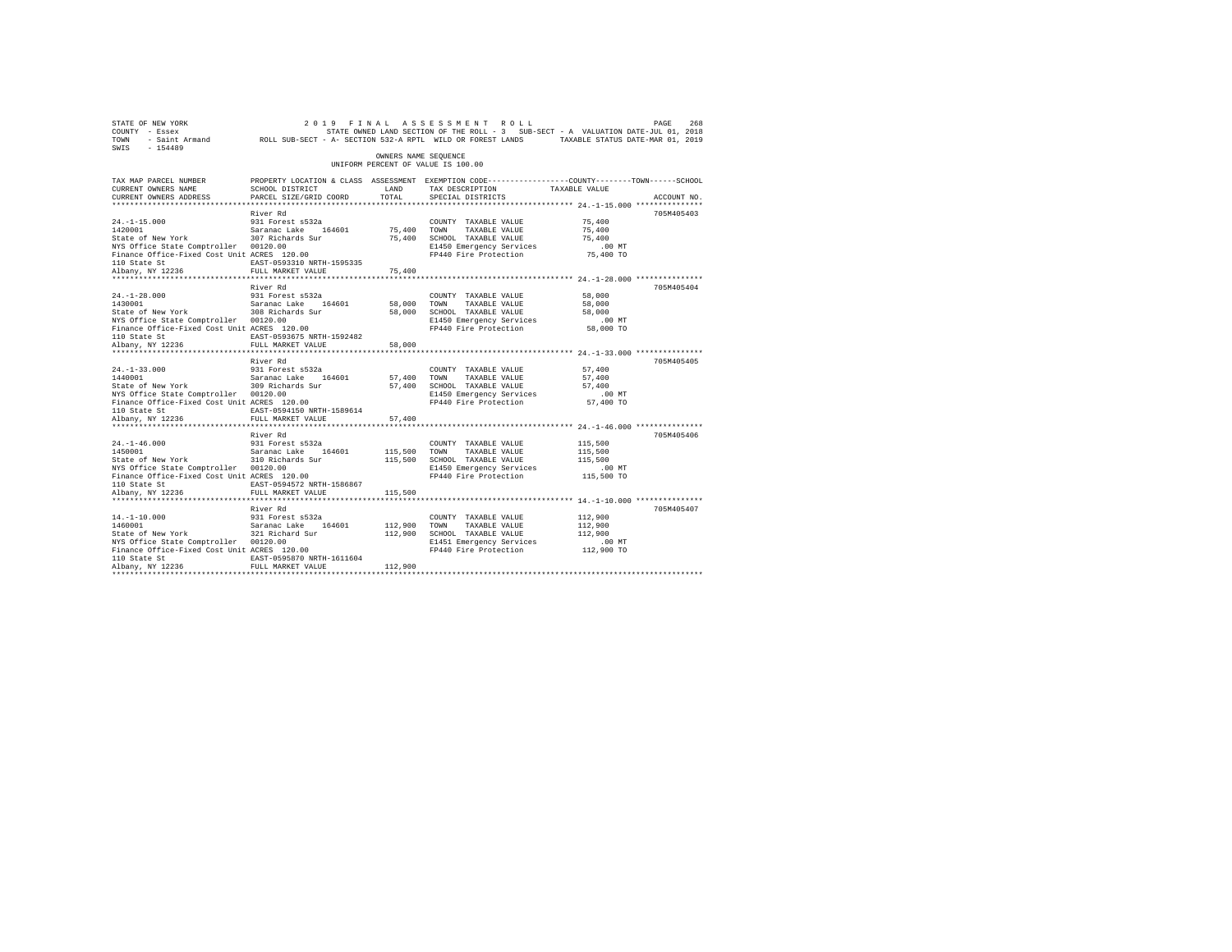STATE OF NEW YORK                    2 0 1 9   F I N A L   A S S E S S M E N T   R O L L                    PAGE 268
COUNTY - Essex                    STATE OWNED LAND SECTION OF THE ROLL - 3   SUB-SECT - A  VALUATION DATE-JUL 01, 2018
TOWN - Saint Armand       ROLL SUB-SECT - A- SECTION 532-A RPTL  WILD OR FOREST LANDS       TAXABLE STATUS DATE-MAR 01, 2019
SWIS - 154489

OWNERS NAME SEQUENCE
UNIFORM PERCENT OF VALUE IS 100.00

| TAX MAP PARCEL NUMBER / CURRENT OWNERS NAME / CURRENT OWNERS ADDRESS | PROPERTY LOCATION & CLASS / SCHOOL DISTRICT / PARCEL SIZE/GRID COORD | ASSESSMENT LAND / TOTAL | EXEMPTION CODE / TAX DESCRIPTION / SPECIAL DISTRICTS | COUNTY / TOWN / SCHOOL TAXABLE VALUE | ACCOUNT NO. |
|---|---|---|---|---|---|
| 24.-1-15.000 | River Rd | | | | 705M405403 |
| 1420001 | 931 Forest s532a | | COUNTY TAXABLE VALUE | 75,400 | |
| State of New York | Saranac Lake 164601 | 75,400 | TOWN TAXABLE VALUE | 75,400 | |
| NYS Office State Comptroller | 307 Richards Sur | 75,400 | SCHOOL TAXABLE VALUE | 75,400 | |
| Finance Office-Fixed Cost Unit | 00120.00 | | E1450 Emergency Services | .00 MT | |
| 110 State St | ACRES 120.00 | | FP440 Fire Protection | 75,400 TO | |
| Albany, NY 12236 | EAST-0593310 NRTH-1595335 | | | | |
| | FULL MARKET VALUE | 75,400 | | | |
| 24.-1-28.000 | River Rd | | | | 705M405404 |
| 1430001 | 931 Forest s532a | | COUNTY TAXABLE VALUE | 58,000 | |
| State of New York | Saranac Lake 164601 | 58,000 | TOWN TAXABLE VALUE | 58,000 | |
| NYS Office State Comptroller | 308 Richards Sur | 58,000 | SCHOOL TAXABLE VALUE | 58,000 | |
| Finance Office-Fixed Cost Unit | 00120.00 | | E1450 Emergency Services | .00 MT | |
| 110 State St | ACRES 120.00 | | FP440 Fire Protection | 58,000 TO | |
| Albany, NY 12236 | EAST-0593675 NRTH-1592482 | | | | |
| | FULL MARKET VALUE | 58,000 | | | |
| 24.-1-33.000 | River Rd | | | | 705M405405 |
| 1440001 | 931 Forest s532a | | COUNTY TAXABLE VALUE | 57,400 | |
| State of New York | Saranac Lake 164601 | 57,400 | TOWN TAXABLE VALUE | 57,400 | |
| NYS Office State Comptroller | 309 Richards Sur | 57,400 | SCHOOL TAXABLE VALUE | 57,400 | |
| Finance Office-Fixed Cost Unit | 00120.00 | | E1450 Emergency Services | .00 MT | |
| 110 State St | ACRES 120.00 | | FP440 Fire Protection | 57,400 TO | |
| Albany, NY 12236 | EAST-0594150 NRTH-1589614 | | | | |
| | FULL MARKET VALUE | 57,400 | | | |
| 24.-1-46.000 | River Rd | | | | 705M405406 |
| 1450001 | 931 Forest s532a | | COUNTY TAXABLE VALUE | 115,500 | |
| State of New York | Saranac Lake 164601 | 115,500 | TOWN TAXABLE VALUE | 115,500 | |
| NYS Office State Comptroller | 310 Richards Sur | 115,500 | SCHOOL TAXABLE VALUE | 115,500 | |
| Finance Office-Fixed Cost Unit | 00120.00 | | E1450 Emergency Services | .00 MT | |
| 110 State St | ACRES 120.00 | | FP440 Fire Protection | 115,500 TO | |
| Albany, NY 12236 | EAST-0594572 NRTH-1586867 | | | | |
| | FULL MARKET VALUE | 115,500 | | | |
| 14.-1-10.000 | River Rd | | | | 705M405407 |
| 1460001 | 931 Forest s532a | | COUNTY TAXABLE VALUE | 112,900 | |
| State of New York | Saranac Lake 164601 | 112,900 | TOWN TAXABLE VALUE | 112,900 | |
| NYS Office State Comptroller | 321 Richard Sur | 112,900 | SCHOOL TAXABLE VALUE | 112,900 | |
| Finance Office-Fixed Cost Unit | 00120.00 | | E1451 Emergency Services | .00 MT | |
| 110 State St | ACRES 120.00 | | FP440 Fire Protection | 112,900 TO | |
| Albany, NY 12236 | EAST-0595870 NRTH-1611604 | | | | |
| | FULL MARKET VALUE | 112,900 | | | |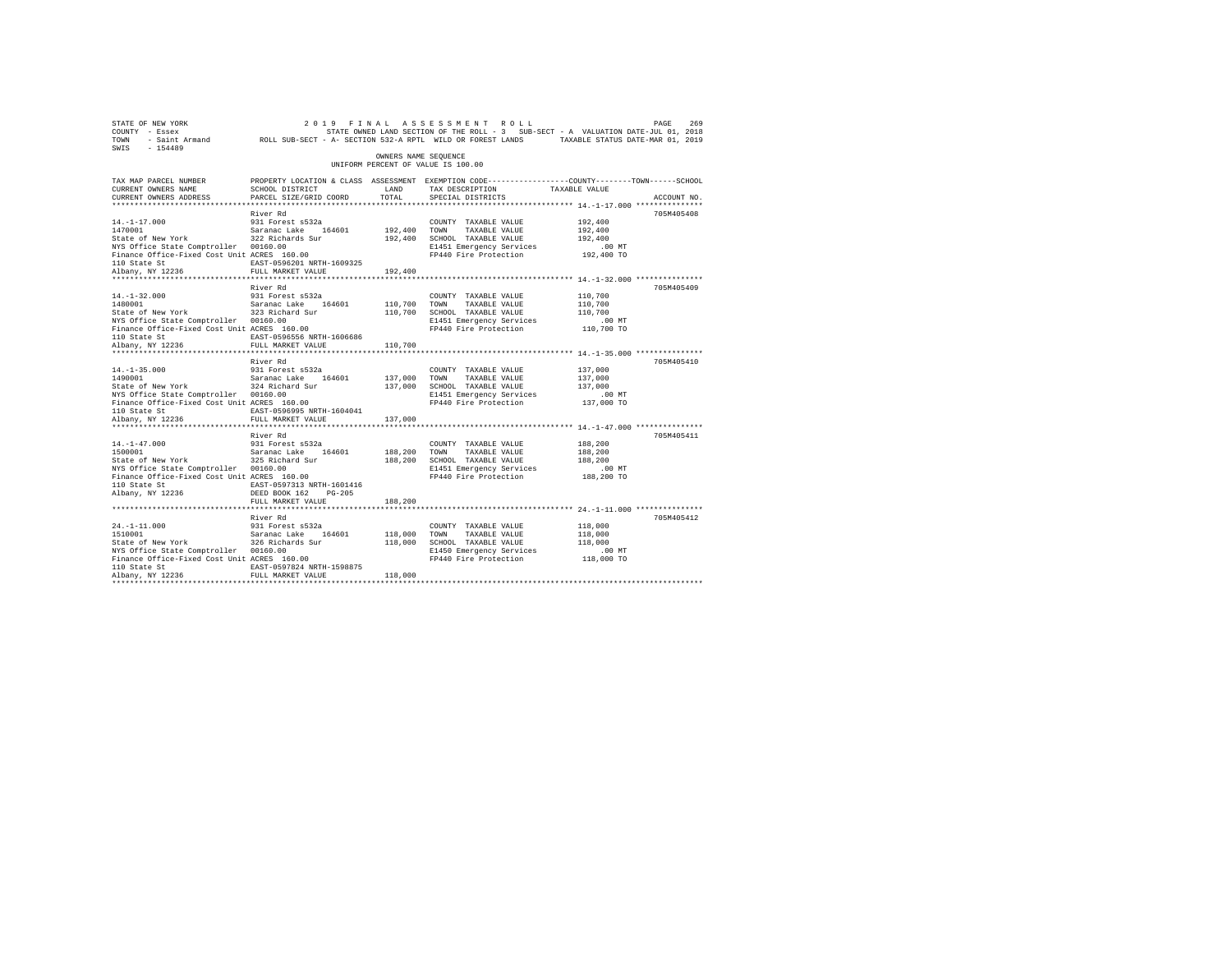STATE OF NEW YORK — 2019 FINAL ASSESSMENT ROLL — PAGE 269
COUNTY - Essex — STATE OWNED LAND SECTION OF THE ROLL - 3 SUB-SECT - A VALUATION DATE-JUL 01, 2018
TOWN - Saint Armand — ROLL SUB-SECT - A- SECTION 532-A RPTL WILD OR FOREST LANDS — TAXABLE STATUS DATE-MAR 01, 2019
SWIS - 154489

OWNERS NAME SEQUENCE
UNIFORM PERCENT OF VALUE IS 100.00

| TAX MAP PARCEL NUMBER / CURRENT OWNERS NAME / CURRENT OWNERS ADDRESS | PROPERTY LOCATION & CLASS / SCHOOL DISTRICT / PARCEL SIZE/GRID COORD | ASSESSMENT LAND / TOTAL | EXEMPTION CODE / TAX DESCRIPTION / SPECIAL DISTRICTS | COUNTY / TOWN / SCHOOL TAXABLE VALUE | ACCOUNT NO. |
|---|---|---|---|---|---|
| **14.-1-17.000** | River Rd | | | | 705M405408 |
| 14.-1-17.000 | 931 Forest s532a | | COUNTY TAXABLE VALUE | 192,400 | |
| 1470001 | Saranac Lake 164601 | 192,400 | TOWN TAXABLE VALUE | 192,400 | |
| State of New York | 322 Richards Sur | 192,400 | SCHOOL TAXABLE VALUE | 192,400 | |
| NYS Office State Comptroller | 00160.00 | | E1451 Emergency Services | .00 MT | |
| Finance Office-Fixed Cost Unit | ACRES 160.00 | | FP440 Fire Protection | 192,400 TO | |
| 110 State St | EAST-0596201 NRTH-1609325 | | | | |
| Albany, NY 12236 | FULL MARKET VALUE | 192,400 | | | |
| **14.-1-32.000** | River Rd | | | | 705M405409 |
| 14.-1-32.000 | 931 Forest s532a | | COUNTY TAXABLE VALUE | 110,700 | |
| 1480001 | Saranac Lake 164601 | 110,700 | TOWN TAXABLE VALUE | 110,700 | |
| State of New York | 323 Richard Sur | 110,700 | SCHOOL TAXABLE VALUE | 110,700 | |
| NYS Office State Comptroller | 00160.00 | | E1451 Emergency Services | .00 MT | |
| Finance Office-Fixed Cost Unit | ACRES 160.00 | | FP440 Fire Protection | 110,700 TO | |
| 110 State St | EAST-0596556 NRTH-1606686 | | | | |
| Albany, NY 12236 | FULL MARKET VALUE | 110,700 | | | |
| **14.-1-35.000** | River Rd | | | | 705M405410 |
| 14.-1-35.000 | 931 Forest s532a | | COUNTY TAXABLE VALUE | 137,000 | |
| 1490001 | Saranac Lake 164601 | 137,000 | TOWN TAXABLE VALUE | 137,000 | |
| State of New York | 324 Richard Sur | 137,000 | SCHOOL TAXABLE VALUE | 137,000 | |
| NYS Office State Comptroller | 00160.00 | | E1451 Emergency Services | .00 MT | |
| Finance Office-Fixed Cost Unit | ACRES 160.00 | | FP440 Fire Protection | 137,000 TO | |
| 110 State St | EAST-0596995 NRTH-1604041 | | | | |
| Albany, NY 12236 | FULL MARKET VALUE | 137,000 | | | |
| **14.-1-47.000** | River Rd | | | | 705M405411 |
| 14.-1-47.000 | 931 Forest s532a | | COUNTY TAXABLE VALUE | 188,200 | |
| 1500001 | Saranac Lake 164601 | 188,200 | TOWN TAXABLE VALUE | 188,200 | |
| State of New York | 325 Richard Sur | 188,200 | SCHOOL TAXABLE VALUE | 188,200 | |
| NYS Office State Comptroller | 00160.00 | | E1451 Emergency Services | .00 MT | |
| Finance Office-Fixed Cost Unit | ACRES 160.00 | | FP440 Fire Protection | 188,200 TO | |
| 110 State St | EAST-0597313 NRTH-1601416 | | | | |
| Albany, NY 12236 | DEED BOOK 162 PG-205 | | | | |
| | FULL MARKET VALUE | 188,200 | | | |
| **24.-1-11.000** | River Rd | | | | 705M405412 |
| 24.-1-11.000 | 931 Forest s532a | | COUNTY TAXABLE VALUE | 118,000 | |
| 1510001 | Saranac Lake 164601 | 118,000 | TOWN TAXABLE VALUE | 118,000 | |
| State of New York | 326 Richards Sur | 118,000 | SCHOOL TAXABLE VALUE | 118,000 | |
| NYS Office State Comptroller | 00160.00 | | E1450 Emergency Services | .00 MT | |
| Finance Office-Fixed Cost Unit | ACRES 160.00 | | FP440 Fire Protection | 118,000 TO | |
| 110 State St | EAST-0597824 NRTH-1598875 | | | | |
| Albany, NY 12236 | FULL MARKET VALUE | 118,000 | | | |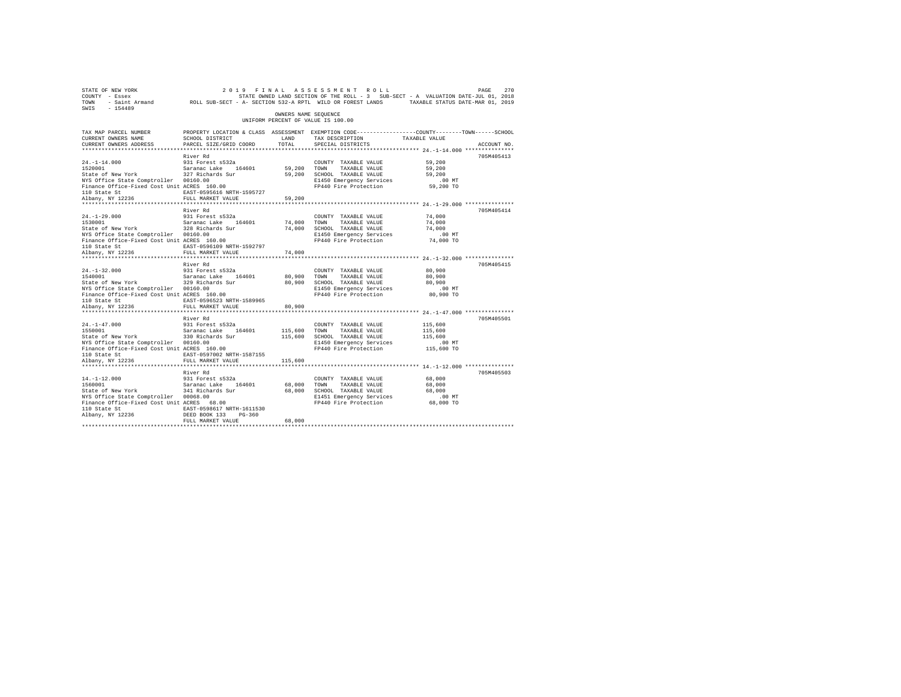STATE OF NEW YORK &nbsp;&nbsp;&nbsp;&nbsp;&nbsp;&nbsp;&nbsp;&nbsp;&nbsp;&nbsp;&nbsp;&nbsp;&nbsp;&nbsp;&nbsp;&nbsp;&nbsp;&nbsp;&nbsp;&nbsp;2019 FINAL ASSESSMENT ROLL
COUNTY - Essex &nbsp;&nbsp;&nbsp;&nbsp;&nbsp;&nbsp;&nbsp;&nbsp;&nbsp;&nbsp;&nbsp;&nbsp;&nbsp;&nbsp;&nbsp;&nbsp;&nbsp;&nbsp;&nbsp;&nbsp;&nbsp;&nbsp;&nbsp;&nbsp;STATE OWNED LAND SECTION OF THE ROLL - 3 &nbsp;SUB-SECT - A &nbsp;VALUATION DATE-JUL 01, 2018
TOWN - Saint Armand &nbsp;&nbsp;&nbsp;&nbsp;&nbsp;ROLL SUB-SECT - A- SECTION 532-A RPTL WILD OR FOREST LANDS &nbsp;&nbsp;&nbsp;&nbsp;&nbsp;&nbsp;TAXABLE STATUS DATE-MAR 01, 2019
SWIS - 154489

OWNERS NAME SEQUENCE
UNIFORM PERCENT OF VALUE IS 100.00

| TAX MAP PARCEL NUMBER / CURRENT OWNERS NAME / CURRENT OWNERS ADDRESS | PROPERTY LOCATION & CLASS / SCHOOL DISTRICT / PARCEL SIZE/GRID COORD | ASSESSMENT LAND | TOTAL | EXEMPTION CODE / TAX DESCRIPTION / SPECIAL DISTRICTS | COUNTY--------TOWN------SCHOOL TAXABLE VALUE | ACCOUNT NO. |
|---|---|---|---|---|---|---|
| 24.-1-14.000 | River Rd | | | | | 705M405413 |
| 24.-1-14.000 | 931 Forest s532a | | | COUNTY TAXABLE VALUE | 59,200 | |
| 1520001 | Saranac Lake 164601 | 59,200 | | TOWN TAXABLE VALUE | 59,200 | |
| State of New York | 327 Richards Sur | | 59,200 | SCHOOL TAXABLE VALUE | 59,200 | |
| NYS Office State Comptroller | 00160.00 | | | E1450 Emergency Services | .00 MT | |
| Finance Office-Fixed Cost Unit | ACRES 160.00 | | | FP440 Fire Protection | 59,200 TO | |
| 110 State St | EAST-0595616 NRTH-1595727 | | | | | |
| Albany, NY 12236 | FULL MARKET VALUE | | 59,200 | | | |
| 24.-1-29.000 | River Rd | | | | | 705M405414 |
| 24.-1-29.000 | 931 Forest s532a | | | COUNTY TAXABLE VALUE | 74,000 | |
| 1530001 | Saranac Lake 164601 | 74,000 | | TOWN TAXABLE VALUE | 74,000 | |
| State of New York | 328 Richards Sur | | 74,000 | SCHOOL TAXABLE VALUE | 74,000 | |
| NYS Office State Comptroller | 00160.00 | | | E1450 Emergency Services | .00 MT | |
| Finance Office-Fixed Cost Unit | ACRES 160.00 | | | FP440 Fire Protection | 74,000 TO | |
| 110 State St | EAST-0596109 NRTH-1592797 | | | | | |
| Albany, NY 12236 | FULL MARKET VALUE | | 74,000 | | | |
| 24.-1-32.000 | River Rd | | | | | 705M405415 |
| 24.-1-32.000 | 931 Forest s532a | | | COUNTY TAXABLE VALUE | 80,900 | |
| 1540001 | Saranac Lake 164601 | 80,900 | | TOWN TAXABLE VALUE | 80,900 | |
| State of New York | 329 Richards Sur | | 80,900 | SCHOOL TAXABLE VALUE | 80,900 | |
| NYS Office State Comptroller | 00160.00 | | | E1450 Emergency Services | .00 MT | |
| Finance Office-Fixed Cost Unit | ACRES 160.00 | | | FP440 Fire Protection | 80,900 TO | |
| 110 State St | EAST-0596523 NRTH-1589965 | | | | | |
| Albany, NY 12236 | FULL MARKET VALUE | | 80,900 | | | |
| 24.-1-47.000 | River Rd | | | | | 705M405501 |
| 24.-1-47.000 | 931 Forest s532a | | | COUNTY TAXABLE VALUE | 115,600 | |
| 1550001 | Saranac Lake 164601 | 115,600 | | TOWN TAXABLE VALUE | 115,600 | |
| State of New York | 330 Richards Sur | | 115,600 | SCHOOL TAXABLE VALUE | 115,600 | |
| NYS Office State Comptroller | 00160.00 | | | E1450 Emergency Services | .00 MT | |
| Finance Office-Fixed Cost Unit | ACRES 160.00 | | | FP440 Fire Protection | 115,600 TO | |
| 110 State St | EAST-0597002 NRTH-1587155 | | | | | |
| Albany, NY 12236 | FULL MARKET VALUE | | 115,600 | | | |
| 14.-1-12.000 | River Rd | | | | | 705M405503 |
| 14.-1-12.000 | 931 Forest s532a | | | COUNTY TAXABLE VALUE | 68,000 | |
| 1560001 | Saranac Lake 164601 | 68,000 | | TOWN TAXABLE VALUE | 68,000 | |
| State of New York | 341 Richards Sur | | 68,000 | SCHOOL TAXABLE VALUE | 68,000 | |
| NYS Office State Comptroller | 00068.00 | | | E1451 Emergency Services | .00 MT | |
| Finance Office-Fixed Cost Unit | ACRES 68.00 | | | FP440 Fire Protection | 68,000 TO | |
| 110 State St | EAST-0598617 NRTH-1611530 | | | | | |
| Albany, NY 12236 | DEED BOOK 133 PG-360 | | | | | |
| | FULL MARKET VALUE | | 68,000 | | | |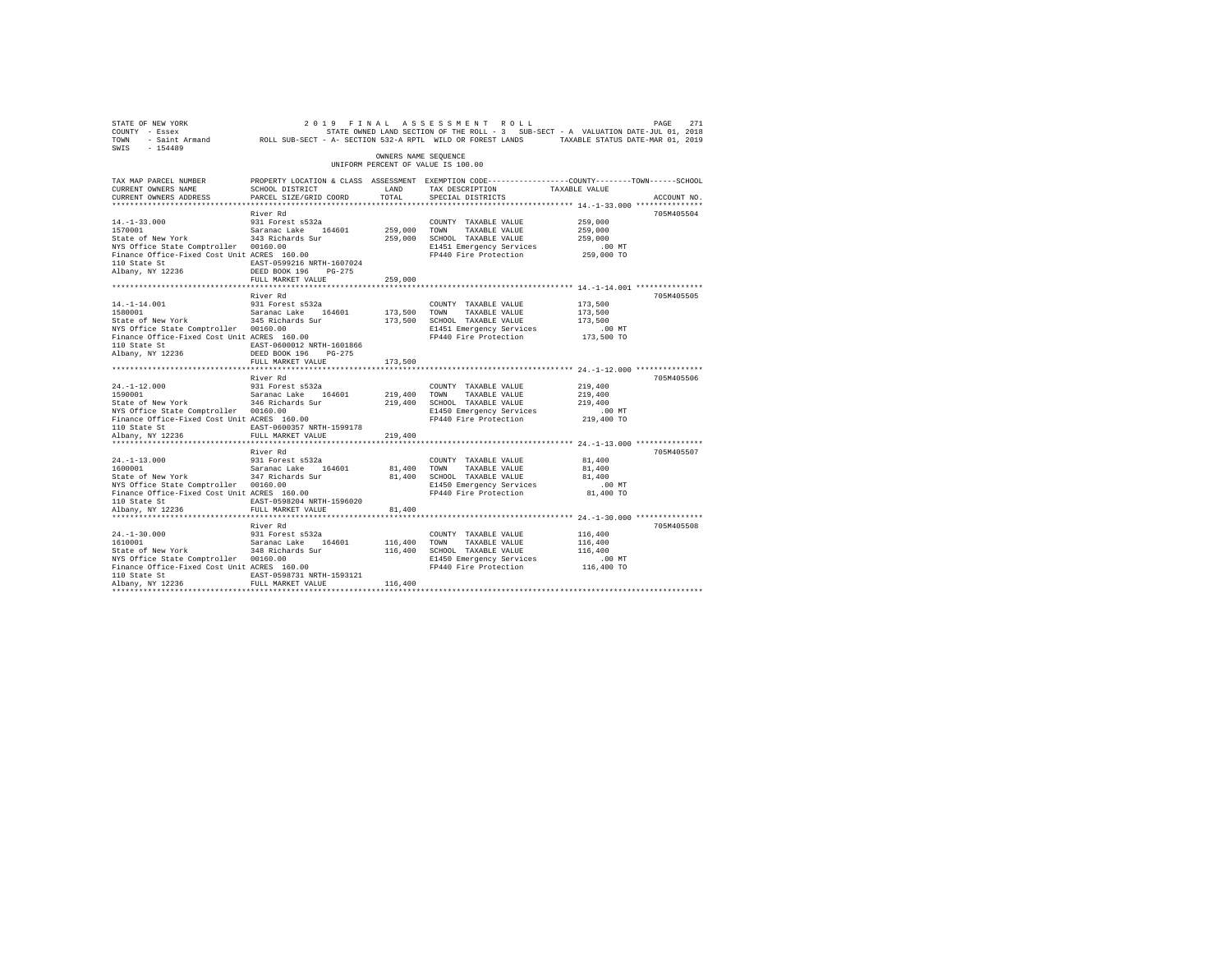STATE OF NEW YORK 2019 FINAL ASSESSMENT ROLL
COUNTY - Essex STATE OWNED LAND SECTION OF THE ROLL - 3 SUB-SECT - A VALUATION DATE-JUL 01, 2018
TOWN - Saint Armand ROLL SUB-SECT - A- SECTION 532-A RPTL WILD OR FOREST LANDS TAXABLE STATUS DATE-MAR 01, 2019
SWIS - 154489

OWNERS NAME SEQUENCE
UNIFORM PERCENT OF VALUE IS 100.00

```
TAX MAP PARCEL NUMBER          PROPERTY LOCATION & CLASS  ASSESSMENT  EXEMPTION CODE-----------------COUNTY--------TOWN------SCHOOL
CURRENT OWNERS NAME            SCHOOL DISTRICT             LAND       TAX DESCRIPTION            TAXABLE VALUE
CURRENT OWNERS ADDRESS         PARCEL SIZE/GRID COORD      TOTAL      SPECIAL DISTRICTS                                    ACCOUNT NO.
******************************************************************************************************* 14.-1-33.000 ***************
                               River Rd                                                                                 705M405504
14.-1-33.000                   931 Forest s532a                       COUNTY  TAXABLE VALUE          259,000
1570001                        Saranac Lake    164601     259,000     TOWN    TAXABLE VALUE          259,000
State of New York              343 Richards Sur           259,000     SCHOOL  TAXABLE VALUE          259,000
NYS Office State Comptroller   00160.00                               E1451 Emergency Services            .00 MT
Finance Office-Fixed Cost Unit ACRES  160.00                          FP440 Fire Protection          259,000 TO
110 State St                   EAST-0599216 NRTH-1607024
Albany, NY 12236               DEED BOOK 196    PG-275
                               FULL MARKET VALUE          259,000
******************************************************************************************************* 14.-1-14.001 ***************
                               River Rd                                                                                 705M405505
14.-1-14.001                   931 Forest s532a                       COUNTY  TAXABLE VALUE          173,500
1580001                        Saranac Lake    164601     173,500     TOWN    TAXABLE VALUE          173,500
State of New York              345 Richards Sur           173,500     SCHOOL  TAXABLE VALUE          173,500
NYS Office State Comptroller   00160.00                               E1451 Emergency Services            .00 MT
Finance Office-Fixed Cost Unit ACRES  160.00                          FP440 Fire Protection          173,500 TO
110 State St                   EAST-0600012 NRTH-1601866
Albany, NY 12236               DEED BOOK 196    PG-275
                               FULL MARKET VALUE          173,500
******************************************************************************************************* 24.-1-12.000 ***************
                               River Rd                                                                                 705M405506
24.-1-12.000                   931 Forest s532a                       COUNTY  TAXABLE VALUE          219,400
1590001                        Saranac Lake    164601     219,400     TOWN    TAXABLE VALUE          219,400
State of New York              346 Richards Sur           219,400     SCHOOL  TAXABLE VALUE          219,400
NYS Office State Comptroller   00160.00                               E1450 Emergency Services            .00 MT
Finance Office-Fixed Cost Unit ACRES  160.00                          FP440 Fire Protection          219,400 TO
110 State St                   EAST-0600357 NRTH-1599178
Albany, NY 12236               FULL MARKET VALUE          219,400
******************************************************************************************************* 24.-1-13.000 ***************
                               River Rd                                                                                 705M405507
24.-1-13.000                   931 Forest s532a                       COUNTY  TAXABLE VALUE           81,400
1600001                        Saranac Lake    164601      81,400     TOWN    TAXABLE VALUE           81,400
State of New York              347 Richards Sur            81,400     SCHOOL  TAXABLE VALUE           81,400
NYS Office State Comptroller   00160.00                               E1450 Emergency Services            .00 MT
Finance Office-Fixed Cost Unit ACRES  160.00                          FP440 Fire Protection           81,400 TO
110 State St                   EAST-0598204 NRTH-1596020
Albany, NY 12236               FULL MARKET VALUE           81,400
******************************************************************************************************* 24.-1-30.000 ***************
                               River Rd                                                                                 705M405508
24.-1-30.000                   931 Forest s532a                       COUNTY  TAXABLE VALUE          116,400
1610001                        Saranac Lake    164601     116,400     TOWN    TAXABLE VALUE          116,400
State of New York              348 Richards Sur           116,400     SCHOOL  TAXABLE VALUE          116,400
NYS Office State Comptroller   00160.00                               E1450 Emergency Services            .00 MT
Finance Office-Fixed Cost Unit ACRES  160.00                          FP440 Fire Protection          116,400 TO
110 State St                   EAST-0598731 NRTH-1593121
Albany, NY 12236               FULL MARKET VALUE          116,400
************************************************************************************************************************************
```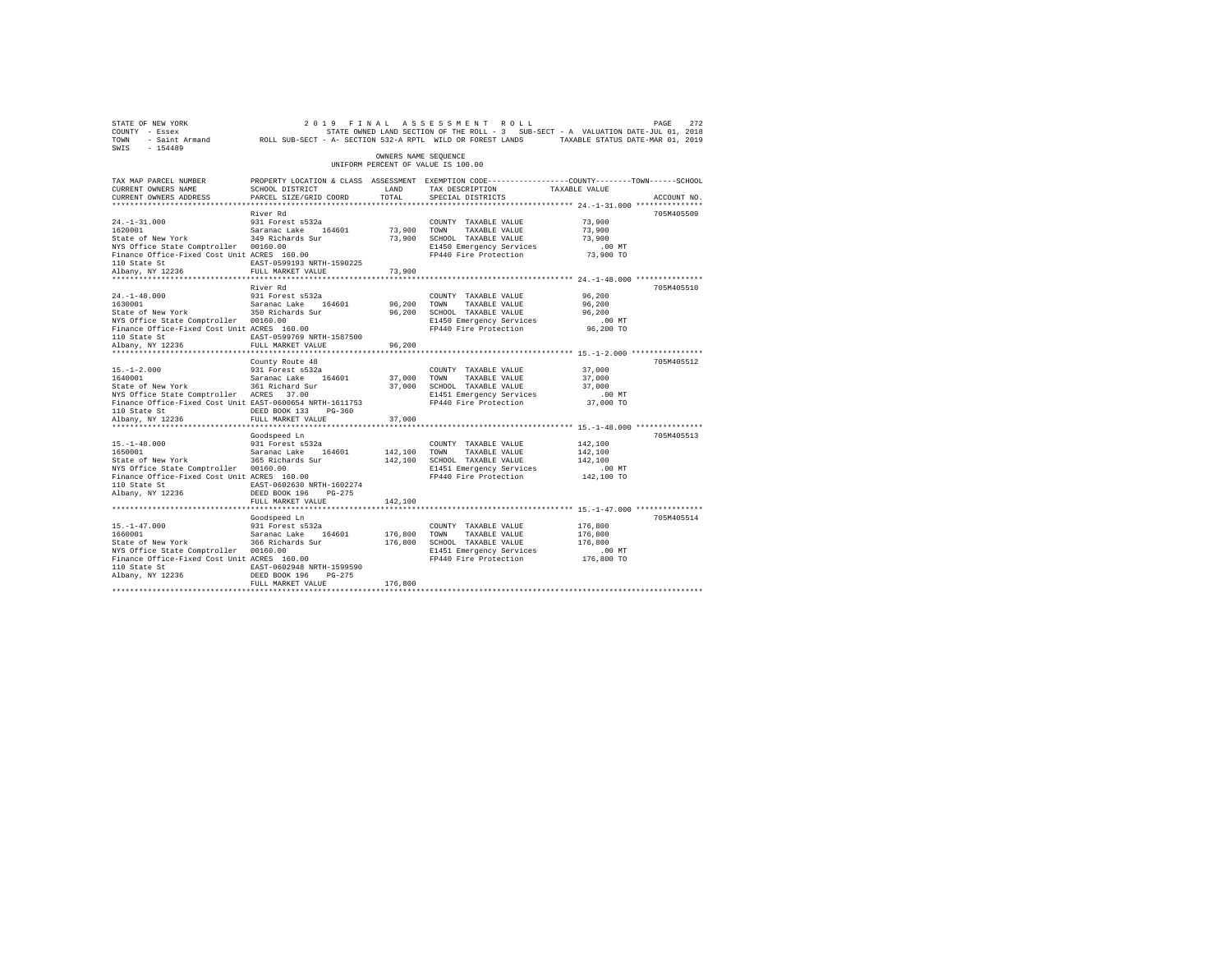STATE OF NEW YORK                    2 0 1 9   F I N A L   A S S E S S M E N T   R O L L
COUNTY - Essex                       STATE OWNED LAND SECTION OF THE ROLL - 3   SUB-SECT - A  VALUATION DATE-JUL 01, 2018
TOWN   - Saint Armand          ROLL SUB-SECT - A- SECTION 532-A RPTL  WILD OR FOREST LANDS        TAXABLE STATUS DATE-MAR 01, 2019
SWIS   - 154489

OWNERS NAME SEQUENCE
UNIFORM PERCENT OF VALUE IS 100.00

| TAX MAP PARCEL NUMBER / CURRENT OWNERS NAME / CURRENT OWNERS ADDRESS | PROPERTY LOCATION & CLASS / SCHOOL DISTRICT / PARCEL SIZE/GRID COORD | ASSESSMENT LAND / TOTAL | EXEMPTION CODE / TAX DESCRIPTION / SPECIAL DISTRICTS | COUNTY--------TOWN------SCHOOL TAXABLE VALUE | ACCOUNT NO. |
|---|---|---|---|---|---|
| **24.-1-31.000** | River Rd | | | | 705M405509 |
| 24.-1-31.000 | 931 Forest s532a | | COUNTY TAXABLE VALUE | 73,900 | |
| 1620001 | Saranac Lake 164601 | 73,900 | TOWN TAXABLE VALUE | 73,900 | |
| State of New York | 349 Richards Sur | 73,900 | SCHOOL TAXABLE VALUE | 73,900 | |
| NYS Office State Comptroller | 00160.00 | | E1450 Emergency Services | .00 MT | |
| Finance Office-Fixed Cost Unit | ACRES 160.00 | | FP440 Fire Protection | 73,900 TO | |
| 110 State St | EAST-0599193 NRTH-1590225 | | | | |
| Albany, NY 12236 | FULL MARKET VALUE | 73,900 | | | |
| **24.-1-48.000** | River Rd | | | | 705M405510 |
| 24.-1-48.000 | 931 Forest s532a | | COUNTY TAXABLE VALUE | 96,200 | |
| 1630001 | Saranac Lake 164601 | 96,200 | TOWN TAXABLE VALUE | 96,200 | |
| State of New York | 350 Richards Sur | 96,200 | SCHOOL TAXABLE VALUE | 96,200 | |
| NYS Office State Comptroller | 00160.00 | | E1450 Emergency Services | .00 MT | |
| Finance Office-Fixed Cost Unit | ACRES 160.00 | | FP440 Fire Protection | 96,200 TO | |
| 110 State St | EAST-0599769 NRTH-1587500 | | | | |
| Albany, NY 12236 | FULL MARKET VALUE | 96,200 | | | |
| **15.-1-2.000** | County Route 48 | | | | 705M405512 |
| 15.-1-2.000 | 931 Forest s532a | | COUNTY TAXABLE VALUE | 37,000 | |
| 1640001 | Saranac Lake 164601 | 37,000 | TOWN TAXABLE VALUE | 37,000 | |
| State of New York | 361 Richard Sur | 37,000 | SCHOOL TAXABLE VALUE | 37,000 | |
| NYS Office State Comptroller | ACRES 37.00 | | E1451 Emergency Services | .00 MT | |
| Finance Office-Fixed Cost Unit | EAST-0600654 NRTH-1611753 | | FP440 Fire Protection | 37,000 TO | |
| 110 State St | DEED BOOK 133 PG-360 | | | | |
| Albany, NY 12236 | FULL MARKET VALUE | 37,000 | | | |
| **15.-1-48.000** | Goodspeed Ln | | | | 705M405513 |
| 15.-1-48.000 | 931 Forest s532a | | COUNTY TAXABLE VALUE | 142,100 | |
| 1650001 | Saranac Lake 164601 | 142,100 | TOWN TAXABLE VALUE | 142,100 | |
| State of New York | 365 Richards Sur | 142,100 | SCHOOL TAXABLE VALUE | 142,100 | |
| NYS Office State Comptroller | 00160.00 | | E1451 Emergency Services | .00 MT | |
| Finance Office-Fixed Cost Unit | ACRES 160.00 | | FP440 Fire Protection | 142,100 TO | |
| 110 State St | EAST-0602630 NRTH-1602274 | | | | |
| Albany, NY 12236 | DEED BOOK 196 PG-275 | | | | |
| | FULL MARKET VALUE | 142,100 | | | |
| **15.-1-47.000** | Goodspeed Ln | | | | 705M405514 |
| 15.-1-47.000 | 931 Forest s532a | | COUNTY TAXABLE VALUE | 176,800 | |
| 1660001 | Saranac Lake 164601 | 176,800 | TOWN TAXABLE VALUE | 176,800 | |
| State of New York | 366 Richards Sur | 176,800 | SCHOOL TAXABLE VALUE | 176,800 | |
| NYS Office State Comptroller | 00160.00 | | E1451 Emergency Services | .00 MT | |
| Finance Office-Fixed Cost Unit | ACRES 160.00 | | FP440 Fire Protection | 176,800 TO | |
| 110 State St | EAST-0602948 NRTH-1599590 | | | | |
| Albany, NY 12236 | DEED BOOK 196 PG-275 | | | | |
| | FULL MARKET VALUE | 176,800 | | | |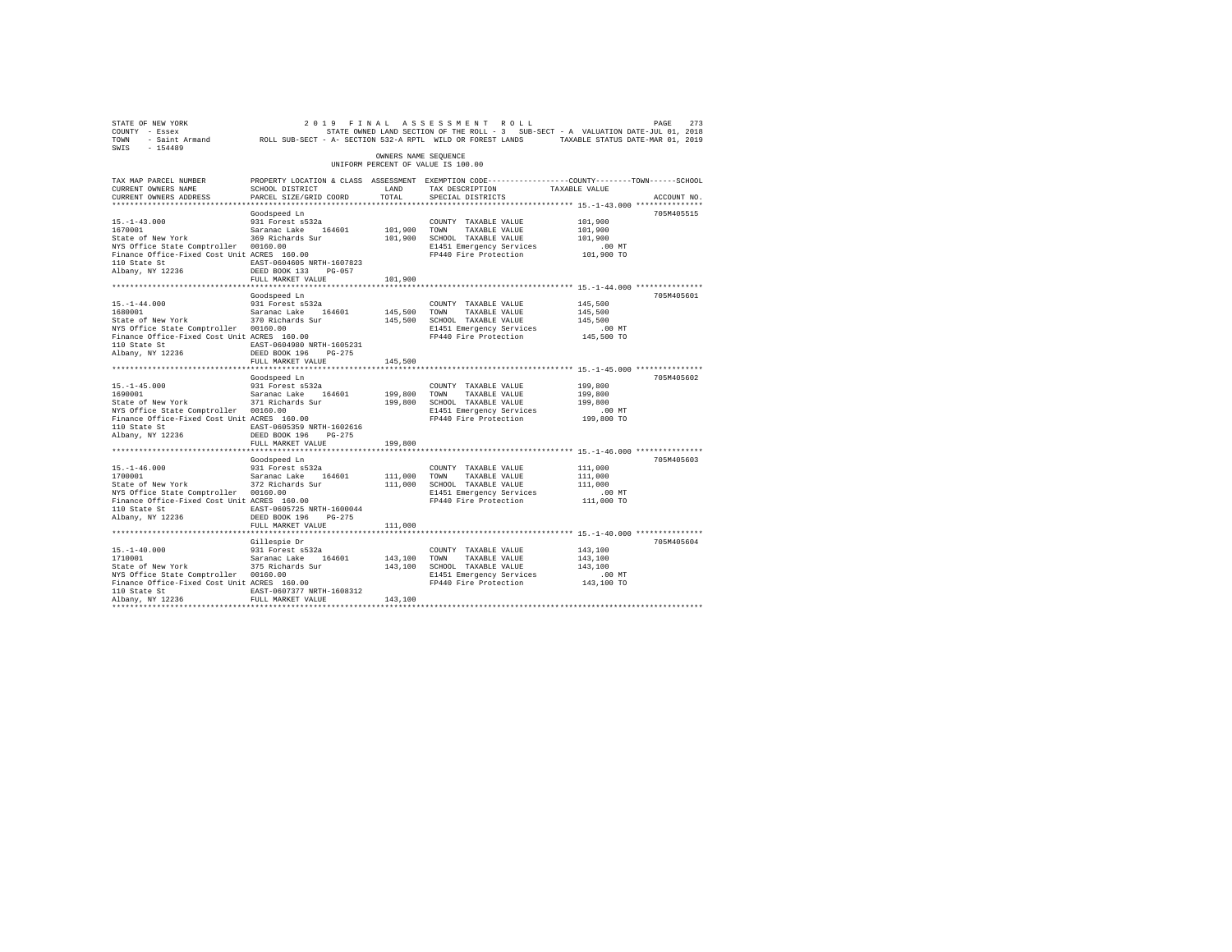STATE OF NEW YORK — 2019 FINAL ASSESSMENT ROLL
COUNTY - Essex — STATE OWNED LAND SECTION OF THE ROLL - 3 SUB-SECT - A VALUATION DATE-JUL 01, 2018
TOWN - Saint Armand — ROLL SUB-SECT - A- SECTION 532-A RPTL WILD OR FOREST LANDS — TAXABLE STATUS DATE-MAR 01, 2019
SWIS - 154489

OWNERS NAME SEQUENCE
UNIFORM PERCENT OF VALUE IS 100.00

| TAX MAP PARCEL NUMBER / CURRENT OWNERS NAME / CURRENT OWNERS ADDRESS | PROPERTY LOCATION & CLASS / SCHOOL DISTRICT / PARCEL SIZE/GRID COORD | ASSESSMENT LAND | TOTAL | EXEMPTION CODE / TAX DESCRIPTION / SPECIAL DISTRICTS | TAXABLE VALUE (COUNTY / TOWN / SCHOOL) | ACCOUNT NO. |
|---|---|---|---|---|---|---|
| 15.-1-43.000 | Goodspeed Ln | | | | | 705M405515 |
| 1670001 | 931 Forest s532a | | | COUNTY TAXABLE VALUE | 101,900 | |
| State of New York | Saranac Lake 164601 | 101,900 | | TOWN TAXABLE VALUE | 101,900 | |
| NYS Office State Comptroller | 369 Richards Sur | | 101,900 | SCHOOL TAXABLE VALUE | 101,900 | |
| Finance Office-Fixed Cost Unit | 00160.00 | | | E1451 Emergency Services | .00 MT | |
| 110 State St | ACRES 160.00 | | | FP440 Fire Protection | 101,900 TO | |
| Albany, NY 12236 | EAST-0604605 NRTH-1607823 | | | | | |
| | DEED BOOK 133 PG-057 | | | | | |
| | FULL MARKET VALUE | | 101,900 | | | |
| 15.-1-44.000 | Goodspeed Ln | | | | | 705M405601 |
| 1680001 | 931 Forest s532a | | | COUNTY TAXABLE VALUE | 145,500 | |
| State of New York | Saranac Lake 164601 | 145,500 | | TOWN TAXABLE VALUE | 145,500 | |
| NYS Office State Comptroller | 370 Richards Sur | | 145,500 | SCHOOL TAXABLE VALUE | 145,500 | |
| Finance Office-Fixed Cost Unit | 00160.00 | | | E1451 Emergency Services | .00 MT | |
| 110 State St | ACRES 160.00 | | | FP440 Fire Protection | 145,500 TO | |
| Albany, NY 12236 | EAST-0604980 NRTH-1605231 | | | | | |
| | DEED BOOK 196 PG-275 | | | | | |
| | FULL MARKET VALUE | | 145,500 | | | |
| 15.-1-45.000 | Goodspeed Ln | | | | | 705M405602 |
| 1690001 | 931 Forest s532a | | | COUNTY TAXABLE VALUE | 199,800 | |
| State of New York | Saranac Lake 164601 | 199,800 | | TOWN TAXABLE VALUE | 199,800 | |
| NYS Office State Comptroller | 371 Richards Sur | | 199,800 | SCHOOL TAXABLE VALUE | 199,800 | |
| Finance Office-Fixed Cost Unit | 00160.00 | | | E1451 Emergency Services | .00 MT | |
| 110 State St | ACRES 160.00 | | | FP440 Fire Protection | 199,800 TO | |
| Albany, NY 12236 | EAST-0605359 NRTH-1602616 | | | | | |
| | DEED BOOK 196 PG-275 | | | | | |
| | FULL MARKET VALUE | | 199,800 | | | |
| 15.-1-46.000 | Goodspeed Ln | | | | | 705M405603 |
| 1700001 | 931 Forest s532a | | | COUNTY TAXABLE VALUE | 111,000 | |
| State of New York | Saranac Lake 164601 | 111,000 | | TOWN TAXABLE VALUE | 111,000 | |
| NYS Office State Comptroller | 372 Richards Sur | | 111,000 | SCHOOL TAXABLE VALUE | 111,000 | |
| Finance Office-Fixed Cost Unit | 00160.00 | | | E1451 Emergency Services | .00 MT | |
| 110 State St | ACRES 160.00 | | | FP440 Fire Protection | 111,000 TO | |
| Albany, NY 12236 | EAST-0605725 NRTH-1600044 | | | | | |
| | DEED BOOK 196 PG-275 | | | | | |
| | FULL MARKET VALUE | | 111,000 | | | |
| 15.-1-40.000 | Gillespie Dr | | | | | 705M405604 |
| 1710001 | 931 Forest s532a | | | COUNTY TAXABLE VALUE | 143,100 | |
| State of New York | Saranac Lake 164601 | 143,100 | | TOWN TAXABLE VALUE | 143,100 | |
| NYS Office State Comptroller | 375 Richards Sur | | 143,100 | SCHOOL TAXABLE VALUE | 143,100 | |
| Finance Office-Fixed Cost Unit | 00160.00 | | | E1451 Emergency Services | .00 MT | |
| 110 State St | ACRES 160.00 | | | FP440 Fire Protection | 143,100 TO | |
| Albany, NY 12236 | EAST-0607377 NRTH-1608312 | | | | | |
| | FULL MARKET VALUE | | 143,100 | | | |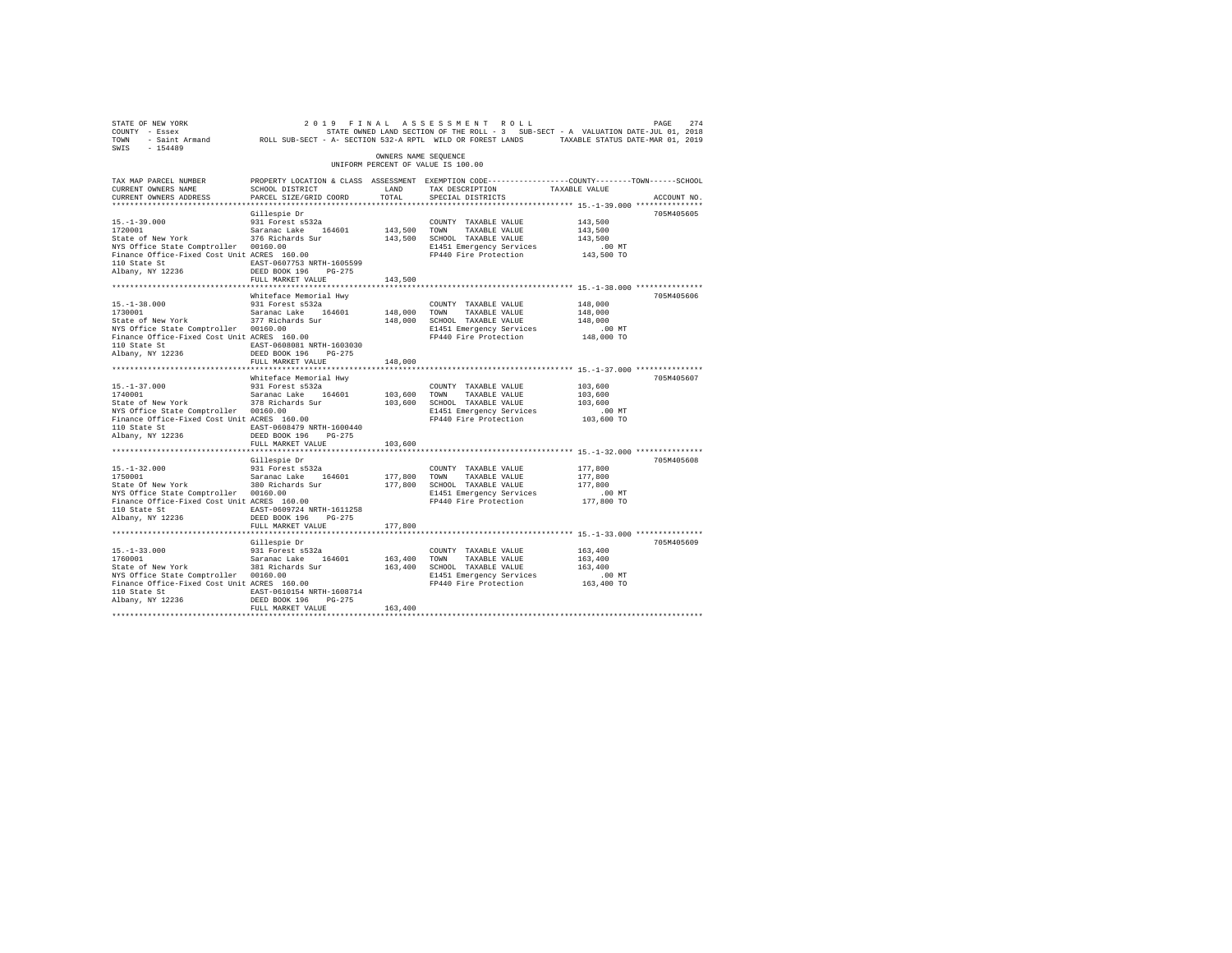STATE OF NEW YORK
COUNTY - Essex
TOWN - Saint Armand
SWIS - 154489

2019 FINAL ASSESSMENT ROLL
STATE OWNED LAND SECTION OF THE ROLL - 3 SUB-SECT - A VALUATION DATE-JUL 01, 2018
ROLL SUB-SECT - A- SECTION 532-A RPTL WILD OR FOREST LANDS TAXABLE STATUS DATE-MAR 01, 2019

OWNERS NAME SEQUENCE
UNIFORM PERCENT OF VALUE IS 100.00

| TAX MAP PARCEL NUMBER / CURRENT OWNERS NAME / CURRENT OWNERS ADDRESS | PROPERTY LOCATION & CLASS / SCHOOL DISTRICT / PARCEL SIZE/GRID COORD | ASSESSMENT LAND / TOTAL | EXEMPTION CODE / TAX DESCRIPTION / SPECIAL DISTRICTS | COUNTY/TOWN/SCHOOL TAXABLE VALUE | ACCOUNT NO. |
|---|---|---|---|---|---|
| 15.-1-39.000 | Gillespie Dr | | | | 705M405605 |
| | 931 Forest s532a | | COUNTY TAXABLE VALUE | 143,500 | |
| 1720001 | Saranac Lake 164601 | 143,500 | TOWN TAXABLE VALUE | 143,500 | |
| State of New York | 376 Richards Sur | 143,500 | SCHOOL TAXABLE VALUE | 143,500 | |
| NYS Office State Comptroller | 00160.00 | | E1451 Emergency Services | .00 MT | |
| Finance Office-Fixed Cost Unit | ACRES 160.00 | | FP440 Fire Protection | 143,500 TO | |
| 110 State St | EAST-0607753 NRTH-1605599 | | | | |
| Albany, NY 12236 | DEED BOOK 196 PG-275 | | | | |
| | FULL MARKET VALUE | 143,500 | | | |
| 15.-1-38.000 | Whiteface Memorial Hwy | | | | 705M405606 |
| | 931 Forest s532a | | COUNTY TAXABLE VALUE | 148,000 | |
| 1730001 | Saranac Lake 164601 | 148,000 | TOWN TAXABLE VALUE | 148,000 | |
| State of New York | 377 Richards Sur | 148,000 | SCHOOL TAXABLE VALUE | 148,000 | |
| NYS Office State Comptroller | 00160.00 | | E1451 Emergency Services | .00 MT | |
| Finance Office-Fixed Cost Unit | ACRES 160.00 | | FP440 Fire Protection | 148,000 TO | |
| 110 State St | EAST-0608081 NRTH-1603030 | | | | |
| Albany, NY 12236 | DEED BOOK 196 PG-275 | | | | |
| | FULL MARKET VALUE | 148,000 | | | |
| 15.-1-37.000 | Whiteface Memorial Hwy | | | | 705M405607 |
| | 931 Forest s532a | | COUNTY TAXABLE VALUE | 103,600 | |
| 1740001 | Saranac Lake 164601 | 103,600 | TOWN TAXABLE VALUE | 103,600 | |
| State of New York | 378 Richards Sur | 103,600 | SCHOOL TAXABLE VALUE | 103,600 | |
| NYS Office State Comptroller | 00160.00 | | E1451 Emergency Services | .00 MT | |
| Finance Office-Fixed Cost Unit | ACRES 160.00 | | FP440 Fire Protection | 103,600 TO | |
| 110 State St | EAST-0608479 NRTH-1600440 | | | | |
| Albany, NY 12236 | DEED BOOK 196 PG-275 | | | | |
| | FULL MARKET VALUE | 103,600 | | | |
| 15.-1-32.000 | Gillespie Dr | | | | 705M405608 |
| | 931 Forest s532a | | COUNTY TAXABLE VALUE | 177,800 | |
| 1750001 | Saranac Lake 164601 | 177,800 | TOWN TAXABLE VALUE | 177,800 | |
| State Of New York | 380 Richards Sur | 177,800 | SCHOOL TAXABLE VALUE | 177,800 | |
| NYS Office State Comptroller | 00160.00 | | E1451 Emergency Services | .00 MT | |
| Finance Office-Fixed Cost Unit | ACRES 160.00 | | FP440 Fire Protection | 177,800 TO | |
| 110 State St | EAST-0609724 NRTH-1611258 | | | | |
| Albany, NY 12236 | DEED BOOK 196 PG-275 | | | | |
| | FULL MARKET VALUE | 177,800 | | | |
| 15.-1-33.000 | Gillespie Dr | | | | 705M405609 |
| | 931 Forest s532a | | COUNTY TAXABLE VALUE | 163,400 | |
| 1760001 | Saranac Lake 164601 | 163,400 | TOWN TAXABLE VALUE | 163,400 | |
| State of New York | 381 Richards Sur | 163,400 | SCHOOL TAXABLE VALUE | 163,400 | |
| NYS Office State Comptroller | 00160.00 | | E1451 Emergency Services | .00 MT | |
| Finance Office-Fixed Cost Unit | ACRES 160.00 | | FP440 Fire Protection | 163,400 TO | |
| 110 State St | EAST-0610154 NRTH-1608714 | | | | |
| Albany, NY 12236 | DEED BOOK 196 PG-275 | | | | |
| | FULL MARKET VALUE | 163,400 | | | |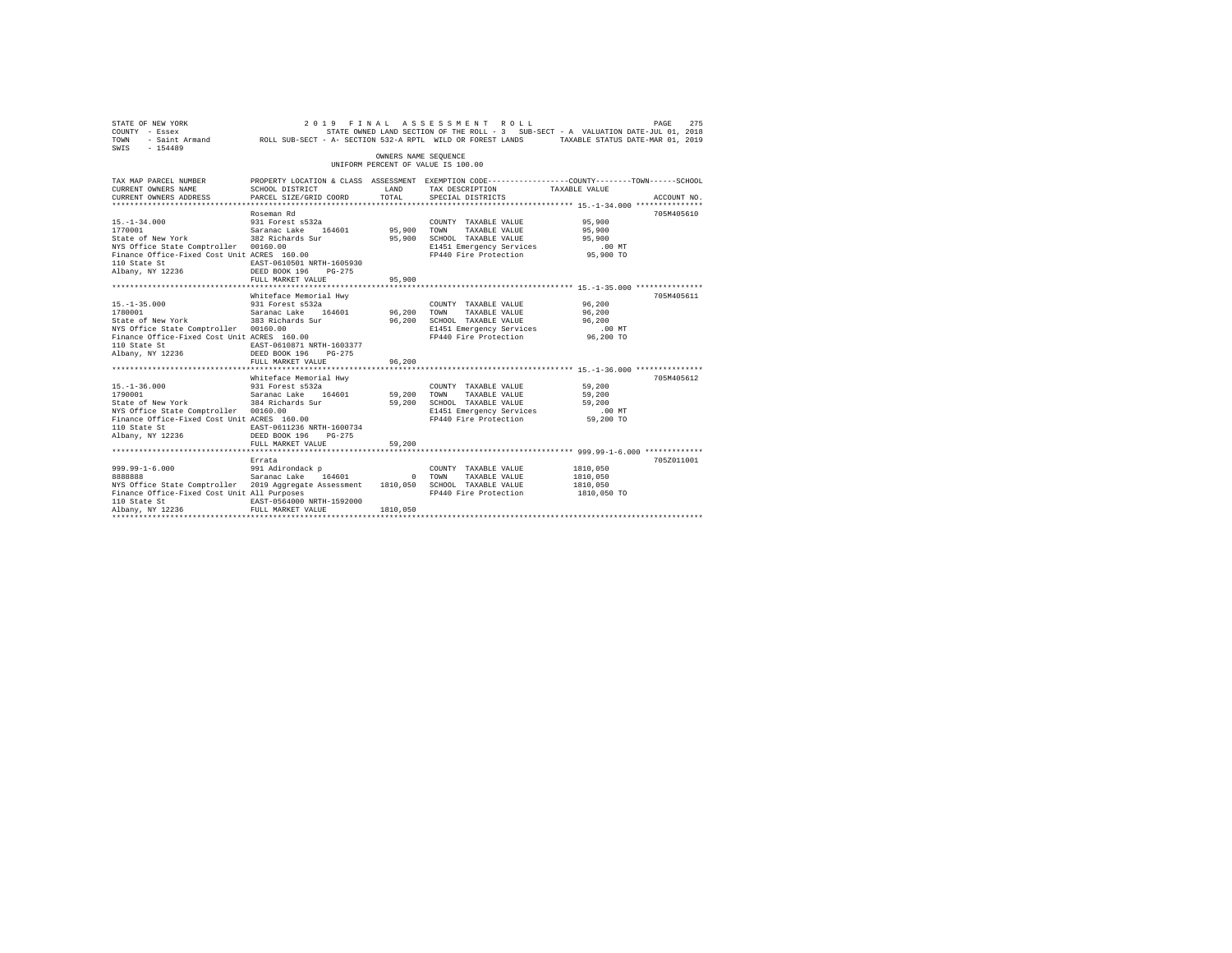STATE OF NEW YORK — 2019 FINAL ASSESSMENT ROLL
COUNTY - Essex — STATE OWNED LAND SECTION OF THE ROLL - 3 SUB-SECT - A VALUATION DATE-JUL 01, 2018
TOWN - Saint Armand — ROLL SUB-SECT - A- SECTION 532-A RPTL WILD OR FOREST LANDS — TAXABLE STATUS DATE-MAR 01, 2019
SWIS - 154489

OWNERS NAME SEQUENCE
UNIFORM PERCENT OF VALUE IS 100.00

| TAX MAP PARCEL NUMBER / CURRENT OWNERS NAME / CURRENT OWNERS ADDRESS | PROPERTY LOCATION & CLASS / SCHOOL DISTRICT / PARCEL SIZE/GRID COORD | ASSESSMENT LAND | TOTAL | EXEMPTION CODE / TAX DESCRIPTION / SPECIAL DISTRICTS | TAXABLE VALUE (COUNTY--TOWN--SCHOOL) | ACCOUNT NO. |
|---|---|---|---|---|---|---|
| **15.-1-34.000** | Roseman Rd | | | | | 705M405610 |
| 15.-1-34.000 | 931 Forest s532a | | | COUNTY TAXABLE VALUE | 95,900 | |
| 1770001 | Saranac Lake 164601 | 95,900 | | TOWN TAXABLE VALUE | 95,900 | |
| State of New York | 382 Richards Sur | | 95,900 | SCHOOL TAXABLE VALUE | 95,900 | |
| NYS Office State Comptroller | 00160.00 | | | E1451 Emergency Services | .00 MT | |
| Finance Office-Fixed Cost Unit | ACRES 160.00 | | | FP440 Fire Protection | 95,900 TO | |
| 110 State St | EAST-0610501 NRTH-1605930 | | | | | |
| Albany, NY 12236 | DEED BOOK 196 PG-275 | | | | | |
| | FULL MARKET VALUE | | 95,900 | | | |
| **15.-1-35.000** | Whiteface Memorial Hwy | | | | | 705M405611 |
| 15.-1-35.000 | 931 Forest s532a | | | COUNTY TAXABLE VALUE | 96,200 | |
| 1780001 | Saranac Lake 164601 | 96,200 | | TOWN TAXABLE VALUE | 96,200 | |
| State of New York | 383 Richards Sur | | 96,200 | SCHOOL TAXABLE VALUE | 96,200 | |
| NYS Office State Comptroller | 00160.00 | | | E1451 Emergency Services | .00 MT | |
| Finance Office-Fixed Cost Unit | ACRES 160.00 | | | FP440 Fire Protection | 96,200 TO | |
| 110 State St | EAST-0610871 NRTH-1603377 | | | | | |
| Albany, NY 12236 | DEED BOOK 196 PG-275 | | | | | |
| | FULL MARKET VALUE | | 96,200 | | | |
| **15.-1-36.000** | Whiteface Memorial Hwy | | | | | 705M405612 |
| 15.-1-36.000 | 931 Forest s532a | | | COUNTY TAXABLE VALUE | 59,200 | |
| 1790001 | Saranac Lake 164601 | 59,200 | | TOWN TAXABLE VALUE | 59,200 | |
| State of New York | 384 Richards Sur | | 59,200 | SCHOOL TAXABLE VALUE | 59,200 | |
| NYS Office State Comptroller | 00160.00 | | | E1451 Emergency Services | .00 MT | |
| Finance Office-Fixed Cost Unit | ACRES 160.00 | | | FP440 Fire Protection | 59,200 TO | |
| 110 State St | EAST-0611236 NRTH-1600734 | | | | | |
| Albany, NY 12236 | DEED BOOK 196 PG-275 | | | | | |
| | FULL MARKET VALUE | | 59,200 | | | |
| **999.99-1-6.000** | Errata | | | | | 705Z011001 |
| 999.99-1-6.000 | 991 Adirondack p | | | COUNTY TAXABLE VALUE | 1810,050 | |
| 8888888 | Saranac Lake 164601 | 0 | | TOWN TAXABLE VALUE | 1810,050 | |
| NYS Office State Comptroller | 2019 Aggregate Assessment | | 1810,050 | SCHOOL TAXABLE VALUE | 1810,050 | |
| Finance Office-Fixed Cost Unit | All Purposes | | | FP440 Fire Protection | 1810,050 TO | |
| 110 State St | EAST-0564000 NRTH-1592000 | | | | | |
| Albany, NY 12236 | FULL MARKET VALUE | | 1810,050 | | | |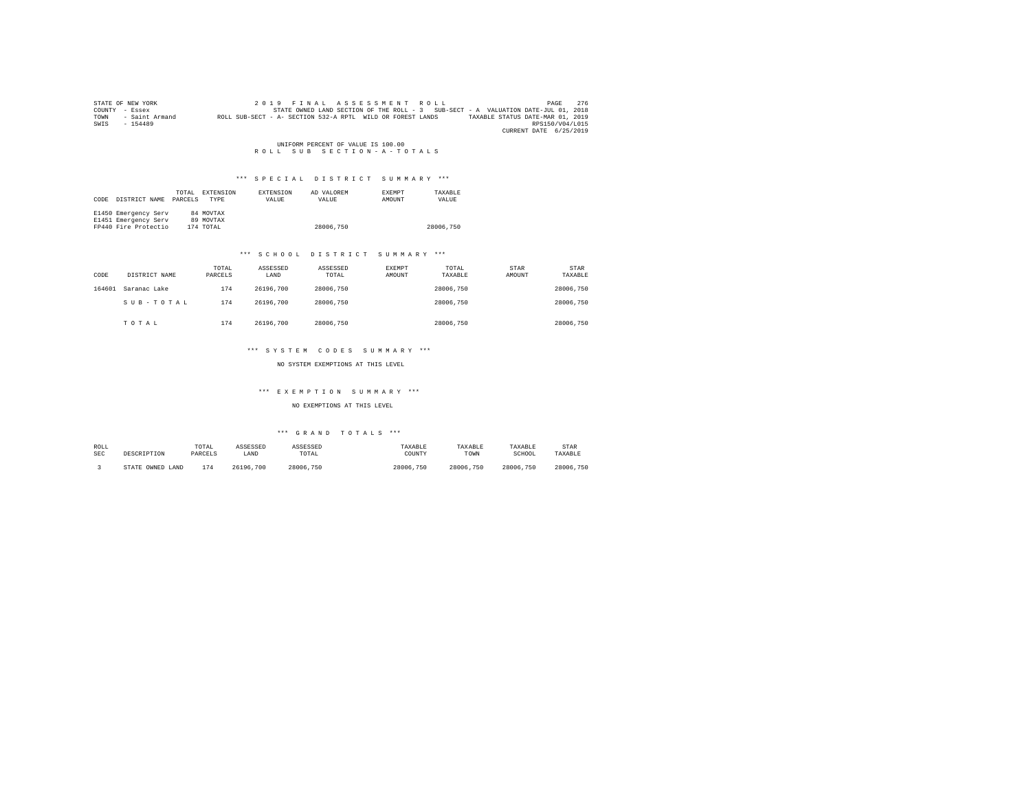STATE OF NEW YORK
COUNTY - Essex
TOWN - Saint Armand
SWIS - 154489

2019 FINAL ASSESSMENT ROLL
STATE OWNED LAND SECTION OF THE ROLL - 3 SUB-SECT - A VALUATION DATE-JUL 01, 2018
ROLL SUB-SECT - A- SECTION 532-A RPTL WILD OR FOREST LANDS TAXABLE STATUS DATE-MAR 01, 2019
RPS150/V04/L015
CURRENT DATE 6/25/2019

UNIFORM PERCENT OF VALUE IS 100.00

ROLL SUB SECTION-A-TOTALS

*** SPECIAL DISTRICT SUMMARY ***

| CODE | DISTRICT NAME | TOTAL PARCELS | EXTENSION TYPE | EXTENSION VALUE | AD VALOREM VALUE | EXEMPT AMOUNT | TAXABLE VALUE |
|---|---|---|---|---|---|---|---|
| E1450 | Emergency Serv | 84 | MOVTAX | | | | |
| E1451 | Emergency Serv | 89 | MOVTAX | | | | |
| FP440 | Fire Protectio | 174 | TOTAL | | 28006,750 | | 28006,750 |

*** SCHOOL DISTRICT SUMMARY ***

| CODE | DISTRICT NAME | TOTAL PARCELS | ASSESSED LAND | ASSESSED TOTAL | EXEMPT AMOUNT | TOTAL TAXABLE | STAR AMOUNT | STAR TAXABLE |
|---|---|---|---|---|---|---|---|---|
| 164601 | Saranac Lake | 174 | 26196,700 | 28006,750 | | 28006,750 | | 28006,750 |
| | SUB-TOTAL | 174 | 26196,700 | 28006,750 | | 28006,750 | | 28006,750 |
| | TOTAL | 174 | 26196,700 | 28006,750 | | 28006,750 | | 28006,750 |

*** SYSTEM CODES SUMMARY ***

NO SYSTEM EXEMPTIONS AT THIS LEVEL

*** EXEMPTION SUMMARY ***

NO EXEMPTIONS AT THIS LEVEL

*** GRAND TOTALS ***

| ROLL SEC | DESCRIPTION | TOTAL PARCELS | ASSESSED LAND | ASSESSED TOTAL | TAXABLE COUNTY | TAXABLE TOWN | TAXABLE SCHOOL | STAR TAXABLE |
|---|---|---|---|---|---|---|---|---|
| 3 | STATE OWNED LAND | 174 | 26196,700 | 28006,750 | 28006,750 | 28006,750 | 28006,750 | 28006,750 |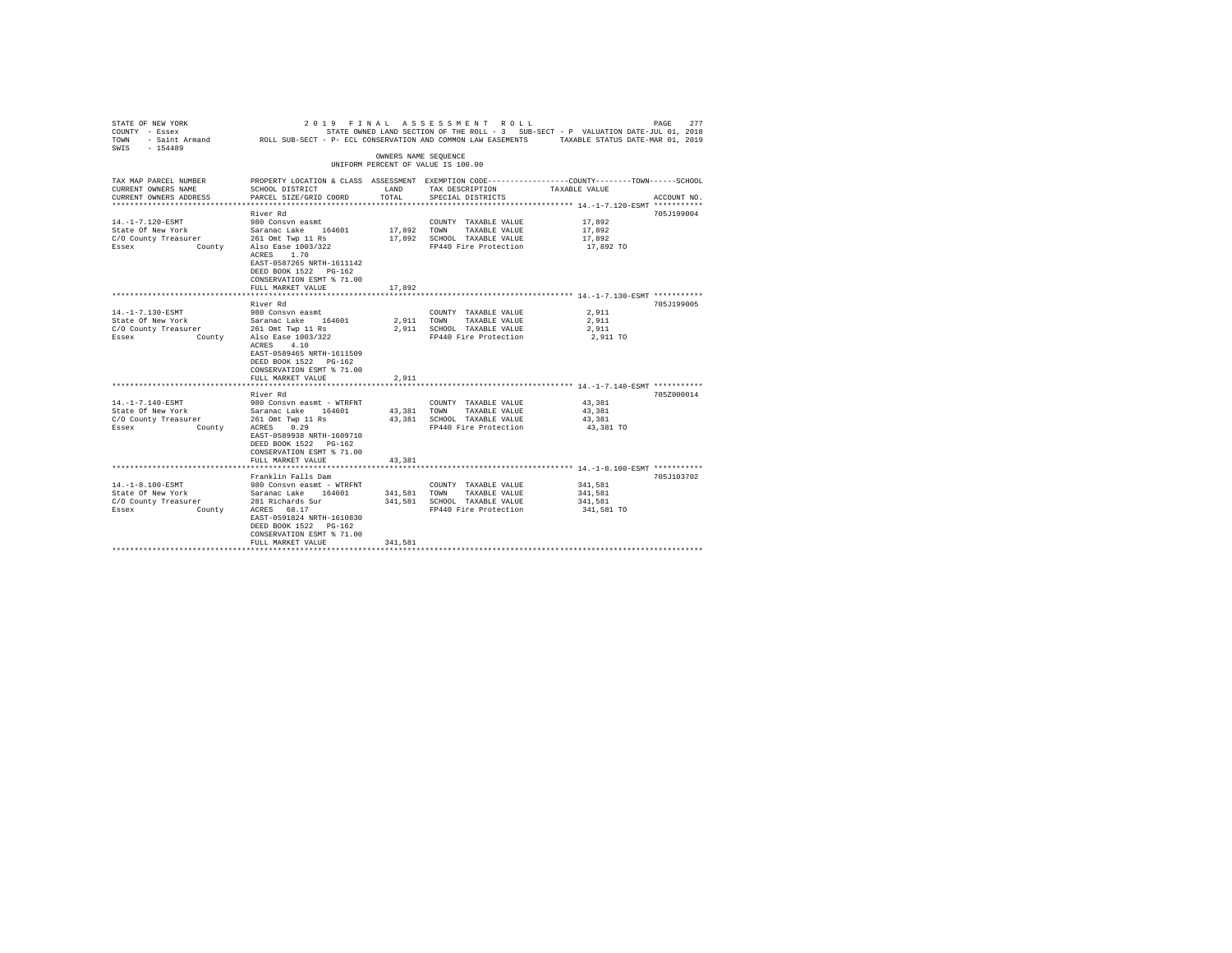STATE OF NEW YORK — 2019 FINAL ASSESSMENT ROLL
COUNTY - Essex — STATE OWNED LAND SECTION OF THE ROLL - 3 SUB-SECT - P VALUATION DATE-JUL 01, 2018
TOWN - Saint Armand — ROLL SUB-SECT - P- ECL CONSERVATION AND COMMON LAW EASEMENTS — TAXABLE STATUS DATE-MAR 01, 2019
SWIS - 154489

OWNERS NAME SEQUENCE
UNIFORM PERCENT OF VALUE IS 100.00

| TAX MAP PARCEL NUMBER / CURRENT OWNERS NAME / CURRENT OWNERS ADDRESS | PROPERTY LOCATION & CLASS / SCHOOL DISTRICT / PARCEL SIZE/GRID COORD | ASSESSMENT LAND | ASSESSMENT TOTAL | EXEMPTION CODE / TAX DESCRIPTION / SPECIAL DISTRICTS | TAXABLE VALUE (COUNTY/TOWN/SCHOOL) | ACCOUNT NO. |
|---|---|---|---|---|---|---|
| **14.-1-7.120-ESMT** | River Rd | | | | | 705J199004 |
| 14.-1-7.120-ESMT | 980 Consvn easmt | | | COUNTY TAXABLE VALUE | 17,892 | |
| State Of New York | Saranac Lake 164601 | 17,892 | | TOWN TAXABLE VALUE | 17,892 | |
| C/O County Treasurer | 261 Omt Twp 11 Rs | | 17,892 | SCHOOL TAXABLE VALUE | 17,892 | |
| Essex County | Also Ease 1003/322 | | | FP440 Fire Protection | 17,892 TO | |
| | ACRES 1.70 | | | | | |
| | EAST-0587265 NRTH-1611142 | | | | | |
| | DEED BOOK 1522 PG-162 | | | | | |
| | CONSERVATION ESMT % 71.00 | | | | | |
| | FULL MARKET VALUE | | 17,892 | | | |
| **14.-1-7.130-ESMT** | River Rd | | | | | 705J199005 |
| 14.-1-7.130-ESMT | 980 Consvn easmt | | | COUNTY TAXABLE VALUE | 2,911 | |
| State Of New York | Saranac Lake 164601 | 2,911 | | TOWN TAXABLE VALUE | 2,911 | |
| C/O County Treasurer | 261 Omt Twp 11 Rs | | 2,911 | SCHOOL TAXABLE VALUE | 2,911 | |
| Essex County | Also Ease 1003/322 | | | FP440 Fire Protection | 2,911 TO | |
| | ACRES 4.10 | | | | | |
| | EAST-0589465 NRTH-1611509 | | | | | |
| | DEED BOOK 1522 PG-162 | | | | | |
| | CONSERVATION ESMT % 71.00 | | | | | |
| | FULL MARKET VALUE | | 2,911 | | | |
| **14.-1-7.140-ESMT** | River Rd | | | | | 705Z000014 |
| 14.-1-7.140-ESMT | 980 Consvn easmt - WTRFNT | | | COUNTY TAXABLE VALUE | 43,381 | |
| State Of New York | Saranac Lake 164601 | 43,381 | | TOWN TAXABLE VALUE | 43,381 | |
| C/O County Treasurer | 261 Omt Twp 11 Rs | | 43,381 | SCHOOL TAXABLE VALUE | 43,381 | |
| Essex County | ACRES 0.29 | | | FP440 Fire Protection | 43,381 TO | |
| | EAST-0589938 NRTH-1609710 | | | | | |
| | DEED BOOK 1522 PG-162 | | | | | |
| | CONSERVATION ESMT % 71.00 | | | | | |
| | FULL MARKET VALUE | | 43,381 | | | |
| **14.-1-8.100-ESMT** | Franklin Falls Dam | | | | | 705J103702 |
| 14.-1-8.100-ESMT | 980 Consvn easmt - WTRFNT | | | COUNTY TAXABLE VALUE | 341,581 | |
| State Of New York | Saranac Lake 164601 | 341,581 | | TOWN TAXABLE VALUE | 341,581 | |
| C/O County Treasurer | 281 Richards Sur | | 341,581 | SCHOOL TAXABLE VALUE | 341,581 | |
| Essex County | ACRES 68.17 | | | FP440 Fire Protection | 341,581 TO | |
| | EAST-0591824 NRTH-1610830 | | | | | |
| | DEED BOOK 1522 PG-162 | | | | | |
| | CONSERVATION ESMT % 71.00 | | | | | |
| | FULL MARKET VALUE | | 341,581 | | | |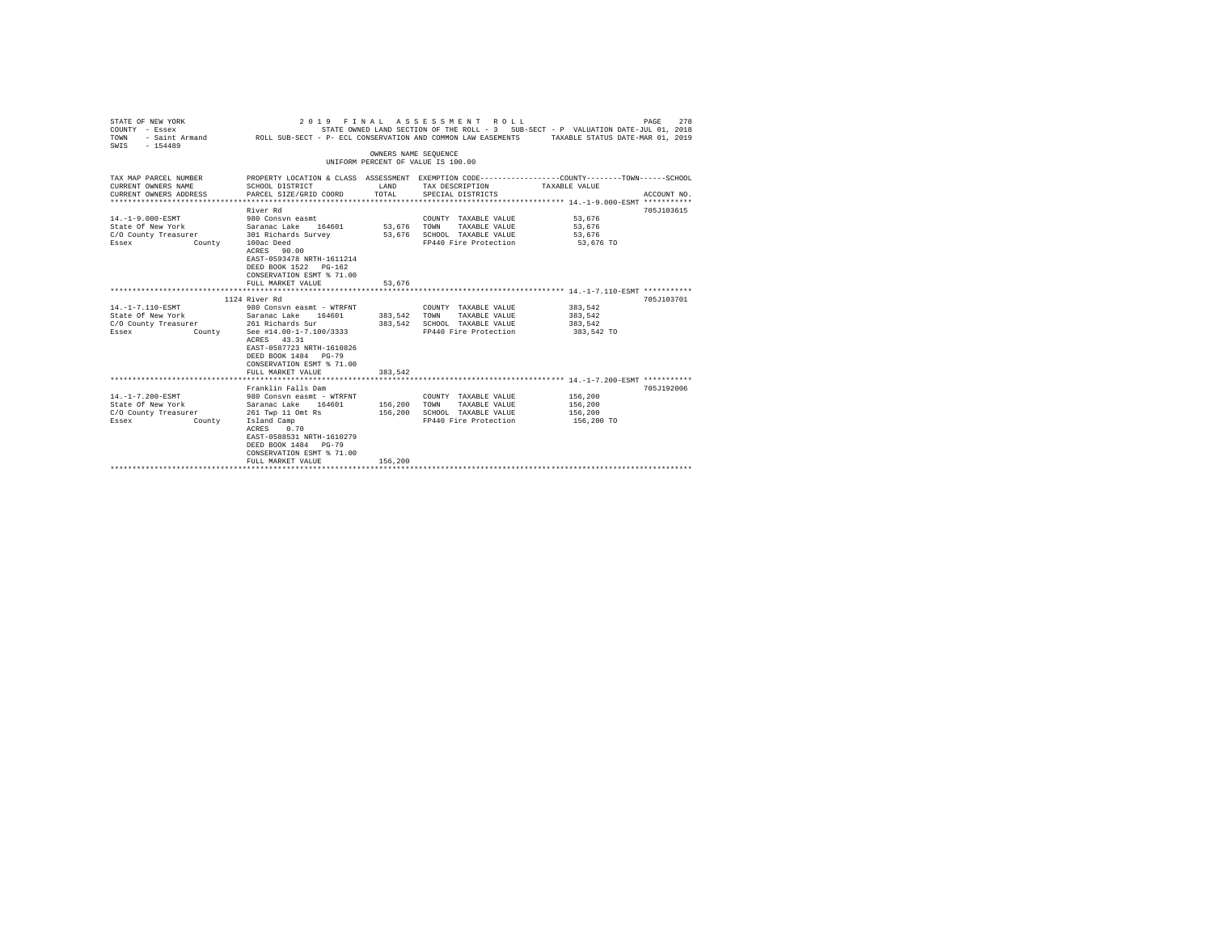STATE OF NEW YORK 2019 FINAL ASSESSMENT ROLL
COUNTY - Essex STATE OWNED LAND SECTION OF THE ROLL - 3 SUB-SECT - P VALUATION DATE-JUL 01, 2018
TOWN - Saint Armand ROLL SUB-SECT - P- ECL CONSERVATION AND COMMON LAW EASEMENTS TAXABLE STATUS DATE-MAR 01, 2019
SWIS - 154489

OWNERS NAME SEQUENCE
UNIFORM PERCENT OF VALUE IS 100.00

| TAX MAP PARCEL NUMBER / CURRENT OWNERS NAME / CURRENT OWNERS ADDRESS | PROPERTY LOCATION & CLASS / SCHOOL DISTRICT / PARCEL SIZE/GRID COORD | ASSESSMENT LAND | TOTAL | EXEMPTION CODE / TAX DESCRIPTION / SPECIAL DISTRICTS | TAXABLE VALUE (COUNTY / TOWN / SCHOOL) | ACCOUNT NO. |
|---|---|---|---|---|---|---|
| **14.-1-9.000-ESMT** | River Rd | | | | | 705J103615 |
| 14.-1-9.000-ESMT | 980 Consvn easmt | | | COUNTY TAXABLE VALUE | 53,676 | |
| State Of New York | Saranac Lake 164601 | 53,676 | | TOWN TAXABLE VALUE | 53,676 | |
| C/O County Treasurer | 301 Richards Survey | | 53,676 | SCHOOL TAXABLE VALUE | 53,676 | |
| Essex County | 100ac Deed | | | FP440 Fire Protection | 53,676 TO | |
| | ACRES 90.00 | | | | | |
| | EAST-0593478 NRTH-1611214 | | | | | |
| | DEED BOOK 1522 PG-162 | | | | | |
| | CONSERVATION ESMT % 71.00 | | | | | |
| | FULL MARKET VALUE | | 53,676 | | | |
| **14.-1-7.110-ESMT** | 1124 River Rd | | | | | 705J103701 |
| 14.-1-7.110-ESMT | 980 Consvn easmt - WTRFNT | | | COUNTY TAXABLE VALUE | 383,542 | |
| State Of New York | Saranac Lake 164601 | 383,542 | | TOWN TAXABLE VALUE | 383,542 | |
| C/O County Treasurer | 261 Richards Sur | | 383,542 | SCHOOL TAXABLE VALUE | 383,542 | |
| Essex County | See #14.00-1-7.100/3333 | | | FP440 Fire Protection | 383,542 TO | |
| | ACRES 43.31 | | | | | |
| | EAST-0587723 NRTH-1610826 | | | | | |
| | DEED BOOK 1484 PG-79 | | | | | |
| | CONSERVATION ESMT % 71.00 | | | | | |
| | FULL MARKET VALUE | | 383,542 | | | |
| **14.-1-7.200-ESMT** | Franklin Falls Dam | | | | | 705J192006 |
| 14.-1-7.200-ESMT | 980 Consvn easmt - WTRFNT | | | COUNTY TAXABLE VALUE | 156,200 | |
| State Of New York | Saranac Lake 164601 | 156,200 | | TOWN TAXABLE VALUE | 156,200 | |
| C/O County Treasurer | 261 Twp 11 Omt Rs | | 156,200 | SCHOOL TAXABLE VALUE | 156,200 | |
| Essex County | Island Camp | | | FP440 Fire Protection | 156,200 TO | |
| | ACRES 0.70 | | | | | |
| | EAST-0588531 NRTH-1610279 | | | | | |
| | DEED BOOK 1484 PG-79 | | | | | |
| | CONSERVATION ESMT % 71.00 | | | | | |
| | FULL MARKET VALUE | | 156,200 | | | |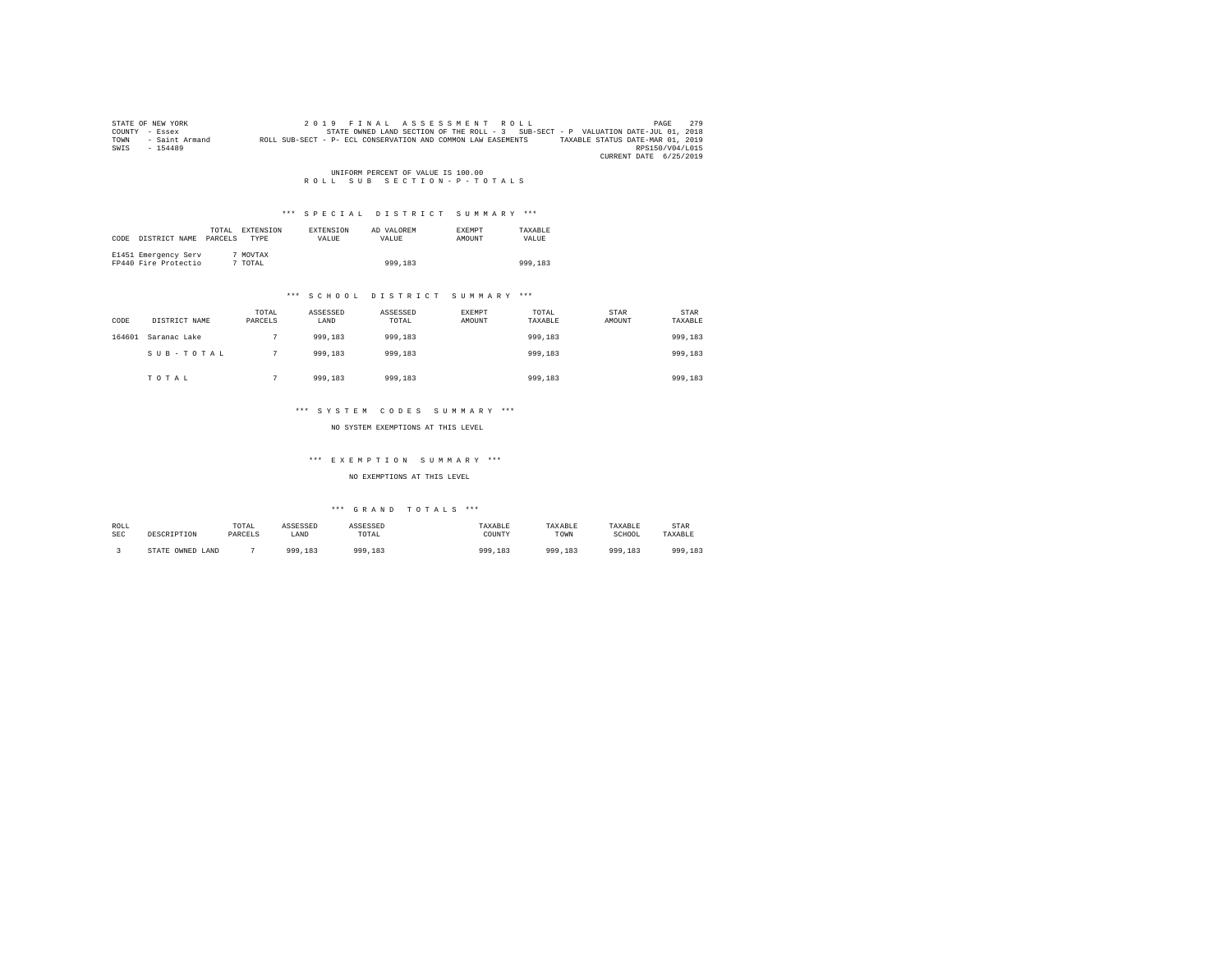STATE OF NEW YORK — 2019 FINAL ASSESSMENT ROLL
COUNTY - Essex — STATE OWNED LAND SECTION OF THE ROLL - 3 SUB-SECT - P VALUATION DATE-JUL 01, 2018
TOWN - Saint Armand — ROLL SUB-SECT - P- ECL CONSERVATION AND COMMON LAW EASEMENTS — TAXABLE STATUS DATE-MAR 01, 2019
SWIS - 154489 — RPS150/V04/L015
CURRENT DATE 6/25/2019

UNIFORM PERCENT OF VALUE IS 100.00

R O L L S U B S E C T I O N - P - T O T A L S

### *** S P E C I A L D I S T R I C T S U M M A R Y ***

| CODE | DISTRICT NAME | TOTAL PARCELS | EXTENSION TYPE | EXTENSION VALUE | AD VALOREM VALUE | EXEMPT AMOUNT | TAXABLE VALUE |
|---|---|---|---|---|---|---|---|
| E1451 | Emergency Serv | 7 | MOVTAX | | | | |
| FP440 | Fire Protectio | 7 | TOTAL | | 999,183 | | 999,183 |

### *** S C H O O L D I S T R I C T S U M M A R Y ***

| CODE | DISTRICT NAME | TOTAL PARCELS | ASSESSED LAND | ASSESSED TOTAL | EXEMPT AMOUNT | TOTAL TAXABLE | STAR AMOUNT | STAR TAXABLE |
|---|---|---|---|---|---|---|---|---|
| 164601 | Saranac Lake | 7 | 999,183 | 999,183 | | 999,183 | | 999,183 |
| | S U B - T O T A L | 7 | 999,183 | 999,183 | | 999,183 | | 999,183 |
| | T O T A L | 7 | 999,183 | 999,183 | | 999,183 | | 999,183 |

### *** S Y S T E M C O D E S S U M M A R Y ***

NO SYSTEM EXEMPTIONS AT THIS LEVEL

### *** E X E M P T I O N S U M M A R Y ***

NO EXEMPTIONS AT THIS LEVEL

### *** G R A N D T O T A L S ***

| ROLL SEC | DESCRIPTION | TOTAL PARCELS | ASSESSED LAND | ASSESSED TOTAL | TAXABLE COUNTY | TAXABLE TOWN | TAXABLE SCHOOL | STAR TAXABLE |
|---|---|---|---|---|---|---|---|---|
| 3 | STATE OWNED LAND | 7 | 999,183 | 999,183 | 999,183 | 999,183 | 999,183 | 999,183 |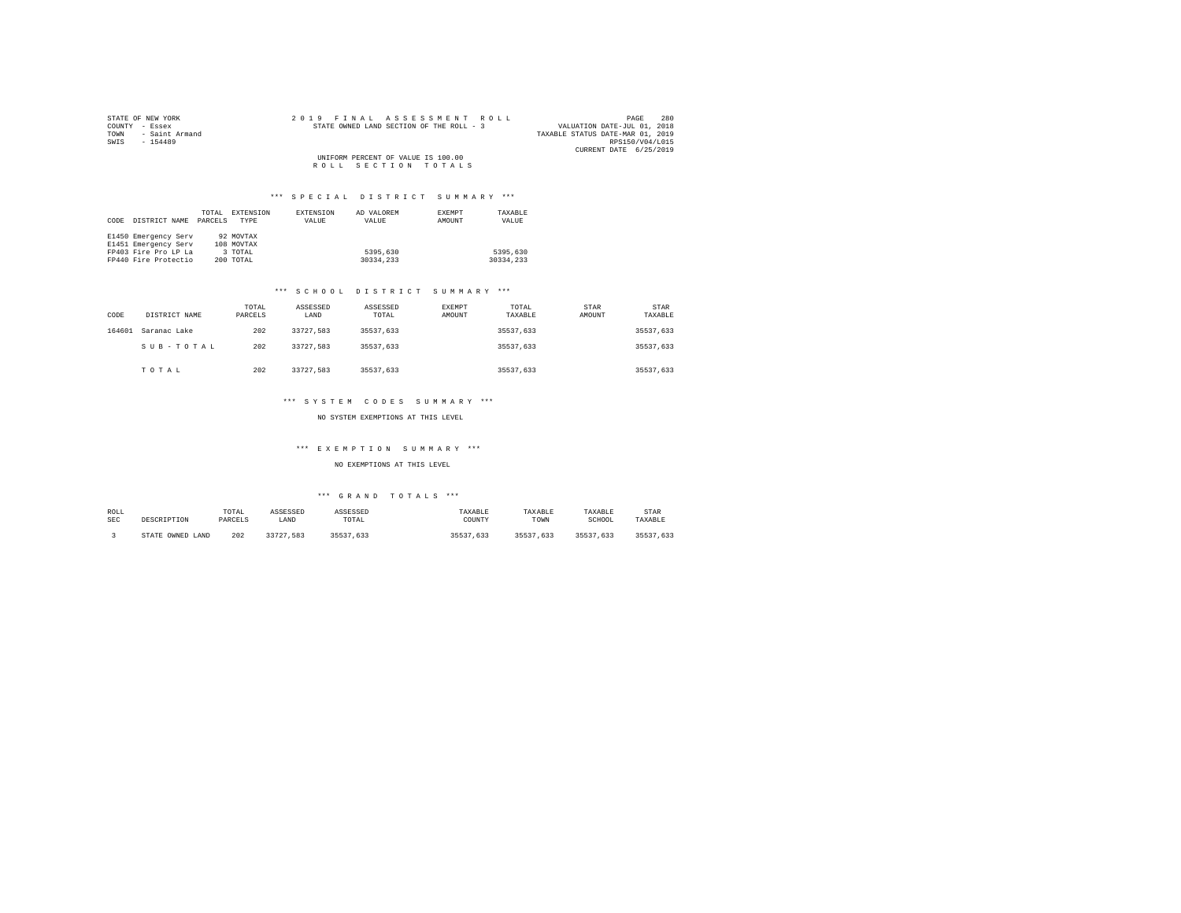STATE OF NEW YORK
COUNTY - Essex
TOWN - Saint Armand
SWIS - 154489

2 0 1 9 F I N A L A S S E S S M E N T R O L L
STATE OWNED LAND SECTION OF THE ROLL - 3

VALUATION DATE-JUL 01, 2018
TAXABLE STATUS DATE-MAR 01, 2019
RPS150/V04/L015
CURRENT DATE 6/25/2019

UNIFORM PERCENT OF VALUE IS 100.00

R O L L S E C T I O N T O T A L S

### *** S P E C I A L D I S T R I C T S U M M A R Y ***

| CODE | DISTRICT NAME | TOTAL PARCELS | EXTENSION TYPE | EXTENSION VALUE | AD VALOREM VALUE | EXEMPT AMOUNT | TAXABLE VALUE |
|---|---|---|---|---|---|---|---|
| E1450 | Emergency Serv | 92 | MOVTAX | | | | |
| E1451 | Emergency Serv | 108 | MOVTAX | | | | |
| FP403 | Fire Pro LP La | 3 | TOTAL | | 5395,630 | | 5395,630 |
| FP440 | Fire Protectio | 200 | TOTAL | | 30334,233 | | 30334,233 |

### *** S C H O O L D I S T R I C T S U M M A R Y ***

| CODE | DISTRICT NAME | TOTAL PARCELS | ASSESSED LAND | ASSESSED TOTAL | EXEMPT AMOUNT | TOTAL TAXABLE | STAR AMOUNT | STAR TAXABLE |
|---|---|---|---|---|---|---|---|---|
| 164601 | Saranac Lake | 202 | 33727,583 | 35537,633 | | 35537,633 | | 35537,633 |
| | S U B - T O T A L | 202 | 33727,583 | 35537,633 | | 35537,633 | | 35537,633 |
| | T O T A L | 202 | 33727,583 | 35537,633 | | 35537,633 | | 35537,633 |

### *** S Y S T E M C O D E S S U M M A R Y ***

NO SYSTEM EXEMPTIONS AT THIS LEVEL

### *** E X E M P T I O N S U M M A R Y ***

NO EXEMPTIONS AT THIS LEVEL

### *** G R A N D T O T A L S ***

| ROLL SEC | DESCRIPTION | TOTAL PARCELS | ASSESSED LAND | ASSESSED TOTAL | TAXABLE COUNTY | TAXABLE TOWN | TAXABLE SCHOOL | STAR TAXABLE |
|---|---|---|---|---|---|---|---|---|
| 3 | STATE OWNED LAND | 202 | 33727,583 | 35537,633 | 35537,633 | 35537,633 | 35537,633 | 35537,633 |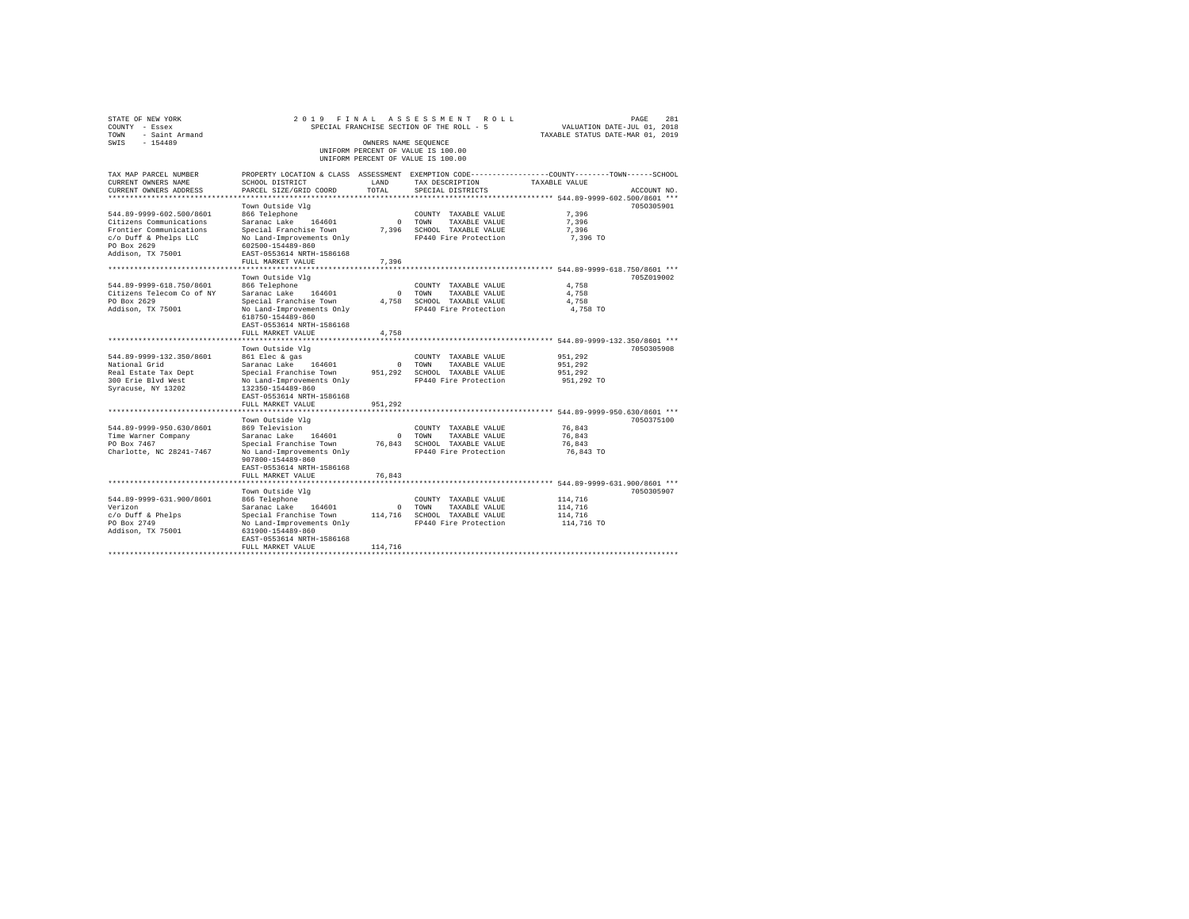STATE OF NEW YORK
COUNTY - Essex
TOWN - Saint Armand
SWIS - 154489

2019 FINAL ASSESSMENT ROLL
SPECIAL FRANCHISE SECTION OF THE ROLL - 5
OWNERS NAME SEQUENCE
UNIFORM PERCENT OF VALUE IS 100.00

VALUATION DATE-JUL 01, 2018
TAXABLE STATUS DATE-MAR 01, 2019

| TAX MAP PARCEL NUMBER / CURRENT OWNERS NAME / CURRENT OWNERS ADDRESS | PROPERTY LOCATION & CLASS / SCHOOL DISTRICT / PARCEL SIZE/GRID COORD | ASSESSMENT LAND / TOTAL | EXEMPTION CODE / TAX DESCRIPTION / SPECIAL DISTRICTS | COUNTY--TOWN--SCHOOL TAXABLE VALUE | ACCOUNT NO. |
|---|---|---|---|---|---|
| **544.89-9999-602.500/8601** | Town Outside Vlg | | | | 7050305901 |
| 544.89-9999-602.500/8601 | 866 Telephone | | COUNTY TAXABLE VALUE | 7,396 | |
| Citizens Communications | Saranac Lake 164601 | 0 | TOWN TAXABLE VALUE | 7,396 | |
| Frontier Communications | Special Franchise Town | 7,396 | SCHOOL TAXABLE VALUE | 7,396 | |
| c/o Duff & Phelps LLC | No Land-Improvements Only | | FP440 Fire Protection | 7,396 TO | |
| PO Box 2629 | 602500-154489-860 | | | | |
| Addison, TX 75001 | EAST-0553614 NRTH-1586168 | | | | |
| | FULL MARKET VALUE | 7,396 | | | |
| **544.89-9999-618.750/8601** | Town Outside Vlg | | | | 705Z019002 |
| 544.89-9999-618.750/8601 | 866 Telephone | | COUNTY TAXABLE VALUE | 4,758 | |
| Citizens Telecom Co of NY | Saranac Lake 164601 | 0 | TOWN TAXABLE VALUE | 4,758 | |
| PO Box 2629 | Special Franchise Town | 4,758 | SCHOOL TAXABLE VALUE | 4,758 | |
| Addison, TX 75001 | No Land-Improvements Only | | FP440 Fire Protection | 4,758 TO | |
| | 618750-154489-860 | | | | |
| | EAST-0553614 NRTH-1586168 | | | | |
| | FULL MARKET VALUE | 4,758 | | | |
| **544.89-9999-132.350/8601** | Town Outside Vlg | | | | 7050305908 |
| 544.89-9999-132.350/8601 | 861 Elec & gas | | COUNTY TAXABLE VALUE | 951,292 | |
| National Grid | Saranac Lake 164601 | 0 | TOWN TAXABLE VALUE | 951,292 | |
| Real Estate Tax Dept | Special Franchise Town | 951,292 | SCHOOL TAXABLE VALUE | 951,292 | |
| 300 Erie Blvd West | No Land-Improvements Only | | FP440 Fire Protection | 951,292 TO | |
| Syracuse, NY 13202 | 132350-154489-860 | | | | |
| | EAST-0553614 NRTH-1586168 | | | | |
| | FULL MARKET VALUE | 951,292 | | | |
| **544.89-9999-950.630/8601** | Town Outside Vlg | | | | 7050375100 |
| 544.89-9999-950.630/8601 | 869 Television | | COUNTY TAXABLE VALUE | 76,843 | |
| Time Warner Company | Saranac Lake 164601 | 0 | TOWN TAXABLE VALUE | 76,843 | |
| PO Box 7467 | Special Franchise Town | 76,843 | SCHOOL TAXABLE VALUE | 76,843 | |
| Charlotte, NC 28241-7467 | No Land-Improvements Only | | FP440 Fire Protection | 76,843 TO | |
| | 907800-154489-860 | | | | |
| | EAST-0553614 NRTH-1586168 | | | | |
| | FULL MARKET VALUE | 76,843 | | | |
| **544.89-9999-631.900/8601** | Town Outside Vlg | | | | 7050305907 |
| 544.89-9999-631.900/8601 | 866 Telephone | | COUNTY TAXABLE VALUE | 114,716 | |
| Verizon | Saranac Lake 164601 | 0 | TOWN TAXABLE VALUE | 114,716 | |
| c/o Duff & Phelps | Special Franchise Town | 114,716 | SCHOOL TAXABLE VALUE | 114,716 | |
| PO Box 2749 | No Land-Improvements Only | | FP440 Fire Protection | 114,716 TO | |
| Addison, TX 75001 | 631900-154489-860 | | | | |
| | EAST-0553614 NRTH-1586168 | | | | |
| | FULL MARKET VALUE | 114,716 | | | |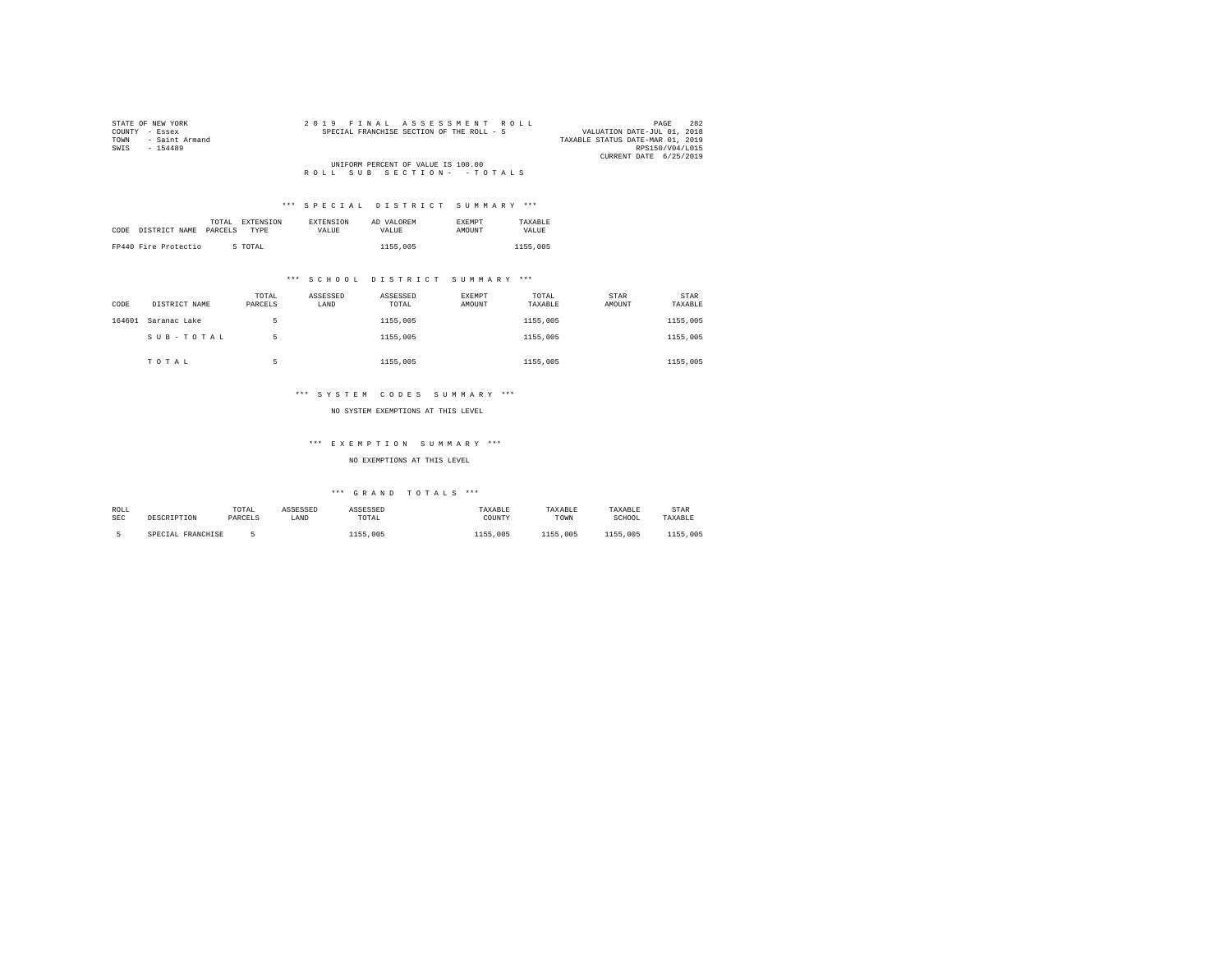STATE OF NEW YORK
COUNTY - Essex
TOWN - Saint Armand
SWIS - 154489

2019 FINAL ASSESSMENT ROLL
SPECIAL FRANCHISE SECTION OF THE ROLL - 5

VALUATION DATE-JUL 01, 2018
TAXABLE STATUS DATE-MAR 01, 2019
RPS150/V04/L015
CURRENT DATE 6/25/2019

UNIFORM PERCENT OF VALUE IS 100.00

ROLL SUB SECTION- - TOTALS

### *** SPECIAL DISTRICT SUMMARY ***

| CODE | DISTRICT NAME | TOTAL PARCELS | EXTENSION TYPE | EXTENSION VALUE | AD VALOREM VALUE | EXEMPT AMOUNT | TAXABLE VALUE |
|---|---|---|---|---|---|---|---|
| FP440 | Fire Protectio | 5 | TOTAL | | 1155,005 | | 1155,005 |

### *** SCHOOL DISTRICT SUMMARY ***

| CODE | DISTRICT NAME | TOTAL PARCELS | ASSESSED LAND | ASSESSED TOTAL | EXEMPT AMOUNT | TOTAL TAXABLE | STAR AMOUNT | STAR TAXABLE |
|---|---|---|---|---|---|---|---|---|
| 164601 | Saranac Lake | 5 | | 1155,005 | | 1155,005 | | 1155,005 |
| | SUB-TOTAL | 5 | | 1155,005 | | 1155,005 | | 1155,005 |
| | TOTAL | 5 | | 1155,005 | | 1155,005 | | 1155,005 |

### *** SYSTEM CODES SUMMARY ***

NO SYSTEM EXEMPTIONS AT THIS LEVEL

### *** EXEMPTION SUMMARY ***

NO EXEMPTIONS AT THIS LEVEL

### *** GRAND TOTALS ***

| ROLL SEC | DESCRIPTION | TOTAL PARCELS | ASSESSED LAND | ASSESSED TOTAL | TAXABLE COUNTY | TAXABLE TOWN | TAXABLE SCHOOL | STAR TAXABLE |
|---|---|---|---|---|---|---|---|---|
| 5 | SPECIAL FRANCHISE | 5 | | 1155,005 | 1155,005 | 1155,005 | 1155,005 | 1155,005 |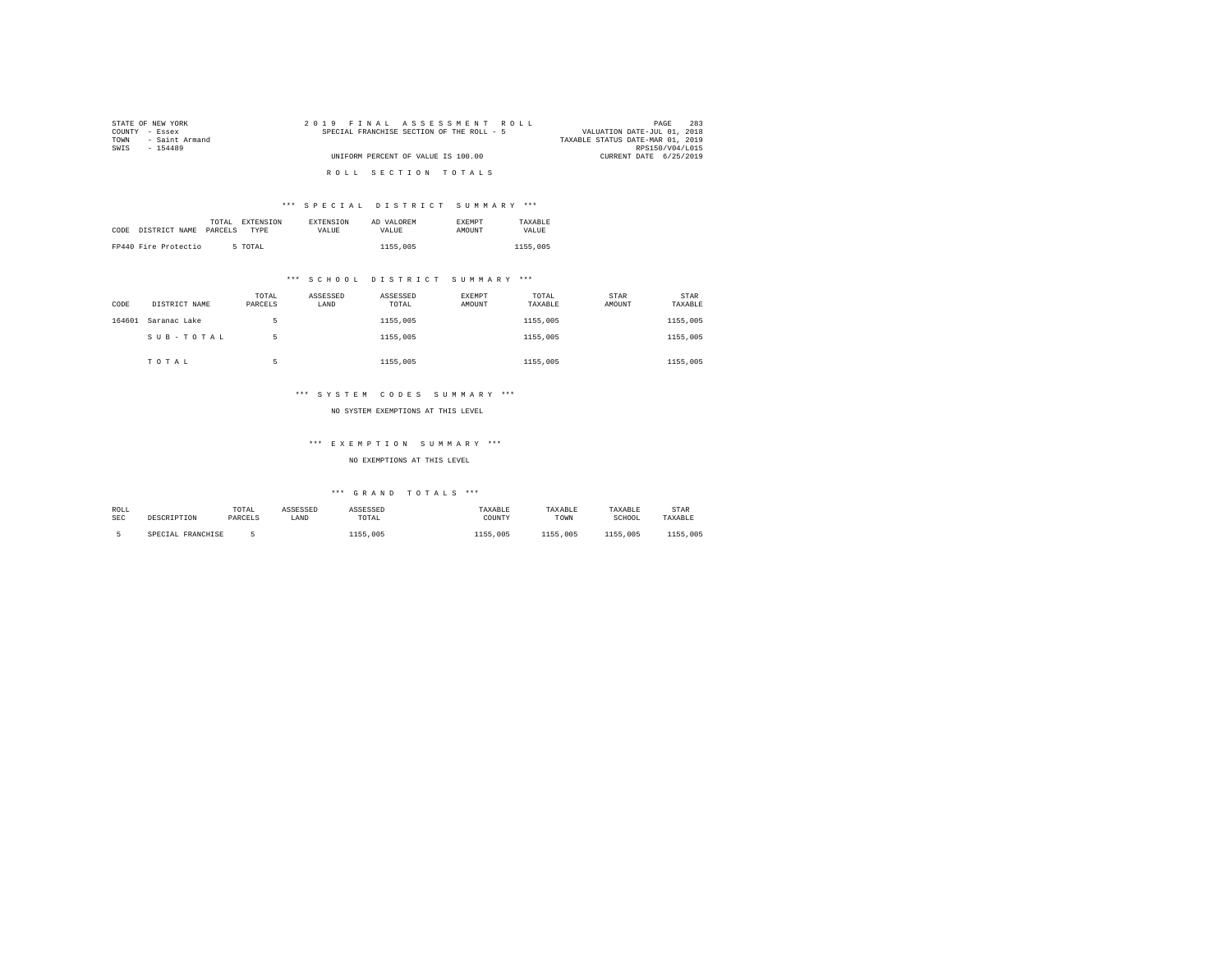STATE OF NEW YORK
COUNTY - Essex
TOWN - Saint Armand
SWIS - 154489

2019 FINAL ASSESSMENT ROLL
SPECIAL FRANCHISE SECTION OF THE ROLL - 5

UNIFORM PERCENT OF VALUE IS 100.00

VALUATION DATE-JUL 01, 2018
TAXABLE STATUS DATE-MAR 01, 2019
RPS150/V04/L015
CURRENT DATE 6/25/2019

## ROLL SECTION TOTALS

### *** SPECIAL DISTRICT SUMMARY ***

| CODE | DISTRICT NAME | TOTAL PARCELS | EXTENSION TYPE | EXTENSION VALUE | AD VALOREM VALUE | EXEMPT AMOUNT | TAXABLE VALUE |
|---|---|---|---|---|---|---|---|
| FP440 | Fire Protectio | 5 | TOTAL | | 1155,005 | | 1155,005 |

### *** SCHOOL DISTRICT SUMMARY ***

| CODE | DISTRICT NAME | TOTAL PARCELS | ASSESSED LAND | ASSESSED TOTAL | EXEMPT AMOUNT | TOTAL TAXABLE | STAR AMOUNT | STAR TAXABLE |
|---|---|---|---|---|---|---|---|---|
| 164601 | Saranac Lake | 5 | | 1155,005 | | 1155,005 | | 1155,005 |
| | SUB-TOTAL | 5 | | 1155,005 | | 1155,005 | | 1155,005 |
| | TOTAL | 5 | | 1155,005 | | 1155,005 | | 1155,005 |

### *** SYSTEM CODES SUMMARY ***

NO SYSTEM EXEMPTIONS AT THIS LEVEL

### *** EXEMPTION SUMMARY ***

NO EXEMPTIONS AT THIS LEVEL

### *** GRAND TOTALS ***

| ROLL SEC | DESCRIPTION | TOTAL PARCELS | ASSESSED LAND | ASSESSED TOTAL | TAXABLE COUNTY | TAXABLE TOWN | TAXABLE SCHOOL | STAR TAXABLE |
|---|---|---|---|---|---|---|---|---|
| 5 | SPECIAL FRANCHISE | 5 | | 1155,005 | 1155,005 | 1155,005 | 1155,005 | 1155,005 |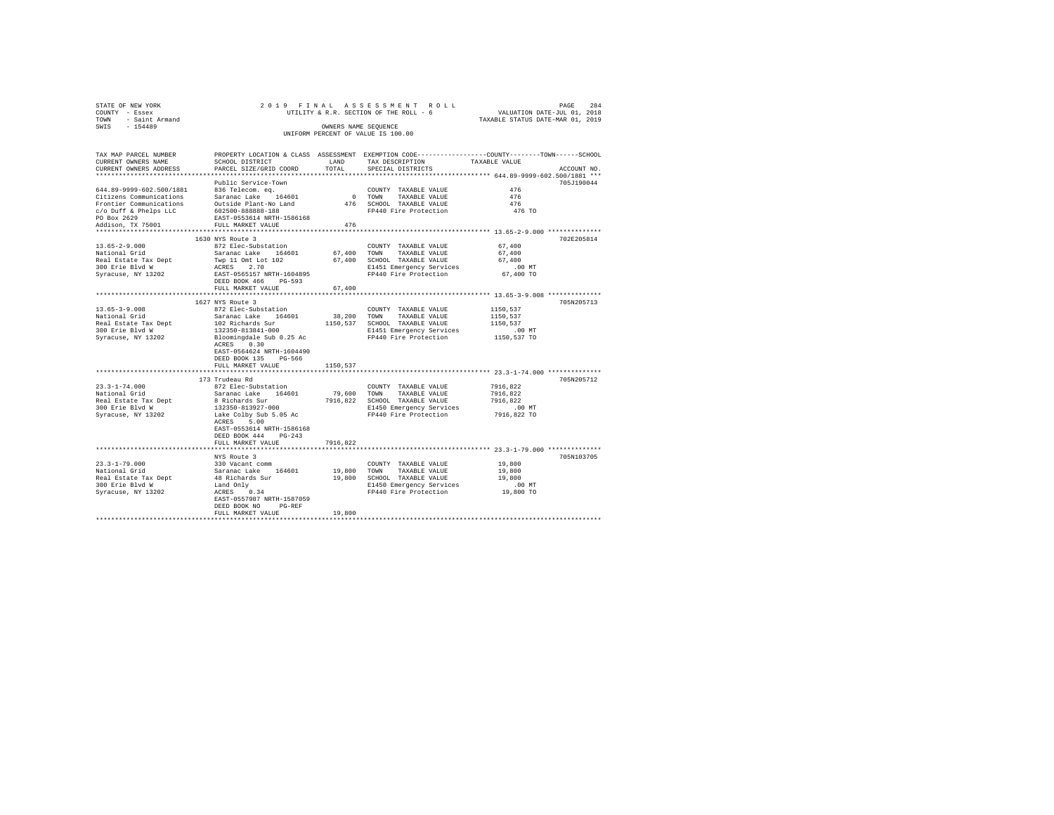STATE OF NEW YORK
COUNTY - Essex
TOWN - Saint Armand
SWIS - 154489

2 0 1 9 F I N A L A S S E S S M E N T R O L L
UTILITY & R.R. SECTION OF THE ROLL - 6
OWNERS NAME SEQUENCE
UNIFORM PERCENT OF VALUE IS 100.00

VALUATION DATE-JUL 01, 2018
TAXABLE STATUS DATE-MAR 01, 2019

| TAX MAP PARCEL NUMBER / CURRENT OWNERS NAME / CURRENT OWNERS ADDRESS | PROPERTY LOCATION & CLASS / SCHOOL DISTRICT / PARCEL SIZE/GRID COORD | ASSESSMENT LAND | TOTAL | EXEMPTION CODE / TAX DESCRIPTION / SPECIAL DISTRICTS | TAXABLE VALUE (COUNTY--------TOWN------SCHOOL) | ACCOUNT NO. |
|---|---|---|---|---|---|---|
| **644.89-9999-602.500/1881** | Public Service-Town | | | | | 705J190044 |
| 644.89-9999-602.500/1881 | 836 Telecom. eq. | | | COUNTY TAXABLE VALUE | 476 | |
| Citizens Communications | Saranac Lake 164601 | 0 | | TOWN TAXABLE VALUE | 476 | |
| Frontier Communications | Outside Plant-No Land | | 476 | SCHOOL TAXABLE VALUE | 476 | |
| c/o Duff & Phelps LLC | 602500-888888-188 | | | FP440 Fire Protection | 476 TO | |
| PO Box 2629 | EAST-0553614 NRTH-1586168 | | | | | |
| Addison, TX 75001 | FULL MARKET VALUE | | 476 | | | |
| **13.65-2-9.000** | 1630 NYS Route 3 | | | | | 702E205814 |
| 13.65-2-9.000 | 872 Elec-Substation | | | COUNTY TAXABLE VALUE | 67,400 | |
| National Grid | Saranac Lake 164601 | 67,400 | | TOWN TAXABLE VALUE | 67,400 | |
| Real Estate Tax Dept | Twp 11 Omt Lot 102 | | 67,400 | SCHOOL TAXABLE VALUE | 67,400 | |
| 300 Erie Blvd W | ACRES 2.70 | | | E1451 Emergency Services | .00 MT | |
| Syracuse, NY 13202 | EAST-0565157 NRTH-1604895 | | | FP440 Fire Protection | 67,400 TO | |
| | DEED BOOK 466 PG-593 | | | | | |
| | FULL MARKET VALUE | | 67,400 | | | |
| **13.65-3-9.008** | 1627 NYS Route 3 | | | | | 705N205713 |
| 13.65-3-9.008 | 872 Elec-Substation | | | COUNTY TAXABLE VALUE | 1150,537 | |
| National Grid | Saranac Lake 164601 | 38,200 | | TOWN TAXABLE VALUE | 1150,537 | |
| Real Estate Tax Dept | 102 Richards Sur | | 1150,537 | SCHOOL TAXABLE VALUE | 1150,537 | |
| 300 Erie Blvd W | 132350-813841-000 | | | E1451 Emergency Services | .00 MT | |
| Syracuse, NY 13202 | Bloomingdale Sub 0.25 Ac | | | FP440 Fire Protection | 1150,537 TO | |
| | ACRES 0.30 | | | | | |
| | EAST-0564624 NRTH-1604490 | | | | | |
| | DEED BOOK 135 PG-566 | | | | | |
| | FULL MARKET VALUE | | 1150,537 | | | |
| **23.3-1-74.000** | 173 Trudeau Rd | | | | | 705N205712 |
| 23.3-1-74.000 | 872 Elec-Substation | | | COUNTY TAXABLE VALUE | 7916,822 | |
| National Grid | Saranac Lake 164601 | 79,600 | | TOWN TAXABLE VALUE | 7916,822 | |
| Real Estate Tax Dept | 8 Richards Sur | | 7916,822 | SCHOOL TAXABLE VALUE | 7916,822 | |
| 300 Erie Blvd W | 132350-813927-000 | | | E1450 Emergency Services | .00 MT | |
| Syracuse, NY 13202 | Lake Colby Sub 5.05 Ac | | | FP440 Fire Protection | 7916,822 TO | |
| | ACRES 5.00 | | | | | |
| | EAST-0553614 NRTH-1586168 | | | | | |
| | DEED BOOK 444 PG-243 | | | | | |
| | FULL MARKET VALUE | | 7916,822 | | | |
| **23.3-1-79.000** | NYS Route 3 | | | | | 705N103705 |
| 23.3-1-79.000 | 330 Vacant comm | | | COUNTY TAXABLE VALUE | 19,800 | |
| National Grid | Saranac Lake 164601 | 19,800 | | TOWN TAXABLE VALUE | 19,800 | |
| Real Estate Tax Dept | 48 Richards Sur | | 19,800 | SCHOOL TAXABLE VALUE | 19,800 | |
| 300 Erie Blvd W | Land Only | | | E1450 Emergency Services | .00 MT | |
| Syracuse, NY 13202 | ACRES 0.34 | | | FP440 Fire Protection | 19,800 TO | |
| | EAST-0557987 NRTH-1587059 | | | | | |
| | DEED BOOK NO PG-REF | | | | | |
| | FULL MARKET VALUE | | 19,800 | | | |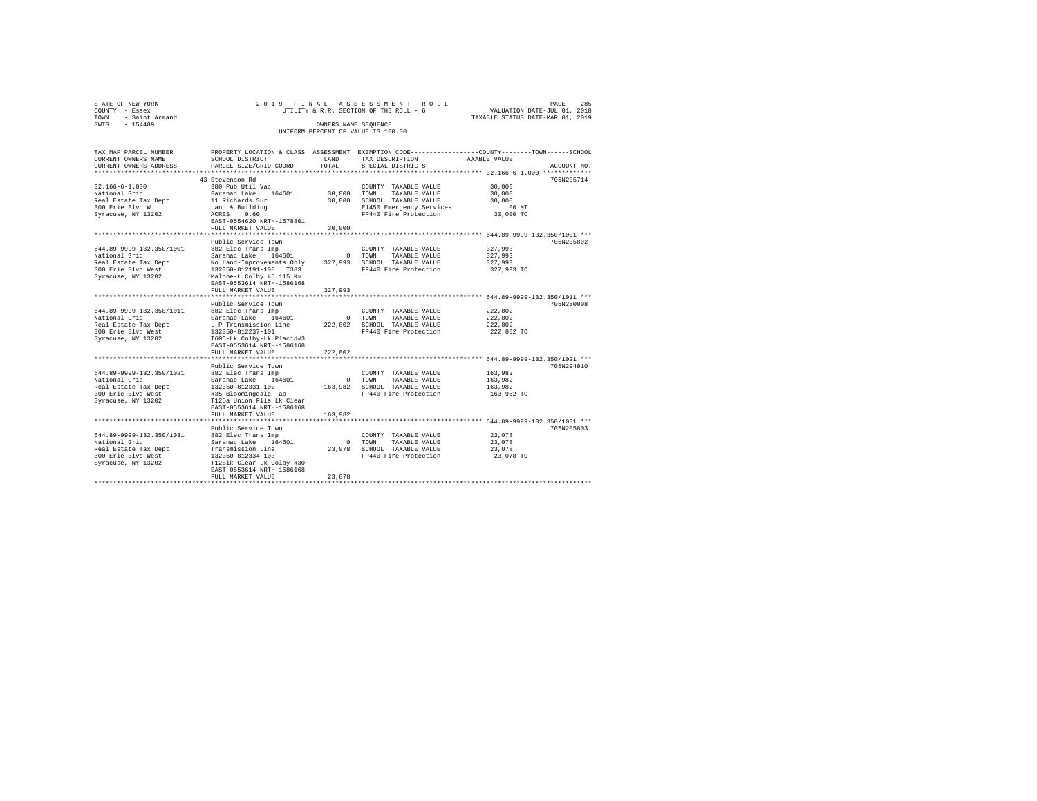STATE OF NEW YORK
COUNTY - Essex
TOWN - Saint Armand
SWIS - 154489

2019 FINAL ASSESSMENT ROLL
UTILITY & R.R. SECTION OF THE ROLL - 6
OWNERS NAME SEQUENCE
UNIFORM PERCENT OF VALUE IS 100.00

VALUATION DATE-JUL 01, 2018
TAXABLE STATUS DATE-MAR 01, 2019

| TAX MAP PARCEL NUMBER / CURRENT OWNERS NAME / CURRENT OWNERS ADDRESS | PROPERTY LOCATION & CLASS / SCHOOL DISTRICT / PARCEL SIZE/GRID COORD | ASSESSMENT LAND / TOTAL | EXEMPTION CODE / TAX DESCRIPTION / SPECIAL DISTRICTS | COUNTY / TOWN / SCHOOL TAXABLE VALUE | ACCOUNT NO. |
|---|---|---|---|---|---|
| 32.166-6-1.000 | 43 Stevenson Rd | | | | 705N205714 |
| | 380 Pub Util Vac | | COUNTY TAXABLE VALUE | 30,000 | |
| National Grid | Saranac Lake 164601 | 30,000 | TOWN TAXABLE VALUE | 30,000 | |
| Real Estate Tax Dept | 11 Richards Sur | 30,000 | SCHOOL TAXABLE VALUE | 30,000 | |
| 300 Erie Blvd W | Land & Building | | E1450 Emergency Services | .00 MT | |
| Syracuse, NY 13202 | ACRES 0.60 | | FP440 Fire Protection | 30,000 TO | |
| | EAST-0554620 NRTH-1578801 | | | | |
| | FULL MARKET VALUE | 30,000 | | | |
| 644.89-9999-132.350/1001 | Public Service Town | | | | 705N205802 |
| | 882 Elec Trans Imp | | COUNTY TAXABLE VALUE | 327,993 | |
| National Grid | Saranac Lake 164601 | 0 | TOWN TAXABLE VALUE | 327,993 | |
| Real Estate Tax Dept | No Land-Improvements Only | 327,993 | SCHOOL TAXABLE VALUE | 327,993 | |
| 300 Erie Blvd West | 132350-812191-100 T383 | | FP440 Fire Protection | 327,993 TO | |
| Syracuse, NY 13202 | Malone-L Colby #5 115 Kv | | | | |
| | EAST-0553614 NRTH-1586168 | | | | |
| | FULL MARKET VALUE | 327,993 | | | |
| 644.89-9999-132.350/1011 | Public Service Town | | | | 705N280008 |
| | 882 Elec Trans Imp | | COUNTY TAXABLE VALUE | 222,802 | |
| National Grid | Saranac Lake 164601 | 0 | TOWN TAXABLE VALUE | 222,802 | |
| Real Estate Tax Dept | L P Transmission Line | 222,802 | SCHOOL TAXABLE VALUE | 222,802 | |
| 300 Erie Blvd West | 132350-812237-101 | | FP440 Fire Protection | 222,802 TO | |
| Syracuse, NY 13202 | T605-Lk Colby-Lk Placid#3 | | | | |
| | EAST-0553614 NRTH-1586168 | | | | |
| | FULL MARKET VALUE | 222,802 | | | |
| 644.89-9999-132.350/1021 | Public Service Town | | | | 705N294010 |
| | 882 Elec Trans Imp | | COUNTY TAXABLE VALUE | 163,982 | |
| National Grid | Saranac Lake 164601 | 0 | TOWN TAXABLE VALUE | 163,982 | |
| Real Estate Tax Dept | 132350-812331-102 | 163,982 | SCHOOL TAXABLE VALUE | 163,982 | |
| 300 Erie Blvd West | #35 Bloomingdale Tap | | FP440 Fire Protection | 163,982 TO | |
| Syracuse, NY 13202 | T125a Union Flls Lk Clear | | | | |
| | EAST-0553614 NRTH-1586168 | | | | |
| | FULL MARKET VALUE | 163,982 | | | |
| 644.89-9999-132.350/1031 | Public Service Town | | | | 705N205803 |
| | 882 Elec Trans Imp | | COUNTY TAXABLE VALUE | 23,078 | |
| National Grid | Saranac Lake 164601 | 0 | TOWN TAXABLE VALUE | 23,078 | |
| Real Estate Tax Dept | Transmission Line | 23,078 | SCHOOL TAXABLE VALUE | 23,078 | |
| 300 Erie Blvd West | 132350-812334-103 | | FP440 Fire Protection | 23,078 TO | |
| Syracuse, NY 13202 | T128lk Clear Lk Colby #30 | | | | |
| | EAST-0553614 NRTH-1586168 | | | | |
| | FULL MARKET VALUE | 23,078 | | | |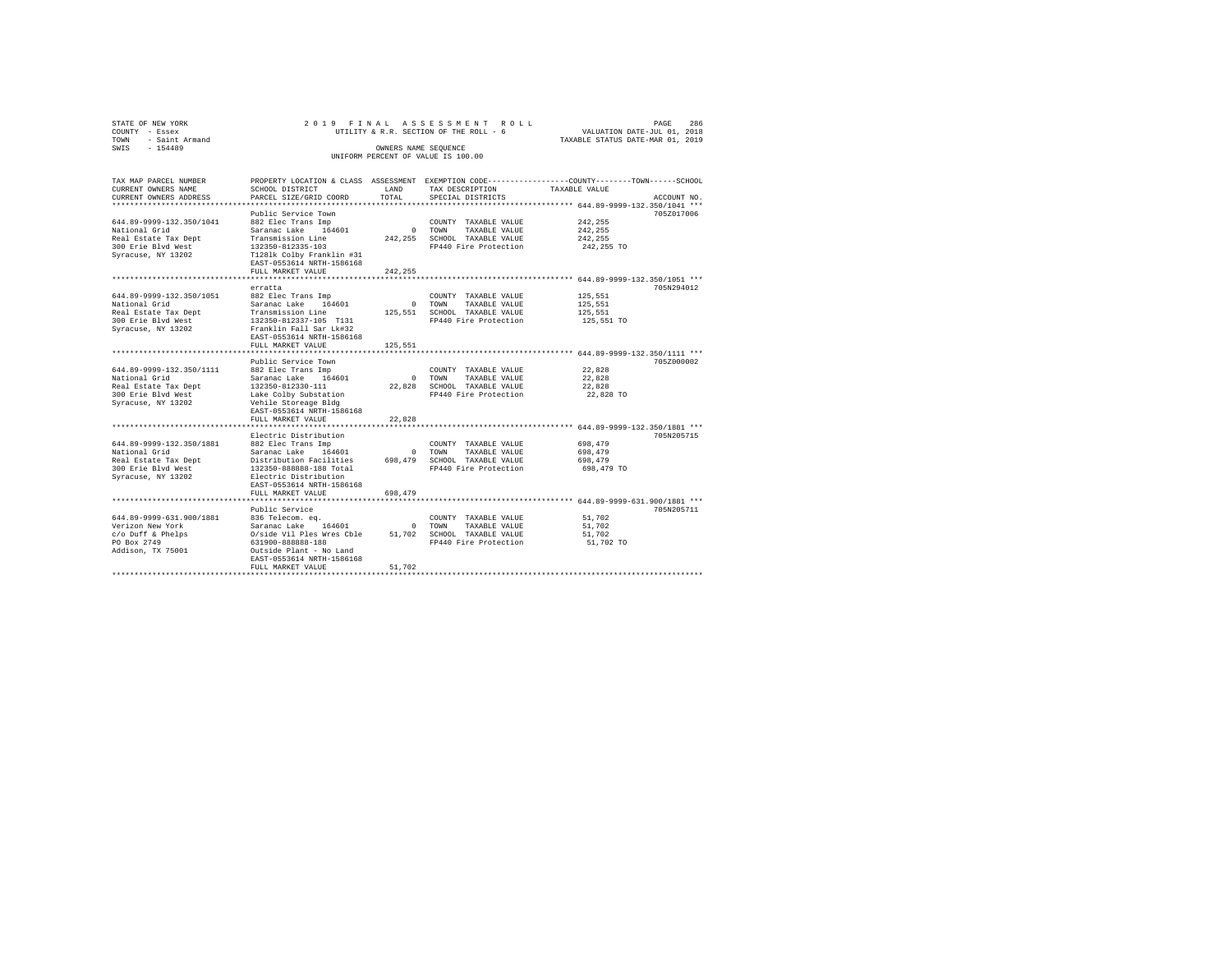STATE OF NEW YORK
COUNTY - Essex
TOWN - Saint Armand
SWIS - 154489

2019 FINAL ASSESSMENT ROLL
UTILITY & R.R. SECTION OF THE ROLL - 6
OWNERS NAME SEQUENCE
UNIFORM PERCENT OF VALUE IS 100.00

VALUATION DATE-JUL 01, 2018
TAXABLE STATUS DATE-MAR 01, 2019

| TAX MAP PARCEL NUMBER / CURRENT OWNERS NAME / CURRENT OWNERS ADDRESS | PROPERTY LOCATION & CLASS / SCHOOL DISTRICT / PARCEL SIZE/GRID COORD | ASSESSMENT LAND / TOTAL | EXEMPTION CODE / TAX DESCRIPTION / SPECIAL DISTRICTS | TAXABLE VALUE (COUNTY / TOWN / SCHOOL) | ACCOUNT NO. |
|---|---|---|---|---|---|
| **644.89-9999-132.350/1041** | Public Service Town | | | | 705Z017006 |
| 644.89-9999-132.350/1041 | 882 Elec Trans Imp | | COUNTY TAXABLE VALUE | 242,255 | |
| National Grid | Saranac Lake 164601 | 0 | TOWN TAXABLE VALUE | 242,255 | |
| Real Estate Tax Dept | Transmission Line | 242,255 | SCHOOL TAXABLE VALUE | 242,255 | |
| 300 Erie Blvd West | 132350-812335-103 | | FP440 Fire Protection | 242,255 TO | |
| Syracuse, NY 13202 | T128lk Colby Franklin #31 | | | | |
| | EAST-0553614 NRTH-1586168 | | | | |
| | FULL MARKET VALUE | 242,255 | | | |
| **644.89-9999-132.350/1051** | erratta | | | | 705N294012 |
| 644.89-9999-132.350/1051 | 882 Elec Trans Imp | | COUNTY TAXABLE VALUE | 125,551 | |
| National Grid | Saranac Lake 164601 | 0 | TOWN TAXABLE VALUE | 125,551 | |
| Real Estate Tax Dept | Transmission Line | 125,551 | SCHOOL TAXABLE VALUE | 125,551 | |
| 300 Erie Blvd West | 132350-812337-105 T131 | | FP440 Fire Protection | 125,551 TO | |
| Syracuse, NY 13202 | Franklin Fall Sar Lk#32 | | | | |
| | EAST-0553614 NRTH-1586168 | | | | |
| | FULL MARKET VALUE | 125,551 | | | |
| **644.89-9999-132.350/1111** | Public Service Town | | | | 705Z000002 |
| 644.89-9999-132.350/1111 | 882 Elec Trans Imp | | COUNTY TAXABLE VALUE | 22,828 | |
| National Grid | Saranac Lake 164601 | 0 | TOWN TAXABLE VALUE | 22,828 | |
| Real Estate Tax Dept | 132350-812330-111 | 22,828 | SCHOOL TAXABLE VALUE | 22,828 | |
| 300 Erie Blvd West | Lake Colby Substation | | FP440 Fire Protection | 22,828 TO | |
| Syracuse, NY 13202 | Vehile Storeage Bldg | | | | |
| | EAST-0553614 NRTH-1586168 | | | | |
| | FULL MARKET VALUE | 22,828 | | | |
| **644.89-9999-132.350/1881** | Electric Distribution | | | | 705N205715 |
| 644.89-9999-132.350/1881 | 882 Elec Trans Imp | | COUNTY TAXABLE VALUE | 698,479 | |
| National Grid | Saranac Lake 164601 | 0 | TOWN TAXABLE VALUE | 698,479 | |
| Real Estate Tax Dept | Distribution Facilities | 698,479 | SCHOOL TAXABLE VALUE | 698,479 | |
| 300 Erie Blvd West | 132350-888888-188 Total | | FP440 Fire Protection | 698,479 TO | |
| Syracuse, NY 13202 | Electric Distribution | | | | |
| | EAST-0553614 NRTH-1586168 | | | | |
| | FULL MARKET VALUE | 698,479 | | | |
| **644.89-9999-631.900/1881** | Public Service | | | | 705N205711 |
| 644.89-9999-631.900/1881 | 836 Telecom. eq. | | COUNTY TAXABLE VALUE | 51,702 | |
| Verizon New York | Saranac Lake 164601 | 0 | TOWN TAXABLE VALUE | 51,702 | |
| c/o Duff & Phelps | O/side Vil Ples Wres Cble | 51,702 | SCHOOL TAXABLE VALUE | 51,702 | |
| PO Box 2749 | 631900-888888-188 | | FP440 Fire Protection | 51,702 TO | |
| Addison, TX 75001 | Outside Plant - No Land | | | | |
| | EAST-0553614 NRTH-1586168 | | | | |
| | FULL MARKET VALUE | 51,702 | | | |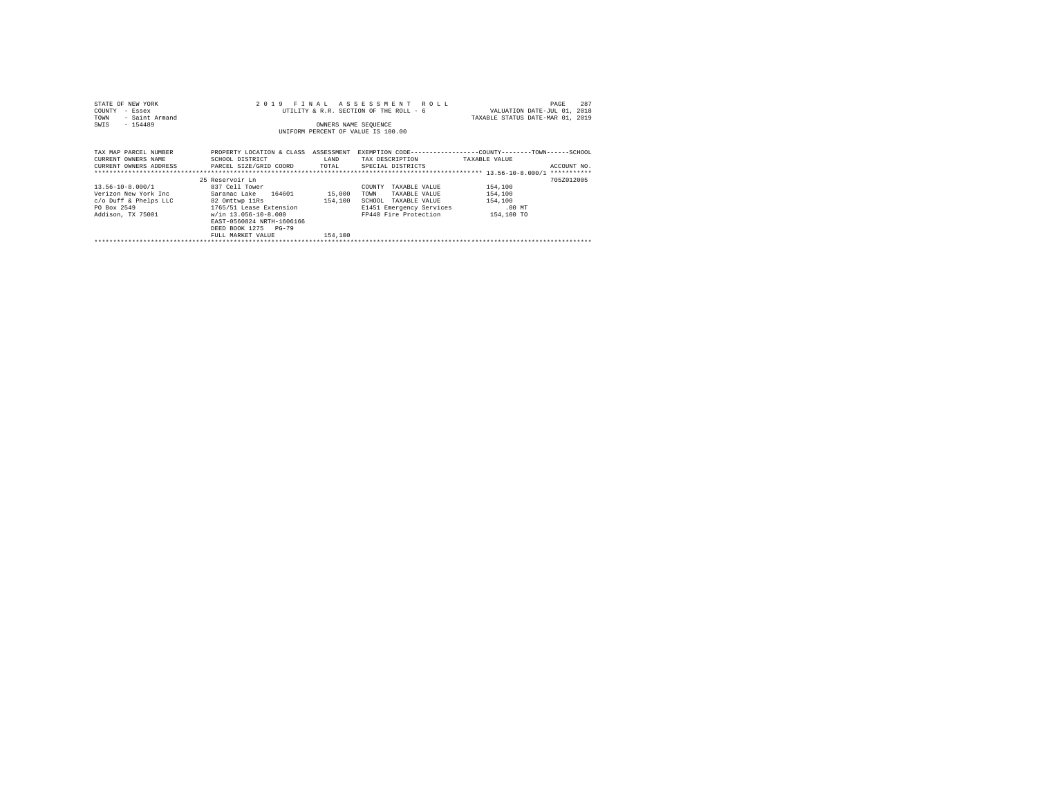STATE OF NEW YORK
COUNTY - Essex
TOWN - Saint Armand
SWIS - 154489

2019 FINAL ASSESSMENT ROLL
UTILITY & R.R. SECTION OF THE ROLL - 6
OWNERS NAME SEQUENCE
UNIFORM PERCENT OF VALUE IS 100.00

VALUATION DATE-JUL 01, 2018
TAXABLE STATUS DATE-MAR 01, 2019

| TAX MAP PARCEL NUMBER / CURRENT OWNERS NAME / CURRENT OWNERS ADDRESS | PROPERTY LOCATION & CLASS / SCHOOL DISTRICT / PARCEL SIZE/GRID COORD | ASSESSMENT LAND / TOTAL | EXEMPTION CODE / TAX DESCRIPTION / SPECIAL DISTRICTS | TAXABLE VALUE (COUNTY--------TOWN------SCHOOL) | ACCOUNT NO. |
|---|---|---|---|---|---|
| 13.56-10-8.000/1 | 25 Reservoir Ln | | | | 705Z012005 |
| 13.56-10-8.000/1 | 837 Cell Tower | | COUNTY TAXABLE VALUE | 154,100 | |
| Verizon New York Inc | Saranac Lake 164601 | 15,000 | TOWN TAXABLE VALUE | 154,100 | |
| c/o Duff & Phelps LLC | 82 Omttwp 11Rs | 154,100 | SCHOOL TAXABLE VALUE | 154,100 | |
| PO Box 2549 | 1765/51 Lease Extension | | E1451 Emergency Services | .00 MT | |
| Addison, TX 75001 | w/in 13.056-10-8.000 | | FP440 Fire Protection | 154,100 TO | |
| | EAST-0560824 NRTH-1606166 | | | | |
| | DEED BOOK 1275 PG-79 | | | | |
| | FULL MARKET VALUE | 154,100 | | | |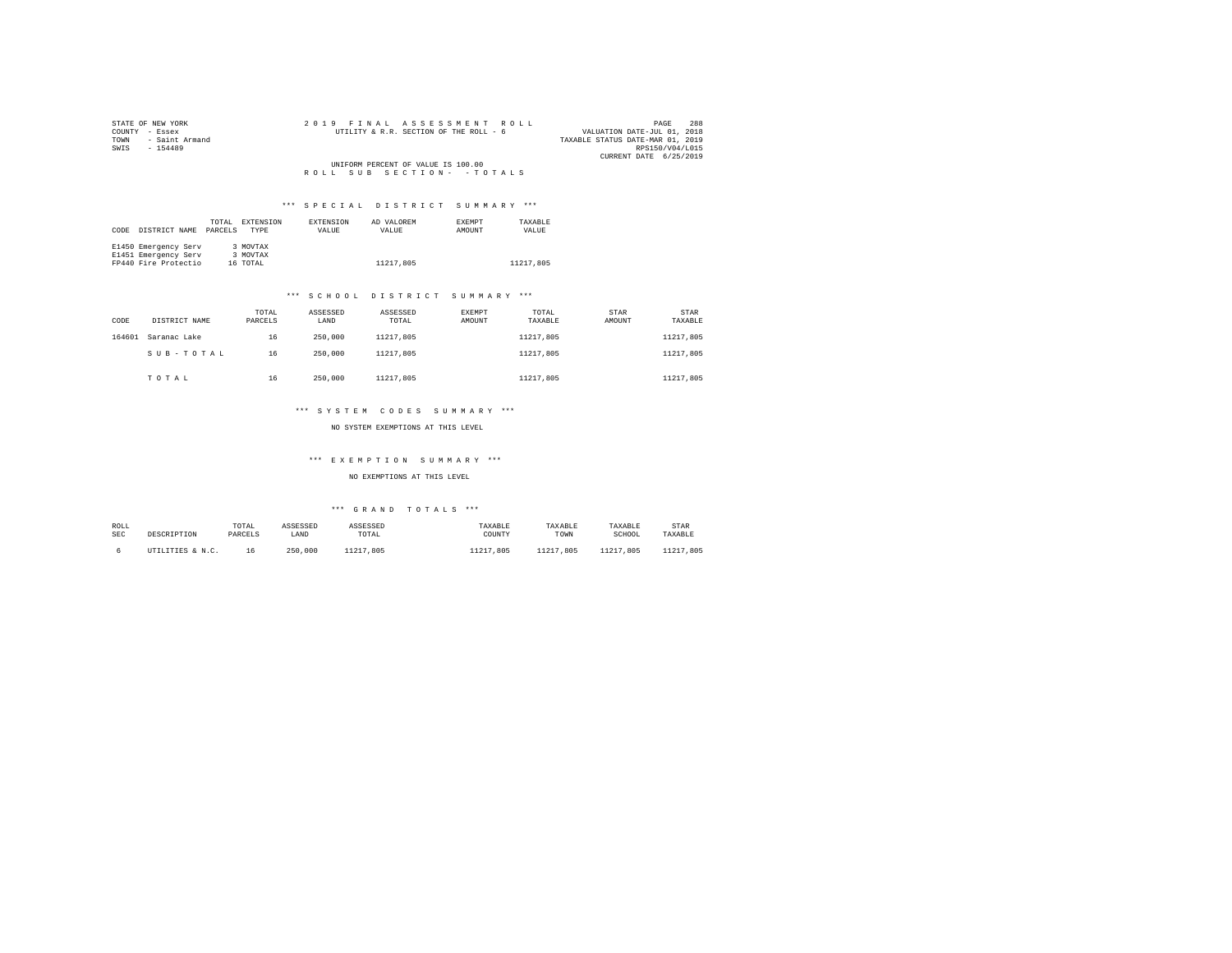STATE OF NEW YORK
COUNTY - Essex
TOWN - Saint Armand
SWIS - 154489

2019 FINAL ASSESSMENT ROLL
UTILITY & R.R. SECTION OF THE ROLL - 6

VALUATION DATE-JUL 01, 2018
TAXABLE STATUS DATE-MAR 01, 2019
RPS150/V04/L015
CURRENT DATE 6/25/2019

UNIFORM PERCENT OF VALUE IS 100.00

ROLL SUB SECTION- - TOTALS

### *** SPECIAL DISTRICT SUMMARY ***

| CODE | DISTRICT NAME | TOTAL PARCELS | EXTENSION TYPE | EXTENSION VALUE | AD VALOREM VALUE | EXEMPT AMOUNT | TAXABLE VALUE |
|---|---|---|---|---|---|---|---|
| E1450 | Emergency Serv | 3 | MOVTAX | | | | |
| E1451 | Emergency Serv | 3 | MOVTAX | | | | |
| FP440 | Fire Protectio | 16 | TOTAL | | 11217,805 | | 11217,805 |

### *** SCHOOL DISTRICT SUMMARY ***

| CODE | DISTRICT NAME | TOTAL PARCELS | ASSESSED LAND | ASSESSED TOTAL | EXEMPT AMOUNT | TOTAL TAXABLE | STAR AMOUNT | STAR TAXABLE |
|---|---|---|---|---|---|---|---|---|
| 164601 | Saranac Lake | 16 | 250,000 | 11217,805 | | 11217,805 | | 11217,805 |
| | SUB-TOTAL | 16 | 250,000 | 11217,805 | | 11217,805 | | 11217,805 |
| | TOTAL | 16 | 250,000 | 11217,805 | | 11217,805 | | 11217,805 |

### *** SYSTEM CODES SUMMARY ***

NO SYSTEM EXEMPTIONS AT THIS LEVEL

### *** EXEMPTION SUMMARY ***

NO EXEMPTIONS AT THIS LEVEL

### *** GRAND TOTALS ***

| ROLL SEC | DESCRIPTION | TOTAL PARCELS | ASSESSED LAND | ASSESSED TOTAL | TAXABLE COUNTY | TAXABLE TOWN | TAXABLE SCHOOL | STAR TAXABLE |
|---|---|---|---|---|---|---|---|---|
| 6 | UTILITIES & N.C. | 16 | 250,000 | 11217,805 | 11217,805 | 11217,805 | 11217,805 | 11217,805 |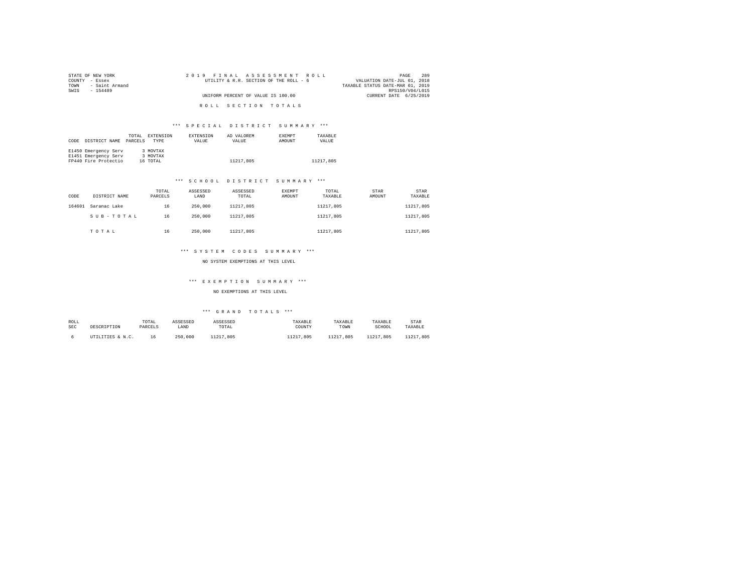STATE OF NEW YORK
COUNTY - Essex
TOWN - Saint Armand
SWIS - 154489

2 0 1 9 F I N A L A S S E S S M E N T R O L L
UTILITY & R.R. SECTION OF THE ROLL - 6
UNIFORM PERCENT OF VALUE IS 100.00

VALUATION DATE-JUL 01, 2018
TAXABLE STATUS DATE-MAR 01, 2019
RPS150/V04/L015
CURRENT DATE 6/25/2019

R O L L S E C T I O N T O T A L S

*** S P E C I A L D I S T R I C T S U M M A R Y ***

| CODE | DISTRICT NAME | TOTAL PARCELS | EXTENSION TYPE | EXTENSION VALUE | AD VALOREM VALUE | EXEMPT AMOUNT | TAXABLE VALUE |
|---|---|---|---|---|---|---|---|
| E1450 | Emergency Serv | 3 | MOVTAX | | | | |
| E1451 | Emergency Serv | 3 | MOVTAX | | | | |
| FP440 | Fire Protectio | 16 | TOTAL | | 11217,805 | | 11217,805 |

*** S C H O O L D I S T R I C T S U M M A R Y ***

| CODE | DISTRICT NAME | TOTAL PARCELS | ASSESSED LAND | ASSESSED TOTAL | EXEMPT AMOUNT | TOTAL TAXABLE | STAR AMOUNT | STAR TAXABLE |
|---|---|---|---|---|---|---|---|---|
| 164601 | Saranac Lake | 16 | 250,000 | 11217,805 | | 11217,805 | | 11217,805 |
| | S U B - T O T A L | 16 | 250,000 | 11217,805 | | 11217,805 | | 11217,805 |
| | T O T A L | 16 | 250,000 | 11217,805 | | 11217,805 | | 11217,805 |

*** S Y S T E M C O D E S S U M M A R Y ***

NO SYSTEM EXEMPTIONS AT THIS LEVEL

*** E X E M P T I O N S U M M A R Y ***

NO EXEMPTIONS AT THIS LEVEL

*** G R A N D T O T A L S ***

| ROLL SEC | DESCRIPTION | TOTAL PARCELS | ASSESSED LAND | ASSESSED TOTAL | TAXABLE COUNTY | TAXABLE TOWN | TAXABLE SCHOOL | STAR TAXABLE |
|---|---|---|---|---|---|---|---|---|
| 6 | UTILITIES & N.C. | 16 | 250,000 | 11217,805 | 11217,805 | 11217,805 | 11217,805 | 11217,805 |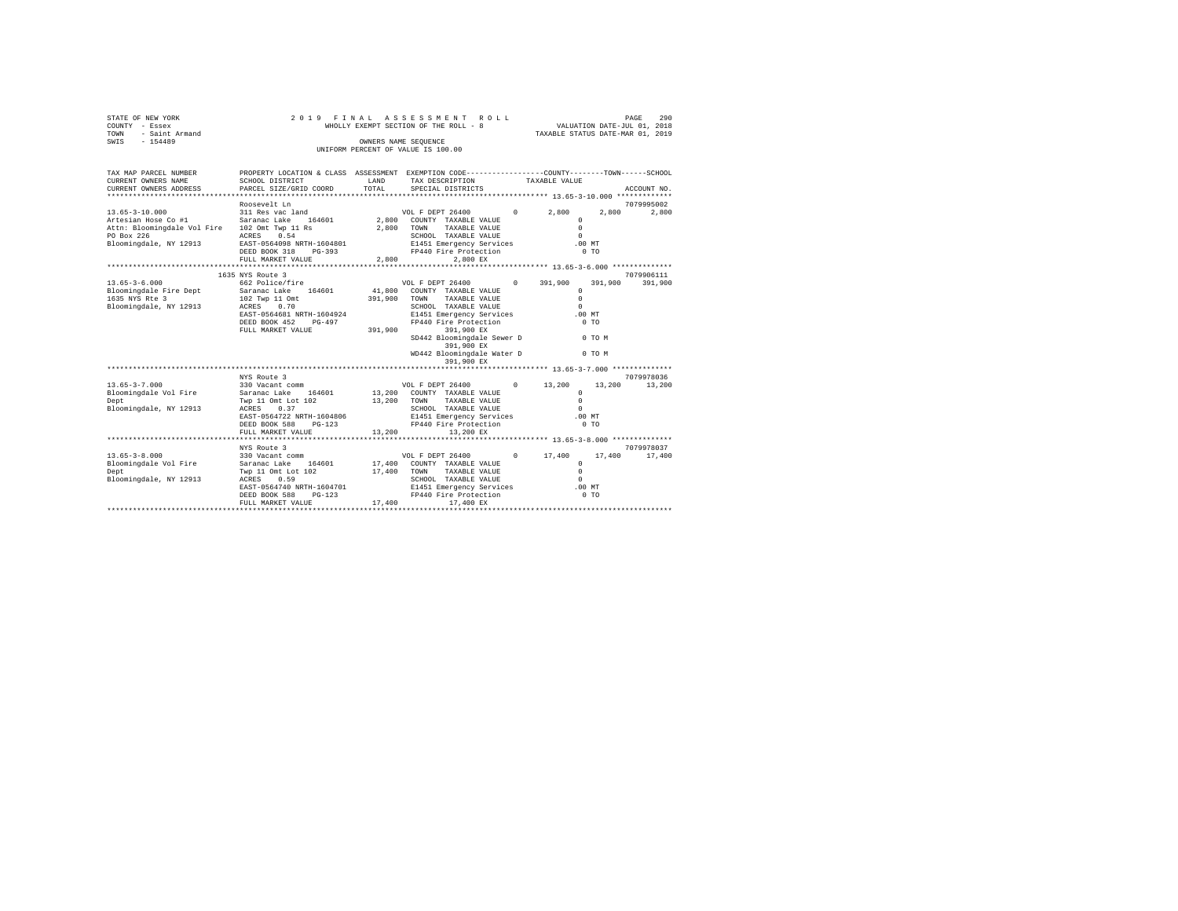STATE OF NEW YORK
COUNTY - Essex
TOWN - Saint Armand
SWIS - 154489

2019 FINAL ASSESSMENT ROLL
WHOLLY EXEMPT SECTION OF THE ROLL - 8
OWNERS NAME SEQUENCE
UNIFORM PERCENT OF VALUE IS 100.00

VALUATION DATE-JUL 01, 2018
TAXABLE STATUS DATE-MAR 01, 2019

```
TAX MAP PARCEL NUMBER      PROPERTY LOCATION & CLASS  ASSESSMENT  EXEMPTION CODE-----------------COUNTY--------TOWN------SCHOOL
CURRENT OWNERS NAME        SCHOOL DISTRICT              LAND      TAX DESCRIPTION            TAXABLE VALUE
CURRENT OWNERS ADDRESS     PARCEL SIZE/GRID COORD       TOTAL     SPECIAL DISTRICTS                                  ACCOUNT NO.
******************************************************************************************* 13.65-3-10.000 *************
                           Roosevelt Ln                                                                             7079995002
13.65-3-10.000             311 Res vac land                       VOL F DEPT 26400        0       2,800      2,800       2,800
Artesian Hose Co #1        Saranac Lake    164601        2,800    COUNTY  TAXABLE VALUE                0
Attn: Bloomingdale Vol Fire 102 Omt Twp 11 Rs            2,800    TOWN    TAXABLE VALUE                0
PO Box 226                 ACRES    0.54                          SCHOOL  TAXABLE VALUE                0
Bloomingdale, NY 12913     EAST-0564098 NRTH-1604801              E1451 Emergency Services           .00 MT
                           DEED BOOK 318    PG-393                FP440 Fire Protection                0 TO
                           FULL MARKET VALUE             2,800         2,800 EX
******************************************************************************************* 13.65-3-6.000 **************
                           1635 NYS Route 3                                                                         7079906111
13.65-3-6.000              662 Police/fire                        VOL F DEPT 26400        0     391,900    391,900     391,900
Bloomingdale Fire Dept     Saranac Lake    164601       41,800    COUNTY  TAXABLE VALUE                0
1635 NYS Rte 3             102 Twp 11 Omt              391,900    TOWN    TAXABLE VALUE                0
Bloomingdale, NY 12913     ACRES    0.70                          SCHOOL  TAXABLE VALUE                0
                           EAST-0564681 NRTH-1604924              E1451 Emergency Services           .00 MT
                           DEED BOOK 452    PG-497                FP440 Fire Protection                0 TO
                           FULL MARKET VALUE           391,900         391,900 EX
                                                                  SD442 Bloomingdale Sewer D           0 TO M
                                                                       391,900 EX
                                                                  WD442 Bloomingdale Water D           0 TO M
                                                                       391,900 EX
******************************************************************************************* 13.65-3-7.000 **************
                           NYS Route 3                                                                              7079978036
13.65-3-7.000              330 Vacant comm                        VOL F DEPT 26400        0      13,200     13,200      13,200
Bloomingdale Vol Fire      Saranac Lake    164601       13,200    COUNTY  TAXABLE VALUE                0
Dept                       Twp 11 Omt Lot 102           13,200    TOWN    TAXABLE VALUE                0
Bloomingdale, NY 12913     ACRES    0.37                          SCHOOL  TAXABLE VALUE                0
                           EAST-0564722 NRTH-1604806              E1451 Emergency Services           .00 MT
                           DEED BOOK 588    PG-123                FP440 Fire Protection                0 TO
                           FULL MARKET VALUE            13,200         13,200 EX
******************************************************************************************* 13.65-3-8.000 **************
                           NYS Route 3                                                                              7079978037
13.65-3-8.000              330 Vacant comm                        VOL F DEPT 26400        0      17,400     17,400      17,400
Bloomingdale Vol Fire      Saranac Lake    164601       17,400    COUNTY  TAXABLE VALUE                0
Dept                       Twp 11 Omt Lot 102           17,400    TOWN    TAXABLE VALUE                0
Bloomingdale, NY 12913     ACRES    0.59                          SCHOOL  TAXABLE VALUE                0
                           EAST-0564740 NRTH-1604701              E1451 Emergency Services           .00 MT
                           DEED BOOK 588    PG-123                FP440 Fire Protection                0 TO
                           FULL MARKET VALUE            17,400         17,400 EX
************************************************************************************************************************
```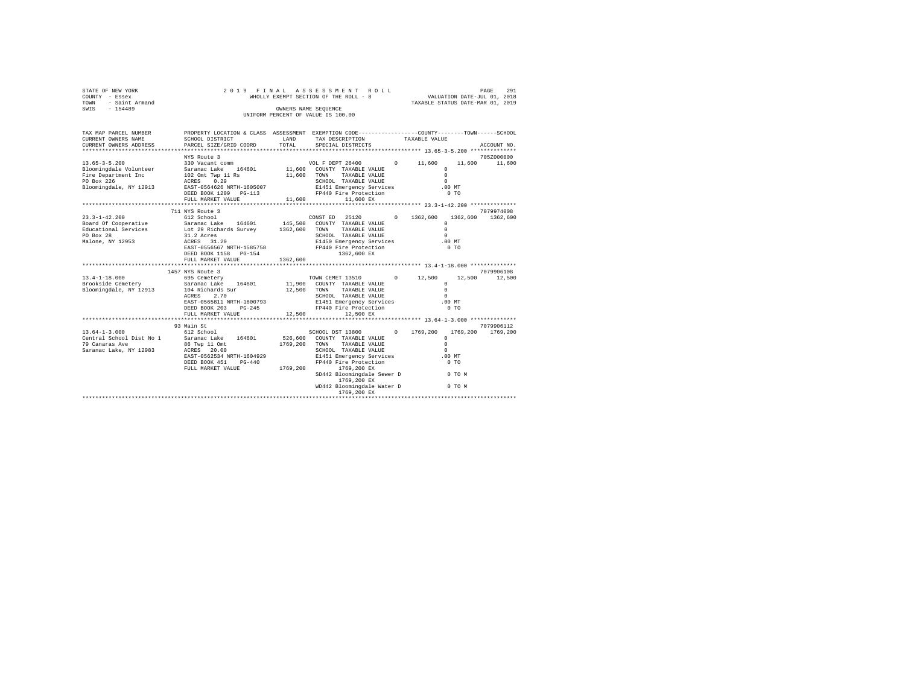STATE OF NEW YORK
COUNTY - Essex
TOWN - Saint Armand
SWIS - 154489

2 0 1 9 F I N A L A S S E S S M E N T R O L L
WHOLLY EXEMPT SECTION OF THE ROLL - 8
OWNERS NAME SEQUENCE
UNIFORM PERCENT OF VALUE IS 100.00

VALUATION DATE-JUL 01, 2018
TAXABLE STATUS DATE-MAR 01, 2019

```
TAX MAP PARCEL NUMBER          PROPERTY LOCATION & CLASS  ASSESSMENT  EXEMPTION CODE-----------------COUNTY--------TOWN------SCHOOL
CURRENT OWNERS NAME            SCHOOL DISTRICT               LAND     TAX DESCRIPTION           TAXABLE VALUE
CURRENT OWNERS ADDRESS         PARCEL SIZE/GRID COORD        TOTAL    SPECIAL DISTRICTS                                  ACCOUNT NO.
******************************************************************************************************* 13.65-3-5.200 **************
                               NYS Route 3                                                                               705Z000000
13.65-3-5.200                  330 Vacant comm                         VOL F DEPT 26400        0      11,600     11,600     11,600
Bloomingdale Volunteer         Saranac Lake    164601      11,600   COUNTY  TAXABLE VALUE              0
Fire Department Inc            102 Omt Twp 11 Rs           11,600   TOWN    TAXABLE VALUE              0
PO Box 226                     ACRES    0.29                        SCHOOL  TAXABLE VALUE              0
Bloomingdale, NY 12913         EAST-0564626 NRTH-1605007            E1451 Emergency Services         .00 MT
                               DEED BOOK 1209   PG-113              FP440 Fire Protection              0 TO
                               FULL MARKET VALUE           11,600        11,600 EX
******************************************************************************************************* 23.3-1-42.200 **************
                               711 NYS Route 3                                                                           7079974008
23.3-1-42.200                  612 School                              CONST ED  25120         0    1362,600   1362,600   1362,600
Board Of Cooperative           Saranac Lake    164601     145,500   COUNTY  TAXABLE VALUE              0
Educational Services           Lot 29 Richards Survey    1362,600   TOWN    TAXABLE VALUE              0
PO Box 28                      31.2 Acres                           SCHOOL  TAXABLE VALUE              0
Malone, NY 12953               ACRES   31.20                        E1450 Emergency Services         .00 MT
                               EAST-0556567 NRTH-1585758            FP440 Fire Protection              0 TO
                               DEED BOOK 1158   PG-154                   1362,600 EX
                               FULL MARKET VALUE         1362,600
******************************************************************************************************* 13.4-1-18.000 **************
                               1457 NYS Route 3                                                                          7079906108
13.4-1-18.000                  695 Cemetery                            TOWN CEMET 13510        0      12,500     12,500     12,500
Brookside Cemetery             Saranac Lake    164601      11,900   COUNTY  TAXABLE VALUE              0
Bloomingdale, NY 12913         104 Richards Sur            12,500   TOWN    TAXABLE VALUE              0
                               ACRES    2.70                        SCHOOL  TAXABLE VALUE              0
                               EAST-0565811 NRTH-1600793            E1451 Emergency Services         .00 MT
                               DEED BOOK 203    PG-245              FP440 Fire Protection              0 TO
                               FULL MARKET VALUE           12,500        12,500 EX
******************************************************************************************************* 13.64-1-3.000 **************
                               93 Main St                                                                                7079906112
13.64-1-3.000                  612 School                              SCHOOL DST 13800        0    1769,200   1769,200   1769,200
Central School Dist No 1       Saranac Lake    164601     526,600   COUNTY  TAXABLE VALUE              0
79 Canaras Ave                 86 Twp 11 Omt             1769,200   TOWN    TAXABLE VALUE              0
Saranac Lake, NY 12983         ACRES   20.00                        SCHOOL  TAXABLE VALUE              0
                               EAST-0562534 NRTH-1604929            E1451 Emergency Services         .00 MT
                               DEED BOOK 451    PG-440              FP440 Fire Protection              0 TO
                               FULL MARKET VALUE         1769,200        1769,200 EX
                                                                    SD442 Bloomingdale Sewer D         0 TO M
                                                                         1769,200 EX
                                                                    WD442 Bloomingdale Water D         0 TO M
                                                                         1769,200 EX
************************************************************************************************************************************
```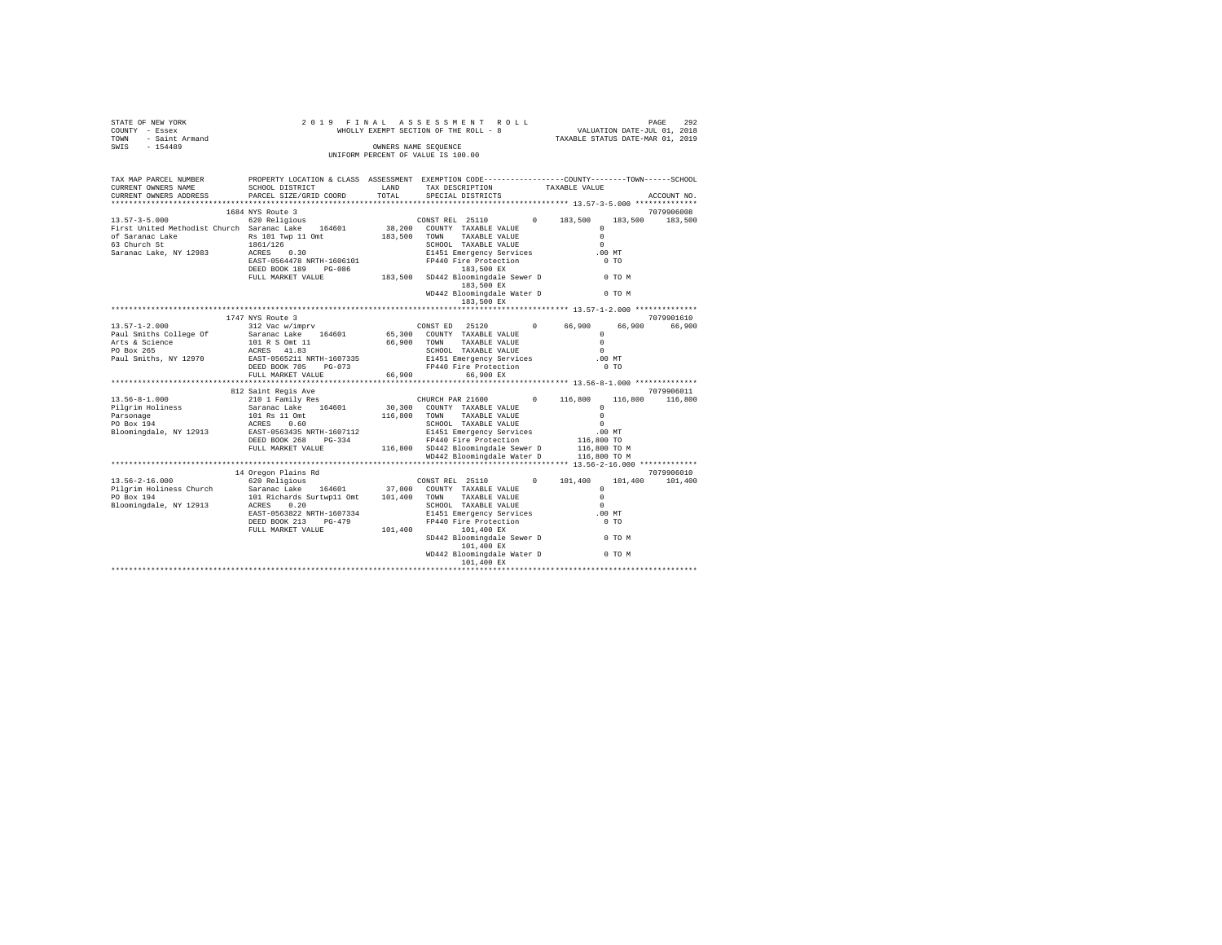STATE OF NEW YORK
COUNTY - Essex
TOWN - Saint Armand
SWIS - 154489

2 0 1 9 F I N A L A S S E S S M E N T R O L L
WHOLLY EXEMPT SECTION OF THE ROLL - 8
OWNERS NAME SEQUENCE
UNIFORM PERCENT OF VALUE IS 100.00

VALUATION DATE-JUL 01, 2018
TAXABLE STATUS DATE-MAR 01, 2019

```
TAX MAP PARCEL NUMBER          PROPERTY LOCATION & CLASS  ASSESSMENT  EXEMPTION CODE-----------------COUNTY--------TOWN------SCHOOL
CURRENT OWNERS NAME            SCHOOL DISTRICT             LAND       TAX DESCRIPTION            TAXABLE VALUE
CURRENT OWNERS ADDRESS         PARCEL SIZE/GRID COORD      TOTAL      SPECIAL DISTRICTS                                       ACCOUNT NO.
*********************************************************************************************** 13.57-3-5.000 **************
                               1684 NYS Route 3                                                                             7079906008
13.57-3-5.000                  620 Religious                          CONST REL  25110        0     183,500     183,500     183,500
First United Methodist Church  Saranac Lake     164601      38,200    COUNTY  TAXABLE VALUE             0
of Saranac Lake                Rs 101 Twp 11 Omt           183,500    TOWN    TAXABLE VALUE             0
63 Church St                   1861/126                               SCHOOL  TAXABLE VALUE             0
Saranac Lake, NY 12983         ACRES     0.30                         E1451 Emergency Services          .00 MT
                               EAST-0564478 NRTH-1606101              FP440 Fire Protection             0 TO
                               DEED BOOK 189    PG-086                     183,500 EX
                               FULL MARKET VALUE           183,500    SD442 Bloomingdale Sewer D        0 TO M
                                                                           183,500 EX
                                                                      WD442 Bloomingdale Water D        0 TO M
                                                                           183,500 EX
*********************************************************************************************** 13.57-1-2.000 **************
                               1747 NYS Route 3                                                                             7079901610
13.57-1-2.000                  312 Vac w/imprv                        CONST ED   25120        0      66,900      66,900      66,900
Paul Smiths College Of         Saranac Lake     164601      65,300    COUNTY  TAXABLE VALUE             0
Arts & Science                 101 R S Omt 11               66,900    TOWN    TAXABLE VALUE             0
PO Box 265                     ACRES    41.83                         SCHOOL  TAXABLE VALUE             0
Paul Smiths, NY 12970          EAST-0565211 NRTH-1607335              E1451 Emergency Services          .00 MT
                               DEED BOOK 705    PG-073                FP440 Fire Protection             0 TO
                               FULL MARKET VALUE            66,900          66,900 EX
*********************************************************************************************** 13.56-8-1.000 **************
                               812 Saint Regis Ave                                                                          7079906011
13.56-8-1.000                  210 1 Family Res                       CHURCH PAR 21600        0     116,800     116,800     116,800
Pilgrim Holiness               Saranac Lake     164601      30,300    COUNTY  TAXABLE VALUE             0
Parsonage                      101 Rs 11 Omt               116,800    TOWN    TAXABLE VALUE             0
PO Box 194                     ACRES     0.60                         SCHOOL  TAXABLE VALUE             0
Bloomingdale, NY 12913         EAST-0563435 NRTH-1607112              E1451 Emergency Services          .00 MT
                               DEED BOOK 268    PG-334                FP440 Fire Protection        116,800 TO
                               FULL MARKET VALUE           116,800    SD442 Bloomingdale Sewer D   116,800 TO M
                                                                      WD442 Bloomingdale Water D   116,800 TO M
*********************************************************************************************** 13.56-2-16.000 *************
                               14 Oregon Plains Rd                                                                          7079906010
13.56-2-16.000                 620 Religious                          CONST REL  25110        0     101,400     101,400     101,400
Pilgrim Holiness Church        Saranac Lake     164601      37,000    COUNTY  TAXABLE VALUE             0
PO Box 194                     101 Richards Surtwp11 Omt   101,400    TOWN    TAXABLE VALUE             0
Bloomingdale, NY 12913         ACRES     0.20                         SCHOOL  TAXABLE VALUE             0
                               EAST-0563822 NRTH-1607334              E1451 Emergency Services          .00 MT
                               DEED BOOK 213    PG-479                FP440 Fire Protection             0 TO
                               FULL MARKET VALUE           101,400          101,400 EX
                                                                      SD442 Bloomingdale Sewer D        0 TO M
                                                                           101,400 EX
                                                                      WD442 Bloomingdale Water D        0 TO M
                                                                           101,400 EX
****************************************************************************************************************************
```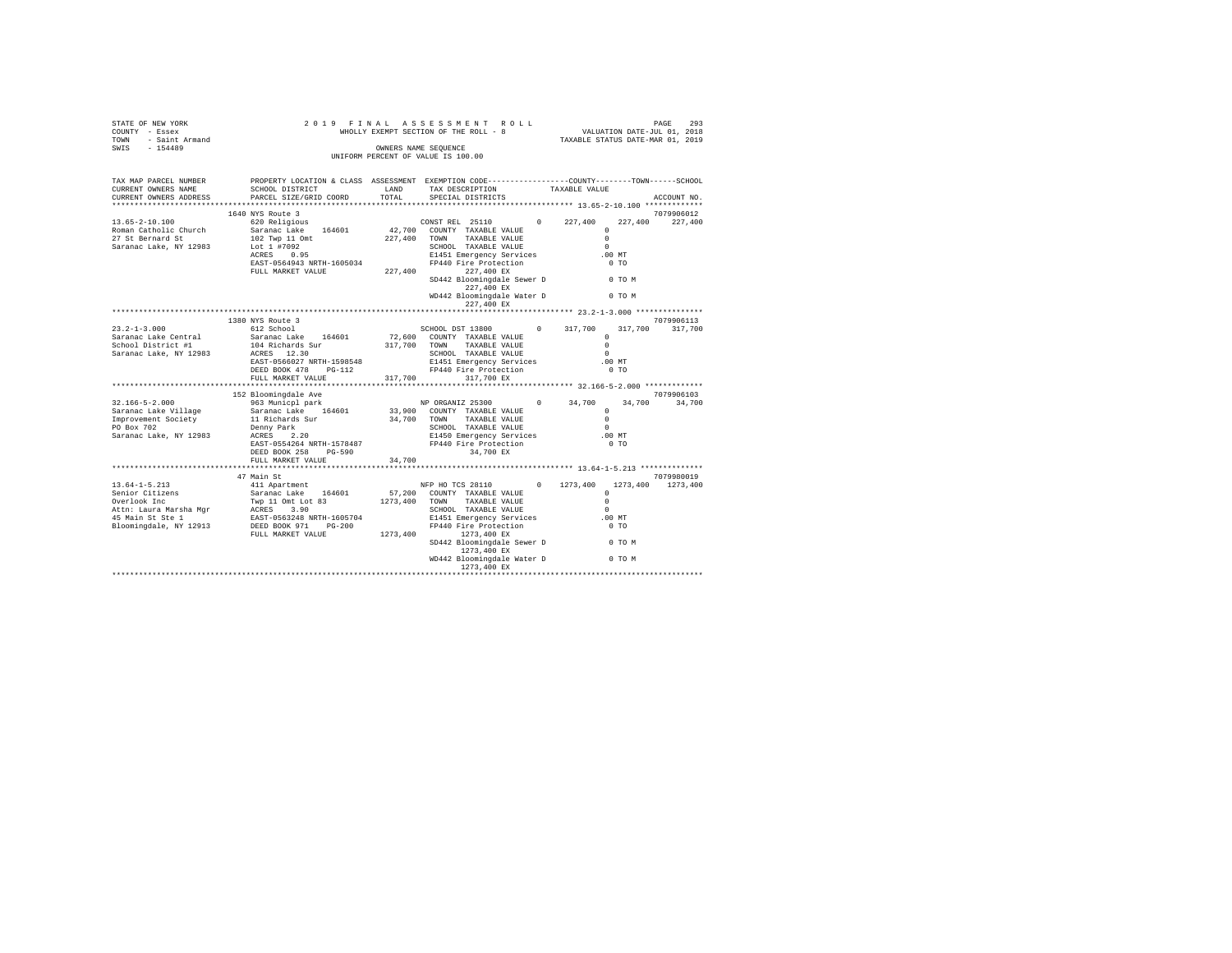STATE OF NEW YORK
COUNTY - Essex
TOWN - Saint Armand
SWIS - 154489

2 0 1 9 F I N A L A S S E S S M E N T R O L L
WHOLLY EXEMPT SECTION OF THE ROLL - 8
OWNERS NAME SEQUENCE
UNIFORM PERCENT OF VALUE IS 100.00

VALUATION DATE-JUL 01, 2018
TAXABLE STATUS DATE-MAR 01, 2019

```
TAX MAP PARCEL NUMBER      PROPERTY LOCATION & CLASS  ASSESSMENT  EXEMPTION CODE-----------------COUNTY--------TOWN------SCHOOL
CURRENT OWNERS NAME        SCHOOL DISTRICT              LAND      TAX DESCRIPTION            TAXABLE VALUE
CURRENT OWNERS ADDRESS     PARCEL SIZE/GRID COORD       TOTAL     SPECIAL DISTRICTS                                      ACCOUNT NO.
******************************************************************************************* 13.65-2-10.100 ************
                          1640 NYS Route 3                                                                        7079906012
13.65-2-10.100             620 Religious                          CONST REL  25110        0     227,400    227,400   227,400
Roman Catholic Church      Saranac Lake   164601        42,700    COUNTY  TAXABLE VALUE               0
27 St Bernard St           102 Twp 11 Omt              227,400    TOWN    TAXABLE VALUE               0
Saranac Lake, NY 12983     Lot 1 #7092                            SCHOOL  TAXABLE VALUE               0
                           ACRES    0.95                          E1451 Emergency Services        .00 MT
                           EAST-0564943 NRTH-1605034              FP440 Fire Protection             0 TO
                           FULL MARKET VALUE           227,400          227,400 EX
                                                                  SD442 Bloomingdale Sewer D        0 TO M
                                                                        227,400 EX
                                                                  WD442 Bloomingdale Water D        0 TO M
                                                                        227,400 EX
******************************************************************************************* 23.2-1-3.000 ***************
                          1380 NYS Route 3                                                                        7079906113
23.2-1-3.000               612 School                             SCHOOL DST 13800        0     317,700    317,700   317,700
Saranac Lake Central       Saranac Lake   164601        72,600    COUNTY  TAXABLE VALUE               0
School District #1         104 Richards Sur            317,700    TOWN    TAXABLE VALUE               0
Saranac Lake, NY 12983     ACRES   12.30                          SCHOOL  TAXABLE VALUE               0
                           EAST-0566027 NRTH-1598548              E1451 Emergency Services        .00 MT
                           DEED BOOK 478    PG-112                FP440 Fire Protection             0 TO
                           FULL MARKET VALUE           317,700          317,700 EX
******************************************************************************************* 32.166-5-2.000 ************
                          152 Bloomingdale Ave                                                                    7079906103
32.166-5-2.000             963 Municpl park                       NP ORGANIZ 25300        0      34,700     34,700    34,700
Saranac Lake Village       Saranac Lake   164601        33,900    COUNTY  TAXABLE VALUE               0
Improvement Society        11 Richards Sur              34,700    TOWN    TAXABLE VALUE               0
PO Box 702                 Denny Park                             SCHOOL  TAXABLE VALUE               0
Saranac Lake, NY 12983     ACRES    2.20                          E1450 Emergency Services        .00 MT
                           EAST-0554264 NRTH-1578487              FP440 Fire Protection             0 TO
                           DEED BOOK 258    PG-590                       34,700 EX
                           FULL MARKET VALUE            34,700
******************************************************************************************* 13.64-1-5.213 *************
                          47 Main St                                                                              7079980019
13.64-1-5.213              411 Apartment                          NFP HO TCS 28110        0   1273,400   1273,400  1273,400
Senior Citizens            Saranac Lake   164601        57,200    COUNTY  TAXABLE VALUE               0
Overlook Inc               Twp 11 Omt Lot 83          1273,400    TOWN    TAXABLE VALUE               0
Attn: Laura Marsha Mgr     ACRES    3.90                          SCHOOL  TAXABLE VALUE               0
45 Main St Ste 1           EAST-0563248 NRTH-1605704              E1451 Emergency Services        .00 MT
Bloomingdale, NY 12913     DEED BOOK 971    PG-200                FP440 Fire Protection             0 TO
                           FULL MARKET VALUE          1273,400         1273,400 EX
                                                                  SD442 Bloomingdale Sewer D        0 TO M
                                                                       1273,400 EX
                                                                  WD442 Bloomingdale Water D        0 TO M
                                                                       1273,400 EX
************************************************************************************************************************
```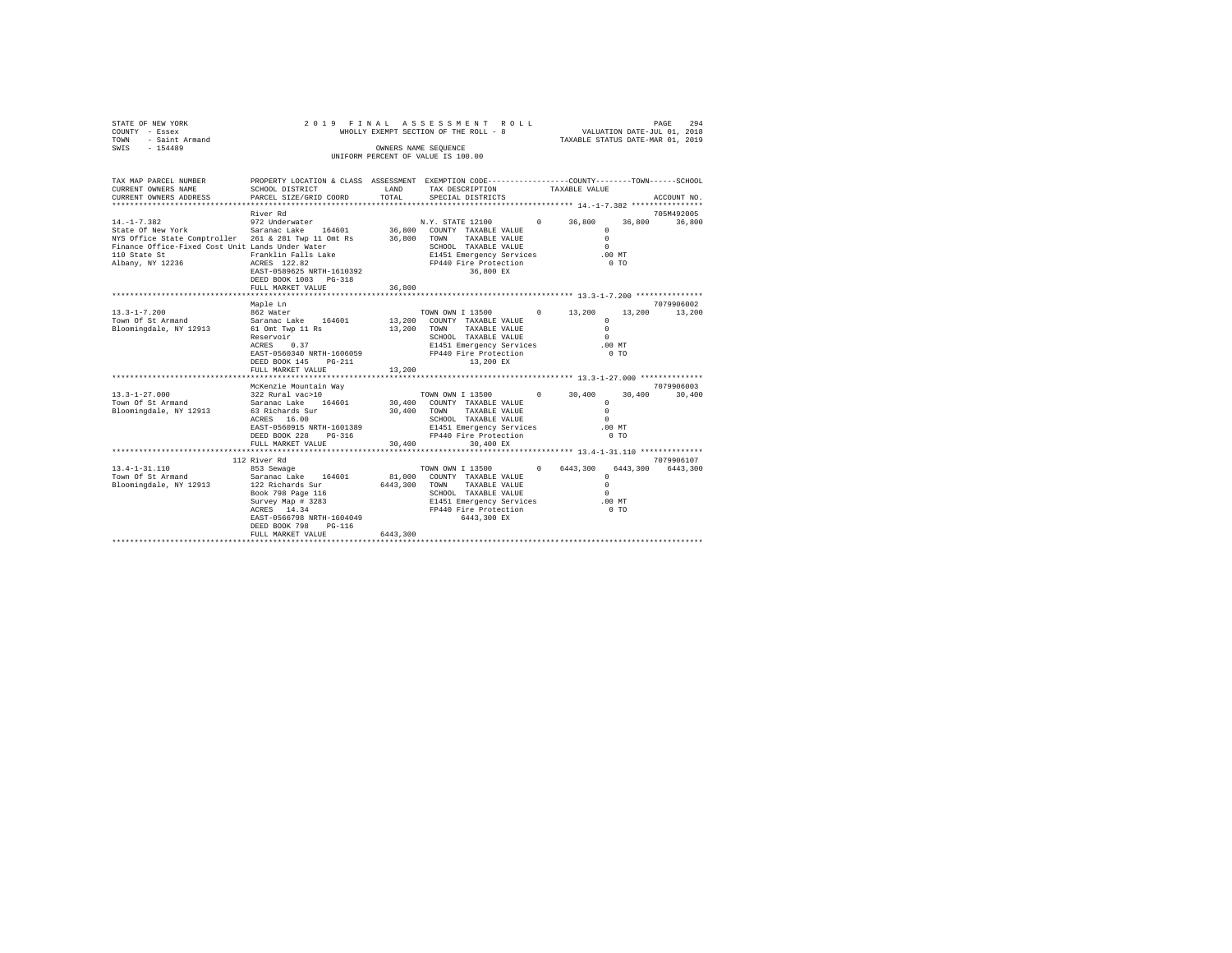```
STATE OF NEW YORK                2 0 1 9   F I N A L   A S S E S S M E N T   R O L L                      PAGE   294
COUNTY  - Essex                      WHOLLY EXEMPT SECTION OF THE ROLL - 8               VALUATION DATE-JUL 01, 2018
TOWN    - Saint Armand                                                                TAXABLE STATUS DATE-MAR 01, 2019
SWIS    - 154489                                  OWNERS NAME SEQUENCE
                                          UNIFORM PERCENT OF VALUE IS 100.00


TAX MAP PARCEL NUMBER          PROPERTY LOCATION & CLASS  ASSESSMENT  EXEMPTION CODE-----------------COUNTY--------TOWN------SCHOOL
CURRENT OWNERS NAME            SCHOOL DISTRICT               LAND      TAX DESCRIPTION           TAXABLE VALUE
CURRENT OWNERS ADDRESS         PARCEL SIZE/GRID COORD        TOTAL     SPECIAL DISTRICTS                                    ACCOUNT NO.
************************************************************************************************** 14.-1-7.382 ****************
                               River Rd                                                                               705M492005
14.-1-7.382                    972 Underwater                           N.Y. STATE 12100        0      36,800     36,800     36,800
State Of New York              Saranac Lake    164601          36,800   COUNTY  TAXABLE VALUE              0
NYS Office State Comptroller   261 & 281 Twp 11 Omt Rs         36,800   TOWN    TAXABLE VALUE              0
Finance Office-Fixed Cost Unit Lands Under Water                         SCHOOL  TAXABLE VALUE              0
110 State St                   Franklin Falls Lake                      E1451 Emergency Services        .00 MT
Albany, NY 12236               ACRES  122.82                            FP440 Fire Protection             0 TO
                               EAST-0589625 NRTH-1610392                     36,800 EX
                               DEED BOOK 1003   PG-318
                               FULL MARKET VALUE               36,800
************************************************************************************************** 13.3-1-7.200 ***************
                               Maple Ln                                                                               7079906002
13.3-1-7.200                   862 Water                                TOWN OWN I 13500        0      13,200     13,200     13,200
Town Of St Armand              Saranac Lake    164601          13,200   COUNTY  TAXABLE VALUE              0
Bloomingdale, NY 12913         61 Omt Twp 11 Rs                13,200   TOWN    TAXABLE VALUE              0
                               Reservoir                                SCHOOL  TAXABLE VALUE              0
                               ACRES    0.37                            E1451 Emergency Services        .00 MT
                               EAST-0560340 NRTH-1606059                FP440 Fire Protection             0 TO
                               DEED BOOK 145    PG-211                       13,200 EX
                               FULL MARKET VALUE               13,200
************************************************************************************************** 13.3-1-27.000 **************
                               McKenzie Mountain Way                                                                  7079906003
13.3-1-27.000                  322 Rural vac>10                         TOWN OWN I 13500        0      30,400     30,400     30,400
Town Of St Armand              Saranac Lake    164601          30,400   COUNTY  TAXABLE VALUE              0
Bloomingdale, NY 12913         63 Richards Sur                 30,400   TOWN    TAXABLE VALUE              0
                               ACRES   16.00                            SCHOOL  TAXABLE VALUE              0
                               EAST-0560915 NRTH-1601389                E1451 Emergency Services        .00 MT
                               DEED BOOK 228    PG-316                  FP440 Fire Protection             0 TO
                               FULL MARKET VALUE               30,400        30,400 EX
************************************************************************************************** 13.4-1-31.110 **************
                               112 River Rd                                                                           7079906107
13.4-1-31.110                  853 Sewage                               TOWN OWN I 13500        0    6443,300   6443,300   6443,300
Town Of St Armand              Saranac Lake    164601          81,000   COUNTY  TAXABLE VALUE              0
Bloomingdale, NY 12913         122 Richards Sur              6443,300   TOWN    TAXABLE VALUE              0
                               Book 798 Page 116                        SCHOOL  TAXABLE VALUE              0
                               Survey Map # 3283                        E1451 Emergency Services        .00 MT
                               ACRES   14.34                            FP440 Fire Protection             0 TO
                               EAST-0566798 NRTH-1604049                    6443,300 EX
                               DEED BOOK 798    PG-116
                               FULL MARKET VALUE             6443,300
*******************************************************************************************************************************
```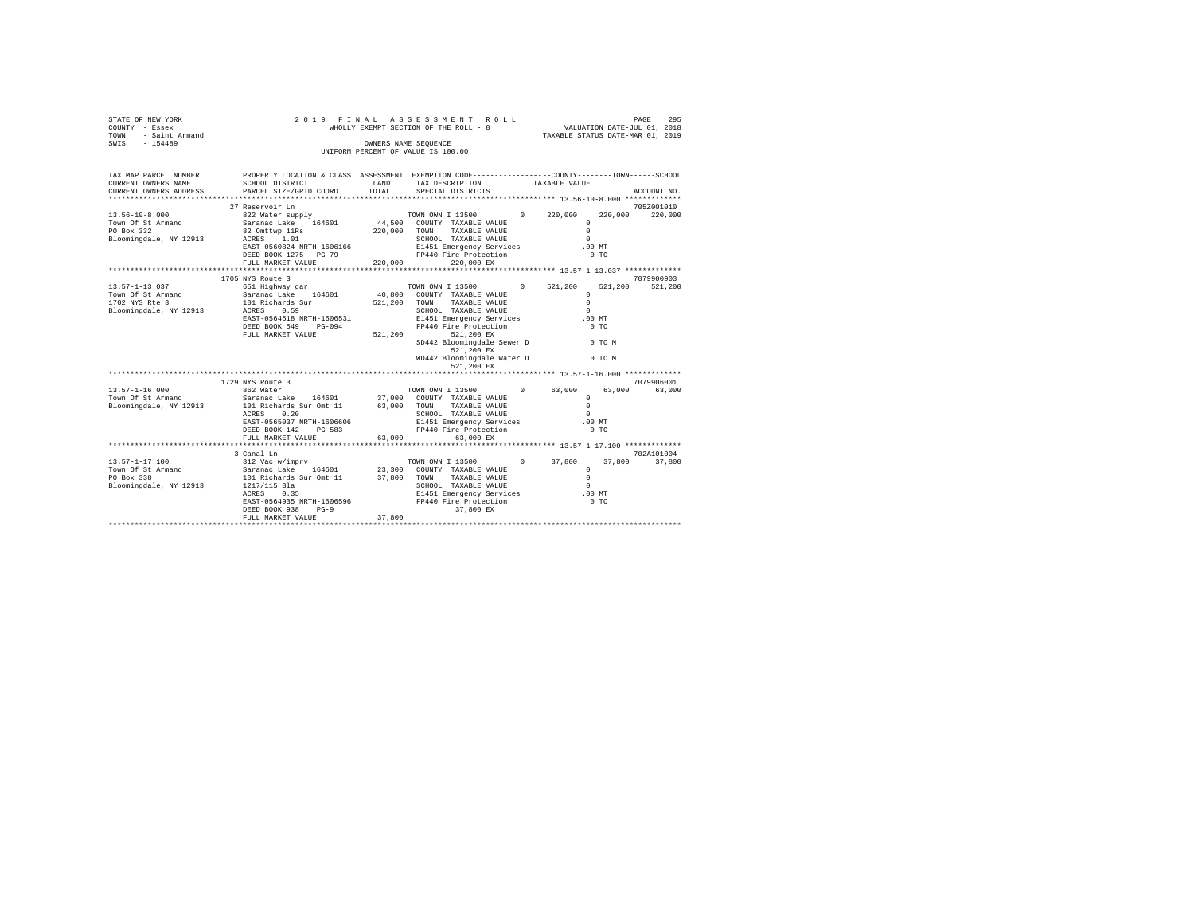STATE OF NEW YORK — 2019 FINAL ASSESSMENT ROLL — PAGE 295
COUNTY - Essex — WHOLLY EXEMPT SECTION OF THE ROLL - 8 — VALUATION DATE-JUL 01, 2018
TOWN - Saint Armand — TAXABLE STATUS DATE-MAR 01, 2019
SWIS - 154489 — OWNERS NAME SEQUENCE
UNIFORM PERCENT OF VALUE IS 100.00

```
TAX MAP PARCEL NUMBER     PROPERTY LOCATION & CLASS  ASSESSMENT  EXEMPTION CODE-----------------COUNTY--------TOWN------SCHOOL
CURRENT OWNERS NAME       SCHOOL DISTRICT              LAND      TAX DESCRIPTION            TAXABLE VALUE
CURRENT OWNERS ADDRESS    PARCEL SIZE/GRID COORD       TOTAL     SPECIAL DISTRICTS                                    ACCOUNT NO.
******************************************************************************************* 13.56-10-8.000 *************
                          27 Reservoir Ln                                                                         705Z001010
13.56-10-8.000            822 Water supply                       TOWN OWN I 13500         0     220,000    220,000    220,000
Town Of St Armand         Saranac Lake    164601       44,500    COUNTY  TAXABLE VALUE               0
PO Box 332                82 Omttwp 11Rs              220,000    TOWN    TAXABLE VALUE               0
Bloomingdale, NY 12913    ACRES    1.01                          SCHOOL  TAXABLE VALUE               0
                          EAST-0560824 NRTH-1606166              E1451 Emergency Services          .00 MT
                          DEED BOOK 1275   PG-79                 FP440 Fire Protection               0 TO
                          FULL MARKET VALUE           220,000          220,000 EX
******************************************************************************************* 13.57-1-13.037 *************
                          1705 NYS Route 3                                                                        7079900903
13.57-1-13.037            651 Highway gar                        TOWN OWN I 13500         0     521,200    521,200    521,200
Town Of St Armand         Saranac Lake    164601       40,800    COUNTY  TAXABLE VALUE               0
1702 NYS Rte 3            101 Richards Sur            521,200    TOWN    TAXABLE VALUE               0
Bloomingdale, NY 12913    ACRES    0.59                          SCHOOL  TAXABLE VALUE               0
                          EAST-0564518 NRTH-1606531              E1451 Emergency Services          .00 MT
                          DEED BOOK 549    PG-094                FP440 Fire Protection               0 TO
                          FULL MARKET VALUE           521,200          521,200 EX
                                                                 SD442 Bloomingdale Sewer D          0 TO M
                                                                       521,200 EX
                                                                 WD442 Bloomingdale Water D          0 TO M
                                                                       521,200 EX
******************************************************************************************* 13.57-1-16.000 *************
                          1729 NYS Route 3                                                                        7079906001
13.57-1-16.000            862 Water                              TOWN OWN I 13500         0      63,000     63,000     63,000
Town Of St Armand         Saranac Lake    164601       37,000    COUNTY  TAXABLE VALUE               0
Bloomingdale, NY 12913    101 Richards Sur Omt 11      63,000    TOWN    TAXABLE VALUE               0
                          ACRES    0.20                          SCHOOL  TAXABLE VALUE               0
                          EAST-0565037 NRTH-1606606              E1451 Emergency Services          .00 MT
                          DEED BOOK 142    PG-583                FP440 Fire Protection               0 TO
                          FULL MARKET VALUE            63,000           63,000 EX
******************************************************************************************* 13.57-1-17.100 *************
                          3 Canal Ln                                                                              702A101004
13.57-1-17.100            312 Vac w/imprv                        TOWN OWN I 13500         0      37,800     37,800     37,800
Town Of St Armand         Saranac Lake    164601       23,300    COUNTY  TAXABLE VALUE               0
PO Box 338                101 Richards Sur Omt 11      37,800    TOWN    TAXABLE VALUE               0
Bloomingdale, NY 12913    1217/115 Bla                           SCHOOL  TAXABLE VALUE               0
                          ACRES    0.35                          E1451 Emergency Services          .00 MT
                          EAST-0564935 NRTH-1606596              FP440 Fire Protection               0 TO
                          DEED BOOK 938    PG-9                             37,800 EX
                          FULL MARKET VALUE            37,800
************************************************************************************************************************
```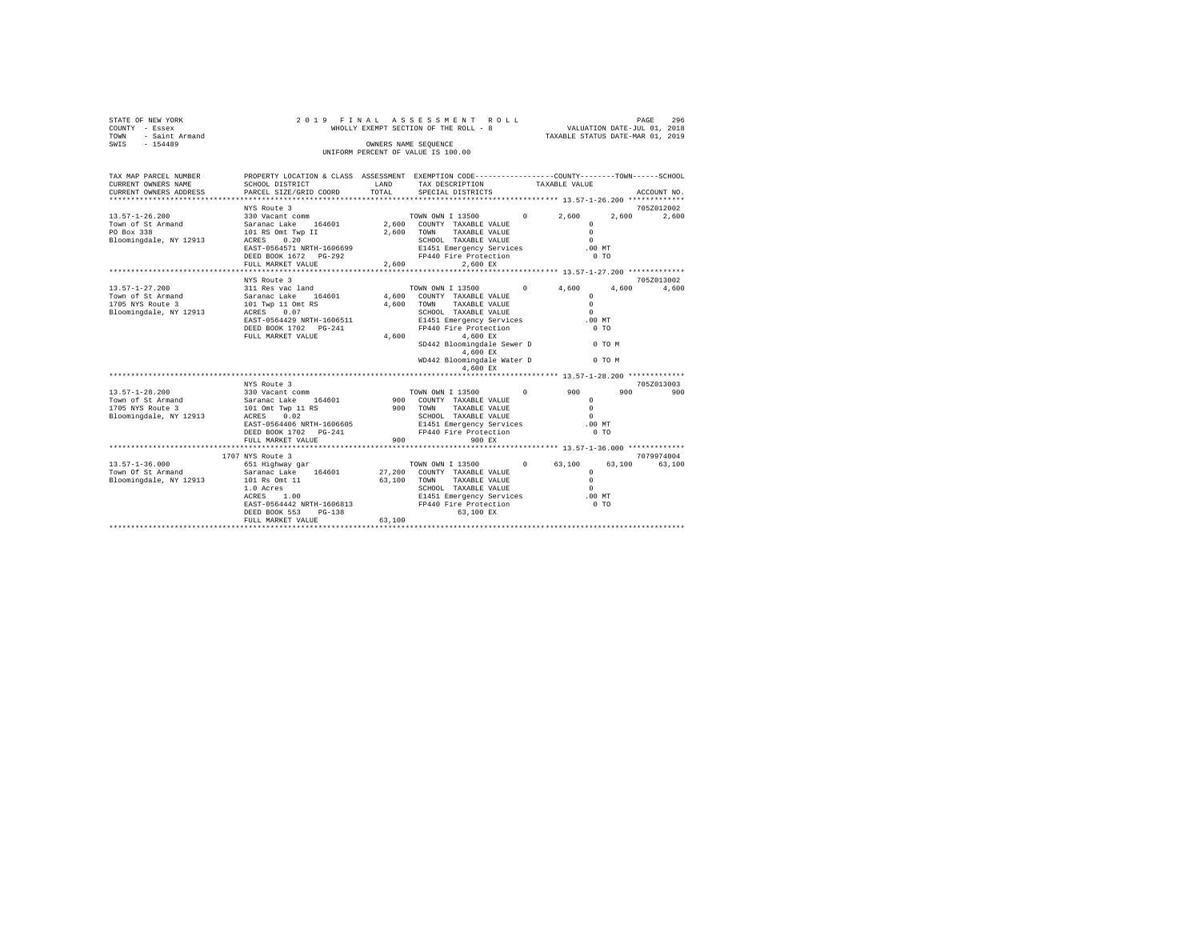STATE OF NEW YORK                2 0 1 9  F I N A L  A S S E S S M E N T  R O L L                PAGE 296
COUNTY - Essex                   WHOLLY EXEMPT SECTION OF THE ROLL - 8                VALUATION DATE-JUL 01, 2018
TOWN - Saint Armand                                                                    TAXABLE STATUS DATE-MAR 01, 2019
SWIS - 154489                    OWNERS NAME SEQUENCE
                                 UNIFORM PERCENT OF VALUE IS 100.00

```
TAX MAP PARCEL NUMBER     PROPERTY LOCATION & CLASS  ASSESSMENT  EXEMPTION CODE-----------------COUNTY--------TOWN------SCHOOL
CURRENT OWNERS NAME       SCHOOL DISTRICT              LAND      TAX DESCRIPTION            TAXABLE VALUE
CURRENT OWNERS ADDRESS    PARCEL SIZE/GRID COORD       TOTAL     SPECIAL DISTRICTS                                      ACCOUNT NO.
******************************************************************************************** 13.57-1-26.200 *************
                          NYS Route 3                                                                               705Z012002
13.57-1-26.200            330 Vacant comm                        TOWN OWN I 13500        0     2,600     2,600     2,600
Town of St Armand         Saranac Lake    164601         2,600   COUNTY  TAXABLE VALUE             0
PO Box 338                101 RS Omt Twp II              2,600   TOWN    TAXABLE VALUE             0
Bloomingdale, NY 12913    ACRES    0.20                          SCHOOL  TAXABLE VALUE             0
                          EAST-0564571 NRTH-1606699              E1451 Emergency Services        .00 MT
                          DEED BOOK 1672   PG-292                FP440 Fire Protection             0 TO
                          FULL MARKET VALUE              2,600        2,600 EX
******************************************************************************************** 13.57-1-27.200 *************
                          NYS Route 3                                                                               705Z013002
13.57-1-27.200            311 Res vac land                       TOWN OWN I 13500        0     4,600     4,600     4,600
Town of St Armand         Saranac Lake    164601         4,600   COUNTY  TAXABLE VALUE             0
1705 NYS Route 3          101 Twp 11 Omt RS              4,600   TOWN    TAXABLE VALUE             0
Bloomingdale, NY 12913    ACRES    0.07                          SCHOOL  TAXABLE VALUE             0
                          EAST-0564429 NRTH-1606511              E1451 Emergency Services        .00 MT
                          DEED BOOK 1702   PG-241                FP440 Fire Protection             0 TO
                          FULL MARKET VALUE              4,600        4,600 EX
                                                                 SD442 Bloomingdale Sewer D        0 TO M
                                                                      4,600 EX
                                                                 WD442 Bloomingdale Water D        0 TO M
                                                                      4,600 EX
******************************************************************************************** 13.57-1-28.200 *************
                          NYS Route 3                                                                               705Z013003
13.57-1-28.200            330 Vacant comm                        TOWN OWN I 13500        0       900       900       900
Town of St Armand         Saranac Lake    164601           900   COUNTY  TAXABLE VALUE             0
1705 NYS Route 3          101 Omt Twp 11 RS                900   TOWN    TAXABLE VALUE             0
Bloomingdale, NY 12913    ACRES    0.02                          SCHOOL  TAXABLE VALUE             0
                          EAST-0564406 NRTH-1606605              E1451 Emergency Services        .00 MT
                          DEED BOOK 1702   PG-241                FP440 Fire Protection             0 TO
                          FULL MARKET VALUE                900          900 EX
******************************************************************************************** 13.57-1-36.000 *************
                     1707 NYS Route 3                                                                               7079974004
13.57-1-36.000            651 Highway gar                        TOWN OWN I 13500        0    63,100    63,100    63,100
Town Of St Armand         Saranac Lake    164601        27,200   COUNTY  TAXABLE VALUE             0
Bloomingdale, NY 12913    101 Rs Omt 11                 63,100   TOWN    TAXABLE VALUE             0
                          1.0 Acres                              SCHOOL  TAXABLE VALUE             0
                          ACRES    1.00                          E1451 Emergency Services        .00 MT
                          EAST-0564442 NRTH-1606813              FP440 Fire Protection             0 TO
                          DEED BOOK 553    PG-138                    63,100 EX
                          FULL MARKET VALUE             63,100
************************************************************************************************************************
```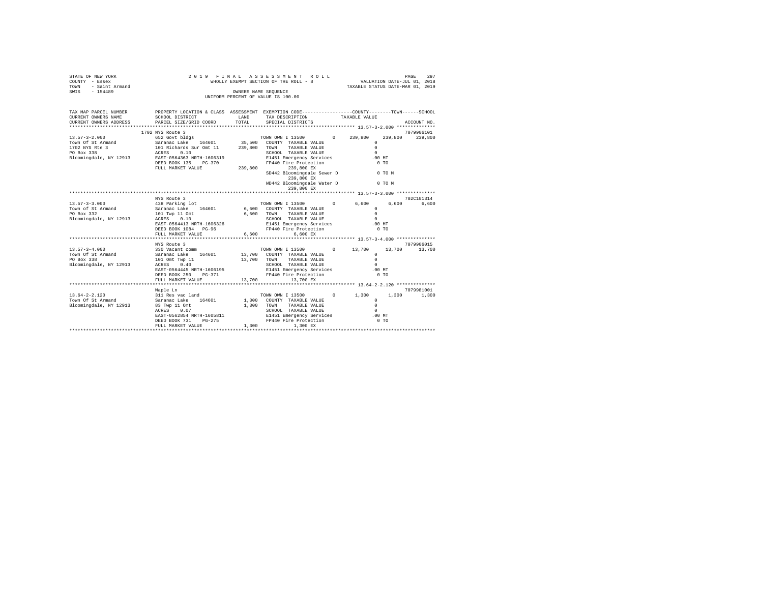STATE OF NEW YORK
COUNTY - Essex
TOWN - Saint Armand
SWIS - 154489

2019 FINAL ASSESSMENT ROLL
WHOLLY EXEMPT SECTION OF THE ROLL - 8
OWNERS NAME SEQUENCE
UNIFORM PERCENT OF VALUE IS 100.00

VALUATION DATE-JUL 01, 2018
TAXABLE STATUS DATE-MAR 01, 2019

```
TAX MAP PARCEL NUMBER    PROPERTY LOCATION & CLASS  ASSESSMENT  EXEMPTION CODE------------------COUNTY--------TOWN------SCHOOL
CURRENT OWNERS NAME      SCHOOL DISTRICT              LAND      TAX DESCRIPTION              TAXABLE VALUE
CURRENT OWNERS ADDRESS   PARCEL SIZE/GRID COORD       TOTAL     SPECIAL DISTRICTS                                       ACCOUNT NO.
******************************************************************************************** 13.57-3-2.000 **************
                         1702 NYS Route 3                                                                        7079906101
13.57-3-2.000            652 Govt bldgs                         TOWN OWN I 13500         0    239,800    239,800    239,800
Town Of St Armand        Saranac Lake   164601       35,500   COUNTY  TAXABLE VALUE                0
1702 NYS Rte 3           101 Richards Sur Omt 11    239,800   TOWN    TAXABLE VALUE                0
PO Box 338               ACRES    0.10                        SCHOOL  TAXABLE VALUE                0
Bloomingdale, NY 12913   EAST-0564363 NRTH-1606319            E1451 Emergency Services          .00 MT
                         DEED BOOK 135    PG-370              FP440 Fire Protection               0 TO
                         FULL MARKET VALUE          239,800         239,800 EX
                                                              SD442 Bloomingdale Sewer D          0 TO M
                                                                    239,800 EX
                                                              WD442 Bloomingdale Water D          0 TO M
                                                                    239,800 EX
******************************************************************************************** 13.57-3-3.000 **************
                         NYS Route 3                                                                             702C101314
13.57-3-3.000            438 Parking lot                        TOWN OWN I 13500         0      6,600      6,600      6,600
Town of St Armand        Saranac Lake   164601        6,600   COUNTY  TAXABLE VALUE                0
PO Box 332               101 Twp 11 Omt               6,600   TOWN    TAXABLE VALUE                0
Bloomingdale, NY 12913   ACRES    0.10                        SCHOOL  TAXABLE VALUE                0
                         EAST-0564413 NRTH-1606326            E1451 Emergency Services          .00 MT
                         DEED BOOK 1084   PG-96               FP440 Fire Protection               0 TO
                         FULL MARKET VALUE            6,600           6,600 EX
******************************************************************************************** 13.57-3-4.000 **************
                         NYS Route 3                                                                             7079906015
13.57-3-4.000            330 Vacant comm                        TOWN OWN I 13500         0     13,700     13,700     13,700
Town Of St Armand        Saranac Lake   164601       13,700   COUNTY  TAXABLE VALUE                0
PO Box 338               101 Omt Twp 11              13,700   TOWN    TAXABLE VALUE                0
Bloomingdale, NY 12913   ACRES    0.40                        SCHOOL  TAXABLE VALUE                0
                         EAST-0564445 NRTH-1606195            E1451 Emergency Services          .00 MT
                         DEED BOOK 250    PG-371              FP440 Fire Protection               0 TO
                         FULL MARKET VALUE           13,700          13,700 EX
******************************************************************************************** 13.64-2-2.120 **************
                         Maple Ln                                                                                7079981001
13.64-2-2.120            311 Res vac land                       TOWN OWN I 13500         0      1,300      1,300      1,300
Town Of St Armand        Saranac Lake   164601        1,300   COUNTY  TAXABLE VALUE                0
Bloomingdale, NY 12913   83 Twp 11 Omt                1,300   TOWN    TAXABLE VALUE                0
                         ACRES    0.07                        SCHOOL  TAXABLE VALUE                0
                         EAST-0562854 NRTH-1605811            E1451 Emergency Services          .00 MT
                         DEED BOOK 731    PG-275              FP440 Fire Protection               0 TO
                         FULL MARKET VALUE            1,300           1,300 EX
*************************************************************************************************************************
```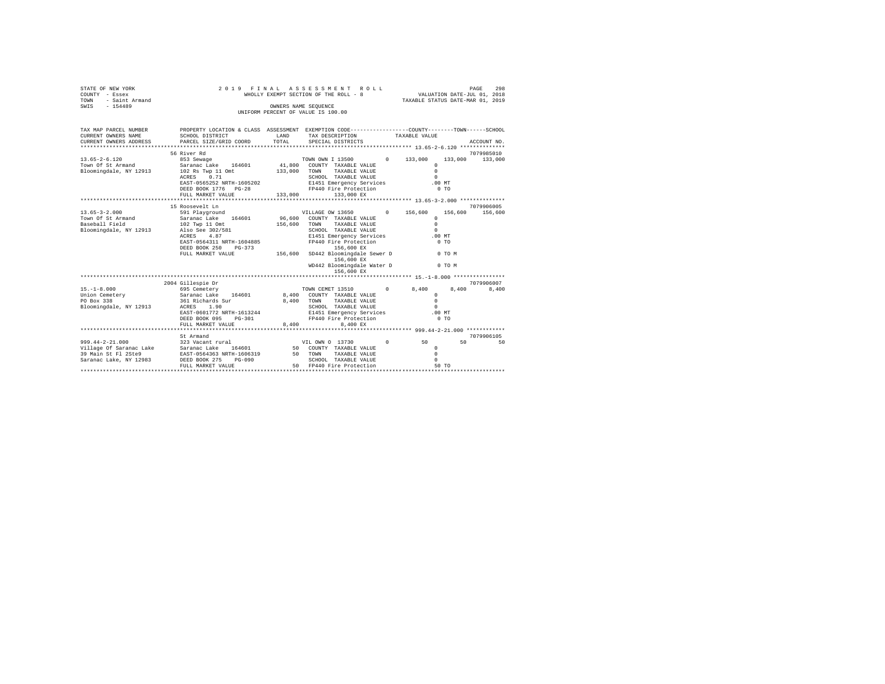STATE OF NEW YORK
COUNTY - Essex
TOWN - Saint Armand
SWIS - 154489

2019 FINAL ASSESSMENT ROLL
WHOLLY EXEMPT SECTION OF THE ROLL - 8
OWNERS NAME SEQUENCE
UNIFORM PERCENT OF VALUE IS 100.00

VALUATION DATE-JUL 01, 2018
TAXABLE STATUS DATE-MAR 01, 2019

| TAX MAP PARCEL NUMBER / CURRENT OWNERS NAME / CURRENT OWNERS ADDRESS | PROPERTY LOCATION & CLASS / SCHOOL DISTRICT / PARCEL SIZE/GRID COORD | ASSESSMENT LAND / TOTAL | EXEMPTION CODE / TAX DESCRIPTION / SPECIAL DISTRICTS | COUNTY | TOWN | SCHOOL | ACCOUNT NO. |
|---|---|---|---|---|---|---|---|
| **13.65-2-6.120** | 56 River Rd | | | | | | 7079985010 |
| 13.65-2-6.120 | 853 Sewage | | TOWN OWN I 13500 0 | 133,000 | 133,000 | 133,000 | |
| Town Of St Armand | Saranac Lake 164601 | 41,800 | COUNTY TAXABLE VALUE | 0 | | | |
| Bloomingdale, NY 12913 | 102 Rs Twp 11 Omt | 133,000 | TOWN TAXABLE VALUE | 0 | | | |
| | ACRES 0.71 | | SCHOOL TAXABLE VALUE | 0 | | | |
| | EAST-0565252 NRTH-1605202 | | E1451 Emergency Services | .00 MT | | | |
| | DEED BOOK 1776 PG-28 | | FP440 Fire Protection | 0 TO | | | |
| | FULL MARKET VALUE | 133,000 | 133,000 EX | | | | |
| **13.65-3-2.000** | 15 Roosevelt Ln | | | | | | 7079906005 |
| 13.65-3-2.000 | 591 Playground | | VILLAGE OW 13650 0 | 156,600 | 156,600 | 156,600 | |
| Town Of St Armand | Saranac Lake 164601 | 96,600 | COUNTY TAXABLE VALUE | 0 | | | |
| Baseball Field | 102 Twp 11 Omt | 156,600 | TOWN TAXABLE VALUE | 0 | | | |
| Bloomingdale, NY 12913 | Also See 302/581 | | SCHOOL TAXABLE VALUE | 0 | | | |
| | ACRES 4.87 | | E1451 Emergency Services | .00 MT | | | |
| | EAST-0564311 NRTH-1604885 | | FP440 Fire Protection | 0 TO | | | |
| | DEED BOOK 250 PG-373 | | 156,600 EX | | | | |
| | FULL MARKET VALUE | 156,600 | SD442 Bloomingdale Sewer D | 0 TO M | | | |
| | | | 156,600 EX | | | | |
| | | | WD442 Bloomingdale Water D | 0 TO M | | | |
| | | | 156,600 EX | | | | |
| **15.-1-8.000** | 2004 Gillespie Dr | | | | | | 7079906007 |
| 15.-1-8.000 | 695 Cemetery | | TOWN CEMET 13510 0 | 8,400 | 8,400 | 8,400 | |
| Union Cemetery | Saranac Lake 164601 | 8,400 | COUNTY TAXABLE VALUE | 0 | | | |
| PO Box 338 | 361 Richards Sur | 8,400 | TOWN TAXABLE VALUE | 0 | | | |
| Bloomingdale, NY 12913 | ACRES 1.90 | | SCHOOL TAXABLE VALUE | 0 | | | |
| | EAST-0601772 NRTH-1613244 | | E1451 Emergency Services | .00 MT | | | |
| | DEED BOOK 095 PG-301 | | FP440 Fire Protection | 0 TO | | | |
| | FULL MARKET VALUE | 8,400 | 8,400 EX | | | | |
| **999.44-2-21.000** | St Armand | | | | | | 7079906105 |
| 999.44-2-21.000 | 323 Vacant rural | | VIL OWN O 13730 0 | 50 | 50 | 50 | |
| Village Of Saranac Lake | Saranac Lake 164601 | 50 | COUNTY TAXABLE VALUE | 0 | | | |
| 39 Main St Fl 2Ste9 | EAST-0564363 NRTH-1606319 | 50 | TOWN TAXABLE VALUE | 0 | | | |
| Saranac Lake, NY 12983 | DEED BOOK 275 PG-090 | | SCHOOL TAXABLE VALUE | 0 | | | |
| | FULL MARKET VALUE | 50 | FP440 Fire Protection | 50 TO | | | |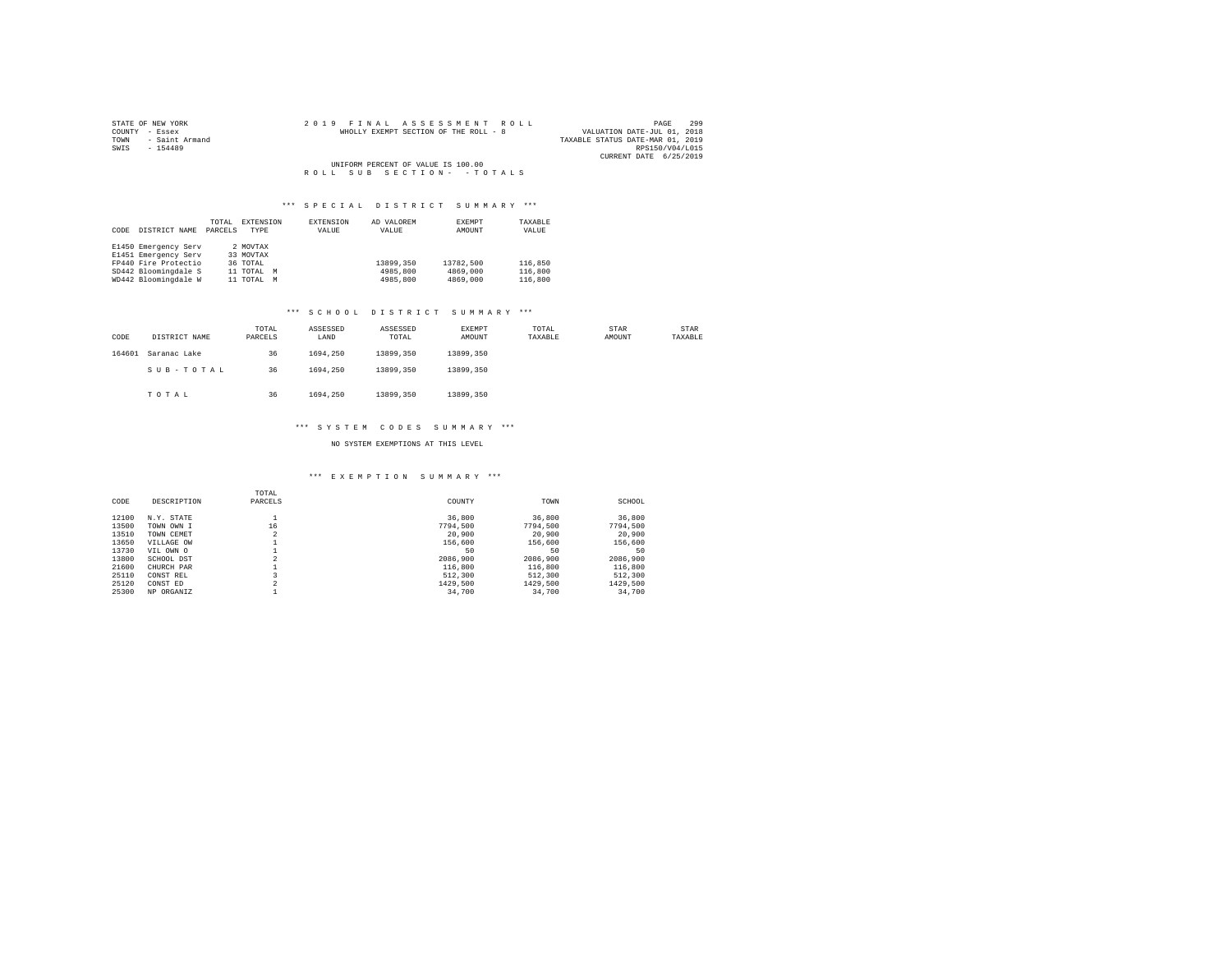STATE OF NEW YORK
COUNTY - Essex
TOWN - Saint Armand
SWIS - 154489

2019 FINAL ASSESSMENT ROLL
WHOLLY EXEMPT SECTION OF THE ROLL - 8

VALUATION DATE-JUL 01, 2018
TAXABLE STATUS DATE-MAR 01, 2019
RPS150/V04/L015
CURRENT DATE 6/25/2019

UNIFORM PERCENT OF VALUE IS 100.00

R O L L  S U B  S E C T I O N -  - T O T A L S

### *** S P E C I A L   D I S T R I C T   S U M M A R Y ***

| CODE | DISTRICT NAME | TOTAL PARCELS | EXTENSION TYPE | EXTENSION VALUE | AD VALOREM VALUE | EXEMPT AMOUNT | TAXABLE VALUE |
|---|---|---|---|---|---|---|---|
| E1450 | Emergency Serv | 2 | MOVTAX | | | | |
| E1451 | Emergency Serv | 33 | MOVTAX | | | | |
| FP440 | Fire Protectio | 36 | TOTAL | | 13899,350 | 13782,500 | 116,850 |
| SD442 | Bloomingdale S | 11 | TOTAL M | | 4985,800 | 4869,000 | 116,800 |
| WD442 | Bloomingdale W | 11 | TOTAL M | | 4985,800 | 4869,000 | 116,800 |

### *** S C H O O L   D I S T R I C T   S U M M A R Y ***

| CODE | DISTRICT NAME | TOTAL PARCELS | ASSESSED LAND | ASSESSED TOTAL | EXEMPT AMOUNT | TOTAL TAXABLE | STAR AMOUNT | STAR TAXABLE |
|---|---|---|---|---|---|---|---|---|
| 164601 | Saranac Lake | 36 | 1694,250 | 13899,350 | 13899,350 | | | |
| | S U B - T O T A L | 36 | 1694,250 | 13899,350 | 13899,350 | | | |
| | T O T A L | 36 | 1694,250 | 13899,350 | 13899,350 | | | |

### *** S Y S T E M   C O D E S   S U M M A R Y ***

NO SYSTEM EXEMPTIONS AT THIS LEVEL

### *** E X E M P T I O N   S U M M A R Y ***

| CODE | DESCRIPTION | TOTAL PARCELS | COUNTY | TOWN | SCHOOL |
|---|---|---|---|---|---|
| 12100 | N.Y. STATE | 1 | 36,800 | 36,800 | 36,800 |
| 13500 | TOWN OWN I | 16 | 7794,500 | 7794,500 | 7794,500 |
| 13510 | TOWN CEMET | 2 | 20,900 | 20,900 | 20,900 |
| 13650 | VILLAGE OW | 1 | 156,600 | 156,600 | 156,600 |
| 13730 | VIL OWN O | 1 | 50 | 50 | 50 |
| 13800 | SCHOOL DST | 2 | 2086,900 | 2086,900 | 2086,900 |
| 21600 | CHURCH PAR | 1 | 116,800 | 116,800 | 116,800 |
| 25110 | CONST REL | 3 | 512,300 | 512,300 | 512,300 |
| 25120 | CONST ED | 2 | 1429,500 | 1429,500 | 1429,500 |
| 25300 | NP ORGANIZ | 1 | 34,700 | 34,700 | 34,700 |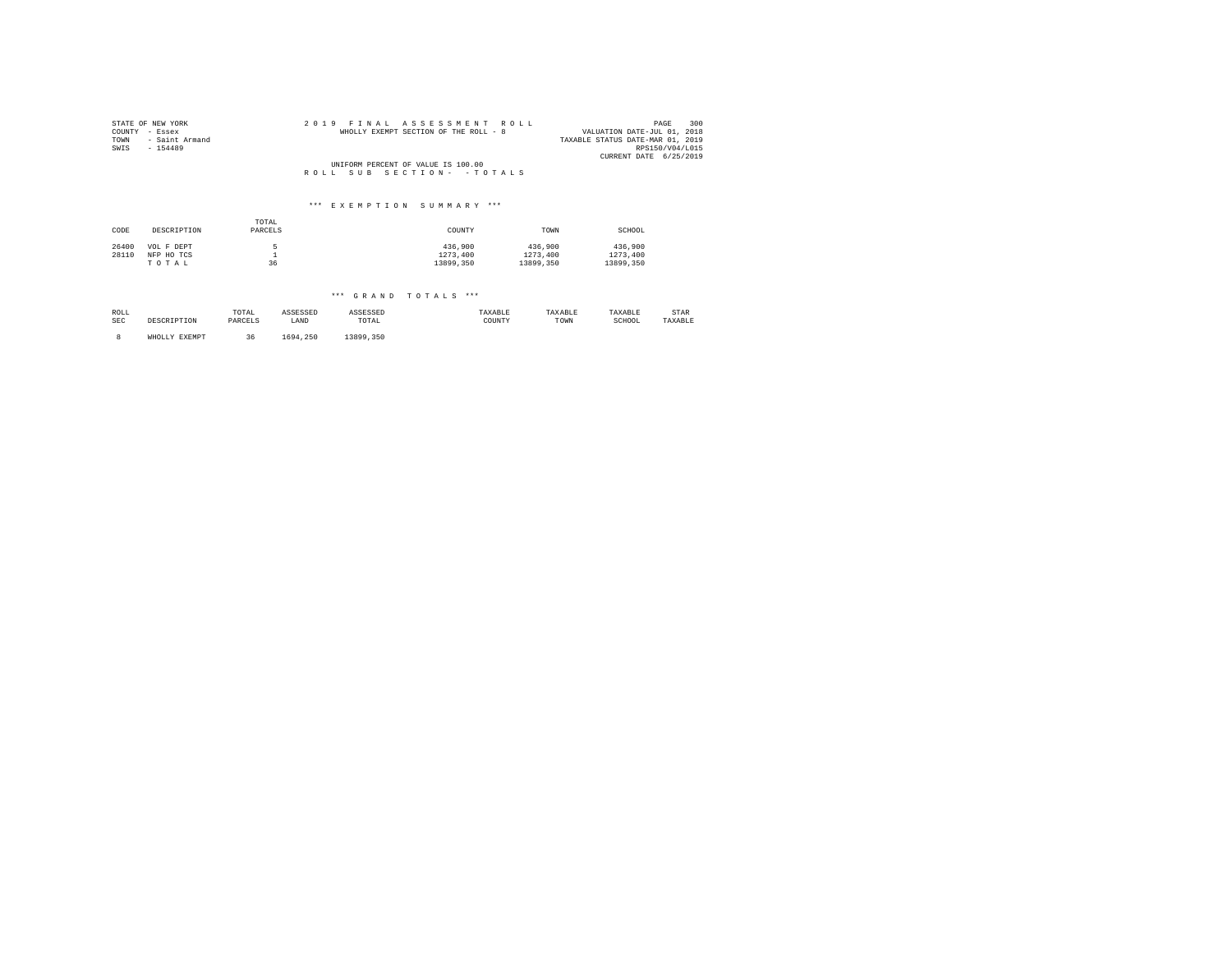STATE OF NEW YORK
COUNTY - Essex
TOWN - Saint Armand
SWIS - 154489

2019 FINAL ASSESSMENT ROLL
WHOLLY EXEMPT SECTION OF THE ROLL - 8

VALUATION DATE-JUL 01, 2018
TAXABLE STATUS DATE-MAR 01, 2019
RPS150/V04/L015
CURRENT DATE 6/25/2019

UNIFORM PERCENT OF VALUE IS 100.00

ROLL SUB SECTION- - TOTALS

### *** EXEMPTION SUMMARY ***

| CODE | DESCRIPTION | TOTAL PARCELS | COUNTY | TOWN | SCHOOL |
|---|---|---|---|---|---|
| 26400 | VOL F DEPT | 5 | 436,900 | 436,900 | 436,900 |
| 28110 | NFP HO TCS | 1 | 1273,400 | 1273,400 | 1273,400 |
| | TOTAL | 36 | 13899,350 | 13899,350 | 13899,350 |

### *** GRAND TOTALS ***

| ROLL SEC | DESCRIPTION | TOTAL PARCELS | ASSESSED LAND | ASSESSED TOTAL | TAXABLE COUNTY | TAXABLE TOWN | TAXABLE SCHOOL | STAR TAXABLE |
|---|---|---|---|---|---|---|---|---|
| 8 | WHOLLY EXEMPT | 36 | 1694,250 | 13899,350 | | | | |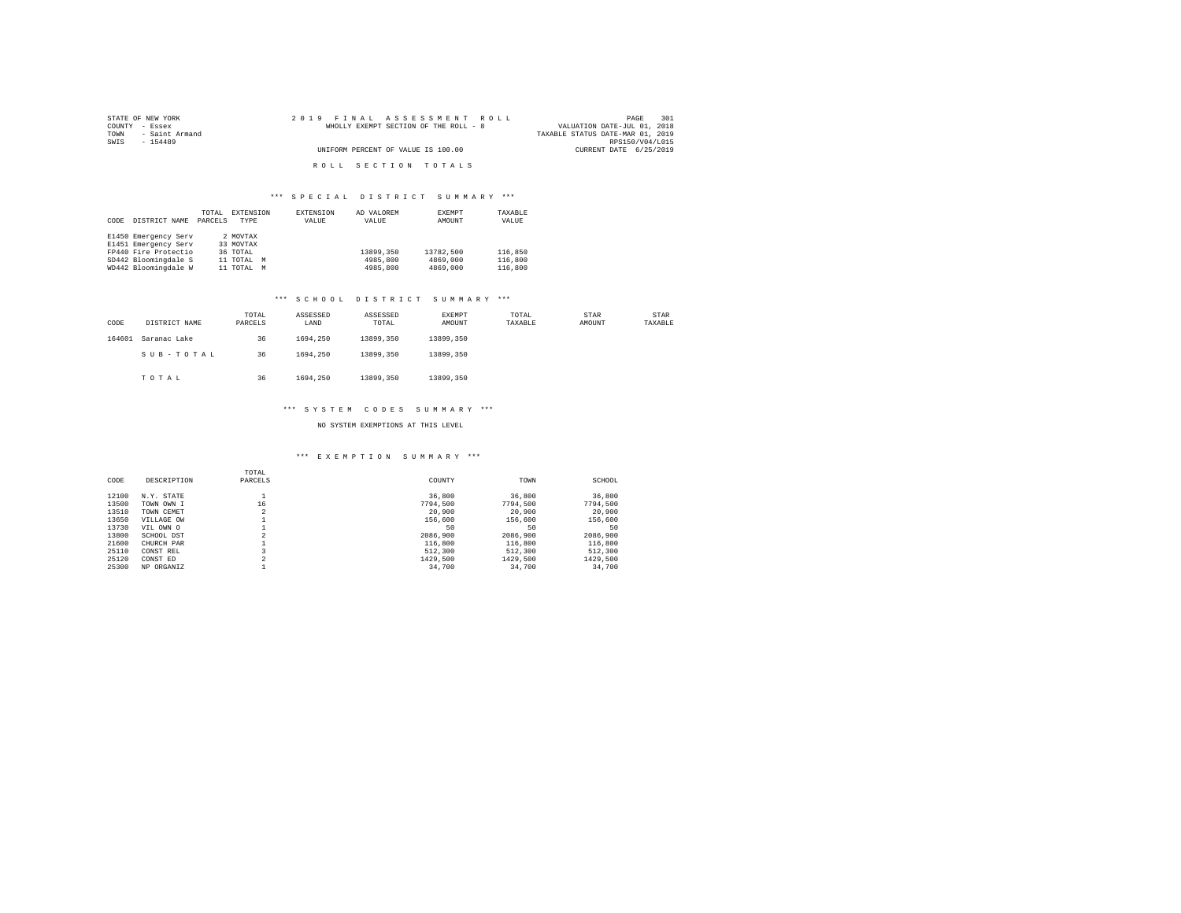STATE OF NEW YORK
COUNTY - Essex
TOWN - Saint Armand
SWIS - 154489

2019 FINAL ASSESSMENT ROLL
WHOLLY EXEMPT SECTION OF THE ROLL - 8
UNIFORM PERCENT OF VALUE IS 100.00

VALUATION DATE-JUL 01, 2018
TAXABLE STATUS DATE-MAR 01, 2019
RPS150/V04/L015
CURRENT DATE 6/25/2019

## ROLL SECTION TOTALS

### *** SPECIAL DISTRICT SUMMARY ***

| CODE | DISTRICT NAME | TOTAL PARCELS | EXTENSION TYPE | EXTENSION VALUE | AD VALOREM VALUE | EXEMPT AMOUNT | TAXABLE VALUE |
|---|---|---|---|---|---|---|---|
| E1450 | Emergency Serv | 2 | MOVTAX | | | | |
| E1451 | Emergency Serv | 33 | MOVTAX | | | | |
| FP440 | Fire Protectio | 36 | TOTAL | | 13899,350 | 13782,500 | 116,850 |
| SD442 | Bloomingdale S | 11 | TOTAL M | | 4985,800 | 4869,000 | 116,800 |
| WD442 | Bloomingdale W | 11 | TOTAL M | | 4985,800 | 4869,000 | 116,800 |

### *** SCHOOL DISTRICT SUMMARY ***

| CODE | DISTRICT NAME | TOTAL PARCELS | ASSESSED LAND | ASSESSED TOTAL | EXEMPT AMOUNT | TOTAL TAXABLE | STAR AMOUNT | STAR TAXABLE |
|---|---|---|---|---|---|---|---|---|
| 164601 | Saranac Lake | 36 | 1694,250 | 13899,350 | 13899,350 | | | |
| | SUB-TOTAL | 36 | 1694,250 | 13899,350 | 13899,350 | | | |
| | TOTAL | 36 | 1694,250 | 13899,350 | 13899,350 | | | |

### *** SYSTEM CODES SUMMARY ***

NO SYSTEM EXEMPTIONS AT THIS LEVEL

### *** EXEMPTION SUMMARY ***

| CODE | DESCRIPTION | TOTAL PARCELS | COUNTY | TOWN | SCHOOL |
|---|---|---|---|---|---|
| 12100 | N.Y. STATE | 1 | 36,800 | 36,800 | 36,800 |
| 13500 | TOWN OWN I | 16 | 7794,500 | 7794,500 | 7794,500 |
| 13510 | TOWN CEMET | 2 | 20,900 | 20,900 | 20,900 |
| 13650 | VILLAGE OW | 1 | 156,600 | 156,600 | 156,600 |
| 13730 | VIL OWN O | 1 | 50 | 50 | 50 |
| 13800 | SCHOOL DST | 2 | 2086,900 | 2086,900 | 2086,900 |
| 21600 | CHURCH PAR | 1 | 116,800 | 116,800 | 116,800 |
| 25110 | CONST REL | 3 | 512,300 | 512,300 | 512,300 |
| 25120 | CONST ED | 2 | 1429,500 | 1429,500 | 1429,500 |
| 25300 | NP ORGANIZ | 1 | 34,700 | 34,700 | 34,700 |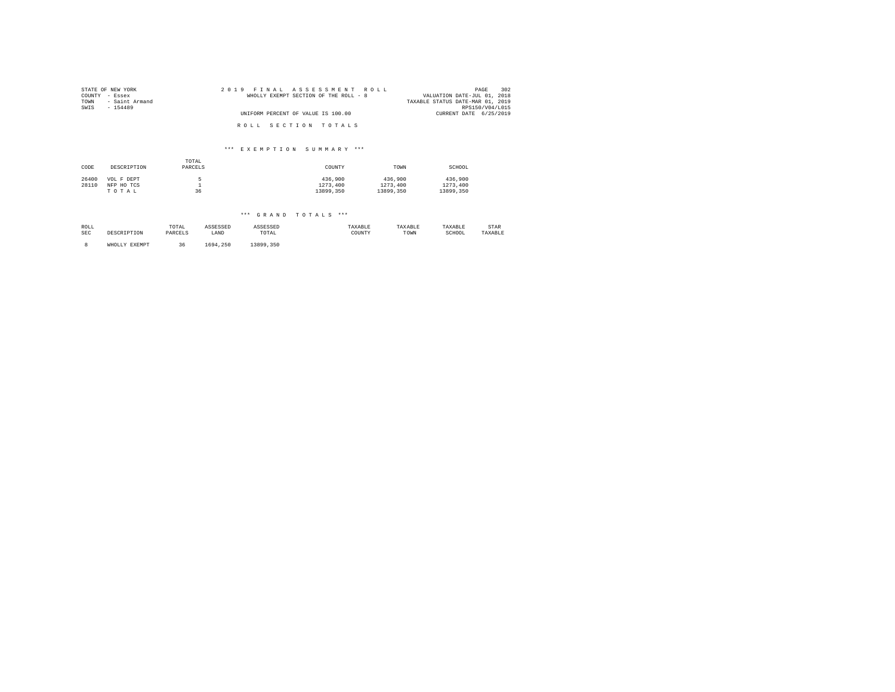STATE OF NEW YORK
COUNTY - Essex
TOWN - Saint Armand
SWIS - 154489

2019 FINAL ASSESSMENT ROLL
WHOLLY EXEMPT SECTION OF THE ROLL - 8

UNIFORM PERCENT OF VALUE IS 100.00

VALUATION DATE-JUL 01, 2018
TAXABLE STATUS DATE-MAR 01, 2019
RPS150/V04/L015
CURRENT DATE 6/25/2019

## ROLL SECTION TOTALS

### *** EXEMPTION SUMMARY ***

| CODE | DESCRIPTION | TOTAL PARCELS | COUNTY | TOWN | SCHOOL |
|---|---|---|---|---|---|
| 26400 | VOL F DEPT | 5 | 436,900 | 436,900 | 436,900 |
| 28110 | NFP HO TCS | 1 | 1273,400 | 1273,400 | 1273,400 |
| | T O T A L | 36 | 13899,350 | 13899,350 | 13899,350 |

### *** GRAND TOTALS ***

| ROLL SEC | DESCRIPTION | TOTAL PARCELS | ASSESSED LAND | ASSESSED TOTAL | TAXABLE COUNTY | TAXABLE TOWN | TAXABLE SCHOOL | STAR TAXABLE |
|---|---|---|---|---|---|---|---|---|
| 8 | WHOLLY EXEMPT | 36 | 1694,250 | 13899,350 | | | | |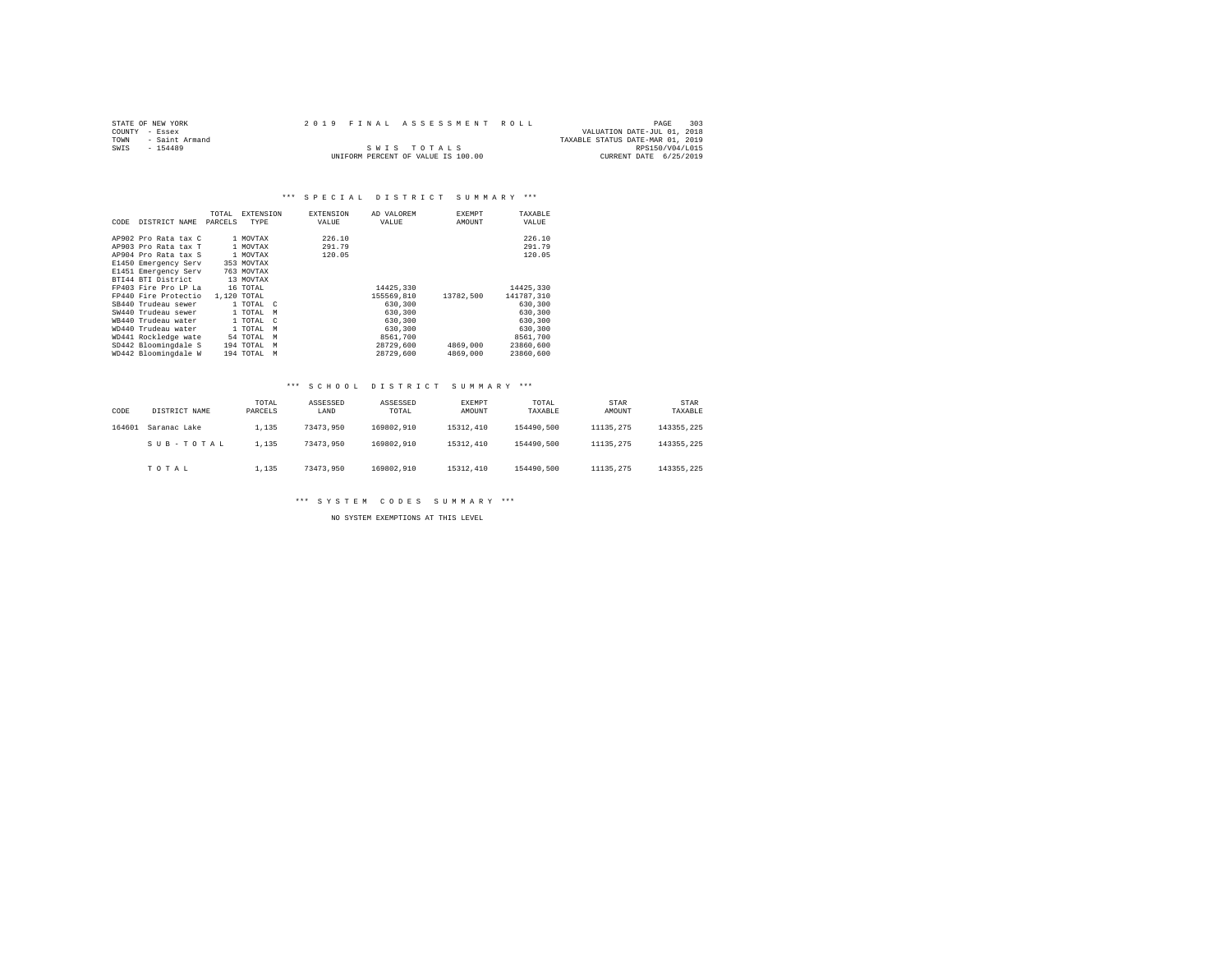STATE OF NEW YORK
COUNTY - Essex
TOWN - Saint Armand
SWIS - 154489

2019 FINAL ASSESSMENT ROLL

SWIS TOTALS

UNIFORM PERCENT OF VALUE IS 100.00

VALUATION DATE-JUL 01, 2018
TAXABLE STATUS DATE-MAR 01, 2019
RPS150/V04/L015
CURRENT DATE 6/25/2019

### *** SPECIAL DISTRICT SUMMARY ***

| CODE | DISTRICT NAME | TOTAL PARCELS | EXTENSION TYPE | EXTENSION VALUE | AD VALOREM VALUE | EXEMPT AMOUNT | TAXABLE VALUE |
|---|---|---|---|---|---|---|---|
| AP902 | Pro Rata tax C | 1 | MOVTAX | 226.10 | | | 226.10 |
| AP903 | Pro Rata tax T | 1 | MOVTAX | 291.79 | | | 291.79 |
| AP904 | Pro Rata tax S | 1 | MOVTAX | 120.05 | | | 120.05 |
| E1450 | Emergency Serv | 353 | MOVTAX | | | | |
| E1451 | Emergency Serv | 763 | MOVTAX | | | | |
| BTI44 | BTI District | 13 | MOVTAX | | | | |
| FP403 | Fire Pro LP La | 16 | TOTAL | | 14425,330 | | 14425,330 |
| FP440 | Fire Protectio | 1,120 | TOTAL | | 155569,810 | 13782,500 | 141787,310 |
| SB440 | Trudeau sewer | 1 | TOTAL C | | 630,300 | | 630,300 |
| SW440 | Trudeau sewer | 1 | TOTAL M | | 630,300 | | 630,300 |
| WB440 | Trudeau water | 1 | TOTAL C | | 630,300 | | 630,300 |
| WD440 | Trudeau water | 1 | TOTAL M | | 630,300 | | 630,300 |
| WD441 | Rockledge wate | 54 | TOTAL M | | 8561,700 | | 8561,700 |
| SD442 | Bloomingdale S | 194 | TOTAL M | | 28729,600 | 4869,000 | 23860,600 |
| WD442 | Bloomingdale W | 194 | TOTAL M | | 28729,600 | 4869,000 | 23860,600 |

### *** SCHOOL DISTRICT SUMMARY ***

| CODE | DISTRICT NAME | TOTAL PARCELS | ASSESSED LAND | ASSESSED TOTAL | EXEMPT AMOUNT | TOTAL TAXABLE | STAR AMOUNT | STAR TAXABLE |
|---|---|---|---|---|---|---|---|---|
| 164601 | Saranac Lake | 1,135 | 73473,950 | 169802,910 | 15312,410 | 154490,500 | 11135,275 | 143355,225 |
| | SUB-TOTAL | 1,135 | 73473,950 | 169802,910 | 15312,410 | 154490,500 | 11135,275 | 143355,225 |
| | TOTAL | 1,135 | 73473,950 | 169802,910 | 15312,410 | 154490,500 | 11135,275 | 143355,225 |

### *** SYSTEM CODES SUMMARY ***

NO SYSTEM EXEMPTIONS AT THIS LEVEL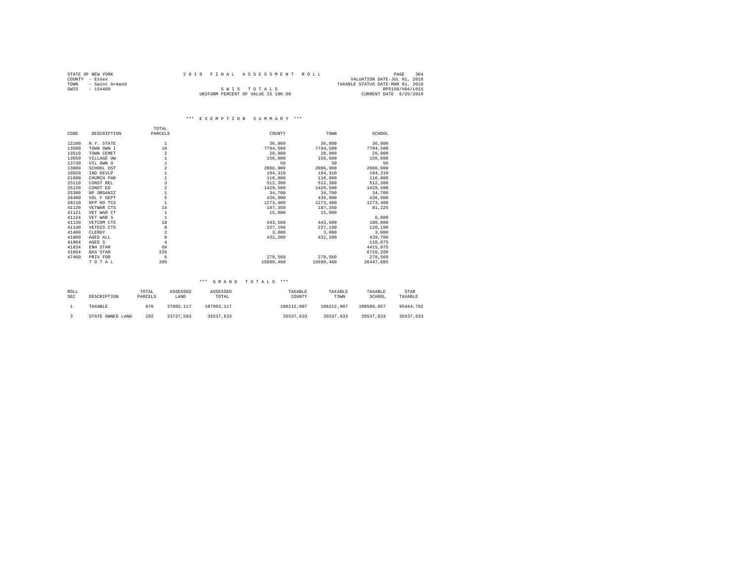STATE OF NEW YORK
COUNTY - Essex
TOWN - Saint Armand
SWIS - 154489

2019 FINAL ASSESSMENT ROLL

S W I S T O T A L S

UNIFORM PERCENT OF VALUE IS 100.00

VALUATION DATE-JUL 01, 2018
TAXABLE STATUS DATE-MAR 01, 2019
RPS150/V04/L015
CURRENT DATE 6/25/2019

### *** E X E M P T I O N S U M M A R Y ***

| CODE | DESCRIPTION | TOTAL PARCELS | COUNTY | TOWN | SCHOOL |
|---|---|---|---|---|---|
| 12100 | N.Y. STATE | 1 | 36,800 | 36,800 | 36,800 |
| 13500 | TOWN OWN I | 16 | 7794,500 | 7794,500 | 7794,500 |
| 13510 | TOWN CEMET | 2 | 20,900 | 20,900 | 20,900 |
| 13650 | VILLAGE OW | 1 | 156,600 | 156,600 | 156,600 |
| 13730 | VIL OWN O | 1 | 50 | 50 | 50 |
| 13800 | SCHOOL DST | 2 | 2086,900 | 2086,900 | 2086,900 |
| 18020 | IND DEVLP | 1 | 194,310 | 194,310 | 194,310 |
| 21600 | CHURCH PAR | 1 | 116,800 | 116,800 | 116,800 |
| 25110 | CONST REL | 3 | 512,300 | 512,300 | 512,300 |
| 25120 | CONST ED | 2 | 1429,500 | 1429,500 | 1429,500 |
| 25300 | NP ORGANIZ | 1 | 34,700 | 34,700 | 34,700 |
| 26400 | VOL F DEPT | 5 | 436,900 | 436,900 | 436,900 |
| 28110 | NFP HO TCS | 1 | 1273,400 | 1273,400 | 1273,400 |
| 41120 | VETWAR CTS | 14 | 187,350 | 187,350 | 81,225 |
| 41121 | VET WAR CT | 1 | 15,000 | 15,000 | |
| 41124 | VET WAR S | 1 | | | 6,000 |
| 41130 | VETCOM CTS | 18 | 443,500 | 443,500 | 180,000 |
| 41140 | VETDIS CTS | 8 | 227,190 | 227,190 | 120,190 |
| 41400 | CLERGY | 2 | 3,000 | 3,000 | 3,000 |
| 41800 | AGED ALL | 9 | 432,200 | 432,200 | 439,700 |
| 41804 | AGED S | 4 | | | 110,075 |
| 41834 | ENH STAR | 69 | | | 4415,075 |
| 41854 | BAS STAR | 226 | | | 6720,200 |
| 47460 | PRIV FOR | 6 | 278,560 | 278,560 | 278,560 |
| | T O T A L | 395 | 15680,460 | 15680,460 | 26447,685 |

### *** G R A N D T O T A L S ***

| ROLL SEC | DESCRIPTION | TOTAL PARCELS | ASSESSED LAND | ASSESSED TOTAL | TAXABLE COUNTY | TAXABLE TOWN | TAXABLE SCHOOL | STAR TAXABLE |
|---|---|---|---|---|---|---|---|---|
| 1 | TAXABLE | 876 | 37802,117 | 107993,117 | 106212,007 | 106212,007 | 106580,057 | 95444,782 |
| 3 | STATE OWNED LAND | 202 | 33727,583 | 35537,633 | 35537,633 | 35537,633 | 35537,633 | 35537,633 |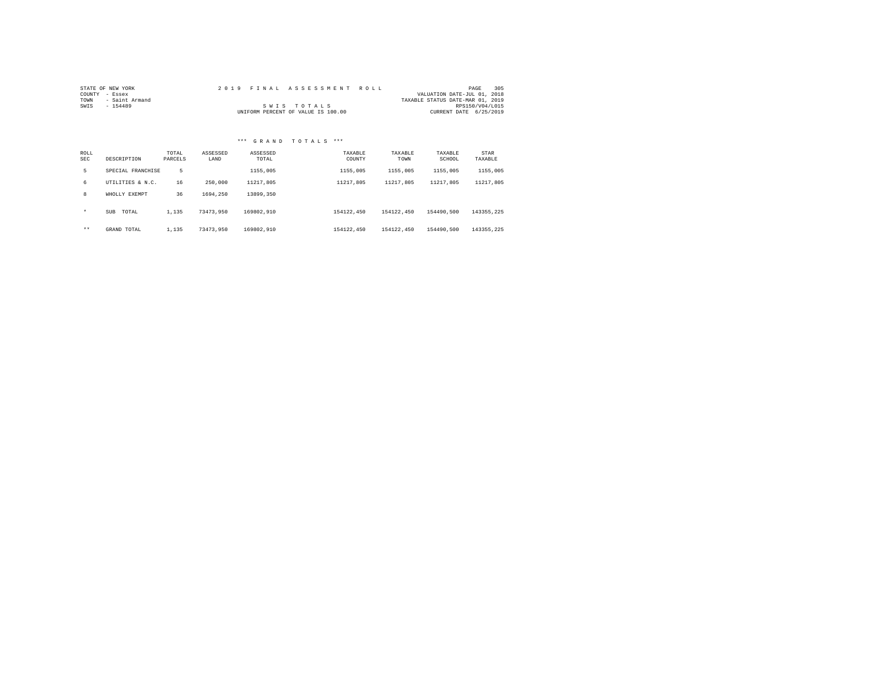STATE OF NEW YORK
COUNTY - Essex
TOWN - Saint Armand
SWIS - 154489

2 0 1 9 F I N A L A S S E S S M E N T R O L L

S W I S T O T A L S
UNIFORM PERCENT OF VALUE IS 100.00

VALUATION DATE-JUL 01, 2018
TAXABLE STATUS DATE-MAR 01, 2019
RPS150/V04/L015
CURRENT DATE 6/25/2019

*** G R A N D T O T A L S ***

| ROLL SEC | DESCRIPTION | TOTAL PARCELS | ASSESSED LAND | ASSESSED TOTAL | TAXABLE COUNTY | TAXABLE TOWN | TAXABLE SCHOOL | STAR TAXABLE |
|---|---|---|---|---|---|---|---|---|
| 5 | SPECIAL FRANCHISE | 5 | | 1155,005 | 1155,005 | 1155,005 | 1155,005 | 1155,005 |
| 6 | UTILITIES & N.C. | 16 | 250,000 | 11217,805 | 11217,805 | 11217,805 | 11217,805 | 11217,805 |
| 8 | WHOLLY EXEMPT | 36 | 1694,250 | 13899,350 | | | | |
| * | SUB TOTAL | 1,135 | 73473,950 | 169802,910 | 154122,450 | 154122,450 | 154490,500 | 143355,225 |
| ** | GRAND TOTAL | 1,135 | 73473,950 | 169802,910 | 154122,450 | 154122,450 | 154490,500 | 143355,225 |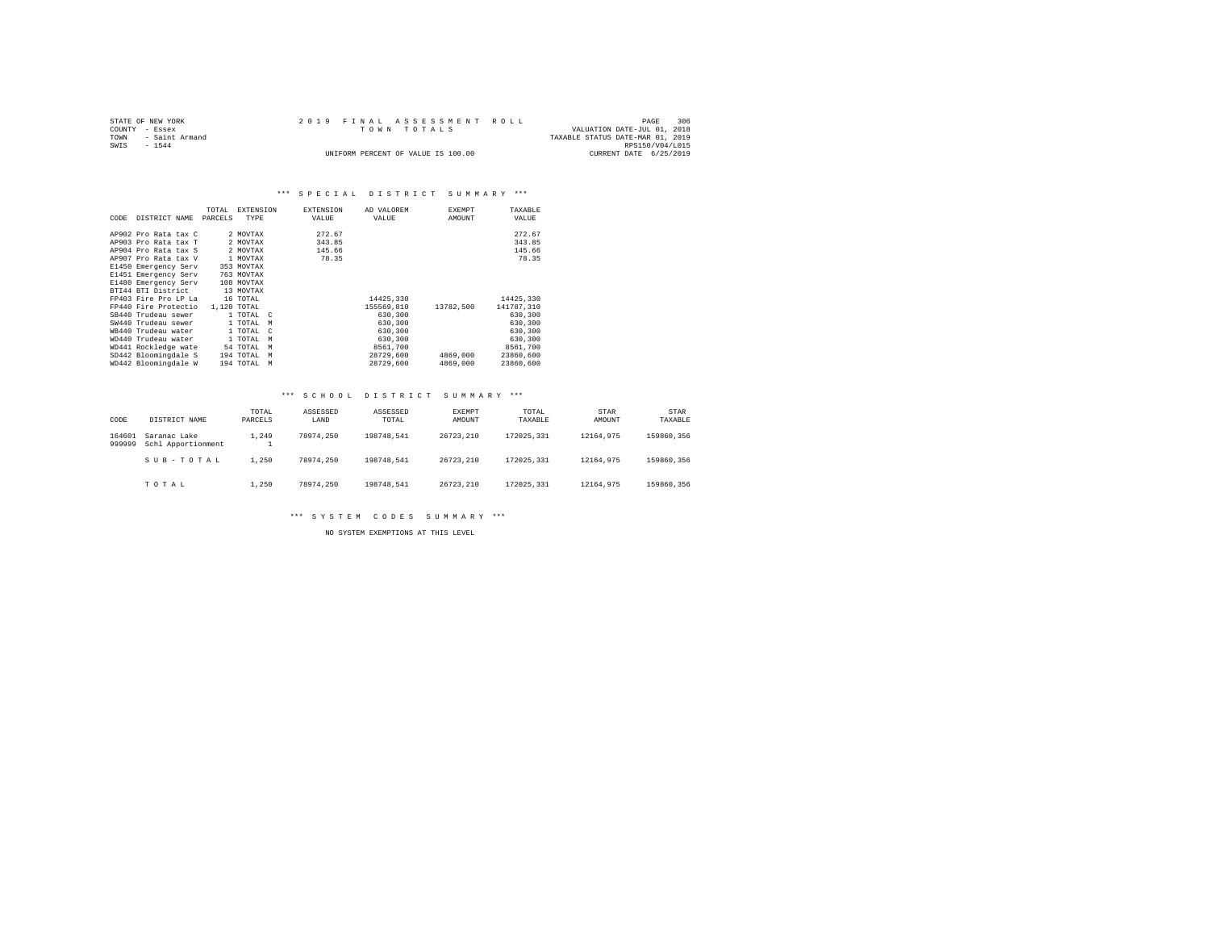STATE OF NEW YORK
COUNTY - Essex
TOWN - Saint Armand
SWIS - 1544

2019 FINAL ASSESSMENT ROLL
TOWN TOTALS
UNIFORM PERCENT OF VALUE IS 100.00

VALUATION DATE-JUL 01, 2018
TAXABLE STATUS DATE-MAR 01, 2019
RPS150/V04/L015
CURRENT DATE 6/25/2019

### *** SPECIAL DISTRICT SUMMARY ***

| CODE | DISTRICT NAME | TOTAL PARCELS | EXTENSION TYPE | EXTENSION VALUE | AD VALOREM VALUE | EXEMPT AMOUNT | TAXABLE VALUE |
|---|---|---|---|---|---|---|---|
| AP902 | Pro Rata tax C | 2 | MOVTAX | 272.67 | | | 272.67 |
| AP903 | Pro Rata tax T | 2 | MOVTAX | 343.85 | | | 343.85 |
| AP904 | Pro Rata tax S | 2 | MOVTAX | 145.66 | | | 145.66 |
| AP907 | Pro Rata tax V | 1 | MOVTAX | 78.35 | | | 78.35 |
| E1450 | Emergency Serv | 353 | MOVTAX | | | | |
| E1451 | Emergency Serv | 763 | MOVTAX | | | | |
| E1480 | Emergency Serv | 108 | MOVTAX | | | | |
| BTI44 | BTI District | 13 | MOVTAX | | | | |
| FP403 | Fire Pro LP La | 16 | TOTAL | | 14425,330 | | 14425,330 |
| FP440 | Fire Protectio | 1,120 | TOTAL | | 155569,810 | 13782,500 | 141787,310 |
| SB440 | Trudeau sewer | 1 | TOTAL C | | 630,300 | | 630,300 |
| SW440 | Trudeau sewer | 1 | TOTAL M | | 630,300 | | 630,300 |
| WB440 | Trudeau water | 1 | TOTAL C | | 630,300 | | 630,300 |
| WD440 | Trudeau water | 1 | TOTAL M | | 630,300 | | 630,300 |
| WD441 | Rockledge wate | 54 | TOTAL M | | 8561,700 | | 8561,700 |
| SD442 | Bloomingdale S | 194 | TOTAL M | | 28729,600 | 4869,000 | 23860,600 |
| WD442 | Bloomingdale W | 194 | TOTAL M | | 28729,600 | 4869,000 | 23860,600 |

### *** SCHOOL DISTRICT SUMMARY ***

| CODE | DISTRICT NAME | TOTAL PARCELS | ASSESSED LAND | ASSESSED TOTAL | EXEMPT AMOUNT | TOTAL TAXABLE | STAR AMOUNT | STAR TAXABLE |
|---|---|---|---|---|---|---|---|---|
| 164601 | Saranac Lake | 1,249 | 78974,250 | 198748,541 | 26723,210 | 172025,331 | 12164,975 | 159860,356 |
| 999999 | Schl Apportionment | 1 | | | | | | |
| | SUB-TOTAL | 1,250 | 78974,250 | 198748,541 | 26723,210 | 172025,331 | 12164,975 | 159860,356 |
| | TOTAL | 1,250 | 78974,250 | 198748,541 | 26723,210 | 172025,331 | 12164,975 | 159860,356 |

### *** SYSTEM CODES SUMMARY ***

NO SYSTEM EXEMPTIONS AT THIS LEVEL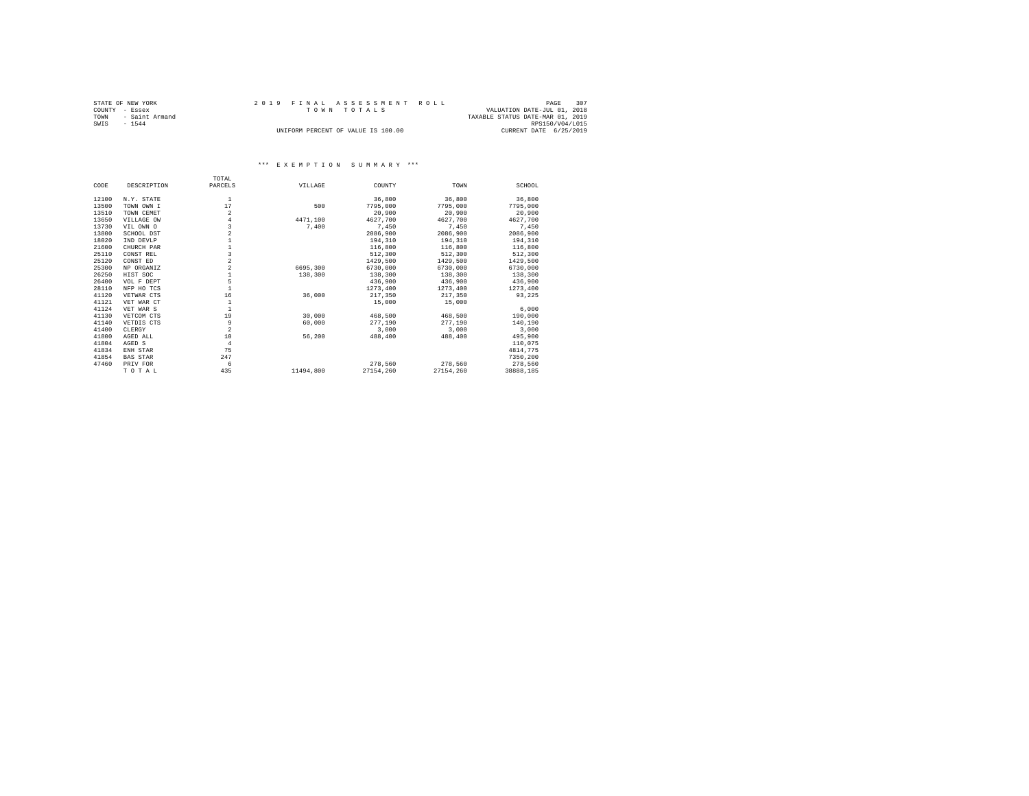STATE OF NEW YORK
COUNTY - Essex
TOWN - Saint Armand
SWIS - 1544

2 0 1 9 F I N A L A S S E S S M E N T R O L L
T O W N T O T A L S
UNIFORM PERCENT OF VALUE IS 100.00

VALUATION DATE-JUL 01, 2018
TAXABLE STATUS DATE-MAR 01, 2019
RPS150/V04/L015
CURRENT DATE 6/25/2019

\*\*\* E X E M P T I O N S U M M A R Y \*\*\*

| CODE | DESCRIPTION | TOTAL PARCELS | VILLAGE | COUNTY | TOWN | SCHOOL |
|---|---|---|---|---|---|---|
| 12100 | N.Y. STATE | 1 | | 36,800 | 36,800 | 36,800 |
| 13500 | TOWN OWN I | 17 | 500 | 7795,000 | 7795,000 | 7795,000 |
| 13510 | TOWN CEMET | 2 | | 20,900 | 20,900 | 20,900 |
| 13650 | VILLAGE OW | 4 | 4471,100 | 4627,700 | 4627,700 | 4627,700 |
| 13730 | VIL OWN O | 3 | 7,400 | 7,450 | 7,450 | 7,450 |
| 13800 | SCHOOL DST | 2 | | 2086,900 | 2086,900 | 2086,900 |
| 18020 | IND DEVLP | 1 | | 194,310 | 194,310 | 194,310 |
| 21600 | CHURCH PAR | 1 | | 116,800 | 116,800 | 116,800 |
| 25110 | CONST REL | 3 | | 512,300 | 512,300 | 512,300 |
| 25120 | CONST ED | 2 | | 1429,500 | 1429,500 | 1429,500 |
| 25300 | NP ORGANIZ | 2 | 6695,300 | 6730,000 | 6730,000 | 6730,000 |
| 26250 | HIST SOC | 1 | 138,300 | 138,300 | 138,300 | 138,300 |
| 26400 | VOL F DEPT | 5 | | 436,900 | 436,900 | 436,900 |
| 28110 | NFP HO TCS | 1 | | 1273,400 | 1273,400 | 1273,400 |
| 41120 | VETWAR CTS | 16 | 36,000 | 217,350 | 217,350 | 93,225 |
| 41121 | VET WAR CT | 1 | | 15,000 | 15,000 | |
| 41124 | VET WAR S | 1 | | | | 6,000 |
| 41130 | VETCOM CTS | 19 | 30,000 | 468,500 | 468,500 | 190,000 |
| 41140 | VETDIS CTS | 9 | 60,000 | 277,190 | 277,190 | 140,190 |
| 41400 | CLERGY | 2 | | 3,000 | 3,000 | 3,000 |
| 41800 | AGED ALL | 10 | 56,200 | 488,400 | 488,400 | 495,900 |
| 41804 | AGED S | 4 | | | | 110,075 |
| 41834 | ENH STAR | 75 | | | | 4814,775 |
| 41854 | BAS STAR | 247 | | | | 7350,200 |
| 47460 | PRIV FOR | 6 | | 278,560 | 278,560 | 278,560 |
| | T O T A L | 435 | 11494,800 | 27154,260 | 27154,260 | 38888,185 |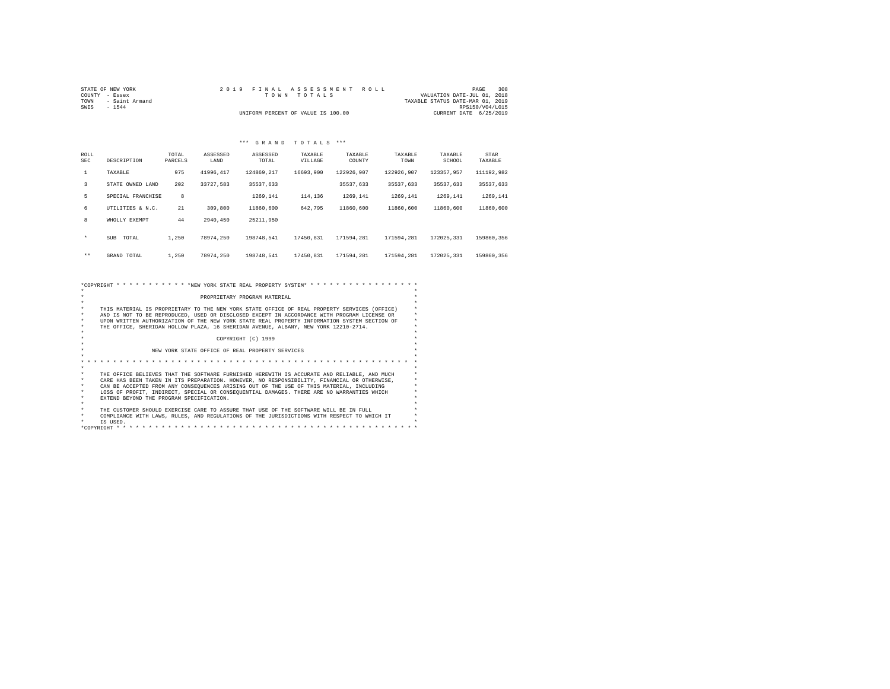STATE OF NEW YORK
COUNTY - Essex
TOWN - Saint Armand
SWIS - 1544

2 0 1 9 F I N A L A S S E S S M E N T R O L L
T O W N T O T A L S

UNIFORM PERCENT OF VALUE IS 100.00

VALUATION DATE-JUL 01, 2018
TAXABLE STATUS DATE-MAR 01, 2019
RPS150/V04/L015
CURRENT DATE 6/25/2019

*** G R A N D T O T A L S ***

| ROLL SEC | DESCRIPTION | TOTAL PARCELS | ASSESSED LAND | ASSESSED TOTAL | TAXABLE VILLAGE | TAXABLE COUNTY | TAXABLE TOWN | TAXABLE SCHOOL | STAR TAXABLE |
|---|---|---|---|---|---|---|---|---|---|
| 1 | TAXABLE | 975 | 41996,417 | 124869,217 | 16693,900 | 122926,907 | 122926,907 | 123357,957 | 111192,982 |
| 3 | STATE OWNED LAND | 202 | 33727,583 | 35537,633 | | 35537,633 | 35537,633 | 35537,633 | 35537,633 |
| 5 | SPECIAL FRANCHISE | 8 | | 1269,141 | 114,136 | 1269,141 | 1269,141 | 1269,141 | 1269,141 |
| 6 | UTILITIES & N.C. | 21 | 309,800 | 11860,600 | 642,795 | 11860,600 | 11860,600 | 11860,600 | 11860,600 |
| 8 | WHOLLY EXEMPT | 44 | 2940,450 | 25211,950 | | | | | |
| * | SUB TOTAL | 1,250 | 78974,250 | 198748,541 | 17450,831 | 171594,281 | 171594,281 | 172025,331 | 159860,356 |
| ** | GRAND TOTAL | 1,250 | 78974,250 | 198748,541 | 17450,831 | 171594,281 | 171594,281 | 172025,331 | 159860,356 |

*COPYRIGHT * * * * * * * * * * * *NEW YORK STATE REAL PROPERTY SYSTEM* * * * * * * * * * * * * * * * * *

PROPRIETARY PROGRAM MATERIAL

THIS MATERIAL IS PROPRIETARY TO THE NEW YORK STATE OFFICE OF REAL PROPERTY SERVICES (OFFICE) AND IS NOT TO BE REPRODUCED, USED OR DISCLOSED EXCEPT IN ACCORDANCE WITH PROGRAM LICENSE OR UPON WRITTEN AUTHORIZATION OF THE NEW YORK STATE REAL PROPERTY INFORMATION SYSTEM SECTION OF THE OFFICE, SHERIDAN HOLLOW PLAZA, 16 SHERIDAN AVENUE, ALBANY, NEW YORK 12210-2714.

COPYRIGHT (C) 1999

NEW YORK STATE OFFICE OF REAL PROPERTY SERVICES

THE OFFICE BELIEVES THAT THE SOFTWARE FURNISHED HEREWITH IS ACCURATE AND RELIABLE, AND MUCH CARE HAS BEEN TAKEN IN ITS PREPARATION. HOWEVER, NO RESPONSIBILITY, FINANCIAL OR OTHERWISE, CAN BE ACCEPTED FROM ANY CONSEQUENCES ARISING OUT OF THE USE OF THIS MATERIAL, INCLUDING LOSS OF PROFIT, INDIRECT, SPECIAL OR CONSEQUENTIAL DAMAGES. THERE ARE NO WARRANTIES WHICH EXTEND BEYOND THE PROGRAM SPECIFICATION.

THE CUSTOMER SHOULD EXERCISE CARE TO ASSURE THAT USE OF THE SOFTWARE WILL BE IN FULL COMPLIANCE WITH LAWS, RULES, AND REGULATIONS OF THE JURISDICTIONS WITH RESPECT TO WHICH IT IS USED.

*COPYRIGHT * * * * * * * * * * * * * * * * * * * * * * * * * * * * * * * * * * * * * * * * * * * * * * * *